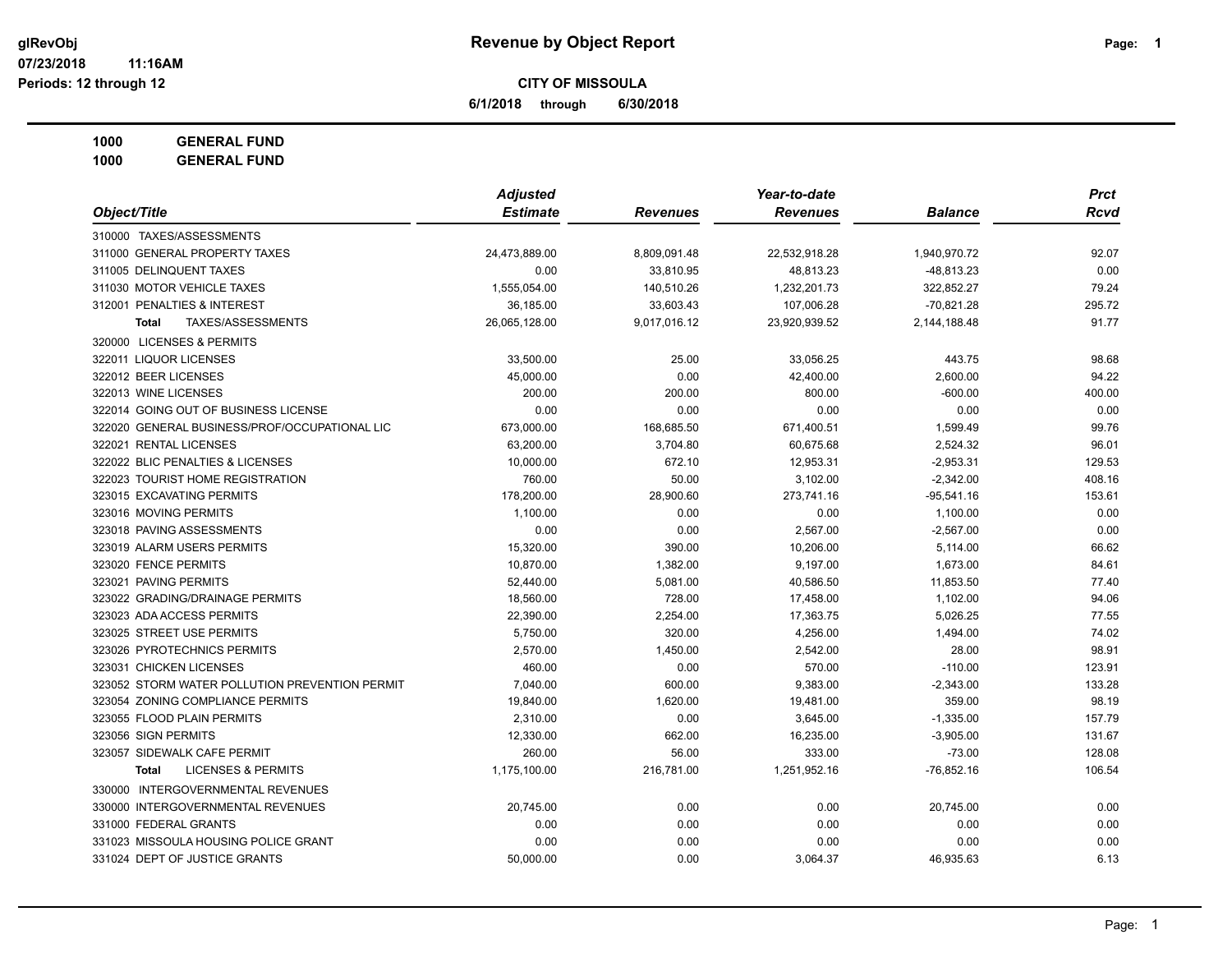# Revenue by Object Report

glRevObj
07/23/2018 11:16AM
Periods: 12 through 12

**CITY OF MISSOULA**

**6/1/2018 through 6/30/2018**

**1000 GENERAL FUND**
**1000 GENERAL FUND**

| Object/Title | Adjusted Estimate | Revenues | Year-to-date Revenues | Balance | Prct Rcvd |
|---|---|---|---|---|---|
| 310000 TAXES/ASSESSMENTS | | | | | |
| 311000 GENERAL PROPERTY TAXES | 24,473,889.00 | 8,809,091.48 | 22,532,918.28 | 1,940,970.72 | 92.07 |
| 311005 DELINQUENT TAXES | 0.00 | 33,810.95 | 48,813.23 | -48,813.23 | 0.00 |
| 311030 MOTOR VEHICLE TAXES | 1,555,054.00 | 140,510.26 | 1,232,201.73 | 322,852.27 | 79.24 |
| 312001 PENALTIES & INTEREST | 36,185.00 | 33,603.43 | 107,006.28 | -70,821.28 | 295.72 |
| **Total** TAXES/ASSESSMENTS | 26,065,128.00 | 9,017,016.12 | 23,920,939.52 | 2,144,188.48 | 91.77 |
| 320000 LICENSES & PERMITS | | | | | |
| 322011 LIQUOR LICENSES | 33,500.00 | 25.00 | 33,056.25 | 443.75 | 98.68 |
| 322012 BEER LICENSES | 45,000.00 | 0.00 | 42,400.00 | 2,600.00 | 94.22 |
| 322013 WINE LICENSES | 200.00 | 200.00 | 800.00 | -600.00 | 400.00 |
| 322014 GOING OUT OF BUSINESS LICENSE | 0.00 | 0.00 | 0.00 | 0.00 | 0.00 |
| 322020 GENERAL BUSINESS/PROF/OCCUPATIONAL LIC | 673,000.00 | 168,685.50 | 671,400.51 | 1,599.49 | 99.76 |
| 322021 RENTAL LICENSES | 63,200.00 | 3,704.80 | 60,675.68 | 2,524.32 | 96.01 |
| 322022 BLIC PENALTIES & LICENSES | 10,000.00 | 672.10 | 12,953.31 | -2,953.31 | 129.53 |
| 322023 TOURIST HOME REGISTRATION | 760.00 | 50.00 | 3,102.00 | -2,342.00 | 408.16 |
| 323015 EXCAVATING PERMITS | 178,200.00 | 28,900.60 | 273,741.16 | -95,541.16 | 153.61 |
| 323016 MOVING PERMITS | 1,100.00 | 0.00 | 0.00 | 1,100.00 | 0.00 |
| 323018 PAVING ASSESSMENTS | 0.00 | 0.00 | 2,567.00 | -2,567.00 | 0.00 |
| 323019 ALARM USERS PERMITS | 15,320.00 | 390.00 | 10,206.00 | 5,114.00 | 66.62 |
| 323020 FENCE PERMITS | 10,870.00 | 1,382.00 | 9,197.00 | 1,673.00 | 84.61 |
| 323021 PAVING PERMITS | 52,440.00 | 5,081.00 | 40,586.50 | 11,853.50 | 77.40 |
| 323022 GRADING/DRAINAGE PERMITS | 18,560.00 | 728.00 | 17,458.00 | 1,102.00 | 94.06 |
| 323023 ADA ACCESS PERMITS | 22,390.00 | 2,254.00 | 17,363.75 | 5,026.25 | 77.55 |
| 323025 STREET USE PERMITS | 5,750.00 | 320.00 | 4,256.00 | 1,494.00 | 74.02 |
| 323026 PYROTECHNICS PERMITS | 2,570.00 | 1,450.00 | 2,542.00 | 28.00 | 98.91 |
| 323031 CHICKEN LICENSES | 460.00 | 0.00 | 570.00 | -110.00 | 123.91 |
| 323052 STORM WATER POLLUTION PREVENTION PERMIT | 7,040.00 | 600.00 | 9,383.00 | -2,343.00 | 133.28 |
| 323054 ZONING COMPLIANCE PERMITS | 19,840.00 | 1,620.00 | 19,481.00 | 359.00 | 98.19 |
| 323055 FLOOD PLAIN PERMITS | 2,310.00 | 0.00 | 3,645.00 | -1,335.00 | 157.79 |
| 323056 SIGN PERMITS | 12,330.00 | 662.00 | 16,235.00 | -3,905.00 | 131.67 |
| 323057 SIDEWALK CAFE PERMIT | 260.00 | 56.00 | 333.00 | -73.00 | 128.08 |
| **Total** LICENSES & PERMITS | 1,175,100.00 | 216,781.00 | 1,251,952.16 | -76,852.16 | 106.54 |
| 330000 INTERGOVERNMENTAL REVENUES | | | | | |
| 330000 INTERGOVERNMENTAL REVENUES | 20,745.00 | 0.00 | 0.00 | 20,745.00 | 0.00 |
| 331000 FEDERAL GRANTS | 0.00 | 0.00 | 0.00 | 0.00 | 0.00 |
| 331023 MISSOULA HOUSING POLICE GRANT | 0.00 | 0.00 | 0.00 | 0.00 | 0.00 |
| 331024 DEPT OF JUSTICE GRANTS | 50,000.00 | 0.00 | 3,064.37 | 46,935.63 | 6.13 |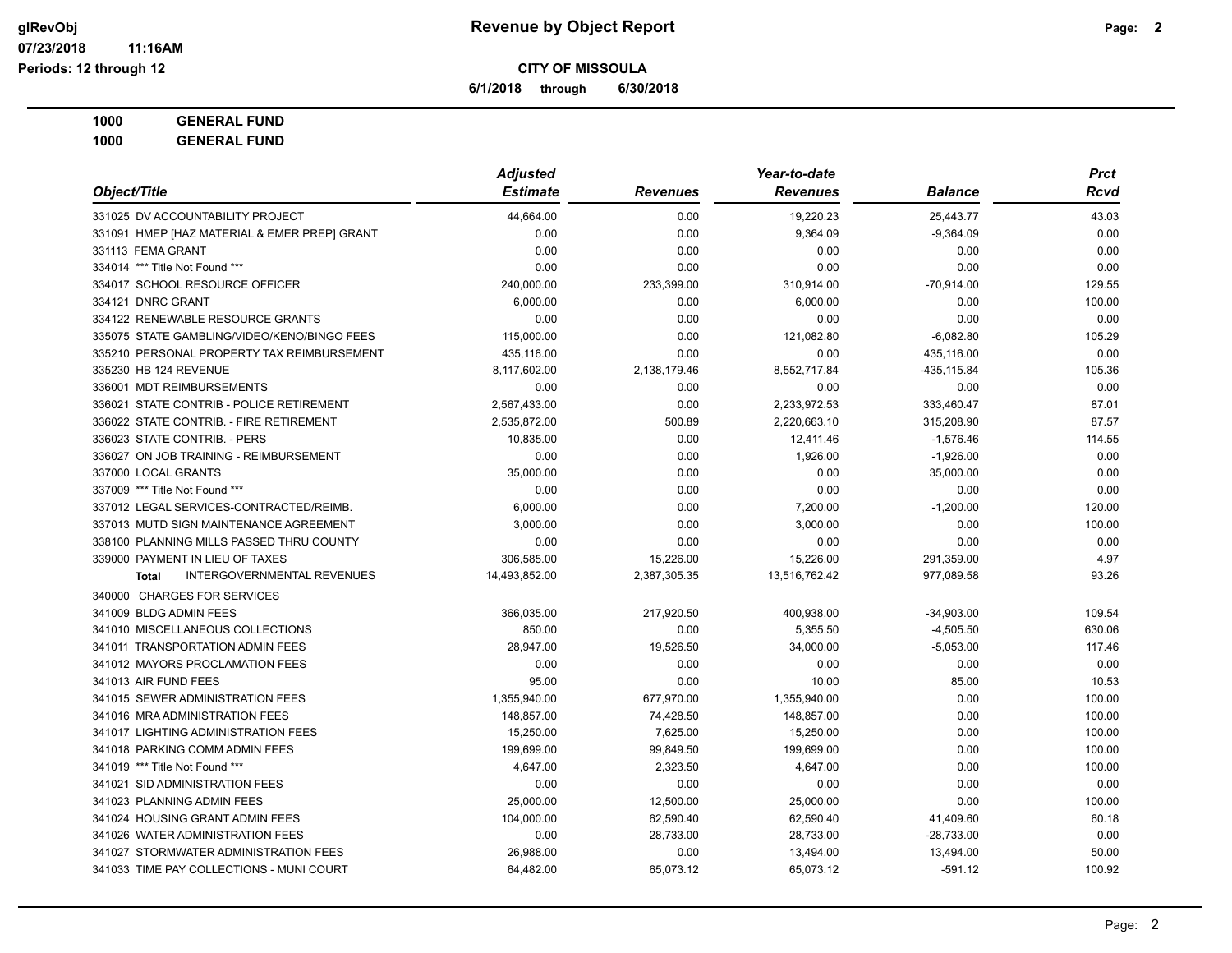**Revenue by Object Report**

**CITY OF MISSOULA**

**6/1/2018 through 6/30/2018**

glRevObj
07/23/2018 11:16AM
Periods: 12 through 12

**1000 GENERAL FUND**

**1000 GENERAL FUND**

| Object/Title | Adjusted Estimate | Revenues | Year-to-date Revenues | Balance | Prct Rcvd |
|---|---|---|---|---|---|
| 331025 DV ACCOUNTABILITY PROJECT | 44,664.00 | 0.00 | 19,220.23 | 25,443.77 | 43.03 |
| 331091 HMEP [HAZ MATERIAL & EMER PREP] GRANT | 0.00 | 0.00 | 9,364.09 | -9,364.09 | 0.00 |
| 331113 FEMA GRANT | 0.00 | 0.00 | 0.00 | 0.00 | 0.00 |
| 334014 *** Title Not Found *** | 0.00 | 0.00 | 0.00 | 0.00 | 0.00 |
| 334017 SCHOOL RESOURCE OFFICER | 240,000.00 | 233,399.00 | 310,914.00 | -70,914.00 | 129.55 |
| 334121 DNRC GRANT | 6,000.00 | 0.00 | 6,000.00 | 0.00 | 100.00 |
| 334122 RENEWABLE RESOURCE GRANTS | 0.00 | 0.00 | 0.00 | 0.00 | 0.00 |
| 335075 STATE GAMBLING/VIDEO/KENO/BINGO FEES | 115,000.00 | 0.00 | 121,082.80 | -6,082.80 | 105.29 |
| 335210 PERSONAL PROPERTY TAX REIMBURSEMENT | 435,116.00 | 0.00 | 0.00 | 435,116.00 | 0.00 |
| 335230 HB 124 REVENUE | 8,117,602.00 | 2,138,179.46 | 8,552,717.84 | -435,115.84 | 105.36 |
| 336001 MDT REIMBURSEMENTS | 0.00 | 0.00 | 0.00 | 0.00 | 0.00 |
| 336021 STATE CONTRIB - POLICE RETIREMENT | 2,567,433.00 | 0.00 | 2,233,972.53 | 333,460.47 | 87.01 |
| 336022 STATE CONTRIB. - FIRE RETIREMENT | 2,535,872.00 | 500.89 | 2,220,663.10 | 315,208.90 | 87.57 |
| 336023 STATE CONTRIB. - PERS | 10,835.00 | 0.00 | 12,411.46 | -1,576.46 | 114.55 |
| 336027 ON JOB TRAINING - REIMBURSEMENT | 0.00 | 0.00 | 1,926.00 | -1,926.00 | 0.00 |
| 337000 LOCAL GRANTS | 35,000.00 | 0.00 | 0.00 | 35,000.00 | 0.00 |
| 337009 *** Title Not Found *** | 0.00 | 0.00 | 0.00 | 0.00 | 0.00 |
| 337012 LEGAL SERVICES-CONTRACTED/REIMB. | 6,000.00 | 0.00 | 7,200.00 | -1,200.00 | 120.00 |
| 337013 MUTD SIGN MAINTENANCE AGREEMENT | 3,000.00 | 0.00 | 3,000.00 | 0.00 | 100.00 |
| 338100 PLANNING MILLS PASSED THRU COUNTY | 0.00 | 0.00 | 0.00 | 0.00 | 0.00 |
| 339000 PAYMENT IN LIEU OF TAXES | 306,585.00 | 15,226.00 | 15,226.00 | 291,359.00 | 4.97 |
| **Total** INTERGOVERNMENTAL REVENUES | 14,493,852.00 | 2,387,305.35 | 13,516,762.42 | 977,089.58 | 93.26 |
| 340000 CHARGES FOR SERVICES | | | | | |
| 341009 BLDG ADMIN FEES | 366,035.00 | 217,920.50 | 400,938.00 | -34,903.00 | 109.54 |
| 341010 MISCELLANEOUS COLLECTIONS | 850.00 | 0.00 | 5,355.50 | -4,505.50 | 630.06 |
| 341011 TRANSPORTATION ADMIN FEES | 28,947.00 | 19,526.50 | 34,000.00 | -5,053.00 | 117.46 |
| 341012 MAYORS PROCLAMATION FEES | 0.00 | 0.00 | 0.00 | 0.00 | 0.00 |
| 341013 AIR FUND FEES | 95.00 | 0.00 | 10.00 | 85.00 | 10.53 |
| 341015 SEWER ADMINISTRATION FEES | 1,355,940.00 | 677,970.00 | 1,355,940.00 | 0.00 | 100.00 |
| 341016 MRA ADMINISTRATION FEES | 148,857.00 | 74,428.50 | 148,857.00 | 0.00 | 100.00 |
| 341017 LIGHTING ADMINISTRATION FEES | 15,250.00 | 7,625.00 | 15,250.00 | 0.00 | 100.00 |
| 341018 PARKING COMM ADMIN FEES | 199,699.00 | 99,849.50 | 199,699.00 | 0.00 | 100.00 |
| 341019 *** Title Not Found *** | 4,647.00 | 2,323.50 | 4,647.00 | 0.00 | 100.00 |
| 341021 SID ADMINISTRATION FEES | 0.00 | 0.00 | 0.00 | 0.00 | 0.00 |
| 341023 PLANNING ADMIN FEES | 25,000.00 | 12,500.00 | 25,000.00 | 0.00 | 100.00 |
| 341024 HOUSING GRANT ADMIN FEES | 104,000.00 | 62,590.40 | 62,590.40 | 41,409.60 | 60.18 |
| 341026 WATER ADMINISTRATION FEES | 0.00 | 28,733.00 | 28,733.00 | -28,733.00 | 0.00 |
| 341027 STORMWATER ADMINISTRATION FEES | 26,988.00 | 0.00 | 13,494.00 | 13,494.00 | 50.00 |
| 341033 TIME PAY COLLECTIONS - MUNI COURT | 64,482.00 | 65,073.12 | 65,073.12 | -591.12 | 100.92 |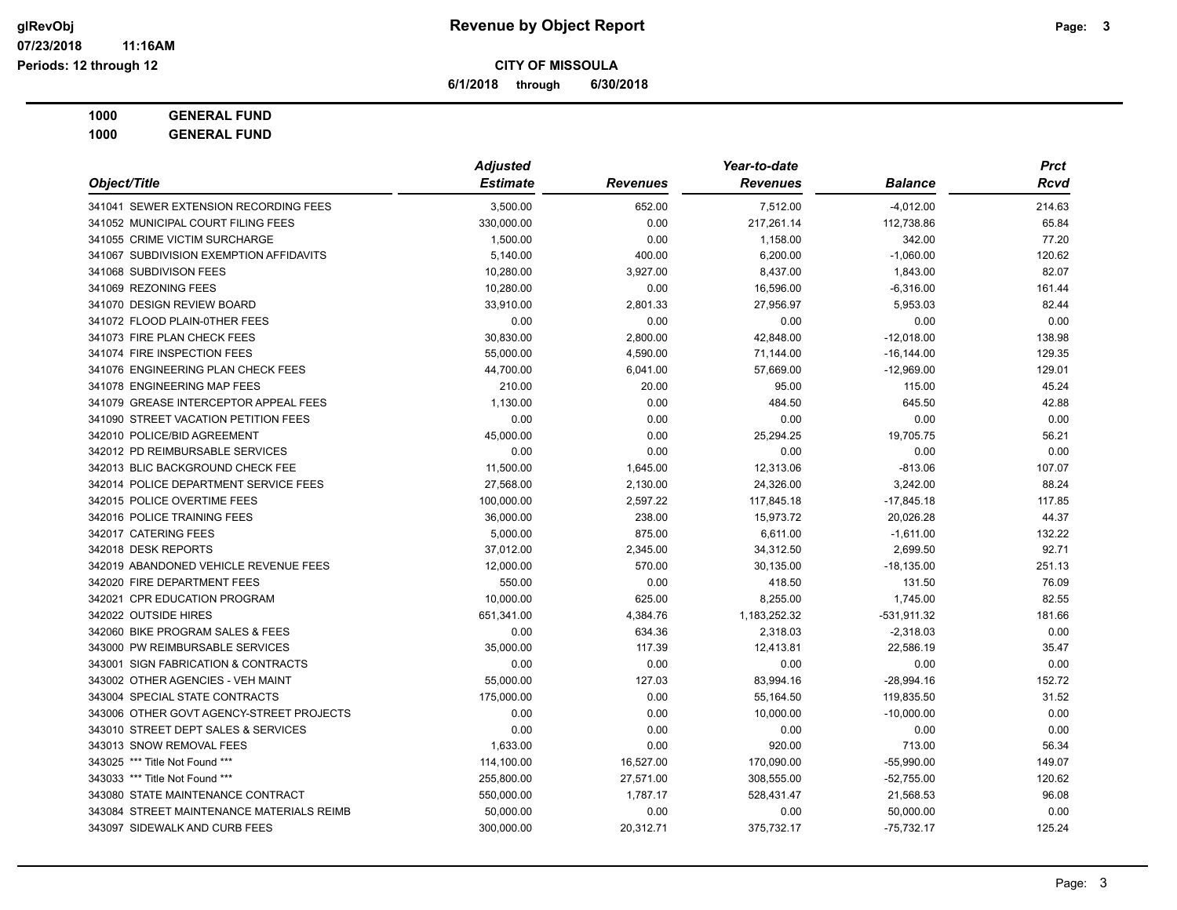**CITY OF MISSOULA**

**6/1/2018 through 6/30/2018**

**1000 GENERAL FUND**

**1000 GENERAL FUND**

| Object/Title | Adjusted Estimate | Revenues | Year-to-date Revenues | Balance | Prct Rcvd |
|---|---|---|---|---|---|
| 341041 SEWER EXTENSION RECORDING FEES | 3,500.00 | 652.00 | 7,512.00 | -4,012.00 | 214.63 |
| 341052 MUNICIPAL COURT FILING FEES | 330,000.00 | 0.00 | 217,261.14 | 112,738.86 | 65.84 |
| 341055 CRIME VICTIM SURCHARGE | 1,500.00 | 0.00 | 1,158.00 | 342.00 | 77.20 |
| 341067 SUBDIVISION EXEMPTION AFFIDAVITS | 5,140.00 | 400.00 | 6,200.00 | -1,060.00 | 120.62 |
| 341068 SUBDIVISON FEES | 10,280.00 | 3,927.00 | 8,437.00 | 1,843.00 | 82.07 |
| 341069 REZONING FEES | 10,280.00 | 0.00 | 16,596.00 | -6,316.00 | 161.44 |
| 341070 DESIGN REVIEW BOARD | 33,910.00 | 2,801.33 | 27,956.97 | 5,953.03 | 82.44 |
| 341072 FLOOD PLAIN-0THER FEES | 0.00 | 0.00 | 0.00 | 0.00 | 0.00 |
| 341073 FIRE PLAN CHECK FEES | 30,830.00 | 2,800.00 | 42,848.00 | -12,018.00 | 138.98 |
| 341074 FIRE INSPECTION FEES | 55,000.00 | 4,590.00 | 71,144.00 | -16,144.00 | 129.35 |
| 341076 ENGINEERING PLAN CHECK FEES | 44,700.00 | 6,041.00 | 57,669.00 | -12,969.00 | 129.01 |
| 341078 ENGINEERING MAP FEES | 210.00 | 20.00 | 95.00 | 115.00 | 45.24 |
| 341079 GREASE INTERCEPTOR APPEAL FEES | 1,130.00 | 0.00 | 484.50 | 645.50 | 42.88 |
| 341090 STREET VACATION PETITION FEES | 0.00 | 0.00 | 0.00 | 0.00 | 0.00 |
| 342010 POLICE/BID AGREEMENT | 45,000.00 | 0.00 | 25,294.25 | 19,705.75 | 56.21 |
| 342012 PD REIMBURSABLE SERVICES | 0.00 | 0.00 | 0.00 | 0.00 | 0.00 |
| 342013 BLIC BACKGROUND CHECK FEE | 11,500.00 | 1,645.00 | 12,313.06 | -813.06 | 107.07 |
| 342014 POLICE DEPARTMENT SERVICE FEES | 27,568.00 | 2,130.00 | 24,326.00 | 3,242.00 | 88.24 |
| 342015 POLICE OVERTIME FEES | 100,000.00 | 2,597.22 | 117,845.18 | -17,845.18 | 117.85 |
| 342016 POLICE TRAINING FEES | 36,000.00 | 238.00 | 15,973.72 | 20,026.28 | 44.37 |
| 342017 CATERING FEES | 5,000.00 | 875.00 | 6,611.00 | -1,611.00 | 132.22 |
| 342018 DESK REPORTS | 37,012.00 | 2,345.00 | 34,312.50 | 2,699.50 | 92.71 |
| 342019 ABANDONED VEHICLE REVENUE FEES | 12,000.00 | 570.00 | 30,135.00 | -18,135.00 | 251.13 |
| 342020 FIRE DEPARTMENT FEES | 550.00 | 0.00 | 418.50 | 131.50 | 76.09 |
| 342021 CPR EDUCATION PROGRAM | 10,000.00 | 625.00 | 8,255.00 | 1,745.00 | 82.55 |
| 342022 OUTSIDE HIRES | 651,341.00 | 4,384.76 | 1,183,252.32 | -531,911.32 | 181.66 |
| 342060 BIKE PROGRAM SALES & FEES | 0.00 | 634.36 | 2,318.03 | -2,318.03 | 0.00 |
| 343000 PW REIMBURSABLE SERVICES | 35,000.00 | 117.39 | 12,413.81 | 22,586.19 | 35.47 |
| 343001 SIGN FABRICATION & CONTRACTS | 0.00 | 0.00 | 0.00 | 0.00 | 0.00 |
| 343002 OTHER AGENCIES - VEH MAINT | 55,000.00 | 127.03 | 83,994.16 | -28,994.16 | 152.72 |
| 343004 SPECIAL STATE CONTRACTS | 175,000.00 | 0.00 | 55,164.50 | 119,835.50 | 31.52 |
| 343006 OTHER GOVT AGENCY-STREET PROJECTS | 0.00 | 0.00 | 10,000.00 | -10,000.00 | 0.00 |
| 343010 STREET DEPT SALES & SERVICES | 0.00 | 0.00 | 0.00 | 0.00 | 0.00 |
| 343013 SNOW REMOVAL FEES | 1,633.00 | 0.00 | 920.00 | 713.00 | 56.34 |
| 343025 *** Title Not Found *** | 114,100.00 | 16,527.00 | 170,090.00 | -55,990.00 | 149.07 |
| 343033 *** Title Not Found *** | 255,800.00 | 27,571.00 | 308,555.00 | -52,755.00 | 120.62 |
| 343080 STATE MAINTENANCE CONTRACT | 550,000.00 | 1,787.17 | 528,431.47 | 21,568.53 | 96.08 |
| 343084 STREET MAINTENANCE MATERIALS REIMB | 50,000.00 | 0.00 | 0.00 | 50,000.00 | 0.00 |
| 343097 SIDEWALK AND CURB FEES | 300,000.00 | 20,312.71 | 375,732.17 | -75,732.17 | 125.24 |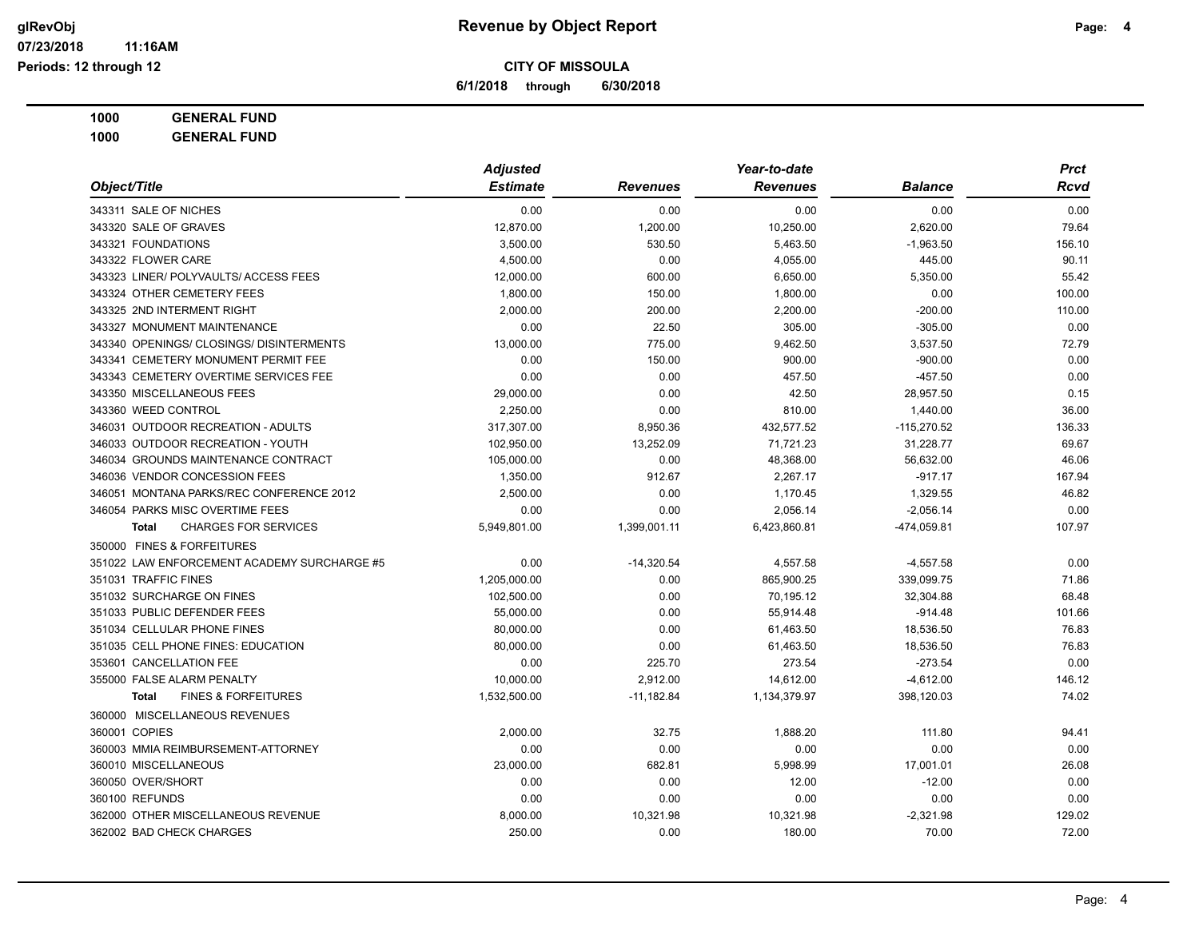**CITY OF MISSOULA**

**6/1/2018 through 6/30/2018**

**Revenue by Object Report**

glRevObj
07/23/2018 11:16AM
Periods: 12 through 12

**1000 GENERAL FUND**

**1000 GENERAL FUND**

| Object/Title | Adjusted Estimate | Revenues | Year-to-date Revenues | Balance | Prct Rcvd |
|---|---|---|---|---|---|
| 343311 SALE OF NICHES | 0.00 | 0.00 | 0.00 | 0.00 | 0.00 |
| 343320 SALE OF GRAVES | 12,870.00 | 1,200.00 | 10,250.00 | 2,620.00 | 79.64 |
| 343321 FOUNDATIONS | 3,500.00 | 530.50 | 5,463.50 | -1,963.50 | 156.10 |
| 343322 FLOWER CARE | 4,500.00 | 0.00 | 4,055.00 | 445.00 | 90.11 |
| 343323 LINER/ POLYVAULTS/ ACCESS FEES | 12,000.00 | 600.00 | 6,650.00 | 5,350.00 | 55.42 |
| 343324 OTHER CEMETERY FEES | 1,800.00 | 150.00 | 1,800.00 | 0.00 | 100.00 |
| 343325 2ND INTERMENT RIGHT | 2,000.00 | 200.00 | 2,200.00 | -200.00 | 110.00 |
| 343327 MONUMENT MAINTENANCE | 0.00 | 22.50 | 305.00 | -305.00 | 0.00 |
| 343340 OPENINGS/ CLOSINGS/ DISINTERMENTS | 13,000.00 | 775.00 | 9,462.50 | 3,537.50 | 72.79 |
| 343341 CEMETERY MONUMENT PERMIT FEE | 0.00 | 150.00 | 900.00 | -900.00 | 0.00 |
| 343343 CEMETERY OVERTIME SERVICES FEE | 0.00 | 0.00 | 457.50 | -457.50 | 0.00 |
| 343350 MISCELLANEOUS FEES | 29,000.00 | 0.00 | 42.50 | 28,957.50 | 0.15 |
| 343360 WEED CONTROL | 2,250.00 | 0.00 | 810.00 | 1,440.00 | 36.00 |
| 346031 OUTDOOR RECREATION - ADULTS | 317,307.00 | 8,950.36 | 432,577.52 | -115,270.52 | 136.33 |
| 346033 OUTDOOR RECREATION - YOUTH | 102,950.00 | 13,252.09 | 71,721.23 | 31,228.77 | 69.67 |
| 346034 GROUNDS MAINTENANCE CONTRACT | 105,000.00 | 0.00 | 48,368.00 | 56,632.00 | 46.06 |
| 346036 VENDOR CONCESSION FEES | 1,350.00 | 912.67 | 2,267.17 | -917.17 | 167.94 |
| 346051 MONTANA PARKS/REC CONFERENCE 2012 | 2,500.00 | 0.00 | 1,170.45 | 1,329.55 | 46.82 |
| 346054 PARKS MISC OVERTIME FEES | 0.00 | 0.00 | 2,056.14 | -2,056.14 | 0.00 |
| **Total** CHARGES FOR SERVICES | 5,949,801.00 | 1,399,001.11 | 6,423,860.81 | -474,059.81 | 107.97 |
| 350000 FINES & FORFEITURES | | | | | |
| 351022 LAW ENFORCEMENT ACADEMY SURCHARGE #5 | 0.00 | -14,320.54 | 4,557.58 | -4,557.58 | 0.00 |
| 351031 TRAFFIC FINES | 1,205,000.00 | 0.00 | 865,900.25 | 339,099.75 | 71.86 |
| 351032 SURCHARGE ON FINES | 102,500.00 | 0.00 | 70,195.12 | 32,304.88 | 68.48 |
| 351033 PUBLIC DEFENDER FEES | 55,000.00 | 0.00 | 55,914.48 | -914.48 | 101.66 |
| 351034 CELLULAR PHONE FINES | 80,000.00 | 0.00 | 61,463.50 | 18,536.50 | 76.83 |
| 351035 CELL PHONE FINES: EDUCATION | 80,000.00 | 0.00 | 61,463.50 | 18,536.50 | 76.83 |
| 353601 CANCELLATION FEE | 0.00 | 225.70 | 273.54 | -273.54 | 0.00 |
| 355000 FALSE ALARM PENALTY | 10,000.00 | 2,912.00 | 14,612.00 | -4,612.00 | 146.12 |
| **Total** FINES & FORFEITURES | 1,532,500.00 | -11,182.84 | 1,134,379.97 | 398,120.03 | 74.02 |
| 360000 MISCELLANEOUS REVENUES | | | | | |
| 360001 COPIES | 2,000.00 | 32.75 | 1,888.20 | 111.80 | 94.41 |
| 360003 MMIA REIMBURSEMENT-ATTORNEY | 0.00 | 0.00 | 0.00 | 0.00 | 0.00 |
| 360010 MISCELLANEOUS | 23,000.00 | 682.81 | 5,998.99 | 17,001.01 | 26.08 |
| 360050 OVER/SHORT | 0.00 | 0.00 | 12.00 | -12.00 | 0.00 |
| 360100 REFUNDS | 0.00 | 0.00 | 0.00 | 0.00 | 0.00 |
| 362000 OTHER MISCELLANEOUS REVENUE | 8,000.00 | 10,321.98 | 10,321.98 | -2,321.98 | 129.02 |
| 362002 BAD CHECK CHARGES | 250.00 | 0.00 | 180.00 | 70.00 | 72.00 |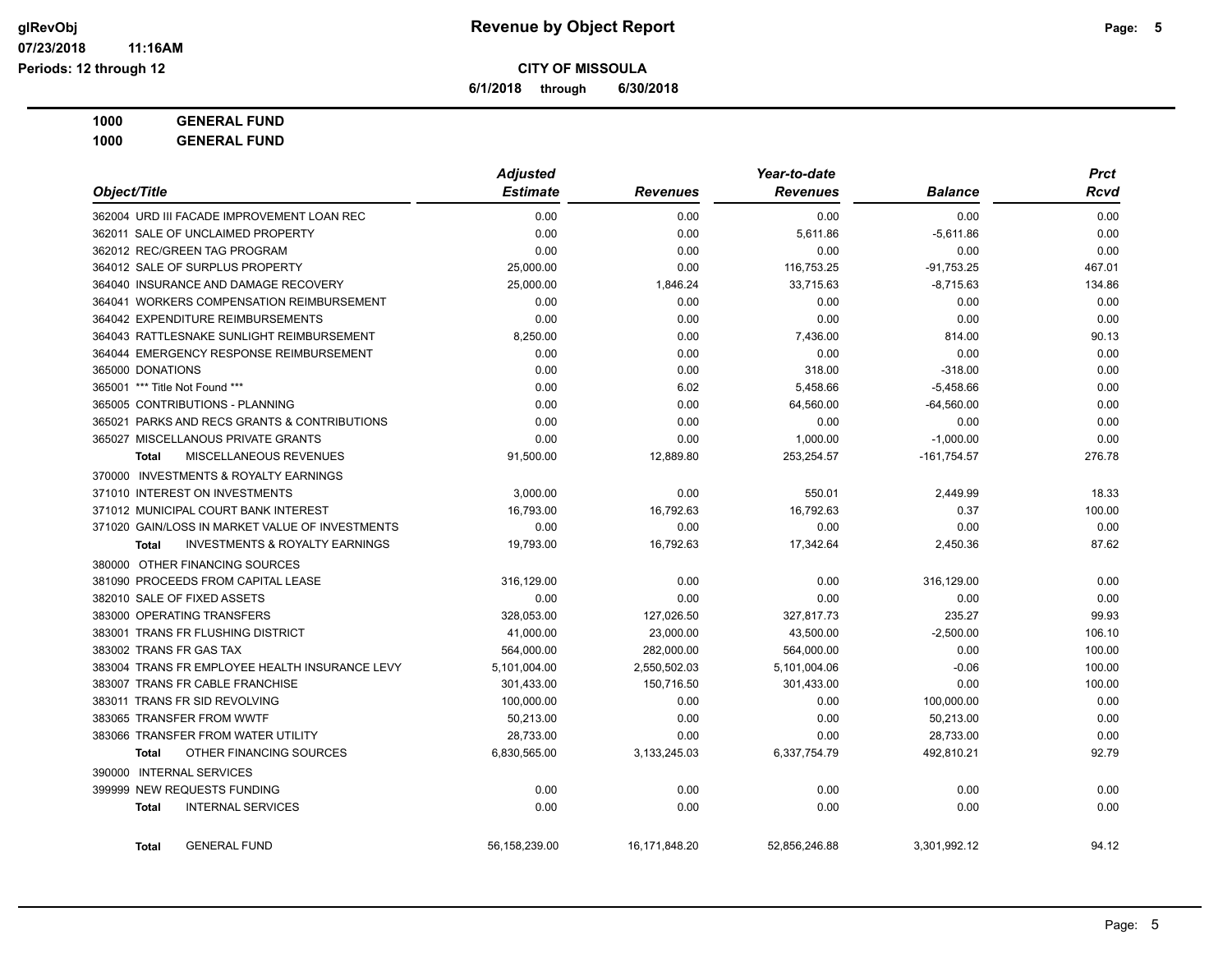**Revenue by Object Report**

**CITY OF MISSOULA**

**6/1/2018 through 6/30/2018**

glRevObj
07/23/2018 11:16AM
Periods: 12 through 12

**1000 GENERAL FUND**
**1000 GENERAL FUND**

| Object/Title | Adjusted Estimate | Revenues | Year-to-date Revenues | Balance | Prct Rcvd |
|---|---|---|---|---|---|
| 362004 URD III FACADE IMPROVEMENT LOAN REC | 0.00 | 0.00 | 0.00 | 0.00 | 0.00 |
| 362011 SALE OF UNCLAIMED PROPERTY | 0.00 | 0.00 | 5,611.86 | -5,611.86 | 0.00 |
| 362012 REC/GREEN TAG PROGRAM | 0.00 | 0.00 | 0.00 | 0.00 | 0.00 |
| 364012 SALE OF SURPLUS PROPERTY | 25,000.00 | 0.00 | 116,753.25 | -91,753.25 | 467.01 |
| 364040 INSURANCE AND DAMAGE RECOVERY | 25,000.00 | 1,846.24 | 33,715.63 | -8,715.63 | 134.86 |
| 364041 WORKERS COMPENSATION REIMBURSEMENT | 0.00 | 0.00 | 0.00 | 0.00 | 0.00 |
| 364042 EXPENDITURE REIMBURSEMENTS | 0.00 | 0.00 | 0.00 | 0.00 | 0.00 |
| 364043 RATTLESNAKE SUNLIGHT REIMBURSEMENT | 8,250.00 | 0.00 | 7,436.00 | 814.00 | 90.13 |
| 364044 EMERGENCY RESPONSE REIMBURSEMENT | 0.00 | 0.00 | 0.00 | 0.00 | 0.00 |
| 365000 DONATIONS | 0.00 | 0.00 | 318.00 | -318.00 | 0.00 |
| 365001 *** Title Not Found *** | 0.00 | 6.02 | 5,458.66 | -5,458.66 | 0.00 |
| 365005 CONTRIBUTIONS - PLANNING | 0.00 | 0.00 | 64,560.00 | -64,560.00 | 0.00 |
| 365021 PARKS AND RECS GRANTS & CONTRIBUTIONS | 0.00 | 0.00 | 0.00 | 0.00 | 0.00 |
| 365027 MISCELLANOUS PRIVATE GRANTS | 0.00 | 0.00 | 1,000.00 | -1,000.00 | 0.00 |
| **Total** MISCELLANEOUS REVENUES | 91,500.00 | 12,889.80 | 253,254.57 | -161,754.57 | 276.78 |
| 370000 INVESTMENTS & ROYALTY EARNINGS | | | | | |
| 371010 INTEREST ON INVESTMENTS | 3,000.00 | 0.00 | 550.01 | 2,449.99 | 18.33 |
| 371012 MUNICIPAL COURT BANK INTEREST | 16,793.00 | 16,792.63 | 16,792.63 | 0.37 | 100.00 |
| 371020 GAIN/LOSS IN MARKET VALUE OF INVESTMENTS | 0.00 | 0.00 | 0.00 | 0.00 | 0.00 |
| **Total** INVESTMENTS & ROYALTY EARNINGS | 19,793.00 | 16,792.63 | 17,342.64 | 2,450.36 | 87.62 |
| 380000 OTHER FINANCING SOURCES | | | | | |
| 381090 PROCEEDS FROM CAPITAL LEASE | 316,129.00 | 0.00 | 0.00 | 316,129.00 | 0.00 |
| 382010 SALE OF FIXED ASSETS | 0.00 | 0.00 | 0.00 | 0.00 | 0.00 |
| 383000 OPERATING TRANSFERS | 328,053.00 | 127,026.50 | 327,817.73 | 235.27 | 99.93 |
| 383001 TRANS FR FLUSHING DISTRICT | 41,000.00 | 23,000.00 | 43,500.00 | -2,500.00 | 106.10 |
| 383002 TRANS FR GAS TAX | 564,000.00 | 282,000.00 | 564,000.00 | 0.00 | 100.00 |
| 383004 TRANS FR EMPLOYEE HEALTH INSURANCE LEVY | 5,101,004.00 | 2,550,502.03 | 5,101,004.06 | -0.06 | 100.00 |
| 383007 TRANS FR CABLE FRANCHISE | 301,433.00 | 150,716.50 | 301,433.00 | 0.00 | 100.00 |
| 383011 TRANS FR SID REVOLVING | 100,000.00 | 0.00 | 0.00 | 100,000.00 | 0.00 |
| 383065 TRANSFER FROM WWTF | 50,213.00 | 0.00 | 0.00 | 50,213.00 | 0.00 |
| 383066 TRANSFER FROM WATER UTILITY | 28,733.00 | 0.00 | 0.00 | 28,733.00 | 0.00 |
| **Total** OTHER FINANCING SOURCES | 6,830,565.00 | 3,133,245.03 | 6,337,754.79 | 492,810.21 | 92.79 |
| 390000 INTERNAL SERVICES | | | | | |
| 399999 NEW REQUESTS FUNDING | 0.00 | 0.00 | 0.00 | 0.00 | 0.00 |
| **Total** INTERNAL SERVICES | 0.00 | 0.00 | 0.00 | 0.00 | 0.00 |
| **Total** GENERAL FUND | 56,158,239.00 | 16,171,848.20 | 52,856,246.88 | 3,301,992.12 | 94.12 |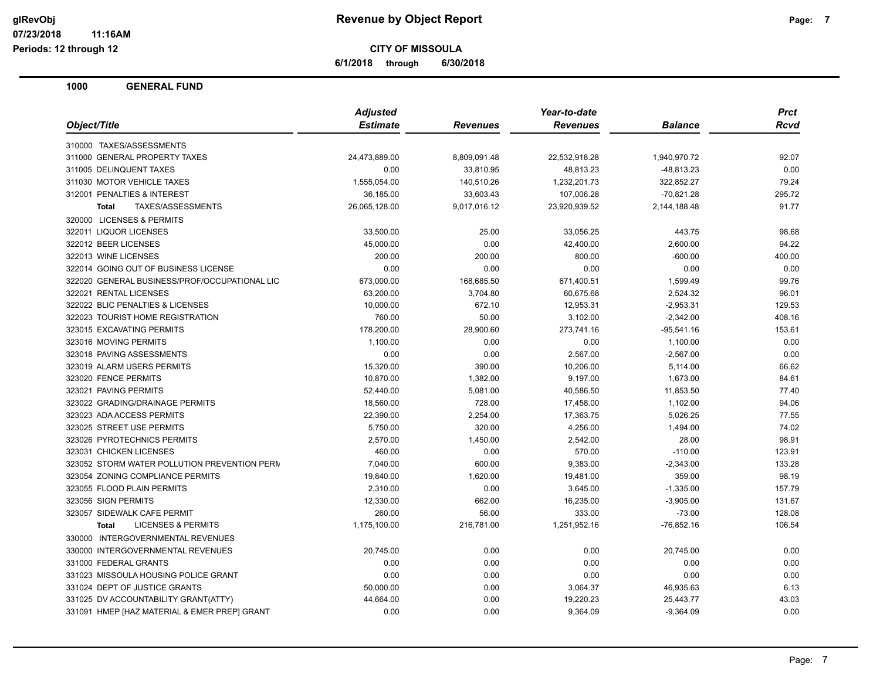# Revenue by Object Report

**CITY OF MISSOULA**

**6/1/2018 through 6/30/2018**

glRevObj
07/23/2018 11:16AM
Periods: 12 through 12

## 1000 GENERAL FUND

| Object/Title | Adjusted Estimate | Revenues | Year-to-date Revenues | Balance | Prct Rcvd |
|---|---|---|---|---|---|
| 310000 TAXES/ASSESSMENTS | | | | | |
| 311000 GENERAL PROPERTY TAXES | 24,473,889.00 | 8,809,091.48 | 22,532,918.28 | 1,940,970.72 | 92.07 |
| 311005 DELINQUENT TAXES | 0.00 | 33,810.95 | 48,813.23 | -48,813.23 | 0.00 |
| 311030 MOTOR VEHICLE TAXES | 1,555,054.00 | 140,510.26 | 1,232,201.73 | 322,852.27 | 79.24 |
| 312001 PENALTIES & INTEREST | 36,185.00 | 33,603.43 | 107,006.28 | -70,821.28 | 295.72 |
| **Total** TAXES/ASSESSMENTS | 26,065,128.00 | 9,017,016.12 | 23,920,939.52 | 2,144,188.48 | 91.77 |
| 320000 LICENSES & PERMITS | | | | | |
| 322011 LIQUOR LICENSES | 33,500.00 | 25.00 | 33,056.25 | 443.75 | 98.68 |
| 322012 BEER LICENSES | 45,000.00 | 0.00 | 42,400.00 | 2,600.00 | 94.22 |
| 322013 WINE LICENSES | 200.00 | 200.00 | 800.00 | -600.00 | 400.00 |
| 322014 GOING OUT OF BUSINESS LICENSE | 0.00 | 0.00 | 0.00 | 0.00 | 0.00 |
| 322020 GENERAL BUSINESS/PROF/OCCUPATIONAL LIC | 673,000.00 | 168,685.50 | 671,400.51 | 1,599.49 | 99.76 |
| 322021 RENTAL LICENSES | 63,200.00 | 3,704.80 | 60,675.68 | 2,524.32 | 96.01 |
| 322022 BLIC PENALTIES & LICENSES | 10,000.00 | 672.10 | 12,953.31 | -2,953.31 | 129.53 |
| 322023 TOURIST HOME REGISTRATION | 760.00 | 50.00 | 3,102.00 | -2,342.00 | 408.16 |
| 323015 EXCAVATING PERMITS | 178,200.00 | 28,900.60 | 273,741.16 | -95,541.16 | 153.61 |
| 323016 MOVING PERMITS | 1,100.00 | 0.00 | 0.00 | 1,100.00 | 0.00 |
| 323018 PAVING ASSESSMENTS | 0.00 | 0.00 | 2,567.00 | -2,567.00 | 0.00 |
| 323019 ALARM USERS PERMITS | 15,320.00 | 390.00 | 10,206.00 | 5,114.00 | 66.62 |
| 323020 FENCE PERMITS | 10,870.00 | 1,382.00 | 9,197.00 | 1,673.00 | 84.61 |
| 323021 PAVING PERMITS | 52,440.00 | 5,081.00 | 40,586.50 | 11,853.50 | 77.40 |
| 323022 GRADING/DRAINAGE PERMITS | 18,560.00 | 728.00 | 17,458.00 | 1,102.00 | 94.06 |
| 323023 ADA ACCESS PERMITS | 22,390.00 | 2,254.00 | 17,363.75 | 5,026.25 | 77.55 |
| 323025 STREET USE PERMITS | 5,750.00 | 320.00 | 4,256.00 | 1,494.00 | 74.02 |
| 323026 PYROTECHNICS PERMITS | 2,570.00 | 1,450.00 | 2,542.00 | 28.00 | 98.91 |
| 323031 CHICKEN LICENSES | 460.00 | 0.00 | 570.00 | -110.00 | 123.91 |
| 323052 STORM WATER POLLUTION PREVENTION PERM | 7,040.00 | 600.00 | 9,383.00 | -2,343.00 | 133.28 |
| 323054 ZONING COMPLIANCE PERMITS | 19,840.00 | 1,620.00 | 19,481.00 | 359.00 | 98.19 |
| 323055 FLOOD PLAIN PERMITS | 2,310.00 | 0.00 | 3,645.00 | -1,335.00 | 157.79 |
| 323056 SIGN PERMITS | 12,330.00 | 662.00 | 16,235.00 | -3,905.00 | 131.67 |
| 323057 SIDEWALK CAFE PERMIT | 260.00 | 56.00 | 333.00 | -73.00 | 128.08 |
| **Total** LICENSES & PERMITS | 1,175,100.00 | 216,781.00 | 1,251,952.16 | -76,852.16 | 106.54 |
| 330000 INTERGOVERNMENTAL REVENUES | | | | | |
| 330000 INTERGOVERNMENTAL REVENUES | 20,745.00 | 0.00 | 0.00 | 20,745.00 | 0.00 |
| 331000 FEDERAL GRANTS | 0.00 | 0.00 | 0.00 | 0.00 | 0.00 |
| 331023 MISSOULA HOUSING POLICE GRANT | 0.00 | 0.00 | 0.00 | 0.00 | 0.00 |
| 331024 DEPT OF JUSTICE GRANTS | 50,000.00 | 0.00 | 3,064.37 | 46,935.63 | 6.13 |
| 331025 DV ACCOUNTABILITY GRANT(ATTY) | 44,664.00 | 0.00 | 19,220.23 | 25,443.77 | 43.03 |
| 331091 HMEP [HAZ MATERIAL & EMER PREP] GRANT | 0.00 | 0.00 | 9,364.09 | -9,364.09 | 0.00 |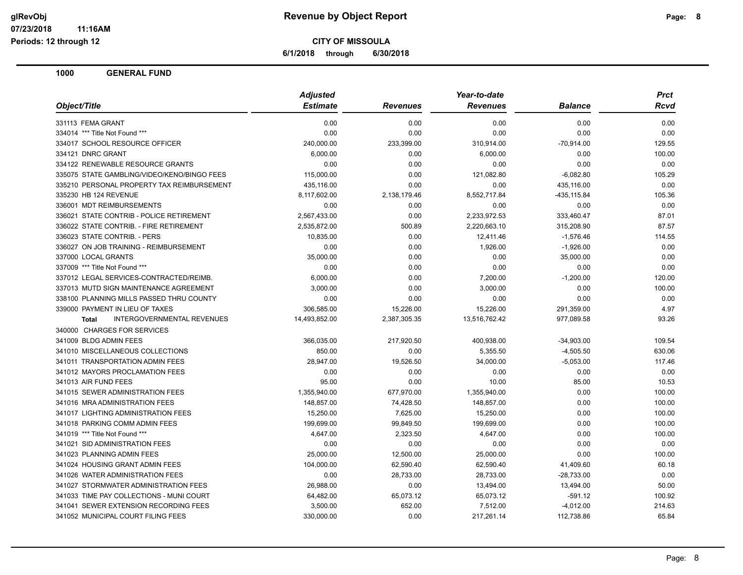**CITY OF MISSOULA**

**6/1/2018 through 6/30/2018**

**Revenue by Object Report**

Periods: 12 through 12

## 1000 GENERAL FUND

| Object/Title | Adjusted Estimate | Revenues | Year-to-date Revenues | Balance | Prct Rcvd |
|---|---|---|---|---|---|
| 331113 FEMA GRANT | 0.00 | 0.00 | 0.00 | 0.00 | 0.00 |
| 334014 *** Title Not Found *** | 0.00 | 0.00 | 0.00 | 0.00 | 0.00 |
| 334017 SCHOOL RESOURCE OFFICER | 240,000.00 | 233,399.00 | 310,914.00 | -70,914.00 | 129.55 |
| 334121 DNRC GRANT | 6,000.00 | 0.00 | 6,000.00 | 0.00 | 100.00 |
| 334122 RENEWABLE RESOURCE GRANTS | 0.00 | 0.00 | 0.00 | 0.00 | 0.00 |
| 335075 STATE GAMBLING/VIDEO/KENO/BINGO FEES | 115,000.00 | 0.00 | 121,082.80 | -6,082.80 | 105.29 |
| 335210 PERSONAL PROPERTY TAX REIMBURSEMENT | 435,116.00 | 0.00 | 0.00 | 435,116.00 | 0.00 |
| 335230 HB 124 REVENUE | 8,117,602.00 | 2,138,179.46 | 8,552,717.84 | -435,115.84 | 105.36 |
| 336001 MDT REIMBURSEMENTS | 0.00 | 0.00 | 0.00 | 0.00 | 0.00 |
| 336021 STATE CONTRIB - POLICE RETIREMENT | 2,567,433.00 | 0.00 | 2,233,972.53 | 333,460.47 | 87.01 |
| 336022 STATE CONTRIB. - FIRE RETIREMENT | 2,535,872.00 | 500.89 | 2,220,663.10 | 315,208.90 | 87.57 |
| 336023 STATE CONTRIB. - PERS | 10,835.00 | 0.00 | 12,411.46 | -1,576.46 | 114.55 |
| 336027 ON JOB TRAINING - REIMBURSEMENT | 0.00 | 0.00 | 1,926.00 | -1,926.00 | 0.00 |
| 337000 LOCAL GRANTS | 35,000.00 | 0.00 | 0.00 | 35,000.00 | 0.00 |
| 337009 *** Title Not Found *** | 0.00 | 0.00 | 0.00 | 0.00 | 0.00 |
| 337012 LEGAL SERVICES-CONTRACTED/REIMB. | 6,000.00 | 0.00 | 7,200.00 | -1,200.00 | 120.00 |
| 337013 MUTD SIGN MAINTENANCE AGREEMENT | 3,000.00 | 0.00 | 3,000.00 | 0.00 | 100.00 |
| 338100 PLANNING MILLS PASSED THRU COUNTY | 0.00 | 0.00 | 0.00 | 0.00 | 0.00 |
| 339000 PAYMENT IN LIEU OF TAXES | 306,585.00 | 15,226.00 | 15,226.00 | 291,359.00 | 4.97 |
| **Total** INTERGOVERNMENTAL REVENUES | 14,493,852.00 | 2,387,305.35 | 13,516,762.42 | 977,089.58 | 93.26 |
| 340000 CHARGES FOR SERVICES | | | | | |
| 341009 BLDG ADMIN FEES | 366,035.00 | 217,920.50 | 400,938.00 | -34,903.00 | 109.54 |
| 341010 MISCELLANEOUS COLLECTIONS | 850.00 | 0.00 | 5,355.50 | -4,505.50 | 630.06 |
| 341011 TRANSPORTATION ADMIN FEES | 28,947.00 | 19,526.50 | 34,000.00 | -5,053.00 | 117.46 |
| 341012 MAYORS PROCLAMATION FEES | 0.00 | 0.00 | 0.00 | 0.00 | 0.00 |
| 341013 AIR FUND FEES | 95.00 | 0.00 | 10.00 | 85.00 | 10.53 |
| 341015 SEWER ADMINISTRATION FEES | 1,355,940.00 | 677,970.00 | 1,355,940.00 | 0.00 | 100.00 |
| 341016 MRA ADMINISTRATION FEES | 148,857.00 | 74,428.50 | 148,857.00 | 0.00 | 100.00 |
| 341017 LIGHTING ADMINISTRATION FEES | 15,250.00 | 7,625.00 | 15,250.00 | 0.00 | 100.00 |
| 341018 PARKING COMM ADMIN FEES | 199,699.00 | 99,849.50 | 199,699.00 | 0.00 | 100.00 |
| 341019 *** Title Not Found *** | 4,647.00 | 2,323.50 | 4,647.00 | 0.00 | 100.00 |
| 341021 SID ADMINISTRATION FEES | 0.00 | 0.00 | 0.00 | 0.00 | 0.00 |
| 341023 PLANNING ADMIN FEES | 25,000.00 | 12,500.00 | 25,000.00 | 0.00 | 100.00 |
| 341024 HOUSING GRANT ADMIN FEES | 104,000.00 | 62,590.40 | 62,590.40 | 41,409.60 | 60.18 |
| 341026 WATER ADMINISTRATION FEES | 0.00 | 28,733.00 | 28,733.00 | -28,733.00 | 0.00 |
| 341027 STORMWATER ADMINISTRATION FEES | 26,988.00 | 0.00 | 13,494.00 | 13,494.00 | 50.00 |
| 341033 TIME PAY COLLECTIONS - MUNI COURT | 64,482.00 | 65,073.12 | 65,073.12 | -591.12 | 100.92 |
| 341041 SEWER EXTENSION RECORDING FEES | 3,500.00 | 652.00 | 7,512.00 | -4,012.00 | 214.63 |
| 341052 MUNICIPAL COURT FILING FEES | 330,000.00 | 0.00 | 217,261.14 | 112,738.86 | 65.84 |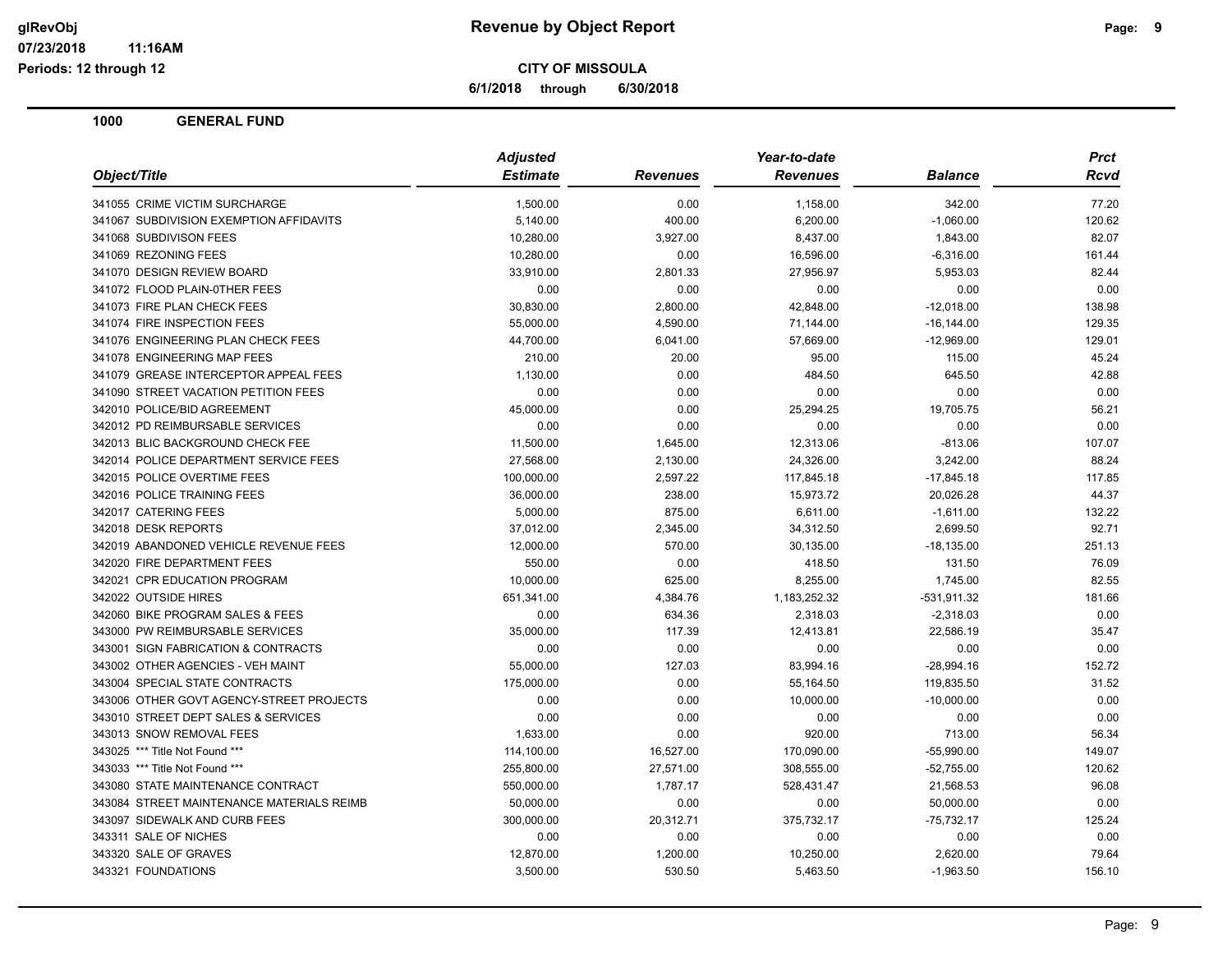**Revenue by Object Report**

**CITY OF MISSOULA**

**6/1/2018 through 6/30/2018**

glRevObj
07/23/2018 11:16AM
Periods: 12 through 12

## 1000 GENERAL FUND

| Object/Title | Adjusted Estimate | Revenues | Year-to-date Revenues | Balance | Prct Rcvd |
|---|---|---|---|---|---|
| 341055 CRIME VICTIM SURCHARGE | 1,500.00 | 0.00 | 1,158.00 | 342.00 | 77.20 |
| 341067 SUBDIVISION EXEMPTION AFFIDAVITS | 5,140.00 | 400.00 | 6,200.00 | -1,060.00 | 120.62 |
| 341068 SUBDIVISON FEES | 10,280.00 | 3,927.00 | 8,437.00 | 1,843.00 | 82.07 |
| 341069 REZONING FEES | 10,280.00 | 0.00 | 16,596.00 | -6,316.00 | 161.44 |
| 341070 DESIGN REVIEW BOARD | 33,910.00 | 2,801.33 | 27,956.97 | 5,953.03 | 82.44 |
| 341072 FLOOD PLAIN-0THER FEES | 0.00 | 0.00 | 0.00 | 0.00 | 0.00 |
| 341073 FIRE PLAN CHECK FEES | 30,830.00 | 2,800.00 | 42,848.00 | -12,018.00 | 138.98 |
| 341074 FIRE INSPECTION FEES | 55,000.00 | 4,590.00 | 71,144.00 | -16,144.00 | 129.35 |
| 341076 ENGINEERING PLAN CHECK FEES | 44,700.00 | 6,041.00 | 57,669.00 | -12,969.00 | 129.01 |
| 341078 ENGINEERING MAP FEES | 210.00 | 20.00 | 95.00 | 115.00 | 45.24 |
| 341079 GREASE INTERCEPTOR APPEAL FEES | 1,130.00 | 0.00 | 484.50 | 645.50 | 42.88 |
| 341090 STREET VACATION PETITION FEES | 0.00 | 0.00 | 0.00 | 0.00 | 0.00 |
| 342010 POLICE/BID AGREEMENT | 45,000.00 | 0.00 | 25,294.25 | 19,705.75 | 56.21 |
| 342012 PD REIMBURSABLE SERVICES | 0.00 | 0.00 | 0.00 | 0.00 | 0.00 |
| 342013 BLIC BACKGROUND CHECK FEE | 11,500.00 | 1,645.00 | 12,313.06 | -813.06 | 107.07 |
| 342014 POLICE DEPARTMENT SERVICE FEES | 27,568.00 | 2,130.00 | 24,326.00 | 3,242.00 | 88.24 |
| 342015 POLICE OVERTIME FEES | 100,000.00 | 2,597.22 | 117,845.18 | -17,845.18 | 117.85 |
| 342016 POLICE TRAINING FEES | 36,000.00 | 238.00 | 15,973.72 | 20,026.28 | 44.37 |
| 342017 CATERING FEES | 5,000.00 | 875.00 | 6,611.00 | -1,611.00 | 132.22 |
| 342018 DESK REPORTS | 37,012.00 | 2,345.00 | 34,312.50 | 2,699.50 | 92.71 |
| 342019 ABANDONED VEHICLE REVENUE FEES | 12,000.00 | 570.00 | 30,135.00 | -18,135.00 | 251.13 |
| 342020 FIRE DEPARTMENT FEES | 550.00 | 0.00 | 418.50 | 131.50 | 76.09 |
| 342021 CPR EDUCATION PROGRAM | 10,000.00 | 625.00 | 8,255.00 | 1,745.00 | 82.55 |
| 342022 OUTSIDE HIRES | 651,341.00 | 4,384.76 | 1,183,252.32 | -531,911.32 | 181.66 |
| 342060 BIKE PROGRAM SALES & FEES | 0.00 | 634.36 | 2,318.03 | -2,318.03 | 0.00 |
| 343000 PW REIMBURSABLE SERVICES | 35,000.00 | 117.39 | 12,413.81 | 22,586.19 | 35.47 |
| 343001 SIGN FABRICATION & CONTRACTS | 0.00 | 0.00 | 0.00 | 0.00 | 0.00 |
| 343002 OTHER AGENCIES - VEH MAINT | 55,000.00 | 127.03 | 83,994.16 | -28,994.16 | 152.72 |
| 343004 SPECIAL STATE CONTRACTS | 175,000.00 | 0.00 | 55,164.50 | 119,835.50 | 31.52 |
| 343006 OTHER GOVT AGENCY-STREET PROJECTS | 0.00 | 0.00 | 10,000.00 | -10,000.00 | 0.00 |
| 343010 STREET DEPT SALES & SERVICES | 0.00 | 0.00 | 0.00 | 0.00 | 0.00 |
| 343013 SNOW REMOVAL FEES | 1,633.00 | 0.00 | 920.00 | 713.00 | 56.34 |
| 343025 *** Title Not Found *** | 114,100.00 | 16,527.00 | 170,090.00 | -55,990.00 | 149.07 |
| 343033 *** Title Not Found *** | 255,800.00 | 27,571.00 | 308,555.00 | -52,755.00 | 120.62 |
| 343080 STATE MAINTENANCE CONTRACT | 550,000.00 | 1,787.17 | 528,431.47 | 21,568.53 | 96.08 |
| 343084 STREET MAINTENANCE MATERIALS REIMB | 50,000.00 | 0.00 | 0.00 | 50,000.00 | 0.00 |
| 343097 SIDEWALK AND CURB FEES | 300,000.00 | 20,312.71 | 375,732.17 | -75,732.17 | 125.24 |
| 343311 SALE OF NICHES | 0.00 | 0.00 | 0.00 | 0.00 | 0.00 |
| 343320 SALE OF GRAVES | 12,870.00 | 1,200.00 | 10,250.00 | 2,620.00 | 79.64 |
| 343321 FOUNDATIONS | 3,500.00 | 530.50 | 5,463.50 | -1,963.50 | 156.10 |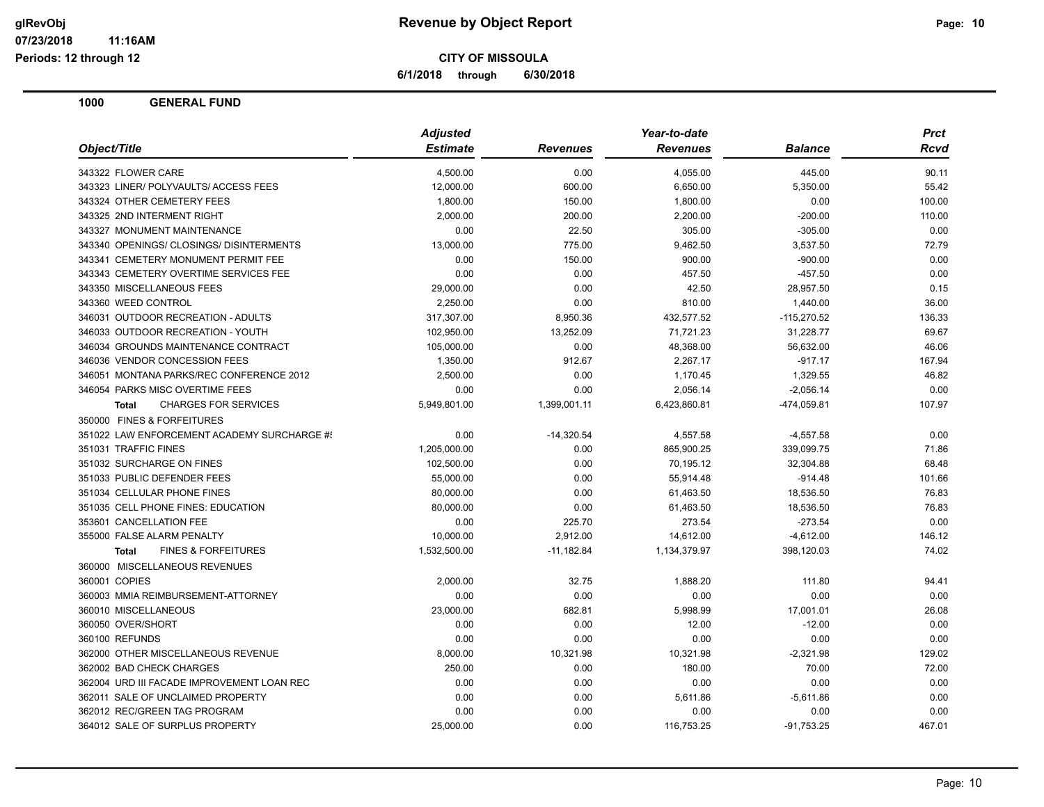**Revenue by Object Report**

**CITY OF MISSOULA**

**6/1/2018 through 6/30/2018**

## 1000 GENERAL FUND

| Object/Title | Adjusted Estimate | Revenues | Year-to-date Revenues | Balance | Prct Rcvd |
|---|---|---|---|---|---|
| 343322 FLOWER CARE | 4,500.00 | 0.00 | 4,055.00 | 445.00 | 90.11 |
| 343323 LINER/ POLYVAULTS/ ACCESS FEES | 12,000.00 | 600.00 | 6,650.00 | 5,350.00 | 55.42 |
| 343324 OTHER CEMETERY FEES | 1,800.00 | 150.00 | 1,800.00 | 0.00 | 100.00 |
| 343325 2ND INTERMENT RIGHT | 2,000.00 | 200.00 | 2,200.00 | -200.00 | 110.00 |
| 343327 MONUMENT MAINTENANCE | 0.00 | 22.50 | 305.00 | -305.00 | 0.00 |
| 343340 OPENINGS/ CLOSINGS/ DISINTERMENTS | 13,000.00 | 775.00 | 9,462.50 | 3,537.50 | 72.79 |
| 343341 CEMETERY MONUMENT PERMIT FEE | 0.00 | 150.00 | 900.00 | -900.00 | 0.00 |
| 343343 CEMETERY OVERTIME SERVICES FEE | 0.00 | 0.00 | 457.50 | -457.50 | 0.00 |
| 343350 MISCELLANEOUS FEES | 29,000.00 | 0.00 | 42.50 | 28,957.50 | 0.15 |
| 343360 WEED CONTROL | 2,250.00 | 0.00 | 810.00 | 1,440.00 | 36.00 |
| 346031 OUTDOOR RECREATION - ADULTS | 317,307.00 | 8,950.36 | 432,577.52 | -115,270.52 | 136.33 |
| 346033 OUTDOOR RECREATION - YOUTH | 102,950.00 | 13,252.09 | 71,721.23 | 31,228.77 | 69.67 |
| 346034 GROUNDS MAINTENANCE CONTRACT | 105,000.00 | 0.00 | 48,368.00 | 56,632.00 | 46.06 |
| 346036 VENDOR CONCESSION FEES | 1,350.00 | 912.67 | 2,267.17 | -917.17 | 167.94 |
| 346051 MONTANA PARKS/REC CONFERENCE 2012 | 2,500.00 | 0.00 | 1,170.45 | 1,329.55 | 46.82 |
| 346054 PARKS MISC OVERTIME FEES | 0.00 | 0.00 | 2,056.14 | -2,056.14 | 0.00 |
| **Total** CHARGES FOR SERVICES | 5,949,801.00 | 1,399,001.11 | 6,423,860.81 | -474,059.81 | 107.97 |
| 350000 FINES & FORFEITURES | | | | | |
| 351022 LAW ENFORCEMENT ACADEMY SURCHARGE #! | 0.00 | -14,320.54 | 4,557.58 | -4,557.58 | 0.00 |
| 351031 TRAFFIC FINES | 1,205,000.00 | 0.00 | 865,900.25 | 339,099.75 | 71.86 |
| 351032 SURCHARGE ON FINES | 102,500.00 | 0.00 | 70,195.12 | 32,304.88 | 68.48 |
| 351033 PUBLIC DEFENDER FEES | 55,000.00 | 0.00 | 55,914.48 | -914.48 | 101.66 |
| 351034 CELLULAR PHONE FINES | 80,000.00 | 0.00 | 61,463.50 | 18,536.50 | 76.83 |
| 351035 CELL PHONE FINES: EDUCATION | 80,000.00 | 0.00 | 61,463.50 | 18,536.50 | 76.83 |
| 353601 CANCELLATION FEE | 0.00 | 225.70 | 273.54 | -273.54 | 0.00 |
| 355000 FALSE ALARM PENALTY | 10,000.00 | 2,912.00 | 14,612.00 | -4,612.00 | 146.12 |
| **Total** FINES & FORFEITURES | 1,532,500.00 | -11,182.84 | 1,134,379.97 | 398,120.03 | 74.02 |
| 360000 MISCELLANEOUS REVENUES | | | | | |
| 360001 COPIES | 2,000.00 | 32.75 | 1,888.20 | 111.80 | 94.41 |
| 360003 MMIA REIMBURSEMENT-ATTORNEY | 0.00 | 0.00 | 0.00 | 0.00 | 0.00 |
| 360010 MISCELLANEOUS | 23,000.00 | 682.81 | 5,998.99 | 17,001.01 | 26.08 |
| 360050 OVER/SHORT | 0.00 | 0.00 | 12.00 | -12.00 | 0.00 |
| 360100 REFUNDS | 0.00 | 0.00 | 0.00 | 0.00 | 0.00 |
| 362000 OTHER MISCELLANEOUS REVENUE | 8,000.00 | 10,321.98 | 10,321.98 | -2,321.98 | 129.02 |
| 362002 BAD CHECK CHARGES | 250.00 | 0.00 | 180.00 | 70.00 | 72.00 |
| 362004 URD III FACADE IMPROVEMENT LOAN REC | 0.00 | 0.00 | 0.00 | 0.00 | 0.00 |
| 362011 SALE OF UNCLAIMED PROPERTY | 0.00 | 0.00 | 5,611.86 | -5,611.86 | 0.00 |
| 362012 REC/GREEN TAG PROGRAM | 0.00 | 0.00 | 0.00 | 0.00 | 0.00 |
| 364012 SALE OF SURPLUS PROPERTY | 25,000.00 | 0.00 | 116,753.25 | -91,753.25 | 467.01 |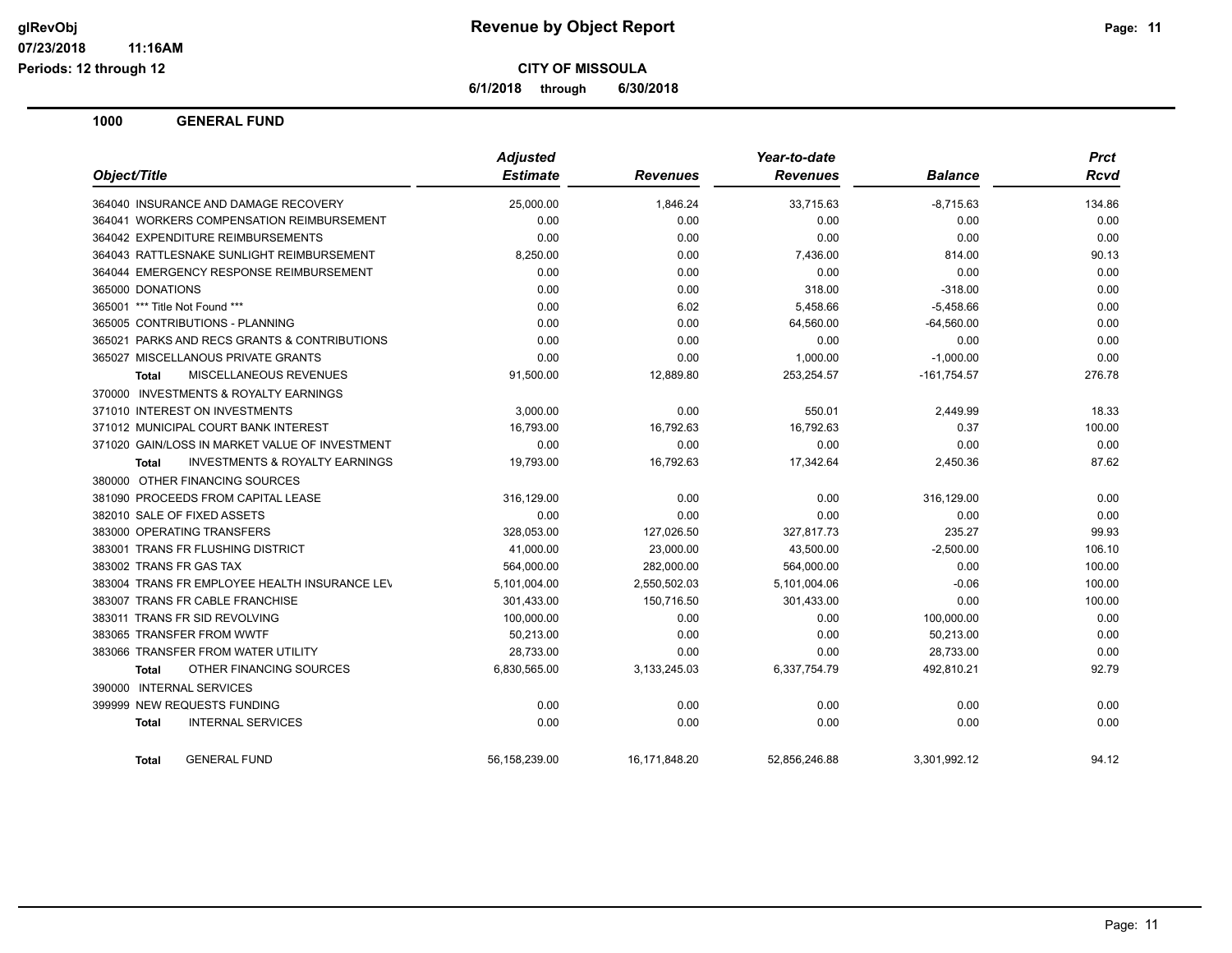**Revenue by Object Report**

**CITY OF MISSOULA**

**6/1/2018 through 6/30/2018**

glRevObj
07/23/2018 11:16AM
Periods: 12 through 12

## 1000 GENERAL FUND

| Object/Title | Adjusted Estimate | Revenues | Year-to-date Revenues | Balance | Prct Rcvd |
|---|---|---|---|---|---|
| 364040 INSURANCE AND DAMAGE RECOVERY | 25,000.00 | 1,846.24 | 33,715.63 | -8,715.63 | 134.86 |
| 364041 WORKERS COMPENSATION REIMBURSEMENT | 0.00 | 0.00 | 0.00 | 0.00 | 0.00 |
| 364042 EXPENDITURE REIMBURSEMENTS | 0.00 | 0.00 | 0.00 | 0.00 | 0.00 |
| 364043 RATTLESNAKE SUNLIGHT REIMBURSEMENT | 8,250.00 | 0.00 | 7,436.00 | 814.00 | 90.13 |
| 364044 EMERGENCY RESPONSE REIMBURSEMENT | 0.00 | 0.00 | 0.00 | 0.00 | 0.00 |
| 365000 DONATIONS | 0.00 | 0.00 | 318.00 | -318.00 | 0.00 |
| 365001 *** Title Not Found *** | 0.00 | 6.02 | 5,458.66 | -5,458.66 | 0.00 |
| 365005 CONTRIBUTIONS - PLANNING | 0.00 | 0.00 | 64,560.00 | -64,560.00 | 0.00 |
| 365021 PARKS AND RECS GRANTS & CONTRIBUTIONS | 0.00 | 0.00 | 0.00 | 0.00 | 0.00 |
| 365027 MISCELLANOUS PRIVATE GRANTS | 0.00 | 0.00 | 1,000.00 | -1,000.00 | 0.00 |
| **Total** MISCELLANEOUS REVENUES | 91,500.00 | 12,889.80 | 253,254.57 | -161,754.57 | 276.78 |
| 370000 INVESTMENTS & ROYALTY EARNINGS | | | | | |
| 371010 INTEREST ON INVESTMENTS | 3,000.00 | 0.00 | 550.01 | 2,449.99 | 18.33 |
| 371012 MUNICIPAL COURT BANK INTEREST | 16,793.00 | 16,792.63 | 16,792.63 | 0.37 | 100.00 |
| 371020 GAIN/LOSS IN MARKET VALUE OF INVESTMENT | 0.00 | 0.00 | 0.00 | 0.00 | 0.00 |
| **Total** INVESTMENTS & ROYALTY EARNINGS | 19,793.00 | 16,792.63 | 17,342.64 | 2,450.36 | 87.62 |
| 380000 OTHER FINANCING SOURCES | | | | | |
| 381090 PROCEEDS FROM CAPITAL LEASE | 316,129.00 | 0.00 | 0.00 | 316,129.00 | 0.00 |
| 382010 SALE OF FIXED ASSETS | 0.00 | 0.00 | 0.00 | 0.00 | 0.00 |
| 383000 OPERATING TRANSFERS | 328,053.00 | 127,026.50 | 327,817.73 | 235.27 | 99.93 |
| 383001 TRANS FR FLUSHING DISTRICT | 41,000.00 | 23,000.00 | 43,500.00 | -2,500.00 | 106.10 |
| 383002 TRANS FR GAS TAX | 564,000.00 | 282,000.00 | 564,000.00 | 0.00 | 100.00 |
| 383004 TRANS FR EMPLOYEE HEALTH INSURANCE LEV | 5,101,004.00 | 2,550,502.03 | 5,101,004.06 | -0.06 | 100.00 |
| 383007 TRANS FR CABLE FRANCHISE | 301,433.00 | 150,716.50 | 301,433.00 | 0.00 | 100.00 |
| 383011 TRANS FR SID REVOLVING | 100,000.00 | 0.00 | 0.00 | 100,000.00 | 0.00 |
| 383065 TRANSFER FROM WWTF | 50,213.00 | 0.00 | 0.00 | 50,213.00 | 0.00 |
| 383066 TRANSFER FROM WATER UTILITY | 28,733.00 | 0.00 | 0.00 | 28,733.00 | 0.00 |
| **Total** OTHER FINANCING SOURCES | 6,830,565.00 | 3,133,245.03 | 6,337,754.79 | 492,810.21 | 92.79 |
| 390000 INTERNAL SERVICES | | | | | |
| 399999 NEW REQUESTS FUNDING | 0.00 | 0.00 | 0.00 | 0.00 | 0.00 |
| **Total** INTERNAL SERVICES | 0.00 | 0.00 | 0.00 | 0.00 | 0.00 |
| **Total** GENERAL FUND | 56,158,239.00 | 16,171,848.20 | 52,856,246.88 | 3,301,992.12 | 94.12 |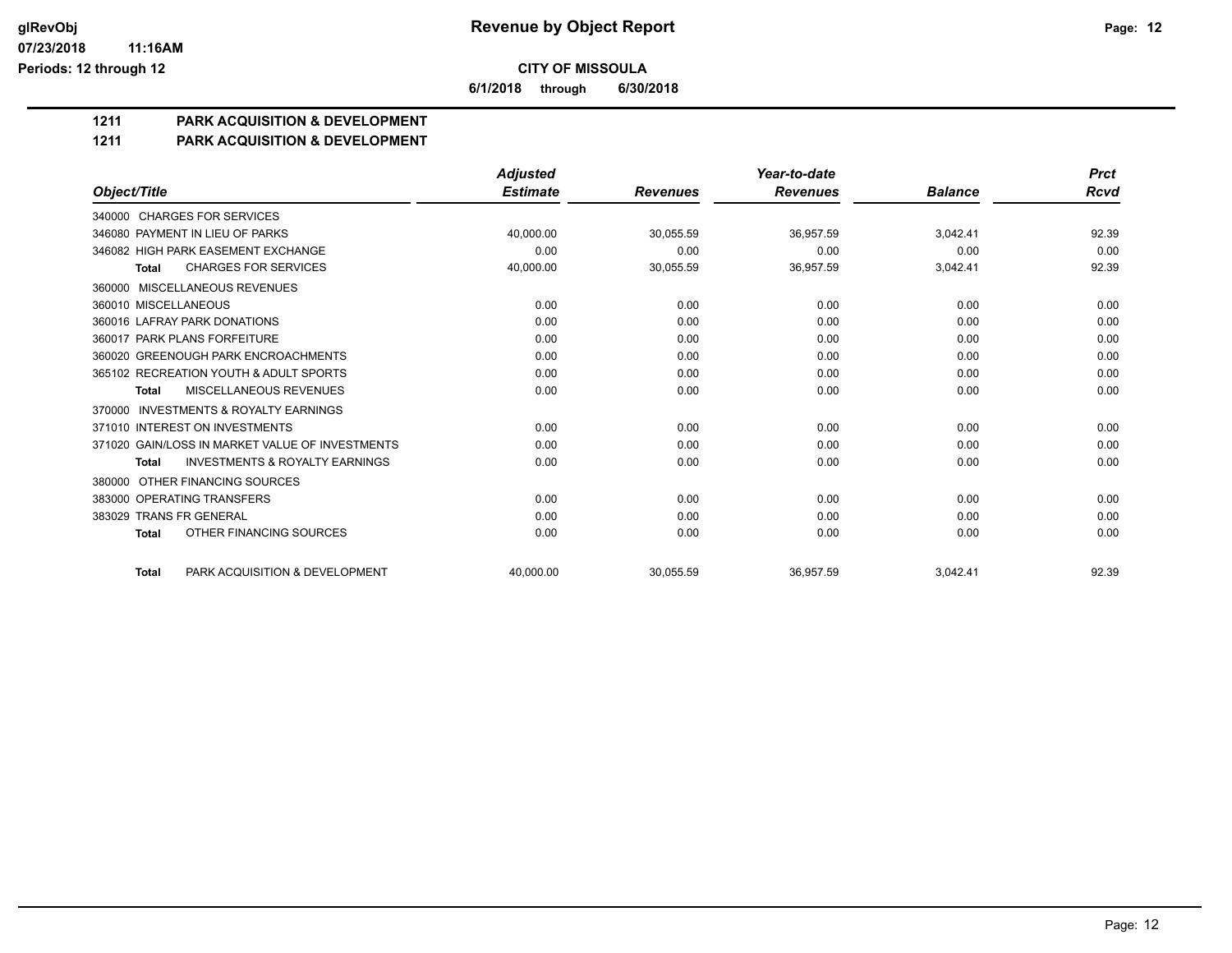# Revenue by Object Report

**CITY OF MISSOULA**

**6/1/2018 through 6/30/2018**

glRevObj
07/23/2018 11:16AM
Periods: 12 through 12

## 1211 PARK ACQUISITION & DEVELOPMENT

### 1211 PARK ACQUISITION & DEVELOPMENT

| Object/Title | Adjusted Estimate | Revenues | Year-to-date Revenues | Balance | Prct Rcvd |
|---|---|---|---|---|---|
| 340000 CHARGES FOR SERVICES | | | | | |
| 346080 PAYMENT IN LIEU OF PARKS | 40,000.00 | 30,055.59 | 36,957.59 | 3,042.41 | 92.39 |
| 346082 HIGH PARK EASEMENT EXCHANGE | 0.00 | 0.00 | 0.00 | 0.00 | 0.00 |
| **Total** CHARGES FOR SERVICES | 40,000.00 | 30,055.59 | 36,957.59 | 3,042.41 | 92.39 |
| 360000 MISCELLANEOUS REVENUES | | | | | |
| 360010 MISCELLANEOUS | 0.00 | 0.00 | 0.00 | 0.00 | 0.00 |
| 360016 LAFRAY PARK DONATIONS | 0.00 | 0.00 | 0.00 | 0.00 | 0.00 |
| 360017 PARK PLANS FORFEITURE | 0.00 | 0.00 | 0.00 | 0.00 | 0.00 |
| 360020 GREENOUGH PARK ENCROACHMENTS | 0.00 | 0.00 | 0.00 | 0.00 | 0.00 |
| 365102 RECREATION YOUTH & ADULT SPORTS | 0.00 | 0.00 | 0.00 | 0.00 | 0.00 |
| **Total** MISCELLANEOUS REVENUES | 0.00 | 0.00 | 0.00 | 0.00 | 0.00 |
| 370000 INVESTMENTS & ROYALTY EARNINGS | | | | | |
| 371010 INTEREST ON INVESTMENTS | 0.00 | 0.00 | 0.00 | 0.00 | 0.00 |
| 371020 GAIN/LOSS IN MARKET VALUE OF INVESTMENTS | 0.00 | 0.00 | 0.00 | 0.00 | 0.00 |
| **Total** INVESTMENTS & ROYALTY EARNINGS | 0.00 | 0.00 | 0.00 | 0.00 | 0.00 |
| 380000 OTHER FINANCING SOURCES | | | | | |
| 383000 OPERATING TRANSFERS | 0.00 | 0.00 | 0.00 | 0.00 | 0.00 |
| 383029 TRANS FR GENERAL | 0.00 | 0.00 | 0.00 | 0.00 | 0.00 |
| **Total** OTHER FINANCING SOURCES | 0.00 | 0.00 | 0.00 | 0.00 | 0.00 |
| **Total** PARK ACQUISITION & DEVELOPMENT | 40,000.00 | 30,055.59 | 36,957.59 | 3,042.41 | 92.39 |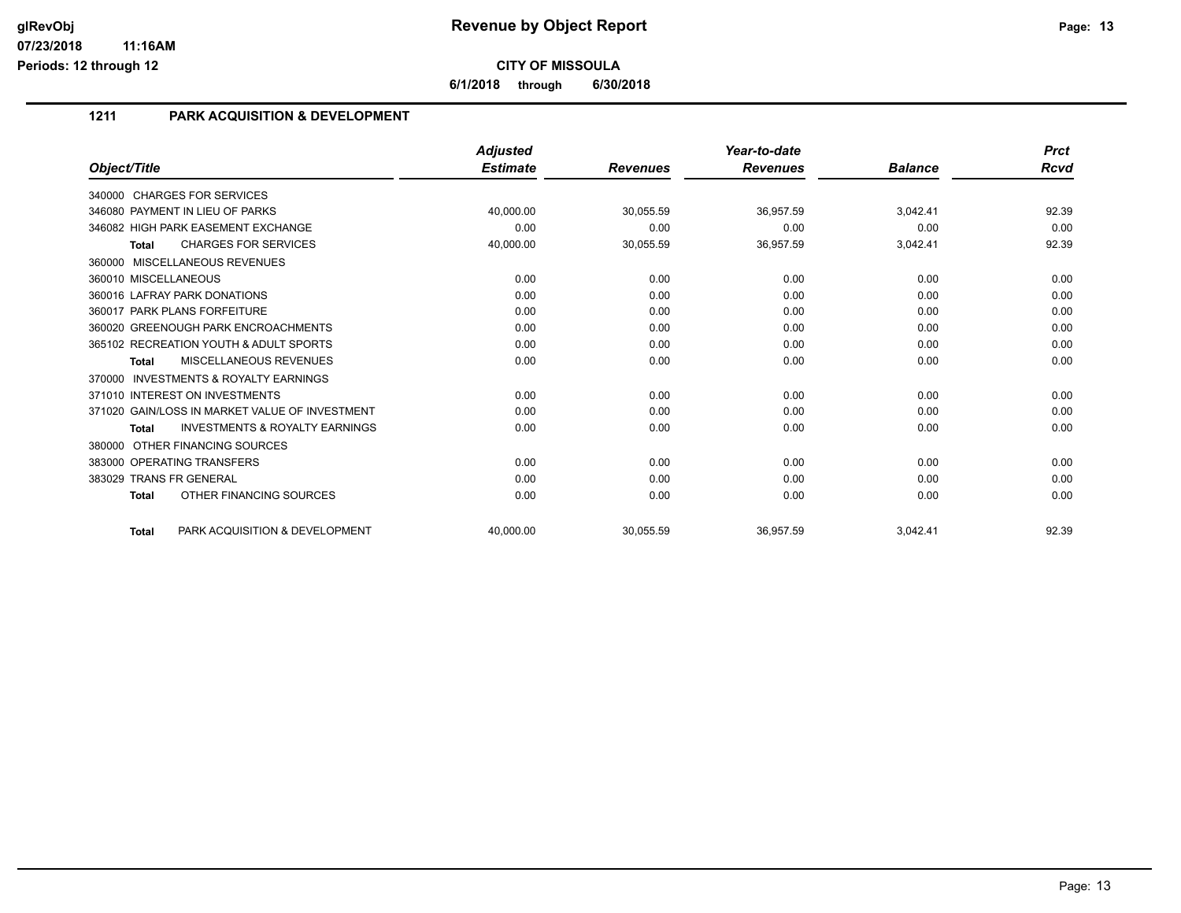# Revenue by Object Report

**CITY OF MISSOULA**

**6/1/2018 through 6/30/2018**

## 1211 PARK ACQUISITION & DEVELOPMENT

| Object/Title | Adjusted Estimate | Revenues | Year-to-date Revenues | Balance | Prct Rcvd |
|---|---|---|---|---|---|
| 340000 CHARGES FOR SERVICES | | | | | |
| 346080 PAYMENT IN LIEU OF PARKS | 40,000.00 | 30,055.59 | 36,957.59 | 3,042.41 | 92.39 |
| 346082 HIGH PARK EASEMENT EXCHANGE | 0.00 | 0.00 | 0.00 | 0.00 | 0.00 |
| **Total** CHARGES FOR SERVICES | 40,000.00 | 30,055.59 | 36,957.59 | 3,042.41 | 92.39 |
| 360000 MISCELLANEOUS REVENUES | | | | | |
| 360010 MISCELLANEOUS | 0.00 | 0.00 | 0.00 | 0.00 | 0.00 |
| 360016 LAFRAY PARK DONATIONS | 0.00 | 0.00 | 0.00 | 0.00 | 0.00 |
| 360017 PARK PLANS FORFEITURE | 0.00 | 0.00 | 0.00 | 0.00 | 0.00 |
| 360020 GREENOUGH PARK ENCROACHMENTS | 0.00 | 0.00 | 0.00 | 0.00 | 0.00 |
| 365102 RECREATION YOUTH & ADULT SPORTS | 0.00 | 0.00 | 0.00 | 0.00 | 0.00 |
| **Total** MISCELLANEOUS REVENUES | 0.00 | 0.00 | 0.00 | 0.00 | 0.00 |
| 370000 INVESTMENTS & ROYALTY EARNINGS | | | | | |
| 371010 INTEREST ON INVESTMENTS | 0.00 | 0.00 | 0.00 | 0.00 | 0.00 |
| 371020 GAIN/LOSS IN MARKET VALUE OF INVESTMENT | 0.00 | 0.00 | 0.00 | 0.00 | 0.00 |
| **Total** INVESTMENTS & ROYALTY EARNINGS | 0.00 | 0.00 | 0.00 | 0.00 | 0.00 |
| 380000 OTHER FINANCING SOURCES | | | | | |
| 383000 OPERATING TRANSFERS | 0.00 | 0.00 | 0.00 | 0.00 | 0.00 |
| 383029 TRANS FR GENERAL | 0.00 | 0.00 | 0.00 | 0.00 | 0.00 |
| **Total** OTHER FINANCING SOURCES | 0.00 | 0.00 | 0.00 | 0.00 | 0.00 |
| **Total** PARK ACQUISITION & DEVELOPMENT | 40,000.00 | 30,055.59 | 36,957.59 | 3,042.41 | 92.39 |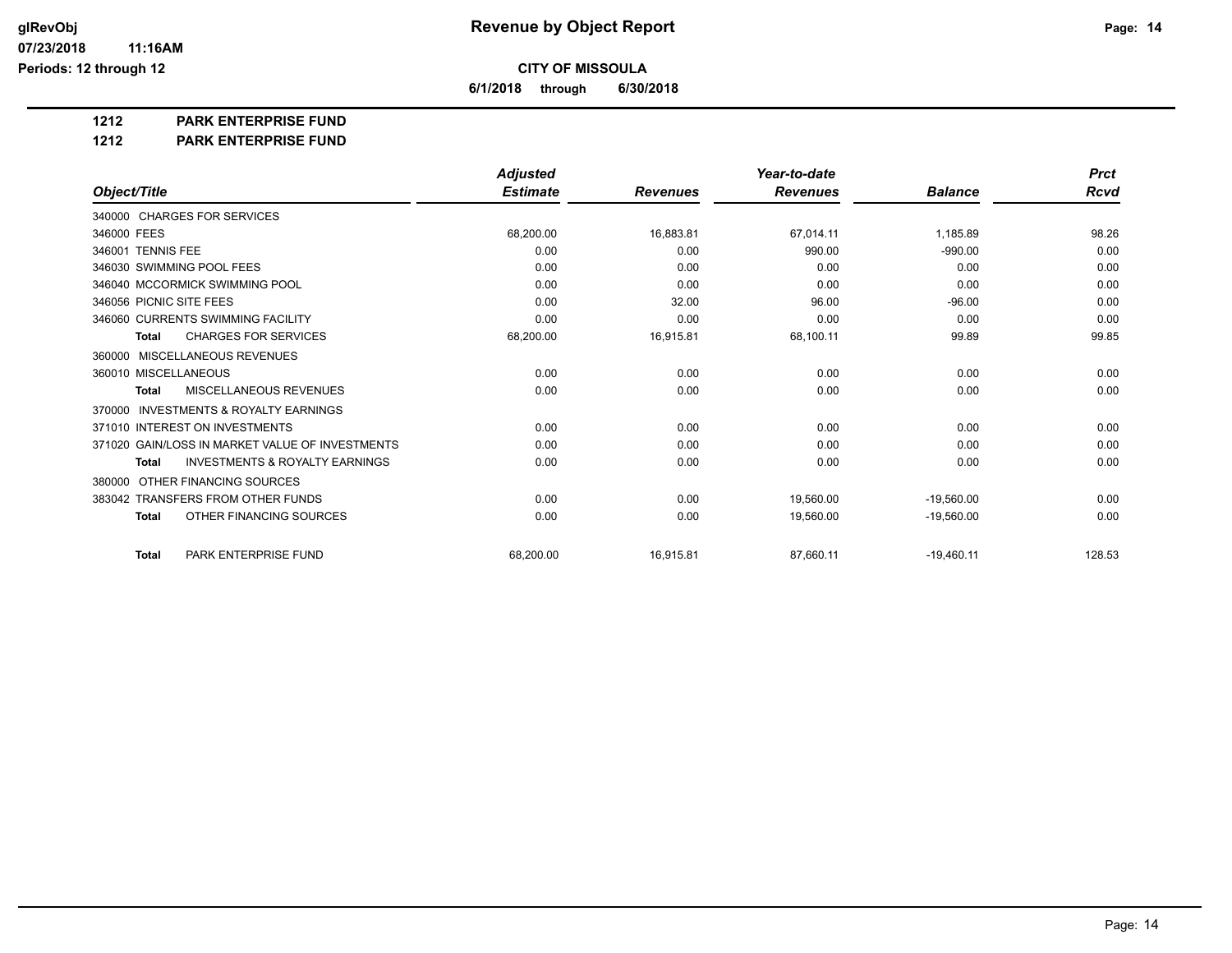# Revenue by Object Report

glRevObj
07/23/2018 11:16AM
Periods: 12 through 12

**CITY OF MISSOULA**

**6/1/2018 through 6/30/2018**

**1212 PARK ENTERPRISE FUND**

**1212 PARK ENTERPRISE FUND**

| Object/Title | Adjusted Estimate | Revenues | Year-to-date Revenues | Balance | Prct Rcvd |
|---|---|---|---|---|---|
| 340000 CHARGES FOR SERVICES | | | | | |
| 346000 FEES | 68,200.00 | 16,883.81 | 67,014.11 | 1,185.89 | 98.26 |
| 346001 TENNIS FEE | 0.00 | 0.00 | 990.00 | -990.00 | 0.00 |
| 346030 SWIMMING POOL FEES | 0.00 | 0.00 | 0.00 | 0.00 | 0.00 |
| 346040 MCCORMICK SWIMMING POOL | 0.00 | 0.00 | 0.00 | 0.00 | 0.00 |
| 346056 PICNIC SITE FEES | 0.00 | 32.00 | 96.00 | -96.00 | 0.00 |
| 346060 CURRENTS SWIMMING FACILITY | 0.00 | 0.00 | 0.00 | 0.00 | 0.00 |
| **Total** CHARGES FOR SERVICES | 68,200.00 | 16,915.81 | 68,100.11 | 99.89 | 99.85 |
| 360000 MISCELLANEOUS REVENUES | | | | | |
| 360010 MISCELLANEOUS | 0.00 | 0.00 | 0.00 | 0.00 | 0.00 |
| **Total** MISCELLANEOUS REVENUES | 0.00 | 0.00 | 0.00 | 0.00 | 0.00 |
| 370000 INVESTMENTS & ROYALTY EARNINGS | | | | | |
| 371010 INTEREST ON INVESTMENTS | 0.00 | 0.00 | 0.00 | 0.00 | 0.00 |
| 371020 GAIN/LOSS IN MARKET VALUE OF INVESTMENTS | 0.00 | 0.00 | 0.00 | 0.00 | 0.00 |
| **Total** INVESTMENTS & ROYALTY EARNINGS | 0.00 | 0.00 | 0.00 | 0.00 | 0.00 |
| 380000 OTHER FINANCING SOURCES | | | | | |
| 383042 TRANSFERS FROM OTHER FUNDS | 0.00 | 0.00 | 19,560.00 | -19,560.00 | 0.00 |
| **Total** OTHER FINANCING SOURCES | 0.00 | 0.00 | 19,560.00 | -19,560.00 | 0.00 |
| **Total** PARK ENTERPRISE FUND | 68,200.00 | 16,915.81 | 87,660.11 | -19,460.11 | 128.53 |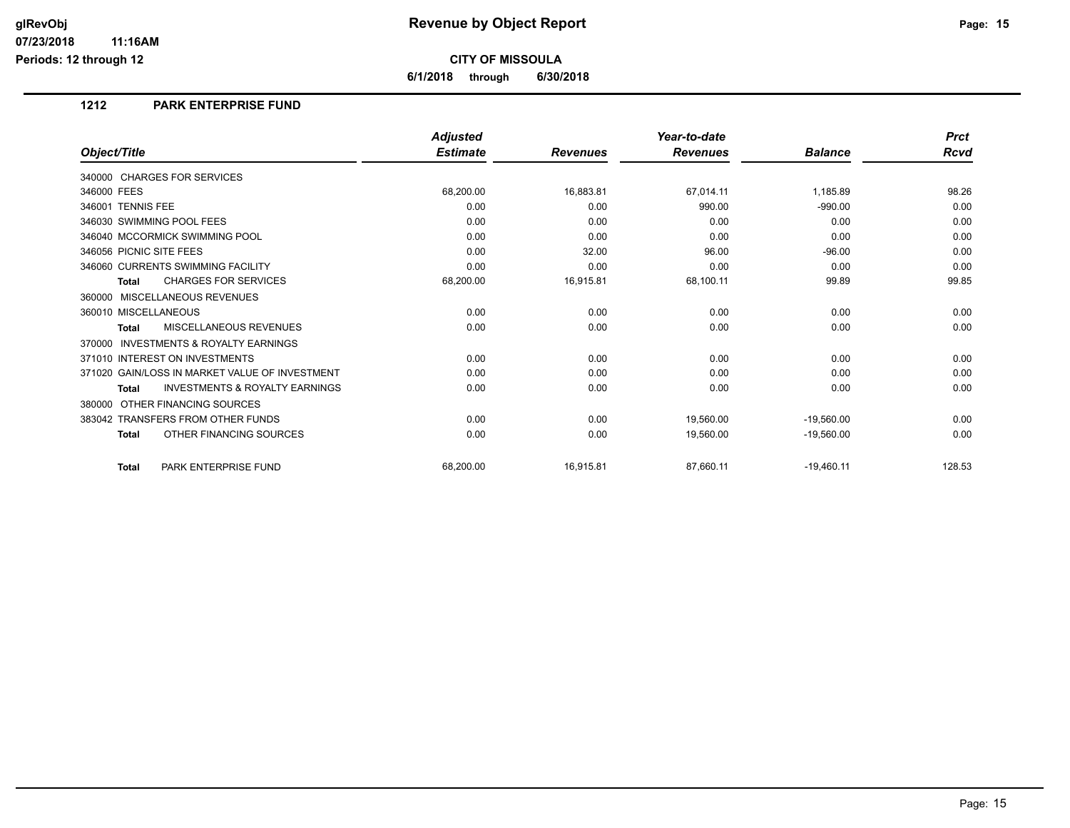# Revenue by Object Report

glRevObj
07/23/2018 11:16AM
Periods: 12 through 12

**CITY OF MISSOULA**

**6/1/2018 through 6/30/2018**

## 1212 PARK ENTERPRISE FUND

| Object/Title | Adjusted Estimate | Revenues | Year-to-date Revenues | Balance | Prct Rcvd |
|---|---|---|---|---|---|
| 340000 CHARGES FOR SERVICES | | | | | |
| 346000 FEES | 68,200.00 | 16,883.81 | 67,014.11 | 1,185.89 | 98.26 |
| 346001 TENNIS FEE | 0.00 | 0.00 | 990.00 | -990.00 | 0.00 |
| 346030 SWIMMING POOL FEES | 0.00 | 0.00 | 0.00 | 0.00 | 0.00 |
| 346040 MCCORMICK SWIMMING POOL | 0.00 | 0.00 | 0.00 | 0.00 | 0.00 |
| 346056 PICNIC SITE FEES | 0.00 | 32.00 | 96.00 | -96.00 | 0.00 |
| 346060 CURRENTS SWIMMING FACILITY | 0.00 | 0.00 | 0.00 | 0.00 | 0.00 |
| **Total** CHARGES FOR SERVICES | 68,200.00 | 16,915.81 | 68,100.11 | 99.89 | 99.85 |
| 360000 MISCELLANEOUS REVENUES | | | | | |
| 360010 MISCELLANEOUS | 0.00 | 0.00 | 0.00 | 0.00 | 0.00 |
| **Total** MISCELLANEOUS REVENUES | 0.00 | 0.00 | 0.00 | 0.00 | 0.00 |
| 370000 INVESTMENTS & ROYALTY EARNINGS | | | | | |
| 371010 INTEREST ON INVESTMENTS | 0.00 | 0.00 | 0.00 | 0.00 | 0.00 |
| 371020 GAIN/LOSS IN MARKET VALUE OF INVESTMENT | 0.00 | 0.00 | 0.00 | 0.00 | 0.00 |
| **Total** INVESTMENTS & ROYALTY EARNINGS | 0.00 | 0.00 | 0.00 | 0.00 | 0.00 |
| 380000 OTHER FINANCING SOURCES | | | | | |
| 383042 TRANSFERS FROM OTHER FUNDS | 0.00 | 0.00 | 19,560.00 | -19,560.00 | 0.00 |
| **Total** OTHER FINANCING SOURCES | 0.00 | 0.00 | 19,560.00 | -19,560.00 | 0.00 |
| **Total** PARK ENTERPRISE FUND | 68,200.00 | 16,915.81 | 87,660.11 | -19,460.11 | 128.53 |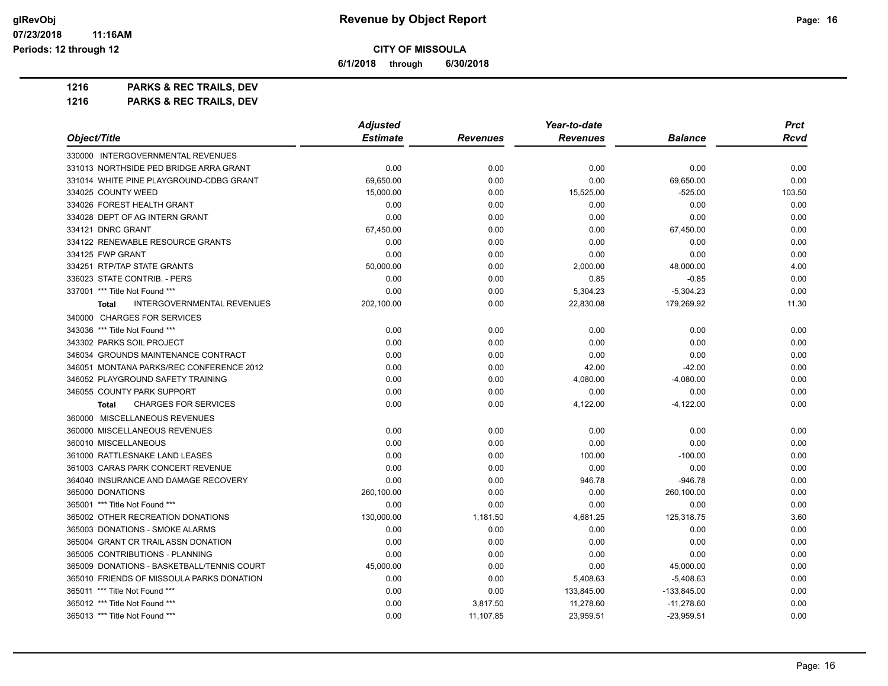# Revenue by Object Report

**CITY OF MISSOULA**

**6/1/2018 through 6/30/2018**

glRevObj
07/23/2018 11:16AM
Periods: 12 through 12

**1216 PARKS & REC TRAILS, DEV**

**1216 PARKS & REC TRAILS, DEV**

| Object/Title | Adjusted Estimate | Revenues | Year-to-date Revenues | Balance | Prct Rcvd |
|---|---|---|---|---|---|
| 330000 INTERGOVERNMENTAL REVENUES | | | | | |
| 331013 NORTHSIDE PED BRIDGE ARRA GRANT | 0.00 | 0.00 | 0.00 | 0.00 | 0.00 |
| 331014 WHITE PINE PLAYGROUND-CDBG GRANT | 69,650.00 | 0.00 | 0.00 | 69,650.00 | 0.00 |
| 334025 COUNTY WEED | 15,000.00 | 0.00 | 15,525.00 | -525.00 | 103.50 |
| 334026 FOREST HEALTH GRANT | 0.00 | 0.00 | 0.00 | 0.00 | 0.00 |
| 334028 DEPT OF AG INTERN GRANT | 0.00 | 0.00 | 0.00 | 0.00 | 0.00 |
| 334121 DNRC GRANT | 67,450.00 | 0.00 | 0.00 | 67,450.00 | 0.00 |
| 334122 RENEWABLE RESOURCE GRANTS | 0.00 | 0.00 | 0.00 | 0.00 | 0.00 |
| 334125 FWP GRANT | 0.00 | 0.00 | 0.00 | 0.00 | 0.00 |
| 334251 RTP/TAP STATE GRANTS | 50,000.00 | 0.00 | 2,000.00 | 48,000.00 | 4.00 |
| 336023 STATE CONTRIB. - PERS | 0.00 | 0.00 | 0.85 | -0.85 | 0.00 |
| 337001 *** Title Not Found *** | 0.00 | 0.00 | 5,304.23 | -5,304.23 | 0.00 |
| **Total** INTERGOVERNMENTAL REVENUES | 202,100.00 | 0.00 | 22,830.08 | 179,269.92 | 11.30 |
| 340000 CHARGES FOR SERVICES | | | | | |
| 343036 *** Title Not Found *** | 0.00 | 0.00 | 0.00 | 0.00 | 0.00 |
| 343302 PARKS SOIL PROJECT | 0.00 | 0.00 | 0.00 | 0.00 | 0.00 |
| 346034 GROUNDS MAINTENANCE CONTRACT | 0.00 | 0.00 | 0.00 | 0.00 | 0.00 |
| 346051 MONTANA PARKS/REC CONFERENCE 2012 | 0.00 | 0.00 | 42.00 | -42.00 | 0.00 |
| 346052 PLAYGROUND SAFETY TRAINING | 0.00 | 0.00 | 4,080.00 | -4,080.00 | 0.00 |
| 346055 COUNTY PARK SUPPORT | 0.00 | 0.00 | 0.00 | 0.00 | 0.00 |
| **Total** CHARGES FOR SERVICES | 0.00 | 0.00 | 4,122.00 | -4,122.00 | 0.00 |
| 360000 MISCELLANEOUS REVENUES | | | | | |
| 360000 MISCELLANEOUS REVENUES | 0.00 | 0.00 | 0.00 | 0.00 | 0.00 |
| 360010 MISCELLANEOUS | 0.00 | 0.00 | 0.00 | 0.00 | 0.00 |
| 361000 RATTLESNAKE LAND LEASES | 0.00 | 0.00 | 100.00 | -100.00 | 0.00 |
| 361003 CARAS PARK CONCERT REVENUE | 0.00 | 0.00 | 0.00 | 0.00 | 0.00 |
| 364040 INSURANCE AND DAMAGE RECOVERY | 0.00 | 0.00 | 946.78 | -946.78 | 0.00 |
| 365000 DONATIONS | 260,100.00 | 0.00 | 0.00 | 260,100.00 | 0.00 |
| 365001 *** Title Not Found *** | 0.00 | 0.00 | 0.00 | 0.00 | 0.00 |
| 365002 OTHER RECREATION DONATIONS | 130,000.00 | 1,181.50 | 4,681.25 | 125,318.75 | 3.60 |
| 365003 DONATIONS - SMOKE ALARMS | 0.00 | 0.00 | 0.00 | 0.00 | 0.00 |
| 365004 GRANT CR TRAIL ASSN DONATION | 0.00 | 0.00 | 0.00 | 0.00 | 0.00 |
| 365005 CONTRIBUTIONS - PLANNING | 0.00 | 0.00 | 0.00 | 0.00 | 0.00 |
| 365009 DONATIONS - BASKETBALL/TENNIS COURT | 45,000.00 | 0.00 | 0.00 | 45,000.00 | 0.00 |
| 365010 FRIENDS OF MISSOULA PARKS DONATION | 0.00 | 0.00 | 5,408.63 | -5,408.63 | 0.00 |
| 365011 *** Title Not Found *** | 0.00 | 0.00 | 133,845.00 | -133,845.00 | 0.00 |
| 365012 *** Title Not Found *** | 0.00 | 3,817.50 | 11,278.60 | -11,278.60 | 0.00 |
| 365013 *** Title Not Found *** | 0.00 | 11,107.85 | 23,959.51 | -23,959.51 | 0.00 |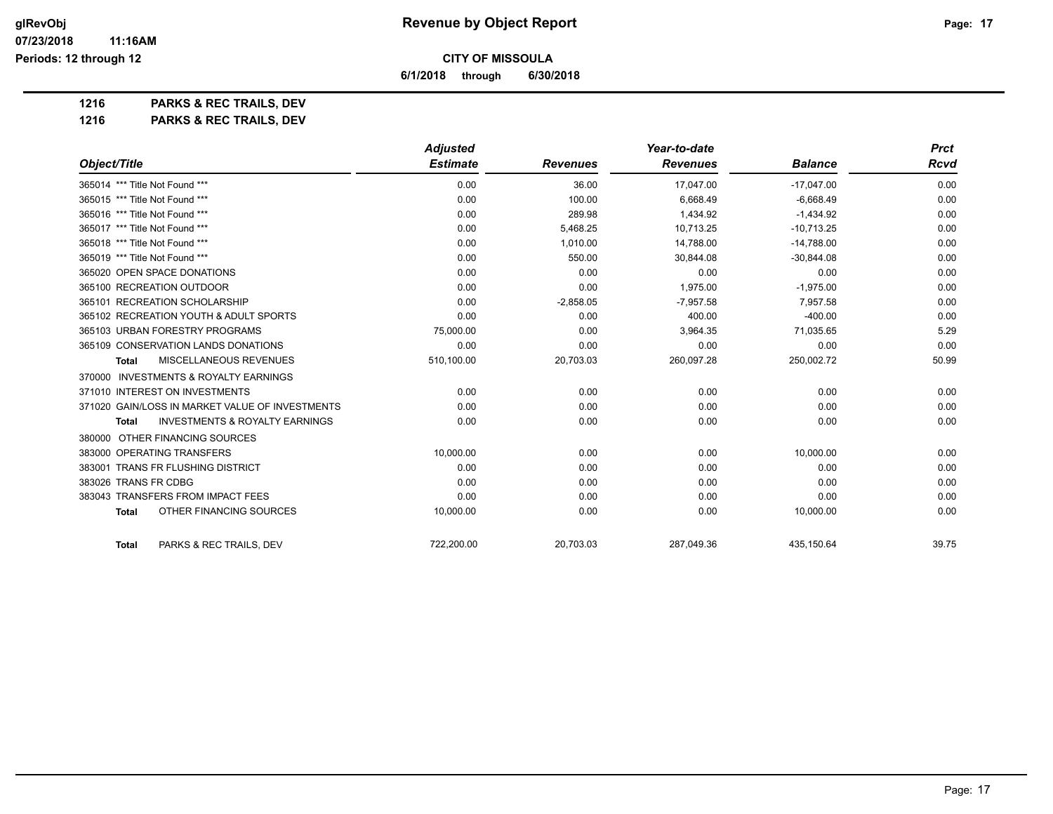**CITY OF MISSOULA**

**6/1/2018 through 6/30/2018**

## 1216 PARKS & REC TRAILS, DEV

## 1216 PARKS & REC TRAILS, DEV

| Object/Title | Adjusted Estimate | Revenues | Year-to-date Revenues | Balance | Prct Rcvd |
|---|---|---|---|---|---|
| 365014 *** Title Not Found *** | 0.00 | 36.00 | 17,047.00 | -17,047.00 | 0.00 |
| 365015 *** Title Not Found *** | 0.00 | 100.00 | 6,668.49 | -6,668.49 | 0.00 |
| 365016 *** Title Not Found *** | 0.00 | 289.98 | 1,434.92 | -1,434.92 | 0.00 |
| 365017 *** Title Not Found *** | 0.00 | 5,468.25 | 10,713.25 | -10,713.25 | 0.00 |
| 365018 *** Title Not Found *** | 0.00 | 1,010.00 | 14,788.00 | -14,788.00 | 0.00 |
| 365019 *** Title Not Found *** | 0.00 | 550.00 | 30,844.08 | -30,844.08 | 0.00 |
| 365020 OPEN SPACE DONATIONS | 0.00 | 0.00 | 0.00 | 0.00 | 0.00 |
| 365100 RECREATION OUTDOOR | 0.00 | 0.00 | 1,975.00 | -1,975.00 | 0.00 |
| 365101 RECREATION SCHOLARSHIP | 0.00 | -2,858.05 | -7,957.58 | 7,957.58 | 0.00 |
| 365102 RECREATION YOUTH & ADULT SPORTS | 0.00 | 0.00 | 400.00 | -400.00 | 0.00 |
| 365103 URBAN FORESTRY PROGRAMS | 75,000.00 | 0.00 | 3,964.35 | 71,035.65 | 5.29 |
| 365109 CONSERVATION LANDS DONATIONS | 0.00 | 0.00 | 0.00 | 0.00 | 0.00 |
| **Total** MISCELLANEOUS REVENUES | 510,100.00 | 20,703.03 | 260,097.28 | 250,002.72 | 50.99 |
| 370000 INVESTMENTS & ROYALTY EARNINGS | | | | | |
| 371010 INTEREST ON INVESTMENTS | 0.00 | 0.00 | 0.00 | 0.00 | 0.00 |
| 371020 GAIN/LOSS IN MARKET VALUE OF INVESTMENTS | 0.00 | 0.00 | 0.00 | 0.00 | 0.00 |
| **Total** INVESTMENTS & ROYALTY EARNINGS | 0.00 | 0.00 | 0.00 | 0.00 | 0.00 |
| 380000 OTHER FINANCING SOURCES | | | | | |
| 383000 OPERATING TRANSFERS | 10,000.00 | 0.00 | 0.00 | 10,000.00 | 0.00 |
| 383001 TRANS FR FLUSHING DISTRICT | 0.00 | 0.00 | 0.00 | 0.00 | 0.00 |
| 383026 TRANS FR CDBG | 0.00 | 0.00 | 0.00 | 0.00 | 0.00 |
| 383043 TRANSFERS FROM IMPACT FEES | 0.00 | 0.00 | 0.00 | 0.00 | 0.00 |
| **Total** OTHER FINANCING SOURCES | 10,000.00 | 0.00 | 0.00 | 10,000.00 | 0.00 |
| **Total** PARKS & REC TRAILS, DEV | 722,200.00 | 20,703.03 | 287,049.36 | 435,150.64 | 39.75 |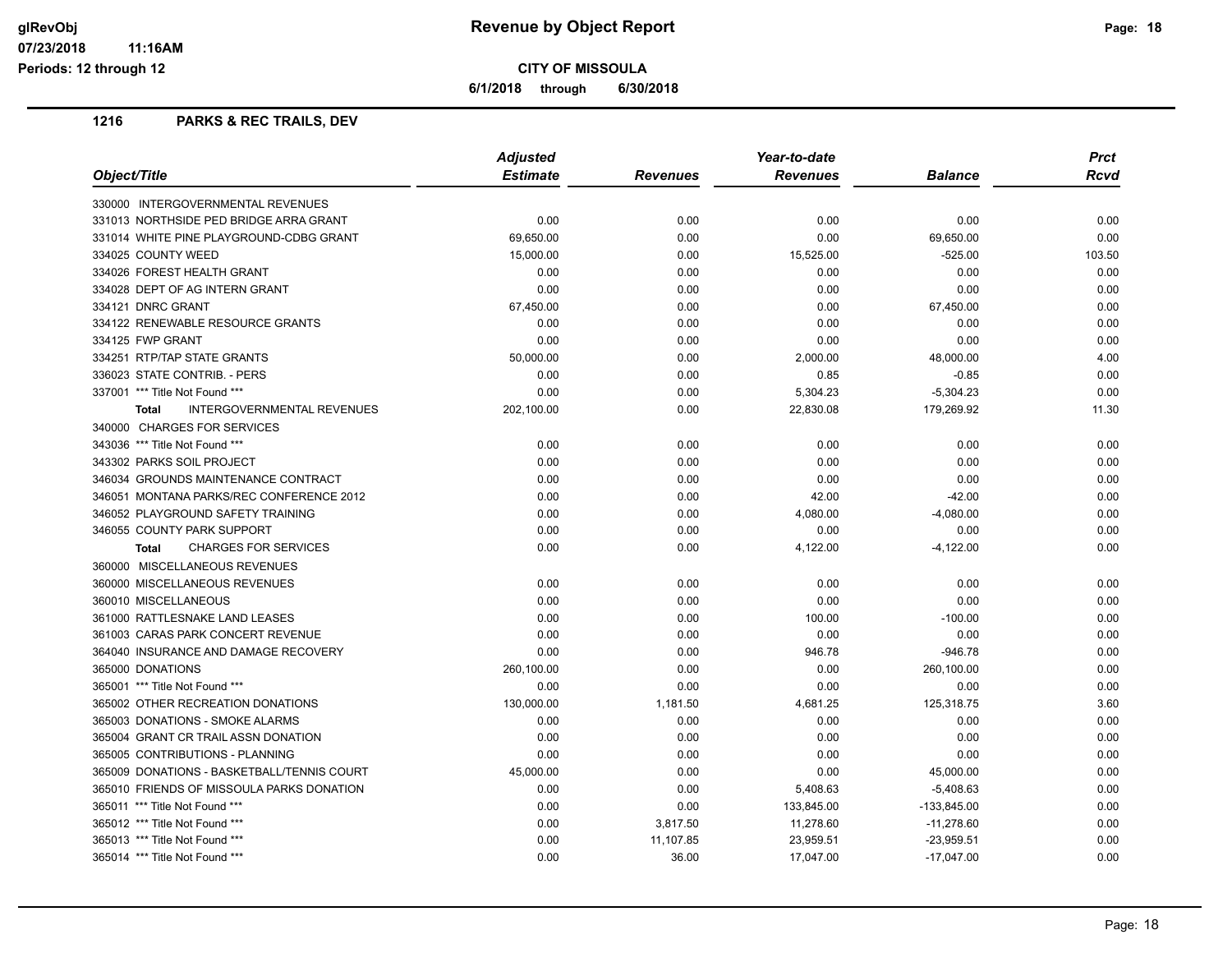**Revenue by Object Report**

**CITY OF MISSOULA**

**6/1/2018 through 6/30/2018**

Periods: 12 through 12

## 1216 PARKS & REC TRAILS, DEV

| Object/Title | Adjusted Estimate | Revenues | Year-to-date Revenues | Balance | Prct Rcvd |
|---|---|---|---|---|---|
| 330000 INTERGOVERNMENTAL REVENUES | | | | | |
| 331013 NORTHSIDE PED BRIDGE ARRA GRANT | 0.00 | 0.00 | 0.00 | 0.00 | 0.00 |
| 331014 WHITE PINE PLAYGROUND-CDBG GRANT | 69,650.00 | 0.00 | 0.00 | 69,650.00 | 0.00 |
| 334025 COUNTY WEED | 15,000.00 | 0.00 | 15,525.00 | -525.00 | 103.50 |
| 334026 FOREST HEALTH GRANT | 0.00 | 0.00 | 0.00 | 0.00 | 0.00 |
| 334028 DEPT OF AG INTERN GRANT | 0.00 | 0.00 | 0.00 | 0.00 | 0.00 |
| 334121 DNRC GRANT | 67,450.00 | 0.00 | 0.00 | 67,450.00 | 0.00 |
| 334122 RENEWABLE RESOURCE GRANTS | 0.00 | 0.00 | 0.00 | 0.00 | 0.00 |
| 334125 FWP GRANT | 0.00 | 0.00 | 0.00 | 0.00 | 0.00 |
| 334251 RTP/TAP STATE GRANTS | 50,000.00 | 0.00 | 2,000.00 | 48,000.00 | 4.00 |
| 336023 STATE CONTRIB. - PERS | 0.00 | 0.00 | 0.85 | -0.85 | 0.00 |
| 337001 *** Title Not Found *** | 0.00 | 0.00 | 5,304.23 | -5,304.23 | 0.00 |
| **Total** INTERGOVERNMENTAL REVENUES | 202,100.00 | 0.00 | 22,830.08 | 179,269.92 | 11.30 |
| 340000 CHARGES FOR SERVICES | | | | | |
| 343036 *** Title Not Found *** | 0.00 | 0.00 | 0.00 | 0.00 | 0.00 |
| 343302 PARKS SOIL PROJECT | 0.00 | 0.00 | 0.00 | 0.00 | 0.00 |
| 346034 GROUNDS MAINTENANCE CONTRACT | 0.00 | 0.00 | 0.00 | 0.00 | 0.00 |
| 346051 MONTANA PARKS/REC CONFERENCE 2012 | 0.00 | 0.00 | 42.00 | -42.00 | 0.00 |
| 346052 PLAYGROUND SAFETY TRAINING | 0.00 | 0.00 | 4,080.00 | -4,080.00 | 0.00 |
| 346055 COUNTY PARK SUPPORT | 0.00 | 0.00 | 0.00 | 0.00 | 0.00 |
| **Total** CHARGES FOR SERVICES | 0.00 | 0.00 | 4,122.00 | -4,122.00 | 0.00 |
| 360000 MISCELLANEOUS REVENUES | | | | | |
| 360000 MISCELLANEOUS REVENUES | 0.00 | 0.00 | 0.00 | 0.00 | 0.00 |
| 360010 MISCELLANEOUS | 0.00 | 0.00 | 0.00 | 0.00 | 0.00 |
| 361000 RATTLESNAKE LAND LEASES | 0.00 | 0.00 | 100.00 | -100.00 | 0.00 |
| 361003 CARAS PARK CONCERT REVENUE | 0.00 | 0.00 | 0.00 | 0.00 | 0.00 |
| 364040 INSURANCE AND DAMAGE RECOVERY | 0.00 | 0.00 | 946.78 | -946.78 | 0.00 |
| 365000 DONATIONS | 260,100.00 | 0.00 | 0.00 | 260,100.00 | 0.00 |
| 365001 *** Title Not Found *** | 0.00 | 0.00 | 0.00 | 0.00 | 0.00 |
| 365002 OTHER RECREATION DONATIONS | 130,000.00 | 1,181.50 | 4,681.25 | 125,318.75 | 3.60 |
| 365003 DONATIONS - SMOKE ALARMS | 0.00 | 0.00 | 0.00 | 0.00 | 0.00 |
| 365004 GRANT CR TRAIL ASSN DONATION | 0.00 | 0.00 | 0.00 | 0.00 | 0.00 |
| 365005 CONTRIBUTIONS - PLANNING | 0.00 | 0.00 | 0.00 | 0.00 | 0.00 |
| 365009 DONATIONS - BASKETBALL/TENNIS COURT | 45,000.00 | 0.00 | 0.00 | 45,000.00 | 0.00 |
| 365010 FRIENDS OF MISSOULA PARKS DONATION | 0.00 | 0.00 | 5,408.63 | -5,408.63 | 0.00 |
| 365011 *** Title Not Found *** | 0.00 | 0.00 | 133,845.00 | -133,845.00 | 0.00 |
| 365012 *** Title Not Found *** | 0.00 | 3,817.50 | 11,278.60 | -11,278.60 | 0.00 |
| 365013 *** Title Not Found *** | 0.00 | 11,107.85 | 23,959.51 | -23,959.51 | 0.00 |
| 365014 *** Title Not Found *** | 0.00 | 36.00 | 17,047.00 | -17,047.00 | 0.00 |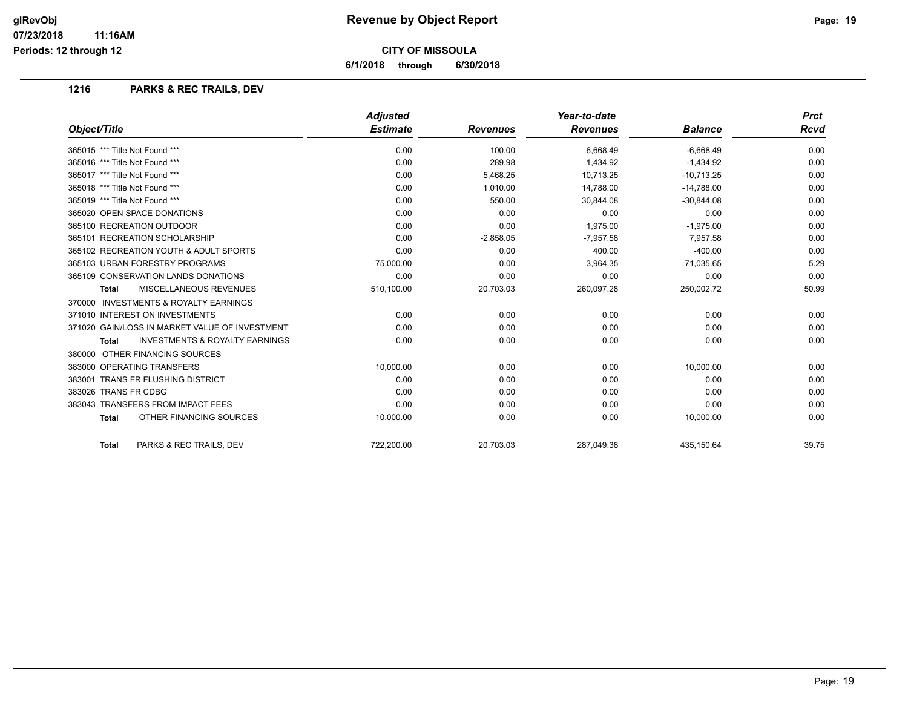**Revenue by Object Report**

**CITY OF MISSOULA**

**6/1/2018 through 6/30/2018**

## 1216 PARKS & REC TRAILS, DEV

| Object/Title | Adjusted Estimate | Revenues | Year-to-date Revenues | Balance | Prct Rcvd |
|---|---|---|---|---|---|
| 365015 *** Title Not Found *** | 0.00 | 100.00 | 6,668.49 | -6,668.49 | 0.00 |
| 365016 *** Title Not Found *** | 0.00 | 289.98 | 1,434.92 | -1,434.92 | 0.00 |
| 365017 *** Title Not Found *** | 0.00 | 5,468.25 | 10,713.25 | -10,713.25 | 0.00 |
| 365018 *** Title Not Found *** | 0.00 | 1,010.00 | 14,788.00 | -14,788.00 | 0.00 |
| 365019 *** Title Not Found *** | 0.00 | 550.00 | 30,844.08 | -30,844.08 | 0.00 |
| 365020 OPEN SPACE DONATIONS | 0.00 | 0.00 | 0.00 | 0.00 | 0.00 |
| 365100 RECREATION OUTDOOR | 0.00 | 0.00 | 1,975.00 | -1,975.00 | 0.00 |
| 365101 RECREATION SCHOLARSHIP | 0.00 | -2,858.05 | -7,957.58 | 7,957.58 | 0.00 |
| 365102 RECREATION YOUTH & ADULT SPORTS | 0.00 | 0.00 | 400.00 | -400.00 | 0.00 |
| 365103 URBAN FORESTRY PROGRAMS | 75,000.00 | 0.00 | 3,964.35 | 71,035.65 | 5.29 |
| 365109 CONSERVATION LANDS DONATIONS | 0.00 | 0.00 | 0.00 | 0.00 | 0.00 |
| **Total** MISCELLANEOUS REVENUES | 510,100.00 | 20,703.03 | 260,097.28 | 250,002.72 | 50.99 |
| 370000 INVESTMENTS & ROYALTY EARNINGS | | | | | |
| 371010 INTEREST ON INVESTMENTS | 0.00 | 0.00 | 0.00 | 0.00 | 0.00 |
| 371020 GAIN/LOSS IN MARKET VALUE OF INVESTMENT | 0.00 | 0.00 | 0.00 | 0.00 | 0.00 |
| **Total** INVESTMENTS & ROYALTY EARNINGS | 0.00 | 0.00 | 0.00 | 0.00 | 0.00 |
| 380000 OTHER FINANCING SOURCES | | | | | |
| 383000 OPERATING TRANSFERS | 10,000.00 | 0.00 | 0.00 | 10,000.00 | 0.00 |
| 383001 TRANS FR FLUSHING DISTRICT | 0.00 | 0.00 | 0.00 | 0.00 | 0.00 |
| 383026 TRANS FR CDBG | 0.00 | 0.00 | 0.00 | 0.00 | 0.00 |
| 383043 TRANSFERS FROM IMPACT FEES | 0.00 | 0.00 | 0.00 | 0.00 | 0.00 |
| **Total** OTHER FINANCING SOURCES | 10,000.00 | 0.00 | 0.00 | 10,000.00 | 0.00 |
| **Total** PARKS & REC TRAILS, DEV | 722,200.00 | 20,703.03 | 287,049.36 | 435,150.64 | 39.75 |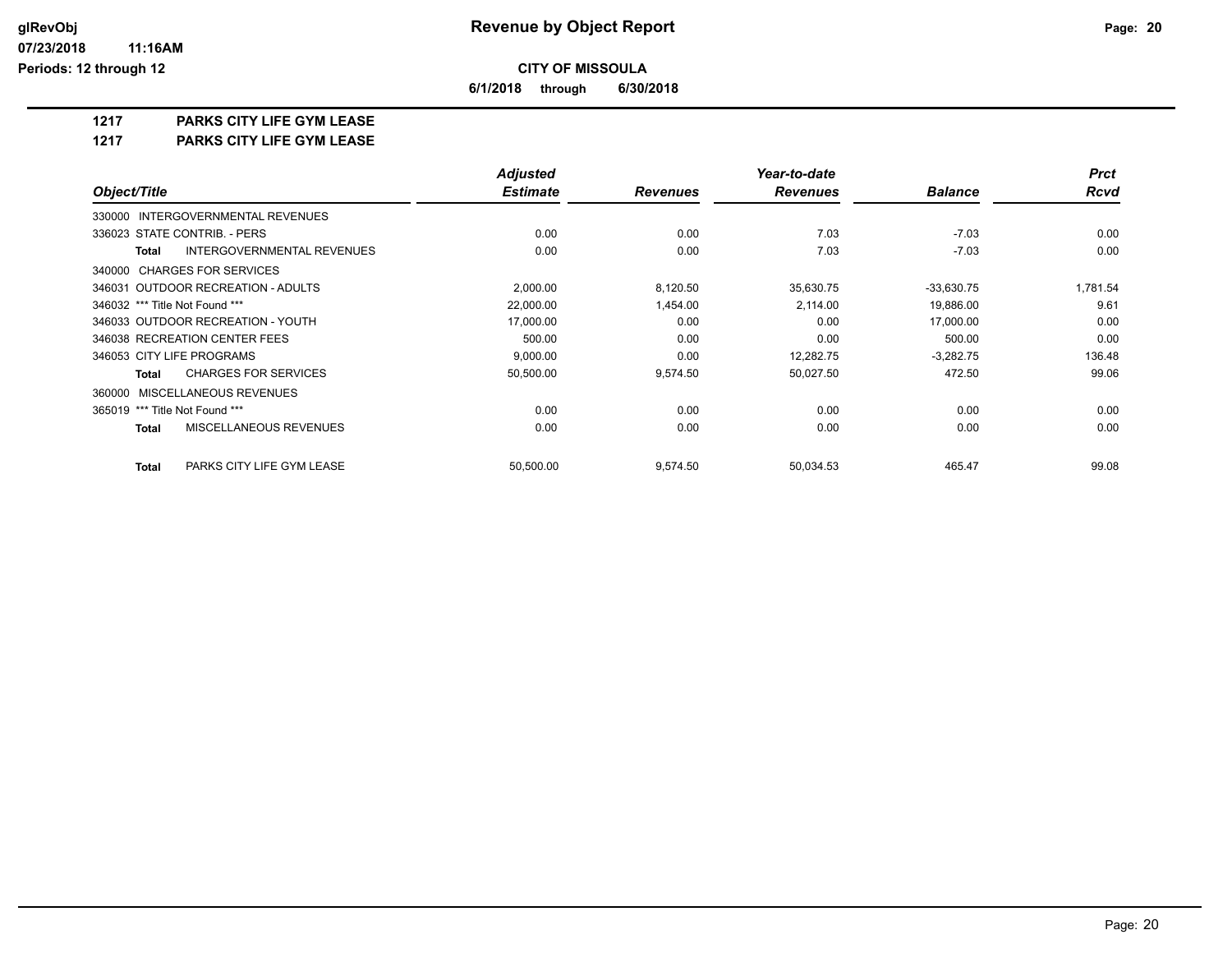# Revenue by Object Report

## CITY OF MISSOULA

**6/1/2018 through 6/30/2018**

**1217 PARKS CITY LIFE GYM LEASE**

**1217 PARKS CITY LIFE GYM LEASE**

| Object/Title | Adjusted Estimate | Revenues | Year-to-date Revenues | Balance | Prct Rcvd |
|---|---|---|---|---|---|
| 330000 INTERGOVERNMENTAL REVENUES | | | | | |
| 336023 STATE CONTRIB. - PERS | 0.00 | 0.00 | 7.03 | -7.03 | 0.00 |
| **Total** INTERGOVERNMENTAL REVENUES | 0.00 | 0.00 | 7.03 | -7.03 | 0.00 |
| 340000 CHARGES FOR SERVICES | | | | | |
| 346031 OUTDOOR RECREATION - ADULTS | 2,000.00 | 8,120.50 | 35,630.75 | -33,630.75 | 1,781.54 |
| 346032 *** Title Not Found *** | 22,000.00 | 1,454.00 | 2,114.00 | 19,886.00 | 9.61 |
| 346033 OUTDOOR RECREATION - YOUTH | 17,000.00 | 0.00 | 0.00 | 17,000.00 | 0.00 |
| 346038 RECREATION CENTER FEES | 500.00 | 0.00 | 0.00 | 500.00 | 0.00 |
| 346053 CITY LIFE PROGRAMS | 9,000.00 | 0.00 | 12,282.75 | -3,282.75 | 136.48 |
| **Total** CHARGES FOR SERVICES | 50,500.00 | 9,574.50 | 50,027.50 | 472.50 | 99.06 |
| 360000 MISCELLANEOUS REVENUES | | | | | |
| 365019 *** Title Not Found *** | 0.00 | 0.00 | 0.00 | 0.00 | 0.00 |
| **Total** MISCELLANEOUS REVENUES | 0.00 | 0.00 | 0.00 | 0.00 | 0.00 |
| **Total** PARKS CITY LIFE GYM LEASE | 50,500.00 | 9,574.50 | 50,034.53 | 465.47 | 99.08 |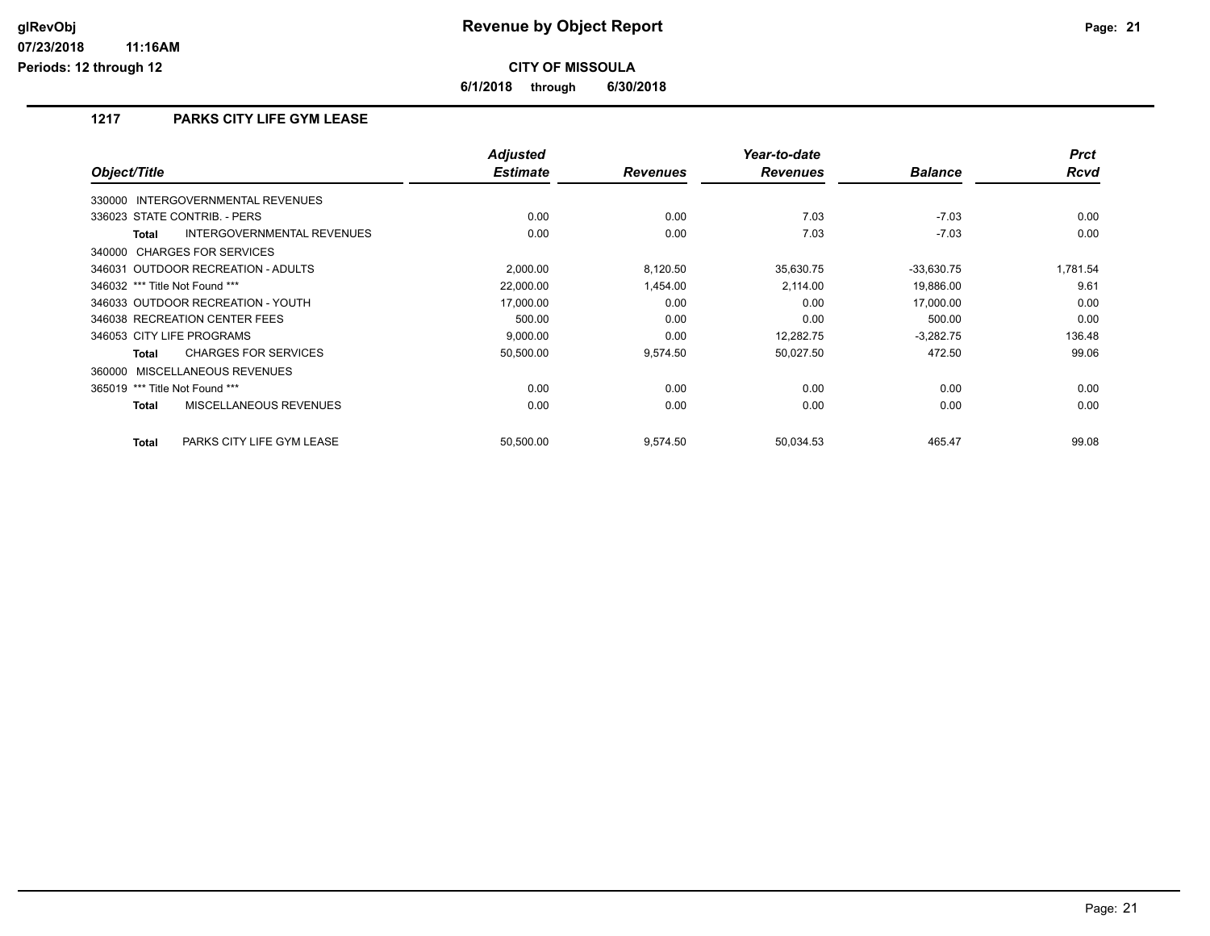# Revenue by Object Report

**CITY OF MISSOULA**

**6/1/2018 through 6/30/2018**

glRevObj
07/23/2018 11:16AM
Periods: 12 through 12

## 1217 PARKS CITY LIFE GYM LEASE

| Object/Title | Adjusted Estimate | Revenues | Year-to-date Revenues | Balance | Prct Rcvd |
|---|---|---|---|---|---|
| 330000 INTERGOVERNMENTAL REVENUES | | | | | |
| 336023 STATE CONTRIB. - PERS | 0.00 | 0.00 | 7.03 | -7.03 | 0.00 |
| **Total** INTERGOVERNMENTAL REVENUES | 0.00 | 0.00 | 7.03 | -7.03 | 0.00 |
| 340000 CHARGES FOR SERVICES | | | | | |
| 346031 OUTDOOR RECREATION - ADULTS | 2,000.00 | 8,120.50 | 35,630.75 | -33,630.75 | 1,781.54 |
| 346032 *** Title Not Found *** | 22,000.00 | 1,454.00 | 2,114.00 | 19,886.00 | 9.61 |
| 346033 OUTDOOR RECREATION - YOUTH | 17,000.00 | 0.00 | 0.00 | 17,000.00 | 0.00 |
| 346038 RECREATION CENTER FEES | 500.00 | 0.00 | 0.00 | 500.00 | 0.00 |
| 346053 CITY LIFE PROGRAMS | 9,000.00 | 0.00 | 12,282.75 | -3,282.75 | 136.48 |
| **Total** CHARGES FOR SERVICES | 50,500.00 | 9,574.50 | 50,027.50 | 472.50 | 99.06 |
| 360000 MISCELLANEOUS REVENUES | | | | | |
| 365019 *** Title Not Found *** | 0.00 | 0.00 | 0.00 | 0.00 | 0.00 |
| **Total** MISCELLANEOUS REVENUES | 0.00 | 0.00 | 0.00 | 0.00 | 0.00 |
| **Total** PARKS CITY LIFE GYM LEASE | 50,500.00 | 9,574.50 | 50,034.53 | 465.47 | 99.08 |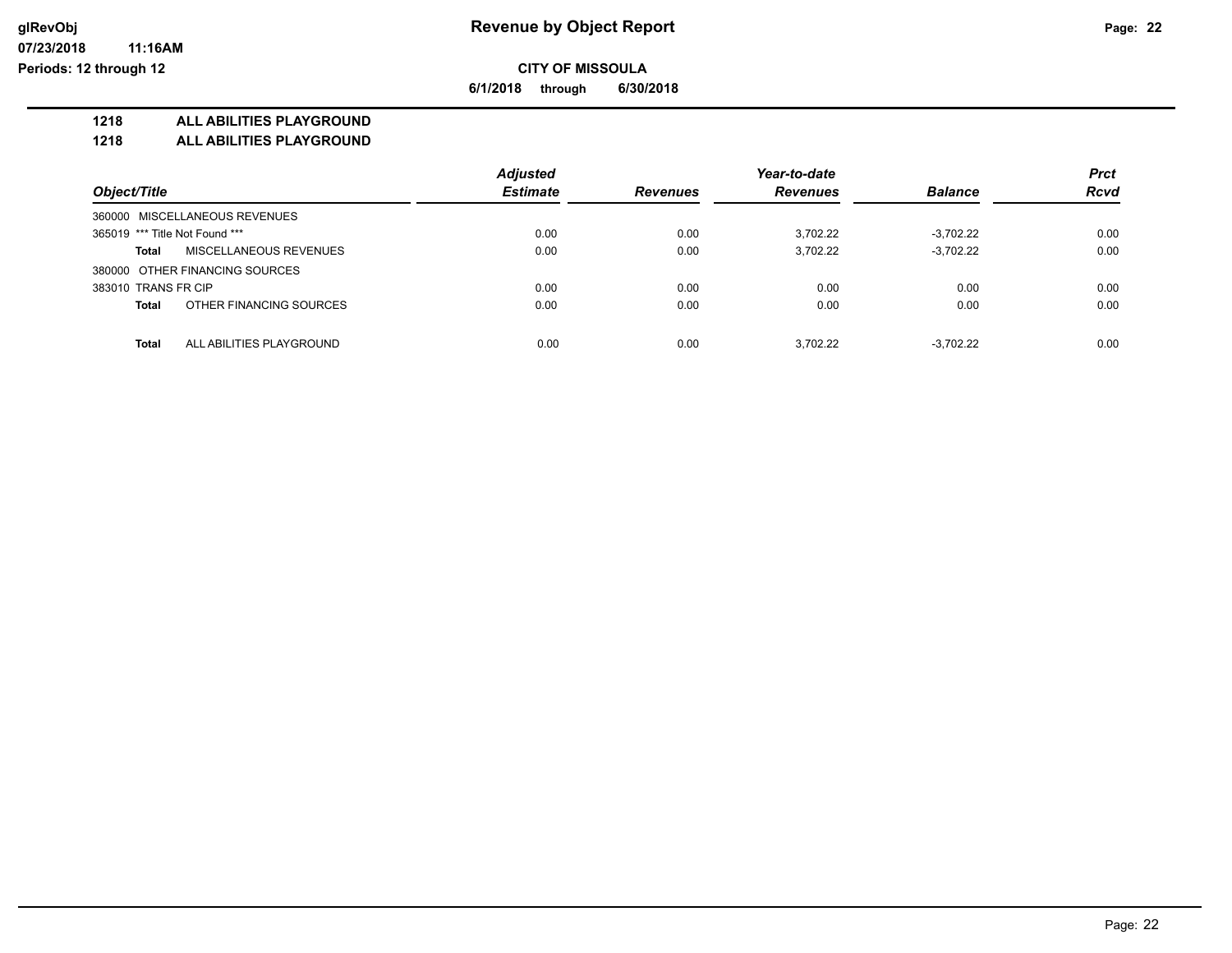**Revenue by Object Report**

**CITY OF MISSOULA**

**6/1/2018 through 6/30/2018**

glRevObj
07/23/2018 11:16AM
Periods: 12 through 12

**1218 ALL ABILITIES PLAYGROUND**

**1218 ALL ABILITIES PLAYGROUND**

| Object/Title | Adjusted Estimate | Revenues | Year-to-date Revenues | Balance | Prct Rcvd |
|---|---|---|---|---|---|
| 360000 MISCELLANEOUS REVENUES | | | | | |
| 365019 *** Title Not Found *** | 0.00 | 0.00 | 3,702.22 | -3,702.22 | 0.00 |
| **Total** MISCELLANEOUS REVENUES | 0.00 | 0.00 | 3,702.22 | -3,702.22 | 0.00 |
| 380000 OTHER FINANCING SOURCES | | | | | |
| 383010 TRANS FR CIP | 0.00 | 0.00 | 0.00 | 0.00 | 0.00 |
| **Total** OTHER FINANCING SOURCES | 0.00 | 0.00 | 0.00 | 0.00 | 0.00 |
| **Total** ALL ABILITIES PLAYGROUND | 0.00 | 0.00 | 3,702.22 | -3,702.22 | 0.00 |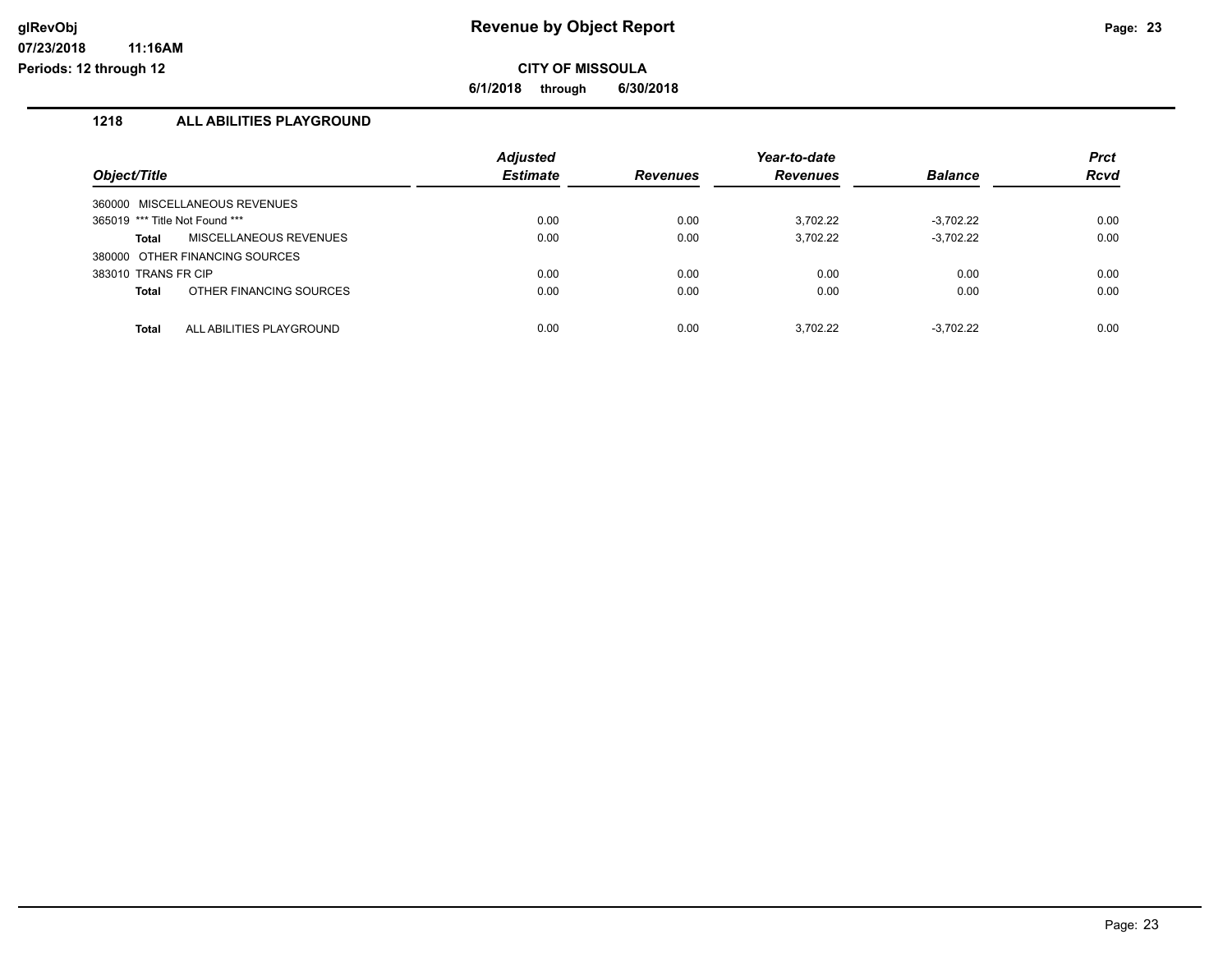# Revenue by Object Report

**CITY OF MISSOULA**

**6/1/2018 through 6/30/2018**

## 1218 ALL ABILITIES PLAYGROUND

| Object/Title | | Adjusted Estimate | Revenues | Year-to-date Revenues | Balance | Prct Rcvd |
|---|---|---|---|---|---|---|
| 360000 MISCELLANEOUS REVENUES | | | | | | |
| 365019 *** Title Not Found *** | | 0.00 | 0.00 | 3,702.22 | -3,702.22 | 0.00 |
| **Total** | MISCELLANEOUS REVENUES | 0.00 | 0.00 | 3,702.22 | -3,702.22 | 0.00 |
| 380000 OTHER FINANCING SOURCES | | | | | | |
| 383010 TRANS FR CIP | | 0.00 | 0.00 | 0.00 | 0.00 | 0.00 |
| **Total** | OTHER FINANCING SOURCES | 0.00 | 0.00 | 0.00 | 0.00 | 0.00 |
| **Total** | ALL ABILITIES PLAYGROUND | 0.00 | 0.00 | 3,702.22 | -3,702.22 | 0.00 |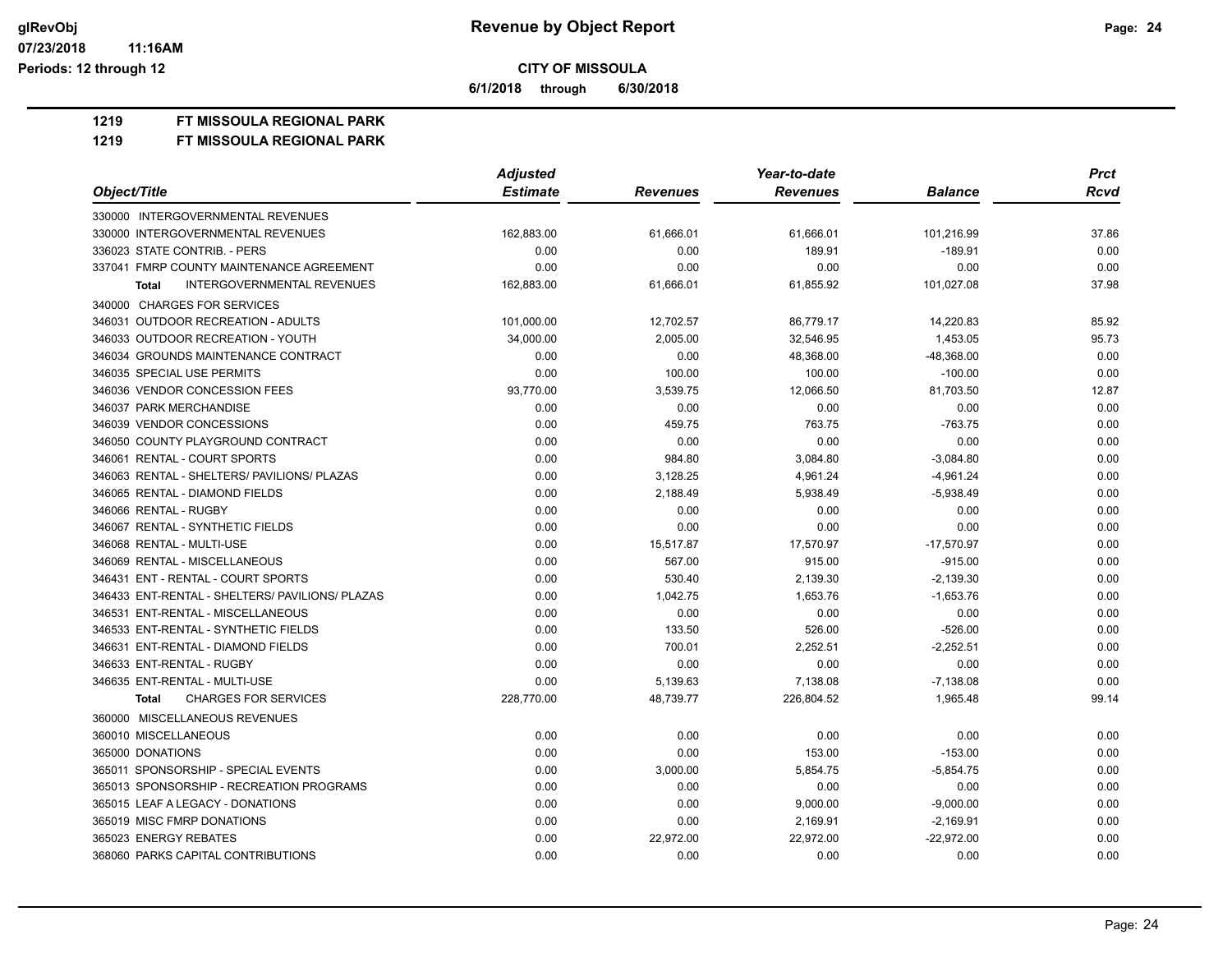**Revenue by Object Report**

**CITY OF MISSOULA**

**6/1/2018 through 6/30/2018**

## 1219 FT MISSOULA REGIONAL PARK

### 1219 FT MISSOULA REGIONAL PARK

| Object/Title | Adjusted Estimate | Revenues | Year-to-date Revenues | Balance | Prct Rcvd |
|---|---|---|---|---|---|
| 330000 INTERGOVERNMENTAL REVENUES | | | | | |
| 330000 INTERGOVERNMENTAL REVENUES | 162,883.00 | 61,666.01 | 61,666.01 | 101,216.99 | 37.86 |
| 336023 STATE CONTRIB. - PERS | 0.00 | 0.00 | 189.91 | -189.91 | 0.00 |
| 337041 FMRP COUNTY MAINTENANCE AGREEMENT | 0.00 | 0.00 | 0.00 | 0.00 | 0.00 |
| **Total** INTERGOVERNMENTAL REVENUES | 162,883.00 | 61,666.01 | 61,855.92 | 101,027.08 | 37.98 |
| 340000 CHARGES FOR SERVICES | | | | | |
| 346031 OUTDOOR RECREATION - ADULTS | 101,000.00 | 12,702.57 | 86,779.17 | 14,220.83 | 85.92 |
| 346033 OUTDOOR RECREATION - YOUTH | 34,000.00 | 2,005.00 | 32,546.95 | 1,453.05 | 95.73 |
| 346034 GROUNDS MAINTENANCE CONTRACT | 0.00 | 0.00 | 48,368.00 | -48,368.00 | 0.00 |
| 346035 SPECIAL USE PERMITS | 0.00 | 100.00 | 100.00 | -100.00 | 0.00 |
| 346036 VENDOR CONCESSION FEES | 93,770.00 | 3,539.75 | 12,066.50 | 81,703.50 | 12.87 |
| 346037 PARK MERCHANDISE | 0.00 | 0.00 | 0.00 | 0.00 | 0.00 |
| 346039 VENDOR CONCESSIONS | 0.00 | 459.75 | 763.75 | -763.75 | 0.00 |
| 346050 COUNTY PLAYGROUND CONTRACT | 0.00 | 0.00 | 0.00 | 0.00 | 0.00 |
| 346061 RENTAL - COURT SPORTS | 0.00 | 984.80 | 3,084.80 | -3,084.80 | 0.00 |
| 346063 RENTAL - SHELTERS/ PAVILIONS/ PLAZAS | 0.00 | 3,128.25 | 4,961.24 | -4,961.24 | 0.00 |
| 346065 RENTAL - DIAMOND FIELDS | 0.00 | 2,188.49 | 5,938.49 | -5,938.49 | 0.00 |
| 346066 RENTAL - RUGBY | 0.00 | 0.00 | 0.00 | 0.00 | 0.00 |
| 346067 RENTAL - SYNTHETIC FIELDS | 0.00 | 0.00 | 0.00 | 0.00 | 0.00 |
| 346068 RENTAL - MULTI-USE | 0.00 | 15,517.87 | 17,570.97 | -17,570.97 | 0.00 |
| 346069 RENTAL - MISCELLANEOUS | 0.00 | 567.00 | 915.00 | -915.00 | 0.00 |
| 346431 ENT - RENTAL - COURT SPORTS | 0.00 | 530.40 | 2,139.30 | -2,139.30 | 0.00 |
| 346433 ENT-RENTAL - SHELTERS/ PAVILIONS/ PLAZAS | 0.00 | 1,042.75 | 1,653.76 | -1,653.76 | 0.00 |
| 346531 ENT-RENTAL - MISCELLANEOUS | 0.00 | 0.00 | 0.00 | 0.00 | 0.00 |
| 346533 ENT-RENTAL - SYNTHETIC FIELDS | 0.00 | 133.50 | 526.00 | -526.00 | 0.00 |
| 346631 ENT-RENTAL - DIAMOND FIELDS | 0.00 | 700.01 | 2,252.51 | -2,252.51 | 0.00 |
| 346633 ENT-RENTAL - RUGBY | 0.00 | 0.00 | 0.00 | 0.00 | 0.00 |
| 346635 ENT-RENTAL - MULTI-USE | 0.00 | 5,139.63 | 7,138.08 | -7,138.08 | 0.00 |
| **Total** CHARGES FOR SERVICES | 228,770.00 | 48,739.77 | 226,804.52 | 1,965.48 | 99.14 |
| 360000 MISCELLANEOUS REVENUES | | | | | |
| 360010 MISCELLANEOUS | 0.00 | 0.00 | 0.00 | 0.00 | 0.00 |
| 365000 DONATIONS | 0.00 | 0.00 | 153.00 | -153.00 | 0.00 |
| 365011 SPONSORSHIP - SPECIAL EVENTS | 0.00 | 3,000.00 | 5,854.75 | -5,854.75 | 0.00 |
| 365013 SPONSORSHIP - RECREATION PROGRAMS | 0.00 | 0.00 | 0.00 | 0.00 | 0.00 |
| 365015 LEAF A LEGACY - DONATIONS | 0.00 | 0.00 | 9,000.00 | -9,000.00 | 0.00 |
| 365019 MISC FMRP DONATIONS | 0.00 | 0.00 | 2,169.91 | -2,169.91 | 0.00 |
| 365023 ENERGY REBATES | 0.00 | 22,972.00 | 22,972.00 | -22,972.00 | 0.00 |
| 368060 PARKS CAPITAL CONTRIBUTIONS | 0.00 | 0.00 | 0.00 | 0.00 | 0.00 |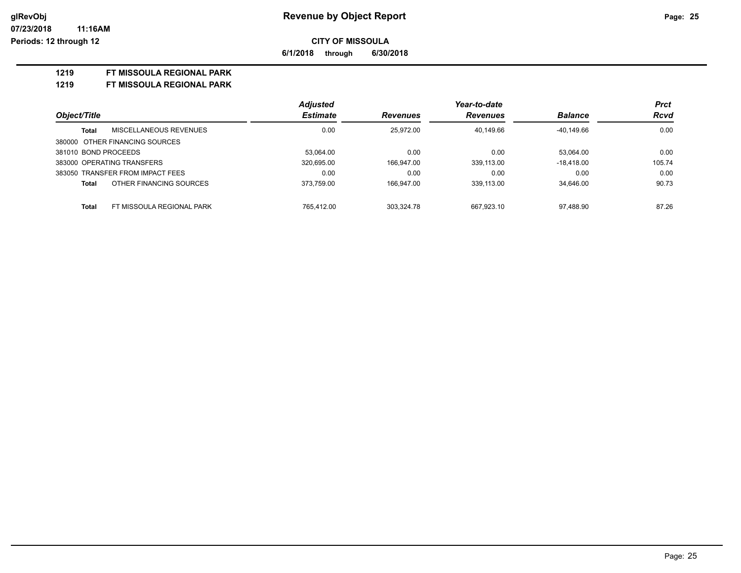**CITY OF MISSOULA**

**6/1/2018 through 6/30/2018**

**1219 FT MISSOULA REGIONAL PARK**

**1219 FT MISSOULA REGIONAL PARK**

| Object/Title | | Adjusted Estimate | Revenues | Year-to-date Revenues | Balance | Prct Rcvd |
|---|---|---|---|---|---|---|
| **Total** | MISCELLANEOUS REVENUES | 0.00 | 25,972.00 | 40,149.66 | -40,149.66 | 0.00 |
| 380000 OTHER FINANCING SOURCES | | | | | | |
| 381010 BOND PROCEEDS | | 53,064.00 | 0.00 | 0.00 | 53,064.00 | 0.00 |
| 383000 OPERATING TRANSFERS | | 320,695.00 | 166,947.00 | 339,113.00 | -18,418.00 | 105.74 |
| 383050 TRANSFER FROM IMPACT FEES | | 0.00 | 0.00 | 0.00 | 0.00 | 0.00 |
| **Total** | OTHER FINANCING SOURCES | 373,759.00 | 166,947.00 | 339,113.00 | 34,646.00 | 90.73 |
| **Total** | FT MISSOULA REGIONAL PARK | 765,412.00 | 303,324.78 | 667,923.10 | 97,488.90 | 87.26 |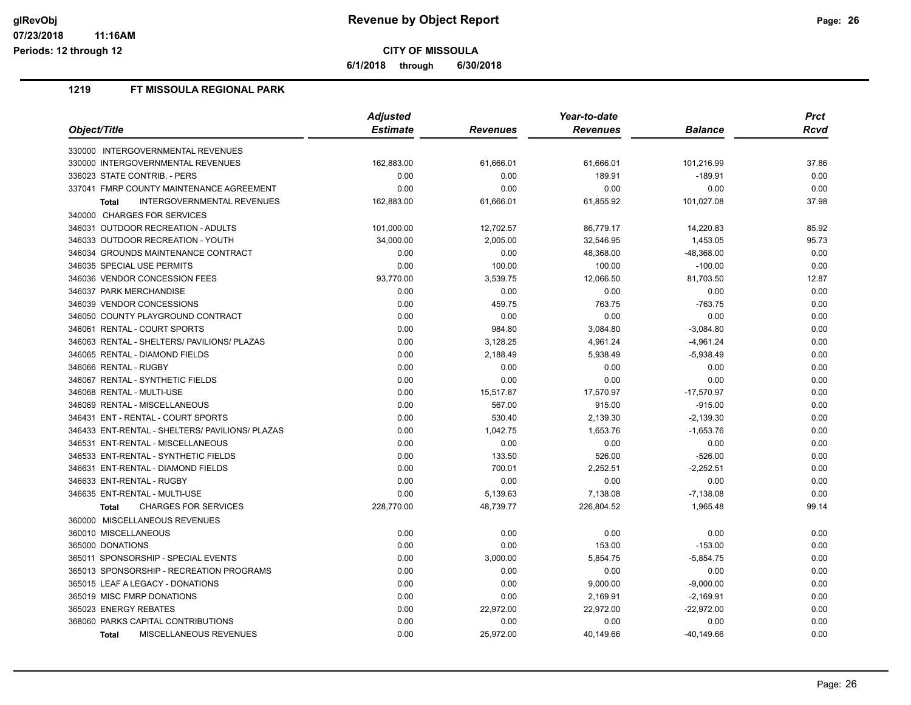**CITY OF MISSOULA**

**6/1/2018 through 6/30/2018**

## 1219 FT MISSOULA REGIONAL PARK

| Object/Title | Adjusted Estimate | Revenues | Year-to-date Revenues | Balance | Prct Rcvd |
|---|---|---|---|---|---|
| 330000 INTERGOVERNMENTAL REVENUES | | | | | |
| 330000 INTERGOVERNMENTAL REVENUES | 162,883.00 | 61,666.01 | 61,666.01 | 101,216.99 | 37.86 |
| 336023 STATE CONTRIB. - PERS | 0.00 | 0.00 | 189.91 | -189.91 | 0.00 |
| 337041 FMRP COUNTY MAINTENANCE AGREEMENT | 0.00 | 0.00 | 0.00 | 0.00 | 0.00 |
| **Total** INTERGOVERNMENTAL REVENUES | 162,883.00 | 61,666.01 | 61,855.92 | 101,027.08 | 37.98 |
| 340000 CHARGES FOR SERVICES | | | | | |
| 346031 OUTDOOR RECREATION - ADULTS | 101,000.00 | 12,702.57 | 86,779.17 | 14,220.83 | 85.92 |
| 346033 OUTDOOR RECREATION - YOUTH | 34,000.00 | 2,005.00 | 32,546.95 | 1,453.05 | 95.73 |
| 346034 GROUNDS MAINTENANCE CONTRACT | 0.00 | 0.00 | 48,368.00 | -48,368.00 | 0.00 |
| 346035 SPECIAL USE PERMITS | 0.00 | 100.00 | 100.00 | -100.00 | 0.00 |
| 346036 VENDOR CONCESSION FEES | 93,770.00 | 3,539.75 | 12,066.50 | 81,703.50 | 12.87 |
| 346037 PARK MERCHANDISE | 0.00 | 0.00 | 0.00 | 0.00 | 0.00 |
| 346039 VENDOR CONCESSIONS | 0.00 | 459.75 | 763.75 | -763.75 | 0.00 |
| 346050 COUNTY PLAYGROUND CONTRACT | 0.00 | 0.00 | 0.00 | 0.00 | 0.00 |
| 346061 RENTAL - COURT SPORTS | 0.00 | 984.80 | 3,084.80 | -3,084.80 | 0.00 |
| 346063 RENTAL - SHELTERS/ PAVILIONS/ PLAZAS | 0.00 | 3,128.25 | 4,961.24 | -4,961.24 | 0.00 |
| 346065 RENTAL - DIAMOND FIELDS | 0.00 | 2,188.49 | 5,938.49 | -5,938.49 | 0.00 |
| 346066 RENTAL - RUGBY | 0.00 | 0.00 | 0.00 | 0.00 | 0.00 |
| 346067 RENTAL - SYNTHETIC FIELDS | 0.00 | 0.00 | 0.00 | 0.00 | 0.00 |
| 346068 RENTAL - MULTI-USE | 0.00 | 15,517.87 | 17,570.97 | -17,570.97 | 0.00 |
| 346069 RENTAL - MISCELLANEOUS | 0.00 | 567.00 | 915.00 | -915.00 | 0.00 |
| 346431 ENT - RENTAL - COURT SPORTS | 0.00 | 530.40 | 2,139.30 | -2,139.30 | 0.00 |
| 346433 ENT-RENTAL - SHELTERS/ PAVILIONS/ PLAZAS | 0.00 | 1,042.75 | 1,653.76 | -1,653.76 | 0.00 |
| 346531 ENT-RENTAL - MISCELLANEOUS | 0.00 | 0.00 | 0.00 | 0.00 | 0.00 |
| 346533 ENT-RENTAL - SYNTHETIC FIELDS | 0.00 | 133.50 | 526.00 | -526.00 | 0.00 |
| 346631 ENT-RENTAL - DIAMOND FIELDS | 0.00 | 700.01 | 2,252.51 | -2,252.51 | 0.00 |
| 346633 ENT-RENTAL - RUGBY | 0.00 | 0.00 | 0.00 | 0.00 | 0.00 |
| 346635 ENT-RENTAL - MULTI-USE | 0.00 | 5,139.63 | 7,138.08 | -7,138.08 | 0.00 |
| **Total** CHARGES FOR SERVICES | 228,770.00 | 48,739.77 | 226,804.52 | 1,965.48 | 99.14 |
| 360000 MISCELLANEOUS REVENUES | | | | | |
| 360010 MISCELLANEOUS | 0.00 | 0.00 | 0.00 | 0.00 | 0.00 |
| 365000 DONATIONS | 0.00 | 0.00 | 153.00 | -153.00 | 0.00 |
| 365011 SPONSORSHIP - SPECIAL EVENTS | 0.00 | 3,000.00 | 5,854.75 | -5,854.75 | 0.00 |
| 365013 SPONSORSHIP - RECREATION PROGRAMS | 0.00 | 0.00 | 0.00 | 0.00 | 0.00 |
| 365015 LEAF A LEGACY - DONATIONS | 0.00 | 0.00 | 9,000.00 | -9,000.00 | 0.00 |
| 365019 MISC FMRP DONATIONS | 0.00 | 0.00 | 2,169.91 | -2,169.91 | 0.00 |
| 365023 ENERGY REBATES | 0.00 | 22,972.00 | 22,972.00 | -22,972.00 | 0.00 |
| 368060 PARKS CAPITAL CONTRIBUTIONS | 0.00 | 0.00 | 0.00 | 0.00 | 0.00 |
| **Total** MISCELLANEOUS REVENUES | 0.00 | 25,972.00 | 40,149.66 | -40,149.66 | 0.00 |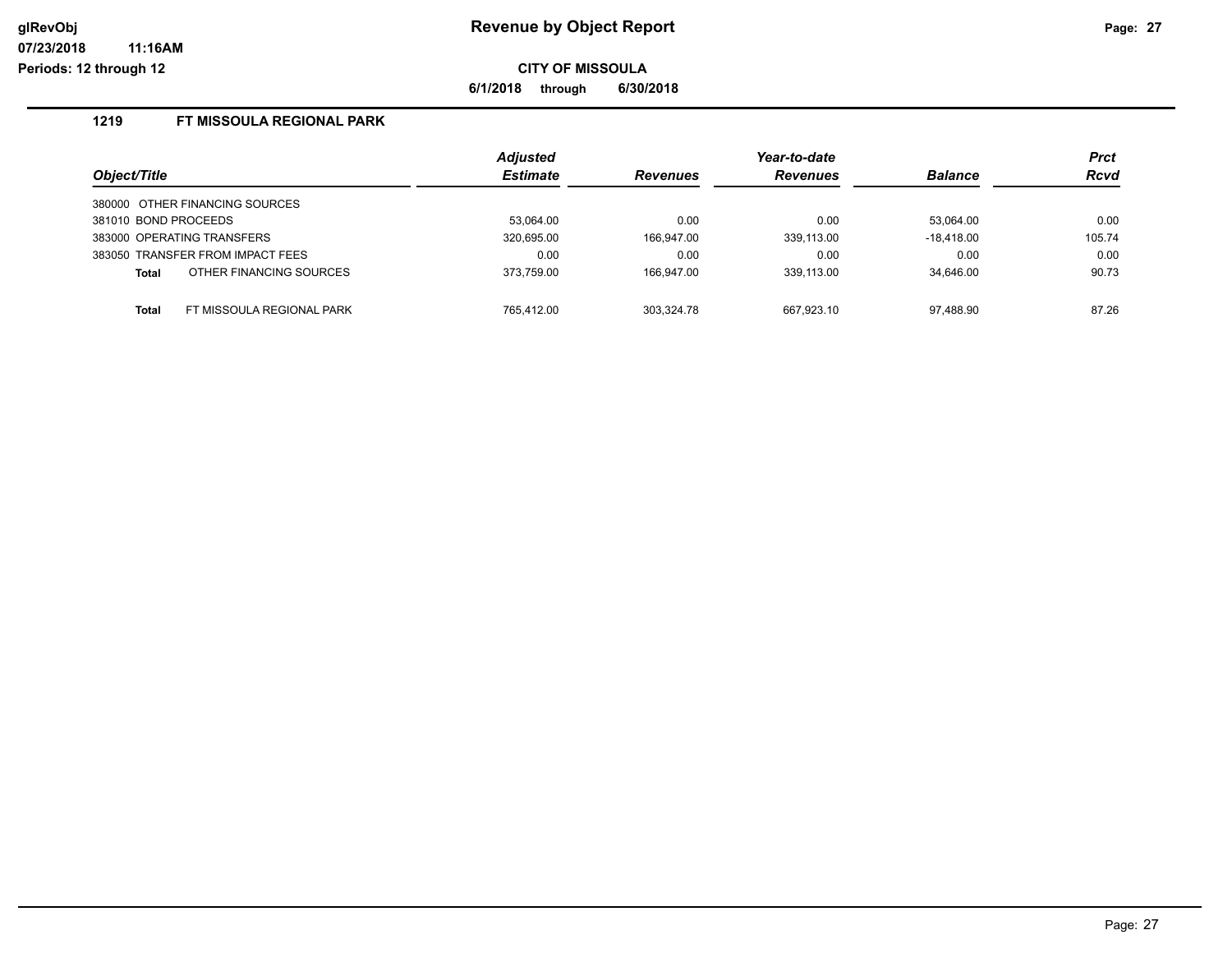**CITY OF MISSOULA**

**6/1/2018 through 6/30/2018**

## 1219 FT MISSOULA REGIONAL PARK

| Object/Title | Adjusted Estimate | Revenues | Year-to-date Revenues | Balance | Prct Rcvd |
|---|---|---|---|---|---|
| 380000 OTHER FINANCING SOURCES | | | | | |
| 381010 BOND PROCEEDS | 53,064.00 | 0.00 | 0.00 | 53,064.00 | 0.00 |
| 383000 OPERATING TRANSFERS | 320,695.00 | 166,947.00 | 339,113.00 | -18,418.00 | 105.74 |
| 383050 TRANSFER FROM IMPACT FEES | 0.00 | 0.00 | 0.00 | 0.00 | 0.00 |
| **Total** OTHER FINANCING SOURCES | 373,759.00 | 166,947.00 | 339,113.00 | 34,646.00 | 90.73 |
| **Total** FT MISSOULA REGIONAL PARK | 765,412.00 | 303,324.78 | 667,923.10 | 97,488.90 | 87.26 |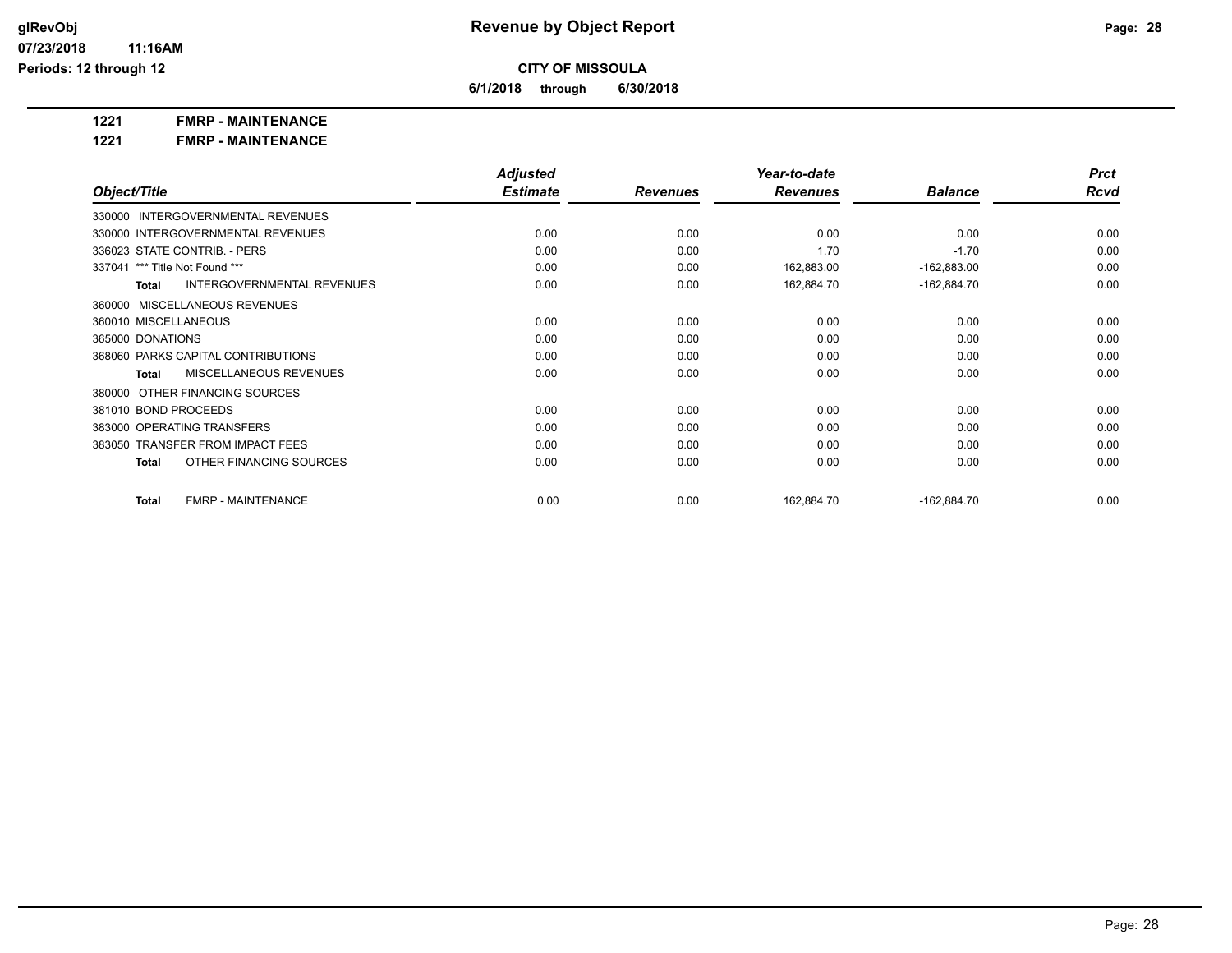# Revenue by Object Report

glRevObj
07/23/2018 11:16AM
Periods: 12 through 12

**CITY OF MISSOULA**

**6/1/2018 through 6/30/2018**

**1221 FMRP - MAINTENANCE**

**1221 FMRP - MAINTENANCE**

| Object/Title | Adjusted Estimate | Revenues | Year-to-date Revenues | Balance | Prct Rcvd |
|---|---|---|---|---|---|
| 330000 INTERGOVERNMENTAL REVENUES | | | | | |
| 330000 INTERGOVERNMENTAL REVENUES | 0.00 | 0.00 | 0.00 | 0.00 | 0.00 |
| 336023 STATE CONTRIB. - PERS | 0.00 | 0.00 | 1.70 | -1.70 | 0.00 |
| 337041 *** Title Not Found *** | 0.00 | 0.00 | 162,883.00 | -162,883.00 | 0.00 |
| **Total** INTERGOVERNMENTAL REVENUES | 0.00 | 0.00 | 162,884.70 | -162,884.70 | 0.00 |
| 360000 MISCELLANEOUS REVENUES | | | | | |
| 360010 MISCELLANEOUS | 0.00 | 0.00 | 0.00 | 0.00 | 0.00 |
| 365000 DONATIONS | 0.00 | 0.00 | 0.00 | 0.00 | 0.00 |
| 368060 PARKS CAPITAL CONTRIBUTIONS | 0.00 | 0.00 | 0.00 | 0.00 | 0.00 |
| **Total** MISCELLANEOUS REVENUES | 0.00 | 0.00 | 0.00 | 0.00 | 0.00 |
| 380000 OTHER FINANCING SOURCES | | | | | |
| 381010 BOND PROCEEDS | 0.00 | 0.00 | 0.00 | 0.00 | 0.00 |
| 383000 OPERATING TRANSFERS | 0.00 | 0.00 | 0.00 | 0.00 | 0.00 |
| 383050 TRANSFER FROM IMPACT FEES | 0.00 | 0.00 | 0.00 | 0.00 | 0.00 |
| **Total** OTHER FINANCING SOURCES | 0.00 | 0.00 | 0.00 | 0.00 | 0.00 |
| **Total** FMRP - MAINTENANCE | 0.00 | 0.00 | 162,884.70 | -162,884.70 | 0.00 |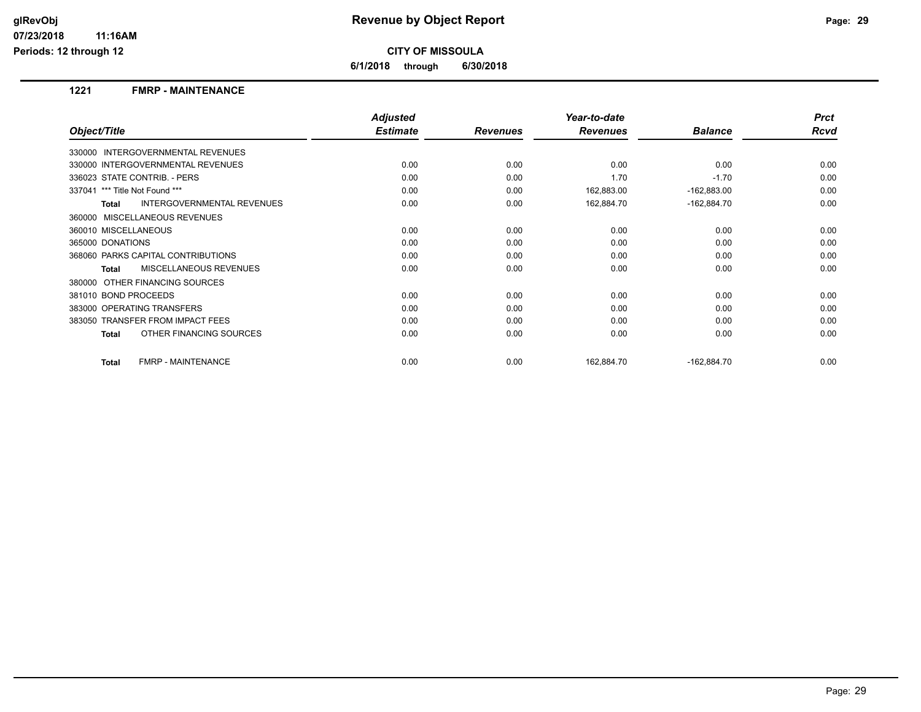# Revenue by Object Report

## CITY OF MISSOULA

**6/1/2018 through 6/30/2018**

glRevObj
07/23/2018 11:16AM
Periods: 12 through 12

### 1221 FMRP - MAINTENANCE

| Object/Title | Adjusted Estimate | Revenues | Year-to-date Revenues | Balance | Prct Rcvd |
|---|---|---|---|---|---|
| 330000 INTERGOVERNMENTAL REVENUES | | | | | |
| 330000 INTERGOVERNMENTAL REVENUES | 0.00 | 0.00 | 0.00 | 0.00 | 0.00 |
| 336023 STATE CONTRIB. - PERS | 0.00 | 0.00 | 1.70 | -1.70 | 0.00 |
| 337041 *** Title Not Found *** | 0.00 | 0.00 | 162,883.00 | -162,883.00 | 0.00 |
| **Total** INTERGOVERNMENTAL REVENUES | 0.00 | 0.00 | 162,884.70 | -162,884.70 | 0.00 |
| 360000 MISCELLANEOUS REVENUES | | | | | |
| 360010 MISCELLANEOUS | 0.00 | 0.00 | 0.00 | 0.00 | 0.00 |
| 365000 DONATIONS | 0.00 | 0.00 | 0.00 | 0.00 | 0.00 |
| 368060 PARKS CAPITAL CONTRIBUTIONS | 0.00 | 0.00 | 0.00 | 0.00 | 0.00 |
| **Total** MISCELLANEOUS REVENUES | 0.00 | 0.00 | 0.00 | 0.00 | 0.00 |
| 380000 OTHER FINANCING SOURCES | | | | | |
| 381010 BOND PROCEEDS | 0.00 | 0.00 | 0.00 | 0.00 | 0.00 |
| 383000 OPERATING TRANSFERS | 0.00 | 0.00 | 0.00 | 0.00 | 0.00 |
| 383050 TRANSFER FROM IMPACT FEES | 0.00 | 0.00 | 0.00 | 0.00 | 0.00 |
| **Total** OTHER FINANCING SOURCES | 0.00 | 0.00 | 0.00 | 0.00 | 0.00 |
| **Total** FMRP - MAINTENANCE | 0.00 | 0.00 | 162,884.70 | -162,884.70 | 0.00 |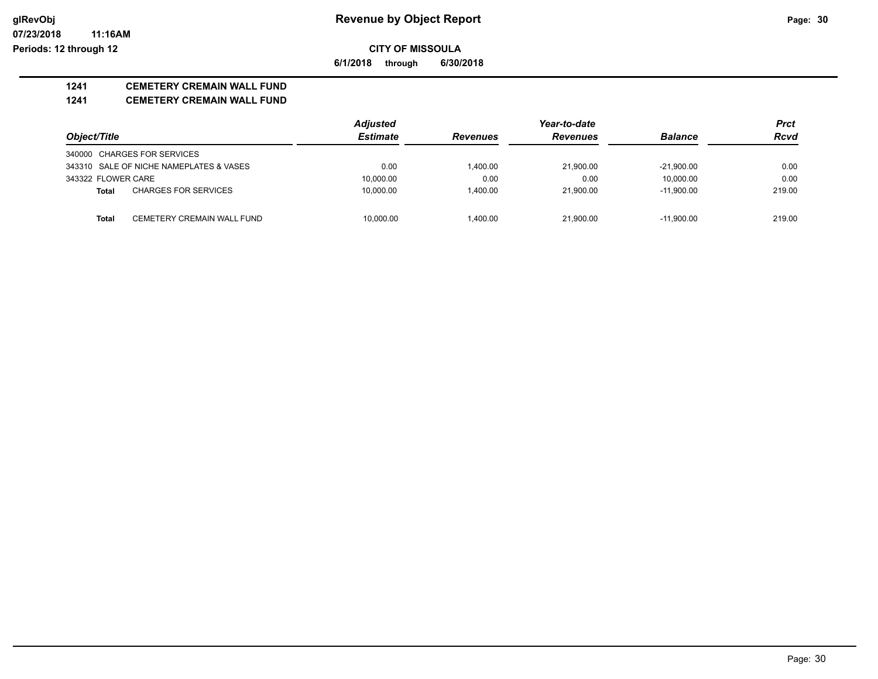# Revenue by Object Report

**CITY OF MISSOULA**

**6/1/2018 through 6/30/2018**

**1241 CEMETERY CREMAIN WALL FUND**

**1241 CEMETERY CREMAIN WALL FUND**

| Object/Title | Adjusted Estimate | Revenues | Year-to-date Revenues | Balance | Prct Rcvd |
|---|---|---|---|---|---|
| 340000 CHARGES FOR SERVICES | | | | | |
| 343310 SALE OF NICHE NAMEPLATES & VASES | 0.00 | 1,400.00 | 21,900.00 | -21,900.00 | 0.00 |
| 343322 FLOWER CARE | 10,000.00 | 0.00 | 0.00 | 10,000.00 | 0.00 |
| **Total** CHARGES FOR SERVICES | 10,000.00 | 1,400.00 | 21,900.00 | -11,900.00 | 219.00 |
| **Total** CEMETERY CREMAIN WALL FUND | 10,000.00 | 1,400.00 | 21,900.00 | -11,900.00 | 219.00 |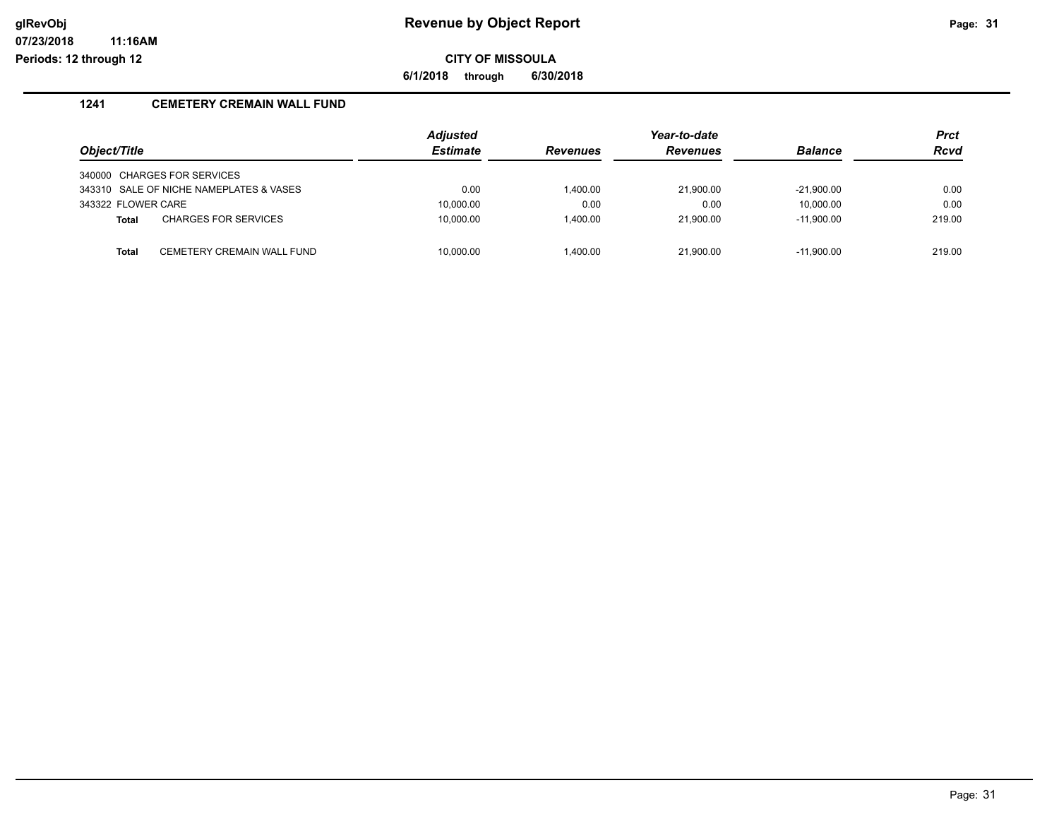# Revenue by Object Report

## CITY OF MISSOULA

**6/1/2018 through 6/30/2018**

glRevObj
07/23/2018 11:16AM
Periods: 12 through 12

### 1241 CEMETERY CREMAIN WALL FUND

| Object/Title | Adjusted Estimate | Revenues | Year-to-date Revenues | Balance | Prct Rcvd |
|---|---|---|---|---|---|
| 340000 CHARGES FOR SERVICES | | | | | |
| 343310 SALE OF NICHE NAMEPLATES & VASES | 0.00 | 1,400.00 | 21,900.00 | -21,900.00 | 0.00 |
| 343322 FLOWER CARE | 10,000.00 | 0.00 | 0.00 | 10,000.00 | 0.00 |
| **Total** CHARGES FOR SERVICES | 10,000.00 | 1,400.00 | 21,900.00 | -11,900.00 | 219.00 |
| **Total** CEMETERY CREMAIN WALL FUND | 10,000.00 | 1,400.00 | 21,900.00 | -11,900.00 | 219.00 |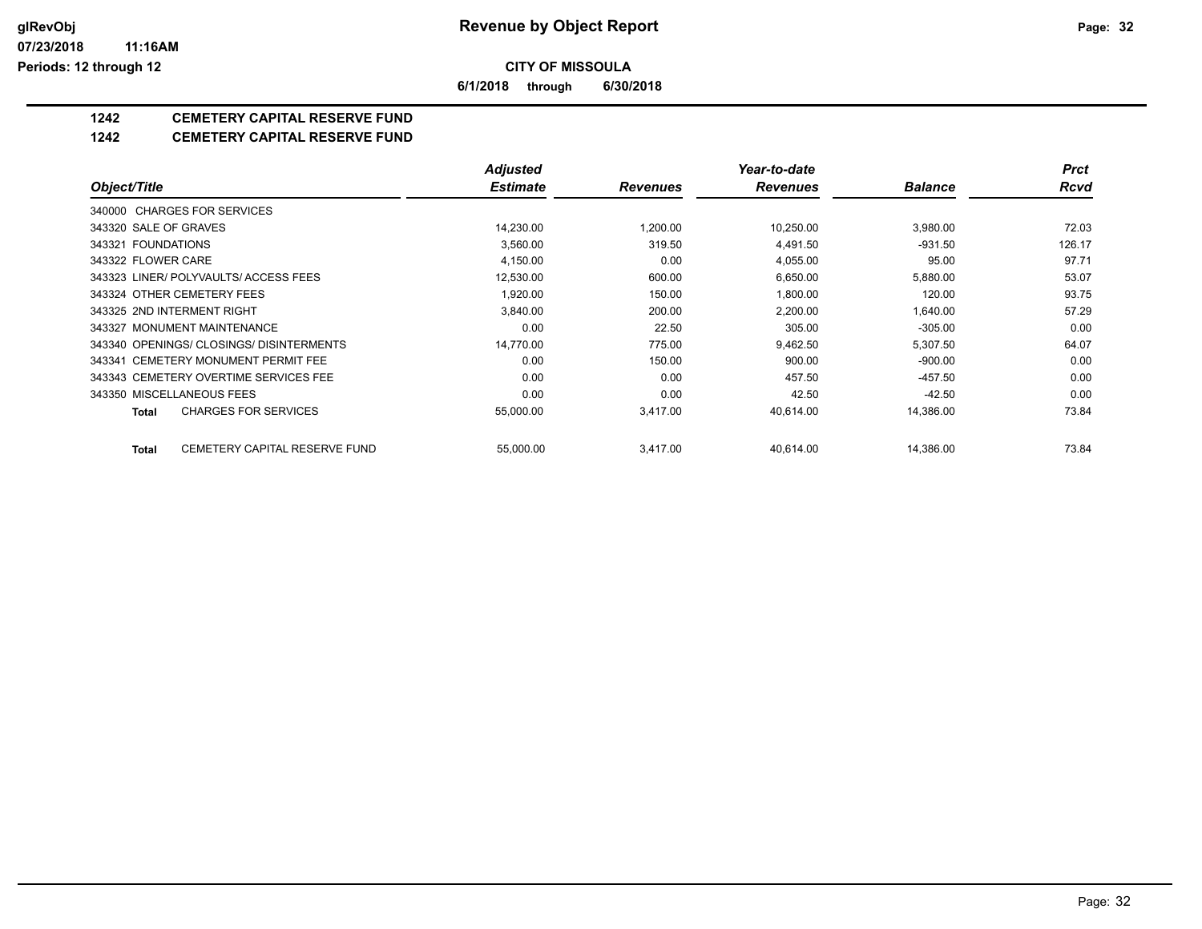# Revenue by Object Report

glRevObj
07/23/2018 11:16AM
Periods: 12 through 12

**CITY OF MISSOULA**

**6/1/2018 through 6/30/2018**

## 1242 CEMETERY CAPITAL RESERVE FUND

### 1242 CEMETERY CAPITAL RESERVE FUND

| Object/Title | Adjusted Estimate | Revenues | Year-to-date Revenues | Balance | Prct Rcvd |
|---|---|---|---|---|---|
| 340000 CHARGES FOR SERVICES | | | | | |
| 343320 SALE OF GRAVES | 14,230.00 | 1,200.00 | 10,250.00 | 3,980.00 | 72.03 |
| 343321 FOUNDATIONS | 3,560.00 | 319.50 | 4,491.50 | -931.50 | 126.17 |
| 343322 FLOWER CARE | 4,150.00 | 0.00 | 4,055.00 | 95.00 | 97.71 |
| 343323 LINER/ POLYVAULTS/ ACCESS FEES | 12,530.00 | 600.00 | 6,650.00 | 5,880.00 | 53.07 |
| 343324 OTHER CEMETERY FEES | 1,920.00 | 150.00 | 1,800.00 | 120.00 | 93.75 |
| 343325 2ND INTERMENT RIGHT | 3,840.00 | 200.00 | 2,200.00 | 1,640.00 | 57.29 |
| 343327 MONUMENT MAINTENANCE | 0.00 | 22.50 | 305.00 | -305.00 | 0.00 |
| 343340 OPENINGS/ CLOSINGS/ DISINTERMENTS | 14,770.00 | 775.00 | 9,462.50 | 5,307.50 | 64.07 |
| 343341 CEMETERY MONUMENT PERMIT FEE | 0.00 | 150.00 | 900.00 | -900.00 | 0.00 |
| 343343 CEMETERY OVERTIME SERVICES FEE | 0.00 | 0.00 | 457.50 | -457.50 | 0.00 |
| 343350 MISCELLANEOUS FEES | 0.00 | 0.00 | 42.50 | -42.50 | 0.00 |
| **Total** CHARGES FOR SERVICES | 55,000.00 | 3,417.00 | 40,614.00 | 14,386.00 | 73.84 |
| **Total** CEMETERY CAPITAL RESERVE FUND | 55,000.00 | 3,417.00 | 40,614.00 | 14,386.00 | 73.84 |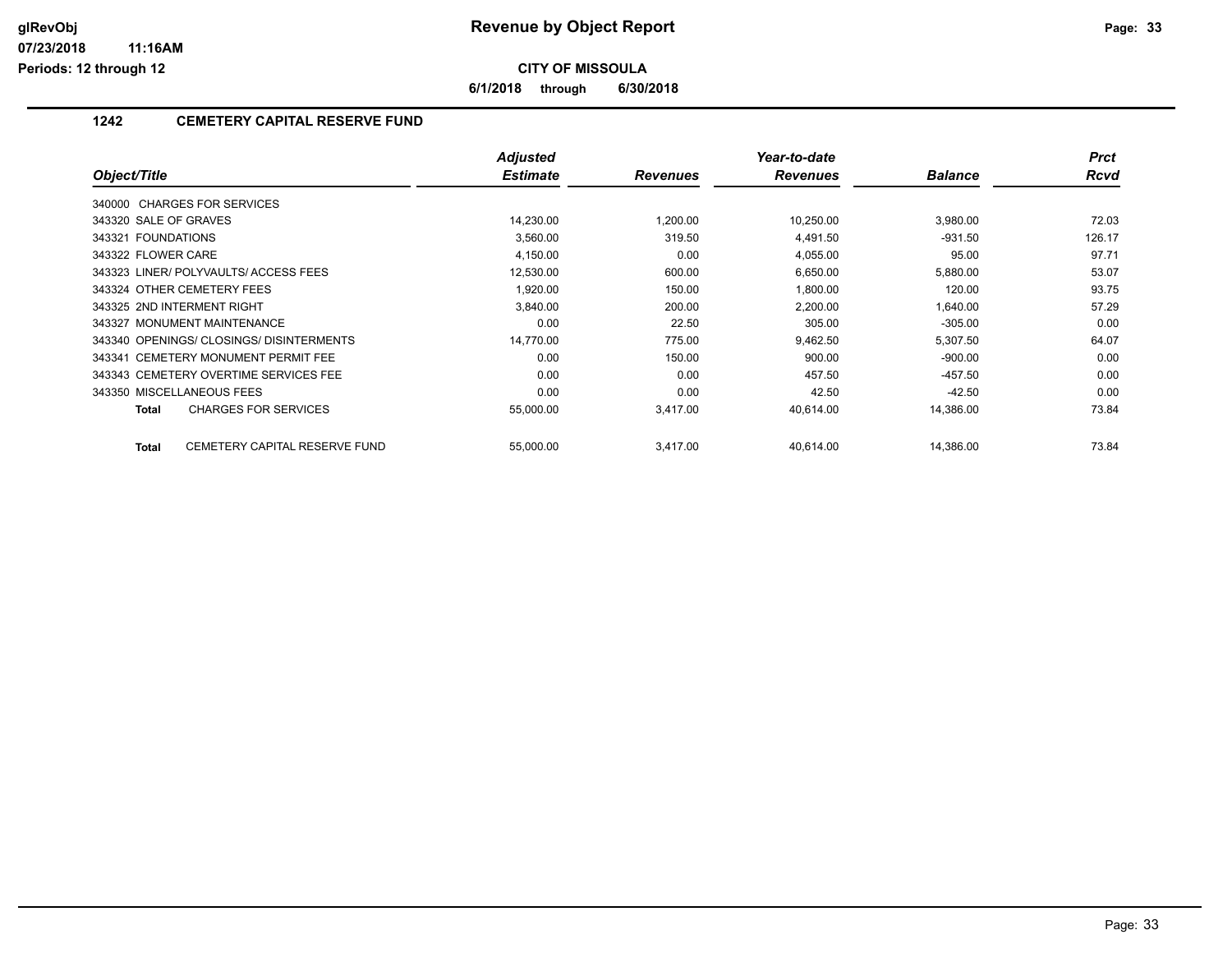glRevObj
07/23/2018 11:16AM
Periods: 12 through 12

# Revenue by Object Report

**CITY OF MISSOULA**

**6/1/2018 through 6/30/2018**

## 1242 CEMETERY CAPITAL RESERVE FUND

| Object/Title | Adjusted Estimate | Revenues | Year-to-date Revenues | Balance | Prct Rcvd |
|---|---|---|---|---|---|
| 340000 CHARGES FOR SERVICES | | | | | |
| 343320 SALE OF GRAVES | 14,230.00 | 1,200.00 | 10,250.00 | 3,980.00 | 72.03 |
| 343321 FOUNDATIONS | 3,560.00 | 319.50 | 4,491.50 | -931.50 | 126.17 |
| 343322 FLOWER CARE | 4,150.00 | 0.00 | 4,055.00 | 95.00 | 97.71 |
| 343323 LINER/ POLYVAULTS/ ACCESS FEES | 12,530.00 | 600.00 | 6,650.00 | 5,880.00 | 53.07 |
| 343324 OTHER CEMETERY FEES | 1,920.00 | 150.00 | 1,800.00 | 120.00 | 93.75 |
| 343325 2ND INTERMENT RIGHT | 3,840.00 | 200.00 | 2,200.00 | 1,640.00 | 57.29 |
| 343327 MONUMENT MAINTENANCE | 0.00 | 22.50 | 305.00 | -305.00 | 0.00 |
| 343340 OPENINGS/ CLOSINGS/ DISINTERMENTS | 14,770.00 | 775.00 | 9,462.50 | 5,307.50 | 64.07 |
| 343341 CEMETERY MONUMENT PERMIT FEE | 0.00 | 150.00 | 900.00 | -900.00 | 0.00 |
| 343343 CEMETERY OVERTIME SERVICES FEE | 0.00 | 0.00 | 457.50 | -457.50 | 0.00 |
| 343350 MISCELLANEOUS FEES | 0.00 | 0.00 | 42.50 | -42.50 | 0.00 |
| **Total** CHARGES FOR SERVICES | 55,000.00 | 3,417.00 | 40,614.00 | 14,386.00 | 73.84 |
| **Total** CEMETERY CAPITAL RESERVE FUND | 55,000.00 | 3,417.00 | 40,614.00 | 14,386.00 | 73.84 |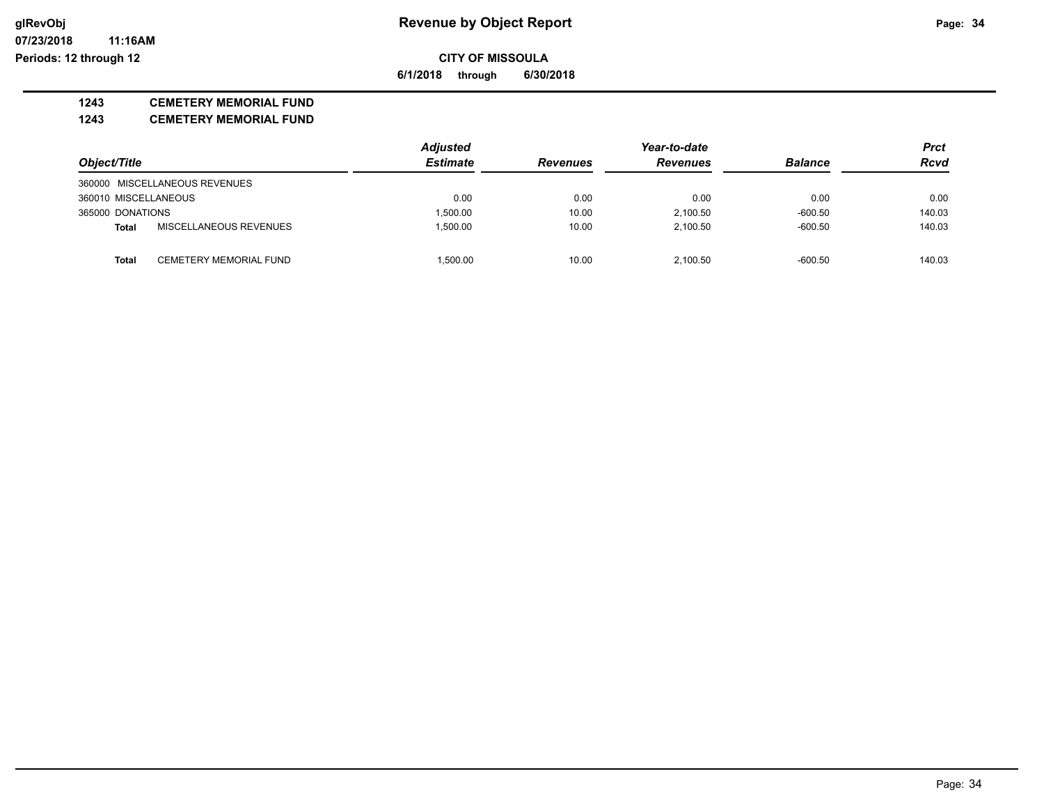# Revenue by Object Report

**CITY OF MISSOULA**

**6/1/2018 through 6/30/2018**

**1243 CEMETERY MEMORIAL FUND**

**1243 CEMETERY MEMORIAL FUND**

| Object/Title | | Adjusted Estimate | Revenues | Year-to-date Revenues | Balance | Prct Rcvd |
|---|---|---|---|---|---|---|
| 360000 MISCELLANEOUS REVENUES | | | | | | |
| 360010 MISCELLANEOUS | | 0.00 | 0.00 | 0.00 | 0.00 | 0.00 |
| 365000 DONATIONS | | 1,500.00 | 10.00 | 2,100.50 | -600.50 | 140.03 |
| **Total** | MISCELLANEOUS REVENUES | 1,500.00 | 10.00 | 2,100.50 | -600.50 | 140.03 |
| **Total** | CEMETERY MEMORIAL FUND | 1,500.00 | 10.00 | 2,100.50 | -600.50 | 140.03 |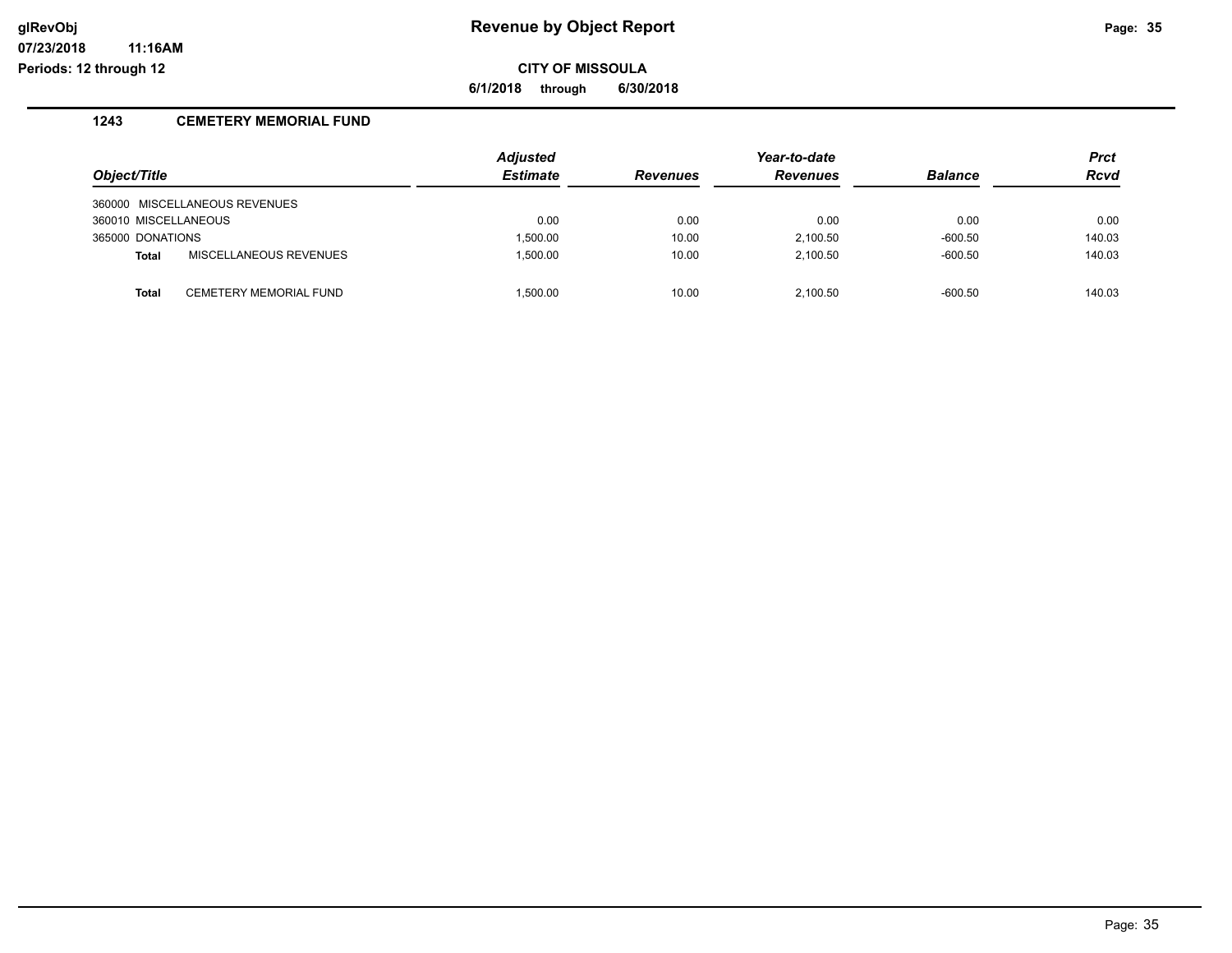**glRevObj** **Revenue by Object Report**

**07/23/2018 11:16AM**

**Periods: 12 through 12**

**CITY OF MISSOULA**

**6/1/2018 through 6/30/2018**

## 1243 CEMETERY MEMORIAL FUND

| Object/Title | Adjusted Estimate | Revenues | Year-to-date Revenues | Balance | Prct Rcvd |
|---|---|---|---|---|---|
| 360000 MISCELLANEOUS REVENUES | | | | | |
| 360010 MISCELLANEOUS | 0.00 | 0.00 | 0.00 | 0.00 | 0.00 |
| 365000 DONATIONS | 1,500.00 | 10.00 | 2,100.50 | -600.50 | 140.03 |
| **Total** MISCELLANEOUS REVENUES | 1,500.00 | 10.00 | 2,100.50 | -600.50 | 140.03 |
| **Total** CEMETERY MEMORIAL FUND | 1,500.00 | 10.00 | 2,100.50 | -600.50 | 140.03 |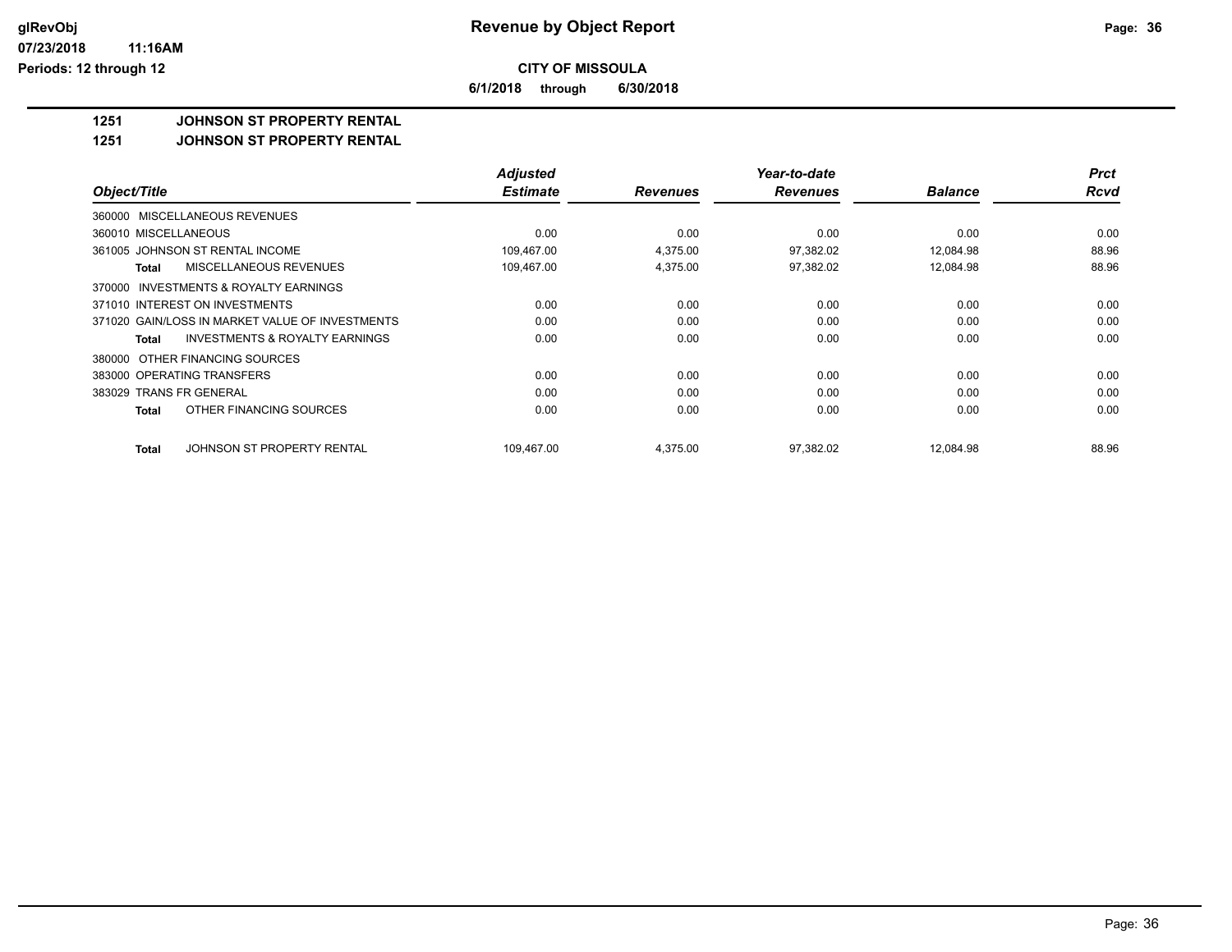# Revenue by Object Report

glRevObj
07/23/2018 11:16AM
Periods: 12 through 12

**CITY OF MISSOULA**

**6/1/2018 through 6/30/2018**

## 1251 JOHNSON ST PROPERTY RENTAL

### 1251 JOHNSON ST PROPERTY RENTAL

| Object/Title | Adjusted Estimate | Revenues | Year-to-date Revenues | Balance | Prct Rcvd |
|---|---|---|---|---|---|
| 360000 MISCELLANEOUS REVENUES | | | | | |
| 360010 MISCELLANEOUS | 0.00 | 0.00 | 0.00 | 0.00 | 0.00 |
| 361005 JOHNSON ST RENTAL INCOME | 109,467.00 | 4,375.00 | 97,382.02 | 12,084.98 | 88.96 |
| **Total** MISCELLANEOUS REVENUES | 109,467.00 | 4,375.00 | 97,382.02 | 12,084.98 | 88.96 |
| 370000 INVESTMENTS & ROYALTY EARNINGS | | | | | |
| 371010 INTEREST ON INVESTMENTS | 0.00 | 0.00 | 0.00 | 0.00 | 0.00 |
| 371020 GAIN/LOSS IN MARKET VALUE OF INVESTMENTS | 0.00 | 0.00 | 0.00 | 0.00 | 0.00 |
| **Total** INVESTMENTS & ROYALTY EARNINGS | 0.00 | 0.00 | 0.00 | 0.00 | 0.00 |
| 380000 OTHER FINANCING SOURCES | | | | | |
| 383000 OPERATING TRANSFERS | 0.00 | 0.00 | 0.00 | 0.00 | 0.00 |
| 383029 TRANS FR GENERAL | 0.00 | 0.00 | 0.00 | 0.00 | 0.00 |
| **Total** OTHER FINANCING SOURCES | 0.00 | 0.00 | 0.00 | 0.00 | 0.00 |
| **Total** JOHNSON ST PROPERTY RENTAL | 109,467.00 | 4,375.00 | 97,382.02 | 12,084.98 | 88.96 |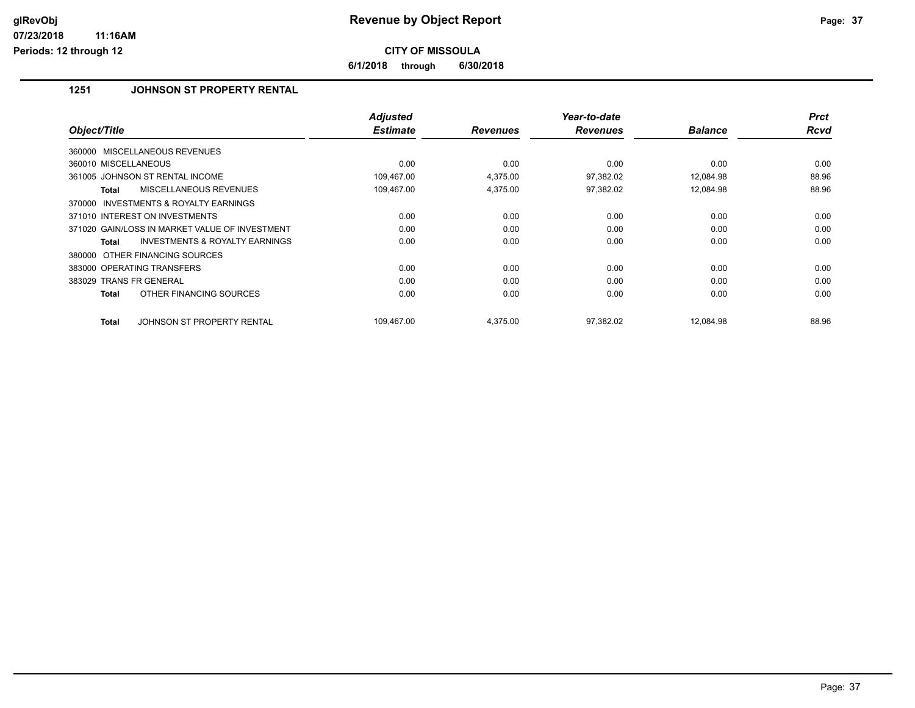**Revenue by Object Report**

**CITY OF MISSOULA**

**6/1/2018 through 6/30/2018**

glRevObj
07/23/2018 11:16AM
Periods: 12 through 12

## 1251 JOHNSON ST PROPERTY RENTAL

| Object/Title | Adjusted Estimate | Revenues | Year-to-date Revenues | Balance | Prct Rcvd |
|---|---|---|---|---|---|
| 360000 MISCELLANEOUS REVENUES | | | | | |
| 360010 MISCELLANEOUS | 0.00 | 0.00 | 0.00 | 0.00 | 0.00 |
| 361005 JOHNSON ST RENTAL INCOME | 109,467.00 | 4,375.00 | 97,382.02 | 12,084.98 | 88.96 |
| **Total** MISCELLANEOUS REVENUES | 109,467.00 | 4,375.00 | 97,382.02 | 12,084.98 | 88.96 |
| 370000 INVESTMENTS & ROYALTY EARNINGS | | | | | |
| 371010 INTEREST ON INVESTMENTS | 0.00 | 0.00 | 0.00 | 0.00 | 0.00 |
| 371020 GAIN/LOSS IN MARKET VALUE OF INVESTMENT | 0.00 | 0.00 | 0.00 | 0.00 | 0.00 |
| **Total** INVESTMENTS & ROYALTY EARNINGS | 0.00 | 0.00 | 0.00 | 0.00 | 0.00 |
| 380000 OTHER FINANCING SOURCES | | | | | |
| 383000 OPERATING TRANSFERS | 0.00 | 0.00 | 0.00 | 0.00 | 0.00 |
| 383029 TRANS FR GENERAL | 0.00 | 0.00 | 0.00 | 0.00 | 0.00 |
| **Total** OTHER FINANCING SOURCES | 0.00 | 0.00 | 0.00 | 0.00 | 0.00 |
| **Total** JOHNSON ST PROPERTY RENTAL | 109,467.00 | 4,375.00 | 97,382.02 | 12,084.98 | 88.96 |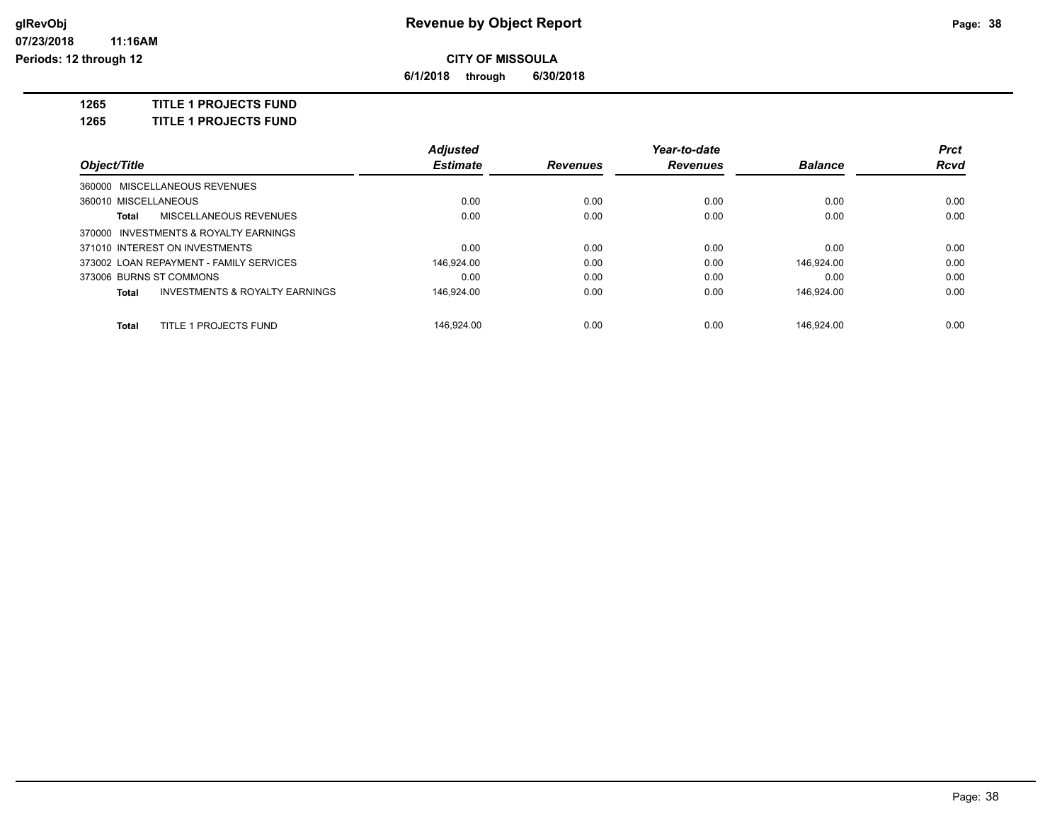# CITY OF MISSOULA

**6/1/2018 through 6/30/2018**

**1265 TITLE 1 PROJECTS FUND**

**1265 TITLE 1 PROJECTS FUND**

| Object/Title | Adjusted Estimate | Revenues | Year-to-date Revenues | Balance | Prct Rcvd |
|---|---|---|---|---|---|
| 360000 MISCELLANEOUS REVENUES | | | | | |
| 360010 MISCELLANEOUS | 0.00 | 0.00 | 0.00 | 0.00 | 0.00 |
| **Total** MISCELLANEOUS REVENUES | 0.00 | 0.00 | 0.00 | 0.00 | 0.00 |
| 370000 INVESTMENTS & ROYALTY EARNINGS | | | | | |
| 371010 INTEREST ON INVESTMENTS | 0.00 | 0.00 | 0.00 | 0.00 | 0.00 |
| 373002 LOAN REPAYMENT - FAMILY SERVICES | 146,924.00 | 0.00 | 0.00 | 146,924.00 | 0.00 |
| 373006 BURNS ST COMMONS | 0.00 | 0.00 | 0.00 | 0.00 | 0.00 |
| **Total** INVESTMENTS & ROYALTY EARNINGS | 146,924.00 | 0.00 | 0.00 | 146,924.00 | 0.00 |
| **Total** TITLE 1 PROJECTS FUND | 146,924.00 | 0.00 | 0.00 | 146,924.00 | 0.00 |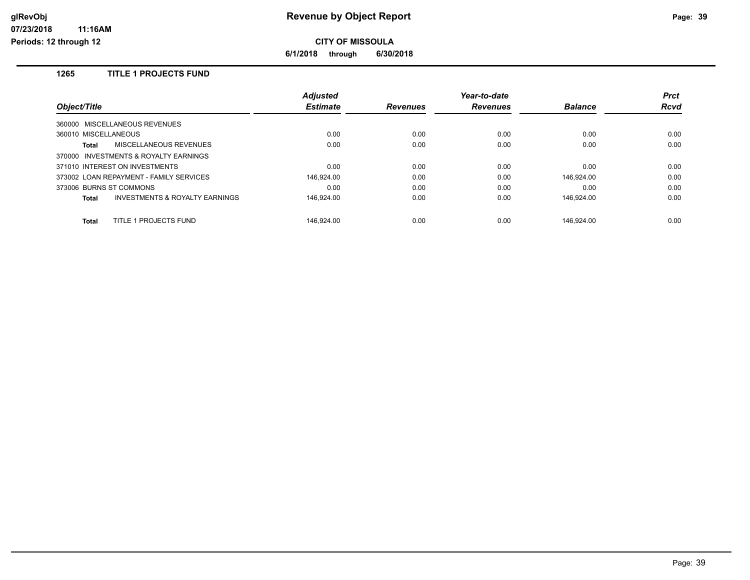# Revenue by Object Report

glRevObj
07/23/2018 11:16AM
Periods: 12 through 12

**CITY OF MISSOULA**

**6/1/2018 through 6/30/2018**

## 1265 TITLE 1 PROJECTS FUND

| Object/Title | Adjusted Estimate | Revenues | Year-to-date Revenues | Balance | Prct Rcvd |
|---|---|---|---|---|---|
| 360000 MISCELLANEOUS REVENUES | | | | | |
| 360010 MISCELLANEOUS | 0.00 | 0.00 | 0.00 | 0.00 | 0.00 |
| **Total** MISCELLANEOUS REVENUES | 0.00 | 0.00 | 0.00 | 0.00 | 0.00 |
| 370000 INVESTMENTS & ROYALTY EARNINGS | | | | | |
| 371010 INTEREST ON INVESTMENTS | 0.00 | 0.00 | 0.00 | 0.00 | 0.00 |
| 373002 LOAN REPAYMENT - FAMILY SERVICES | 146,924.00 | 0.00 | 0.00 | 146,924.00 | 0.00 |
| 373006 BURNS ST COMMONS | 0.00 | 0.00 | 0.00 | 0.00 | 0.00 |
| **Total** INVESTMENTS & ROYALTY EARNINGS | 146,924.00 | 0.00 | 0.00 | 146,924.00 | 0.00 |
| **Total** TITLE 1 PROJECTS FUND | 146,924.00 | 0.00 | 0.00 | 146,924.00 | 0.00 |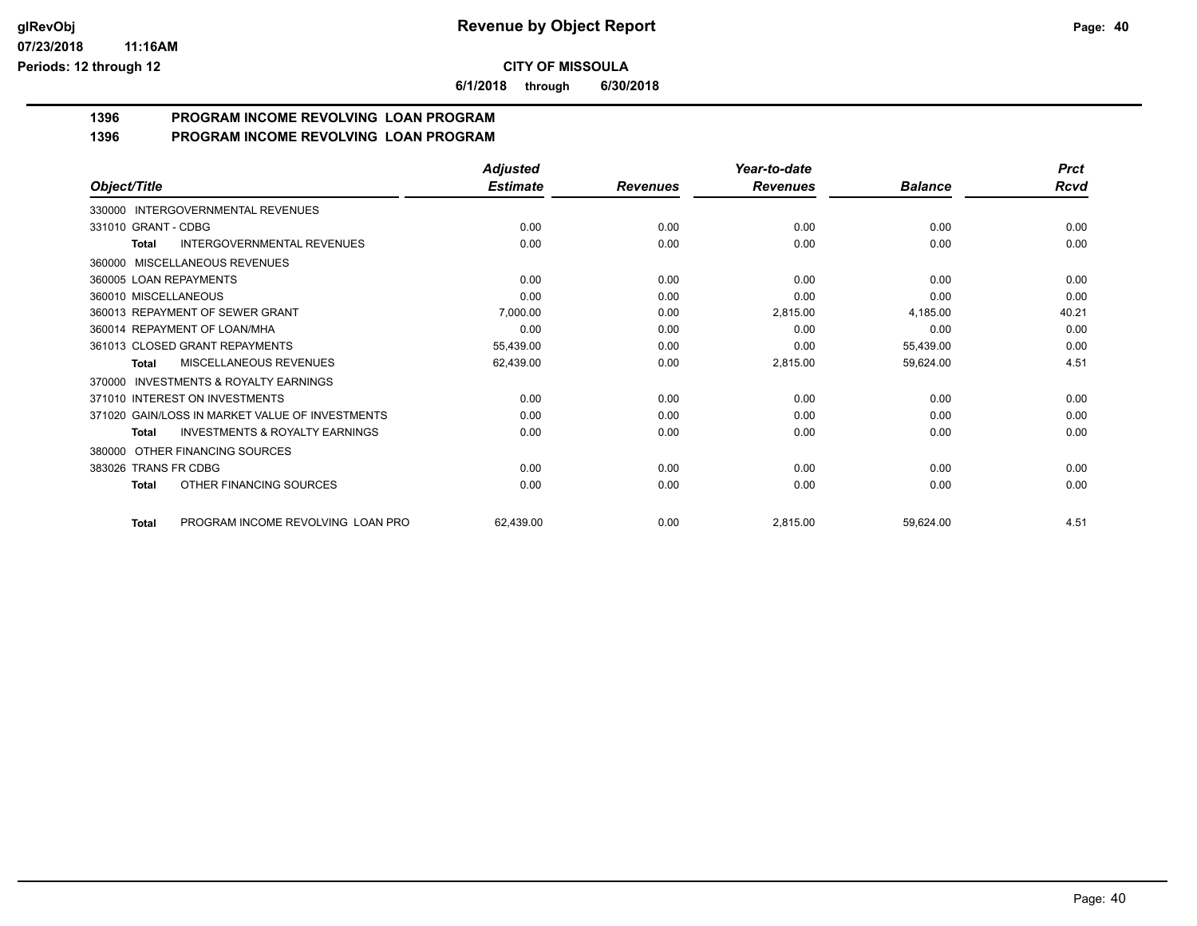**CITY OF MISSOULA**

**6/1/2018 through 6/30/2018**

## 1396 PROGRAM INCOME REVOLVING LOAN PROGRAM

## 1396 PROGRAM INCOME REVOLVING LOAN PROGRAM

| Object/Title | Adjusted Estimate | Revenues | Year-to-date Revenues | Balance | Prct Rcvd |
|---|---|---|---|---|---|
| 330000 INTERGOVERNMENTAL REVENUES | | | | | |
| 331010 GRANT - CDBG | 0.00 | 0.00 | 0.00 | 0.00 | 0.00 |
| **Total** INTERGOVERNMENTAL REVENUES | 0.00 | 0.00 | 0.00 | 0.00 | 0.00 |
| 360000 MISCELLANEOUS REVENUES | | | | | |
| 360005 LOAN REPAYMENTS | 0.00 | 0.00 | 0.00 | 0.00 | 0.00 |
| 360010 MISCELLANEOUS | 0.00 | 0.00 | 0.00 | 0.00 | 0.00 |
| 360013 REPAYMENT OF SEWER GRANT | 7,000.00 | 0.00 | 2,815.00 | 4,185.00 | 40.21 |
| 360014 REPAYMENT OF LOAN/MHA | 0.00 | 0.00 | 0.00 | 0.00 | 0.00 |
| 361013 CLOSED GRANT REPAYMENTS | 55,439.00 | 0.00 | 0.00 | 55,439.00 | 0.00 |
| **Total** MISCELLANEOUS REVENUES | 62,439.00 | 0.00 | 2,815.00 | 59,624.00 | 4.51 |
| 370000 INVESTMENTS & ROYALTY EARNINGS | | | | | |
| 371010 INTEREST ON INVESTMENTS | 0.00 | 0.00 | 0.00 | 0.00 | 0.00 |
| 371020 GAIN/LOSS IN MARKET VALUE OF INVESTMENTS | 0.00 | 0.00 | 0.00 | 0.00 | 0.00 |
| **Total** INVESTMENTS & ROYALTY EARNINGS | 0.00 | 0.00 | 0.00 | 0.00 | 0.00 |
| 380000 OTHER FINANCING SOURCES | | | | | |
| 383026 TRANS FR CDBG | 0.00 | 0.00 | 0.00 | 0.00 | 0.00 |
| **Total** OTHER FINANCING SOURCES | 0.00 | 0.00 | 0.00 | 0.00 | 0.00 |
| **Total** PROGRAM INCOME REVOLVING LOAN PRO | 62,439.00 | 0.00 | 2,815.00 | 59,624.00 | 4.51 |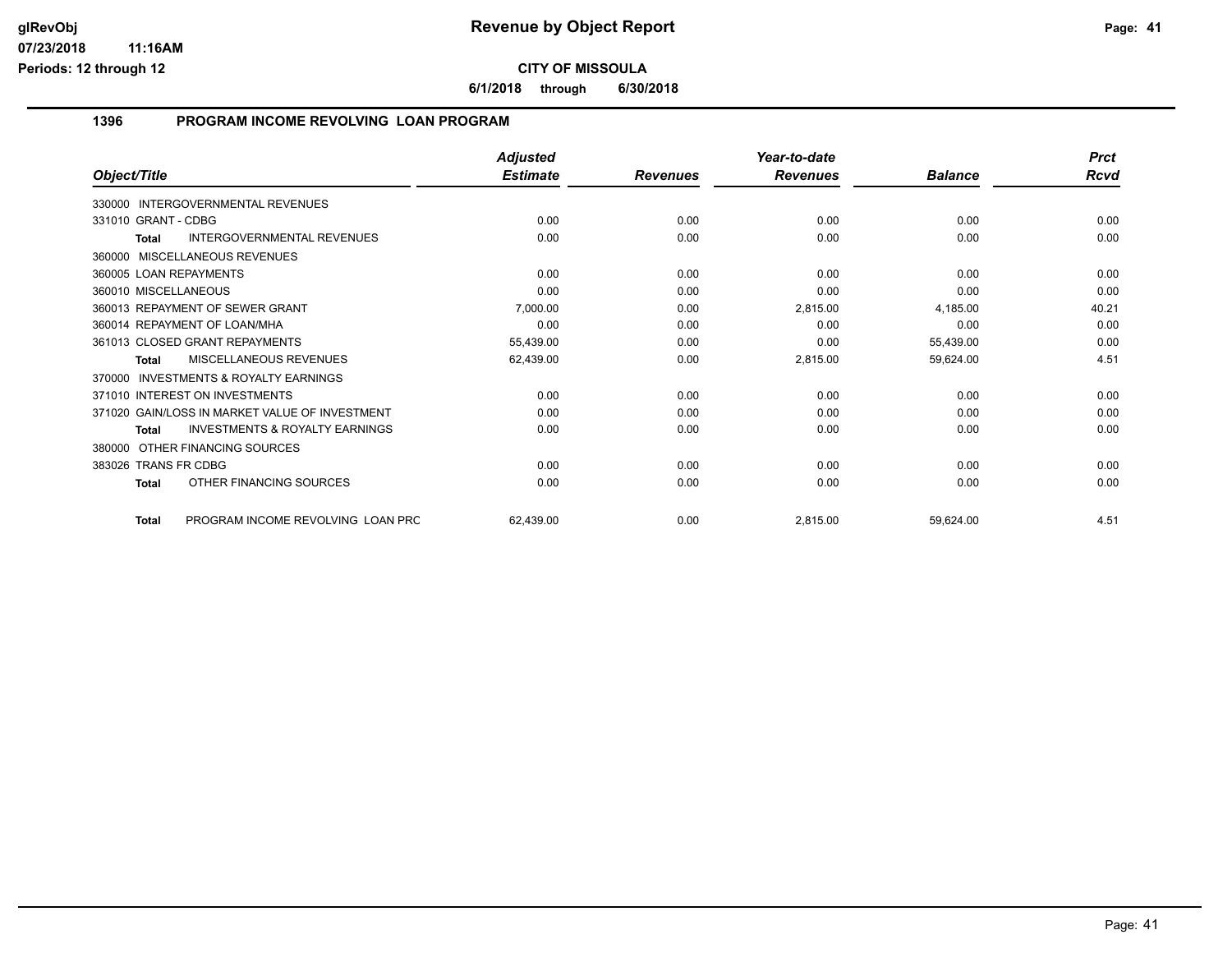# Revenue by Object Report

**CITY OF MISSOULA**

**6/1/2018 through 6/30/2018**

glRevObj
07/23/2018 11:16AM
Periods: 12 through 12

## 1396 PROGRAM INCOME REVOLVING LOAN PROGRAM

| Object/Title | Adjusted Estimate | Revenues | Year-to-date Revenues | Balance | Prct Rcvd |
|---|---|---|---|---|---|
| 330000 INTERGOVERNMENTAL REVENUES | | | | | |
| 331010 GRANT - CDBG | 0.00 | 0.00 | 0.00 | 0.00 | 0.00 |
| **Total** INTERGOVERNMENTAL REVENUES | 0.00 | 0.00 | 0.00 | 0.00 | 0.00 |
| 360000 MISCELLANEOUS REVENUES | | | | | |
| 360005 LOAN REPAYMENTS | 0.00 | 0.00 | 0.00 | 0.00 | 0.00 |
| 360010 MISCELLANEOUS | 0.00 | 0.00 | 0.00 | 0.00 | 0.00 |
| 360013 REPAYMENT OF SEWER GRANT | 7,000.00 | 0.00 | 2,815.00 | 4,185.00 | 40.21 |
| 360014 REPAYMENT OF LOAN/MHA | 0.00 | 0.00 | 0.00 | 0.00 | 0.00 |
| 361013 CLOSED GRANT REPAYMENTS | 55,439.00 | 0.00 | 0.00 | 55,439.00 | 0.00 |
| **Total** MISCELLANEOUS REVENUES | 62,439.00 | 0.00 | 2,815.00 | 59,624.00 | 4.51 |
| 370000 INVESTMENTS & ROYALTY EARNINGS | | | | | |
| 371010 INTEREST ON INVESTMENTS | 0.00 | 0.00 | 0.00 | 0.00 | 0.00 |
| 371020 GAIN/LOSS IN MARKET VALUE OF INVESTMENT | 0.00 | 0.00 | 0.00 | 0.00 | 0.00 |
| **Total** INVESTMENTS & ROYALTY EARNINGS | 0.00 | 0.00 | 0.00 | 0.00 | 0.00 |
| 380000 OTHER FINANCING SOURCES | | | | | |
| 383026 TRANS FR CDBG | 0.00 | 0.00 | 0.00 | 0.00 | 0.00 |
| **Total** OTHER FINANCING SOURCES | 0.00 | 0.00 | 0.00 | 0.00 | 0.00 |
| **Total** PROGRAM INCOME REVOLVING LOAN PRC | 62,439.00 | 0.00 | 2,815.00 | 59,624.00 | 4.51 |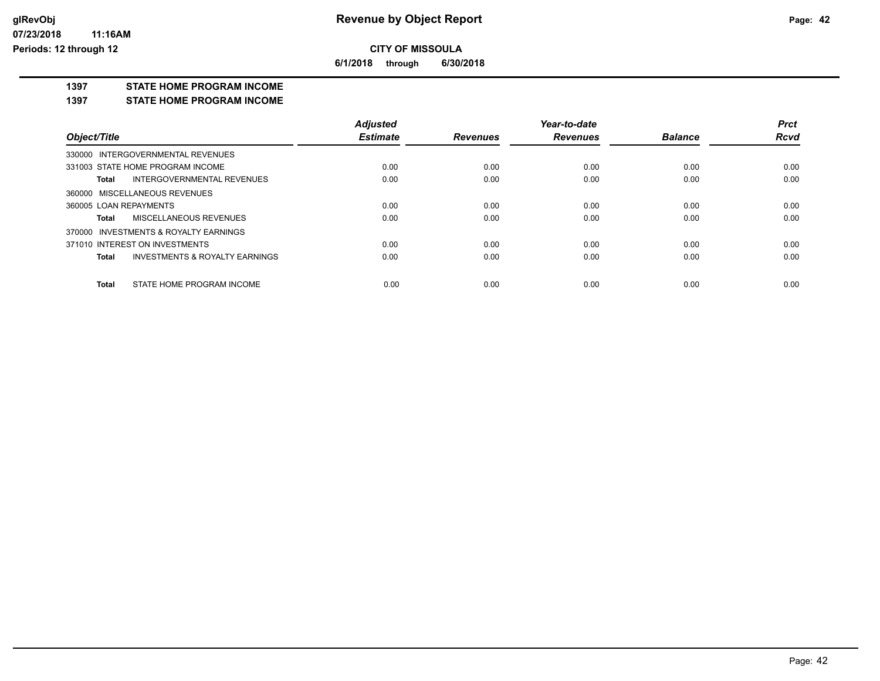# Revenue by Object Report

glRevObj
07/23/2018 11:16AM
Periods: 12 through 12

**CITY OF MISSOULA**

**6/1/2018 through 6/30/2018**

## 1397 STATE HOME PROGRAM INCOME

### 1397 STATE HOME PROGRAM INCOME

| Object/Title | Adjusted Estimate | Revenues | Year-to-date Revenues | Balance | Prct Rcvd |
|---|---|---|---|---|---|
| 330000 INTERGOVERNMENTAL REVENUES | | | | | |
| 331003 STATE HOME PROGRAM INCOME | 0.00 | 0.00 | 0.00 | 0.00 | 0.00 |
| **Total** INTERGOVERNMENTAL REVENUES | 0.00 | 0.00 | 0.00 | 0.00 | 0.00 |
| 360000 MISCELLANEOUS REVENUES | | | | | |
| 360005 LOAN REPAYMENTS | 0.00 | 0.00 | 0.00 | 0.00 | 0.00 |
| **Total** MISCELLANEOUS REVENUES | 0.00 | 0.00 | 0.00 | 0.00 | 0.00 |
| 370000 INVESTMENTS & ROYALTY EARNINGS | | | | | |
| 371010 INTEREST ON INVESTMENTS | 0.00 | 0.00 | 0.00 | 0.00 | 0.00 |
| **Total** INVESTMENTS & ROYALTY EARNINGS | 0.00 | 0.00 | 0.00 | 0.00 | 0.00 |
| **Total** STATE HOME PROGRAM INCOME | 0.00 | 0.00 | 0.00 | 0.00 | 0.00 |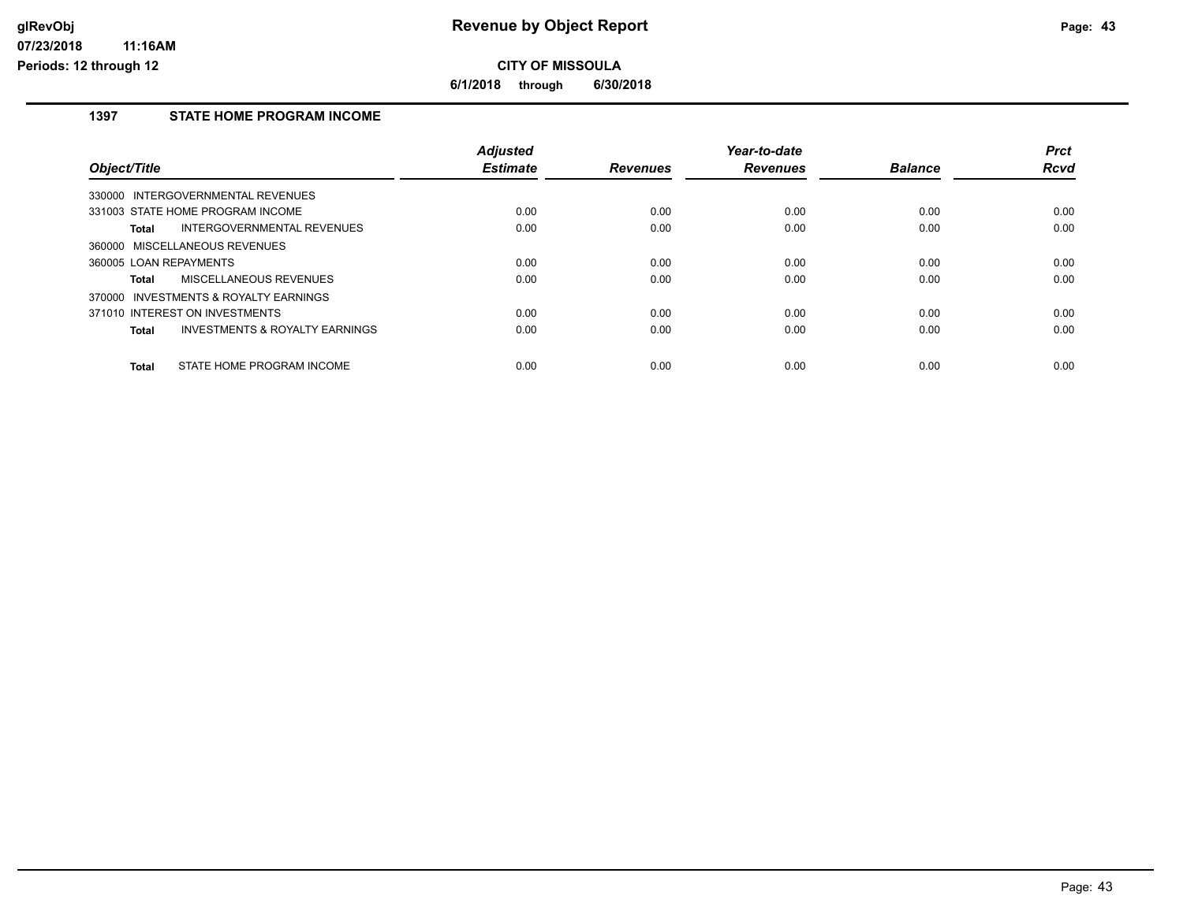# Revenue by Object Report

**CITY OF MISSOULA**

**6/1/2018 through 6/30/2018**

## 1397 STATE HOME PROGRAM INCOME

| Object/Title | Adjusted Estimate | Revenues | Year-to-date Revenues | Balance | Prct Rcvd |
|---|---|---|---|---|---|
| 330000 INTERGOVERNMENTAL REVENUES | | | | | |
| 331003 STATE HOME PROGRAM INCOME | 0.00 | 0.00 | 0.00 | 0.00 | 0.00 |
| **Total** INTERGOVERNMENTAL REVENUES | 0.00 | 0.00 | 0.00 | 0.00 | 0.00 |
| 360000 MISCELLANEOUS REVENUES | | | | | |
| 360005 LOAN REPAYMENTS | 0.00 | 0.00 | 0.00 | 0.00 | 0.00 |
| **Total** MISCELLANEOUS REVENUES | 0.00 | 0.00 | 0.00 | 0.00 | 0.00 |
| 370000 INVESTMENTS & ROYALTY EARNINGS | | | | | |
| 371010 INTEREST ON INVESTMENTS | 0.00 | 0.00 | 0.00 | 0.00 | 0.00 |
| **Total** INVESTMENTS & ROYALTY EARNINGS | 0.00 | 0.00 | 0.00 | 0.00 | 0.00 |
| **Total** STATE HOME PROGRAM INCOME | 0.00 | 0.00 | 0.00 | 0.00 | 0.00 |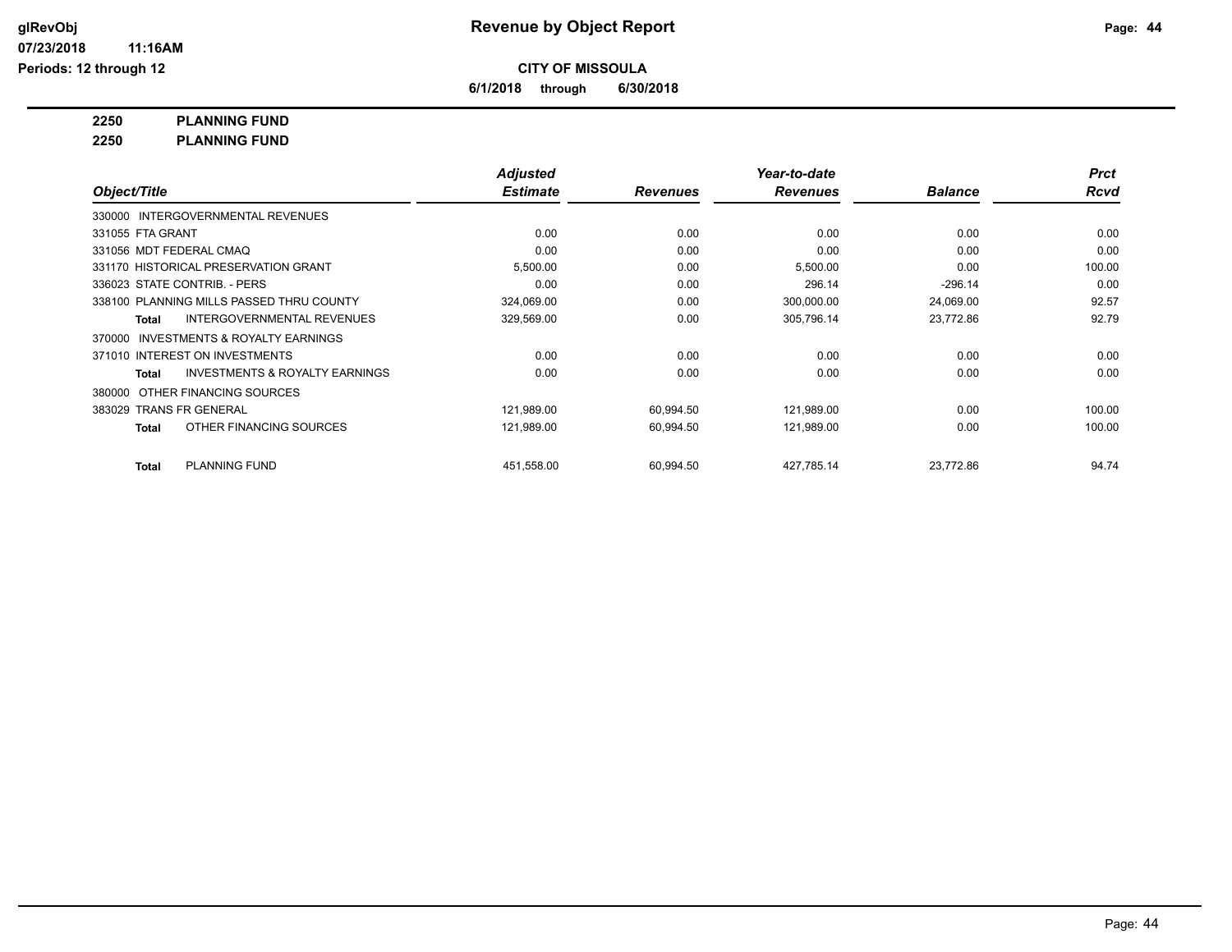**CITY OF MISSOULA**

**6/1/2018 through 6/30/2018**

**2250 PLANNING FUND**

**2250 PLANNING FUND**

| Object/Title | Adjusted Estimate | Revenues | Year-to-date Revenues | Balance | Prct Rcvd |
|---|---|---|---|---|---|
| 330000 INTERGOVERNMENTAL REVENUES | | | | | |
| 331055 FTA GRANT | 0.00 | 0.00 | 0.00 | 0.00 | 0.00 |
| 331056 MDT FEDERAL CMAQ | 0.00 | 0.00 | 0.00 | 0.00 | 0.00 |
| 331170 HISTORICAL PRESERVATION GRANT | 5,500.00 | 0.00 | 5,500.00 | 0.00 | 100.00 |
| 336023 STATE CONTRIB. - PERS | 0.00 | 0.00 | 296.14 | -296.14 | 0.00 |
| 338100 PLANNING MILLS PASSED THRU COUNTY | 324,069.00 | 0.00 | 300,000.00 | 24,069.00 | 92.57 |
| **Total** INTERGOVERNMENTAL REVENUES | 329,569.00 | 0.00 | 305,796.14 | 23,772.86 | 92.79 |
| 370000 INVESTMENTS & ROYALTY EARNINGS | | | | | |
| 371010 INTEREST ON INVESTMENTS | 0.00 | 0.00 | 0.00 | 0.00 | 0.00 |
| **Total** INVESTMENTS & ROYALTY EARNINGS | 0.00 | 0.00 | 0.00 | 0.00 | 0.00 |
| 380000 OTHER FINANCING SOURCES | | | | | |
| 383029 TRANS FR GENERAL | 121,989.00 | 60,994.50 | 121,989.00 | 0.00 | 100.00 |
| **Total** OTHER FINANCING SOURCES | 121,989.00 | 60,994.50 | 121,989.00 | 0.00 | 100.00 |
| **Total** PLANNING FUND | 451,558.00 | 60,994.50 | 427,785.14 | 23,772.86 | 94.74 |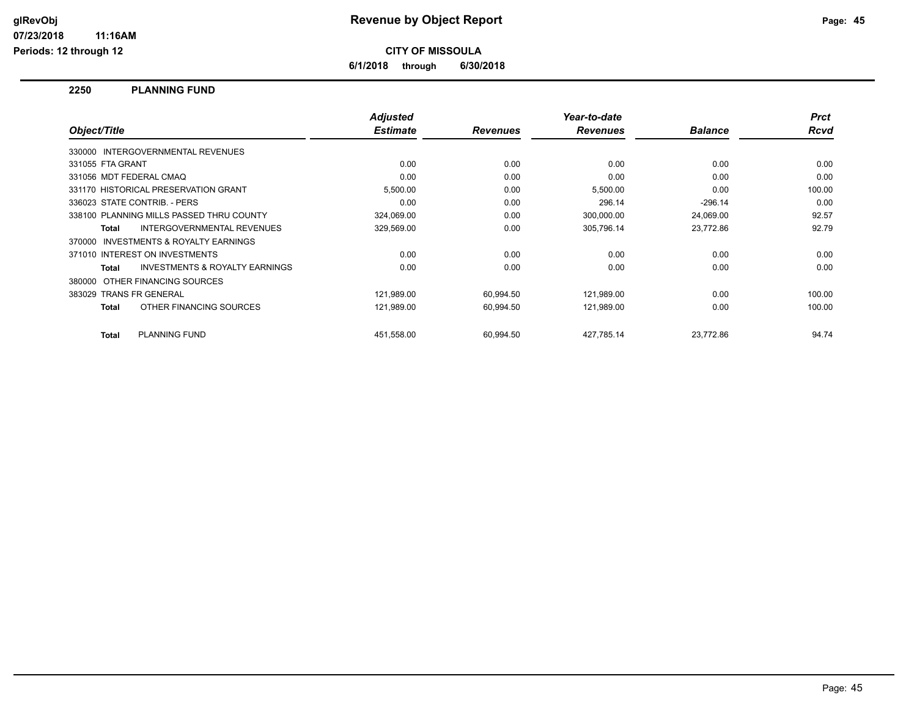# Revenue by Object Report

**CITY OF MISSOULA**

**6/1/2018 through 6/30/2018**

glRevObj
07/23/2018 11:16AM
Periods: 12 through 12

## 2250 PLANNING FUND

| Object/Title | Adjusted Estimate | Revenues | Year-to-date Revenues | Balance | Prct Rcvd |
|---|---|---|---|---|---|
| 330000 INTERGOVERNMENTAL REVENUES | | | | | |
| 331055 FTA GRANT | 0.00 | 0.00 | 0.00 | 0.00 | 0.00 |
| 331056 MDT FEDERAL CMAQ | 0.00 | 0.00 | 0.00 | 0.00 | 0.00 |
| 331170 HISTORICAL PRESERVATION GRANT | 5,500.00 | 0.00 | 5,500.00 | 0.00 | 100.00 |
| 336023 STATE CONTRIB. - PERS | 0.00 | 0.00 | 296.14 | -296.14 | 0.00 |
| 338100 PLANNING MILLS PASSED THRU COUNTY | 324,069.00 | 0.00 | 300,000.00 | 24,069.00 | 92.57 |
| **Total** INTERGOVERNMENTAL REVENUES | 329,569.00 | 0.00 | 305,796.14 | 23,772.86 | 92.79 |
| 370000 INVESTMENTS & ROYALTY EARNINGS | | | | | |
| 371010 INTEREST ON INVESTMENTS | 0.00 | 0.00 | 0.00 | 0.00 | 0.00 |
| **Total** INVESTMENTS & ROYALTY EARNINGS | 0.00 | 0.00 | 0.00 | 0.00 | 0.00 |
| 380000 OTHER FINANCING SOURCES | | | | | |
| 383029 TRANS FR GENERAL | 121,989.00 | 60,994.50 | 121,989.00 | 0.00 | 100.00 |
| **Total** OTHER FINANCING SOURCES | 121,989.00 | 60,994.50 | 121,989.00 | 0.00 | 100.00 |
| **Total** PLANNING FUND | 451,558.00 | 60,994.50 | 427,785.14 | 23,772.86 | 94.74 |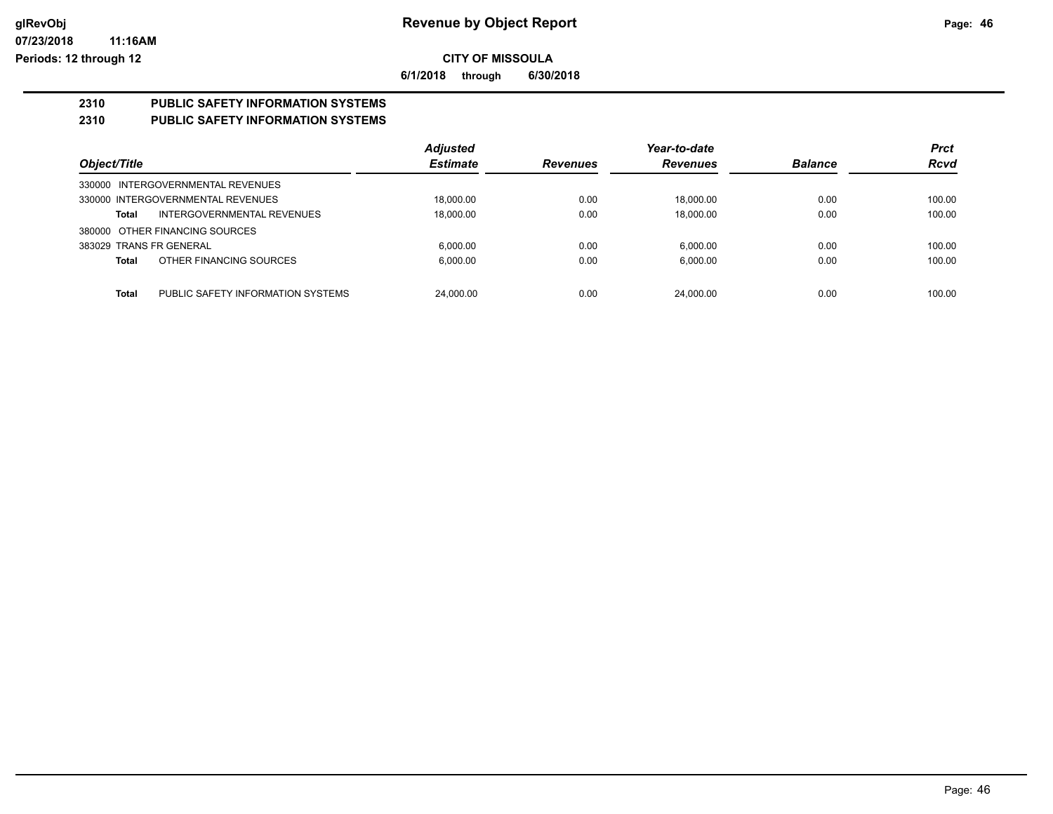**Revenue by Object Report**

**CITY OF MISSOULA**

**6/1/2018 through 6/30/2018**

glRevObj
07/23/2018 11:16AM
Periods: 12 through 12

## 2310 PUBLIC SAFETY INFORMATION SYSTEMS

## 2310 PUBLIC SAFETY INFORMATION SYSTEMS

| Object/Title | | Adjusted Estimate | Revenues | Year-to-date Revenues | Balance | Prct Rcvd |
|---|---|---|---|---|---|---|
| 330000 INTERGOVERNMENTAL REVENUES | | | | | | |
| 330000 INTERGOVERNMENTAL REVENUES | | 18,000.00 | 0.00 | 18,000.00 | 0.00 | 100.00 |
| **Total** | INTERGOVERNMENTAL REVENUES | 18,000.00 | 0.00 | 18,000.00 | 0.00 | 100.00 |
| 380000 OTHER FINANCING SOURCES | | | | | | |
| 383029 TRANS FR GENERAL | | 6,000.00 | 0.00 | 6,000.00 | 0.00 | 100.00 |
| **Total** | OTHER FINANCING SOURCES | 6,000.00 | 0.00 | 6,000.00 | 0.00 | 100.00 |
| **Total** | PUBLIC SAFETY INFORMATION SYSTEMS | 24,000.00 | 0.00 | 24,000.00 | 0.00 | 100.00 |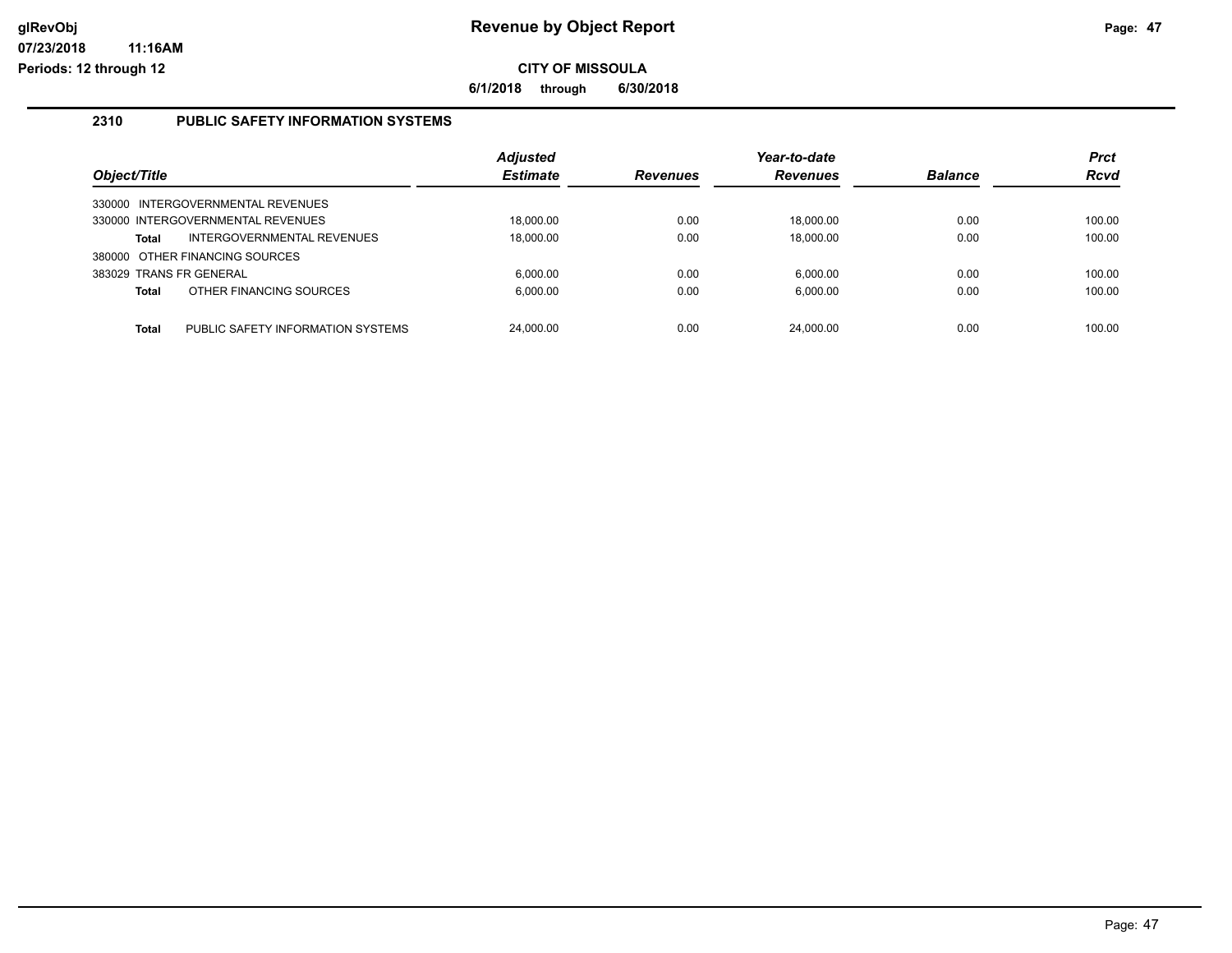# Revenue by Object Report

**CITY OF MISSOULA**

**6/1/2018 through 6/30/2018**

glRevObj
07/23/2018 11:16AM
Periods: 12 through 12

## 2310 PUBLIC SAFETY INFORMATION SYSTEMS

| Object/Title | Adjusted Estimate | Revenues | Year-to-date Revenues | Balance | Prct Rcvd |
|---|---|---|---|---|---|
| 330000 INTERGOVERNMENTAL REVENUES | | | | | |
| 330000 INTERGOVERNMENTAL REVENUES | 18,000.00 | 0.00 | 18,000.00 | 0.00 | 100.00 |
| **Total** INTERGOVERNMENTAL REVENUES | 18,000.00 | 0.00 | 18,000.00 | 0.00 | 100.00 |
| 380000 OTHER FINANCING SOURCES | | | | | |
| 383029 TRANS FR GENERAL | 6,000.00 | 0.00 | 6,000.00 | 0.00 | 100.00 |
| **Total** OTHER FINANCING SOURCES | 6,000.00 | 0.00 | 6,000.00 | 0.00 | 100.00 |
| **Total** PUBLIC SAFETY INFORMATION SYSTEMS | 24,000.00 | 0.00 | 24,000.00 | 0.00 | 100.00 |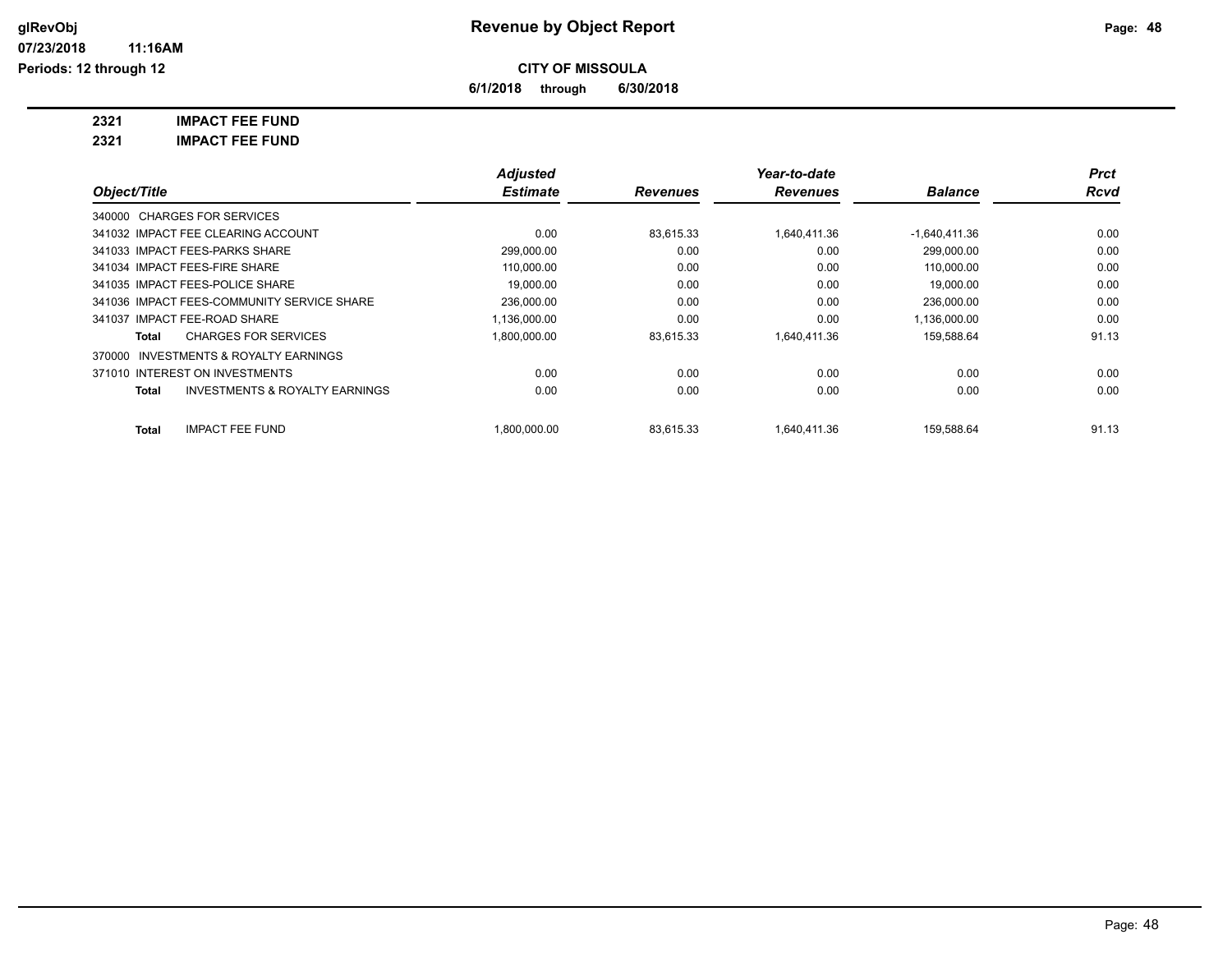# Revenue by Object Report

glRevObj
07/23/2018 11:16AM
Periods: 12 through 12

**CITY OF MISSOULA**

**6/1/2018 through 6/30/2018**

**2321 IMPACT FEE FUND**

**2321 IMPACT FEE FUND**

| Object/Title | Adjusted Estimate | Revenues | Year-to-date Revenues | Balance | Prct Rcvd |
|---|---|---|---|---|---|
| 340000 CHARGES FOR SERVICES | | | | | |
| 341032 IMPACT FEE CLEARING ACCOUNT | 0.00 | 83,615.33 | 1,640,411.36 | -1,640,411.36 | 0.00 |
| 341033 IMPACT FEES-PARKS SHARE | 299,000.00 | 0.00 | 0.00 | 299,000.00 | 0.00 |
| 341034 IMPACT FEES-FIRE SHARE | 110,000.00 | 0.00 | 0.00 | 110,000.00 | 0.00 |
| 341035 IMPACT FEES-POLICE SHARE | 19,000.00 | 0.00 | 0.00 | 19,000.00 | 0.00 |
| 341036 IMPACT FEES-COMMUNITY SERVICE SHARE | 236,000.00 | 0.00 | 0.00 | 236,000.00 | 0.00 |
| 341037 IMPACT FEE-ROAD SHARE | 1,136,000.00 | 0.00 | 0.00 | 1,136,000.00 | 0.00 |
| **Total** CHARGES FOR SERVICES | 1,800,000.00 | 83,615.33 | 1,640,411.36 | 159,588.64 | 91.13 |
| 370000 INVESTMENTS & ROYALTY EARNINGS | | | | | |
| 371010 INTEREST ON INVESTMENTS | 0.00 | 0.00 | 0.00 | 0.00 | 0.00 |
| **Total** INVESTMENTS & ROYALTY EARNINGS | 0.00 | 0.00 | 0.00 | 0.00 | 0.00 |
| **Total** IMPACT FEE FUND | 1,800,000.00 | 83,615.33 | 1,640,411.36 | 159,588.64 | 91.13 |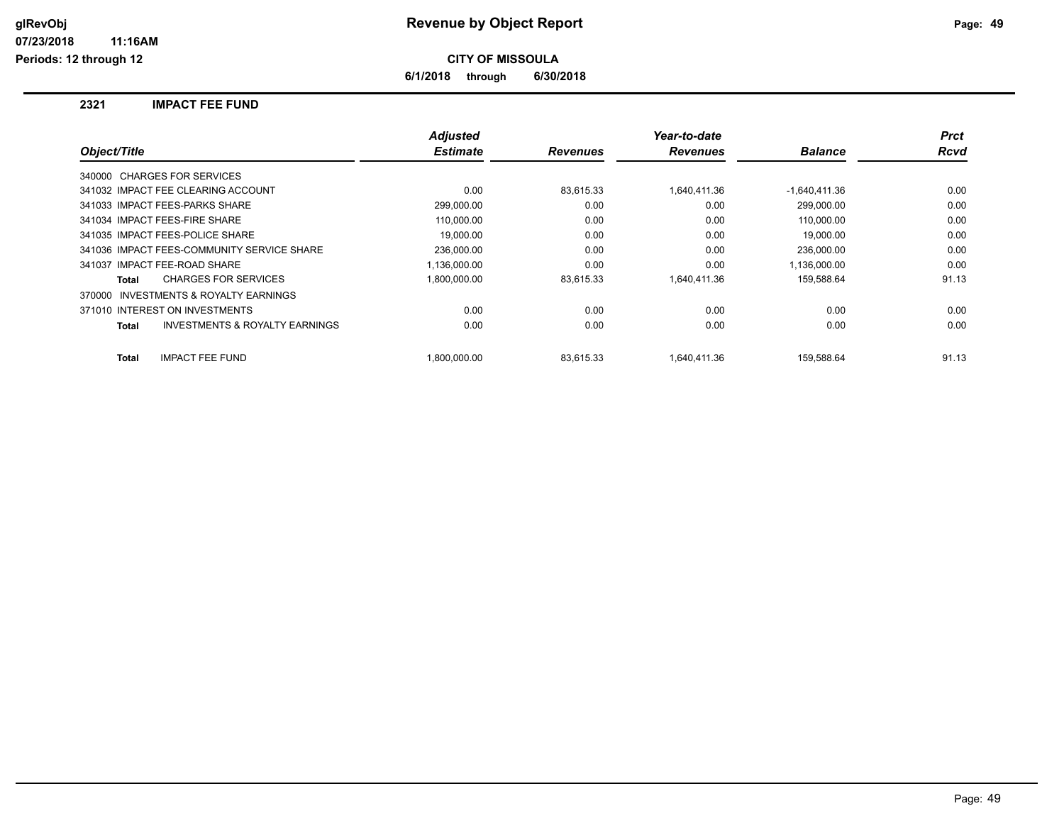# Revenue by Object Report

## CITY OF MISSOULA

**6/1/2018 through 6/30/2018**

### 2321 IMPACT FEE FUND

| Object/Title | Adjusted Estimate | Revenues | Year-to-date Revenues | Balance | Prct Rcvd |
|---|---|---|---|---|---|
| 340000 CHARGES FOR SERVICES | | | | | |
| 341032 IMPACT FEE CLEARING ACCOUNT | 0.00 | 83,615.33 | 1,640,411.36 | -1,640,411.36 | 0.00 |
| 341033 IMPACT FEES-PARKS SHARE | 299,000.00 | 0.00 | 0.00 | 299,000.00 | 0.00 |
| 341034 IMPACT FEES-FIRE SHARE | 110,000.00 | 0.00 | 0.00 | 110,000.00 | 0.00 |
| 341035 IMPACT FEES-POLICE SHARE | 19,000.00 | 0.00 | 0.00 | 19,000.00 | 0.00 |
| 341036 IMPACT FEES-COMMUNITY SERVICE SHARE | 236,000.00 | 0.00 | 0.00 | 236,000.00 | 0.00 |
| 341037 IMPACT FEE-ROAD SHARE | 1,136,000.00 | 0.00 | 0.00 | 1,136,000.00 | 0.00 |
| **Total** CHARGES FOR SERVICES | 1,800,000.00 | 83,615.33 | 1,640,411.36 | 159,588.64 | 91.13 |
| 370000 INVESTMENTS & ROYALTY EARNINGS | | | | | |
| 371010 INTEREST ON INVESTMENTS | 0.00 | 0.00 | 0.00 | 0.00 | 0.00 |
| **Total** INVESTMENTS & ROYALTY EARNINGS | 0.00 | 0.00 | 0.00 | 0.00 | 0.00 |
| **Total** IMPACT FEE FUND | 1,800,000.00 | 83,615.33 | 1,640,411.36 | 159,588.64 | 91.13 |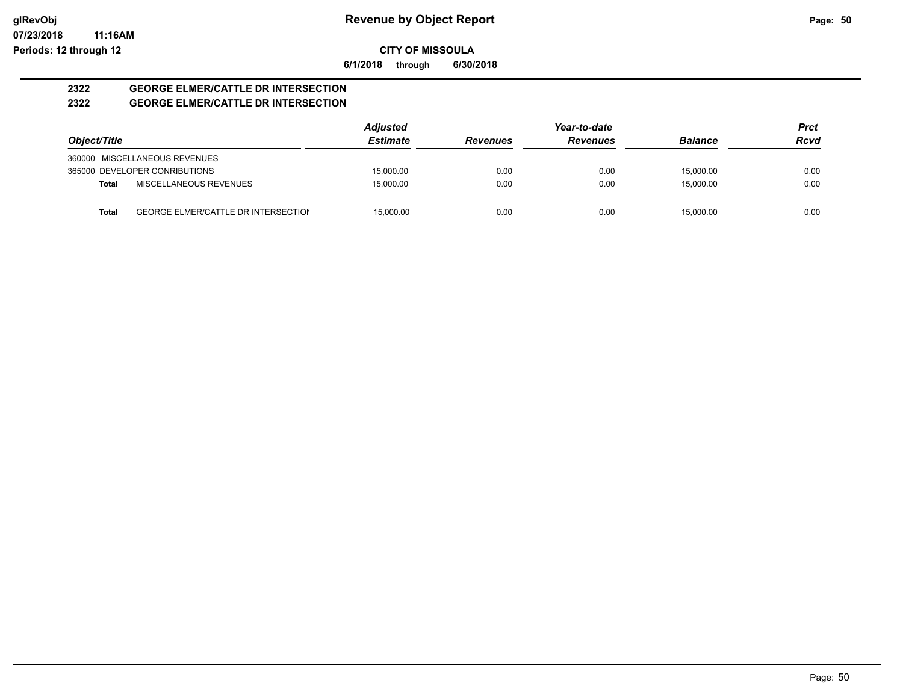**glRevObj**
**07/23/2018 11:16AM**
**Periods: 12 through 12**

# Revenue by Object Report

**CITY OF MISSOULA**

**6/1/2018 through 6/30/2018**

## 2322 GEORGE ELMER/CATTLE DR INTERSECTION
## 2322 GEORGE ELMER/CATTLE DR INTERSECTION

| Object/Title | | Adjusted Estimate | Revenues | Year-to-date Revenues | Balance | Prct Rcvd |
|---|---|---|---|---|---|---|
| 360000 MISCELLANEOUS REVENUES | | | | | | |
| 365000 DEVELOPER CONRIBUTIONS | | 15,000.00 | 0.00 | 0.00 | 15,000.00 | 0.00 |
| **Total** | MISCELLANEOUS REVENUES | 15,000.00 | 0.00 | 0.00 | 15,000.00 | 0.00 |
| **Total** | GEORGE ELMER/CATTLE DR INTERSECTION | 15,000.00 | 0.00 | 0.00 | 15,000.00 | 0.00 |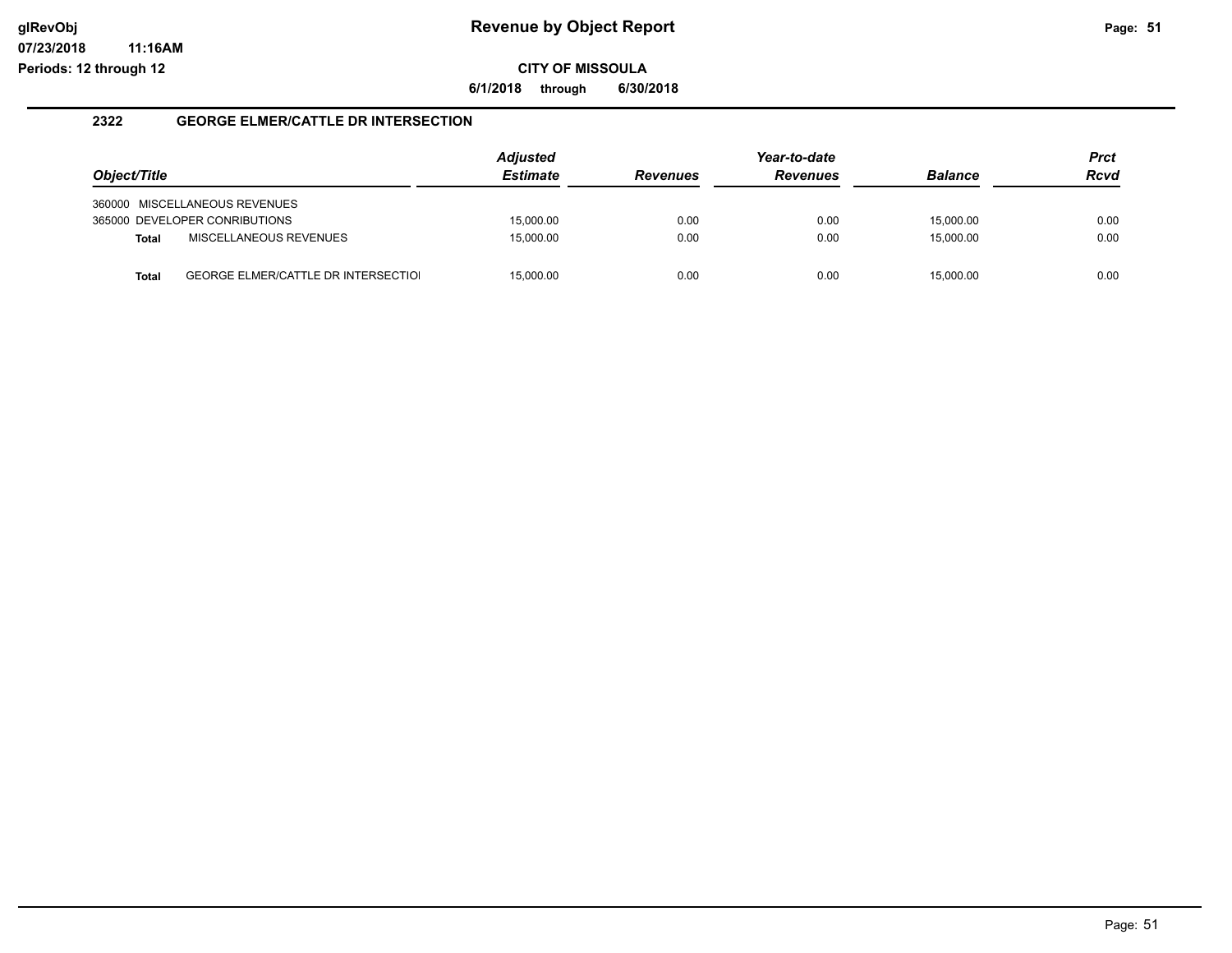**Revenue by Object Report**

**CITY OF MISSOULA**

**6/1/2018 through 6/30/2018**

## 2322 GEORGE ELMER/CATTLE DR INTERSECTION

| Object/Title | | Adjusted Estimate | Revenues | Year-to-date Revenues | Balance | Prct Rcvd |
|---|---|---|---|---|---|---|
| 360000 MISCELLANEOUS REVENUES | | | | | | |
| 365000 DEVELOPER CONRIBUTIONS | | 15,000.00 | 0.00 | 0.00 | 15,000.00 | 0.00 |
| **Total** | MISCELLANEOUS REVENUES | 15,000.00 | 0.00 | 0.00 | 15,000.00 | 0.00 |
| **Total** | GEORGE ELMER/CATTLE DR INTERSECTIOI | 15,000.00 | 0.00 | 0.00 | 15,000.00 | 0.00 |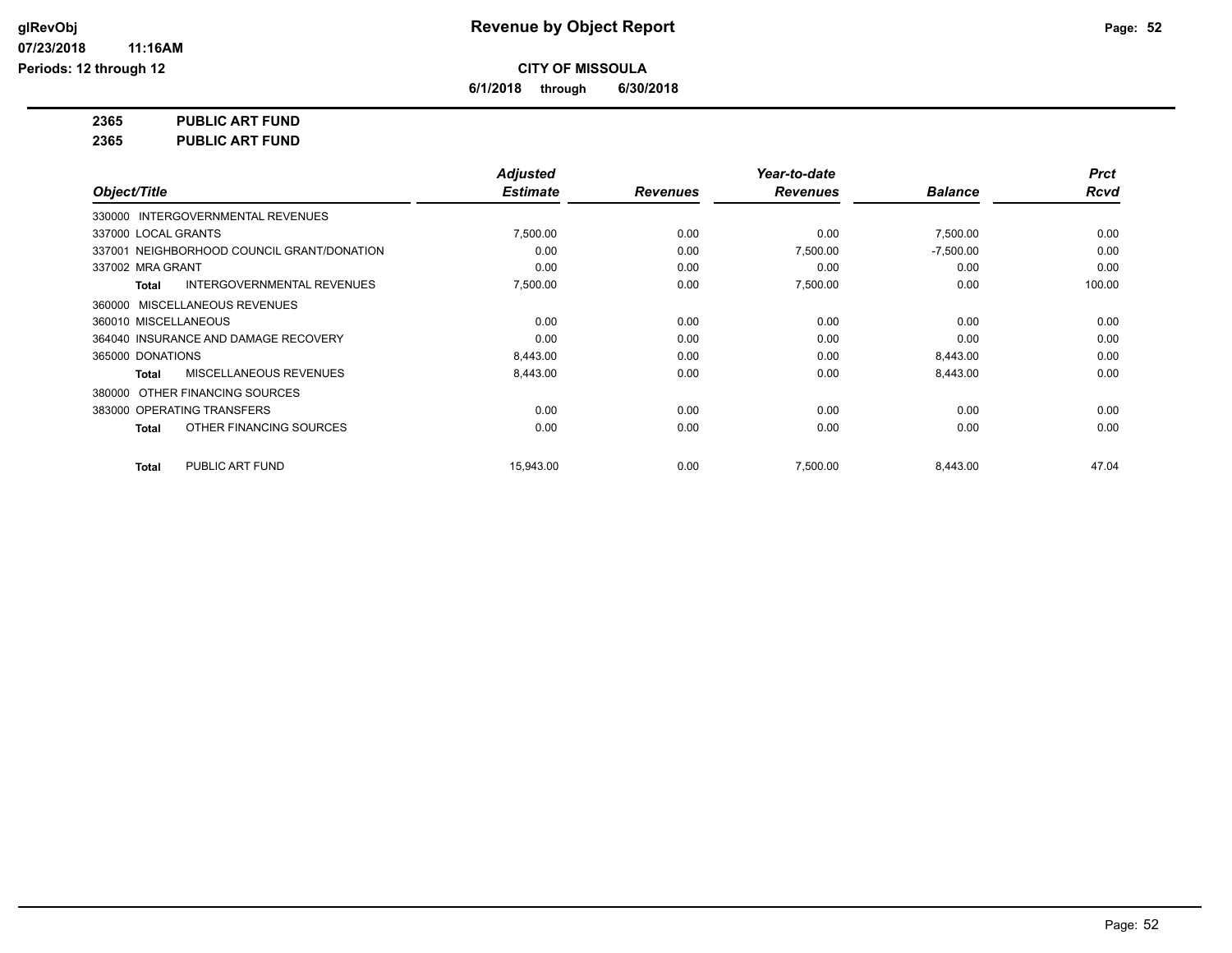# Revenue by Object Report

**CITY OF MISSOULA**

**6/1/2018 through 6/30/2018**

glRevObj
07/23/2018 11:16AM
Periods: 12 through 12

**2365 PUBLIC ART FUND**

**2365 PUBLIC ART FUND**

| Object/Title | Adjusted Estimate | Revenues | Year-to-date Revenues | Balance | Prct Rcvd |
|---|---|---|---|---|---|
| 330000 INTERGOVERNMENTAL REVENUES | | | | | |
| 337000 LOCAL GRANTS | 7,500.00 | 0.00 | 0.00 | 7,500.00 | 0.00 |
| 337001 NEIGHBORHOOD COUNCIL GRANT/DONATION | 0.00 | 0.00 | 7,500.00 | -7,500.00 | 0.00 |
| 337002 MRA GRANT | 0.00 | 0.00 | 0.00 | 0.00 | 0.00 |
| **Total** INTERGOVERNMENTAL REVENUES | 7,500.00 | 0.00 | 7,500.00 | 0.00 | 100.00 |
| 360000 MISCELLANEOUS REVENUES | | | | | |
| 360010 MISCELLANEOUS | 0.00 | 0.00 | 0.00 | 0.00 | 0.00 |
| 364040 INSURANCE AND DAMAGE RECOVERY | 0.00 | 0.00 | 0.00 | 0.00 | 0.00 |
| 365000 DONATIONS | 8,443.00 | 0.00 | 0.00 | 8,443.00 | 0.00 |
| **Total** MISCELLANEOUS REVENUES | 8,443.00 | 0.00 | 0.00 | 8,443.00 | 0.00 |
| 380000 OTHER FINANCING SOURCES | | | | | |
| 383000 OPERATING TRANSFERS | 0.00 | 0.00 | 0.00 | 0.00 | 0.00 |
| **Total** OTHER FINANCING SOURCES | 0.00 | 0.00 | 0.00 | 0.00 | 0.00 |
| **Total** PUBLIC ART FUND | 15,943.00 | 0.00 | 7,500.00 | 8,443.00 | 47.04 |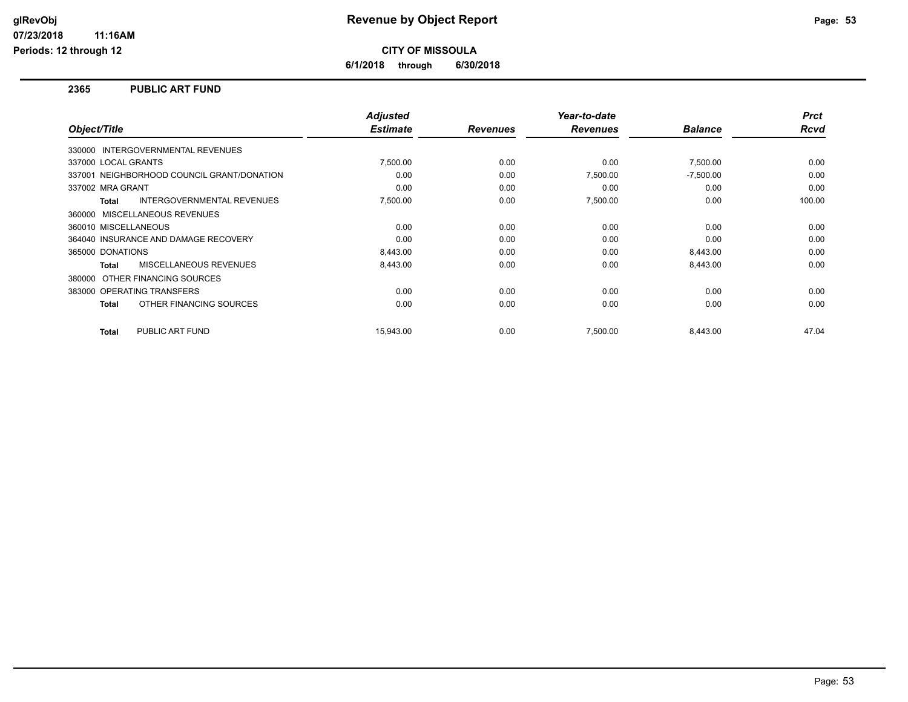# Revenue by Object Report

**CITY OF MISSOULA**

**6/1/2018 through 6/30/2018**

glRevObj
07/23/2018 11:16AM
Periods: 12 through 12

## 2365 PUBLIC ART FUND

| Object/Title | Adjusted Estimate | Revenues | Year-to-date Revenues | Balance | Prct Rcvd |
|---|---|---|---|---|---|
| 330000 INTERGOVERNMENTAL REVENUES | | | | | |
| 337000 LOCAL GRANTS | 7,500.00 | 0.00 | 0.00 | 7,500.00 | 0.00 |
| 337001 NEIGHBORHOOD COUNCIL GRANT/DONATION | 0.00 | 0.00 | 7,500.00 | -7,500.00 | 0.00 |
| 337002 MRA GRANT | 0.00 | 0.00 | 0.00 | 0.00 | 0.00 |
| **Total** INTERGOVERNMENTAL REVENUES | 7,500.00 | 0.00 | 7,500.00 | 0.00 | 100.00 |
| 360000 MISCELLANEOUS REVENUES | | | | | |
| 360010 MISCELLANEOUS | 0.00 | 0.00 | 0.00 | 0.00 | 0.00 |
| 364040 INSURANCE AND DAMAGE RECOVERY | 0.00 | 0.00 | 0.00 | 0.00 | 0.00 |
| 365000 DONATIONS | 8,443.00 | 0.00 | 0.00 | 8,443.00 | 0.00 |
| **Total** MISCELLANEOUS REVENUES | 8,443.00 | 0.00 | 0.00 | 8,443.00 | 0.00 |
| 380000 OTHER FINANCING SOURCES | | | | | |
| 383000 OPERATING TRANSFERS | 0.00 | 0.00 | 0.00 | 0.00 | 0.00 |
| **Total** OTHER FINANCING SOURCES | 0.00 | 0.00 | 0.00 | 0.00 | 0.00 |
| **Total** PUBLIC ART FUND | 15,943.00 | 0.00 | 7,500.00 | 8,443.00 | 47.04 |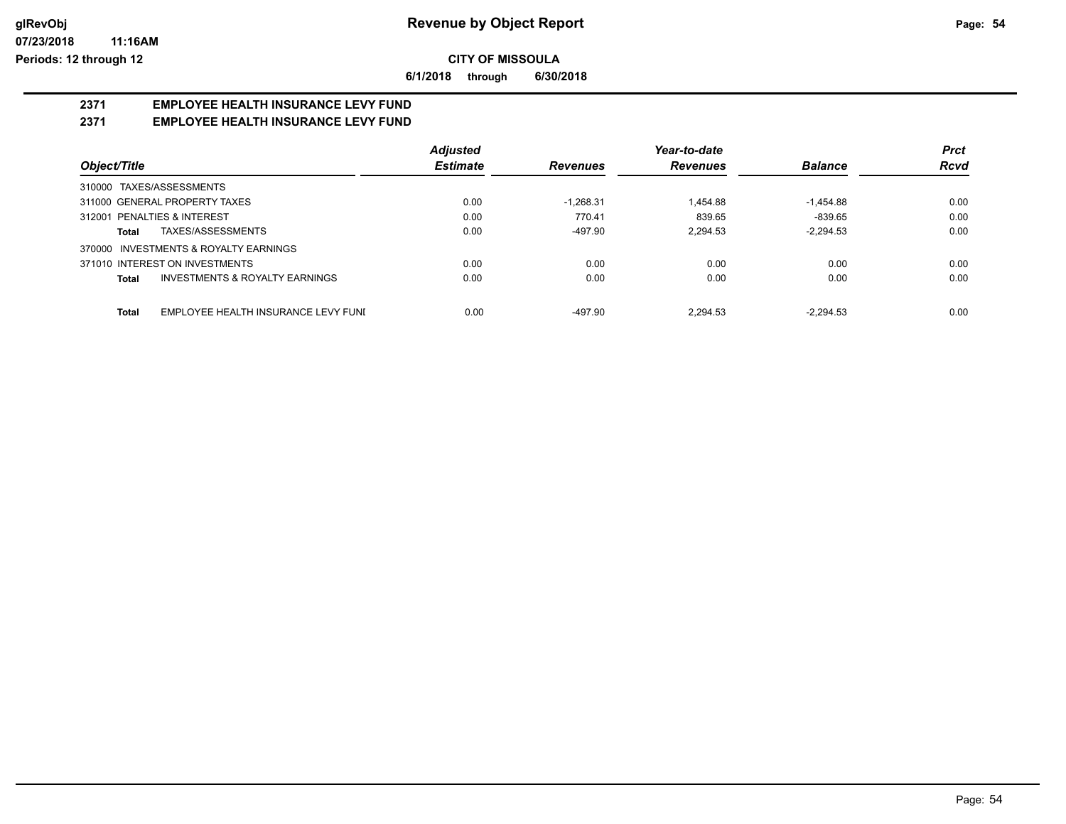# Revenue by Object Report

## CITY OF MISSOULA

**6/1/2018 through 6/30/2018**

### 2371 EMPLOYEE HEALTH INSURANCE LEVY FUND
### 2371 EMPLOYEE HEALTH INSURANCE LEVY FUND

| Object/Title | Adjusted Estimate | Revenues | Year-to-date Revenues | Balance | Prct Rcvd |
|---|---|---|---|---|---|
| 310000 TAXES/ASSESSMENTS | | | | | |
| 311000 GENERAL PROPERTY TAXES | 0.00 | -1,268.31 | 1,454.88 | -1,454.88 | 0.00 |
| 312001 PENALTIES & INTEREST | 0.00 | 770.41 | 839.65 | -839.65 | 0.00 |
| **Total** TAXES/ASSESSMENTS | 0.00 | -497.90 | 2,294.53 | -2,294.53 | 0.00 |
| 370000 INVESTMENTS & ROYALTY EARNINGS | | | | | |
| 371010 INTEREST ON INVESTMENTS | 0.00 | 0.00 | 0.00 | 0.00 | 0.00 |
| **Total** INVESTMENTS & ROYALTY EARNINGS | 0.00 | 0.00 | 0.00 | 0.00 | 0.00 |
| **Total** EMPLOYEE HEALTH INSURANCE LEVY FUNI | 0.00 | -497.90 | 2,294.53 | -2,294.53 | 0.00 |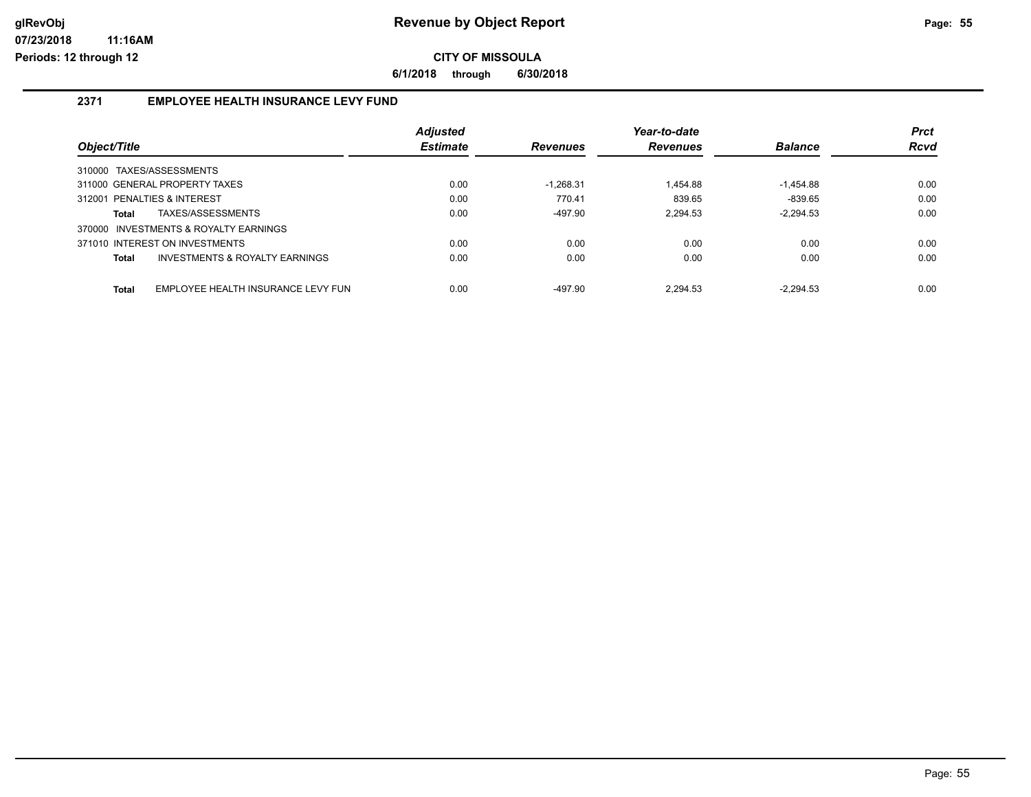# Revenue by Object Report

**CITY OF MISSOULA**

**6/1/2018 through 6/30/2018**

## 2371 EMPLOYEE HEALTH INSURANCE LEVY FUND

| Object/Title | Adjusted Estimate | Revenues | Year-to-date Revenues | Balance | Prct Rcvd |
|---|---|---|---|---|---|
| 310000 TAXES/ASSESSMENTS | | | | | |
| 311000 GENERAL PROPERTY TAXES | 0.00 | -1,268.31 | 1,454.88 | -1,454.88 | 0.00 |
| 312001 PENALTIES & INTEREST | 0.00 | 770.41 | 839.65 | -839.65 | 0.00 |
| **Total** TAXES/ASSESSMENTS | 0.00 | -497.90 | 2,294.53 | -2,294.53 | 0.00 |
| 370000 INVESTMENTS & ROYALTY EARNINGS | | | | | |
| 371010 INTEREST ON INVESTMENTS | 0.00 | 0.00 | 0.00 | 0.00 | 0.00 |
| **Total** INVESTMENTS & ROYALTY EARNINGS | 0.00 | 0.00 | 0.00 | 0.00 | 0.00 |
| **Total** EMPLOYEE HEALTH INSURANCE LEVY FUN | 0.00 | -497.90 | 2,294.53 | -2,294.53 | 0.00 |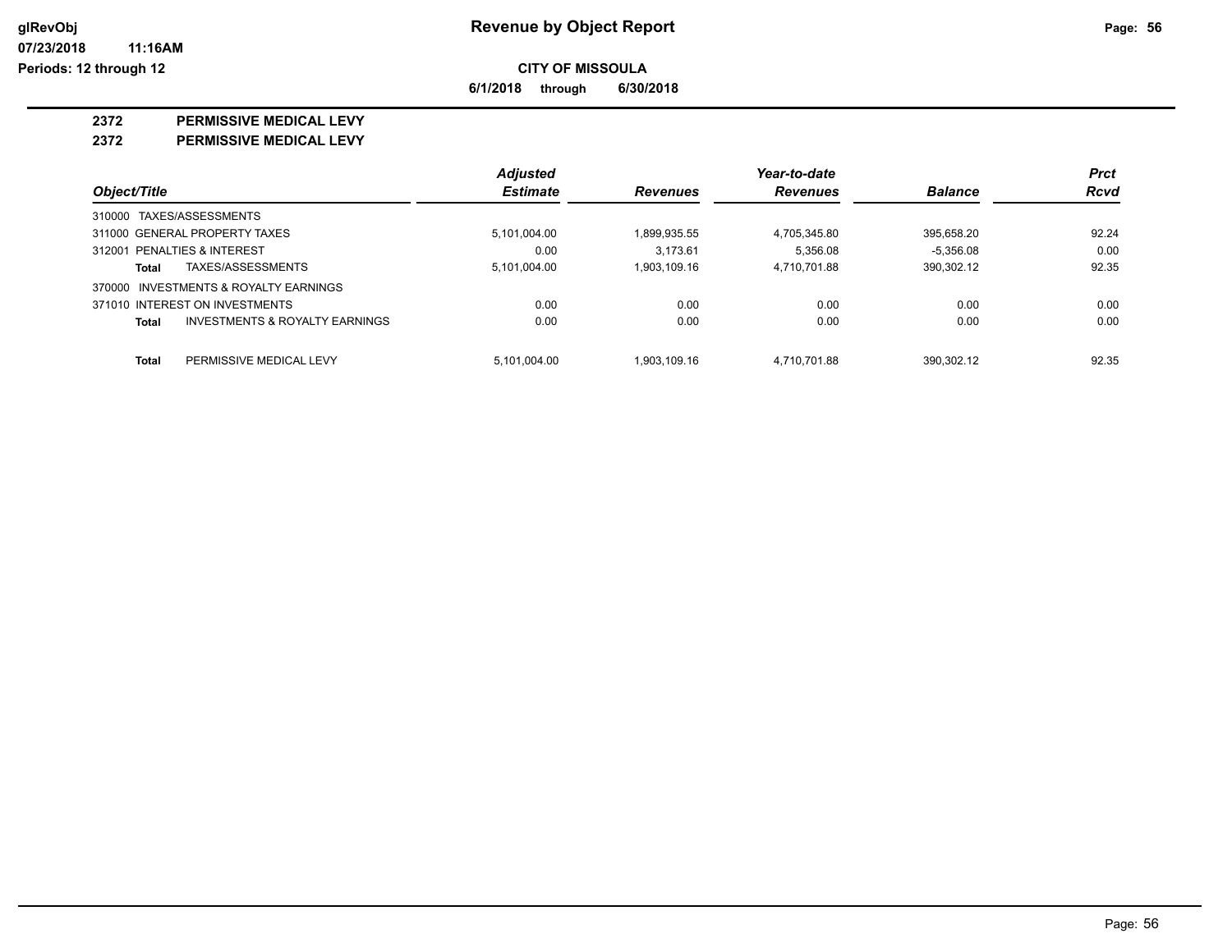**glRevObj**
**07/23/2018 11:16AM**
**Periods: 12 through 12**

# Revenue by Object Report

**CITY OF MISSOULA**

**6/1/2018 through 6/30/2018**

## 2372 PERMISSIVE MEDICAL LEVY

### 2372 PERMISSIVE MEDICAL LEVY

| Object/Title | Adjusted Estimate | Revenues | Year-to-date Revenues | Balance | Prct Rcvd |
|---|---|---|---|---|---|
| 310000 TAXES/ASSESSMENTS | | | | | |
| 311000 GENERAL PROPERTY TAXES | 5,101,004.00 | 1,899,935.55 | 4,705,345.80 | 395,658.20 | 92.24 |
| 312001 PENALTIES & INTEREST | 0.00 | 3,173.61 | 5,356.08 | -5,356.08 | 0.00 |
| **Total** TAXES/ASSESSMENTS | 5,101,004.00 | 1,903,109.16 | 4,710,701.88 | 390,302.12 | 92.35 |
| 370000 INVESTMENTS & ROYALTY EARNINGS | | | | | |
| 371010 INTEREST ON INVESTMENTS | 0.00 | 0.00 | 0.00 | 0.00 | 0.00 |
| **Total** INVESTMENTS & ROYALTY EARNINGS | 0.00 | 0.00 | 0.00 | 0.00 | 0.00 |
| **Total** PERMISSIVE MEDICAL LEVY | 5,101,004.00 | 1,903,109.16 | 4,710,701.88 | 390,302.12 | 92.35 |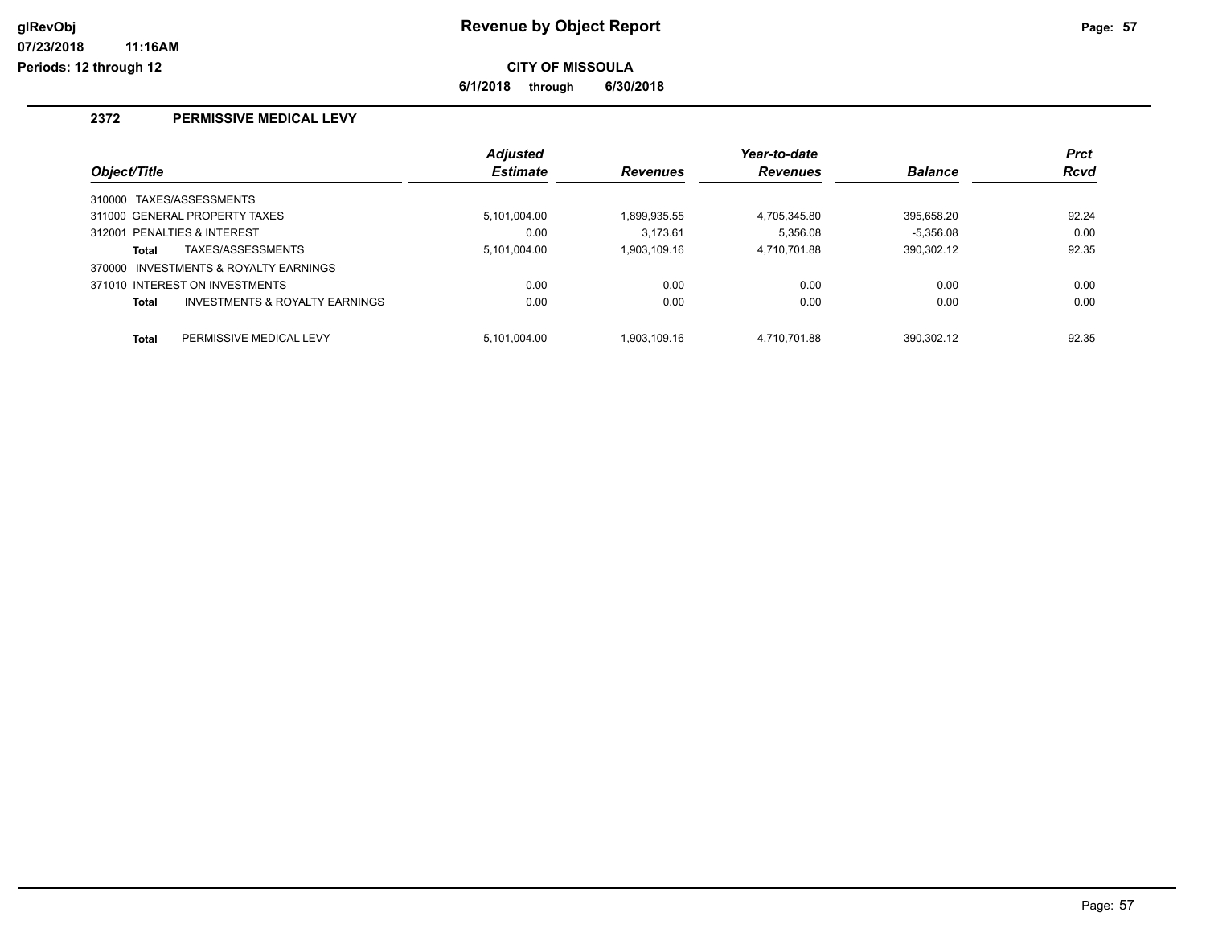# Revenue by Object Report

**CITY OF MISSOULA**

**6/1/2018 through 6/30/2018**

glRevObj
07/23/2018 11:16AM
Periods: 12 through 12

## 2372 PERMISSIVE MEDICAL LEVY

| Object/Title | Adjusted Estimate | Revenues | Year-to-date Revenues | Balance | Prct Rcvd |
|---|---|---|---|---|---|
| 310000 TAXES/ASSESSMENTS | | | | | |
| 311000 GENERAL PROPERTY TAXES | 5,101,004.00 | 1,899,935.55 | 4,705,345.80 | 395,658.20 | 92.24 |
| 312001 PENALTIES & INTEREST | 0.00 | 3,173.61 | 5,356.08 | -5,356.08 | 0.00 |
| **Total** TAXES/ASSESSMENTS | 5,101,004.00 | 1,903,109.16 | 4,710,701.88 | 390,302.12 | 92.35 |
| 370000 INVESTMENTS & ROYALTY EARNINGS | | | | | |
| 371010 INTEREST ON INVESTMENTS | 0.00 | 0.00 | 0.00 | 0.00 | 0.00 |
| **Total** INVESTMENTS & ROYALTY EARNINGS | 0.00 | 0.00 | 0.00 | 0.00 | 0.00 |
| **Total** PERMISSIVE MEDICAL LEVY | 5,101,004.00 | 1,903,109.16 | 4,710,701.88 | 390,302.12 | 92.35 |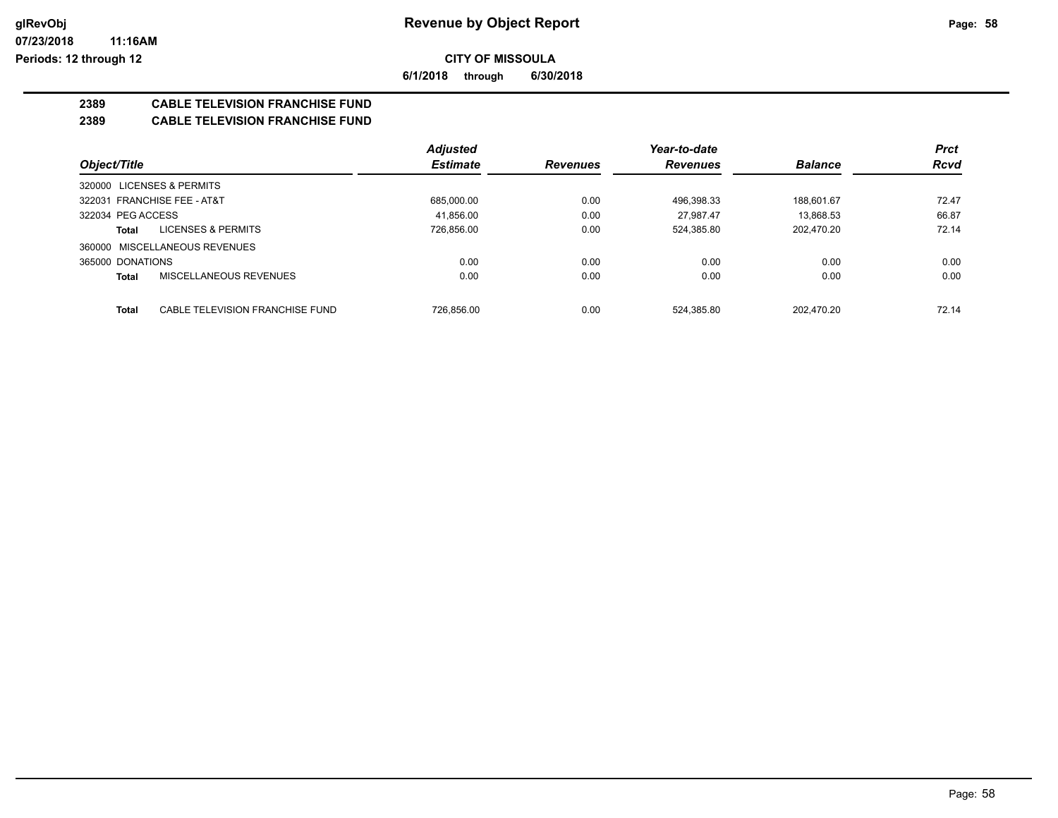# Revenue by Object Report

**CITY OF MISSOULA**

**6/1/2018 through 6/30/2018**

glRevObj
07/23/2018 11:16AM
Periods: 12 through 12

## 2389 CABLE TELEVISION FRANCHISE FUND
## 2389 CABLE TELEVISION FRANCHISE FUND

| Object/Title | Adjusted Estimate | Revenues | Year-to-date Revenues | Balance | Prct Rcvd |
|---|---|---|---|---|---|
| 320000 LICENSES & PERMITS | | | | | |
| 322031 FRANCHISE FEE - AT&T | 685,000.00 | 0.00 | 496,398.33 | 188,601.67 | 72.47 |
| 322034 PEG ACCESS | 41,856.00 | 0.00 | 27,987.47 | 13,868.53 | 66.87 |
| **Total** LICENSES & PERMITS | 726,856.00 | 0.00 | 524,385.80 | 202,470.20 | 72.14 |
| 360000 MISCELLANEOUS REVENUES | | | | | |
| 365000 DONATIONS | 0.00 | 0.00 | 0.00 | 0.00 | 0.00 |
| **Total** MISCELLANEOUS REVENUES | 0.00 | 0.00 | 0.00 | 0.00 | 0.00 |
| **Total** CABLE TELEVISION FRANCHISE FUND | 726,856.00 | 0.00 | 524,385.80 | 202,470.20 | 72.14 |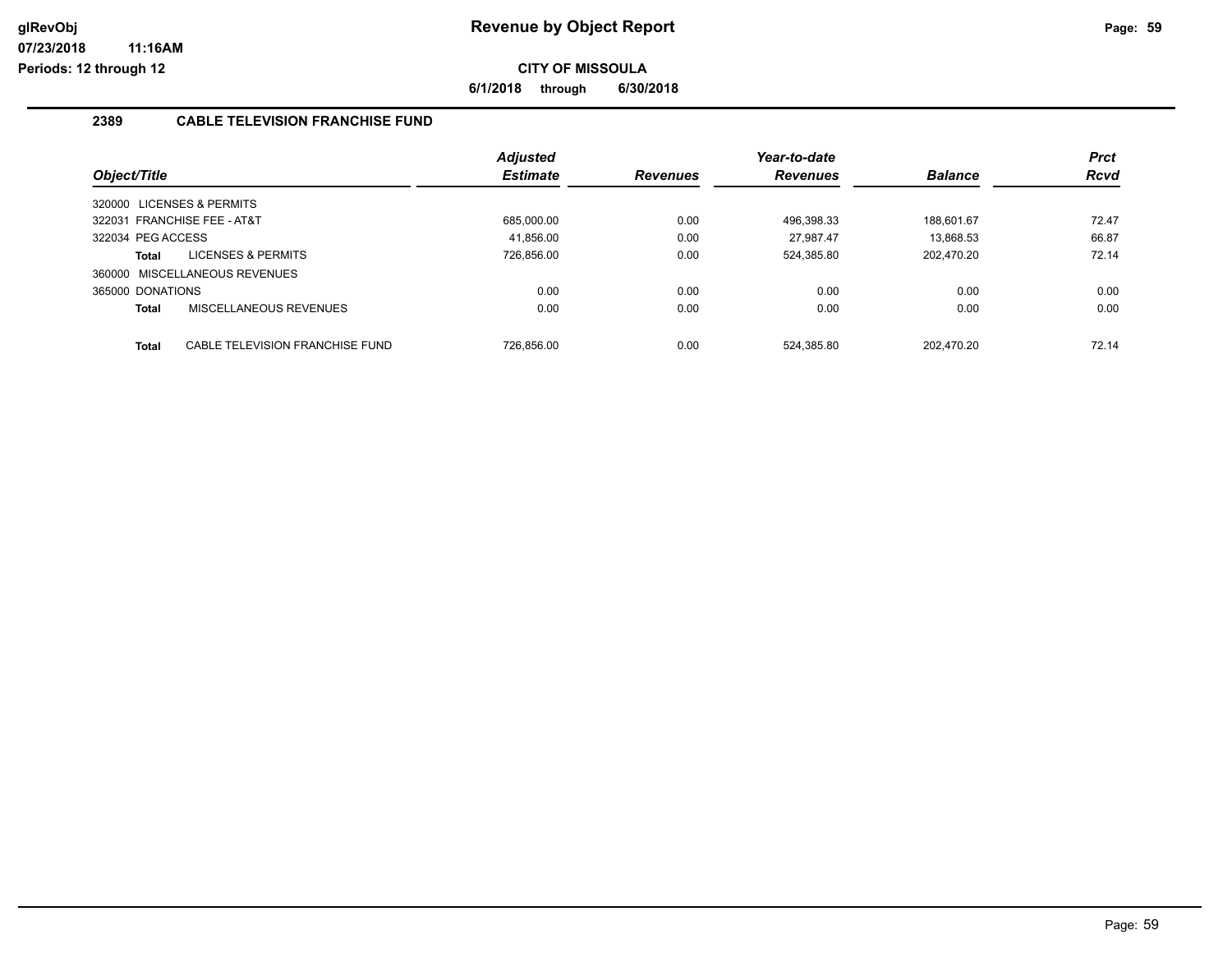# Revenue by Object Report

**CITY OF MISSOULA**

**6/1/2018 through 6/30/2018**

glRevObj
07/23/2018 11:16AM
Periods: 12 through 12

## 2389 CABLE TELEVISION FRANCHISE FUND

| Object/Title | Adjusted Estimate | Revenues | Year-to-date Revenues | Balance | Prct Rcvd |
|---|---|---|---|---|---|
| 320000 LICENSES & PERMITS | | | | | |
| 322031 FRANCHISE FEE - AT&T | 685,000.00 | 0.00 | 496,398.33 | 188,601.67 | 72.47 |
| 322034 PEG ACCESS | 41,856.00 | 0.00 | 27,987.47 | 13,868.53 | 66.87 |
| **Total** LICENSES & PERMITS | 726,856.00 | 0.00 | 524,385.80 | 202,470.20 | 72.14 |
| 360000 MISCELLANEOUS REVENUES | | | | | |
| 365000 DONATIONS | 0.00 | 0.00 | 0.00 | 0.00 | 0.00 |
| **Total** MISCELLANEOUS REVENUES | 0.00 | 0.00 | 0.00 | 0.00 | 0.00 |
| **Total** CABLE TELEVISION FRANCHISE FUND | 726,856.00 | 0.00 | 524,385.80 | 202,470.20 | 72.14 |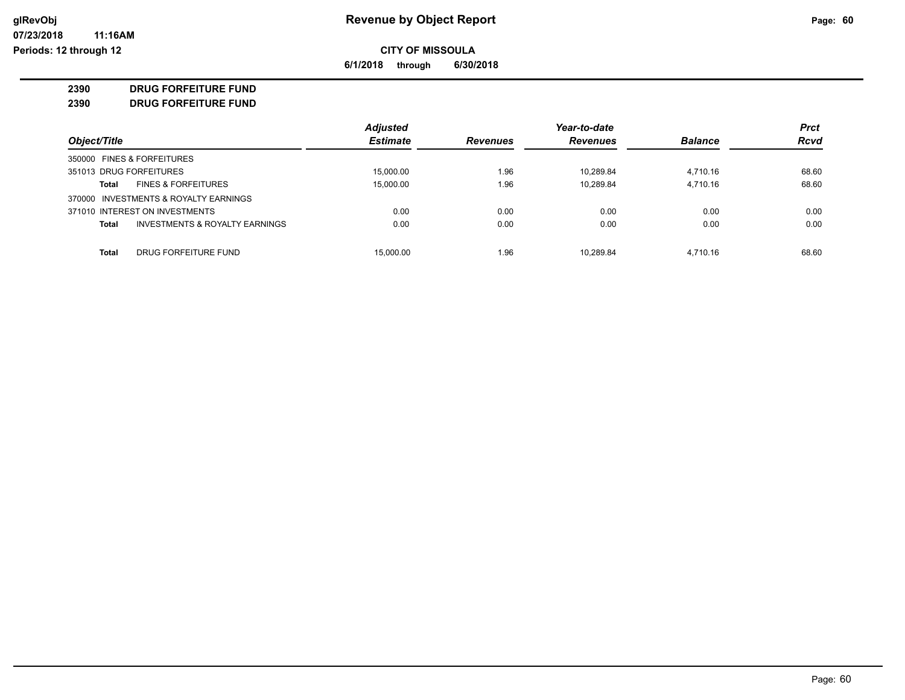# Revenue by Object Report

glRevObj
07/23/2018 11:16AM
Periods: 12 through 12

**CITY OF MISSOULA**

**6/1/2018 through 6/30/2018**

**2390 DRUG FORFEITURE FUND**

**2390 DRUG FORFEITURE FUND**

| Object/Title | Adjusted Estimate | Revenues | Year-to-date Revenues | Balance | Prct Rcvd |
|---|---|---|---|---|---|
| 350000 FINES & FORFEITURES | | | | | |
| 351013 DRUG FORFEITURES | 15,000.00 | 1.96 | 10,289.84 | 4,710.16 | 68.60 |
| **Total** FINES & FORFEITURES | 15,000.00 | 1.96 | 10,289.84 | 4,710.16 | 68.60 |
| 370000 INVESTMENTS & ROYALTY EARNINGS | | | | | |
| 371010 INTEREST ON INVESTMENTS | 0.00 | 0.00 | 0.00 | 0.00 | 0.00 |
| **Total** INVESTMENTS & ROYALTY EARNINGS | 0.00 | 0.00 | 0.00 | 0.00 | 0.00 |
| **Total** DRUG FORFEITURE FUND | 15,000.00 | 1.96 | 10,289.84 | 4,710.16 | 68.60 |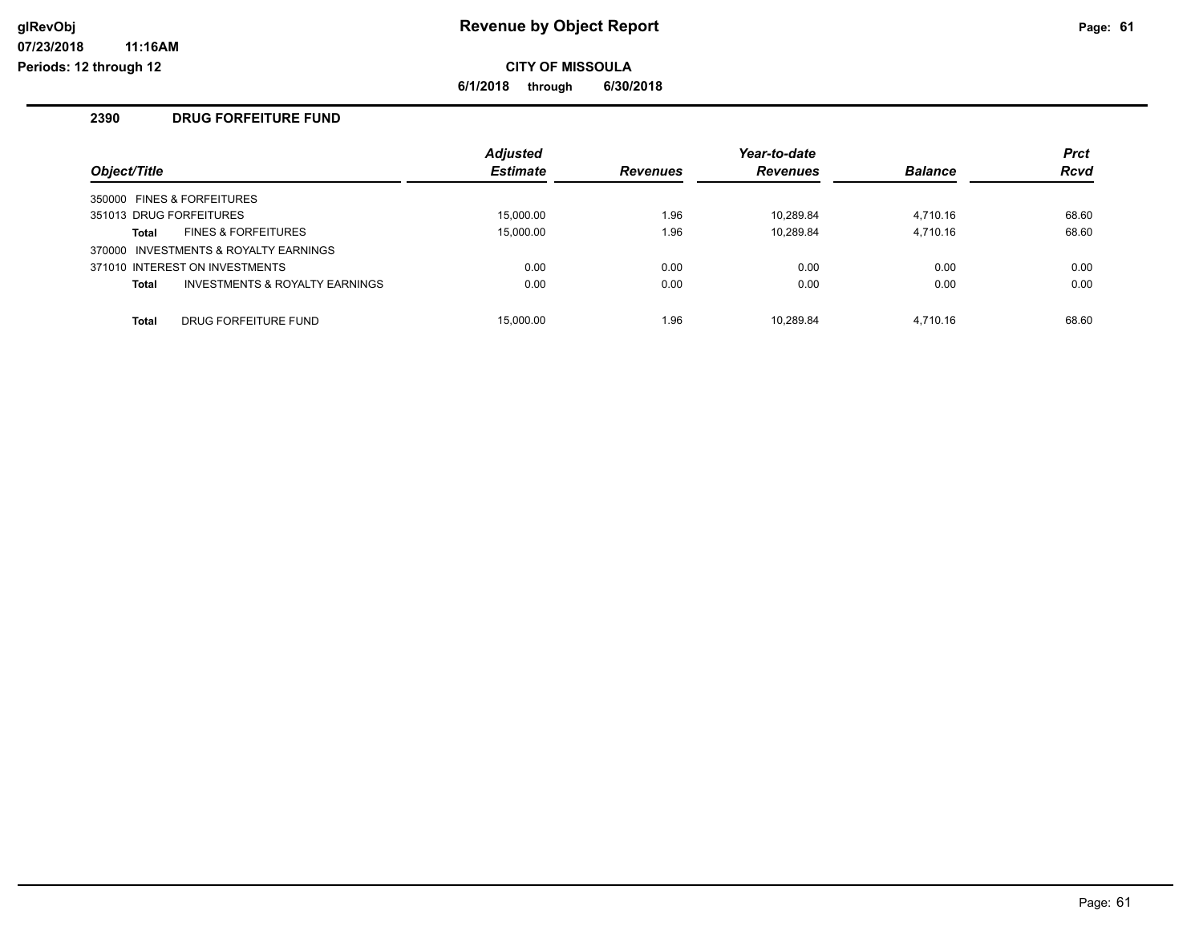# Revenue by Object Report

**CITY OF MISSOULA**

**6/1/2018 through 6/30/2018**

## 2390 DRUG FORFEITURE FUND

| Object/Title | Adjusted Estimate | Revenues | Year-to-date Revenues | Balance | Prct Rcvd |
|---|---|---|---|---|---|
| 350000 FINES & FORFEITURES | | | | | |
| 351013 DRUG FORFEITURES | 15,000.00 | 1.96 | 10,289.84 | 4,710.16 | 68.60 |
| **Total** FINES & FORFEITURES | 15,000.00 | 1.96 | 10,289.84 | 4,710.16 | 68.60 |
| 370000 INVESTMENTS & ROYALTY EARNINGS | | | | | |
| 371010 INTEREST ON INVESTMENTS | 0.00 | 0.00 | 0.00 | 0.00 | 0.00 |
| **Total** INVESTMENTS & ROYALTY EARNINGS | 0.00 | 0.00 | 0.00 | 0.00 | 0.00 |
| **Total** DRUG FORFEITURE FUND | 15,000.00 | 1.96 | 10,289.84 | 4,710.16 | 68.60 |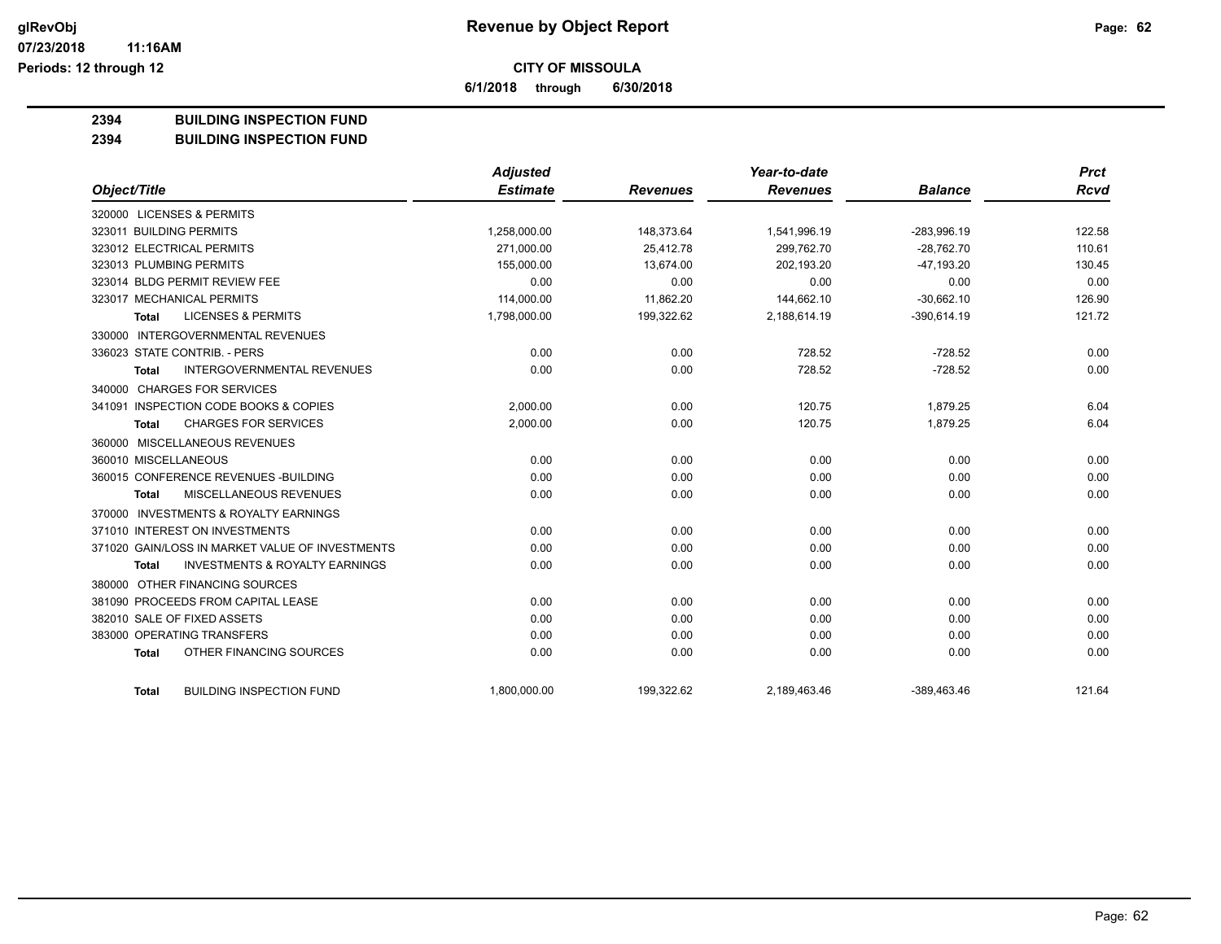**CITY OF MISSOULA**

**6/1/2018 through 6/30/2018**

**2394 BUILDING INSPECTION FUND**

**2394 BUILDING INSPECTION FUND**

| Object/Title | Adjusted Estimate | Revenues | Year-to-date Revenues | Balance | Prct Rcvd |
|---|---|---|---|---|---|
| 320000 LICENSES & PERMITS | | | | | |
| 323011 BUILDING PERMITS | 1,258,000.00 | 148,373.64 | 1,541,996.19 | -283,996.19 | 122.58 |
| 323012 ELECTRICAL PERMITS | 271,000.00 | 25,412.78 | 299,762.70 | -28,762.70 | 110.61 |
| 323013 PLUMBING PERMITS | 155,000.00 | 13,674.00 | 202,193.20 | -47,193.20 | 130.45 |
| 323014 BLDG PERMIT REVIEW FEE | 0.00 | 0.00 | 0.00 | 0.00 | 0.00 |
| 323017 MECHANICAL PERMITS | 114,000.00 | 11,862.20 | 144,662.10 | -30,662.10 | 126.90 |
| **Total** LICENSES & PERMITS | 1,798,000.00 | 199,322.62 | 2,188,614.19 | -390,614.19 | 121.72 |
| 330000 INTERGOVERNMENTAL REVENUES | | | | | |
| 336023 STATE CONTRIB. - PERS | 0.00 | 0.00 | 728.52 | -728.52 | 0.00 |
| **Total** INTERGOVERNMENTAL REVENUES | 0.00 | 0.00 | 728.52 | -728.52 | 0.00 |
| 340000 CHARGES FOR SERVICES | | | | | |
| 341091 INSPECTION CODE BOOKS & COPIES | 2,000.00 | 0.00 | 120.75 | 1,879.25 | 6.04 |
| **Total** CHARGES FOR SERVICES | 2,000.00 | 0.00 | 120.75 | 1,879.25 | 6.04 |
| 360000 MISCELLANEOUS REVENUES | | | | | |
| 360010 MISCELLANEOUS | 0.00 | 0.00 | 0.00 | 0.00 | 0.00 |
| 360015 CONFERENCE REVENUES -BUILDING | 0.00 | 0.00 | 0.00 | 0.00 | 0.00 |
| **Total** MISCELLANEOUS REVENUES | 0.00 | 0.00 | 0.00 | 0.00 | 0.00 |
| 370000 INVESTMENTS & ROYALTY EARNINGS | | | | | |
| 371010 INTEREST ON INVESTMENTS | 0.00 | 0.00 | 0.00 | 0.00 | 0.00 |
| 371020 GAIN/LOSS IN MARKET VALUE OF INVESTMENTS | 0.00 | 0.00 | 0.00 | 0.00 | 0.00 |
| **Total** INVESTMENTS & ROYALTY EARNINGS | 0.00 | 0.00 | 0.00 | 0.00 | 0.00 |
| 380000 OTHER FINANCING SOURCES | | | | | |
| 381090 PROCEEDS FROM CAPITAL LEASE | 0.00 | 0.00 | 0.00 | 0.00 | 0.00 |
| 382010 SALE OF FIXED ASSETS | 0.00 | 0.00 | 0.00 | 0.00 | 0.00 |
| 383000 OPERATING TRANSFERS | 0.00 | 0.00 | 0.00 | 0.00 | 0.00 |
| **Total** OTHER FINANCING SOURCES | 0.00 | 0.00 | 0.00 | 0.00 | 0.00 |
| **Total** BUILDING INSPECTION FUND | 1,800,000.00 | 199,322.62 | 2,189,463.46 | -389,463.46 | 121.64 |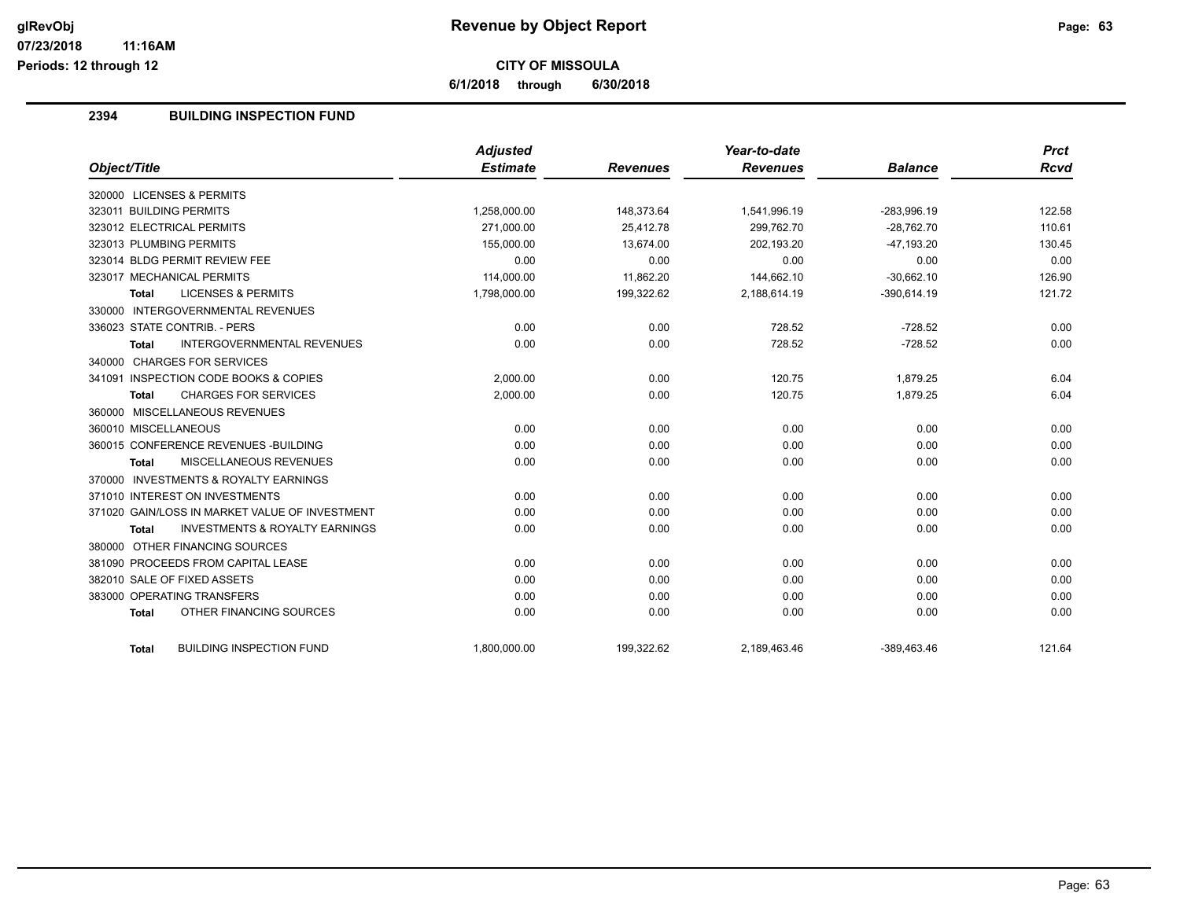**Revenue by Object Report**

**CITY OF MISSOULA**

**6/1/2018 through 6/30/2018**

glRevObj
07/23/2018 11:16AM
Periods: 12 through 12

## 2394 BUILDING INSPECTION FUND

| Object/Title | Adjusted Estimate | Revenues | Year-to-date Revenues | Balance | Prct Rcvd |
|---|---|---|---|---|---|
| 320000 LICENSES & PERMITS | | | | | |
| 323011 BUILDING PERMITS | 1,258,000.00 | 148,373.64 | 1,541,996.19 | -283,996.19 | 122.58 |
| 323012 ELECTRICAL PERMITS | 271,000.00 | 25,412.78 | 299,762.70 | -28,762.70 | 110.61 |
| 323013 PLUMBING PERMITS | 155,000.00 | 13,674.00 | 202,193.20 | -47,193.20 | 130.45 |
| 323014 BLDG PERMIT REVIEW FEE | 0.00 | 0.00 | 0.00 | 0.00 | 0.00 |
| 323017 MECHANICAL PERMITS | 114,000.00 | 11,862.20 | 144,662.10 | -30,662.10 | 126.90 |
| **Total** LICENSES & PERMITS | 1,798,000.00 | 199,322.62 | 2,188,614.19 | -390,614.19 | 121.72 |
| 330000 INTERGOVERNMENTAL REVENUES | | | | | |
| 336023 STATE CONTRIB. - PERS | 0.00 | 0.00 | 728.52 | -728.52 | 0.00 |
| **Total** INTERGOVERNMENTAL REVENUES | 0.00 | 0.00 | 728.52 | -728.52 | 0.00 |
| 340000 CHARGES FOR SERVICES | | | | | |
| 341091 INSPECTION CODE BOOKS & COPIES | 2,000.00 | 0.00 | 120.75 | 1,879.25 | 6.04 |
| **Total** CHARGES FOR SERVICES | 2,000.00 | 0.00 | 120.75 | 1,879.25 | 6.04 |
| 360000 MISCELLANEOUS REVENUES | | | | | |
| 360010 MISCELLANEOUS | 0.00 | 0.00 | 0.00 | 0.00 | 0.00 |
| 360015 CONFERENCE REVENUES -BUILDING | 0.00 | 0.00 | 0.00 | 0.00 | 0.00 |
| **Total** MISCELLANEOUS REVENUES | 0.00 | 0.00 | 0.00 | 0.00 | 0.00 |
| 370000 INVESTMENTS & ROYALTY EARNINGS | | | | | |
| 371010 INTEREST ON INVESTMENTS | 0.00 | 0.00 | 0.00 | 0.00 | 0.00 |
| 371020 GAIN/LOSS IN MARKET VALUE OF INVESTMENT | 0.00 | 0.00 | 0.00 | 0.00 | 0.00 |
| **Total** INVESTMENTS & ROYALTY EARNINGS | 0.00 | 0.00 | 0.00 | 0.00 | 0.00 |
| 380000 OTHER FINANCING SOURCES | | | | | |
| 381090 PROCEEDS FROM CAPITAL LEASE | 0.00 | 0.00 | 0.00 | 0.00 | 0.00 |
| 382010 SALE OF FIXED ASSETS | 0.00 | 0.00 | 0.00 | 0.00 | 0.00 |
| 383000 OPERATING TRANSFERS | 0.00 | 0.00 | 0.00 | 0.00 | 0.00 |
| **Total** OTHER FINANCING SOURCES | 0.00 | 0.00 | 0.00 | 0.00 | 0.00 |
| **Total** BUILDING INSPECTION FUND | 1,800,000.00 | 199,322.62 | 2,189,463.46 | -389,463.46 | 121.64 |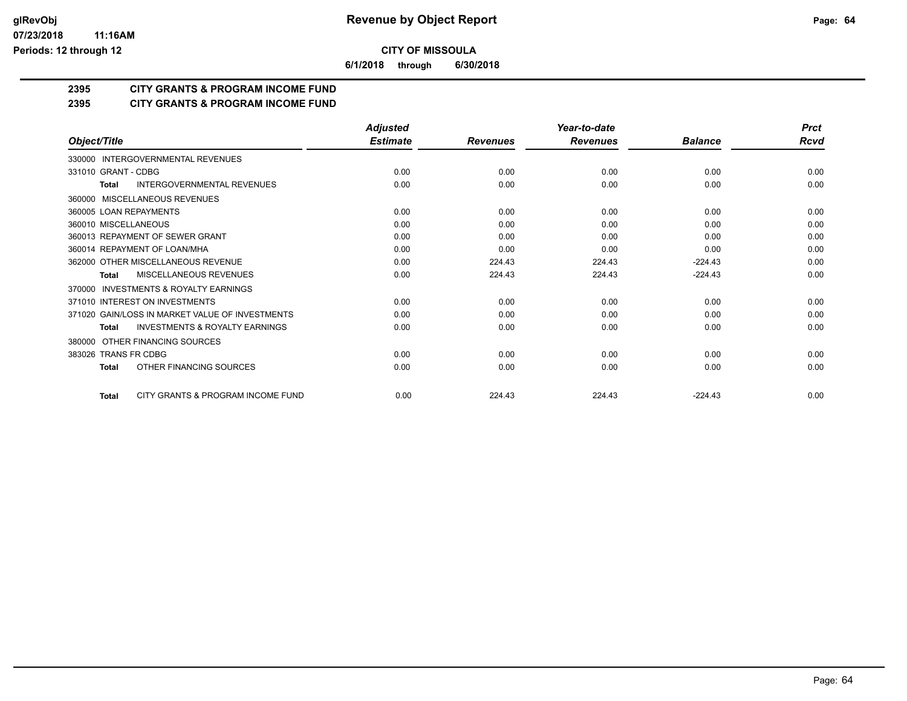# Revenue by Object Report

## CITY OF MISSOULA

**6/1/2018 through 6/30/2018**

### 2395 CITY GRANTS & PROGRAM INCOME FUND
### 2395 CITY GRANTS & PROGRAM INCOME FUND

| Object/Title | Adjusted Estimate | Revenues | Year-to-date Revenues | Balance | Prct Rcvd |
|---|---|---|---|---|---|
| 330000 INTERGOVERNMENTAL REVENUES | | | | | |
| 331010 GRANT - CDBG | 0.00 | 0.00 | 0.00 | 0.00 | 0.00 |
| **Total** INTERGOVERNMENTAL REVENUES | 0.00 | 0.00 | 0.00 | 0.00 | 0.00 |
| 360000 MISCELLANEOUS REVENUES | | | | | |
| 360005 LOAN REPAYMENTS | 0.00 | 0.00 | 0.00 | 0.00 | 0.00 |
| 360010 MISCELLANEOUS | 0.00 | 0.00 | 0.00 | 0.00 | 0.00 |
| 360013 REPAYMENT OF SEWER GRANT | 0.00 | 0.00 | 0.00 | 0.00 | 0.00 |
| 360014 REPAYMENT OF LOAN/MHA | 0.00 | 0.00 | 0.00 | 0.00 | 0.00 |
| 362000 OTHER MISCELLANEOUS REVENUE | 0.00 | 224.43 | 224.43 | -224.43 | 0.00 |
| **Total** MISCELLANEOUS REVENUES | 0.00 | 224.43 | 224.43 | -224.43 | 0.00 |
| 370000 INVESTMENTS & ROYALTY EARNINGS | | | | | |
| 371010 INTEREST ON INVESTMENTS | 0.00 | 0.00 | 0.00 | 0.00 | 0.00 |
| 371020 GAIN/LOSS IN MARKET VALUE OF INVESTMENTS | 0.00 | 0.00 | 0.00 | 0.00 | 0.00 |
| **Total** INVESTMENTS & ROYALTY EARNINGS | 0.00 | 0.00 | 0.00 | 0.00 | 0.00 |
| 380000 OTHER FINANCING SOURCES | | | | | |
| 383026 TRANS FR CDBG | 0.00 | 0.00 | 0.00 | 0.00 | 0.00 |
| **Total** OTHER FINANCING SOURCES | 0.00 | 0.00 | 0.00 | 0.00 | 0.00 |
| **Total** CITY GRANTS & PROGRAM INCOME FUND | 0.00 | 224.43 | 224.43 | -224.43 | 0.00 |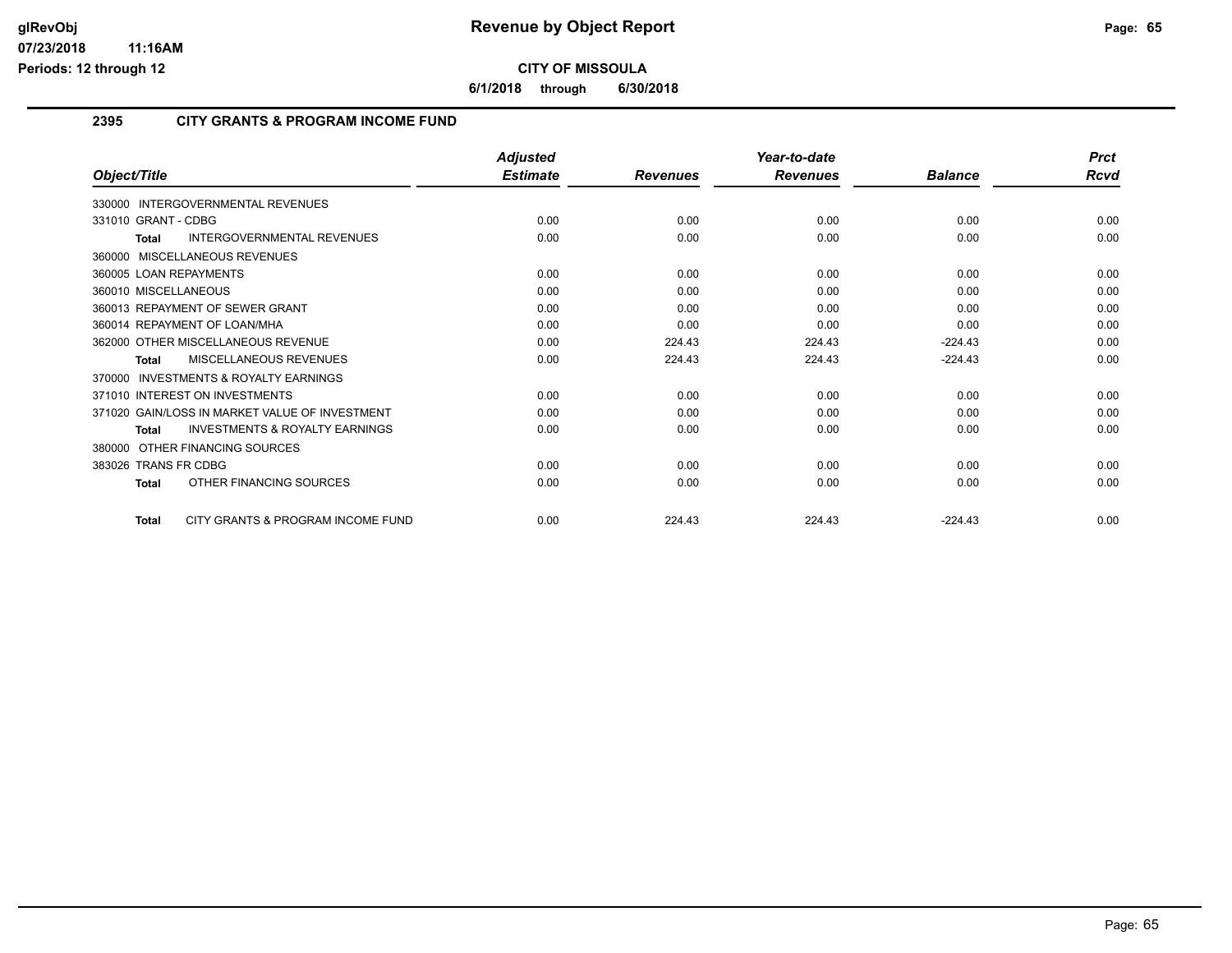**Revenue by Object Report**

**CITY OF MISSOULA**

**6/1/2018 through 6/30/2018**

## 2395 CITY GRANTS & PROGRAM INCOME FUND

| Object/Title | Adjusted Estimate | Revenues | Year-to-date Revenues | Balance | Prct Rcvd |
|---|---|---|---|---|---|
| 330000 INTERGOVERNMENTAL REVENUES | | | | | |
| 331010 GRANT - CDBG | 0.00 | 0.00 | 0.00 | 0.00 | 0.00 |
| **Total** INTERGOVERNMENTAL REVENUES | 0.00 | 0.00 | 0.00 | 0.00 | 0.00 |
| 360000 MISCELLANEOUS REVENUES | | | | | |
| 360005 LOAN REPAYMENTS | 0.00 | 0.00 | 0.00 | 0.00 | 0.00 |
| 360010 MISCELLANEOUS | 0.00 | 0.00 | 0.00 | 0.00 | 0.00 |
| 360013 REPAYMENT OF SEWER GRANT | 0.00 | 0.00 | 0.00 | 0.00 | 0.00 |
| 360014 REPAYMENT OF LOAN/MHA | 0.00 | 0.00 | 0.00 | 0.00 | 0.00 |
| 362000 OTHER MISCELLANEOUS REVENUE | 0.00 | 224.43 | 224.43 | -224.43 | 0.00 |
| **Total** MISCELLANEOUS REVENUES | 0.00 | 224.43 | 224.43 | -224.43 | 0.00 |
| 370000 INVESTMENTS & ROYALTY EARNINGS | | | | | |
| 371010 INTEREST ON INVESTMENTS | 0.00 | 0.00 | 0.00 | 0.00 | 0.00 |
| 371020 GAIN/LOSS IN MARKET VALUE OF INVESTMENT | 0.00 | 0.00 | 0.00 | 0.00 | 0.00 |
| **Total** INVESTMENTS & ROYALTY EARNINGS | 0.00 | 0.00 | 0.00 | 0.00 | 0.00 |
| 380000 OTHER FINANCING SOURCES | | | | | |
| 383026 TRANS FR CDBG | 0.00 | 0.00 | 0.00 | 0.00 | 0.00 |
| **Total** OTHER FINANCING SOURCES | 0.00 | 0.00 | 0.00 | 0.00 | 0.00 |
| **Total** CITY GRANTS & PROGRAM INCOME FUND | 0.00 | 224.43 | 224.43 | -224.43 | 0.00 |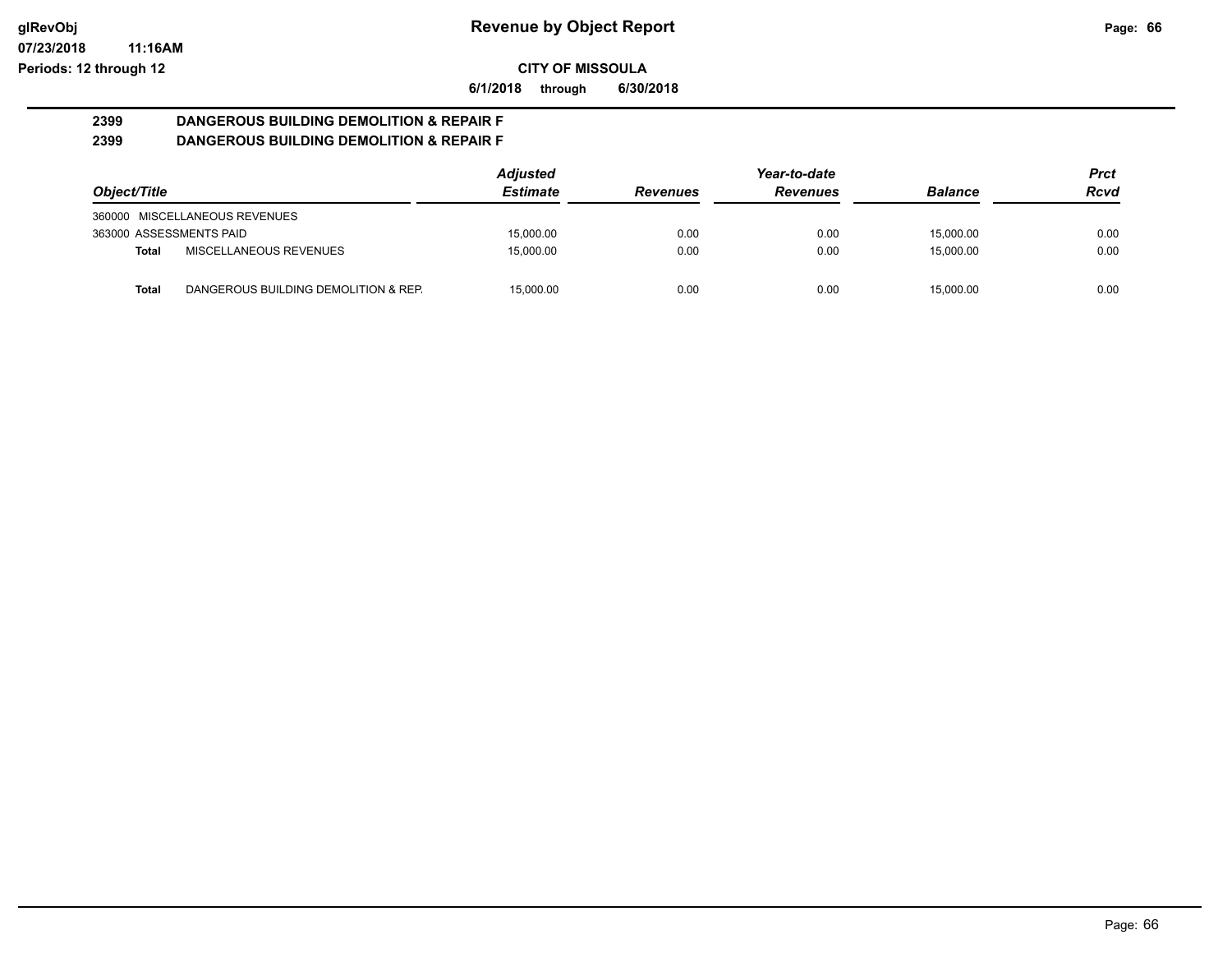# Revenue by Object Report

**CITY OF MISSOULA**

**6/1/2018 through 6/30/2018**

glRevObj
07/23/2018 11:16AM
Periods: 12 through 12

**2399 DANGEROUS BUILDING DEMOLITION & REPAIR F**

**2399 DANGEROUS BUILDING DEMOLITION & REPAIR F**

| Object/Title | | Adjusted Estimate | Revenues | Year-to-date Revenues | Balance | Prct Rcvd |
|---|---|---|---|---|---|---|
| 360000 MISCELLANEOUS REVENUES | | | | | | |
| 363000 ASSESSMENTS PAID | | 15,000.00 | 0.00 | 0.00 | 15,000.00 | 0.00 |
| **Total** | MISCELLANEOUS REVENUES | 15,000.00 | 0.00 | 0.00 | 15,000.00 | 0.00 |
| **Total** | DANGEROUS BUILDING DEMOLITION & REP. | 15,000.00 | 0.00 | 0.00 | 15,000.00 | 0.00 |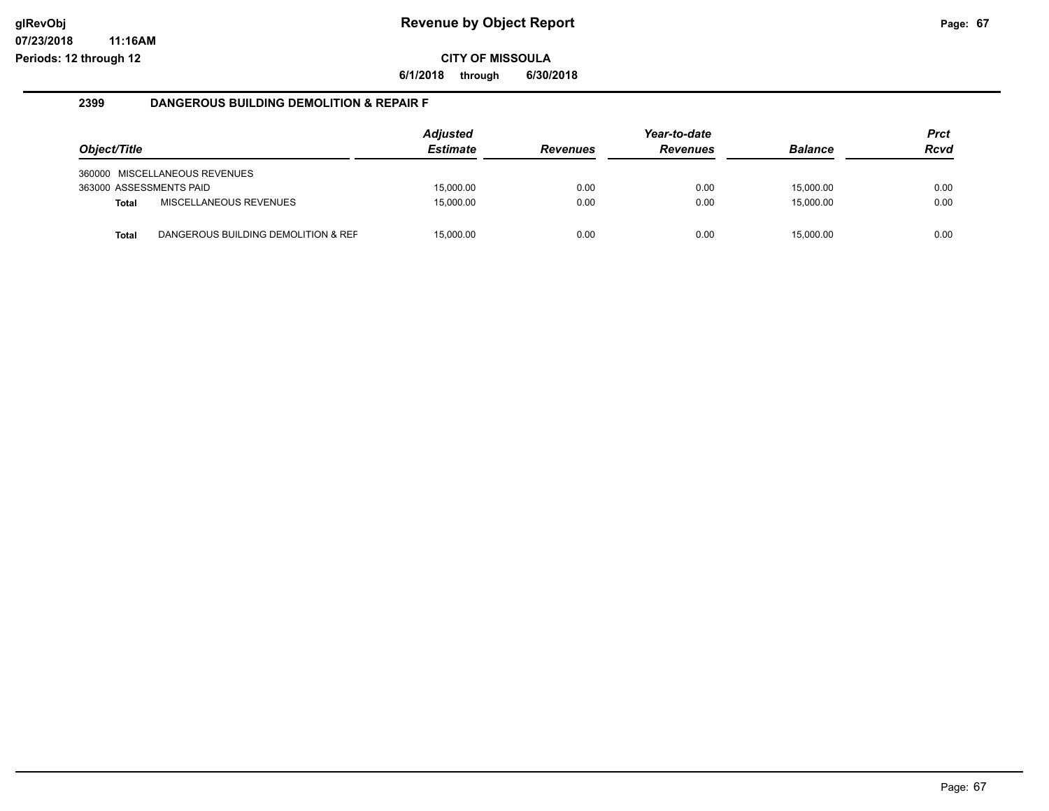# Revenue by Object Report

**CITY OF MISSOULA**

**6/1/2018 through 6/30/2018**

## 2399 DANGEROUS BUILDING DEMOLITION & REPAIR F

| Object/Title | Adjusted Estimate | Revenues | Year-to-date Revenues | Balance | Prct Rcvd |
|---|---|---|---|---|---|
| 360000 MISCELLANEOUS REVENUES | | | | | |
| 363000 ASSESSMENTS PAID | 15,000.00 | 0.00 | 0.00 | 15,000.00 | 0.00 |
| **Total** MISCELLANEOUS REVENUES | 15,000.00 | 0.00 | 0.00 | 15,000.00 | 0.00 |
| **Total** DANGEROUS BUILDING DEMOLITION & REF | 15,000.00 | 0.00 | 0.00 | 15,000.00 | 0.00 |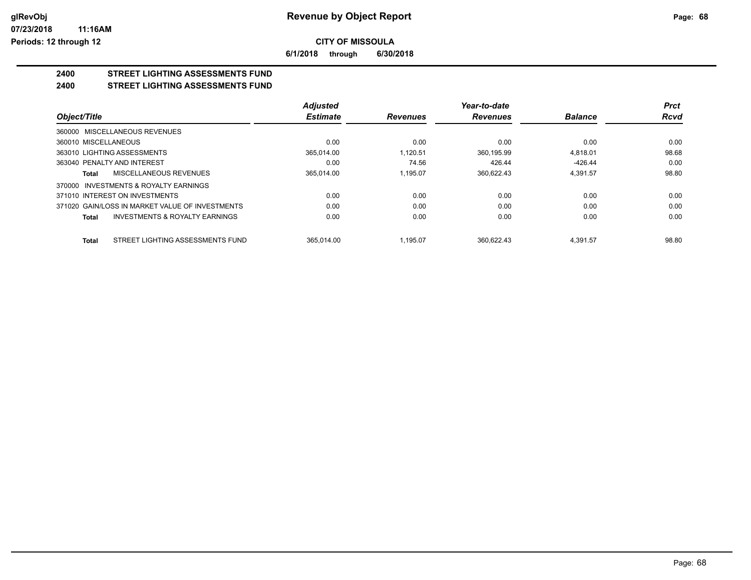**Revenue by Object Report**

**CITY OF MISSOULA**

**6/1/2018 through 6/30/2018**

glRevObj
07/23/2018 11:16AM
Periods: 12 through 12

## 2400 STREET LIGHTING ASSESSMENTS FUND
## 2400 STREET LIGHTING ASSESSMENTS FUND

| Object/Title | Adjusted Estimate | Revenues | Year-to-date Revenues | Balance | Prct Rcvd |
|---|---|---|---|---|---|
| 360000 MISCELLANEOUS REVENUES | | | | | |
| 360010 MISCELLANEOUS | 0.00 | 0.00 | 0.00 | 0.00 | 0.00 |
| 363010 LIGHTING ASSESSMENTS | 365,014.00 | 1,120.51 | 360,195.99 | 4,818.01 | 98.68 |
| 363040 PENALTY AND INTEREST | 0.00 | 74.56 | 426.44 | -426.44 | 0.00 |
| **Total** MISCELLANEOUS REVENUES | 365,014.00 | 1,195.07 | 360,622.43 | 4,391.57 | 98.80 |
| 370000 INVESTMENTS & ROYALTY EARNINGS | | | | | |
| 371010 INTEREST ON INVESTMENTS | 0.00 | 0.00 | 0.00 | 0.00 | 0.00 |
| 371020 GAIN/LOSS IN MARKET VALUE OF INVESTMENTS | 0.00 | 0.00 | 0.00 | 0.00 | 0.00 |
| **Total** INVESTMENTS & ROYALTY EARNINGS | 0.00 | 0.00 | 0.00 | 0.00 | 0.00 |
| **Total** STREET LIGHTING ASSESSMENTS FUND | 365,014.00 | 1,195.07 | 360,622.43 | 4,391.57 | 98.80 |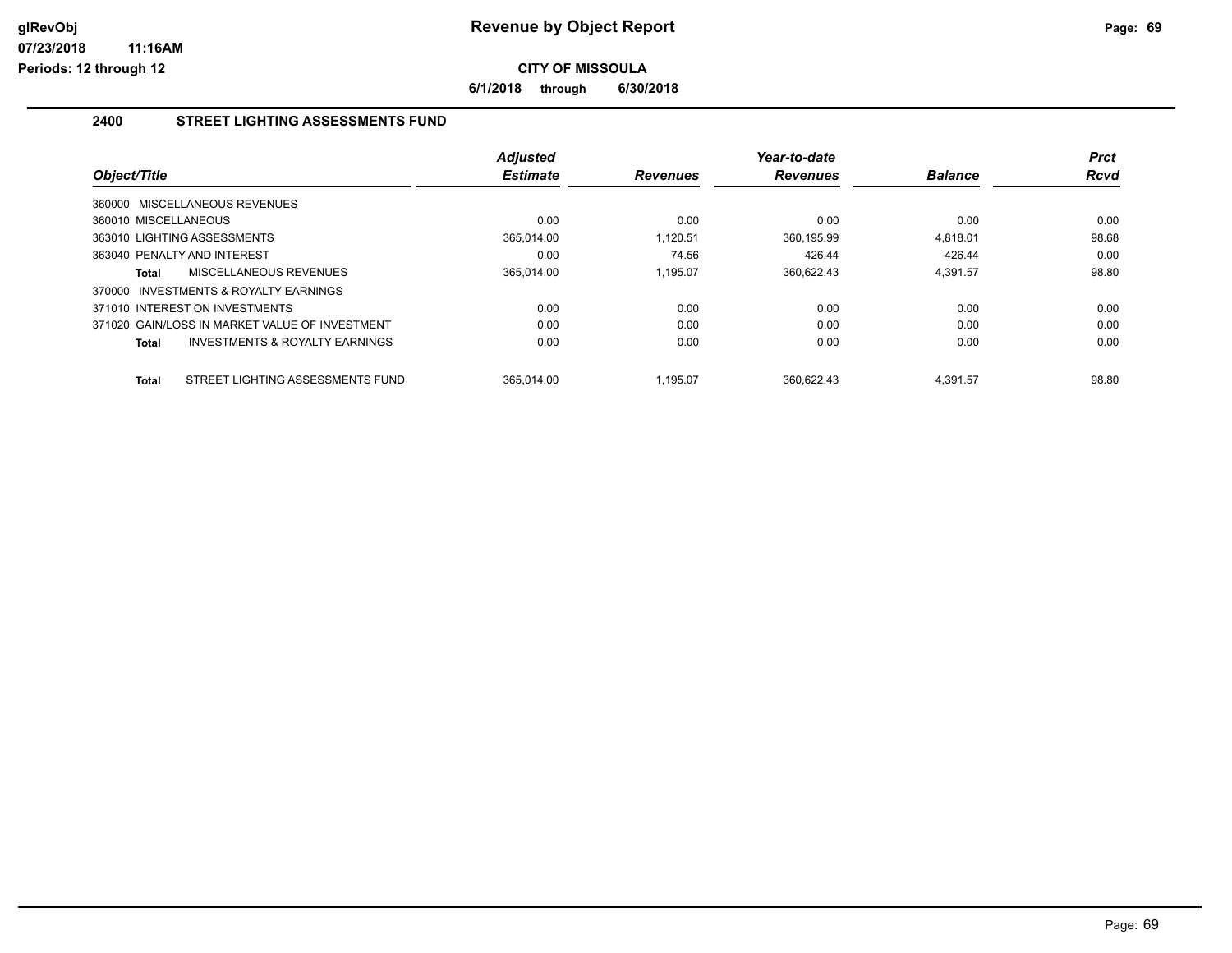# Revenue by Object Report

**CITY OF MISSOULA**

**6/1/2018 through 6/30/2018**

glRevObj
07/23/2018 11:16AM
Periods: 12 through 12

## 2400 STREET LIGHTING ASSESSMENTS FUND

| Object/Title | Adjusted Estimate | Revenues | Year-to-date Revenues | Balance | Prct Rcvd |
|---|---|---|---|---|---|
| 360000 MISCELLANEOUS REVENUES | | | | | |
| 360010 MISCELLANEOUS | 0.00 | 0.00 | 0.00 | 0.00 | 0.00 |
| 363010 LIGHTING ASSESSMENTS | 365,014.00 | 1,120.51 | 360,195.99 | 4,818.01 | 98.68 |
| 363040 PENALTY AND INTEREST | 0.00 | 74.56 | 426.44 | -426.44 | 0.00 |
| **Total** MISCELLANEOUS REVENUES | 365,014.00 | 1,195.07 | 360,622.43 | 4,391.57 | 98.80 |
| 370000 INVESTMENTS & ROYALTY EARNINGS | | | | | |
| 371010 INTEREST ON INVESTMENTS | 0.00 | 0.00 | 0.00 | 0.00 | 0.00 |
| 371020 GAIN/LOSS IN MARKET VALUE OF INVESTMENT | 0.00 | 0.00 | 0.00 | 0.00 | 0.00 |
| **Total** INVESTMENTS & ROYALTY EARNINGS | 0.00 | 0.00 | 0.00 | 0.00 | 0.00 |
| **Total** STREET LIGHTING ASSESSMENTS FUND | 365,014.00 | 1,195.07 | 360,622.43 | 4,391.57 | 98.80 |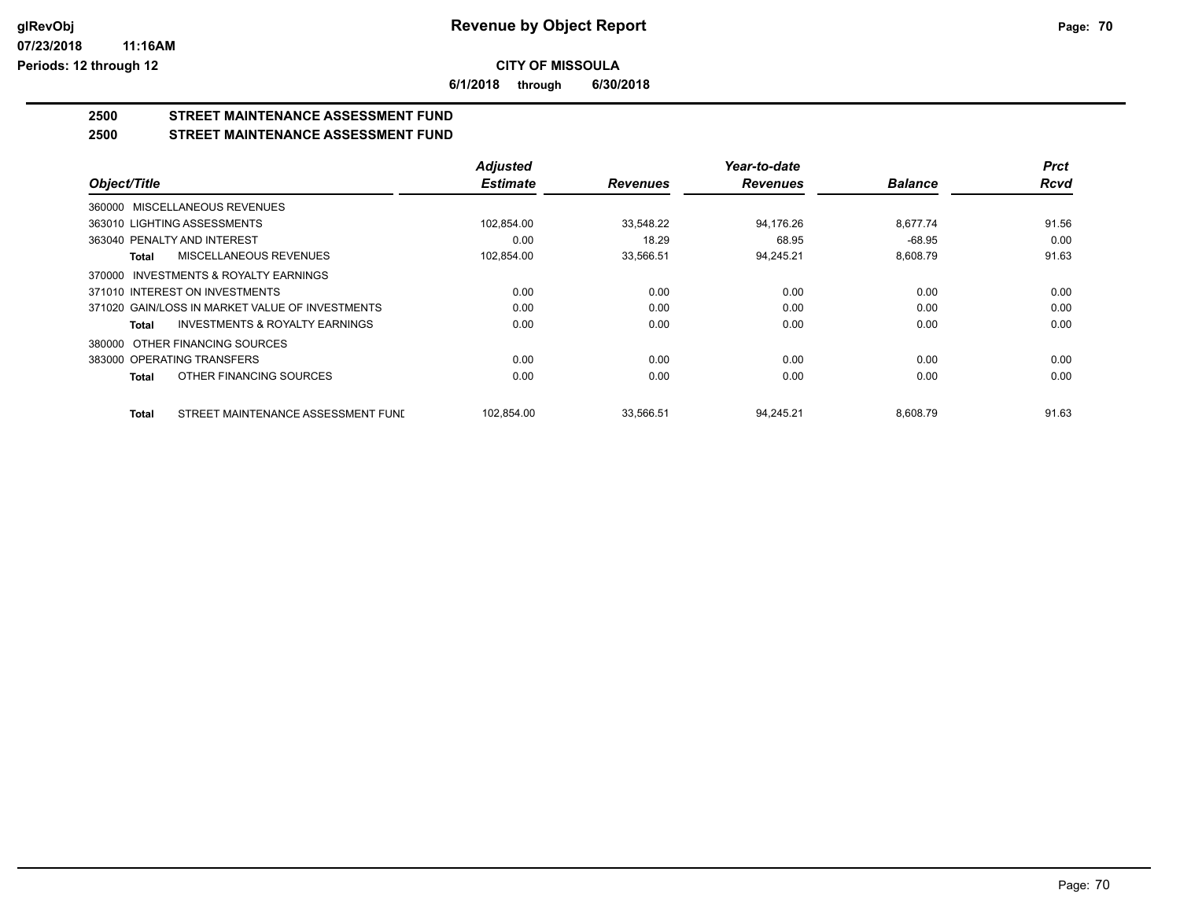glRevObj
07/23/2018 11:16AM
Periods: 12 through 12

# Revenue by Object Report

**CITY OF MISSOULA**

**6/1/2018 through 6/30/2018**

## 2500 STREET MAINTENANCE ASSESSMENT FUND
## 2500 STREET MAINTENANCE ASSESSMENT FUND

| Object/Title | Adjusted Estimate | Revenues | Year-to-date Revenues | Balance | Prct Rcvd |
|---|---|---|---|---|---|
| 360000 MISCELLANEOUS REVENUES | | | | | |
| 363010 LIGHTING ASSESSMENTS | 102,854.00 | 33,548.22 | 94,176.26 | 8,677.74 | 91.56 |
| 363040 PENALTY AND INTEREST | 0.00 | 18.29 | 68.95 | -68.95 | 0.00 |
| **Total** MISCELLANEOUS REVENUES | 102,854.00 | 33,566.51 | 94,245.21 | 8,608.79 | 91.63 |
| 370000 INVESTMENTS & ROYALTY EARNINGS | | | | | |
| 371010 INTEREST ON INVESTMENTS | 0.00 | 0.00 | 0.00 | 0.00 | 0.00 |
| 371020 GAIN/LOSS IN MARKET VALUE OF INVESTMENTS | 0.00 | 0.00 | 0.00 | 0.00 | 0.00 |
| **Total** INVESTMENTS & ROYALTY EARNINGS | 0.00 | 0.00 | 0.00 | 0.00 | 0.00 |
| 380000 OTHER FINANCING SOURCES | | | | | |
| 383000 OPERATING TRANSFERS | 0.00 | 0.00 | 0.00 | 0.00 | 0.00 |
| **Total** OTHER FINANCING SOURCES | 0.00 | 0.00 | 0.00 | 0.00 | 0.00 |
| **Total** STREET MAINTENANCE ASSESSMENT FUND | 102,854.00 | 33,566.51 | 94,245.21 | 8,608.79 | 91.63 |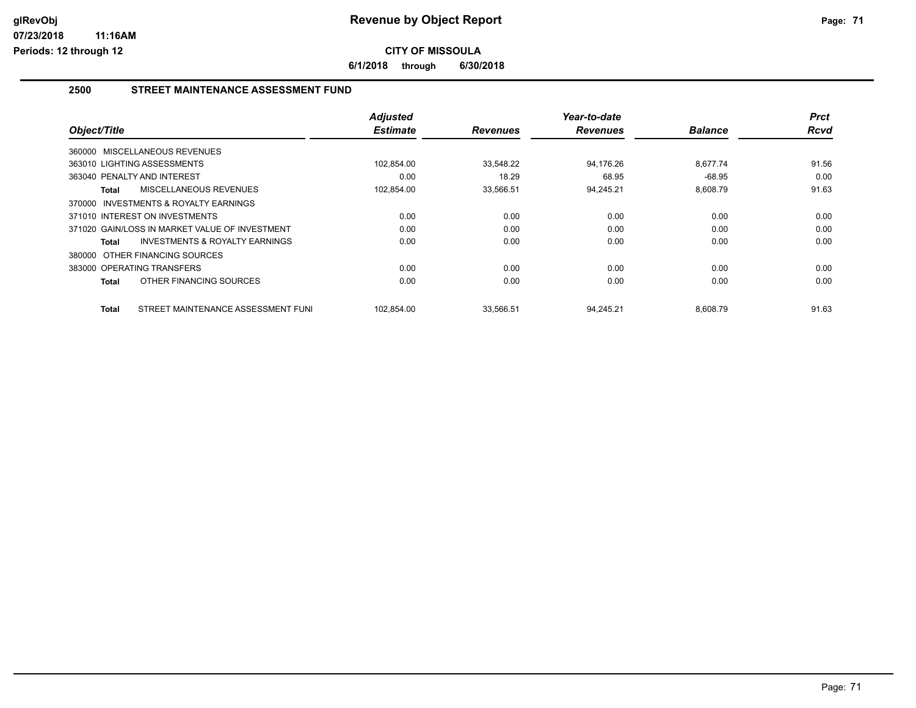**Revenue by Object Report**

**CITY OF MISSOULA**

**6/1/2018 through 6/30/2018**

## 2500 STREET MAINTENANCE ASSESSMENT FUND

| Object/Title | Adjusted Estimate | Revenues | Year-to-date Revenues | Balance | Prct Rcvd |
|---|---|---|---|---|---|
| 360000 MISCELLANEOUS REVENUES | | | | | |
| 363010 LIGHTING ASSESSMENTS | 102,854.00 | 33,548.22 | 94,176.26 | 8,677.74 | 91.56 |
| 363040 PENALTY AND INTEREST | 0.00 | 18.29 | 68.95 | -68.95 | 0.00 |
| **Total** MISCELLANEOUS REVENUES | 102,854.00 | 33,566.51 | 94,245.21 | 8,608.79 | 91.63 |
| 370000 INVESTMENTS & ROYALTY EARNINGS | | | | | |
| 371010 INTEREST ON INVESTMENTS | 0.00 | 0.00 | 0.00 | 0.00 | 0.00 |
| 371020 GAIN/LOSS IN MARKET VALUE OF INVESTMENT | 0.00 | 0.00 | 0.00 | 0.00 | 0.00 |
| **Total** INVESTMENTS & ROYALTY EARNINGS | 0.00 | 0.00 | 0.00 | 0.00 | 0.00 |
| 380000 OTHER FINANCING SOURCES | | | | | |
| 383000 OPERATING TRANSFERS | 0.00 | 0.00 | 0.00 | 0.00 | 0.00 |
| **Total** OTHER FINANCING SOURCES | 0.00 | 0.00 | 0.00 | 0.00 | 0.00 |
| **Total** STREET MAINTENANCE ASSESSMENT FUNI | 102,854.00 | 33,566.51 | 94,245.21 | 8,608.79 | 91.63 |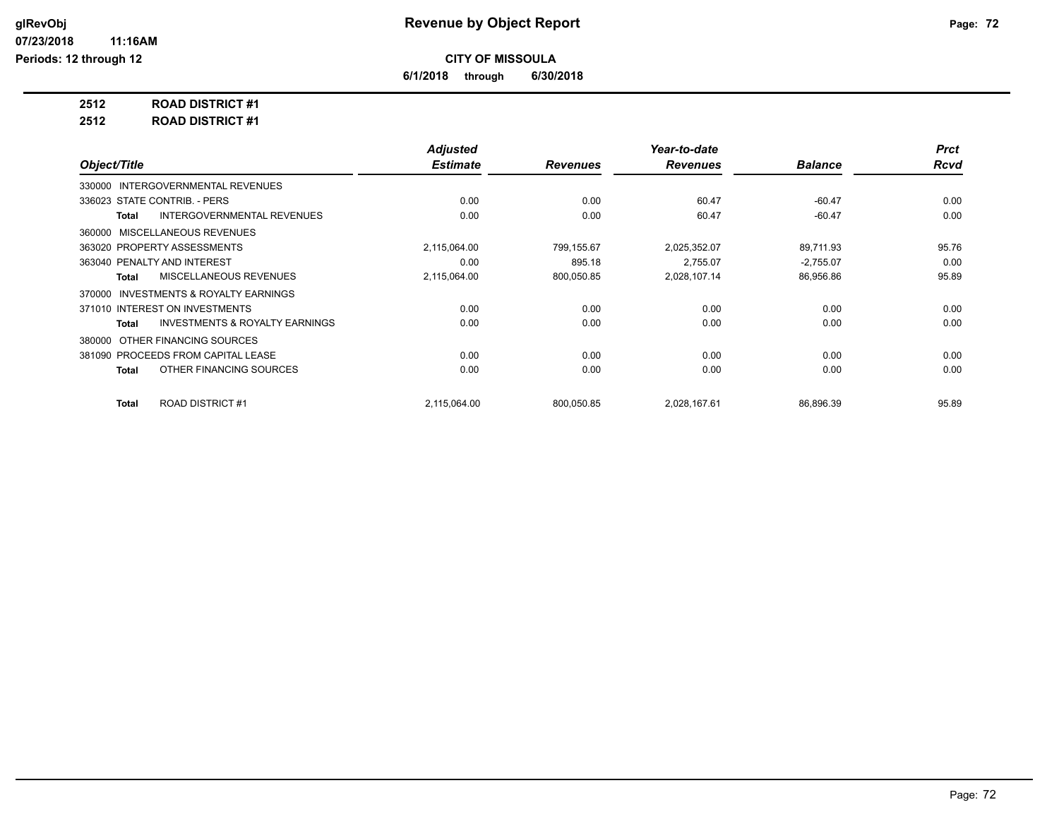**Revenue by Object Report**

**CITY OF MISSOULA**

**6/1/2018 through 6/30/2018**

**2512 ROAD DISTRICT #1**

**2512 ROAD DISTRICT #1**

| Object/Title | | Adjusted Estimate | Revenues | Year-to-date Revenues | Balance | Prct Rcvd |
|---|---|---|---|---|---|---|
| 330000 INTERGOVERNMENTAL REVENUES | | | | | | |
| 336023 STATE CONTRIB. - PERS | | 0.00 | 0.00 | 60.47 | -60.47 | 0.00 |
| Total | INTERGOVERNMENTAL REVENUES | 0.00 | 0.00 | 60.47 | -60.47 | 0.00 |
| 360000 MISCELLANEOUS REVENUES | | | | | | |
| 363020 PROPERTY ASSESSMENTS | | 2,115,064.00 | 799,155.67 | 2,025,352.07 | 89,711.93 | 95.76 |
| 363040 PENALTY AND INTEREST | | 0.00 | 895.18 | 2,755.07 | -2,755.07 | 0.00 |
| Total | MISCELLANEOUS REVENUES | 2,115,064.00 | 800,050.85 | 2,028,107.14 | 86,956.86 | 95.89 |
| 370000 INVESTMENTS & ROYALTY EARNINGS | | | | | | |
| 371010 INTEREST ON INVESTMENTS | | 0.00 | 0.00 | 0.00 | 0.00 | 0.00 |
| Total | INVESTMENTS & ROYALTY EARNINGS | 0.00 | 0.00 | 0.00 | 0.00 | 0.00 |
| 380000 OTHER FINANCING SOURCES | | | | | | |
| 381090 PROCEEDS FROM CAPITAL LEASE | | 0.00 | 0.00 | 0.00 | 0.00 | 0.00 |
| Total | OTHER FINANCING SOURCES | 0.00 | 0.00 | 0.00 | 0.00 | 0.00 |
| Total | ROAD DISTRICT #1 | 2,115,064.00 | 800,050.85 | 2,028,167.61 | 86,896.39 | 95.89 |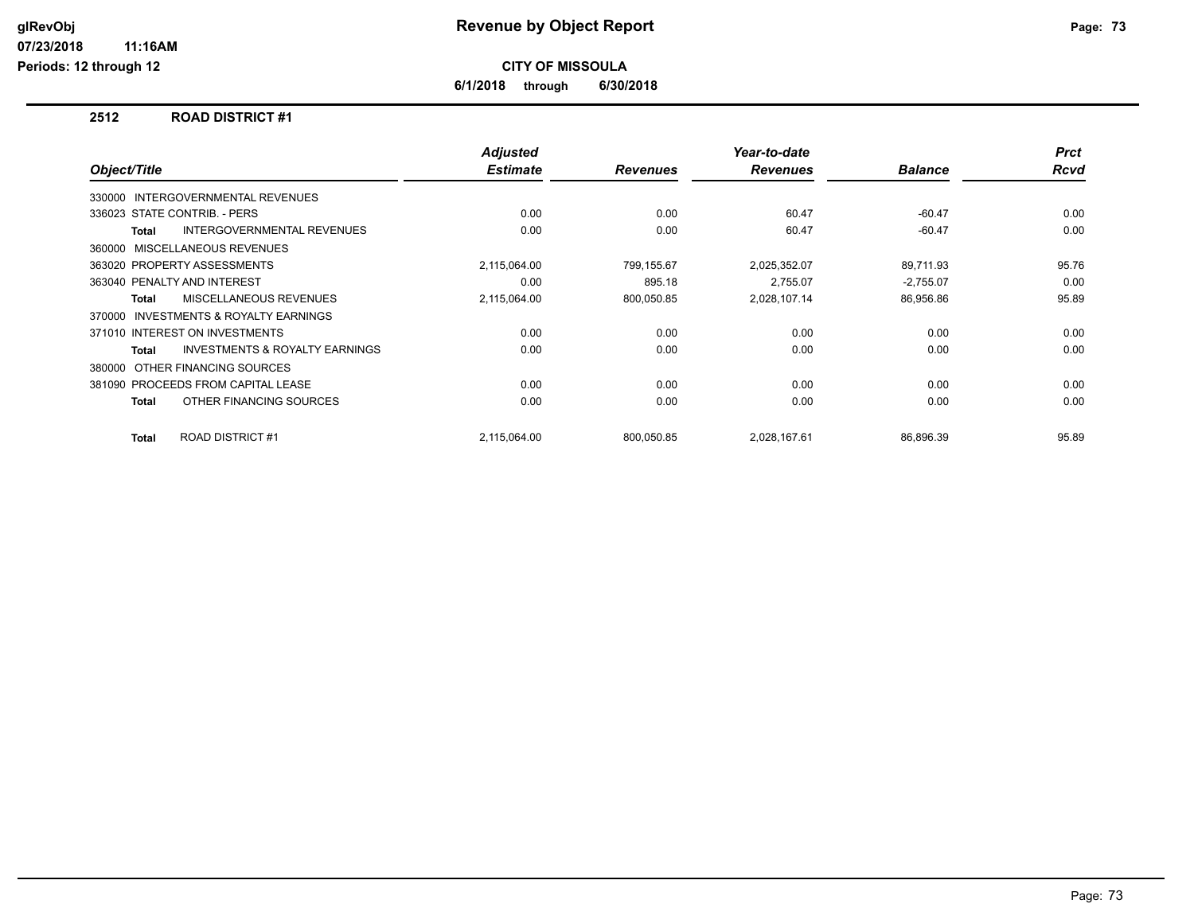# Revenue by Object Report

**CITY OF MISSOULA**

**6/1/2018 through 6/30/2018**

glRevObj
07/23/2018 11:16AM
Periods: 12 through 12

## 2512 ROAD DISTRICT #1

| Object/Title | Adjusted Estimate | Revenues | Year-to-date Revenues | Balance | Prct Rcvd |
|---|---|---|---|---|---|
| 330000 INTERGOVERNMENTAL REVENUES | | | | | |
| 336023 STATE CONTRIB. - PERS | 0.00 | 0.00 | 60.47 | -60.47 | 0.00 |
| **Total** INTERGOVERNMENTAL REVENUES | 0.00 | 0.00 | 60.47 | -60.47 | 0.00 |
| 360000 MISCELLANEOUS REVENUES | | | | | |
| 363020 PROPERTY ASSESSMENTS | 2,115,064.00 | 799,155.67 | 2,025,352.07 | 89,711.93 | 95.76 |
| 363040 PENALTY AND INTEREST | 0.00 | 895.18 | 2,755.07 | -2,755.07 | 0.00 |
| **Total** MISCELLANEOUS REVENUES | 2,115,064.00 | 800,050.85 | 2,028,107.14 | 86,956.86 | 95.89 |
| 370000 INVESTMENTS & ROYALTY EARNINGS | | | | | |
| 371010 INTEREST ON INVESTMENTS | 0.00 | 0.00 | 0.00 | 0.00 | 0.00 |
| **Total** INVESTMENTS & ROYALTY EARNINGS | 0.00 | 0.00 | 0.00 | 0.00 | 0.00 |
| 380000 OTHER FINANCING SOURCES | | | | | |
| 381090 PROCEEDS FROM CAPITAL LEASE | 0.00 | 0.00 | 0.00 | 0.00 | 0.00 |
| **Total** OTHER FINANCING SOURCES | 0.00 | 0.00 | 0.00 | 0.00 | 0.00 |
| **Total** ROAD DISTRICT #1 | 2,115,064.00 | 800,050.85 | 2,028,167.61 | 86,896.39 | 95.89 |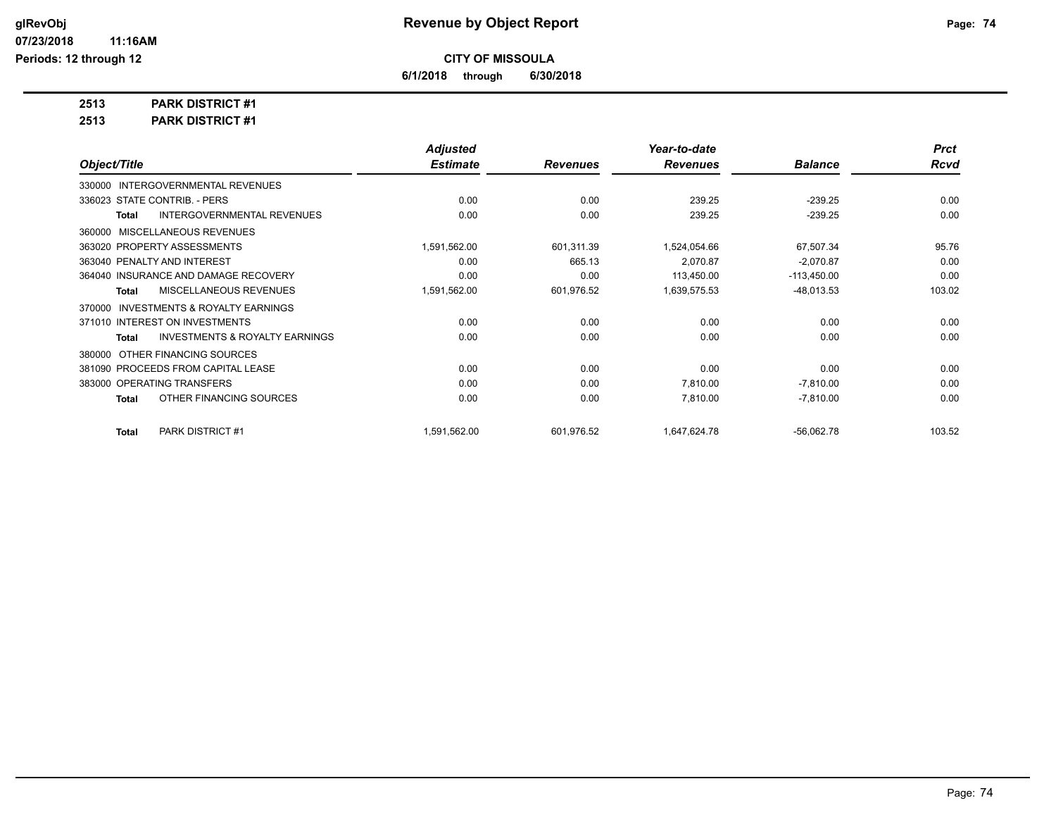# Revenue by Object Report

**CITY OF MISSOULA**

**6/1/2018 through 6/30/2018**

glRevObj
07/23/2018 11:16AM
Periods: 12 through 12

**2513 PARK DISTRICT #1**
**2513 PARK DISTRICT #1**

| Object/Title | Adjusted Estimate | Revenues | Year-to-date Revenues | Balance | Prct Rcvd |
|---|---|---|---|---|---|
| 330000 INTERGOVERNMENTAL REVENUES | | | | | |
| 336023 STATE CONTRIB. - PERS | 0.00 | 0.00 | 239.25 | -239.25 | 0.00 |
| **Total** INTERGOVERNMENTAL REVENUES | 0.00 | 0.00 | 239.25 | -239.25 | 0.00 |
| 360000 MISCELLANEOUS REVENUES | | | | | |
| 363020 PROPERTY ASSESSMENTS | 1,591,562.00 | 601,311.39 | 1,524,054.66 | 67,507.34 | 95.76 |
| 363040 PENALTY AND INTEREST | 0.00 | 665.13 | 2,070.87 | -2,070.87 | 0.00 |
| 364040 INSURANCE AND DAMAGE RECOVERY | 0.00 | 0.00 | 113,450.00 | -113,450.00 | 0.00 |
| **Total** MISCELLANEOUS REVENUES | 1,591,562.00 | 601,976.52 | 1,639,575.53 | -48,013.53 | 103.02 |
| 370000 INVESTMENTS & ROYALTY EARNINGS | | | | | |
| 371010 INTEREST ON INVESTMENTS | 0.00 | 0.00 | 0.00 | 0.00 | 0.00 |
| **Total** INVESTMENTS & ROYALTY EARNINGS | 0.00 | 0.00 | 0.00 | 0.00 | 0.00 |
| 380000 OTHER FINANCING SOURCES | | | | | |
| 381090 PROCEEDS FROM CAPITAL LEASE | 0.00 | 0.00 | 0.00 | 0.00 | 0.00 |
| 383000 OPERATING TRANSFERS | 0.00 | 0.00 | 7,810.00 | -7,810.00 | 0.00 |
| **Total** OTHER FINANCING SOURCES | 0.00 | 0.00 | 7,810.00 | -7,810.00 | 0.00 |
| **Total** PARK DISTRICT #1 | 1,591,562.00 | 601,976.52 | 1,647,624.78 | -56,062.78 | 103.52 |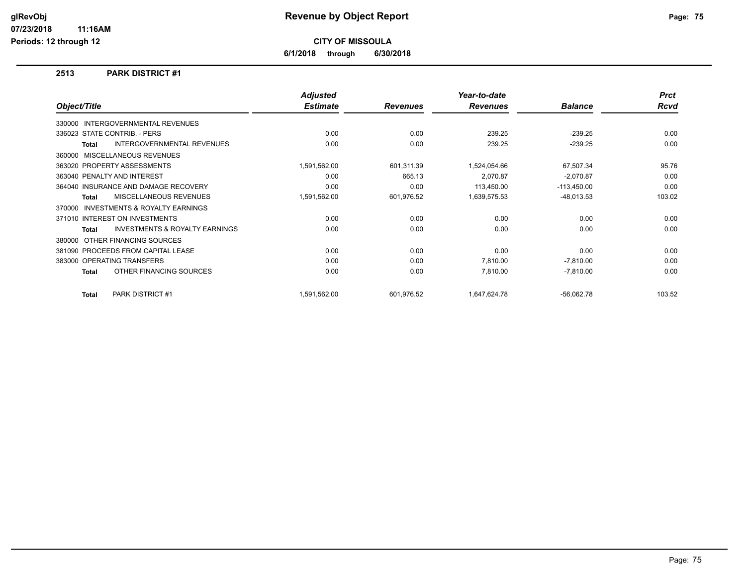# Revenue by Object Report

**CITY OF MISSOULA**

**6/1/2018 through 6/30/2018**

glRevObj
07/23/2018 11:16AM
Periods: 12 through 12

## 2513 PARK DISTRICT #1

| Object/Title | Adjusted Estimate | Revenues | Year-to-date Revenues | Balance | Prct Rcvd |
|---|---|---|---|---|---|
| 330000 INTERGOVERNMENTAL REVENUES | | | | | |
| 336023 STATE CONTRIB. - PERS | 0.00 | 0.00 | 239.25 | -239.25 | 0.00 |
| **Total** INTERGOVERNMENTAL REVENUES | 0.00 | 0.00 | 239.25 | -239.25 | 0.00 |
| 360000 MISCELLANEOUS REVENUES | | | | | |
| 363020 PROPERTY ASSESSMENTS | 1,591,562.00 | 601,311.39 | 1,524,054.66 | 67,507.34 | 95.76 |
| 363040 PENALTY AND INTEREST | 0.00 | 665.13 | 2,070.87 | -2,070.87 | 0.00 |
| 364040 INSURANCE AND DAMAGE RECOVERY | 0.00 | 0.00 | 113,450.00 | -113,450.00 | 0.00 |
| **Total** MISCELLANEOUS REVENUES | 1,591,562.00 | 601,976.52 | 1,639,575.53 | -48,013.53 | 103.02 |
| 370000 INVESTMENTS & ROYALTY EARNINGS | | | | | |
| 371010 INTEREST ON INVESTMENTS | 0.00 | 0.00 | 0.00 | 0.00 | 0.00 |
| **Total** INVESTMENTS & ROYALTY EARNINGS | 0.00 | 0.00 | 0.00 | 0.00 | 0.00 |
| 380000 OTHER FINANCING SOURCES | | | | | |
| 381090 PROCEEDS FROM CAPITAL LEASE | 0.00 | 0.00 | 0.00 | 0.00 | 0.00 |
| 383000 OPERATING TRANSFERS | 0.00 | 0.00 | 7,810.00 | -7,810.00 | 0.00 |
| **Total** OTHER FINANCING SOURCES | 0.00 | 0.00 | 7,810.00 | -7,810.00 | 0.00 |
| **Total** PARK DISTRICT #1 | 1,591,562.00 | 601,976.52 | 1,647,624.78 | -56,062.78 | 103.52 |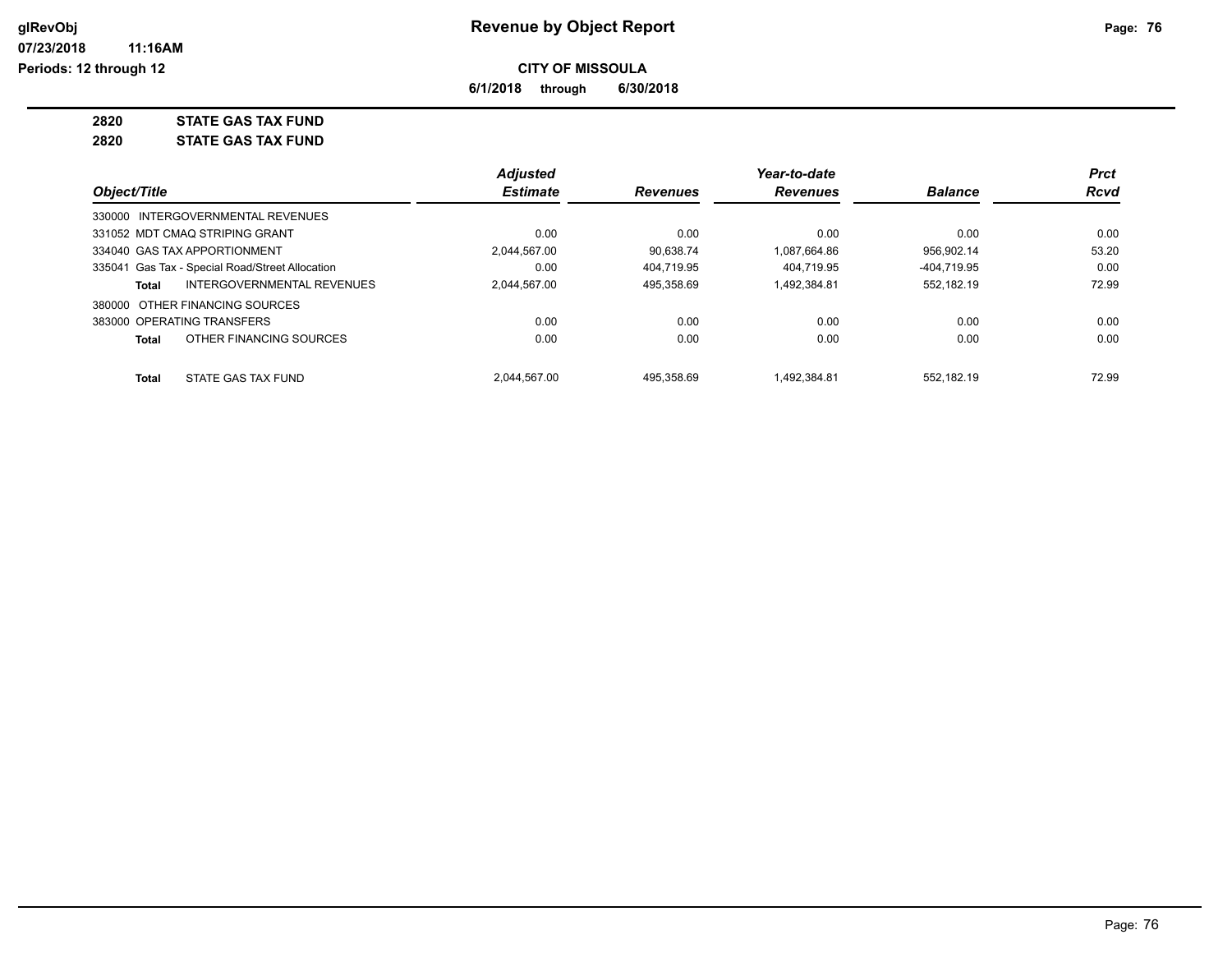**Revenue by Object Report**

**CITY OF MISSOULA**

**6/1/2018 through 6/30/2018**

glRevObj
07/23/2018 11:16AM
Periods: 12 through 12

**2820 STATE GAS TAX FUND**

**2820 STATE GAS TAX FUND**

| Object/Title | Adjusted Estimate | Revenues | Year-to-date Revenues | Balance | Prct Rcvd |
|---|---|---|---|---|---|
| 330000 INTERGOVERNMENTAL REVENUES | | | | | |
| 331052 MDT CMAQ STRIPING GRANT | 0.00 | 0.00 | 0.00 | 0.00 | 0.00 |
| 334040 GAS TAX APPORTIONMENT | 2,044,567.00 | 90,638.74 | 1,087,664.86 | 956,902.14 | 53.20 |
| 335041 Gas Tax - Special Road/Street Allocation | 0.00 | 404,719.95 | 404,719.95 | -404,719.95 | 0.00 |
| **Total** INTERGOVERNMENTAL REVENUES | 2,044,567.00 | 495,358.69 | 1,492,384.81 | 552,182.19 | 72.99 |
| 380000 OTHER FINANCING SOURCES | | | | | |
| 383000 OPERATING TRANSFERS | 0.00 | 0.00 | 0.00 | 0.00 | 0.00 |
| **Total** OTHER FINANCING SOURCES | 0.00 | 0.00 | 0.00 | 0.00 | 0.00 |
| **Total** STATE GAS TAX FUND | 2,044,567.00 | 495,358.69 | 1,492,384.81 | 552,182.19 | 72.99 |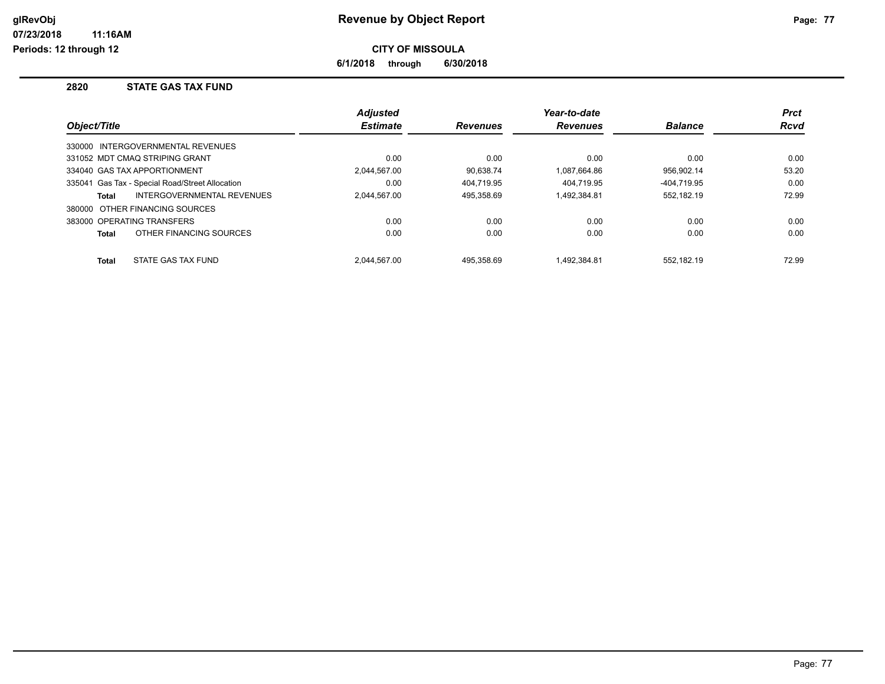# Revenue by Object Report

**CITY OF MISSOULA**

**6/1/2018 through 6/30/2018**

glRevObj
07/23/2018 11:16AM
Periods: 12 through 12

## 2820 STATE GAS TAX FUND

| Object/Title | Adjusted Estimate | Revenues | Year-to-date Revenues | Balance | Prct Rcvd |
|---|---|---|---|---|---|
| 330000 INTERGOVERNMENTAL REVENUES | | | | | |
| 331052 MDT CMAQ STRIPING GRANT | 0.00 | 0.00 | 0.00 | 0.00 | 0.00 |
| 334040 GAS TAX APPORTIONMENT | 2,044,567.00 | 90,638.74 | 1,087,664.86 | 956,902.14 | 53.20 |
| 335041 Gas Tax - Special Road/Street Allocation | 0.00 | 404,719.95 | 404,719.95 | -404,719.95 | 0.00 |
| **Total** INTERGOVERNMENTAL REVENUES | 2,044,567.00 | 495,358.69 | 1,492,384.81 | 552,182.19 | 72.99 |
| 380000 OTHER FINANCING SOURCES | | | | | |
| 383000 OPERATING TRANSFERS | 0.00 | 0.00 | 0.00 | 0.00 | 0.00 |
| **Total** OTHER FINANCING SOURCES | 0.00 | 0.00 | 0.00 | 0.00 | 0.00 |
| **Total** STATE GAS TAX FUND | 2,044,567.00 | 495,358.69 | 1,492,384.81 | 552,182.19 | 72.99 |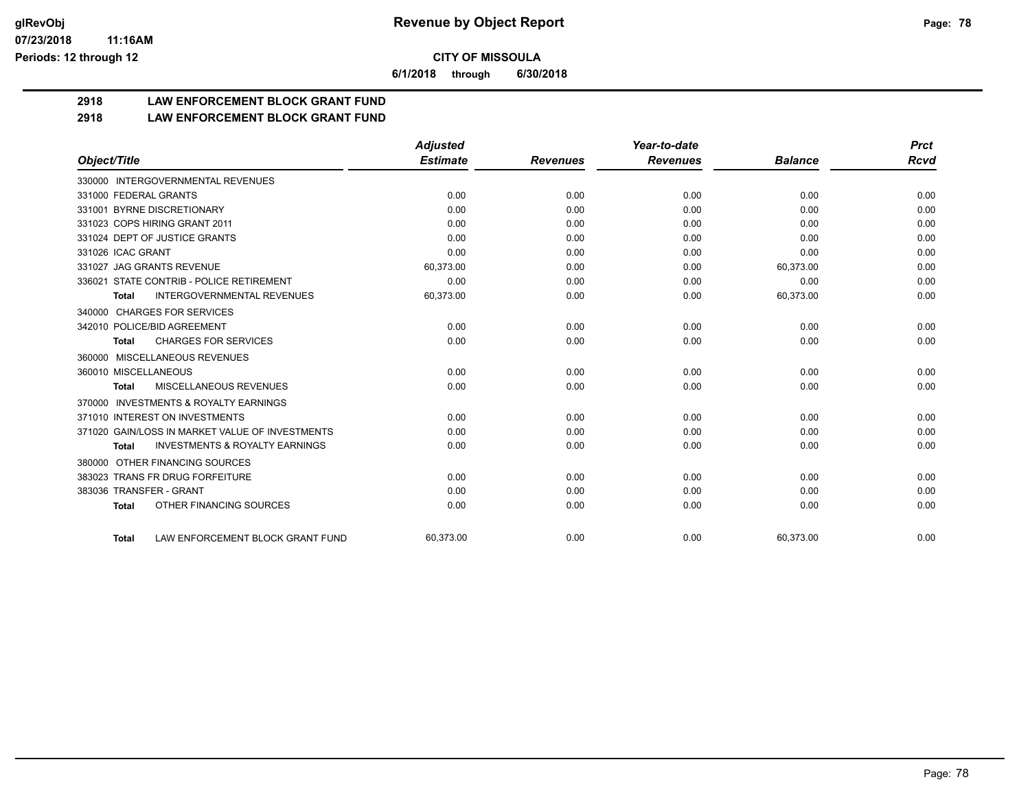# Revenue by Object Report

**CITY OF MISSOULA**

**6/1/2018 through 6/30/2018**

## 2918 LAW ENFORCEMENT BLOCK GRANT FUND
## 2918 LAW ENFORCEMENT BLOCK GRANT FUND

| Object/Title | Adjusted Estimate | Revenues | Year-to-date Revenues | Balance | Prct Rcvd |
|---|---|---|---|---|---|
| 330000 INTERGOVERNMENTAL REVENUES | | | | | |
| 331000 FEDERAL GRANTS | 0.00 | 0.00 | 0.00 | 0.00 | 0.00 |
| 331001 BYRNE DISCRETIONARY | 0.00 | 0.00 | 0.00 | 0.00 | 0.00 |
| 331023 COPS HIRING GRANT 2011 | 0.00 | 0.00 | 0.00 | 0.00 | 0.00 |
| 331024 DEPT OF JUSTICE GRANTS | 0.00 | 0.00 | 0.00 | 0.00 | 0.00 |
| 331026 ICAC GRANT | 0.00 | 0.00 | 0.00 | 0.00 | 0.00 |
| 331027 JAG GRANTS REVENUE | 60,373.00 | 0.00 | 0.00 | 60,373.00 | 0.00 |
| 336021 STATE CONTRIB - POLICE RETIREMENT | 0.00 | 0.00 | 0.00 | 0.00 | 0.00 |
| **Total** INTERGOVERNMENTAL REVENUES | 60,373.00 | 0.00 | 0.00 | 60,373.00 | 0.00 |
| 340000 CHARGES FOR SERVICES | | | | | |
| 342010 POLICE/BID AGREEMENT | 0.00 | 0.00 | 0.00 | 0.00 | 0.00 |
| **Total** CHARGES FOR SERVICES | 0.00 | 0.00 | 0.00 | 0.00 | 0.00 |
| 360000 MISCELLANEOUS REVENUES | | | | | |
| 360010 MISCELLANEOUS | 0.00 | 0.00 | 0.00 | 0.00 | 0.00 |
| **Total** MISCELLANEOUS REVENUES | 0.00 | 0.00 | 0.00 | 0.00 | 0.00 |
| 370000 INVESTMENTS & ROYALTY EARNINGS | | | | | |
| 371010 INTEREST ON INVESTMENTS | 0.00 | 0.00 | 0.00 | 0.00 | 0.00 |
| 371020 GAIN/LOSS IN MARKET VALUE OF INVESTMENTS | 0.00 | 0.00 | 0.00 | 0.00 | 0.00 |
| **Total** INVESTMENTS & ROYALTY EARNINGS | 0.00 | 0.00 | 0.00 | 0.00 | 0.00 |
| 380000 OTHER FINANCING SOURCES | | | | | |
| 383023 TRANS FR DRUG FORFEITURE | 0.00 | 0.00 | 0.00 | 0.00 | 0.00 |
| 383036 TRANSFER - GRANT | 0.00 | 0.00 | 0.00 | 0.00 | 0.00 |
| **Total** OTHER FINANCING SOURCES | 0.00 | 0.00 | 0.00 | 0.00 | 0.00 |
| **Total** LAW ENFORCEMENT BLOCK GRANT FUND | 60,373.00 | 0.00 | 0.00 | 60,373.00 | 0.00 |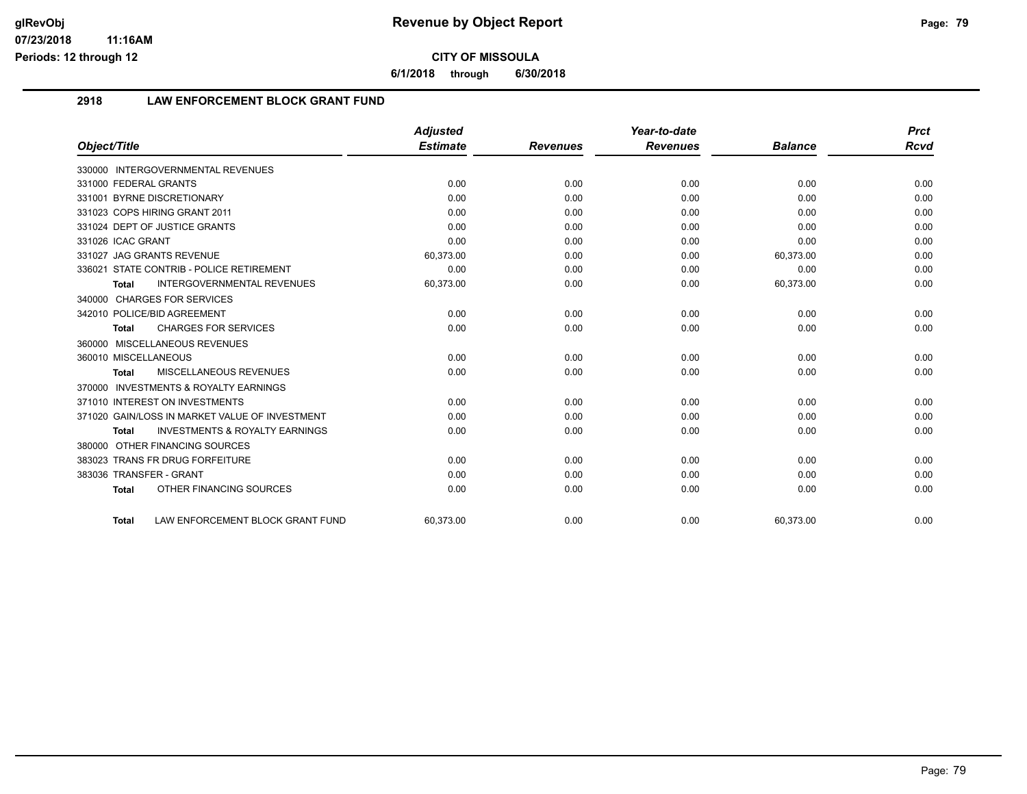**Revenue by Object Report**

**CITY OF MISSOULA**

**6/1/2018 through 6/30/2018**

glRevObj
07/23/2018 11:16AM
Periods: 12 through 12

## 2918 LAW ENFORCEMENT BLOCK GRANT FUND

| Object/Title | Adjusted Estimate | Revenues | Year-to-date Revenues | Balance | Prct Rcvd |
|---|---|---|---|---|---|
| 330000 INTERGOVERNMENTAL REVENUES | | | | | |
| 331000 FEDERAL GRANTS | 0.00 | 0.00 | 0.00 | 0.00 | 0.00 |
| 331001 BYRNE DISCRETIONARY | 0.00 | 0.00 | 0.00 | 0.00 | 0.00 |
| 331023 COPS HIRING GRANT 2011 | 0.00 | 0.00 | 0.00 | 0.00 | 0.00 |
| 331024 DEPT OF JUSTICE GRANTS | 0.00 | 0.00 | 0.00 | 0.00 | 0.00 |
| 331026 ICAC GRANT | 0.00 | 0.00 | 0.00 | 0.00 | 0.00 |
| 331027 JAG GRANTS REVENUE | 60,373.00 | 0.00 | 0.00 | 60,373.00 | 0.00 |
| 336021 STATE CONTRIB - POLICE RETIREMENT | 0.00 | 0.00 | 0.00 | 0.00 | 0.00 |
| **Total** INTERGOVERNMENTAL REVENUES | 60,373.00 | 0.00 | 0.00 | 60,373.00 | 0.00 |
| 340000 CHARGES FOR SERVICES | | | | | |
| 342010 POLICE/BID AGREEMENT | 0.00 | 0.00 | 0.00 | 0.00 | 0.00 |
| **Total** CHARGES FOR SERVICES | 0.00 | 0.00 | 0.00 | 0.00 | 0.00 |
| 360000 MISCELLANEOUS REVENUES | | | | | |
| 360010 MISCELLANEOUS | 0.00 | 0.00 | 0.00 | 0.00 | 0.00 |
| **Total** MISCELLANEOUS REVENUES | 0.00 | 0.00 | 0.00 | 0.00 | 0.00 |
| 370000 INVESTMENTS & ROYALTY EARNINGS | | | | | |
| 371010 INTEREST ON INVESTMENTS | 0.00 | 0.00 | 0.00 | 0.00 | 0.00 |
| 371020 GAIN/LOSS IN MARKET VALUE OF INVESTMENT | 0.00 | 0.00 | 0.00 | 0.00 | 0.00 |
| **Total** INVESTMENTS & ROYALTY EARNINGS | 0.00 | 0.00 | 0.00 | 0.00 | 0.00 |
| 380000 OTHER FINANCING SOURCES | | | | | |
| 383023 TRANS FR DRUG FORFEITURE | 0.00 | 0.00 | 0.00 | 0.00 | 0.00 |
| 383036 TRANSFER - GRANT | 0.00 | 0.00 | 0.00 | 0.00 | 0.00 |
| **Total** OTHER FINANCING SOURCES | 0.00 | 0.00 | 0.00 | 0.00 | 0.00 |
| **Total** LAW ENFORCEMENT BLOCK GRANT FUND | 60,373.00 | 0.00 | 0.00 | 60,373.00 | 0.00 |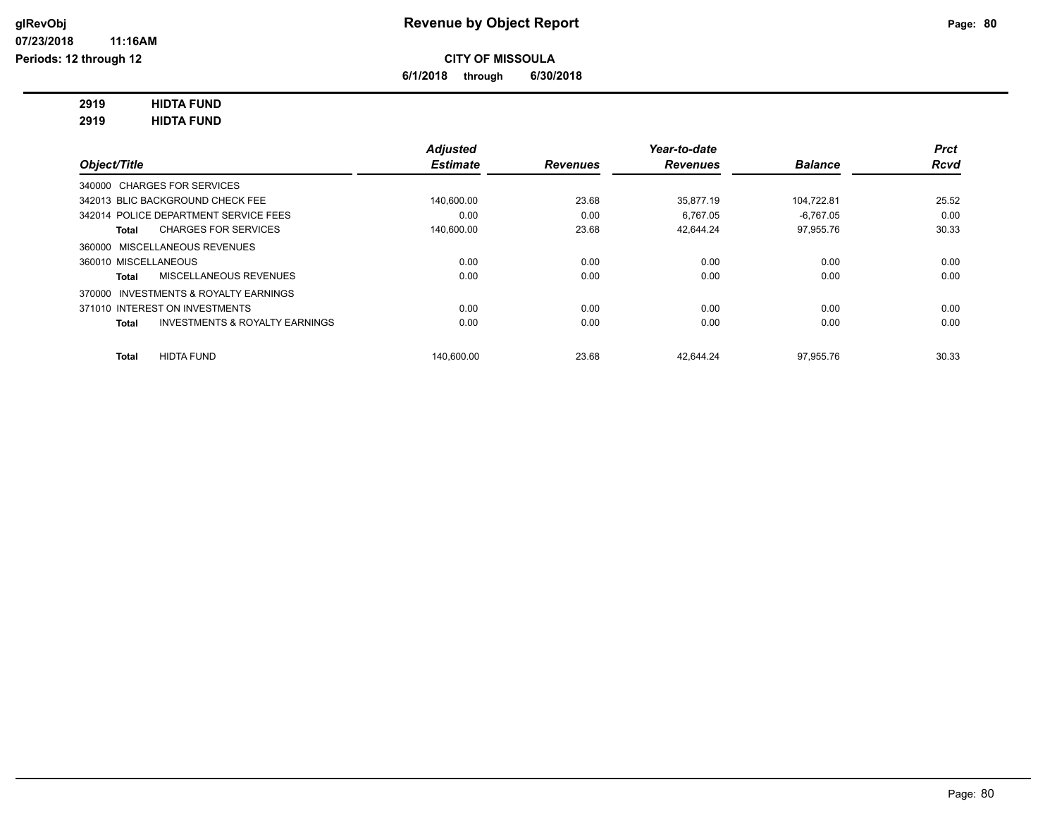# Revenue by Object Report

**CITY OF MISSOULA**

**6/1/2018 through 6/30/2018**

glRevObj
07/23/2018 11:16AM
Periods: 12 through 12

**2919 HIDTA FUND**
**2919 HIDTA FUND**

| Object/Title | Adjusted Estimate | Revenues | Year-to-date Revenues | Balance | Prct Rcvd |
|---|---|---|---|---|---|
| 340000 CHARGES FOR SERVICES | | | | | |
| 342013 BLIC BACKGROUND CHECK FEE | 140,600.00 | 23.68 | 35,877.19 | 104,722.81 | 25.52 |
| 342014 POLICE DEPARTMENT SERVICE FEES | 0.00 | 0.00 | 6,767.05 | -6,767.05 | 0.00 |
| **Total** CHARGES FOR SERVICES | 140,600.00 | 23.68 | 42,644.24 | 97,955.76 | 30.33 |
| 360000 MISCELLANEOUS REVENUES | | | | | |
| 360010 MISCELLANEOUS | 0.00 | 0.00 | 0.00 | 0.00 | 0.00 |
| **Total** MISCELLANEOUS REVENUES | 0.00 | 0.00 | 0.00 | 0.00 | 0.00 |
| 370000 INVESTMENTS & ROYALTY EARNINGS | | | | | |
| 371010 INTEREST ON INVESTMENTS | 0.00 | 0.00 | 0.00 | 0.00 | 0.00 |
| **Total** INVESTMENTS & ROYALTY EARNINGS | 0.00 | 0.00 | 0.00 | 0.00 | 0.00 |
| **Total** HIDTA FUND | 140,600.00 | 23.68 | 42,644.24 | 97,955.76 | 30.33 |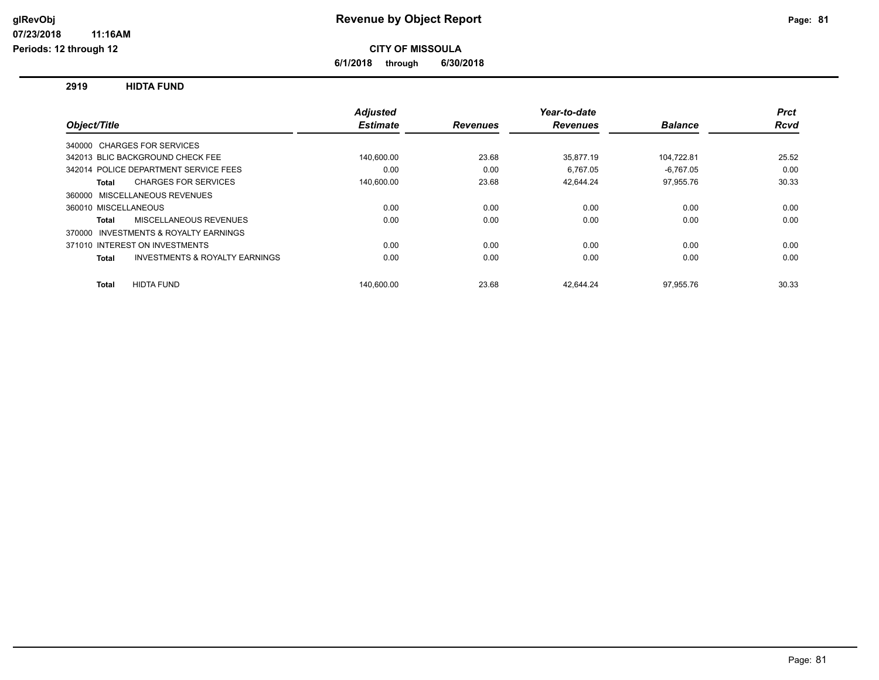## Revenue by Object Report

**CITY OF MISSOULA**

**6/1/2018 through 6/30/2018**

glRevObj
07/23/2018 11:16AM
Periods: 12 through 12

### 2919 HIDTA FUND

| Object/Title | Adjusted Estimate | Revenues | Year-to-date Revenues | Balance | Prct Rcvd |
|---|---|---|---|---|---|
| 340000 CHARGES FOR SERVICES | | | | | |
| 342013 BLIC BACKGROUND CHECK FEE | 140,600.00 | 23.68 | 35,877.19 | 104,722.81 | 25.52 |
| 342014 POLICE DEPARTMENT SERVICE FEES | 0.00 | 0.00 | 6,767.05 | -6,767.05 | 0.00 |
| **Total** CHARGES FOR SERVICES | 140,600.00 | 23.68 | 42,644.24 | 97,955.76 | 30.33 |
| 360000 MISCELLANEOUS REVENUES | | | | | |
| 360010 MISCELLANEOUS | 0.00 | 0.00 | 0.00 | 0.00 | 0.00 |
| **Total** MISCELLANEOUS REVENUES | 0.00 | 0.00 | 0.00 | 0.00 | 0.00 |
| 370000 INVESTMENTS & ROYALTY EARNINGS | | | | | |
| 371010 INTEREST ON INVESTMENTS | 0.00 | 0.00 | 0.00 | 0.00 | 0.00 |
| **Total** INVESTMENTS & ROYALTY EARNINGS | 0.00 | 0.00 | 0.00 | 0.00 | 0.00 |
| **Total** HIDTA FUND | 140,600.00 | 23.68 | 42,644.24 | 97,955.76 | 30.33 |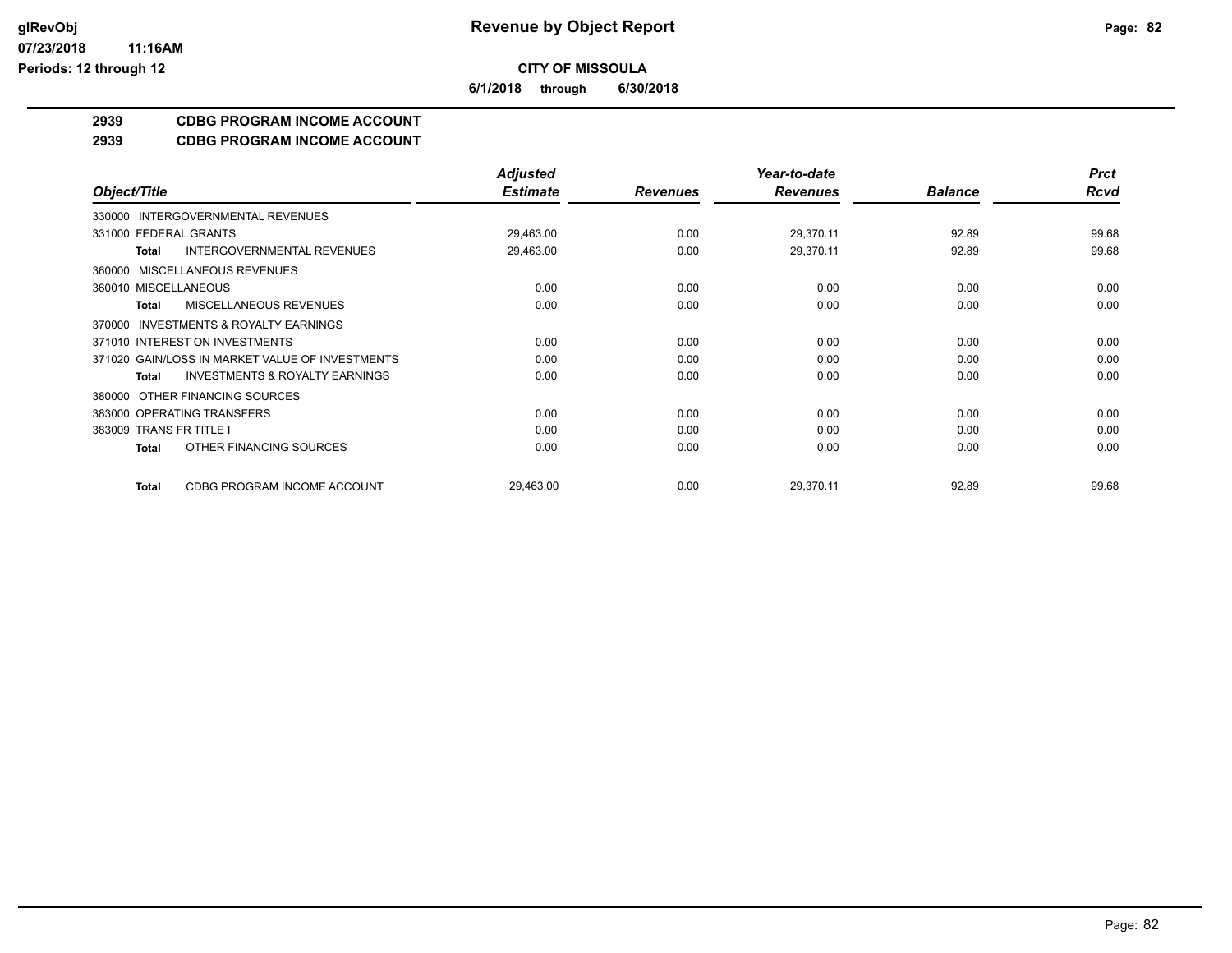**CITY OF MISSOULA**

**6/1/2018 through 6/30/2018**

## 2939 CDBG PROGRAM INCOME ACCOUNT

## 2939 CDBG PROGRAM INCOME ACCOUNT

| Object/Title | Adjusted Estimate | Revenues | Year-to-date Revenues | Balance | Prct Rcvd |
|---|---|---|---|---|---|
| 330000 INTERGOVERNMENTAL REVENUES | | | | | |
| 331000 FEDERAL GRANTS | 29,463.00 | 0.00 | 29,370.11 | 92.89 | 99.68 |
| **Total** INTERGOVERNMENTAL REVENUES | 29,463.00 | 0.00 | 29,370.11 | 92.89 | 99.68 |
| 360000 MISCELLANEOUS REVENUES | | | | | |
| 360010 MISCELLANEOUS | 0.00 | 0.00 | 0.00 | 0.00 | 0.00 |
| **Total** MISCELLANEOUS REVENUES | 0.00 | 0.00 | 0.00 | 0.00 | 0.00 |
| 370000 INVESTMENTS & ROYALTY EARNINGS | | | | | |
| 371010 INTEREST ON INVESTMENTS | 0.00 | 0.00 | 0.00 | 0.00 | 0.00 |
| 371020 GAIN/LOSS IN MARKET VALUE OF INVESTMENTS | 0.00 | 0.00 | 0.00 | 0.00 | 0.00 |
| **Total** INVESTMENTS & ROYALTY EARNINGS | 0.00 | 0.00 | 0.00 | 0.00 | 0.00 |
| 380000 OTHER FINANCING SOURCES | | | | | |
| 383000 OPERATING TRANSFERS | 0.00 | 0.00 | 0.00 | 0.00 | 0.00 |
| 383009 TRANS FR TITLE I | 0.00 | 0.00 | 0.00 | 0.00 | 0.00 |
| **Total** OTHER FINANCING SOURCES | 0.00 | 0.00 | 0.00 | 0.00 | 0.00 |
| **Total** CDBG PROGRAM INCOME ACCOUNT | 29,463.00 | 0.00 | 29,370.11 | 92.89 | 99.68 |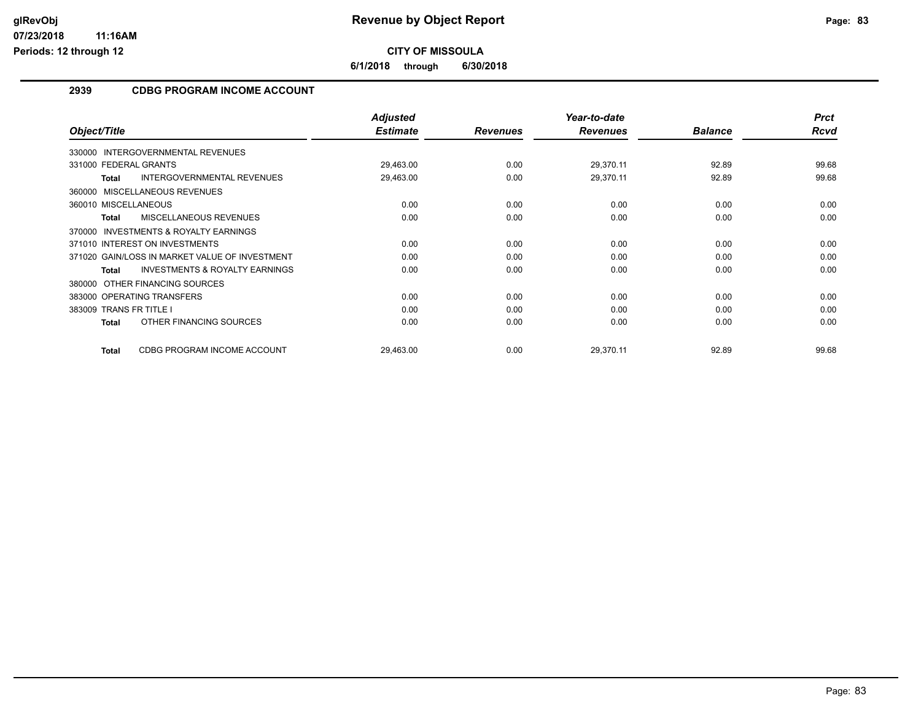# Revenue by Object Report

**CITY OF MISSOULA**

**6/1/2018 through 6/30/2018**

glRevObj
07/23/2018 11:16AM
Periods: 12 through 12

## 2939 CDBG PROGRAM INCOME ACCOUNT

| Object/Title | Adjusted Estimate | Revenues | Year-to-date Revenues | Balance | Prct Rcvd |
|---|---|---|---|---|---|
| 330000 INTERGOVERNMENTAL REVENUES | | | | | |
| 331000 FEDERAL GRANTS | 29,463.00 | 0.00 | 29,370.11 | 92.89 | 99.68 |
| **Total** INTERGOVERNMENTAL REVENUES | 29,463.00 | 0.00 | 29,370.11 | 92.89 | 99.68 |
| 360000 MISCELLANEOUS REVENUES | | | | | |
| 360010 MISCELLANEOUS | 0.00 | 0.00 | 0.00 | 0.00 | 0.00 |
| **Total** MISCELLANEOUS REVENUES | 0.00 | 0.00 | 0.00 | 0.00 | 0.00 |
| 370000 INVESTMENTS & ROYALTY EARNINGS | | | | | |
| 371010 INTEREST ON INVESTMENTS | 0.00 | 0.00 | 0.00 | 0.00 | 0.00 |
| 371020 GAIN/LOSS IN MARKET VALUE OF INVESTMENT | 0.00 | 0.00 | 0.00 | 0.00 | 0.00 |
| **Total** INVESTMENTS & ROYALTY EARNINGS | 0.00 | 0.00 | 0.00 | 0.00 | 0.00 |
| 380000 OTHER FINANCING SOURCES | | | | | |
| 383000 OPERATING TRANSFERS | 0.00 | 0.00 | 0.00 | 0.00 | 0.00 |
| 383009 TRANS FR TITLE I | 0.00 | 0.00 | 0.00 | 0.00 | 0.00 |
| **Total** OTHER FINANCING SOURCES | 0.00 | 0.00 | 0.00 | 0.00 | 0.00 |
| **Total** CDBG PROGRAM INCOME ACCOUNT | 29,463.00 | 0.00 | 29,370.11 | 92.89 | 99.68 |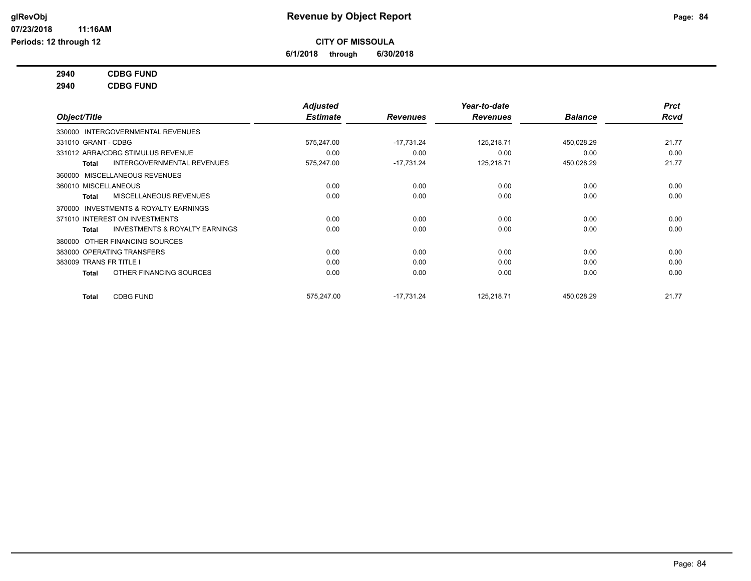# Revenue by Object Report

**CITY OF MISSOULA**

**6/1/2018 through 6/30/2018**

glRevObj
07/23/2018 11:16AM
Periods: 12 through 12

**2940 CDBG FUND**
**2940 CDBG FUND**

| Object/Title | Adjusted Estimate | Revenues | Year-to-date Revenues | Balance | Prct Rcvd |
|---|---|---|---|---|---|
| 330000 INTERGOVERNMENTAL REVENUES | | | | | |
| 331010 GRANT - CDBG | 575,247.00 | -17,731.24 | 125,218.71 | 450,028.29 | 21.77 |
| 331012 ARRA/CDBG STIMULUS REVENUE | 0.00 | 0.00 | 0.00 | 0.00 | 0.00 |
| **Total** INTERGOVERNMENTAL REVENUES | 575,247.00 | -17,731.24 | 125,218.71 | 450,028.29 | 21.77 |
| 360000 MISCELLANEOUS REVENUES | | | | | |
| 360010 MISCELLANEOUS | 0.00 | 0.00 | 0.00 | 0.00 | 0.00 |
| **Total** MISCELLANEOUS REVENUES | 0.00 | 0.00 | 0.00 | 0.00 | 0.00 |
| 370000 INVESTMENTS & ROYALTY EARNINGS | | | | | |
| 371010 INTEREST ON INVESTMENTS | 0.00 | 0.00 | 0.00 | 0.00 | 0.00 |
| **Total** INVESTMENTS & ROYALTY EARNINGS | 0.00 | 0.00 | 0.00 | 0.00 | 0.00 |
| 380000 OTHER FINANCING SOURCES | | | | | |
| 383000 OPERATING TRANSFERS | 0.00 | 0.00 | 0.00 | 0.00 | 0.00 |
| 383009 TRANS FR TITLE I | 0.00 | 0.00 | 0.00 | 0.00 | 0.00 |
| **Total** OTHER FINANCING SOURCES | 0.00 | 0.00 | 0.00 | 0.00 | 0.00 |
| **Total** CDBG FUND | 575,247.00 | -17,731.24 | 125,218.71 | 450,028.29 | 21.77 |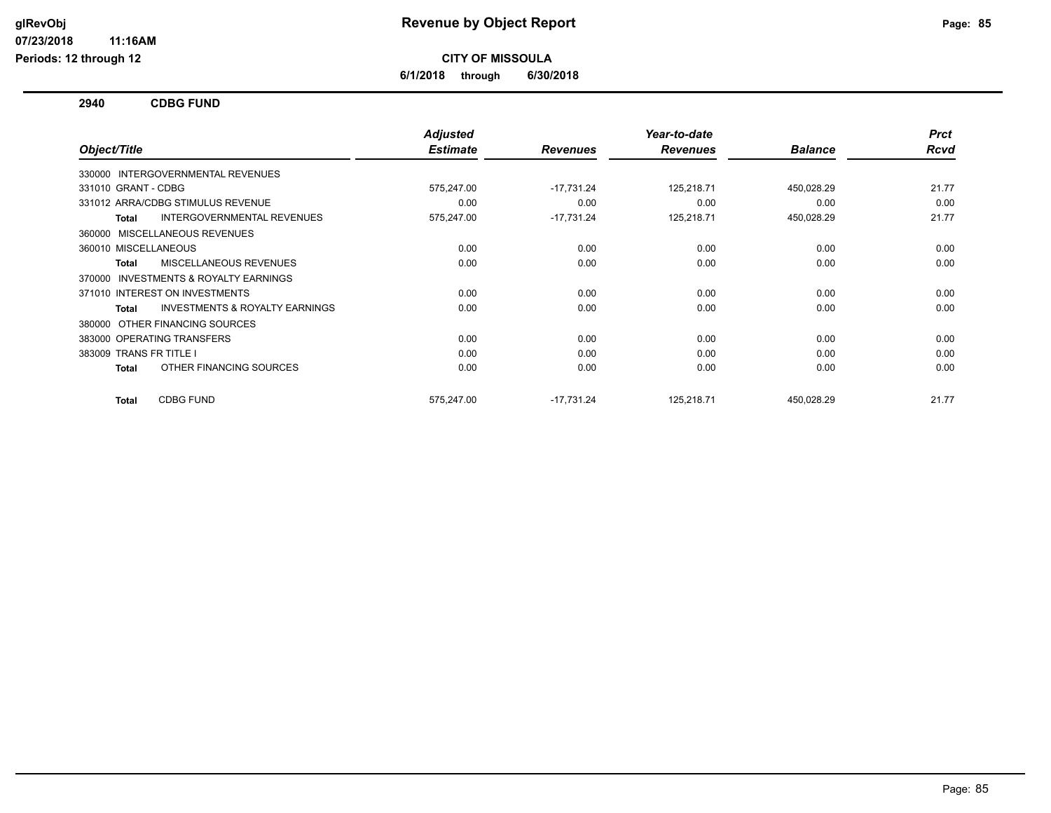# Revenue by Object Report

**CITY OF MISSOULA**

**6/1/2018 through 6/30/2018**

glRevObj
07/23/2018 11:16AM
Periods: 12 through 12

## 2940 CDBG FUND

| Object/Title | | Adjusted Estimate | Revenues | Year-to-date Revenues | Balance | Prct Rcvd |
|---|---|---|---|---|---|---|
| 330000 INTERGOVERNMENTAL REVENUES | | | | | | |
| 331010 GRANT - CDBG | | 575,247.00 | -17,731.24 | 125,218.71 | 450,028.29 | 21.77 |
| 331012 ARRA/CDBG STIMULUS REVENUE | | 0.00 | 0.00 | 0.00 | 0.00 | 0.00 |
| **Total** | INTERGOVERNMENTAL REVENUES | 575,247.00 | -17,731.24 | 125,218.71 | 450,028.29 | 21.77 |
| 360000 MISCELLANEOUS REVENUES | | | | | | |
| 360010 MISCELLANEOUS | | 0.00 | 0.00 | 0.00 | 0.00 | 0.00 |
| **Total** | MISCELLANEOUS REVENUES | 0.00 | 0.00 | 0.00 | 0.00 | 0.00 |
| 370000 INVESTMENTS & ROYALTY EARNINGS | | | | | | |
| 371010 INTEREST ON INVESTMENTS | | 0.00 | 0.00 | 0.00 | 0.00 | 0.00 |
| **Total** | INVESTMENTS & ROYALTY EARNINGS | 0.00 | 0.00 | 0.00 | 0.00 | 0.00 |
| 380000 OTHER FINANCING SOURCES | | | | | | |
| 383000 OPERATING TRANSFERS | | 0.00 | 0.00 | 0.00 | 0.00 | 0.00 |
| 383009 TRANS FR TITLE I | | 0.00 | 0.00 | 0.00 | 0.00 | 0.00 |
| **Total** | OTHER FINANCING SOURCES | 0.00 | 0.00 | 0.00 | 0.00 | 0.00 |
| **Total** | CDBG FUND | 575,247.00 | -17,731.24 | 125,218.71 | 450,028.29 | 21.77 |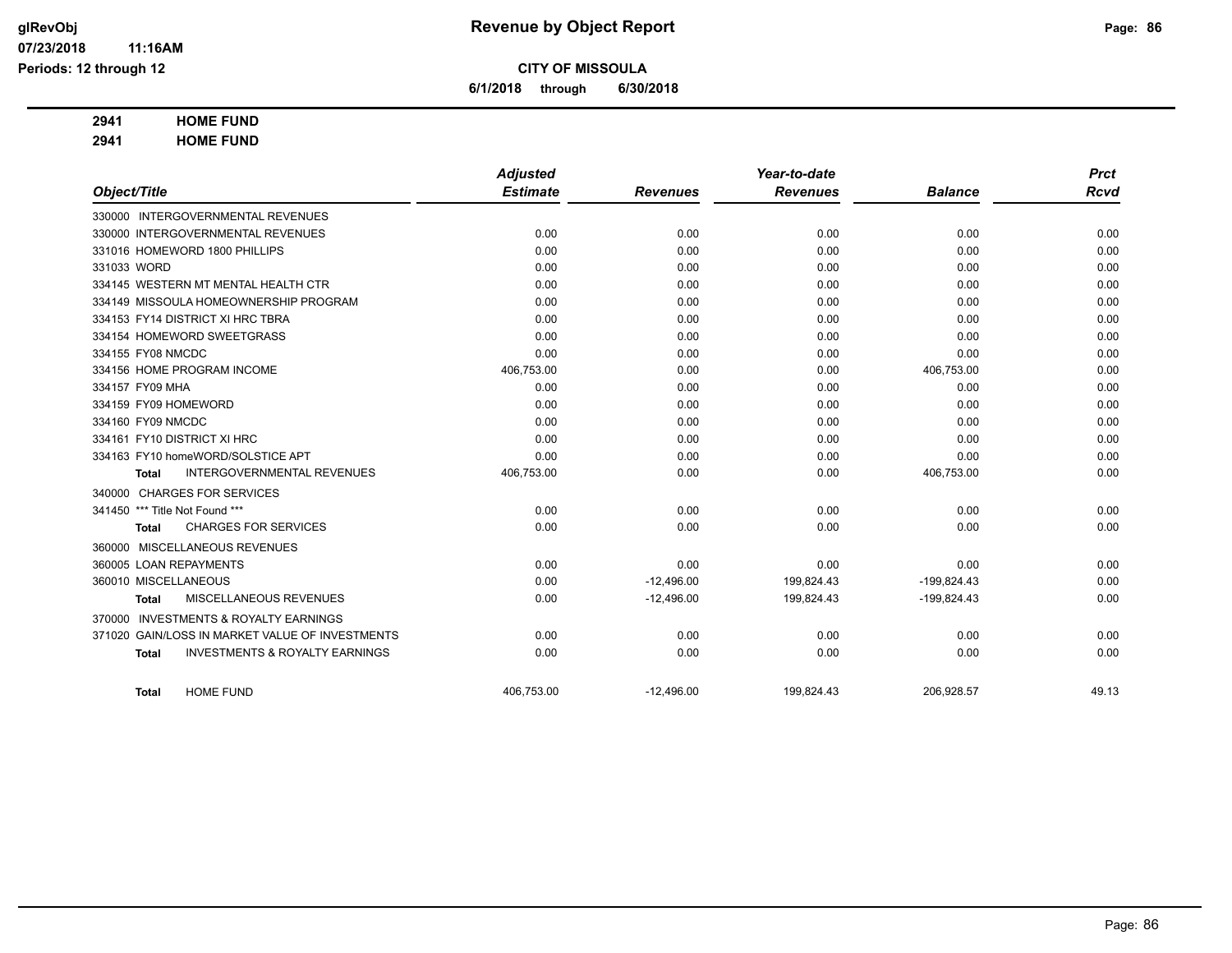**CITY OF MISSOULA**

**6/1/2018 through 6/30/2018**

**2941 HOME FUND**

**2941 HOME FUND**

| Object/Title | Adjusted Estimate | Revenues | Year-to-date Revenues | Balance | Prct Rcvd |
|---|---|---|---|---|---|
| 330000 INTERGOVERNMENTAL REVENUES | | | | | |
| 330000 INTERGOVERNMENTAL REVENUES | 0.00 | 0.00 | 0.00 | 0.00 | 0.00 |
| 331016 HOMEWORD 1800 PHILLIPS | 0.00 | 0.00 | 0.00 | 0.00 | 0.00 |
| 331033 WORD | 0.00 | 0.00 | 0.00 | 0.00 | 0.00 |
| 334145 WESTERN MT MENTAL HEALTH CTR | 0.00 | 0.00 | 0.00 | 0.00 | 0.00 |
| 334149 MISSOULA HOMEOWNERSHIP PROGRAM | 0.00 | 0.00 | 0.00 | 0.00 | 0.00 |
| 334153 FY14 DISTRICT XI HRC TBRA | 0.00 | 0.00 | 0.00 | 0.00 | 0.00 |
| 334154 HOMEWORD SWEETGRASS | 0.00 | 0.00 | 0.00 | 0.00 | 0.00 |
| 334155 FY08 NMCDC | 0.00 | 0.00 | 0.00 | 0.00 | 0.00 |
| 334156 HOME PROGRAM INCOME | 406,753.00 | 0.00 | 0.00 | 406,753.00 | 0.00 |
| 334157 FY09 MHA | 0.00 | 0.00 | 0.00 | 0.00 | 0.00 |
| 334159 FY09 HOMEWORD | 0.00 | 0.00 | 0.00 | 0.00 | 0.00 |
| 334160 FY09 NMCDC | 0.00 | 0.00 | 0.00 | 0.00 | 0.00 |
| 334161 FY10 DISTRICT XI HRC | 0.00 | 0.00 | 0.00 | 0.00 | 0.00 |
| 334163 FY10 homeWORD/SOLSTICE APT | 0.00 | 0.00 | 0.00 | 0.00 | 0.00 |
| **Total** INTERGOVERNMENTAL REVENUES | 406,753.00 | 0.00 | 0.00 | 406,753.00 | 0.00 |
| 340000 CHARGES FOR SERVICES | | | | | |
| 341450 *** Title Not Found *** | 0.00 | 0.00 | 0.00 | 0.00 | 0.00 |
| **Total** CHARGES FOR SERVICES | 0.00 | 0.00 | 0.00 | 0.00 | 0.00 |
| 360000 MISCELLANEOUS REVENUES | | | | | |
| 360005 LOAN REPAYMENTS | 0.00 | 0.00 | 0.00 | 0.00 | 0.00 |
| 360010 MISCELLANEOUS | 0.00 | -12,496.00 | 199,824.43 | -199,824.43 | 0.00 |
| **Total** MISCELLANEOUS REVENUES | 0.00 | -12,496.00 | 199,824.43 | -199,824.43 | 0.00 |
| 370000 INVESTMENTS & ROYALTY EARNINGS | | | | | |
| 371020 GAIN/LOSS IN MARKET VALUE OF INVESTMENTS | 0.00 | 0.00 | 0.00 | 0.00 | 0.00 |
| **Total** INVESTMENTS & ROYALTY EARNINGS | 0.00 | 0.00 | 0.00 | 0.00 | 0.00 |
| **Total** HOME FUND | 406,753.00 | -12,496.00 | 199,824.43 | 206,928.57 | 49.13 |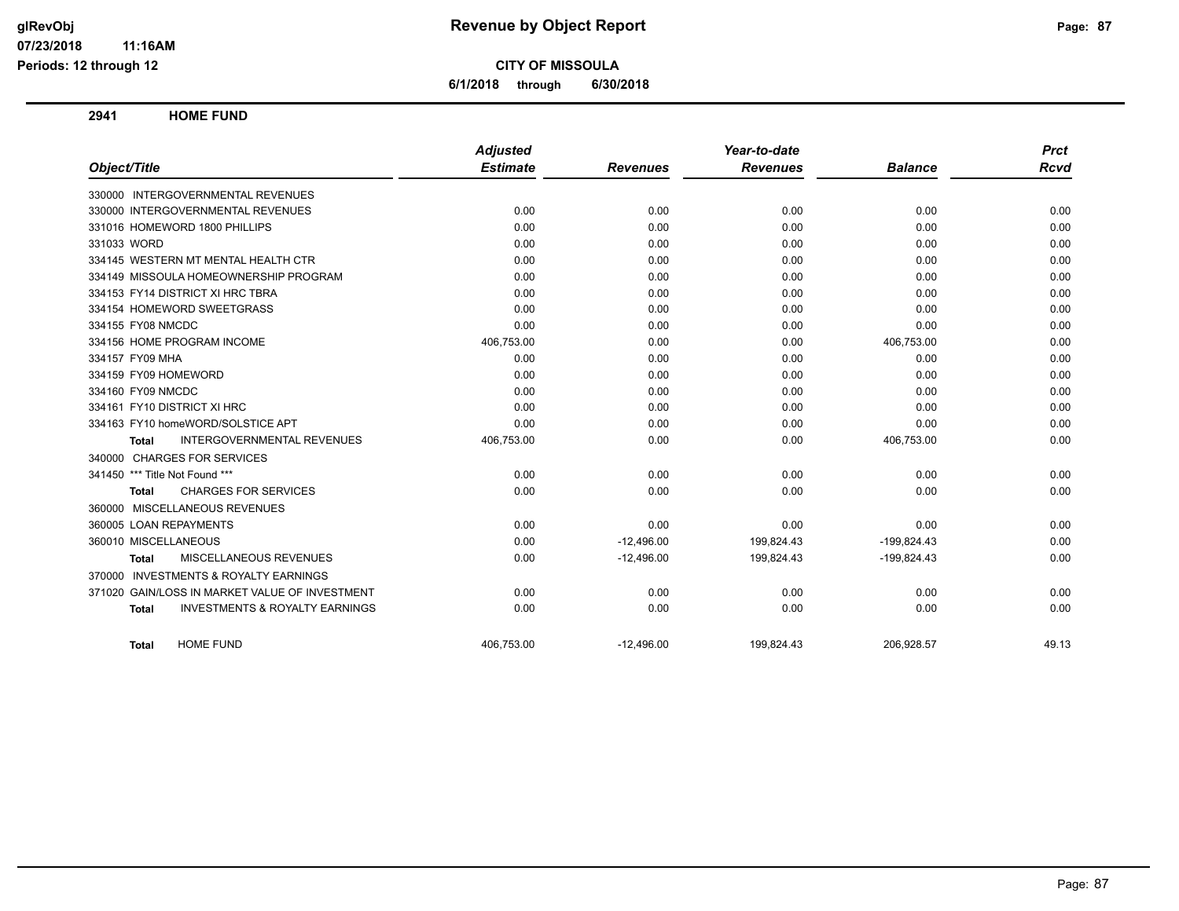# Revenue by Object Report

**CITY OF MISSOULA**

**6/1/2018 through 6/30/2018**

glRevObj
07/23/2018 11:16AM
Periods: 12 through 12

## 2941 HOME FUND

| Object/Title | Adjusted Estimate | Revenues | Year-to-date Revenues | Balance | Prct Rcvd |
|---|---|---|---|---|---|
| 330000 INTERGOVERNMENTAL REVENUES | | | | | |
| 330000 INTERGOVERNMENTAL REVENUES | 0.00 | 0.00 | 0.00 | 0.00 | 0.00 |
| 331016 HOMEWORD 1800 PHILLIPS | 0.00 | 0.00 | 0.00 | 0.00 | 0.00 |
| 331033 WORD | 0.00 | 0.00 | 0.00 | 0.00 | 0.00 |
| 334145 WESTERN MT MENTAL HEALTH CTR | 0.00 | 0.00 | 0.00 | 0.00 | 0.00 |
| 334149 MISSOULA HOMEOWNERSHIP PROGRAM | 0.00 | 0.00 | 0.00 | 0.00 | 0.00 |
| 334153 FY14 DISTRICT XI HRC TBRA | 0.00 | 0.00 | 0.00 | 0.00 | 0.00 |
| 334154 HOMEWORD SWEETGRASS | 0.00 | 0.00 | 0.00 | 0.00 | 0.00 |
| 334155 FY08 NMCDC | 0.00 | 0.00 | 0.00 | 0.00 | 0.00 |
| 334156 HOME PROGRAM INCOME | 406,753.00 | 0.00 | 0.00 | 406,753.00 | 0.00 |
| 334157 FY09 MHA | 0.00 | 0.00 | 0.00 | 0.00 | 0.00 |
| 334159 FY09 HOMEWORD | 0.00 | 0.00 | 0.00 | 0.00 | 0.00 |
| 334160 FY09 NMCDC | 0.00 | 0.00 | 0.00 | 0.00 | 0.00 |
| 334161 FY10 DISTRICT XI HRC | 0.00 | 0.00 | 0.00 | 0.00 | 0.00 |
| 334163 FY10 homeWORD/SOLSTICE APT | 0.00 | 0.00 | 0.00 | 0.00 | 0.00 |
| **Total** INTERGOVERNMENTAL REVENUES | 406,753.00 | 0.00 | 0.00 | 406,753.00 | 0.00 |
| 340000 CHARGES FOR SERVICES | | | | | |
| 341450 *** Title Not Found *** | 0.00 | 0.00 | 0.00 | 0.00 | 0.00 |
| **Total** CHARGES FOR SERVICES | 0.00 | 0.00 | 0.00 | 0.00 | 0.00 |
| 360000 MISCELLANEOUS REVENUES | | | | | |
| 360005 LOAN REPAYMENTS | 0.00 | 0.00 | 0.00 | 0.00 | 0.00 |
| 360010 MISCELLANEOUS | 0.00 | -12,496.00 | 199,824.43 | -199,824.43 | 0.00 |
| **Total** MISCELLANEOUS REVENUES | 0.00 | -12,496.00 | 199,824.43 | -199,824.43 | 0.00 |
| 370000 INVESTMENTS & ROYALTY EARNINGS | | | | | |
| 371020 GAIN/LOSS IN MARKET VALUE OF INVESTMENT | 0.00 | 0.00 | 0.00 | 0.00 | 0.00 |
| **Total** INVESTMENTS & ROYALTY EARNINGS | 0.00 | 0.00 | 0.00 | 0.00 | 0.00 |
| **Total** HOME FUND | 406,753.00 | -12,496.00 | 199,824.43 | 206,928.57 | 49.13 |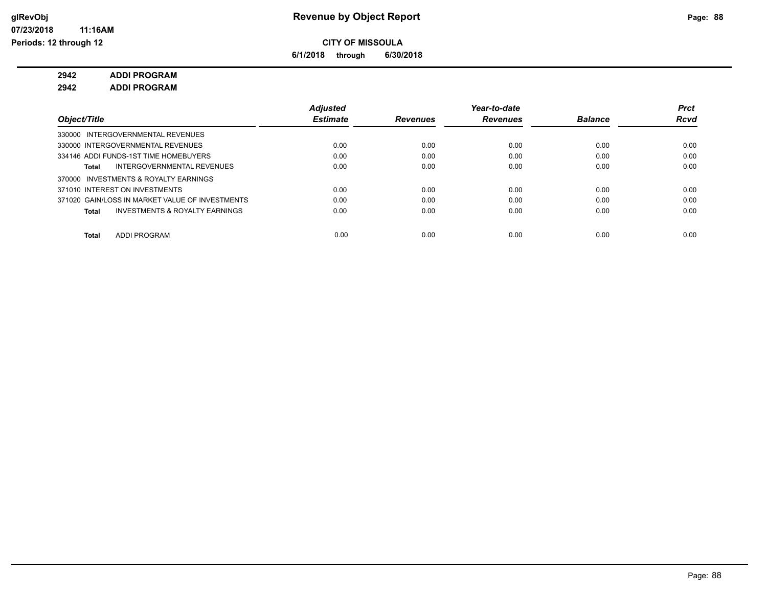**Revenue by Object Report**

**CITY OF MISSOULA**

**6/1/2018 through 6/30/2018**

**2942 ADDI PROGRAM**

**2942 ADDI PROGRAM**

| Object/Title | Adjusted Estimate | Revenues | Year-to-date Revenues | Balance | Prct Rcvd |
|---|---|---|---|---|---|
| 330000 INTERGOVERNMENTAL REVENUES | | | | | |
| 330000 INTERGOVERNMENTAL REVENUES | 0.00 | 0.00 | 0.00 | 0.00 | 0.00 |
| 334146 ADDI FUNDS-1ST TIME HOMEBUYERS | 0.00 | 0.00 | 0.00 | 0.00 | 0.00 |
| **Total** INTERGOVERNMENTAL REVENUES | 0.00 | 0.00 | 0.00 | 0.00 | 0.00 |
| 370000 INVESTMENTS & ROYALTY EARNINGS | | | | | |
| 371010 INTEREST ON INVESTMENTS | 0.00 | 0.00 | 0.00 | 0.00 | 0.00 |
| 371020 GAIN/LOSS IN MARKET VALUE OF INVESTMENTS | 0.00 | 0.00 | 0.00 | 0.00 | 0.00 |
| **Total** INVESTMENTS & ROYALTY EARNINGS | 0.00 | 0.00 | 0.00 | 0.00 | 0.00 |
| **Total** ADDI PROGRAM | 0.00 | 0.00 | 0.00 | 0.00 | 0.00 |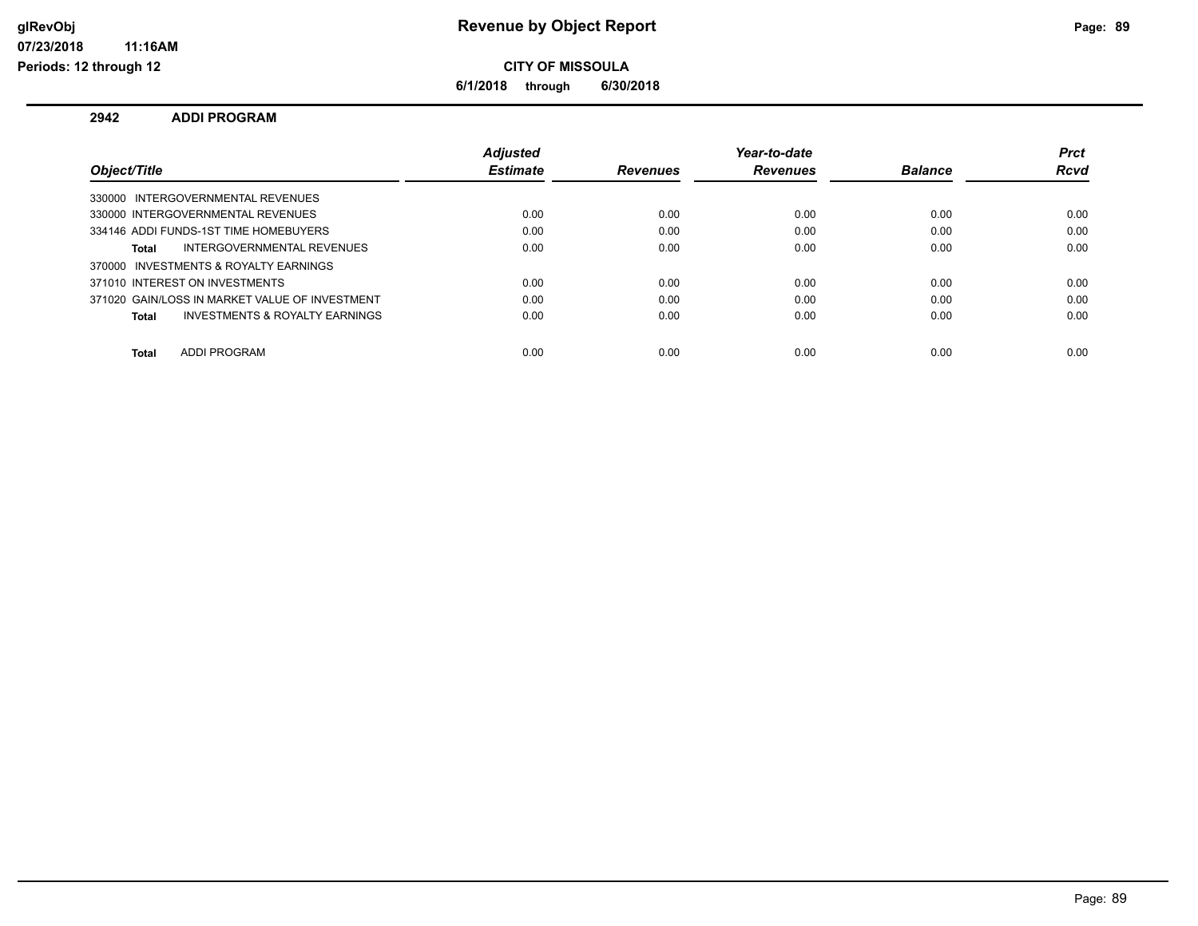glRevObj
07/23/2018 11:16AM
Periods: 12 through 12

# Revenue by Object Report

**CITY OF MISSOULA**

**6/1/2018 through 6/30/2018**

## 2942 ADDI PROGRAM

| Object/Title | Adjusted Estimate | Revenues | Year-to-date Revenues | Balance | Prct Rcvd |
|---|---|---|---|---|---|
| 330000 INTERGOVERNMENTAL REVENUES | | | | | |
| 330000 INTERGOVERNMENTAL REVENUES | 0.00 | 0.00 | 0.00 | 0.00 | 0.00 |
| 334146 ADDI FUNDS-1ST TIME HOMEBUYERS | 0.00 | 0.00 | 0.00 | 0.00 | 0.00 |
| **Total** INTERGOVERNMENTAL REVENUES | 0.00 | 0.00 | 0.00 | 0.00 | 0.00 |
| 370000 INVESTMENTS & ROYALTY EARNINGS | | | | | |
| 371010 INTEREST ON INVESTMENTS | 0.00 | 0.00 | 0.00 | 0.00 | 0.00 |
| 371020 GAIN/LOSS IN MARKET VALUE OF INVESTMENT | 0.00 | 0.00 | 0.00 | 0.00 | 0.00 |
| **Total** INVESTMENTS & ROYALTY EARNINGS | 0.00 | 0.00 | 0.00 | 0.00 | 0.00 |
| **Total** ADDI PROGRAM | 0.00 | 0.00 | 0.00 | 0.00 | 0.00 |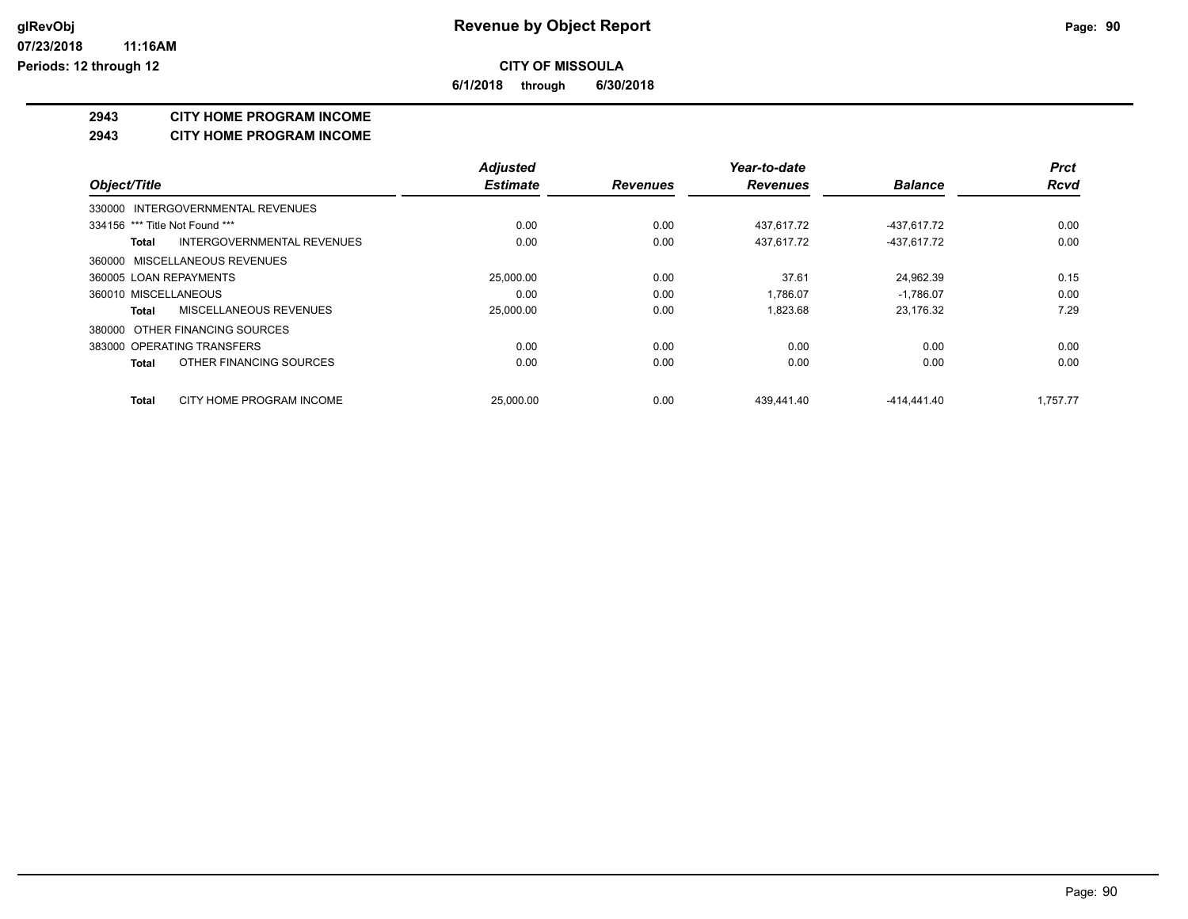**CITY OF MISSOULA**

**6/1/2018 through 6/30/2018**

# 2943 CITY HOME PROGRAM INCOME

## 2943 CITY HOME PROGRAM INCOME

| Object/Title | Adjusted Estimate | Revenues | Year-to-date Revenues | Balance | Prct Rcvd |
|---|---|---|---|---|---|
| 330000 INTERGOVERNMENTAL REVENUES | | | | | |
| 334156 *** Title Not Found *** | 0.00 | 0.00 | 437,617.72 | -437,617.72 | 0.00 |
| **Total** INTERGOVERNMENTAL REVENUES | 0.00 | 0.00 | 437,617.72 | -437,617.72 | 0.00 |
| 360000 MISCELLANEOUS REVENUES | | | | | |
| 360005 LOAN REPAYMENTS | 25,000.00 | 0.00 | 37.61 | 24,962.39 | 0.15 |
| 360010 MISCELLANEOUS | 0.00 | 0.00 | 1,786.07 | -1,786.07 | 0.00 |
| **Total** MISCELLANEOUS REVENUES | 25,000.00 | 0.00 | 1,823.68 | 23,176.32 | 7.29 |
| 380000 OTHER FINANCING SOURCES | | | | | |
| 383000 OPERATING TRANSFERS | 0.00 | 0.00 | 0.00 | 0.00 | 0.00 |
| **Total** OTHER FINANCING SOURCES | 0.00 | 0.00 | 0.00 | 0.00 | 0.00 |
| **Total** CITY HOME PROGRAM INCOME | 25,000.00 | 0.00 | 439,441.40 | -414,441.40 | 1,757.77 |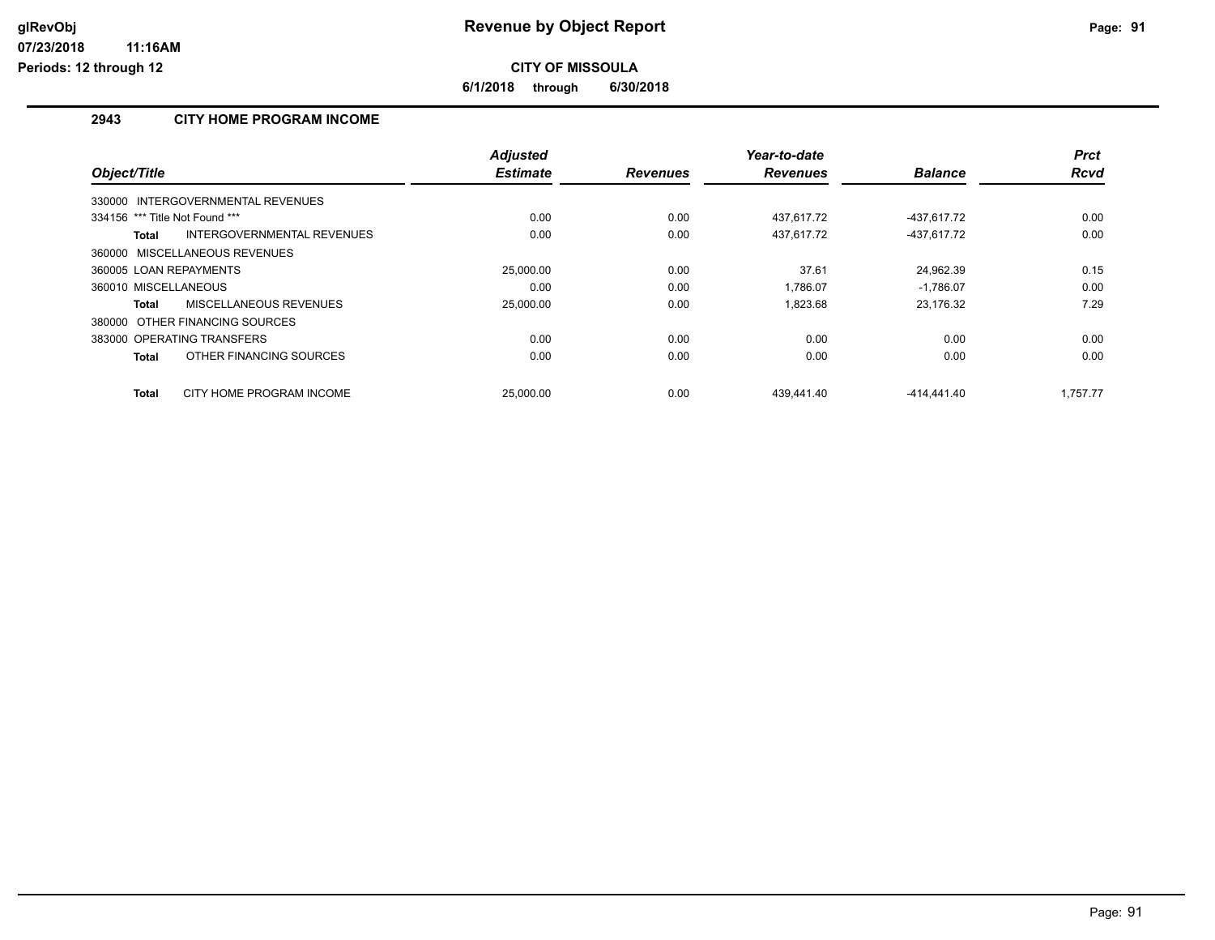# Revenue by Object Report

## CITY OF MISSOULA

6/1/2018 through 6/30/2018

### 2943 CITY HOME PROGRAM INCOME

| Object/Title | Adjusted Estimate | Revenues | Year-to-date Revenues | Balance | Prct Rcvd |
|---|---|---|---|---|---|
| 330000 INTERGOVERNMENTAL REVENUES | | | | | |
| 334156 *** Title Not Found *** | 0.00 | 0.00 | 437,617.72 | -437,617.72 | 0.00 |
| **Total** INTERGOVERNMENTAL REVENUES | 0.00 | 0.00 | 437,617.72 | -437,617.72 | 0.00 |
| 360000 MISCELLANEOUS REVENUES | | | | | |
| 360005 LOAN REPAYMENTS | 25,000.00 | 0.00 | 37.61 | 24,962.39 | 0.15 |
| 360010 MISCELLANEOUS | 0.00 | 0.00 | 1,786.07 | -1,786.07 | 0.00 |
| **Total** MISCELLANEOUS REVENUES | 25,000.00 | 0.00 | 1,823.68 | 23,176.32 | 7.29 |
| 380000 OTHER FINANCING SOURCES | | | | | |
| 383000 OPERATING TRANSFERS | 0.00 | 0.00 | 0.00 | 0.00 | 0.00 |
| **Total** OTHER FINANCING SOURCES | 0.00 | 0.00 | 0.00 | 0.00 | 0.00 |
| **Total** CITY HOME PROGRAM INCOME | 25,000.00 | 0.00 | 439,441.40 | -414,441.40 | 1,757.77 |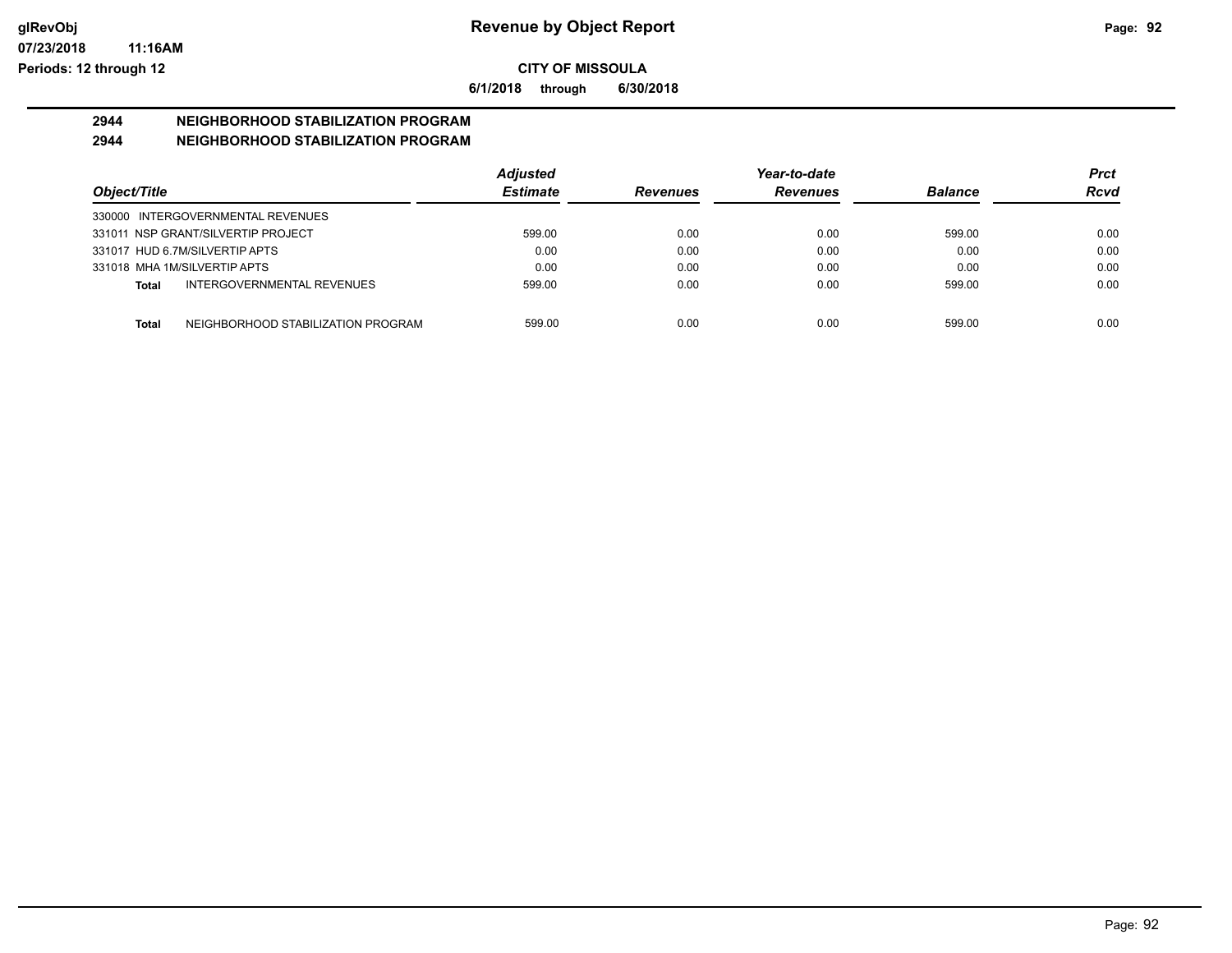# Revenue by Object Report

glRevObj
07/23/2018 11:16AM
Periods: 12 through 12

**CITY OF MISSOULA**

**6/1/2018 through 6/30/2018**

## 2944 NEIGHBORHOOD STABILIZATION PROGRAM

## 2944 NEIGHBORHOOD STABILIZATION PROGRAM

| Object/Title | | Adjusted Estimate | Revenues | Year-to-date Revenues | Balance | Prct Rcvd |
|---|---|---|---|---|---|---|
| 330000 INTERGOVERNMENTAL REVENUES | | | | | | |
| 331011 NSP GRANT/SILVERTIP PROJECT | | 599.00 | 0.00 | 0.00 | 599.00 | 0.00 |
| 331017 HUD 6.7M/SILVERTIP APTS | | 0.00 | 0.00 | 0.00 | 0.00 | 0.00 |
| 331018 MHA 1M/SILVERTIP APTS | | 0.00 | 0.00 | 0.00 | 0.00 | 0.00 |
| **Total** | INTERGOVERNMENTAL REVENUES | 599.00 | 0.00 | 0.00 | 599.00 | 0.00 |
| **Total** | NEIGHBORHOOD STABILIZATION PROGRAM | 599.00 | 0.00 | 0.00 | 599.00 | 0.00 |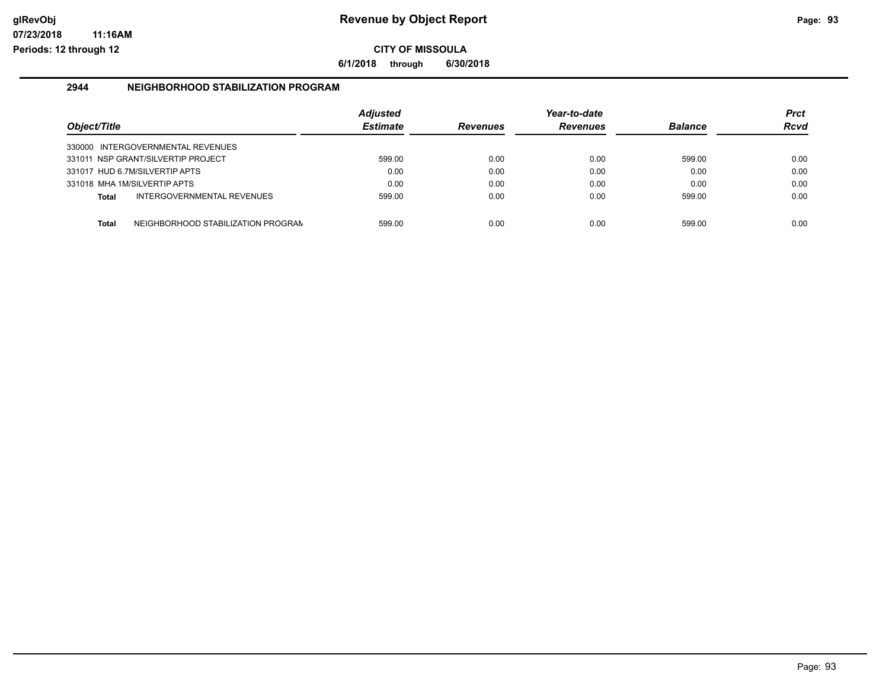# Revenue by Object Report

glRevObj
07/23/2018 11:16AM
Periods: 12 through 12

**CITY OF MISSOULA**

**6/1/2018 through 6/30/2018**

## 2944 NEIGHBORHOOD STABILIZATION PROGRAM

| Object/Title | Adjusted Estimate | Revenues | Year-to-date Revenues | Balance | Prct Rcvd |
|---|---|---|---|---|---|
| 330000 INTERGOVERNMENTAL REVENUES | | | | | |
| 331011 NSP GRANT/SILVERTIP PROJECT | 599.00 | 0.00 | 0.00 | 599.00 | 0.00 |
| 331017 HUD 6.7M/SILVERTIP APTS | 0.00 | 0.00 | 0.00 | 0.00 | 0.00 |
| 331018 MHA 1M/SILVERTIP APTS | 0.00 | 0.00 | 0.00 | 0.00 | 0.00 |
| **Total** INTERGOVERNMENTAL REVENUES | 599.00 | 0.00 | 0.00 | 599.00 | 0.00 |
| **Total** NEIGHBORHOOD STABILIZATION PROGRAM | 599.00 | 0.00 | 0.00 | 599.00 | 0.00 |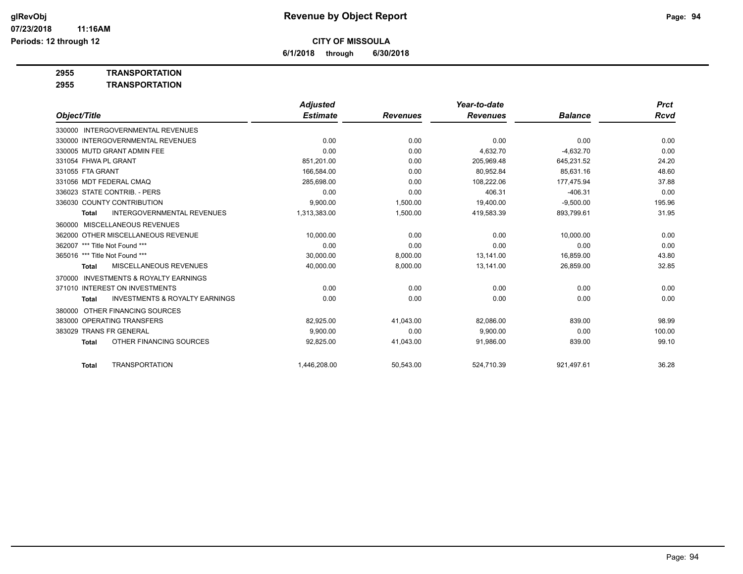# Revenue by Object Report

**CITY OF MISSOULA**

**6/1/2018 through 6/30/2018**

glRevObj
07/23/2018 11:16AM
Periods: 12 through 12

**2955 TRANSPORTATION**

**2955 TRANSPORTATION**

| Object/Title | Adjusted Estimate | Revenues | Year-to-date Revenues | Balance | Prct Rcvd |
|---|---|---|---|---|---|
| 330000 INTERGOVERNMENTAL REVENUES | | | | | |
| 330000 INTERGOVERNMENTAL REVENUES | 0.00 | 0.00 | 0.00 | 0.00 | 0.00 |
| 330005 MUTD GRANT ADMIN FEE | 0.00 | 0.00 | 4,632.70 | -4,632.70 | 0.00 |
| 331054 FHWA PL GRANT | 851,201.00 | 0.00 | 205,969.48 | 645,231.52 | 24.20 |
| 331055 FTA GRANT | 166,584.00 | 0.00 | 80,952.84 | 85,631.16 | 48.60 |
| 331056 MDT FEDERAL CMAQ | 285,698.00 | 0.00 | 108,222.06 | 177,475.94 | 37.88 |
| 336023 STATE CONTRIB. - PERS | 0.00 | 0.00 | 406.31 | -406.31 | 0.00 |
| 336030 COUNTY CONTRIBUTION | 9,900.00 | 1,500.00 | 19,400.00 | -9,500.00 | 195.96 |
| **Total** INTERGOVERNMENTAL REVENUES | 1,313,383.00 | 1,500.00 | 419,583.39 | 893,799.61 | 31.95 |
| 360000 MISCELLANEOUS REVENUES | | | | | |
| 362000 OTHER MISCELLANEOUS REVENUE | 10,000.00 | 0.00 | 0.00 | 10,000.00 | 0.00 |
| 362007 *** Title Not Found *** | 0.00 | 0.00 | 0.00 | 0.00 | 0.00 |
| 365016 *** Title Not Found *** | 30,000.00 | 8,000.00 | 13,141.00 | 16,859.00 | 43.80 |
| **Total** MISCELLANEOUS REVENUES | 40,000.00 | 8,000.00 | 13,141.00 | 26,859.00 | 32.85 |
| 370000 INVESTMENTS & ROYALTY EARNINGS | | | | | |
| 371010 INTEREST ON INVESTMENTS | 0.00 | 0.00 | 0.00 | 0.00 | 0.00 |
| **Total** INVESTMENTS & ROYALTY EARNINGS | 0.00 | 0.00 | 0.00 | 0.00 | 0.00 |
| 380000 OTHER FINANCING SOURCES | | | | | |
| 383000 OPERATING TRANSFERS | 82,925.00 | 41,043.00 | 82,086.00 | 839.00 | 98.99 |
| 383029 TRANS FR GENERAL | 9,900.00 | 0.00 | 9,900.00 | 0.00 | 100.00 |
| **Total** OTHER FINANCING SOURCES | 92,825.00 | 41,043.00 | 91,986.00 | 839.00 | 99.10 |
| **Total** TRANSPORTATION | 1,446,208.00 | 50,543.00 | 524,710.39 | 921,497.61 | 36.28 |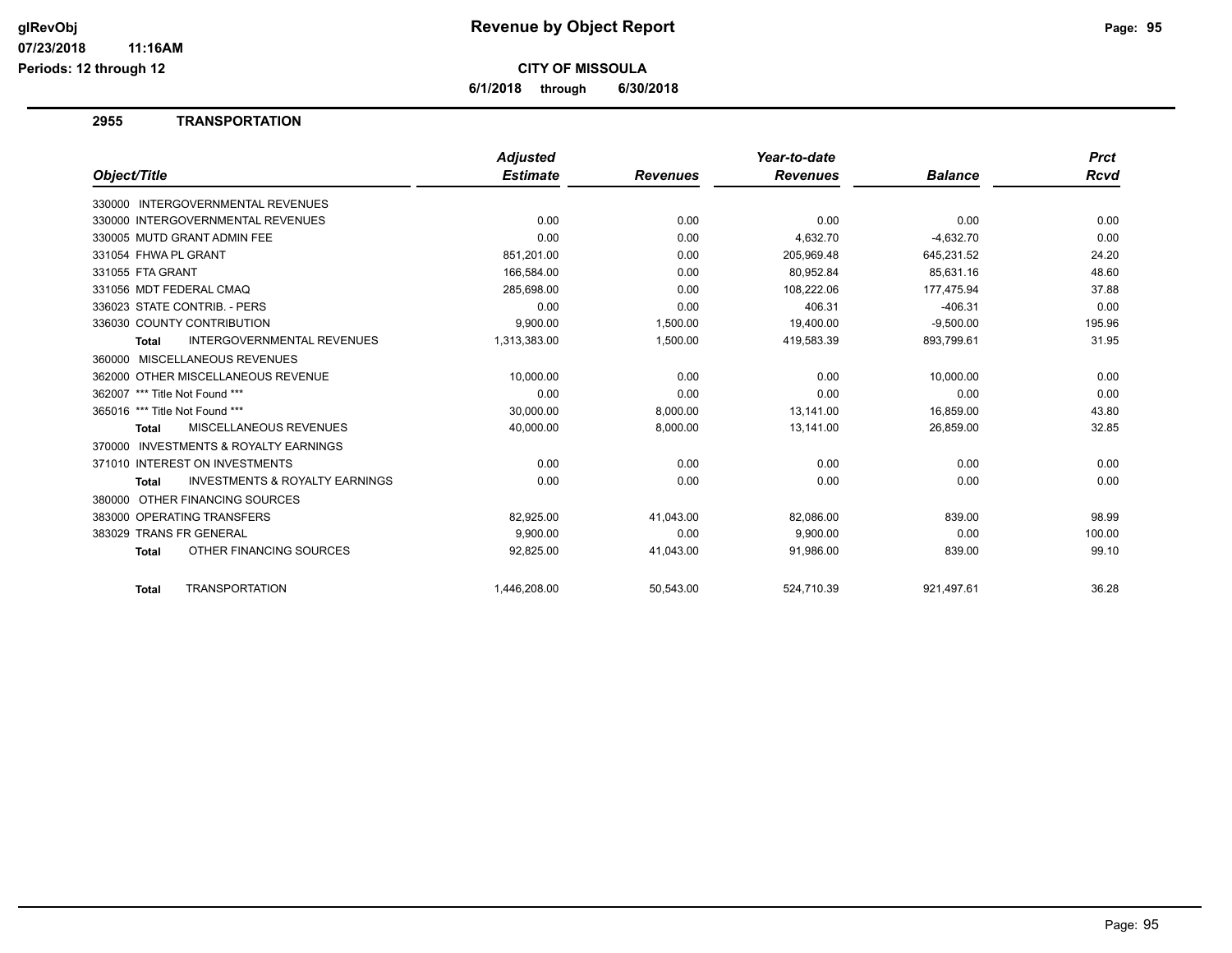**glRevObj**
**07/23/2018 11:16AM**
**Periods: 12 through 12**

# Revenue by Object Report

**CITY OF MISSOULA**

**6/1/2018 through 6/30/2018**

## 2955 TRANSPORTATION

| Object/Title | Adjusted Estimate | Revenues | Year-to-date Revenues | Balance | Prct Rcvd |
|---|---|---|---|---|---|
| 330000 INTERGOVERNMENTAL REVENUES | | | | | |
| 330000 INTERGOVERNMENTAL REVENUES | 0.00 | 0.00 | 0.00 | 0.00 | 0.00 |
| 330005 MUTD GRANT ADMIN FEE | 0.00 | 0.00 | 4,632.70 | -4,632.70 | 0.00 |
| 331054 FHWA PL GRANT | 851,201.00 | 0.00 | 205,969.48 | 645,231.52 | 24.20 |
| 331055 FTA GRANT | 166,584.00 | 0.00 | 80,952.84 | 85,631.16 | 48.60 |
| 331056 MDT FEDERAL CMAQ | 285,698.00 | 0.00 | 108,222.06 | 177,475.94 | 37.88 |
| 336023 STATE CONTRIB. - PERS | 0.00 | 0.00 | 406.31 | -406.31 | 0.00 |
| 336030 COUNTY CONTRIBUTION | 9,900.00 | 1,500.00 | 19,400.00 | -9,500.00 | 195.96 |
| **Total** INTERGOVERNMENTAL REVENUES | 1,313,383.00 | 1,500.00 | 419,583.39 | 893,799.61 | 31.95 |
| 360000 MISCELLANEOUS REVENUES | | | | | |
| 362000 OTHER MISCELLANEOUS REVENUE | 10,000.00 | 0.00 | 0.00 | 10,000.00 | 0.00 |
| 362007 *** Title Not Found *** | 0.00 | 0.00 | 0.00 | 0.00 | 0.00 |
| 365016 *** Title Not Found *** | 30,000.00 | 8,000.00 | 13,141.00 | 16,859.00 | 43.80 |
| **Total** MISCELLANEOUS REVENUES | 40,000.00 | 8,000.00 | 13,141.00 | 26,859.00 | 32.85 |
| 370000 INVESTMENTS & ROYALTY EARNINGS | | | | | |
| 371010 INTEREST ON INVESTMENTS | 0.00 | 0.00 | 0.00 | 0.00 | 0.00 |
| **Total** INVESTMENTS & ROYALTY EARNINGS | 0.00 | 0.00 | 0.00 | 0.00 | 0.00 |
| 380000 OTHER FINANCING SOURCES | | | | | |
| 383000 OPERATING TRANSFERS | 82,925.00 | 41,043.00 | 82,086.00 | 839.00 | 98.99 |
| 383029 TRANS FR GENERAL | 9,900.00 | 0.00 | 9,900.00 | 0.00 | 100.00 |
| **Total** OTHER FINANCING SOURCES | 92,825.00 | 41,043.00 | 91,986.00 | 839.00 | 99.10 |
| **Total** TRANSPORTATION | 1,446,208.00 | 50,543.00 | 524,710.39 | 921,497.61 | 36.28 |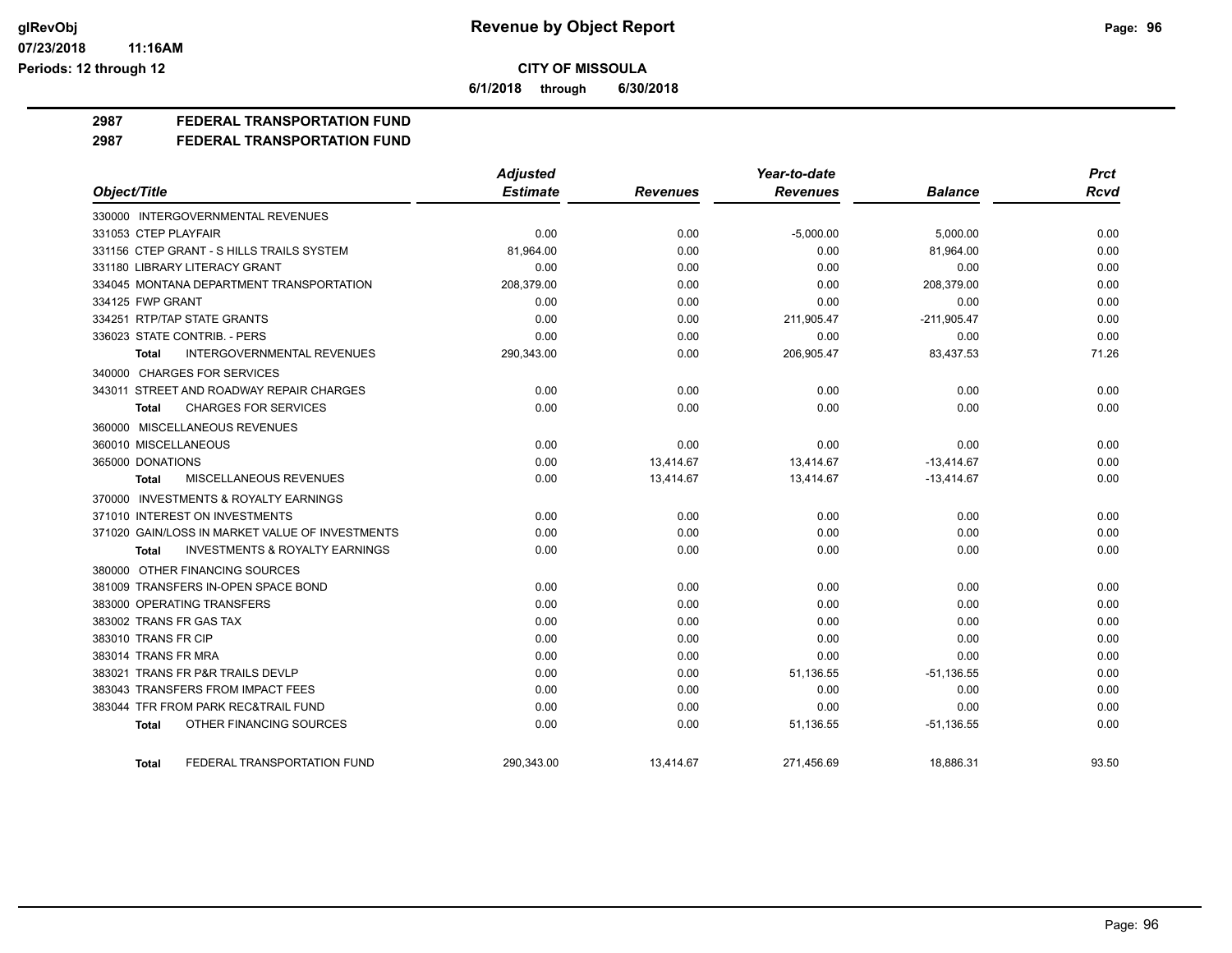**CITY OF MISSOULA**

**6/1/2018 through 6/30/2018**

## 2987 FEDERAL TRANSPORTATION FUND

### 2987 FEDERAL TRANSPORTATION FUND

| Object/Title | Adjusted Estimate | Revenues | Year-to-date Revenues | Balance | Prct Rcvd |
|---|---|---|---|---|---|
| 330000 INTERGOVERNMENTAL REVENUES | | | | | |
| 331053 CTEP PLAYFAIR | 0.00 | 0.00 | -5,000.00 | 5,000.00 | 0.00 |
| 331156 CTEP GRANT - S HILLS TRAILS SYSTEM | 81,964.00 | 0.00 | 0.00 | 81,964.00 | 0.00 |
| 331180 LIBRARY LITERACY GRANT | 0.00 | 0.00 | 0.00 | 0.00 | 0.00 |
| 334045 MONTANA DEPARTMENT TRANSPORTATION | 208,379.00 | 0.00 | 0.00 | 208,379.00 | 0.00 |
| 334125 FWP GRANT | 0.00 | 0.00 | 0.00 | 0.00 | 0.00 |
| 334251 RTP/TAP STATE GRANTS | 0.00 | 0.00 | 211,905.47 | -211,905.47 | 0.00 |
| 336023 STATE CONTRIB. - PERS | 0.00 | 0.00 | 0.00 | 0.00 | 0.00 |
| **Total** INTERGOVERNMENTAL REVENUES | 290,343.00 | 0.00 | 206,905.47 | 83,437.53 | 71.26 |
| 340000 CHARGES FOR SERVICES | | | | | |
| 343011 STREET AND ROADWAY REPAIR CHARGES | 0.00 | 0.00 | 0.00 | 0.00 | 0.00 |
| **Total** CHARGES FOR SERVICES | 0.00 | 0.00 | 0.00 | 0.00 | 0.00 |
| 360000 MISCELLANEOUS REVENUES | | | | | |
| 360010 MISCELLANEOUS | 0.00 | 0.00 | 0.00 | 0.00 | 0.00 |
| 365000 DONATIONS | 0.00 | 13,414.67 | 13,414.67 | -13,414.67 | 0.00 |
| **Total** MISCELLANEOUS REVENUES | 0.00 | 13,414.67 | 13,414.67 | -13,414.67 | 0.00 |
| 370000 INVESTMENTS & ROYALTY EARNINGS | | | | | |
| 371010 INTEREST ON INVESTMENTS | 0.00 | 0.00 | 0.00 | 0.00 | 0.00 |
| 371020 GAIN/LOSS IN MARKET VALUE OF INVESTMENTS | 0.00 | 0.00 | 0.00 | 0.00 | 0.00 |
| **Total** INVESTMENTS & ROYALTY EARNINGS | 0.00 | 0.00 | 0.00 | 0.00 | 0.00 |
| 380000 OTHER FINANCING SOURCES | | | | | |
| 381009 TRANSFERS IN-OPEN SPACE BOND | 0.00 | 0.00 | 0.00 | 0.00 | 0.00 |
| 383000 OPERATING TRANSFERS | 0.00 | 0.00 | 0.00 | 0.00 | 0.00 |
| 383002 TRANS FR GAS TAX | 0.00 | 0.00 | 0.00 | 0.00 | 0.00 |
| 383010 TRANS FR CIP | 0.00 | 0.00 | 0.00 | 0.00 | 0.00 |
| 383014 TRANS FR MRA | 0.00 | 0.00 | 0.00 | 0.00 | 0.00 |
| 383021 TRANS FR P&R TRAILS DEVLP | 0.00 | 0.00 | 51,136.55 | -51,136.55 | 0.00 |
| 383043 TRANSFERS FROM IMPACT FEES | 0.00 | 0.00 | 0.00 | 0.00 | 0.00 |
| 383044 TFR FROM PARK REC&TRAIL FUND | 0.00 | 0.00 | 0.00 | 0.00 | 0.00 |
| **Total** OTHER FINANCING SOURCES | 0.00 | 0.00 | 51,136.55 | -51,136.55 | 0.00 |
| **Total** FEDERAL TRANSPORTATION FUND | 290,343.00 | 13,414.67 | 271,456.69 | 18,886.31 | 93.50 |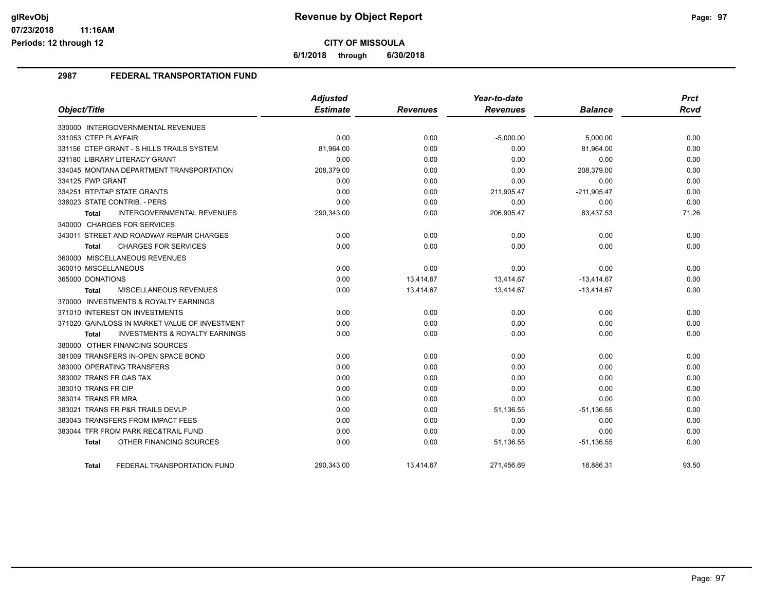# Revenue by Object Report

**CITY OF MISSOULA**

**6/1/2018 through 6/30/2018**

glRevObj
07/23/2018 11:16AM
Periods: 12 through 12

## 2987 FEDERAL TRANSPORTATION FUND

| Object/Title | Adjusted Estimate | Revenues | Year-to-date Revenues | Balance | Prct Rcvd |
|---|---|---|---|---|---|
| 330000 INTERGOVERNMENTAL REVENUES | | | | | |
| 331053 CTEP PLAYFAIR | 0.00 | 0.00 | -5,000.00 | 5,000.00 | 0.00 |
| 331156 CTEP GRANT - S HILLS TRAILS SYSTEM | 81,964.00 | 0.00 | 0.00 | 81,964.00 | 0.00 |
| 331180 LIBRARY LITERACY GRANT | 0.00 | 0.00 | 0.00 | 0.00 | 0.00 |
| 334045 MONTANA DEPARTMENT TRANSPORTATION | 208,379.00 | 0.00 | 0.00 | 208,379.00 | 0.00 |
| 334125 FWP GRANT | 0.00 | 0.00 | 0.00 | 0.00 | 0.00 |
| 334251 RTP/TAP STATE GRANTS | 0.00 | 0.00 | 211,905.47 | -211,905.47 | 0.00 |
| 336023 STATE CONTRIB. - PERS | 0.00 | 0.00 | 0.00 | 0.00 | 0.00 |
| **Total** INTERGOVERNMENTAL REVENUES | 290,343.00 | 0.00 | 206,905.47 | 83,437.53 | 71.26 |
| 340000 CHARGES FOR SERVICES | | | | | |
| 343011 STREET AND ROADWAY REPAIR CHARGES | 0.00 | 0.00 | 0.00 | 0.00 | 0.00 |
| **Total** CHARGES FOR SERVICES | 0.00 | 0.00 | 0.00 | 0.00 | 0.00 |
| 360000 MISCELLANEOUS REVENUES | | | | | |
| 360010 MISCELLANEOUS | 0.00 | 0.00 | 0.00 | 0.00 | 0.00 |
| 365000 DONATIONS | 0.00 | 13,414.67 | 13,414.67 | -13,414.67 | 0.00 |
| **Total** MISCELLANEOUS REVENUES | 0.00 | 13,414.67 | 13,414.67 | -13,414.67 | 0.00 |
| 370000 INVESTMENTS & ROYALTY EARNINGS | | | | | |
| 371010 INTEREST ON INVESTMENTS | 0.00 | 0.00 | 0.00 | 0.00 | 0.00 |
| 371020 GAIN/LOSS IN MARKET VALUE OF INVESTMENT | 0.00 | 0.00 | 0.00 | 0.00 | 0.00 |
| **Total** INVESTMENTS & ROYALTY EARNINGS | 0.00 | 0.00 | 0.00 | 0.00 | 0.00 |
| 380000 OTHER FINANCING SOURCES | | | | | |
| 381009 TRANSFERS IN-OPEN SPACE BOND | 0.00 | 0.00 | 0.00 | 0.00 | 0.00 |
| 383000 OPERATING TRANSFERS | 0.00 | 0.00 | 0.00 | 0.00 | 0.00 |
| 383002 TRANS FR GAS TAX | 0.00 | 0.00 | 0.00 | 0.00 | 0.00 |
| 383010 TRANS FR CIP | 0.00 | 0.00 | 0.00 | 0.00 | 0.00 |
| 383014 TRANS FR MRA | 0.00 | 0.00 | 0.00 | 0.00 | 0.00 |
| 383021 TRANS FR P&R TRAILS DEVLP | 0.00 | 0.00 | 51,136.55 | -51,136.55 | 0.00 |
| 383043 TRANSFERS FROM IMPACT FEES | 0.00 | 0.00 | 0.00 | 0.00 | 0.00 |
| 383044 TFR FROM PARK REC&TRAIL FUND | 0.00 | 0.00 | 0.00 | 0.00 | 0.00 |
| **Total** OTHER FINANCING SOURCES | 0.00 | 0.00 | 51,136.55 | -51,136.55 | 0.00 |
| **Total** FEDERAL TRANSPORTATION FUND | 290,343.00 | 13,414.67 | 271,456.69 | 18,886.31 | 93.50 |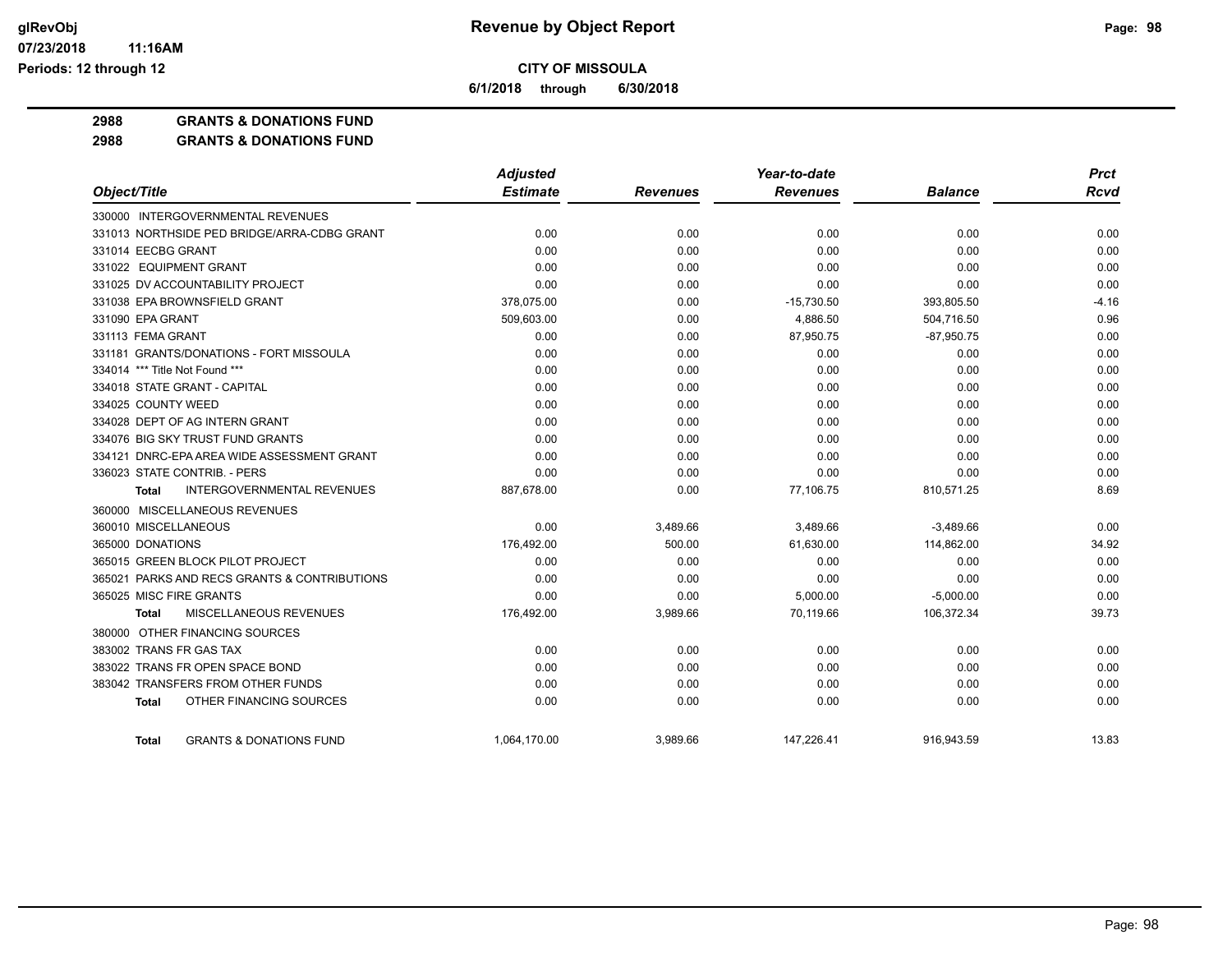# Revenue by Object Report

**CITY OF MISSOULA**

**6/1/2018 through 6/30/2018**

glRevObj
07/23/2018 11:16AM
Periods: 12 through 12

**2988 GRANTS & DONATIONS FUND**

**2988 GRANTS & DONATIONS FUND**

| Object/Title | Adjusted Estimate | Revenues | Year-to-date Revenues | Balance | Prct Rcvd |
|---|---|---|---|---|---|
| 330000 INTERGOVERNMENTAL REVENUES | | | | | |
| 331013 NORTHSIDE PED BRIDGE/ARRA-CDBG GRANT | 0.00 | 0.00 | 0.00 | 0.00 | 0.00 |
| 331014 EECBG GRANT | 0.00 | 0.00 | 0.00 | 0.00 | 0.00 |
| 331022 EQUIPMENT GRANT | 0.00 | 0.00 | 0.00 | 0.00 | 0.00 |
| 331025 DV ACCOUNTABILITY PROJECT | 0.00 | 0.00 | 0.00 | 0.00 | 0.00 |
| 331038 EPA BROWNSFIELD GRANT | 378,075.00 | 0.00 | -15,730.50 | 393,805.50 | -4.16 |
| 331090 EPA GRANT | 509,603.00 | 0.00 | 4,886.50 | 504,716.50 | 0.96 |
| 331113 FEMA GRANT | 0.00 | 0.00 | 87,950.75 | -87,950.75 | 0.00 |
| 331181 GRANTS/DONATIONS - FORT MISSOULA | 0.00 | 0.00 | 0.00 | 0.00 | 0.00 |
| 334014 *** Title Not Found *** | 0.00 | 0.00 | 0.00 | 0.00 | 0.00 |
| 334018 STATE GRANT - CAPITAL | 0.00 | 0.00 | 0.00 | 0.00 | 0.00 |
| 334025 COUNTY WEED | 0.00 | 0.00 | 0.00 | 0.00 | 0.00 |
| 334028 DEPT OF AG INTERN GRANT | 0.00 | 0.00 | 0.00 | 0.00 | 0.00 |
| 334076 BIG SKY TRUST FUND GRANTS | 0.00 | 0.00 | 0.00 | 0.00 | 0.00 |
| 334121 DNRC-EPA AREA WIDE ASSESSMENT GRANT | 0.00 | 0.00 | 0.00 | 0.00 | 0.00 |
| 336023 STATE CONTRIB. - PERS | 0.00 | 0.00 | 0.00 | 0.00 | 0.00 |
| **Total** INTERGOVERNMENTAL REVENUES | 887,678.00 | 0.00 | 77,106.75 | 810,571.25 | 8.69 |
| 360000 MISCELLANEOUS REVENUES | | | | | |
| 360010 MISCELLANEOUS | 0.00 | 3,489.66 | 3,489.66 | -3,489.66 | 0.00 |
| 365000 DONATIONS | 176,492.00 | 500.00 | 61,630.00 | 114,862.00 | 34.92 |
| 365015 GREEN BLOCK PILOT PROJECT | 0.00 | 0.00 | 0.00 | 0.00 | 0.00 |
| 365021 PARKS AND RECS GRANTS & CONTRIBUTIONS | 0.00 | 0.00 | 0.00 | 0.00 | 0.00 |
| 365025 MISC FIRE GRANTS | 0.00 | 0.00 | 5,000.00 | -5,000.00 | 0.00 |
| **Total** MISCELLANEOUS REVENUES | 176,492.00 | 3,989.66 | 70,119.66 | 106,372.34 | 39.73 |
| 380000 OTHER FINANCING SOURCES | | | | | |
| 383002 TRANS FR GAS TAX | 0.00 | 0.00 | 0.00 | 0.00 | 0.00 |
| 383022 TRANS FR OPEN SPACE BOND | 0.00 | 0.00 | 0.00 | 0.00 | 0.00 |
| 383042 TRANSFERS FROM OTHER FUNDS | 0.00 | 0.00 | 0.00 | 0.00 | 0.00 |
| **Total** OTHER FINANCING SOURCES | 0.00 | 0.00 | 0.00 | 0.00 | 0.00 |
| **Total** GRANTS & DONATIONS FUND | 1,064,170.00 | 3,989.66 | 147,226.41 | 916,943.59 | 13.83 |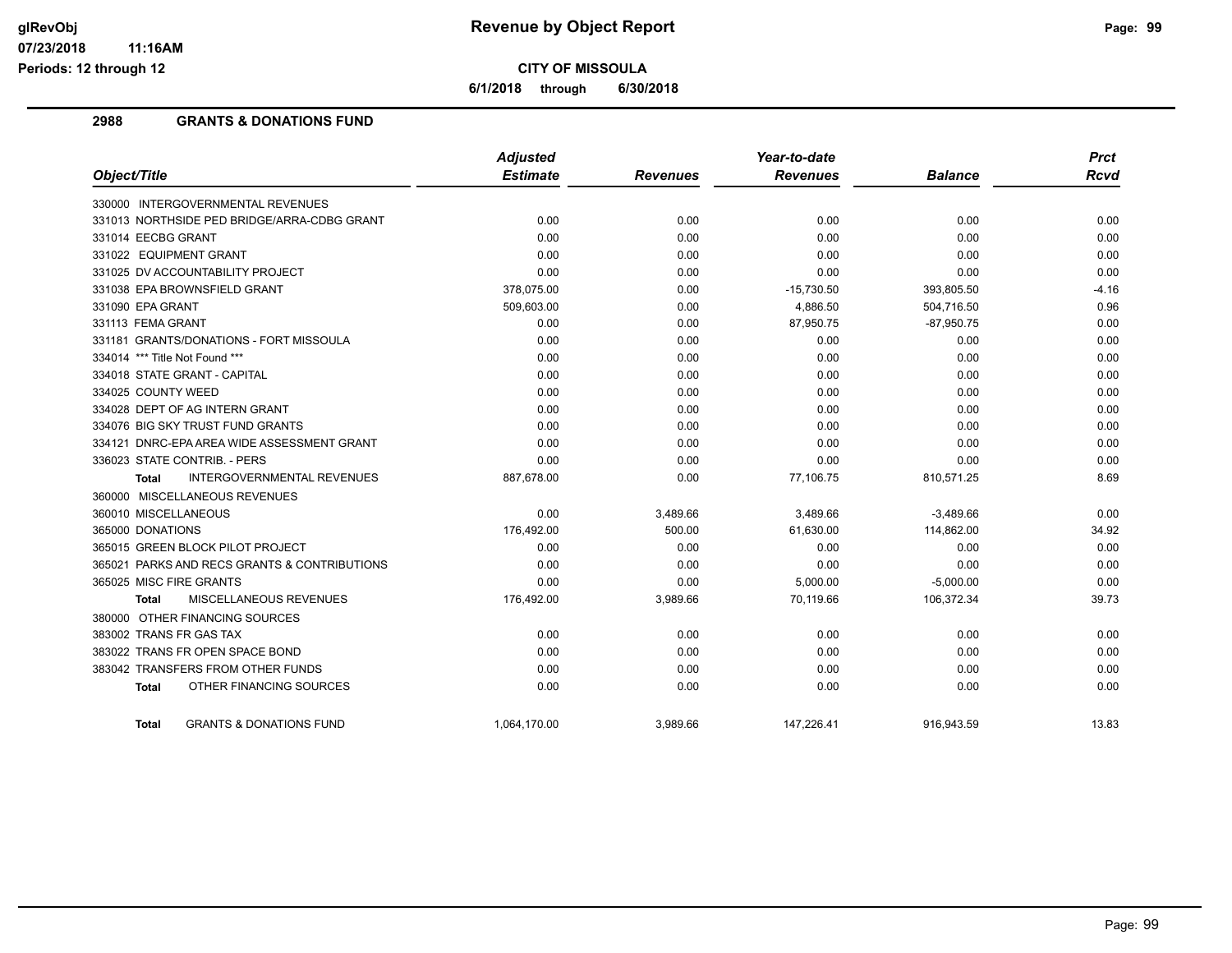# Revenue by Object Report

**CITY OF MISSOULA**

**6/1/2018 through 6/30/2018**

glRevObj
07/23/2018 11:16AM
Periods: 12 through 12

## 2988 GRANTS & DONATIONS FUND

| Object/Title | Adjusted Estimate | Revenues | Year-to-date Revenues | Balance | Prct Rcvd |
|---|---|---|---|---|---|
| 330000 INTERGOVERNMENTAL REVENUES | | | | | |
| 331013 NORTHSIDE PED BRIDGE/ARRA-CDBG GRANT | 0.00 | 0.00 | 0.00 | 0.00 | 0.00 |
| 331014 EECBG GRANT | 0.00 | 0.00 | 0.00 | 0.00 | 0.00 |
| 331022 EQUIPMENT GRANT | 0.00 | 0.00 | 0.00 | 0.00 | 0.00 |
| 331025 DV ACCOUNTABILITY PROJECT | 0.00 | 0.00 | 0.00 | 0.00 | 0.00 |
| 331038 EPA BROWNSFIELD GRANT | 378,075.00 | 0.00 | -15,730.50 | 393,805.50 | -4.16 |
| 331090 EPA GRANT | 509,603.00 | 0.00 | 4,886.50 | 504,716.50 | 0.96 |
| 331113 FEMA GRANT | 0.00 | 0.00 | 87,950.75 | -87,950.75 | 0.00 |
| 331181 GRANTS/DONATIONS - FORT MISSOULA | 0.00 | 0.00 | 0.00 | 0.00 | 0.00 |
| 334014 *** Title Not Found *** | 0.00 | 0.00 | 0.00 | 0.00 | 0.00 |
| 334018 STATE GRANT - CAPITAL | 0.00 | 0.00 | 0.00 | 0.00 | 0.00 |
| 334025 COUNTY WEED | 0.00 | 0.00 | 0.00 | 0.00 | 0.00 |
| 334028 DEPT OF AG INTERN GRANT | 0.00 | 0.00 | 0.00 | 0.00 | 0.00 |
| 334076 BIG SKY TRUST FUND GRANTS | 0.00 | 0.00 | 0.00 | 0.00 | 0.00 |
| 334121 DNRC-EPA AREA WIDE ASSESSMENT GRANT | 0.00 | 0.00 | 0.00 | 0.00 | 0.00 |
| 336023 STATE CONTRIB. - PERS | 0.00 | 0.00 | 0.00 | 0.00 | 0.00 |
| **Total** INTERGOVERNMENTAL REVENUES | 887,678.00 | 0.00 | 77,106.75 | 810,571.25 | 8.69 |
| 360000 MISCELLANEOUS REVENUES | | | | | |
| 360010 MISCELLANEOUS | 0.00 | 3,489.66 | 3,489.66 | -3,489.66 | 0.00 |
| 365000 DONATIONS | 176,492.00 | 500.00 | 61,630.00 | 114,862.00 | 34.92 |
| 365015 GREEN BLOCK PILOT PROJECT | 0.00 | 0.00 | 0.00 | 0.00 | 0.00 |
| 365021 PARKS AND RECS GRANTS & CONTRIBUTIONS | 0.00 | 0.00 | 0.00 | 0.00 | 0.00 |
| 365025 MISC FIRE GRANTS | 0.00 | 0.00 | 5,000.00 | -5,000.00 | 0.00 |
| **Total** MISCELLANEOUS REVENUES | 176,492.00 | 3,989.66 | 70,119.66 | 106,372.34 | 39.73 |
| 380000 OTHER FINANCING SOURCES | | | | | |
| 383002 TRANS FR GAS TAX | 0.00 | 0.00 | 0.00 | 0.00 | 0.00 |
| 383022 TRANS FR OPEN SPACE BOND | 0.00 | 0.00 | 0.00 | 0.00 | 0.00 |
| 383042 TRANSFERS FROM OTHER FUNDS | 0.00 | 0.00 | 0.00 | 0.00 | 0.00 |
| **Total** OTHER FINANCING SOURCES | 0.00 | 0.00 | 0.00 | 0.00 | 0.00 |
| **Total** GRANTS & DONATIONS FUND | 1,064,170.00 | 3,989.66 | 147,226.41 | 916,943.59 | 13.83 |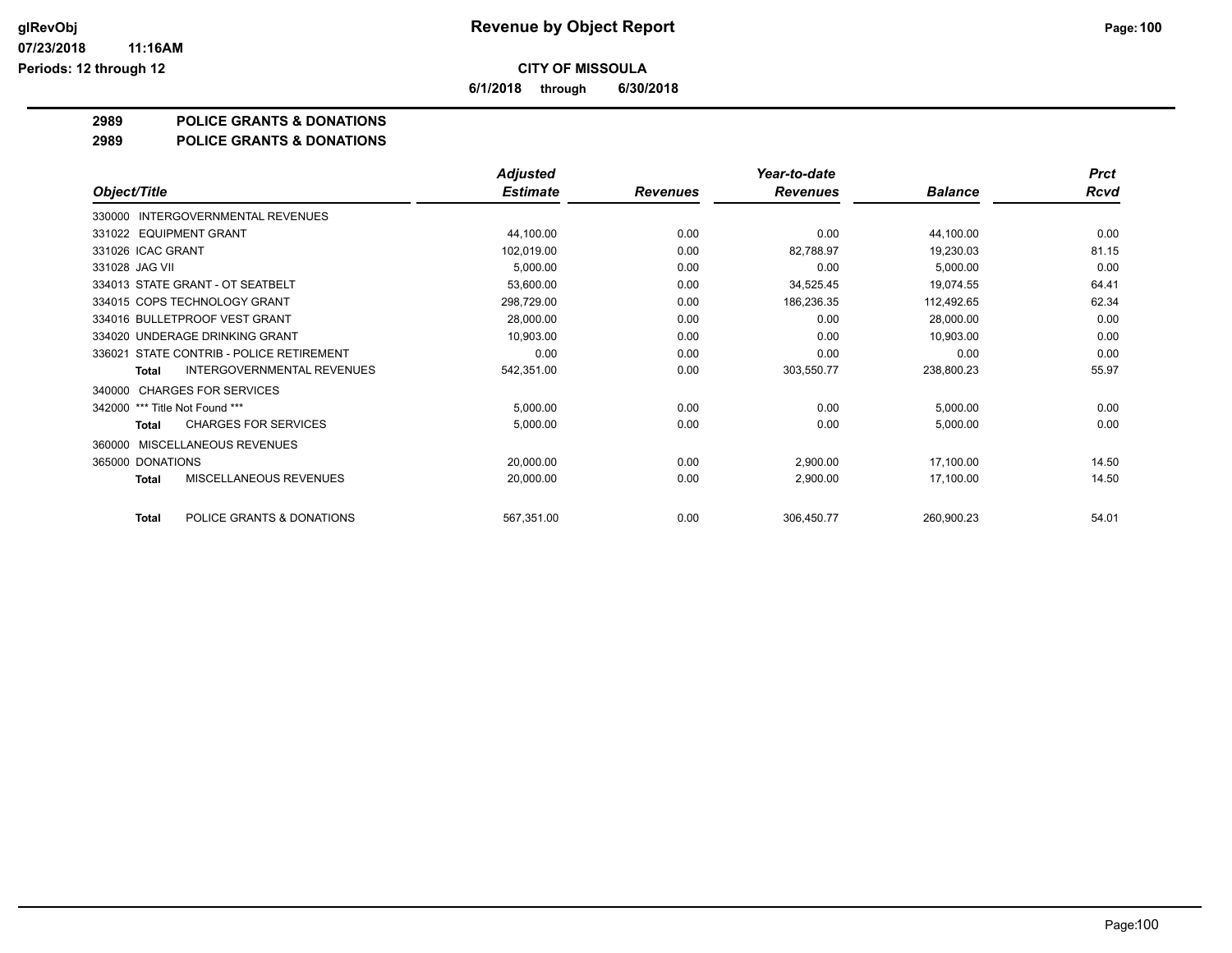# Revenue by Object Report

**CITY OF MISSOULA**

**6/1/2018 through 6/30/2018**

**2989 POLICE GRANTS & DONATIONS**

**2989 POLICE GRANTS & DONATIONS**

| Object/Title | Adjusted Estimate | Revenues | Year-to-date Revenues | Balance | Prct Rcvd |
|---|---|---|---|---|---|
| 330000 INTERGOVERNMENTAL REVENUES | | | | | |
| 331022 EQUIPMENT GRANT | 44,100.00 | 0.00 | 0.00 | 44,100.00 | 0.00 |
| 331026 ICAC GRANT | 102,019.00 | 0.00 | 82,788.97 | 19,230.03 | 81.15 |
| 331028 JAG VII | 5,000.00 | 0.00 | 0.00 | 5,000.00 | 0.00 |
| 334013 STATE GRANT - OT SEATBELT | 53,600.00 | 0.00 | 34,525.45 | 19,074.55 | 64.41 |
| 334015 COPS TECHNOLOGY GRANT | 298,729.00 | 0.00 | 186,236.35 | 112,492.65 | 62.34 |
| 334016 BULLETPROOF VEST GRANT | 28,000.00 | 0.00 | 0.00 | 28,000.00 | 0.00 |
| 334020 UNDERAGE DRINKING GRANT | 10,903.00 | 0.00 | 0.00 | 10,903.00 | 0.00 |
| 336021 STATE CONTRIB - POLICE RETIREMENT | 0.00 | 0.00 | 0.00 | 0.00 | 0.00 |
| **Total** INTERGOVERNMENTAL REVENUES | 542,351.00 | 0.00 | 303,550.77 | 238,800.23 | 55.97 |
| 340000 CHARGES FOR SERVICES | | | | | |
| 342000 *** Title Not Found *** | 5,000.00 | 0.00 | 0.00 | 5,000.00 | 0.00 |
| **Total** CHARGES FOR SERVICES | 5,000.00 | 0.00 | 0.00 | 5,000.00 | 0.00 |
| 360000 MISCELLANEOUS REVENUES | | | | | |
| 365000 DONATIONS | 20,000.00 | 0.00 | 2,900.00 | 17,100.00 | 14.50 |
| **Total** MISCELLANEOUS REVENUES | 20,000.00 | 0.00 | 2,900.00 | 17,100.00 | 14.50 |
| **Total** POLICE GRANTS & DONATIONS | 567,351.00 | 0.00 | 306,450.77 | 260,900.23 | 54.01 |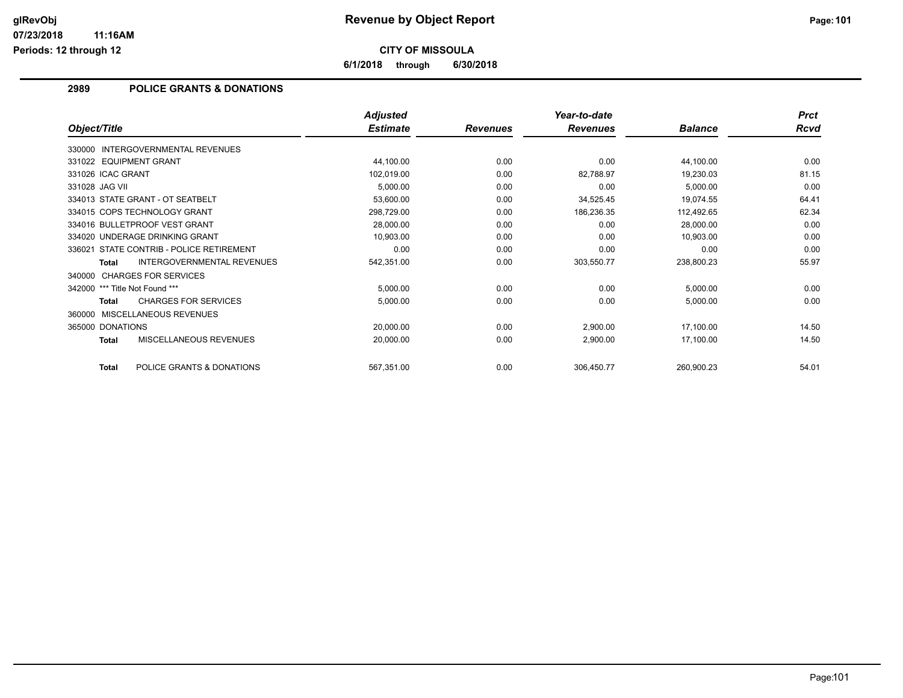**Revenue by Object Report**

**CITY OF MISSOULA**

**6/1/2018 through 6/30/2018**

## 2989 POLICE GRANTS & DONATIONS

| Object/Title | Adjusted Estimate | Revenues | Year-to-date Revenues | Balance | Prct Rcvd |
|---|---|---|---|---|---|
| 330000 INTERGOVERNMENTAL REVENUES | | | | | |
| 331022 EQUIPMENT GRANT | 44,100.00 | 0.00 | 0.00 | 44,100.00 | 0.00 |
| 331026 ICAC GRANT | 102,019.00 | 0.00 | 82,788.97 | 19,230.03 | 81.15 |
| 331028 JAG VII | 5,000.00 | 0.00 | 0.00 | 5,000.00 | 0.00 |
| 334013 STATE GRANT - OT SEATBELT | 53,600.00 | 0.00 | 34,525.45 | 19,074.55 | 64.41 |
| 334015 COPS TECHNOLOGY GRANT | 298,729.00 | 0.00 | 186,236.35 | 112,492.65 | 62.34 |
| 334016 BULLETPROOF VEST GRANT | 28,000.00 | 0.00 | 0.00 | 28,000.00 | 0.00 |
| 334020 UNDERAGE DRINKING GRANT | 10,903.00 | 0.00 | 0.00 | 10,903.00 | 0.00 |
| 336021 STATE CONTRIB - POLICE RETIREMENT | 0.00 | 0.00 | 0.00 | 0.00 | 0.00 |
| **Total** INTERGOVERNMENTAL REVENUES | 542,351.00 | 0.00 | 303,550.77 | 238,800.23 | 55.97 |
| 340000 CHARGES FOR SERVICES | | | | | |
| 342000 *** Title Not Found *** | 5,000.00 | 0.00 | 0.00 | 5,000.00 | 0.00 |
| **Total** CHARGES FOR SERVICES | 5,000.00 | 0.00 | 0.00 | 5,000.00 | 0.00 |
| 360000 MISCELLANEOUS REVENUES | | | | | |
| 365000 DONATIONS | 20,000.00 | 0.00 | 2,900.00 | 17,100.00 | 14.50 |
| **Total** MISCELLANEOUS REVENUES | 20,000.00 | 0.00 | 2,900.00 | 17,100.00 | 14.50 |
| **Total** POLICE GRANTS & DONATIONS | 567,351.00 | 0.00 | 306,450.77 | 260,900.23 | 54.01 |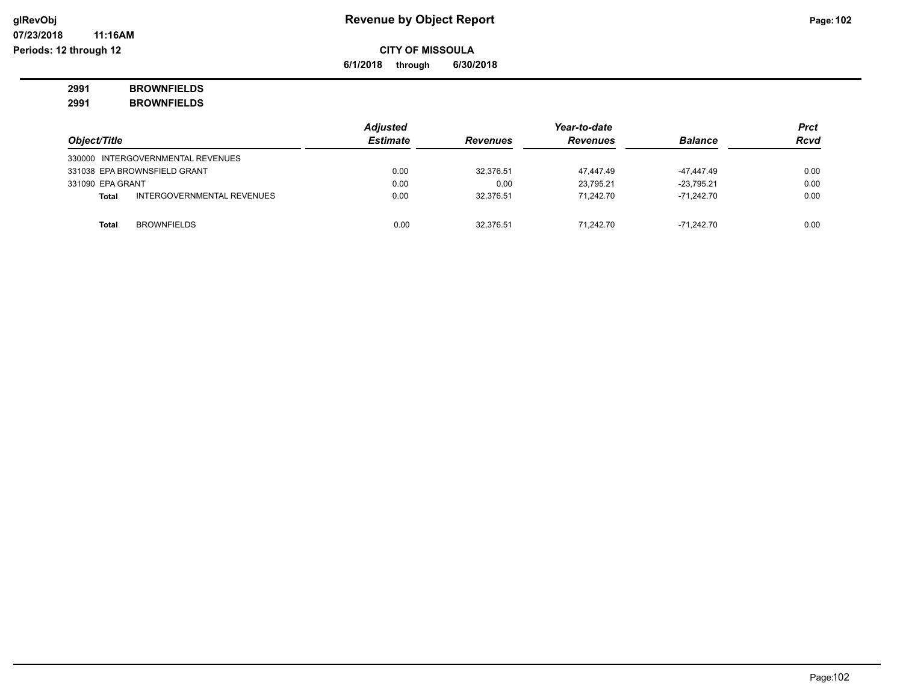**Revenue by Object Report**

glRevObj
07/23/2018 11:16AM
Periods: 12 through 12

**CITY OF MISSOULA**

**6/1/2018 through 6/30/2018**

**2991 BROWNFIELDS**

**2991 BROWNFIELDS**

| Object/Title | | Adjusted Estimate | Revenues | Year-to-date Revenues | Balance | Prct Rcvd |
|---|---|---|---|---|---|---|
| 330000 INTERGOVERNMENTAL REVENUES | | | | | | |
| 331038 EPA BROWNSFIELD GRANT | | 0.00 | 32,376.51 | 47,447.49 | -47,447.49 | 0.00 |
| 331090 EPA GRANT | | 0.00 | 0.00 | 23,795.21 | -23,795.21 | 0.00 |
| **Total** | INTERGOVERNMENTAL REVENUES | 0.00 | 32,376.51 | 71,242.70 | -71,242.70 | 0.00 |
| **Total** | BROWNFIELDS | 0.00 | 32,376.51 | 71,242.70 | -71,242.70 | 0.00 |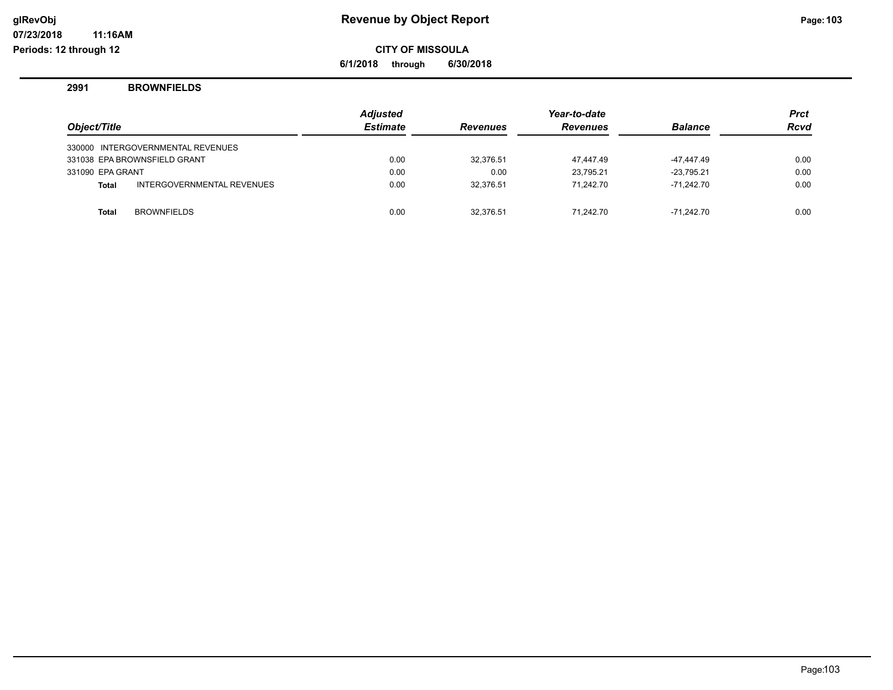# Revenue by Object Report

**CITY OF MISSOULA**

**6/1/2018 through 6/30/2018**

glRevObj
07/23/2018 11:16AM
Periods: 12 through 12

## 2991 BROWNFIELDS

| Object/Title | | Adjusted Estimate | Revenues | Year-to-date Revenues | Balance | Prct Rcvd |
|---|---|---|---|---|---|---|
| 330000 INTERGOVERNMENTAL REVENUES | | | | | | |
| 331038 EPA BROWNSFIELD GRANT | | 0.00 | 32,376.51 | 47,447.49 | -47,447.49 | 0.00 |
| 331090 EPA GRANT | | 0.00 | 0.00 | 23,795.21 | -23,795.21 | 0.00 |
| **Total** | INTERGOVERNMENTAL REVENUES | 0.00 | 32,376.51 | 71,242.70 | -71,242.70 | 0.00 |
| **Total** | BROWNFIELDS | 0.00 | 32,376.51 | 71,242.70 | -71,242.70 | 0.00 |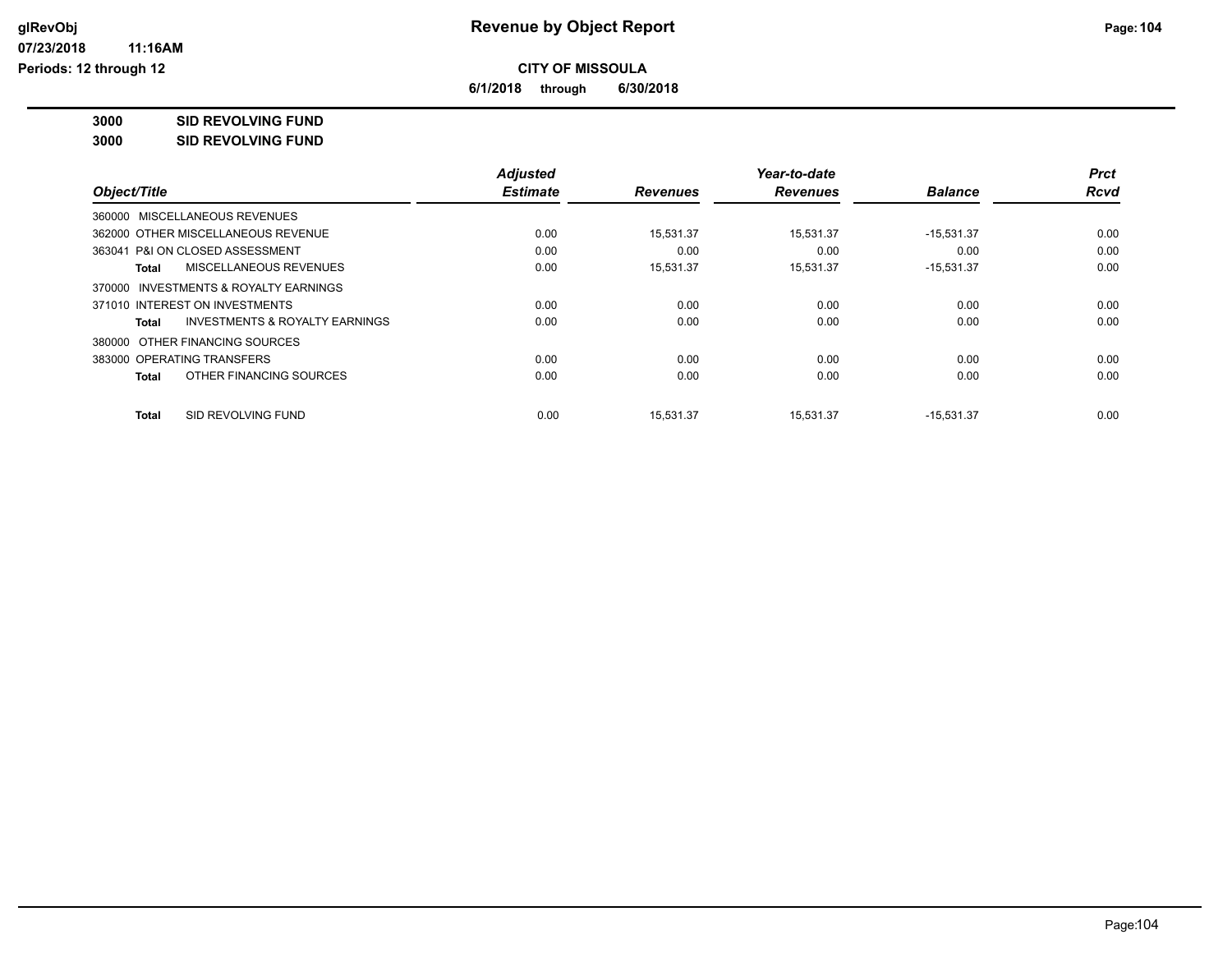# Revenue by Object Report

**CITY OF MISSOULA**

**6/1/2018 through 6/30/2018**

**3000 SID REVOLVING FUND**

**3000 SID REVOLVING FUND**

| Object/Title | Adjusted Estimate | Revenues | Year-to-date Revenues | Balance | Prct Rcvd |
|---|---|---|---|---|---|
| 360000 MISCELLANEOUS REVENUES | | | | | |
| 362000 OTHER MISCELLANEOUS REVENUE | 0.00 | 15,531.37 | 15,531.37 | -15,531.37 | 0.00 |
| 363041 P&I ON CLOSED ASSESSMENT | 0.00 | 0.00 | 0.00 | 0.00 | 0.00 |
| **Total** MISCELLANEOUS REVENUES | 0.00 | 15,531.37 | 15,531.37 | -15,531.37 | 0.00 |
| 370000 INVESTMENTS & ROYALTY EARNINGS | | | | | |
| 371010 INTEREST ON INVESTMENTS | 0.00 | 0.00 | 0.00 | 0.00 | 0.00 |
| **Total** INVESTMENTS & ROYALTY EARNINGS | 0.00 | 0.00 | 0.00 | 0.00 | 0.00 |
| 380000 OTHER FINANCING SOURCES | | | | | |
| 383000 OPERATING TRANSFERS | 0.00 | 0.00 | 0.00 | 0.00 | 0.00 |
| **Total** OTHER FINANCING SOURCES | 0.00 | 0.00 | 0.00 | 0.00 | 0.00 |
| **Total** SID REVOLVING FUND | 0.00 | 15,531.37 | 15,531.37 | -15,531.37 | 0.00 |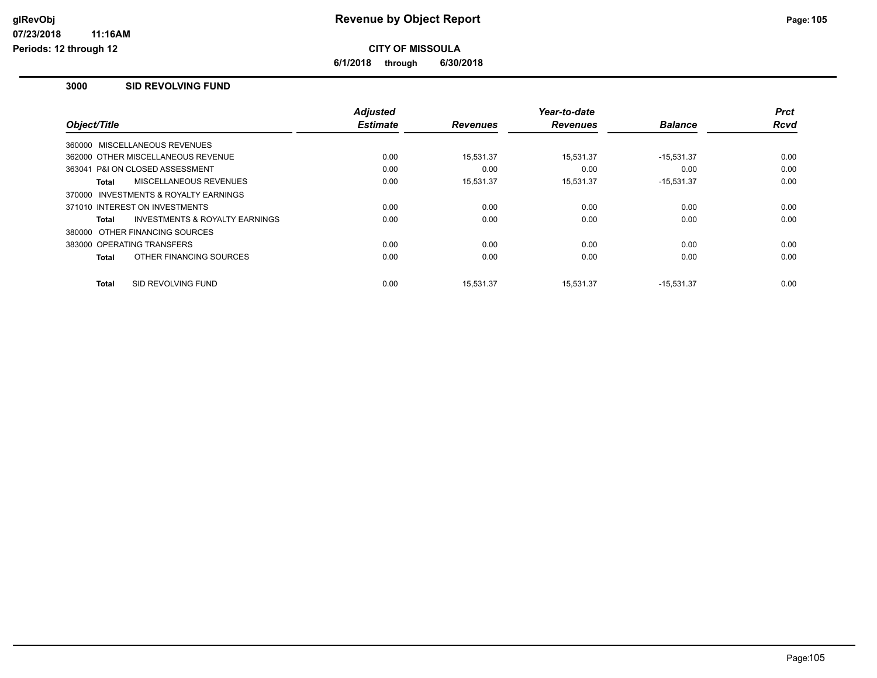# Revenue by Object Report

**CITY OF MISSOULA**

**6/1/2018 through 6/30/2018**

glRevObj
07/23/2018 11:16AM
Periods: 12 through 12

## 3000 SID REVOLVING FUND

| Object/Title | Adjusted Estimate | Revenues | Year-to-date Revenues | Balance | Prct Rcvd |
|---|---|---|---|---|---|
| 360000 MISCELLANEOUS REVENUES | | | | | |
| 362000 OTHER MISCELLANEOUS REVENUE | 0.00 | 15,531.37 | 15,531.37 | -15,531.37 | 0.00 |
| 363041 P&I ON CLOSED ASSESSMENT | 0.00 | 0.00 | 0.00 | 0.00 | 0.00 |
| **Total** MISCELLANEOUS REVENUES | 0.00 | 15,531.37 | 15,531.37 | -15,531.37 | 0.00 |
| 370000 INVESTMENTS & ROYALTY EARNINGS | | | | | |
| 371010 INTEREST ON INVESTMENTS | 0.00 | 0.00 | 0.00 | 0.00 | 0.00 |
| **Total** INVESTMENTS & ROYALTY EARNINGS | 0.00 | 0.00 | 0.00 | 0.00 | 0.00 |
| 380000 OTHER FINANCING SOURCES | | | | | |
| 383000 OPERATING TRANSFERS | 0.00 | 0.00 | 0.00 | 0.00 | 0.00 |
| **Total** OTHER FINANCING SOURCES | 0.00 | 0.00 | 0.00 | 0.00 | 0.00 |
| **Total** SID REVOLVING FUND | 0.00 | 15,531.37 | 15,531.37 | -15,531.37 | 0.00 |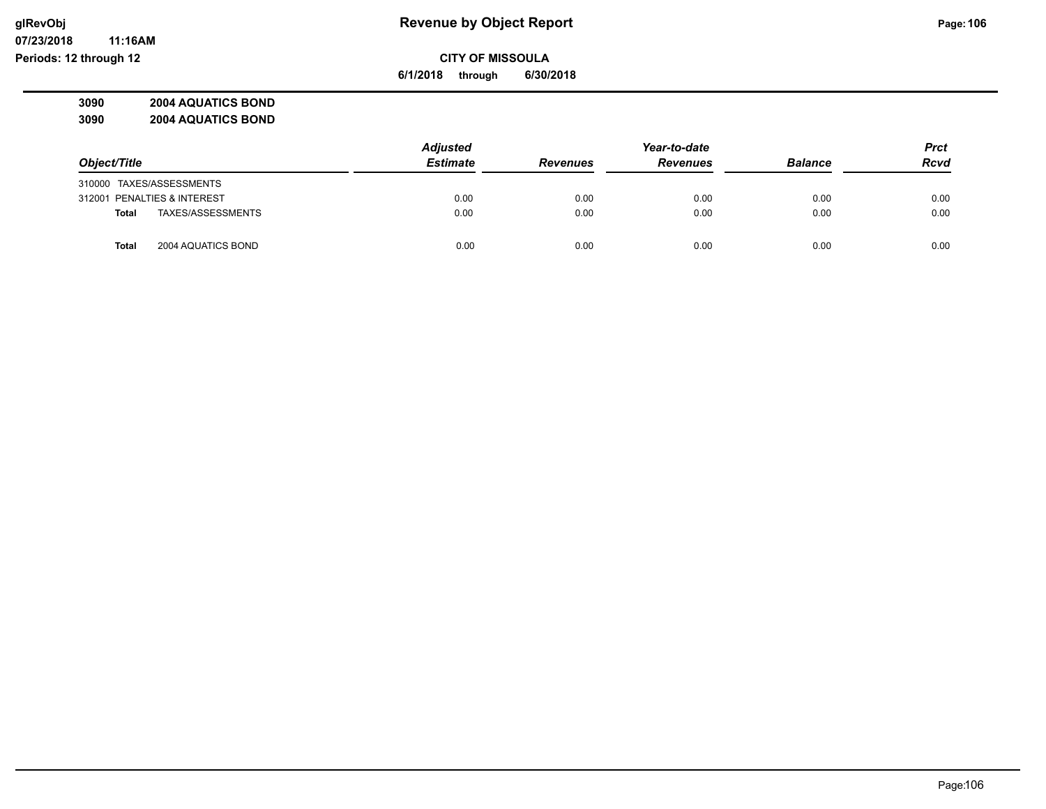**Revenue by Object Report**

**CITY OF MISSOULA**

**6/1/2018 through 6/30/2018**

glRevObj
07/23/2018 11:16AM
Periods: 12 through 12

**3090 2004 AQUATICS BOND**

**3090 2004 AQUATICS BOND**

| Object/Title | Adjusted Estimate | Revenues | Year-to-date Revenues | Balance | Prct Rcvd |
|---|---|---|---|---|---|
| 310000 TAXES/ASSESSMENTS | | | | | |
| 312001 PENALTIES & INTEREST | 0.00 | 0.00 | 0.00 | 0.00 | 0.00 |
| **Total** TAXES/ASSESSMENTS | 0.00 | 0.00 | 0.00 | 0.00 | 0.00 |
| | | | | | |
| **Total** 2004 AQUATICS BOND | 0.00 | 0.00 | 0.00 | 0.00 | 0.00 |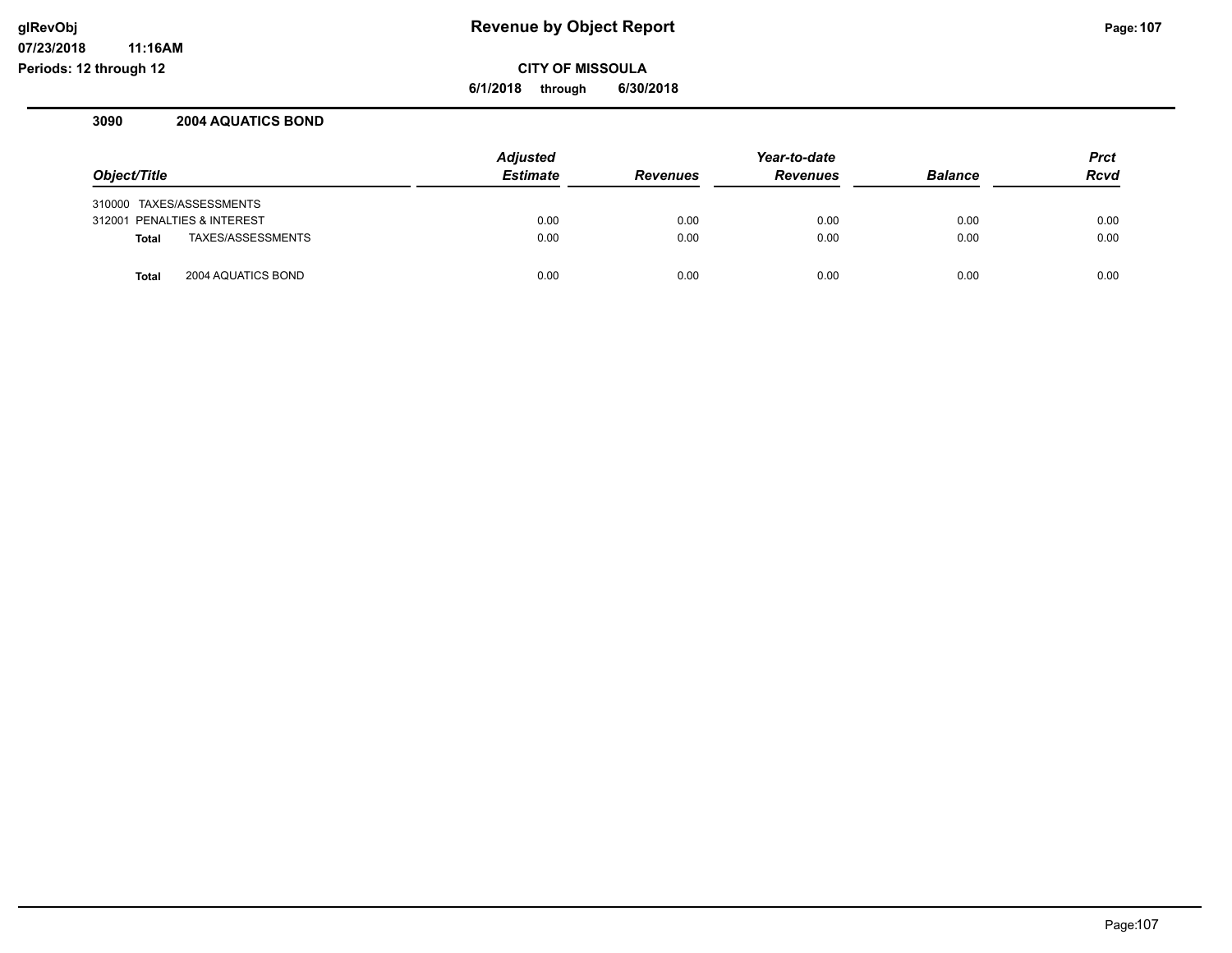### 3090 2004 AQUATICS BOND

| Object/Title | Adjusted Estimate | Revenues | Year-to-date Revenues | Balance | Prct Rcvd |
|---|---|---|---|---|---|
| 310000 TAXES/ASSESSMENTS | | | | | |
| 312001 PENALTIES & INTEREST | 0.00 | 0.00 | 0.00 | 0.00 | 0.00 |
| **Total** TAXES/ASSESSMENTS | 0.00 | 0.00 | 0.00 | 0.00 | 0.00 |
| **Total** 2004 AQUATICS BOND | 0.00 | 0.00 | 0.00 | 0.00 | 0.00 |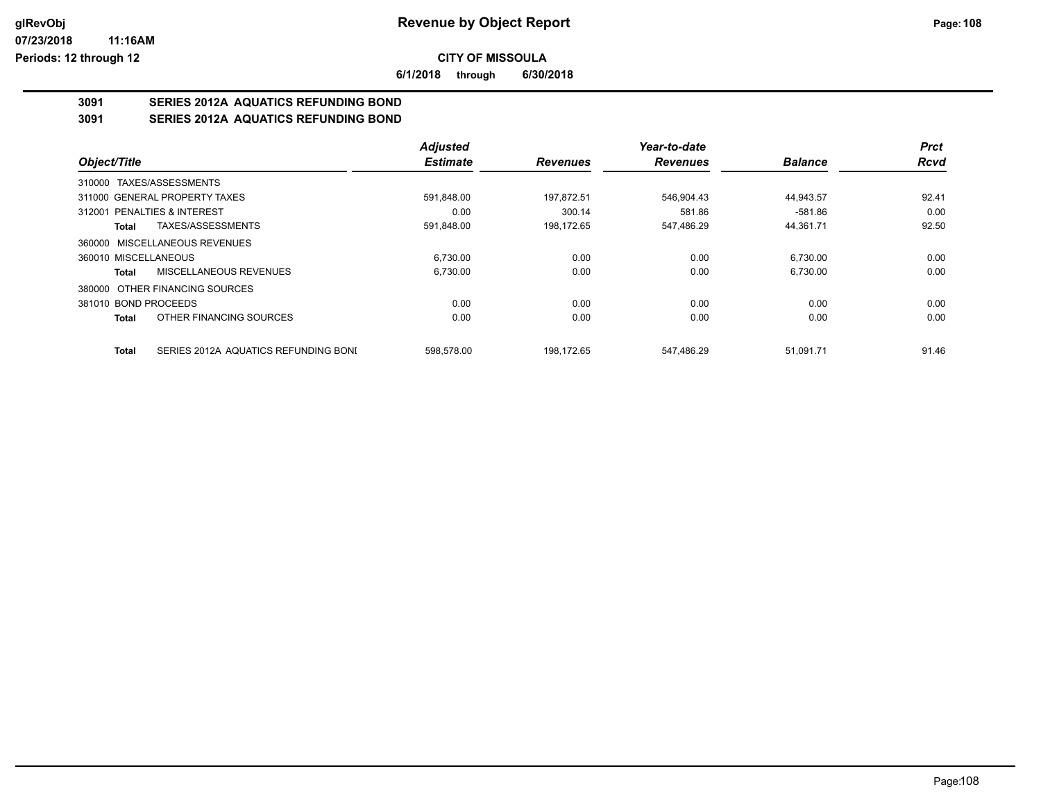# Revenue by Object Report

**CITY OF MISSOULA**

**6/1/2018 through 6/30/2018**

glRevObj
07/23/2018 11:16AM
Periods: 12 through 12

## 3091 SERIES 2012A AQUATICS REFUNDING BOND

### 3091 SERIES 2012A AQUATICS REFUNDING BOND

| Object/Title | Adjusted Estimate | Revenues | Year-to-date Revenues | Balance | Prct Rcvd |
|---|---|---|---|---|---|
| 310000 TAXES/ASSESSMENTS | | | | | |
| 311000 GENERAL PROPERTY TAXES | 591,848.00 | 197,872.51 | 546,904.43 | 44,943.57 | 92.41 |
| 312001 PENALTIES & INTEREST | 0.00 | 300.14 | 581.86 | -581.86 | 0.00 |
| **Total** TAXES/ASSESSMENTS | 591,848.00 | 198,172.65 | 547,486.29 | 44,361.71 | 92.50 |
| 360000 MISCELLANEOUS REVENUES | | | | | |
| 360010 MISCELLANEOUS | 6,730.00 | 0.00 | 0.00 | 6,730.00 | 0.00 |
| **Total** MISCELLANEOUS REVENUES | 6,730.00 | 0.00 | 0.00 | 6,730.00 | 0.00 |
| 380000 OTHER FINANCING SOURCES | | | | | |
| 381010 BOND PROCEEDS | 0.00 | 0.00 | 0.00 | 0.00 | 0.00 |
| **Total** OTHER FINANCING SOURCES | 0.00 | 0.00 | 0.00 | 0.00 | 0.00 |
| **Total** SERIES 2012A AQUATICS REFUNDING BONI | 598,578.00 | 198,172.65 | 547,486.29 | 51,091.71 | 91.46 |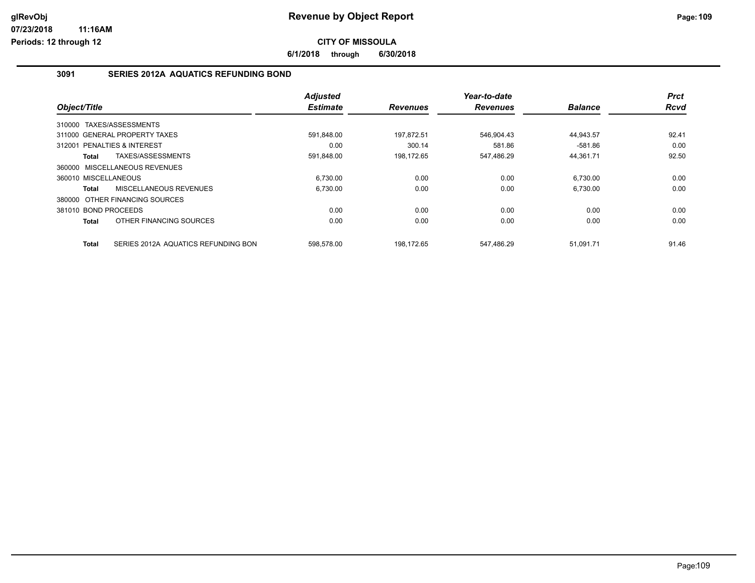**Revenue by Object Report**

**CITY OF MISSOULA**

**6/1/2018 through 6/30/2018**

glRevObj
07/23/2018 11:16AM
Periods: 12 through 12

## 3091 SERIES 2012A AQUATICS REFUNDING BOND

| Object/Title | Adjusted Estimate | Revenues | Year-to-date Revenues | Balance | Prct Rcvd |
|---|---|---|---|---|---|
| 310000 TAXES/ASSESSMENTS | | | | | |
| 311000 GENERAL PROPERTY TAXES | 591,848.00 | 197,872.51 | 546,904.43 | 44,943.57 | 92.41 |
| 312001 PENALTIES & INTEREST | 0.00 | 300.14 | 581.86 | -581.86 | 0.00 |
| **Total** TAXES/ASSESSMENTS | 591,848.00 | 198,172.65 | 547,486.29 | 44,361.71 | 92.50 |
| 360000 MISCELLANEOUS REVENUES | | | | | |
| 360010 MISCELLANEOUS | 6,730.00 | 0.00 | 0.00 | 6,730.00 | 0.00 |
| **Total** MISCELLANEOUS REVENUES | 6,730.00 | 0.00 | 0.00 | 6,730.00 | 0.00 |
| 380000 OTHER FINANCING SOURCES | | | | | |
| 381010 BOND PROCEEDS | 0.00 | 0.00 | 0.00 | 0.00 | 0.00 |
| **Total** OTHER FINANCING SOURCES | 0.00 | 0.00 | 0.00 | 0.00 | 0.00 |
| **Total** SERIES 2012A AQUATICS REFUNDING BON | 598,578.00 | 198,172.65 | 547,486.29 | 51,091.71 | 91.46 |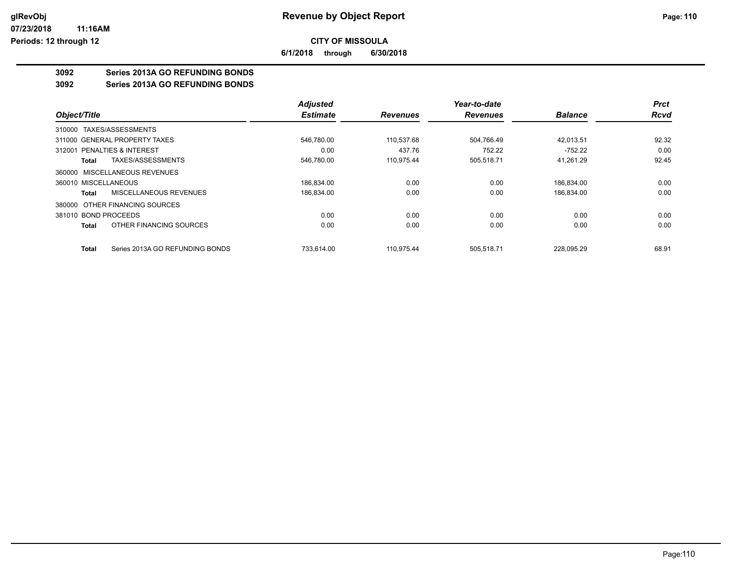# Revenue by Object Report

## CITY OF MISSOULA

**6/1/2018 through 6/30/2018**

**3092 Series 2013A GO REFUNDING BONDS**

**3092 Series 2013A GO REFUNDING BONDS**

| Object/Title | Adjusted Estimate | Revenues | Year-to-date Revenues | Balance | Prct Rcvd |
|---|---|---|---|---|---|
| 310000 TAXES/ASSESSMENTS | | | | | |
| 311000 GENERAL PROPERTY TAXES | 546,780.00 | 110,537.68 | 504,766.49 | 42,013.51 | 92.32 |
| 312001 PENALTIES & INTEREST | 0.00 | 437.76 | 752.22 | -752.22 | 0.00 |
| **Total** TAXES/ASSESSMENTS | 546,780.00 | 110,975.44 | 505,518.71 | 41,261.29 | 92.45 |
| 360000 MISCELLANEOUS REVENUES | | | | | |
| 360010 MISCELLANEOUS | 186,834.00 | 0.00 | 0.00 | 186,834.00 | 0.00 |
| **Total** MISCELLANEOUS REVENUES | 186,834.00 | 0.00 | 0.00 | 186,834.00 | 0.00 |
| 380000 OTHER FINANCING SOURCES | | | | | |
| 381010 BOND PROCEEDS | 0.00 | 0.00 | 0.00 | 0.00 | 0.00 |
| **Total** OTHER FINANCING SOURCES | 0.00 | 0.00 | 0.00 | 0.00 | 0.00 |
| **Total** Series 2013A GO REFUNDING BONDS | 733,614.00 | 110,975.44 | 505,518.71 | 228,095.29 | 68.91 |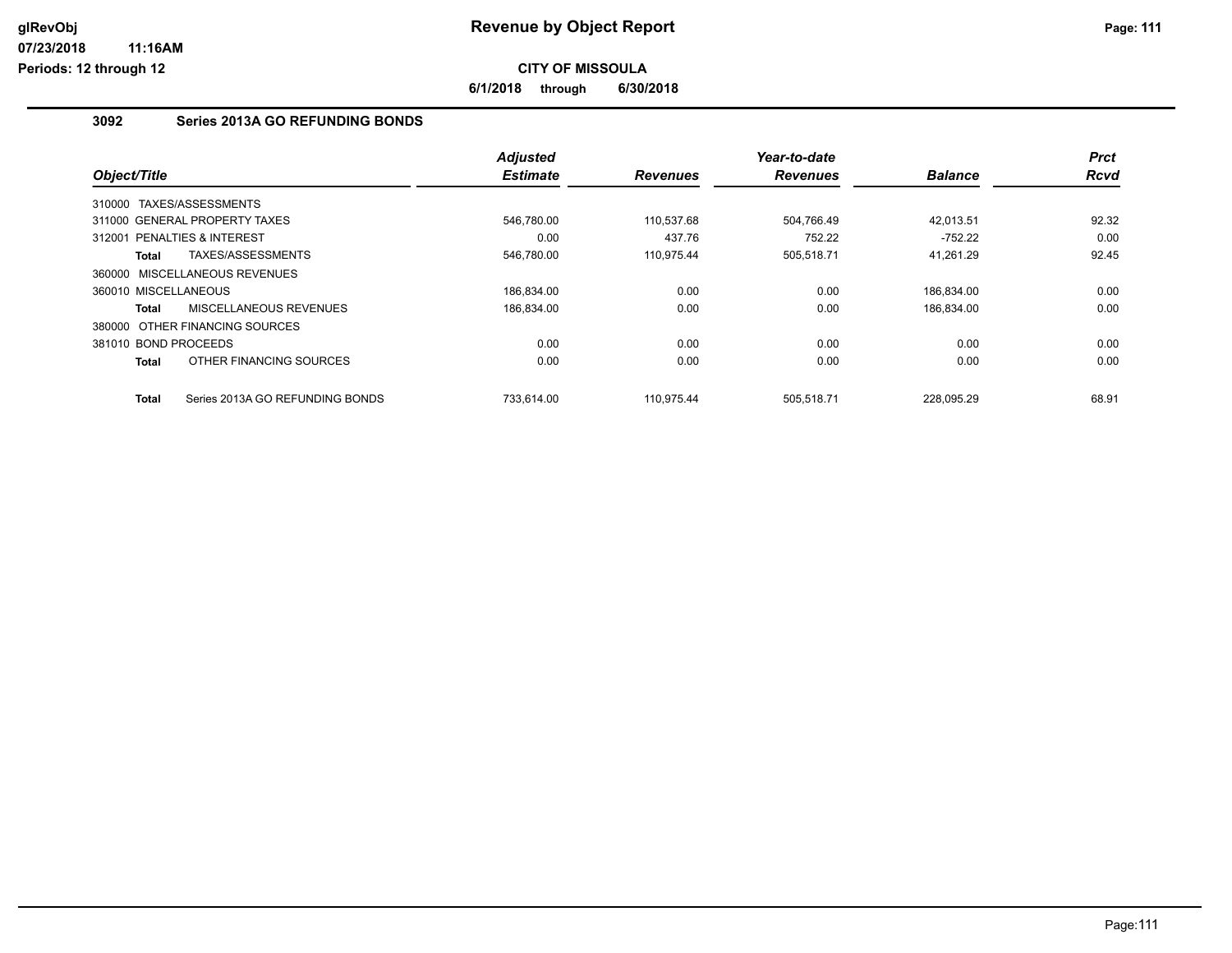# Revenue by Object Report

glRevObj
07/23/2018 11:16AM
Periods: 12 through 12

**CITY OF MISSOULA**

**6/1/2018 through 6/30/2018**

## 3092 Series 2013A GO REFUNDING BONDS

| Object/Title | Adjusted Estimate | Revenues | Year-to-date Revenues | Balance | Prct Rcvd |
|---|---|---|---|---|---|
| 310000 TAXES/ASSESSMENTS | | | | | |
| 311000 GENERAL PROPERTY TAXES | 546,780.00 | 110,537.68 | 504,766.49 | 42,013.51 | 92.32 |
| 312001 PENALTIES & INTEREST | 0.00 | 437.76 | 752.22 | -752.22 | 0.00 |
| **Total** TAXES/ASSESSMENTS | 546,780.00 | 110,975.44 | 505,518.71 | 41,261.29 | 92.45 |
| 360000 MISCELLANEOUS REVENUES | | | | | |
| 360010 MISCELLANEOUS | 186,834.00 | 0.00 | 0.00 | 186,834.00 | 0.00 |
| **Total** MISCELLANEOUS REVENUES | 186,834.00 | 0.00 | 0.00 | 186,834.00 | 0.00 |
| 380000 OTHER FINANCING SOURCES | | | | | |
| 381010 BOND PROCEEDS | 0.00 | 0.00 | 0.00 | 0.00 | 0.00 |
| **Total** OTHER FINANCING SOURCES | 0.00 | 0.00 | 0.00 | 0.00 | 0.00 |
| **Total** Series 2013A GO REFUNDING BONDS | 733,614.00 | 110,975.44 | 505,518.71 | 228,095.29 | 68.91 |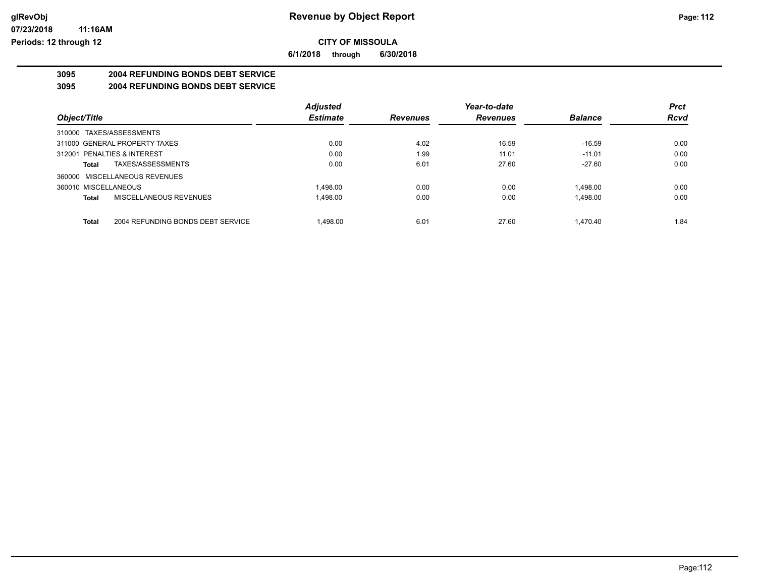# Revenue by Object Report

**CITY OF MISSOULA**

**6/1/2018 through 6/30/2018**

glRevObj
07/23/2018 11:16AM
Periods: 12 through 12

## 3095 2004 REFUNDING BONDS DEBT SERVICE

### 3095 2004 REFUNDING BONDS DEBT SERVICE

| Object/Title | Adjusted Estimate | Revenues | Year-to-date Revenues | Balance | Prct Rcvd |
|---|---|---|---|---|---|
| 310000 TAXES/ASSESSMENTS | | | | | |
| 311000 GENERAL PROPERTY TAXES | 0.00 | 4.02 | 16.59 | -16.59 | 0.00 |
| 312001 PENALTIES & INTEREST | 0.00 | 1.99 | 11.01 | -11.01 | 0.00 |
| **Total** TAXES/ASSESSMENTS | 0.00 | 6.01 | 27.60 | -27.60 | 0.00 |
| 360000 MISCELLANEOUS REVENUES | | | | | |
| 360010 MISCELLANEOUS | 1,498.00 | 0.00 | 0.00 | 1,498.00 | 0.00 |
| **Total** MISCELLANEOUS REVENUES | 1,498.00 | 0.00 | 0.00 | 1,498.00 | 0.00 |
| **Total** 2004 REFUNDING BONDS DEBT SERVICE | 1,498.00 | 6.01 | 27.60 | 1,470.40 | 1.84 |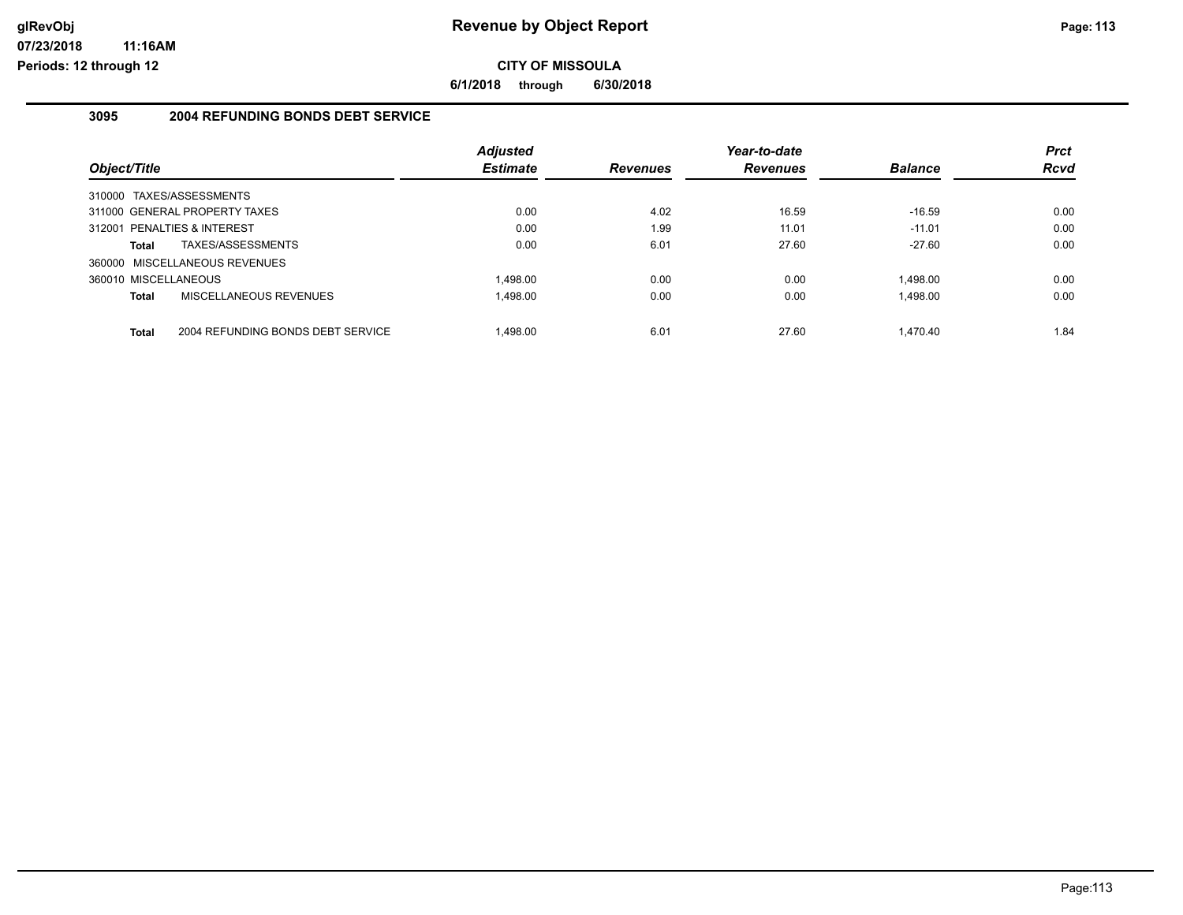# Revenue by Object Report

glRevObj
07/23/2018 11:16AM
Periods: 12 through 12

**CITY OF MISSOULA**

**6/1/2018 through 6/30/2018**

## 3095 2004 REFUNDING BONDS DEBT SERVICE

| Object/Title | Adjusted Estimate | Revenues | Year-to-date Revenues | Balance | Prct Rcvd |
|---|---|---|---|---|---|
| 310000 TAXES/ASSESSMENTS | | | | | |
| 311000 GENERAL PROPERTY TAXES | 0.00 | 4.02 | 16.59 | -16.59 | 0.00 |
| 312001 PENALTIES & INTEREST | 0.00 | 1.99 | 11.01 | -11.01 | 0.00 |
| **Total** TAXES/ASSESSMENTS | 0.00 | 6.01 | 27.60 | -27.60 | 0.00 |
| 360000 MISCELLANEOUS REVENUES | | | | | |
| 360010 MISCELLANEOUS | 1,498.00 | 0.00 | 0.00 | 1,498.00 | 0.00 |
| **Total** MISCELLANEOUS REVENUES | 1,498.00 | 0.00 | 0.00 | 1,498.00 | 0.00 |
| **Total** 2004 REFUNDING BONDS DEBT SERVICE | 1,498.00 | 6.01 | 27.60 | 1,470.40 | 1.84 |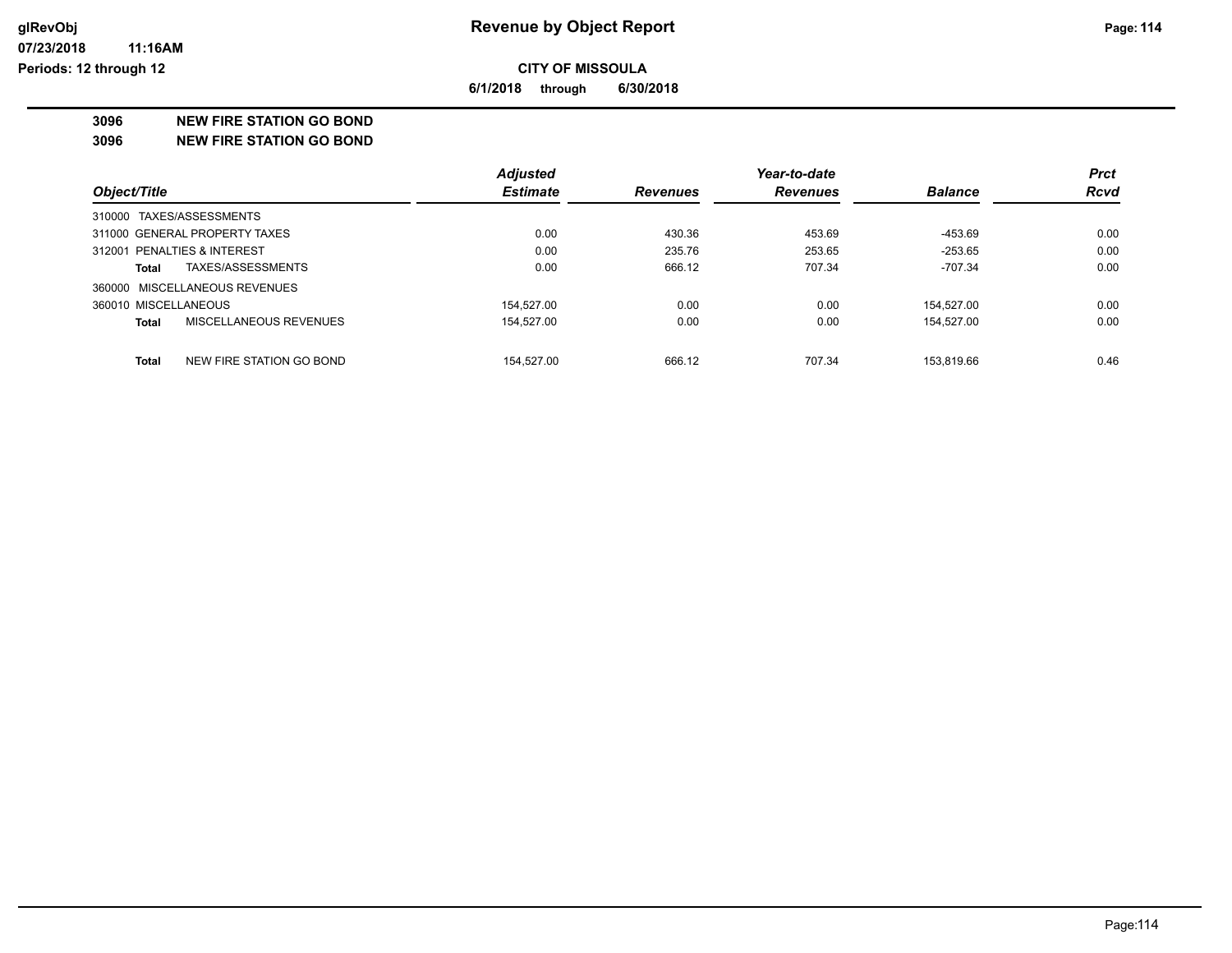# Revenue by Object Report

**CITY OF MISSOULA**

**6/1/2018 through 6/30/2018**

glRevObj
07/23/2018 11:16AM
Periods: 12 through 12

## 3096 NEW FIRE STATION GO BOND

## 3096 NEW FIRE STATION GO BOND

| Object/Title | Adjusted Estimate | Revenues | Year-to-date Revenues | Balance | Prct Rcvd |
|---|---|---|---|---|---|
| 310000 TAXES/ASSESSMENTS | | | | | |
| 311000 GENERAL PROPERTY TAXES | 0.00 | 430.36 | 453.69 | -453.69 | 0.00 |
| 312001 PENALTIES & INTEREST | 0.00 | 235.76 | 253.65 | -253.65 | 0.00 |
| **Total** TAXES/ASSESSMENTS | 0.00 | 666.12 | 707.34 | -707.34 | 0.00 |
| 360000 MISCELLANEOUS REVENUES | | | | | |
| 360010 MISCELLANEOUS | 154,527.00 | 0.00 | 0.00 | 154,527.00 | 0.00 |
| **Total** MISCELLANEOUS REVENUES | 154,527.00 | 0.00 | 0.00 | 154,527.00 | 0.00 |
| **Total** NEW FIRE STATION GO BOND | 154,527.00 | 666.12 | 707.34 | 153,819.66 | 0.46 |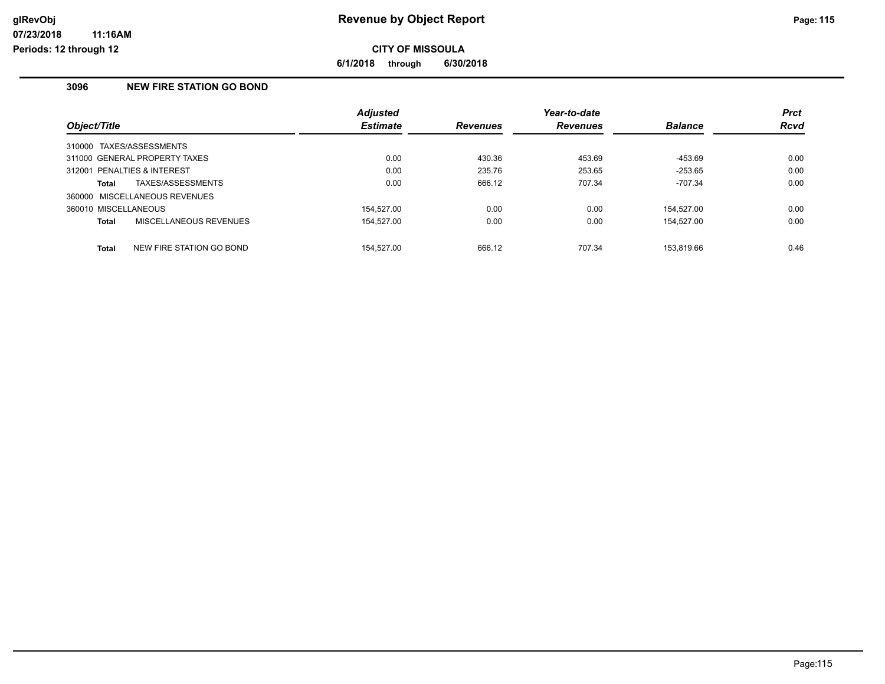# Revenue by Object Report

glRevObj
07/23/2018 11:16AM
Periods: 12 through 12

**CITY OF MISSOULA**

**6/1/2018 through 6/30/2018**

## 3096 NEW FIRE STATION GO BOND

| Object/Title | Adjusted Estimate | Revenues | Year-to-date Revenues | Balance | Prct Rcvd |
|---|---|---|---|---|---|
| 310000 TAXES/ASSESSMENTS | | | | | |
| 311000 GENERAL PROPERTY TAXES | 0.00 | 430.36 | 453.69 | -453.69 | 0.00 |
| 312001 PENALTIES & INTEREST | 0.00 | 235.76 | 253.65 | -253.65 | 0.00 |
| **Total** TAXES/ASSESSMENTS | 0.00 | 666.12 | 707.34 | -707.34 | 0.00 |
| 360000 MISCELLANEOUS REVENUES | | | | | |
| 360010 MISCELLANEOUS | 154,527.00 | 0.00 | 0.00 | 154,527.00 | 0.00 |
| **Total** MISCELLANEOUS REVENUES | 154,527.00 | 0.00 | 0.00 | 154,527.00 | 0.00 |
| **Total** NEW FIRE STATION GO BOND | 154,527.00 | 666.12 | 707.34 | 153,819.66 | 0.46 |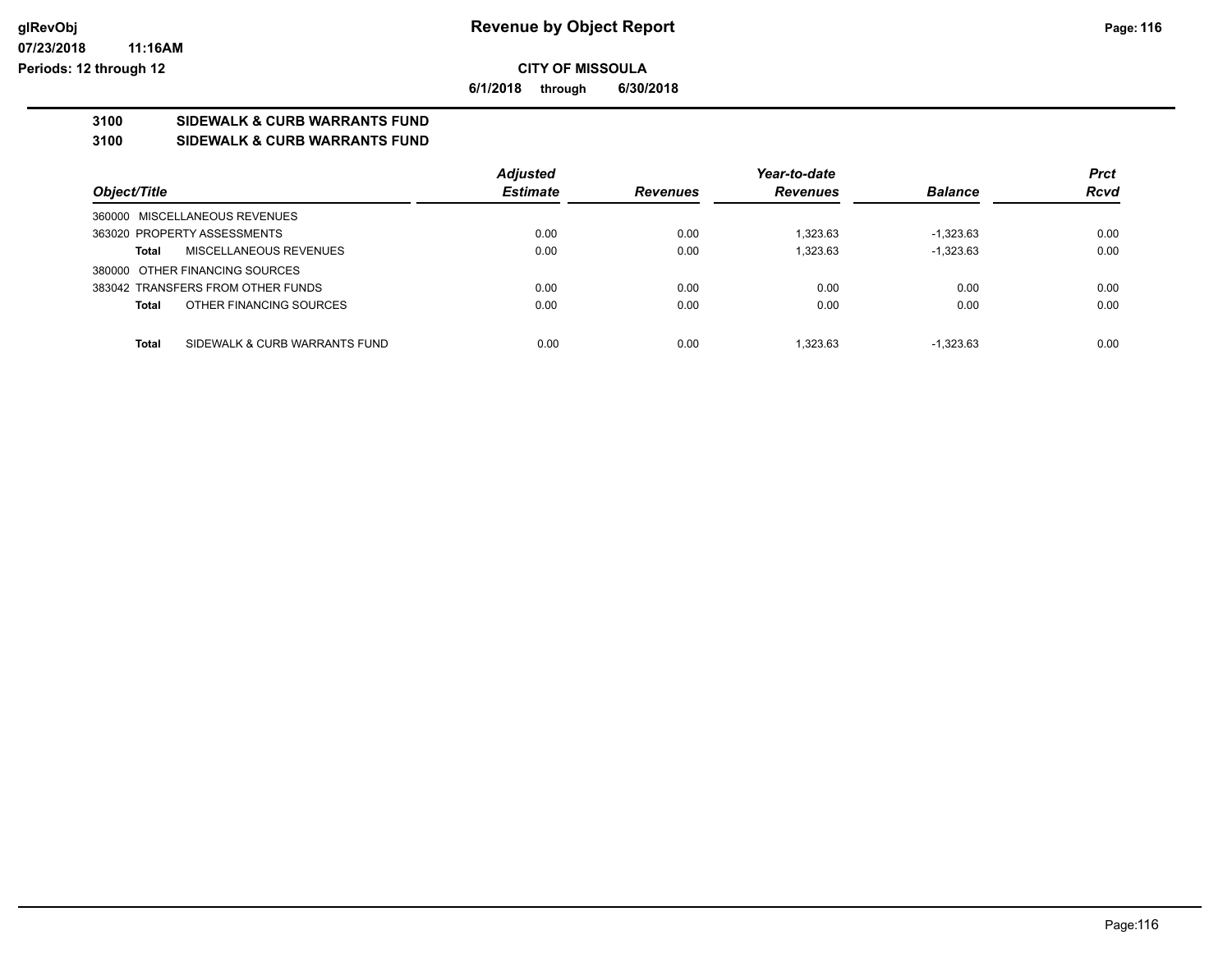# Revenue by Object Report

**CITY OF MISSOULA**

**6/1/2018 through 6/30/2018**

glRevObj
07/23/2018 11:16AM
Periods: 12 through 12

## 3100 SIDEWALK & CURB WARRANTS FUND
## 3100 SIDEWALK & CURB WARRANTS FUND

| Object/Title | Adjusted Estimate | Revenues | Year-to-date Revenues | Balance | Prct Rcvd |
|---|---|---|---|---|---|
| 360000 MISCELLANEOUS REVENUES | | | | | |
| 363020 PROPERTY ASSESSMENTS | 0.00 | 0.00 | 1,323.63 | -1,323.63 | 0.00 |
| **Total** MISCELLANEOUS REVENUES | 0.00 | 0.00 | 1,323.63 | -1,323.63 | 0.00 |
| 380000 OTHER FINANCING SOURCES | | | | | |
| 383042 TRANSFERS FROM OTHER FUNDS | 0.00 | 0.00 | 0.00 | 0.00 | 0.00 |
| **Total** OTHER FINANCING SOURCES | 0.00 | 0.00 | 0.00 | 0.00 | 0.00 |
| **Total** SIDEWALK & CURB WARRANTS FUND | 0.00 | 0.00 | 1,323.63 | -1,323.63 | 0.00 |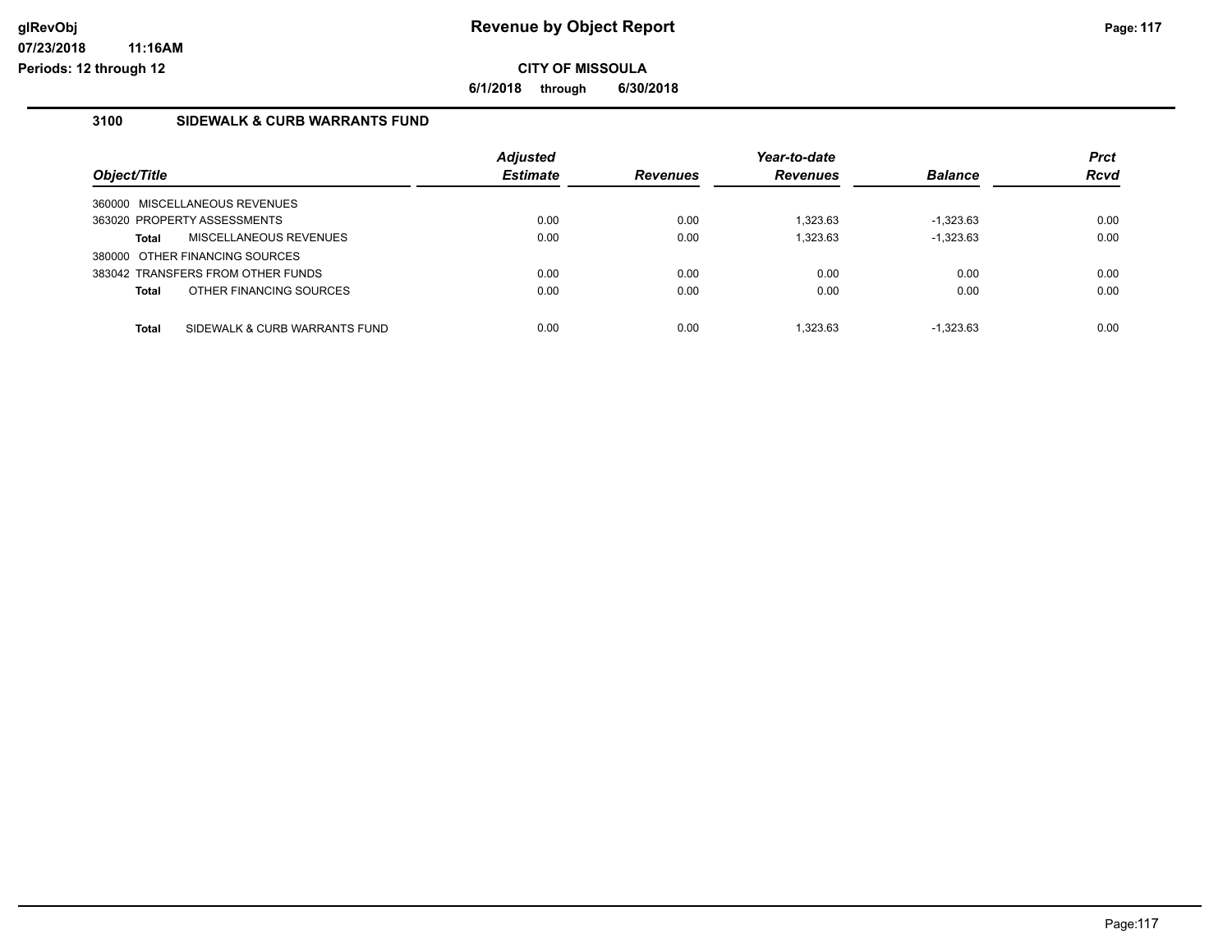# Revenue by Object Report

**CITY OF MISSOULA**

**6/1/2018 through 6/30/2018**

glRevObj
07/23/2018 11:16AM
Periods: 12 through 12

## 3100 SIDEWALK & CURB WARRANTS FUND

| Object/Title | Adjusted Estimate | Revenues | Year-to-date Revenues | Balance | Prct Rcvd |
|---|---|---|---|---|---|
| 360000 MISCELLANEOUS REVENUES | | | | | |
| 363020 PROPERTY ASSESSMENTS | 0.00 | 0.00 | 1,323.63 | -1,323.63 | 0.00 |
| **Total** MISCELLANEOUS REVENUES | 0.00 | 0.00 | 1,323.63 | -1,323.63 | 0.00 |
| 380000 OTHER FINANCING SOURCES | | | | | |
| 383042 TRANSFERS FROM OTHER FUNDS | 0.00 | 0.00 | 0.00 | 0.00 | 0.00 |
| **Total** OTHER FINANCING SOURCES | 0.00 | 0.00 | 0.00 | 0.00 | 0.00 |
| **Total** SIDEWALK & CURB WARRANTS FUND | 0.00 | 0.00 | 1,323.63 | -1,323.63 | 0.00 |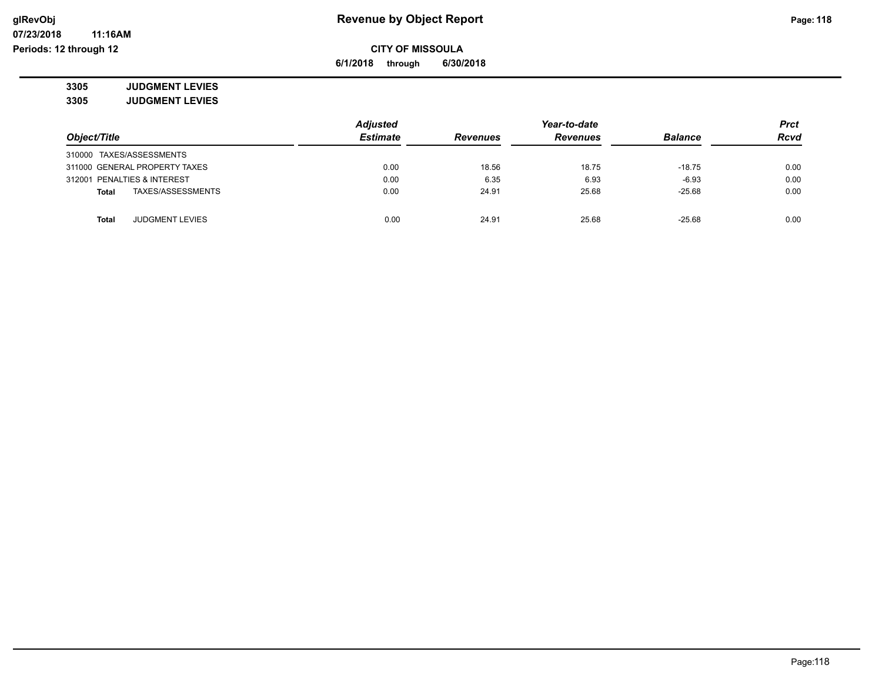# Revenue by Object Report

**CITY OF MISSOULA**

**6/1/2018 through 6/30/2018**

glRevObj
07/23/2018 11:16AM
Periods: 12 through 12

**3305 JUDGMENT LEVIES**

**3305 JUDGMENT LEVIES**

| Object/Title | Adjusted Estimate | Revenues | Year-to-date Revenues | Balance | Prct Rcvd |
|---|---|---|---|---|---|
| 310000 TAXES/ASSESSMENTS | | | | | |
| 311000 GENERAL PROPERTY TAXES | 0.00 | 18.56 | 18.75 | -18.75 | 0.00 |
| 312001 PENALTIES & INTEREST | 0.00 | 6.35 | 6.93 | -6.93 | 0.00 |
| **Total** TAXES/ASSESSMENTS | 0.00 | 24.91 | 25.68 | -25.68 | 0.00 |
| | | | | | |
| **Total** JUDGMENT LEVIES | 0.00 | 24.91 | 25.68 | -25.68 | 0.00 |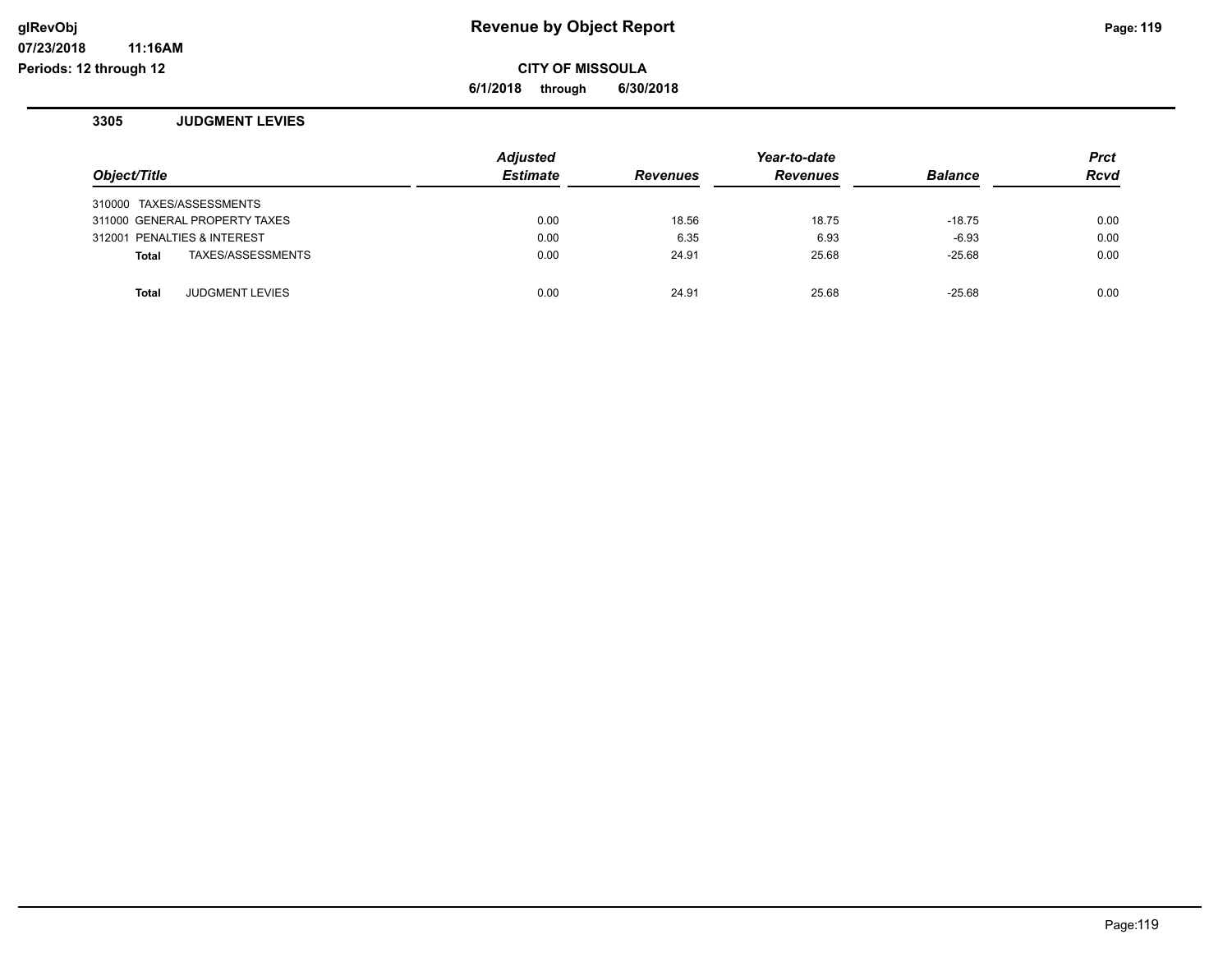**CITY OF MISSOULA**

**6/1/2018 through 6/30/2018**

### 3305 JUDGMENT LEVIES

| Object/Title | Adjusted Estimate | Revenues | Year-to-date Revenues | Balance | Prct Rcvd |
|---|---|---|---|---|---|
| 310000 TAXES/ASSESSMENTS | | | | | |
| 311000 GENERAL PROPERTY TAXES | 0.00 | 18.56 | 18.75 | -18.75 | 0.00 |
| 312001 PENALTIES & INTEREST | 0.00 | 6.35 | 6.93 | -6.93 | 0.00 |
| **Total** TAXES/ASSESSMENTS | 0.00 | 24.91 | 25.68 | -25.68 | 0.00 |
| **Total** JUDGMENT LEVIES | 0.00 | 24.91 | 25.68 | -25.68 | 0.00 |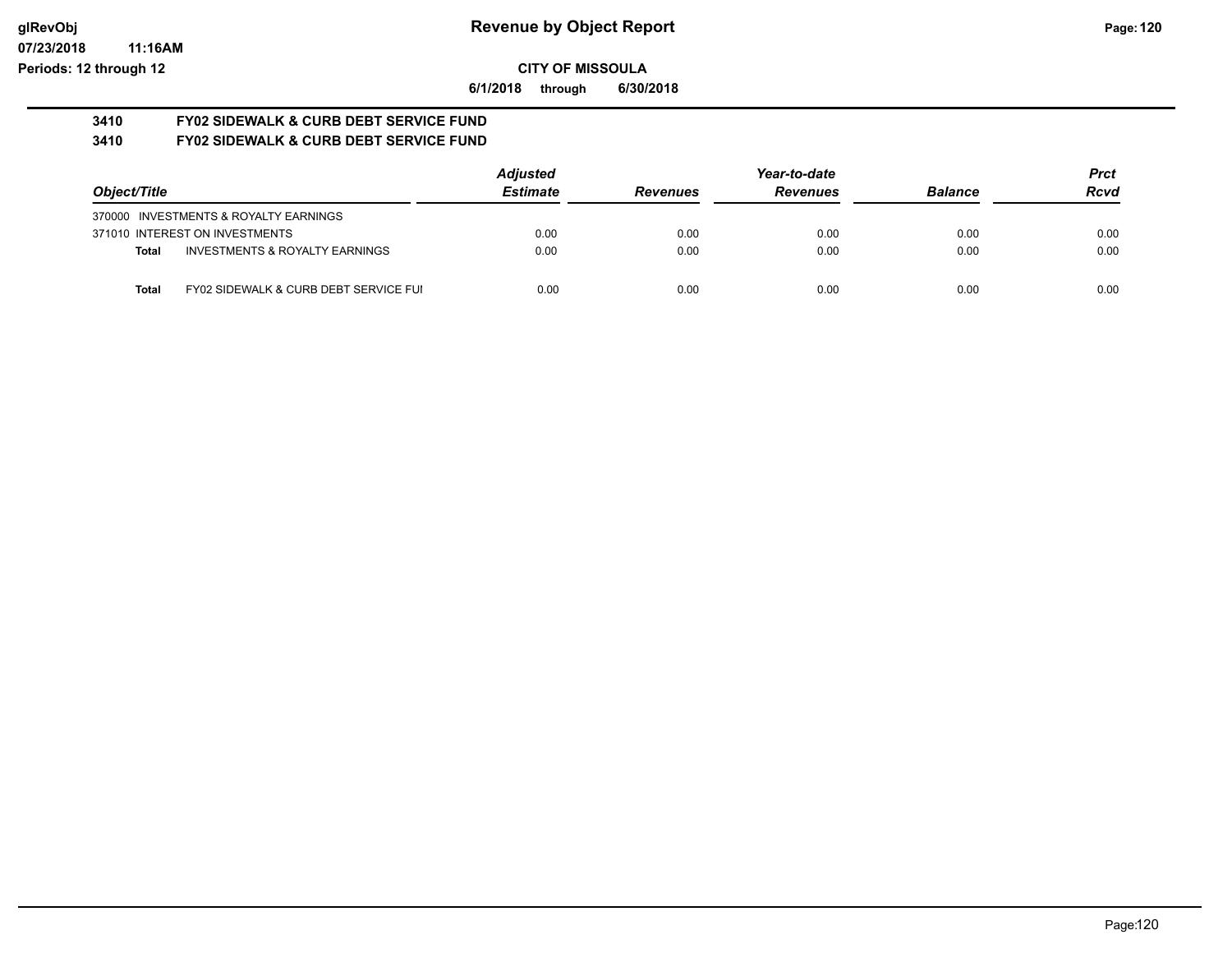# Revenue by Object Report

**CITY OF MISSOULA**

**6/1/2018 through 6/30/2018**

glRevObj
07/23/2018 11:16AM
Periods: 12 through 12

**3410 FY02 SIDEWALK & CURB DEBT SERVICE FUND**

**3410 FY02 SIDEWALK & CURB DEBT SERVICE FUND**

| Object/Title | | Adjusted Estimate | Revenues | Year-to-date Revenues | Balance | Prct Rcvd |
|---|---|---|---|---|---|---|
| 370000 INVESTMENTS & ROYALTY EARNINGS | | | | | | |
| 371010 INTEREST ON INVESTMENTS | | 0.00 | 0.00 | 0.00 | 0.00 | 0.00 |
| **Total** | INVESTMENTS & ROYALTY EARNINGS | 0.00 | 0.00 | 0.00 | 0.00 | 0.00 |
| **Total** | FY02 SIDEWALK & CURB DEBT SERVICE FUI | 0.00 | 0.00 | 0.00 | 0.00 | 0.00 |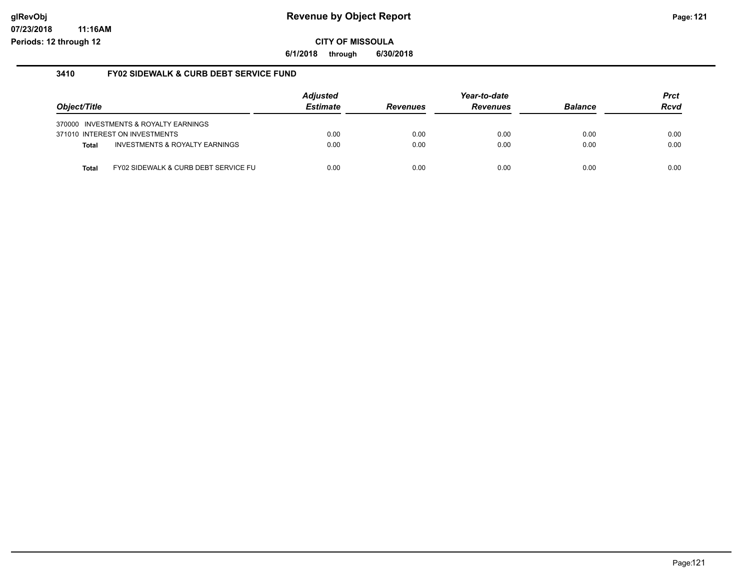# Revenue by Object Report

**CITY OF MISSOULA**

**6/1/2018 through 6/30/2018**

glRevObj
07/23/2018 11:16AM
Periods: 12 through 12

## 3410 FY02 SIDEWALK & CURB DEBT SERVICE FUND

| Object/Title | Adjusted Estimate | Revenues | Year-to-date Revenues | Balance | Prct Rcvd |
|---|---|---|---|---|---|
| 370000 INVESTMENTS & ROYALTY EARNINGS | | | | | |
| 371010 INTEREST ON INVESTMENTS | 0.00 | 0.00 | 0.00 | 0.00 | 0.00 |
| **Total** INVESTMENTS & ROYALTY EARNINGS | 0.00 | 0.00 | 0.00 | 0.00 | 0.00 |
| **Total** FY02 SIDEWALK & CURB DEBT SERVICE FU | 0.00 | 0.00 | 0.00 | 0.00 | 0.00 |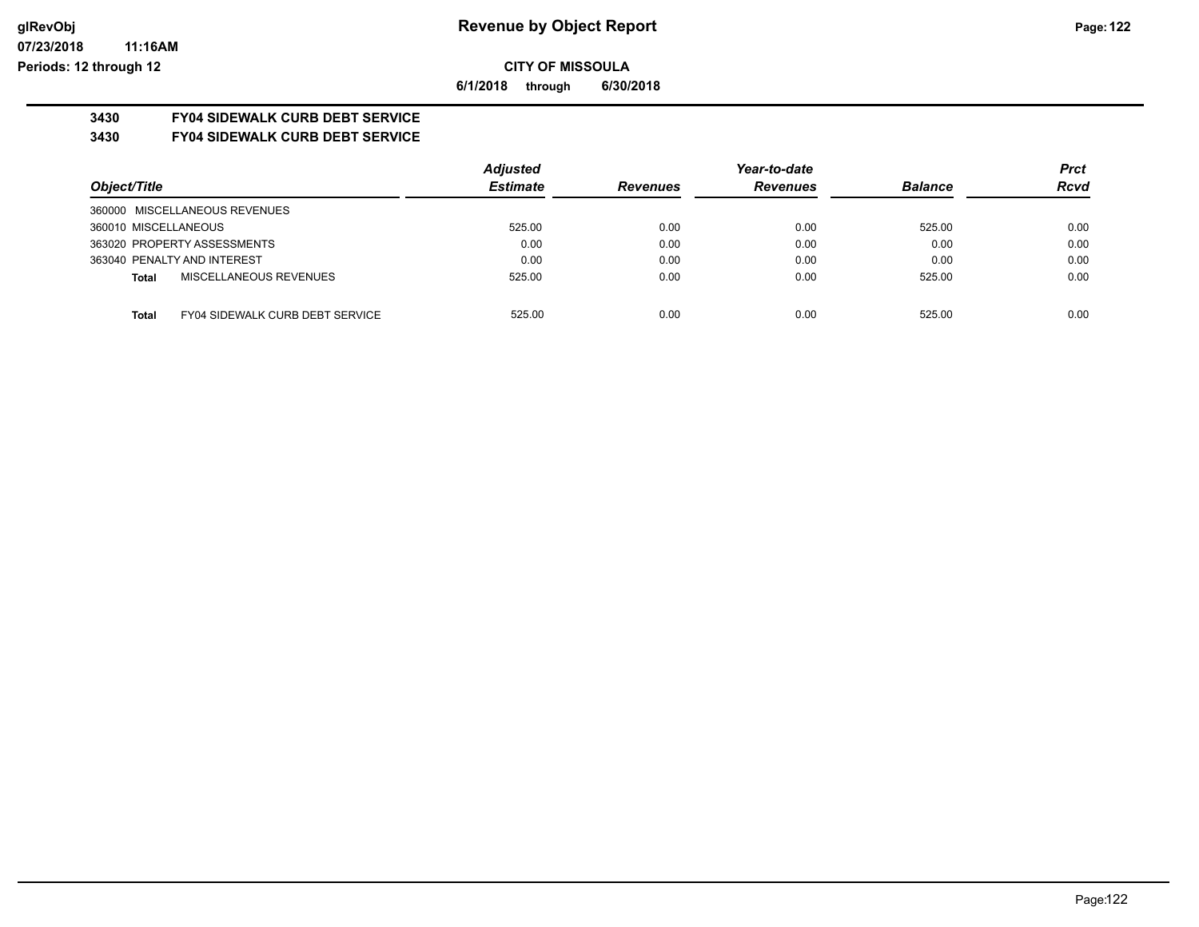# Revenue by Object Report

glRevObj
07/23/2018 11:16AM
Periods: 12 through 12

**CITY OF MISSOULA**

**6/1/2018 through 6/30/2018**

**3430 FY04 SIDEWALK CURB DEBT SERVICE**

**3430 FY04 SIDEWALK CURB DEBT SERVICE**

| Object/Title | Adjusted Estimate | Revenues | Year-to-date Revenues | Balance | Prct Rcvd |
|---|---|---|---|---|---|
| 360000 MISCELLANEOUS REVENUES | | | | | |
| 360010 MISCELLANEOUS | 525.00 | 0.00 | 0.00 | 525.00 | 0.00 |
| 363020 PROPERTY ASSESSMENTS | 0.00 | 0.00 | 0.00 | 0.00 | 0.00 |
| 363040 PENALTY AND INTEREST | 0.00 | 0.00 | 0.00 | 0.00 | 0.00 |
| **Total** MISCELLANEOUS REVENUES | 525.00 | 0.00 | 0.00 | 525.00 | 0.00 |
| **Total** FY04 SIDEWALK CURB DEBT SERVICE | 525.00 | 0.00 | 0.00 | 525.00 | 0.00 |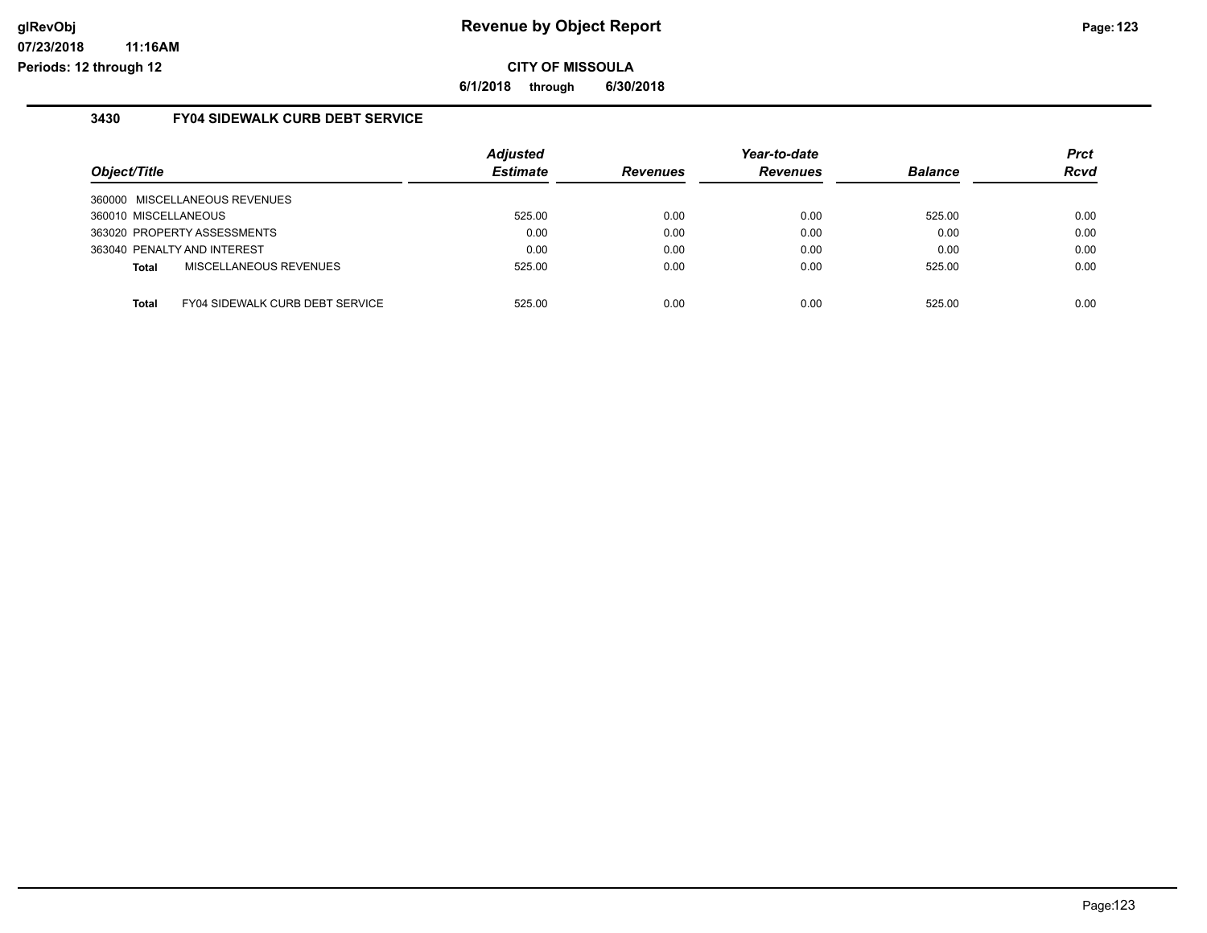# Revenue by Object Report

**CITY OF MISSOULA**

**6/1/2018 through 6/30/2018**

### 3430 FY04 SIDEWALK CURB DEBT SERVICE

| Object/Title | | Adjusted Estimate | Revenues | Year-to-date Revenues | Balance | Prct Rcvd |
|---|---|---|---|---|---|---|
| 360000 MISCELLANEOUS REVENUES | | | | | | |
| 360010 MISCELLANEOUS | | 525.00 | 0.00 | 0.00 | 525.00 | 0.00 |
| 363020 PROPERTY ASSESSMENTS | | 0.00 | 0.00 | 0.00 | 0.00 | 0.00 |
| 363040 PENALTY AND INTEREST | | 0.00 | 0.00 | 0.00 | 0.00 | 0.00 |
| **Total** | MISCELLANEOUS REVENUES | 525.00 | 0.00 | 0.00 | 525.00 | 0.00 |
| **Total** | FY04 SIDEWALK CURB DEBT SERVICE | 525.00 | 0.00 | 0.00 | 525.00 | 0.00 |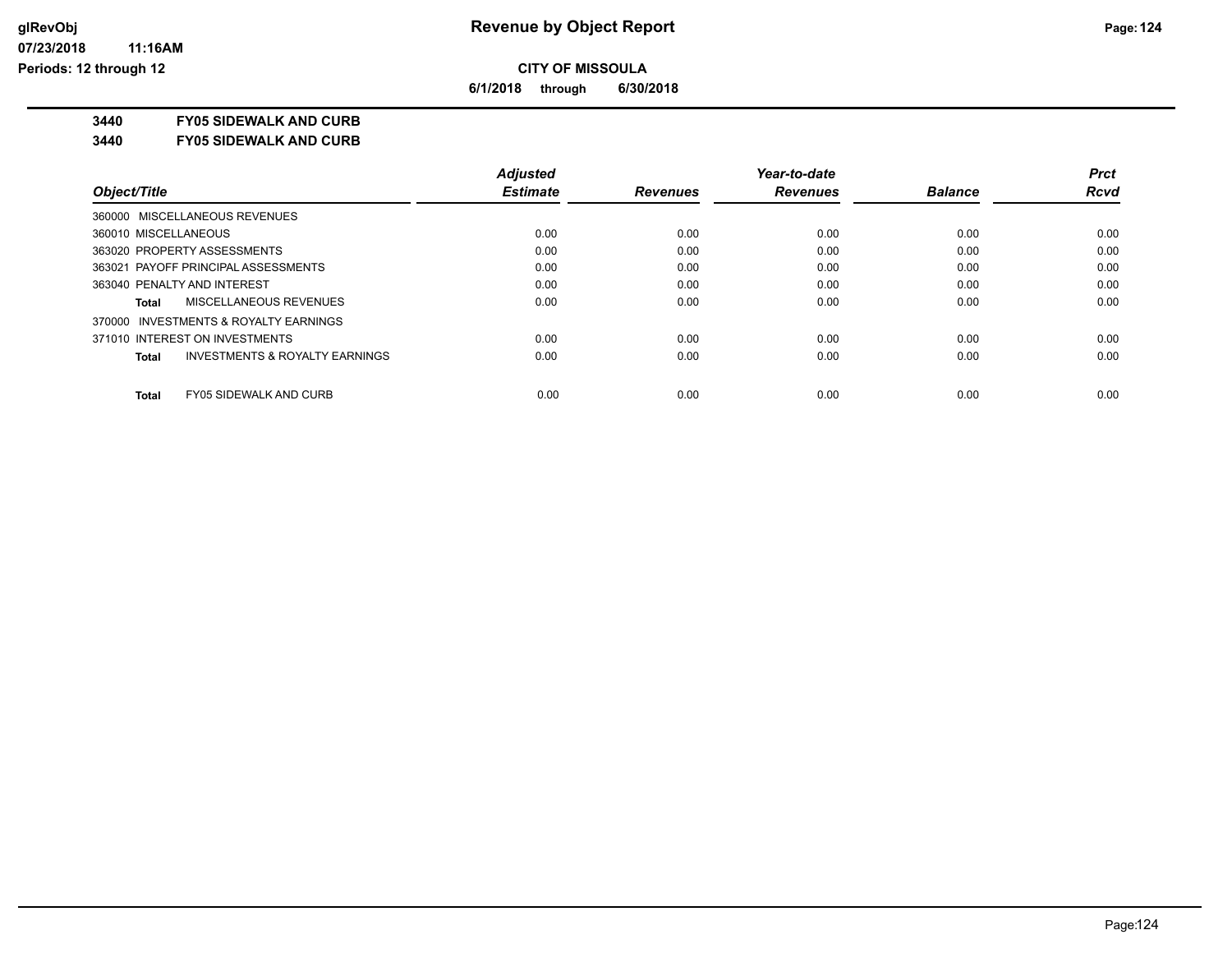# Revenue by Object Report

## CITY OF MISSOULA

**6/1/2018 through 6/30/2018**

glRevObj
07/23/2018 11:16AM
Periods: 12 through 12

### 3440 FY05 SIDEWALK AND CURB
### 3440 FY05 SIDEWALK AND CURB

| Object/Title | Adjusted Estimate | Revenues | Year-to-date Revenues | Balance | Prct Rcvd |
|---|---|---|---|---|---|
| 360000 MISCELLANEOUS REVENUES | | | | | |
| 360010 MISCELLANEOUS | 0.00 | 0.00 | 0.00 | 0.00 | 0.00 |
| 363020 PROPERTY ASSESSMENTS | 0.00 | 0.00 | 0.00 | 0.00 | 0.00 |
| 363021 PAYOFF PRINCIPAL ASSESSMENTS | 0.00 | 0.00 | 0.00 | 0.00 | 0.00 |
| 363040 PENALTY AND INTEREST | 0.00 | 0.00 | 0.00 | 0.00 | 0.00 |
| **Total** MISCELLANEOUS REVENUES | 0.00 | 0.00 | 0.00 | 0.00 | 0.00 |
| 370000 INVESTMENTS & ROYALTY EARNINGS | | | | | |
| 371010 INTEREST ON INVESTMENTS | 0.00 | 0.00 | 0.00 | 0.00 | 0.00 |
| **Total** INVESTMENTS & ROYALTY EARNINGS | 0.00 | 0.00 | 0.00 | 0.00 | 0.00 |
| **Total** FY05 SIDEWALK AND CURB | 0.00 | 0.00 | 0.00 | 0.00 | 0.00 |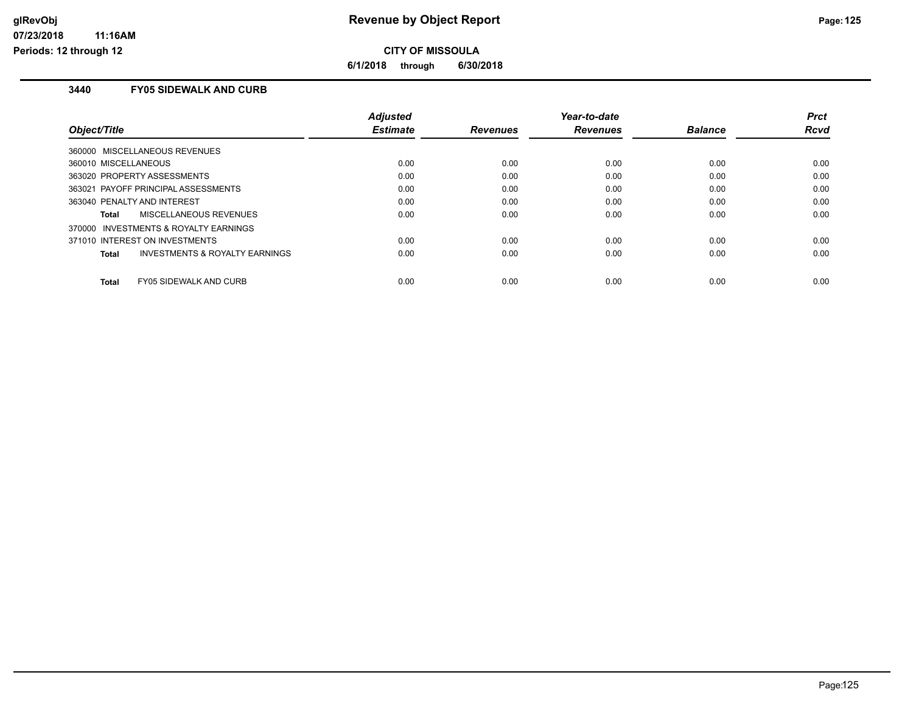# Revenue by Object Report

**CITY OF MISSOULA**

**6/1/2018 through 6/30/2018**

glRevObj
07/23/2018 11:16AM
Periods: 12 through 12

## 3440 FY05 SIDEWALK AND CURB

| Object/Title | Adjusted Estimate | Revenues | Year-to-date Revenues | Balance | Prct Rcvd |
|---|---|---|---|---|---|
| 360000 MISCELLANEOUS REVENUES | | | | | |
| 360010 MISCELLANEOUS | 0.00 | 0.00 | 0.00 | 0.00 | 0.00 |
| 363020 PROPERTY ASSESSMENTS | 0.00 | 0.00 | 0.00 | 0.00 | 0.00 |
| 363021 PAYOFF PRINCIPAL ASSESSMENTS | 0.00 | 0.00 | 0.00 | 0.00 | 0.00 |
| 363040 PENALTY AND INTEREST | 0.00 | 0.00 | 0.00 | 0.00 | 0.00 |
| **Total** MISCELLANEOUS REVENUES | 0.00 | 0.00 | 0.00 | 0.00 | 0.00 |
| 370000 INVESTMENTS & ROYALTY EARNINGS | | | | | |
| 371010 INTEREST ON INVESTMENTS | 0.00 | 0.00 | 0.00 | 0.00 | 0.00 |
| **Total** INVESTMENTS & ROYALTY EARNINGS | 0.00 | 0.00 | 0.00 | 0.00 | 0.00 |
| **Total** FY05 SIDEWALK AND CURB | 0.00 | 0.00 | 0.00 | 0.00 | 0.00 |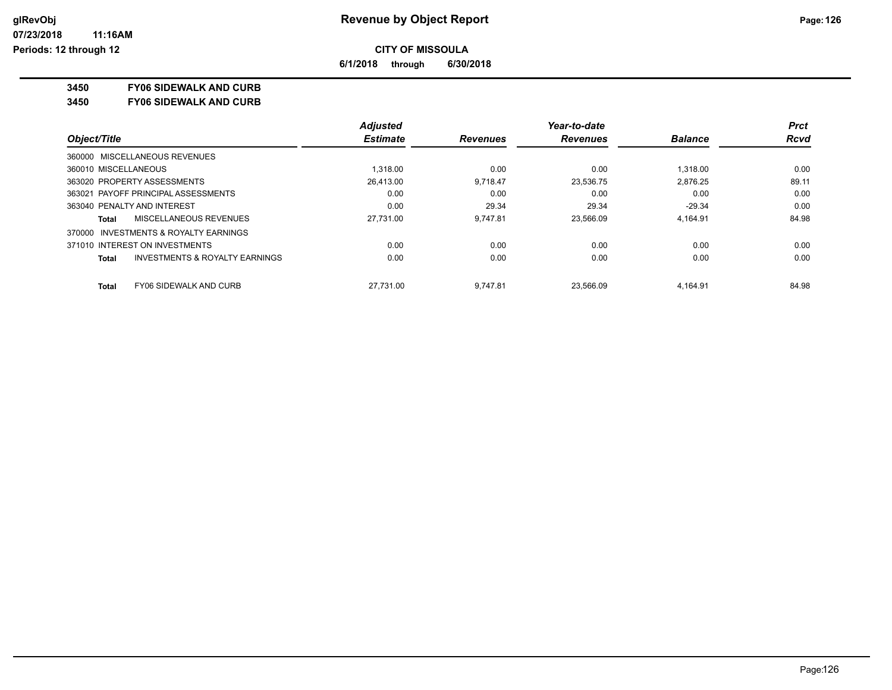# CITY OF MISSOULA

**6/1/2018 through 6/30/2018**

**3450 FY06 SIDEWALK AND CURB**

**3450 FY06 SIDEWALK AND CURB**

| Object/Title | Adjusted Estimate | Revenues | Year-to-date Revenues | Balance | Prct Rcvd |
|---|---|---|---|---|---|
| 360000 MISCELLANEOUS REVENUES | | | | | |
| 360010 MISCELLANEOUS | 1,318.00 | 0.00 | 0.00 | 1,318.00 | 0.00 |
| 363020 PROPERTY ASSESSMENTS | 26,413.00 | 9,718.47 | 23,536.75 | 2,876.25 | 89.11 |
| 363021 PAYOFF PRINCIPAL ASSESSMENTS | 0.00 | 0.00 | 0.00 | 0.00 | 0.00 |
| 363040 PENALTY AND INTEREST | 0.00 | 29.34 | 29.34 | -29.34 | 0.00 |
| **Total** MISCELLANEOUS REVENUES | 27,731.00 | 9,747.81 | 23,566.09 | 4,164.91 | 84.98 |
| 370000 INVESTMENTS & ROYALTY EARNINGS | | | | | |
| 371010 INTEREST ON INVESTMENTS | 0.00 | 0.00 | 0.00 | 0.00 | 0.00 |
| **Total** INVESTMENTS & ROYALTY EARNINGS | 0.00 | 0.00 | 0.00 | 0.00 | 0.00 |
| **Total** FY06 SIDEWALK AND CURB | 27,731.00 | 9,747.81 | 23,566.09 | 4,164.91 | 84.98 |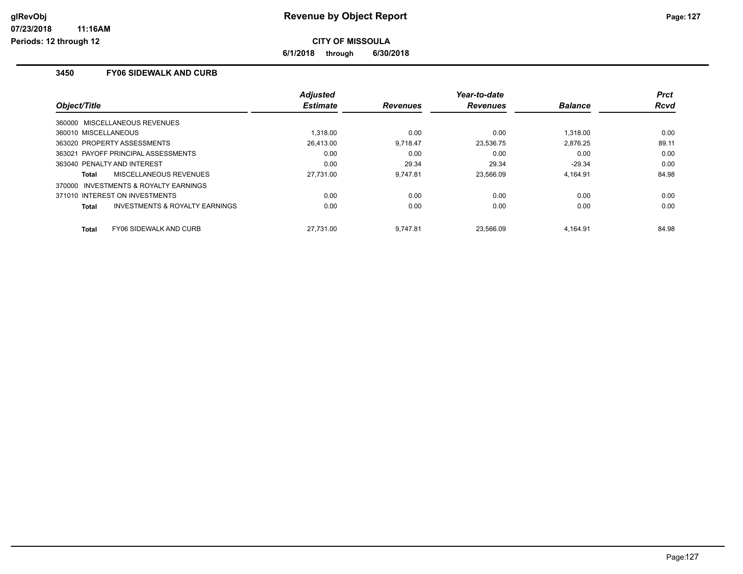**Revenue by Object Report**

**CITY OF MISSOULA**

**6/1/2018 through 6/30/2018**

## 3450 FY06 SIDEWALK AND CURB

| Object/Title | | Adjusted Estimate | Revenues | Year-to-date Revenues | Balance | Prct Rcvd |
|---|---|---|---|---|---|---|
| 360000 MISCELLANEOUS REVENUES | | | | | | |
| 360010 MISCELLANEOUS | | 1,318.00 | 0.00 | 0.00 | 1,318.00 | 0.00 |
| 363020 PROPERTY ASSESSMENTS | | 26,413.00 | 9,718.47 | 23,536.75 | 2,876.25 | 89.11 |
| 363021 PAYOFF PRINCIPAL ASSESSMENTS | | 0.00 | 0.00 | 0.00 | 0.00 | 0.00 |
| 363040 PENALTY AND INTEREST | | 0.00 | 29.34 | 29.34 | -29.34 | 0.00 |
| **Total** | MISCELLANEOUS REVENUES | 27,731.00 | 9,747.81 | 23,566.09 | 4,164.91 | 84.98 |
| 370000 INVESTMENTS & ROYALTY EARNINGS | | | | | | |
| 371010 INTEREST ON INVESTMENTS | | 0.00 | 0.00 | 0.00 | 0.00 | 0.00 |
| **Total** | INVESTMENTS & ROYALTY EARNINGS | 0.00 | 0.00 | 0.00 | 0.00 | 0.00 |
| **Total** | FY06 SIDEWALK AND CURB | 27,731.00 | 9,747.81 | 23,566.09 | 4,164.91 | 84.98 |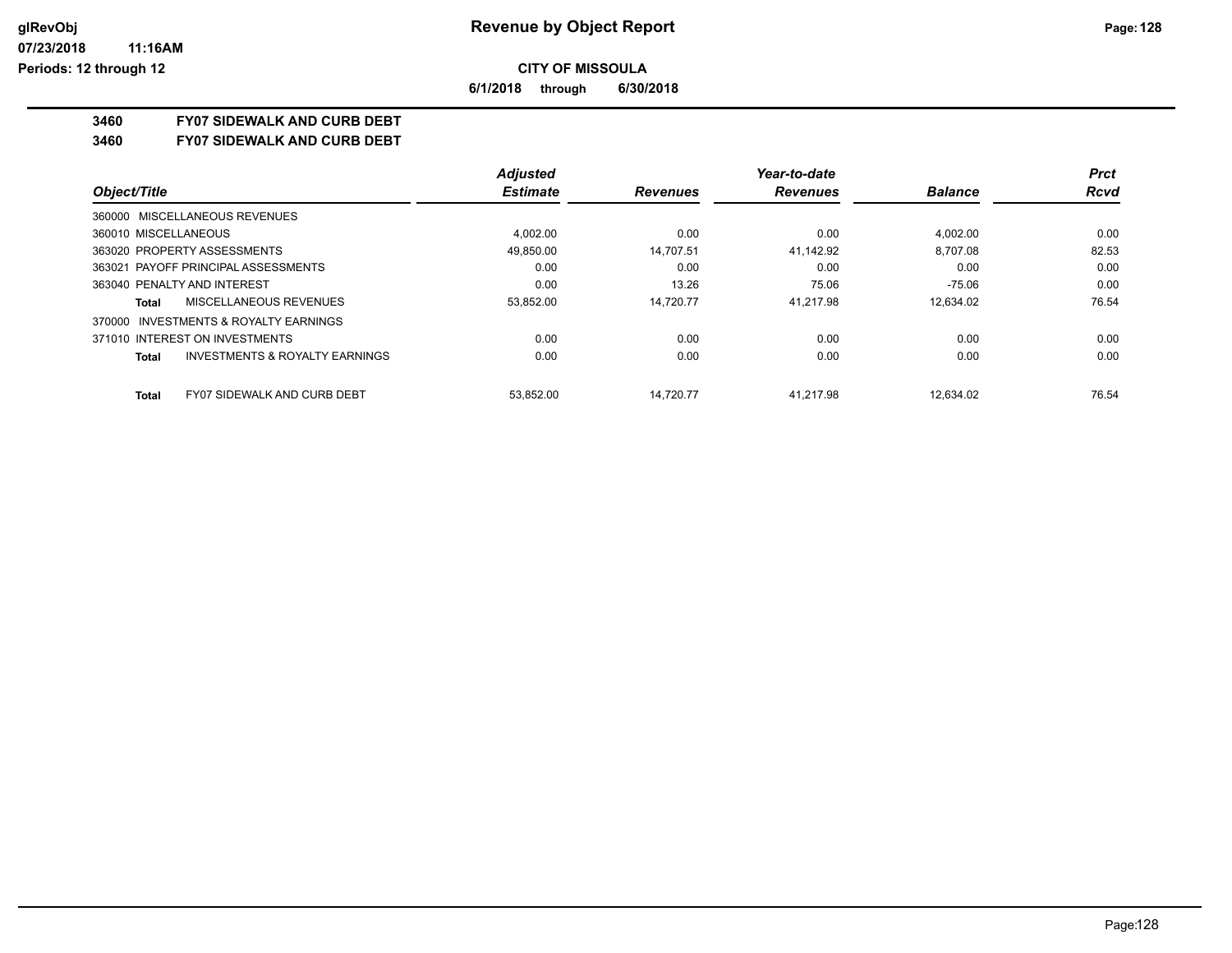# Revenue by Object Report

**CITY OF MISSOULA**

**6/1/2018 through 6/30/2018**

**3460 FY07 SIDEWALK AND CURB DEBT**

**3460 FY07 SIDEWALK AND CURB DEBT**

| Object/Title | Adjusted Estimate | Revenues | Year-to-date Revenues | Balance | Prct Rcvd |
|---|---|---|---|---|---|
| 360000 MISCELLANEOUS REVENUES | | | | | |
| 360010 MISCELLANEOUS | 4,002.00 | 0.00 | 0.00 | 4,002.00 | 0.00 |
| 363020 PROPERTY ASSESSMENTS | 49,850.00 | 14,707.51 | 41,142.92 | 8,707.08 | 82.53 |
| 363021 PAYOFF PRINCIPAL ASSESSMENTS | 0.00 | 0.00 | 0.00 | 0.00 | 0.00 |
| 363040 PENALTY AND INTEREST | 0.00 | 13.26 | 75.06 | -75.06 | 0.00 |
| **Total** MISCELLANEOUS REVENUES | 53,852.00 | 14,720.77 | 41,217.98 | 12,634.02 | 76.54 |
| 370000 INVESTMENTS & ROYALTY EARNINGS | | | | | |
| 371010 INTEREST ON INVESTMENTS | 0.00 | 0.00 | 0.00 | 0.00 | 0.00 |
| **Total** INVESTMENTS & ROYALTY EARNINGS | 0.00 | 0.00 | 0.00 | 0.00 | 0.00 |
| **Total** FY07 SIDEWALK AND CURB DEBT | 53,852.00 | 14,720.77 | 41,217.98 | 12,634.02 | 76.54 |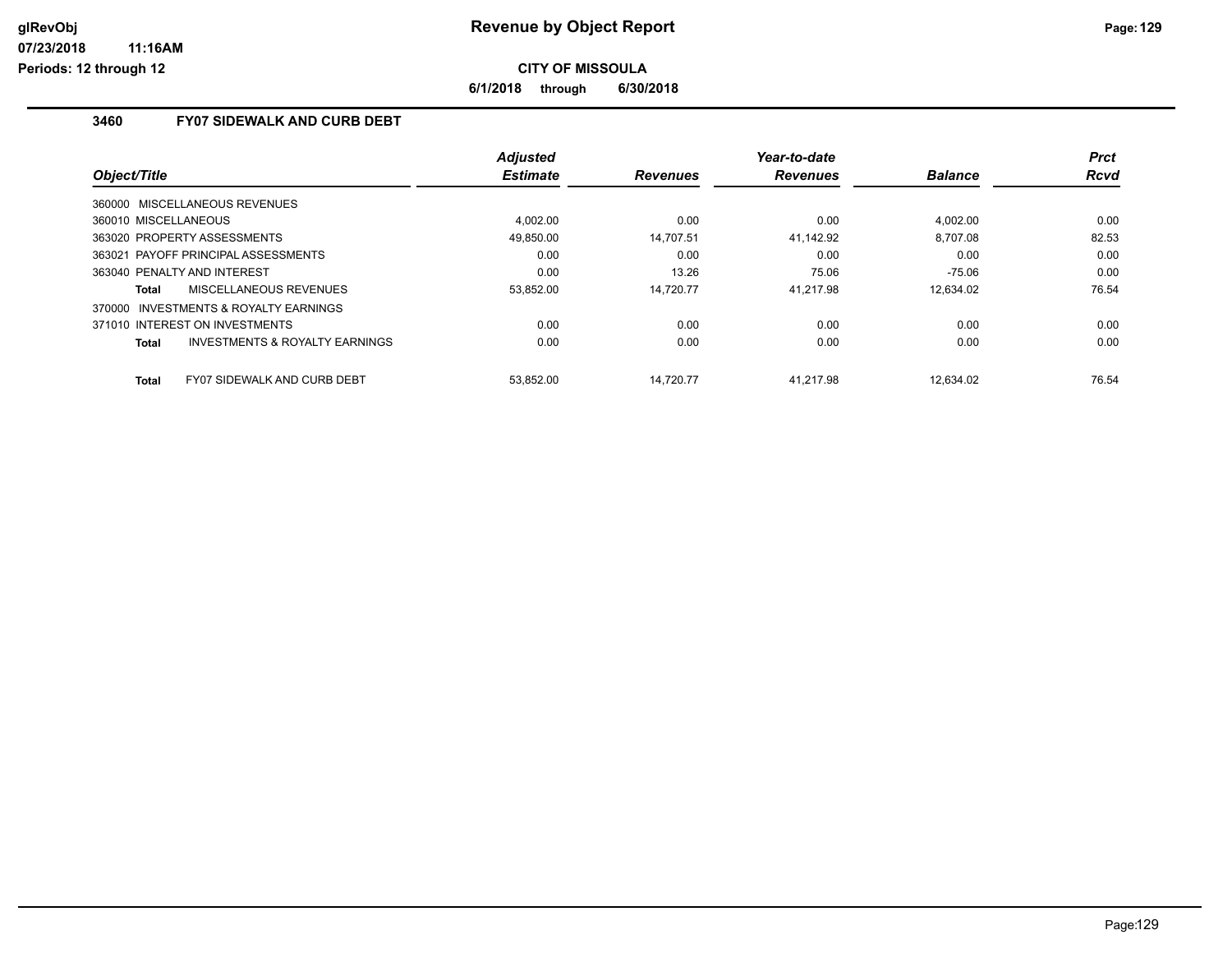**CITY OF MISSOULA**

**6/1/2018 through 6/30/2018**

## 3460 FY07 SIDEWALK AND CURB DEBT

| Object/Title | Adjusted Estimate | Revenues | Year-to-date Revenues | Balance | Prct Rcvd |
|---|---|---|---|---|---|
| 360000 MISCELLANEOUS REVENUES | | | | | |
| 360010 MISCELLANEOUS | 4,002.00 | 0.00 | 0.00 | 4,002.00 | 0.00 |
| 363020 PROPERTY ASSESSMENTS | 49,850.00 | 14,707.51 | 41,142.92 | 8,707.08 | 82.53 |
| 363021 PAYOFF PRINCIPAL ASSESSMENTS | 0.00 | 0.00 | 0.00 | 0.00 | 0.00 |
| 363040 PENALTY AND INTEREST | 0.00 | 13.26 | 75.06 | -75.06 | 0.00 |
| **Total** MISCELLANEOUS REVENUES | 53,852.00 | 14,720.77 | 41,217.98 | 12,634.02 | 76.54 |
| 370000 INVESTMENTS & ROYALTY EARNINGS | | | | | |
| 371010 INTEREST ON INVESTMENTS | 0.00 | 0.00 | 0.00 | 0.00 | 0.00 |
| **Total** INVESTMENTS & ROYALTY EARNINGS | 0.00 | 0.00 | 0.00 | 0.00 | 0.00 |
| **Total** FY07 SIDEWALK AND CURB DEBT | 53,852.00 | 14,720.77 | 41,217.98 | 12,634.02 | 76.54 |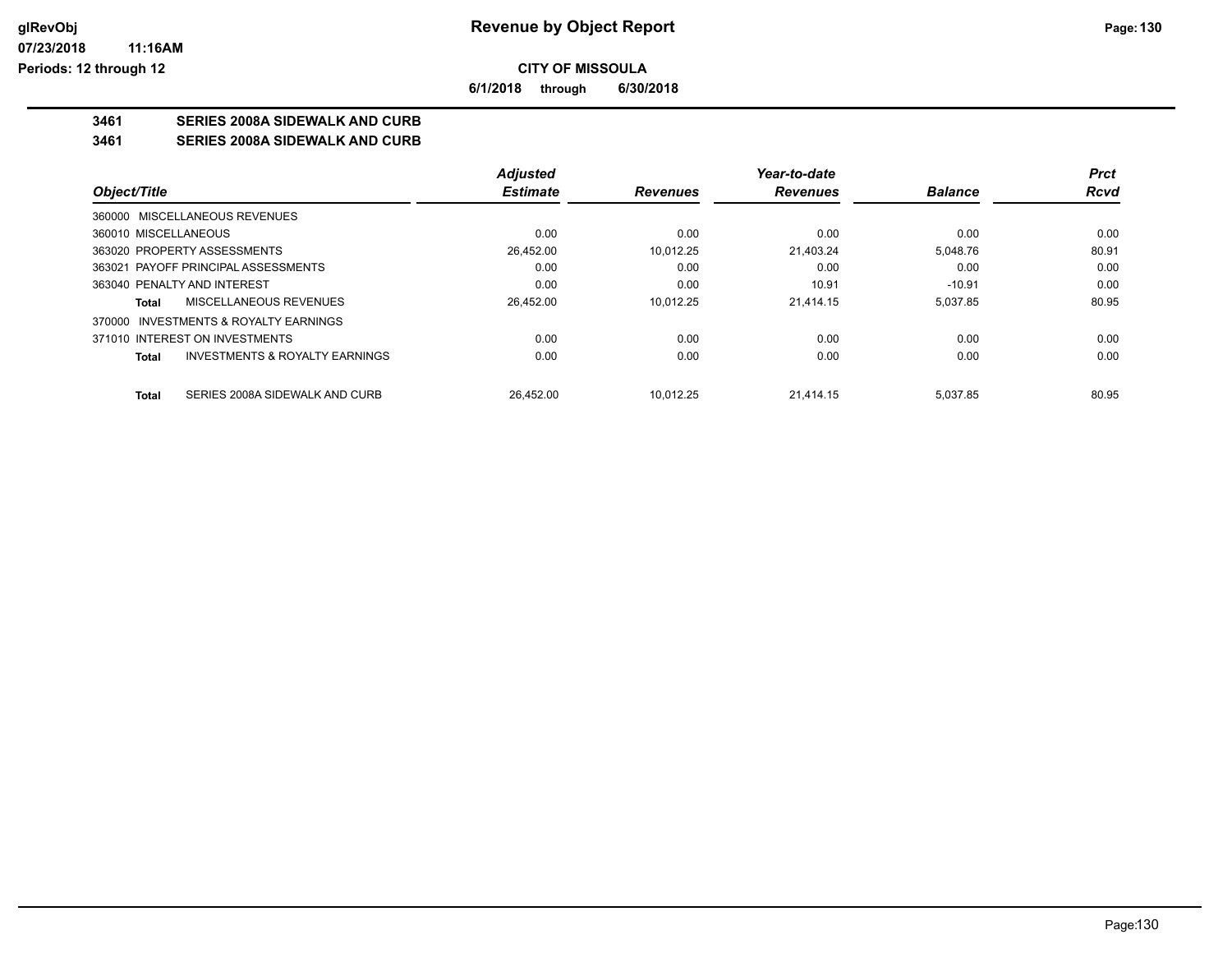# Revenue by Object Report

**CITY OF MISSOULA**

**6/1/2018 through 6/30/2018**

## 3461 SERIES 2008A SIDEWALK AND CURB

## 3461 SERIES 2008A SIDEWALK AND CURB

| Object/Title | Adjusted Estimate | Revenues | Year-to-date Revenues | Balance | Prct Rcvd |
|---|---|---|---|---|---|
| 360000 MISCELLANEOUS REVENUES | | | | | |
| 360010 MISCELLANEOUS | 0.00 | 0.00 | 0.00 | 0.00 | 0.00 |
| 363020 PROPERTY ASSESSMENTS | 26,452.00 | 10,012.25 | 21,403.24 | 5,048.76 | 80.91 |
| 363021 PAYOFF PRINCIPAL ASSESSMENTS | 0.00 | 0.00 | 0.00 | 0.00 | 0.00 |
| 363040 PENALTY AND INTEREST | 0.00 | 0.00 | 10.91 | -10.91 | 0.00 |
| **Total** MISCELLANEOUS REVENUES | 26,452.00 | 10,012.25 | 21,414.15 | 5,037.85 | 80.95 |
| 370000 INVESTMENTS & ROYALTY EARNINGS | | | | | |
| 371010 INTEREST ON INVESTMENTS | 0.00 | 0.00 | 0.00 | 0.00 | 0.00 |
| **Total** INVESTMENTS & ROYALTY EARNINGS | 0.00 | 0.00 | 0.00 | 0.00 | 0.00 |
| **Total** SERIES 2008A SIDEWALK AND CURB | 26,452.00 | 10,012.25 | 21,414.15 | 5,037.85 | 80.95 |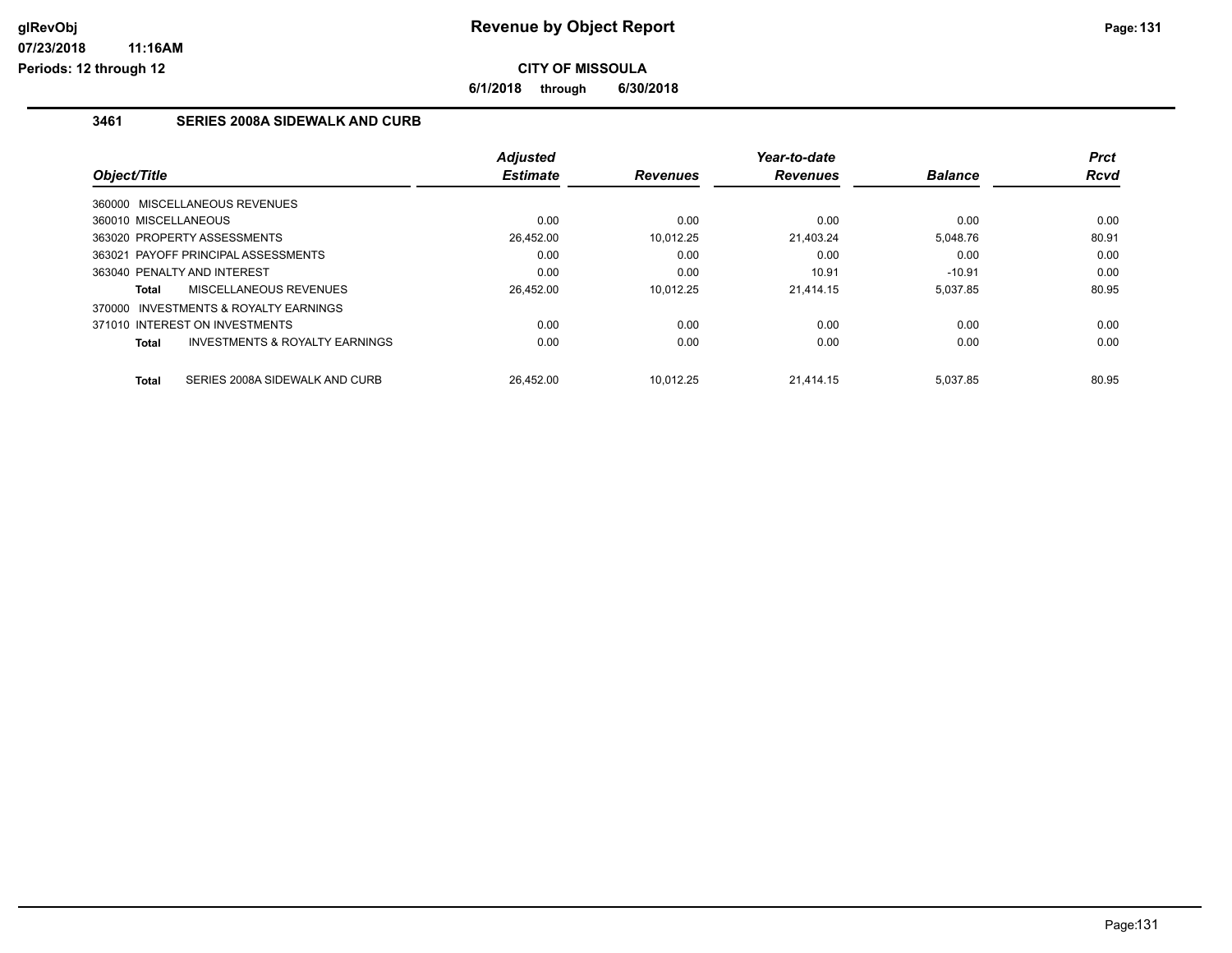# Revenue by Object Report

## CITY OF MISSOULA

**6/1/2018 through 6/30/2018**

### 3461 SERIES 2008A SIDEWALK AND CURB

| Object/Title | Adjusted Estimate | Revenues | Year-to-date Revenues | Balance | Prct Rcvd |
|---|---|---|---|---|---|
| 360000 MISCELLANEOUS REVENUES | | | | | |
| 360010 MISCELLANEOUS | 0.00 | 0.00 | 0.00 | 0.00 | 0.00 |
| 363020 PROPERTY ASSESSMENTS | 26,452.00 | 10,012.25 | 21,403.24 | 5,048.76 | 80.91 |
| 363021 PAYOFF PRINCIPAL ASSESSMENTS | 0.00 | 0.00 | 0.00 | 0.00 | 0.00 |
| 363040 PENALTY AND INTEREST | 0.00 | 0.00 | 10.91 | -10.91 | 0.00 |
| **Total** MISCELLANEOUS REVENUES | 26,452.00 | 10,012.25 | 21,414.15 | 5,037.85 | 80.95 |
| 370000 INVESTMENTS & ROYALTY EARNINGS | | | | | |
| 371010 INTEREST ON INVESTMENTS | 0.00 | 0.00 | 0.00 | 0.00 | 0.00 |
| **Total** INVESTMENTS & ROYALTY EARNINGS | 0.00 | 0.00 | 0.00 | 0.00 | 0.00 |
| **Total** SERIES 2008A SIDEWALK AND CURB | 26,452.00 | 10,012.25 | 21,414.15 | 5,037.85 | 80.95 |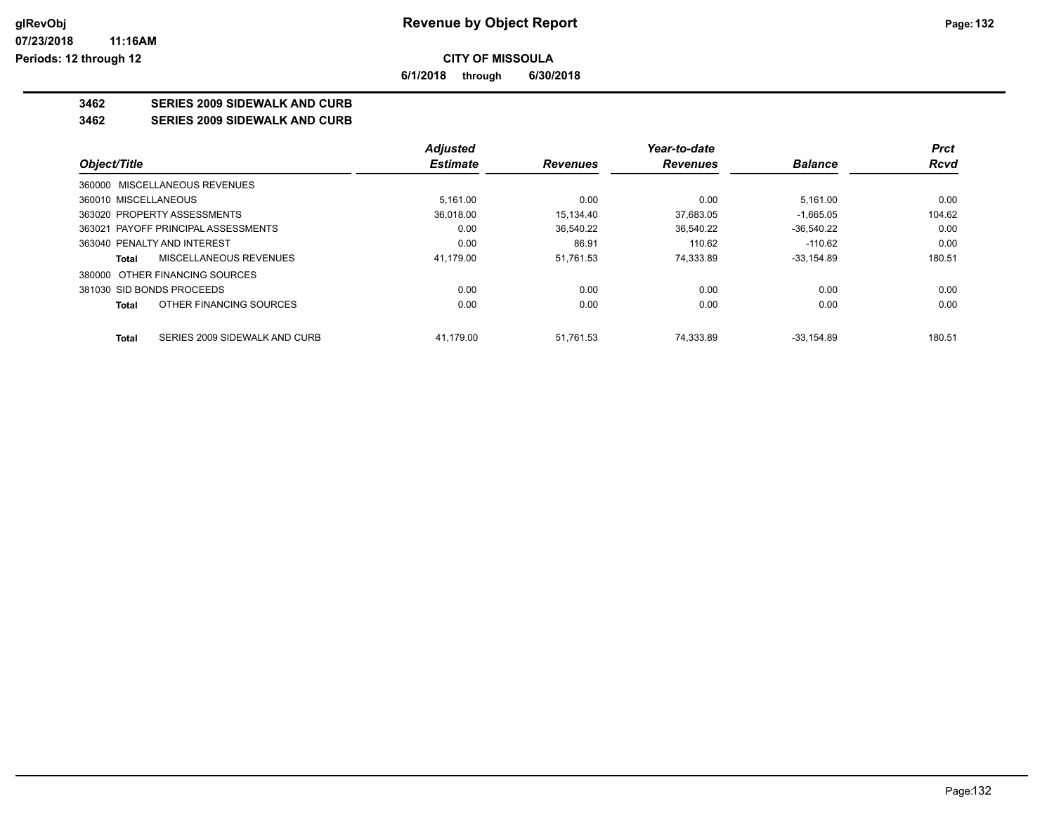**Revenue by Object Report**

**CITY OF MISSOULA**

**6/1/2018 through 6/30/2018**

glRevObj
07/23/2018 11:16AM
Periods: 12 through 12

**3462 SERIES 2009 SIDEWALK AND CURB**

**3462 SERIES 2009 SIDEWALK AND CURB**

| Object/Title | Adjusted Estimate | Revenues | Year-to-date Revenues | Balance | Prct Rcvd |
|---|---|---|---|---|---|
| 360000 MISCELLANEOUS REVENUES | | | | | |
| 360010 MISCELLANEOUS | 5,161.00 | 0.00 | 0.00 | 5,161.00 | 0.00 |
| 363020 PROPERTY ASSESSMENTS | 36,018.00 | 15,134.40 | 37,683.05 | -1,665.05 | 104.62 |
| 363021 PAYOFF PRINCIPAL ASSESSMENTS | 0.00 | 36,540.22 | 36,540.22 | -36,540.22 | 0.00 |
| 363040 PENALTY AND INTEREST | 0.00 | 86.91 | 110.62 | -110.62 | 0.00 |
| **Total** MISCELLANEOUS REVENUES | 41,179.00 | 51,761.53 | 74,333.89 | -33,154.89 | 180.51 |
| 380000 OTHER FINANCING SOURCES | | | | | |
| 381030 SID BONDS PROCEEDS | 0.00 | 0.00 | 0.00 | 0.00 | 0.00 |
| **Total** OTHER FINANCING SOURCES | 0.00 | 0.00 | 0.00 | 0.00 | 0.00 |
| **Total** SERIES 2009 SIDEWALK AND CURB | 41,179.00 | 51,761.53 | 74,333.89 | -33,154.89 | 180.51 |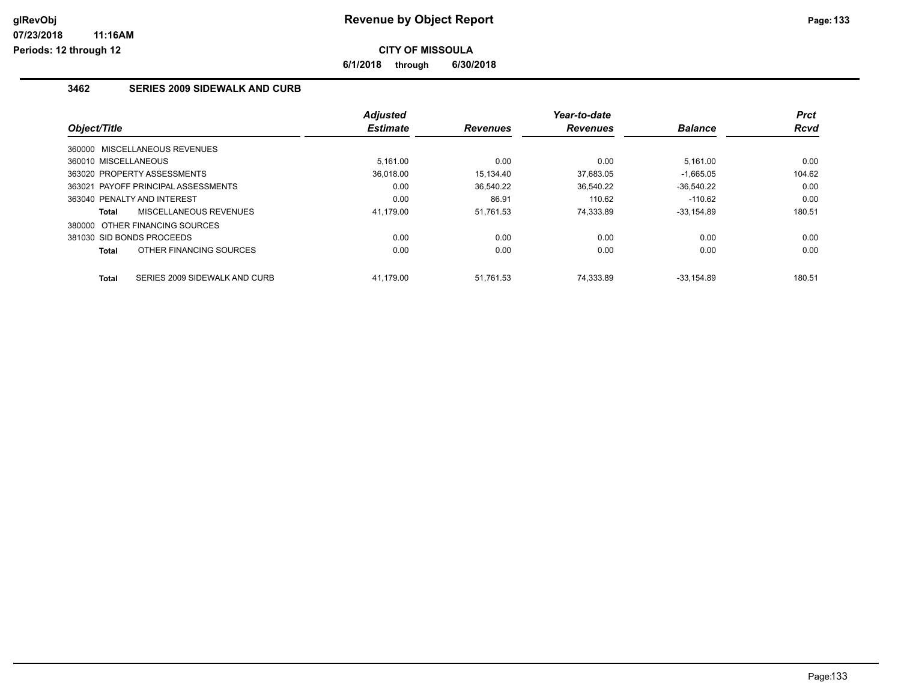# Revenue by Object Report

## CITY OF MISSOULA

**6/1/2018 through 6/30/2018**

### 3462 SERIES 2009 SIDEWALK AND CURB

| Object/Title | Adjusted Estimate | Revenues | Year-to-date Revenues | Balance | Prct Rcvd |
|---|---|---|---|---|---|
| 360000 MISCELLANEOUS REVENUES | | | | | |
| 360010 MISCELLANEOUS | 5,161.00 | 0.00 | 0.00 | 5,161.00 | 0.00 |
| 363020 PROPERTY ASSESSMENTS | 36,018.00 | 15,134.40 | 37,683.05 | -1,665.05 | 104.62 |
| 363021 PAYOFF PRINCIPAL ASSESSMENTS | 0.00 | 36,540.22 | 36,540.22 | -36,540.22 | 0.00 |
| 363040 PENALTY AND INTEREST | 0.00 | 86.91 | 110.62 | -110.62 | 0.00 |
| **Total** MISCELLANEOUS REVENUES | 41,179.00 | 51,761.53 | 74,333.89 | -33,154.89 | 180.51 |
| 380000 OTHER FINANCING SOURCES | | | | | |
| 381030 SID BONDS PROCEEDS | 0.00 | 0.00 | 0.00 | 0.00 | 0.00 |
| **Total** OTHER FINANCING SOURCES | 0.00 | 0.00 | 0.00 | 0.00 | 0.00 |
| **Total** SERIES 2009 SIDEWALK AND CURB | 41,179.00 | 51,761.53 | 74,333.89 | -33,154.89 | 180.51 |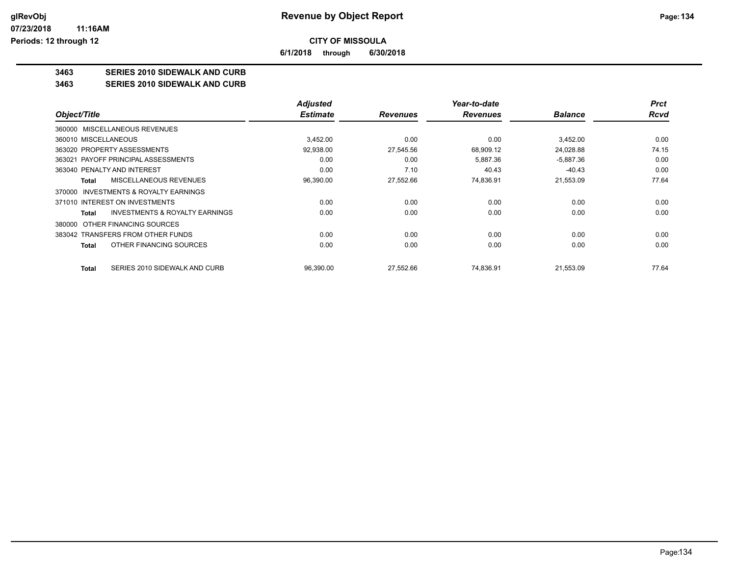# Revenue by Object Report

**CITY OF MISSOULA**

**6/1/2018 through 6/30/2018**

**3463 SERIES 2010 SIDEWALK AND CURB**

**3463 SERIES 2010 SIDEWALK AND CURB**

| Object/Title | Adjusted Estimate | Revenues | Year-to-date Revenues | Balance | Prct Rcvd |
|---|---|---|---|---|---|
| 360000 MISCELLANEOUS REVENUES | | | | | |
| 360010 MISCELLANEOUS | 3,452.00 | 0.00 | 0.00 | 3,452.00 | 0.00 |
| 363020 PROPERTY ASSESSMENTS | 92,938.00 | 27,545.56 | 68,909.12 | 24,028.88 | 74.15 |
| 363021 PAYOFF PRINCIPAL ASSESSMENTS | 0.00 | 0.00 | 5,887.36 | -5,887.36 | 0.00 |
| 363040 PENALTY AND INTEREST | 0.00 | 7.10 | 40.43 | -40.43 | 0.00 |
| **Total** MISCELLANEOUS REVENUES | 96,390.00 | 27,552.66 | 74,836.91 | 21,553.09 | 77.64 |
| 370000 INVESTMENTS & ROYALTY EARNINGS | | | | | |
| 371010 INTEREST ON INVESTMENTS | 0.00 | 0.00 | 0.00 | 0.00 | 0.00 |
| **Total** INVESTMENTS & ROYALTY EARNINGS | 0.00 | 0.00 | 0.00 | 0.00 | 0.00 |
| 380000 OTHER FINANCING SOURCES | | | | | |
| 383042 TRANSFERS FROM OTHER FUNDS | 0.00 | 0.00 | 0.00 | 0.00 | 0.00 |
| **Total** OTHER FINANCING SOURCES | 0.00 | 0.00 | 0.00 | 0.00 | 0.00 |
| **Total** SERIES 2010 SIDEWALK AND CURB | 96,390.00 | 27,552.66 | 74,836.91 | 21,553.09 | 77.64 |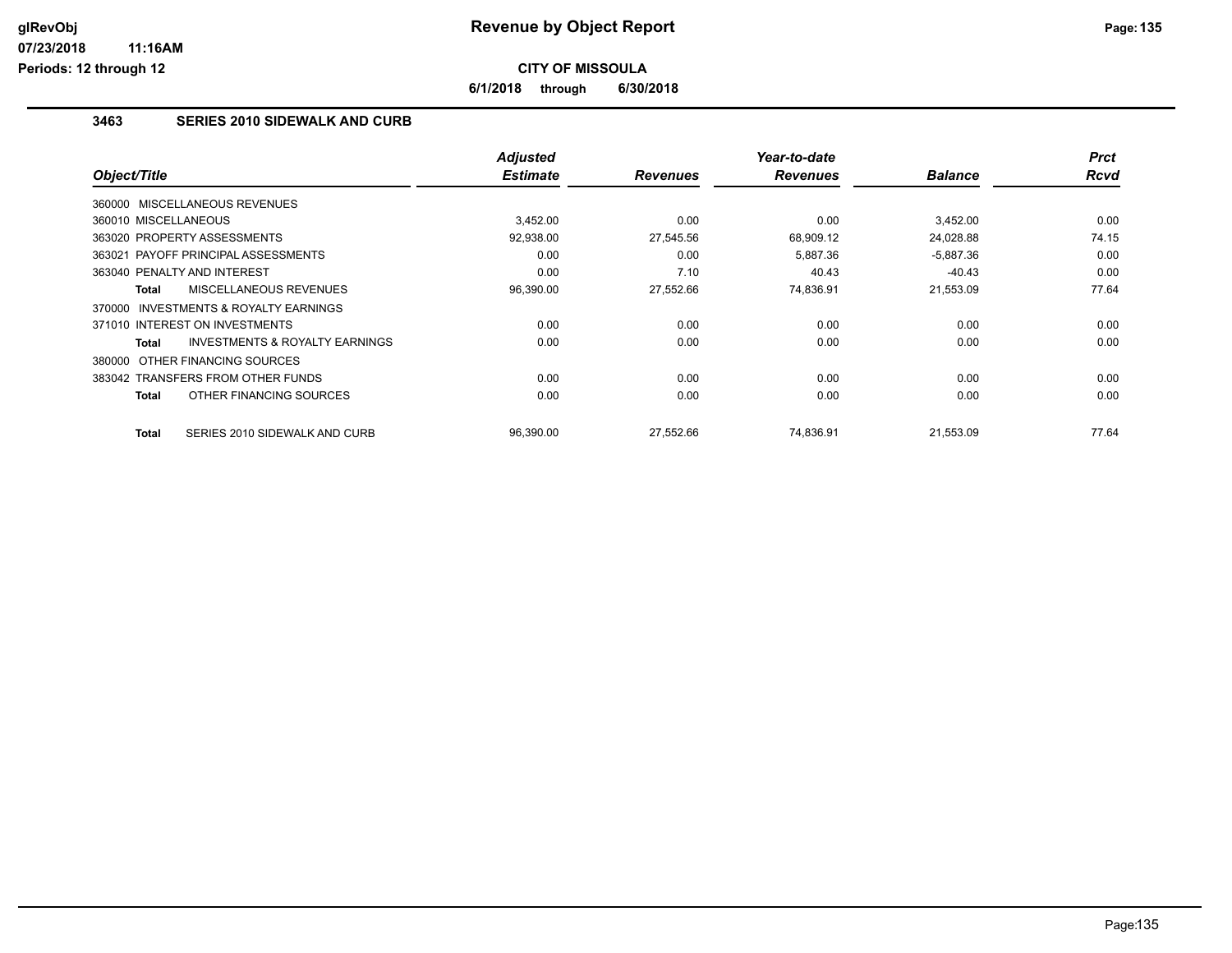# Revenue by Object Report

**CITY OF MISSOULA**

**6/1/2018 through 6/30/2018**

**Periods: 12 through 12**

## 3463 SERIES 2010 SIDEWALK AND CURB

| Object/Title | Adjusted Estimate | Revenues | Year-to-date Revenues | Balance | Prct Rcvd |
|---|---|---|---|---|---|
| 360000 MISCELLANEOUS REVENUES | | | | | |
| 360010 MISCELLANEOUS | 3,452.00 | 0.00 | 0.00 | 3,452.00 | 0.00 |
| 363020 PROPERTY ASSESSMENTS | 92,938.00 | 27,545.56 | 68,909.12 | 24,028.88 | 74.15 |
| 363021 PAYOFF PRINCIPAL ASSESSMENTS | 0.00 | 0.00 | 5,887.36 | -5,887.36 | 0.00 |
| 363040 PENALTY AND INTEREST | 0.00 | 7.10 | 40.43 | -40.43 | 0.00 |
| **Total** MISCELLANEOUS REVENUES | 96,390.00 | 27,552.66 | 74,836.91 | 21,553.09 | 77.64 |
| 370000 INVESTMENTS & ROYALTY EARNINGS | | | | | |
| 371010 INTEREST ON INVESTMENTS | 0.00 | 0.00 | 0.00 | 0.00 | 0.00 |
| **Total** INVESTMENTS & ROYALTY EARNINGS | 0.00 | 0.00 | 0.00 | 0.00 | 0.00 |
| 380000 OTHER FINANCING SOURCES | | | | | |
| 383042 TRANSFERS FROM OTHER FUNDS | 0.00 | 0.00 | 0.00 | 0.00 | 0.00 |
| **Total** OTHER FINANCING SOURCES | 0.00 | 0.00 | 0.00 | 0.00 | 0.00 |
| **Total** SERIES 2010 SIDEWALK AND CURB | 96,390.00 | 27,552.66 | 74,836.91 | 21,553.09 | 77.64 |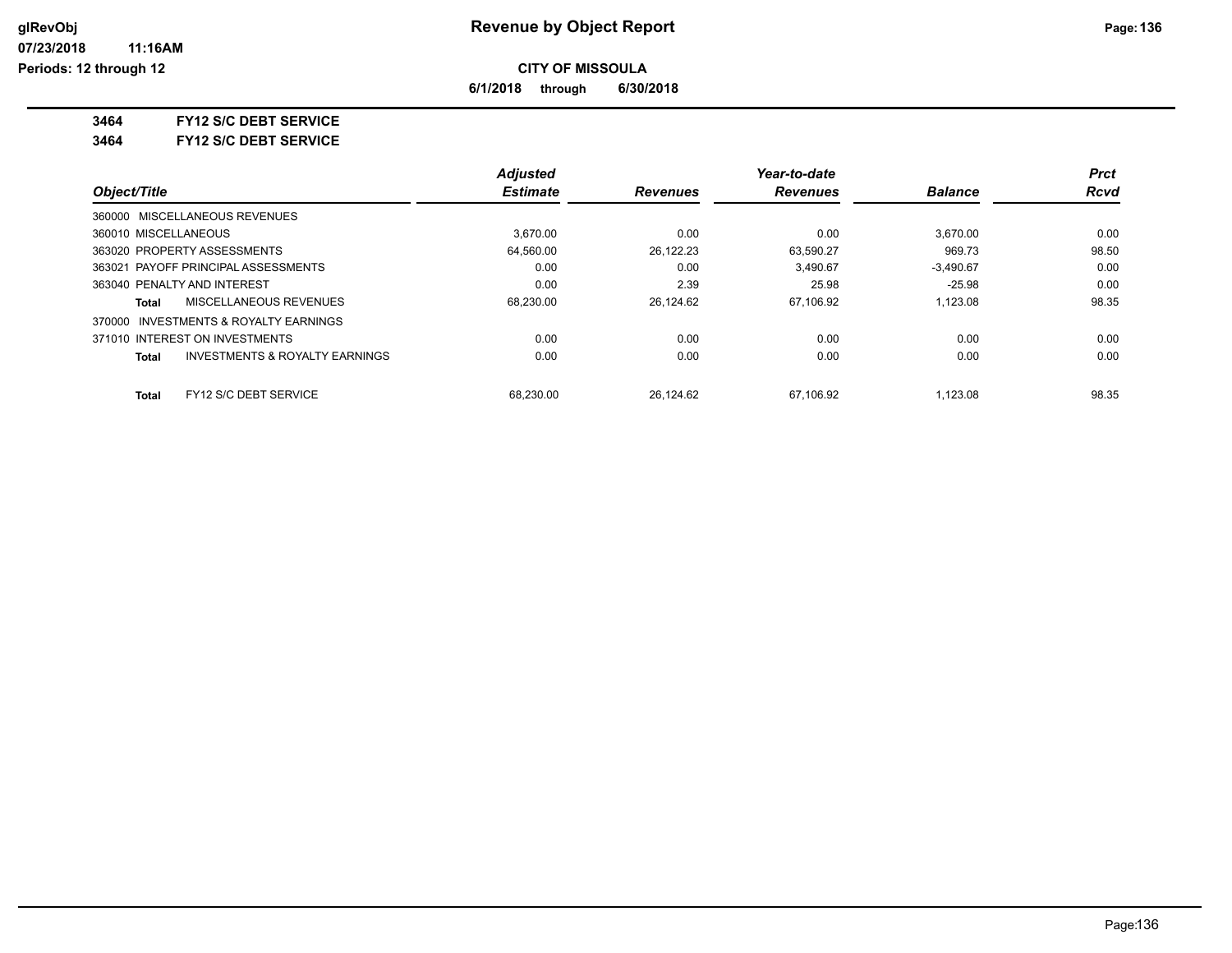# Revenue by Object Report

**CITY OF MISSOULA**

**6/1/2018 through 6/30/2018**

**3464 FY12 S/C DEBT SERVICE**

**3464 FY12 S/C DEBT SERVICE**

| Object/Title | Adjusted Estimate | Revenues | Year-to-date Revenues | Balance | Prct Rcvd |
|---|---|---|---|---|---|
| 360000 MISCELLANEOUS REVENUES | | | | | |
| 360010 MISCELLANEOUS | 3,670.00 | 0.00 | 0.00 | 3,670.00 | 0.00 |
| 363020 PROPERTY ASSESSMENTS | 64,560.00 | 26,122.23 | 63,590.27 | 969.73 | 98.50 |
| 363021 PAYOFF PRINCIPAL ASSESSMENTS | 0.00 | 0.00 | 3,490.67 | -3,490.67 | 0.00 |
| 363040 PENALTY AND INTEREST | 0.00 | 2.39 | 25.98 | -25.98 | 0.00 |
| **Total** MISCELLANEOUS REVENUES | 68,230.00 | 26,124.62 | 67,106.92 | 1,123.08 | 98.35 |
| 370000 INVESTMENTS & ROYALTY EARNINGS | | | | | |
| 371010 INTEREST ON INVESTMENTS | 0.00 | 0.00 | 0.00 | 0.00 | 0.00 |
| **Total** INVESTMENTS & ROYALTY EARNINGS | 0.00 | 0.00 | 0.00 | 0.00 | 0.00 |
| **Total** FY12 S/C DEBT SERVICE | 68,230.00 | 26,124.62 | 67,106.92 | 1,123.08 | 98.35 |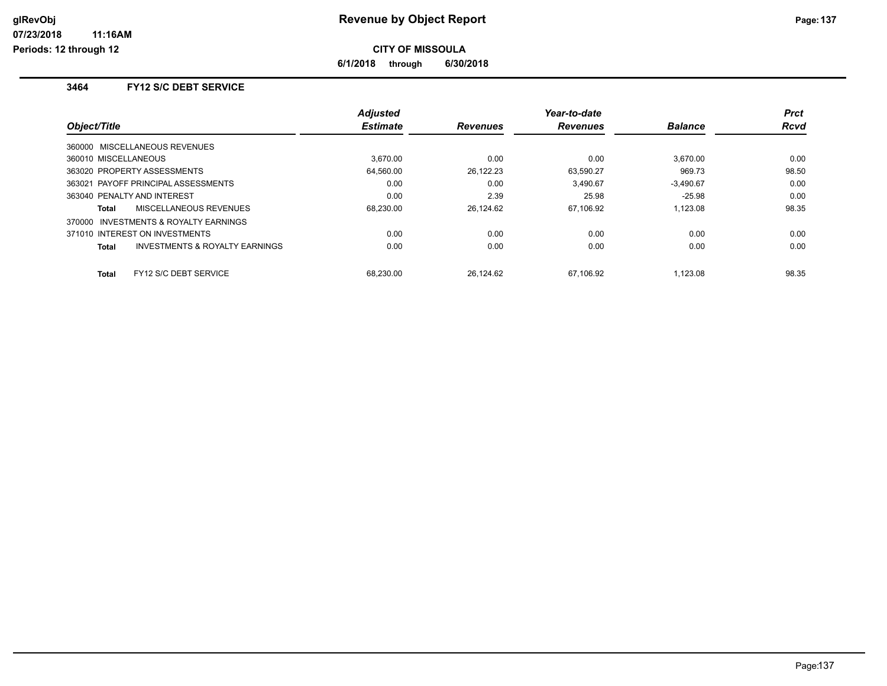# Revenue by Object Report

**CITY OF MISSOULA**

**6/1/2018 through 6/30/2018**

glRevObj
07/23/2018 11:16AM
Periods: 12 through 12

### 3464 FY12 S/C DEBT SERVICE

| Object/Title | Adjusted Estimate | Revenues | Year-to-date Revenues | Balance | Prct Rcvd |
|---|---|---|---|---|---|
| 360000 MISCELLANEOUS REVENUES | | | | | |
| 360010 MISCELLANEOUS | 3,670.00 | 0.00 | 0.00 | 3,670.00 | 0.00 |
| 363020 PROPERTY ASSESSMENTS | 64,560.00 | 26,122.23 | 63,590.27 | 969.73 | 98.50 |
| 363021 PAYOFF PRINCIPAL ASSESSMENTS | 0.00 | 0.00 | 3,490.67 | -3,490.67 | 0.00 |
| 363040 PENALTY AND INTEREST | 0.00 | 2.39 | 25.98 | -25.98 | 0.00 |
| **Total** MISCELLANEOUS REVENUES | 68,230.00 | 26,124.62 | 67,106.92 | 1,123.08 | 98.35 |
| 370000 INVESTMENTS & ROYALTY EARNINGS | | | | | |
| 371010 INTEREST ON INVESTMENTS | 0.00 | 0.00 | 0.00 | 0.00 | 0.00 |
| **Total** INVESTMENTS & ROYALTY EARNINGS | 0.00 | 0.00 | 0.00 | 0.00 | 0.00 |
| **Total** FY12 S/C DEBT SERVICE | 68,230.00 | 26,124.62 | 67,106.92 | 1,123.08 | 98.35 |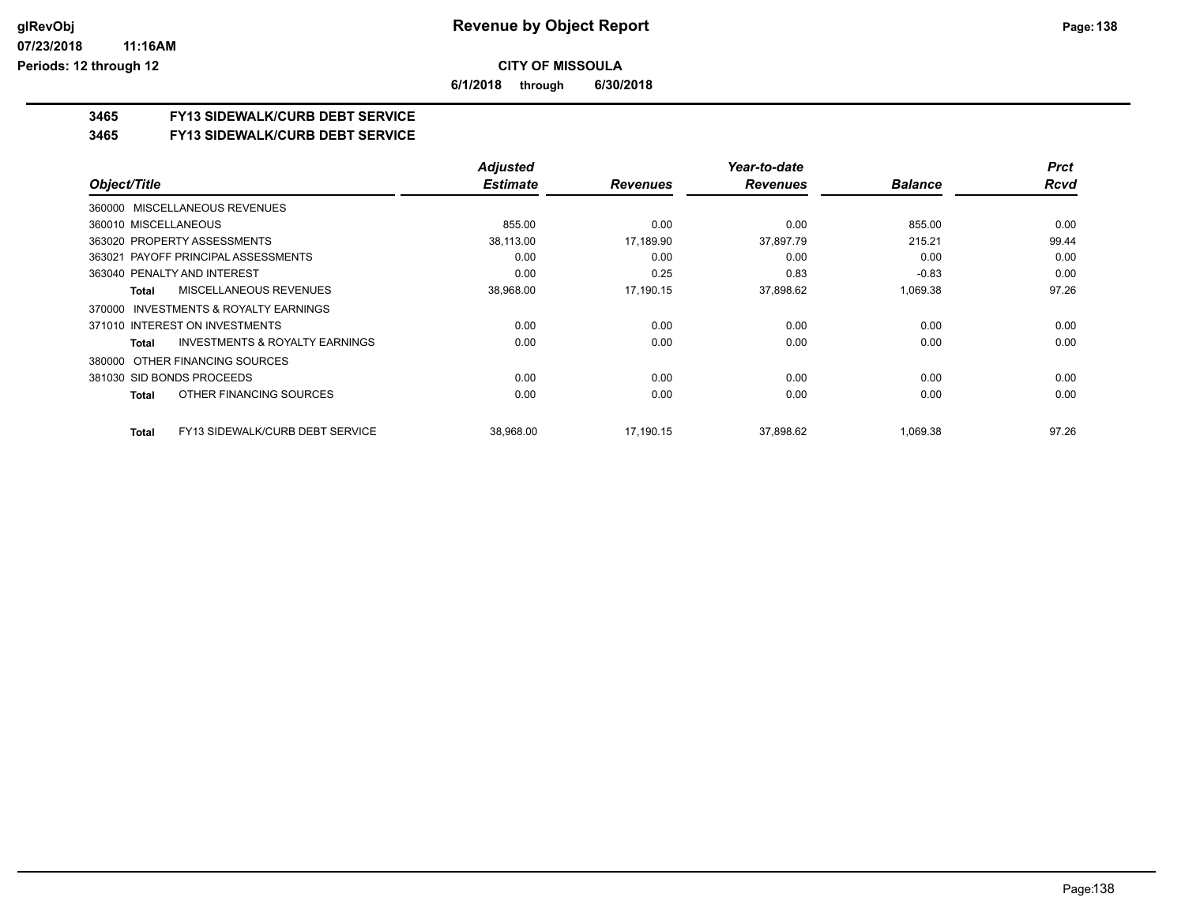# Revenue by Object Report

## CITY OF MISSOULA

**6/1/2018 through 6/30/2018**

glRevObj
07/23/2018 11:16AM
Periods: 12 through 12

### 3465 FY13 SIDEWALK/CURB DEBT SERVICE
### 3465 FY13 SIDEWALK/CURB DEBT SERVICE

| Object/Title | Adjusted Estimate | Revenues | Year-to-date Revenues | Balance | Prct Rcvd |
|---|---|---|---|---|---|
| 360000 MISCELLANEOUS REVENUES | | | | | |
| 360010 MISCELLANEOUS | 855.00 | 0.00 | 0.00 | 855.00 | 0.00 |
| 363020 PROPERTY ASSESSMENTS | 38,113.00 | 17,189.90 | 37,897.79 | 215.21 | 99.44 |
| 363021 PAYOFF PRINCIPAL ASSESSMENTS | 0.00 | 0.00 | 0.00 | 0.00 | 0.00 |
| 363040 PENALTY AND INTEREST | 0.00 | 0.25 | 0.83 | -0.83 | 0.00 |
| **Total** MISCELLANEOUS REVENUES | 38,968.00 | 17,190.15 | 37,898.62 | 1,069.38 | 97.26 |
| 370000 INVESTMENTS & ROYALTY EARNINGS | | | | | |
| 371010 INTEREST ON INVESTMENTS | 0.00 | 0.00 | 0.00 | 0.00 | 0.00 |
| **Total** INVESTMENTS & ROYALTY EARNINGS | 0.00 | 0.00 | 0.00 | 0.00 | 0.00 |
| 380000 OTHER FINANCING SOURCES | | | | | |
| 381030 SID BONDS PROCEEDS | 0.00 | 0.00 | 0.00 | 0.00 | 0.00 |
| **Total** OTHER FINANCING SOURCES | 0.00 | 0.00 | 0.00 | 0.00 | 0.00 |
| **Total** FY13 SIDEWALK/CURB DEBT SERVICE | 38,968.00 | 17,190.15 | 37,898.62 | 1,069.38 | 97.26 |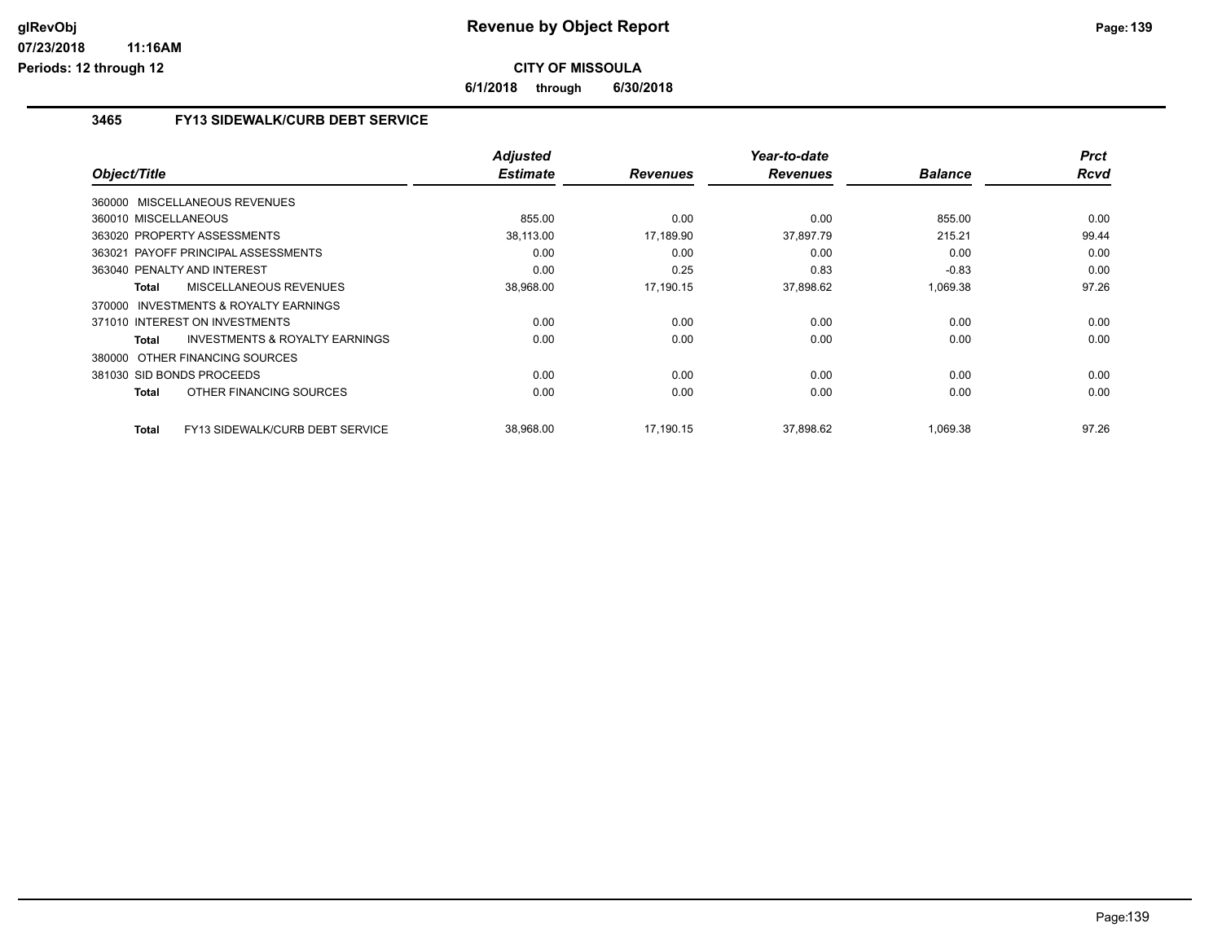# Revenue by Object Report

**CITY OF MISSOULA**

**6/1/2018 through 6/30/2018**

glRevObj
07/23/2018 11:16AM
Periods: 12 through 12

### 3465 FY13 SIDEWALK/CURB DEBT SERVICE

| Object/Title | Adjusted Estimate | Revenues | Year-to-date Revenues | Balance | Prct Rcvd |
|---|---|---|---|---|---|
| 360000 MISCELLANEOUS REVENUES | | | | | |
| 360010 MISCELLANEOUS | 855.00 | 0.00 | 0.00 | 855.00 | 0.00 |
| 363020 PROPERTY ASSESSMENTS | 38,113.00 | 17,189.90 | 37,897.79 | 215.21 | 99.44 |
| 363021 PAYOFF PRINCIPAL ASSESSMENTS | 0.00 | 0.00 | 0.00 | 0.00 | 0.00 |
| 363040 PENALTY AND INTEREST | 0.00 | 0.25 | 0.83 | -0.83 | 0.00 |
| **Total** MISCELLANEOUS REVENUES | 38,968.00 | 17,190.15 | 37,898.62 | 1,069.38 | 97.26 |
| 370000 INVESTMENTS & ROYALTY EARNINGS | | | | | |
| 371010 INTEREST ON INVESTMENTS | 0.00 | 0.00 | 0.00 | 0.00 | 0.00 |
| **Total** INVESTMENTS & ROYALTY EARNINGS | 0.00 | 0.00 | 0.00 | 0.00 | 0.00 |
| 380000 OTHER FINANCING SOURCES | | | | | |
| 381030 SID BONDS PROCEEDS | 0.00 | 0.00 | 0.00 | 0.00 | 0.00 |
| **Total** OTHER FINANCING SOURCES | 0.00 | 0.00 | 0.00 | 0.00 | 0.00 |
| **Total** FY13 SIDEWALK/CURB DEBT SERVICE | 38,968.00 | 17,190.15 | 37,898.62 | 1,069.38 | 97.26 |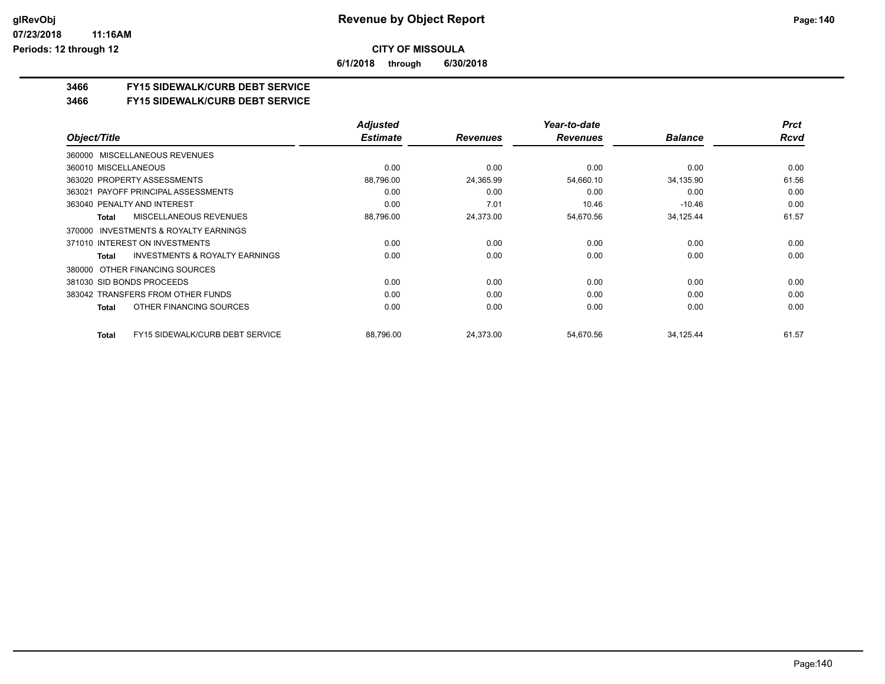**Revenue by Object Report**

**CITY OF MISSOULA**

**6/1/2018 through 6/30/2018**

glRevObj
07/23/2018 11:16AM
Periods: 12 through 12

## 3466 FY15 SIDEWALK/CURB DEBT SERVICE

## 3466 FY15 SIDEWALK/CURB DEBT SERVICE

| Object/Title | Adjusted Estimate | Revenues | Year-to-date Revenues | Balance | Prct Rcvd |
|---|---|---|---|---|---|
| 360000 MISCELLANEOUS REVENUES | | | | | |
| 360010 MISCELLANEOUS | 0.00 | 0.00 | 0.00 | 0.00 | 0.00 |
| 363020 PROPERTY ASSESSMENTS | 88,796.00 | 24,365.99 | 54,660.10 | 34,135.90 | 61.56 |
| 363021 PAYOFF PRINCIPAL ASSESSMENTS | 0.00 | 0.00 | 0.00 | 0.00 | 0.00 |
| 363040 PENALTY AND INTEREST | 0.00 | 7.01 | 10.46 | -10.46 | 0.00 |
| **Total** MISCELLANEOUS REVENUES | 88,796.00 | 24,373.00 | 54,670.56 | 34,125.44 | 61.57 |
| 370000 INVESTMENTS & ROYALTY EARNINGS | | | | | |
| 371010 INTEREST ON INVESTMENTS | 0.00 | 0.00 | 0.00 | 0.00 | 0.00 |
| **Total** INVESTMENTS & ROYALTY EARNINGS | 0.00 | 0.00 | 0.00 | 0.00 | 0.00 |
| 380000 OTHER FINANCING SOURCES | | | | | |
| 381030 SID BONDS PROCEEDS | 0.00 | 0.00 | 0.00 | 0.00 | 0.00 |
| 383042 TRANSFERS FROM OTHER FUNDS | 0.00 | 0.00 | 0.00 | 0.00 | 0.00 |
| **Total** OTHER FINANCING SOURCES | 0.00 | 0.00 | 0.00 | 0.00 | 0.00 |
| **Total** FY15 SIDEWALK/CURB DEBT SERVICE | 88,796.00 | 24,373.00 | 54,670.56 | 34,125.44 | 61.57 |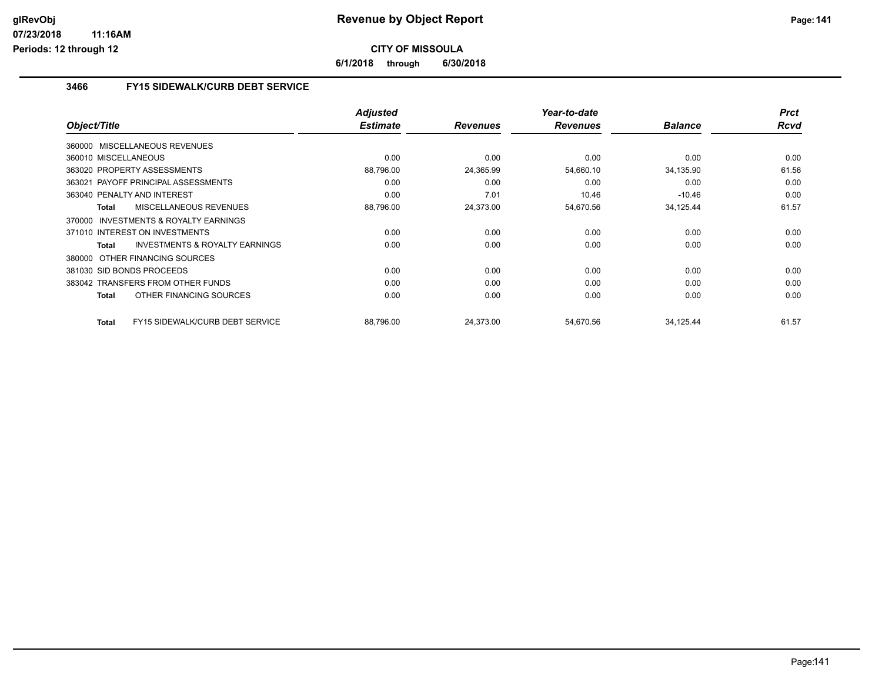# Revenue by Object Report

**CITY OF MISSOULA**

**6/1/2018 through 6/30/2018**

## 3466 FY15 SIDEWALK/CURB DEBT SERVICE

| Object/Title | Adjusted Estimate | Revenues | Year-to-date Revenues | Balance | Prct Rcvd |
|---|---|---|---|---|---|
| 360000 MISCELLANEOUS REVENUES | | | | | |
| 360010 MISCELLANEOUS | 0.00 | 0.00 | 0.00 | 0.00 | 0.00 |
| 363020 PROPERTY ASSESSMENTS | 88,796.00 | 24,365.99 | 54,660.10 | 34,135.90 | 61.56 |
| 363021 PAYOFF PRINCIPAL ASSESSMENTS | 0.00 | 0.00 | 0.00 | 0.00 | 0.00 |
| 363040 PENALTY AND INTEREST | 0.00 | 7.01 | 10.46 | -10.46 | 0.00 |
| **Total** MISCELLANEOUS REVENUES | 88,796.00 | 24,373.00 | 54,670.56 | 34,125.44 | 61.57 |
| 370000 INVESTMENTS & ROYALTY EARNINGS | | | | | |
| 371010 INTEREST ON INVESTMENTS | 0.00 | 0.00 | 0.00 | 0.00 | 0.00 |
| **Total** INVESTMENTS & ROYALTY EARNINGS | 0.00 | 0.00 | 0.00 | 0.00 | 0.00 |
| 380000 OTHER FINANCING SOURCES | | | | | |
| 381030 SID BONDS PROCEEDS | 0.00 | 0.00 | 0.00 | 0.00 | 0.00 |
| 383042 TRANSFERS FROM OTHER FUNDS | 0.00 | 0.00 | 0.00 | 0.00 | 0.00 |
| **Total** OTHER FINANCING SOURCES | 0.00 | 0.00 | 0.00 | 0.00 | 0.00 |
| **Total** FY15 SIDEWALK/CURB DEBT SERVICE | 88,796.00 | 24,373.00 | 54,670.56 | 34,125.44 | 61.57 |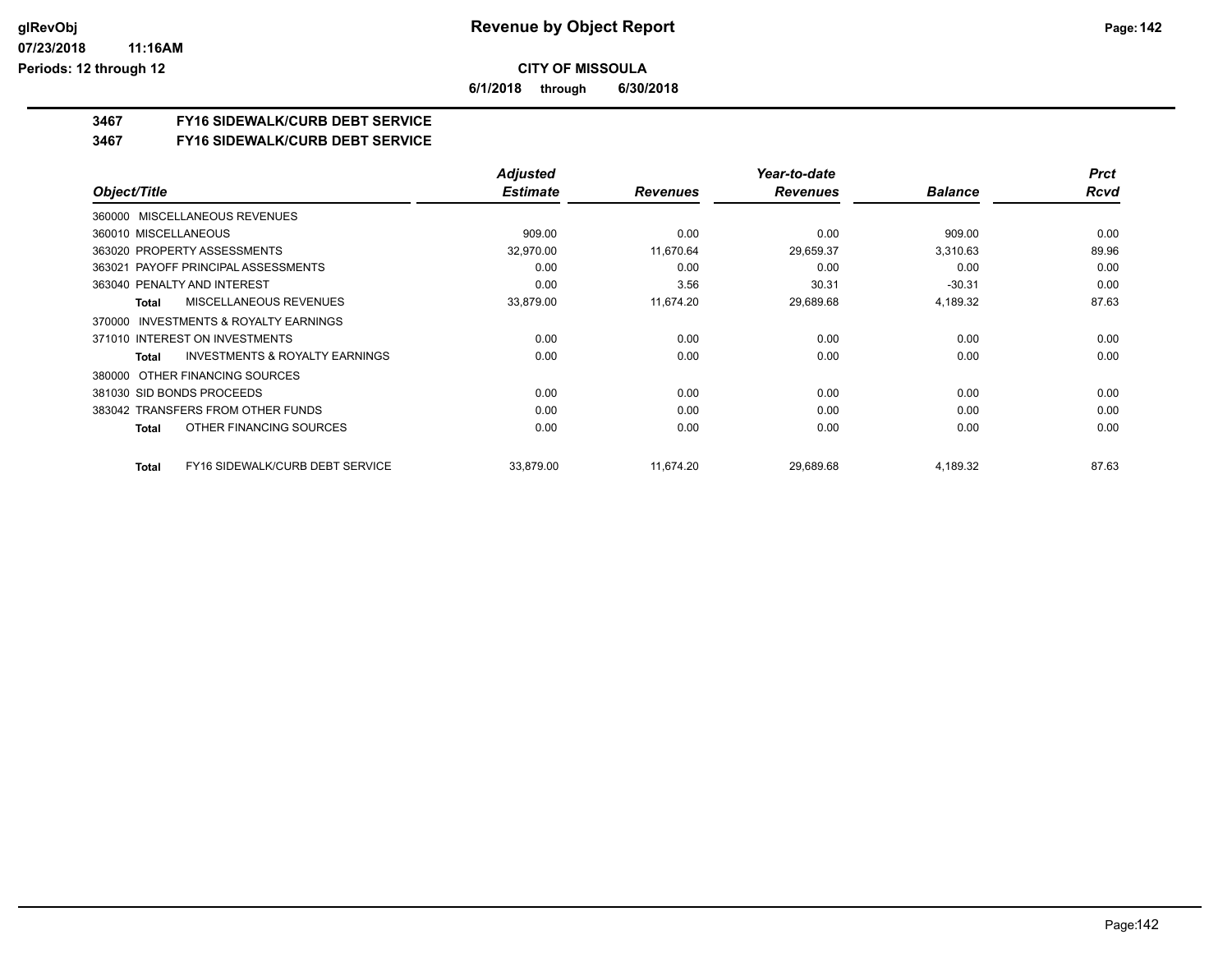**Revenue by Object Report**

**CITY OF MISSOULA**

**6/1/2018 through 6/30/2018**

**3467 FY16 SIDEWALK/CURB DEBT SERVICE**

**3467 FY16 SIDEWALK/CURB DEBT SERVICE**

| Object/Title | Adjusted Estimate | Revenues | Year-to-date Revenues | Balance | Prct Rcvd |
|---|---|---|---|---|---|
| 360000 MISCELLANEOUS REVENUES | | | | | |
| 360010 MISCELLANEOUS | 909.00 | 0.00 | 0.00 | 909.00 | 0.00 |
| 363020 PROPERTY ASSESSMENTS | 32,970.00 | 11,670.64 | 29,659.37 | 3,310.63 | 89.96 |
| 363021 PAYOFF PRINCIPAL ASSESSMENTS | 0.00 | 0.00 | 0.00 | 0.00 | 0.00 |
| 363040 PENALTY AND INTEREST | 0.00 | 3.56 | 30.31 | -30.31 | 0.00 |
| **Total** MISCELLANEOUS REVENUES | 33,879.00 | 11,674.20 | 29,689.68 | 4,189.32 | 87.63 |
| 370000 INVESTMENTS & ROYALTY EARNINGS | | | | | |
| 371010 INTEREST ON INVESTMENTS | 0.00 | 0.00 | 0.00 | 0.00 | 0.00 |
| **Total** INVESTMENTS & ROYALTY EARNINGS | 0.00 | 0.00 | 0.00 | 0.00 | 0.00 |
| 380000 OTHER FINANCING SOURCES | | | | | |
| 381030 SID BONDS PROCEEDS | 0.00 | 0.00 | 0.00 | 0.00 | 0.00 |
| 383042 TRANSFERS FROM OTHER FUNDS | 0.00 | 0.00 | 0.00 | 0.00 | 0.00 |
| **Total** OTHER FINANCING SOURCES | 0.00 | 0.00 | 0.00 | 0.00 | 0.00 |
| **Total** FY16 SIDEWALK/CURB DEBT SERVICE | 33,879.00 | 11,674.20 | 29,689.68 | 4,189.32 | 87.63 |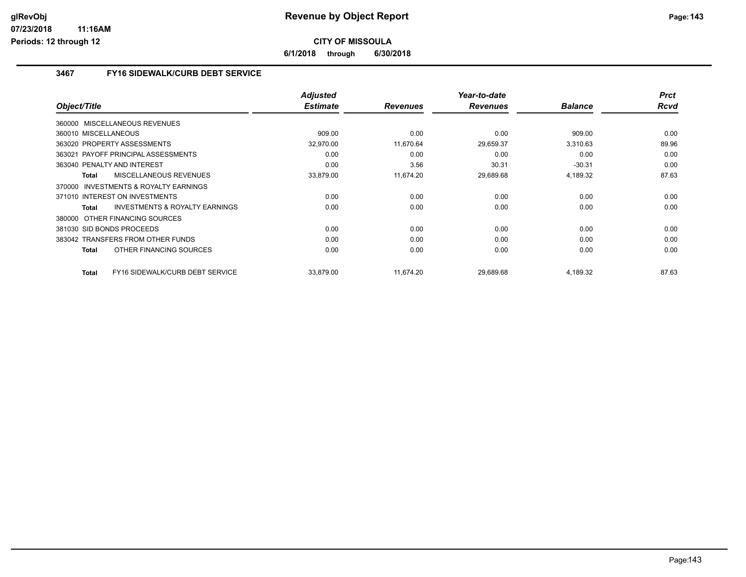# Revenue by Object Report

**CITY OF MISSOULA**

**6/1/2018 through 6/30/2018**

### 3467 FY16 SIDEWALK/CURB DEBT SERVICE

| Object/Title | | Adjusted Estimate | Revenues | Year-to-date Revenues | Balance | Prct Rcvd |
|---|---|---|---|---|---|---|
| 360000 MISCELLANEOUS REVENUES | | | | | | |
| 360010 MISCELLANEOUS | | 909.00 | 0.00 | 0.00 | 909.00 | 0.00 |
| 363020 PROPERTY ASSESSMENTS | | 32,970.00 | 11,670.64 | 29,659.37 | 3,310.63 | 89.96 |
| 363021 PAYOFF PRINCIPAL ASSESSMENTS | | 0.00 | 0.00 | 0.00 | 0.00 | 0.00 |
| 363040 PENALTY AND INTEREST | | 0.00 | 3.56 | 30.31 | -30.31 | 0.00 |
| **Total** | MISCELLANEOUS REVENUES | 33,879.00 | 11,674.20 | 29,689.68 | 4,189.32 | 87.63 |
| 370000 INVESTMENTS & ROYALTY EARNINGS | | | | | | |
| 371010 INTEREST ON INVESTMENTS | | 0.00 | 0.00 | 0.00 | 0.00 | 0.00 |
| **Total** | INVESTMENTS & ROYALTY EARNINGS | 0.00 | 0.00 | 0.00 | 0.00 | 0.00 |
| 380000 OTHER FINANCING SOURCES | | | | | | |
| 381030 SID BONDS PROCEEDS | | 0.00 | 0.00 | 0.00 | 0.00 | 0.00 |
| 383042 TRANSFERS FROM OTHER FUNDS | | 0.00 | 0.00 | 0.00 | 0.00 | 0.00 |
| **Total** | OTHER FINANCING SOURCES | 0.00 | 0.00 | 0.00 | 0.00 | 0.00 |
| **Total** | FY16 SIDEWALK/CURB DEBT SERVICE | 33,879.00 | 11,674.20 | 29,689.68 | 4,189.32 | 87.63 |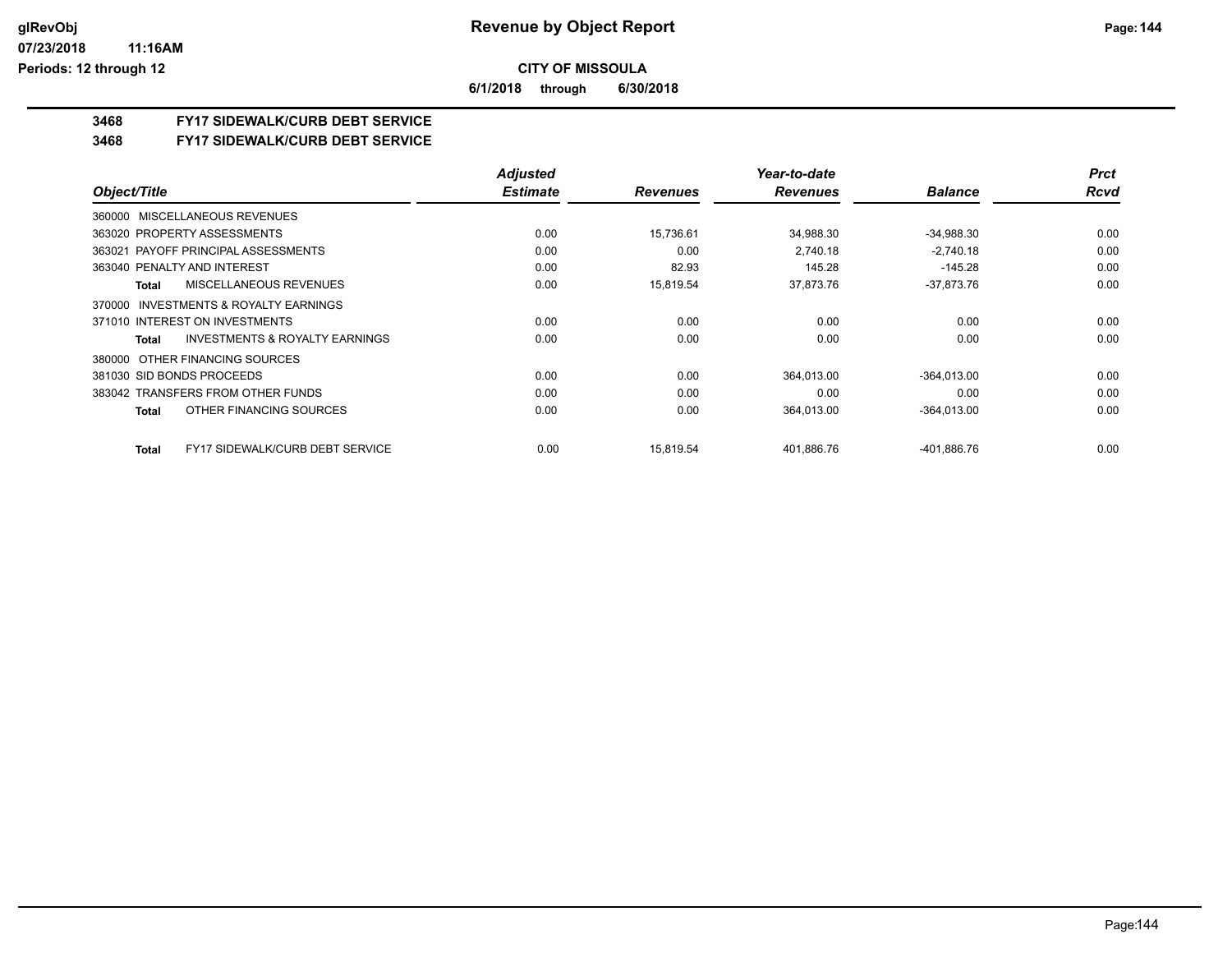# CITY OF MISSOULA

**6/1/2018 through 6/30/2018**

## 3468 FY17 SIDEWALK/CURB DEBT SERVICE

## 3468 FY17 SIDEWALK/CURB DEBT SERVICE

| Object/Title | Adjusted Estimate | Revenues | Year-to-date Revenues | Balance | Prct Rcvd |
|---|---|---|---|---|---|
| 360000 MISCELLANEOUS REVENUES | | | | | |
| 363020 PROPERTY ASSESSMENTS | 0.00 | 15,736.61 | 34,988.30 | -34,988.30 | 0.00 |
| 363021 PAYOFF PRINCIPAL ASSESSMENTS | 0.00 | 0.00 | 2,740.18 | -2,740.18 | 0.00 |
| 363040 PENALTY AND INTEREST | 0.00 | 82.93 | 145.28 | -145.28 | 0.00 |
| **Total** MISCELLANEOUS REVENUES | 0.00 | 15,819.54 | 37,873.76 | -37,873.76 | 0.00 |
| 370000 INVESTMENTS & ROYALTY EARNINGS | | | | | |
| 371010 INTEREST ON INVESTMENTS | 0.00 | 0.00 | 0.00 | 0.00 | 0.00 |
| **Total** INVESTMENTS & ROYALTY EARNINGS | 0.00 | 0.00 | 0.00 | 0.00 | 0.00 |
| 380000 OTHER FINANCING SOURCES | | | | | |
| 381030 SID BONDS PROCEEDS | 0.00 | 0.00 | 364,013.00 | -364,013.00 | 0.00 |
| 383042 TRANSFERS FROM OTHER FUNDS | 0.00 | 0.00 | 0.00 | 0.00 | 0.00 |
| **Total** OTHER FINANCING SOURCES | 0.00 | 0.00 | 364,013.00 | -364,013.00 | 0.00 |
| **Total** FY17 SIDEWALK/CURB DEBT SERVICE | 0.00 | 15,819.54 | 401,886.76 | -401,886.76 | 0.00 |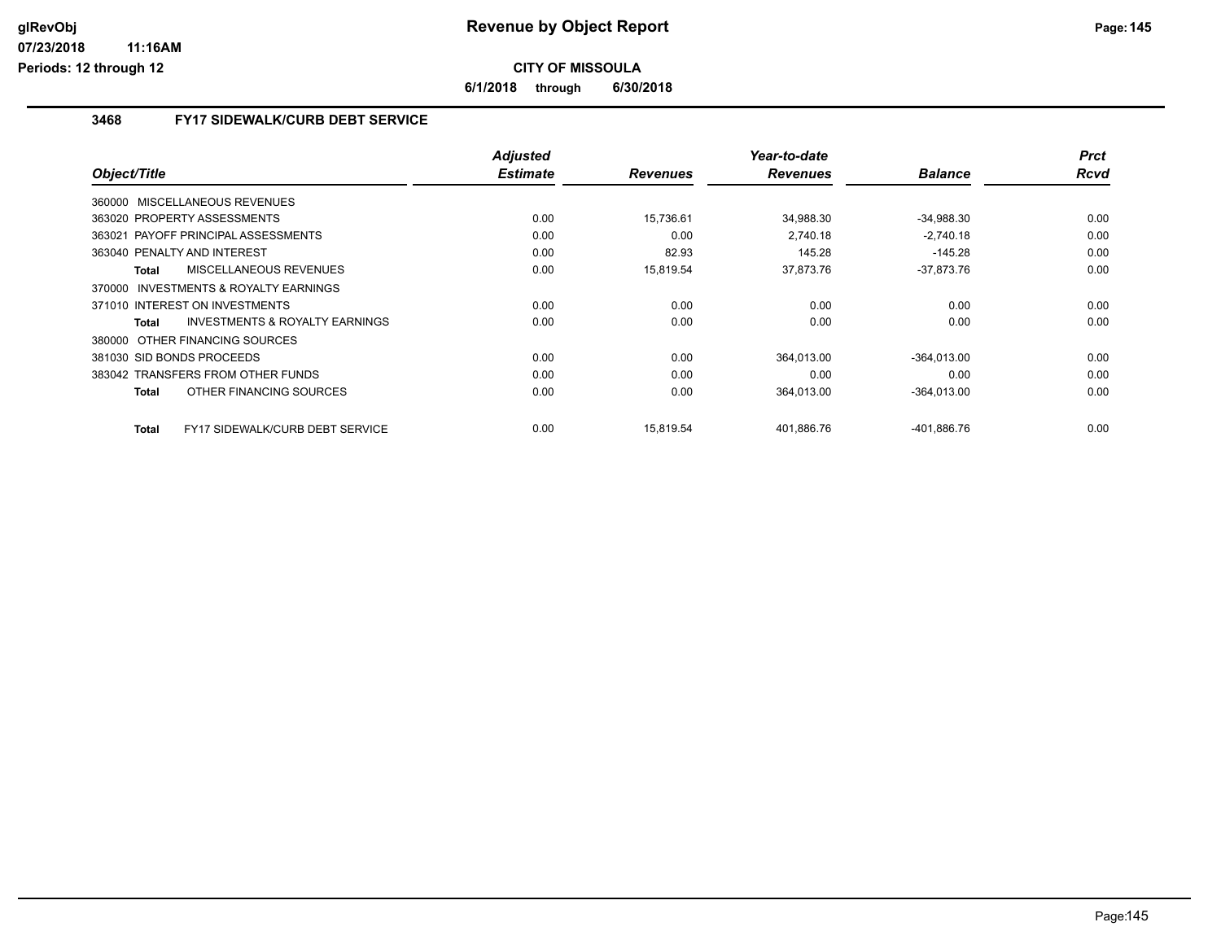# Revenue by Object Report

**CITY OF MISSOULA**

**6/1/2018 through 6/30/2018**

glRevObj
07/23/2018 11:16AM
Periods: 12 through 12

### 3468 FY17 SIDEWALK/CURB DEBT SERVICE

| Object/Title | Adjusted Estimate | Revenues | Year-to-date Revenues | Balance | Prct Rcvd |
|---|---|---|---|---|---|
| 360000 MISCELLANEOUS REVENUES | | | | | |
| 363020 PROPERTY ASSESSMENTS | 0.00 | 15,736.61 | 34,988.30 | -34,988.30 | 0.00 |
| 363021 PAYOFF PRINCIPAL ASSESSMENTS | 0.00 | 0.00 | 2,740.18 | -2,740.18 | 0.00 |
| 363040 PENALTY AND INTEREST | 0.00 | 82.93 | 145.28 | -145.28 | 0.00 |
| **Total** MISCELLANEOUS REVENUES | 0.00 | 15,819.54 | 37,873.76 | -37,873.76 | 0.00 |
| 370000 INVESTMENTS & ROYALTY EARNINGS | | | | | |
| 371010 INTEREST ON INVESTMENTS | 0.00 | 0.00 | 0.00 | 0.00 | 0.00 |
| **Total** INVESTMENTS & ROYALTY EARNINGS | 0.00 | 0.00 | 0.00 | 0.00 | 0.00 |
| 380000 OTHER FINANCING SOURCES | | | | | |
| 381030 SID BONDS PROCEEDS | 0.00 | 0.00 | 364,013.00 | -364,013.00 | 0.00 |
| 383042 TRANSFERS FROM OTHER FUNDS | 0.00 | 0.00 | 0.00 | 0.00 | 0.00 |
| **Total** OTHER FINANCING SOURCES | 0.00 | 0.00 | 364,013.00 | -364,013.00 | 0.00 |
| **Total** FY17 SIDEWALK/CURB DEBT SERVICE | 0.00 | 15,819.54 | 401,886.76 | -401,886.76 | 0.00 |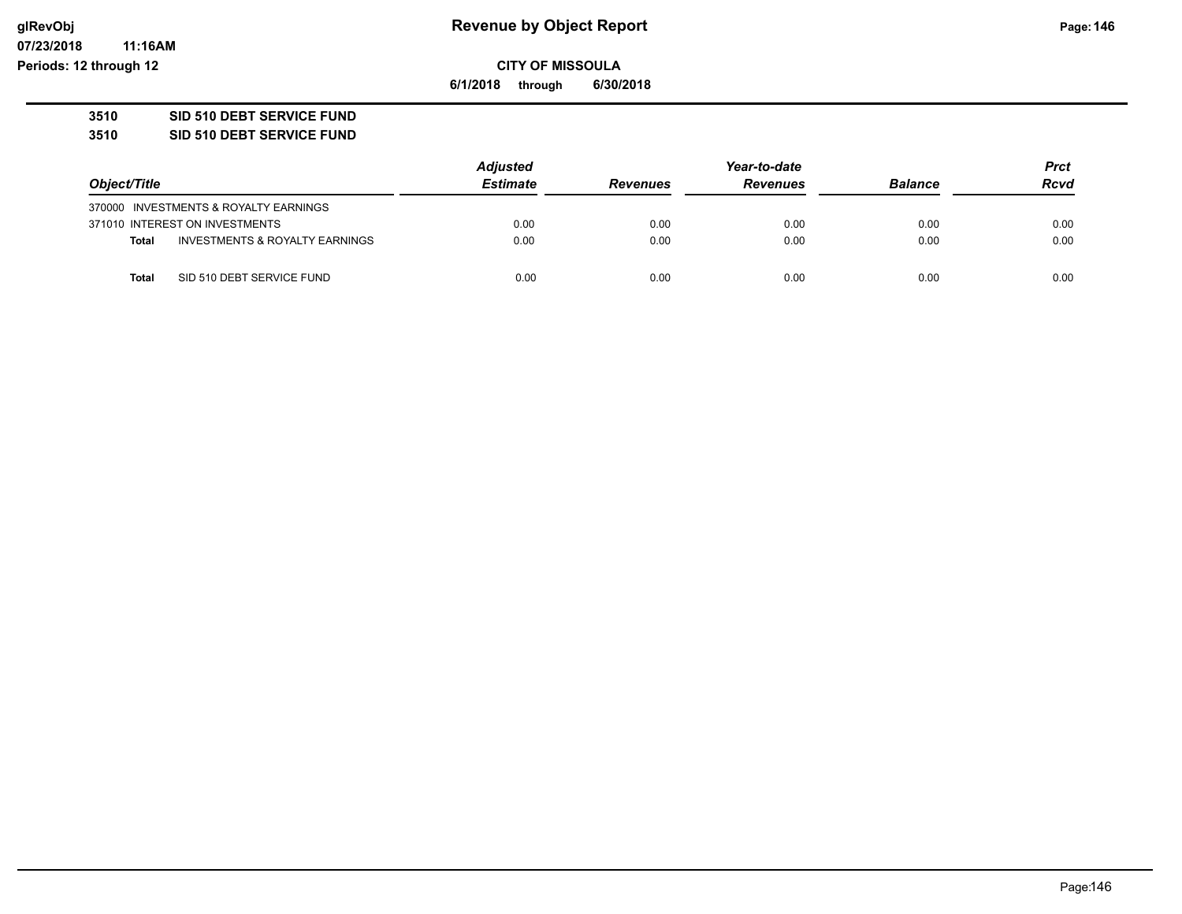**CITY OF MISSOULA**

**6/1/2018 through 6/30/2018**

**3510 SID 510 DEBT SERVICE FUND**

**3510 SID 510 DEBT SERVICE FUND**

| Object/Title | | Adjusted Estimate | Revenues | Year-to-date Revenues | Balance | Prct Rcvd |
|---|---|---|---|---|---|---|
| 370000 INVESTMENTS & ROYALTY EARNINGS | | | | | | |
| 371010 INTEREST ON INVESTMENTS | | 0.00 | 0.00 | 0.00 | 0.00 | 0.00 |
| **Total** | INVESTMENTS & ROYALTY EARNINGS | 0.00 | 0.00 | 0.00 | 0.00 | 0.00 |
| **Total** | SID 510 DEBT SERVICE FUND | 0.00 | 0.00 | 0.00 | 0.00 | 0.00 |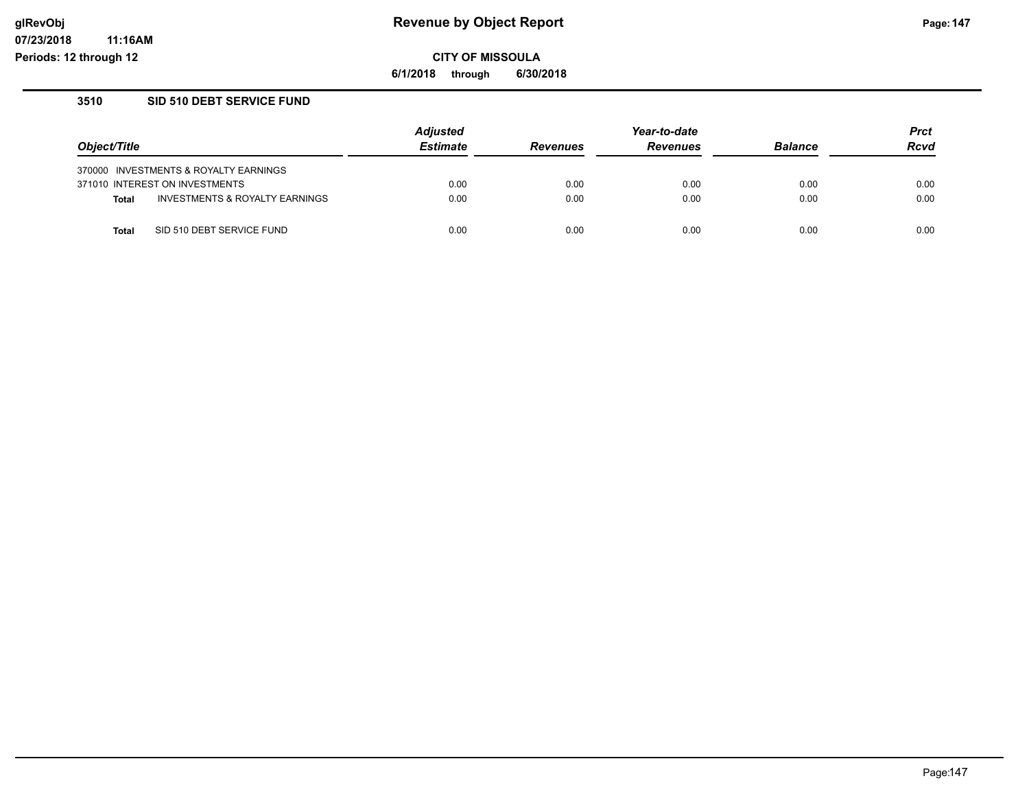**CITY OF MISSOULA**

**6/1/2018 through 6/30/2018**

### 3510 SID 510 DEBT SERVICE FUND

| Object/Title | | Adjusted Estimate | Revenues | Year-to-date Revenues | Balance | Prct Rcvd |
|---|---|---|---|---|---|---|
| 370000 | INVESTMENTS & ROYALTY EARNINGS | | | | | |
| 371010 | INTEREST ON INVESTMENTS | 0.00 | 0.00 | 0.00 | 0.00 | 0.00 |
| **Total** | INVESTMENTS & ROYALTY EARNINGS | 0.00 | 0.00 | 0.00 | 0.00 | 0.00 |
| **Total** | SID 510 DEBT SERVICE FUND | 0.00 | 0.00 | 0.00 | 0.00 | 0.00 |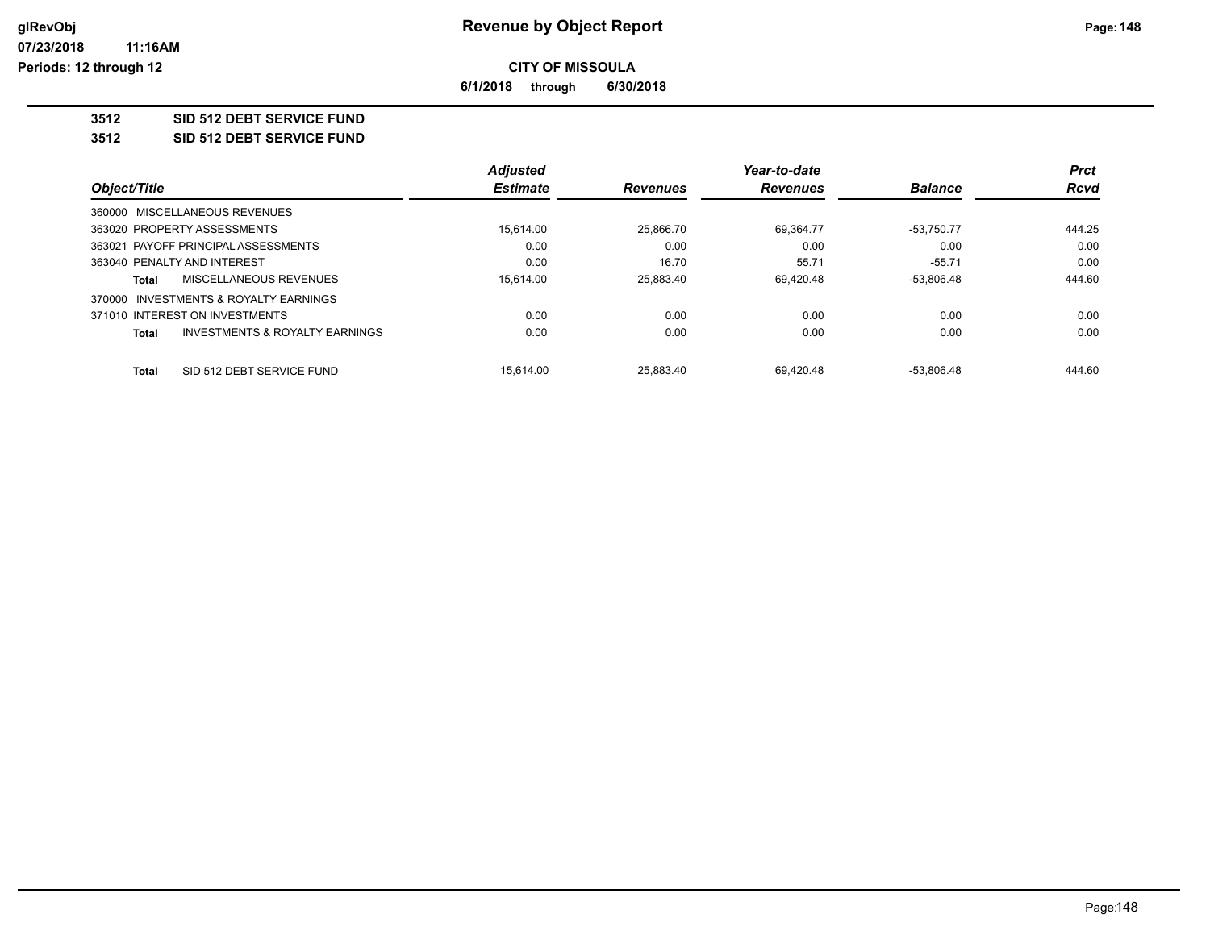# Revenue by Object Report

**CITY OF MISSOULA**

**6/1/2018 through 6/30/2018**

glRevObj
07/23/2018 11:16AM
Periods: 12 through 12

## 3512 SID 512 DEBT SERVICE FUND

## 3512 SID 512 DEBT SERVICE FUND

| Object/Title | Adjusted Estimate | Revenues | Year-to-date Revenues | Balance | Prct Rcvd |
|---|---|---|---|---|---|
| 360000 MISCELLANEOUS REVENUES | | | | | |
| 363020 PROPERTY ASSESSMENTS | 15,614.00 | 25,866.70 | 69,364.77 | -53,750.77 | 444.25 |
| 363021 PAYOFF PRINCIPAL ASSESSMENTS | 0.00 | 0.00 | 0.00 | 0.00 | 0.00 |
| 363040 PENALTY AND INTEREST | 0.00 | 16.70 | 55.71 | -55.71 | 0.00 |
| **Total** MISCELLANEOUS REVENUES | 15,614.00 | 25,883.40 | 69,420.48 | -53,806.48 | 444.60 |
| 370000 INVESTMENTS & ROYALTY EARNINGS | | | | | |
| 371010 INTEREST ON INVESTMENTS | 0.00 | 0.00 | 0.00 | 0.00 | 0.00 |
| **Total** INVESTMENTS & ROYALTY EARNINGS | 0.00 | 0.00 | 0.00 | 0.00 | 0.00 |
| **Total** SID 512 DEBT SERVICE FUND | 15,614.00 | 25,883.40 | 69,420.48 | -53,806.48 | 444.60 |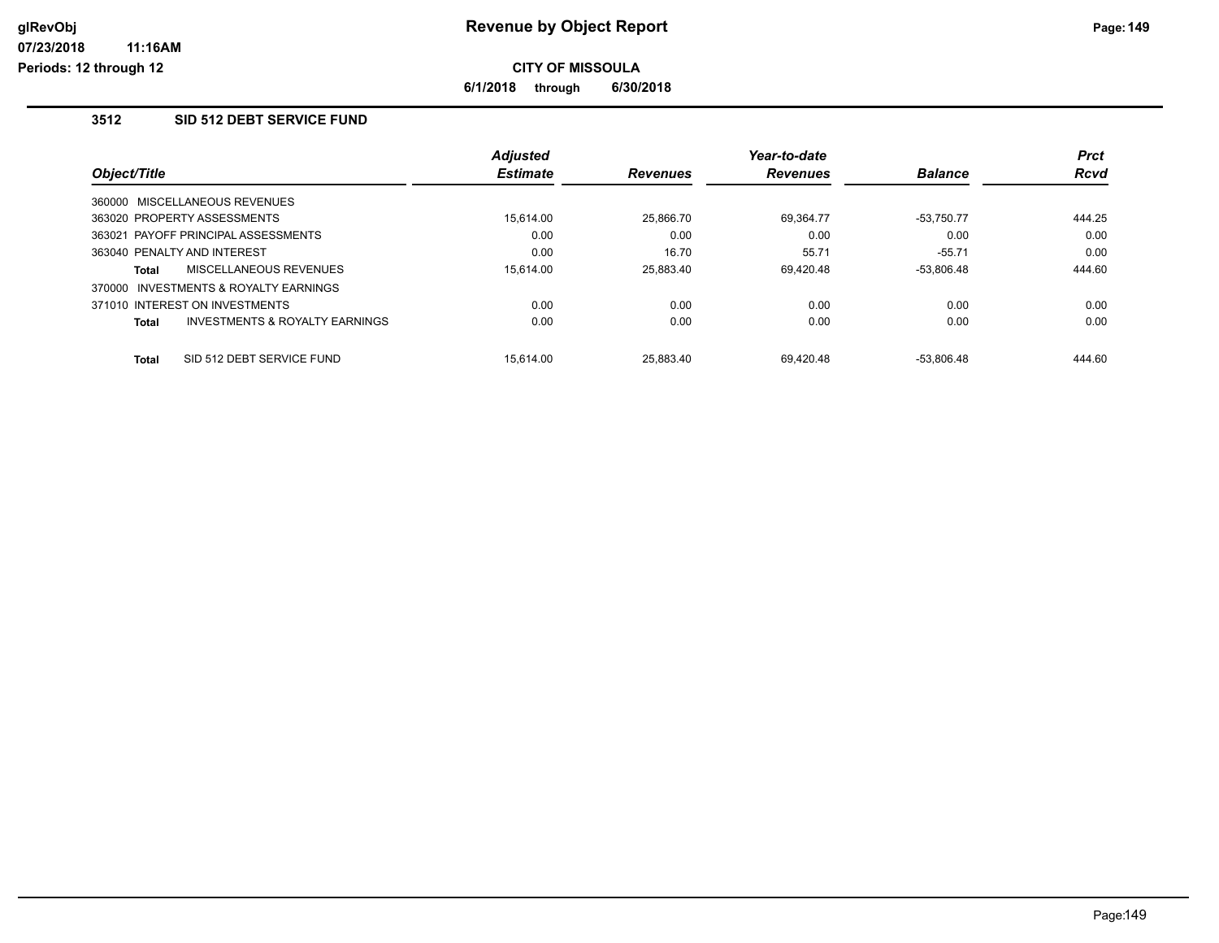# Revenue by Object Report

## CITY OF MISSOULA

**6/1/2018 through 6/30/2018**

### 3512 SID 512 DEBT SERVICE FUND

| Object/Title | | Adjusted Estimate | Revenues | Year-to-date Revenues | Balance | Prct Rcvd |
|---|---|---|---|---|---|---|
| 360000 MISCELLANEOUS REVENUES | | | | | | |
| 363020 PROPERTY ASSESSMENTS | | 15,614.00 | 25,866.70 | 69,364.77 | -53,750.77 | 444.25 |
| 363021 PAYOFF PRINCIPAL ASSESSMENTS | | 0.00 | 0.00 | 0.00 | 0.00 | 0.00 |
| 363040 PENALTY AND INTEREST | | 0.00 | 16.70 | 55.71 | -55.71 | 0.00 |
| **Total** | MISCELLANEOUS REVENUES | 15,614.00 | 25,883.40 | 69,420.48 | -53,806.48 | 444.60 |
| 370000 INVESTMENTS & ROYALTY EARNINGS | | | | | | |
| 371010 INTEREST ON INVESTMENTS | | 0.00 | 0.00 | 0.00 | 0.00 | 0.00 |
| **Total** | INVESTMENTS & ROYALTY EARNINGS | 0.00 | 0.00 | 0.00 | 0.00 | 0.00 |
| **Total** | SID 512 DEBT SERVICE FUND | 15,614.00 | 25,883.40 | 69,420.48 | -53,806.48 | 444.60 |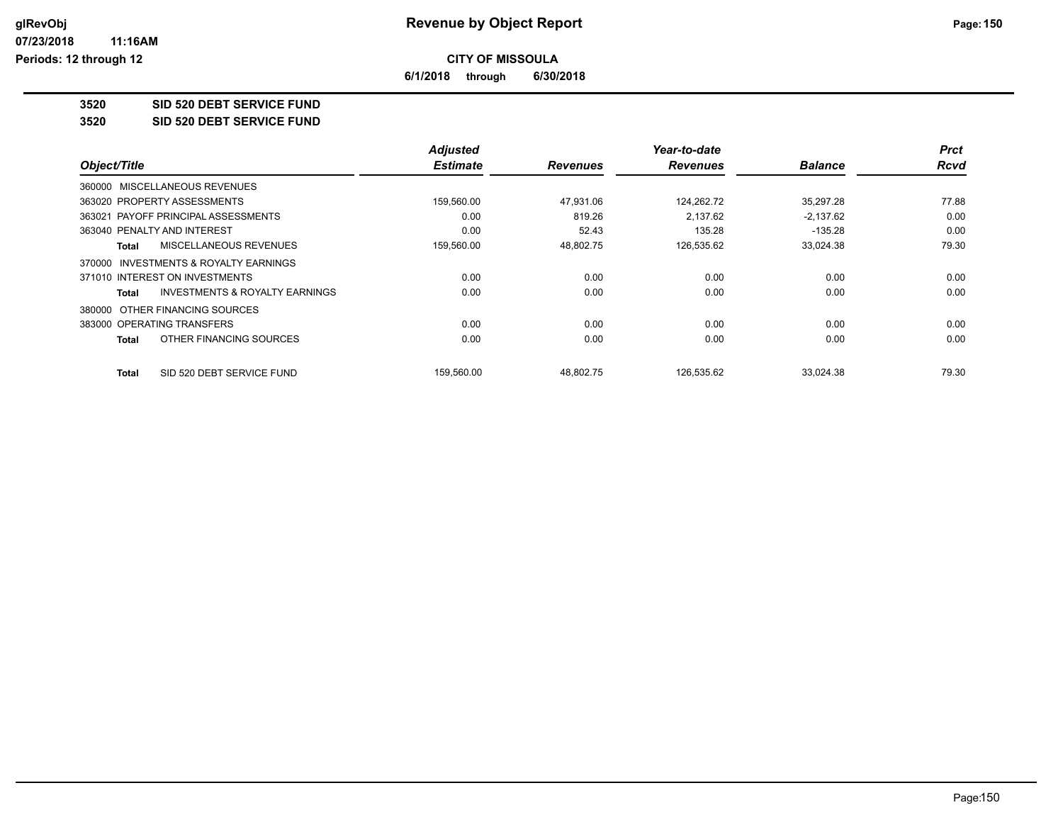# Revenue by Object Report

**CITY OF MISSOULA**

**6/1/2018 through 6/30/2018**

glRevObj
07/23/2018 11:16AM
Periods: 12 through 12

**3520 SID 520 DEBT SERVICE FUND**

**3520 SID 520 DEBT SERVICE FUND**

| Object/Title | Adjusted Estimate | Revenues | Year-to-date Revenues | Balance | Prct Rcvd |
|---|---|---|---|---|---|
| 360000 MISCELLANEOUS REVENUES | | | | | |
| 363020 PROPERTY ASSESSMENTS | 159,560.00 | 47,931.06 | 124,262.72 | 35,297.28 | 77.88 |
| 363021 PAYOFF PRINCIPAL ASSESSMENTS | 0.00 | 819.26 | 2,137.62 | -2,137.62 | 0.00 |
| 363040 PENALTY AND INTEREST | 0.00 | 52.43 | 135.28 | -135.28 | 0.00 |
| **Total** MISCELLANEOUS REVENUES | 159,560.00 | 48,802.75 | 126,535.62 | 33,024.38 | 79.30 |
| 370000 INVESTMENTS & ROYALTY EARNINGS | | | | | |
| 371010 INTEREST ON INVESTMENTS | 0.00 | 0.00 | 0.00 | 0.00 | 0.00 |
| **Total** INVESTMENTS & ROYALTY EARNINGS | 0.00 | 0.00 | 0.00 | 0.00 | 0.00 |
| 380000 OTHER FINANCING SOURCES | | | | | |
| 383000 OPERATING TRANSFERS | 0.00 | 0.00 | 0.00 | 0.00 | 0.00 |
| **Total** OTHER FINANCING SOURCES | 0.00 | 0.00 | 0.00 | 0.00 | 0.00 |
| **Total** SID 520 DEBT SERVICE FUND | 159,560.00 | 48,802.75 | 126,535.62 | 33,024.38 | 79.30 |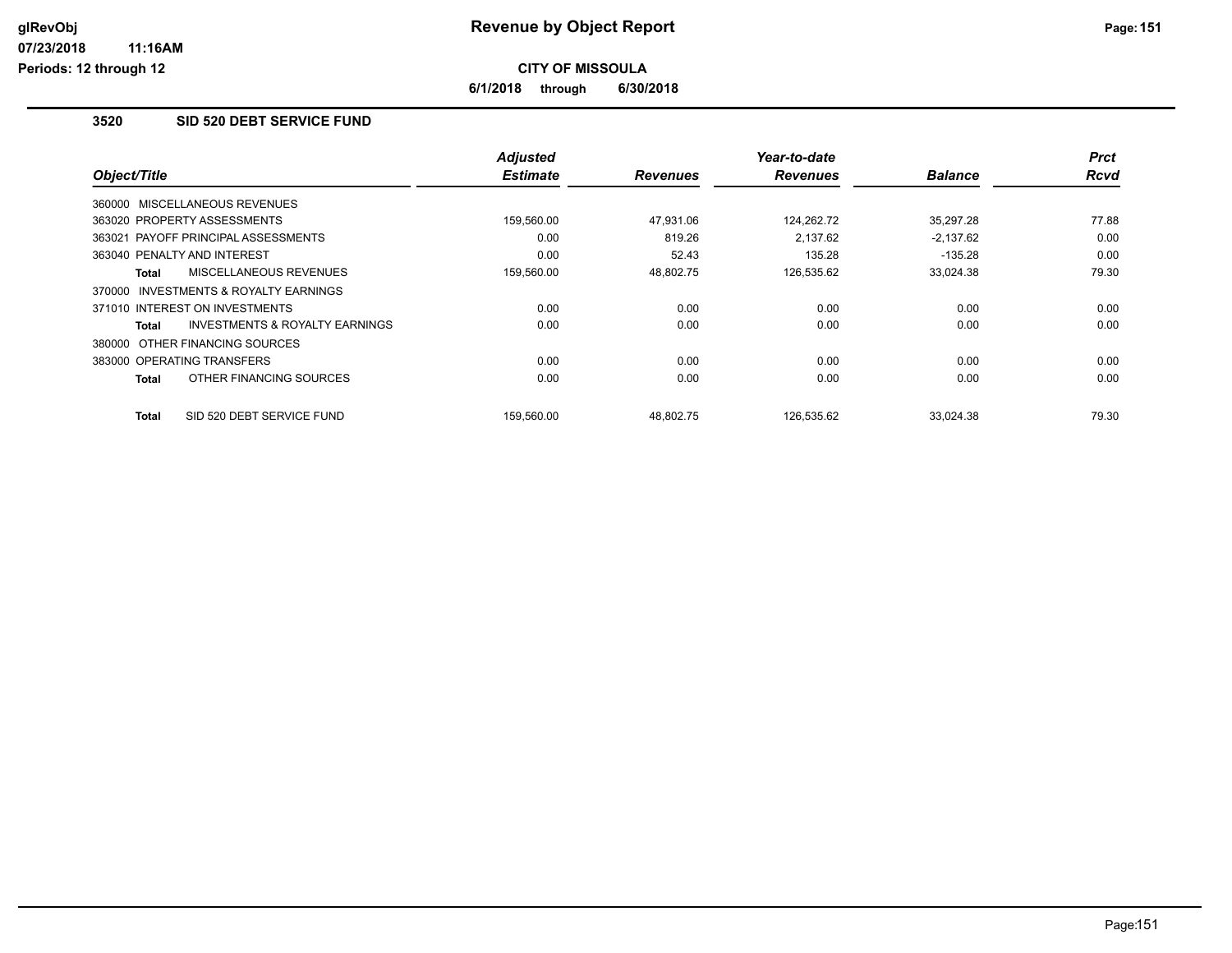# CITY OF MISSOULA

**6/1/2018 through 6/30/2018**

### 3520 SID 520 DEBT SERVICE FUND

| Object/Title | Adjusted Estimate | Revenues | Year-to-date Revenues | Balance | Prct Rcvd |
|---|---|---|---|---|---|
| 360000 MISCELLANEOUS REVENUES | | | | | |
| 363020 PROPERTY ASSESSMENTS | 159,560.00 | 47,931.06 | 124,262.72 | 35,297.28 | 77.88 |
| 363021 PAYOFF PRINCIPAL ASSESSMENTS | 0.00 | 819.26 | 2,137.62 | -2,137.62 | 0.00 |
| 363040 PENALTY AND INTEREST | 0.00 | 52.43 | 135.28 | -135.28 | 0.00 |
| **Total** MISCELLANEOUS REVENUES | 159,560.00 | 48,802.75 | 126,535.62 | 33,024.38 | 79.30 |
| 370000 INVESTMENTS & ROYALTY EARNINGS | | | | | |
| 371010 INTEREST ON INVESTMENTS | 0.00 | 0.00 | 0.00 | 0.00 | 0.00 |
| **Total** INVESTMENTS & ROYALTY EARNINGS | 0.00 | 0.00 | 0.00 | 0.00 | 0.00 |
| 380000 OTHER FINANCING SOURCES | | | | | |
| 383000 OPERATING TRANSFERS | 0.00 | 0.00 | 0.00 | 0.00 | 0.00 |
| **Total** OTHER FINANCING SOURCES | 0.00 | 0.00 | 0.00 | 0.00 | 0.00 |
| **Total** SID 520 DEBT SERVICE FUND | 159,560.00 | 48,802.75 | 126,535.62 | 33,024.38 | 79.30 |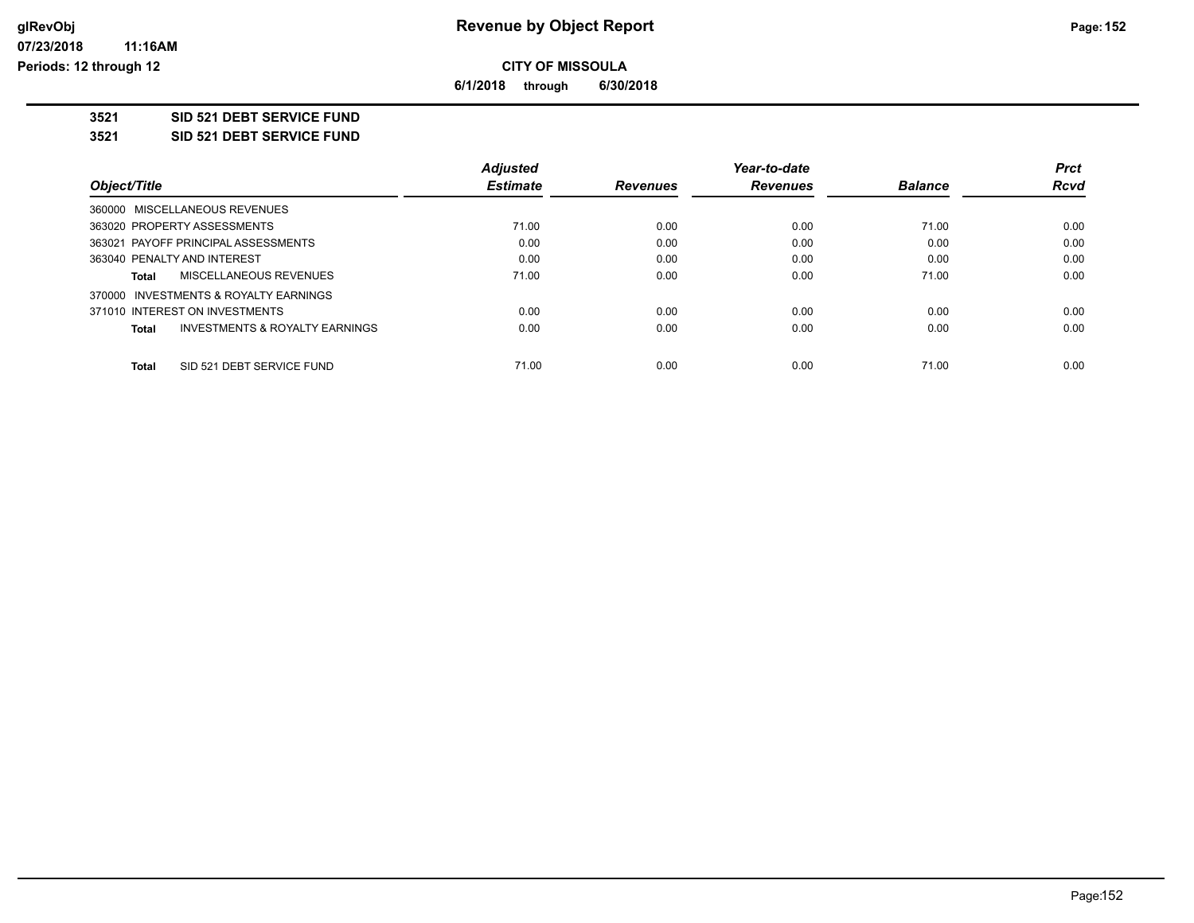# Revenue by Object Report

**CITY OF MISSOULA**

**6/1/2018 through 6/30/2018**

glRevObj
07/23/2018 11:16AM
Periods: 12 through 12

## 3521 SID 521 DEBT SERVICE FUND

## 3521 SID 521 DEBT SERVICE FUND

| Object/Title | Adjusted Estimate | Revenues | Year-to-date Revenues | Balance | Prct Rcvd |
|---|---|---|---|---|---|
| 360000 MISCELLANEOUS REVENUES | | | | | |
| 363020 PROPERTY ASSESSMENTS | 71.00 | 0.00 | 0.00 | 71.00 | 0.00 |
| 363021 PAYOFF PRINCIPAL ASSESSMENTS | 0.00 | 0.00 | 0.00 | 0.00 | 0.00 |
| 363040 PENALTY AND INTEREST | 0.00 | 0.00 | 0.00 | 0.00 | 0.00 |
| **Total** MISCELLANEOUS REVENUES | 71.00 | 0.00 | 0.00 | 71.00 | 0.00 |
| 370000 INVESTMENTS & ROYALTY EARNINGS | | | | | |
| 371010 INTEREST ON INVESTMENTS | 0.00 | 0.00 | 0.00 | 0.00 | 0.00 |
| **Total** INVESTMENTS & ROYALTY EARNINGS | 0.00 | 0.00 | 0.00 | 0.00 | 0.00 |
| **Total** SID 521 DEBT SERVICE FUND | 71.00 | 0.00 | 0.00 | 71.00 | 0.00 |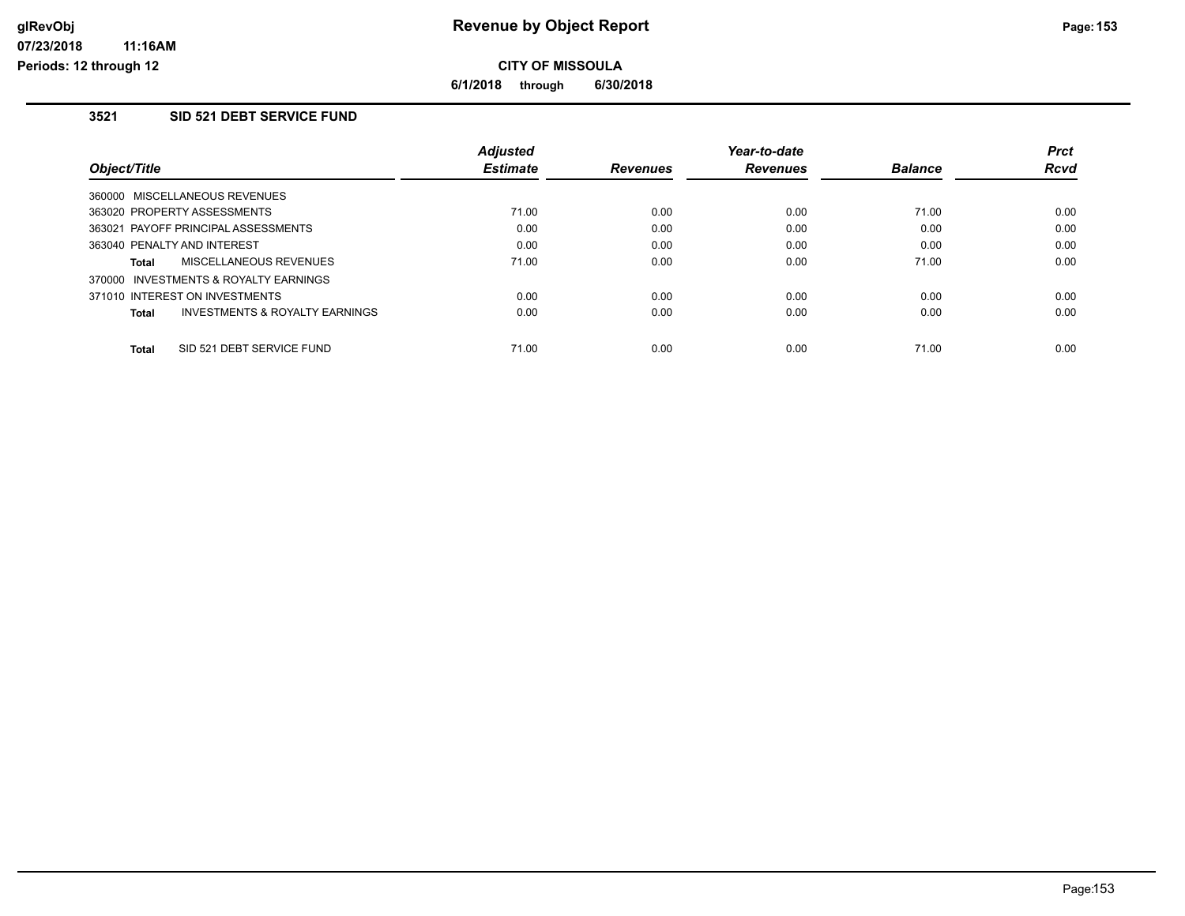# Revenue by Object Report

**CITY OF MISSOULA**

**6/1/2018 through 6/30/2018**

glRevObj
07/23/2018 11:16AM
Periods: 12 through 12

## 3521 SID 521 DEBT SERVICE FUND

| Object/Title | Adjusted Estimate | Revenues | Year-to-date Revenues | Balance | Prct Rcvd |
|---|---|---|---|---|---|
| 360000 MISCELLANEOUS REVENUES | | | | | |
| 363020 PROPERTY ASSESSMENTS | 71.00 | 0.00 | 0.00 | 71.00 | 0.00 |
| 363021 PAYOFF PRINCIPAL ASSESSMENTS | 0.00 | 0.00 | 0.00 | 0.00 | 0.00 |
| 363040 PENALTY AND INTEREST | 0.00 | 0.00 | 0.00 | 0.00 | 0.00 |
| **Total** MISCELLANEOUS REVENUES | 71.00 | 0.00 | 0.00 | 71.00 | 0.00 |
| 370000 INVESTMENTS & ROYALTY EARNINGS | | | | | |
| 371010 INTEREST ON INVESTMENTS | 0.00 | 0.00 | 0.00 | 0.00 | 0.00 |
| **Total** INVESTMENTS & ROYALTY EARNINGS | 0.00 | 0.00 | 0.00 | 0.00 | 0.00 |
| **Total** SID 521 DEBT SERVICE FUND | 71.00 | 0.00 | 0.00 | 71.00 | 0.00 |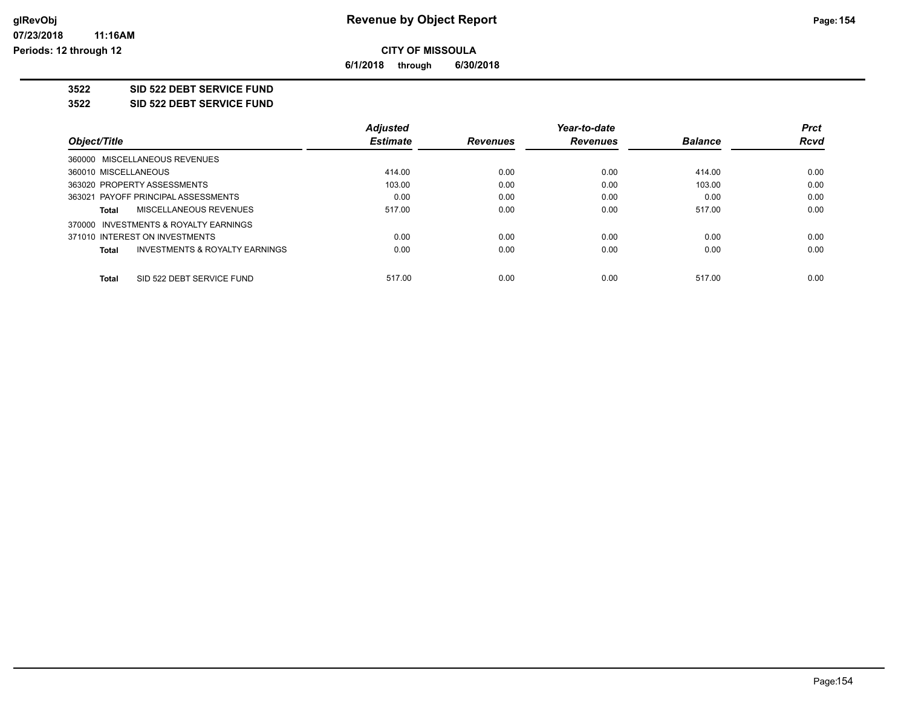# Revenue by Object Report

glRevObj
07/23/2018 11:16AM
Periods: 12 through 12

**CITY OF MISSOULA**

**6/1/2018 through 6/30/2018**

**3522 SID 522 DEBT SERVICE FUND**

**3522 SID 522 DEBT SERVICE FUND**

| Object/Title | Adjusted Estimate | Revenues | Year-to-date Revenues | Balance | Prct Rcvd |
|---|---|---|---|---|---|
| 360000 MISCELLANEOUS REVENUES | | | | | |
| 360010 MISCELLANEOUS | 414.00 | 0.00 | 0.00 | 414.00 | 0.00 |
| 363020 PROPERTY ASSESSMENTS | 103.00 | 0.00 | 0.00 | 103.00 | 0.00 |
| 363021 PAYOFF PRINCIPAL ASSESSMENTS | 0.00 | 0.00 | 0.00 | 0.00 | 0.00 |
| **Total** MISCELLANEOUS REVENUES | 517.00 | 0.00 | 0.00 | 517.00 | 0.00 |
| 370000 INVESTMENTS & ROYALTY EARNINGS | | | | | |
| 371010 INTEREST ON INVESTMENTS | 0.00 | 0.00 | 0.00 | 0.00 | 0.00 |
| **Total** INVESTMENTS & ROYALTY EARNINGS | 0.00 | 0.00 | 0.00 | 0.00 | 0.00 |
| **Total** SID 522 DEBT SERVICE FUND | 517.00 | 0.00 | 0.00 | 517.00 | 0.00 |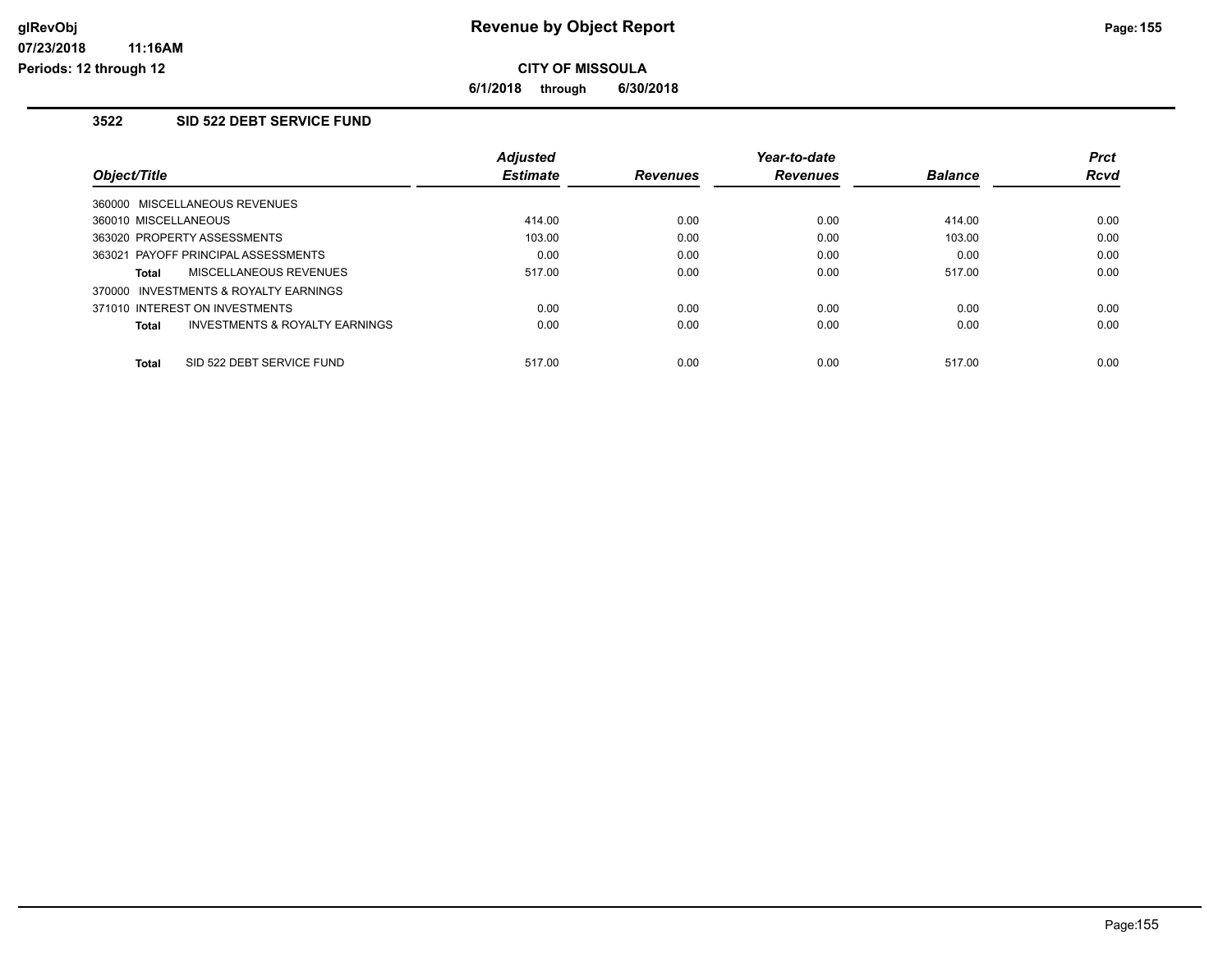## Revenue by Object Report

**CITY OF MISSOULA**

**6/1/2018 through 6/30/2018**

### 3522 SID 522 DEBT SERVICE FUND

| Object/Title | Adjusted Estimate | Revenues | Year-to-date Revenues | Balance | Prct Rcvd |
|---|---|---|---|---|---|
| 360000 MISCELLANEOUS REVENUES | | | | | |
| 360010 MISCELLANEOUS | 414.00 | 0.00 | 0.00 | 414.00 | 0.00 |
| 363020 PROPERTY ASSESSMENTS | 103.00 | 0.00 | 0.00 | 103.00 | 0.00 |
| 363021 PAYOFF PRINCIPAL ASSESSMENTS | 0.00 | 0.00 | 0.00 | 0.00 | 0.00 |
| **Total** MISCELLANEOUS REVENUES | 517.00 | 0.00 | 0.00 | 517.00 | 0.00 |
| 370000 INVESTMENTS & ROYALTY EARNINGS | | | | | |
| 371010 INTEREST ON INVESTMENTS | 0.00 | 0.00 | 0.00 | 0.00 | 0.00 |
| **Total** INVESTMENTS & ROYALTY EARNINGS | 0.00 | 0.00 | 0.00 | 0.00 | 0.00 |
| **Total** SID 522 DEBT SERVICE FUND | 517.00 | 0.00 | 0.00 | 517.00 | 0.00 |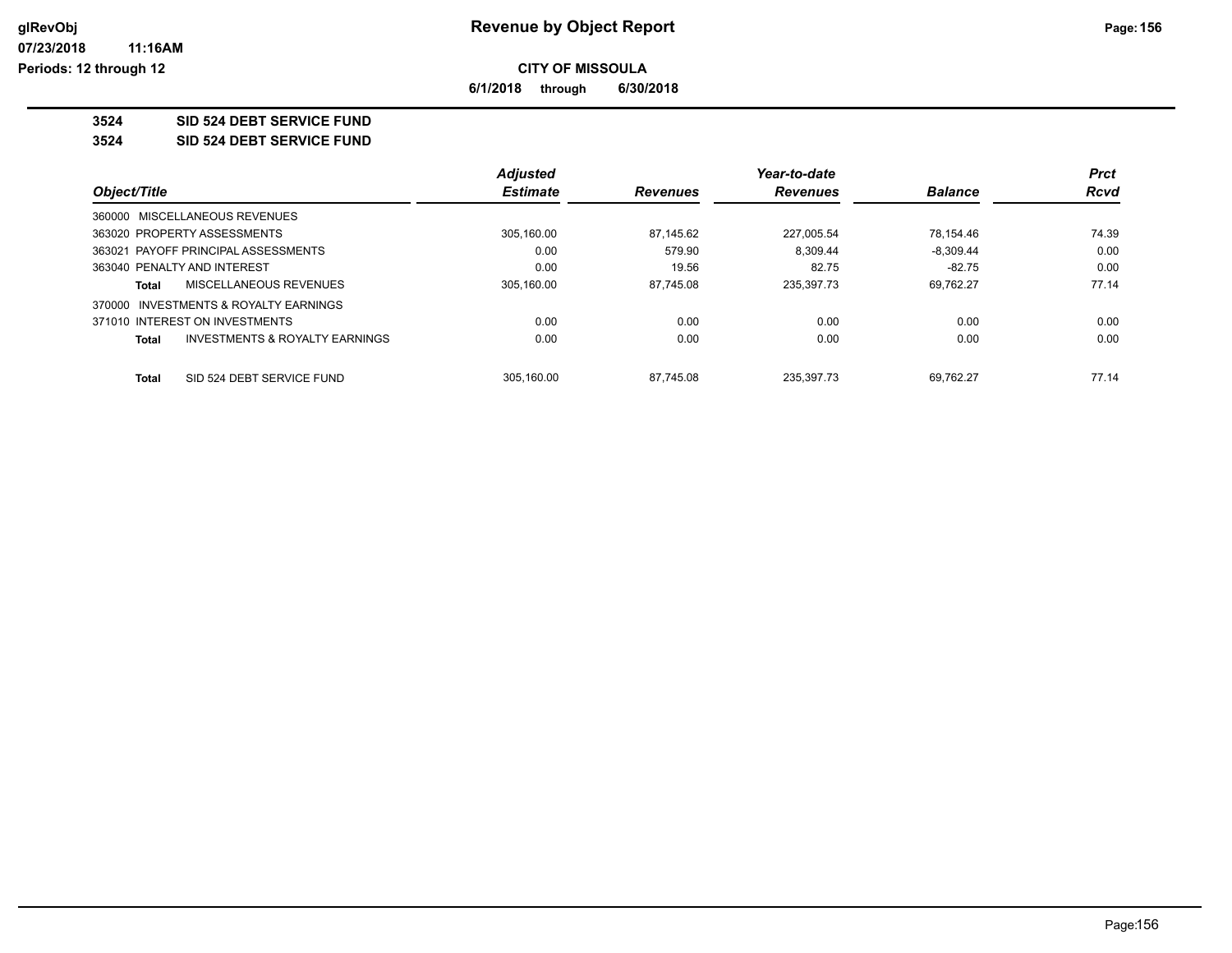# Revenue by Object Report

glRevObj
07/23/2018 11:16AM
Periods: 12 through 12

**CITY OF MISSOULA**

**6/1/2018 through 6/30/2018**

## 3524 SID 524 DEBT SERVICE FUND

### 3524 SID 524 DEBT SERVICE FUND

| Object/Title | Adjusted Estimate | Revenues | Year-to-date Revenues | Balance | Prct Rcvd |
|---|---|---|---|---|---|
| 360000 MISCELLANEOUS REVENUES | | | | | |
| 363020 PROPERTY ASSESSMENTS | 305,160.00 | 87,145.62 | 227,005.54 | 78,154.46 | 74.39 |
| 363021 PAYOFF PRINCIPAL ASSESSMENTS | 0.00 | 579.90 | 8,309.44 | -8,309.44 | 0.00 |
| 363040 PENALTY AND INTEREST | 0.00 | 19.56 | 82.75 | -82.75 | 0.00 |
| **Total** MISCELLANEOUS REVENUES | 305,160.00 | 87,745.08 | 235,397.73 | 69,762.27 | 77.14 |
| 370000 INVESTMENTS & ROYALTY EARNINGS | | | | | |
| 371010 INTEREST ON INVESTMENTS | 0.00 | 0.00 | 0.00 | 0.00 | 0.00 |
| **Total** INVESTMENTS & ROYALTY EARNINGS | 0.00 | 0.00 | 0.00 | 0.00 | 0.00 |
| **Total** SID 524 DEBT SERVICE FUND | 305,160.00 | 87,745.08 | 235,397.73 | 69,762.27 | 77.14 |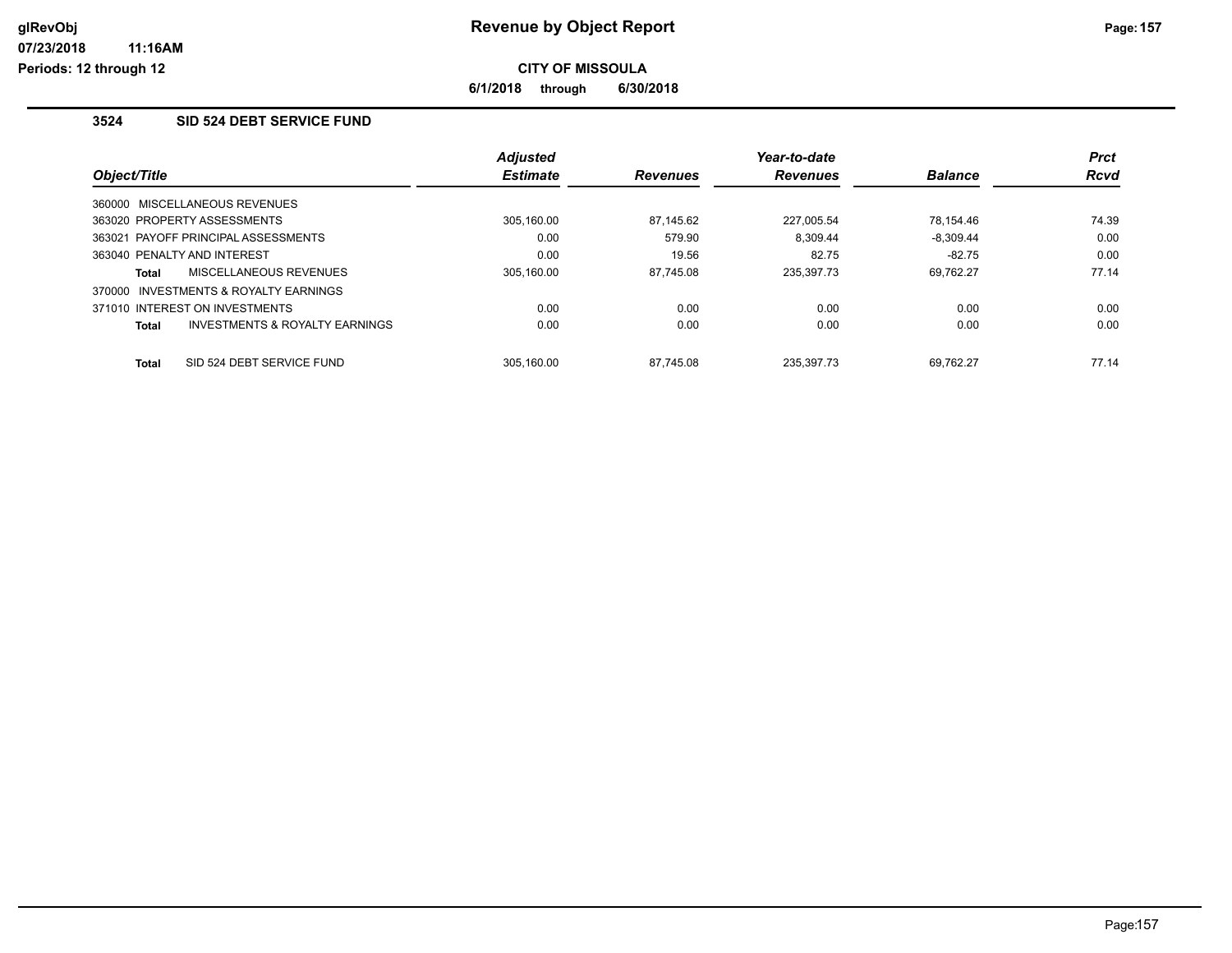**Revenue by Object Report**

**CITY OF MISSOULA**

**6/1/2018 through 6/30/2018**

glRevObj
07/23/2018 11:16AM
Periods: 12 through 12

## 3524 SID 524 DEBT SERVICE FUND

| Object/Title | | Adjusted Estimate | Revenues | Year-to-date Revenues | Balance | Prct Rcvd |
|---|---|---|---|---|---|---|
| 360000 MISCELLANEOUS REVENUES | | | | | | |
| 363020 PROPERTY ASSESSMENTS | | 305,160.00 | 87,145.62 | 227,005.54 | 78,154.46 | 74.39 |
| 363021 PAYOFF PRINCIPAL ASSESSMENTS | | 0.00 | 579.90 | 8,309.44 | -8,309.44 | 0.00 |
| 363040 PENALTY AND INTEREST | | 0.00 | 19.56 | 82.75 | -82.75 | 0.00 |
| **Total** | MISCELLANEOUS REVENUES | 305,160.00 | 87,745.08 | 235,397.73 | 69,762.27 | 77.14 |
| 370000 INVESTMENTS & ROYALTY EARNINGS | | | | | | |
| 371010 INTEREST ON INVESTMENTS | | 0.00 | 0.00 | 0.00 | 0.00 | 0.00 |
| **Total** | INVESTMENTS & ROYALTY EARNINGS | 0.00 | 0.00 | 0.00 | 0.00 | 0.00 |
| **Total** | SID 524 DEBT SERVICE FUND | 305,160.00 | 87,745.08 | 235,397.73 | 69,762.27 | 77.14 |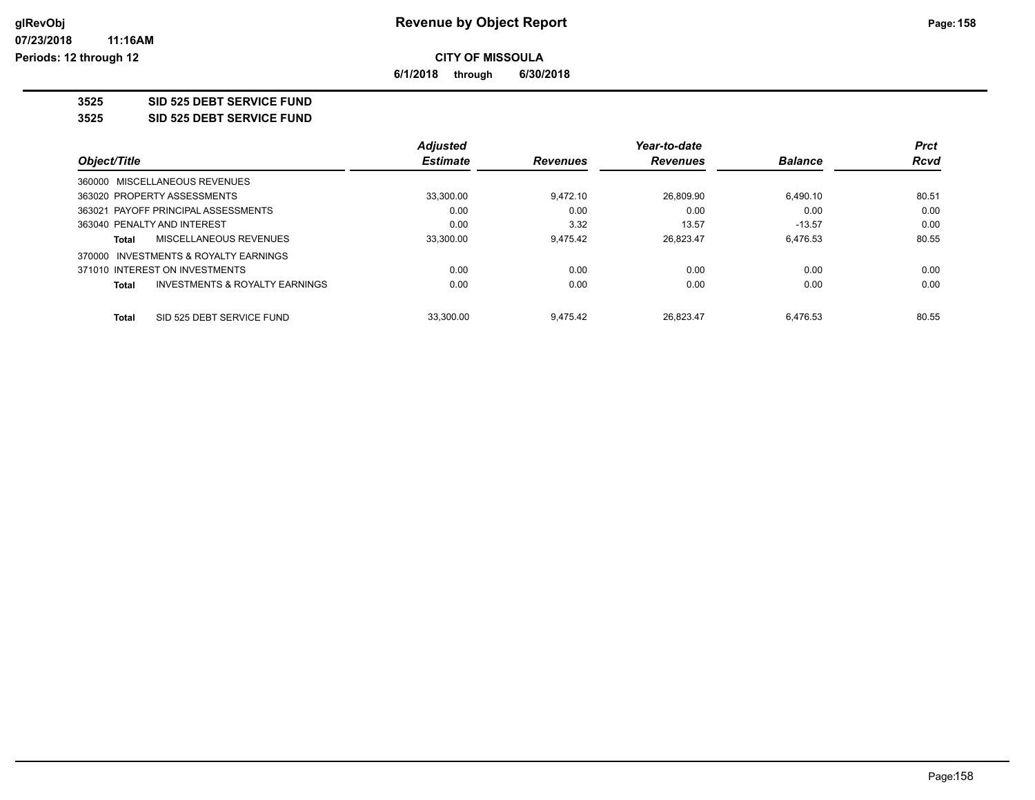# Revenue by Object Report

**CITY OF MISSOULA**

**6/1/2018 through 6/30/2018**

glRevObj
07/23/2018 11:16AM
Periods: 12 through 12

## 3525 SID 525 DEBT SERVICE FUND

## 3525 SID 525 DEBT SERVICE FUND

| Object/Title | Adjusted Estimate | Revenues | Year-to-date Revenues | Balance | Prct Rcvd |
|---|---|---|---|---|---|
| 360000 MISCELLANEOUS REVENUES | | | | | |
| 363020 PROPERTY ASSESSMENTS | 33,300.00 | 9,472.10 | 26,809.90 | 6,490.10 | 80.51 |
| 363021 PAYOFF PRINCIPAL ASSESSMENTS | 0.00 | 0.00 | 0.00 | 0.00 | 0.00 |
| 363040 PENALTY AND INTEREST | 0.00 | 3.32 | 13.57 | -13.57 | 0.00 |
| **Total** MISCELLANEOUS REVENUES | 33,300.00 | 9,475.42 | 26,823.47 | 6,476.53 | 80.55 |
| 370000 INVESTMENTS & ROYALTY EARNINGS | | | | | |
| 371010 INTEREST ON INVESTMENTS | 0.00 | 0.00 | 0.00 | 0.00 | 0.00 |
| **Total** INVESTMENTS & ROYALTY EARNINGS | 0.00 | 0.00 | 0.00 | 0.00 | 0.00 |
| **Total** SID 525 DEBT SERVICE FUND | 33,300.00 | 9,475.42 | 26,823.47 | 6,476.53 | 80.55 |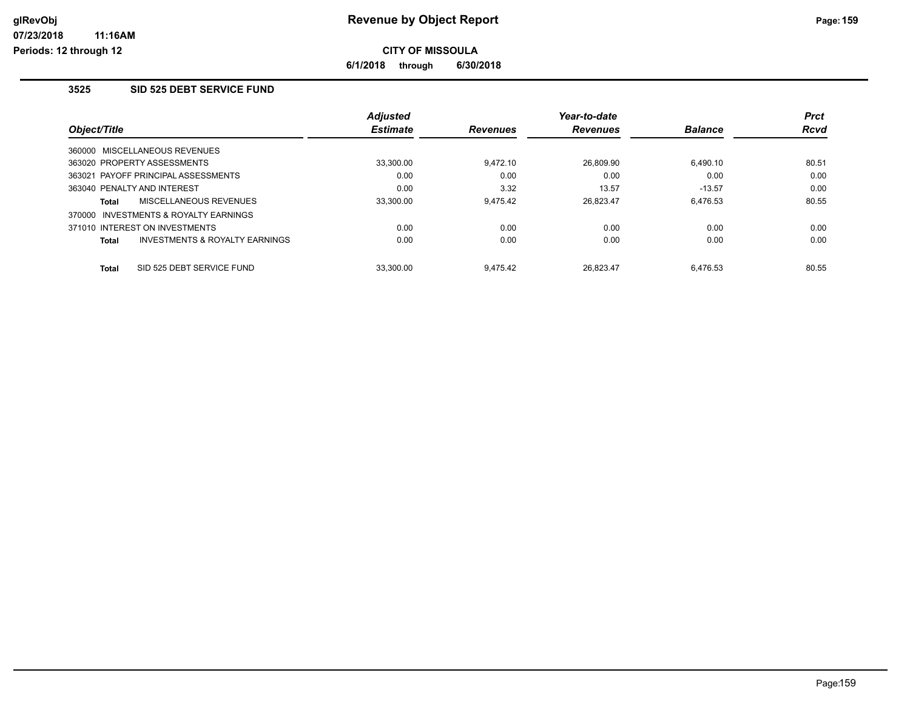# Revenue by Object Report

**CITY OF MISSOULA**

**6/1/2018 through 6/30/2018**

### 3525 SID 525 DEBT SERVICE FUND

| Object/Title | Adjusted Estimate | Revenues | Year-to-date Revenues | Balance | Prct Rcvd |
|---|---|---|---|---|---|
| 360000 MISCELLANEOUS REVENUES | | | | | |
| 363020 PROPERTY ASSESSMENTS | 33,300.00 | 9,472.10 | 26,809.90 | 6,490.10 | 80.51 |
| 363021 PAYOFF PRINCIPAL ASSESSMENTS | 0.00 | 0.00 | 0.00 | 0.00 | 0.00 |
| 363040 PENALTY AND INTEREST | 0.00 | 3.32 | 13.57 | -13.57 | 0.00 |
| **Total** MISCELLANEOUS REVENUES | 33,300.00 | 9,475.42 | 26,823.47 | 6,476.53 | 80.55 |
| 370000 INVESTMENTS & ROYALTY EARNINGS | | | | | |
| 371010 INTEREST ON INVESTMENTS | 0.00 | 0.00 | 0.00 | 0.00 | 0.00 |
| **Total** INVESTMENTS & ROYALTY EARNINGS | 0.00 | 0.00 | 0.00 | 0.00 | 0.00 |
| **Total** SID 525 DEBT SERVICE FUND | 33,300.00 | 9,475.42 | 26,823.47 | 6,476.53 | 80.55 |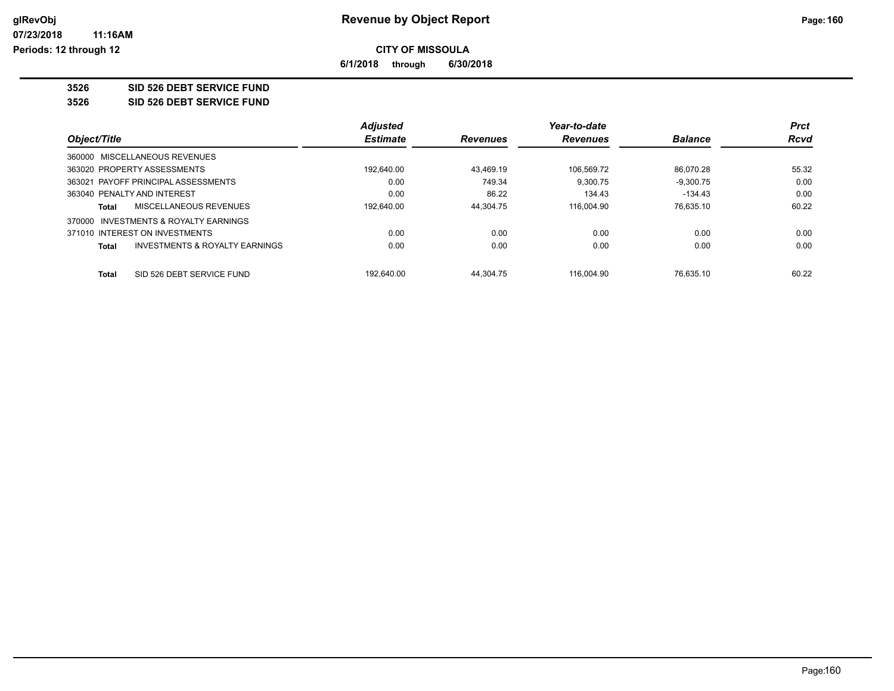# Revenue by Object Report

**CITY OF MISSOULA**

**6/1/2018 through 6/30/2018**

glRevObj
07/23/2018 11:16AM
Periods: 12 through 12

## 3526 SID 526 DEBT SERVICE FUND

### 3526 SID 526 DEBT SERVICE FUND

| Object/Title | Adjusted Estimate | Revenues | Year-to-date Revenues | Balance | Prct Rcvd |
|---|---|---|---|---|---|
| 360000 MISCELLANEOUS REVENUES | | | | | |
| 363020 PROPERTY ASSESSMENTS | 192,640.00 | 43,469.19 | 106,569.72 | 86,070.28 | 55.32 |
| 363021 PAYOFF PRINCIPAL ASSESSMENTS | 0.00 | 749.34 | 9,300.75 | -9,300.75 | 0.00 |
| 363040 PENALTY AND INTEREST | 0.00 | 86.22 | 134.43 | -134.43 | 0.00 |
| **Total** MISCELLANEOUS REVENUES | 192,640.00 | 44,304.75 | 116,004.90 | 76,635.10 | 60.22 |
| 370000 INVESTMENTS & ROYALTY EARNINGS | | | | | |
| 371010 INTEREST ON INVESTMENTS | 0.00 | 0.00 | 0.00 | 0.00 | 0.00 |
| **Total** INVESTMENTS & ROYALTY EARNINGS | 0.00 | 0.00 | 0.00 | 0.00 | 0.00 |
| **Total** SID 526 DEBT SERVICE FUND | 192,640.00 | 44,304.75 | 116,004.90 | 76,635.10 | 60.22 |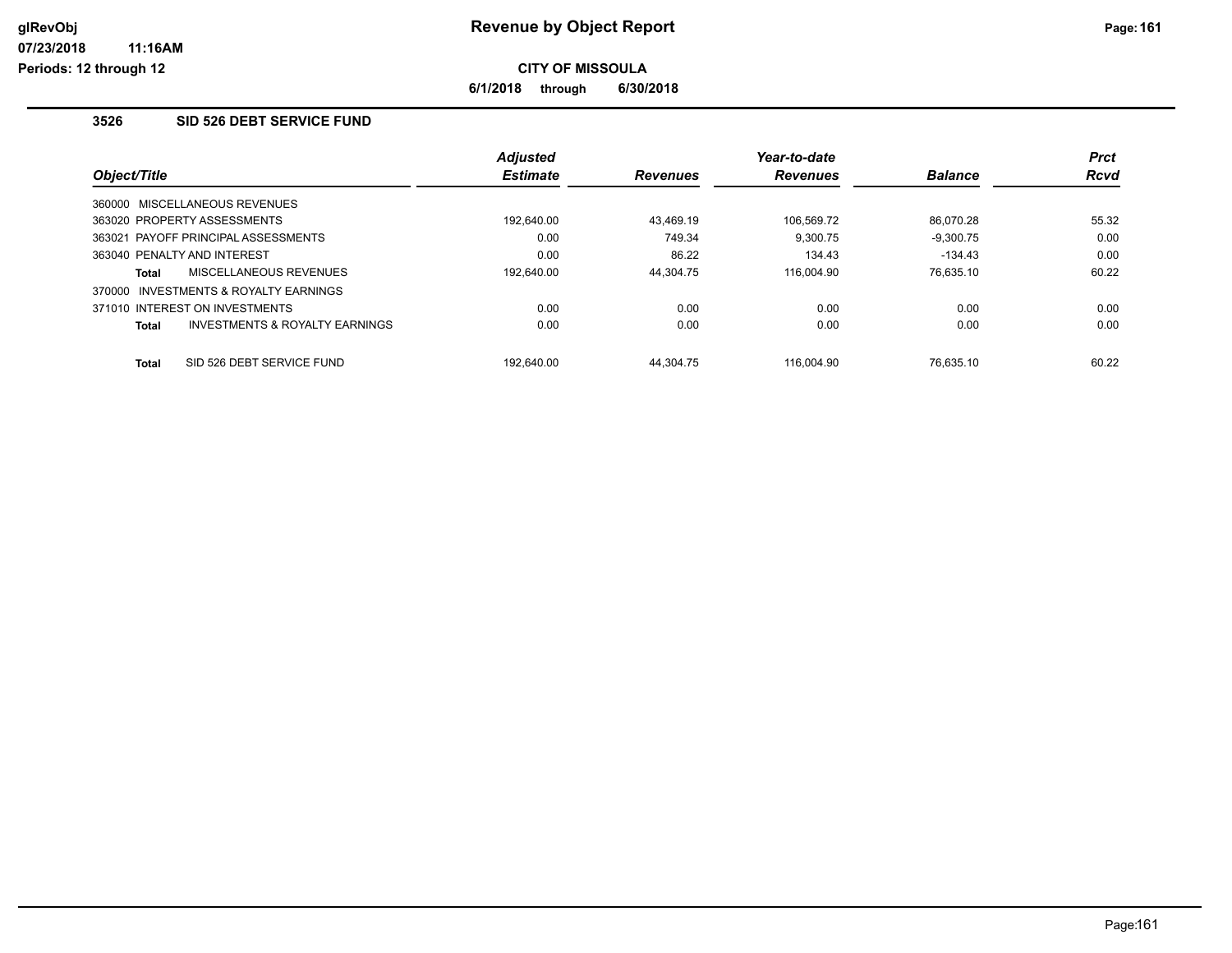# Revenue by Object Report

**CITY OF MISSOULA**

**6/1/2018 through 6/30/2018**

### 3526 SID 526 DEBT SERVICE FUND

| Object/Title | Adjusted Estimate | Revenues | Year-to-date Revenues | Balance | Prct Rcvd |
|---|---|---|---|---|---|
| 360000 MISCELLANEOUS REVENUES | | | | | |
| 363020 PROPERTY ASSESSMENTS | 192,640.00 | 43,469.19 | 106,569.72 | 86,070.28 | 55.32 |
| 363021 PAYOFF PRINCIPAL ASSESSMENTS | 0.00 | 749.34 | 9,300.75 | -9,300.75 | 0.00 |
| 363040 PENALTY AND INTEREST | 0.00 | 86.22 | 134.43 | -134.43 | 0.00 |
| **Total** MISCELLANEOUS REVENUES | 192,640.00 | 44,304.75 | 116,004.90 | 76,635.10 | 60.22 |
| 370000 INVESTMENTS & ROYALTY EARNINGS | | | | | |
| 371010 INTEREST ON INVESTMENTS | 0.00 | 0.00 | 0.00 | 0.00 | 0.00 |
| **Total** INVESTMENTS & ROYALTY EARNINGS | 0.00 | 0.00 | 0.00 | 0.00 | 0.00 |
| **Total** SID 526 DEBT SERVICE FUND | 192,640.00 | 44,304.75 | 116,004.90 | 76,635.10 | 60.22 |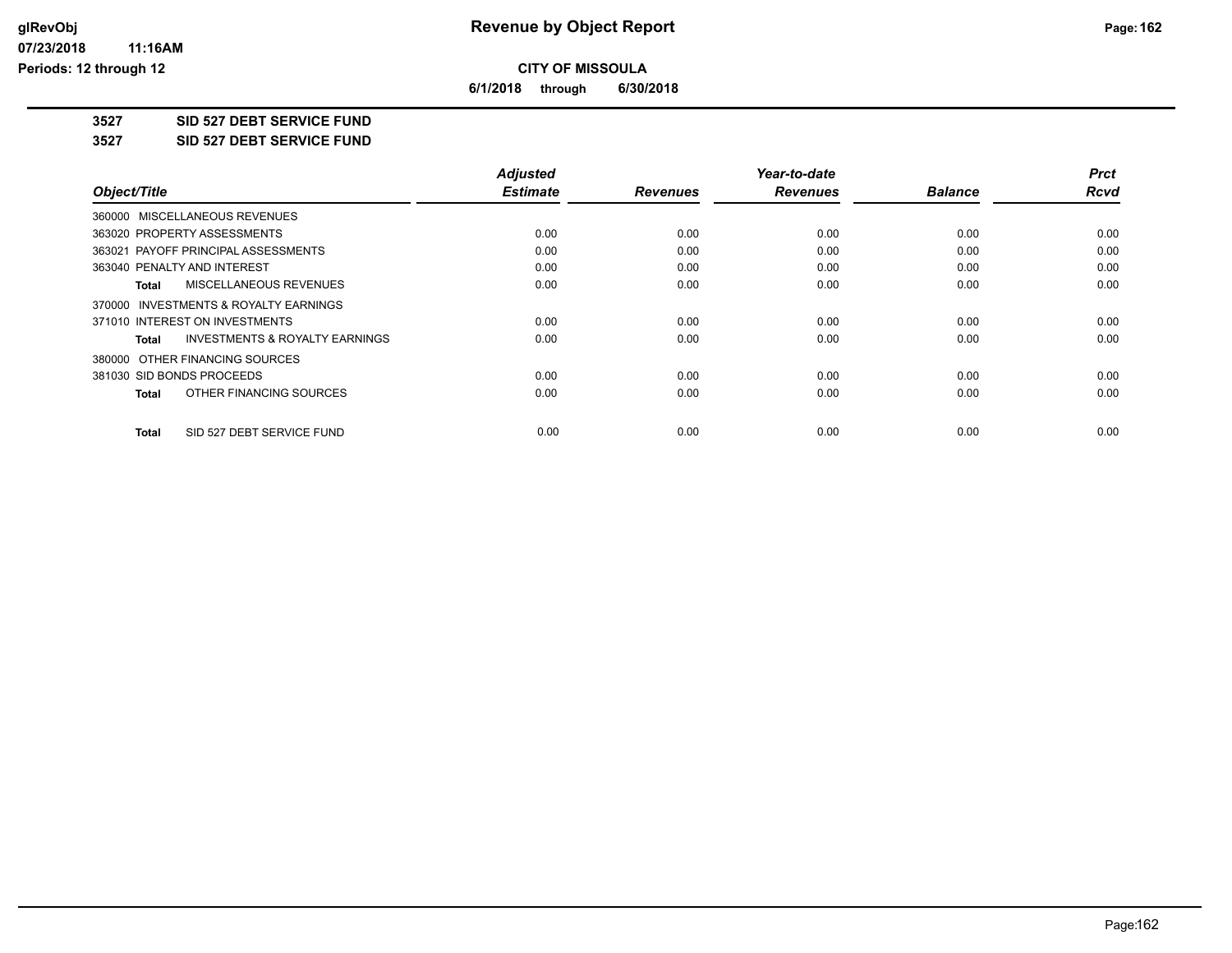# Revenue by Object Report

**CITY OF MISSOULA**

**6/1/2018 through 6/30/2018**

**3527 SID 527 DEBT SERVICE FUND**

**3527 SID 527 DEBT SERVICE FUND**

| Object/Title | Adjusted Estimate | Revenues | Year-to-date Revenues | Balance | Prct Rcvd |
|---|---|---|---|---|---|
| 360000 MISCELLANEOUS REVENUES | | | | | |
| 363020 PROPERTY ASSESSMENTS | 0.00 | 0.00 | 0.00 | 0.00 | 0.00 |
| 363021 PAYOFF PRINCIPAL ASSESSMENTS | 0.00 | 0.00 | 0.00 | 0.00 | 0.00 |
| 363040 PENALTY AND INTEREST | 0.00 | 0.00 | 0.00 | 0.00 | 0.00 |
| **Total** MISCELLANEOUS REVENUES | 0.00 | 0.00 | 0.00 | 0.00 | 0.00 |
| 370000 INVESTMENTS & ROYALTY EARNINGS | | | | | |
| 371010 INTEREST ON INVESTMENTS | 0.00 | 0.00 | 0.00 | 0.00 | 0.00 |
| **Total** INVESTMENTS & ROYALTY EARNINGS | 0.00 | 0.00 | 0.00 | 0.00 | 0.00 |
| 380000 OTHER FINANCING SOURCES | | | | | |
| 381030 SID BONDS PROCEEDS | 0.00 | 0.00 | 0.00 | 0.00 | 0.00 |
| **Total** OTHER FINANCING SOURCES | 0.00 | 0.00 | 0.00 | 0.00 | 0.00 |
| **Total** SID 527 DEBT SERVICE FUND | 0.00 | 0.00 | 0.00 | 0.00 | 0.00 |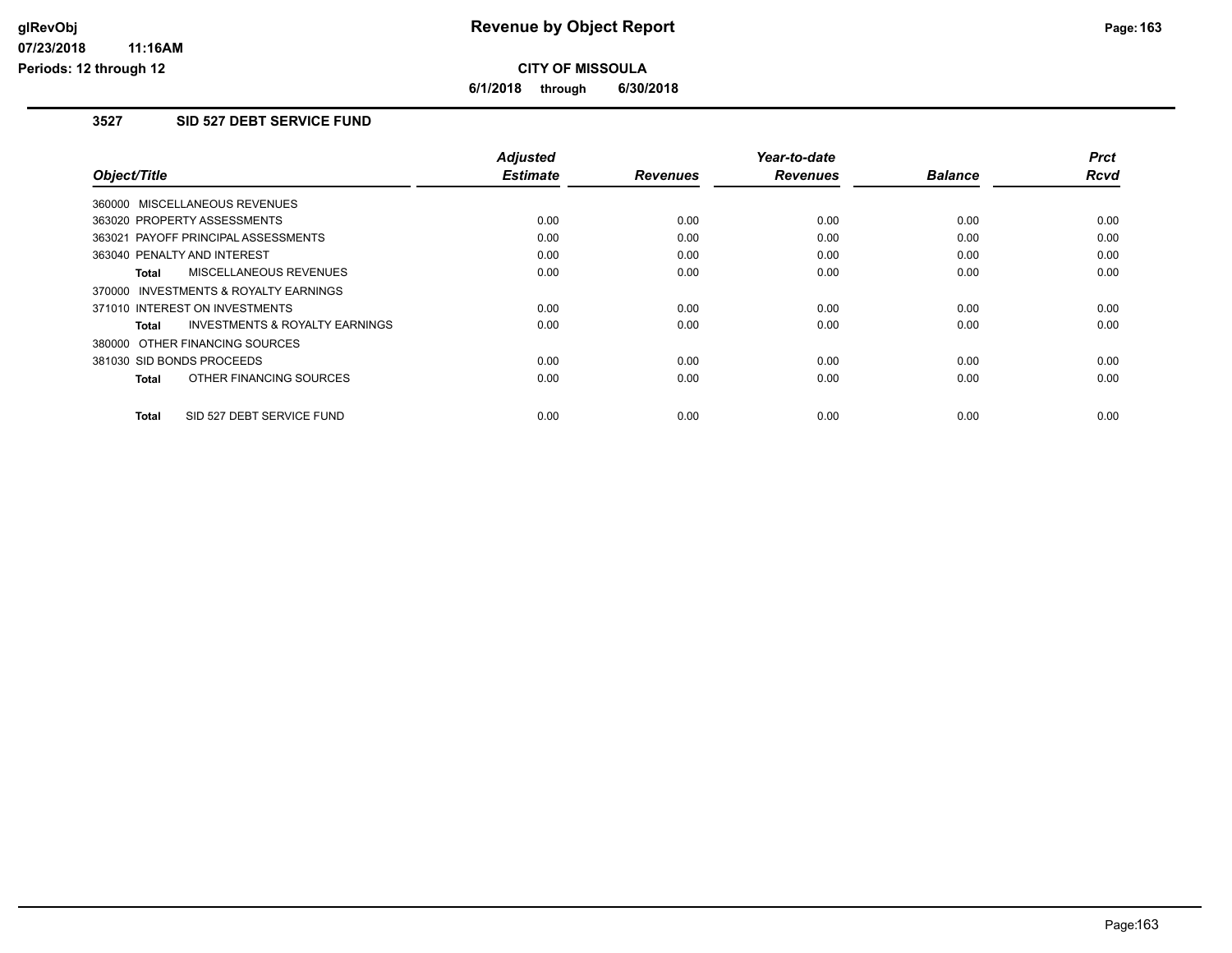# CITY OF MISSOULA

**6/1/2018 through 6/30/2018**

## 3527 SID 527 DEBT SERVICE FUND

| Object/Title | Adjusted Estimate | Revenues | Year-to-date Revenues | Balance | Prct Rcvd |
|---|---|---|---|---|---|
| 360000 MISCELLANEOUS REVENUES | | | | | |
| 363020 PROPERTY ASSESSMENTS | 0.00 | 0.00 | 0.00 | 0.00 | 0.00 |
| 363021 PAYOFF PRINCIPAL ASSESSMENTS | 0.00 | 0.00 | 0.00 | 0.00 | 0.00 |
| 363040 PENALTY AND INTEREST | 0.00 | 0.00 | 0.00 | 0.00 | 0.00 |
| **Total** MISCELLANEOUS REVENUES | 0.00 | 0.00 | 0.00 | 0.00 | 0.00 |
| 370000 INVESTMENTS & ROYALTY EARNINGS | | | | | |
| 371010 INTEREST ON INVESTMENTS | 0.00 | 0.00 | 0.00 | 0.00 | 0.00 |
| **Total** INVESTMENTS & ROYALTY EARNINGS | 0.00 | 0.00 | 0.00 | 0.00 | 0.00 |
| 380000 OTHER FINANCING SOURCES | | | | | |
| 381030 SID BONDS PROCEEDS | 0.00 | 0.00 | 0.00 | 0.00 | 0.00 |
| **Total** OTHER FINANCING SOURCES | 0.00 | 0.00 | 0.00 | 0.00 | 0.00 |
| **Total** SID 527 DEBT SERVICE FUND | 0.00 | 0.00 | 0.00 | 0.00 | 0.00 |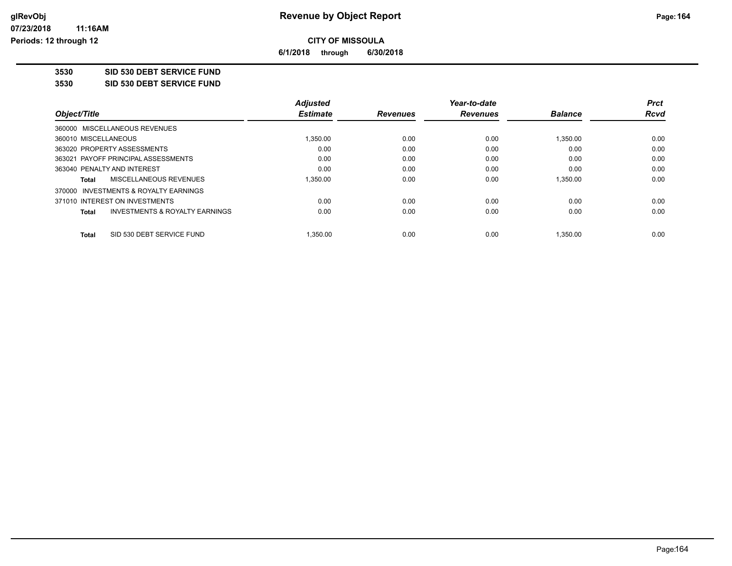# Revenue by Object Report

glRevObj
07/23/2018 11:16AM
Periods: 12 through 12

**CITY OF MISSOULA**

**6/1/2018 through 6/30/2018**

**3530 SID 530 DEBT SERVICE FUND**

**3530 SID 530 DEBT SERVICE FUND**

| Object/Title | Adjusted Estimate | Revenues | Year-to-date Revenues | Balance | Prct Rcvd |
|---|---|---|---|---|---|
| 360000 MISCELLANEOUS REVENUES | | | | | |
| 360010 MISCELLANEOUS | 1,350.00 | 0.00 | 0.00 | 1,350.00 | 0.00 |
| 363020 PROPERTY ASSESSMENTS | 0.00 | 0.00 | 0.00 | 0.00 | 0.00 |
| 363021 PAYOFF PRINCIPAL ASSESSMENTS | 0.00 | 0.00 | 0.00 | 0.00 | 0.00 |
| 363040 PENALTY AND INTEREST | 0.00 | 0.00 | 0.00 | 0.00 | 0.00 |
| **Total** MISCELLANEOUS REVENUES | 1,350.00 | 0.00 | 0.00 | 1,350.00 | 0.00 |
| 370000 INVESTMENTS & ROYALTY EARNINGS | | | | | |
| 371010 INTEREST ON INVESTMENTS | 0.00 | 0.00 | 0.00 | 0.00 | 0.00 |
| **Total** INVESTMENTS & ROYALTY EARNINGS | 0.00 | 0.00 | 0.00 | 0.00 | 0.00 |
| **Total** SID 530 DEBT SERVICE FUND | 1,350.00 | 0.00 | 0.00 | 1,350.00 | 0.00 |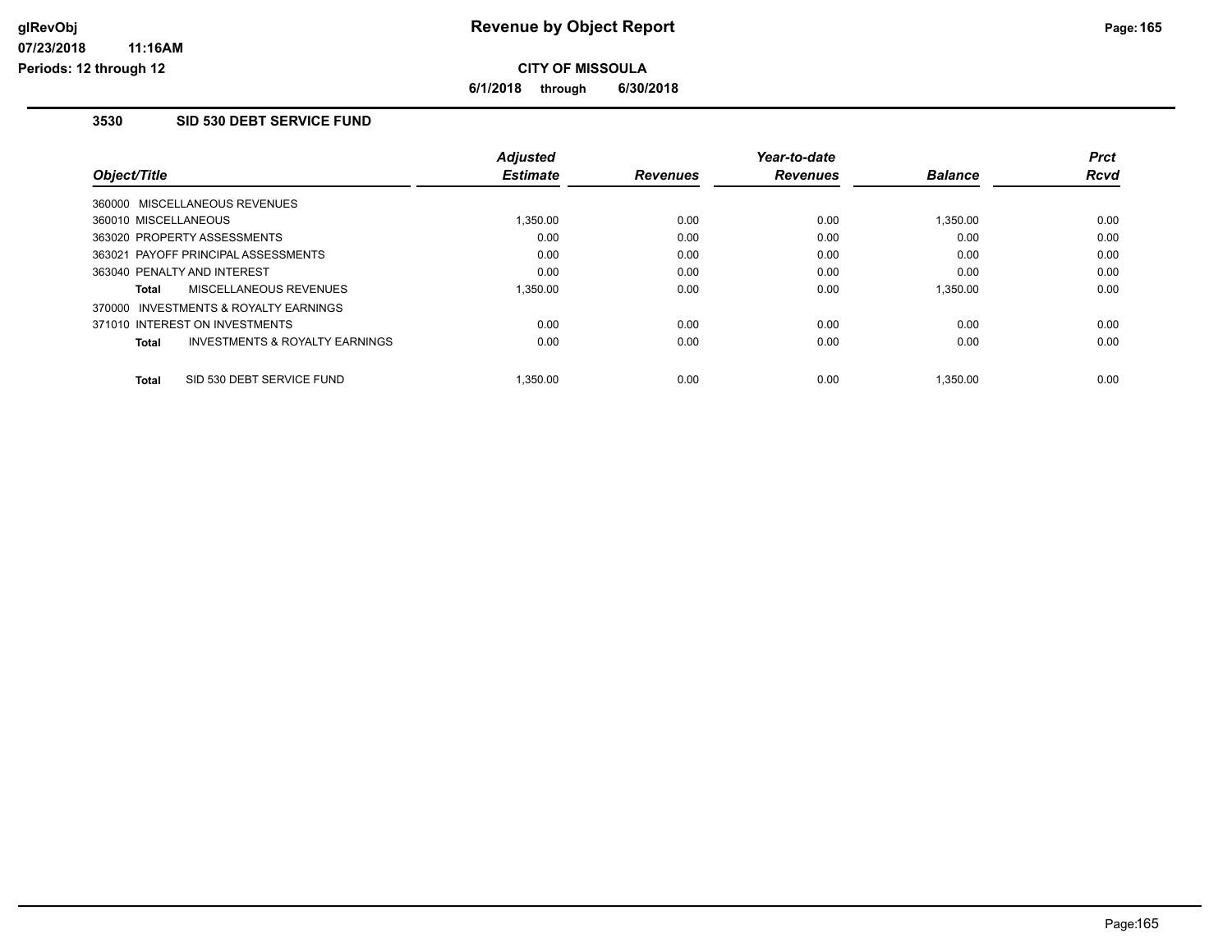# Revenue by Object Report

**CITY OF MISSOULA**

**6/1/2018 through 6/30/2018**

glRevObj
07/23/2018 11:16AM
Periods: 12 through 12

## 3530 SID 530 DEBT SERVICE FUND

| Object/Title | Adjusted Estimate | Revenues | Year-to-date Revenues | Balance | Prct Rcvd |
|---|---|---|---|---|---|
| 360000 MISCELLANEOUS REVENUES | | | | | |
| 360010 MISCELLANEOUS | 1,350.00 | 0.00 | 0.00 | 1,350.00 | 0.00 |
| 363020 PROPERTY ASSESSMENTS | 0.00 | 0.00 | 0.00 | 0.00 | 0.00 |
| 363021 PAYOFF PRINCIPAL ASSESSMENTS | 0.00 | 0.00 | 0.00 | 0.00 | 0.00 |
| 363040 PENALTY AND INTEREST | 0.00 | 0.00 | 0.00 | 0.00 | 0.00 |
| **Total** MISCELLANEOUS REVENUES | 1,350.00 | 0.00 | 0.00 | 1,350.00 | 0.00 |
| 370000 INVESTMENTS & ROYALTY EARNINGS | | | | | |
| 371010 INTEREST ON INVESTMENTS | 0.00 | 0.00 | 0.00 | 0.00 | 0.00 |
| **Total** INVESTMENTS & ROYALTY EARNINGS | 0.00 | 0.00 | 0.00 | 0.00 | 0.00 |
| **Total** SID 530 DEBT SERVICE FUND | 1,350.00 | 0.00 | 0.00 | 1,350.00 | 0.00 |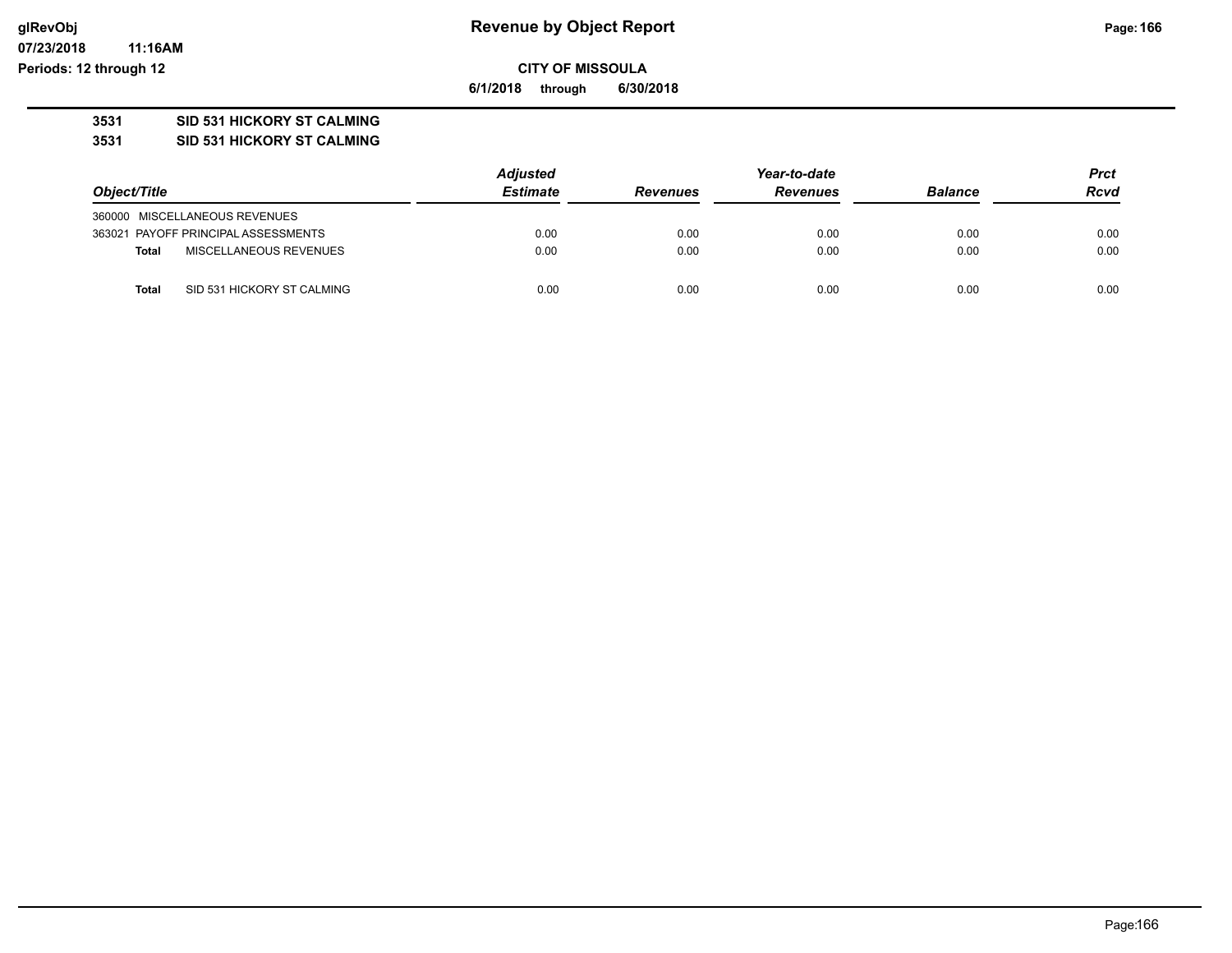**CITY OF MISSOULA**

**6/1/2018 through 6/30/2018**

**3531 SID 531 HICKORY ST CALMING**

**3531 SID 531 HICKORY ST CALMING**

| Object/Title | | Adjusted Estimate | Revenues | Year-to-date Revenues | Balance | Prct Rcvd |
|---|---|---|---|---|---|---|
| 360000 MISCELLANEOUS REVENUES | | | | | | |
| 363021 PAYOFF PRINCIPAL ASSESSMENTS | | 0.00 | 0.00 | 0.00 | 0.00 | 0.00 |
| **Total** | MISCELLANEOUS REVENUES | 0.00 | 0.00 | 0.00 | 0.00 | 0.00 |
| **Total** | SID 531 HICKORY ST CALMING | 0.00 | 0.00 | 0.00 | 0.00 | 0.00 |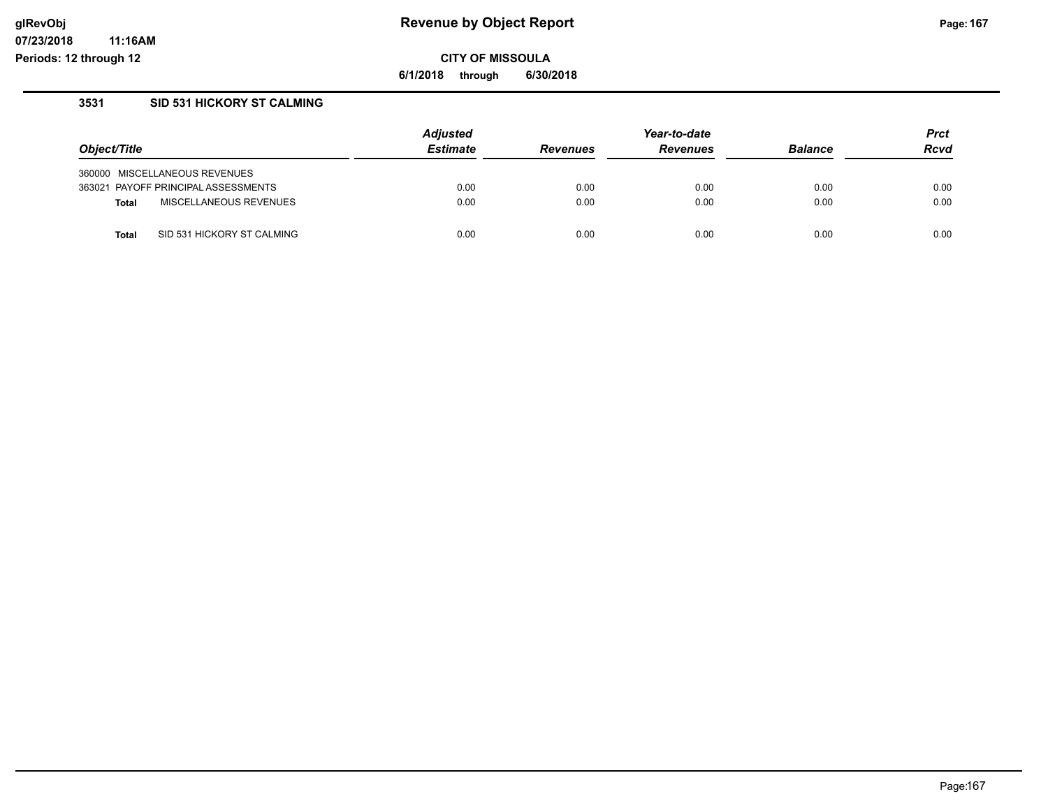**CITY OF MISSOULA**

**6/1/2018 through 6/30/2018**

### 3531 SID 531 HICKORY ST CALMING

| Object/Title | | Adjusted Estimate | Revenues | Year-to-date Revenues | Balance | Prct Rcvd |
|---|---|---|---|---|---|---|
| 360000 | MISCELLANEOUS REVENUES | | | | | |
| 363021 | PAYOFF PRINCIPAL ASSESSMENTS | 0.00 | 0.00 | 0.00 | 0.00 | 0.00 |
| **Total** | MISCELLANEOUS REVENUES | 0.00 | 0.00 | 0.00 | 0.00 | 0.00 |
| **Total** | SID 531 HICKORY ST CALMING | 0.00 | 0.00 | 0.00 | 0.00 | 0.00 |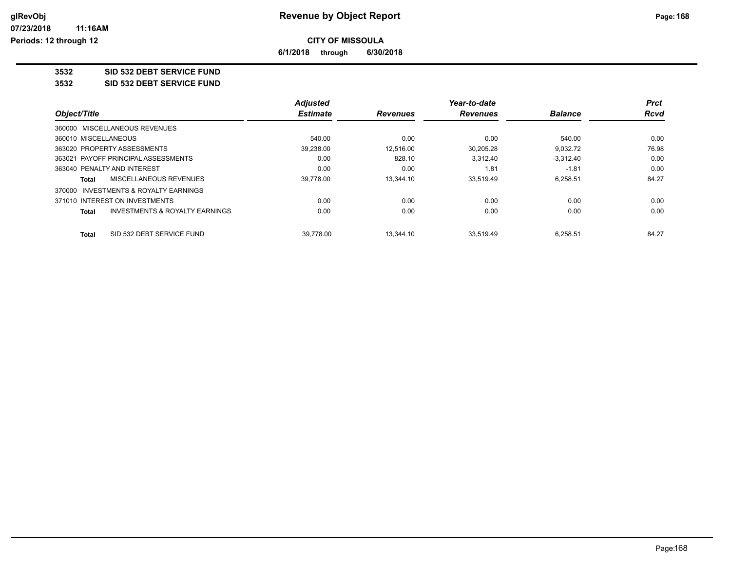# Revenue by Object Report

**CITY OF MISSOULA**

**6/1/2018 through 6/30/2018**

glRevObj
07/23/2018 11:16AM
Periods: 12 through 12

## 3532 SID 532 DEBT SERVICE FUND

## 3532 SID 532 DEBT SERVICE FUND

| Object/Title | Adjusted Estimate | Revenues | Year-to-date Revenues | Balance | Prct Rcvd |
|---|---|---|---|---|---|
| 360000 MISCELLANEOUS REVENUES | | | | | |
| 360010 MISCELLANEOUS | 540.00 | 0.00 | 0.00 | 540.00 | 0.00 |
| 363020 PROPERTY ASSESSMENTS | 39,238.00 | 12,516.00 | 30,205.28 | 9,032.72 | 76.98 |
| 363021 PAYOFF PRINCIPAL ASSESSMENTS | 0.00 | 828.10 | 3,312.40 | -3,312.40 | 0.00 |
| 363040 PENALTY AND INTEREST | 0.00 | 0.00 | 1.81 | -1.81 | 0.00 |
| **Total** MISCELLANEOUS REVENUES | 39,778.00 | 13,344.10 | 33,519.49 | 6,258.51 | 84.27 |
| 370000 INVESTMENTS & ROYALTY EARNINGS | | | | | |
| 371010 INTEREST ON INVESTMENTS | 0.00 | 0.00 | 0.00 | 0.00 | 0.00 |
| **Total** INVESTMENTS & ROYALTY EARNINGS | 0.00 | 0.00 | 0.00 | 0.00 | 0.00 |
| **Total** SID 532 DEBT SERVICE FUND | 39,778.00 | 13,344.10 | 33,519.49 | 6,258.51 | 84.27 |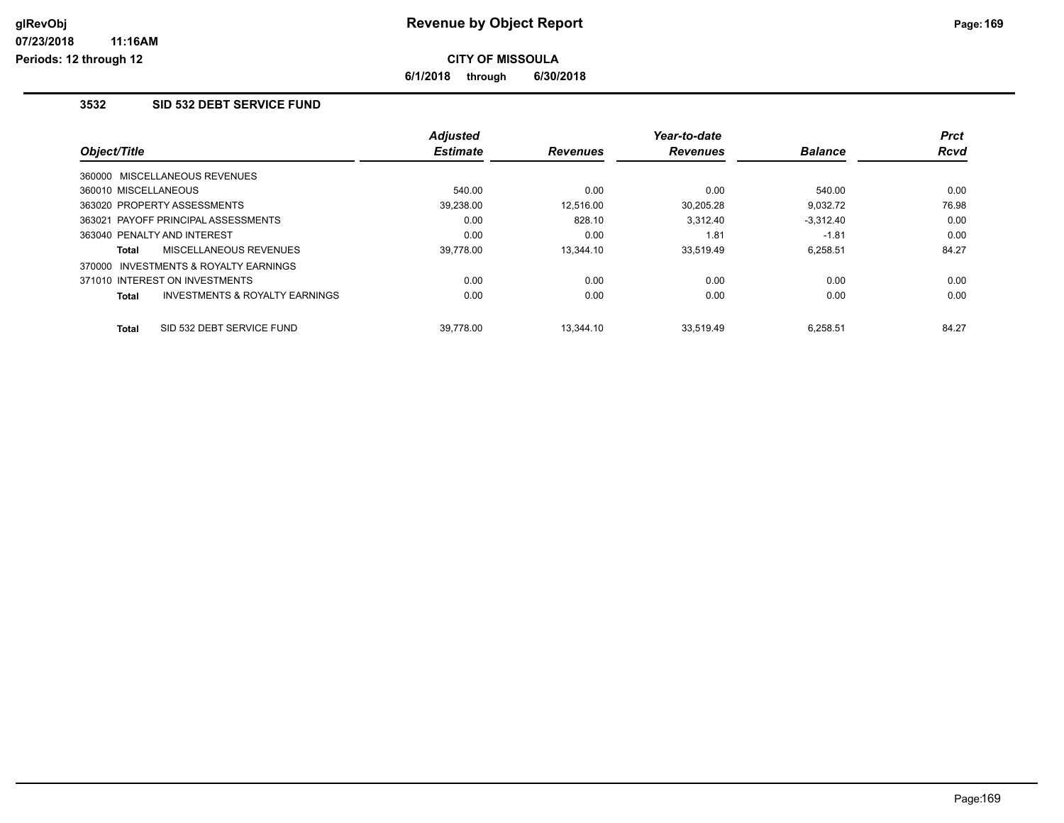# Revenue by Object Report

**CITY OF MISSOULA**

**6/1/2018 through 6/30/2018**

glRevObj
07/23/2018 11:16AM
Periods: 12 through 12

## 3532 SID 532 DEBT SERVICE FUND

| Object/Title | Adjusted Estimate | Revenues | Year-to-date Revenues | Balance | Prct Rcvd |
|---|---|---|---|---|---|
| 360000 MISCELLANEOUS REVENUES | | | | | |
| 360010 MISCELLANEOUS | 540.00 | 0.00 | 0.00 | 540.00 | 0.00 |
| 363020 PROPERTY ASSESSMENTS | 39,238.00 | 12,516.00 | 30,205.28 | 9,032.72 | 76.98 |
| 363021 PAYOFF PRINCIPAL ASSESSMENTS | 0.00 | 828.10 | 3,312.40 | -3,312.40 | 0.00 |
| 363040 PENALTY AND INTEREST | 0.00 | 0.00 | 1.81 | -1.81 | 0.00 |
| **Total** MISCELLANEOUS REVENUES | 39,778.00 | 13,344.10 | 33,519.49 | 6,258.51 | 84.27 |
| 370000 INVESTMENTS & ROYALTY EARNINGS | | | | | |
| 371010 INTEREST ON INVESTMENTS | 0.00 | 0.00 | 0.00 | 0.00 | 0.00 |
| **Total** INVESTMENTS & ROYALTY EARNINGS | 0.00 | 0.00 | 0.00 | 0.00 | 0.00 |
| **Total** SID 532 DEBT SERVICE FUND | 39,778.00 | 13,344.10 | 33,519.49 | 6,258.51 | 84.27 |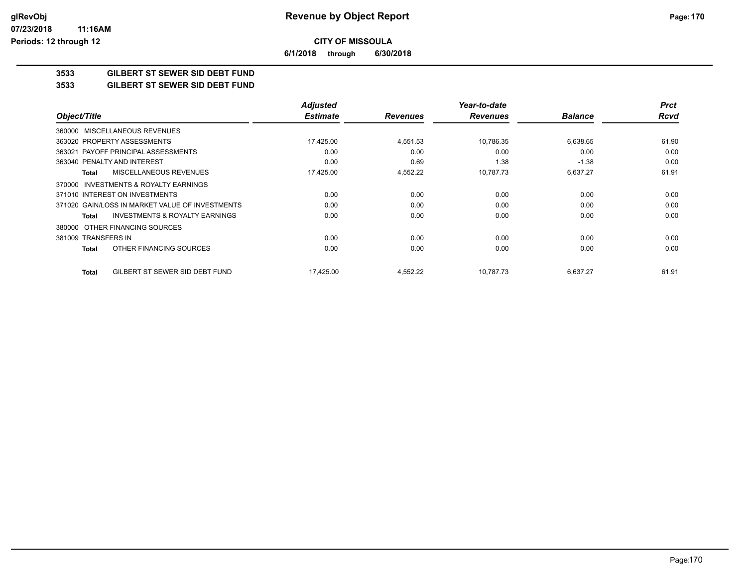# Revenue by Object Report

**CITY OF MISSOULA**

**6/1/2018 through 6/30/2018**

## 3533 GILBERT ST SEWER SID DEBT FUND

## 3533 GILBERT ST SEWER SID DEBT FUND

| Object/Title | Adjusted Estimate | Revenues | Year-to-date Revenues | Balance | Prct Rcvd |
|---|---|---|---|---|---|
| 360000 MISCELLANEOUS REVENUES | | | | | |
| 363020 PROPERTY ASSESSMENTS | 17,425.00 | 4,551.53 | 10,786.35 | 6,638.65 | 61.90 |
| 363021 PAYOFF PRINCIPAL ASSESSMENTS | 0.00 | 0.00 | 0.00 | 0.00 | 0.00 |
| 363040 PENALTY AND INTEREST | 0.00 | 0.69 | 1.38 | -1.38 | 0.00 |
| **Total** MISCELLANEOUS REVENUES | 17,425.00 | 4,552.22 | 10,787.73 | 6,637.27 | 61.91 |
| 370000 INVESTMENTS & ROYALTY EARNINGS | | | | | |
| 371010 INTEREST ON INVESTMENTS | 0.00 | 0.00 | 0.00 | 0.00 | 0.00 |
| 371020 GAIN/LOSS IN MARKET VALUE OF INVESTMENTS | 0.00 | 0.00 | 0.00 | 0.00 | 0.00 |
| **Total** INVESTMENTS & ROYALTY EARNINGS | 0.00 | 0.00 | 0.00 | 0.00 | 0.00 |
| 380000 OTHER FINANCING SOURCES | | | | | |
| 381009 TRANSFERS IN | 0.00 | 0.00 | 0.00 | 0.00 | 0.00 |
| **Total** OTHER FINANCING SOURCES | 0.00 | 0.00 | 0.00 | 0.00 | 0.00 |
| **Total** GILBERT ST SEWER SID DEBT FUND | 17,425.00 | 4,552.22 | 10,787.73 | 6,637.27 | 61.91 |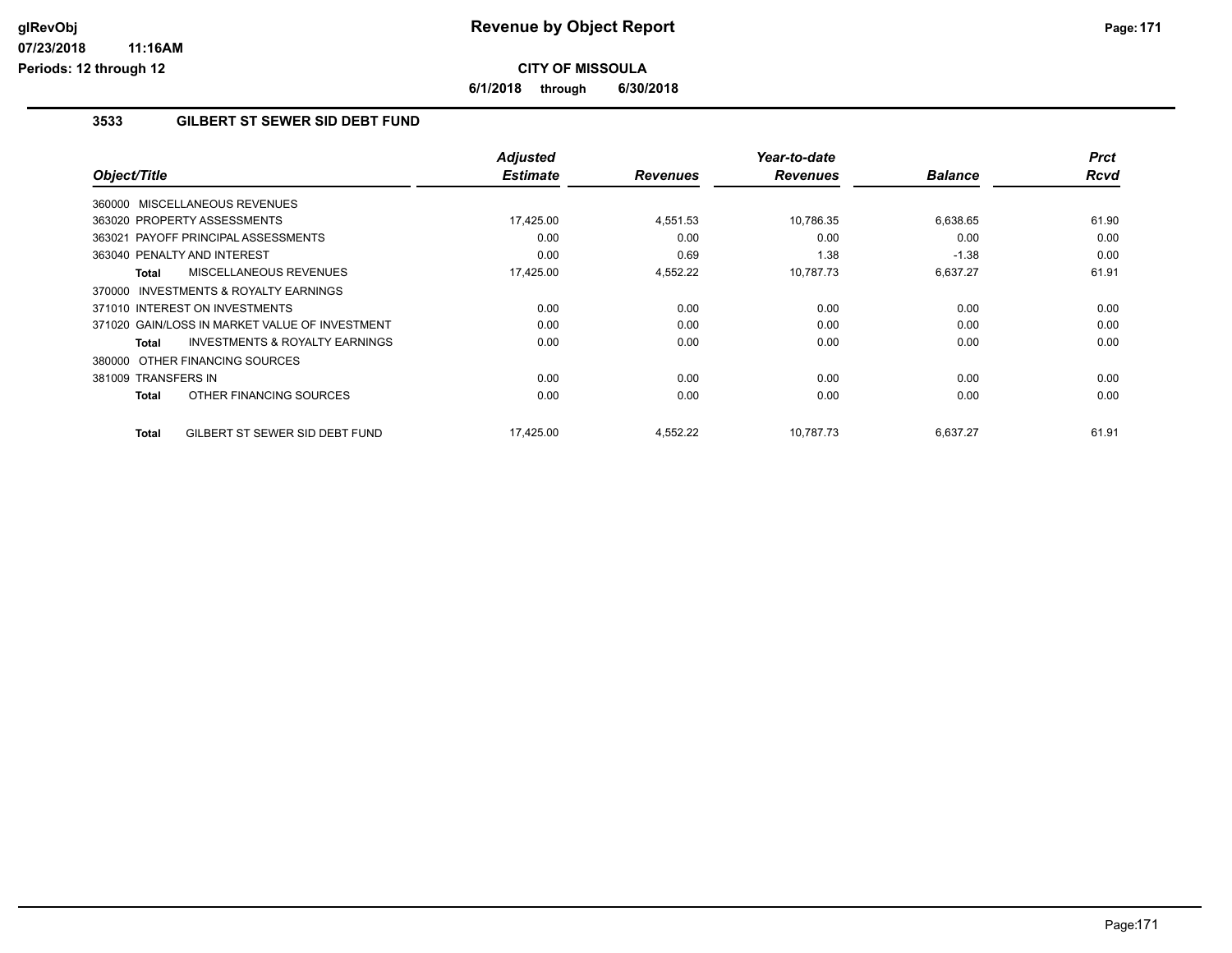# Revenue by Object Report

**CITY OF MISSOULA**

**6/1/2018 through 6/30/2018**

glRevObj
07/23/2018 11:16AM
Periods: 12 through 12

## 3533 GILBERT ST SEWER SID DEBT FUND

| Object/Title | Adjusted Estimate | Revenues | Year-to-date Revenues | Balance | Prct Rcvd |
|---|---|---|---|---|---|
| 360000 MISCELLANEOUS REVENUES | | | | | |
| 363020 PROPERTY ASSESSMENTS | 17,425.00 | 4,551.53 | 10,786.35 | 6,638.65 | 61.90 |
| 363021 PAYOFF PRINCIPAL ASSESSMENTS | 0.00 | 0.00 | 0.00 | 0.00 | 0.00 |
| 363040 PENALTY AND INTEREST | 0.00 | 0.69 | 1.38 | -1.38 | 0.00 |
| **Total** MISCELLANEOUS REVENUES | 17,425.00 | 4,552.22 | 10,787.73 | 6,637.27 | 61.91 |
| 370000 INVESTMENTS & ROYALTY EARNINGS | | | | | |
| 371010 INTEREST ON INVESTMENTS | 0.00 | 0.00 | 0.00 | 0.00 | 0.00 |
| 371020 GAIN/LOSS IN MARKET VALUE OF INVESTMENT | 0.00 | 0.00 | 0.00 | 0.00 | 0.00 |
| **Total** INVESTMENTS & ROYALTY EARNINGS | 0.00 | 0.00 | 0.00 | 0.00 | 0.00 |
| 380000 OTHER FINANCING SOURCES | | | | | |
| 381009 TRANSFERS IN | 0.00 | 0.00 | 0.00 | 0.00 | 0.00 |
| **Total** OTHER FINANCING SOURCES | 0.00 | 0.00 | 0.00 | 0.00 | 0.00 |
| **Total** GILBERT ST SEWER SID DEBT FUND | 17,425.00 | 4,552.22 | 10,787.73 | 6,637.27 | 61.91 |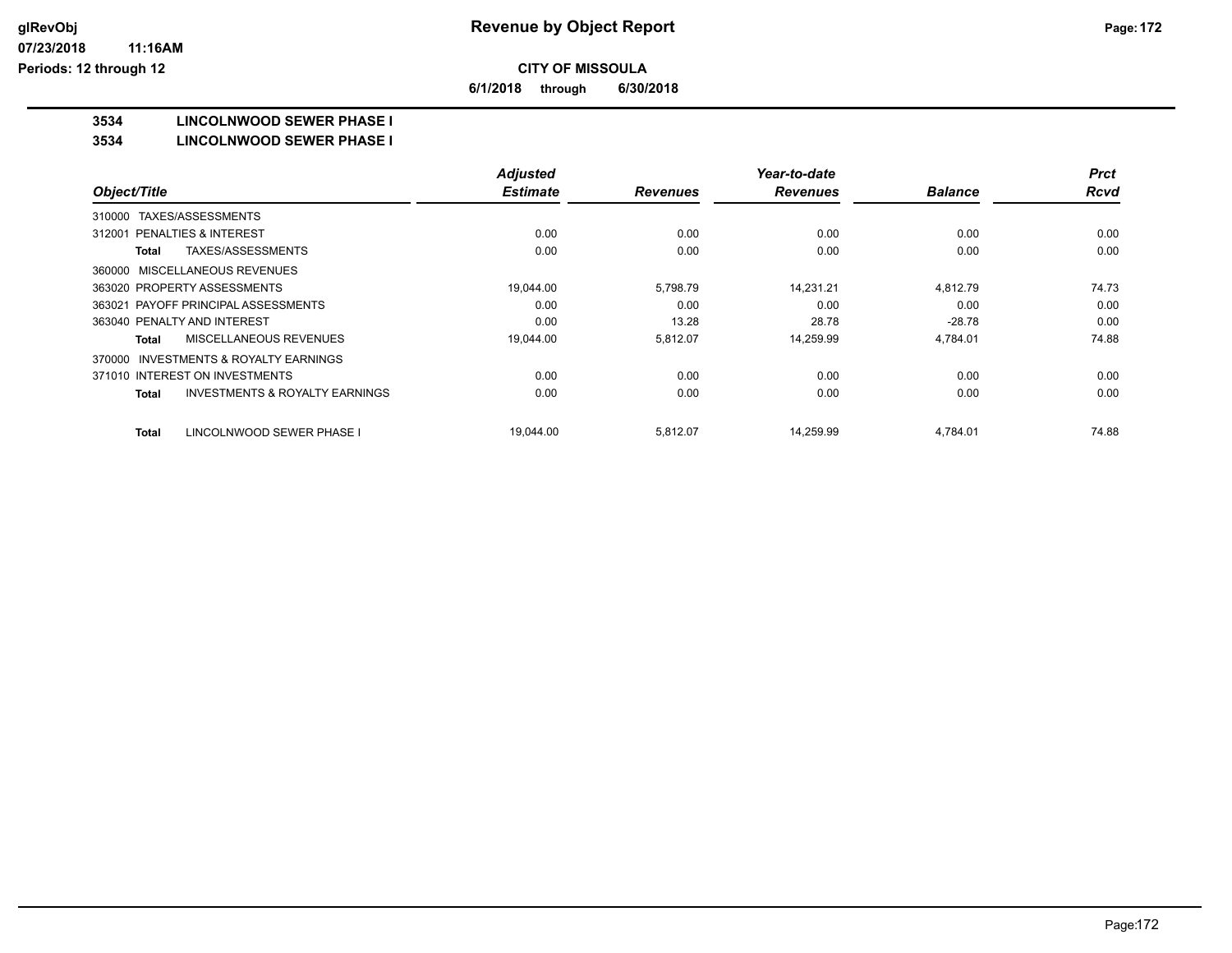# Revenue by Object Report

**CITY OF MISSOULA**

**6/1/2018 through 6/30/2018**

**glRevObj**
**07/23/2018 11:16AM**
**Periods: 12 through 12**

## 3534 LINCOLNWOOD SEWER PHASE I

### 3534 LINCOLNWOOD SEWER PHASE I

| Object/Title | | Adjusted Estimate | Revenues | Year-to-date Revenues | Balance | Prct Rcvd |
|---|---|---|---|---|---|---|
| 310000 TAXES/ASSESSMENTS | | | | | | |
| 312001 PENALTIES & INTEREST | | 0.00 | 0.00 | 0.00 | 0.00 | 0.00 |
| **Total** | TAXES/ASSESSMENTS | 0.00 | 0.00 | 0.00 | 0.00 | 0.00 |
| 360000 MISCELLANEOUS REVENUES | | | | | | |
| 363020 PROPERTY ASSESSMENTS | | 19,044.00 | 5,798.79 | 14,231.21 | 4,812.79 | 74.73 |
| 363021 PAYOFF PRINCIPAL ASSESSMENTS | | 0.00 | 0.00 | 0.00 | 0.00 | 0.00 |
| 363040 PENALTY AND INTEREST | | 0.00 | 13.28 | 28.78 | -28.78 | 0.00 |
| **Total** | MISCELLANEOUS REVENUES | 19,044.00 | 5,812.07 | 14,259.99 | 4,784.01 | 74.88 |
| 370000 INVESTMENTS & ROYALTY EARNINGS | | | | | | |
| 371010 INTEREST ON INVESTMENTS | | 0.00 | 0.00 | 0.00 | 0.00 | 0.00 |
| **Total** | INVESTMENTS & ROYALTY EARNINGS | 0.00 | 0.00 | 0.00 | 0.00 | 0.00 |
| **Total** | LINCOLNWOOD SEWER PHASE I | 19,044.00 | 5,812.07 | 14,259.99 | 4,784.01 | 74.88 |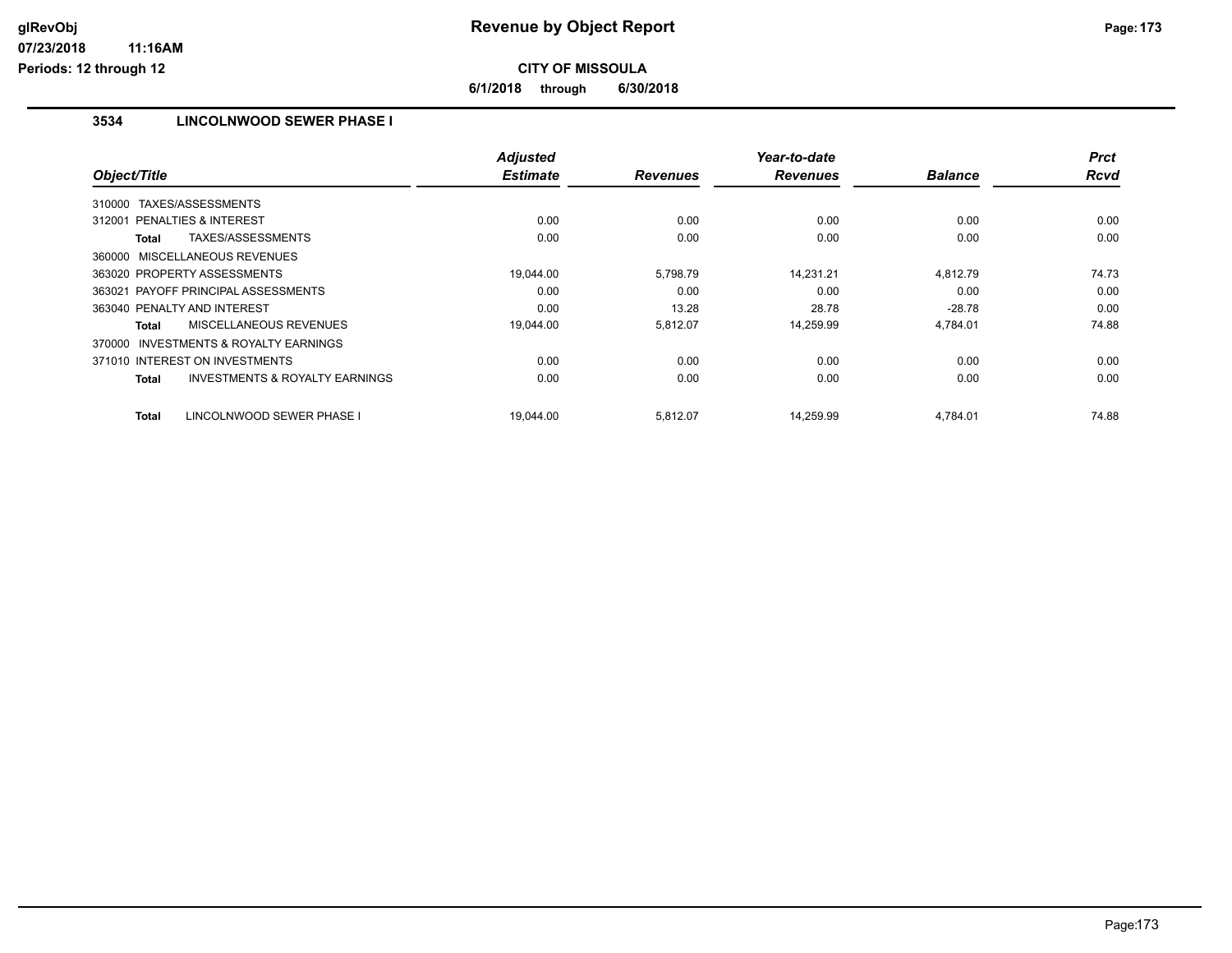# Revenue by Object Report

**CITY OF MISSOULA**

**6/1/2018 through 6/30/2018**

**3534 LINCOLNWOOD SEWER PHASE I**

| Object/Title | Adjusted Estimate | Revenues | Year-to-date Revenues | Balance | Prct Rcvd |
|---|---|---|---|---|---|
| 310000 TAXES/ASSESSMENTS | | | | | |
| 312001 PENALTIES & INTEREST | 0.00 | 0.00 | 0.00 | 0.00 | 0.00 |
| **Total** TAXES/ASSESSMENTS | 0.00 | 0.00 | 0.00 | 0.00 | 0.00 |
| 360000 MISCELLANEOUS REVENUES | | | | | |
| 363020 PROPERTY ASSESSMENTS | 19,044.00 | 5,798.79 | 14,231.21 | 4,812.79 | 74.73 |
| 363021 PAYOFF PRINCIPAL ASSESSMENTS | 0.00 | 0.00 | 0.00 | 0.00 | 0.00 |
| 363040 PENALTY AND INTEREST | 0.00 | 13.28 | 28.78 | -28.78 | 0.00 |
| **Total** MISCELLANEOUS REVENUES | 19,044.00 | 5,812.07 | 14,259.99 | 4,784.01 | 74.88 |
| 370000 INVESTMENTS & ROYALTY EARNINGS | | | | | |
| 371010 INTEREST ON INVESTMENTS | 0.00 | 0.00 | 0.00 | 0.00 | 0.00 |
| **Total** INVESTMENTS & ROYALTY EARNINGS | 0.00 | 0.00 | 0.00 | 0.00 | 0.00 |
| **Total** LINCOLNWOOD SEWER PHASE I | 19,044.00 | 5,812.07 | 14,259.99 | 4,784.01 | 74.88 |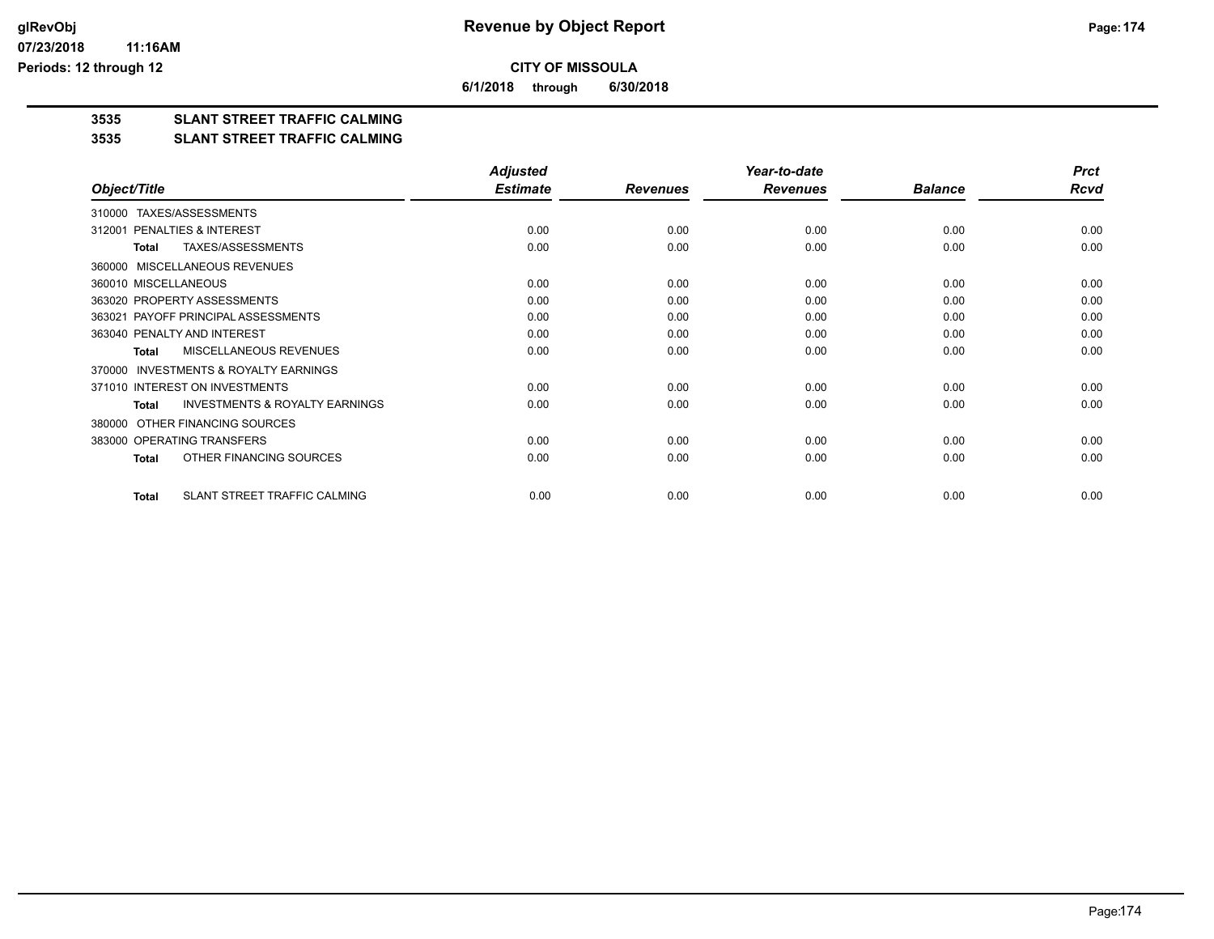# Revenue by Object Report

**CITY OF MISSOULA**

**6/1/2018 through 6/30/2018**

glRevObj
07/23/2018 11:16AM
Periods: 12 through 12

## 3535 SLANT STREET TRAFFIC CALMING

## 3535 SLANT STREET TRAFFIC CALMING

| Object/Title | Adjusted Estimate | Revenues | Year-to-date Revenues | Balance | Prct Rcvd |
|---|---|---|---|---|---|
| 310000 TAXES/ASSESSMENTS | | | | | |
| 312001 PENALTIES & INTEREST | 0.00 | 0.00 | 0.00 | 0.00 | 0.00 |
| **Total** TAXES/ASSESSMENTS | 0.00 | 0.00 | 0.00 | 0.00 | 0.00 |
| 360000 MISCELLANEOUS REVENUES | | | | | |
| 360010 MISCELLANEOUS | 0.00 | 0.00 | 0.00 | 0.00 | 0.00 |
| 363020 PROPERTY ASSESSMENTS | 0.00 | 0.00 | 0.00 | 0.00 | 0.00 |
| 363021 PAYOFF PRINCIPAL ASSESSMENTS | 0.00 | 0.00 | 0.00 | 0.00 | 0.00 |
| 363040 PENALTY AND INTEREST | 0.00 | 0.00 | 0.00 | 0.00 | 0.00 |
| **Total** MISCELLANEOUS REVENUES | 0.00 | 0.00 | 0.00 | 0.00 | 0.00 |
| 370000 INVESTMENTS & ROYALTY EARNINGS | | | | | |
| 371010 INTEREST ON INVESTMENTS | 0.00 | 0.00 | 0.00 | 0.00 | 0.00 |
| **Total** INVESTMENTS & ROYALTY EARNINGS | 0.00 | 0.00 | 0.00 | 0.00 | 0.00 |
| 380000 OTHER FINANCING SOURCES | | | | | |
| 383000 OPERATING TRANSFERS | 0.00 | 0.00 | 0.00 | 0.00 | 0.00 |
| **Total** OTHER FINANCING SOURCES | 0.00 | 0.00 | 0.00 | 0.00 | 0.00 |
| **Total** SLANT STREET TRAFFIC CALMING | 0.00 | 0.00 | 0.00 | 0.00 | 0.00 |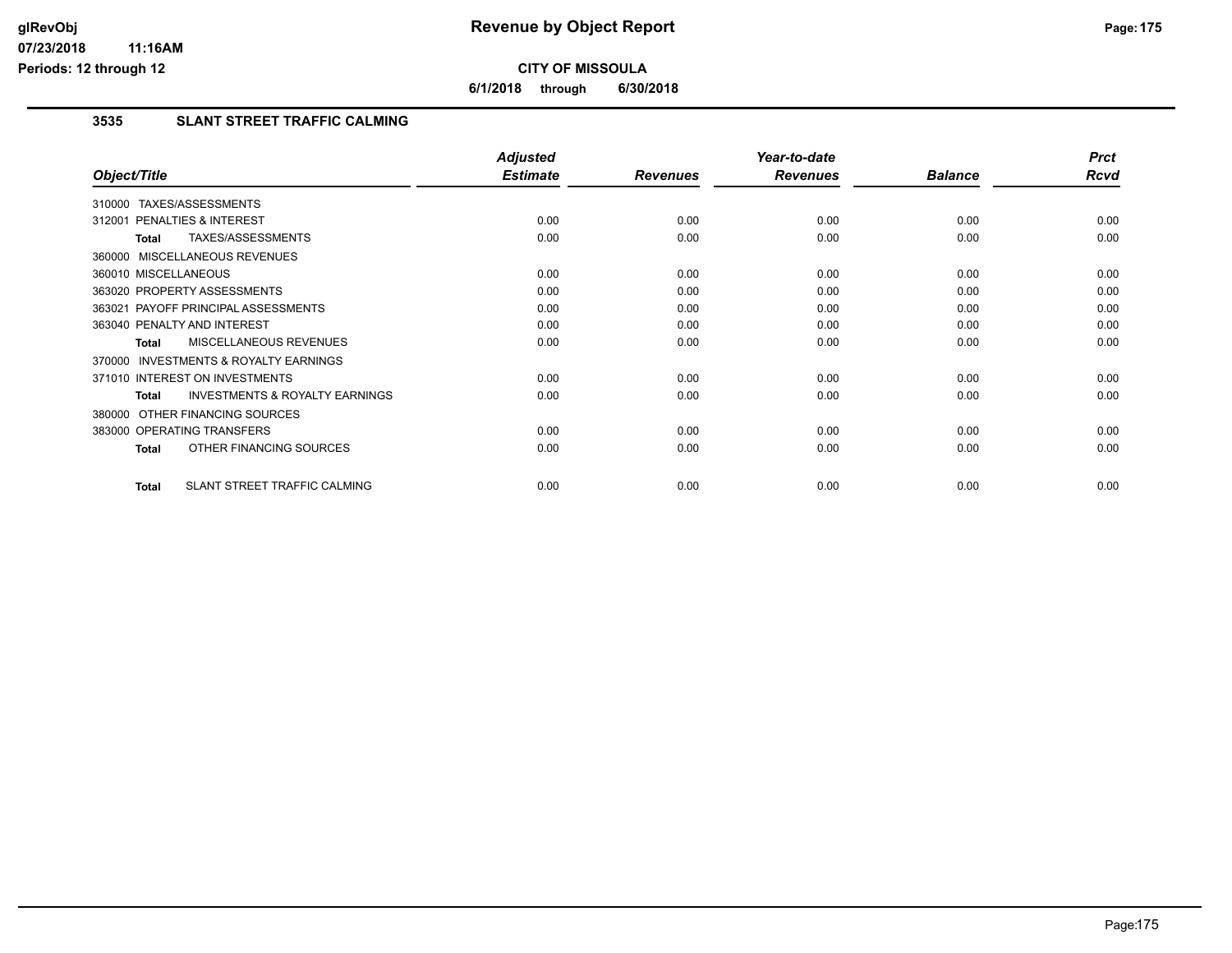**CITY OF MISSOULA**

**6/1/2018 through 6/30/2018**

### 3535 SLANT STREET TRAFFIC CALMING

| Object/Title | Adjusted Estimate | Revenues | Year-to-date Revenues | Balance | Prct Rcvd |
|---|---|---|---|---|---|
| 310000 TAXES/ASSESSMENTS | | | | | |
| 312001 PENALTIES & INTEREST | 0.00 | 0.00 | 0.00 | 0.00 | 0.00 |
| **Total** TAXES/ASSESSMENTS | 0.00 | 0.00 | 0.00 | 0.00 | 0.00 |
| 360000 MISCELLANEOUS REVENUES | | | | | |
| 360010 MISCELLANEOUS | 0.00 | 0.00 | 0.00 | 0.00 | 0.00 |
| 363020 PROPERTY ASSESSMENTS | 0.00 | 0.00 | 0.00 | 0.00 | 0.00 |
| 363021 PAYOFF PRINCIPAL ASSESSMENTS | 0.00 | 0.00 | 0.00 | 0.00 | 0.00 |
| 363040 PENALTY AND INTEREST | 0.00 | 0.00 | 0.00 | 0.00 | 0.00 |
| **Total** MISCELLANEOUS REVENUES | 0.00 | 0.00 | 0.00 | 0.00 | 0.00 |
| 370000 INVESTMENTS & ROYALTY EARNINGS | | | | | |
| 371010 INTEREST ON INVESTMENTS | 0.00 | 0.00 | 0.00 | 0.00 | 0.00 |
| **Total** INVESTMENTS & ROYALTY EARNINGS | 0.00 | 0.00 | 0.00 | 0.00 | 0.00 |
| 380000 OTHER FINANCING SOURCES | | | | | |
| 383000 OPERATING TRANSFERS | 0.00 | 0.00 | 0.00 | 0.00 | 0.00 |
| **Total** OTHER FINANCING SOURCES | 0.00 | 0.00 | 0.00 | 0.00 | 0.00 |
| **Total** SLANT STREET TRAFFIC CALMING | 0.00 | 0.00 | 0.00 | 0.00 | 0.00 |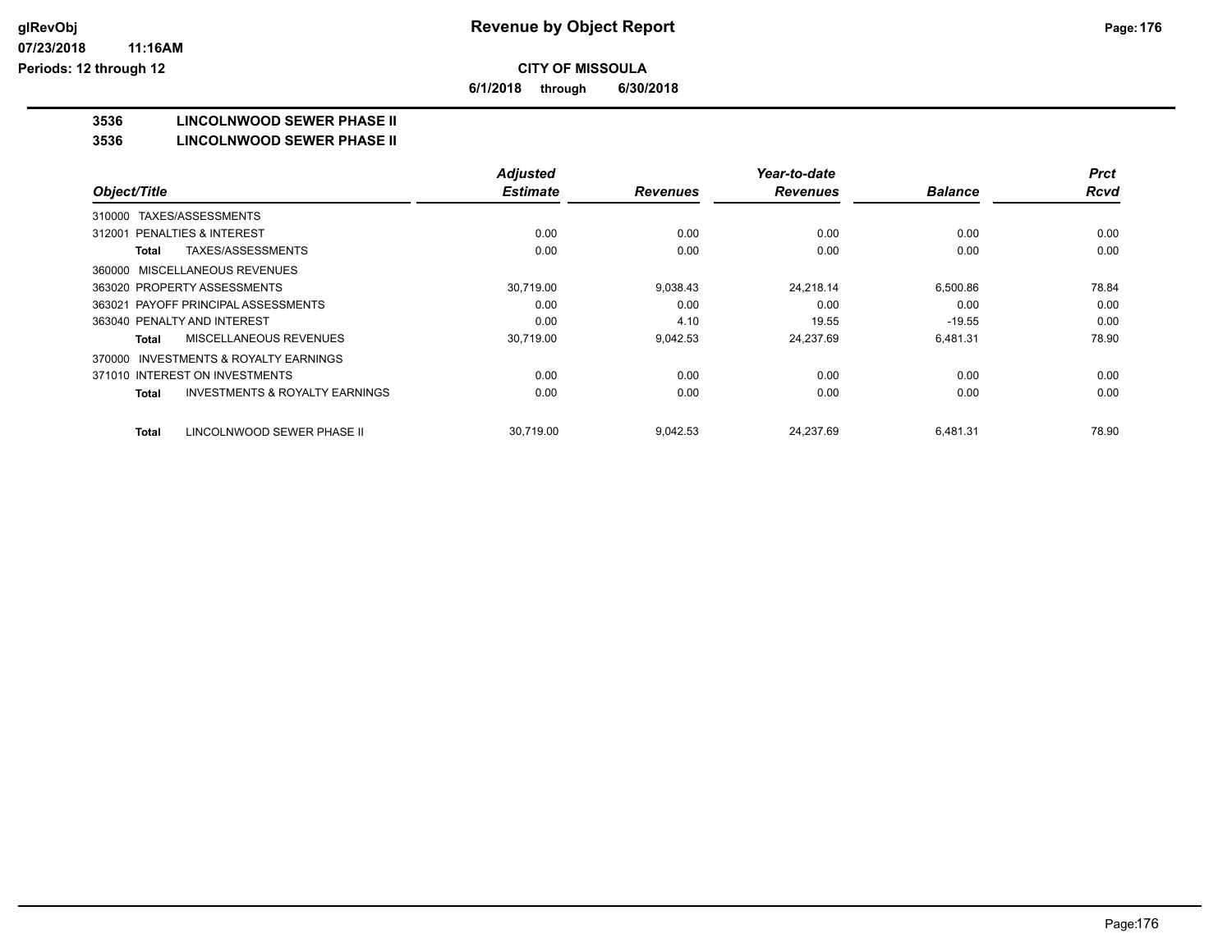**CITY OF MISSOULA**

**6/1/2018 through 6/30/2018**

**Revenue by Object Report**

glRevObj
07/23/2018 11:16AM
Periods: 12 through 12

## 3536 LINCOLNWOOD SEWER PHASE II

### 3536 LINCOLNWOOD SEWER PHASE II

| Object/Title | Adjusted Estimate | Revenues | Year-to-date Revenues | Balance | Prct Rcvd |
|---|---|---|---|---|---|
| 310000 TAXES/ASSESSMENTS | | | | | |
| 312001 PENALTIES & INTEREST | 0.00 | 0.00 | 0.00 | 0.00 | 0.00 |
| **Total** TAXES/ASSESSMENTS | 0.00 | 0.00 | 0.00 | 0.00 | 0.00 |
| 360000 MISCELLANEOUS REVENUES | | | | | |
| 363020 PROPERTY ASSESSMENTS | 30,719.00 | 9,038.43 | 24,218.14 | 6,500.86 | 78.84 |
| 363021 PAYOFF PRINCIPAL ASSESSMENTS | 0.00 | 0.00 | 0.00 | 0.00 | 0.00 |
| 363040 PENALTY AND INTEREST | 0.00 | 4.10 | 19.55 | -19.55 | 0.00 |
| **Total** MISCELLANEOUS REVENUES | 30,719.00 | 9,042.53 | 24,237.69 | 6,481.31 | 78.90 |
| 370000 INVESTMENTS & ROYALTY EARNINGS | | | | | |
| 371010 INTEREST ON INVESTMENTS | 0.00 | 0.00 | 0.00 | 0.00 | 0.00 |
| **Total** INVESTMENTS & ROYALTY EARNINGS | 0.00 | 0.00 | 0.00 | 0.00 | 0.00 |
| **Total** LINCOLNWOOD SEWER PHASE II | 30,719.00 | 9,042.53 | 24,237.69 | 6,481.31 | 78.90 |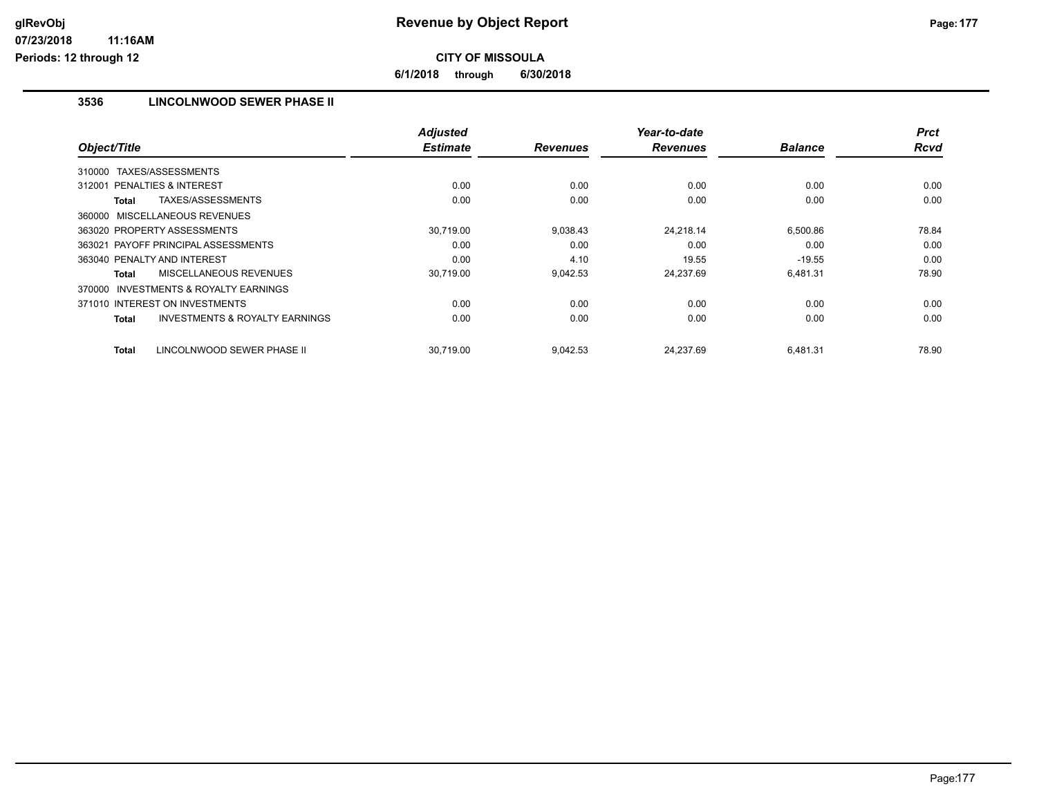# Revenue by Object Report

**CITY OF MISSOULA**

**6/1/2018 through 6/30/2018**

### 3536 LINCOLNWOOD SEWER PHASE II

| Object/Title | Adjusted Estimate | Revenues | Year-to-date Revenues | Balance | Prct Rcvd |
|---|---|---|---|---|---|
| 310000 TAXES/ASSESSMENTS | | | | | |
| 312001 PENALTIES & INTEREST | 0.00 | 0.00 | 0.00 | 0.00 | 0.00 |
| **Total** TAXES/ASSESSMENTS | 0.00 | 0.00 | 0.00 | 0.00 | 0.00 |
| 360000 MISCELLANEOUS REVENUES | | | | | |
| 363020 PROPERTY ASSESSMENTS | 30,719.00 | 9,038.43 | 24,218.14 | 6,500.86 | 78.84 |
| 363021 PAYOFF PRINCIPAL ASSESSMENTS | 0.00 | 0.00 | 0.00 | 0.00 | 0.00 |
| 363040 PENALTY AND INTEREST | 0.00 | 4.10 | 19.55 | -19.55 | 0.00 |
| **Total** MISCELLANEOUS REVENUES | 30,719.00 | 9,042.53 | 24,237.69 | 6,481.31 | 78.90 |
| 370000 INVESTMENTS & ROYALTY EARNINGS | | | | | |
| 371010 INTEREST ON INVESTMENTS | 0.00 | 0.00 | 0.00 | 0.00 | 0.00 |
| **Total** INVESTMENTS & ROYALTY EARNINGS | 0.00 | 0.00 | 0.00 | 0.00 | 0.00 |
| **Total** LINCOLNWOOD SEWER PHASE II | 30,719.00 | 9,042.53 | 24,237.69 | 6,481.31 | 78.90 |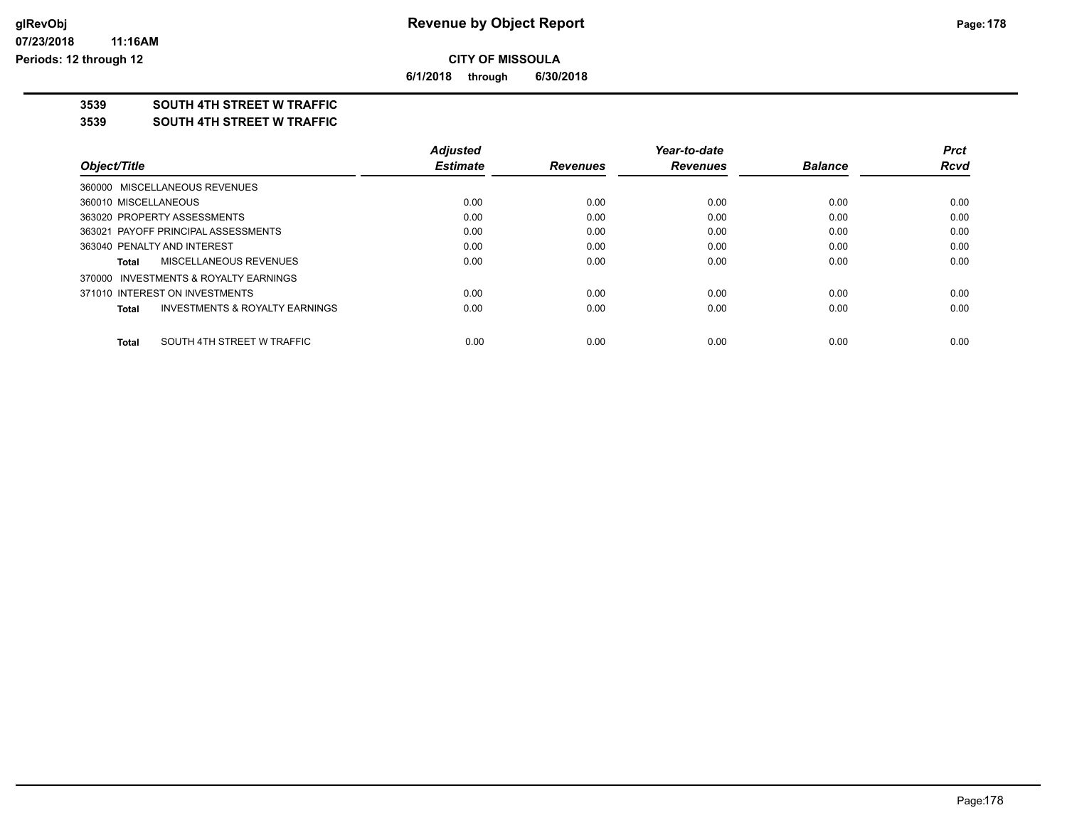**CITY OF MISSOULA**

**6/1/2018 through 6/30/2018**

**3539 SOUTH 4TH STREET W TRAFFIC**

**3539 SOUTH 4TH STREET W TRAFFIC**

| Object/Title | Adjusted Estimate | Revenues | Year-to-date Revenues | Balance | Prct Rcvd |
|---|---|---|---|---|---|
| 360000 MISCELLANEOUS REVENUES | | | | | |
| 360010 MISCELLANEOUS | 0.00 | 0.00 | 0.00 | 0.00 | 0.00 |
| 363020 PROPERTY ASSESSMENTS | 0.00 | 0.00 | 0.00 | 0.00 | 0.00 |
| 363021 PAYOFF PRINCIPAL ASSESSMENTS | 0.00 | 0.00 | 0.00 | 0.00 | 0.00 |
| 363040 PENALTY AND INTEREST | 0.00 | 0.00 | 0.00 | 0.00 | 0.00 |
| **Total** MISCELLANEOUS REVENUES | 0.00 | 0.00 | 0.00 | 0.00 | 0.00 |
| 370000 INVESTMENTS & ROYALTY EARNINGS | | | | | |
| 371010 INTEREST ON INVESTMENTS | 0.00 | 0.00 | 0.00 | 0.00 | 0.00 |
| **Total** INVESTMENTS & ROYALTY EARNINGS | 0.00 | 0.00 | 0.00 | 0.00 | 0.00 |
| **Total** SOUTH 4TH STREET W TRAFFIC | 0.00 | 0.00 | 0.00 | 0.00 | 0.00 |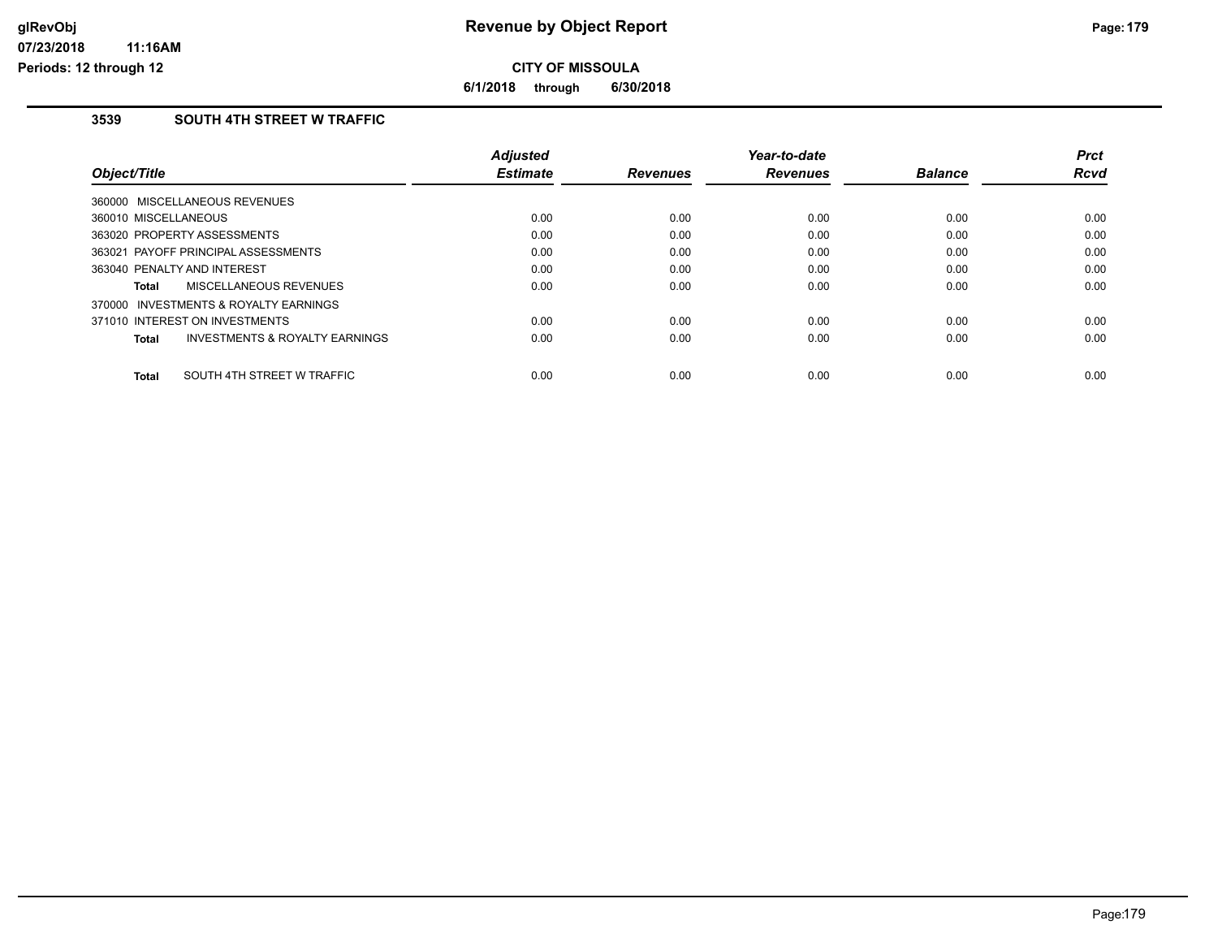# Revenue by Object Report

**CITY OF MISSOULA**

**6/1/2018 through 6/30/2018**

glRevObj
07/23/2018 11:16AM
Periods: 12 through 12

## 3539 SOUTH 4TH STREET W TRAFFIC

| Object/Title | Adjusted Estimate | Revenues | Year-to-date Revenues | Balance | Prct Rcvd |
|---|---|---|---|---|---|
| 360000 MISCELLANEOUS REVENUES | | | | | |
| 360010 MISCELLANEOUS | 0.00 | 0.00 | 0.00 | 0.00 | 0.00 |
| 363020 PROPERTY ASSESSMENTS | 0.00 | 0.00 | 0.00 | 0.00 | 0.00 |
| 363021 PAYOFF PRINCIPAL ASSESSMENTS | 0.00 | 0.00 | 0.00 | 0.00 | 0.00 |
| 363040 PENALTY AND INTEREST | 0.00 | 0.00 | 0.00 | 0.00 | 0.00 |
| **Total** MISCELLANEOUS REVENUES | 0.00 | 0.00 | 0.00 | 0.00 | 0.00 |
| 370000 INVESTMENTS & ROYALTY EARNINGS | | | | | |
| 371010 INTEREST ON INVESTMENTS | 0.00 | 0.00 | 0.00 | 0.00 | 0.00 |
| **Total** INVESTMENTS & ROYALTY EARNINGS | 0.00 | 0.00 | 0.00 | 0.00 | 0.00 |
| **Total** SOUTH 4TH STREET W TRAFFIC | 0.00 | 0.00 | 0.00 | 0.00 | 0.00 |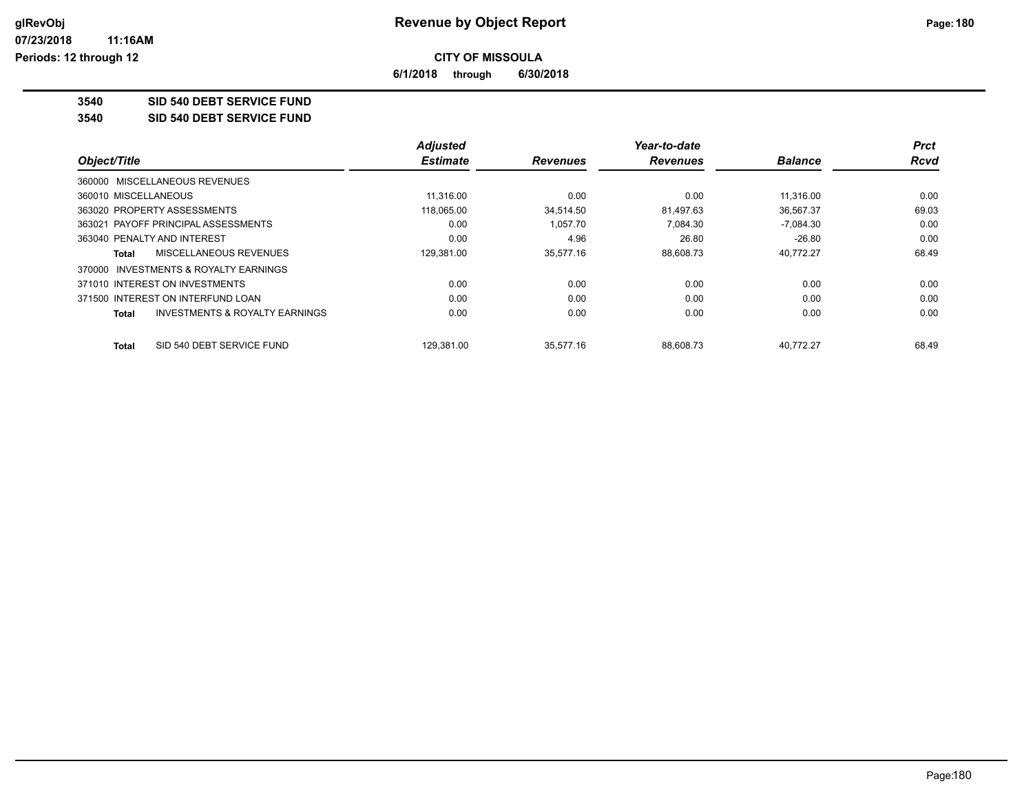# Revenue by Object Report

**CITY OF MISSOULA**

**6/1/2018 through 6/30/2018**

glRevObj
07/23/2018 11:16AM
Periods: 12 through 12

**3540 SID 540 DEBT SERVICE FUND**

**3540 SID 540 DEBT SERVICE FUND**

| Object/Title | Adjusted Estimate | Revenues | Year-to-date Revenues | Balance | Prct Rcvd |
|---|---|---|---|---|---|
| 360000 MISCELLANEOUS REVENUES | | | | | |
| 360010 MISCELLANEOUS | 11,316.00 | 0.00 | 0.00 | 11,316.00 | 0.00 |
| 363020 PROPERTY ASSESSMENTS | 118,065.00 | 34,514.50 | 81,497.63 | 36,567.37 | 69.03 |
| 363021 PAYOFF PRINCIPAL ASSESSMENTS | 0.00 | 1,057.70 | 7,084.30 | -7,084.30 | 0.00 |
| 363040 PENALTY AND INTEREST | 0.00 | 4.96 | 26.80 | -26.80 | 0.00 |
| **Total** MISCELLANEOUS REVENUES | 129,381.00 | 35,577.16 | 88,608.73 | 40,772.27 | 68.49 |
| 370000 INVESTMENTS & ROYALTY EARNINGS | | | | | |
| 371010 INTEREST ON INVESTMENTS | 0.00 | 0.00 | 0.00 | 0.00 | 0.00 |
| 371500 INTEREST ON INTERFUND LOAN | 0.00 | 0.00 | 0.00 | 0.00 | 0.00 |
| **Total** INVESTMENTS & ROYALTY EARNINGS | 0.00 | 0.00 | 0.00 | 0.00 | 0.00 |
| **Total** SID 540 DEBT SERVICE FUND | 129,381.00 | 35,577.16 | 88,608.73 | 40,772.27 | 68.49 |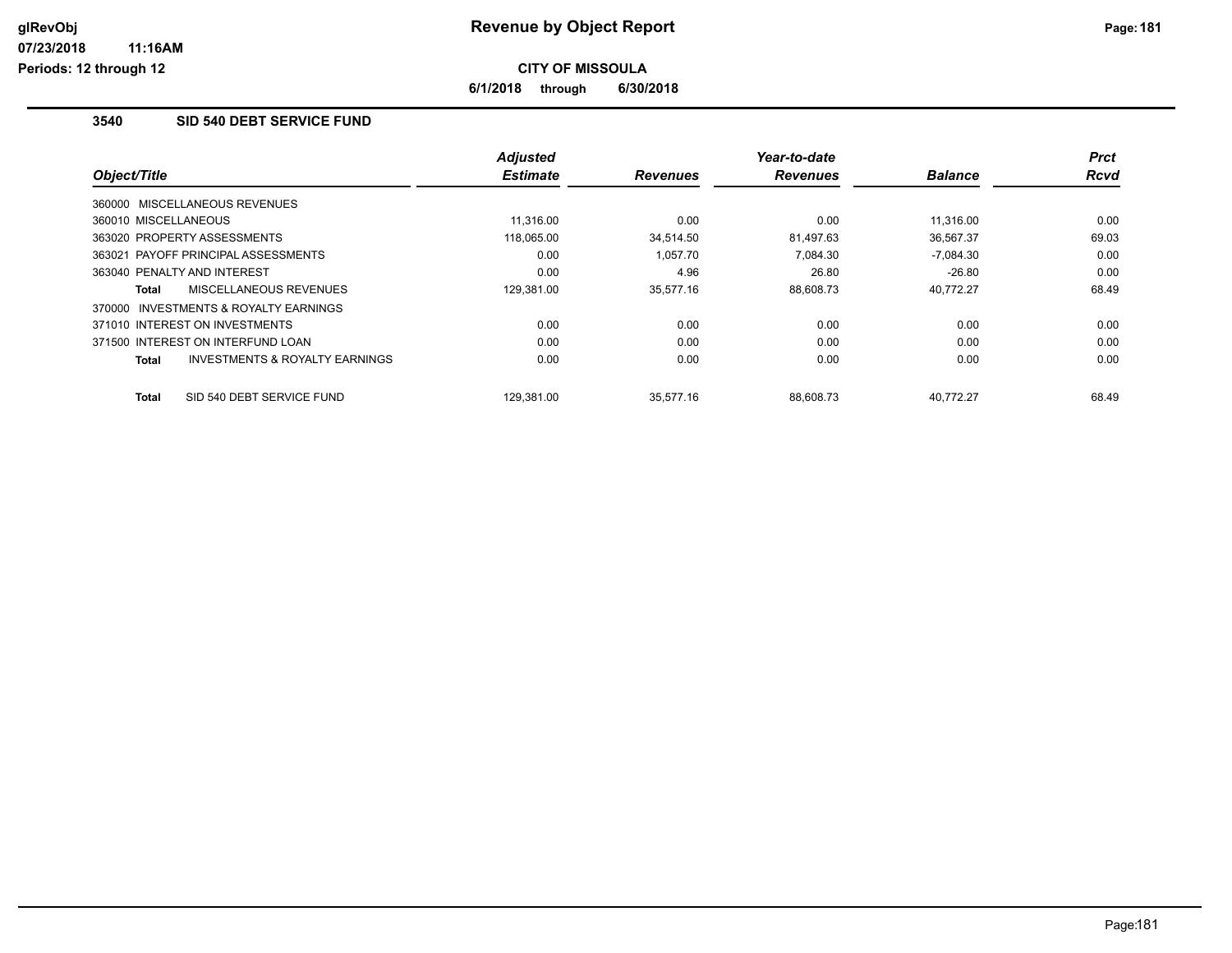# Revenue by Object Report

**CITY OF MISSOULA**

**6/1/2018 through 6/30/2018**

## 3540 SID 540 DEBT SERVICE FUND

| Object/Title | Adjusted Estimate | Revenues | Year-to-date Revenues | Balance | Prct Rcvd |
|---|---|---|---|---|---|
| 360000 MISCELLANEOUS REVENUES | | | | | |
| 360010 MISCELLANEOUS | 11,316.00 | 0.00 | 0.00 | 11,316.00 | 0.00 |
| 363020 PROPERTY ASSESSMENTS | 118,065.00 | 34,514.50 | 81,497.63 | 36,567.37 | 69.03 |
| 363021 PAYOFF PRINCIPAL ASSESSMENTS | 0.00 | 1,057.70 | 7,084.30 | -7,084.30 | 0.00 |
| 363040 PENALTY AND INTEREST | 0.00 | 4.96 | 26.80 | -26.80 | 0.00 |
| **Total** MISCELLANEOUS REVENUES | 129,381.00 | 35,577.16 | 88,608.73 | 40,772.27 | 68.49 |
| 370000 INVESTMENTS & ROYALTY EARNINGS | | | | | |
| 371010 INTEREST ON INVESTMENTS | 0.00 | 0.00 | 0.00 | 0.00 | 0.00 |
| 371500 INTEREST ON INTERFUND LOAN | 0.00 | 0.00 | 0.00 | 0.00 | 0.00 |
| **Total** INVESTMENTS & ROYALTY EARNINGS | 0.00 | 0.00 | 0.00 | 0.00 | 0.00 |
| **Total** SID 540 DEBT SERVICE FUND | 129,381.00 | 35,577.16 | 88,608.73 | 40,772.27 | 68.49 |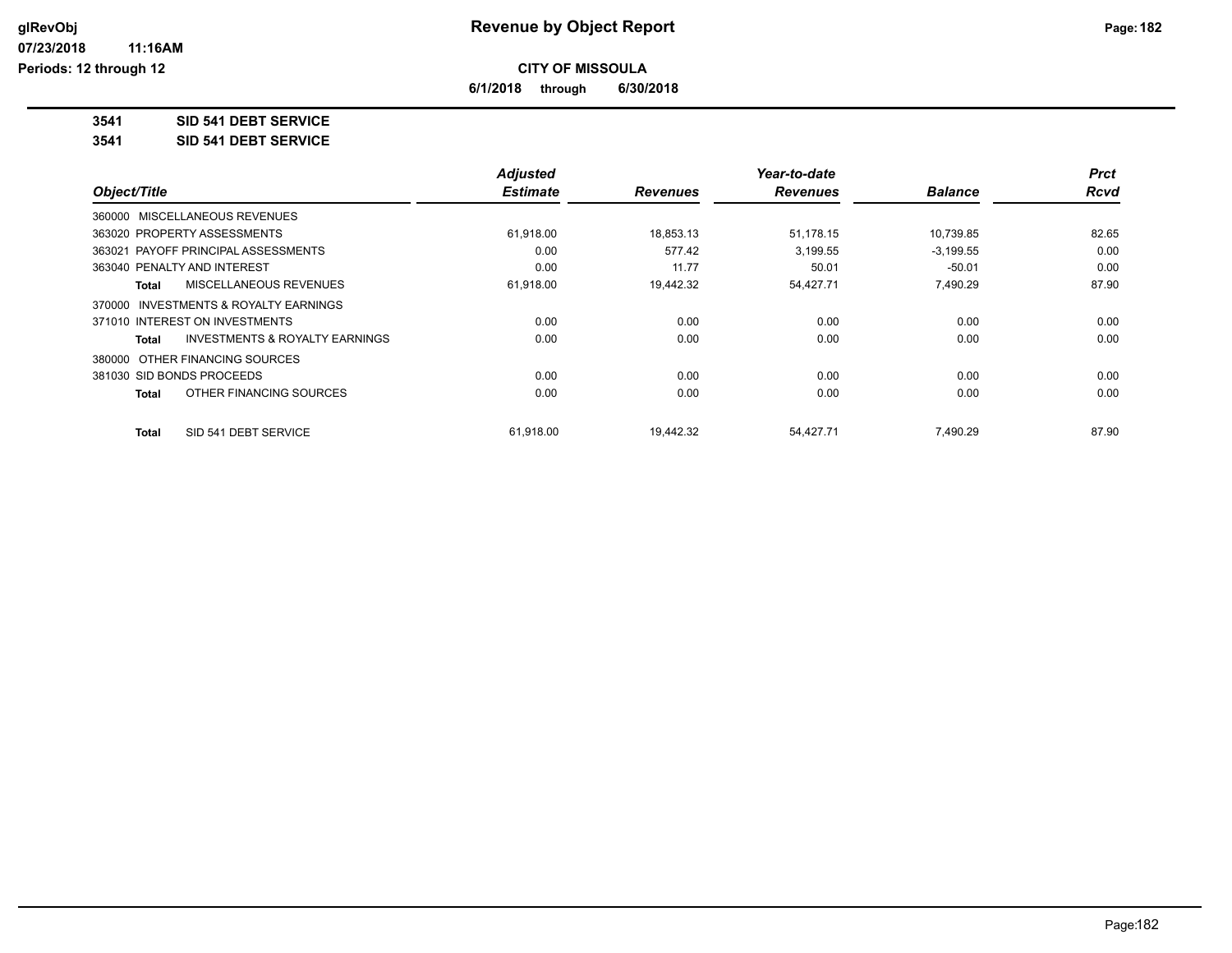**CITY OF MISSOULA**

**6/1/2018 through 6/30/2018**

**3541 SID 541 DEBT SERVICE**

**3541 SID 541 DEBT SERVICE**

| Object/Title | Adjusted Estimate | Revenues | Year-to-date Revenues | Balance | Prct Rcvd |
|---|---|---|---|---|---|
| 360000 MISCELLANEOUS REVENUES | | | | | |
| 363020 PROPERTY ASSESSMENTS | 61,918.00 | 18,853.13 | 51,178.15 | 10,739.85 | 82.65 |
| 363021 PAYOFF PRINCIPAL ASSESSMENTS | 0.00 | 577.42 | 3,199.55 | -3,199.55 | 0.00 |
| 363040 PENALTY AND INTEREST | 0.00 | 11.77 | 50.01 | -50.01 | 0.00 |
| **Total** MISCELLANEOUS REVENUES | 61,918.00 | 19,442.32 | 54,427.71 | 7,490.29 | 87.90 |
| 370000 INVESTMENTS & ROYALTY EARNINGS | | | | | |
| 371010 INTEREST ON INVESTMENTS | 0.00 | 0.00 | 0.00 | 0.00 | 0.00 |
| **Total** INVESTMENTS & ROYALTY EARNINGS | 0.00 | 0.00 | 0.00 | 0.00 | 0.00 |
| 380000 OTHER FINANCING SOURCES | | | | | |
| 381030 SID BONDS PROCEEDS | 0.00 | 0.00 | 0.00 | 0.00 | 0.00 |
| **Total** OTHER FINANCING SOURCES | 0.00 | 0.00 | 0.00 | 0.00 | 0.00 |
| **Total** SID 541 DEBT SERVICE | 61,918.00 | 19,442.32 | 54,427.71 | 7,490.29 | 87.90 |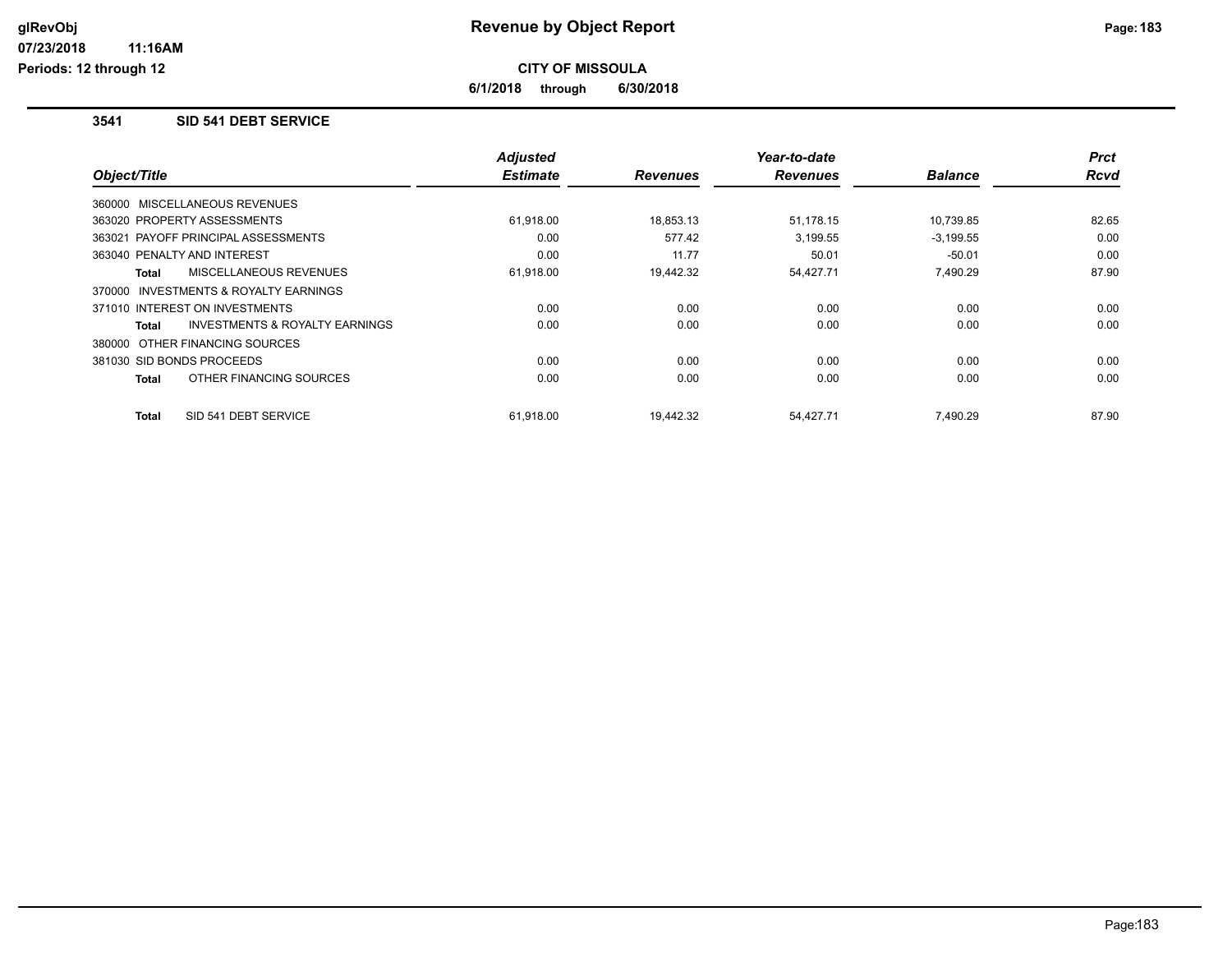# Revenue by Object Report

**CITY OF MISSOULA**

**6/1/2018 through 6/30/2018**

glRevObj
07/23/2018 11:16AM
Periods: 12 through 12

## 3541 SID 541 DEBT SERVICE

| Object/Title | Adjusted Estimate | Revenues | Year-to-date Revenues | Balance | Prct Rcvd |
|---|---|---|---|---|---|
| 360000 MISCELLANEOUS REVENUES | | | | | |
| 363020 PROPERTY ASSESSMENTS | 61,918.00 | 18,853.13 | 51,178.15 | 10,739.85 | 82.65 |
| 363021 PAYOFF PRINCIPAL ASSESSMENTS | 0.00 | 577.42 | 3,199.55 | -3,199.55 | 0.00 |
| 363040 PENALTY AND INTEREST | 0.00 | 11.77 | 50.01 | -50.01 | 0.00 |
| **Total** MISCELLANEOUS REVENUES | 61,918.00 | 19,442.32 | 54,427.71 | 7,490.29 | 87.90 |
| 370000 INVESTMENTS & ROYALTY EARNINGS | | | | | |
| 371010 INTEREST ON INVESTMENTS | 0.00 | 0.00 | 0.00 | 0.00 | 0.00 |
| **Total** INVESTMENTS & ROYALTY EARNINGS | 0.00 | 0.00 | 0.00 | 0.00 | 0.00 |
| 380000 OTHER FINANCING SOURCES | | | | | |
| 381030 SID BONDS PROCEEDS | 0.00 | 0.00 | 0.00 | 0.00 | 0.00 |
| **Total** OTHER FINANCING SOURCES | 0.00 | 0.00 | 0.00 | 0.00 | 0.00 |
| **Total** SID 541 DEBT SERVICE | 61,918.00 | 19,442.32 | 54,427.71 | 7,490.29 | 87.90 |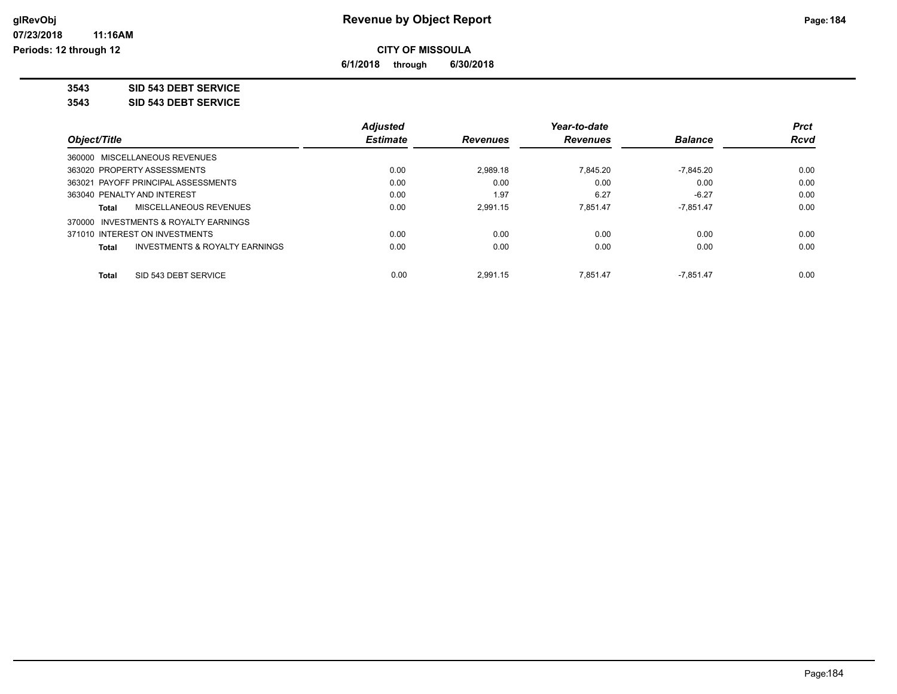# Revenue by Object Report

## CITY OF MISSOULA

**6/1/2018 through 6/30/2018**

glRevObj
07/23/2018 11:16AM
Periods: 12 through 12

**3543 SID 543 DEBT SERVICE**

**3543 SID 543 DEBT SERVICE**

| Object/Title | Adjusted Estimate | Revenues | Year-to-date Revenues | Balance | Prct Rcvd |
|---|---|---|---|---|---|
| 360000 MISCELLANEOUS REVENUES | | | | | |
| 363020 PROPERTY ASSESSMENTS | 0.00 | 2,989.18 | 7,845.20 | -7,845.20 | 0.00 |
| 363021 PAYOFF PRINCIPAL ASSESSMENTS | 0.00 | 0.00 | 0.00 | 0.00 | 0.00 |
| 363040 PENALTY AND INTEREST | 0.00 | 1.97 | 6.27 | -6.27 | 0.00 |
| **Total** MISCELLANEOUS REVENUES | 0.00 | 2,991.15 | 7,851.47 | -7,851.47 | 0.00 |
| 370000 INVESTMENTS & ROYALTY EARNINGS | | | | | |
| 371010 INTEREST ON INVESTMENTS | 0.00 | 0.00 | 0.00 | 0.00 | 0.00 |
| **Total** INVESTMENTS & ROYALTY EARNINGS | 0.00 | 0.00 | 0.00 | 0.00 | 0.00 |
| **Total** SID 543 DEBT SERVICE | 0.00 | 2,991.15 | 7,851.47 | -7,851.47 | 0.00 |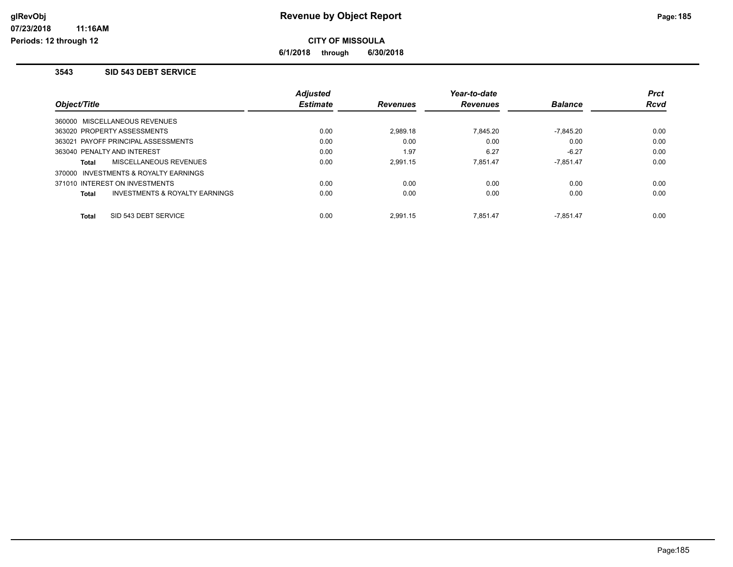# Revenue by Object Report

**CITY OF MISSOULA**

**6/1/2018 through 6/30/2018**

### 3543 SID 543 DEBT SERVICE

| Object/Title | Adjusted Estimate | Revenues | Year-to-date Revenues | Balance | Prct Rcvd |
|---|---|---|---|---|---|
| 360000 MISCELLANEOUS REVENUES | | | | | |
| 363020 PROPERTY ASSESSMENTS | 0.00 | 2,989.18 | 7,845.20 | -7,845.20 | 0.00 |
| 363021 PAYOFF PRINCIPAL ASSESSMENTS | 0.00 | 0.00 | 0.00 | 0.00 | 0.00 |
| 363040 PENALTY AND INTEREST | 0.00 | 1.97 | 6.27 | -6.27 | 0.00 |
| **Total** MISCELLANEOUS REVENUES | 0.00 | 2,991.15 | 7,851.47 | -7,851.47 | 0.00 |
| 370000 INVESTMENTS & ROYALTY EARNINGS | | | | | |
| 371010 INTEREST ON INVESTMENTS | 0.00 | 0.00 | 0.00 | 0.00 | 0.00 |
| **Total** INVESTMENTS & ROYALTY EARNINGS | 0.00 | 0.00 | 0.00 | 0.00 | 0.00 |
| **Total** SID 543 DEBT SERVICE | 0.00 | 2,991.15 | 7,851.47 | -7,851.47 | 0.00 |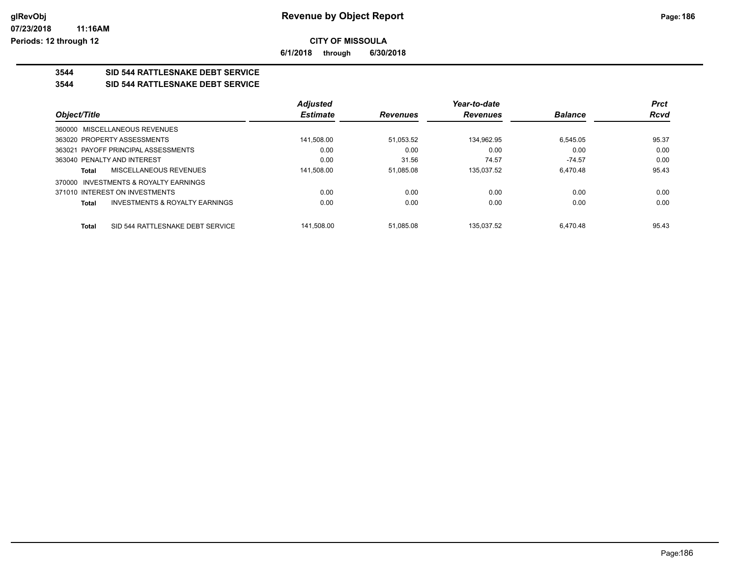**CITY OF MISSOULA**

**6/1/2018 through 6/30/2018**

## 3544 SID 544 RATTLESNAKE DEBT SERVICE

## 3544 SID 544 RATTLESNAKE DEBT SERVICE

| Object/Title | Adjusted Estimate | Revenues | Year-to-date Revenues | Balance | Prct Rcvd |
|---|---|---|---|---|---|
| 360000 MISCELLANEOUS REVENUES | | | | | |
| 363020 PROPERTY ASSESSMENTS | 141,508.00 | 51,053.52 | 134,962.95 | 6,545.05 | 95.37 |
| 363021 PAYOFF PRINCIPAL ASSESSMENTS | 0.00 | 0.00 | 0.00 | 0.00 | 0.00 |
| 363040 PENALTY AND INTEREST | 0.00 | 31.56 | 74.57 | -74.57 | 0.00 |
| **Total** MISCELLANEOUS REVENUES | 141,508.00 | 51,085.08 | 135,037.52 | 6,470.48 | 95.43 |
| 370000 INVESTMENTS & ROYALTY EARNINGS | | | | | |
| 371010 INTEREST ON INVESTMENTS | 0.00 | 0.00 | 0.00 | 0.00 | 0.00 |
| **Total** INVESTMENTS & ROYALTY EARNINGS | 0.00 | 0.00 | 0.00 | 0.00 | 0.00 |
| **Total** SID 544 RATTLESNAKE DEBT SERVICE | 141,508.00 | 51,085.08 | 135,037.52 | 6,470.48 | 95.43 |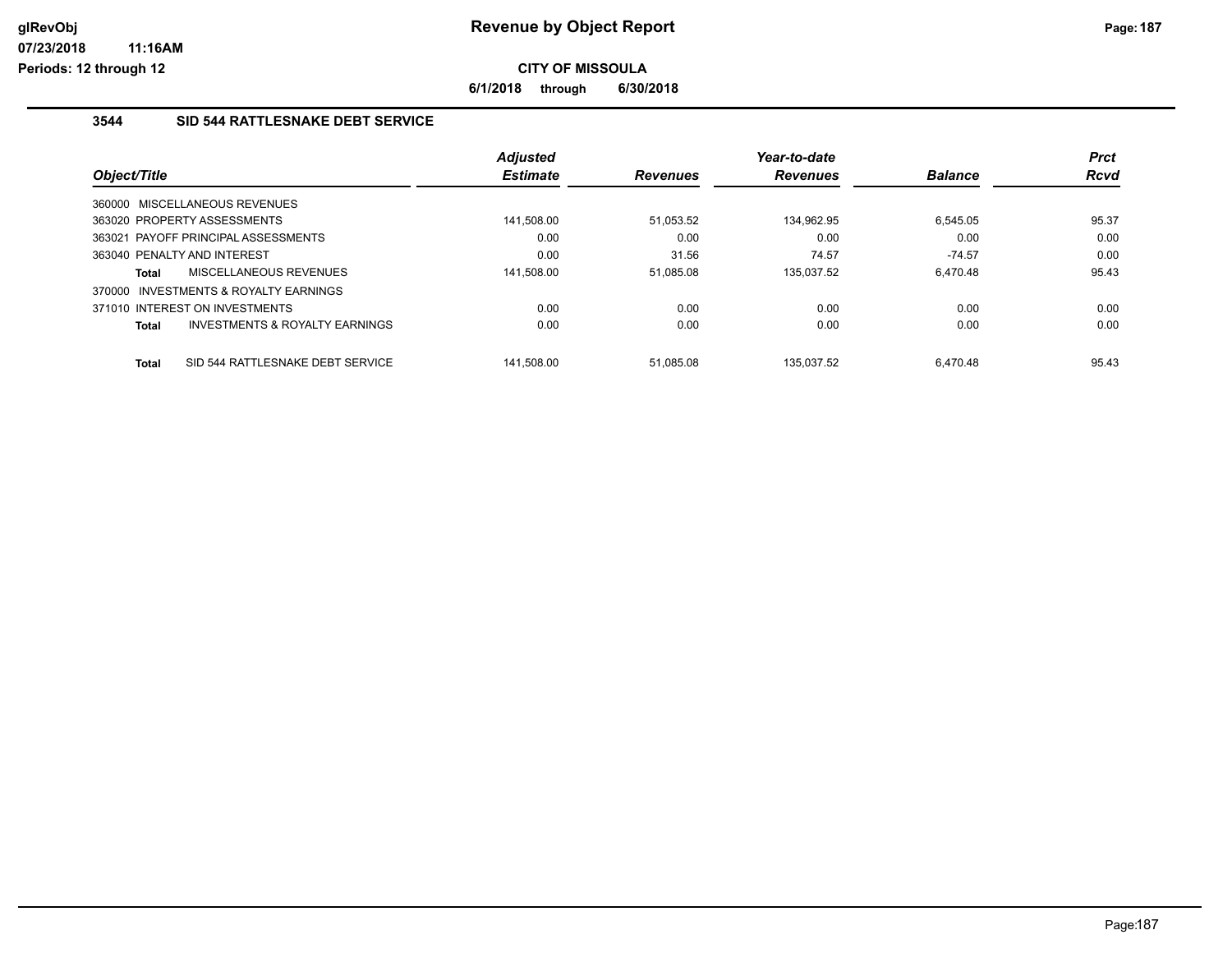# Revenue by Object Report

glRevObj
07/23/2018 11:16AM
Periods: 12 through 12

**CITY OF MISSOULA**

**6/1/2018 through 6/30/2018**

## 3544 SID 544 RATTLESNAKE DEBT SERVICE

| Object/Title | Adjusted Estimate | Revenues | Year-to-date Revenues | Balance | Prct Rcvd |
|---|---|---|---|---|---|
| 360000 MISCELLANEOUS REVENUES | | | | | |
| 363020 PROPERTY ASSESSMENTS | 141,508.00 | 51,053.52 | 134,962.95 | 6,545.05 | 95.37 |
| 363021 PAYOFF PRINCIPAL ASSESSMENTS | 0.00 | 0.00 | 0.00 | 0.00 | 0.00 |
| 363040 PENALTY AND INTEREST | 0.00 | 31.56 | 74.57 | -74.57 | 0.00 |
| **Total** MISCELLANEOUS REVENUES | 141,508.00 | 51,085.08 | 135,037.52 | 6,470.48 | 95.43 |
| 370000 INVESTMENTS & ROYALTY EARNINGS | | | | | |
| 371010 INTEREST ON INVESTMENTS | 0.00 | 0.00 | 0.00 | 0.00 | 0.00 |
| **Total** INVESTMENTS & ROYALTY EARNINGS | 0.00 | 0.00 | 0.00 | 0.00 | 0.00 |
| **Total** SID 544 RATTLESNAKE DEBT SERVICE | 141,508.00 | 51,085.08 | 135,037.52 | 6,470.48 | 95.43 |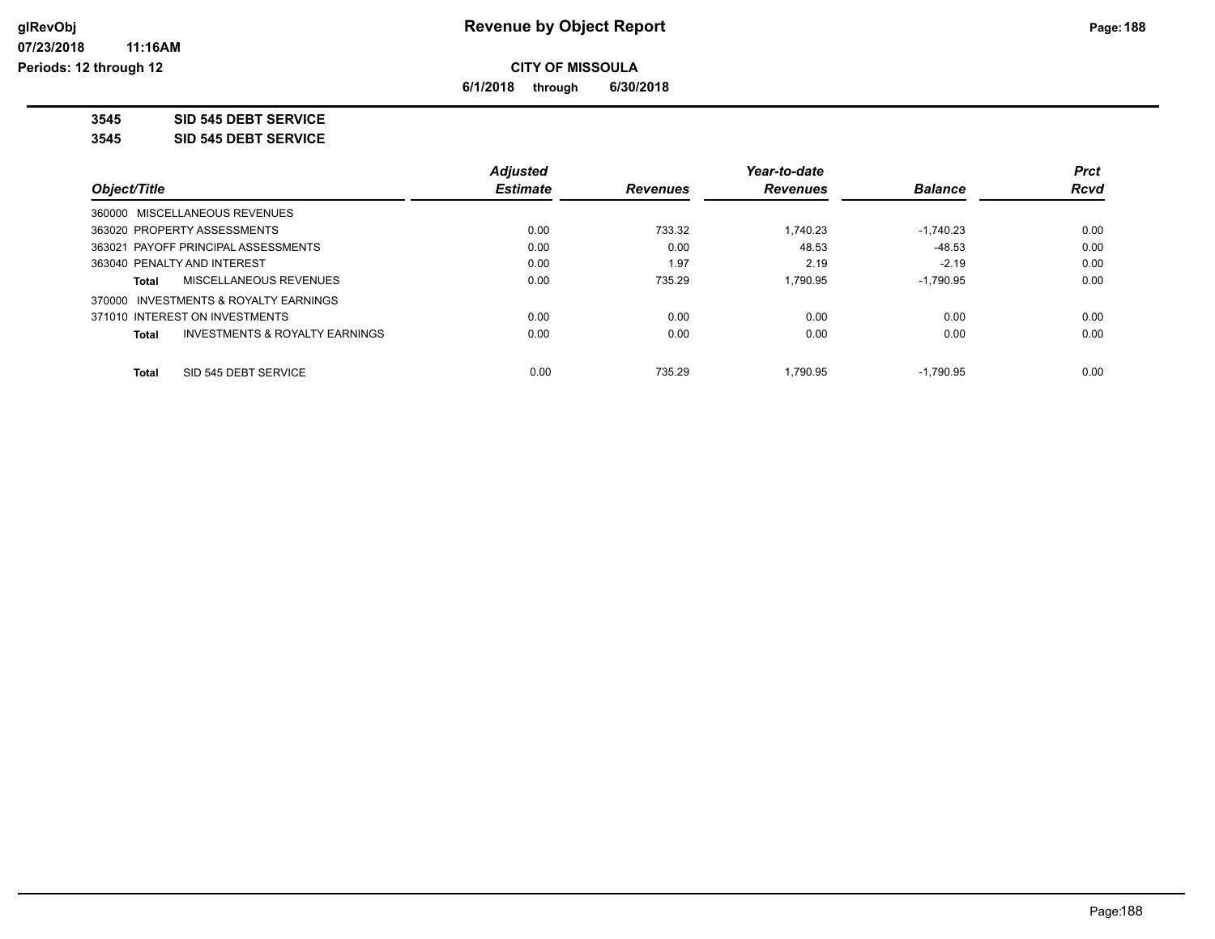**Revenue by Object Report**

**CITY OF MISSOULA**

**6/1/2018 through 6/30/2018**

**3545 SID 545 DEBT SERVICE**

**3545 SID 545 DEBT SERVICE**

| Object/Title | Adjusted Estimate | Revenues | Year-to-date Revenues | Balance | Prct Rcvd |
|---|---|---|---|---|---|
| 360000 MISCELLANEOUS REVENUES | | | | | |
| 363020 PROPERTY ASSESSMENTS | 0.00 | 733.32 | 1,740.23 | -1,740.23 | 0.00 |
| 363021 PAYOFF PRINCIPAL ASSESSMENTS | 0.00 | 0.00 | 48.53 | -48.53 | 0.00 |
| 363040 PENALTY AND INTEREST | 0.00 | 1.97 | 2.19 | -2.19 | 0.00 |
| **Total** MISCELLANEOUS REVENUES | 0.00 | 735.29 | 1,790.95 | -1,790.95 | 0.00 |
| 370000 INVESTMENTS & ROYALTY EARNINGS | | | | | |
| 371010 INTEREST ON INVESTMENTS | 0.00 | 0.00 | 0.00 | 0.00 | 0.00 |
| **Total** INVESTMENTS & ROYALTY EARNINGS | 0.00 | 0.00 | 0.00 | 0.00 | 0.00 |
| **Total** SID 545 DEBT SERVICE | 0.00 | 735.29 | 1,790.95 | -1,790.95 | 0.00 |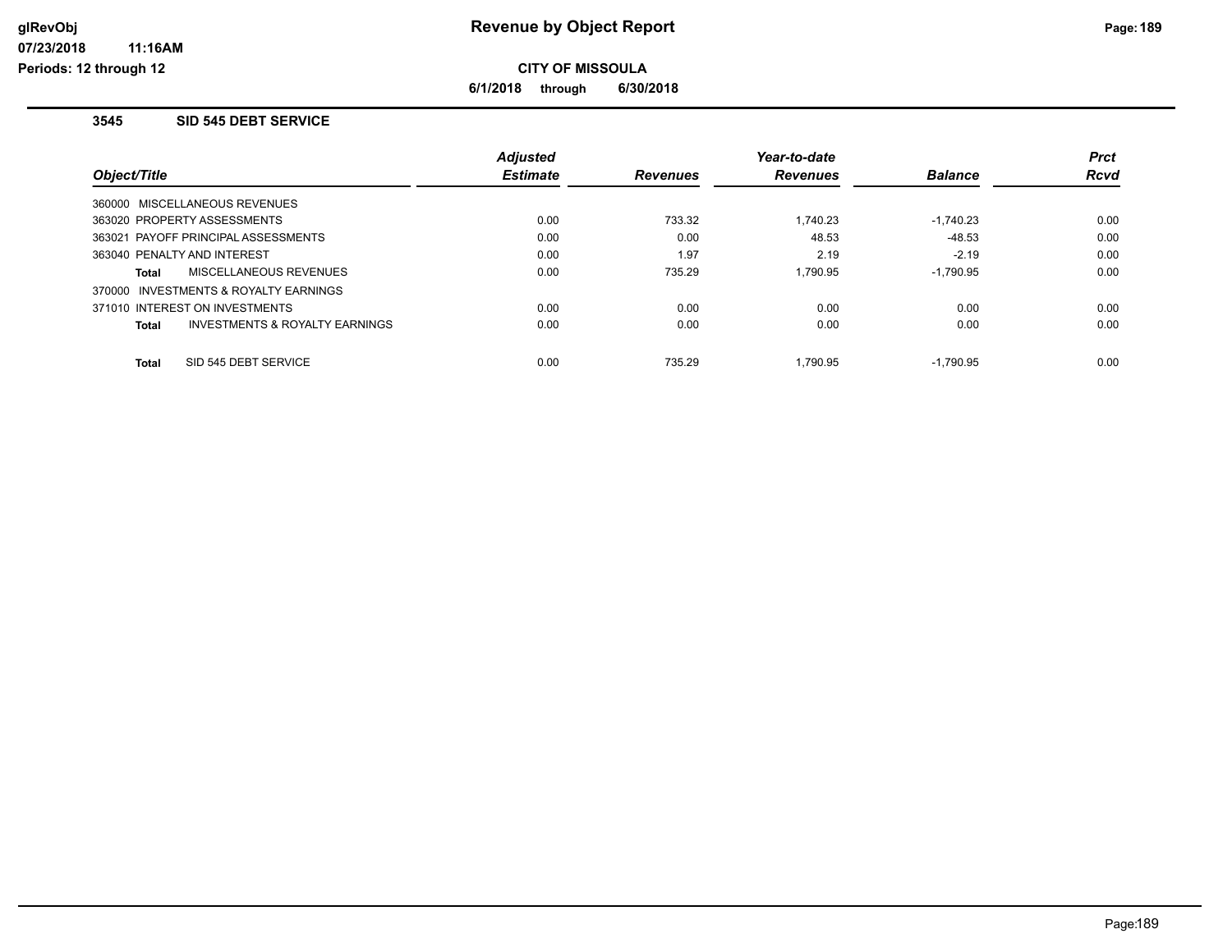# Revenue by Object Report

**CITY OF MISSOULA**

**6/1/2018 through 6/30/2018**

glRevObj
07/23/2018 11:16AM
Periods: 12 through 12

## 3545 SID 545 DEBT SERVICE

| Object/Title | Adjusted Estimate | Revenues | Year-to-date Revenues | Balance | Prct Rcvd |
|---|---|---|---|---|---|
| 360000 MISCELLANEOUS REVENUES | | | | | |
| 363020 PROPERTY ASSESSMENTS | 0.00 | 733.32 | 1,740.23 | -1,740.23 | 0.00 |
| 363021 PAYOFF PRINCIPAL ASSESSMENTS | 0.00 | 0.00 | 48.53 | -48.53 | 0.00 |
| 363040 PENALTY AND INTEREST | 0.00 | 1.97 | 2.19 | -2.19 | 0.00 |
| **Total** MISCELLANEOUS REVENUES | 0.00 | 735.29 | 1,790.95 | -1,790.95 | 0.00 |
| 370000 INVESTMENTS & ROYALTY EARNINGS | | | | | |
| 371010 INTEREST ON INVESTMENTS | 0.00 | 0.00 | 0.00 | 0.00 | 0.00 |
| **Total** INVESTMENTS & ROYALTY EARNINGS | 0.00 | 0.00 | 0.00 | 0.00 | 0.00 |
| **Total** SID 545 DEBT SERVICE | 0.00 | 735.29 | 1,790.95 | -1,790.95 | 0.00 |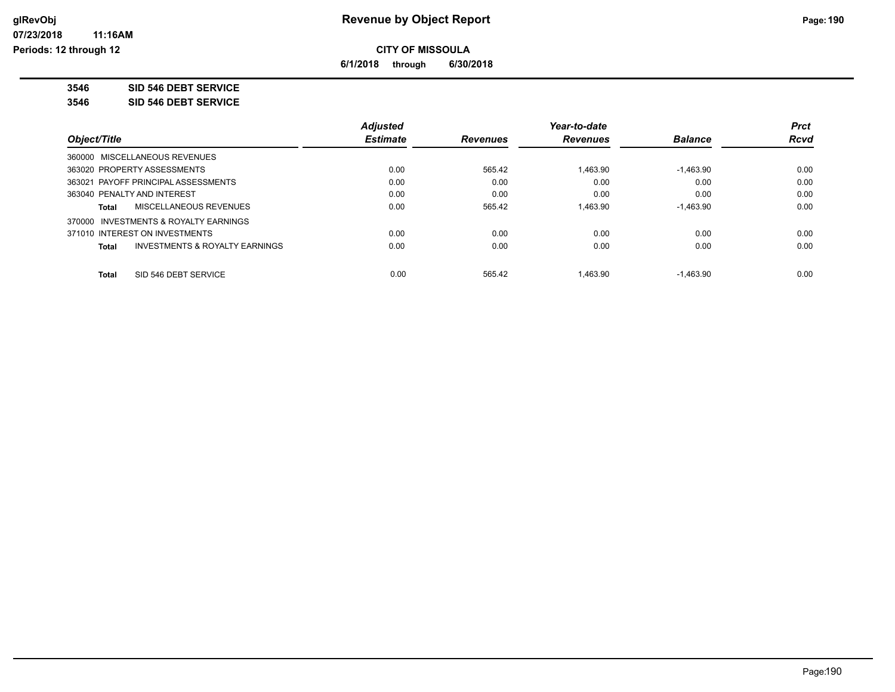# Revenue by Object Report

**CITY OF MISSOULA**

**6/1/2018 through 6/30/2018**

**3546 SID 546 DEBT SERVICE**

**3546 SID 546 DEBT SERVICE**

| Object/Title | Adjusted Estimate | Revenues | Year-to-date Revenues | Balance | Prct Rcvd |
|---|---|---|---|---|---|
| 360000 MISCELLANEOUS REVENUES | | | | | |
| 363020 PROPERTY ASSESSMENTS | 0.00 | 565.42 | 1,463.90 | -1,463.90 | 0.00 |
| 363021 PAYOFF PRINCIPAL ASSESSMENTS | 0.00 | 0.00 | 0.00 | 0.00 | 0.00 |
| 363040 PENALTY AND INTEREST | 0.00 | 0.00 | 0.00 | 0.00 | 0.00 |
| **Total** MISCELLANEOUS REVENUES | 0.00 | 565.42 | 1,463.90 | -1,463.90 | 0.00 |
| 370000 INVESTMENTS & ROYALTY EARNINGS | | | | | |
| 371010 INTEREST ON INVESTMENTS | 0.00 | 0.00 | 0.00 | 0.00 | 0.00 |
| **Total** INVESTMENTS & ROYALTY EARNINGS | 0.00 | 0.00 | 0.00 | 0.00 | 0.00 |
| **Total** SID 546 DEBT SERVICE | 0.00 | 565.42 | 1,463.90 | -1,463.90 | 0.00 |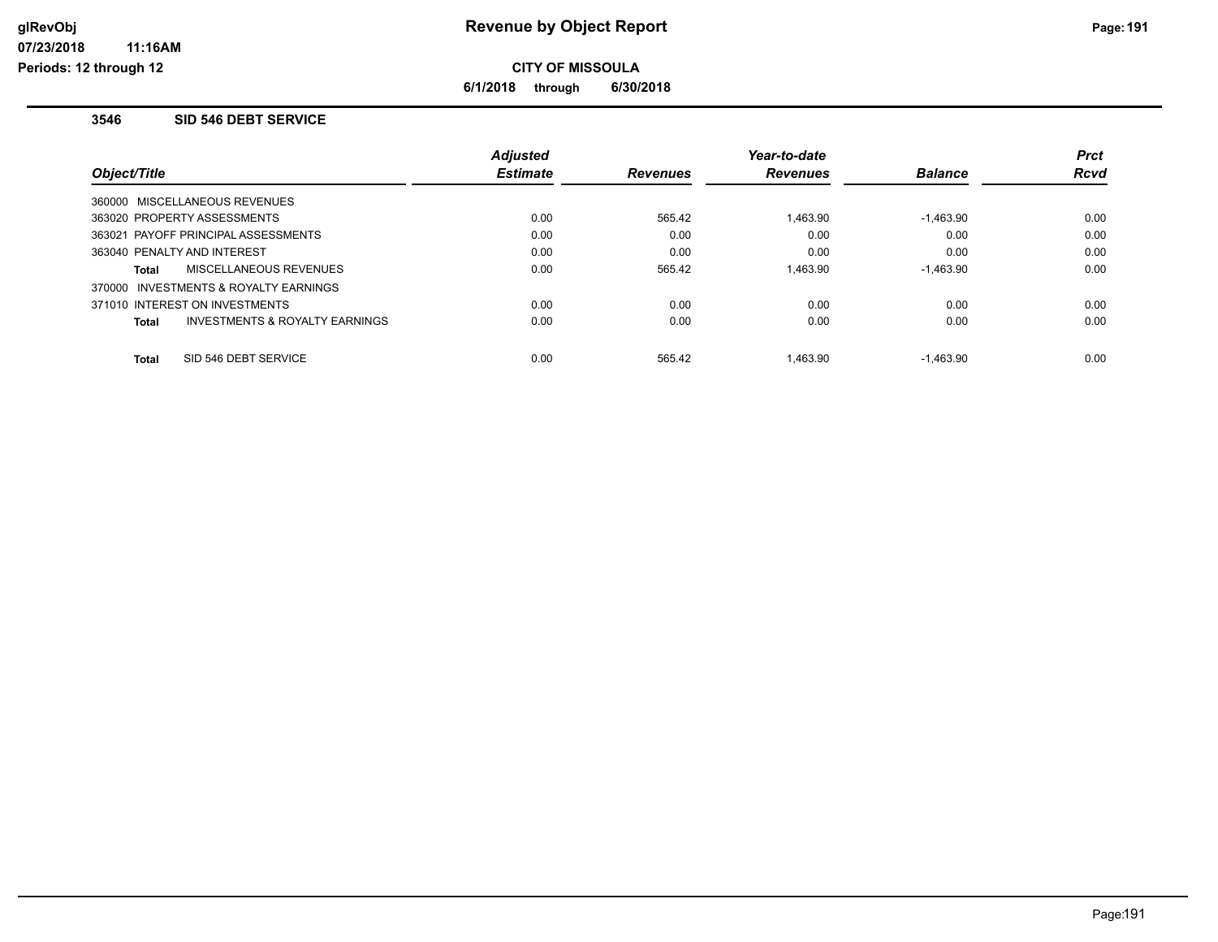# Revenue by Object Report

**CITY OF MISSOULA**

**6/1/2018 through 6/30/2018**

### 3546 SID 546 DEBT SERVICE

| Object/Title | Adjusted Estimate | Revenues | Year-to-date Revenues | Balance | Prct Rcvd |
|---|---|---|---|---|---|
| 360000 MISCELLANEOUS REVENUES | | | | | |
| 363020 PROPERTY ASSESSMENTS | 0.00 | 565.42 | 1,463.90 | -1,463.90 | 0.00 |
| 363021 PAYOFF PRINCIPAL ASSESSMENTS | 0.00 | 0.00 | 0.00 | 0.00 | 0.00 |
| 363040 PENALTY AND INTEREST | 0.00 | 0.00 | 0.00 | 0.00 | 0.00 |
| **Total** MISCELLANEOUS REVENUES | 0.00 | 565.42 | 1,463.90 | -1,463.90 | 0.00 |
| 370000 INVESTMENTS & ROYALTY EARNINGS | | | | | |
| 371010 INTEREST ON INVESTMENTS | 0.00 | 0.00 | 0.00 | 0.00 | 0.00 |
| **Total** INVESTMENTS & ROYALTY EARNINGS | 0.00 | 0.00 | 0.00 | 0.00 | 0.00 |
| **Total** SID 546 DEBT SERVICE | 0.00 | 565.42 | 1,463.90 | -1,463.90 | 0.00 |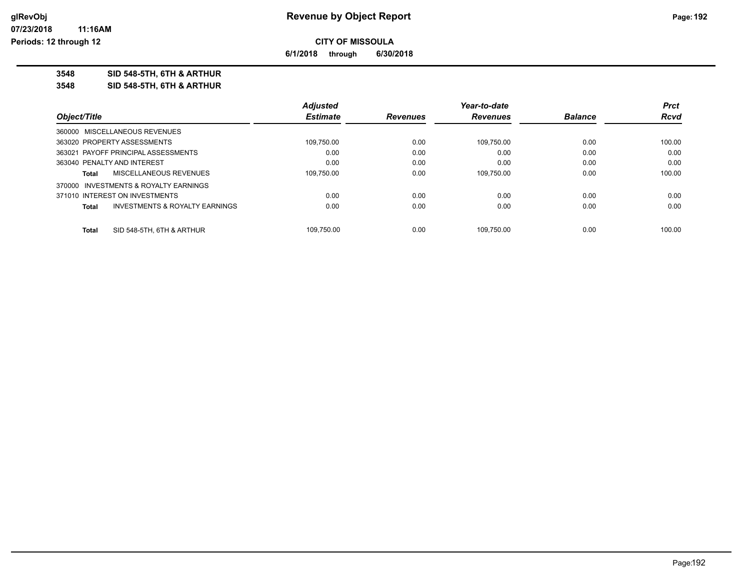**Revenue by Object Report**

**CITY OF MISSOULA**

**6/1/2018 through 6/30/2018**

glRevObj
07/23/2018 11:16AM
Periods: 12 through 12

**3548 SID 548-5TH, 6TH & ARTHUR**

**3548 SID 548-5TH, 6TH & ARTHUR**

| Object/Title | Adjusted Estimate | Revenues | Year-to-date Revenues | Balance | Prct Rcvd |
|---|---|---|---|---|---|
| 360000 MISCELLANEOUS REVENUES | | | | | |
| 363020 PROPERTY ASSESSMENTS | 109,750.00 | 0.00 | 109,750.00 | 0.00 | 100.00 |
| 363021 PAYOFF PRINCIPAL ASSESSMENTS | 0.00 | 0.00 | 0.00 | 0.00 | 0.00 |
| 363040 PENALTY AND INTEREST | 0.00 | 0.00 | 0.00 | 0.00 | 0.00 |
| **Total** MISCELLANEOUS REVENUES | 109,750.00 | 0.00 | 109,750.00 | 0.00 | 100.00 |
| 370000 INVESTMENTS & ROYALTY EARNINGS | | | | | |
| 371010 INTEREST ON INVESTMENTS | 0.00 | 0.00 | 0.00 | 0.00 | 0.00 |
| **Total** INVESTMENTS & ROYALTY EARNINGS | 0.00 | 0.00 | 0.00 | 0.00 | 0.00 |
| **Total** SID 548-5TH, 6TH & ARTHUR | 109,750.00 | 0.00 | 109,750.00 | 0.00 | 100.00 |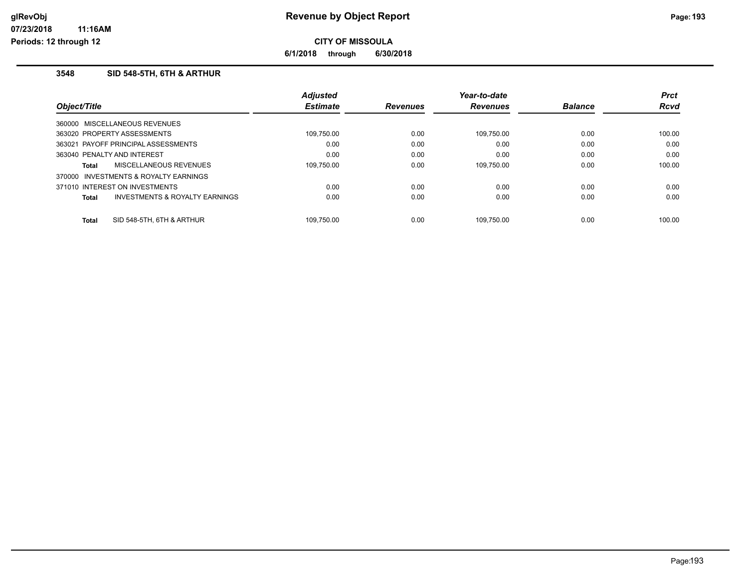**Revenue by Object Report**

**CITY OF MISSOULA**

**6/1/2018 through 6/30/2018**

glRevObj
07/23/2018 11:16AM
Periods: 12 through 12

## 3548 SID 548-5TH, 6TH & ARTHUR

| Object/Title | Adjusted Estimate | Revenues | Year-to-date Revenues | Balance | Prct Rcvd |
|---|---|---|---|---|---|
| 360000 MISCELLANEOUS REVENUES | | | | | |
| 363020 PROPERTY ASSESSMENTS | 109,750.00 | 0.00 | 109,750.00 | 0.00 | 100.00 |
| 363021 PAYOFF PRINCIPAL ASSESSMENTS | 0.00 | 0.00 | 0.00 | 0.00 | 0.00 |
| 363040 PENALTY AND INTEREST | 0.00 | 0.00 | 0.00 | 0.00 | 0.00 |
| **Total** MISCELLANEOUS REVENUES | 109,750.00 | 0.00 | 109,750.00 | 0.00 | 100.00 |
| 370000 INVESTMENTS & ROYALTY EARNINGS | | | | | |
| 371010 INTEREST ON INVESTMENTS | 0.00 | 0.00 | 0.00 | 0.00 | 0.00 |
| **Total** INVESTMENTS & ROYALTY EARNINGS | 0.00 | 0.00 | 0.00 | 0.00 | 0.00 |
| **Total** SID 548-5TH, 6TH & ARTHUR | 109,750.00 | 0.00 | 109,750.00 | 0.00 | 100.00 |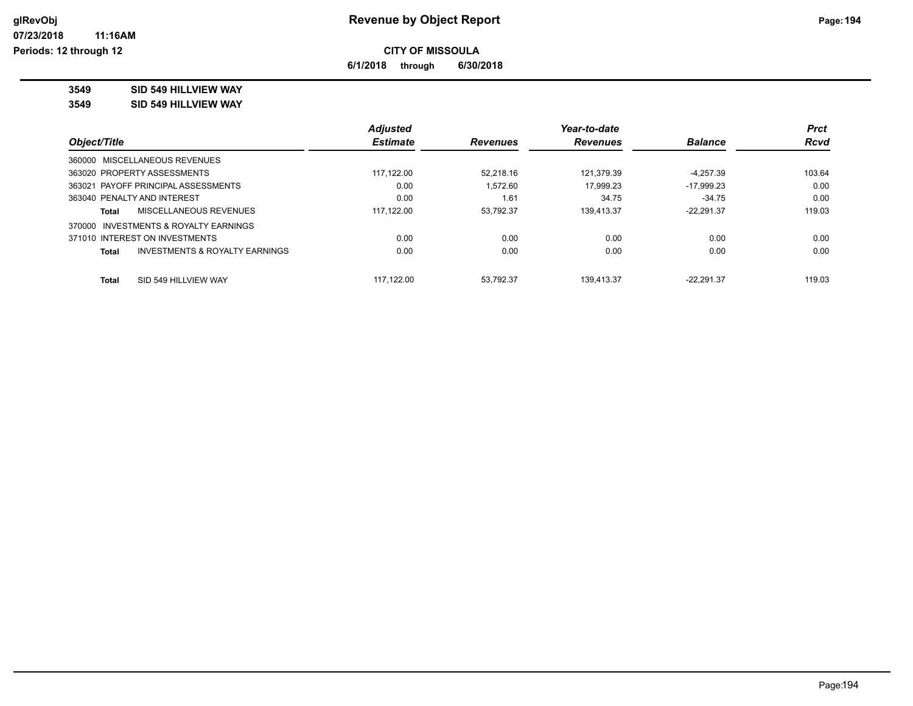# Revenue by Object Report

glRevObj
07/23/2018 11:16AM
Periods: 12 through 12

**CITY OF MISSOULA**

**6/1/2018 through 6/30/2018**

**3549 SID 549 HILLVIEW WAY**

**3549 SID 549 HILLVIEW WAY**

| Object/Title | Adjusted Estimate | Revenues | Year-to-date Revenues | Balance | Prct Rcvd |
|---|---|---|---|---|---|
| 360000 MISCELLANEOUS REVENUES | | | | | |
| 363020 PROPERTY ASSESSMENTS | 117,122.00 | 52,218.16 | 121,379.39 | -4,257.39 | 103.64 |
| 363021 PAYOFF PRINCIPAL ASSESSMENTS | 0.00 | 1,572.60 | 17,999.23 | -17,999.23 | 0.00 |
| 363040 PENALTY AND INTEREST | 0.00 | 1.61 | 34.75 | -34.75 | 0.00 |
| **Total** MISCELLANEOUS REVENUES | 117,122.00 | 53,792.37 | 139,413.37 | -22,291.37 | 119.03 |
| 370000 INVESTMENTS & ROYALTY EARNINGS | | | | | |
| 371010 INTEREST ON INVESTMENTS | 0.00 | 0.00 | 0.00 | 0.00 | 0.00 |
| **Total** INVESTMENTS & ROYALTY EARNINGS | 0.00 | 0.00 | 0.00 | 0.00 | 0.00 |
| **Total** SID 549 HILLVIEW WAY | 117,122.00 | 53,792.37 | 139,413.37 | -22,291.37 | 119.03 |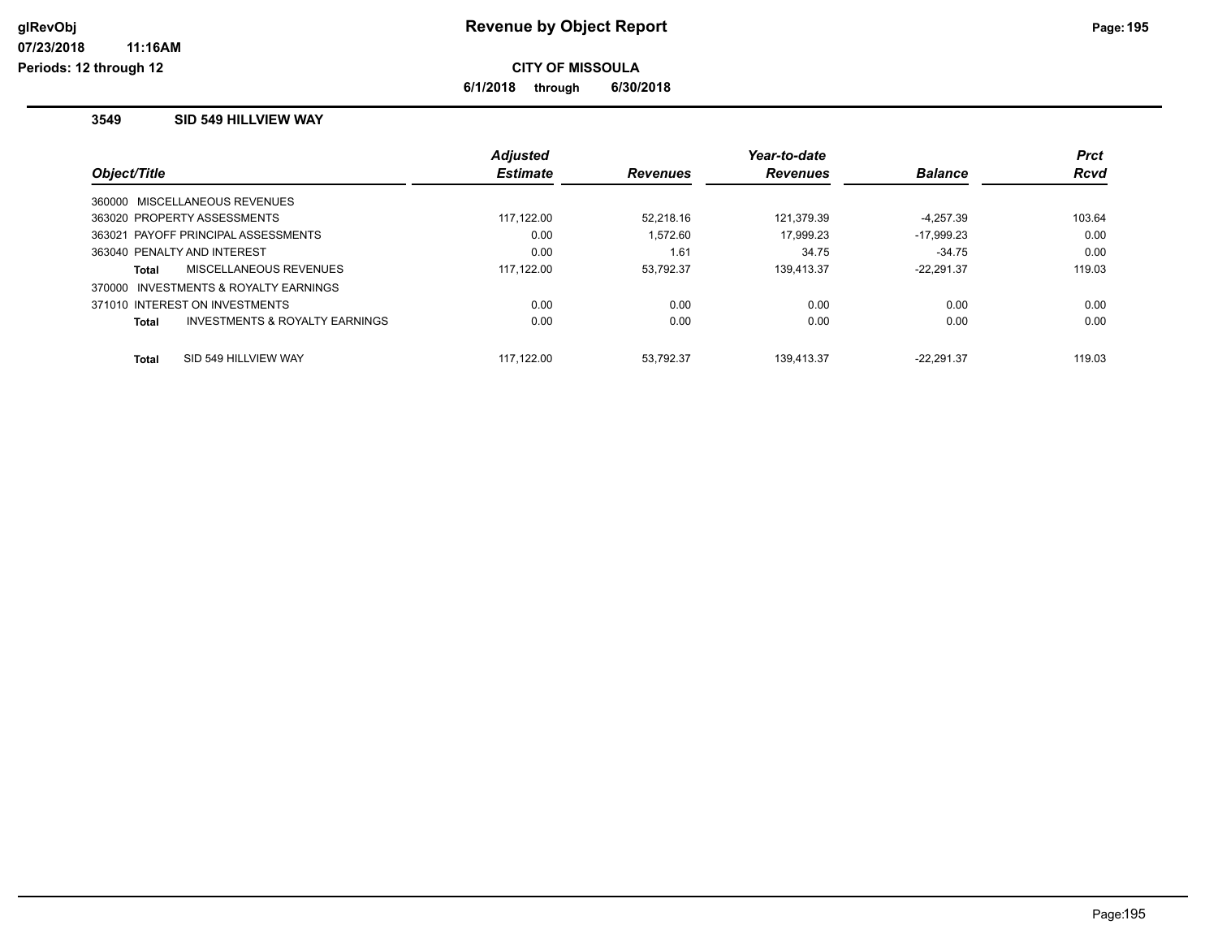# Revenue by Object Report

**CITY OF MISSOULA**

**6/1/2018 through 6/30/2018**

glRevObj
07/23/2018 11:16AM
Periods: 12 through 12

## 3549 SID 549 HILLVIEW WAY

| Object/Title | Adjusted Estimate | Revenues | Year-to-date Revenues | Balance | Prct Rcvd |
|---|---|---|---|---|---|
| 360000 MISCELLANEOUS REVENUES | | | | | |
| 363020 PROPERTY ASSESSMENTS | 117,122.00 | 52,218.16 | 121,379.39 | -4,257.39 | 103.64 |
| 363021 PAYOFF PRINCIPAL ASSESSMENTS | 0.00 | 1,572.60 | 17,999.23 | -17,999.23 | 0.00 |
| 363040 PENALTY AND INTEREST | 0.00 | 1.61 | 34.75 | -34.75 | 0.00 |
| **Total** MISCELLANEOUS REVENUES | 117,122.00 | 53,792.37 | 139,413.37 | -22,291.37 | 119.03 |
| 370000 INVESTMENTS & ROYALTY EARNINGS | | | | | |
| 371010 INTEREST ON INVESTMENTS | 0.00 | 0.00 | 0.00 | 0.00 | 0.00 |
| **Total** INVESTMENTS & ROYALTY EARNINGS | 0.00 | 0.00 | 0.00 | 0.00 | 0.00 |
| **Total** SID 549 HILLVIEW WAY | 117,122.00 | 53,792.37 | 139,413.37 | -22,291.37 | 119.03 |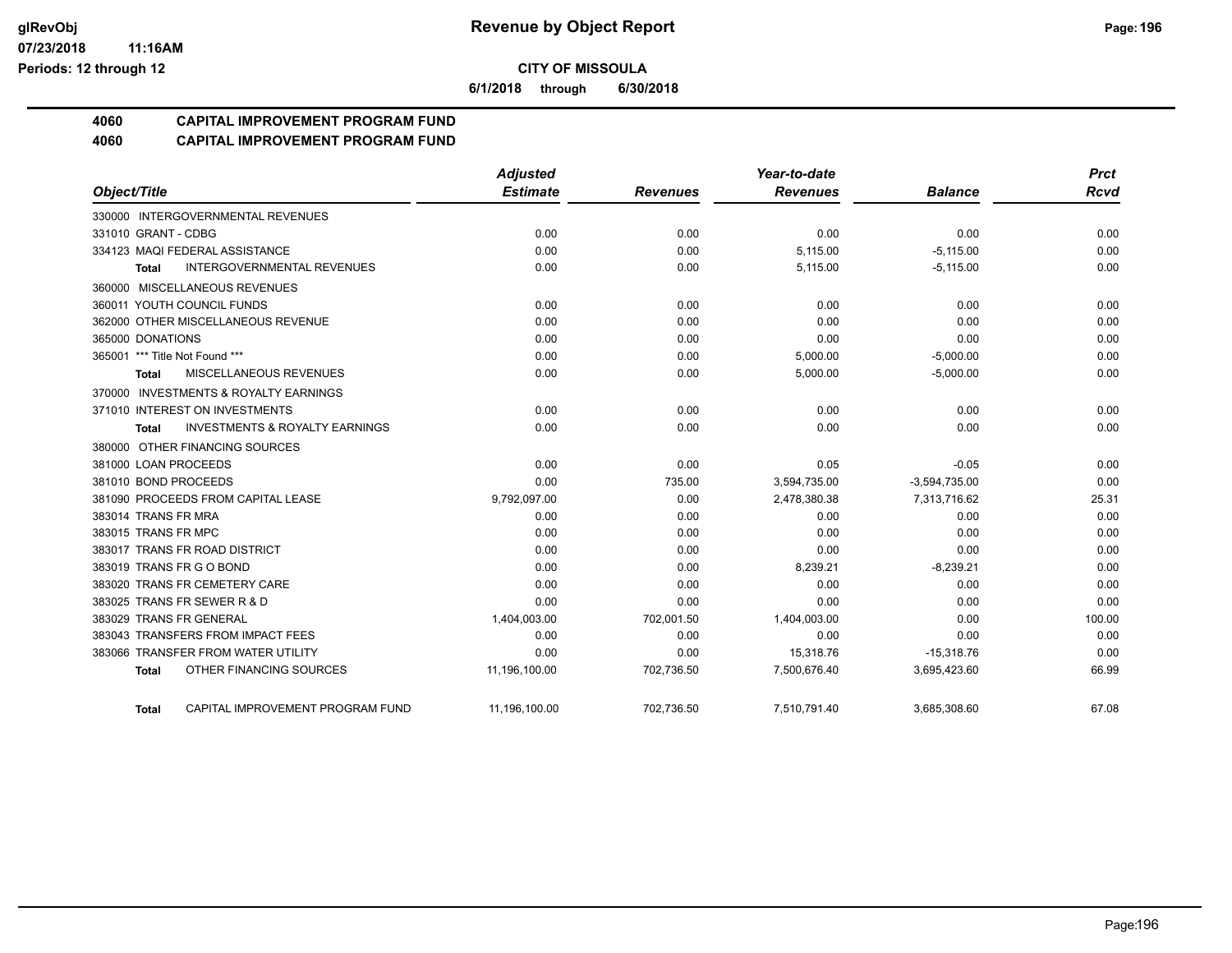# Revenue by Object Report

**CITY OF MISSOULA**

**6/1/2018 through 6/30/2018**

glRevObj
07/23/2018 11:16AM
Periods: 12 through 12

## 4060 CAPITAL IMPROVEMENT PROGRAM FUND
## 4060 CAPITAL IMPROVEMENT PROGRAM FUND

| Object/Title | Adjusted Estimate | Revenues | Year-to-date Revenues | Balance | Prct Rcvd |
|---|---|---|---|---|---|
| 330000 INTERGOVERNMENTAL REVENUES | | | | | |
| 331010 GRANT - CDBG | 0.00 | 0.00 | 0.00 | 0.00 | 0.00 |
| 334123 MAQI FEDERAL ASSISTANCE | 0.00 | 0.00 | 5,115.00 | -5,115.00 | 0.00 |
| **Total** INTERGOVERNMENTAL REVENUES | 0.00 | 0.00 | 5,115.00 | -5,115.00 | 0.00 |
| 360000 MISCELLANEOUS REVENUES | | | | | |
| 360011 YOUTH COUNCIL FUNDS | 0.00 | 0.00 | 0.00 | 0.00 | 0.00 |
| 362000 OTHER MISCELLANEOUS REVENUE | 0.00 | 0.00 | 0.00 | 0.00 | 0.00 |
| 365000 DONATIONS | 0.00 | 0.00 | 0.00 | 0.00 | 0.00 |
| 365001 *** Title Not Found *** | 0.00 | 0.00 | 5,000.00 | -5,000.00 | 0.00 |
| **Total** MISCELLANEOUS REVENUES | 0.00 | 0.00 | 5,000.00 | -5,000.00 | 0.00 |
| 370000 INVESTMENTS & ROYALTY EARNINGS | | | | | |
| 371010 INTEREST ON INVESTMENTS | 0.00 | 0.00 | 0.00 | 0.00 | 0.00 |
| **Total** INVESTMENTS & ROYALTY EARNINGS | 0.00 | 0.00 | 0.00 | 0.00 | 0.00 |
| 380000 OTHER FINANCING SOURCES | | | | | |
| 381000 LOAN PROCEEDS | 0.00 | 0.00 | 0.05 | -0.05 | 0.00 |
| 381010 BOND PROCEEDS | 0.00 | 735.00 | 3,594,735.00 | -3,594,735.00 | 0.00 |
| 381090 PROCEEDS FROM CAPITAL LEASE | 9,792,097.00 | 0.00 | 2,478,380.38 | 7,313,716.62 | 25.31 |
| 383014 TRANS FR MRA | 0.00 | 0.00 | 0.00 | 0.00 | 0.00 |
| 383015 TRANS FR MPC | 0.00 | 0.00 | 0.00 | 0.00 | 0.00 |
| 383017 TRANS FR ROAD DISTRICT | 0.00 | 0.00 | 0.00 | 0.00 | 0.00 |
| 383019 TRANS FR G O BOND | 0.00 | 0.00 | 8,239.21 | -8,239.21 | 0.00 |
| 383020 TRANS FR CEMETERY CARE | 0.00 | 0.00 | 0.00 | 0.00 | 0.00 |
| 383025 TRANS FR SEWER R & D | 0.00 | 0.00 | 0.00 | 0.00 | 0.00 |
| 383029 TRANS FR GENERAL | 1,404,003.00 | 702,001.50 | 1,404,003.00 | 0.00 | 100.00 |
| 383043 TRANSFERS FROM IMPACT FEES | 0.00 | 0.00 | 0.00 | 0.00 | 0.00 |
| 383066 TRANSFER FROM WATER UTILITY | 0.00 | 0.00 | 15,318.76 | -15,318.76 | 0.00 |
| **Total** OTHER FINANCING SOURCES | 11,196,100.00 | 702,736.50 | 7,500,676.40 | 3,695,423.60 | 66.99 |
| **Total** CAPITAL IMPROVEMENT PROGRAM FUND | 11,196,100.00 | 702,736.50 | 7,510,791.40 | 3,685,308.60 | 67.08 |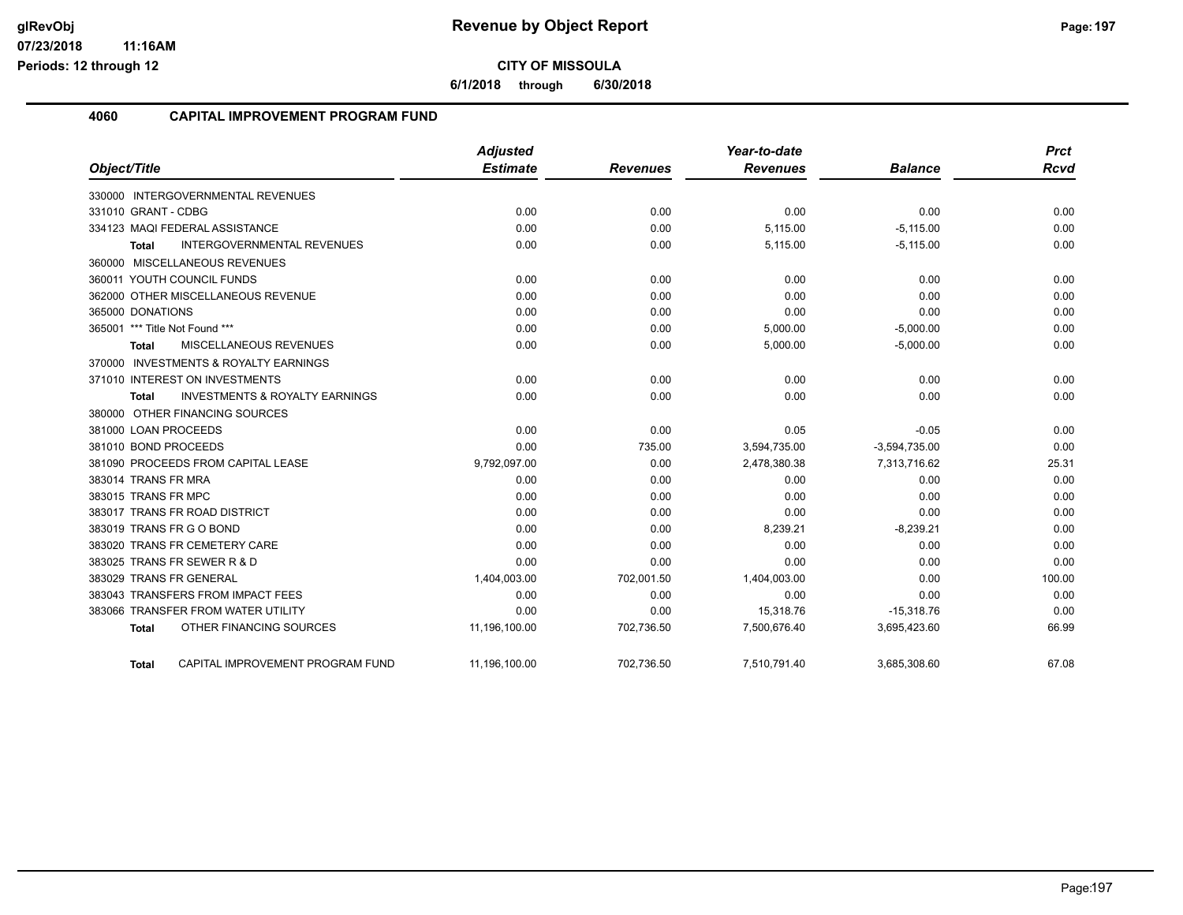# Revenue by Object Report

**CITY OF MISSOULA**

**6/1/2018 through 6/30/2018**

## 4060 CAPITAL IMPROVEMENT PROGRAM FUND

| Object/Title | Adjusted Estimate | Revenues | Year-to-date Revenues | Balance | Prct Rcvd |
|---|---|---|---|---|---|
| 330000 INTERGOVERNMENTAL REVENUES | | | | | |
| 331010 GRANT - CDBG | 0.00 | 0.00 | 0.00 | 0.00 | 0.00 |
| 334123 MAQI FEDERAL ASSISTANCE | 0.00 | 0.00 | 5,115.00 | -5,115.00 | 0.00 |
| **Total** INTERGOVERNMENTAL REVENUES | 0.00 | 0.00 | 5,115.00 | -5,115.00 | 0.00 |
| 360000 MISCELLANEOUS REVENUES | | | | | |
| 360011 YOUTH COUNCIL FUNDS | 0.00 | 0.00 | 0.00 | 0.00 | 0.00 |
| 362000 OTHER MISCELLANEOUS REVENUE | 0.00 | 0.00 | 0.00 | 0.00 | 0.00 |
| 365000 DONATIONS | 0.00 | 0.00 | 0.00 | 0.00 | 0.00 |
| 365001 *** Title Not Found *** | 0.00 | 0.00 | 5,000.00 | -5,000.00 | 0.00 |
| **Total** MISCELLANEOUS REVENUES | 0.00 | 0.00 | 5,000.00 | -5,000.00 | 0.00 |
| 370000 INVESTMENTS & ROYALTY EARNINGS | | | | | |
| 371010 INTEREST ON INVESTMENTS | 0.00 | 0.00 | 0.00 | 0.00 | 0.00 |
| **Total** INVESTMENTS & ROYALTY EARNINGS | 0.00 | 0.00 | 0.00 | 0.00 | 0.00 |
| 380000 OTHER FINANCING SOURCES | | | | | |
| 381000 LOAN PROCEEDS | 0.00 | 0.00 | 0.05 | -0.05 | 0.00 |
| 381010 BOND PROCEEDS | 0.00 | 735.00 | 3,594,735.00 | -3,594,735.00 | 0.00 |
| 381090 PROCEEDS FROM CAPITAL LEASE | 9,792,097.00 | 0.00 | 2,478,380.38 | 7,313,716.62 | 25.31 |
| 383014 TRANS FR MRA | 0.00 | 0.00 | 0.00 | 0.00 | 0.00 |
| 383015 TRANS FR MPC | 0.00 | 0.00 | 0.00 | 0.00 | 0.00 |
| 383017 TRANS FR ROAD DISTRICT | 0.00 | 0.00 | 0.00 | 0.00 | 0.00 |
| 383019 TRANS FR G O BOND | 0.00 | 0.00 | 8,239.21 | -8,239.21 | 0.00 |
| 383020 TRANS FR CEMETERY CARE | 0.00 | 0.00 | 0.00 | 0.00 | 0.00 |
| 383025 TRANS FR SEWER R & D | 0.00 | 0.00 | 0.00 | 0.00 | 0.00 |
| 383029 TRANS FR GENERAL | 1,404,003.00 | 702,001.50 | 1,404,003.00 | 0.00 | 100.00 |
| 383043 TRANSFERS FROM IMPACT FEES | 0.00 | 0.00 | 0.00 | 0.00 | 0.00 |
| 383066 TRANSFER FROM WATER UTILITY | 0.00 | 0.00 | 15,318.76 | -15,318.76 | 0.00 |
| **Total** OTHER FINANCING SOURCES | 11,196,100.00 | 702,736.50 | 7,500,676.40 | 3,695,423.60 | 66.99 |
| **Total** CAPITAL IMPROVEMENT PROGRAM FUND | 11,196,100.00 | 702,736.50 | 7,510,791.40 | 3,685,308.60 | 67.08 |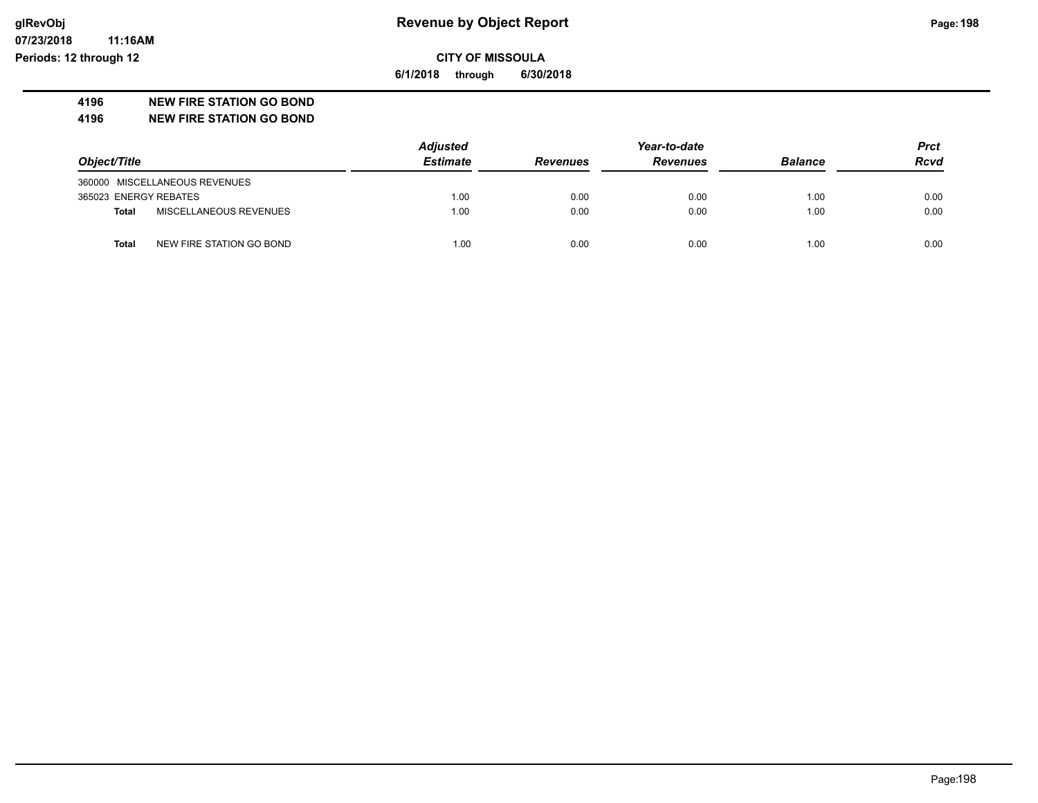# Revenue by Object Report

**CITY OF MISSOULA**

**6/1/2018 through 6/30/2018**

glRevObj
07/23/2018 11:16AM
Periods: 12 through 12

## 4196 NEW FIRE STATION GO BOND
## 4196 NEW FIRE STATION GO BOND

| Object/Title | | Adjusted Estimate | Revenues | Year-to-date Revenues | Balance | Prct Rcvd |
|---|---|---|---|---|---|---|
| 360000 MISCELLANEOUS REVENUES | | | | | | |
| 365023 ENERGY REBATES | | 1.00 | 0.00 | 0.00 | 1.00 | 0.00 |
| **Total** | MISCELLANEOUS REVENUES | 1.00 | 0.00 | 0.00 | 1.00 | 0.00 |
| **Total** | NEW FIRE STATION GO BOND | 1.00 | 0.00 | 0.00 | 1.00 | 0.00 |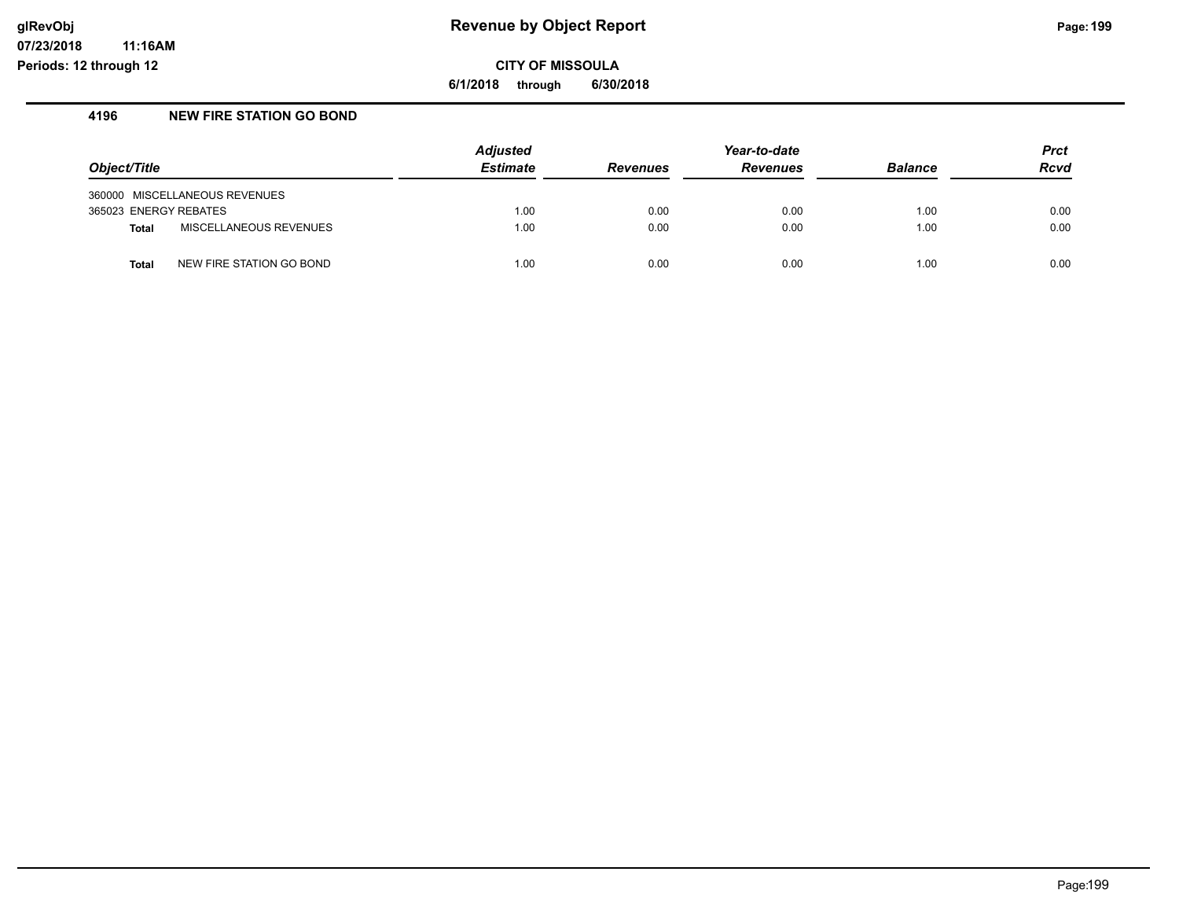# Revenue by Object Report

**CITY OF MISSOULA**

**6/1/2018 through 6/30/2018**

glRevObj
07/23/2018 11:16AM
Periods: 12 through 12

## 4196 NEW FIRE STATION GO BOND

| Object/Title | Adjusted Estimate | Revenues | Year-to-date Revenues | Balance | Prct Rcvd |
|---|---|---|---|---|---|
| 360000 MISCELLANEOUS REVENUES | | | | | |
| 365023 ENERGY REBATES | 1.00 | 0.00 | 0.00 | 1.00 | 0.00 |
| **Total** MISCELLANEOUS REVENUES | 1.00 | 0.00 | 0.00 | 1.00 | 0.00 |
| **Total** NEW FIRE STATION GO BOND | 1.00 | 0.00 | 0.00 | 1.00 | 0.00 |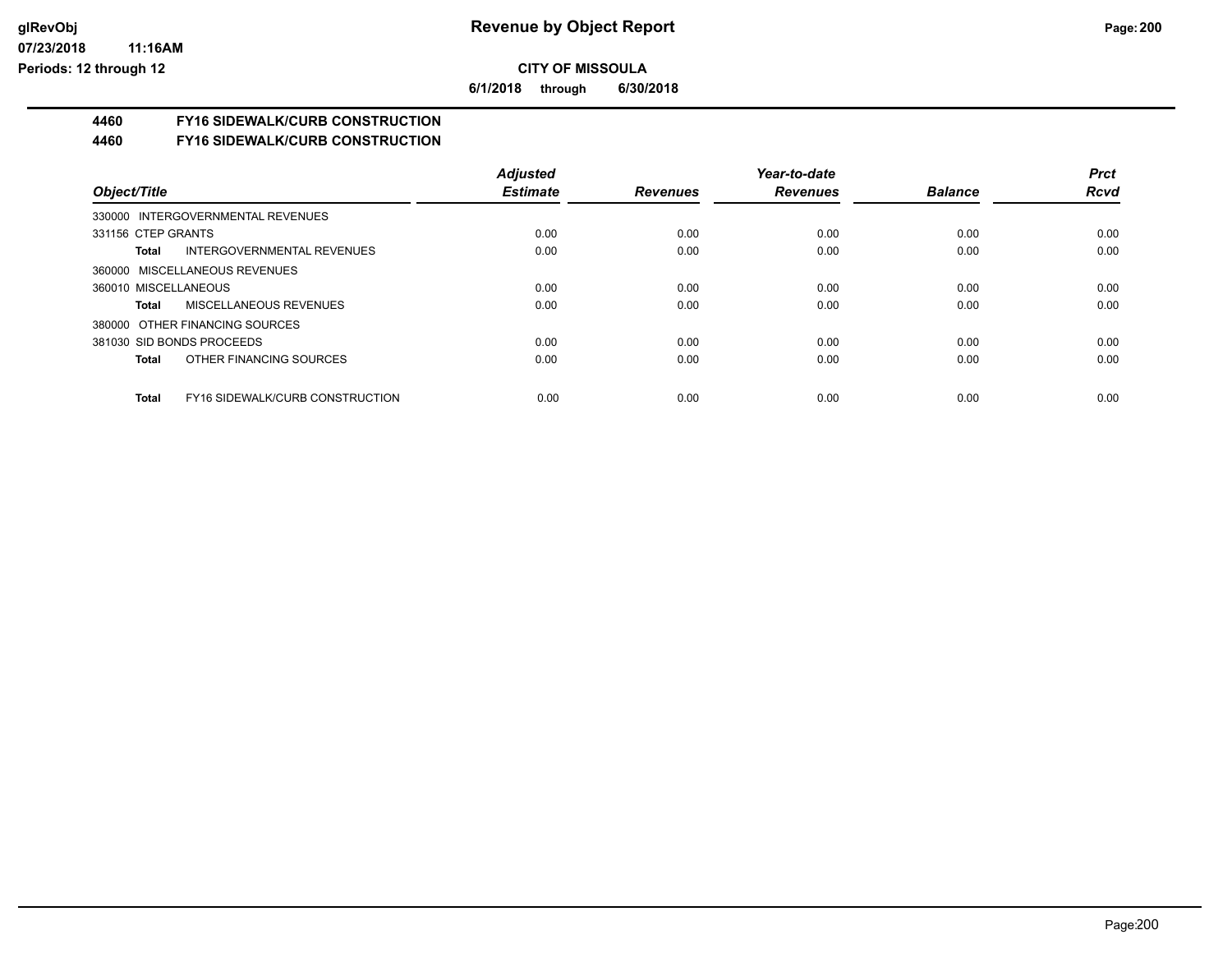**Revenue by Object Report**

**CITY OF MISSOULA**

**6/1/2018 through 6/30/2018**

glRevObj
07/23/2018 11:16AM
Periods: 12 through 12

## 4460 FY16 SIDEWALK/CURB CONSTRUCTION
## 4460 FY16 SIDEWALK/CURB CONSTRUCTION

| Object/Title | Adjusted Estimate | Revenues | Year-to-date Revenues | Balance | Prct Rcvd |
|---|---|---|---|---|---|
| 330000 INTERGOVERNMENTAL REVENUES | | | | | |
| 331156 CTEP GRANTS | 0.00 | 0.00 | 0.00 | 0.00 | 0.00 |
| **Total** INTERGOVERNMENTAL REVENUES | 0.00 | 0.00 | 0.00 | 0.00 | 0.00 |
| 360000 MISCELLANEOUS REVENUES | | | | | |
| 360010 MISCELLANEOUS | 0.00 | 0.00 | 0.00 | 0.00 | 0.00 |
| **Total** MISCELLANEOUS REVENUES | 0.00 | 0.00 | 0.00 | 0.00 | 0.00 |
| 380000 OTHER FINANCING SOURCES | | | | | |
| 381030 SID BONDS PROCEEDS | 0.00 | 0.00 | 0.00 | 0.00 | 0.00 |
| **Total** OTHER FINANCING SOURCES | 0.00 | 0.00 | 0.00 | 0.00 | 0.00 |
| **Total** FY16 SIDEWALK/CURB CONSTRUCTION | 0.00 | 0.00 | 0.00 | 0.00 | 0.00 |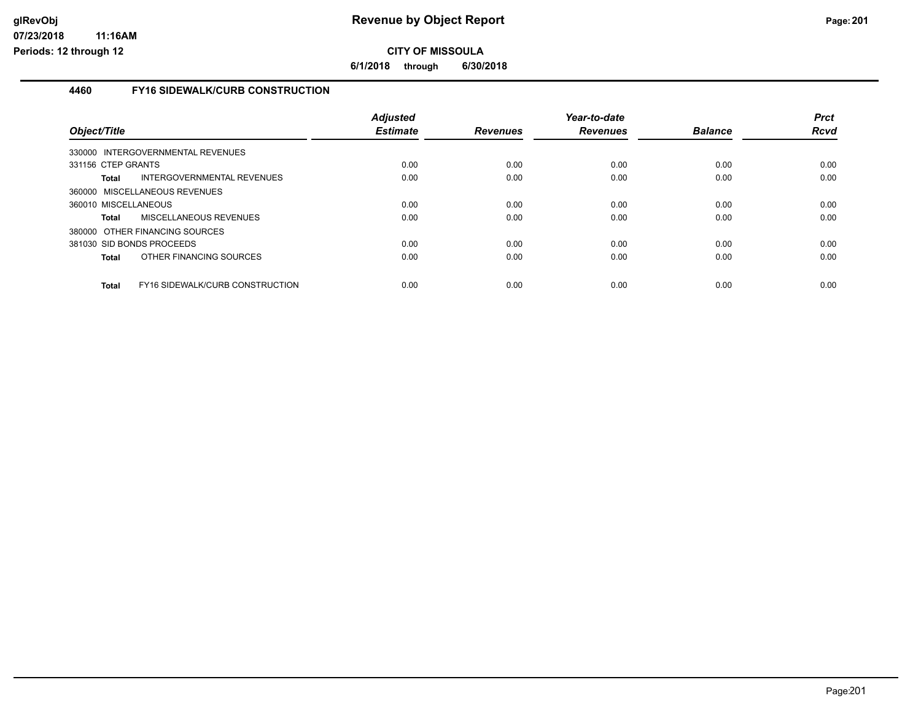# Revenue by Object Report

**CITY OF MISSOULA**

**6/1/2018 through 6/30/2018**

## 4460 FY16 SIDEWALK/CURB CONSTRUCTION

| Object/Title | Adjusted Estimate | Revenues | Year-to-date Revenues | Balance | Prct Rcvd |
|---|---|---|---|---|---|
| 330000 INTERGOVERNMENTAL REVENUES | | | | | |
| 331156 CTEP GRANTS | 0.00 | 0.00 | 0.00 | 0.00 | 0.00 |
| **Total** INTERGOVERNMENTAL REVENUES | 0.00 | 0.00 | 0.00 | 0.00 | 0.00 |
| 360000 MISCELLANEOUS REVENUES | | | | | |
| 360010 MISCELLANEOUS | 0.00 | 0.00 | 0.00 | 0.00 | 0.00 |
| **Total** MISCELLANEOUS REVENUES | 0.00 | 0.00 | 0.00 | 0.00 | 0.00 |
| 380000 OTHER FINANCING SOURCES | | | | | |
| 381030 SID BONDS PROCEEDS | 0.00 | 0.00 | 0.00 | 0.00 | 0.00 |
| **Total** OTHER FINANCING SOURCES | 0.00 | 0.00 | 0.00 | 0.00 | 0.00 |
| **Total** FY16 SIDEWALK/CURB CONSTRUCTION | 0.00 | 0.00 | 0.00 | 0.00 | 0.00 |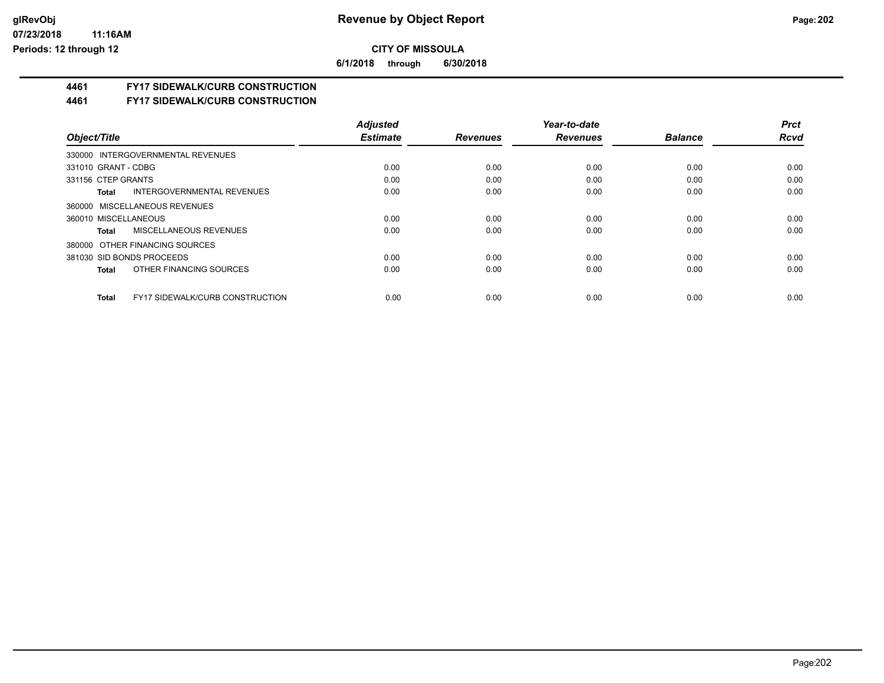**CITY OF MISSOULA**

**6/1/2018 through 6/30/2018**

## 4461 FY17 SIDEWALK/CURB CONSTRUCTION

### 4461 FY17 SIDEWALK/CURB CONSTRUCTION

| Object/Title | Adjusted Estimate | Revenues | Year-to-date Revenues | Balance | Prct Rcvd |
|---|---|---|---|---|---|
| 330000 INTERGOVERNMENTAL REVENUES | | | | | |
| 331010 GRANT - CDBG | 0.00 | 0.00 | 0.00 | 0.00 | 0.00 |
| 331156 CTEP GRANTS | 0.00 | 0.00 | 0.00 | 0.00 | 0.00 |
| **Total** INTERGOVERNMENTAL REVENUES | 0.00 | 0.00 | 0.00 | 0.00 | 0.00 |
| 360000 MISCELLANEOUS REVENUES | | | | | |
| 360010 MISCELLANEOUS | 0.00 | 0.00 | 0.00 | 0.00 | 0.00 |
| **Total** MISCELLANEOUS REVENUES | 0.00 | 0.00 | 0.00 | 0.00 | 0.00 |
| 380000 OTHER FINANCING SOURCES | | | | | |
| 381030 SID BONDS PROCEEDS | 0.00 | 0.00 | 0.00 | 0.00 | 0.00 |
| **Total** OTHER FINANCING SOURCES | 0.00 | 0.00 | 0.00 | 0.00 | 0.00 |
| **Total** FY17 SIDEWALK/CURB CONSTRUCTION | 0.00 | 0.00 | 0.00 | 0.00 | 0.00 |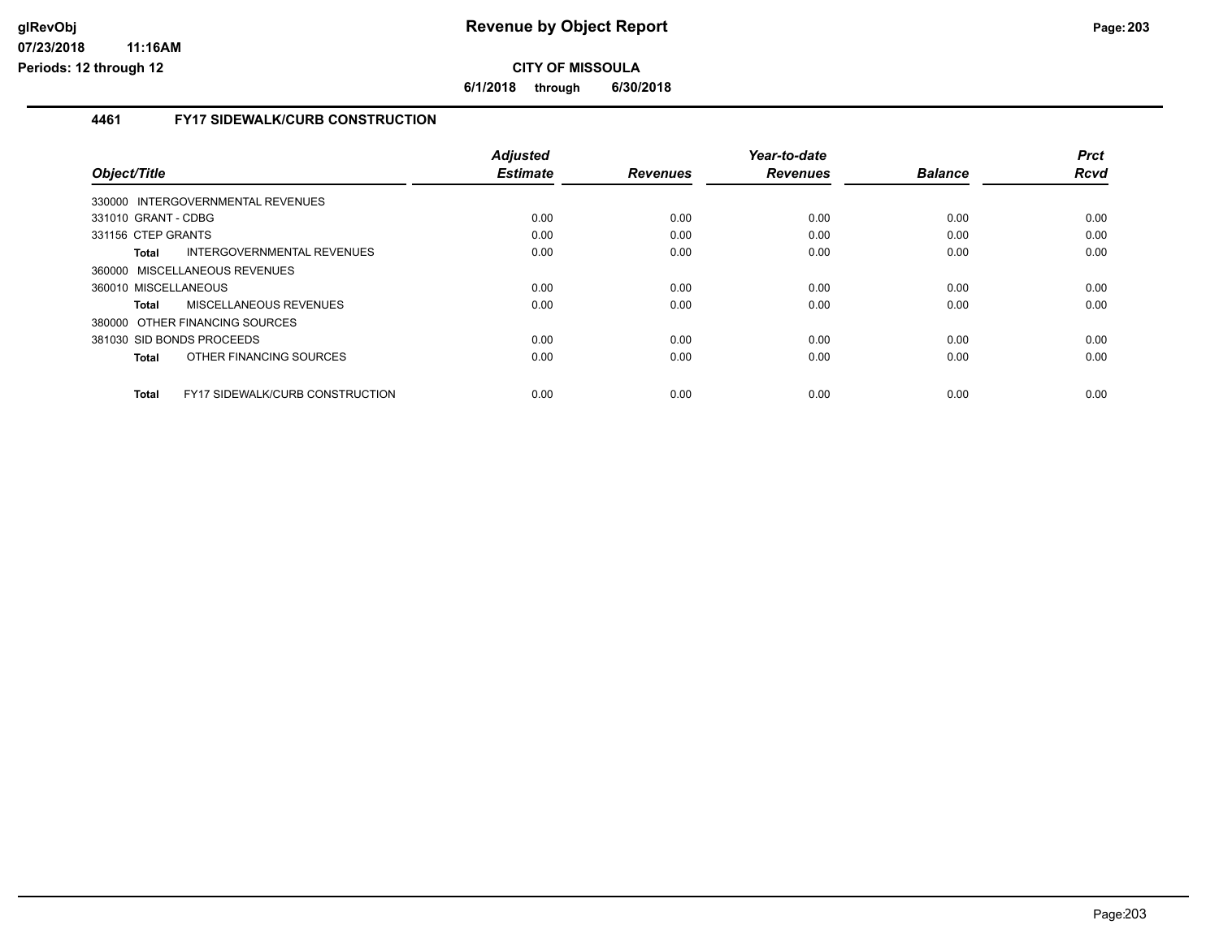**CITY OF MISSOULA**

**6/1/2018 through 6/30/2018**

## 4461 FY17 SIDEWALK/CURB CONSTRUCTION

| Object/Title | Adjusted Estimate | Revenues | Year-to-date Revenues | Balance | Prct Rcvd |
|---|---|---|---|---|---|
| 330000 INTERGOVERNMENTAL REVENUES | | | | | |
| 331010 GRANT - CDBG | 0.00 | 0.00 | 0.00 | 0.00 | 0.00 |
| 331156 CTEP GRANTS | 0.00 | 0.00 | 0.00 | 0.00 | 0.00 |
| **Total** INTERGOVERNMENTAL REVENUES | 0.00 | 0.00 | 0.00 | 0.00 | 0.00 |
| 360000 MISCELLANEOUS REVENUES | | | | | |
| 360010 MISCELLANEOUS | 0.00 | 0.00 | 0.00 | 0.00 | 0.00 |
| **Total** MISCELLANEOUS REVENUES | 0.00 | 0.00 | 0.00 | 0.00 | 0.00 |
| 380000 OTHER FINANCING SOURCES | | | | | |
| 381030 SID BONDS PROCEEDS | 0.00 | 0.00 | 0.00 | 0.00 | 0.00 |
| **Total** OTHER FINANCING SOURCES | 0.00 | 0.00 | 0.00 | 0.00 | 0.00 |
| **Total** FY17 SIDEWALK/CURB CONSTRUCTION | 0.00 | 0.00 | 0.00 | 0.00 | 0.00 |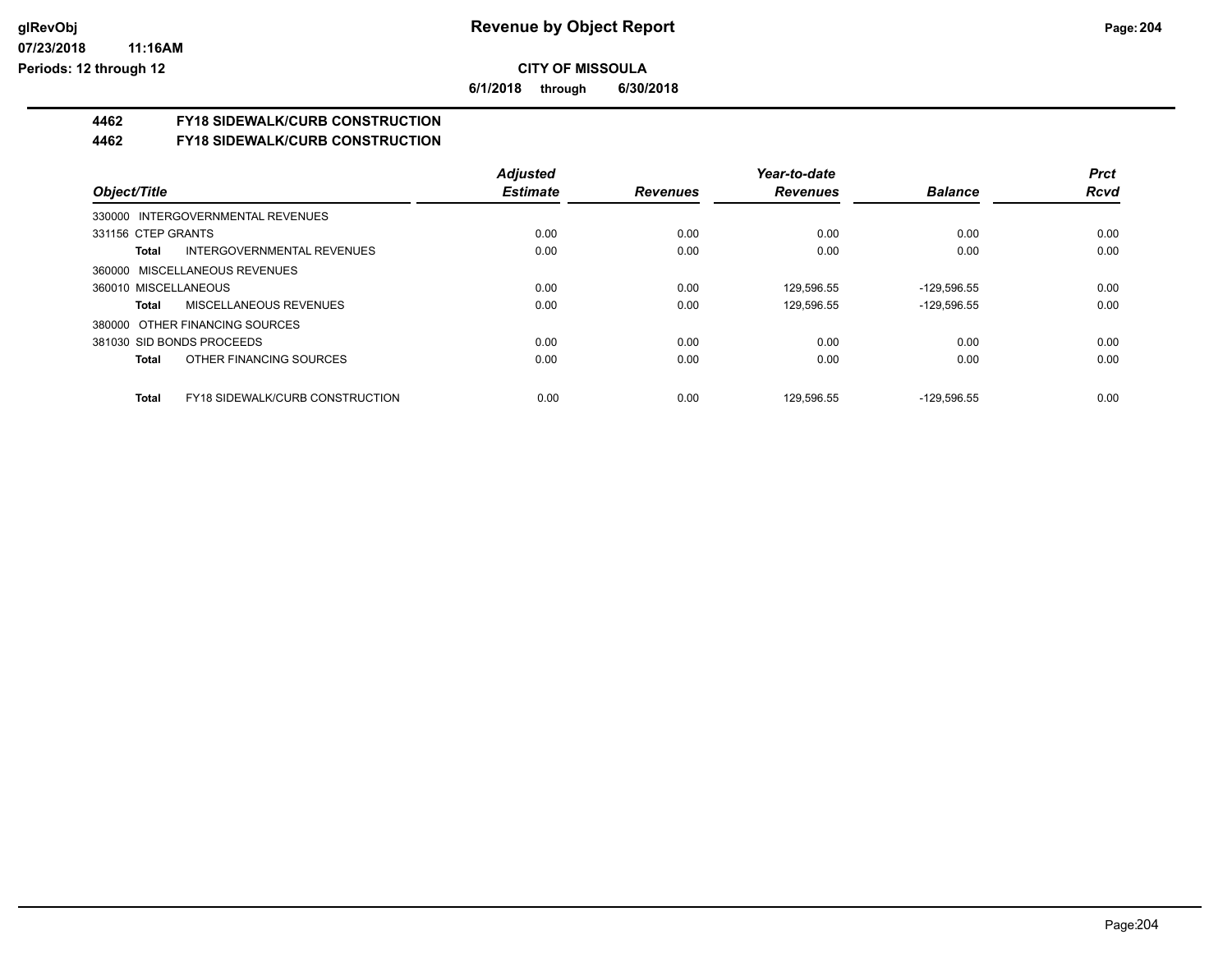# Revenue by Object Report

**CITY OF MISSOULA**

**6/1/2018 through 6/30/2018**

glRevObj
07/23/2018 11:16AM
Periods: 12 through 12

## 4462 FY18 SIDEWALK/CURB CONSTRUCTION

### 4462 FY18 SIDEWALK/CURB CONSTRUCTION

| Object/Title | Adjusted Estimate | Revenues | Year-to-date Revenues | Balance | Prct Rcvd |
|---|---|---|---|---|---|
| 330000 INTERGOVERNMENTAL REVENUES | | | | | |
| 331156 CTEP GRANTS | 0.00 | 0.00 | 0.00 | 0.00 | 0.00 |
| **Total** INTERGOVERNMENTAL REVENUES | 0.00 | 0.00 | 0.00 | 0.00 | 0.00 |
| 360000 MISCELLANEOUS REVENUES | | | | | |
| 360010 MISCELLANEOUS | 0.00 | 0.00 | 129,596.55 | -129,596.55 | 0.00 |
| **Total** MISCELLANEOUS REVENUES | 0.00 | 0.00 | 129,596.55 | -129,596.55 | 0.00 |
| 380000 OTHER FINANCING SOURCES | | | | | |
| 381030 SID BONDS PROCEEDS | 0.00 | 0.00 | 0.00 | 0.00 | 0.00 |
| **Total** OTHER FINANCING SOURCES | 0.00 | 0.00 | 0.00 | 0.00 | 0.00 |
| **Total** FY18 SIDEWALK/CURB CONSTRUCTION | 0.00 | 0.00 | 129,596.55 | -129,596.55 | 0.00 |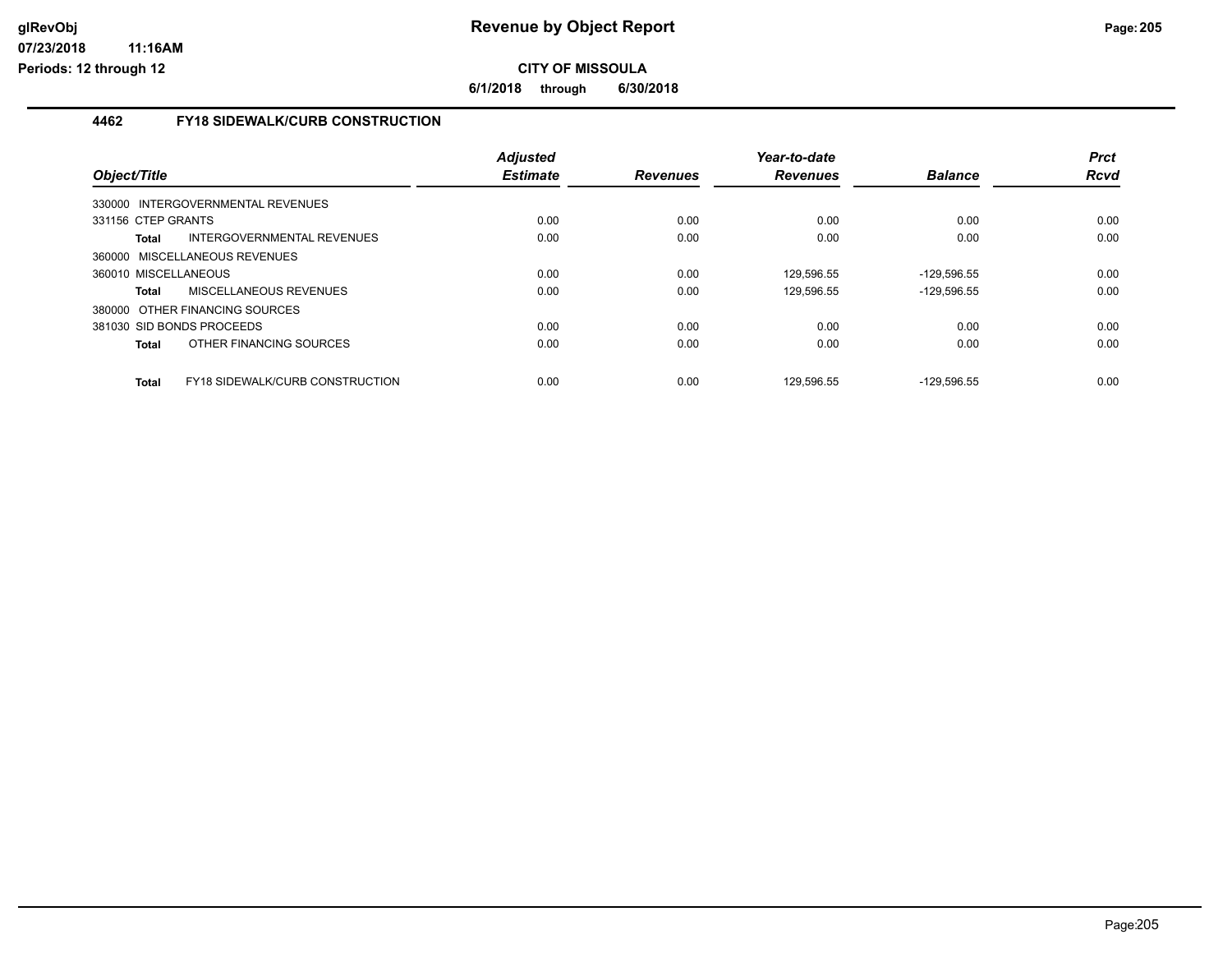**Revenue by Object Report**

**CITY OF MISSOULA**

**6/1/2018 through 6/30/2018**

glRevObj
07/23/2018 11:16AM
Periods: 12 through 12

## 4462 FY18 SIDEWALK/CURB CONSTRUCTION

| Object/Title | Adjusted Estimate | Revenues | Year-to-date Revenues | Balance | Prct Rcvd |
|---|---|---|---|---|---|
| 330000 INTERGOVERNMENTAL REVENUES | | | | | |
| 331156 CTEP GRANTS | 0.00 | 0.00 | 0.00 | 0.00 | 0.00 |
| **Total** INTERGOVERNMENTAL REVENUES | 0.00 | 0.00 | 0.00 | 0.00 | 0.00 |
| 360000 MISCELLANEOUS REVENUES | | | | | |
| 360010 MISCELLANEOUS | 0.00 | 0.00 | 129,596.55 | -129,596.55 | 0.00 |
| **Total** MISCELLANEOUS REVENUES | 0.00 | 0.00 | 129,596.55 | -129,596.55 | 0.00 |
| 380000 OTHER FINANCING SOURCES | | | | | |
| 381030 SID BONDS PROCEEDS | 0.00 | 0.00 | 0.00 | 0.00 | 0.00 |
| **Total** OTHER FINANCING SOURCES | 0.00 | 0.00 | 0.00 | 0.00 | 0.00 |
| **Total** FY18 SIDEWALK/CURB CONSTRUCTION | 0.00 | 0.00 | 129,596.55 | -129,596.55 | 0.00 |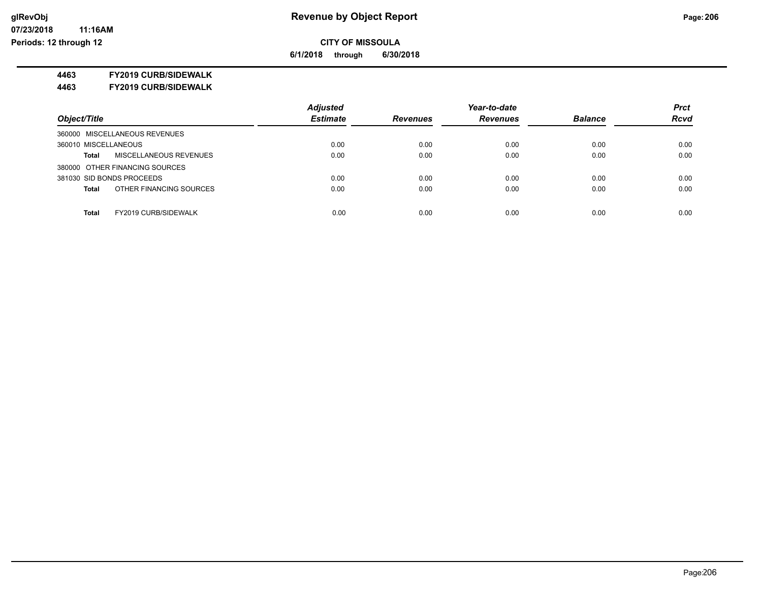**Revenue by Object Report**

**CITY OF MISSOULA**

**6/1/2018 through 6/30/2018**

**4463 FY2019 CURB/SIDEWALK**

**4463 FY2019 CURB/SIDEWALK**

| Object/Title | | Adjusted Estimate | Revenues | Year-to-date Revenues | Balance | Prct Rcvd |
|---|---|---|---|---|---|---|
| 360000 MISCELLANEOUS REVENUES | | | | | | |
| 360010 MISCELLANEOUS | | 0.00 | 0.00 | 0.00 | 0.00 | 0.00 |
| **Total** | MISCELLANEOUS REVENUES | 0.00 | 0.00 | 0.00 | 0.00 | 0.00 |
| 380000 OTHER FINANCING SOURCES | | | | | | |
| 381030 SID BONDS PROCEEDS | | 0.00 | 0.00 | 0.00 | 0.00 | 0.00 |
| **Total** | OTHER FINANCING SOURCES | 0.00 | 0.00 | 0.00 | 0.00 | 0.00 |
| **Total** | FY2019 CURB/SIDEWALK | 0.00 | 0.00 | 0.00 | 0.00 | 0.00 |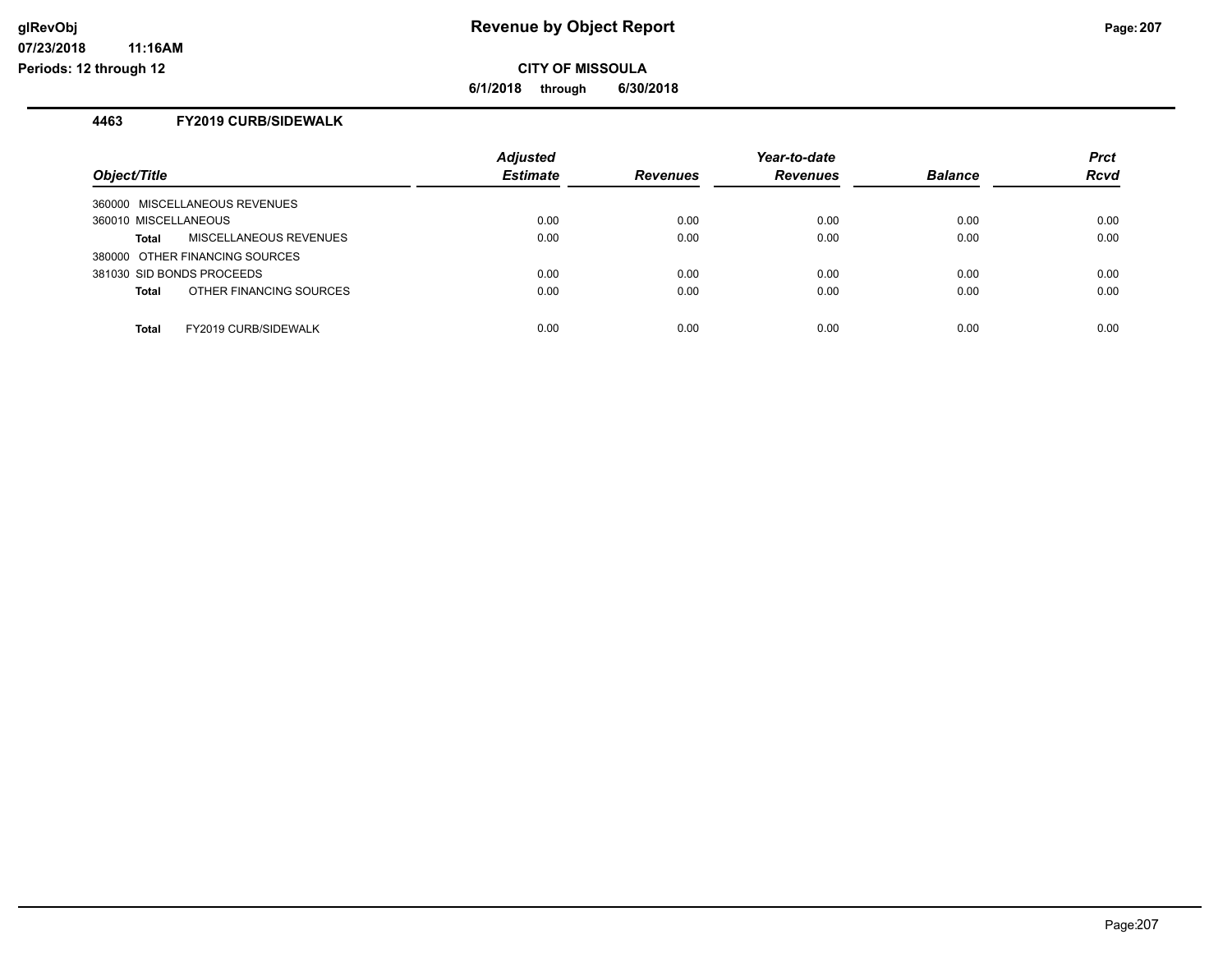**Revenue by Object Report**

**CITY OF MISSOULA**

**6/1/2018 through 6/30/2018**

### 4463 FY2019 CURB/SIDEWALK

| Object/Title | | Adjusted Estimate | Revenues | Year-to-date Revenues | Balance | Prct Rcvd |
|---|---|---|---|---|---|---|
| 360000 MISCELLANEOUS REVENUES | | | | | | |
| 360010 MISCELLANEOUS | | 0.00 | 0.00 | 0.00 | 0.00 | 0.00 |
| **Total** | MISCELLANEOUS REVENUES | 0.00 | 0.00 | 0.00 | 0.00 | 0.00 |
| 380000 OTHER FINANCING SOURCES | | | | | | |
| 381030 SID BONDS PROCEEDS | | 0.00 | 0.00 | 0.00 | 0.00 | 0.00 |
| **Total** | OTHER FINANCING SOURCES | 0.00 | 0.00 | 0.00 | 0.00 | 0.00 |
| **Total** | FY2019 CURB/SIDEWALK | 0.00 | 0.00 | 0.00 | 0.00 | 0.00 |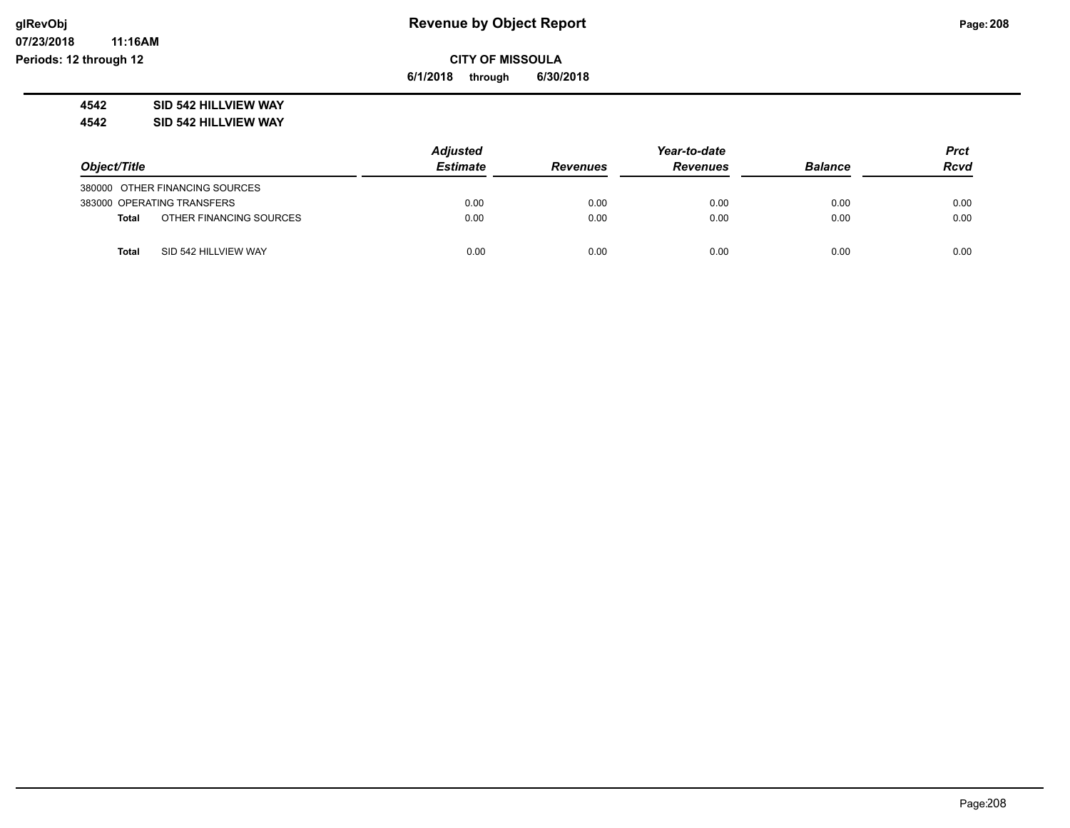# Revenue by Object Report

**CITY OF MISSOULA**

**6/1/2018 through 6/30/2018**

**4542 SID 542 HILLVIEW WAY**

**4542 SID 542 HILLVIEW WAY**

| Object/Title | Adjusted Estimate | Revenues | Year-to-date Revenues | Balance | Prct Rcvd |
|---|---|---|---|---|---|
| 380000 OTHER FINANCING SOURCES | | | | | |
| 383000 OPERATING TRANSFERS | 0.00 | 0.00 | 0.00 | 0.00 | 0.00 |
| **Total** OTHER FINANCING SOURCES | 0.00 | 0.00 | 0.00 | 0.00 | 0.00 |
| **Total** SID 542 HILLVIEW WAY | 0.00 | 0.00 | 0.00 | 0.00 | 0.00 |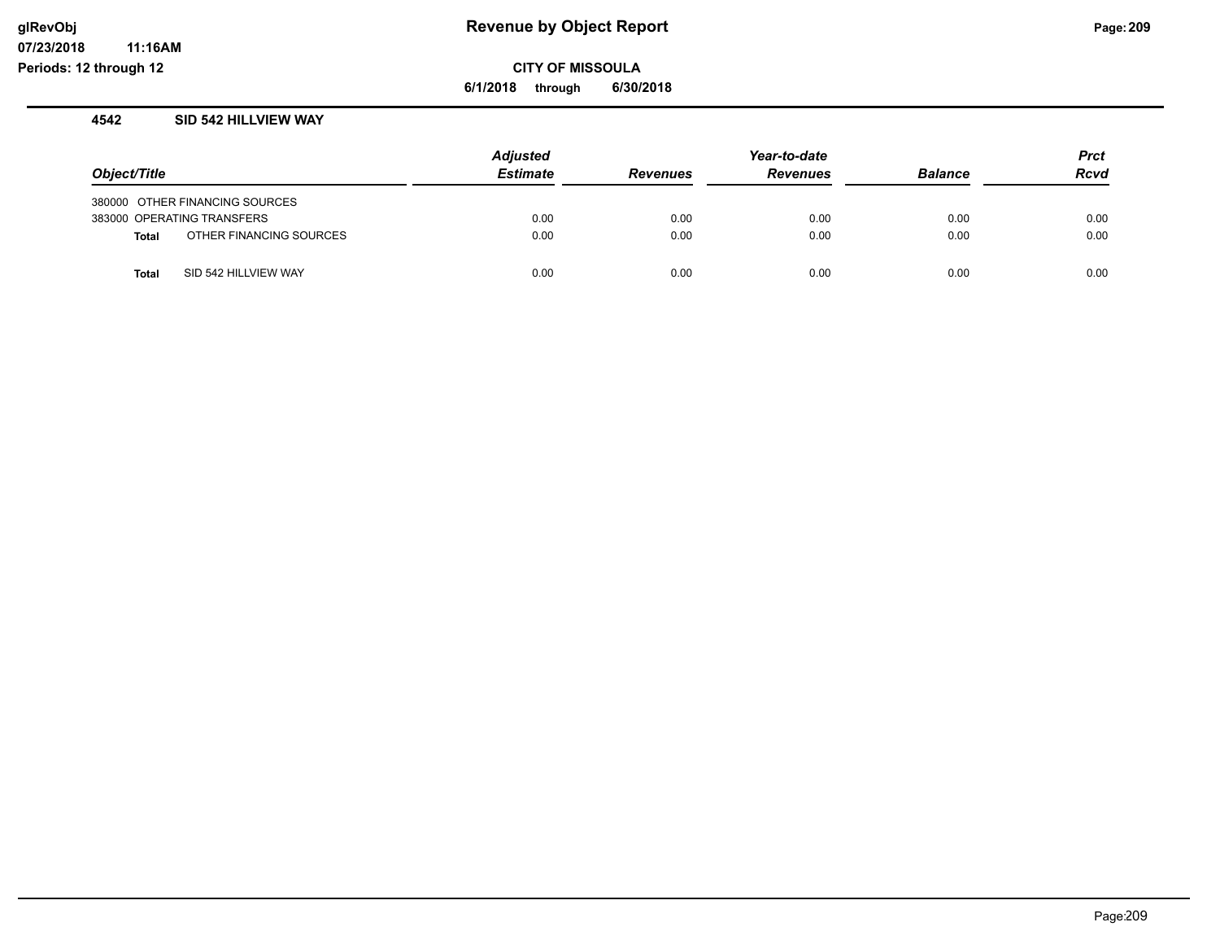# Revenue by Object Report

## CITY OF MISSOULA

**6/1/2018 through 6/30/2018**

glRevObj
07/23/2018 11:16AM
Periods: 12 through 12

### 4542 SID 542 HILLVIEW WAY

| Object/Title | Adjusted Estimate | Revenues | Year-to-date Revenues | Balance | Prct Rcvd |
|---|---|---|---|---|---|
| 380000 OTHER FINANCING SOURCES | | | | | |
| 383000 OPERATING TRANSFERS | 0.00 | 0.00 | 0.00 | 0.00 | 0.00 |
| **Total** OTHER FINANCING SOURCES | 0.00 | 0.00 | 0.00 | 0.00 | 0.00 |
| **Total** SID 542 HILLVIEW WAY | 0.00 | 0.00 | 0.00 | 0.00 | 0.00 |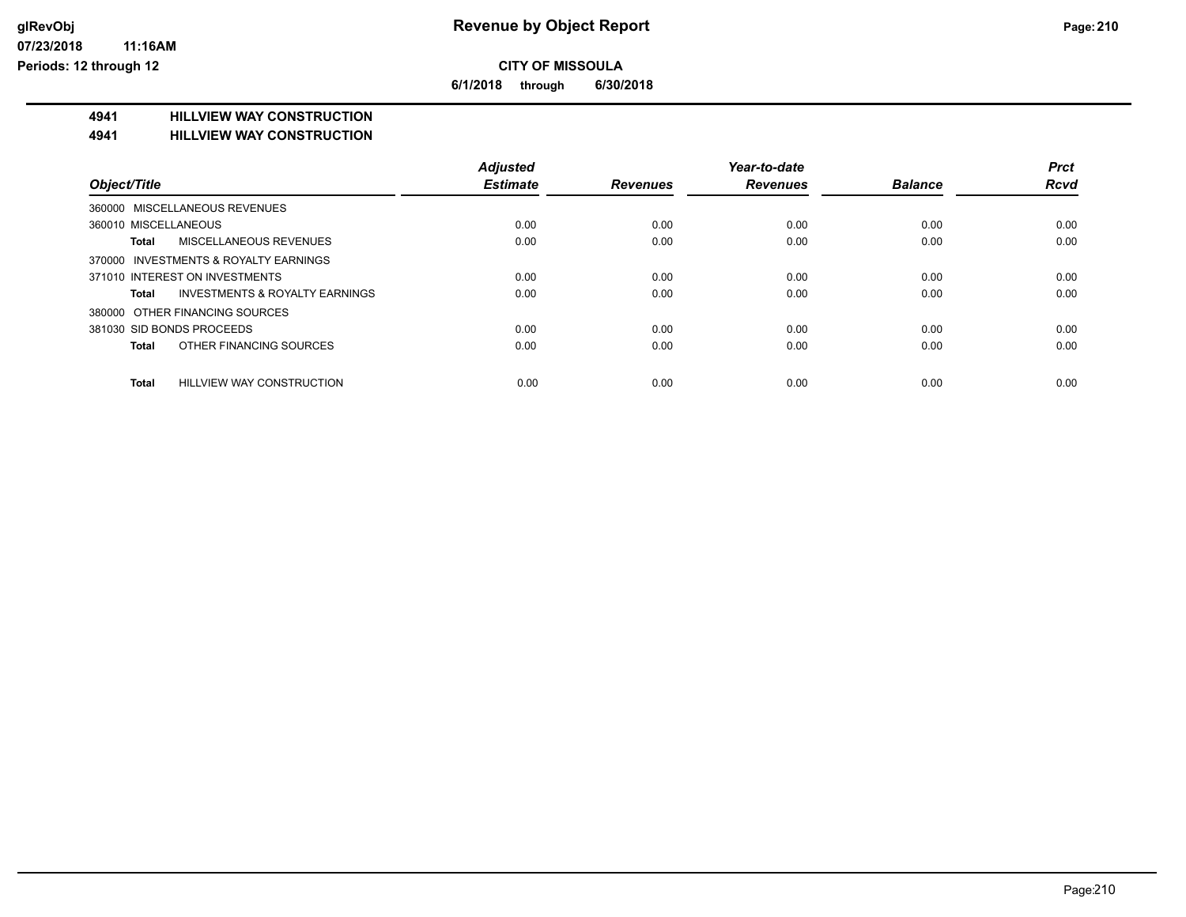**Revenue by Object Report**

**CITY OF MISSOULA**

**6/1/2018 through 6/30/2018**

## 4941 HILLVIEW WAY CONSTRUCTION

## 4941 HILLVIEW WAY CONSTRUCTION

| Object/Title | Adjusted Estimate | Revenues | Year-to-date Revenues | Balance | Prct Rcvd |
|---|---|---|---|---|---|
| 360000 MISCELLANEOUS REVENUES | | | | | |
| 360010 MISCELLANEOUS | 0.00 | 0.00 | 0.00 | 0.00 | 0.00 |
| **Total** MISCELLANEOUS REVENUES | 0.00 | 0.00 | 0.00 | 0.00 | 0.00 |
| 370000 INVESTMENTS & ROYALTY EARNINGS | | | | | |
| 371010 INTEREST ON INVESTMENTS | 0.00 | 0.00 | 0.00 | 0.00 | 0.00 |
| **Total** INVESTMENTS & ROYALTY EARNINGS | 0.00 | 0.00 | 0.00 | 0.00 | 0.00 |
| 380000 OTHER FINANCING SOURCES | | | | | |
| 381030 SID BONDS PROCEEDS | 0.00 | 0.00 | 0.00 | 0.00 | 0.00 |
| **Total** OTHER FINANCING SOURCES | 0.00 | 0.00 | 0.00 | 0.00 | 0.00 |
| **Total** HILLVIEW WAY CONSTRUCTION | 0.00 | 0.00 | 0.00 | 0.00 | 0.00 |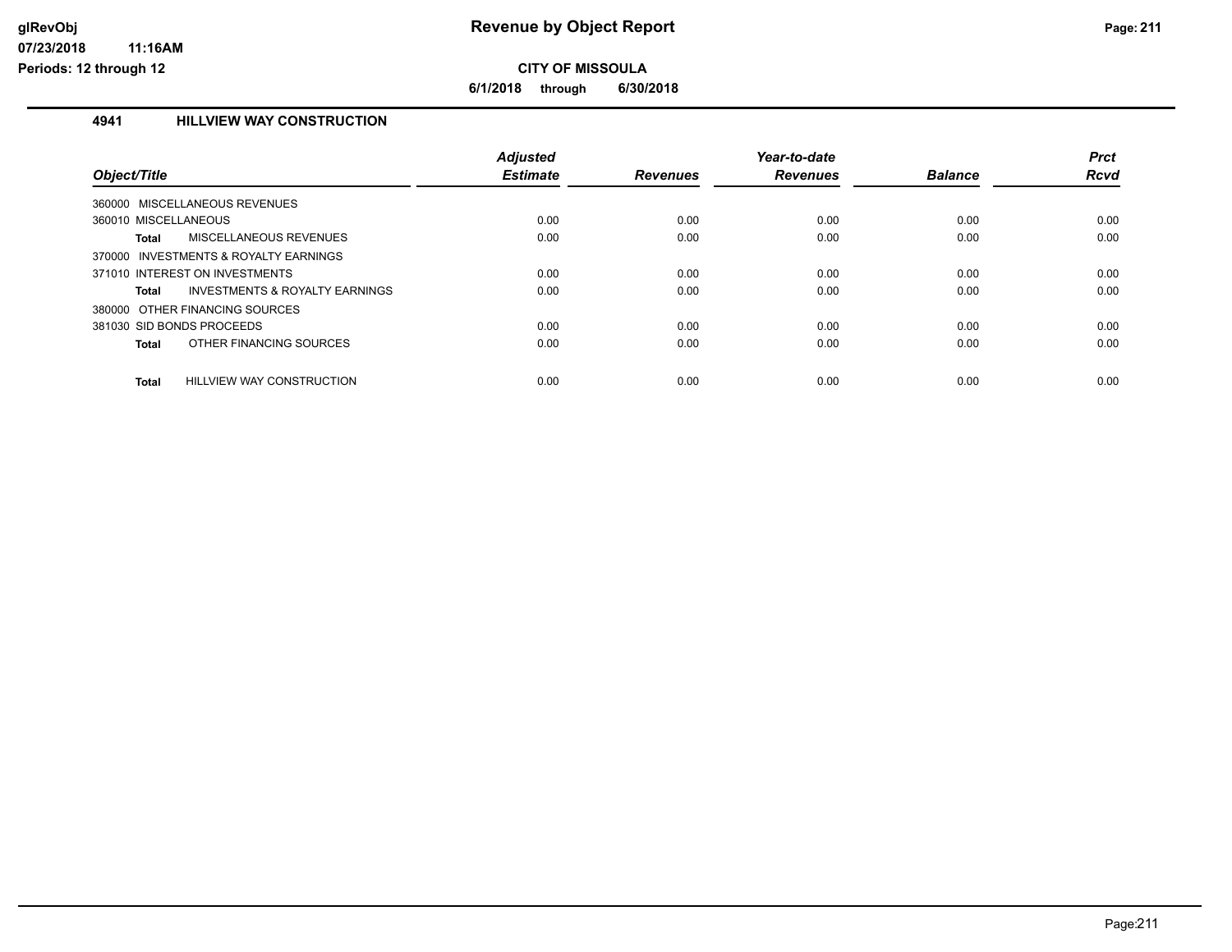**Revenue by Object Report**

**CITY OF MISSOULA**

**6/1/2018 through 6/30/2018**

glRevObj
07/23/2018 11:16AM
Periods: 12 through 12

## 4941 HILLVIEW WAY CONSTRUCTION

| Object/Title | | Adjusted Estimate | Revenues | Year-to-date Revenues | Balance | Prct Rcvd |
|---|---|---|---|---|---|---|
| 360000 MISCELLANEOUS REVENUES | | | | | | |
| 360010 MISCELLANEOUS | | 0.00 | 0.00 | 0.00 | 0.00 | 0.00 |
| **Total** | MISCELLANEOUS REVENUES | 0.00 | 0.00 | 0.00 | 0.00 | 0.00 |
| 370000 INVESTMENTS & ROYALTY EARNINGS | | | | | | |
| 371010 INTEREST ON INVESTMENTS | | 0.00 | 0.00 | 0.00 | 0.00 | 0.00 |
| **Total** | INVESTMENTS & ROYALTY EARNINGS | 0.00 | 0.00 | 0.00 | 0.00 | 0.00 |
| 380000 OTHER FINANCING SOURCES | | | | | | |
| 381030 SID BONDS PROCEEDS | | 0.00 | 0.00 | 0.00 | 0.00 | 0.00 |
| **Total** | OTHER FINANCING SOURCES | 0.00 | 0.00 | 0.00 | 0.00 | 0.00 |
| **Total** | HILLVIEW WAY CONSTRUCTION | 0.00 | 0.00 | 0.00 | 0.00 | 0.00 |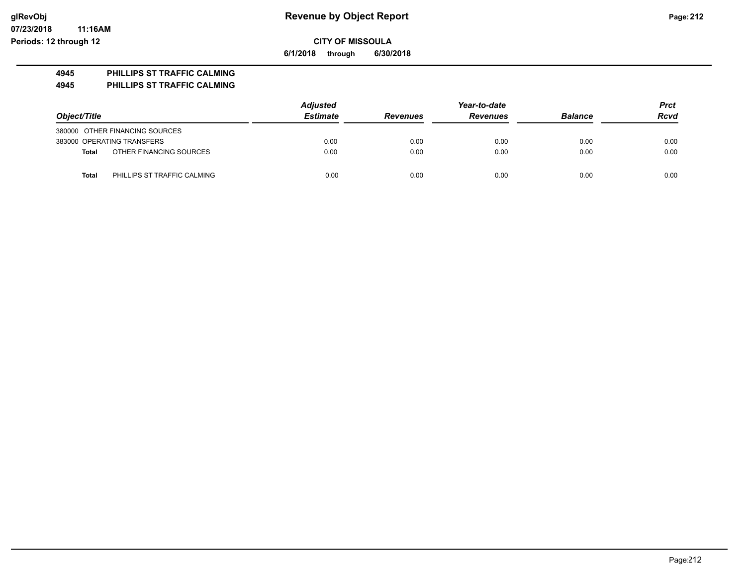# Revenue by Object Report

**CITY OF MISSOULA**

**6/1/2018 through 6/30/2018**

**glRevObj**
**07/23/2018 11:16AM**
**Periods: 12 through 12**

**4945 PHILLIPS ST TRAFFIC CALMING**
**4945 PHILLIPS ST TRAFFIC CALMING**

| Object/Title | Adjusted Estimate | Revenues | Year-to-date Revenues | Balance | Prct Rcvd |
|---|---|---|---|---|---|
| 380000 OTHER FINANCING SOURCES | | | | | |
| 383000 OPERATING TRANSFERS | 0.00 | 0.00 | 0.00 | 0.00 | 0.00 |
| **Total** OTHER FINANCING SOURCES | 0.00 | 0.00 | 0.00 | 0.00 | 0.00 |
| **Total** PHILLIPS ST TRAFFIC CALMING | 0.00 | 0.00 | 0.00 | 0.00 | 0.00 |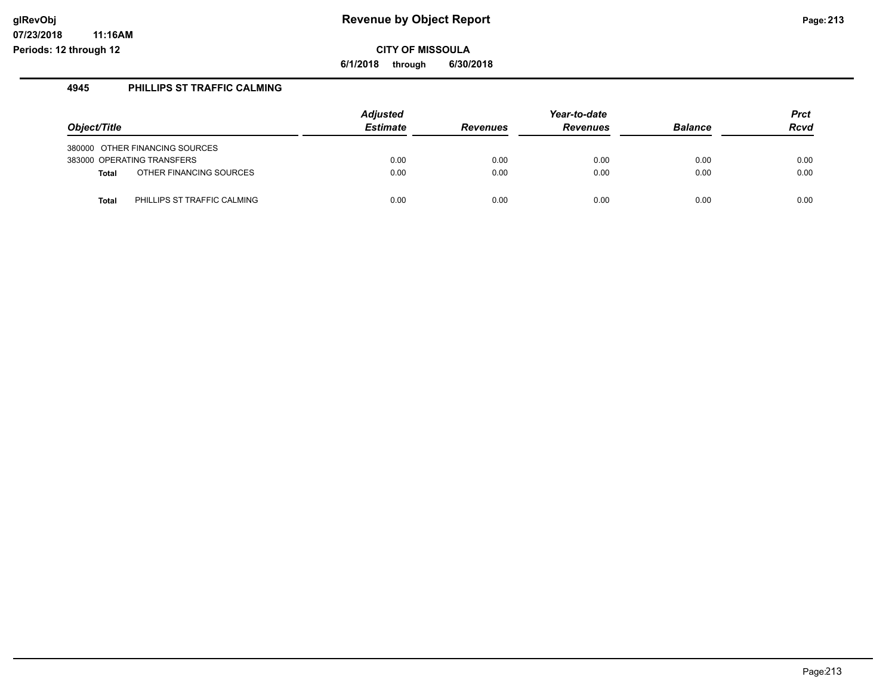# Revenue by Object Report

**CITY OF MISSOULA**

**6/1/2018 through 6/30/2018**

glRevObj
07/23/2018 11:16AM
Periods: 12 through 12

## 4945 PHILLIPS ST TRAFFIC CALMING

| Object/Title | Adjusted Estimate | Revenues | Year-to-date Revenues | Balance | Prct Rcvd |
|---|---|---|---|---|---|
| 380000 OTHER FINANCING SOURCES | | | | | |
| 383000 OPERATING TRANSFERS | 0.00 | 0.00 | 0.00 | 0.00 | 0.00 |
| **Total** OTHER FINANCING SOURCES | 0.00 | 0.00 | 0.00 | 0.00 | 0.00 |
| **Total** PHILLIPS ST TRAFFIC CALMING | 0.00 | 0.00 | 0.00 | 0.00 | 0.00 |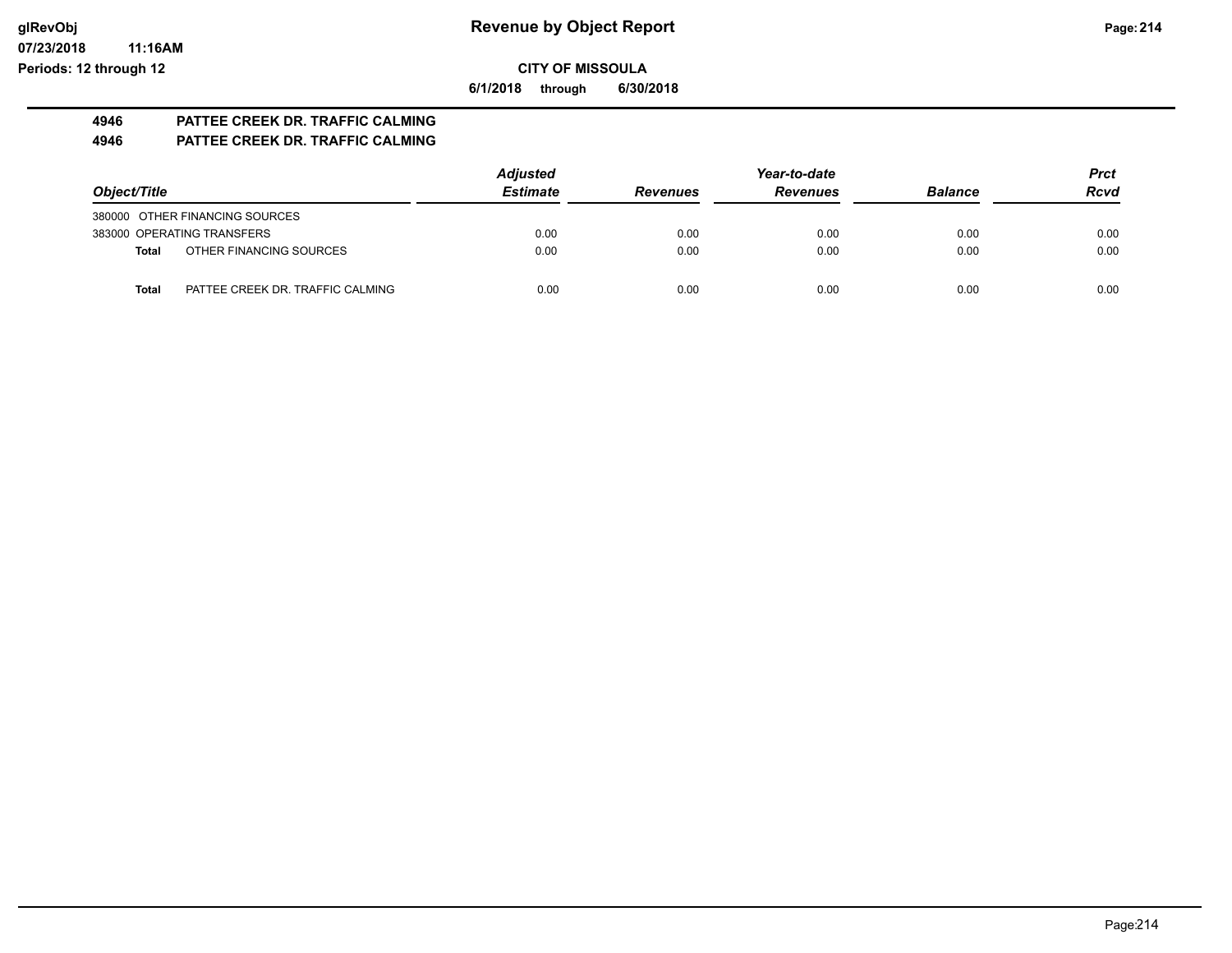**Revenue by Object Report**

**CITY OF MISSOULA**

**6/1/2018 through 6/30/2018**

glRevObj
07/23/2018 11:16AM
Periods: 12 through 12

## 4946 PATTEE CREEK DR. TRAFFIC CALMING

## 4946 PATTEE CREEK DR. TRAFFIC CALMING

| Object/Title | Adjusted Estimate | Revenues | Year-to-date Revenues | Balance | Prct Rcvd |
|---|---|---|---|---|---|
| 380000 OTHER FINANCING SOURCES | | | | | |
| 383000 OPERATING TRANSFERS | 0.00 | 0.00 | 0.00 | 0.00 | 0.00 |
| **Total** OTHER FINANCING SOURCES | 0.00 | 0.00 | 0.00 | 0.00 | 0.00 |
| **Total** PATTEE CREEK DR. TRAFFIC CALMING | 0.00 | 0.00 | 0.00 | 0.00 | 0.00 |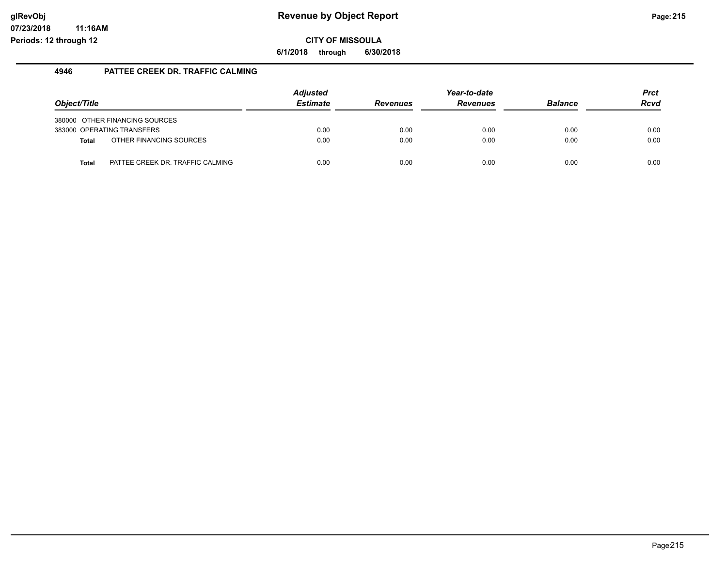**glRevObj**
**07/23/2018 11:16AM**
**Periods: 12 through 12**

# Revenue by Object Report

**CITY OF MISSOULA**

**6/1/2018 through 6/30/2018**

## 4946 PATTEE CREEK DR. TRAFFIC CALMING

| Object/Title | Adjusted Estimate | Revenues | Year-to-date Revenues | Balance | Prct Rcvd |
|---|---|---|---|---|---|
| 380000 OTHER FINANCING SOURCES | | | | | |
| 383000 OPERATING TRANSFERS | 0.00 | 0.00 | 0.00 | 0.00 | 0.00 |
| **Total** OTHER FINANCING SOURCES | 0.00 | 0.00 | 0.00 | 0.00 | 0.00 |
| **Total** PATTEE CREEK DR. TRAFFIC CALMING | 0.00 | 0.00 | 0.00 | 0.00 | 0.00 |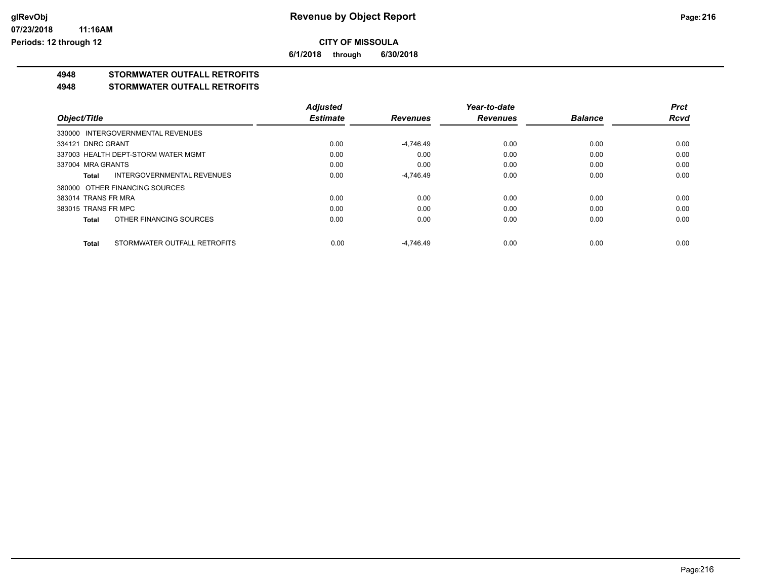**CITY OF MISSOULA**

**6/1/2018 through 6/30/2018**

## 4948 STORMWATER OUTFALL RETROFITS

## 4948 STORMWATER OUTFALL RETROFITS

| *Object/Title* | *Adjusted Estimate* | *Revenues* | *Year-to-date Revenues* | *Balance* | *Prct Rcvd* |
|---|---|---|---|---|---|
| 330000 INTERGOVERNMENTAL REVENUES | | | | | |
| 334121 DNRC GRANT | 0.00 | -4,746.49 | 0.00 | 0.00 | 0.00 |
| 337003 HEALTH DEPT-STORM WATER MGMT | 0.00 | 0.00 | 0.00 | 0.00 | 0.00 |
| 337004 MRA GRANTS | 0.00 | 0.00 | 0.00 | 0.00 | 0.00 |
| **Total** INTERGOVERNMENTAL REVENUES | 0.00 | -4,746.49 | 0.00 | 0.00 | 0.00 |
| 380000 OTHER FINANCING SOURCES | | | | | |
| 383014 TRANS FR MRA | 0.00 | 0.00 | 0.00 | 0.00 | 0.00 |
| 383015 TRANS FR MPC | 0.00 | 0.00 | 0.00 | 0.00 | 0.00 |
| **Total** OTHER FINANCING SOURCES | 0.00 | 0.00 | 0.00 | 0.00 | 0.00 |
| **Total** STORMWATER OUTFALL RETROFITS | 0.00 | -4,746.49 | 0.00 | 0.00 | 0.00 |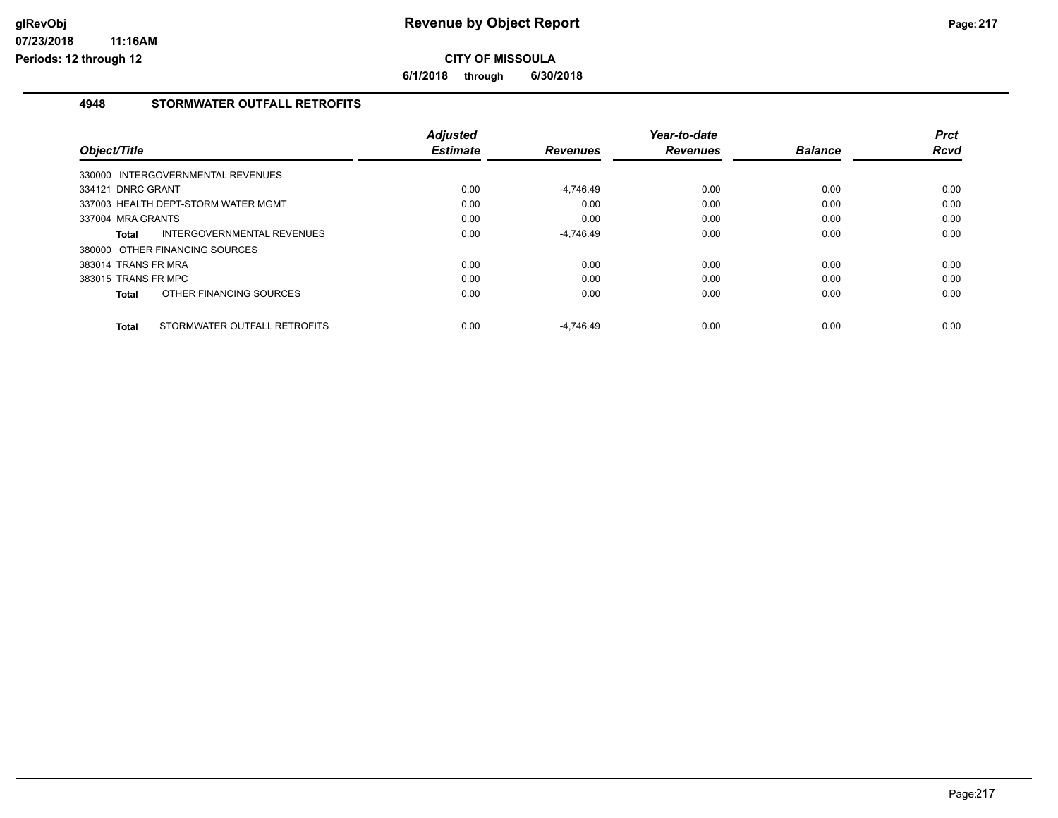**Revenue by Object Report**

**CITY OF MISSOULA**

**6/1/2018 through 6/30/2018**

## 4948 STORMWATER OUTFALL RETROFITS

| Object/Title | Adjusted Estimate | Revenues | Year-to-date Revenues | Balance | Prct Rcvd |
|---|---|---|---|---|---|
| 330000 INTERGOVERNMENTAL REVENUES | | | | | |
| 334121 DNRC GRANT | 0.00 | -4,746.49 | 0.00 | 0.00 | 0.00 |
| 337003 HEALTH DEPT-STORM WATER MGMT | 0.00 | 0.00 | 0.00 | 0.00 | 0.00 |
| 337004 MRA GRANTS | 0.00 | 0.00 | 0.00 | 0.00 | 0.00 |
| **Total** INTERGOVERNMENTAL REVENUES | 0.00 | -4,746.49 | 0.00 | 0.00 | 0.00 |
| 380000 OTHER FINANCING SOURCES | | | | | |
| 383014 TRANS FR MRA | 0.00 | 0.00 | 0.00 | 0.00 | 0.00 |
| 383015 TRANS FR MPC | 0.00 | 0.00 | 0.00 | 0.00 | 0.00 |
| **Total** OTHER FINANCING SOURCES | 0.00 | 0.00 | 0.00 | 0.00 | 0.00 |
| **Total** STORMWATER OUTFALL RETROFITS | 0.00 | -4,746.49 | 0.00 | 0.00 | 0.00 |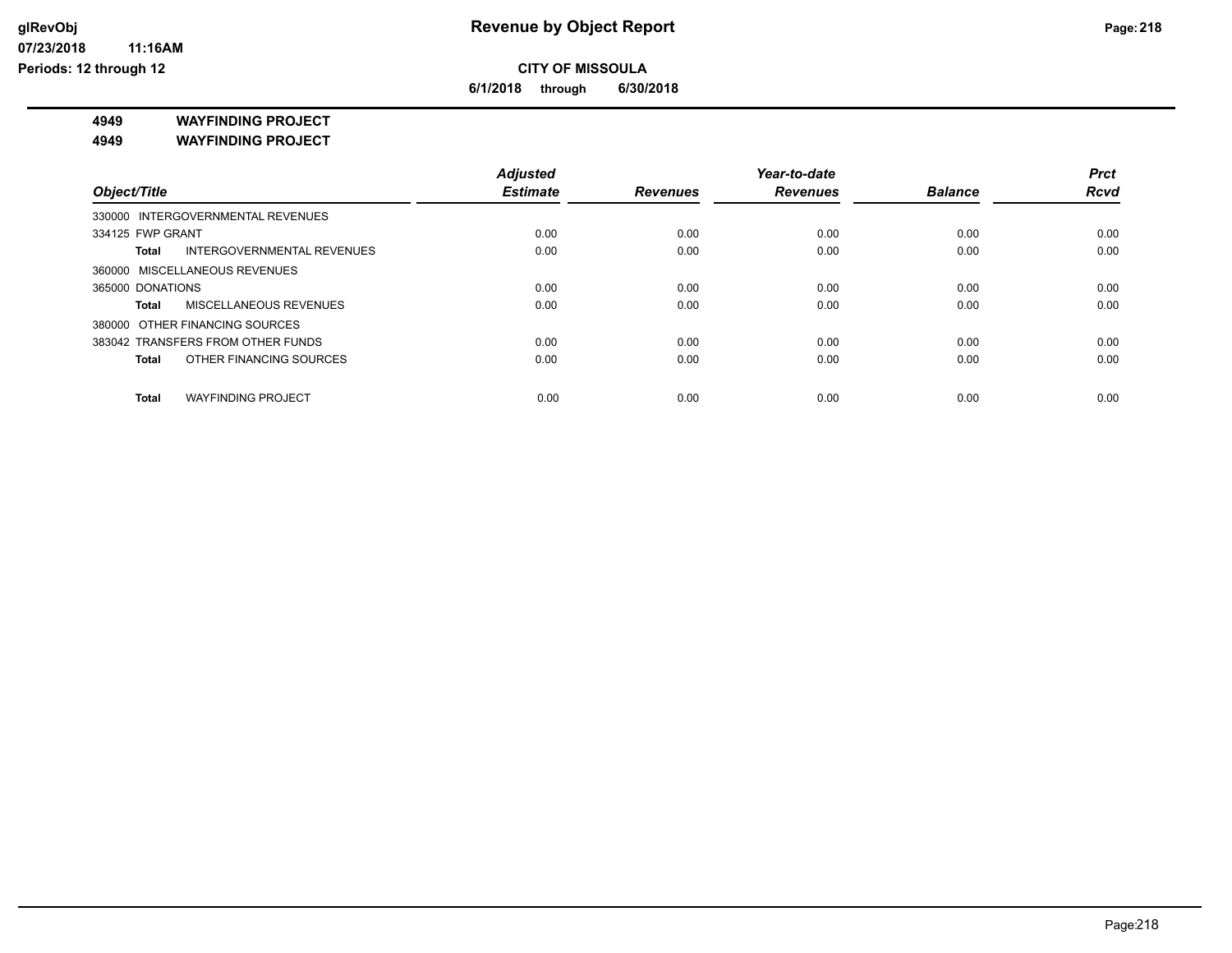**CITY OF MISSOULA**

**6/1/2018 through 6/30/2018**

## 4949 WAYFINDING PROJECT

## 4949 WAYFINDING PROJECT

| Object/Title | Adjusted Estimate | Revenues | Year-to-date Revenues | Balance | Prct Rcvd |
|---|---|---|---|---|---|
| 330000 INTERGOVERNMENTAL REVENUES | | | | | |
| 334125 FWP GRANT | 0.00 | 0.00 | 0.00 | 0.00 | 0.00 |
| **Total** INTERGOVERNMENTAL REVENUES | 0.00 | 0.00 | 0.00 | 0.00 | 0.00 |
| 360000 MISCELLANEOUS REVENUES | | | | | |
| 365000 DONATIONS | 0.00 | 0.00 | 0.00 | 0.00 | 0.00 |
| **Total** MISCELLANEOUS REVENUES | 0.00 | 0.00 | 0.00 | 0.00 | 0.00 |
| 380000 OTHER FINANCING SOURCES | | | | | |
| 383042 TRANSFERS FROM OTHER FUNDS | 0.00 | 0.00 | 0.00 | 0.00 | 0.00 |
| **Total** OTHER FINANCING SOURCES | 0.00 | 0.00 | 0.00 | 0.00 | 0.00 |
| **Total** WAYFINDING PROJECT | 0.00 | 0.00 | 0.00 | 0.00 | 0.00 |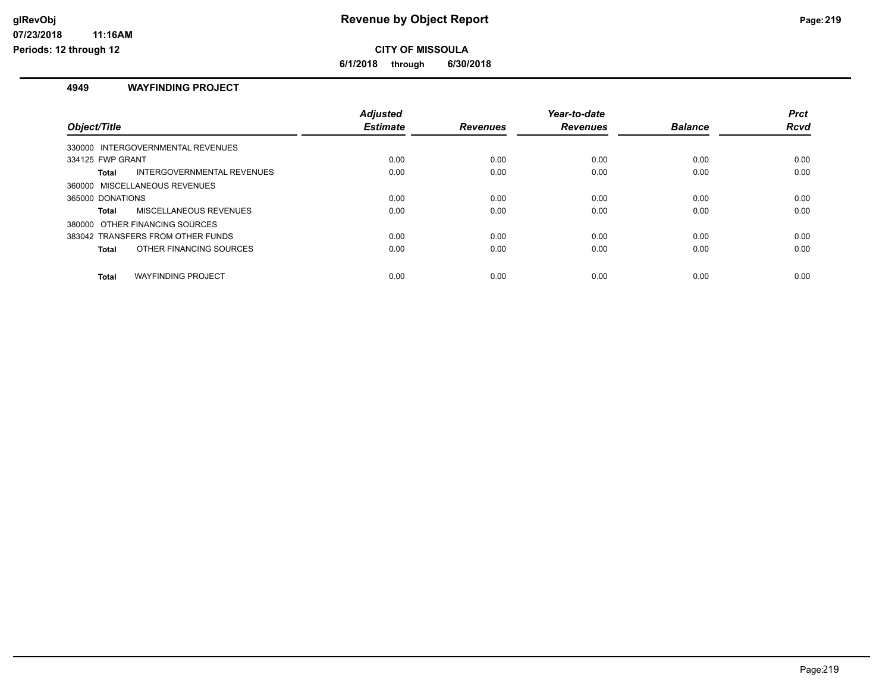# Revenue by Object Report

## CITY OF MISSOULA

**6/1/2018 through 6/30/2018**

glRevObj
07/23/2018 11:16AM
Periods: 12 through 12

### 4949 WAYFINDING PROJECT

| Object/Title | Adjusted Estimate | Revenues | Year-to-date Revenues | Balance | Prct Rcvd |
|---|---|---|---|---|---|
| 330000 INTERGOVERNMENTAL REVENUES | | | | | |
| 334125 FWP GRANT | 0.00 | 0.00 | 0.00 | 0.00 | 0.00 |
| **Total** INTERGOVERNMENTAL REVENUES | 0.00 | 0.00 | 0.00 | 0.00 | 0.00 |
| 360000 MISCELLANEOUS REVENUES | | | | | |
| 365000 DONATIONS | 0.00 | 0.00 | 0.00 | 0.00 | 0.00 |
| **Total** MISCELLANEOUS REVENUES | 0.00 | 0.00 | 0.00 | 0.00 | 0.00 |
| 380000 OTHER FINANCING SOURCES | | | | | |
| 383042 TRANSFERS FROM OTHER FUNDS | 0.00 | 0.00 | 0.00 | 0.00 | 0.00 |
| **Total** OTHER FINANCING SOURCES | 0.00 | 0.00 | 0.00 | 0.00 | 0.00 |
| **Total** WAYFINDING PROJECT | 0.00 | 0.00 | 0.00 | 0.00 | 0.00 |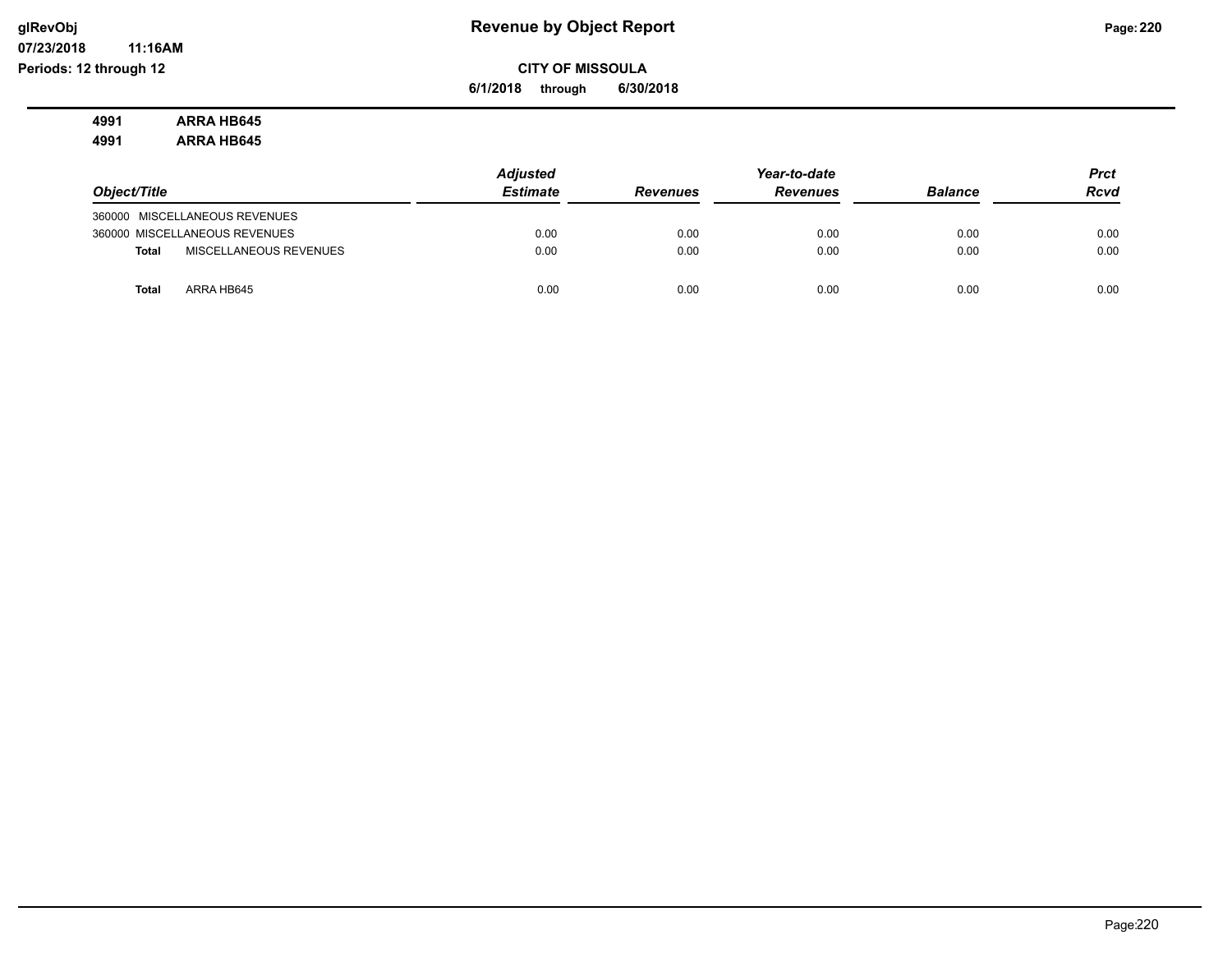**4991 ARRA HB645**

**4991 ARRA HB645**

| Object/Title | Adjusted Estimate | Revenues | Year-to-date Revenues | Balance | Prct Rcvd |
|---|---|---|---|---|---|
| 360000 MISCELLANEOUS REVENUES | | | | | |
| 360000 MISCELLANEOUS REVENUES | 0.00 | 0.00 | 0.00 | 0.00 | 0.00 |
| **Total** MISCELLANEOUS REVENUES | 0.00 | 0.00 | 0.00 | 0.00 | 0.00 |
| **Total** ARRA HB645 | 0.00 | 0.00 | 0.00 | 0.00 | 0.00 |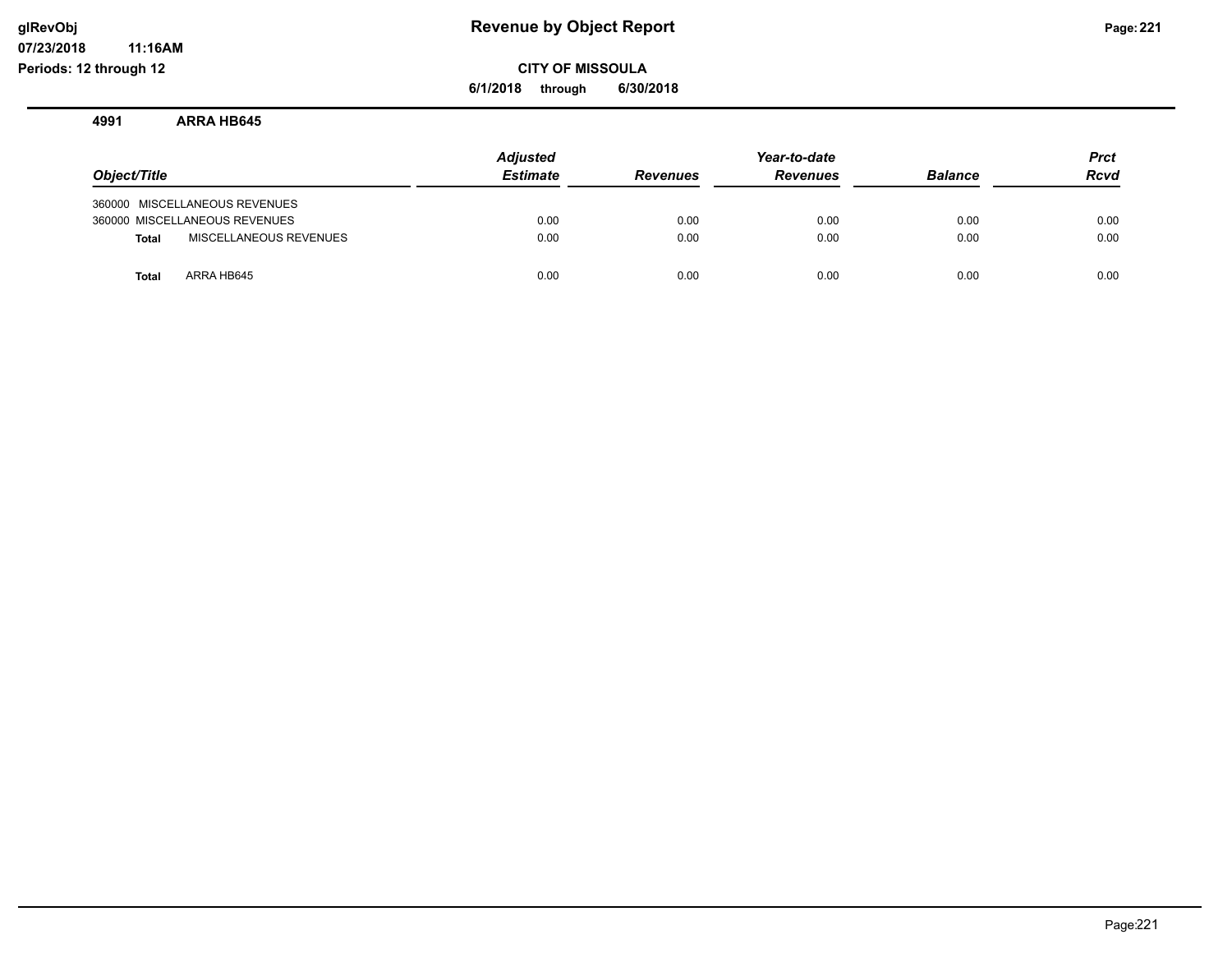# Revenue by Object Report

**CITY OF MISSOULA**

**6/1/2018 through 6/30/2018**

**4991 ARRA HB645**

| Object/Title | Adjusted Estimate | Revenues | Year-to-date Revenues | Balance | Prct Rcvd |
|---|---|---|---|---|---|
| 360000 MISCELLANEOUS REVENUES | | | | | |
| 360000 MISCELLANEOUS REVENUES | 0.00 | 0.00 | 0.00 | 0.00 | 0.00 |
| **Total** MISCELLANEOUS REVENUES | 0.00 | 0.00 | 0.00 | 0.00 | 0.00 |
| **Total** ARRA HB645 | 0.00 | 0.00 | 0.00 | 0.00 | 0.00 |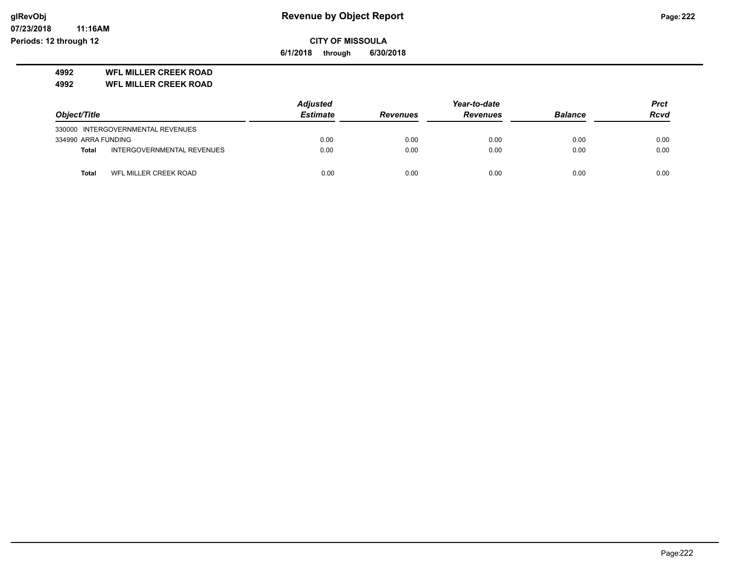# Revenue by Object Report

**CITY OF MISSOULA**

**6/1/2018 through 6/30/2018**

glRevObj
07/23/2018 11:16AM
Periods: 12 through 12

**4992 WFL MILLER CREEK ROAD**
**4992 WFL MILLER CREEK ROAD**

| Object/Title | | Adjusted Estimate | Revenues | Year-to-date Revenues | Balance | Prct Rcvd |
|---|---|---|---|---|---|---|
| 330000 INTERGOVERNMENTAL REVENUES | | | | | | |
| 334990 ARRA FUNDING | | 0.00 | 0.00 | 0.00 | 0.00 | 0.00 |
| **Total** | INTERGOVERNMENTAL REVENUES | 0.00 | 0.00 | 0.00 | 0.00 | 0.00 |
| **Total** | WFL MILLER CREEK ROAD | 0.00 | 0.00 | 0.00 | 0.00 | 0.00 |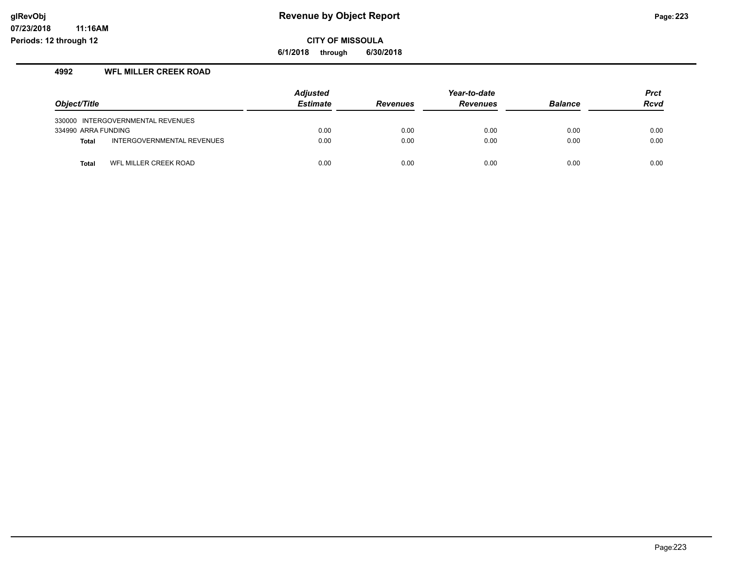**Revenue by Object Report**

**CITY OF MISSOULA**

**6/1/2018 through 6/30/2018**

**glRevObj**
**07/23/2018 11:16AM**
**Periods: 12 through 12**

## 4992 WFL MILLER CREEK ROAD

| Object/Title | Adjusted Estimate | Revenues | Year-to-date Revenues | Balance | Prct Rcvd |
|---|---|---|---|---|---|
| 330000 INTERGOVERNMENTAL REVENUES | | | | | |
| 334990 ARRA FUNDING | 0.00 | 0.00 | 0.00 | 0.00 | 0.00 |
| **Total** INTERGOVERNMENTAL REVENUES | 0.00 | 0.00 | 0.00 | 0.00 | 0.00 |
| **Total** WFL MILLER CREEK ROAD | 0.00 | 0.00 | 0.00 | 0.00 | 0.00 |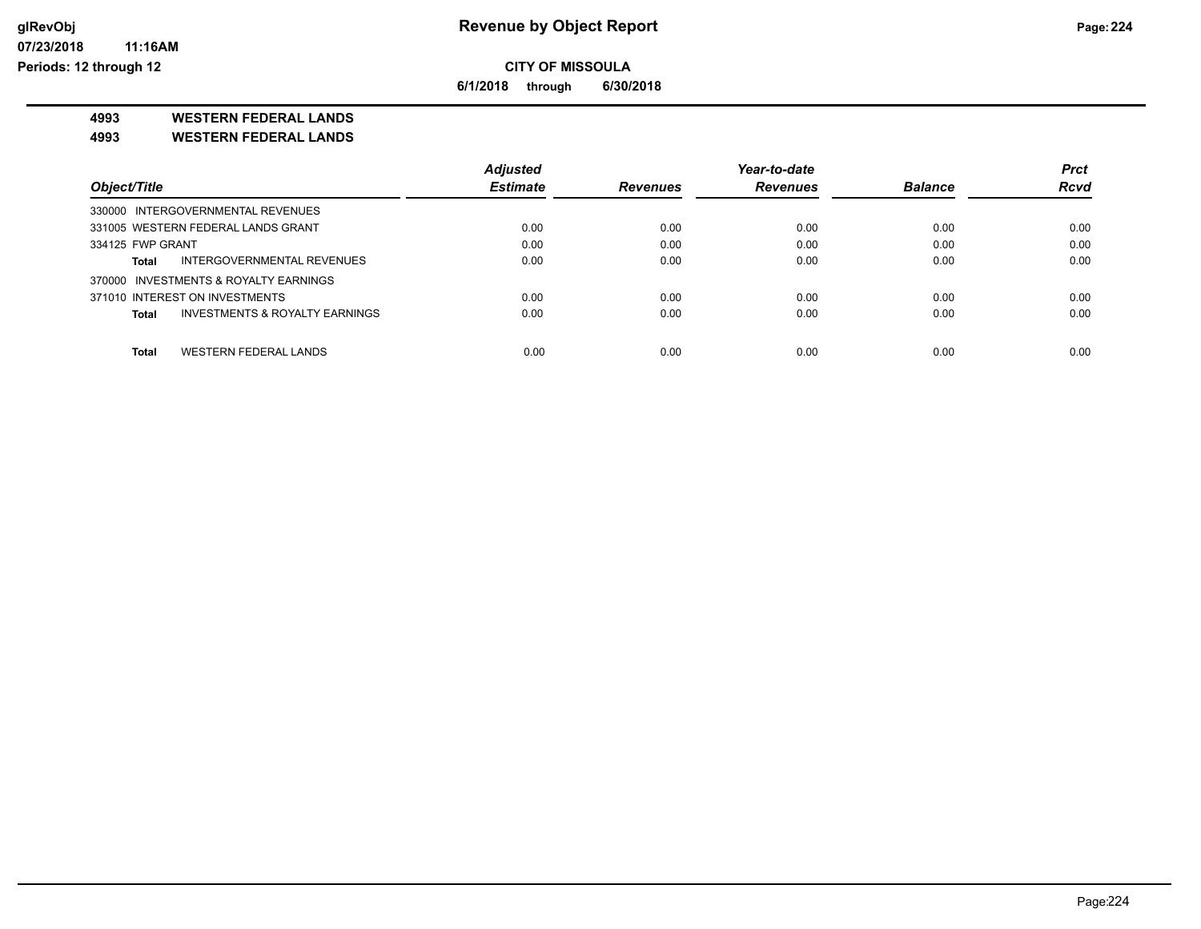**CITY OF MISSOULA**

**6/1/2018 through 6/30/2018**

**4993 WESTERN FEDERAL LANDS**

**4993 WESTERN FEDERAL LANDS**

| Object/Title | Adjusted Estimate | Revenues | Year-to-date Revenues | Balance | Prct Rcvd |
|---|---|---|---|---|---|
| 330000 INTERGOVERNMENTAL REVENUES | | | | | |
| 331005 WESTERN FEDERAL LANDS GRANT | 0.00 | 0.00 | 0.00 | 0.00 | 0.00 |
| 334125 FWP GRANT | 0.00 | 0.00 | 0.00 | 0.00 | 0.00 |
| **Total** INTERGOVERNMENTAL REVENUES | 0.00 | 0.00 | 0.00 | 0.00 | 0.00 |
| 370000 INVESTMENTS & ROYALTY EARNINGS | | | | | |
| 371010 INTEREST ON INVESTMENTS | 0.00 | 0.00 | 0.00 | 0.00 | 0.00 |
| **Total** INVESTMENTS & ROYALTY EARNINGS | 0.00 | 0.00 | 0.00 | 0.00 | 0.00 |
| **Total** WESTERN FEDERAL LANDS | 0.00 | 0.00 | 0.00 | 0.00 | 0.00 |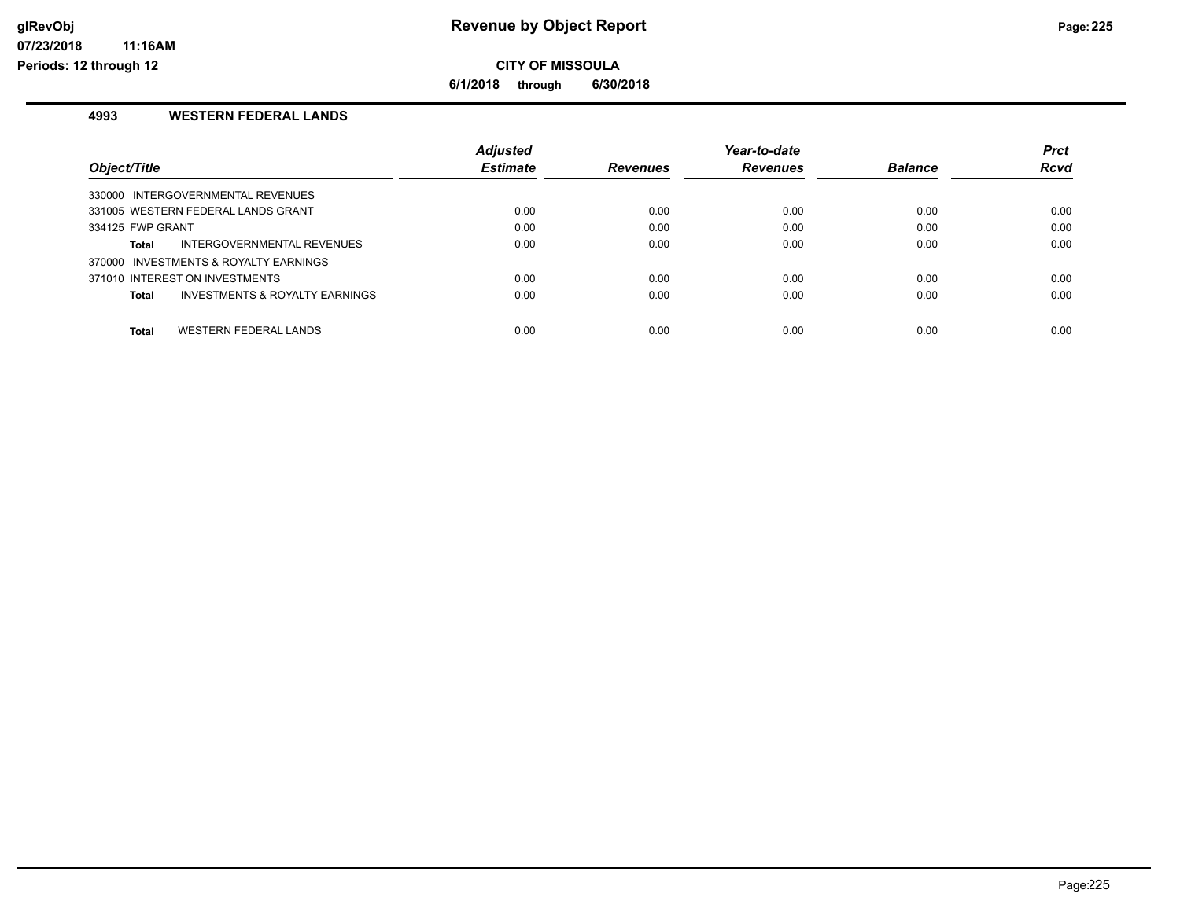# Revenue by Object Report

**CITY OF MISSOULA**

**6/1/2018 through 6/30/2018**

## 4993 WESTERN FEDERAL LANDS

| Object/Title | Adjusted Estimate | Revenues | Year-to-date Revenues | Balance | Prct Rcvd |
|---|---|---|---|---|---|
| 330000 INTERGOVERNMENTAL REVENUES | | | | | |
| 331005 WESTERN FEDERAL LANDS GRANT | 0.00 | 0.00 | 0.00 | 0.00 | 0.00 |
| 334125 FWP GRANT | 0.00 | 0.00 | 0.00 | 0.00 | 0.00 |
| **Total** INTERGOVERNMENTAL REVENUES | 0.00 | 0.00 | 0.00 | 0.00 | 0.00 |
| 370000 INVESTMENTS & ROYALTY EARNINGS | | | | | |
| 371010 INTEREST ON INVESTMENTS | 0.00 | 0.00 | 0.00 | 0.00 | 0.00 |
| **Total** INVESTMENTS & ROYALTY EARNINGS | 0.00 | 0.00 | 0.00 | 0.00 | 0.00 |
| **Total** WESTERN FEDERAL LANDS | 0.00 | 0.00 | 0.00 | 0.00 | 0.00 |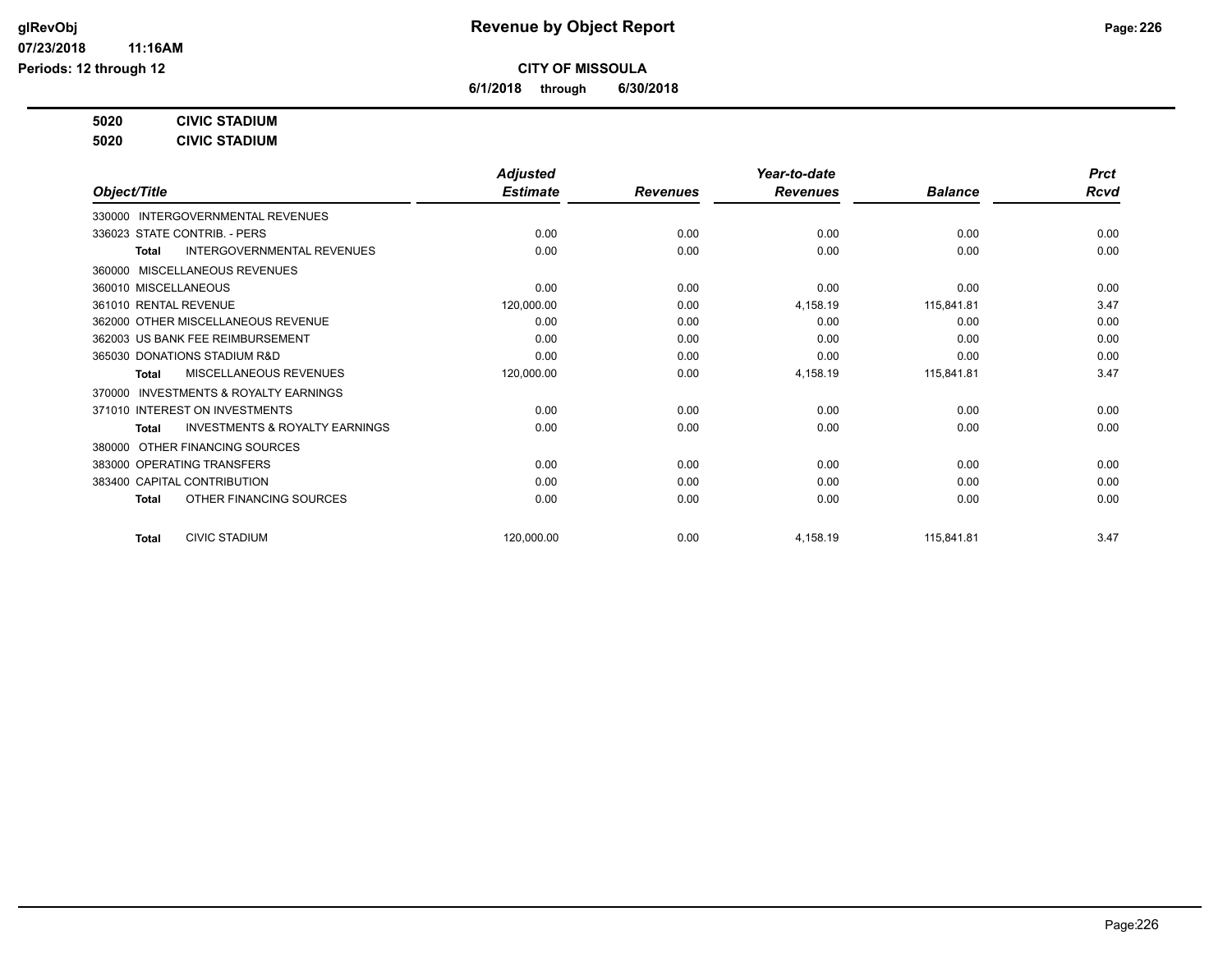# Revenue by Object Report

**CITY OF MISSOULA**

**6/1/2018 through 6/30/2018**

glRevObj
07/23/2018 11:16AM
Periods: 12 through 12

**5020 CIVIC STADIUM**

**5020 CIVIC STADIUM**

| Object/Title | Adjusted Estimate | Revenues | Year-to-date Revenues | Balance | Prct Rcvd |
|---|---|---|---|---|---|
| 330000 INTERGOVERNMENTAL REVENUES | | | | | |
| 336023 STATE CONTRIB. - PERS | 0.00 | 0.00 | 0.00 | 0.00 | 0.00 |
| **Total** INTERGOVERNMENTAL REVENUES | 0.00 | 0.00 | 0.00 | 0.00 | 0.00 |
| 360000 MISCELLANEOUS REVENUES | | | | | |
| 360010 MISCELLANEOUS | 0.00 | 0.00 | 0.00 | 0.00 | 0.00 |
| 361010 RENTAL REVENUE | 120,000.00 | 0.00 | 4,158.19 | 115,841.81 | 3.47 |
| 362000 OTHER MISCELLANEOUS REVENUE | 0.00 | 0.00 | 0.00 | 0.00 | 0.00 |
| 362003 US BANK FEE REIMBURSEMENT | 0.00 | 0.00 | 0.00 | 0.00 | 0.00 |
| 365030 DONATIONS STADIUM R&D | 0.00 | 0.00 | 0.00 | 0.00 | 0.00 |
| **Total** MISCELLANEOUS REVENUES | 120,000.00 | 0.00 | 4,158.19 | 115,841.81 | 3.47 |
| 370000 INVESTMENTS & ROYALTY EARNINGS | | | | | |
| 371010 INTEREST ON INVESTMENTS | 0.00 | 0.00 | 0.00 | 0.00 | 0.00 |
| **Total** INVESTMENTS & ROYALTY EARNINGS | 0.00 | 0.00 | 0.00 | 0.00 | 0.00 |
| 380000 OTHER FINANCING SOURCES | | | | | |
| 383000 OPERATING TRANSFERS | 0.00 | 0.00 | 0.00 | 0.00 | 0.00 |
| 383400 CAPITAL CONTRIBUTION | 0.00 | 0.00 | 0.00 | 0.00 | 0.00 |
| **Total** OTHER FINANCING SOURCES | 0.00 | 0.00 | 0.00 | 0.00 | 0.00 |
| **Total** CIVIC STADIUM | 120,000.00 | 0.00 | 4,158.19 | 115,841.81 | 3.47 |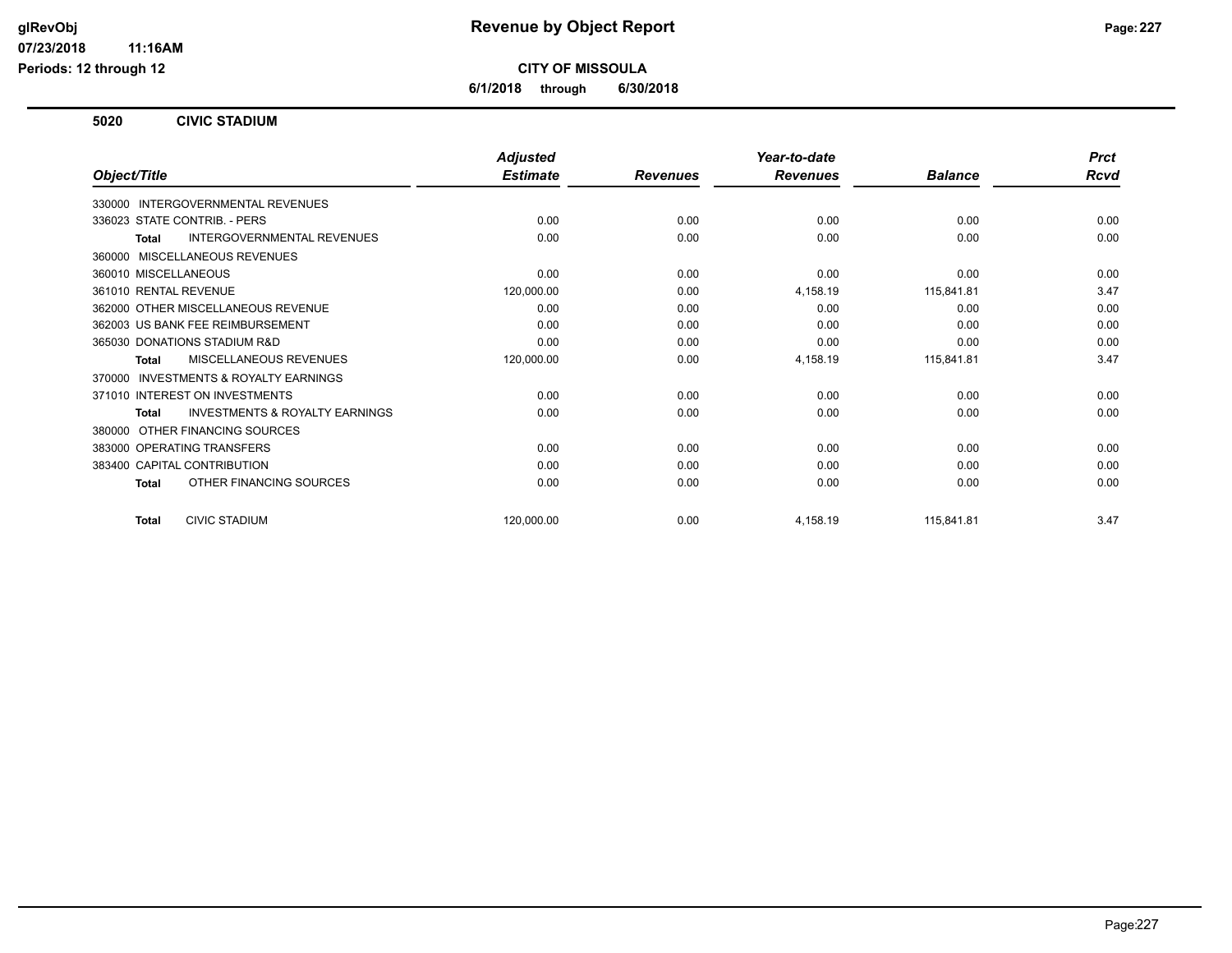# Revenue by Object Report

**CITY OF MISSOULA**

**6/1/2018 through 6/30/2018**

glRevObj
07/23/2018 11:16AM
Periods: 12 through 12

## 5020 CIVIC STADIUM

| Object/Title | Adjusted Estimate | Revenues | Year-to-date Revenues | Balance | Prct Rcvd |
|---|---|---|---|---|---|
| 330000 INTERGOVERNMENTAL REVENUES | | | | | |
| 336023 STATE CONTRIB. - PERS | 0.00 | 0.00 | 0.00 | 0.00 | 0.00 |
| **Total** INTERGOVERNMENTAL REVENUES | 0.00 | 0.00 | 0.00 | 0.00 | 0.00 |
| 360000 MISCELLANEOUS REVENUES | | | | | |
| 360010 MISCELLANEOUS | 0.00 | 0.00 | 0.00 | 0.00 | 0.00 |
| 361010 RENTAL REVENUE | 120,000.00 | 0.00 | 4,158.19 | 115,841.81 | 3.47 |
| 362000 OTHER MISCELLANEOUS REVENUE | 0.00 | 0.00 | 0.00 | 0.00 | 0.00 |
| 362003 US BANK FEE REIMBURSEMENT | 0.00 | 0.00 | 0.00 | 0.00 | 0.00 |
| 365030 DONATIONS STADIUM R&D | 0.00 | 0.00 | 0.00 | 0.00 | 0.00 |
| **Total** MISCELLANEOUS REVENUES | 120,000.00 | 0.00 | 4,158.19 | 115,841.81 | 3.47 |
| 370000 INVESTMENTS & ROYALTY EARNINGS | | | | | |
| 371010 INTEREST ON INVESTMENTS | 0.00 | 0.00 | 0.00 | 0.00 | 0.00 |
| **Total** INVESTMENTS & ROYALTY EARNINGS | 0.00 | 0.00 | 0.00 | 0.00 | 0.00 |
| 380000 OTHER FINANCING SOURCES | | | | | |
| 383000 OPERATING TRANSFERS | 0.00 | 0.00 | 0.00 | 0.00 | 0.00 |
| 383400 CAPITAL CONTRIBUTION | 0.00 | 0.00 | 0.00 | 0.00 | 0.00 |
| **Total** OTHER FINANCING SOURCES | 0.00 | 0.00 | 0.00 | 0.00 | 0.00 |
| **Total** CIVIC STADIUM | 120,000.00 | 0.00 | 4,158.19 | 115,841.81 | 3.47 |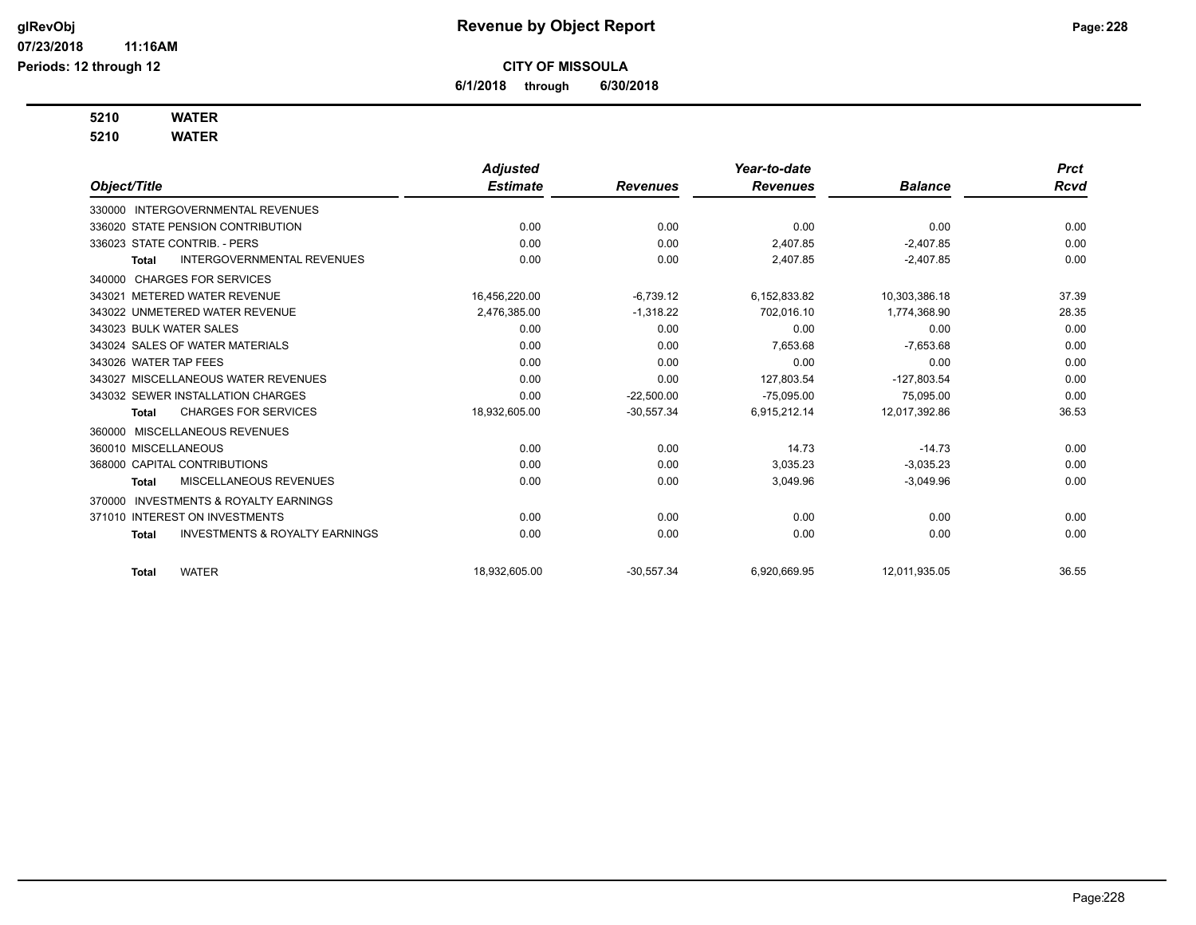# Revenue by Object Report

**CITY OF MISSOULA**

**6/1/2018 through 6/30/2018**

**5210 WATER**
**5210 WATER**

| Object/Title | Adjusted Estimate | Revenues | Year-to-date Revenues | Balance | Prct Rcvd |
|---|---|---|---|---|---|
| 330000 INTERGOVERNMENTAL REVENUES | | | | | |
| 336020 STATE PENSION CONTRIBUTION | 0.00 | 0.00 | 0.00 | 0.00 | 0.00 |
| 336023 STATE CONTRIB. - PERS | 0.00 | 0.00 | 2,407.85 | -2,407.85 | 0.00 |
| **Total** INTERGOVERNMENTAL REVENUES | 0.00 | 0.00 | 2,407.85 | -2,407.85 | 0.00 |
| 340000 CHARGES FOR SERVICES | | | | | |
| 343021 METERED WATER REVENUE | 16,456,220.00 | -6,739.12 | 6,152,833.82 | 10,303,386.18 | 37.39 |
| 343022 UNMETERED WATER REVENUE | 2,476,385.00 | -1,318.22 | 702,016.10 | 1,774,368.90 | 28.35 |
| 343023 BULK WATER SALES | 0.00 | 0.00 | 0.00 | 0.00 | 0.00 |
| 343024 SALES OF WATER MATERIALS | 0.00 | 0.00 | 7,653.68 | -7,653.68 | 0.00 |
| 343026 WATER TAP FEES | 0.00 | 0.00 | 0.00 | 0.00 | 0.00 |
| 343027 MISCELLANEOUS WATER REVENUES | 0.00 | 0.00 | 127,803.54 | -127,803.54 | 0.00 |
| 343032 SEWER INSTALLATION CHARGES | 0.00 | -22,500.00 | -75,095.00 | 75,095.00 | 0.00 |
| **Total** CHARGES FOR SERVICES | 18,932,605.00 | -30,557.34 | 6,915,212.14 | 12,017,392.86 | 36.53 |
| 360000 MISCELLANEOUS REVENUES | | | | | |
| 360010 MISCELLANEOUS | 0.00 | 0.00 | 14.73 | -14.73 | 0.00 |
| 368000 CAPITAL CONTRIBUTIONS | 0.00 | 0.00 | 3,035.23 | -3,035.23 | 0.00 |
| **Total** MISCELLANEOUS REVENUES | 0.00 | 0.00 | 3,049.96 | -3,049.96 | 0.00 |
| 370000 INVESTMENTS & ROYALTY EARNINGS | | | | | |
| 371010 INTEREST ON INVESTMENTS | 0.00 | 0.00 | 0.00 | 0.00 | 0.00 |
| **Total** INVESTMENTS & ROYALTY EARNINGS | 0.00 | 0.00 | 0.00 | 0.00 | 0.00 |
| **Total** WATER | 18,932,605.00 | -30,557.34 | 6,920,669.95 | 12,011,935.05 | 36.55 |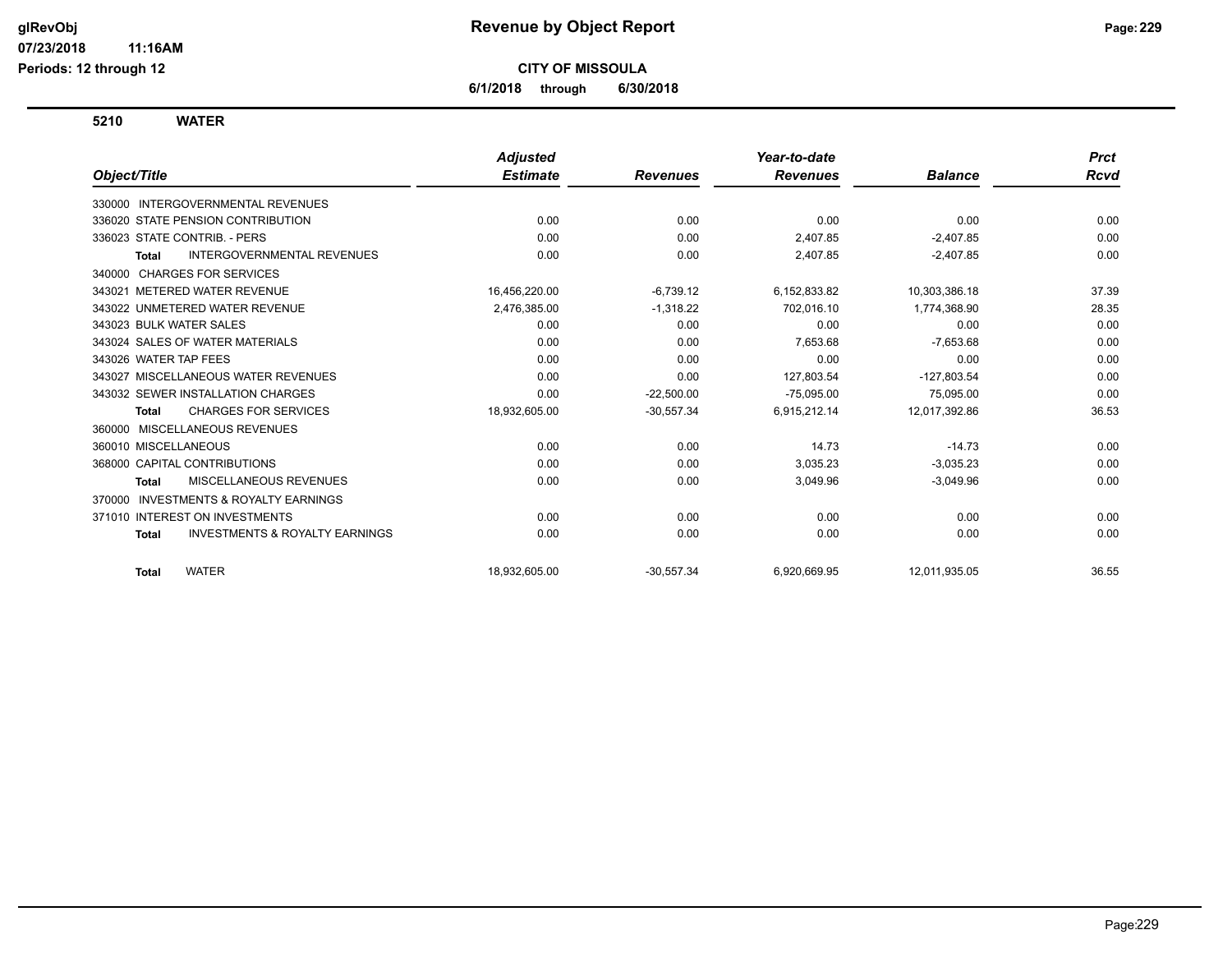# Revenue by Object Report

glRevObj
07/23/2018 11:16AM
Periods: 12 through 12

**CITY OF MISSOULA**

**6/1/2018 through 6/30/2018**

## 5210 WATER

| Object/Title | Adjusted Estimate | Revenues | Year-to-date Revenues | Balance | Prct Rcvd |
|---|---|---|---|---|---|
| 330000 INTERGOVERNMENTAL REVENUES | | | | | |
| 336020 STATE PENSION CONTRIBUTION | 0.00 | 0.00 | 0.00 | 0.00 | 0.00 |
| 336023 STATE CONTRIB. - PERS | 0.00 | 0.00 | 2,407.85 | -2,407.85 | 0.00 |
| **Total** INTERGOVERNMENTAL REVENUES | 0.00 | 0.00 | 2,407.85 | -2,407.85 | 0.00 |
| 340000 CHARGES FOR SERVICES | | | | | |
| 343021 METERED WATER REVENUE | 16,456,220.00 | -6,739.12 | 6,152,833.82 | 10,303,386.18 | 37.39 |
| 343022 UNMETERED WATER REVENUE | 2,476,385.00 | -1,318.22 | 702,016.10 | 1,774,368.90 | 28.35 |
| 343023 BULK WATER SALES | 0.00 | 0.00 | 0.00 | 0.00 | 0.00 |
| 343024 SALES OF WATER MATERIALS | 0.00 | 0.00 | 7,653.68 | -7,653.68 | 0.00 |
| 343026 WATER TAP FEES | 0.00 | 0.00 | 0.00 | 0.00 | 0.00 |
| 343027 MISCELLANEOUS WATER REVENUES | 0.00 | 0.00 | 127,803.54 | -127,803.54 | 0.00 |
| 343032 SEWER INSTALLATION CHARGES | 0.00 | -22,500.00 | -75,095.00 | 75,095.00 | 0.00 |
| **Total** CHARGES FOR SERVICES | 18,932,605.00 | -30,557.34 | 6,915,212.14 | 12,017,392.86 | 36.53 |
| 360000 MISCELLANEOUS REVENUES | | | | | |
| 360010 MISCELLANEOUS | 0.00 | 0.00 | 14.73 | -14.73 | 0.00 |
| 368000 CAPITAL CONTRIBUTIONS | 0.00 | 0.00 | 3,035.23 | -3,035.23 | 0.00 |
| **Total** MISCELLANEOUS REVENUES | 0.00 | 0.00 | 3,049.96 | -3,049.96 | 0.00 |
| 370000 INVESTMENTS & ROYALTY EARNINGS | | | | | |
| 371010 INTEREST ON INVESTMENTS | 0.00 | 0.00 | 0.00 | 0.00 | 0.00 |
| **Total** INVESTMENTS & ROYALTY EARNINGS | 0.00 | 0.00 | 0.00 | 0.00 | 0.00 |
| **Total** WATER | 18,932,605.00 | -30,557.34 | 6,920,669.95 | 12,011,935.05 | 36.55 |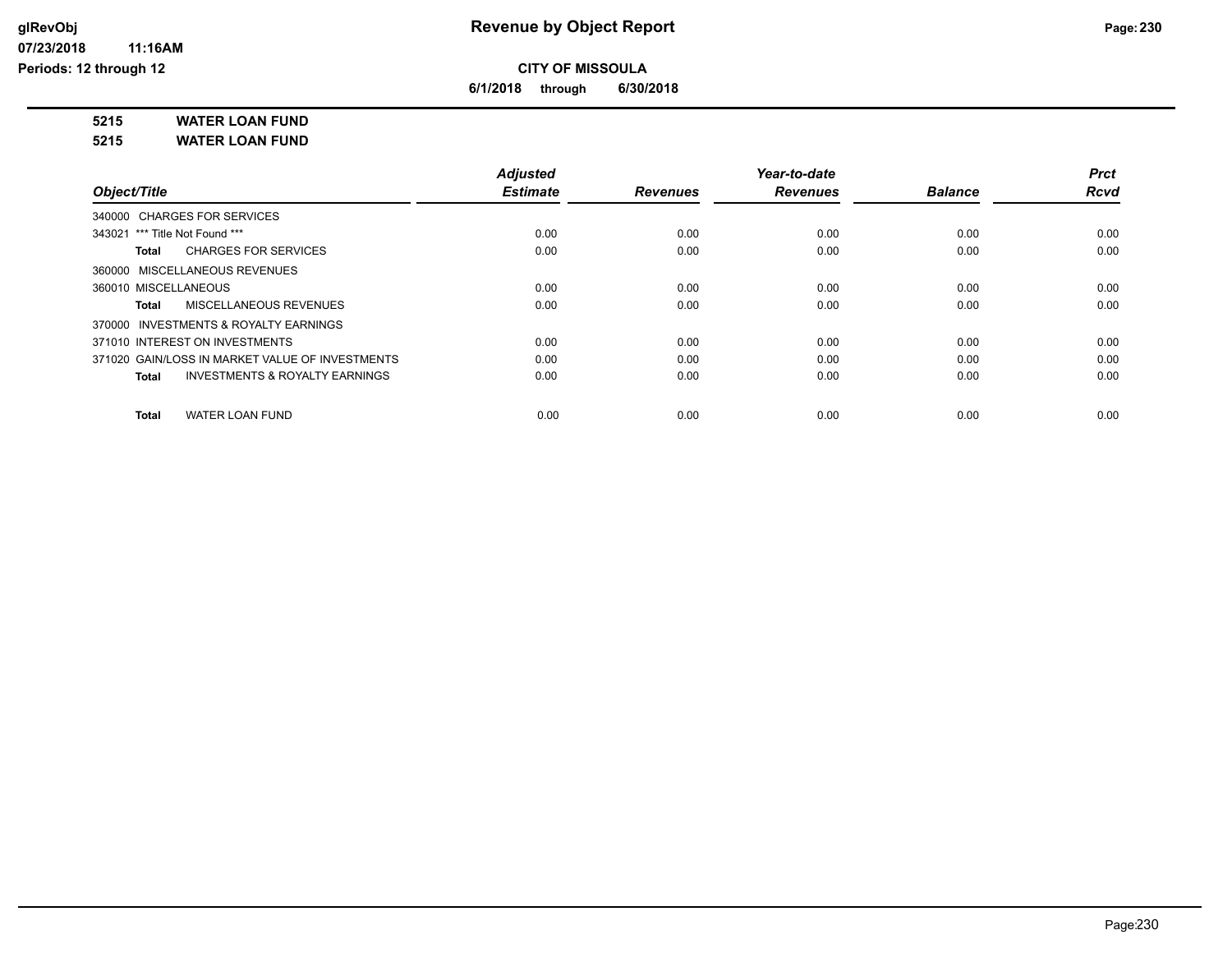**CITY OF MISSOULA**

**6/1/2018 through 6/30/2018**

**5215 WATER LOAN FUND**

**5215 WATER LOAN FUND**

| Object/Title | Adjusted Estimate | Revenues | Year-to-date Revenues | Balance | Prct Rcvd |
|---|---|---|---|---|---|
| 340000 CHARGES FOR SERVICES | | | | | |
| 343021 *** Title Not Found *** | 0.00 | 0.00 | 0.00 | 0.00 | 0.00 |
| **Total** CHARGES FOR SERVICES | 0.00 | 0.00 | 0.00 | 0.00 | 0.00 |
| 360000 MISCELLANEOUS REVENUES | | | | | |
| 360010 MISCELLANEOUS | 0.00 | 0.00 | 0.00 | 0.00 | 0.00 |
| **Total** MISCELLANEOUS REVENUES | 0.00 | 0.00 | 0.00 | 0.00 | 0.00 |
| 370000 INVESTMENTS & ROYALTY EARNINGS | | | | | |
| 371010 INTEREST ON INVESTMENTS | 0.00 | 0.00 | 0.00 | 0.00 | 0.00 |
| 371020 GAIN/LOSS IN MARKET VALUE OF INVESTMENTS | 0.00 | 0.00 | 0.00 | 0.00 | 0.00 |
| **Total** INVESTMENTS & ROYALTY EARNINGS | 0.00 | 0.00 | 0.00 | 0.00 | 0.00 |
| **Total** WATER LOAN FUND | 0.00 | 0.00 | 0.00 | 0.00 | 0.00 |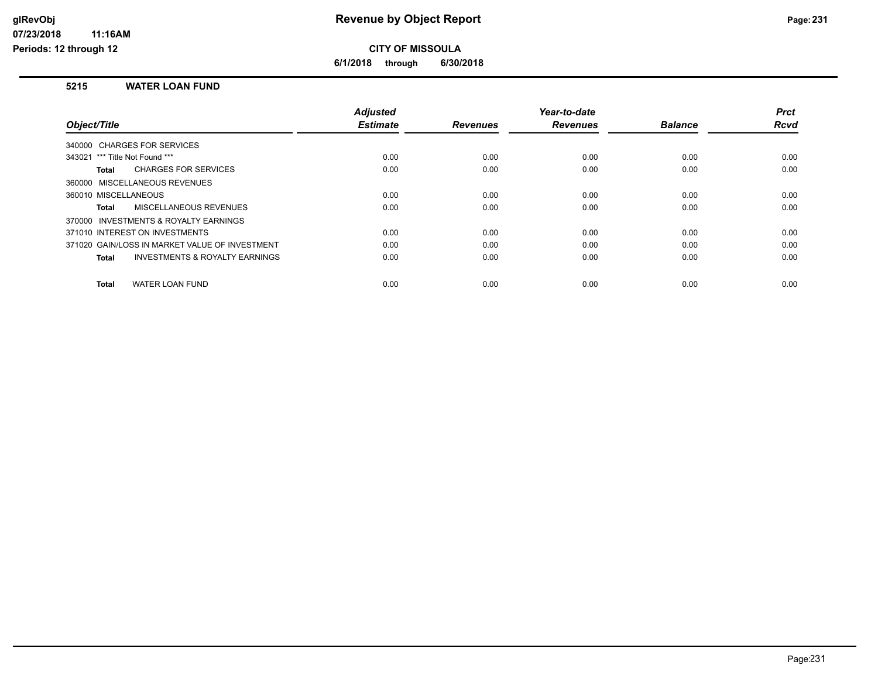# Revenue by Object Report

**CITY OF MISSOULA**

**6/1/2018 through 6/30/2018**

glRevObj
07/23/2018 11:16AM
Periods: 12 through 12

## 5215 WATER LOAN FUND

| Object/Title | Adjusted Estimate | Revenues | Year-to-date Revenues | Balance | Prct Rcvd |
|---|---|---|---|---|---|
| 340000 CHARGES FOR SERVICES | | | | | |
| 343021 *** Title Not Found *** | 0.00 | 0.00 | 0.00 | 0.00 | 0.00 |
| **Total** CHARGES FOR SERVICES | 0.00 | 0.00 | 0.00 | 0.00 | 0.00 |
| 360000 MISCELLANEOUS REVENUES | | | | | |
| 360010 MISCELLANEOUS | 0.00 | 0.00 | 0.00 | 0.00 | 0.00 |
| **Total** MISCELLANEOUS REVENUES | 0.00 | 0.00 | 0.00 | 0.00 | 0.00 |
| 370000 INVESTMENTS & ROYALTY EARNINGS | | | | | |
| 371010 INTEREST ON INVESTMENTS | 0.00 | 0.00 | 0.00 | 0.00 | 0.00 |
| 371020 GAIN/LOSS IN MARKET VALUE OF INVESTMENT | 0.00 | 0.00 | 0.00 | 0.00 | 0.00 |
| **Total** INVESTMENTS & ROYALTY EARNINGS | 0.00 | 0.00 | 0.00 | 0.00 | 0.00 |
| **Total** WATER LOAN FUND | 0.00 | 0.00 | 0.00 | 0.00 | 0.00 |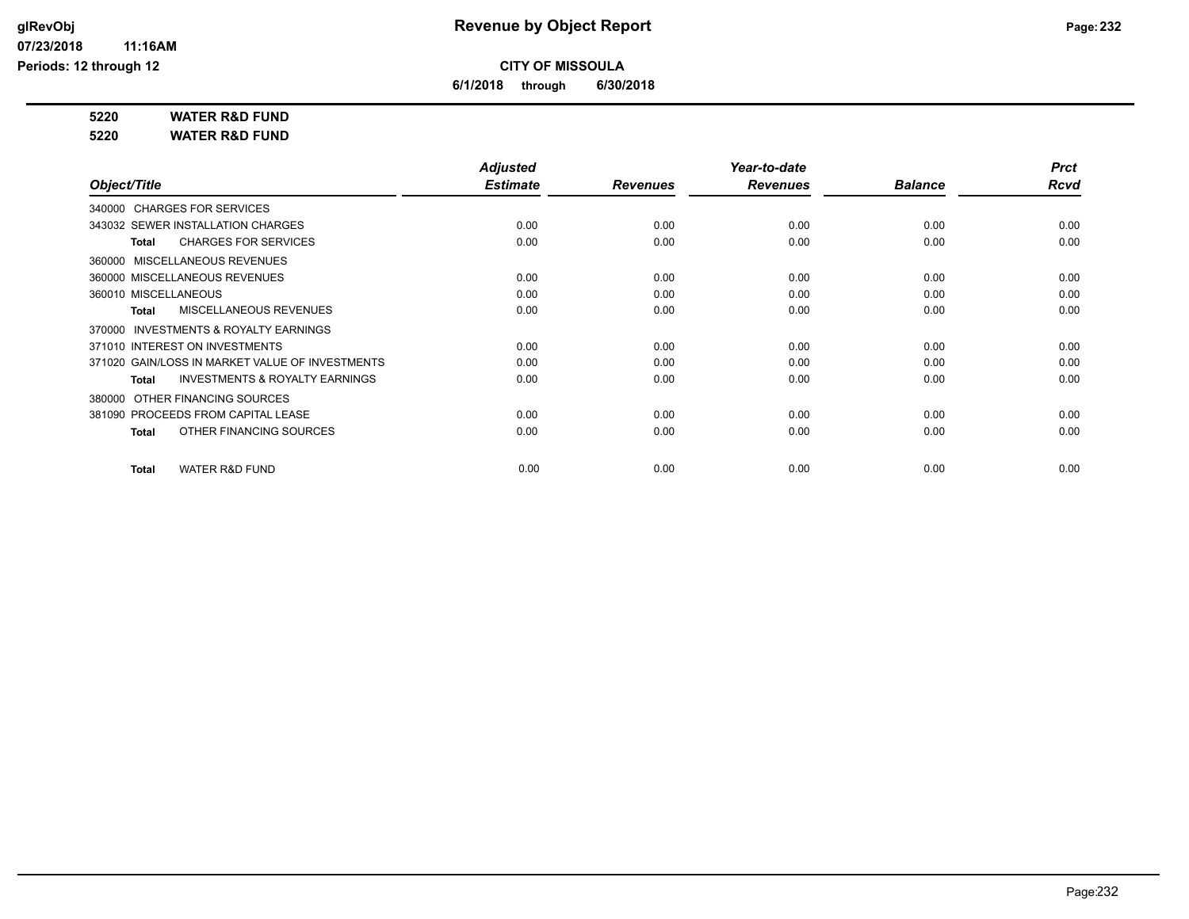# Revenue by Object Report

glRevObj
07/23/2018 11:16AM
Periods: 12 through 12

**CITY OF MISSOULA**

**6/1/2018 through 6/30/2018**

**5220 WATER R&D FUND**

**5220 WATER R&D FUND**

| Object/Title | Adjusted Estimate | Revenues | Year-to-date Revenues | Balance | Prct Rcvd |
|---|---|---|---|---|---|
| 340000 CHARGES FOR SERVICES | | | | | |
| 343032 SEWER INSTALLATION CHARGES | 0.00 | 0.00 | 0.00 | 0.00 | 0.00 |
| **Total** CHARGES FOR SERVICES | 0.00 | 0.00 | 0.00 | 0.00 | 0.00 |
| 360000 MISCELLANEOUS REVENUES | | | | | |
| 360000 MISCELLANEOUS REVENUES | 0.00 | 0.00 | 0.00 | 0.00 | 0.00 |
| 360010 MISCELLANEOUS | 0.00 | 0.00 | 0.00 | 0.00 | 0.00 |
| **Total** MISCELLANEOUS REVENUES | 0.00 | 0.00 | 0.00 | 0.00 | 0.00 |
| 370000 INVESTMENTS & ROYALTY EARNINGS | | | | | |
| 371010 INTEREST ON INVESTMENTS | 0.00 | 0.00 | 0.00 | 0.00 | 0.00 |
| 371020 GAIN/LOSS IN MARKET VALUE OF INVESTMENTS | 0.00 | 0.00 | 0.00 | 0.00 | 0.00 |
| **Total** INVESTMENTS & ROYALTY EARNINGS | 0.00 | 0.00 | 0.00 | 0.00 | 0.00 |
| 380000 OTHER FINANCING SOURCES | | | | | |
| 381090 PROCEEDS FROM CAPITAL LEASE | 0.00 | 0.00 | 0.00 | 0.00 | 0.00 |
| **Total** OTHER FINANCING SOURCES | 0.00 | 0.00 | 0.00 | 0.00 | 0.00 |
| **Total** WATER R&D FUND | 0.00 | 0.00 | 0.00 | 0.00 | 0.00 |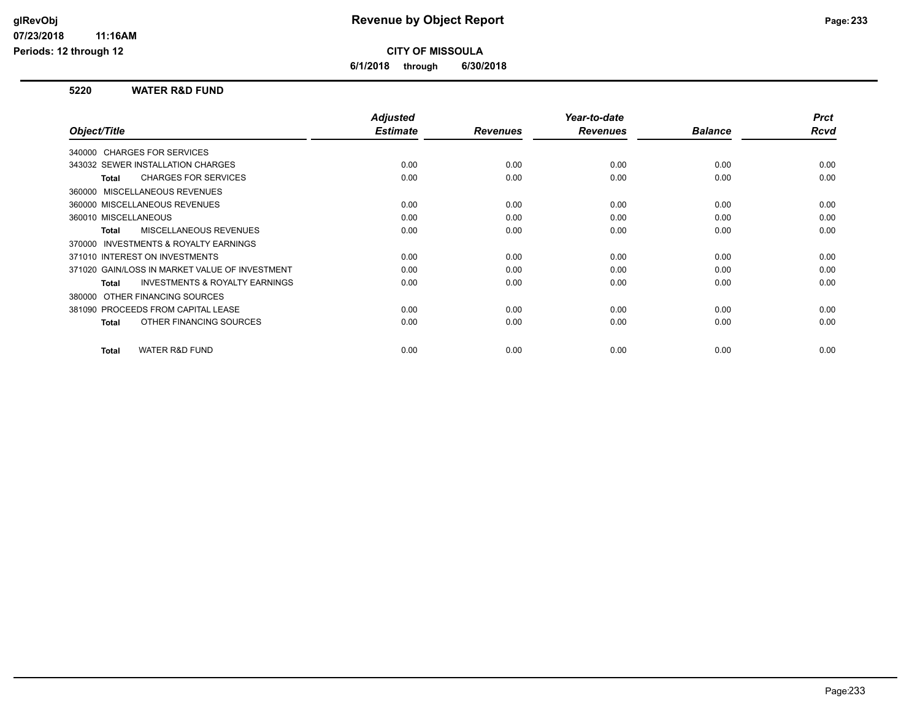# Revenue by Object Report

**CITY OF MISSOULA**

**6/1/2018 through 6/30/2018**

glRevObj
07/23/2018 11:16AM
Periods: 12 through 12

## 5220 WATER R&D FUND

| Object/Title | Adjusted Estimate | Revenues | Year-to-date Revenues | Balance | Prct Rcvd |
|---|---|---|---|---|---|
| 340000 CHARGES FOR SERVICES | | | | | |
| 343032 SEWER INSTALLATION CHARGES | 0.00 | 0.00 | 0.00 | 0.00 | 0.00 |
| **Total** CHARGES FOR SERVICES | 0.00 | 0.00 | 0.00 | 0.00 | 0.00 |
| 360000 MISCELLANEOUS REVENUES | | | | | |
| 360000 MISCELLANEOUS REVENUES | 0.00 | 0.00 | 0.00 | 0.00 | 0.00 |
| 360010 MISCELLANEOUS | 0.00 | 0.00 | 0.00 | 0.00 | 0.00 |
| **Total** MISCELLANEOUS REVENUES | 0.00 | 0.00 | 0.00 | 0.00 | 0.00 |
| 370000 INVESTMENTS & ROYALTY EARNINGS | | | | | |
| 371010 INTEREST ON INVESTMENTS | 0.00 | 0.00 | 0.00 | 0.00 | 0.00 |
| 371020 GAIN/LOSS IN MARKET VALUE OF INVESTMENT | 0.00 | 0.00 | 0.00 | 0.00 | 0.00 |
| **Total** INVESTMENTS & ROYALTY EARNINGS | 0.00 | 0.00 | 0.00 | 0.00 | 0.00 |
| 380000 OTHER FINANCING SOURCES | | | | | |
| 381090 PROCEEDS FROM CAPITAL LEASE | 0.00 | 0.00 | 0.00 | 0.00 | 0.00 |
| **Total** OTHER FINANCING SOURCES | 0.00 | 0.00 | 0.00 | 0.00 | 0.00 |
| **Total** WATER R&D FUND | 0.00 | 0.00 | 0.00 | 0.00 | 0.00 |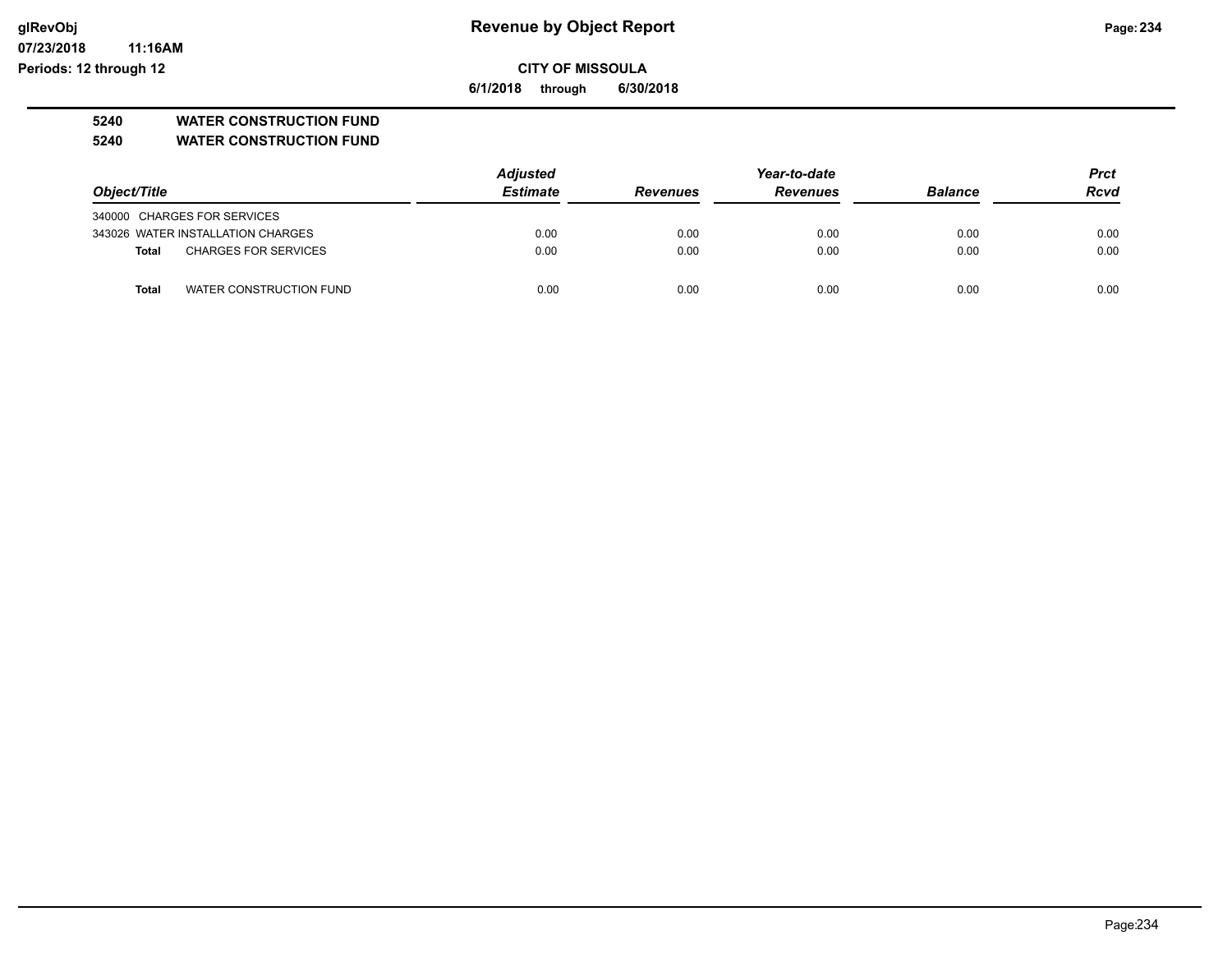**Revenue by Object Report**

**CITY OF MISSOULA**

**6/1/2018 through 6/30/2018**

**5240 WATER CONSTRUCTION FUND**

**5240 WATER CONSTRUCTION FUND**

| Object/Title | | Adjusted Estimate | Revenues | Year-to-date Revenues | Balance | Prct Rcvd |
|---|---|---|---|---|---|---|
| 340000 | CHARGES FOR SERVICES | | | | | |
| 343026 | WATER INSTALLATION CHARGES | 0.00 | 0.00 | 0.00 | 0.00 | 0.00 |
| **Total** | CHARGES FOR SERVICES | 0.00 | 0.00 | 0.00 | 0.00 | 0.00 |
| | | | | | | |
| **Total** | WATER CONSTRUCTION FUND | 0.00 | 0.00 | 0.00 | 0.00 | 0.00 |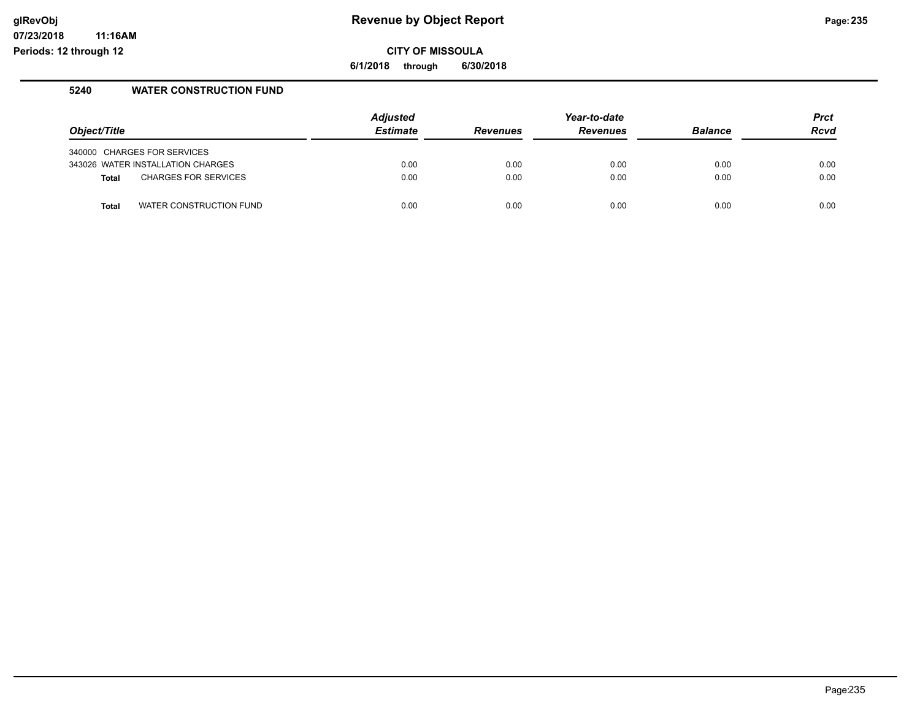# Revenue by Object Report

**CITY OF MISSOULA**

**6/1/2018 through 6/30/2018**

## 5240 WATER CONSTRUCTION FUND

| Object/Title | Adjusted Estimate | Revenues | Year-to-date Revenues | Balance | Prct Rcvd |
|---|---|---|---|---|---|
| 340000 CHARGES FOR SERVICES | | | | | |
| 343026 WATER INSTALLATION CHARGES | 0.00 | 0.00 | 0.00 | 0.00 | 0.00 |
| **Total** CHARGES FOR SERVICES | 0.00 | 0.00 | 0.00 | 0.00 | 0.00 |
| **Total** WATER CONSTRUCTION FUND | 0.00 | 0.00 | 0.00 | 0.00 | 0.00 |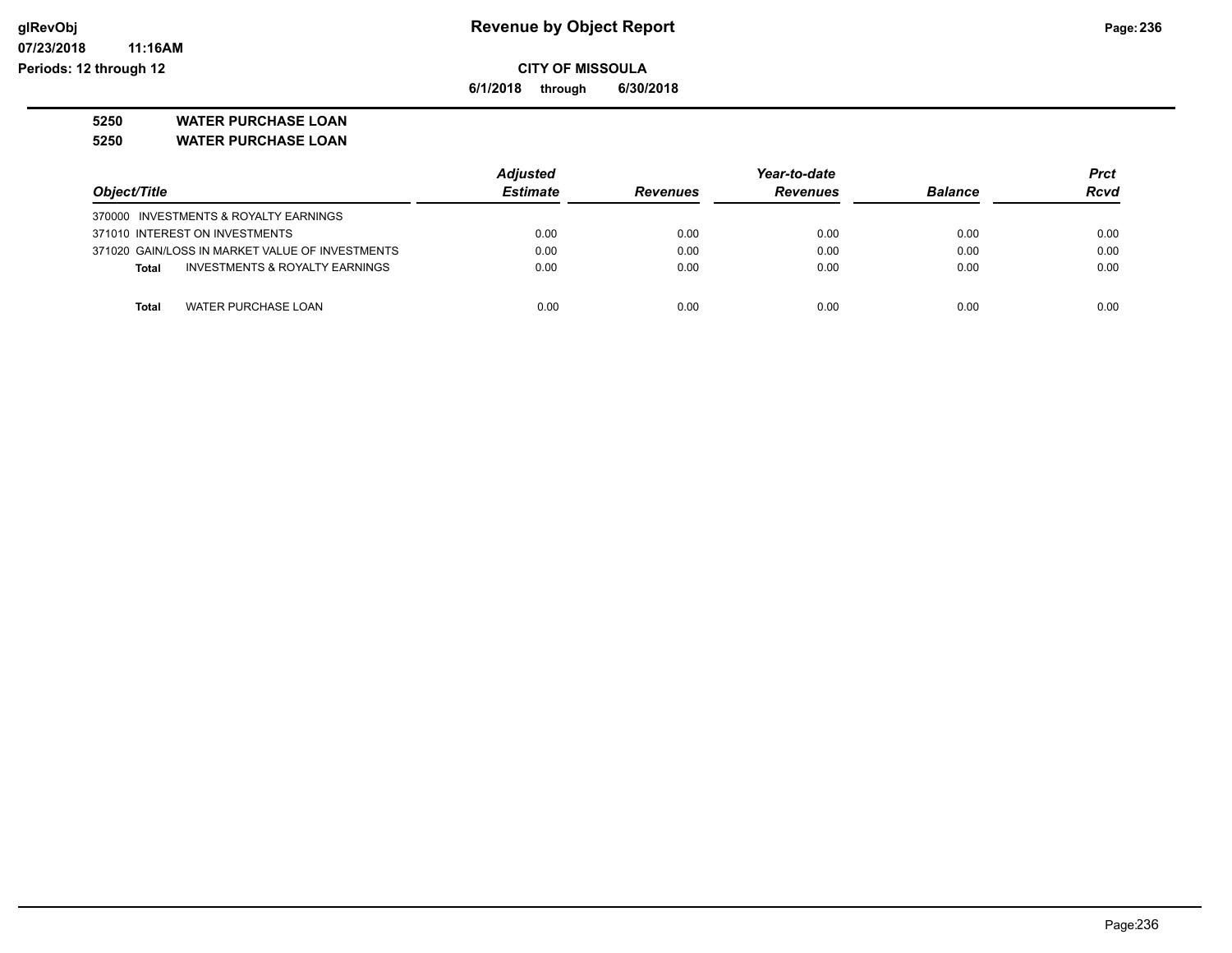**Revenue by Object Report**

**CITY OF MISSOULA**

**6/1/2018 through 6/30/2018**

glRevObj
07/23/2018 11:16AM
Periods: 12 through 12

## 5250 WATER PURCHASE LOAN
## 5250 WATER PURCHASE LOAN

| Object/Title | Adjusted Estimate | Revenues | Year-to-date Revenues | Balance | Prct Rcvd |
|---|---|---|---|---|---|
| 370000 INVESTMENTS & ROYALTY EARNINGS | | | | | |
| 371010 INTEREST ON INVESTMENTS | 0.00 | 0.00 | 0.00 | 0.00 | 0.00 |
| 371020 GAIN/LOSS IN MARKET VALUE OF INVESTMENTS | 0.00 | 0.00 | 0.00 | 0.00 | 0.00 |
| **Total** INVESTMENTS & ROYALTY EARNINGS | 0.00 | 0.00 | 0.00 | 0.00 | 0.00 |
| **Total** WATER PURCHASE LOAN | 0.00 | 0.00 | 0.00 | 0.00 | 0.00 |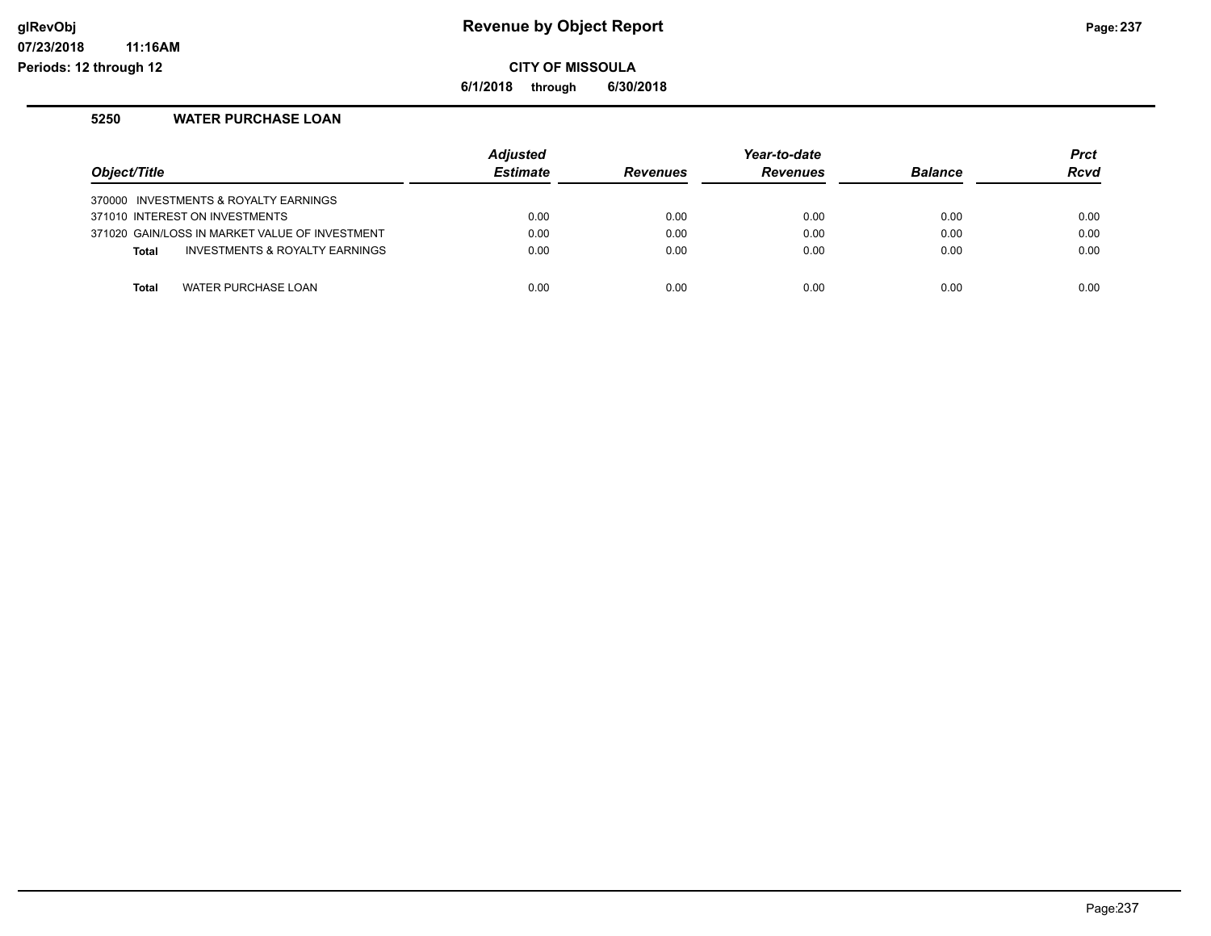# Revenue by Object Report

**CITY OF MISSOULA**

**6/1/2018 through 6/30/2018**

glRevObj
07/23/2018 11:16AM
Periods: 12 through 12

## 5250 WATER PURCHASE LOAN

| Object/Title | Adjusted Estimate | Revenues | Year-to-date Revenues | Balance | Prct Rcvd |
|---|---|---|---|---|---|
| 370000 INVESTMENTS & ROYALTY EARNINGS | | | | | |
| 371010 INTEREST ON INVESTMENTS | 0.00 | 0.00 | 0.00 | 0.00 | 0.00 |
| 371020 GAIN/LOSS IN MARKET VALUE OF INVESTMENT | 0.00 | 0.00 | 0.00 | 0.00 | 0.00 |
| **Total** INVESTMENTS & ROYALTY EARNINGS | 0.00 | 0.00 | 0.00 | 0.00 | 0.00 |
| **Total** WATER PURCHASE LOAN | 0.00 | 0.00 | 0.00 | 0.00 | 0.00 |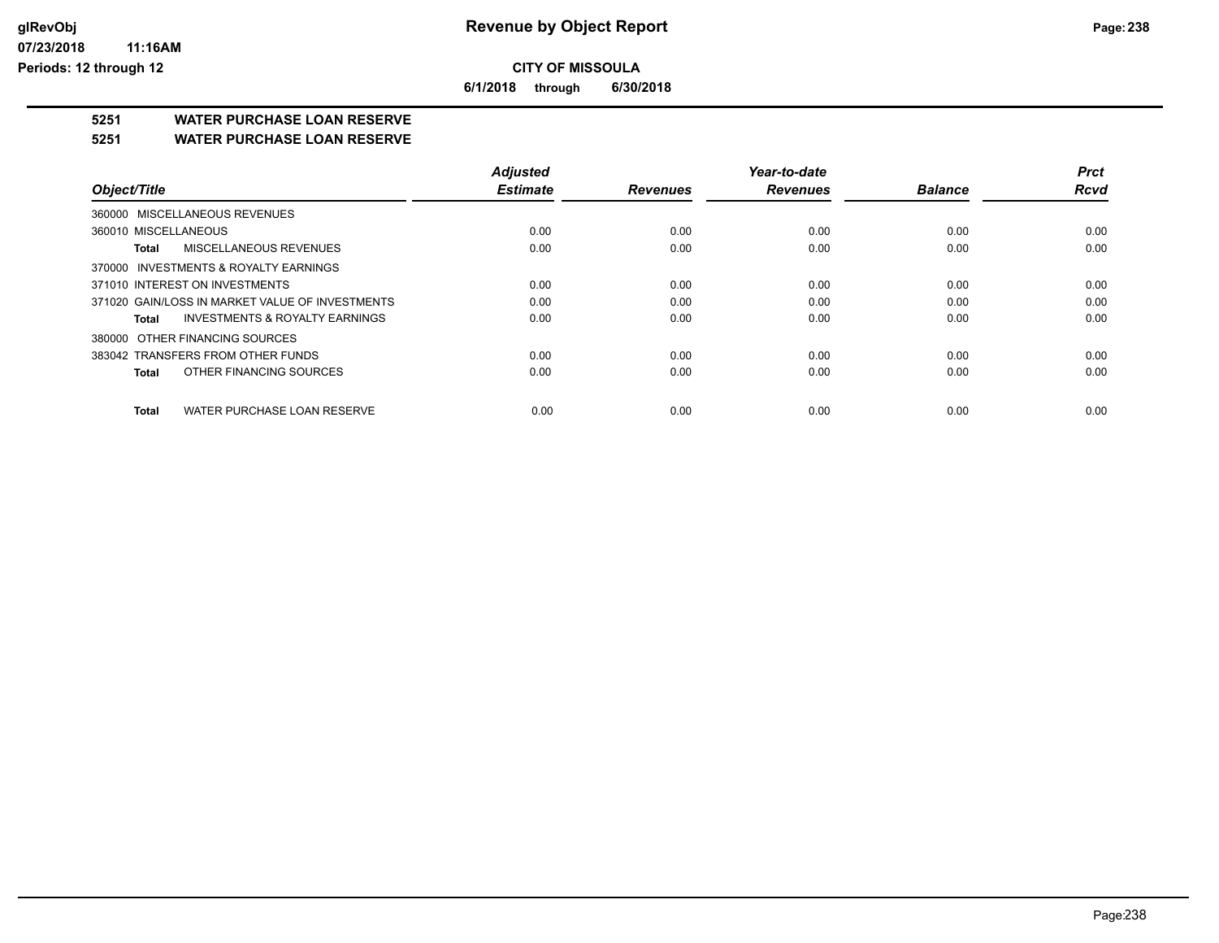**CITY OF MISSOULA**

**6/1/2018 through 6/30/2018**

## 5251 WATER PURCHASE LOAN RESERVE

## 5251 WATER PURCHASE LOAN RESERVE

| Object/Title | Adjusted Estimate | Revenues | Year-to-date Revenues | Balance | Prct Rcvd |
|---|---|---|---|---|---|
| 360000 MISCELLANEOUS REVENUES | | | | | |
| 360010 MISCELLANEOUS | 0.00 | 0.00 | 0.00 | 0.00 | 0.00 |
| **Total** MISCELLANEOUS REVENUES | 0.00 | 0.00 | 0.00 | 0.00 | 0.00 |
| 370000 INVESTMENTS & ROYALTY EARNINGS | | | | | |
| 371010 INTEREST ON INVESTMENTS | 0.00 | 0.00 | 0.00 | 0.00 | 0.00 |
| 371020 GAIN/LOSS IN MARKET VALUE OF INVESTMENTS | 0.00 | 0.00 | 0.00 | 0.00 | 0.00 |
| **Total** INVESTMENTS & ROYALTY EARNINGS | 0.00 | 0.00 | 0.00 | 0.00 | 0.00 |
| 380000 OTHER FINANCING SOURCES | | | | | |
| 383042 TRANSFERS FROM OTHER FUNDS | 0.00 | 0.00 | 0.00 | 0.00 | 0.00 |
| **Total** OTHER FINANCING SOURCES | 0.00 | 0.00 | 0.00 | 0.00 | 0.00 |
| **Total** WATER PURCHASE LOAN RESERVE | 0.00 | 0.00 | 0.00 | 0.00 | 0.00 |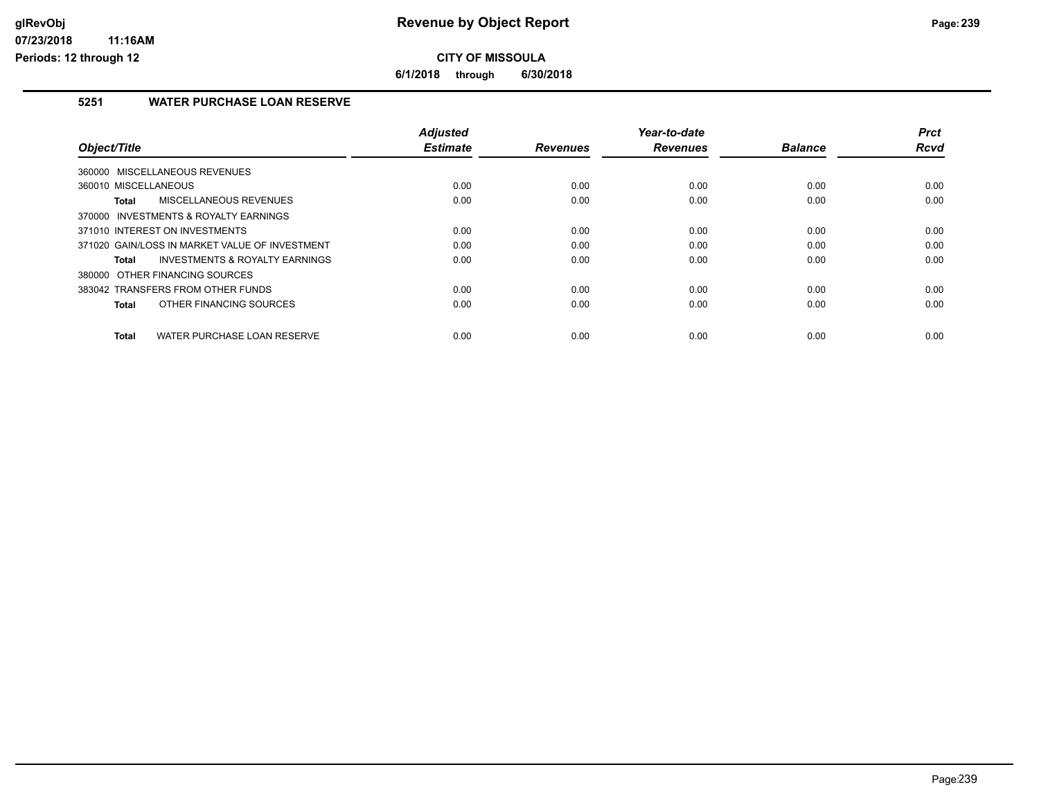**CITY OF MISSOULA**

**6/1/2018 through 6/30/2018**

## 5251 WATER PURCHASE LOAN RESERVE

| Object/Title | Adjusted Estimate | Revenues | Year-to-date Revenues | Balance | Prct Rcvd |
|---|---|---|---|---|---|
| 360000 MISCELLANEOUS REVENUES | | | | | |
| 360010 MISCELLANEOUS | 0.00 | 0.00 | 0.00 | 0.00 | 0.00 |
| **Total** MISCELLANEOUS REVENUES | 0.00 | 0.00 | 0.00 | 0.00 | 0.00 |
| 370000 INVESTMENTS & ROYALTY EARNINGS | | | | | |
| 371010 INTEREST ON INVESTMENTS | 0.00 | 0.00 | 0.00 | 0.00 | 0.00 |
| 371020 GAIN/LOSS IN MARKET VALUE OF INVESTMENT | 0.00 | 0.00 | 0.00 | 0.00 | 0.00 |
| **Total** INVESTMENTS & ROYALTY EARNINGS | 0.00 | 0.00 | 0.00 | 0.00 | 0.00 |
| 380000 OTHER FINANCING SOURCES | | | | | |
| 383042 TRANSFERS FROM OTHER FUNDS | 0.00 | 0.00 | 0.00 | 0.00 | 0.00 |
| **Total** OTHER FINANCING SOURCES | 0.00 | 0.00 | 0.00 | 0.00 | 0.00 |
| **Total** WATER PURCHASE LOAN RESERVE | 0.00 | 0.00 | 0.00 | 0.00 | 0.00 |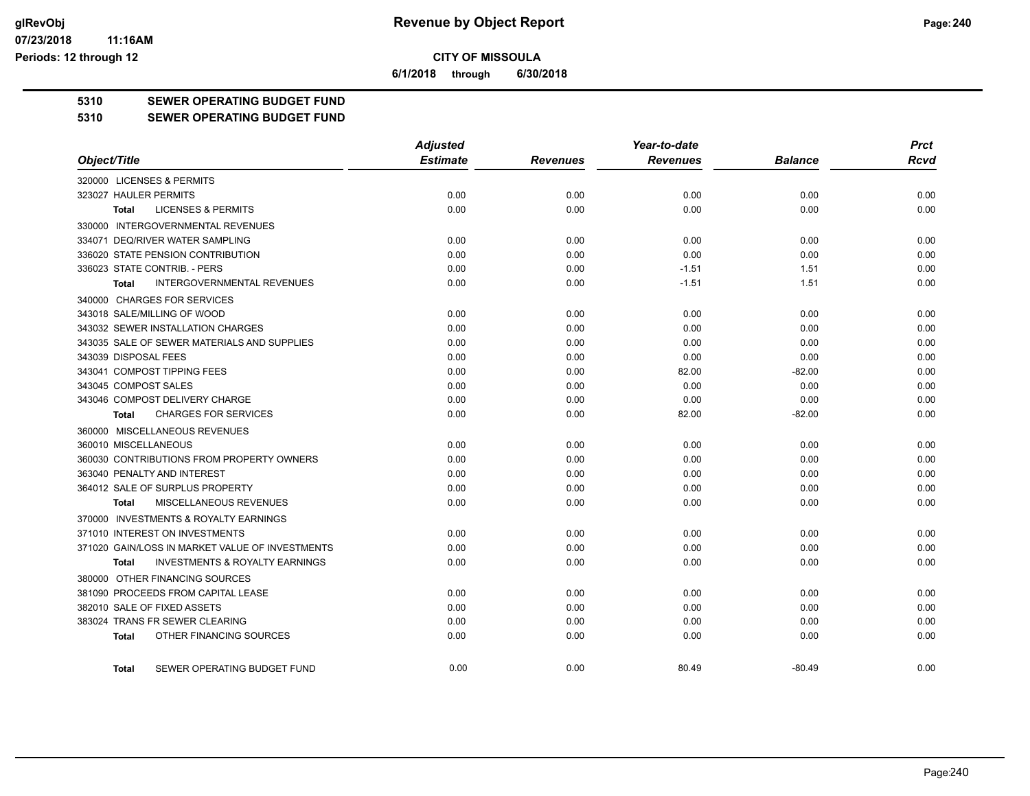**CITY OF MISSOULA**

**6/1/2018 through 6/30/2018**

**Revenue by Object Report**

glRevObj
07/23/2018 11:16AM
Periods: 12 through 12

**5310 SEWER OPERATING BUDGET FUND**

**5310 SEWER OPERATING BUDGET FUND**

| Object/Title | Adjusted Estimate | Revenues | Year-to-date Revenues | Balance | Prct Rcvd |
|---|---|---|---|---|---|
| 320000 LICENSES & PERMITS | | | | | |
| 323027 HAULER PERMITS | 0.00 | 0.00 | 0.00 | 0.00 | 0.00 |
| **Total** LICENSES & PERMITS | 0.00 | 0.00 | 0.00 | 0.00 | 0.00 |
| 330000 INTERGOVERNMENTAL REVENUES | | | | | |
| 334071 DEQ/RIVER WATER SAMPLING | 0.00 | 0.00 | 0.00 | 0.00 | 0.00 |
| 336020 STATE PENSION CONTRIBUTION | 0.00 | 0.00 | 0.00 | 0.00 | 0.00 |
| 336023 STATE CONTRIB. - PERS | 0.00 | 0.00 | -1.51 | 1.51 | 0.00 |
| **Total** INTERGOVERNMENTAL REVENUES | 0.00 | 0.00 | -1.51 | 1.51 | 0.00 |
| 340000 CHARGES FOR SERVICES | | | | | |
| 343018 SALE/MILLING OF WOOD | 0.00 | 0.00 | 0.00 | 0.00 | 0.00 |
| 343032 SEWER INSTALLATION CHARGES | 0.00 | 0.00 | 0.00 | 0.00 | 0.00 |
| 343035 SALE OF SEWER MATERIALS AND SUPPLIES | 0.00 | 0.00 | 0.00 | 0.00 | 0.00 |
| 343039 DISPOSAL FEES | 0.00 | 0.00 | 0.00 | 0.00 | 0.00 |
| 343041 COMPOST TIPPING FEES | 0.00 | 0.00 | 82.00 | -82.00 | 0.00 |
| 343045 COMPOST SALES | 0.00 | 0.00 | 0.00 | 0.00 | 0.00 |
| 343046 COMPOST DELIVERY CHARGE | 0.00 | 0.00 | 0.00 | 0.00 | 0.00 |
| **Total** CHARGES FOR SERVICES | 0.00 | 0.00 | 82.00 | -82.00 | 0.00 |
| 360000 MISCELLANEOUS REVENUES | | | | | |
| 360010 MISCELLANEOUS | 0.00 | 0.00 | 0.00 | 0.00 | 0.00 |
| 360030 CONTRIBUTIONS FROM PROPERTY OWNERS | 0.00 | 0.00 | 0.00 | 0.00 | 0.00 |
| 363040 PENALTY AND INTEREST | 0.00 | 0.00 | 0.00 | 0.00 | 0.00 |
| 364012 SALE OF SURPLUS PROPERTY | 0.00 | 0.00 | 0.00 | 0.00 | 0.00 |
| **Total** MISCELLANEOUS REVENUES | 0.00 | 0.00 | 0.00 | 0.00 | 0.00 |
| 370000 INVESTMENTS & ROYALTY EARNINGS | | | | | |
| 371010 INTEREST ON INVESTMENTS | 0.00 | 0.00 | 0.00 | 0.00 | 0.00 |
| 371020 GAIN/LOSS IN MARKET VALUE OF INVESTMENTS | 0.00 | 0.00 | 0.00 | 0.00 | 0.00 |
| **Total** INVESTMENTS & ROYALTY EARNINGS | 0.00 | 0.00 | 0.00 | 0.00 | 0.00 |
| 380000 OTHER FINANCING SOURCES | | | | | |
| 381090 PROCEEDS FROM CAPITAL LEASE | 0.00 | 0.00 | 0.00 | 0.00 | 0.00 |
| 382010 SALE OF FIXED ASSETS | 0.00 | 0.00 | 0.00 | 0.00 | 0.00 |
| 383024 TRANS FR SEWER CLEARING | 0.00 | 0.00 | 0.00 | 0.00 | 0.00 |
| **Total** OTHER FINANCING SOURCES | 0.00 | 0.00 | 0.00 | 0.00 | 0.00 |
| **Total** SEWER OPERATING BUDGET FUND | 0.00 | 0.00 | 80.49 | -80.49 | 0.00 |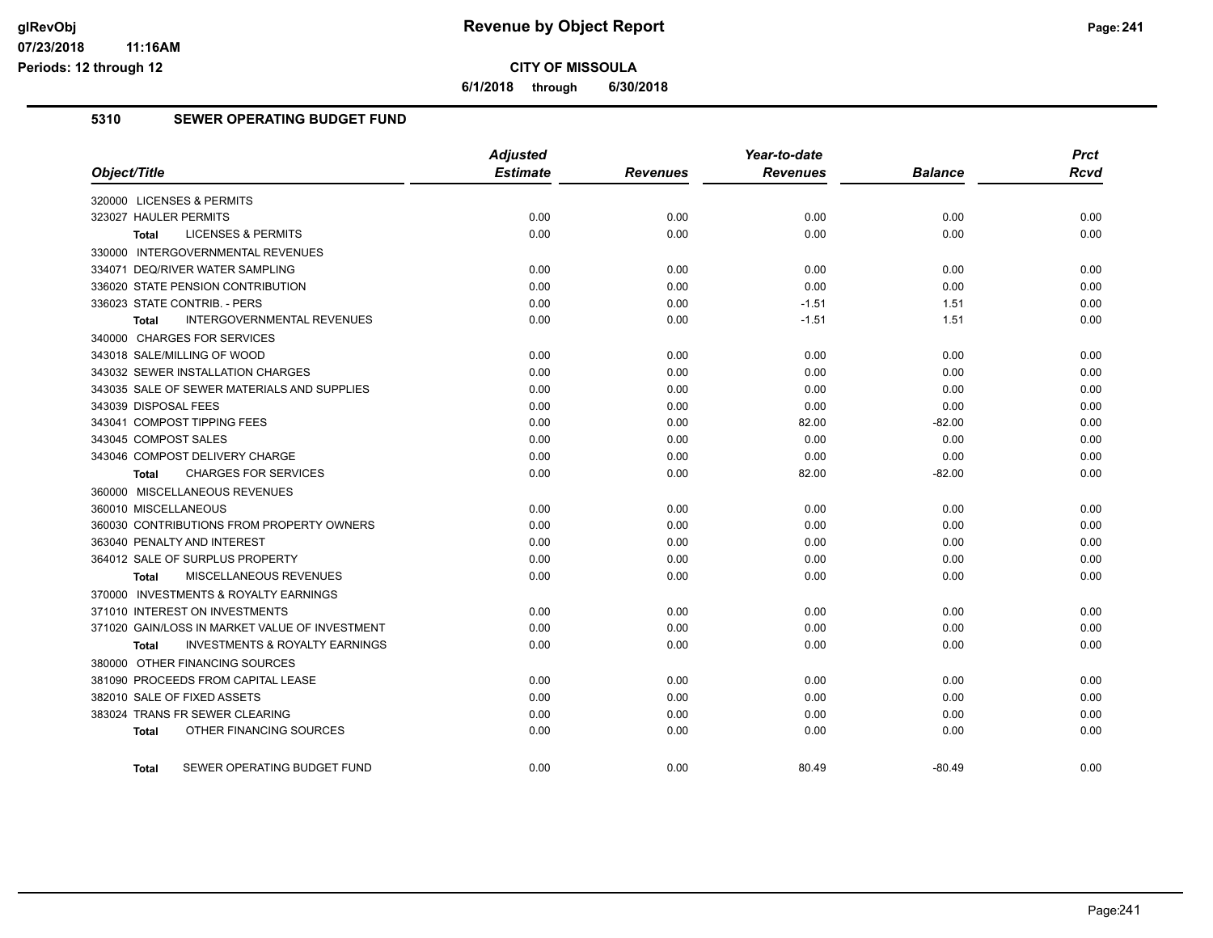**CITY OF MISSOULA**

**6/1/2018 through 6/30/2018**

## 5310 SEWER OPERATING BUDGET FUND

| Object/Title | Adjusted Estimate | Revenues | Year-to-date Revenues | Balance | Prct Rcvd |
|---|---|---|---|---|---|
| 320000 LICENSES & PERMITS | | | | | |
| 323027 HAULER PERMITS | 0.00 | 0.00 | 0.00 | 0.00 | 0.00 |
| **Total** LICENSES & PERMITS | 0.00 | 0.00 | 0.00 | 0.00 | 0.00 |
| 330000 INTERGOVERNMENTAL REVENUES | | | | | |
| 334071 DEQ/RIVER WATER SAMPLING | 0.00 | 0.00 | 0.00 | 0.00 | 0.00 |
| 336020 STATE PENSION CONTRIBUTION | 0.00 | 0.00 | 0.00 | 0.00 | 0.00 |
| 336023 STATE CONTRIB. - PERS | 0.00 | 0.00 | -1.51 | 1.51 | 0.00 |
| **Total** INTERGOVERNMENTAL REVENUES | 0.00 | 0.00 | -1.51 | 1.51 | 0.00 |
| 340000 CHARGES FOR SERVICES | | | | | |
| 343018 SALE/MILLING OF WOOD | 0.00 | 0.00 | 0.00 | 0.00 | 0.00 |
| 343032 SEWER INSTALLATION CHARGES | 0.00 | 0.00 | 0.00 | 0.00 | 0.00 |
| 343035 SALE OF SEWER MATERIALS AND SUPPLIES | 0.00 | 0.00 | 0.00 | 0.00 | 0.00 |
| 343039 DISPOSAL FEES | 0.00 | 0.00 | 0.00 | 0.00 | 0.00 |
| 343041 COMPOST TIPPING FEES | 0.00 | 0.00 | 82.00 | -82.00 | 0.00 |
| 343045 COMPOST SALES | 0.00 | 0.00 | 0.00 | 0.00 | 0.00 |
| 343046 COMPOST DELIVERY CHARGE | 0.00 | 0.00 | 0.00 | 0.00 | 0.00 |
| **Total** CHARGES FOR SERVICES | 0.00 | 0.00 | 82.00 | -82.00 | 0.00 |
| 360000 MISCELLANEOUS REVENUES | | | | | |
| 360010 MISCELLANEOUS | 0.00 | 0.00 | 0.00 | 0.00 | 0.00 |
| 360030 CONTRIBUTIONS FROM PROPERTY OWNERS | 0.00 | 0.00 | 0.00 | 0.00 | 0.00 |
| 363040 PENALTY AND INTEREST | 0.00 | 0.00 | 0.00 | 0.00 | 0.00 |
| 364012 SALE OF SURPLUS PROPERTY | 0.00 | 0.00 | 0.00 | 0.00 | 0.00 |
| **Total** MISCELLANEOUS REVENUES | 0.00 | 0.00 | 0.00 | 0.00 | 0.00 |
| 370000 INVESTMENTS & ROYALTY EARNINGS | | | | | |
| 371010 INTEREST ON INVESTMENTS | 0.00 | 0.00 | 0.00 | 0.00 | 0.00 |
| 371020 GAIN/LOSS IN MARKET VALUE OF INVESTMENT | 0.00 | 0.00 | 0.00 | 0.00 | 0.00 |
| **Total** INVESTMENTS & ROYALTY EARNINGS | 0.00 | 0.00 | 0.00 | 0.00 | 0.00 |
| 380000 OTHER FINANCING SOURCES | | | | | |
| 381090 PROCEEDS FROM CAPITAL LEASE | 0.00 | 0.00 | 0.00 | 0.00 | 0.00 |
| 382010 SALE OF FIXED ASSETS | 0.00 | 0.00 | 0.00 | 0.00 | 0.00 |
| 383024 TRANS FR SEWER CLEARING | 0.00 | 0.00 | 0.00 | 0.00 | 0.00 |
| **Total** OTHER FINANCING SOURCES | 0.00 | 0.00 | 0.00 | 0.00 | 0.00 |
| **Total** SEWER OPERATING BUDGET FUND | 0.00 | 0.00 | 80.49 | -80.49 | 0.00 |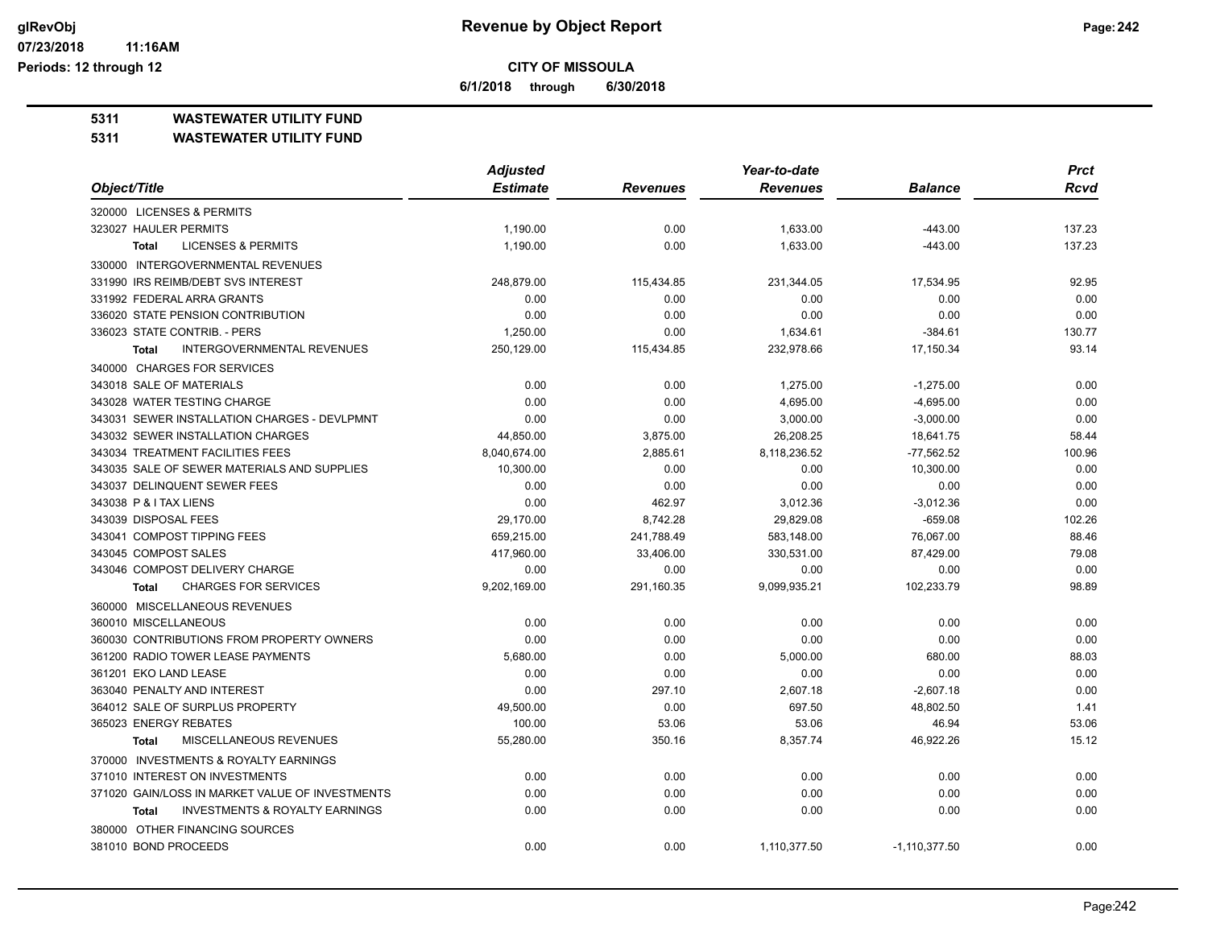**CITY OF MISSOULA**

**6/1/2018 through 6/30/2018**

**5311 WASTEWATER UTILITY FUND**

**5311 WASTEWATER UTILITY FUND**

| Object/Title | Adjusted Estimate | Revenues | Year-to-date Revenues | Balance | Prct Rcvd |
|---|---|---|---|---|---|
| 320000 LICENSES & PERMITS | | | | | |
| 323027 HAULER PERMITS | 1,190.00 | 0.00 | 1,633.00 | -443.00 | 137.23 |
| **Total** LICENSES & PERMITS | 1,190.00 | 0.00 | 1,633.00 | -443.00 | 137.23 |
| 330000 INTERGOVERNMENTAL REVENUES | | | | | |
| 331990 IRS REIMB/DEBT SVS INTEREST | 248,879.00 | 115,434.85 | 231,344.05 | 17,534.95 | 92.95 |
| 331992 FEDERAL ARRA GRANTS | 0.00 | 0.00 | 0.00 | 0.00 | 0.00 |
| 336020 STATE PENSION CONTRIBUTION | 0.00 | 0.00 | 0.00 | 0.00 | 0.00 |
| 336023 STATE CONTRIB. - PERS | 1,250.00 | 0.00 | 1,634.61 | -384.61 | 130.77 |
| **Total** INTERGOVERNMENTAL REVENUES | 250,129.00 | 115,434.85 | 232,978.66 | 17,150.34 | 93.14 |
| 340000 CHARGES FOR SERVICES | | | | | |
| 343018 SALE OF MATERIALS | 0.00 | 0.00 | 1,275.00 | -1,275.00 | 0.00 |
| 343028 WATER TESTING CHARGE | 0.00 | 0.00 | 4,695.00 | -4,695.00 | 0.00 |
| 343031 SEWER INSTALLATION CHARGES - DEVLPMNT | 0.00 | 0.00 | 3,000.00 | -3,000.00 | 0.00 |
| 343032 SEWER INSTALLATION CHARGES | 44,850.00 | 3,875.00 | 26,208.25 | 18,641.75 | 58.44 |
| 343034 TREATMENT FACILITIES FEES | 8,040,674.00 | 2,885.61 | 8,118,236.52 | -77,562.52 | 100.96 |
| 343035 SALE OF SEWER MATERIALS AND SUPPLIES | 10,300.00 | 0.00 | 0.00 | 10,300.00 | 0.00 |
| 343037 DELINQUENT SEWER FEES | 0.00 | 0.00 | 0.00 | 0.00 | 0.00 |
| 343038 P & I TAX LIENS | 0.00 | 462.97 | 3,012.36 | -3,012.36 | 0.00 |
| 343039 DISPOSAL FEES | 29,170.00 | 8,742.28 | 29,829.08 | -659.08 | 102.26 |
| 343041 COMPOST TIPPING FEES | 659,215.00 | 241,788.49 | 583,148.00 | 76,067.00 | 88.46 |
| 343045 COMPOST SALES | 417,960.00 | 33,406.00 | 330,531.00 | 87,429.00 | 79.08 |
| 343046 COMPOST DELIVERY CHARGE | 0.00 | 0.00 | 0.00 | 0.00 | 0.00 |
| **Total** CHARGES FOR SERVICES | 9,202,169.00 | 291,160.35 | 9,099,935.21 | 102,233.79 | 98.89 |
| 360000 MISCELLANEOUS REVENUES | | | | | |
| 360010 MISCELLANEOUS | 0.00 | 0.00 | 0.00 | 0.00 | 0.00 |
| 360030 CONTRIBUTIONS FROM PROPERTY OWNERS | 0.00 | 0.00 | 0.00 | 0.00 | 0.00 |
| 361200 RADIO TOWER LEASE PAYMENTS | 5,680.00 | 0.00 | 5,000.00 | 680.00 | 88.03 |
| 361201 EKO LAND LEASE | 0.00 | 0.00 | 0.00 | 0.00 | 0.00 |
| 363040 PENALTY AND INTEREST | 0.00 | 297.10 | 2,607.18 | -2,607.18 | 0.00 |
| 364012 SALE OF SURPLUS PROPERTY | 49,500.00 | 0.00 | 697.50 | 48,802.50 | 1.41 |
| 365023 ENERGY REBATES | 100.00 | 53.06 | 53.06 | 46.94 | 53.06 |
| **Total** MISCELLANEOUS REVENUES | 55,280.00 | 350.16 | 8,357.74 | 46,922.26 | 15.12 |
| 370000 INVESTMENTS & ROYALTY EARNINGS | | | | | |
| 371010 INTEREST ON INVESTMENTS | 0.00 | 0.00 | 0.00 | 0.00 | 0.00 |
| 371020 GAIN/LOSS IN MARKET VALUE OF INVESTMENTS | 0.00 | 0.00 | 0.00 | 0.00 | 0.00 |
| **Total** INVESTMENTS & ROYALTY EARNINGS | 0.00 | 0.00 | 0.00 | 0.00 | 0.00 |
| 380000 OTHER FINANCING SOURCES | | | | | |
| 381010 BOND PROCEEDS | 0.00 | 0.00 | 1,110,377.50 | -1,110,377.50 | 0.00 |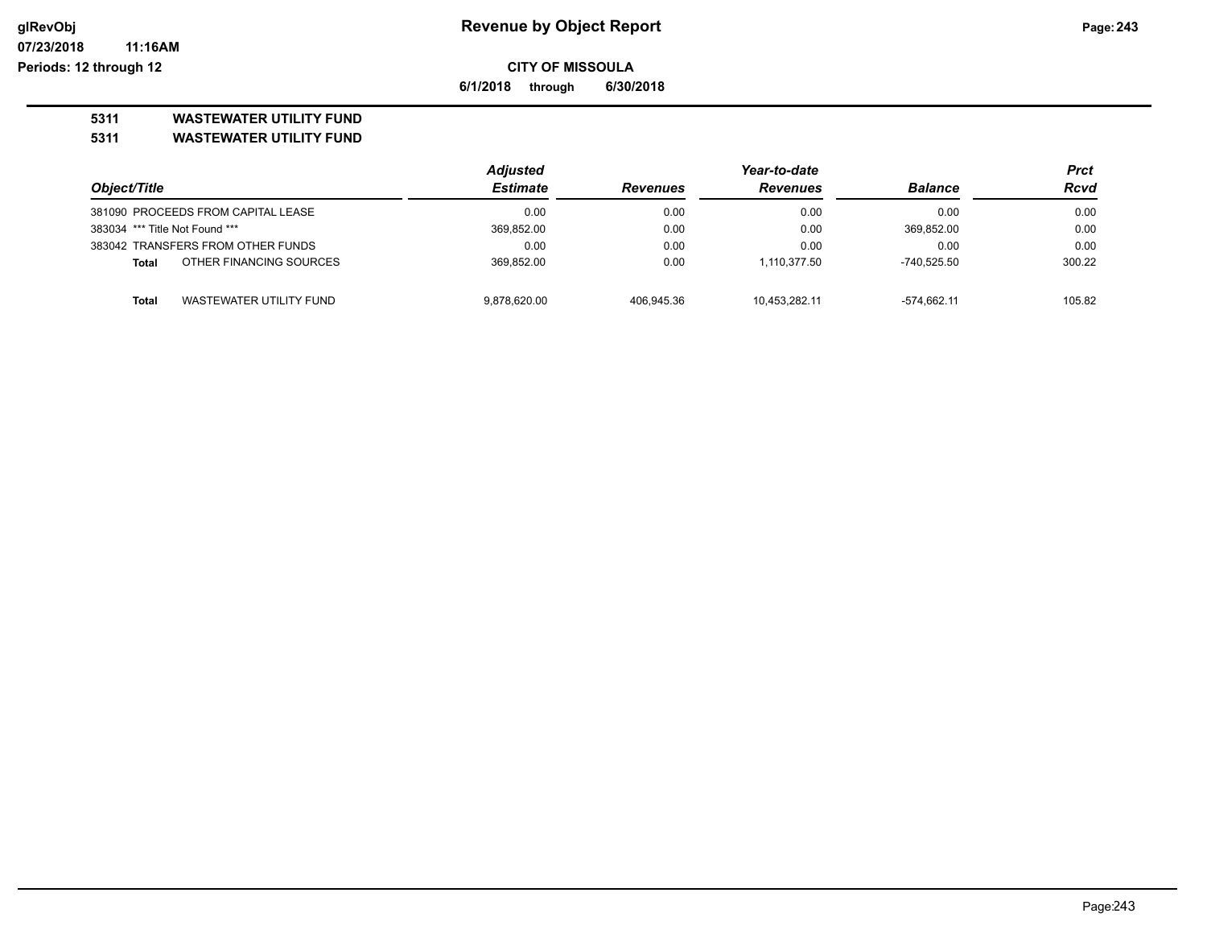# Revenue by Object Report

**CITY OF MISSOULA**

**6/1/2018 through 6/30/2018**

**5311 WASTEWATER UTILITY FUND**

**5311 WASTEWATER UTILITY FUND**

| Object/Title | | Adjusted Estimate | Revenues | Year-to-date Revenues | Balance | Prct Rcvd |
|---|---|---|---|---|---|---|
| 381090 | PROCEEDS FROM CAPITAL LEASE | 0.00 | 0.00 | 0.00 | 0.00 | 0.00 |
| 383034 | *** Title Not Found *** | 369,852.00 | 0.00 | 0.00 | 369,852.00 | 0.00 |
| 383042 | TRANSFERS FROM OTHER FUNDS | 0.00 | 0.00 | 0.00 | 0.00 | 0.00 |
| **Total** | OTHER FINANCING SOURCES | 369,852.00 | 0.00 | 1,110,377.50 | -740,525.50 | 300.22 |
| **Total** | WASTEWATER UTILITY FUND | 9,878,620.00 | 406,945.36 | 10,453,282.11 | -574,662.11 | 105.82 |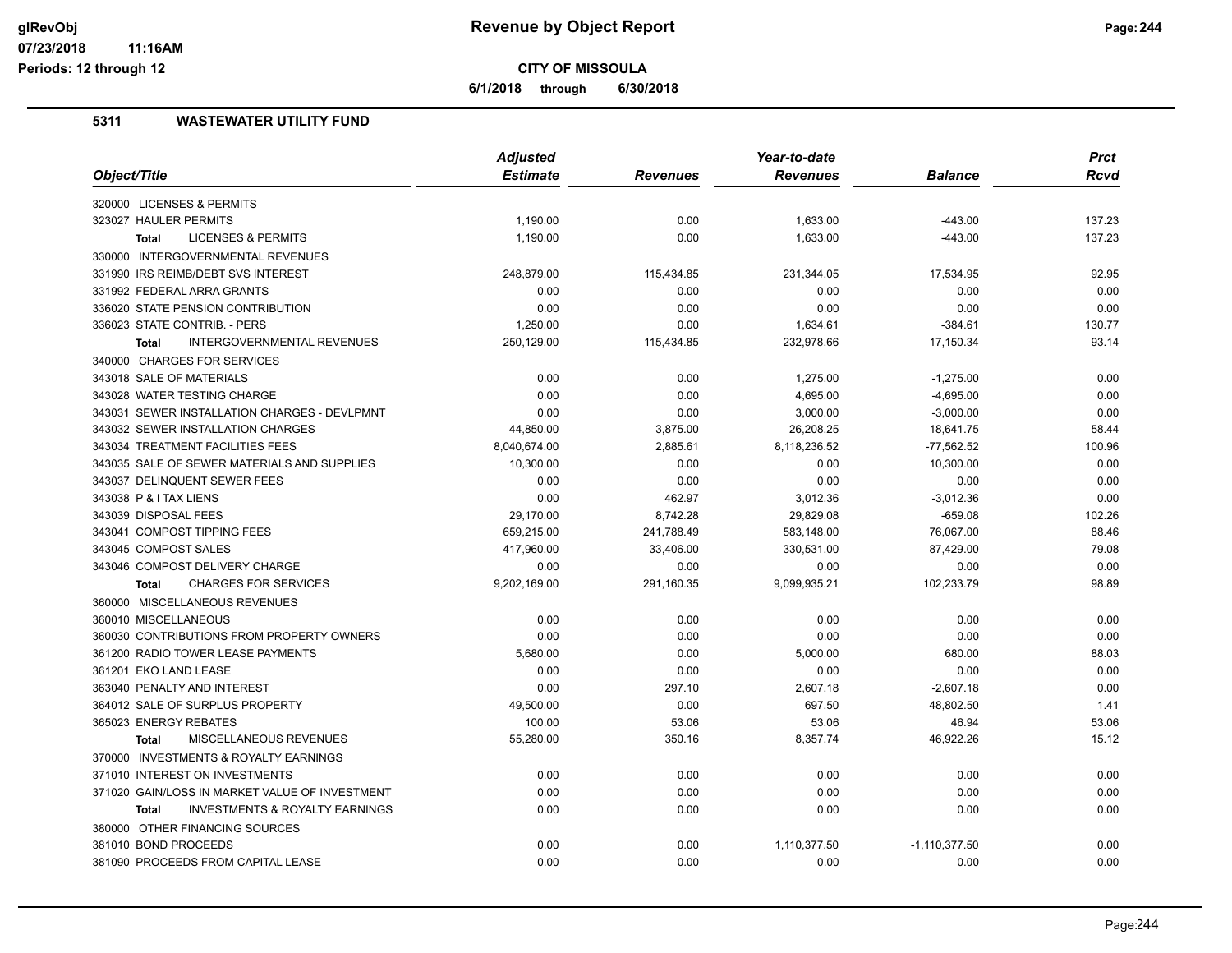# Revenue by Object Report

## CITY OF MISSOULA

**6/1/2018 through 6/30/2018**

glRevObj
07/23/2018 11:16AM
Periods: 12 through 12

### 5311 WASTEWATER UTILITY FUND

| Object/Title | Adjusted Estimate | Revenues | Year-to-date Revenues | Balance | Prct Rcvd |
|---|---|---|---|---|---|
| 320000 LICENSES & PERMITS | | | | | |
| 323027 HAULER PERMITS | 1,190.00 | 0.00 | 1,633.00 | -443.00 | 137.23 |
| **Total** LICENSES & PERMITS | 1,190.00 | 0.00 | 1,633.00 | -443.00 | 137.23 |
| 330000 INTERGOVERNMENTAL REVENUES | | | | | |
| 331990 IRS REIMB/DEBT SVS INTEREST | 248,879.00 | 115,434.85 | 231,344.05 | 17,534.95 | 92.95 |
| 331992 FEDERAL ARRA GRANTS | 0.00 | 0.00 | 0.00 | 0.00 | 0.00 |
| 336020 STATE PENSION CONTRIBUTION | 0.00 | 0.00 | 0.00 | 0.00 | 0.00 |
| 336023 STATE CONTRIB. - PERS | 1,250.00 | 0.00 | 1,634.61 | -384.61 | 130.77 |
| **Total** INTERGOVERNMENTAL REVENUES | 250,129.00 | 115,434.85 | 232,978.66 | 17,150.34 | 93.14 |
| 340000 CHARGES FOR SERVICES | | | | | |
| 343018 SALE OF MATERIALS | 0.00 | 0.00 | 1,275.00 | -1,275.00 | 0.00 |
| 343028 WATER TESTING CHARGE | 0.00 | 0.00 | 4,695.00 | -4,695.00 | 0.00 |
| 343031 SEWER INSTALLATION CHARGES - DEVLPMNT | 0.00 | 0.00 | 3,000.00 | -3,000.00 | 0.00 |
| 343032 SEWER INSTALLATION CHARGES | 44,850.00 | 3,875.00 | 26,208.25 | 18,641.75 | 58.44 |
| 343034 TREATMENT FACILITIES FEES | 8,040,674.00 | 2,885.61 | 8,118,236.52 | -77,562.52 | 100.96 |
| 343035 SALE OF SEWER MATERIALS AND SUPPLIES | 10,300.00 | 0.00 | 0.00 | 10,300.00 | 0.00 |
| 343037 DELINQUENT SEWER FEES | 0.00 | 0.00 | 0.00 | 0.00 | 0.00 |
| 343038 P & I TAX LIENS | 0.00 | 462.97 | 3,012.36 | -3,012.36 | 0.00 |
| 343039 DISPOSAL FEES | 29,170.00 | 8,742.28 | 29,829.08 | -659.08 | 102.26 |
| 343041 COMPOST TIPPING FEES | 659,215.00 | 241,788.49 | 583,148.00 | 76,067.00 | 88.46 |
| 343045 COMPOST SALES | 417,960.00 | 33,406.00 | 330,531.00 | 87,429.00 | 79.08 |
| 343046 COMPOST DELIVERY CHARGE | 0.00 | 0.00 | 0.00 | 0.00 | 0.00 |
| **Total** CHARGES FOR SERVICES | 9,202,169.00 | 291,160.35 | 9,099,935.21 | 102,233.79 | 98.89 |
| 360000 MISCELLANEOUS REVENUES | | | | | |
| 360010 MISCELLANEOUS | 0.00 | 0.00 | 0.00 | 0.00 | 0.00 |
| 360030 CONTRIBUTIONS FROM PROPERTY OWNERS | 0.00 | 0.00 | 0.00 | 0.00 | 0.00 |
| 361200 RADIO TOWER LEASE PAYMENTS | 5,680.00 | 0.00 | 5,000.00 | 680.00 | 88.03 |
| 361201 EKO LAND LEASE | 0.00 | 0.00 | 0.00 | 0.00 | 0.00 |
| 363040 PENALTY AND INTEREST | 0.00 | 297.10 | 2,607.18 | -2,607.18 | 0.00 |
| 364012 SALE OF SURPLUS PROPERTY | 49,500.00 | 0.00 | 697.50 | 48,802.50 | 1.41 |
| 365023 ENERGY REBATES | 100.00 | 53.06 | 53.06 | 46.94 | 53.06 |
| **Total** MISCELLANEOUS REVENUES | 55,280.00 | 350.16 | 8,357.74 | 46,922.26 | 15.12 |
| 370000 INVESTMENTS & ROYALTY EARNINGS | | | | | |
| 371010 INTEREST ON INVESTMENTS | 0.00 | 0.00 | 0.00 | 0.00 | 0.00 |
| 371020 GAIN/LOSS IN MARKET VALUE OF INVESTMENT | 0.00 | 0.00 | 0.00 | 0.00 | 0.00 |
| **Total** INVESTMENTS & ROYALTY EARNINGS | 0.00 | 0.00 | 0.00 | 0.00 | 0.00 |
| 380000 OTHER FINANCING SOURCES | | | | | |
| 381010 BOND PROCEEDS | 0.00 | 0.00 | 1,110,377.50 | -1,110,377.50 | 0.00 |
| 381090 PROCEEDS FROM CAPITAL LEASE | 0.00 | 0.00 | 0.00 | 0.00 | 0.00 |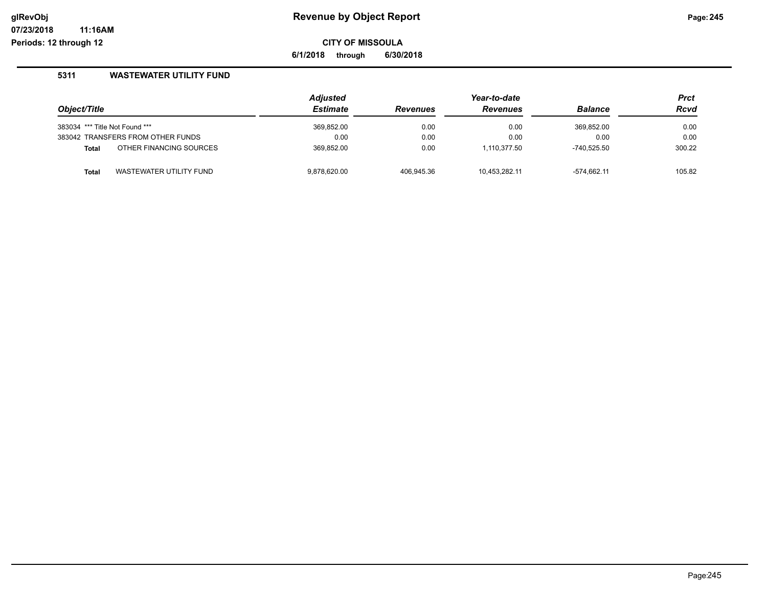**CITY OF MISSOULA**

**6/1/2018 through 6/30/2018**

## 5311 WASTEWATER UTILITY FUND

| Object/Title | | Adjusted Estimate | Revenues | Year-to-date Revenues | Balance | Prct Rcvd |
|---|---|---|---|---|---|---|
| 383034 | *** Title Not Found *** | 369,852.00 | 0.00 | 0.00 | 369,852.00 | 0.00 |
| 383042 | TRANSFERS FROM OTHER FUNDS | 0.00 | 0.00 | 0.00 | 0.00 | 0.00 |
| **Total** | OTHER FINANCING SOURCES | 369,852.00 | 0.00 | 1,110,377.50 | -740,525.50 | 300.22 |
| **Total** | WASTEWATER UTILITY FUND | 9,878,620.00 | 406,945.36 | 10,453,282.11 | -574,662.11 | 105.82 |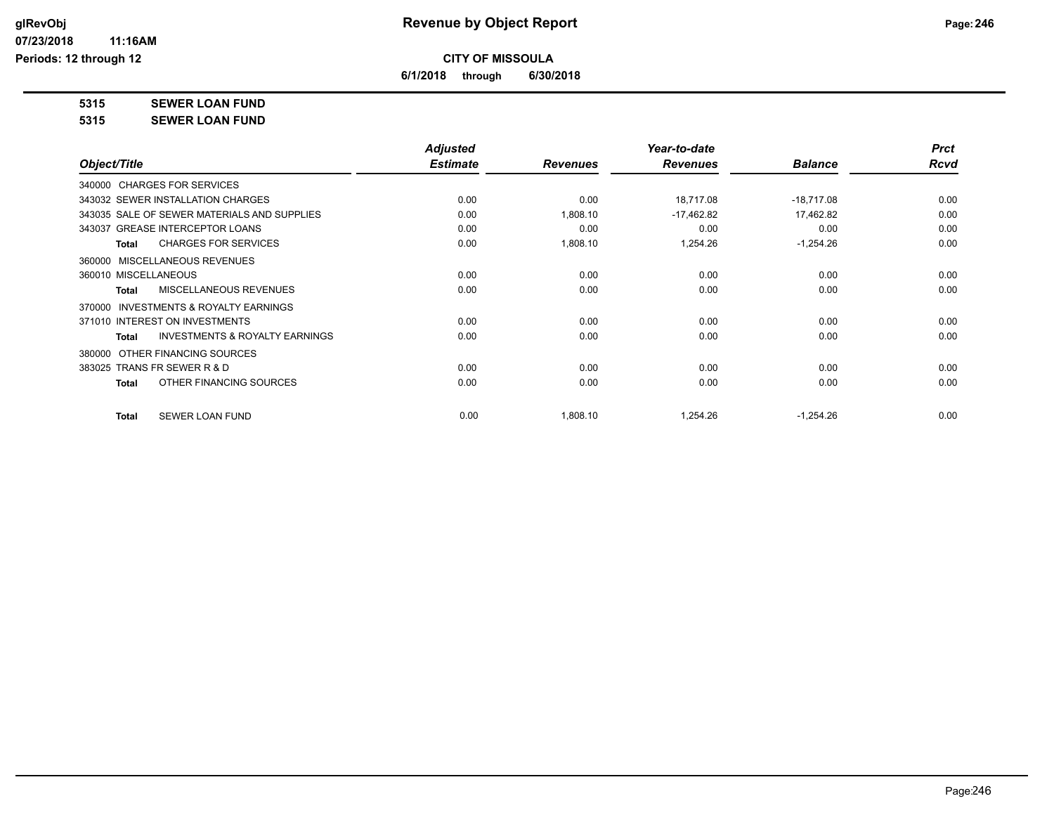# Revenue by Object Report

**CITY OF MISSOULA**

**6/1/2018 through 6/30/2018**

glRevObj
07/23/2018 11:16AM
Periods: 12 through 12

**5315 SEWER LOAN FUND**

**5315 SEWER LOAN FUND**

| Object/Title | Adjusted Estimate | Revenues | Year-to-date Revenues | Balance | Prct Rcvd |
|---|---|---|---|---|---|
| 340000 CHARGES FOR SERVICES | | | | | |
| 343032 SEWER INSTALLATION CHARGES | 0.00 | 0.00 | 18,717.08 | -18,717.08 | 0.00 |
| 343035 SALE OF SEWER MATERIALS AND SUPPLIES | 0.00 | 1,808.10 | -17,462.82 | 17,462.82 | 0.00 |
| 343037 GREASE INTERCEPTOR LOANS | 0.00 | 0.00 | 0.00 | 0.00 | 0.00 |
| **Total** CHARGES FOR SERVICES | 0.00 | 1,808.10 | 1,254.26 | -1,254.26 | 0.00 |
| 360000 MISCELLANEOUS REVENUES | | | | | |
| 360010 MISCELLANEOUS | 0.00 | 0.00 | 0.00 | 0.00 | 0.00 |
| **Total** MISCELLANEOUS REVENUES | 0.00 | 0.00 | 0.00 | 0.00 | 0.00 |
| 370000 INVESTMENTS & ROYALTY EARNINGS | | | | | |
| 371010 INTEREST ON INVESTMENTS | 0.00 | 0.00 | 0.00 | 0.00 | 0.00 |
| **Total** INVESTMENTS & ROYALTY EARNINGS | 0.00 | 0.00 | 0.00 | 0.00 | 0.00 |
| 380000 OTHER FINANCING SOURCES | | | | | |
| 383025 TRANS FR SEWER R & D | 0.00 | 0.00 | 0.00 | 0.00 | 0.00 |
| **Total** OTHER FINANCING SOURCES | 0.00 | 0.00 | 0.00 | 0.00 | 0.00 |
| **Total** SEWER LOAN FUND | 0.00 | 1,808.10 | 1,254.26 | -1,254.26 | 0.00 |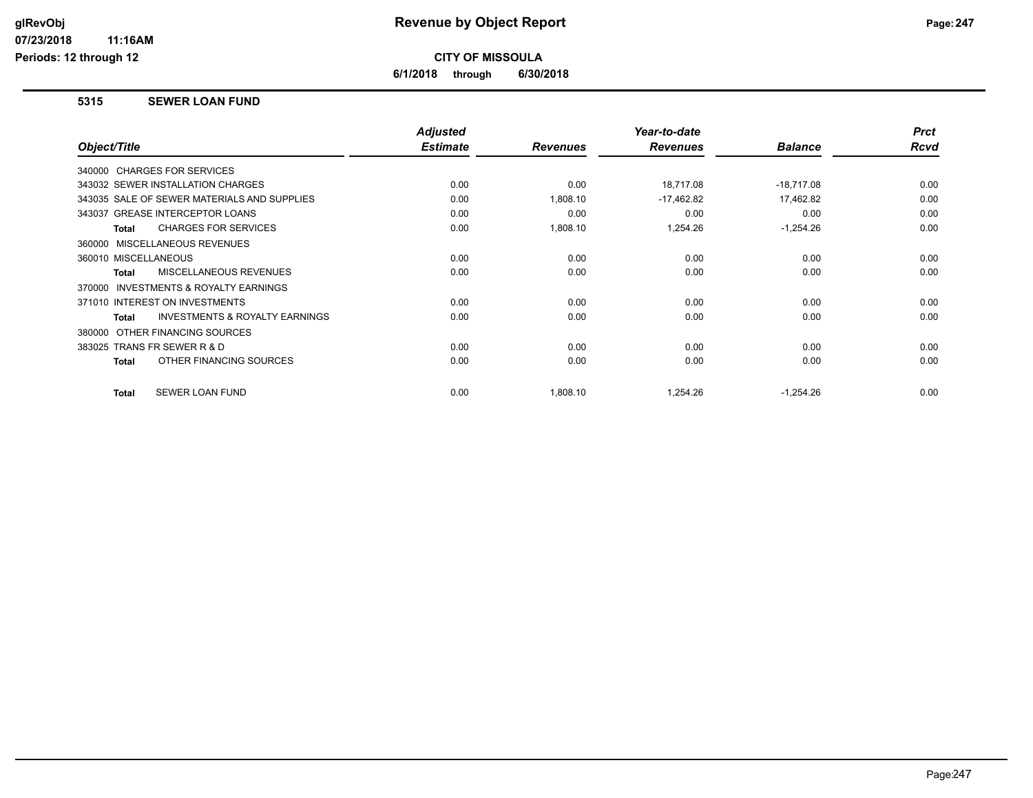# Revenue by Object Report

**CITY OF MISSOULA**

**6/1/2018 through 6/30/2018**

glRevObj
07/23/2018 11:16AM
Periods: 12 through 12

## 5315 SEWER LOAN FUND

| Object/Title | Adjusted Estimate | Revenues | Year-to-date Revenues | Balance | Prct Rcvd |
|---|---|---|---|---|---|
| 340000 CHARGES FOR SERVICES | | | | | |
| 343032 SEWER INSTALLATION CHARGES | 0.00 | 0.00 | 18,717.08 | -18,717.08 | 0.00 |
| 343035 SALE OF SEWER MATERIALS AND SUPPLIES | 0.00 | 1,808.10 | -17,462.82 | 17,462.82 | 0.00 |
| 343037 GREASE INTERCEPTOR LOANS | 0.00 | 0.00 | 0.00 | 0.00 | 0.00 |
| **Total** CHARGES FOR SERVICES | 0.00 | 1,808.10 | 1,254.26 | -1,254.26 | 0.00 |
| 360000 MISCELLANEOUS REVENUES | | | | | |
| 360010 MISCELLANEOUS | 0.00 | 0.00 | 0.00 | 0.00 | 0.00 |
| **Total** MISCELLANEOUS REVENUES | 0.00 | 0.00 | 0.00 | 0.00 | 0.00 |
| 370000 INVESTMENTS & ROYALTY EARNINGS | | | | | |
| 371010 INTEREST ON INVESTMENTS | 0.00 | 0.00 | 0.00 | 0.00 | 0.00 |
| **Total** INVESTMENTS & ROYALTY EARNINGS | 0.00 | 0.00 | 0.00 | 0.00 | 0.00 |
| 380000 OTHER FINANCING SOURCES | | | | | |
| 383025 TRANS FR SEWER R & D | 0.00 | 0.00 | 0.00 | 0.00 | 0.00 |
| **Total** OTHER FINANCING SOURCES | 0.00 | 0.00 | 0.00 | 0.00 | 0.00 |
| **Total** SEWER LOAN FUND | 0.00 | 1,808.10 | 1,254.26 | -1,254.26 | 0.00 |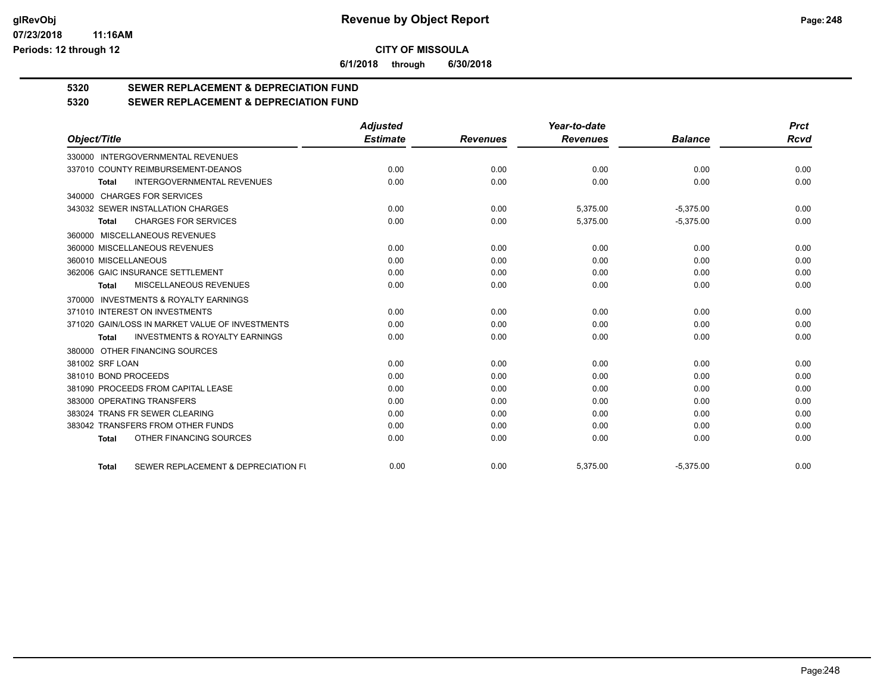# Revenue by Object Report

**CITY OF MISSOULA**

**6/1/2018 through 6/30/2018**

glRevObj
07/23/2018 11:16AM
Periods: 12 through 12

## 5320 SEWER REPLACEMENT & DEPRECIATION FUND

## 5320 SEWER REPLACEMENT & DEPRECIATION FUND

| Object/Title | Adjusted Estimate | Revenues | Year-to-date Revenues | Balance | Prct Rcvd |
|---|---|---|---|---|---|
| 330000 INTERGOVERNMENTAL REVENUES | | | | | |
| 337010 COUNTY REIMBURSEMENT-DEANOS | 0.00 | 0.00 | 0.00 | 0.00 | 0.00 |
| **Total** INTERGOVERNMENTAL REVENUES | 0.00 | 0.00 | 0.00 | 0.00 | 0.00 |
| 340000 CHARGES FOR SERVICES | | | | | |
| 343032 SEWER INSTALLATION CHARGES | 0.00 | 0.00 | 5,375.00 | -5,375.00 | 0.00 |
| **Total** CHARGES FOR SERVICES | 0.00 | 0.00 | 5,375.00 | -5,375.00 | 0.00 |
| 360000 MISCELLANEOUS REVENUES | | | | | |
| 360000 MISCELLANEOUS REVENUES | 0.00 | 0.00 | 0.00 | 0.00 | 0.00 |
| 360010 MISCELLANEOUS | 0.00 | 0.00 | 0.00 | 0.00 | 0.00 |
| 362006 GAIC INSURANCE SETTLEMENT | 0.00 | 0.00 | 0.00 | 0.00 | 0.00 |
| **Total** MISCELLANEOUS REVENUES | 0.00 | 0.00 | 0.00 | 0.00 | 0.00 |
| 370000 INVESTMENTS & ROYALTY EARNINGS | | | | | |
| 371010 INTEREST ON INVESTMENTS | 0.00 | 0.00 | 0.00 | 0.00 | 0.00 |
| 371020 GAIN/LOSS IN MARKET VALUE OF INVESTMENTS | 0.00 | 0.00 | 0.00 | 0.00 | 0.00 |
| **Total** INVESTMENTS & ROYALTY EARNINGS | 0.00 | 0.00 | 0.00 | 0.00 | 0.00 |
| 380000 OTHER FINANCING SOURCES | | | | | |
| 381002 SRF LOAN | 0.00 | 0.00 | 0.00 | 0.00 | 0.00 |
| 381010 BOND PROCEEDS | 0.00 | 0.00 | 0.00 | 0.00 | 0.00 |
| 381090 PROCEEDS FROM CAPITAL LEASE | 0.00 | 0.00 | 0.00 | 0.00 | 0.00 |
| 383000 OPERATING TRANSFERS | 0.00 | 0.00 | 0.00 | 0.00 | 0.00 |
| 383024 TRANS FR SEWER CLEARING | 0.00 | 0.00 | 0.00 | 0.00 | 0.00 |
| 383042 TRANSFERS FROM OTHER FUNDS | 0.00 | 0.00 | 0.00 | 0.00 | 0.00 |
| **Total** OTHER FINANCING SOURCES | 0.00 | 0.00 | 0.00 | 0.00 | 0.00 |
| **Total** SEWER REPLACEMENT & DEPRECIATION FU | 0.00 | 0.00 | 5,375.00 | -5,375.00 | 0.00 |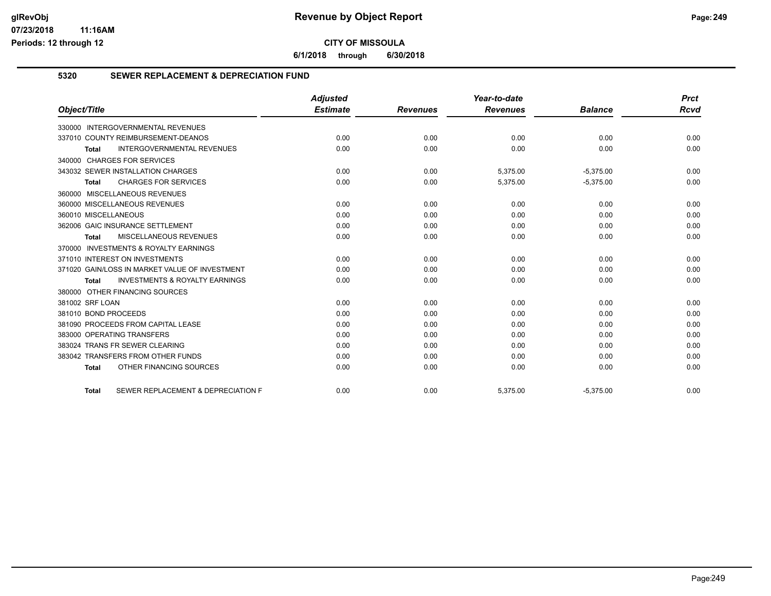# CITY OF MISSOULA

**6/1/2018 through 6/30/2018**

## 5320 SEWER REPLACEMENT & DEPRECIATION FUND

| Object/Title | Adjusted Estimate | Revenues | Year-to-date Revenues | Balance | Prct Rcvd |
|---|---|---|---|---|---|
| 330000 INTERGOVERNMENTAL REVENUES | | | | | |
| 337010 COUNTY REIMBURSEMENT-DEANOS | 0.00 | 0.00 | 0.00 | 0.00 | 0.00 |
| **Total** INTERGOVERNMENTAL REVENUES | 0.00 | 0.00 | 0.00 | 0.00 | 0.00 |
| 340000 CHARGES FOR SERVICES | | | | | |
| 343032 SEWER INSTALLATION CHARGES | 0.00 | 0.00 | 5,375.00 | -5,375.00 | 0.00 |
| **Total** CHARGES FOR SERVICES | 0.00 | 0.00 | 5,375.00 | -5,375.00 | 0.00 |
| 360000 MISCELLANEOUS REVENUES | | | | | |
| 360000 MISCELLANEOUS REVENUES | 0.00 | 0.00 | 0.00 | 0.00 | 0.00 |
| 360010 MISCELLANEOUS | 0.00 | 0.00 | 0.00 | 0.00 | 0.00 |
| 362006 GAIC INSURANCE SETTLEMENT | 0.00 | 0.00 | 0.00 | 0.00 | 0.00 |
| **Total** MISCELLANEOUS REVENUES | 0.00 | 0.00 | 0.00 | 0.00 | 0.00 |
| 370000 INVESTMENTS & ROYALTY EARNINGS | | | | | |
| 371010 INTEREST ON INVESTMENTS | 0.00 | 0.00 | 0.00 | 0.00 | 0.00 |
| 371020 GAIN/LOSS IN MARKET VALUE OF INVESTMENT | 0.00 | 0.00 | 0.00 | 0.00 | 0.00 |
| **Total** INVESTMENTS & ROYALTY EARNINGS | 0.00 | 0.00 | 0.00 | 0.00 | 0.00 |
| 380000 OTHER FINANCING SOURCES | | | | | |
| 381002 SRF LOAN | 0.00 | 0.00 | 0.00 | 0.00 | 0.00 |
| 381010 BOND PROCEEDS | 0.00 | 0.00 | 0.00 | 0.00 | 0.00 |
| 381090 PROCEEDS FROM CAPITAL LEASE | 0.00 | 0.00 | 0.00 | 0.00 | 0.00 |
| 383000 OPERATING TRANSFERS | 0.00 | 0.00 | 0.00 | 0.00 | 0.00 |
| 383024 TRANS FR SEWER CLEARING | 0.00 | 0.00 | 0.00 | 0.00 | 0.00 |
| 383042 TRANSFERS FROM OTHER FUNDS | 0.00 | 0.00 | 0.00 | 0.00 | 0.00 |
| **Total** OTHER FINANCING SOURCES | 0.00 | 0.00 | 0.00 | 0.00 | 0.00 |
| **Total** SEWER REPLACEMENT & DEPRECIATION F | 0.00 | 0.00 | 5,375.00 | -5,375.00 | 0.00 |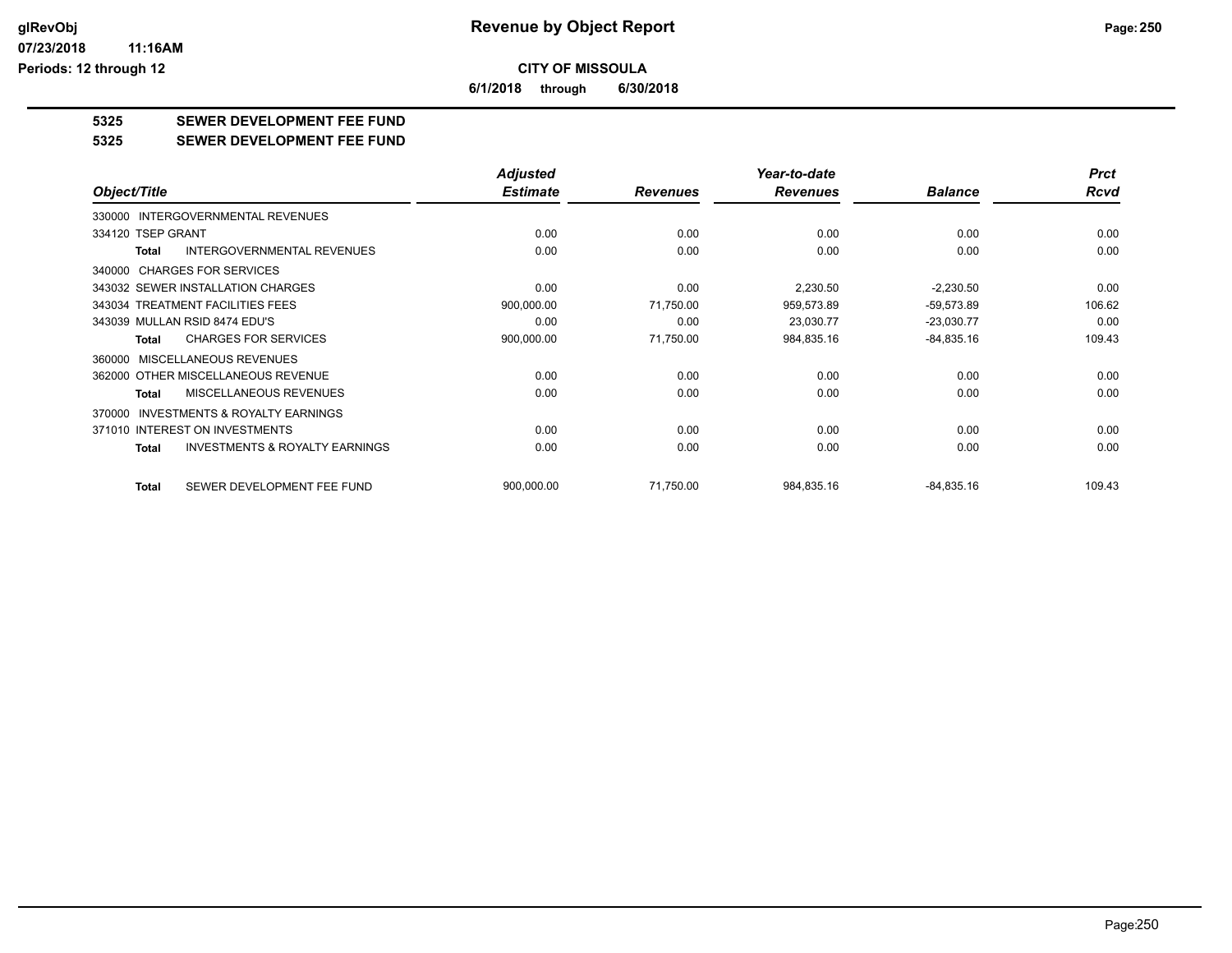**CITY OF MISSOULA**

**6/1/2018 through 6/30/2018**

## 5325 SEWER DEVELOPMENT FEE FUND

## 5325 SEWER DEVELOPMENT FEE FUND

| Object/Title | | Adjusted Estimate | Revenues | Year-to-date Revenues | Balance | Prct Rcvd |
|---|---|---|---|---|---|---|
| 330000 INTERGOVERNMENTAL REVENUES | | | | | | |
| 334120 TSEP GRANT | | 0.00 | 0.00 | 0.00 | 0.00 | 0.00 |
| Total | INTERGOVERNMENTAL REVENUES | 0.00 | 0.00 | 0.00 | 0.00 | 0.00 |
| 340000 CHARGES FOR SERVICES | | | | | | |
| 343032 SEWER INSTALLATION CHARGES | | 0.00 | 0.00 | 2,230.50 | -2,230.50 | 0.00 |
| 343034 TREATMENT FACILITIES FEES | | 900,000.00 | 71,750.00 | 959,573.89 | -59,573.89 | 106.62 |
| 343039 MULLAN RSID 8474 EDU'S | | 0.00 | 0.00 | 23,030.77 | -23,030.77 | 0.00 |
| Total | CHARGES FOR SERVICES | 900,000.00 | 71,750.00 | 984,835.16 | -84,835.16 | 109.43 |
| 360000 MISCELLANEOUS REVENUES | | | | | | |
| 362000 OTHER MISCELLANEOUS REVENUE | | 0.00 | 0.00 | 0.00 | 0.00 | 0.00 |
| Total | MISCELLANEOUS REVENUES | 0.00 | 0.00 | 0.00 | 0.00 | 0.00 |
| 370000 INVESTMENTS & ROYALTY EARNINGS | | | | | | |
| 371010 INTEREST ON INVESTMENTS | | 0.00 | 0.00 | 0.00 | 0.00 | 0.00 |
| Total | INVESTMENTS & ROYALTY EARNINGS | 0.00 | 0.00 | 0.00 | 0.00 | 0.00 |
| Total | SEWER DEVELOPMENT FEE FUND | 900,000.00 | 71,750.00 | 984,835.16 | -84,835.16 | 109.43 |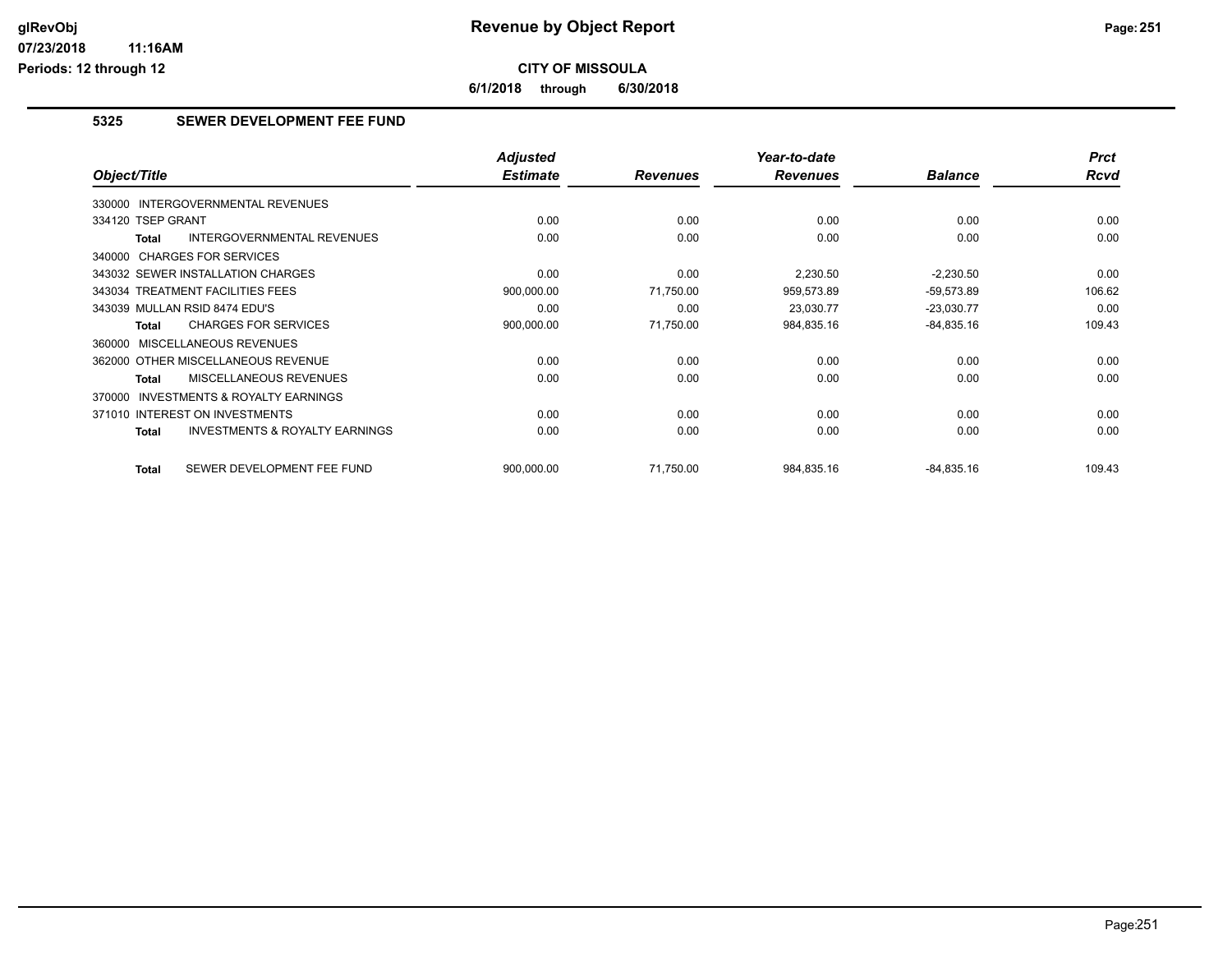# Revenue by Object Report

**CITY OF MISSOULA**

**6/1/2018 through 6/30/2018**

glRevObj
07/23/2018 11:16AM
Periods: 12 through 12

## 5325 SEWER DEVELOPMENT FEE FUND

| Object/Title | Adjusted Estimate | Revenues | Year-to-date Revenues | Balance | Prct Rcvd |
|---|---|---|---|---|---|
| 330000 INTERGOVERNMENTAL REVENUES | | | | | |
| 334120 TSEP GRANT | 0.00 | 0.00 | 0.00 | 0.00 | 0.00 |
| **Total** INTERGOVERNMENTAL REVENUES | 0.00 | 0.00 | 0.00 | 0.00 | 0.00 |
| 340000 CHARGES FOR SERVICES | | | | | |
| 343032 SEWER INSTALLATION CHARGES | 0.00 | 0.00 | 2,230.50 | -2,230.50 | 0.00 |
| 343034 TREATMENT FACILITIES FEES | 900,000.00 | 71,750.00 | 959,573.89 | -59,573.89 | 106.62 |
| 343039 MULLAN RSID 8474 EDU'S | 0.00 | 0.00 | 23,030.77 | -23,030.77 | 0.00 |
| **Total** CHARGES FOR SERVICES | 900,000.00 | 71,750.00 | 984,835.16 | -84,835.16 | 109.43 |
| 360000 MISCELLANEOUS REVENUES | | | | | |
| 362000 OTHER MISCELLANEOUS REVENUE | 0.00 | 0.00 | 0.00 | 0.00 | 0.00 |
| **Total** MISCELLANEOUS REVENUES | 0.00 | 0.00 | 0.00 | 0.00 | 0.00 |
| 370000 INVESTMENTS & ROYALTY EARNINGS | | | | | |
| 371010 INTEREST ON INVESTMENTS | 0.00 | 0.00 | 0.00 | 0.00 | 0.00 |
| **Total** INVESTMENTS & ROYALTY EARNINGS | 0.00 | 0.00 | 0.00 | 0.00 | 0.00 |
| **Total** SEWER DEVELOPMENT FEE FUND | 900,000.00 | 71,750.00 | 984,835.16 | -84,835.16 | 109.43 |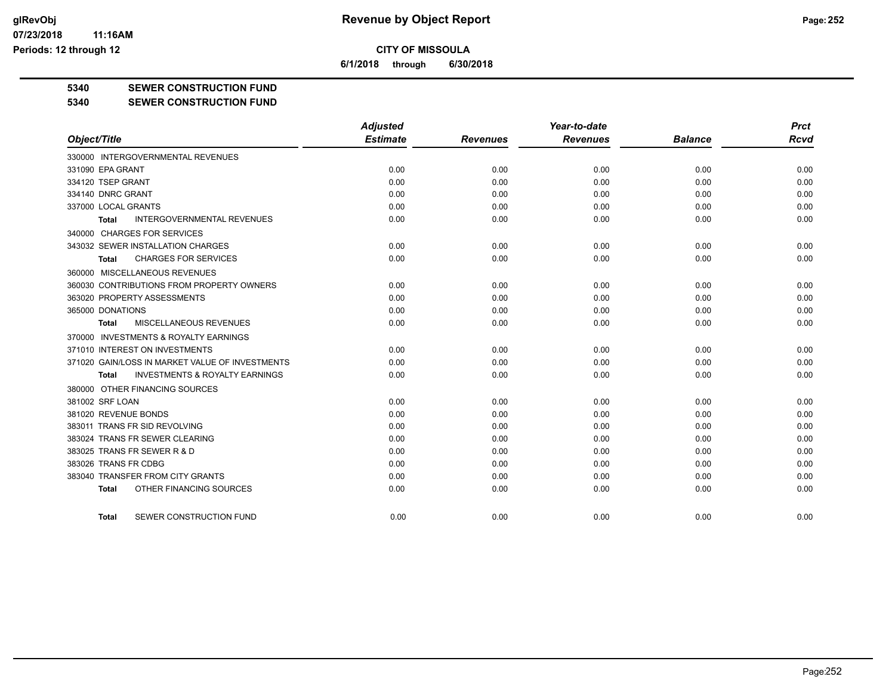# Revenue by Object Report

**CITY OF MISSOULA**

**6/1/2018 through 6/30/2018**

**5340 SEWER CONSTRUCTION FUND**

**5340 SEWER CONSTRUCTION FUND**

| Object/Title | Adjusted Estimate | Revenues | Year-to-date Revenues | Balance | Prct Rcvd |
|---|---|---|---|---|---|
| 330000 INTERGOVERNMENTAL REVENUES | | | | | |
| 331090 EPA GRANT | 0.00 | 0.00 | 0.00 | 0.00 | 0.00 |
| 334120 TSEP GRANT | 0.00 | 0.00 | 0.00 | 0.00 | 0.00 |
| 334140 DNRC GRANT | 0.00 | 0.00 | 0.00 | 0.00 | 0.00 |
| 337000 LOCAL GRANTS | 0.00 | 0.00 | 0.00 | 0.00 | 0.00 |
| **Total** INTERGOVERNMENTAL REVENUES | 0.00 | 0.00 | 0.00 | 0.00 | 0.00 |
| 340000 CHARGES FOR SERVICES | | | | | |
| 343032 SEWER INSTALLATION CHARGES | 0.00 | 0.00 | 0.00 | 0.00 | 0.00 |
| **Total** CHARGES FOR SERVICES | 0.00 | 0.00 | 0.00 | 0.00 | 0.00 |
| 360000 MISCELLANEOUS REVENUES | | | | | |
| 360030 CONTRIBUTIONS FROM PROPERTY OWNERS | 0.00 | 0.00 | 0.00 | 0.00 | 0.00 |
| 363020 PROPERTY ASSESSMENTS | 0.00 | 0.00 | 0.00 | 0.00 | 0.00 |
| 365000 DONATIONS | 0.00 | 0.00 | 0.00 | 0.00 | 0.00 |
| **Total** MISCELLANEOUS REVENUES | 0.00 | 0.00 | 0.00 | 0.00 | 0.00 |
| 370000 INVESTMENTS & ROYALTY EARNINGS | | | | | |
| 371010 INTEREST ON INVESTMENTS | 0.00 | 0.00 | 0.00 | 0.00 | 0.00 |
| 371020 GAIN/LOSS IN MARKET VALUE OF INVESTMENTS | 0.00 | 0.00 | 0.00 | 0.00 | 0.00 |
| **Total** INVESTMENTS & ROYALTY EARNINGS | 0.00 | 0.00 | 0.00 | 0.00 | 0.00 |
| 380000 OTHER FINANCING SOURCES | | | | | |
| 381002 SRF LOAN | 0.00 | 0.00 | 0.00 | 0.00 | 0.00 |
| 381020 REVENUE BONDS | 0.00 | 0.00 | 0.00 | 0.00 | 0.00 |
| 383011 TRANS FR SID REVOLVING | 0.00 | 0.00 | 0.00 | 0.00 | 0.00 |
| 383024 TRANS FR SEWER CLEARING | 0.00 | 0.00 | 0.00 | 0.00 | 0.00 |
| 383025 TRANS FR SEWER R & D | 0.00 | 0.00 | 0.00 | 0.00 | 0.00 |
| 383026 TRANS FR CDBG | 0.00 | 0.00 | 0.00 | 0.00 | 0.00 |
| 383040 TRANSFER FROM CITY GRANTS | 0.00 | 0.00 | 0.00 | 0.00 | 0.00 |
| **Total** OTHER FINANCING SOURCES | 0.00 | 0.00 | 0.00 | 0.00 | 0.00 |
| **Total** SEWER CONSTRUCTION FUND | 0.00 | 0.00 | 0.00 | 0.00 | 0.00 |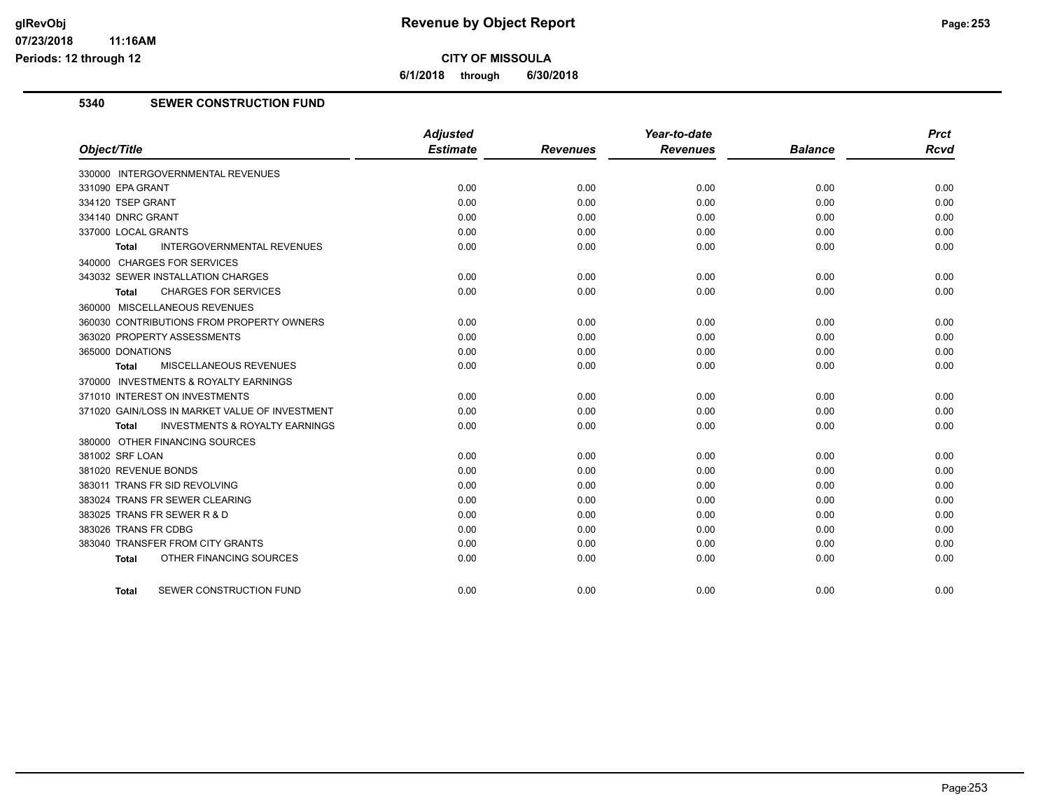# Revenue by Object Report

**CITY OF MISSOULA**

**6/1/2018 through 6/30/2018**

glRevObj
07/23/2018 11:16AM
Periods: 12 through 12

## 5340 SEWER CONSTRUCTION FUND

| Object/Title | Adjusted Estimate | Revenues | Year-to-date Revenues | Balance | Prct Rcvd |
|---|---|---|---|---|---|
| 330000 INTERGOVERNMENTAL REVENUES | | | | | |
| 331090 EPA GRANT | 0.00 | 0.00 | 0.00 | 0.00 | 0.00 |
| 334120 TSEP GRANT | 0.00 | 0.00 | 0.00 | 0.00 | 0.00 |
| 334140 DNRC GRANT | 0.00 | 0.00 | 0.00 | 0.00 | 0.00 |
| 337000 LOCAL GRANTS | 0.00 | 0.00 | 0.00 | 0.00 | 0.00 |
| **Total** INTERGOVERNMENTAL REVENUES | 0.00 | 0.00 | 0.00 | 0.00 | 0.00 |
| 340000 CHARGES FOR SERVICES | | | | | |
| 343032 SEWER INSTALLATION CHARGES | 0.00 | 0.00 | 0.00 | 0.00 | 0.00 |
| **Total** CHARGES FOR SERVICES | 0.00 | 0.00 | 0.00 | 0.00 | 0.00 |
| 360000 MISCELLANEOUS REVENUES | | | | | |
| 360030 CONTRIBUTIONS FROM PROPERTY OWNERS | 0.00 | 0.00 | 0.00 | 0.00 | 0.00 |
| 363020 PROPERTY ASSESSMENTS | 0.00 | 0.00 | 0.00 | 0.00 | 0.00 |
| 365000 DONATIONS | 0.00 | 0.00 | 0.00 | 0.00 | 0.00 |
| **Total** MISCELLANEOUS REVENUES | 0.00 | 0.00 | 0.00 | 0.00 | 0.00 |
| 370000 INVESTMENTS & ROYALTY EARNINGS | | | | | |
| 371010 INTEREST ON INVESTMENTS | 0.00 | 0.00 | 0.00 | 0.00 | 0.00 |
| 371020 GAIN/LOSS IN MARKET VALUE OF INVESTMENT | 0.00 | 0.00 | 0.00 | 0.00 | 0.00 |
| **Total** INVESTMENTS & ROYALTY EARNINGS | 0.00 | 0.00 | 0.00 | 0.00 | 0.00 |
| 380000 OTHER FINANCING SOURCES | | | | | |
| 381002 SRF LOAN | 0.00 | 0.00 | 0.00 | 0.00 | 0.00 |
| 381020 REVENUE BONDS | 0.00 | 0.00 | 0.00 | 0.00 | 0.00 |
| 383011 TRANS FR SID REVOLVING | 0.00 | 0.00 | 0.00 | 0.00 | 0.00 |
| 383024 TRANS FR SEWER CLEARING | 0.00 | 0.00 | 0.00 | 0.00 | 0.00 |
| 383025 TRANS FR SEWER R & D | 0.00 | 0.00 | 0.00 | 0.00 | 0.00 |
| 383026 TRANS FR CDBG | 0.00 | 0.00 | 0.00 | 0.00 | 0.00 |
| 383040 TRANSFER FROM CITY GRANTS | 0.00 | 0.00 | 0.00 | 0.00 | 0.00 |
| **Total** OTHER FINANCING SOURCES | 0.00 | 0.00 | 0.00 | 0.00 | 0.00 |
| **Total** SEWER CONSTRUCTION FUND | 0.00 | 0.00 | 0.00 | 0.00 | 0.00 |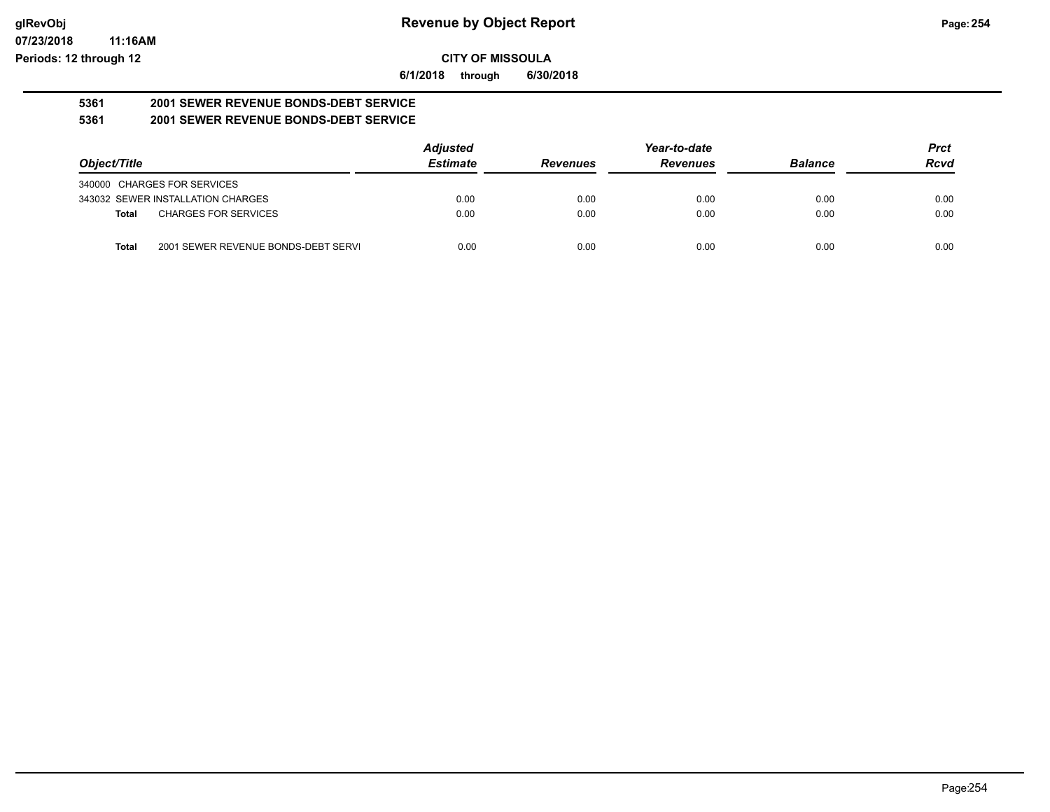# Revenue by Object Report

glRevObj
07/23/2018 11:16AM
Periods: 12 through 12

**CITY OF MISSOULA**

**6/1/2018 through 6/30/2018**

**5361 2001 SEWER REVENUE BONDS-DEBT SERVICE**

**5361 2001 SEWER REVENUE BONDS-DEBT SERVICE**

| Object/Title | Adjusted Estimate | Revenues | Year-to-date Revenues | Balance | Prct Rcvd |
|---|---|---|---|---|---|
| 340000 CHARGES FOR SERVICES | | | | | |
| 343032 SEWER INSTALLATION CHARGES | 0.00 | 0.00 | 0.00 | 0.00 | 0.00 |
| **Total** CHARGES FOR SERVICES | 0.00 | 0.00 | 0.00 | 0.00 | 0.00 |
| **Total** 2001 SEWER REVENUE BONDS-DEBT SERVI | 0.00 | 0.00 | 0.00 | 0.00 | 0.00 |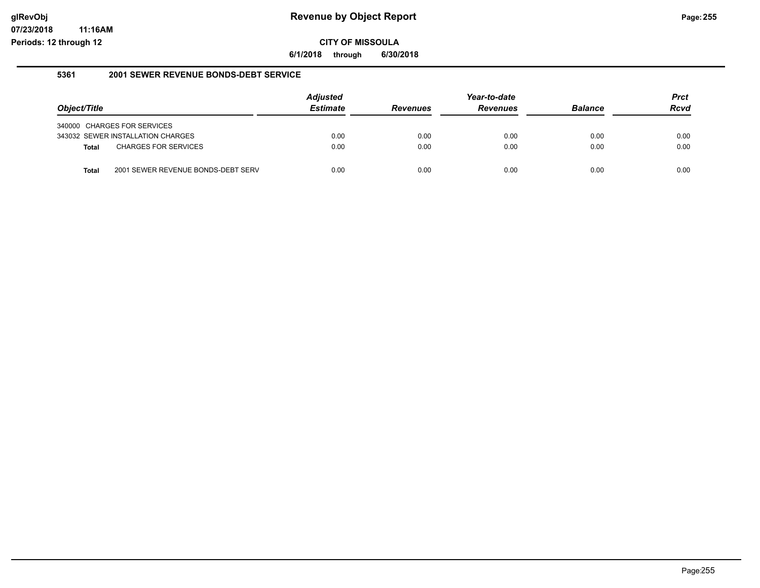# Revenue by Object Report

**CITY OF MISSOULA**

**6/1/2018 through 6/30/2018**

### 5361 2001 SEWER REVENUE BONDS-DEBT SERVICE

| Object/Title | Adjusted Estimate | Revenues | Year-to-date Revenues | Balance | Prct Rcvd |
|---|---|---|---|---|---|
| 340000 CHARGES FOR SERVICES | | | | | |
| 343032 SEWER INSTALLATION CHARGES | 0.00 | 0.00 | 0.00 | 0.00 | 0.00 |
| **Total** CHARGES FOR SERVICES | 0.00 | 0.00 | 0.00 | 0.00 | 0.00 |
| **Total** 2001 SEWER REVENUE BONDS-DEBT SERV | 0.00 | 0.00 | 0.00 | 0.00 | 0.00 |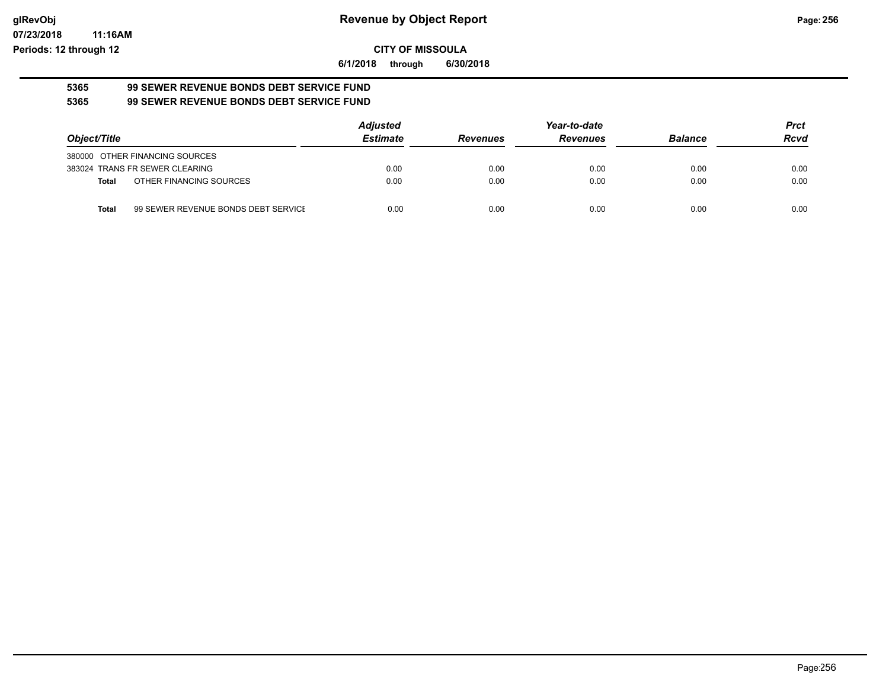**CITY OF MISSOULA**

**6/1/2018 through 6/30/2018**

**5365 99 SEWER REVENUE BONDS DEBT SERVICE FUND**

**5365 99 SEWER REVENUE BONDS DEBT SERVICE FUND**

| Object/Title | | Adjusted Estimate | Revenues | Year-to-date Revenues | Balance | Prct Rcvd |
|---|---|---|---|---|---|---|
| 380000 OTHER FINANCING SOURCES | | | | | | |
| 383024 TRANS FR SEWER CLEARING | | 0.00 | 0.00 | 0.00 | 0.00 | 0.00 |
| **Total** | OTHER FINANCING SOURCES | 0.00 | 0.00 | 0.00 | 0.00 | 0.00 |
| **Total** | 99 SEWER REVENUE BONDS DEBT SERVICE | 0.00 | 0.00 | 0.00 | 0.00 | 0.00 |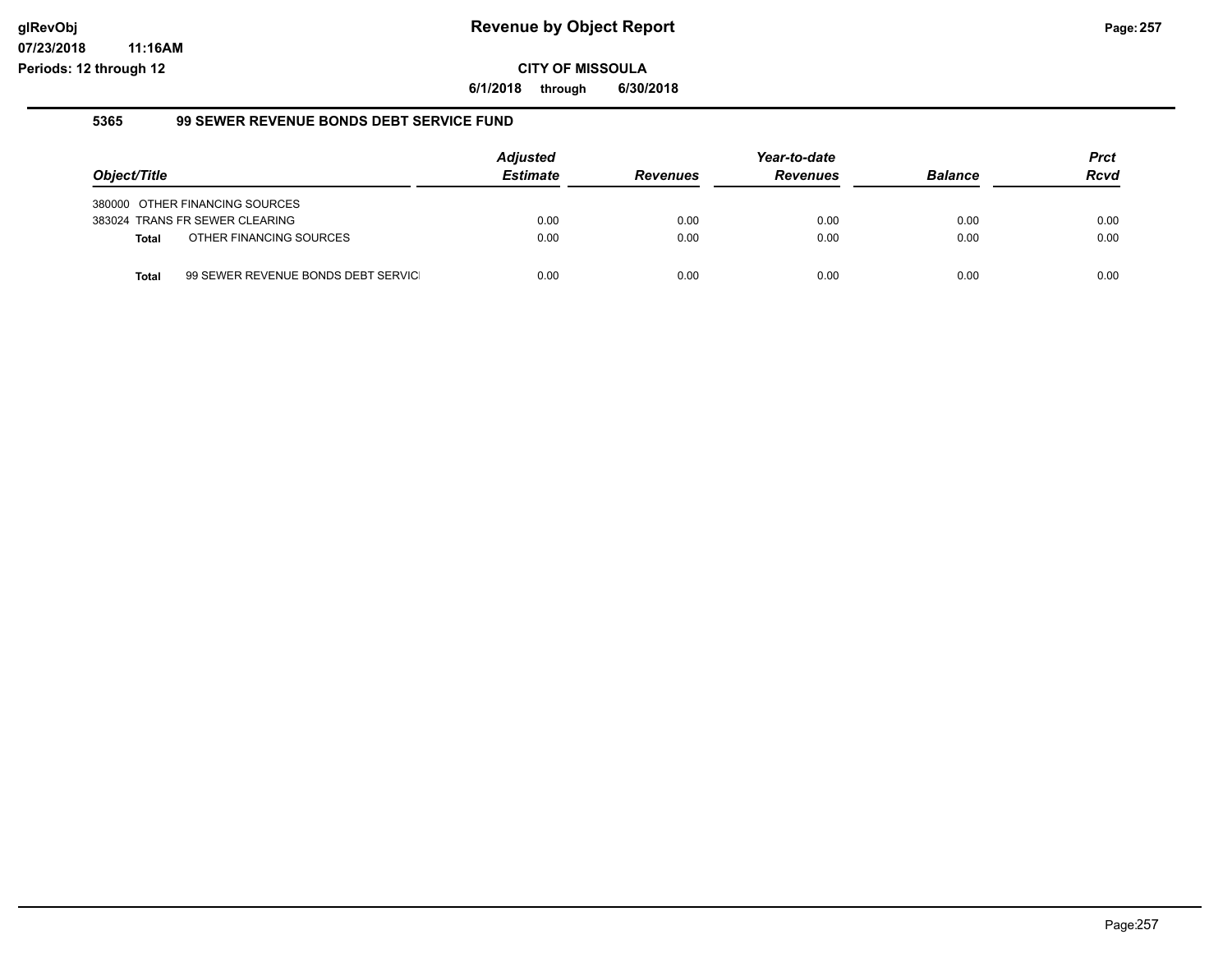# Revenue by Object Report

**CITY OF MISSOULA**

**6/1/2018 through 6/30/2018**

glRevObj
07/23/2018 11:16AM
Periods: 12 through 12

## 5365 99 SEWER REVENUE BONDS DEBT SERVICE FUND

| Object/Title | Adjusted Estimate | Revenues | Year-to-date Revenues | Balance | Prct Rcvd |
|---|---|---|---|---|---|
| 380000 OTHER FINANCING SOURCES | | | | | |
| 383024 TRANS FR SEWER CLEARING | 0.00 | 0.00 | 0.00 | 0.00 | 0.00 |
| **Total** OTHER FINANCING SOURCES | 0.00 | 0.00 | 0.00 | 0.00 | 0.00 |
| **Total** 99 SEWER REVENUE BONDS DEBT SERVICI | 0.00 | 0.00 | 0.00 | 0.00 | 0.00 |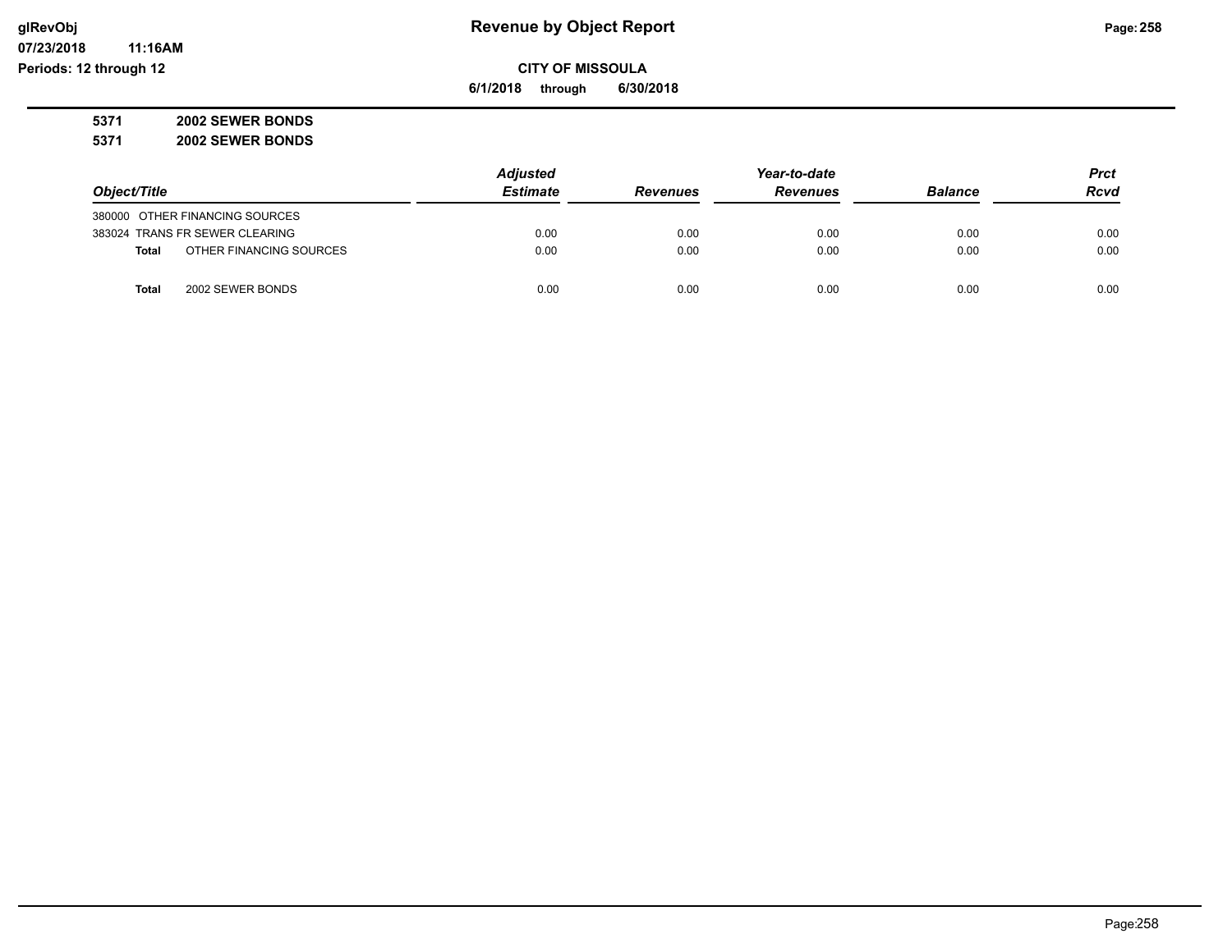# Revenue by Object Report

**CITY OF MISSOULA**

**6/1/2018 through 6/30/2018**

glRevObj
07/23/2018 11:16AM
Periods: 12 through 12

**5371 2002 SEWER BONDS**

**5371 2002 SEWER BONDS**

| Object/Title | Adjusted Estimate | Revenues | Year-to-date Revenues | Balance | Prct Rcvd |
|---|---|---|---|---|---|
| 380000 OTHER FINANCING SOURCES | | | | | |
| 383024 TRANS FR SEWER CLEARING | 0.00 | 0.00 | 0.00 | 0.00 | 0.00 |
| **Total** OTHER FINANCING SOURCES | 0.00 | 0.00 | 0.00 | 0.00 | 0.00 |
| | | | | | |
| **Total** 2002 SEWER BONDS | 0.00 | 0.00 | 0.00 | 0.00 | 0.00 |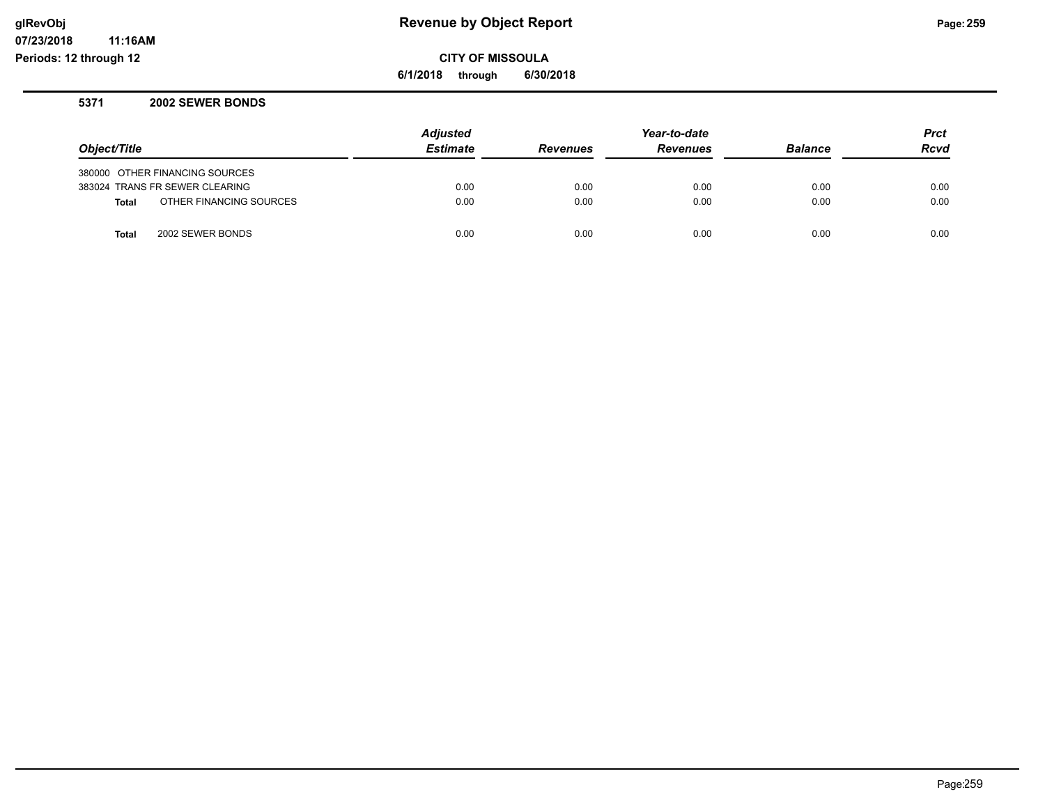# Revenue by Object Report

**CITY OF MISSOULA**

**6/1/2018 through 6/30/2018**

glRevObj
07/23/2018 11:16AM
Periods: 12 through 12

## 5371 2002 SEWER BONDS

| Object/Title | Adjusted Estimate | Revenues | Year-to-date Revenues | Balance | Prct Rcvd |
|---|---|---|---|---|---|
| 380000 OTHER FINANCING SOURCES | | | | | |
| 383024 TRANS FR SEWER CLEARING | 0.00 | 0.00 | 0.00 | 0.00 | 0.00 |
| **Total** OTHER FINANCING SOURCES | 0.00 | 0.00 | 0.00 | 0.00 | 0.00 |
| **Total** 2002 SEWER BONDS | 0.00 | 0.00 | 0.00 | 0.00 | 0.00 |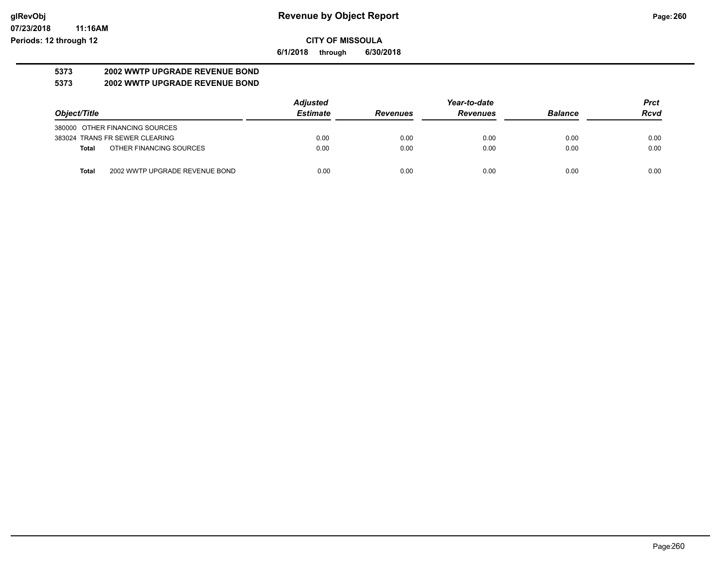# Revenue by Object Report

## CITY OF MISSOULA

**6/1/2018 through 6/30/2018**

glRevObj
07/23/2018 11:16AM
Periods: 12 through 12

### 5373 2002 WWTP UPGRADE REVENUE BOND

### 5373 2002 WWTP UPGRADE REVENUE BOND

| Object/Title | Adjusted Estimate | Revenues | Year-to-date Revenues | Balance | Prct Rcvd |
|---|---|---|---|---|---|
| 380000 OTHER FINANCING SOURCES | | | | | |
| 383024 TRANS FR SEWER CLEARING | 0.00 | 0.00 | 0.00 | 0.00 | 0.00 |
| **Total** OTHER FINANCING SOURCES | 0.00 | 0.00 | 0.00 | 0.00 | 0.00 |
| **Total** 2002 WWTP UPGRADE REVENUE BOND | 0.00 | 0.00 | 0.00 | 0.00 | 0.00 |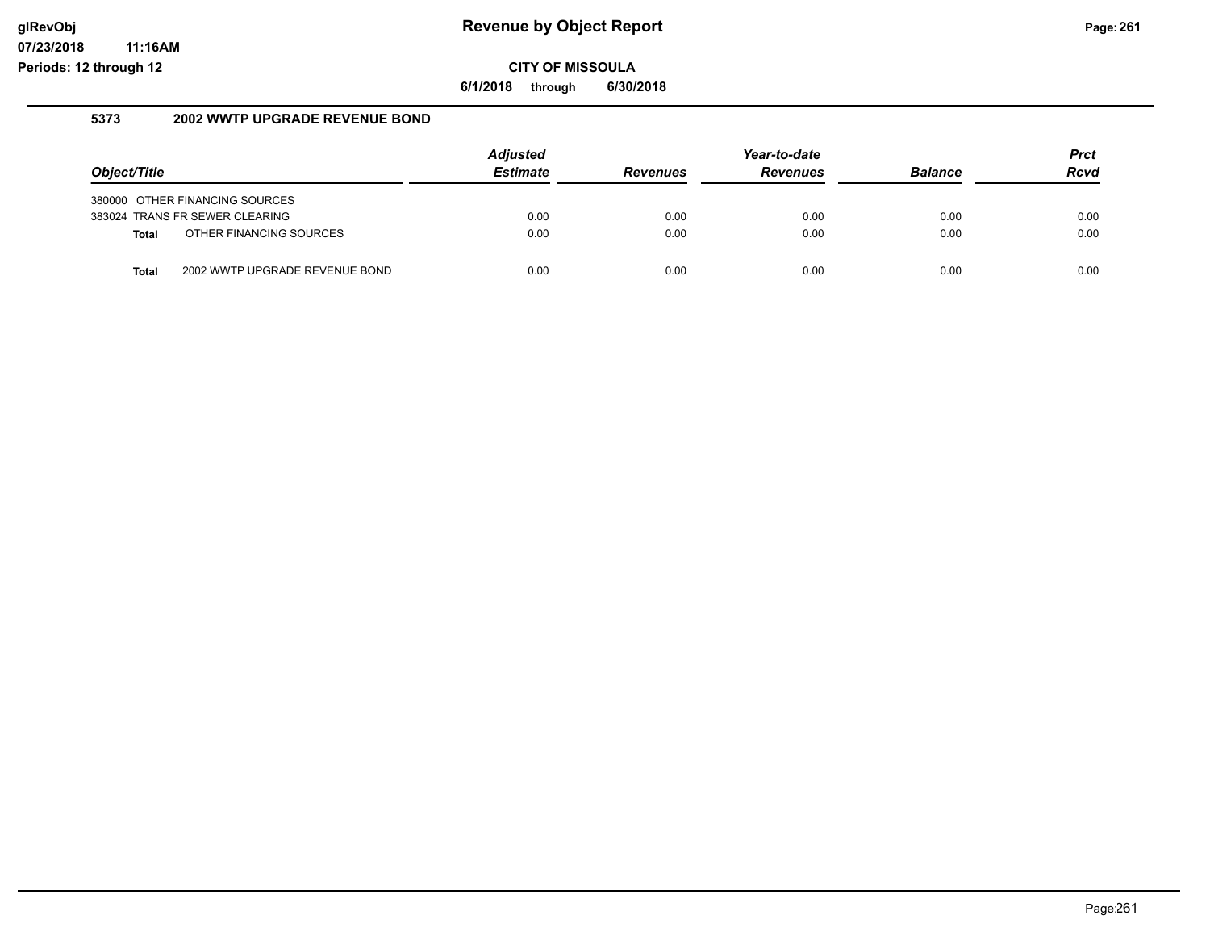# Revenue by Object Report

**CITY OF MISSOULA**

**6/1/2018 through 6/30/2018**

glRevObj
07/23/2018 11:16AM
Periods: 12 through 12

## 5373 2002 WWTP UPGRADE REVENUE BOND

| Object/Title | Adjusted Estimate | Revenues | Year-to-date Revenues | Balance | Prct Rcvd |
|---|---|---|---|---|---|
| 380000 OTHER FINANCING SOURCES | | | | | |
| 383024 TRANS FR SEWER CLEARING | 0.00 | 0.00 | 0.00 | 0.00 | 0.00 |
| **Total** OTHER FINANCING SOURCES | 0.00 | 0.00 | 0.00 | 0.00 | 0.00 |
| **Total** 2002 WWTP UPGRADE REVENUE BOND | 0.00 | 0.00 | 0.00 | 0.00 | 0.00 |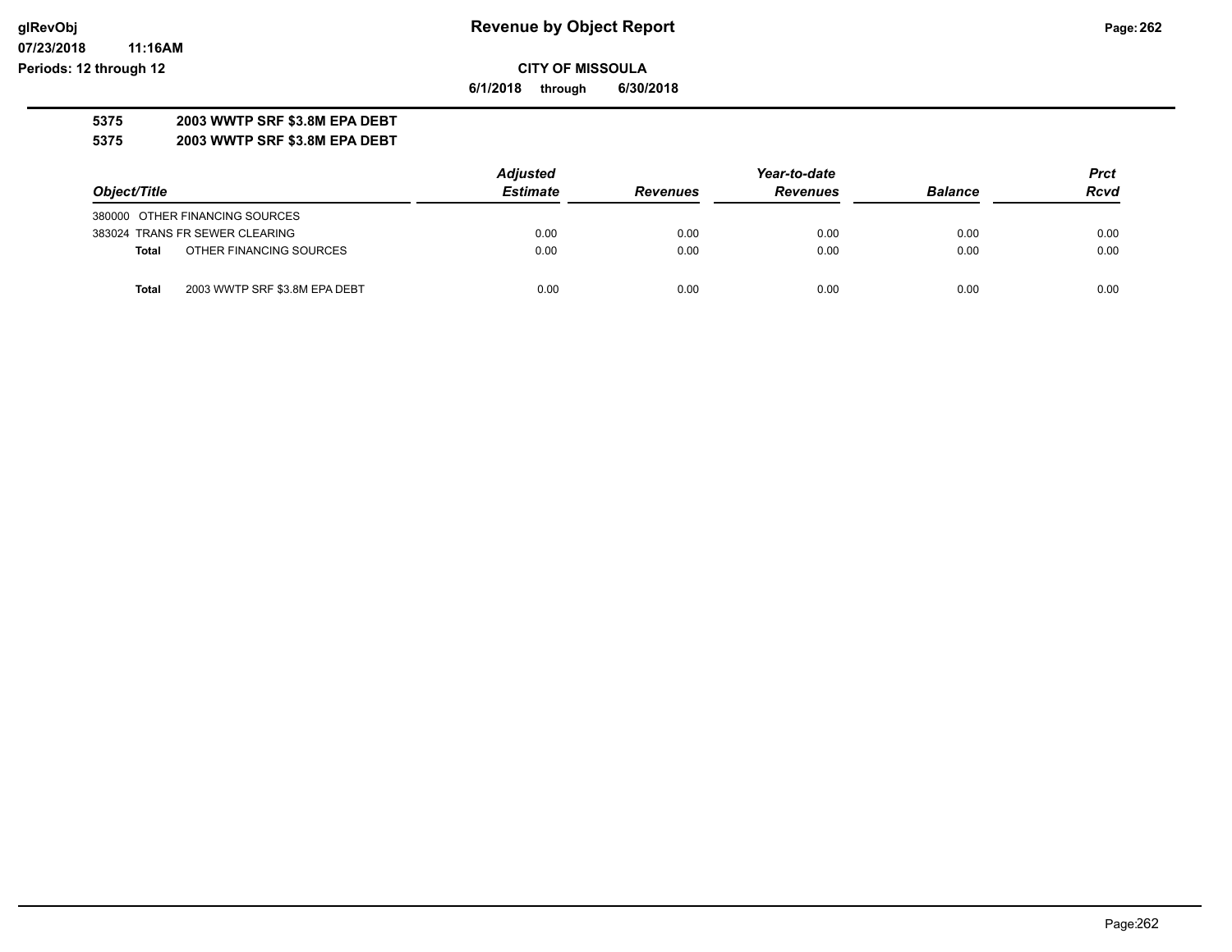**CITY OF MISSOULA**

**6/1/2018 through 6/30/2018**

**5375 2003 WWTP SRF $3.8M EPA DEBT**

**5375 2003 WWTP SRF $3.8M EPA DEBT**

| Object/Title | Adjusted Estimate | Revenues | Year-to-date Revenues | Balance | Prct Rcvd |
|---|---|---|---|---|---|
| 380000 OTHER FINANCING SOURCES | | | | | |
| 383024 TRANS FR SEWER CLEARING | 0.00 | 0.00 | 0.00 | 0.00 | 0.00 |
| **Total** OTHER FINANCING SOURCES | 0.00 | 0.00 | 0.00 | 0.00 | 0.00 |
| **Total** 2003 WWTP SRF $3.8M EPA DEBT | 0.00 | 0.00 | 0.00 | 0.00 | 0.00 |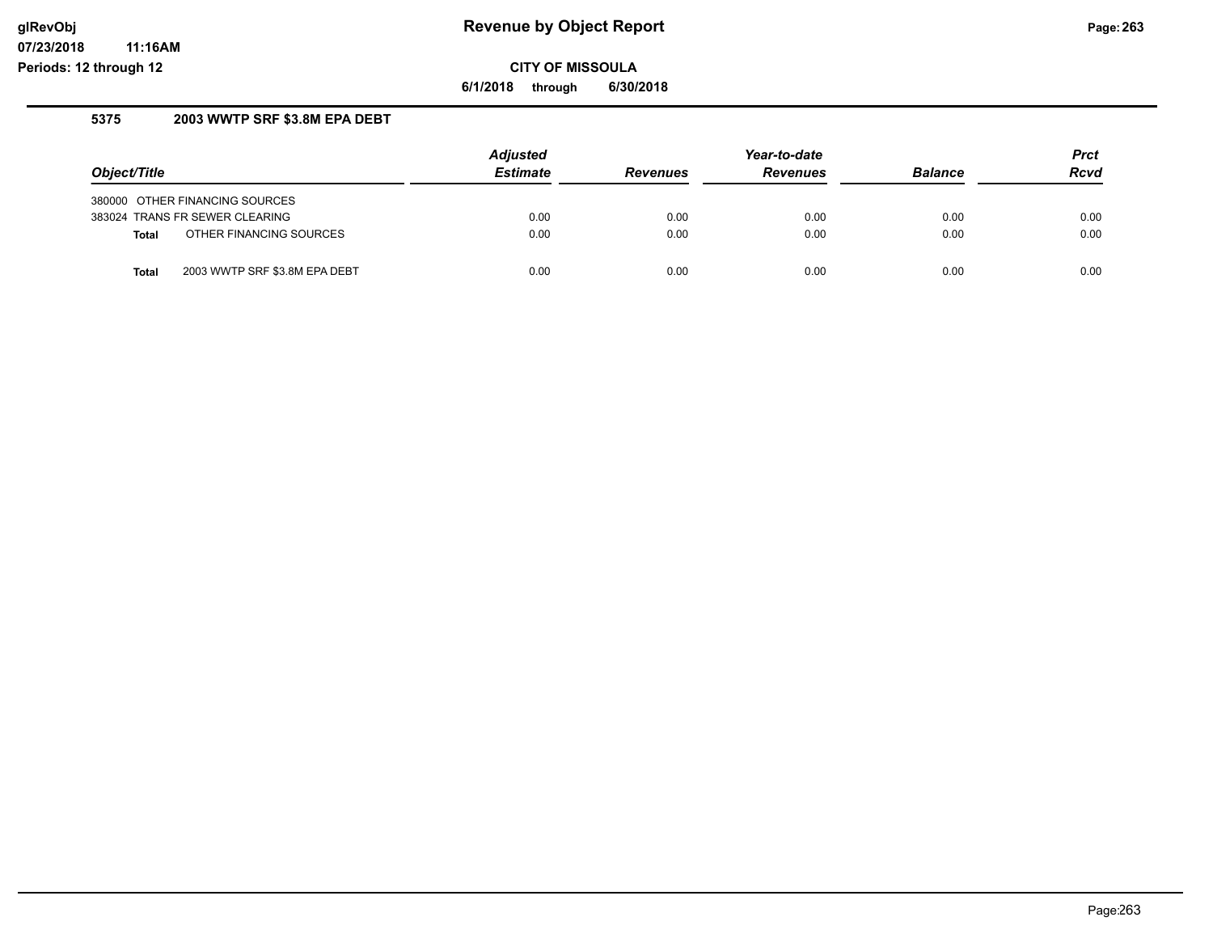# Revenue by Object Report

**CITY OF MISSOULA**

**6/1/2018 through 6/30/2018**

## 5375 2003 WWTP SRF $3.8M EPA DEBT

| Object/Title | | Adjusted Estimate | Revenues | Year-to-date Revenues | Balance | Prct Rcvd |
|---|---|---|---|---|---|---|
| 380000 OTHER FINANCING SOURCES | | | | | | |
| 383024 TRANS FR SEWER CLEARING | | 0.00 | 0.00 | 0.00 | 0.00 | 0.00 |
| **Total** | OTHER FINANCING SOURCES | 0.00 | 0.00 | 0.00 | 0.00 | 0.00 |
| **Total** | 2003 WWTP SRF $3.8M EPA DEBT | 0.00 | 0.00 | 0.00 | 0.00 | 0.00 |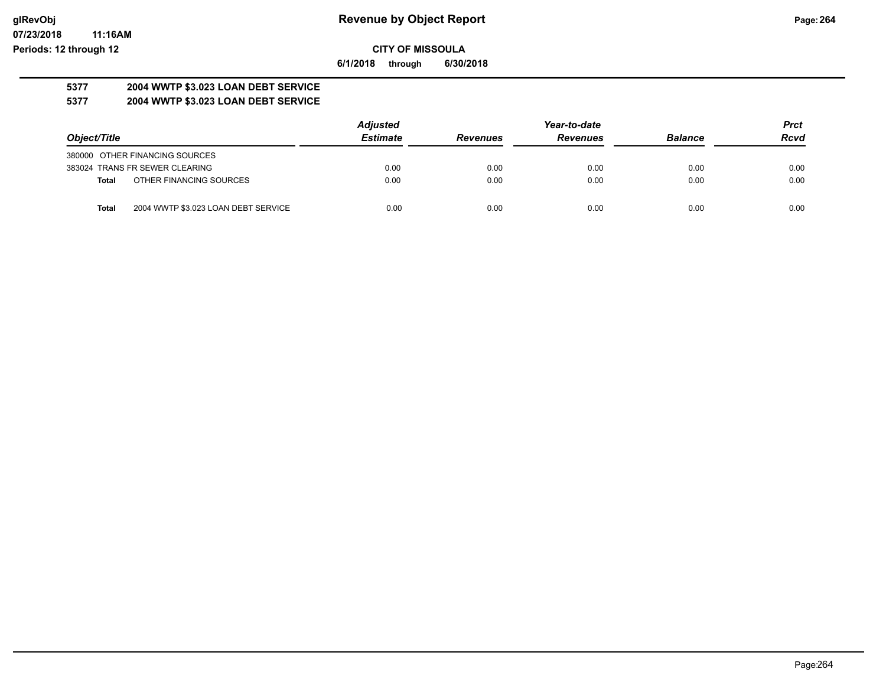# Revenue by Object Report

**CITY OF MISSOULA**

**6/1/2018 through 6/30/2018**

**5377 2004 WWTP $3.023 LOAN DEBT SERVICE**

**5377 2004 WWTP $3.023 LOAN DEBT SERVICE**

| Object/Title | Adjusted Estimate | Revenues | Year-to-date Revenues | Balance | Prct Rcvd |
|---|---|---|---|---|---|
| 380000 OTHER FINANCING SOURCES | | | | | |
| 383024 TRANS FR SEWER CLEARING | 0.00 | 0.00 | 0.00 | 0.00 | 0.00 |
| **Total** OTHER FINANCING SOURCES | 0.00 | 0.00 | 0.00 | 0.00 | 0.00 |
| **Total** 2004 WWTP $3.023 LOAN DEBT SERVICE | 0.00 | 0.00 | 0.00 | 0.00 | 0.00 |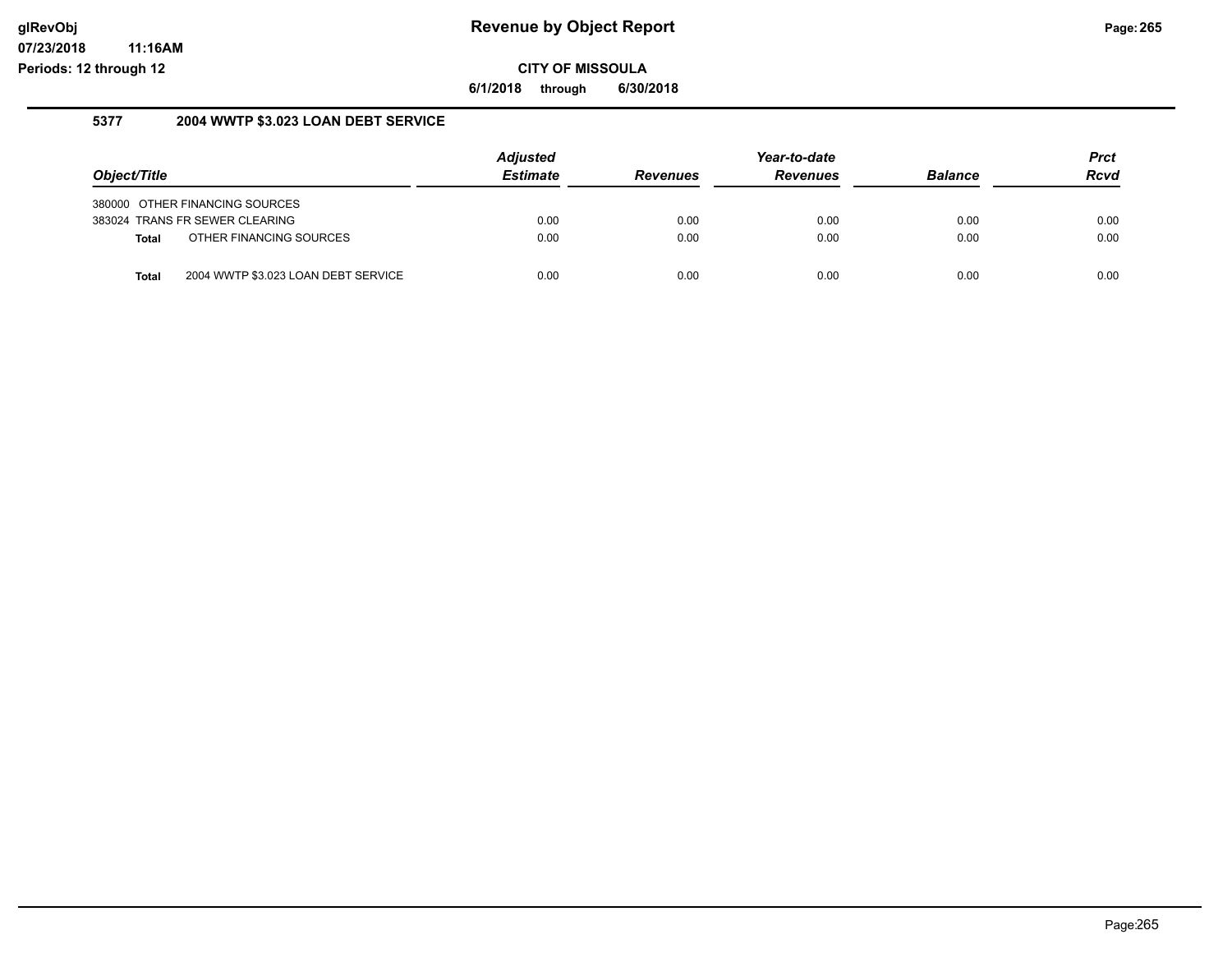# Revenue by Object Report

**CITY OF MISSOULA**

**6/1/2018 through 6/30/2018**

glRevObj
07/23/2018 11:16AM
Periods: 12 through 12

## 5377 2004 WWTP $3.023 LOAN DEBT SERVICE

| Object/Title | Adjusted Estimate | Revenues | Year-to-date Revenues | Balance | Prct Rcvd |
|---|---|---|---|---|---|
| 380000 OTHER FINANCING SOURCES | | | | | |
| 383024 TRANS FR SEWER CLEARING | 0.00 | 0.00 | 0.00 | 0.00 | 0.00 |
| **Total** OTHER FINANCING SOURCES | 0.00 | 0.00 | 0.00 | 0.00 | 0.00 |
| **Total** 2004 WWTP $3.023 LOAN DEBT SERVICE | 0.00 | 0.00 | 0.00 | 0.00 | 0.00 |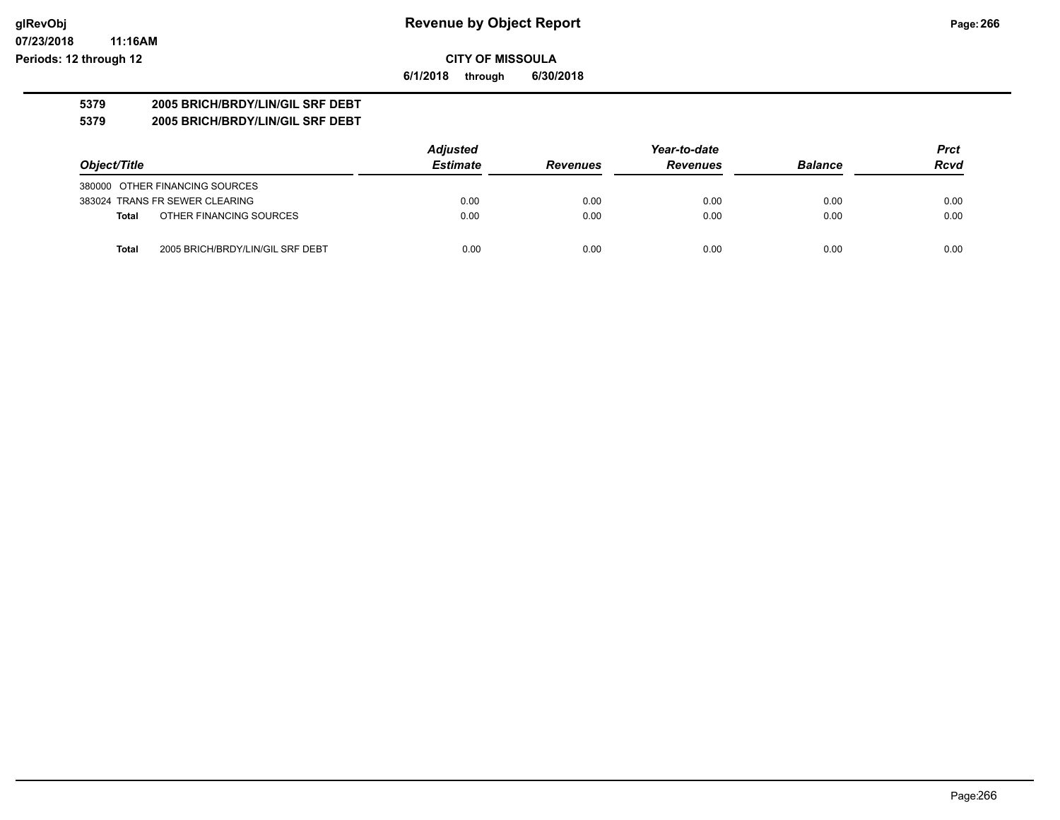# Revenue by Object Report

**CITY OF MISSOULA**

**6/1/2018 through 6/30/2018**

glRevObj
07/23/2018 11:16AM
Periods: 12 through 12

**5379 2005 BRICH/BRDY/LIN/GIL SRF DEBT**

**5379 2005 BRICH/BRDY/LIN/GIL SRF DEBT**

| Object/Title | Adjusted Estimate | Revenues | Year-to-date Revenues | Balance | Prct Rcvd |
|---|---|---|---|---|---|
| 380000 OTHER FINANCING SOURCES | | | | | |
| 383024 TRANS FR SEWER CLEARING | 0.00 | 0.00 | 0.00 | 0.00 | 0.00 |
| **Total** OTHER FINANCING SOURCES | 0.00 | 0.00 | 0.00 | 0.00 | 0.00 |
| **Total** 2005 BRICH/BRDY/LIN/GIL SRF DEBT | 0.00 | 0.00 | 0.00 | 0.00 | 0.00 |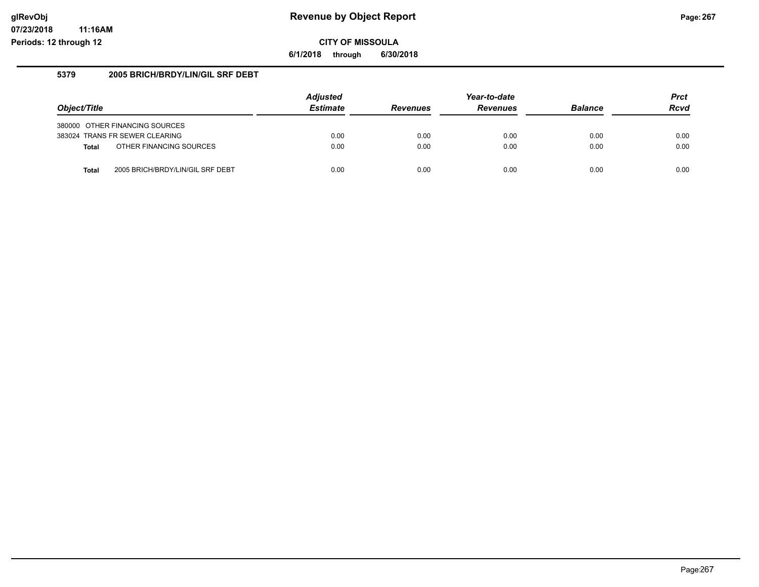# Revenue by Object Report

glRevObj
07/23/2018 11:16AM
Periods: 12 through 12

**CITY OF MISSOULA**

**6/1/2018 through 6/30/2018**

## 5379 2005 BRICH/BRDY/LIN/GIL SRF DEBT

| Object/Title | Adjusted Estimate | Revenues | Year-to-date Revenues | Balance | Prct Rcvd |
|---|---|---|---|---|---|
| 380000 OTHER FINANCING SOURCES | | | | | |
| 383024 TRANS FR SEWER CLEARING | 0.00 | 0.00 | 0.00 | 0.00 | 0.00 |
| **Total** OTHER FINANCING SOURCES | 0.00 | 0.00 | 0.00 | 0.00 | 0.00 |
| **Total** 2005 BRICH/BRDY/LIN/GIL SRF DEBT | 0.00 | 0.00 | 0.00 | 0.00 | 0.00 |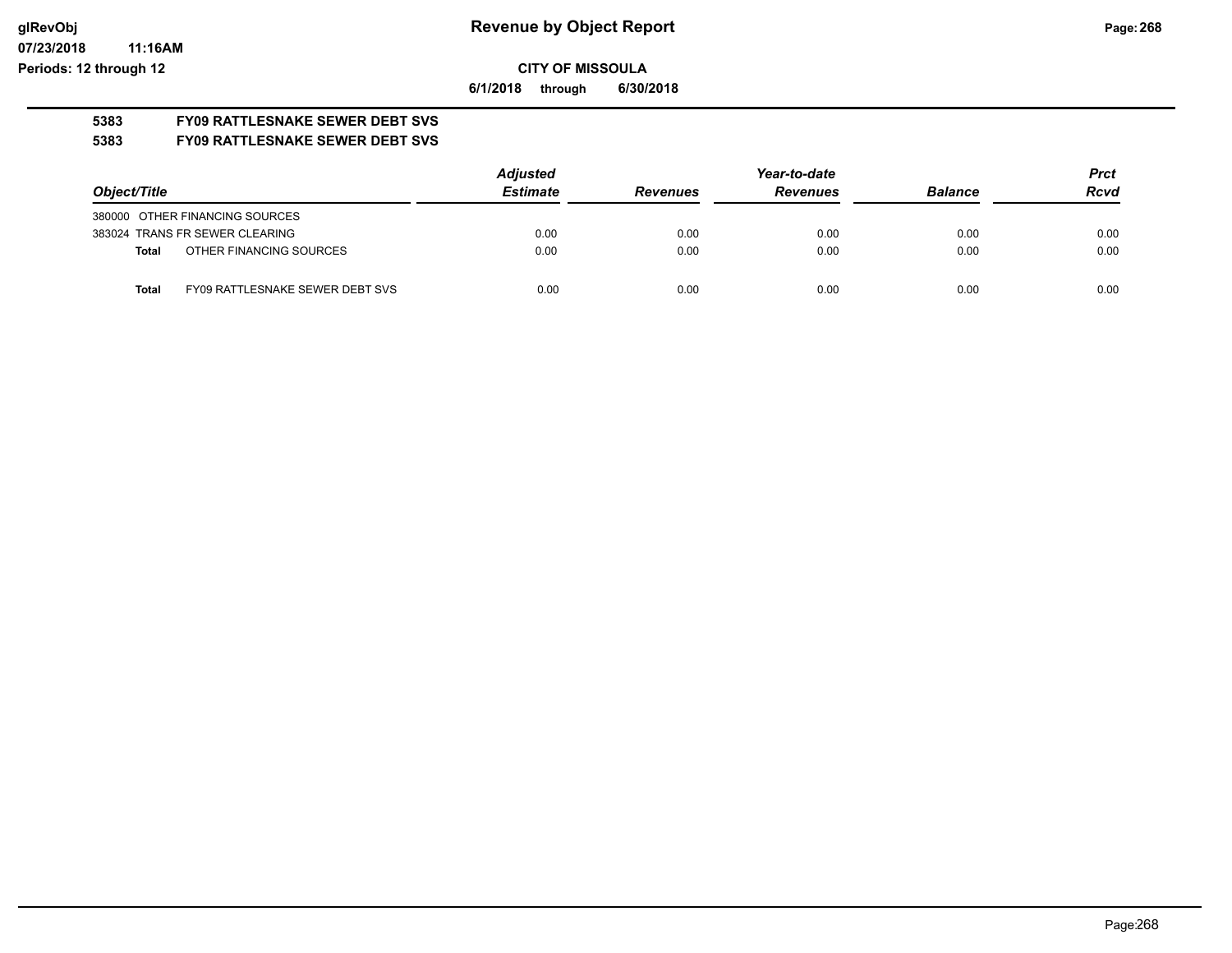# Revenue by Object Report

**CITY OF MISSOULA**

**6/1/2018 through 6/30/2018**

glRevObj
07/23/2018 11:16AM
Periods: 12 through 12

**5383 FY09 RATTLESNAKE SEWER DEBT SVS**

**5383 FY09 RATTLESNAKE SEWER DEBT SVS**

| Object/Title | | Adjusted Estimate | Revenues | Year-to-date Revenues | Balance | Prct Rcvd |
|---|---|---|---|---|---|---|
| 380000 OTHER FINANCING SOURCES | | | | | | |
| 383024 TRANS FR SEWER CLEARING | | 0.00 | 0.00 | 0.00 | 0.00 | 0.00 |
| **Total** | OTHER FINANCING SOURCES | 0.00 | 0.00 | 0.00 | 0.00 | 0.00 |
| **Total** | FY09 RATTLESNAKE SEWER DEBT SVS | 0.00 | 0.00 | 0.00 | 0.00 | 0.00 |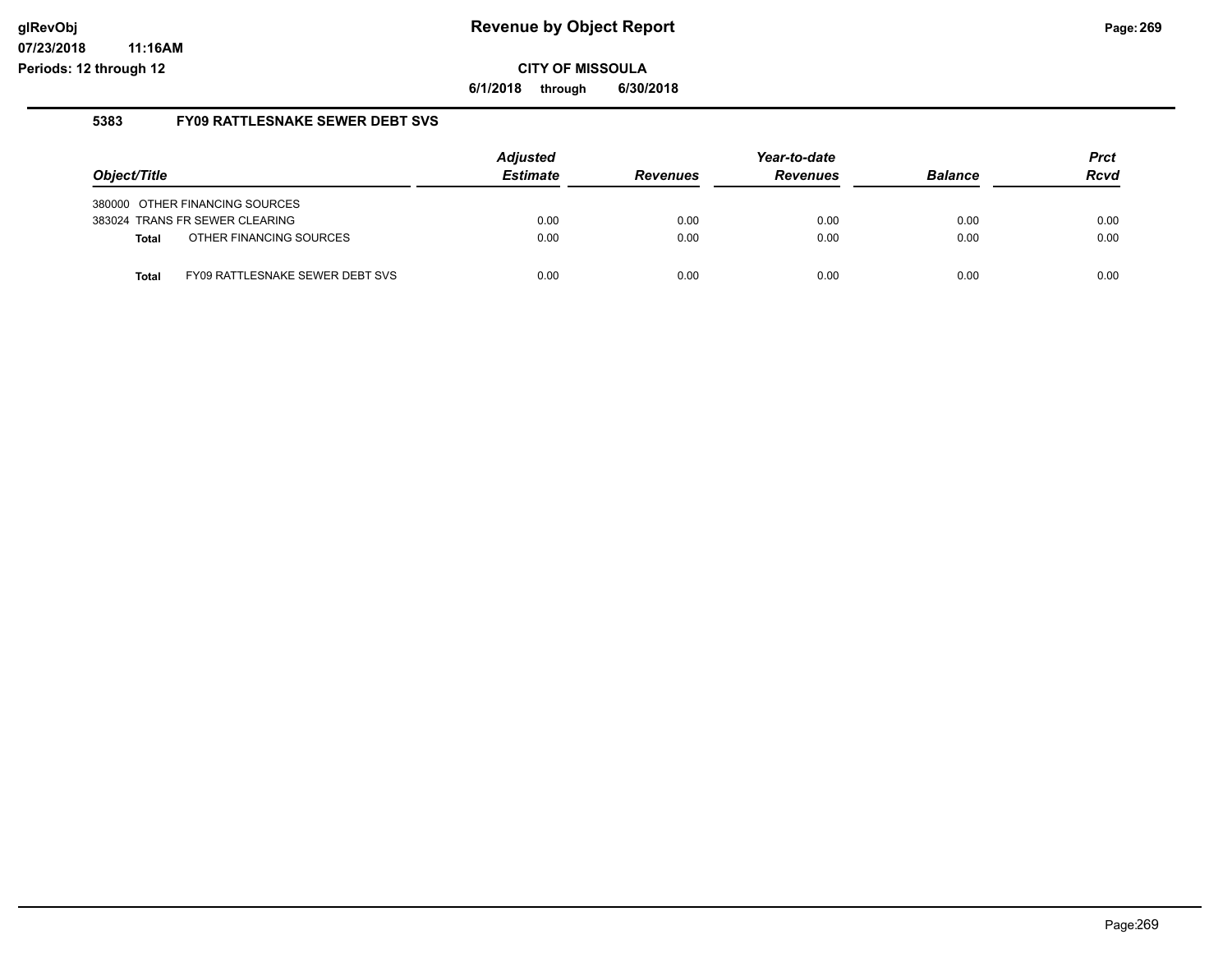# Revenue by Object Report

**CITY OF MISSOULA**

**6/1/2018 through 6/30/2018**

glRevObj
07/23/2018 11:16AM
Periods: 12 through 12

## 5383 FY09 RATTLESNAKE SEWER DEBT SVS

| Object/Title | Adjusted Estimate | Revenues | Year-to-date Revenues | Balance | Prct Rcvd |
|---|---|---|---|---|---|
| 380000 OTHER FINANCING SOURCES | | | | | |
| 383024 TRANS FR SEWER CLEARING | 0.00 | 0.00 | 0.00 | 0.00 | 0.00 |
| **Total** OTHER FINANCING SOURCES | 0.00 | 0.00 | 0.00 | 0.00 | 0.00 |
| **Total** FY09 RATTLESNAKE SEWER DEBT SVS | 0.00 | 0.00 | 0.00 | 0.00 | 0.00 |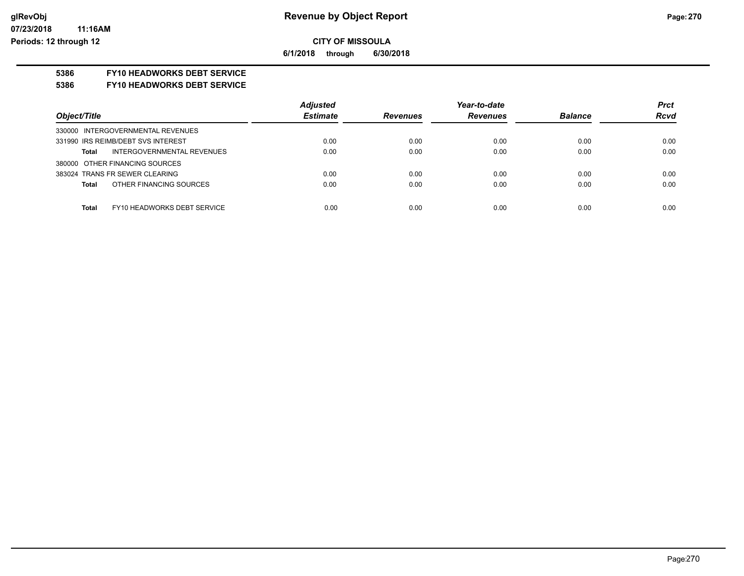**CITY OF MISSOULA**

**6/1/2018 through 6/30/2018**

**5386 FY10 HEADWORKS DEBT SERVICE**

**5386 FY10 HEADWORKS DEBT SERVICE**

| Object/Title | Adjusted Estimate | Revenues | Year-to-date Revenues | Balance | Prct Rcvd |
|---|---|---|---|---|---|
| 330000 INTERGOVERNMENTAL REVENUES | | | | | |
| 331990 IRS REIMB/DEBT SVS INTEREST | 0.00 | 0.00 | 0.00 | 0.00 | 0.00 |
| **Total** INTERGOVERNMENTAL REVENUES | 0.00 | 0.00 | 0.00 | 0.00 | 0.00 |
| 380000 OTHER FINANCING SOURCES | | | | | |
| 383024 TRANS FR SEWER CLEARING | 0.00 | 0.00 | 0.00 | 0.00 | 0.00 |
| **Total** OTHER FINANCING SOURCES | 0.00 | 0.00 | 0.00 | 0.00 | 0.00 |
| **Total** FY10 HEADWORKS DEBT SERVICE | 0.00 | 0.00 | 0.00 | 0.00 | 0.00 |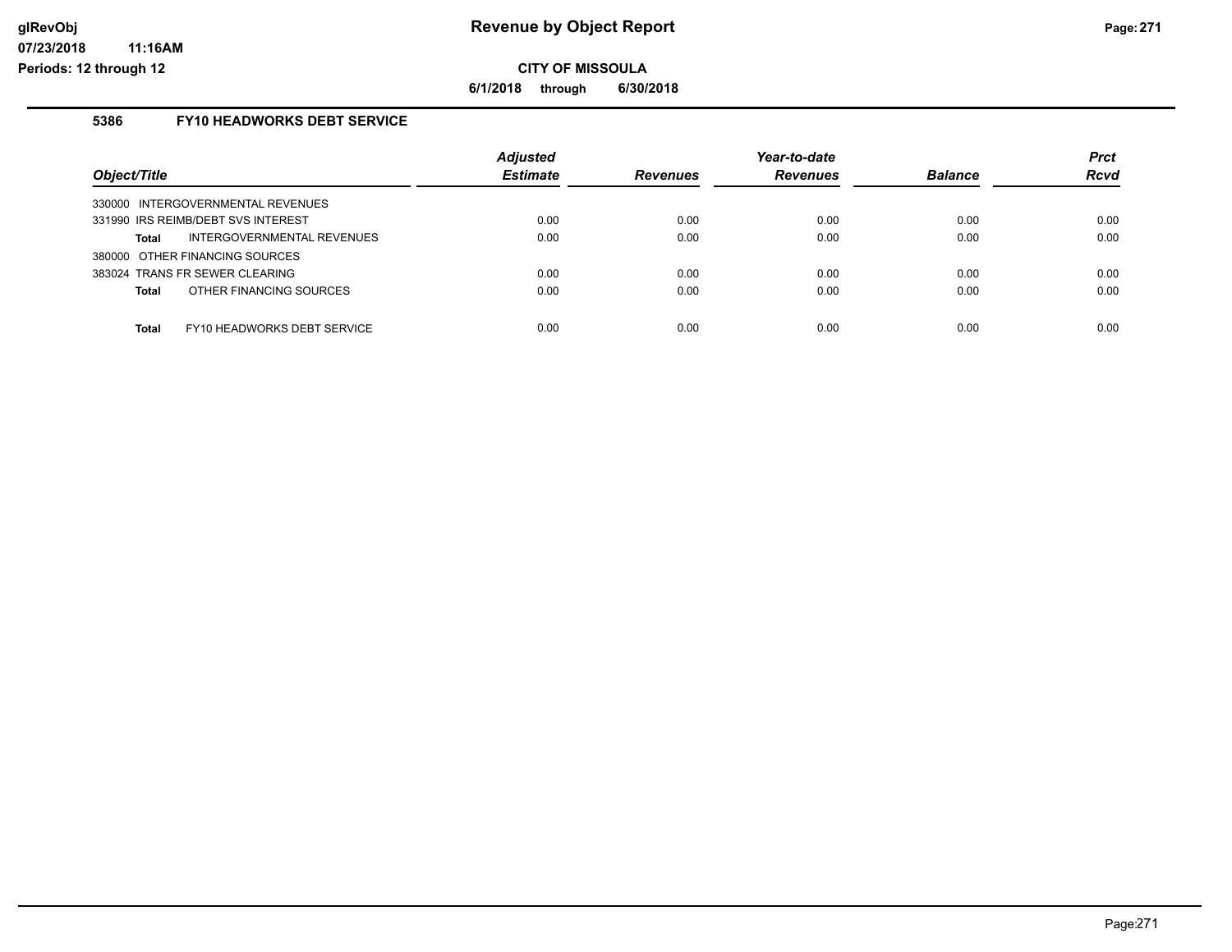**Revenue by Object Report**

**CITY OF MISSOULA**

**6/1/2018 through 6/30/2018**

glRevObj
07/23/2018 11:16AM
Periods: 12 through 12

### 5386 FY10 HEADWORKS DEBT SERVICE

| Object/Title | Adjusted Estimate | Revenues | Year-to-date Revenues | Balance | Prct Rcvd |
|---|---|---|---|---|---|
| 330000 INTERGOVERNMENTAL REVENUES | | | | | |
| 331990 IRS REIMB/DEBT SVS INTEREST | 0.00 | 0.00 | 0.00 | 0.00 | 0.00 |
| **Total** INTERGOVERNMENTAL REVENUES | 0.00 | 0.00 | 0.00 | 0.00 | 0.00 |
| 380000 OTHER FINANCING SOURCES | | | | | |
| 383024 TRANS FR SEWER CLEARING | 0.00 | 0.00 | 0.00 | 0.00 | 0.00 |
| **Total** OTHER FINANCING SOURCES | 0.00 | 0.00 | 0.00 | 0.00 | 0.00 |
| **Total** FY10 HEADWORKS DEBT SERVICE | 0.00 | 0.00 | 0.00 | 0.00 | 0.00 |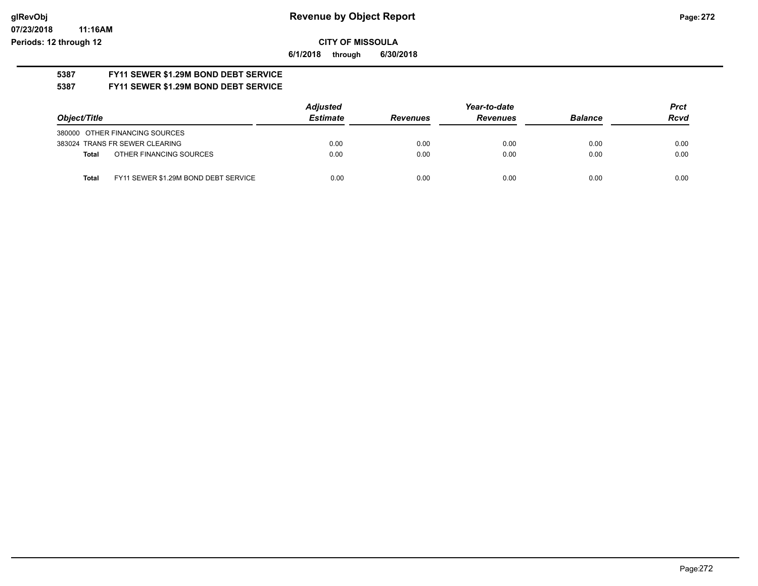**Revenue by Object Report**

**CITY OF MISSOULA**

**6/1/2018 through 6/30/2018**

glRevObj
07/23/2018 11:16AM
Periods: 12 through 12

## 5387 FY11 SEWER $1.29M BOND DEBT SERVICE

## 5387 FY11 SEWER $1.29M BOND DEBT SERVICE

| Object/Title | Adjusted Estimate | Revenues | Year-to-date Revenues | Balance | Prct Rcvd |
|---|---|---|---|---|---|
| 380000 OTHER FINANCING SOURCES | | | | | |
| 383024 TRANS FR SEWER CLEARING | 0.00 | 0.00 | 0.00 | 0.00 | 0.00 |
| **Total** OTHER FINANCING SOURCES | 0.00 | 0.00 | 0.00 | 0.00 | 0.00 |
| **Total** FY11 SEWER $1.29M BOND DEBT SERVICE | 0.00 | 0.00 | 0.00 | 0.00 | 0.00 |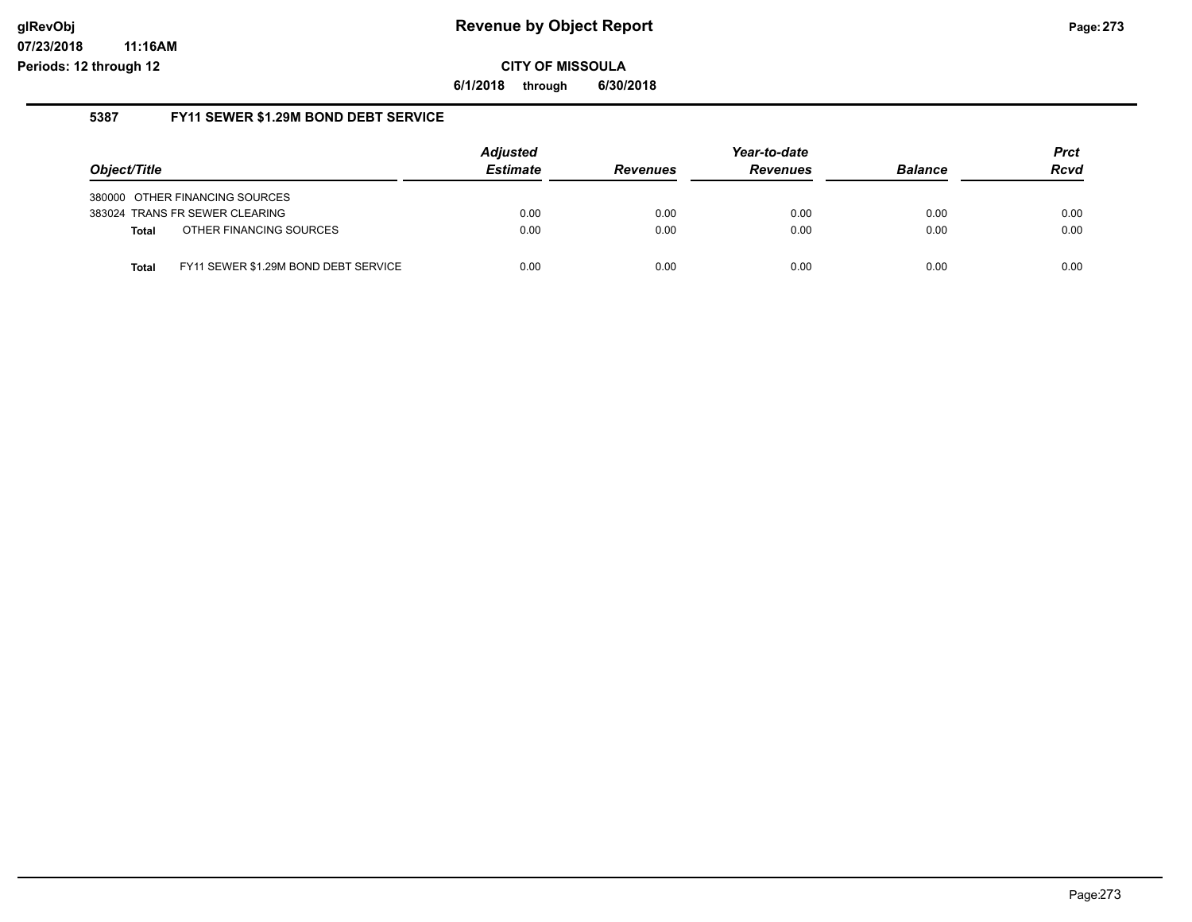# Revenue by Object Report

**CITY OF MISSOULA**

**6/1/2018 through 6/30/2018**

glRevObj
07/23/2018 11:16AM
Periods: 12 through 12

### 5387 FY11 SEWER $1.29M BOND DEBT SERVICE

| Object/Title | Adjusted Estimate | Revenues | Year-to-date Revenues | Balance | Prct Rcvd |
|---|---|---|---|---|---|
| 380000 OTHER FINANCING SOURCES | | | | | |
| 383024 TRANS FR SEWER CLEARING | 0.00 | 0.00 | 0.00 | 0.00 | 0.00 |
| **Total** OTHER FINANCING SOURCES | 0.00 | 0.00 | 0.00 | 0.00 | 0.00 |
| **Total** FY11 SEWER $1.29M BOND DEBT SERVICE | 0.00 | 0.00 | 0.00 | 0.00 | 0.00 |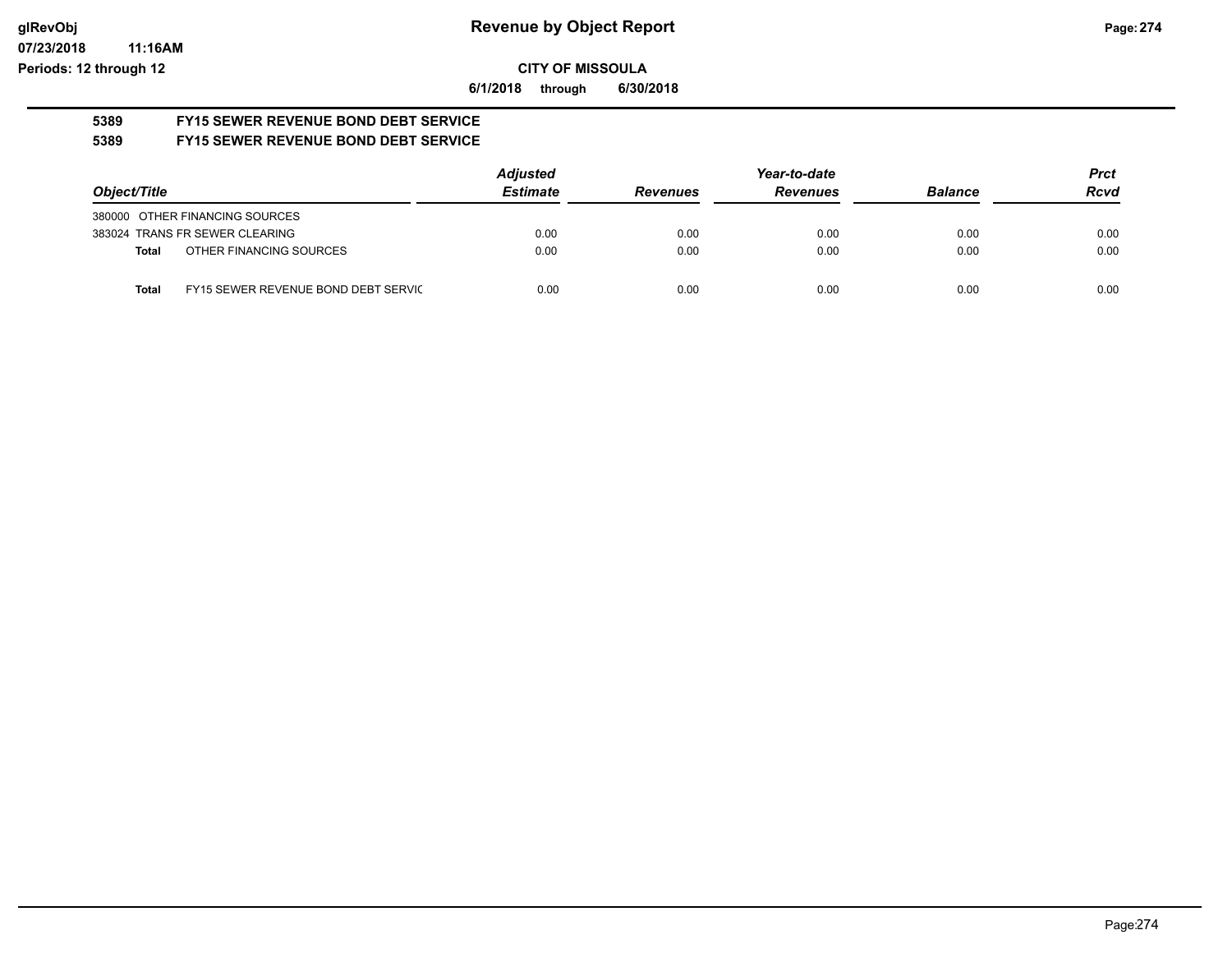# Revenue by Object Report

**CITY OF MISSOULA**

**6/1/2018 through 6/30/2018**

glRevObj
07/23/2018 11:16AM
Periods: 12 through 12

**5389 FY15 SEWER REVENUE BOND DEBT SERVICE**

**5389 FY15 SEWER REVENUE BOND DEBT SERVICE**

| Object/Title | | *Adjusted Estimate* | *Revenues* | *Year-to-date Revenues* | *Balance* | *Prct Rcvd* |
|---|---|---|---|---|---|---|
| 380000 OTHER FINANCING SOURCES | | | | | | |
| 383024 TRANS FR SEWER CLEARING | | 0.00 | 0.00 | 0.00 | 0.00 | 0.00 |
| **Total** | OTHER FINANCING SOURCES | 0.00 | 0.00 | 0.00 | 0.00 | 0.00 |
| **Total** | FY15 SEWER REVENUE BOND DEBT SERVIC | 0.00 | 0.00 | 0.00 | 0.00 | 0.00 |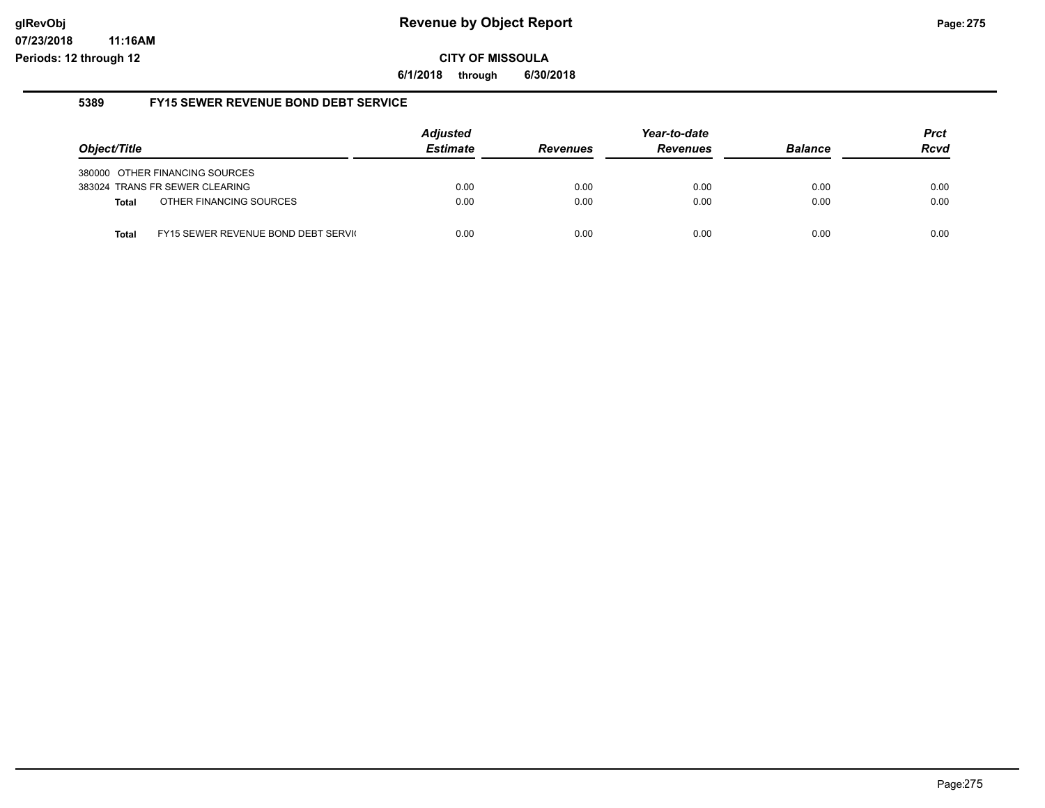# Revenue by Object Report

**CITY OF MISSOULA**

**6/1/2018 through 6/30/2018**

glRevObj
07/23/2018 11:16AM
Periods: 12 through 12

## 5389 FY15 SEWER REVENUE BOND DEBT SERVICE

| Object/Title | Adjusted Estimate | Revenues | Year-to-date Revenues | Balance | Prct Rcvd |
|---|---|---|---|---|---|
| 380000 OTHER FINANCING SOURCES | | | | | |
| 383024 TRANS FR SEWER CLEARING | 0.00 | 0.00 | 0.00 | 0.00 | 0.00 |
| **Total** OTHER FINANCING SOURCES | 0.00 | 0.00 | 0.00 | 0.00 | 0.00 |
| **Total** FY15 SEWER REVENUE BOND DEBT SERVI( | 0.00 | 0.00 | 0.00 | 0.00 | 0.00 |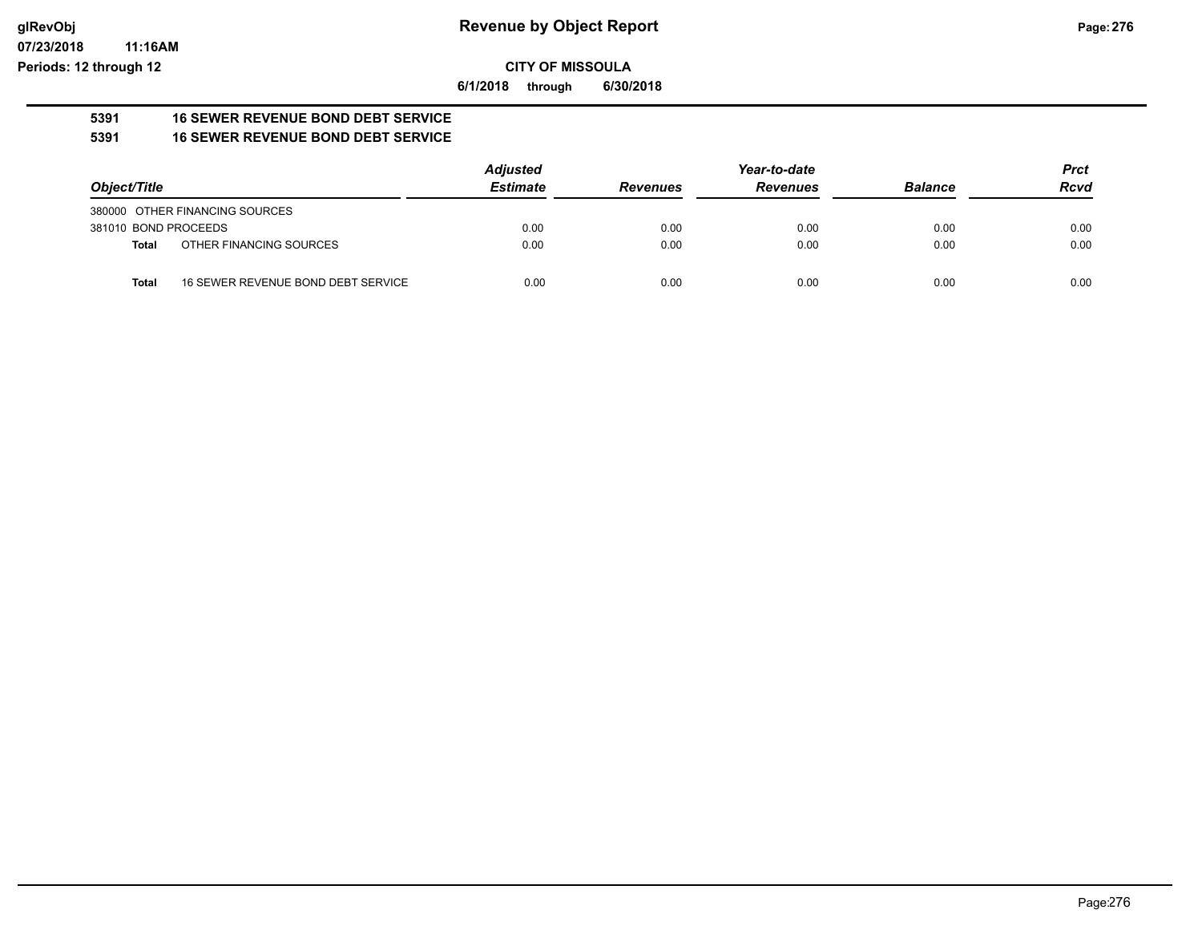# Revenue by Object Report

**CITY OF MISSOULA**

**6/1/2018 through 6/30/2018**

glRevObj
07/23/2018 11:16AM
Periods: 12 through 12

**5391 16 SEWER REVENUE BOND DEBT SERVICE**

**5391 16 SEWER REVENUE BOND DEBT SERVICE**

| Object/Title | Adjusted Estimate | Revenues | Year-to-date Revenues | Balance | Prct Rcvd |
|---|---|---|---|---|---|
| 380000 OTHER FINANCING SOURCES | | | | | |
| 381010 BOND PROCEEDS | 0.00 | 0.00 | 0.00 | 0.00 | 0.00 |
| **Total** OTHER FINANCING SOURCES | 0.00 | 0.00 | 0.00 | 0.00 | 0.00 |
| **Total** 16 SEWER REVENUE BOND DEBT SERVICE | 0.00 | 0.00 | 0.00 | 0.00 | 0.00 |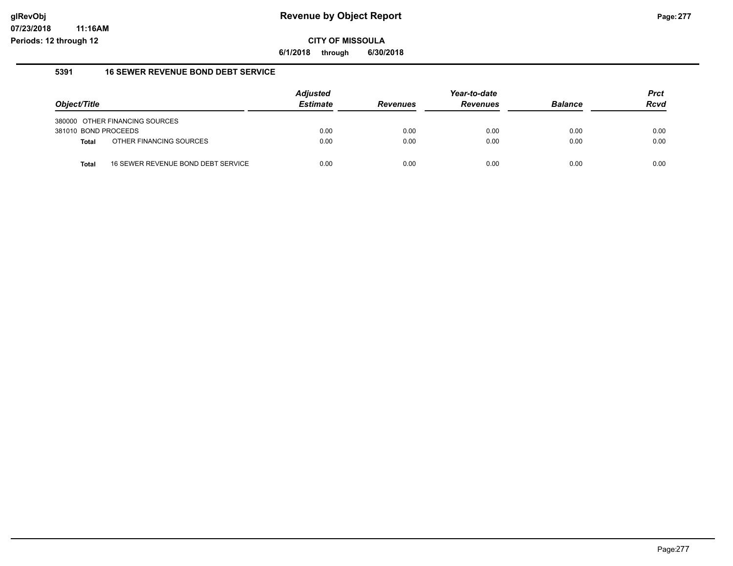# Revenue by Object Report

glRevObj
07/23/2018 11:16AM
Periods: 12 through 12

**CITY OF MISSOULA**

**6/1/2018 through 6/30/2018**

## 5391 16 SEWER REVENUE BOND DEBT SERVICE

| Object/Title | | Adjusted Estimate | Revenues | Year-to-date Revenues | Balance | Prct Rcvd |
|---|---|---|---|---|---|---|
| 380000 OTHER FINANCING SOURCES | | | | | | |
| 381010 BOND PROCEEDS | | 0.00 | 0.00 | 0.00 | 0.00 | 0.00 |
| **Total** | OTHER FINANCING SOURCES | 0.00 | 0.00 | 0.00 | 0.00 | 0.00 |
| **Total** | 16 SEWER REVENUE BOND DEBT SERVICE | 0.00 | 0.00 | 0.00 | 0.00 | 0.00 |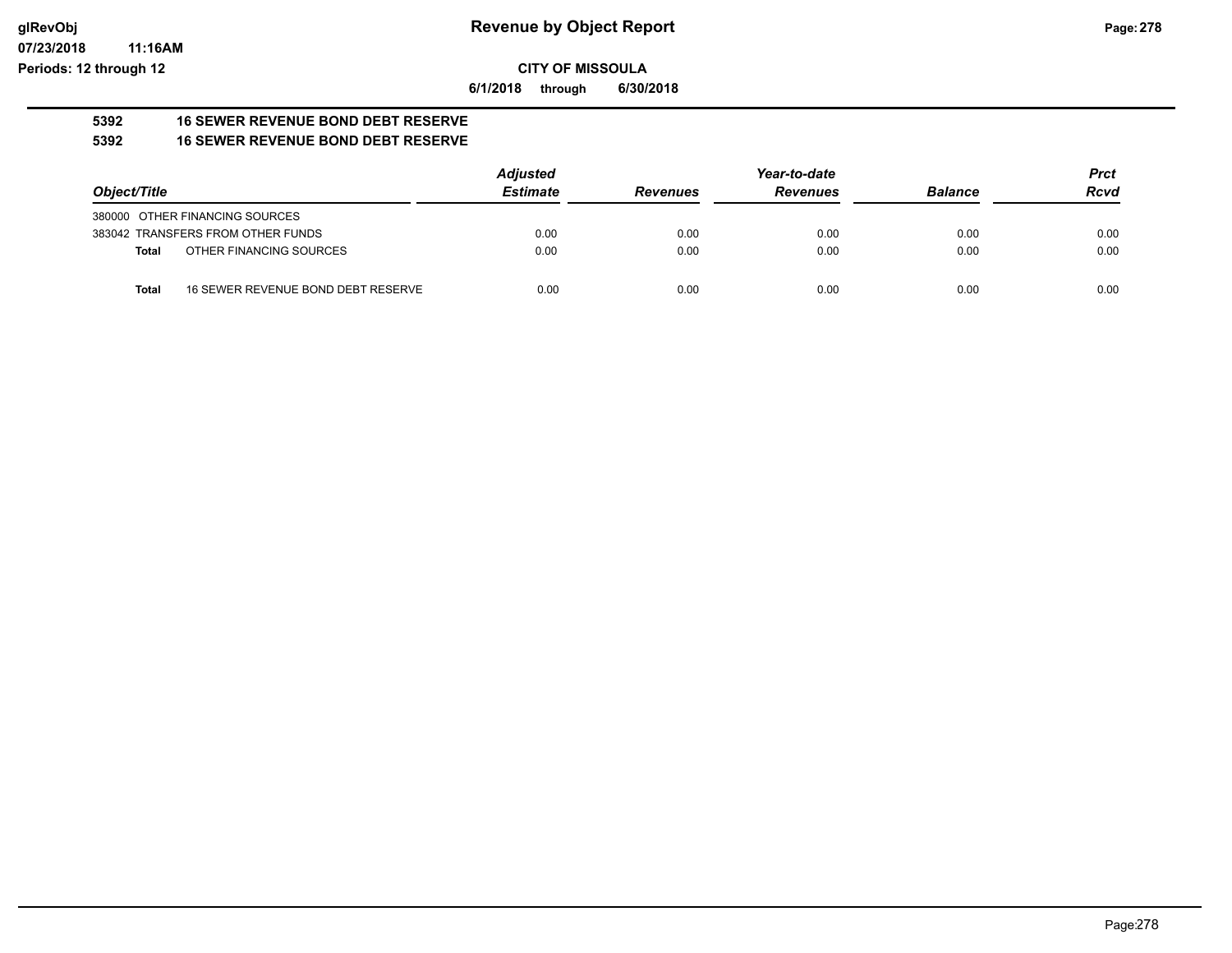**Revenue by Object Report**

**CITY OF MISSOULA**

**6/1/2018 through 6/30/2018**

glRevObj
07/23/2018 11:16AM
Periods: 12 through 12

**5392 16 SEWER REVENUE BOND DEBT RESERVE**

**5392 16 SEWER REVENUE BOND DEBT RESERVE**

| Object/Title | Adjusted Estimate | Revenues | Year-to-date Revenues | Balance | Prct Rcvd |
|---|---|---|---|---|---|
| 380000 OTHER FINANCING SOURCES | | | | | |
| 383042 TRANSFERS FROM OTHER FUNDS | 0.00 | 0.00 | 0.00 | 0.00 | 0.00 |
| **Total** OTHER FINANCING SOURCES | 0.00 | 0.00 | 0.00 | 0.00 | 0.00 |
| **Total** 16 SEWER REVENUE BOND DEBT RESERVE | 0.00 | 0.00 | 0.00 | 0.00 | 0.00 |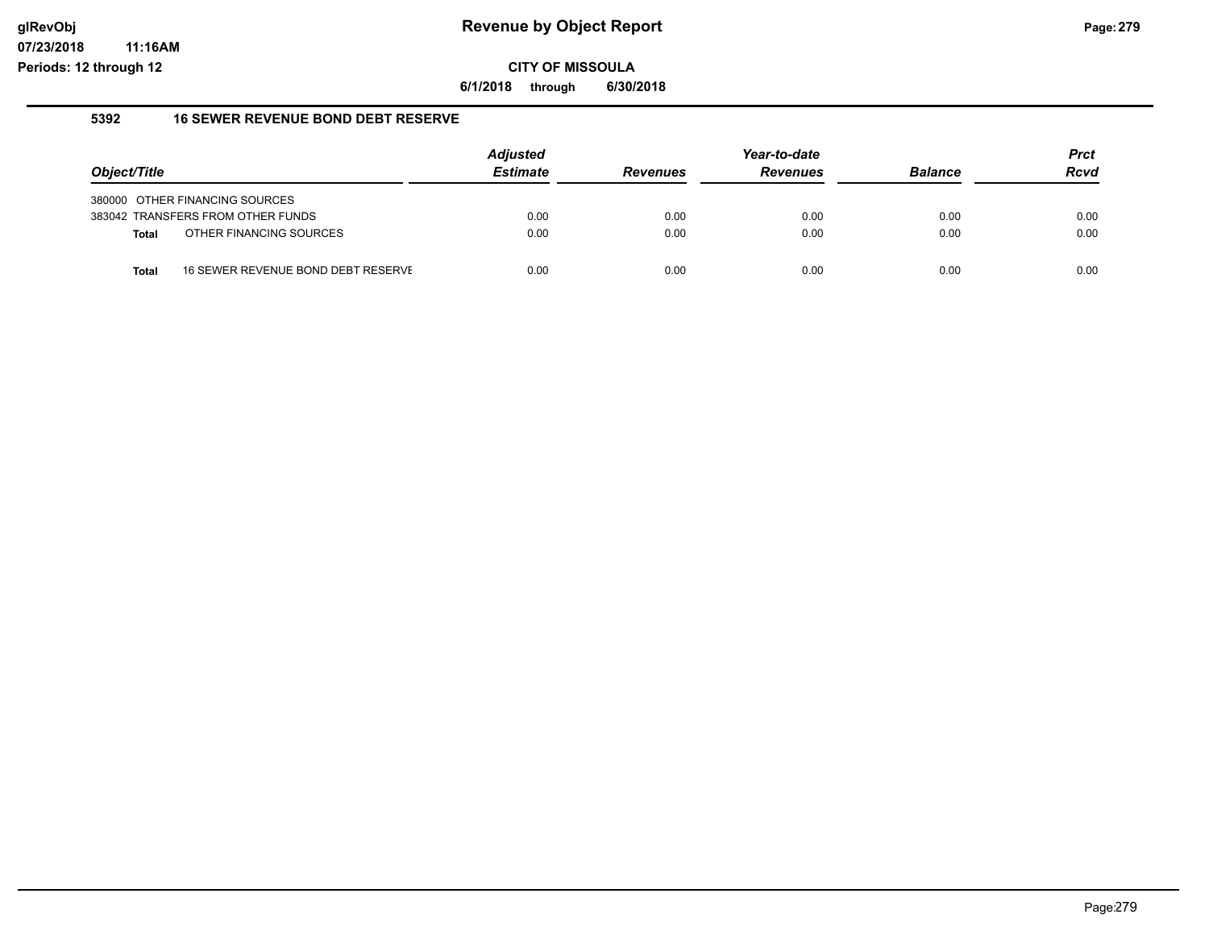# Revenue by Object Report

## CITY OF MISSOULA

**6/1/2018 through 6/30/2018**

### 5392 16 SEWER REVENUE BOND DEBT RESERVE

| Object/Title | | Adjusted Estimate | Revenues | Year-to-date Revenues | Balance | Prct Rcvd |
|---|---|---|---|---|---|---|
| 380000 OTHER FINANCING SOURCES | | | | | | |
| 383042 TRANSFERS FROM OTHER FUNDS | | 0.00 | 0.00 | 0.00 | 0.00 | 0.00 |
| **Total** | OTHER FINANCING SOURCES | 0.00 | 0.00 | 0.00 | 0.00 | 0.00 |
| **Total** | 16 SEWER REVENUE BOND DEBT RESERVE | 0.00 | 0.00 | 0.00 | 0.00 | 0.00 |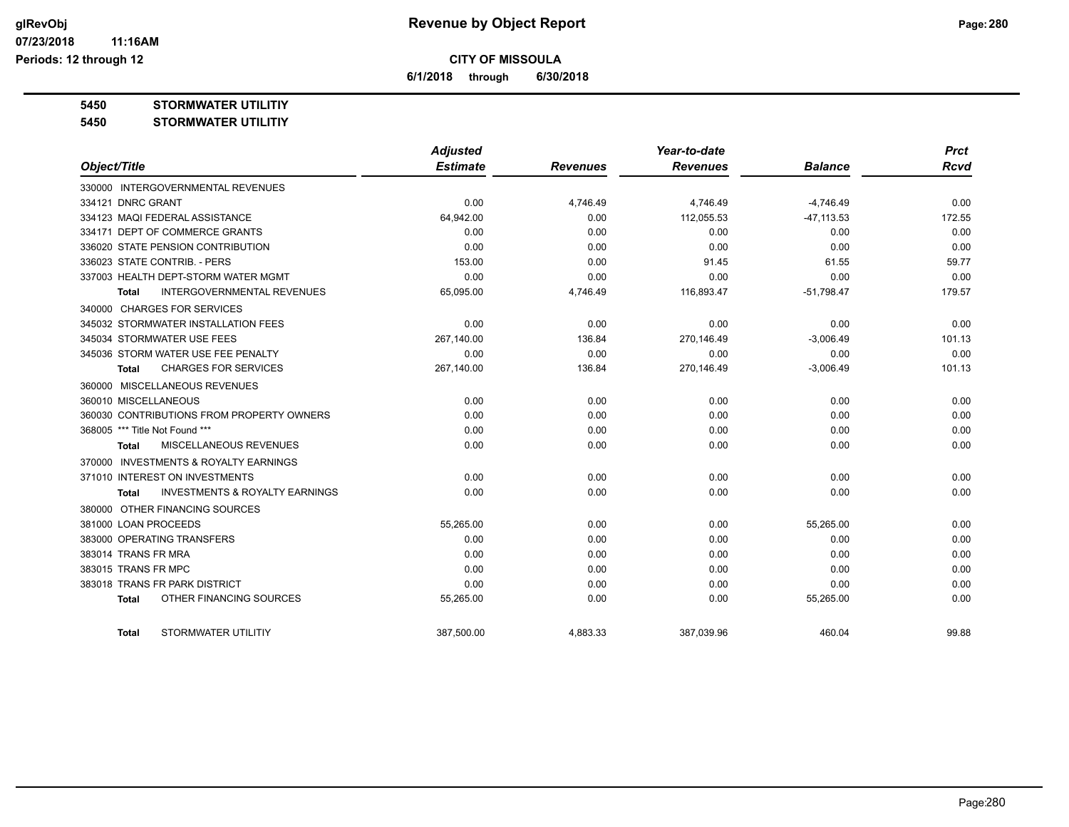**CITY OF MISSOULA**

**6/1/2018 through 6/30/2018**

**5450 STORMWATER UTILITIY**

**5450 STORMWATER UTILITIY**

| Object/Title | Adjusted Estimate | Revenues | Year-to-date Revenues | Balance | Prct Rcvd |
|---|---|---|---|---|---|
| 330000 INTERGOVERNMENTAL REVENUES | | | | | |
| 334121 DNRC GRANT | 0.00 | 4,746.49 | 4,746.49 | -4,746.49 | 0.00 |
| 334123 MAQI FEDERAL ASSISTANCE | 64,942.00 | 0.00 | 112,055.53 | -47,113.53 | 172.55 |
| 334171 DEPT OF COMMERCE GRANTS | 0.00 | 0.00 | 0.00 | 0.00 | 0.00 |
| 336020 STATE PENSION CONTRIBUTION | 0.00 | 0.00 | 0.00 | 0.00 | 0.00 |
| 336023 STATE CONTRIB. - PERS | 153.00 | 0.00 | 91.45 | 61.55 | 59.77 |
| 337003 HEALTH DEPT-STORM WATER MGMT | 0.00 | 0.00 | 0.00 | 0.00 | 0.00 |
| **Total** INTERGOVERNMENTAL REVENUES | 65,095.00 | 4,746.49 | 116,893.47 | -51,798.47 | 179.57 |
| 340000 CHARGES FOR SERVICES | | | | | |
| 345032 STORMWATER INSTALLATION FEES | 0.00 | 0.00 | 0.00 | 0.00 | 0.00 |
| 345034 STORMWATER USE FEES | 267,140.00 | 136.84 | 270,146.49 | -3,006.49 | 101.13 |
| 345036 STORM WATER USE FEE PENALTY | 0.00 | 0.00 | 0.00 | 0.00 | 0.00 |
| **Total** CHARGES FOR SERVICES | 267,140.00 | 136.84 | 270,146.49 | -3,006.49 | 101.13 |
| 360000 MISCELLANEOUS REVENUES | | | | | |
| 360010 MISCELLANEOUS | 0.00 | 0.00 | 0.00 | 0.00 | 0.00 |
| 360030 CONTRIBUTIONS FROM PROPERTY OWNERS | 0.00 | 0.00 | 0.00 | 0.00 | 0.00 |
| 368005 *** Title Not Found *** | 0.00 | 0.00 | 0.00 | 0.00 | 0.00 |
| **Total** MISCELLANEOUS REVENUES | 0.00 | 0.00 | 0.00 | 0.00 | 0.00 |
| 370000 INVESTMENTS & ROYALTY EARNINGS | | | | | |
| 371010 INTEREST ON INVESTMENTS | 0.00 | 0.00 | 0.00 | 0.00 | 0.00 |
| **Total** INVESTMENTS & ROYALTY EARNINGS | 0.00 | 0.00 | 0.00 | 0.00 | 0.00 |
| 380000 OTHER FINANCING SOURCES | | | | | |
| 381000 LOAN PROCEEDS | 55,265.00 | 0.00 | 0.00 | 55,265.00 | 0.00 |
| 383000 OPERATING TRANSFERS | 0.00 | 0.00 | 0.00 | 0.00 | 0.00 |
| 383014 TRANS FR MRA | 0.00 | 0.00 | 0.00 | 0.00 | 0.00 |
| 383015 TRANS FR MPC | 0.00 | 0.00 | 0.00 | 0.00 | 0.00 |
| 383018 TRANS FR PARK DISTRICT | 0.00 | 0.00 | 0.00 | 0.00 | 0.00 |
| **Total** OTHER FINANCING SOURCES | 55,265.00 | 0.00 | 0.00 | 55,265.00 | 0.00 |
| **Total** STORMWATER UTILITIY | 387,500.00 | 4,883.33 | 387,039.96 | 460.04 | 99.88 |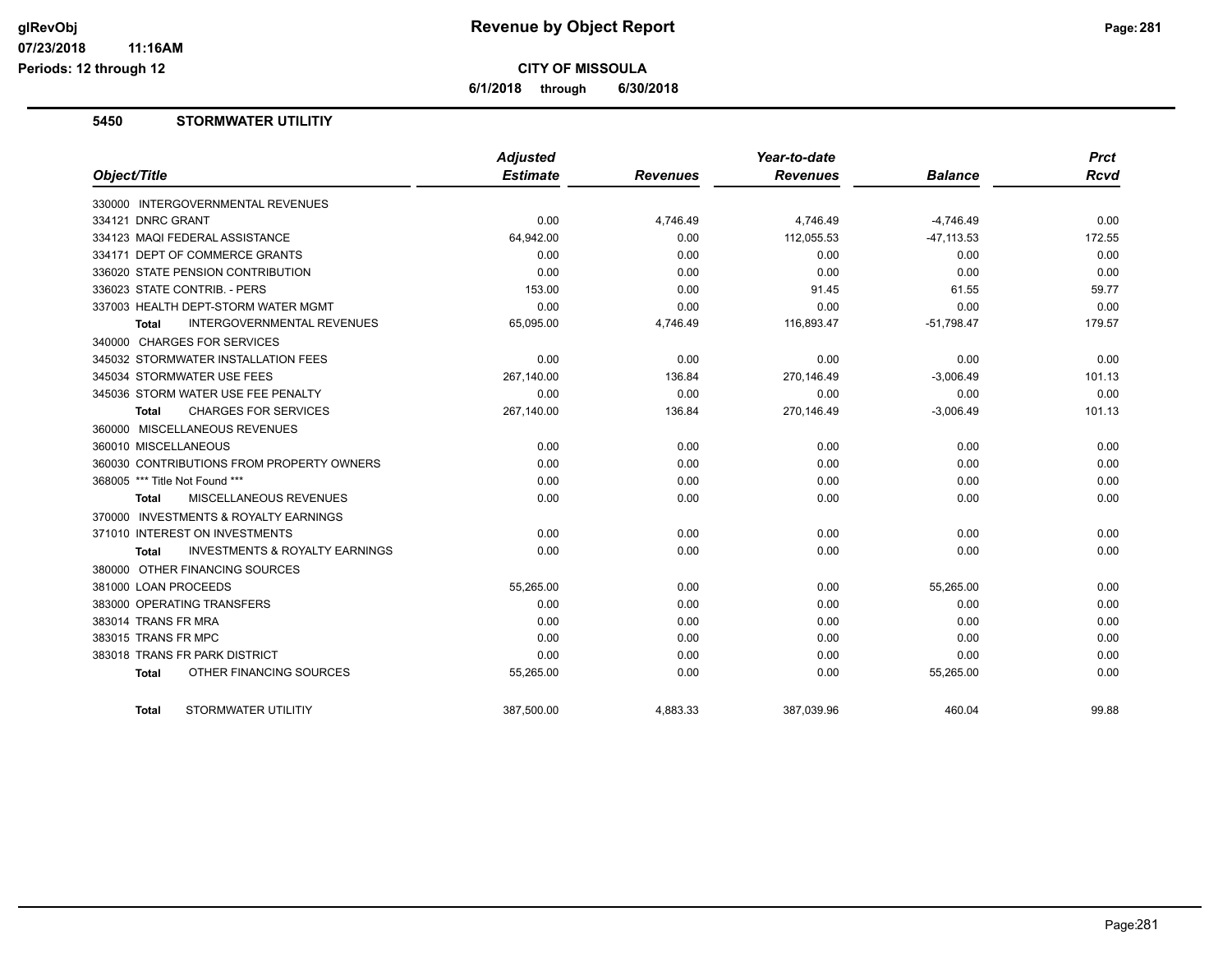**Revenue by Object Report**

**CITY OF MISSOULA**

**6/1/2018 through 6/30/2018**

## 5450 STORMWATER UTILITIY

| Object/Title | Adjusted Estimate | Revenues | Year-to-date Revenues | Balance | Prct Rcvd |
|---|---|---|---|---|---|
| 330000 INTERGOVERNMENTAL REVENUES | | | | | |
| 334121 DNRC GRANT | 0.00 | 4,746.49 | 4,746.49 | -4,746.49 | 0.00 |
| 334123 MAQI FEDERAL ASSISTANCE | 64,942.00 | 0.00 | 112,055.53 | -47,113.53 | 172.55 |
| 334171 DEPT OF COMMERCE GRANTS | 0.00 | 0.00 | 0.00 | 0.00 | 0.00 |
| 336020 STATE PENSION CONTRIBUTION | 0.00 | 0.00 | 0.00 | 0.00 | 0.00 |
| 336023 STATE CONTRIB. - PERS | 153.00 | 0.00 | 91.45 | 61.55 | 59.77 |
| 337003 HEALTH DEPT-STORM WATER MGMT | 0.00 | 0.00 | 0.00 | 0.00 | 0.00 |
| **Total** INTERGOVERNMENTAL REVENUES | 65,095.00 | 4,746.49 | 116,893.47 | -51,798.47 | 179.57 |
| 340000 CHARGES FOR SERVICES | | | | | |
| 345032 STORMWATER INSTALLATION FEES | 0.00 | 0.00 | 0.00 | 0.00 | 0.00 |
| 345034 STORMWATER USE FEES | 267,140.00 | 136.84 | 270,146.49 | -3,006.49 | 101.13 |
| 345036 STORM WATER USE FEE PENALTY | 0.00 | 0.00 | 0.00 | 0.00 | 0.00 |
| **Total** CHARGES FOR SERVICES | 267,140.00 | 136.84 | 270,146.49 | -3,006.49 | 101.13 |
| 360000 MISCELLANEOUS REVENUES | | | | | |
| 360010 MISCELLANEOUS | 0.00 | 0.00 | 0.00 | 0.00 | 0.00 |
| 360030 CONTRIBUTIONS FROM PROPERTY OWNERS | 0.00 | 0.00 | 0.00 | 0.00 | 0.00 |
| 368005 *** Title Not Found *** | 0.00 | 0.00 | 0.00 | 0.00 | 0.00 |
| **Total** MISCELLANEOUS REVENUES | 0.00 | 0.00 | 0.00 | 0.00 | 0.00 |
| 370000 INVESTMENTS & ROYALTY EARNINGS | | | | | |
| 371010 INTEREST ON INVESTMENTS | 0.00 | 0.00 | 0.00 | 0.00 | 0.00 |
| **Total** INVESTMENTS & ROYALTY EARNINGS | 0.00 | 0.00 | 0.00 | 0.00 | 0.00 |
| 380000 OTHER FINANCING SOURCES | | | | | |
| 381000 LOAN PROCEEDS | 55,265.00 | 0.00 | 0.00 | 55,265.00 | 0.00 |
| 383000 OPERATING TRANSFERS | 0.00 | 0.00 | 0.00 | 0.00 | 0.00 |
| 383014 TRANS FR MRA | 0.00 | 0.00 | 0.00 | 0.00 | 0.00 |
| 383015 TRANS FR MPC | 0.00 | 0.00 | 0.00 | 0.00 | 0.00 |
| 383018 TRANS FR PARK DISTRICT | 0.00 | 0.00 | 0.00 | 0.00 | 0.00 |
| **Total** OTHER FINANCING SOURCES | 55,265.00 | 0.00 | 0.00 | 55,265.00 | 0.00 |
| **Total** STORMWATER UTILITIY | 387,500.00 | 4,883.33 | 387,039.96 | 460.04 | 99.88 |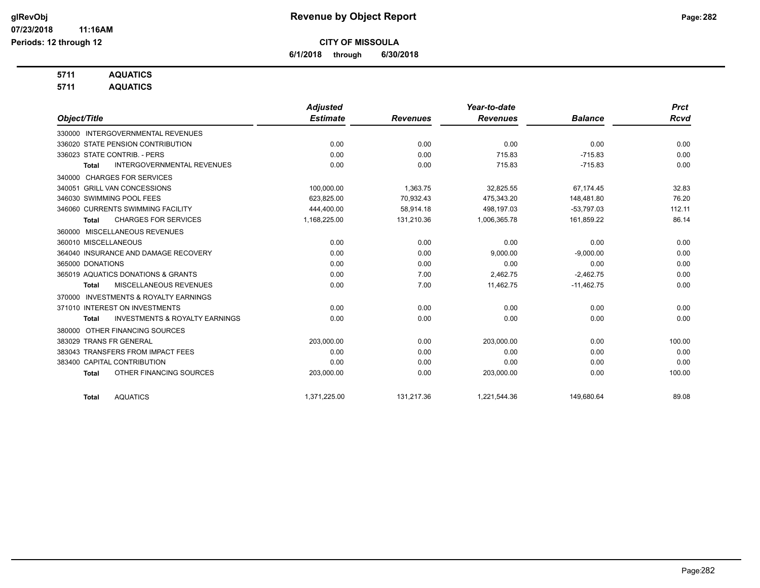# Revenue by Object Report

**CITY OF MISSOULA**

**6/1/2018 through 6/30/2018**

glRevObj
07/23/2018 11:16AM
Periods: 12 through 12

**5711 AQUATICS**
**5711 AQUATICS**

| Object/Title | Adjusted Estimate | Revenues | Year-to-date Revenues | Balance | Prct Rcvd |
|---|---|---|---|---|---|
| 330000 INTERGOVERNMENTAL REVENUES | | | | | |
| 336020 STATE PENSION CONTRIBUTION | 0.00 | 0.00 | 0.00 | 0.00 | 0.00 |
| 336023 STATE CONTRIB. - PERS | 0.00 | 0.00 | 715.83 | -715.83 | 0.00 |
| **Total** INTERGOVERNMENTAL REVENUES | 0.00 | 0.00 | 715.83 | -715.83 | 0.00 |
| 340000 CHARGES FOR SERVICES | | | | | |
| 340051 GRILL VAN CONCESSIONS | 100,000.00 | 1,363.75 | 32,825.55 | 67,174.45 | 32.83 |
| 346030 SWIMMING POOL FEES | 623,825.00 | 70,932.43 | 475,343.20 | 148,481.80 | 76.20 |
| 346060 CURRENTS SWIMMING FACILITY | 444,400.00 | 58,914.18 | 498,197.03 | -53,797.03 | 112.11 |
| **Total** CHARGES FOR SERVICES | 1,168,225.00 | 131,210.36 | 1,006,365.78 | 161,859.22 | 86.14 |
| 360000 MISCELLANEOUS REVENUES | | | | | |
| 360010 MISCELLANEOUS | 0.00 | 0.00 | 0.00 | 0.00 | 0.00 |
| 364040 INSURANCE AND DAMAGE RECOVERY | 0.00 | 0.00 | 9,000.00 | -9,000.00 | 0.00 |
| 365000 DONATIONS | 0.00 | 0.00 | 0.00 | 0.00 | 0.00 |
| 365019 AQUATICS DONATIONS & GRANTS | 0.00 | 7.00 | 2,462.75 | -2,462.75 | 0.00 |
| **Total** MISCELLANEOUS REVENUES | 0.00 | 7.00 | 11,462.75 | -11,462.75 | 0.00 |
| 370000 INVESTMENTS & ROYALTY EARNINGS | | | | | |
| 371010 INTEREST ON INVESTMENTS | 0.00 | 0.00 | 0.00 | 0.00 | 0.00 |
| **Total** INVESTMENTS & ROYALTY EARNINGS | 0.00 | 0.00 | 0.00 | 0.00 | 0.00 |
| 380000 OTHER FINANCING SOURCES | | | | | |
| 383029 TRANS FR GENERAL | 203,000.00 | 0.00 | 203,000.00 | 0.00 | 100.00 |
| 383043 TRANSFERS FROM IMPACT FEES | 0.00 | 0.00 | 0.00 | 0.00 | 0.00 |
| 383400 CAPITAL CONTRIBUTION | 0.00 | 0.00 | 0.00 | 0.00 | 0.00 |
| **Total** OTHER FINANCING SOURCES | 203,000.00 | 0.00 | 203,000.00 | 0.00 | 100.00 |
| **Total** AQUATICS | 1,371,225.00 | 131,217.36 | 1,221,544.36 | 149,680.64 | 89.08 |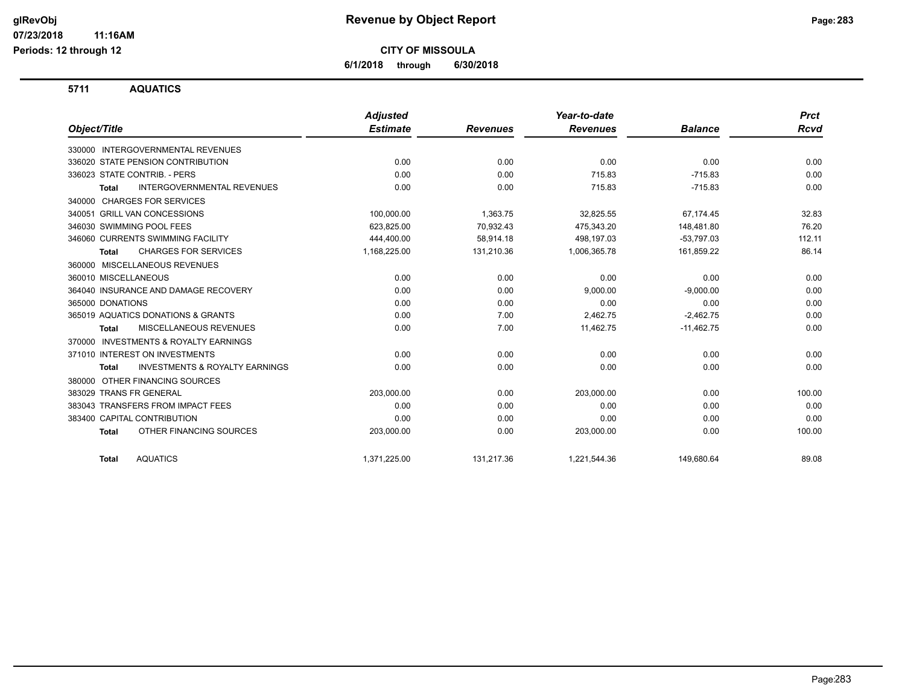# CITY OF MISSOULA

**6/1/2018 through 6/30/2018**

## 5711 AQUATICS

| Object/Title | Adjusted Estimate | Revenues | Year-to-date Revenues | Balance | Prct Rcvd |
|---|---|---|---|---|---|
| 330000 INTERGOVERNMENTAL REVENUES | | | | | |
| 336020 STATE PENSION CONTRIBUTION | 0.00 | 0.00 | 0.00 | 0.00 | 0.00 |
| 336023 STATE CONTRIB. - PERS | 0.00 | 0.00 | 715.83 | -715.83 | 0.00 |
| **Total** INTERGOVERNMENTAL REVENUES | 0.00 | 0.00 | 715.83 | -715.83 | 0.00 |
| 340000 CHARGES FOR SERVICES | | | | | |
| 340051 GRILL VAN CONCESSIONS | 100,000.00 | 1,363.75 | 32,825.55 | 67,174.45 | 32.83 |
| 346030 SWIMMING POOL FEES | 623,825.00 | 70,932.43 | 475,343.20 | 148,481.80 | 76.20 |
| 346060 CURRENTS SWIMMING FACILITY | 444,400.00 | 58,914.18 | 498,197.03 | -53,797.03 | 112.11 |
| **Total** CHARGES FOR SERVICES | 1,168,225.00 | 131,210.36 | 1,006,365.78 | 161,859.22 | 86.14 |
| 360000 MISCELLANEOUS REVENUES | | | | | |
| 360010 MISCELLANEOUS | 0.00 | 0.00 | 0.00 | 0.00 | 0.00 |
| 364040 INSURANCE AND DAMAGE RECOVERY | 0.00 | 0.00 | 9,000.00 | -9,000.00 | 0.00 |
| 365000 DONATIONS | 0.00 | 0.00 | 0.00 | 0.00 | 0.00 |
| 365019 AQUATICS DONATIONS & GRANTS | 0.00 | 7.00 | 2,462.75 | -2,462.75 | 0.00 |
| **Total** MISCELLANEOUS REVENUES | 0.00 | 7.00 | 11,462.75 | -11,462.75 | 0.00 |
| 370000 INVESTMENTS & ROYALTY EARNINGS | | | | | |
| 371010 INTEREST ON INVESTMENTS | 0.00 | 0.00 | 0.00 | 0.00 | 0.00 |
| **Total** INVESTMENTS & ROYALTY EARNINGS | 0.00 | 0.00 | 0.00 | 0.00 | 0.00 |
| 380000 OTHER FINANCING SOURCES | | | | | |
| 383029 TRANS FR GENERAL | 203,000.00 | 0.00 | 203,000.00 | 0.00 | 100.00 |
| 383043 TRANSFERS FROM IMPACT FEES | 0.00 | 0.00 | 0.00 | 0.00 | 0.00 |
| 383400 CAPITAL CONTRIBUTION | 0.00 | 0.00 | 0.00 | 0.00 | 0.00 |
| **Total** OTHER FINANCING SOURCES | 203,000.00 | 0.00 | 203,000.00 | 0.00 | 100.00 |
| **Total** AQUATICS | 1,371,225.00 | 131,217.36 | 1,221,544.36 | 149,680.64 | 89.08 |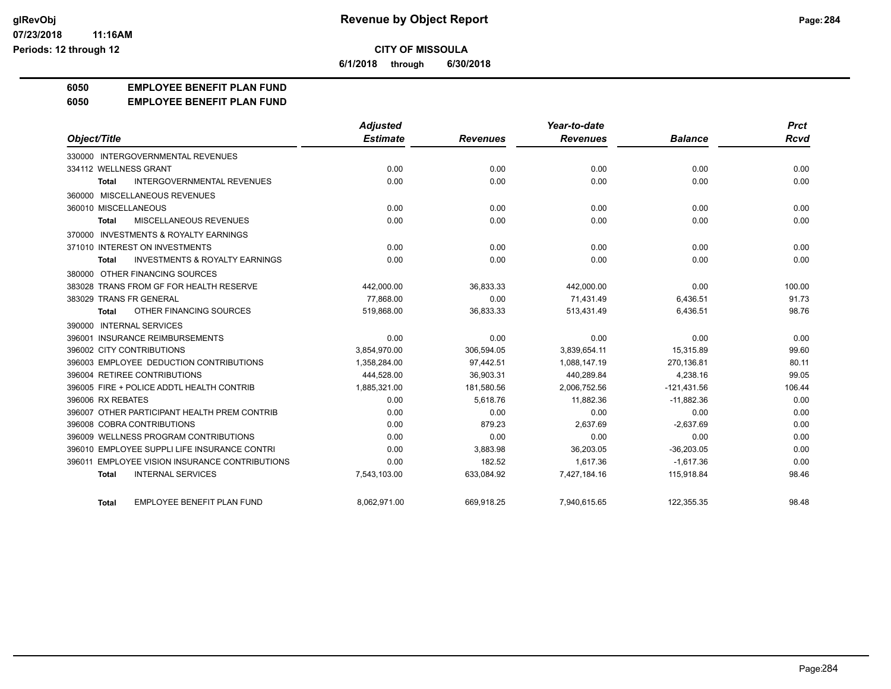**CITY OF MISSOULA**

**6/1/2018 through 6/30/2018**

**6050 EMPLOYEE BENEFIT PLAN FUND**

**6050 EMPLOYEE BENEFIT PLAN FUND**

| Object/Title | Adjusted Estimate | Revenues | Year-to-date Revenues | Balance | Prct Rcvd |
|---|---|---|---|---|---|
| 330000 INTERGOVERNMENTAL REVENUES | | | | | |
| 334112 WELLNESS GRANT | 0.00 | 0.00 | 0.00 | 0.00 | 0.00 |
| **Total** INTERGOVERNMENTAL REVENUES | 0.00 | 0.00 | 0.00 | 0.00 | 0.00 |
| 360000 MISCELLANEOUS REVENUES | | | | | |
| 360010 MISCELLANEOUS | 0.00 | 0.00 | 0.00 | 0.00 | 0.00 |
| **Total** MISCELLANEOUS REVENUES | 0.00 | 0.00 | 0.00 | 0.00 | 0.00 |
| 370000 INVESTMENTS & ROYALTY EARNINGS | | | | | |
| 371010 INTEREST ON INVESTMENTS | 0.00 | 0.00 | 0.00 | 0.00 | 0.00 |
| **Total** INVESTMENTS & ROYALTY EARNINGS | 0.00 | 0.00 | 0.00 | 0.00 | 0.00 |
| 380000 OTHER FINANCING SOURCES | | | | | |
| 383028 TRANS FROM GF FOR HEALTH RESERVE | 442,000.00 | 36,833.33 | 442,000.00 | 0.00 | 100.00 |
| 383029 TRANS FR GENERAL | 77,868.00 | 0.00 | 71,431.49 | 6,436.51 | 91.73 |
| **Total** OTHER FINANCING SOURCES | 519,868.00 | 36,833.33 | 513,431.49 | 6,436.51 | 98.76 |
| 390000 INTERNAL SERVICES | | | | | |
| 396001 INSURANCE REIMBURSEMENTS | 0.00 | 0.00 | 0.00 | 0.00 | 0.00 |
| 396002 CITY CONTRIBUTIONS | 3,854,970.00 | 306,594.05 | 3,839,654.11 | 15,315.89 | 99.60 |
| 396003 EMPLOYEE DEDUCTION CONTRIBUTIONS | 1,358,284.00 | 97,442.51 | 1,088,147.19 | 270,136.81 | 80.11 |
| 396004 RETIREE CONTRIBUTIONS | 444,528.00 | 36,903.31 | 440,289.84 | 4,238.16 | 99.05 |
| 396005 FIRE + POLICE ADDTL HEALTH CONTRIB | 1,885,321.00 | 181,580.56 | 2,006,752.56 | -121,431.56 | 106.44 |
| 396006 RX REBATES | 0.00 | 5,618.76 | 11,882.36 | -11,882.36 | 0.00 |
| 396007 OTHER PARTICIPANT HEALTH PREM CONTRIB | 0.00 | 0.00 | 0.00 | 0.00 | 0.00 |
| 396008 COBRA CONTRIBUTIONS | 0.00 | 879.23 | 2,637.69 | -2,637.69 | 0.00 |
| 396009 WELLNESS PROGRAM CONTRIBUTIONS | 0.00 | 0.00 | 0.00 | 0.00 | 0.00 |
| 396010 EMPLOYEE SUPPLI LIFE INSURANCE CONTRI | 0.00 | 3,883.98 | 36,203.05 | -36,203.05 | 0.00 |
| 396011 EMPLOYEE VISION INSURANCE CONTRIBUTIONS | 0.00 | 182.52 | 1,617.36 | -1,617.36 | 0.00 |
| **Total** INTERNAL SERVICES | 7,543,103.00 | 633,084.92 | 7,427,184.16 | 115,918.84 | 98.46 |
| **Total** EMPLOYEE BENEFIT PLAN FUND | 8,062,971.00 | 669,918.25 | 7,940,615.65 | 122,355.35 | 98.48 |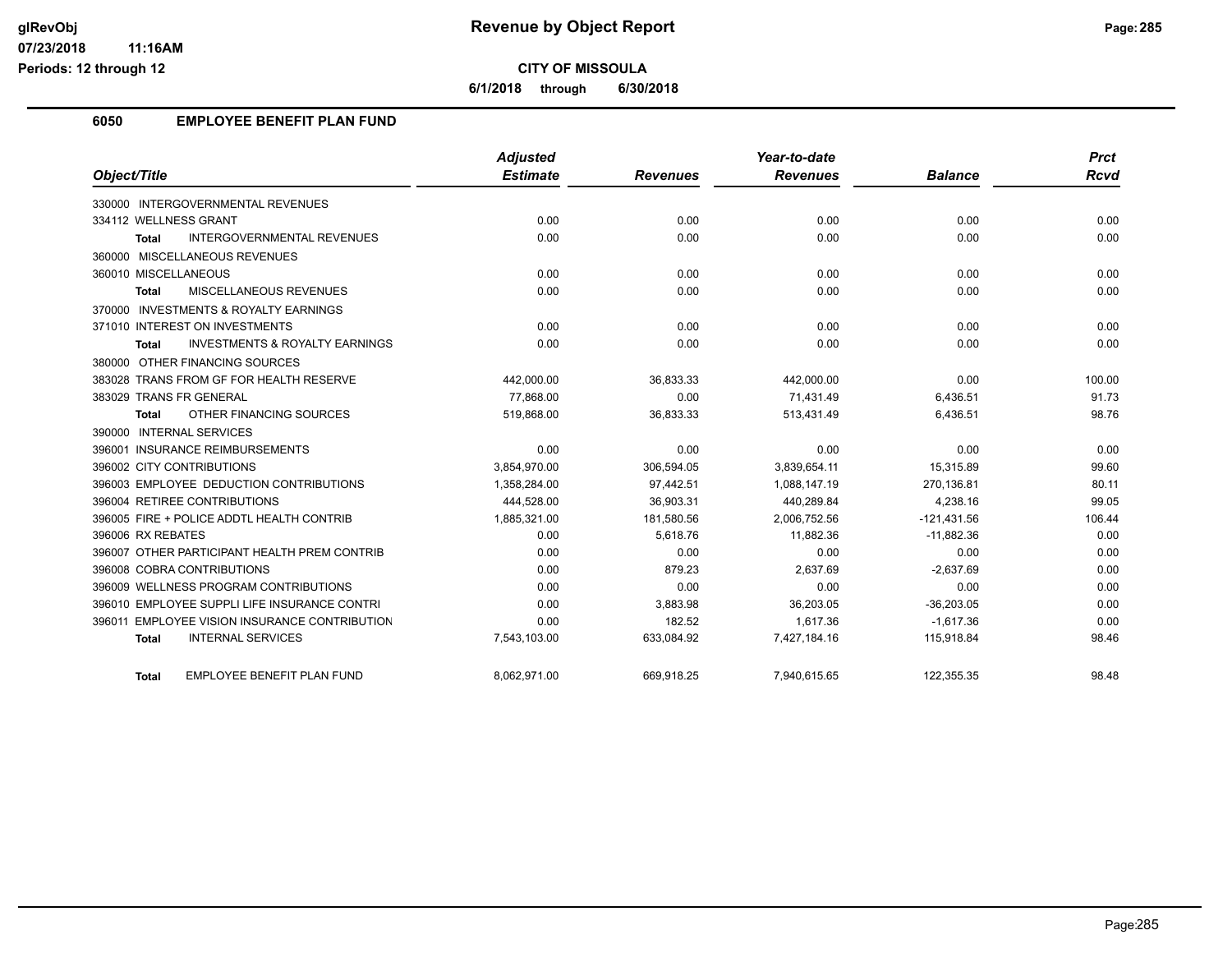**Revenue by Object Report**

**CITY OF MISSOULA**

**6/1/2018 through 6/30/2018**

glRevObj
07/23/2018 11:16AM
Periods: 12 through 12

## 6050 EMPLOYEE BENEFIT PLAN FUND

| Object/Title | Adjusted Estimate | Revenues | Year-to-date Revenues | Balance | Prct Rcvd |
|---|---|---|---|---|---|
| 330000 INTERGOVERNMENTAL REVENUES | | | | | |
| 334112 WELLNESS GRANT | 0.00 | 0.00 | 0.00 | 0.00 | 0.00 |
| **Total** INTERGOVERNMENTAL REVENUES | 0.00 | 0.00 | 0.00 | 0.00 | 0.00 |
| 360000 MISCELLANEOUS REVENUES | | | | | |
| 360010 MISCELLANEOUS | 0.00 | 0.00 | 0.00 | 0.00 | 0.00 |
| **Total** MISCELLANEOUS REVENUES | 0.00 | 0.00 | 0.00 | 0.00 | 0.00 |
| 370000 INVESTMENTS & ROYALTY EARNINGS | | | | | |
| 371010 INTEREST ON INVESTMENTS | 0.00 | 0.00 | 0.00 | 0.00 | 0.00 |
| **Total** INVESTMENTS & ROYALTY EARNINGS | 0.00 | 0.00 | 0.00 | 0.00 | 0.00 |
| 380000 OTHER FINANCING SOURCES | | | | | |
| 383028 TRANS FROM GF FOR HEALTH RESERVE | 442,000.00 | 36,833.33 | 442,000.00 | 0.00 | 100.00 |
| 383029 TRANS FR GENERAL | 77,868.00 | 0.00 | 71,431.49 | 6,436.51 | 91.73 |
| **Total** OTHER FINANCING SOURCES | 519,868.00 | 36,833.33 | 513,431.49 | 6,436.51 | 98.76 |
| 390000 INTERNAL SERVICES | | | | | |
| 396001 INSURANCE REIMBURSEMENTS | 0.00 | 0.00 | 0.00 | 0.00 | 0.00 |
| 396002 CITY CONTRIBUTIONS | 3,854,970.00 | 306,594.05 | 3,839,654.11 | 15,315.89 | 99.60 |
| 396003 EMPLOYEE DEDUCTION CONTRIBUTIONS | 1,358,284.00 | 97,442.51 | 1,088,147.19 | 270,136.81 | 80.11 |
| 396004 RETIREE CONTRIBUTIONS | 444,528.00 | 36,903.31 | 440,289.84 | 4,238.16 | 99.05 |
| 396005 FIRE + POLICE ADDTL HEALTH CONTRIB | 1,885,321.00 | 181,580.56 | 2,006,752.56 | -121,431.56 | 106.44 |
| 396006 RX REBATES | 0.00 | 5,618.76 | 11,882.36 | -11,882.36 | 0.00 |
| 396007 OTHER PARTICIPANT HEALTH PREM CONTRIB | 0.00 | 0.00 | 0.00 | 0.00 | 0.00 |
| 396008 COBRA CONTRIBUTIONS | 0.00 | 879.23 | 2,637.69 | -2,637.69 | 0.00 |
| 396009 WELLNESS PROGRAM CONTRIBUTIONS | 0.00 | 0.00 | 0.00 | 0.00 | 0.00 |
| 396010 EMPLOYEE SUPPLI LIFE INSURANCE CONTRI | 0.00 | 3,883.98 | 36,203.05 | -36,203.05 | 0.00 |
| 396011 EMPLOYEE VISION INSURANCE CONTRIBUTION | 0.00 | 182.52 | 1,617.36 | -1,617.36 | 0.00 |
| **Total** INTERNAL SERVICES | 7,543,103.00 | 633,084.92 | 7,427,184.16 | 115,918.84 | 98.46 |
| **Total** EMPLOYEE BENEFIT PLAN FUND | 8,062,971.00 | 669,918.25 | 7,940,615.65 | 122,355.35 | 98.48 |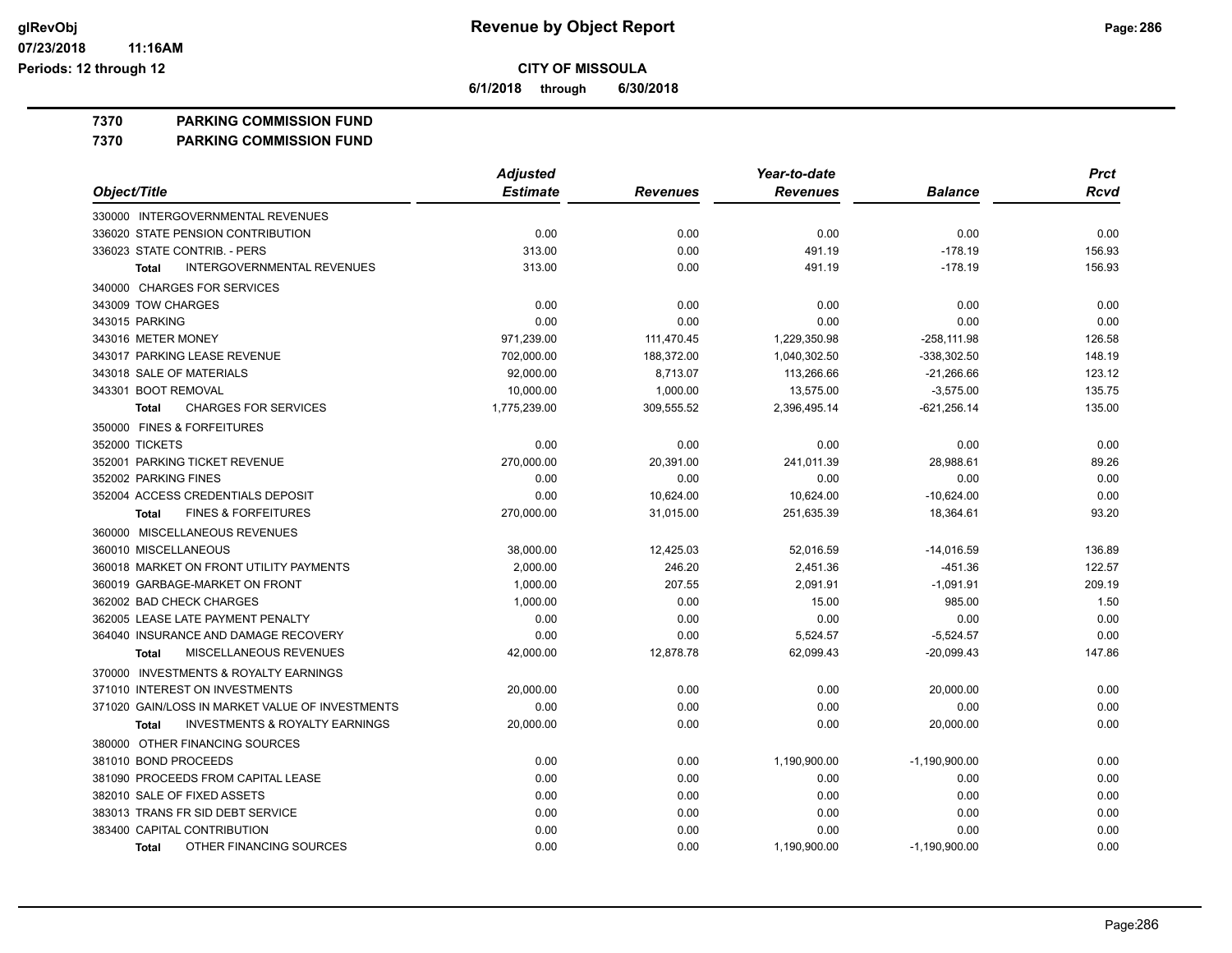**Revenue by Object Report**

**CITY OF MISSOULA**

**6/1/2018 through 6/30/2018**

glRevObj
07/23/2018 11:16AM
Periods: 12 through 12

**7370 PARKING COMMISSION FUND**
**7370 PARKING COMMISSION FUND**

| Object/Title | Adjusted Estimate | Revenues | Year-to-date Revenues | Balance | Prct Rcvd |
|---|---|---|---|---|---|
| 330000 INTERGOVERNMENTAL REVENUES | | | | | |
| 336020 STATE PENSION CONTRIBUTION | 0.00 | 0.00 | 0.00 | 0.00 | 0.00 |
| 336023 STATE CONTRIB. - PERS | 313.00 | 0.00 | 491.19 | -178.19 | 156.93 |
| **Total** INTERGOVERNMENTAL REVENUES | 313.00 | 0.00 | 491.19 | -178.19 | 156.93 |
| 340000 CHARGES FOR SERVICES | | | | | |
| 343009 TOW CHARGES | 0.00 | 0.00 | 0.00 | 0.00 | 0.00 |
| 343015 PARKING | 0.00 | 0.00 | 0.00 | 0.00 | 0.00 |
| 343016 METER MONEY | 971,239.00 | 111,470.45 | 1,229,350.98 | -258,111.98 | 126.58 |
| 343017 PARKING LEASE REVENUE | 702,000.00 | 188,372.00 | 1,040,302.50 | -338,302.50 | 148.19 |
| 343018 SALE OF MATERIALS | 92,000.00 | 8,713.07 | 113,266.66 | -21,266.66 | 123.12 |
| 343301 BOOT REMOVAL | 10,000.00 | 1,000.00 | 13,575.00 | -3,575.00 | 135.75 |
| **Total** CHARGES FOR SERVICES | 1,775,239.00 | 309,555.52 | 2,396,495.14 | -621,256.14 | 135.00 |
| 350000 FINES & FORFEITURES | | | | | |
| 352000 TICKETS | 0.00 | 0.00 | 0.00 | 0.00 | 0.00 |
| 352001 PARKING TICKET REVENUE | 270,000.00 | 20,391.00 | 241,011.39 | 28,988.61 | 89.26 |
| 352002 PARKING FINES | 0.00 | 0.00 | 0.00 | 0.00 | 0.00 |
| 352004 ACCESS CREDENTIALS DEPOSIT | 0.00 | 10,624.00 | 10,624.00 | -10,624.00 | 0.00 |
| **Total** FINES & FORFEITURES | 270,000.00 | 31,015.00 | 251,635.39 | 18,364.61 | 93.20 |
| 360000 MISCELLANEOUS REVENUES | | | | | |
| 360010 MISCELLANEOUS | 38,000.00 | 12,425.03 | 52,016.59 | -14,016.59 | 136.89 |
| 360018 MARKET ON FRONT UTILITY PAYMENTS | 2,000.00 | 246.20 | 2,451.36 | -451.36 | 122.57 |
| 360019 GARBAGE-MARKET ON FRONT | 1,000.00 | 207.55 | 2,091.91 | -1,091.91 | 209.19 |
| 362002 BAD CHECK CHARGES | 1,000.00 | 0.00 | 15.00 | 985.00 | 1.50 |
| 362005 LEASE LATE PAYMENT PENALTY | 0.00 | 0.00 | 0.00 | 0.00 | 0.00 |
| 364040 INSURANCE AND DAMAGE RECOVERY | 0.00 | 0.00 | 5,524.57 | -5,524.57 | 0.00 |
| **Total** MISCELLANEOUS REVENUES | 42,000.00 | 12,878.78 | 62,099.43 | -20,099.43 | 147.86 |
| 370000 INVESTMENTS & ROYALTY EARNINGS | | | | | |
| 371010 INTEREST ON INVESTMENTS | 20,000.00 | 0.00 | 0.00 | 20,000.00 | 0.00 |
| 371020 GAIN/LOSS IN MARKET VALUE OF INVESTMENTS | 0.00 | 0.00 | 0.00 | 0.00 | 0.00 |
| **Total** INVESTMENTS & ROYALTY EARNINGS | 20,000.00 | 0.00 | 0.00 | 20,000.00 | 0.00 |
| 380000 OTHER FINANCING SOURCES | | | | | |
| 381010 BOND PROCEEDS | 0.00 | 0.00 | 1,190,900.00 | -1,190,900.00 | 0.00 |
| 381090 PROCEEDS FROM CAPITAL LEASE | 0.00 | 0.00 | 0.00 | 0.00 | 0.00 |
| 382010 SALE OF FIXED ASSETS | 0.00 | 0.00 | 0.00 | 0.00 | 0.00 |
| 383013 TRANS FR SID DEBT SERVICE | 0.00 | 0.00 | 0.00 | 0.00 | 0.00 |
| 383400 CAPITAL CONTRIBUTION | 0.00 | 0.00 | 0.00 | 0.00 | 0.00 |
| **Total** OTHER FINANCING SOURCES | 0.00 | 0.00 | 1,190,900.00 | -1,190,900.00 | 0.00 |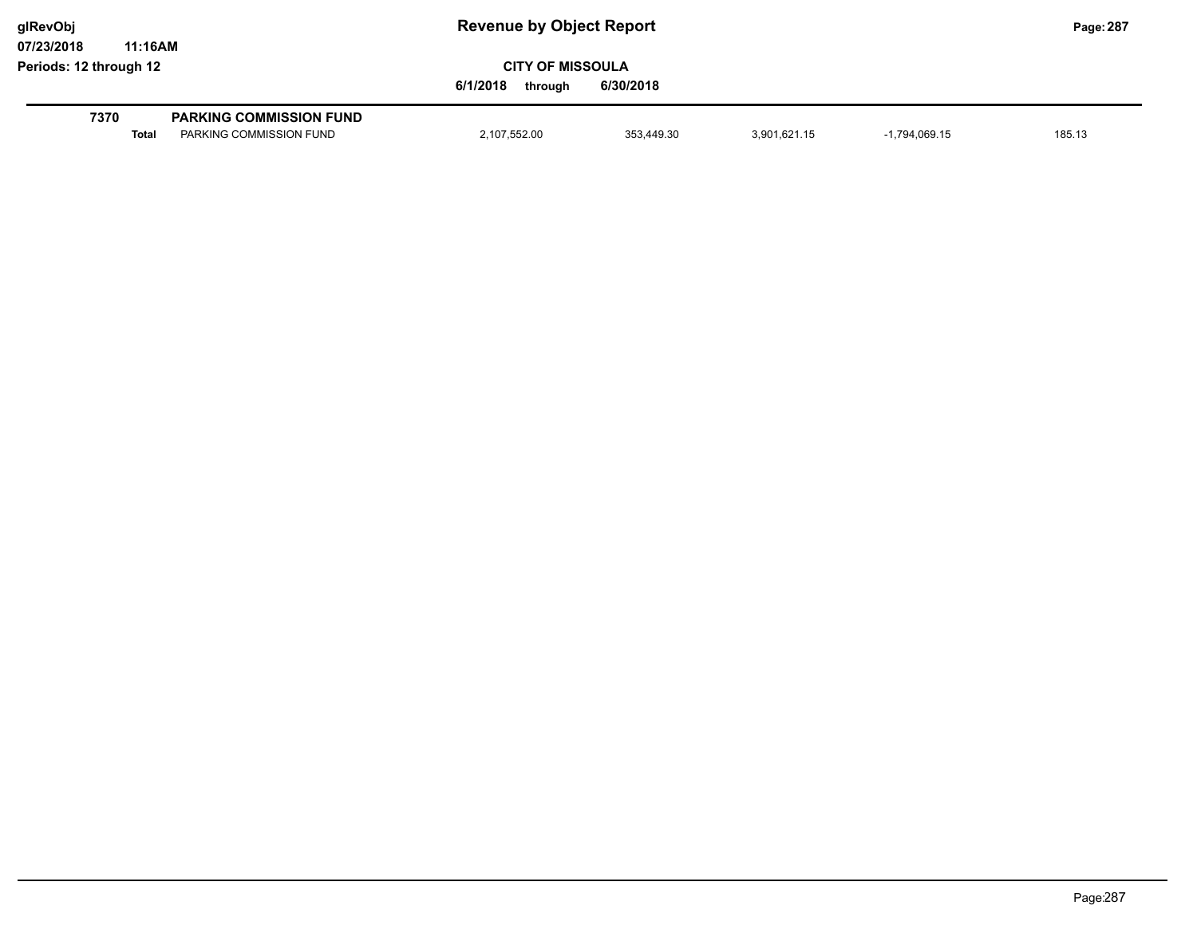# Revenue by Object Report

**CITY OF MISSOULA**

**6/1/2018 through 6/30/2018**

glRevObj
07/23/2018 11:16AM
Periods: 12 through 12

| | | | | | | |
|---|---|---|---|---|---|---|
| **7370** | **PARKING COMMISSION FUND** | | | | | |
| **Total** | PARKING COMMISSION FUND | 2,107,552.00 | 353,449.30 | 3,901,621.15 | -1,794,069.15 | 185.13 |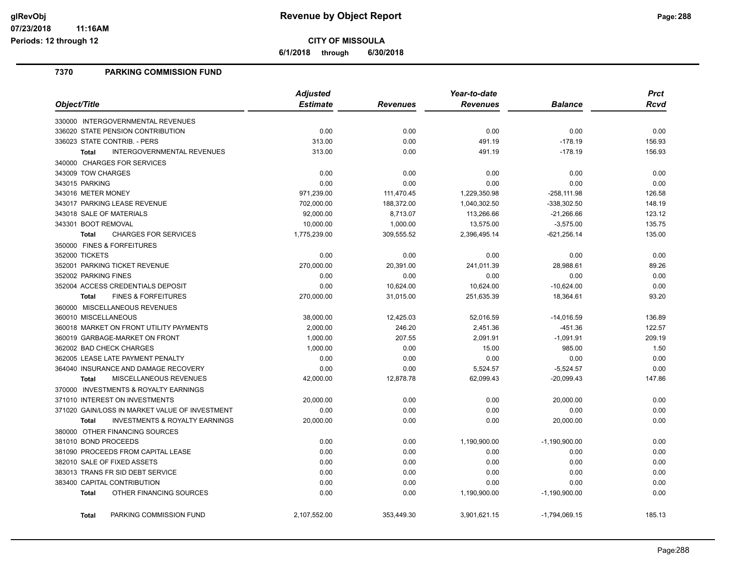# Revenue by Object Report

**CITY OF MISSOULA**

**6/1/2018 through 6/30/2018**

glRevObj 07/23/2018 11:16AM Periods: 12 through 12

## 7370 PARKING COMMISSION FUND

| Object/Title | Adjusted Estimate | Revenues | Year-to-date Revenues | Balance | Prct Rcvd |
|---|---|---|---|---|---|
| 330000 INTERGOVERNMENTAL REVENUES | | | | | |
| 336020 STATE PENSION CONTRIBUTION | 0.00 | 0.00 | 0.00 | 0.00 | 0.00 |
| 336023 STATE CONTRIB. - PERS | 313.00 | 0.00 | 491.19 | -178.19 | 156.93 |
| **Total** INTERGOVERNMENTAL REVENUES | 313.00 | 0.00 | 491.19 | -178.19 | 156.93 |
| 340000 CHARGES FOR SERVICES | | | | | |
| 343009 TOW CHARGES | 0.00 | 0.00 | 0.00 | 0.00 | 0.00 |
| 343015 PARKING | 0.00 | 0.00 | 0.00 | 0.00 | 0.00 |
| 343016 METER MONEY | 971,239.00 | 111,470.45 | 1,229,350.98 | -258,111.98 | 126.58 |
| 343017 PARKING LEASE REVENUE | 702,000.00 | 188,372.00 | 1,040,302.50 | -338,302.50 | 148.19 |
| 343018 SALE OF MATERIALS | 92,000.00 | 8,713.07 | 113,266.66 | -21,266.66 | 123.12 |
| 343301 BOOT REMOVAL | 10,000.00 | 1,000.00 | 13,575.00 | -3,575.00 | 135.75 |
| **Total** CHARGES FOR SERVICES | 1,775,239.00 | 309,555.52 | 2,396,495.14 | -621,256.14 | 135.00 |
| 350000 FINES & FORFEITURES | | | | | |
| 352000 TICKETS | 0.00 | 0.00 | 0.00 | 0.00 | 0.00 |
| 352001 PARKING TICKET REVENUE | 270,000.00 | 20,391.00 | 241,011.39 | 28,988.61 | 89.26 |
| 352002 PARKING FINES | 0.00 | 0.00 | 0.00 | 0.00 | 0.00 |
| 352004 ACCESS CREDENTIALS DEPOSIT | 0.00 | 10,624.00 | 10,624.00 | -10,624.00 | 0.00 |
| **Total** FINES & FORFEITURES | 270,000.00 | 31,015.00 | 251,635.39 | 18,364.61 | 93.20 |
| 360000 MISCELLANEOUS REVENUES | | | | | |
| 360010 MISCELLANEOUS | 38,000.00 | 12,425.03 | 52,016.59 | -14,016.59 | 136.89 |
| 360018 MARKET ON FRONT UTILITY PAYMENTS | 2,000.00 | 246.20 | 2,451.36 | -451.36 | 122.57 |
| 360019 GARBAGE-MARKET ON FRONT | 1,000.00 | 207.55 | 2,091.91 | -1,091.91 | 209.19 |
| 362002 BAD CHECK CHARGES | 1,000.00 | 0.00 | 15.00 | 985.00 | 1.50 |
| 362005 LEASE LATE PAYMENT PENALTY | 0.00 | 0.00 | 0.00 | 0.00 | 0.00 |
| 364040 INSURANCE AND DAMAGE RECOVERY | 0.00 | 0.00 | 5,524.57 | -5,524.57 | 0.00 |
| **Total** MISCELLANEOUS REVENUES | 42,000.00 | 12,878.78 | 62,099.43 | -20,099.43 | 147.86 |
| 370000 INVESTMENTS & ROYALTY EARNINGS | | | | | |
| 371010 INTEREST ON INVESTMENTS | 20,000.00 | 0.00 | 0.00 | 20,000.00 | 0.00 |
| 371020 GAIN/LOSS IN MARKET VALUE OF INVESTMENT | 0.00 | 0.00 | 0.00 | 0.00 | 0.00 |
| **Total** INVESTMENTS & ROYALTY EARNINGS | 20,000.00 | 0.00 | 0.00 | 20,000.00 | 0.00 |
| 380000 OTHER FINANCING SOURCES | | | | | |
| 381010 BOND PROCEEDS | 0.00 | 0.00 | 1,190,900.00 | -1,190,900.00 | 0.00 |
| 381090 PROCEEDS FROM CAPITAL LEASE | 0.00 | 0.00 | 0.00 | 0.00 | 0.00 |
| 382010 SALE OF FIXED ASSETS | 0.00 | 0.00 | 0.00 | 0.00 | 0.00 |
| 383013 TRANS FR SID DEBT SERVICE | 0.00 | 0.00 | 0.00 | 0.00 | 0.00 |
| 383400 CAPITAL CONTRIBUTION | 0.00 | 0.00 | 0.00 | 0.00 | 0.00 |
| **Total** OTHER FINANCING SOURCES | 0.00 | 0.00 | 1,190,900.00 | -1,190,900.00 | 0.00 |
| **Total** PARKING COMMISSION FUND | 2,107,552.00 | 353,449.30 | 3,901,621.15 | -1,794,069.15 | 185.13 |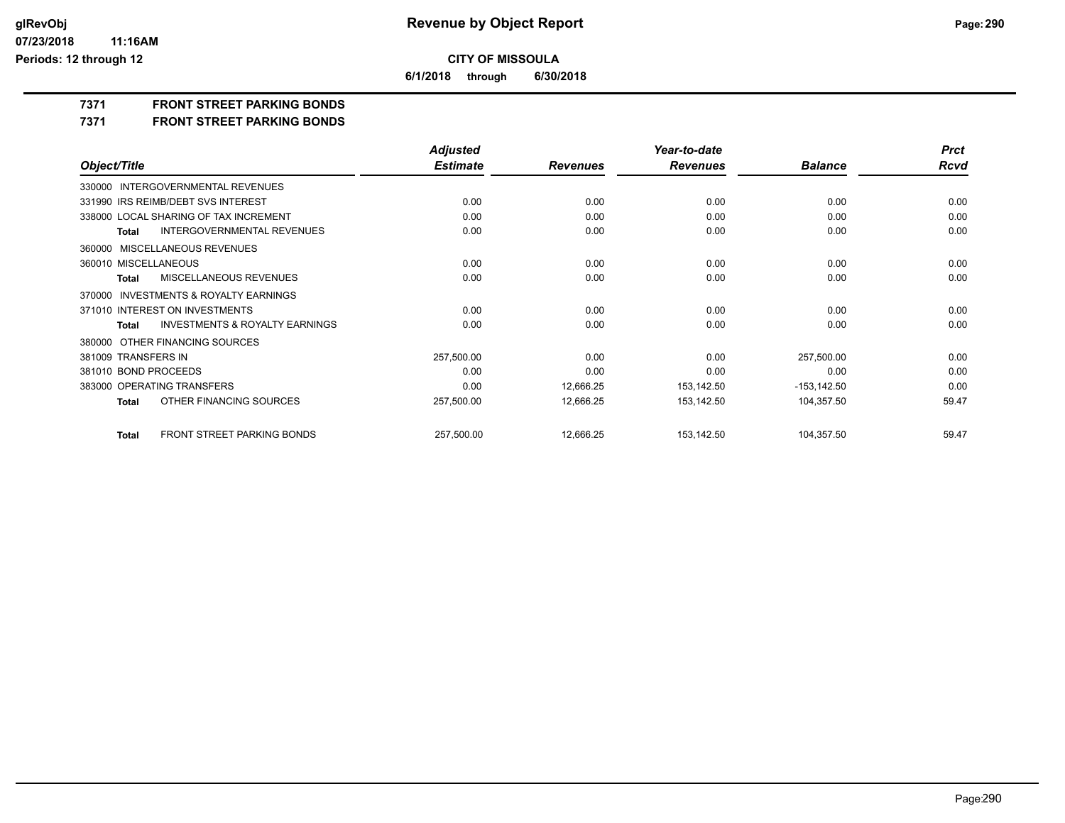**CITY OF MISSOULA**

**6/1/2018 through 6/30/2018**

**7371 FRONT STREET PARKING BONDS**

**7371 FRONT STREET PARKING BONDS**

| Object/Title | Adjusted Estimate | Revenues | Year-to-date Revenues | Balance | Prct Rcvd |
|---|---|---|---|---|---|
| 330000 INTERGOVERNMENTAL REVENUES | | | | | |
| 331990 IRS REIMB/DEBT SVS INTEREST | 0.00 | 0.00 | 0.00 | 0.00 | 0.00 |
| 338000 LOCAL SHARING OF TAX INCREMENT | 0.00 | 0.00 | 0.00 | 0.00 | 0.00 |
| **Total** INTERGOVERNMENTAL REVENUES | 0.00 | 0.00 | 0.00 | 0.00 | 0.00 |
| 360000 MISCELLANEOUS REVENUES | | | | | |
| 360010 MISCELLANEOUS | 0.00 | 0.00 | 0.00 | 0.00 | 0.00 |
| **Total** MISCELLANEOUS REVENUES | 0.00 | 0.00 | 0.00 | 0.00 | 0.00 |
| 370000 INVESTMENTS & ROYALTY EARNINGS | | | | | |
| 371010 INTEREST ON INVESTMENTS | 0.00 | 0.00 | 0.00 | 0.00 | 0.00 |
| **Total** INVESTMENTS & ROYALTY EARNINGS | 0.00 | 0.00 | 0.00 | 0.00 | 0.00 |
| 380000 OTHER FINANCING SOURCES | | | | | |
| 381009 TRANSFERS IN | 257,500.00 | 0.00 | 0.00 | 257,500.00 | 0.00 |
| 381010 BOND PROCEEDS | 0.00 | 0.00 | 0.00 | 0.00 | 0.00 |
| 383000 OPERATING TRANSFERS | 0.00 | 12,666.25 | 153,142.50 | -153,142.50 | 0.00 |
| **Total** OTHER FINANCING SOURCES | 257,500.00 | 12,666.25 | 153,142.50 | 104,357.50 | 59.47 |
| **Total** FRONT STREET PARKING BONDS | 257,500.00 | 12,666.25 | 153,142.50 | 104,357.50 | 59.47 |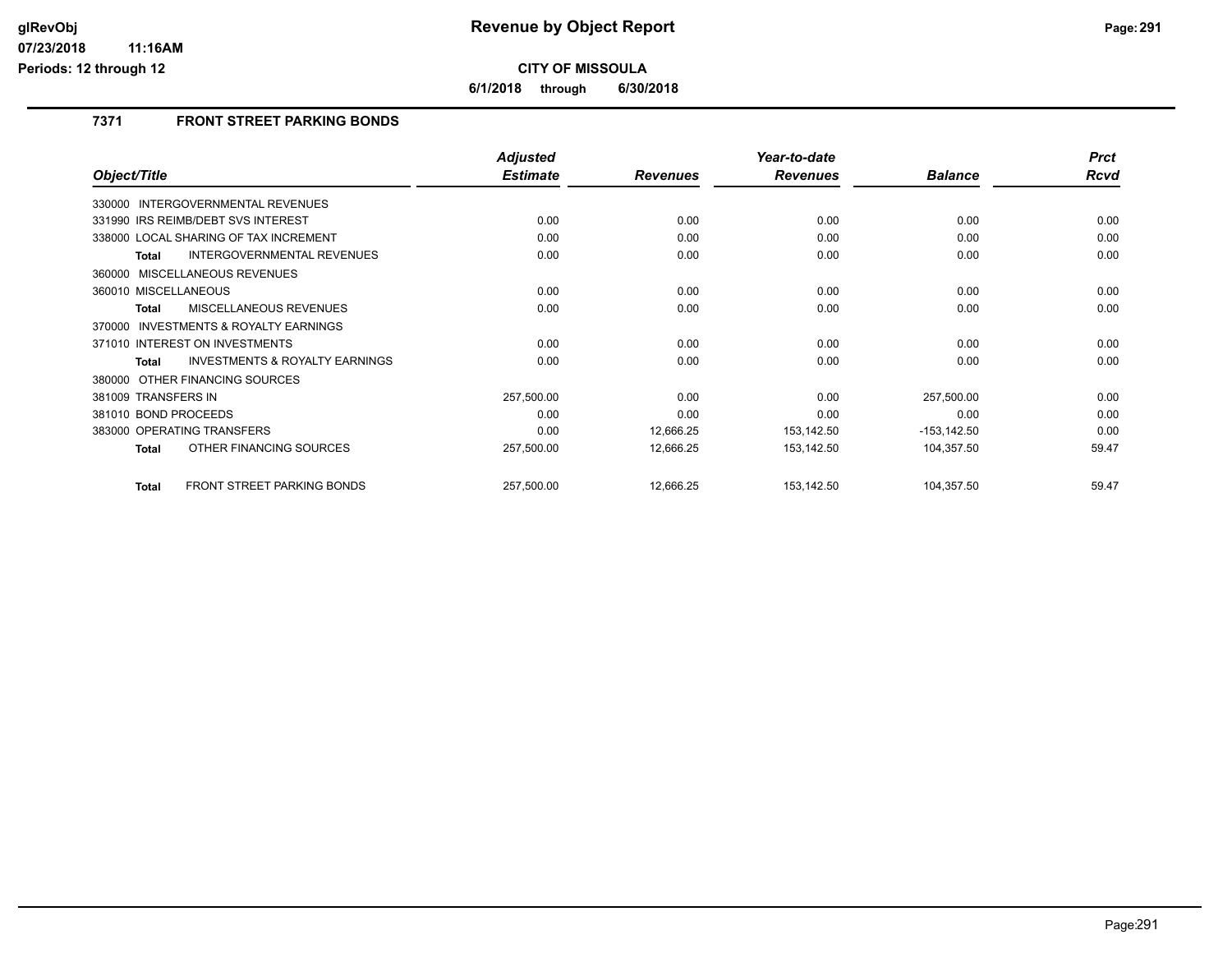# Revenue by Object Report

glRevObj
07/23/2018 11:16AM
Periods: 12 through 12

**CITY OF MISSOULA**

**6/1/2018 through 6/30/2018**

## 7371 FRONT STREET PARKING BONDS

| Object/Title | Adjusted Estimate | Revenues | Year-to-date Revenues | Balance | Prct Rcvd |
|---|---|---|---|---|---|
| 330000 INTERGOVERNMENTAL REVENUES | | | | | |
| 331990 IRS REIMB/DEBT SVS INTEREST | 0.00 | 0.00 | 0.00 | 0.00 | 0.00 |
| 338000 LOCAL SHARING OF TAX INCREMENT | 0.00 | 0.00 | 0.00 | 0.00 | 0.00 |
| **Total** INTERGOVERNMENTAL REVENUES | 0.00 | 0.00 | 0.00 | 0.00 | 0.00 |
| 360000 MISCELLANEOUS REVENUES | | | | | |
| 360010 MISCELLANEOUS | 0.00 | 0.00 | 0.00 | 0.00 | 0.00 |
| **Total** MISCELLANEOUS REVENUES | 0.00 | 0.00 | 0.00 | 0.00 | 0.00 |
| 370000 INVESTMENTS & ROYALTY EARNINGS | | | | | |
| 371010 INTEREST ON INVESTMENTS | 0.00 | 0.00 | 0.00 | 0.00 | 0.00 |
| **Total** INVESTMENTS & ROYALTY EARNINGS | 0.00 | 0.00 | 0.00 | 0.00 | 0.00 |
| 380000 OTHER FINANCING SOURCES | | | | | |
| 381009 TRANSFERS IN | 257,500.00 | 0.00 | 0.00 | 257,500.00 | 0.00 |
| 381010 BOND PROCEEDS | 0.00 | 0.00 | 0.00 | 0.00 | 0.00 |
| 383000 OPERATING TRANSFERS | 0.00 | 12,666.25 | 153,142.50 | -153,142.50 | 0.00 |
| **Total** OTHER FINANCING SOURCES | 257,500.00 | 12,666.25 | 153,142.50 | 104,357.50 | 59.47 |
| **Total** FRONT STREET PARKING BONDS | 257,500.00 | 12,666.25 | 153,142.50 | 104,357.50 | 59.47 |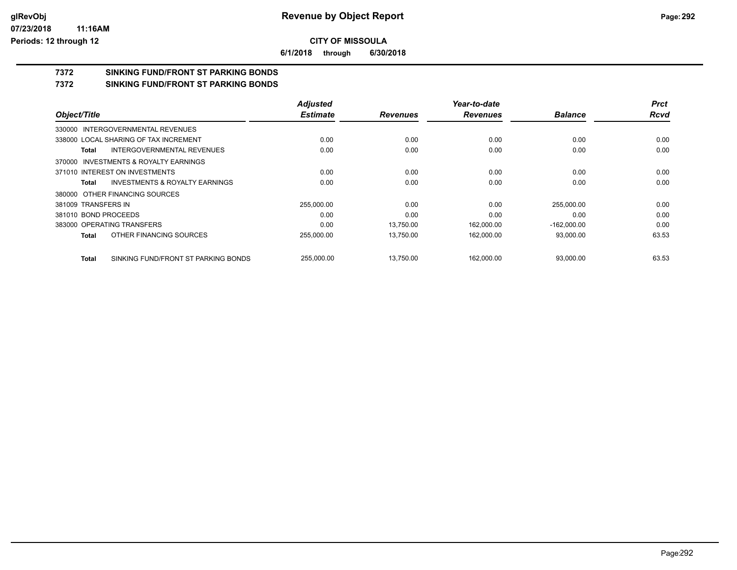**CITY OF MISSOULA**

**6/1/2018 through 6/30/2018**

# 7372 SINKING FUND/FRONT ST PARKING BONDS

## 7372 SINKING FUND/FRONT ST PARKING BONDS

| Object/Title | Adjusted Estimate | Revenues | Year-to-date Revenues | Balance | Prct Rcvd |
|---|---|---|---|---|---|
| 330000 INTERGOVERNMENTAL REVENUES | | | | | |
| 338000 LOCAL SHARING OF TAX INCREMENT | 0.00 | 0.00 | 0.00 | 0.00 | 0.00 |
| **Total** INTERGOVERNMENTAL REVENUES | 0.00 | 0.00 | 0.00 | 0.00 | 0.00 |
| 370000 INVESTMENTS & ROYALTY EARNINGS | | | | | |
| 371010 INTEREST ON INVESTMENTS | 0.00 | 0.00 | 0.00 | 0.00 | 0.00 |
| **Total** INVESTMENTS & ROYALTY EARNINGS | 0.00 | 0.00 | 0.00 | 0.00 | 0.00 |
| 380000 OTHER FINANCING SOURCES | | | | | |
| 381009 TRANSFERS IN | 255,000.00 | 0.00 | 0.00 | 255,000.00 | 0.00 |
| 381010 BOND PROCEEDS | 0.00 | 0.00 | 0.00 | 0.00 | 0.00 |
| 383000 OPERATING TRANSFERS | 0.00 | 13,750.00 | 162,000.00 | -162,000.00 | 0.00 |
| **Total** OTHER FINANCING SOURCES | 255,000.00 | 13,750.00 | 162,000.00 | 93,000.00 | 63.53 |
| **Total** SINKING FUND/FRONT ST PARKING BONDS | 255,000.00 | 13,750.00 | 162,000.00 | 93,000.00 | 63.53 |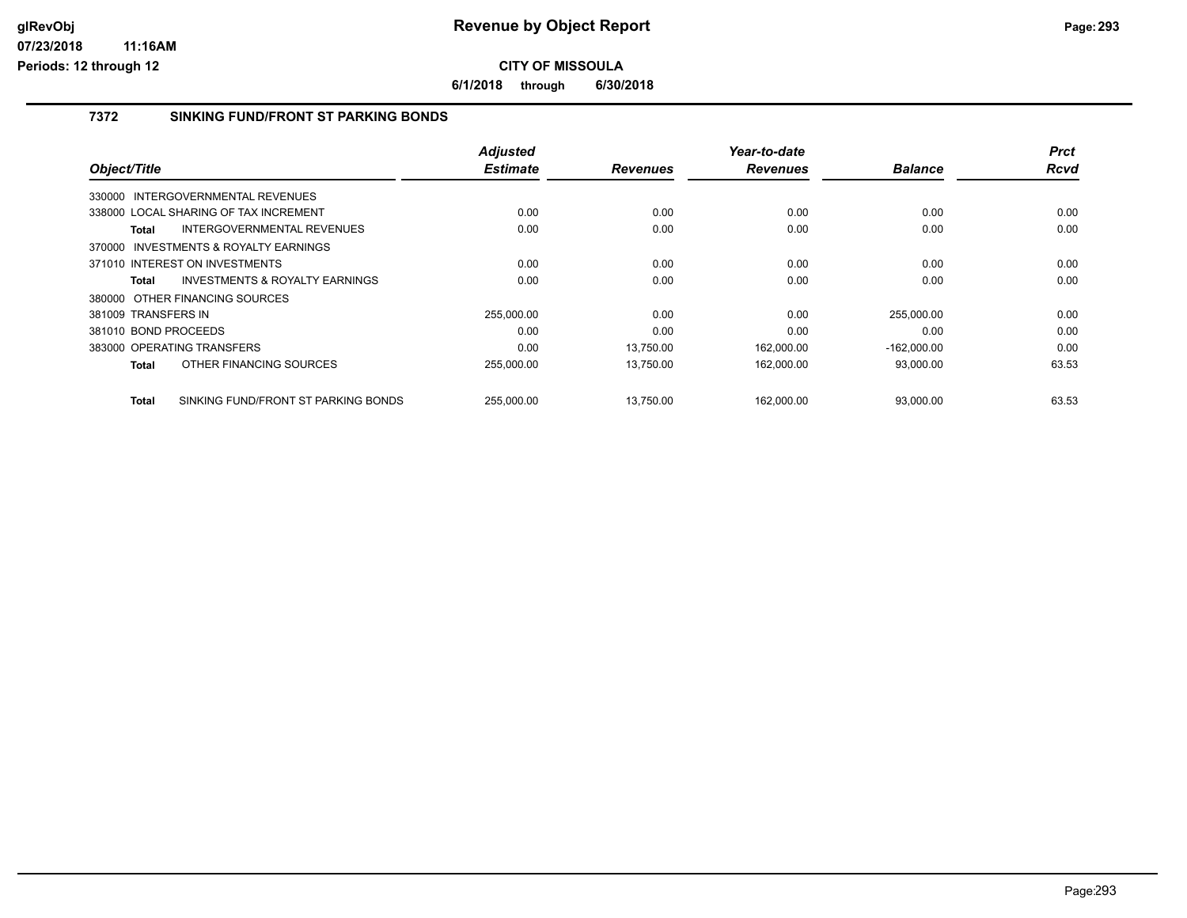**CITY OF MISSOULA**

**6/1/2018 through 6/30/2018**

## 7372 SINKING FUND/FRONT ST PARKING BONDS

| Object/Title | Adjusted Estimate | Revenues | Year-to-date Revenues | Balance | Prct Rcvd |
|---|---|---|---|---|---|
| 330000 INTERGOVERNMENTAL REVENUES | | | | | |
| 338000 LOCAL SHARING OF TAX INCREMENT | 0.00 | 0.00 | 0.00 | 0.00 | 0.00 |
| **Total** INTERGOVERNMENTAL REVENUES | 0.00 | 0.00 | 0.00 | 0.00 | 0.00 |
| 370000 INVESTMENTS & ROYALTY EARNINGS | | | | | |
| 371010 INTEREST ON INVESTMENTS | 0.00 | 0.00 | 0.00 | 0.00 | 0.00 |
| **Total** INVESTMENTS & ROYALTY EARNINGS | 0.00 | 0.00 | 0.00 | 0.00 | 0.00 |
| 380000 OTHER FINANCING SOURCES | | | | | |
| 381009 TRANSFERS IN | 255,000.00 | 0.00 | 0.00 | 255,000.00 | 0.00 |
| 381010 BOND PROCEEDS | 0.00 | 0.00 | 0.00 | 0.00 | 0.00 |
| 383000 OPERATING TRANSFERS | 0.00 | 13,750.00 | 162,000.00 | -162,000.00 | 0.00 |
| **Total** OTHER FINANCING SOURCES | 255,000.00 | 13,750.00 | 162,000.00 | 93,000.00 | 63.53 |
| **Total** SINKING FUND/FRONT ST PARKING BONDS | 255,000.00 | 13,750.00 | 162,000.00 | 93,000.00 | 63.53 |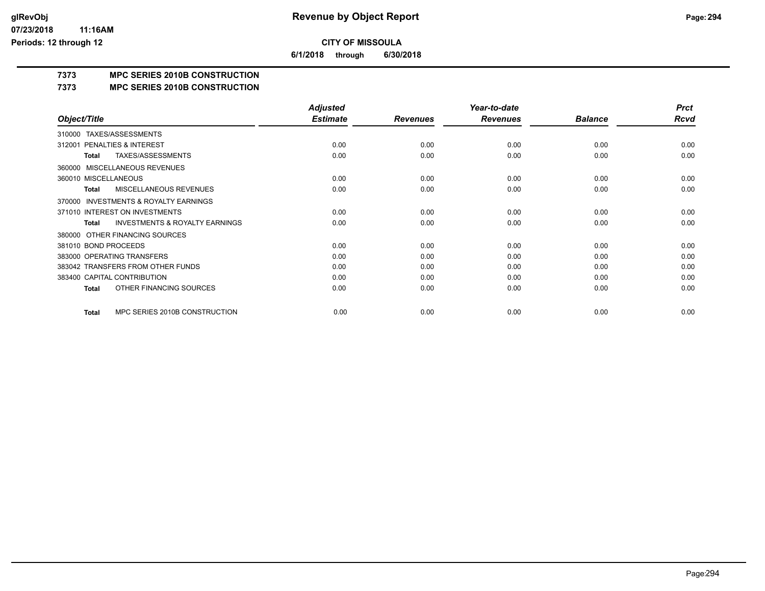**CITY OF MISSOULA**

**6/1/2018 through 6/30/2018**

## 7373 MPC SERIES 2010B CONSTRUCTION

## 7373 MPC SERIES 2010B CONSTRUCTION

| Object/Title | Adjusted Estimate | Revenues | Year-to-date Revenues | Balance | Prct Rcvd |
|---|---|---|---|---|---|
| 310000 TAXES/ASSESSMENTS | | | | | |
| 312001 PENALTIES & INTEREST | 0.00 | 0.00 | 0.00 | 0.00 | 0.00 |
| **Total** TAXES/ASSESSMENTS | 0.00 | 0.00 | 0.00 | 0.00 | 0.00 |
| 360000 MISCELLANEOUS REVENUES | | | | | |
| 360010 MISCELLANEOUS | 0.00 | 0.00 | 0.00 | 0.00 | 0.00 |
| **Total** MISCELLANEOUS REVENUES | 0.00 | 0.00 | 0.00 | 0.00 | 0.00 |
| 370000 INVESTMENTS & ROYALTY EARNINGS | | | | | |
| 371010 INTEREST ON INVESTMENTS | 0.00 | 0.00 | 0.00 | 0.00 | 0.00 |
| **Total** INVESTMENTS & ROYALTY EARNINGS | 0.00 | 0.00 | 0.00 | 0.00 | 0.00 |
| 380000 OTHER FINANCING SOURCES | | | | | |
| 381010 BOND PROCEEDS | 0.00 | 0.00 | 0.00 | 0.00 | 0.00 |
| 383000 OPERATING TRANSFERS | 0.00 | 0.00 | 0.00 | 0.00 | 0.00 |
| 383042 TRANSFERS FROM OTHER FUNDS | 0.00 | 0.00 | 0.00 | 0.00 | 0.00 |
| 383400 CAPITAL CONTRIBUTION | 0.00 | 0.00 | 0.00 | 0.00 | 0.00 |
| **Total** OTHER FINANCING SOURCES | 0.00 | 0.00 | 0.00 | 0.00 | 0.00 |
| **Total** MPC SERIES 2010B CONSTRUCTION | 0.00 | 0.00 | 0.00 | 0.00 | 0.00 |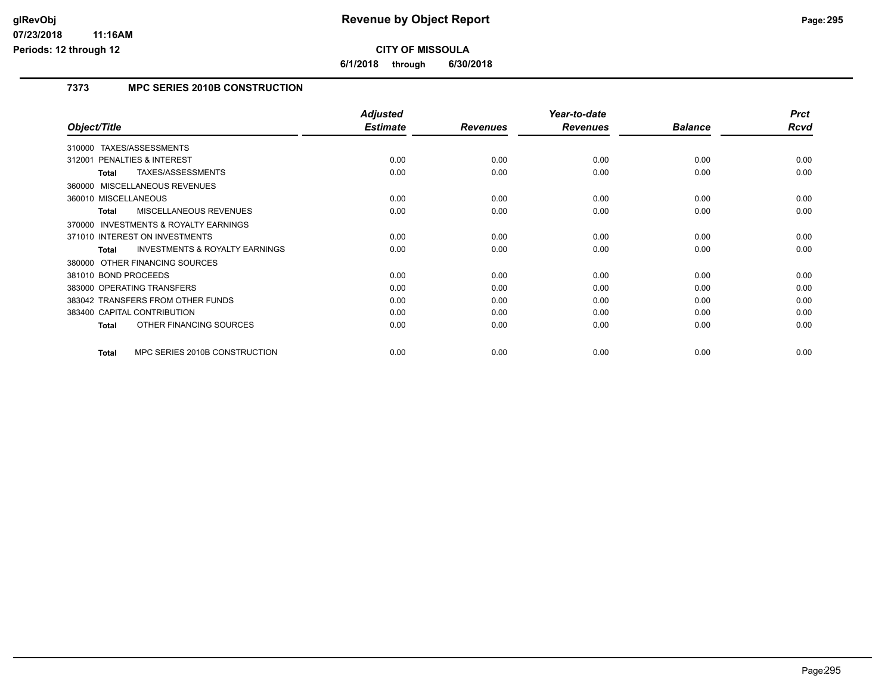# Revenue by Object Report

**CITY OF MISSOULA**

**6/1/2018 through 6/30/2018**

glRevObj
07/23/2018 11:16AM
Periods: 12 through 12

## 7373 MPC SERIES 2010B CONSTRUCTION

| Object/Title | Adjusted Estimate | Revenues | Year-to-date Revenues | Balance | Prct Rcvd |
|---|---|---|---|---|---|
| 310000 TAXES/ASSESSMENTS | | | | | |
| 312001 PENALTIES & INTEREST | 0.00 | 0.00 | 0.00 | 0.00 | 0.00 |
| **Total** TAXES/ASSESSMENTS | 0.00 | 0.00 | 0.00 | 0.00 | 0.00 |
| 360000 MISCELLANEOUS REVENUES | | | | | |
| 360010 MISCELLANEOUS | 0.00 | 0.00 | 0.00 | 0.00 | 0.00 |
| **Total** MISCELLANEOUS REVENUES | 0.00 | 0.00 | 0.00 | 0.00 | 0.00 |
| 370000 INVESTMENTS & ROYALTY EARNINGS | | | | | |
| 371010 INTEREST ON INVESTMENTS | 0.00 | 0.00 | 0.00 | 0.00 | 0.00 |
| **Total** INVESTMENTS & ROYALTY EARNINGS | 0.00 | 0.00 | 0.00 | 0.00 | 0.00 |
| 380000 OTHER FINANCING SOURCES | | | | | |
| 381010 BOND PROCEEDS | 0.00 | 0.00 | 0.00 | 0.00 | 0.00 |
| 383000 OPERATING TRANSFERS | 0.00 | 0.00 | 0.00 | 0.00 | 0.00 |
| 383042 TRANSFERS FROM OTHER FUNDS | 0.00 | 0.00 | 0.00 | 0.00 | 0.00 |
| 383400 CAPITAL CONTRIBUTION | 0.00 | 0.00 | 0.00 | 0.00 | 0.00 |
| **Total** OTHER FINANCING SOURCES | 0.00 | 0.00 | 0.00 | 0.00 | 0.00 |
| **Total** MPC SERIES 2010B CONSTRUCTION | 0.00 | 0.00 | 0.00 | 0.00 | 0.00 |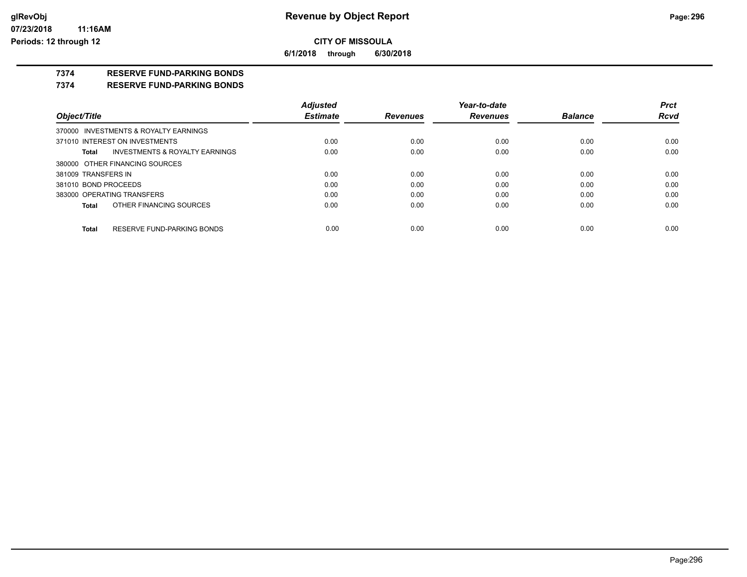# Revenue by Object Report

**CITY OF MISSOULA**

**6/1/2018 through 6/30/2018**

glRevObj
07/23/2018 11:16AM
Periods: 12 through 12

**7374 RESERVE FUND-PARKING BONDS**

**7374 RESERVE FUND-PARKING BONDS**

| Object/Title | Adjusted Estimate | Revenues | Year-to-date Revenues | Balance | Prct Rcvd |
|---|---|---|---|---|---|
| 370000 INVESTMENTS & ROYALTY EARNINGS | | | | | |
| 371010 INTEREST ON INVESTMENTS | 0.00 | 0.00 | 0.00 | 0.00 | 0.00 |
| **Total** INVESTMENTS & ROYALTY EARNINGS | 0.00 | 0.00 | 0.00 | 0.00 | 0.00 |
| 380000 OTHER FINANCING SOURCES | | | | | |
| 381009 TRANSFERS IN | 0.00 | 0.00 | 0.00 | 0.00 | 0.00 |
| 381010 BOND PROCEEDS | 0.00 | 0.00 | 0.00 | 0.00 | 0.00 |
| 383000 OPERATING TRANSFERS | 0.00 | 0.00 | 0.00 | 0.00 | 0.00 |
| **Total** OTHER FINANCING SOURCES | 0.00 | 0.00 | 0.00 | 0.00 | 0.00 |
| **Total** RESERVE FUND-PARKING BONDS | 0.00 | 0.00 | 0.00 | 0.00 | 0.00 |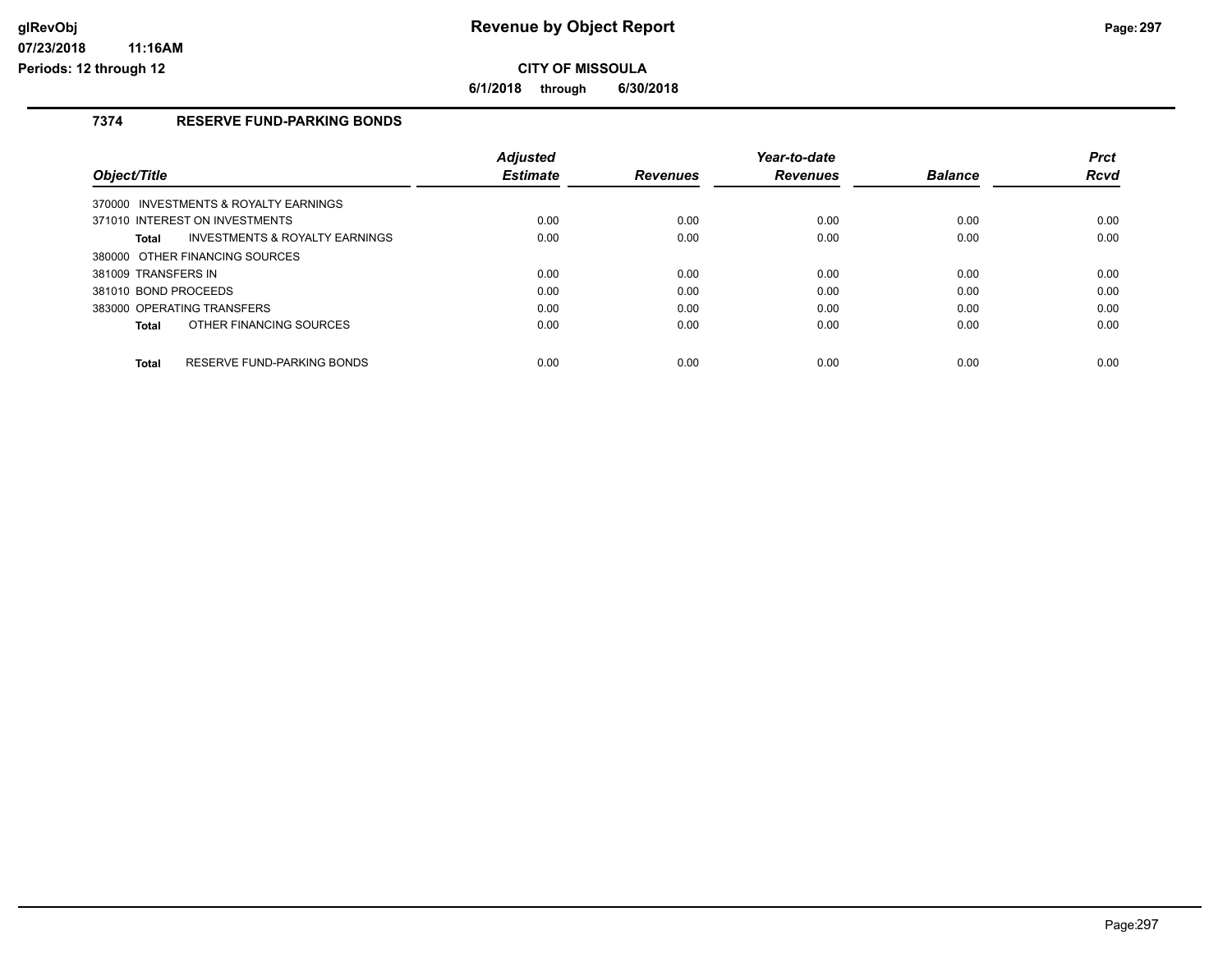# Revenue by Object Report

**CITY OF MISSOULA**

**6/1/2018 through 6/30/2018**

glRevObj
07/23/2018 11:16AM
Periods: 12 through 12

## 7374 RESERVE FUND-PARKING BONDS

| Object/Title | Adjusted Estimate | Revenues | Year-to-date Revenues | Balance | Prct Rcvd |
|---|---|---|---|---|---|
| 370000 INVESTMENTS & ROYALTY EARNINGS | | | | | |
| 371010 INTEREST ON INVESTMENTS | 0.00 | 0.00 | 0.00 | 0.00 | 0.00 |
| **Total** INVESTMENTS & ROYALTY EARNINGS | 0.00 | 0.00 | 0.00 | 0.00 | 0.00 |
| 380000 OTHER FINANCING SOURCES | | | | | |
| 381009 TRANSFERS IN | 0.00 | 0.00 | 0.00 | 0.00 | 0.00 |
| 381010 BOND PROCEEDS | 0.00 | 0.00 | 0.00 | 0.00 | 0.00 |
| 383000 OPERATING TRANSFERS | 0.00 | 0.00 | 0.00 | 0.00 | 0.00 |
| **Total** OTHER FINANCING SOURCES | 0.00 | 0.00 | 0.00 | 0.00 | 0.00 |
| **Total** RESERVE FUND-PARKING BONDS | 0.00 | 0.00 | 0.00 | 0.00 | 0.00 |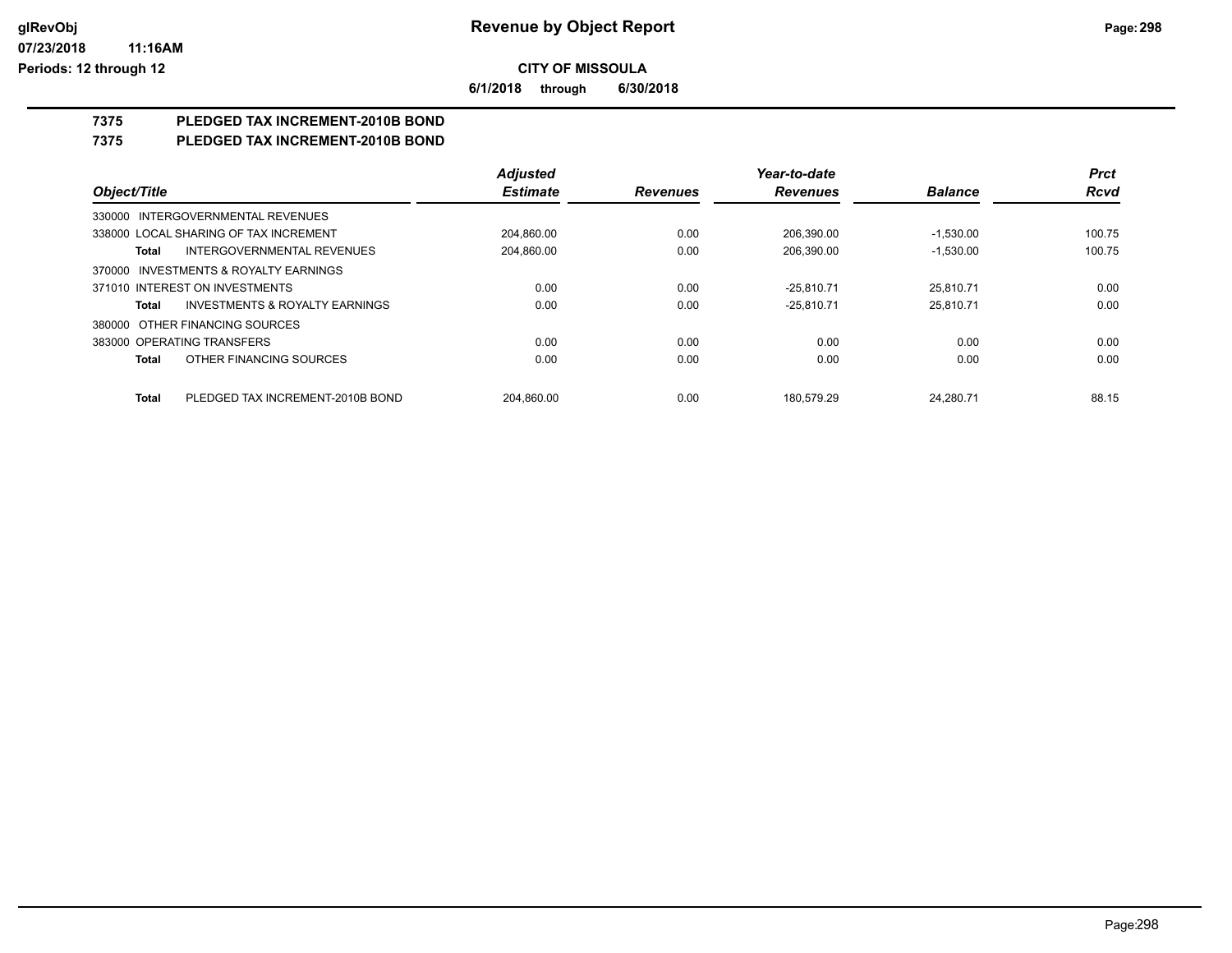**CITY OF MISSOULA**

**6/1/2018 through 6/30/2018**

## 7375 PLEDGED TAX INCREMENT-2010B BOND

## 7375 PLEDGED TAX INCREMENT-2010B BOND

| Object/Title | Adjusted Estimate | Revenues | Year-to-date Revenues | Balance | Prct Rcvd |
|---|---|---|---|---|---|
| 330000 INTERGOVERNMENTAL REVENUES | | | | | |
| 338000 LOCAL SHARING OF TAX INCREMENT | 204,860.00 | 0.00 | 206,390.00 | -1,530.00 | 100.75 |
| **Total** INTERGOVERNMENTAL REVENUES | 204,860.00 | 0.00 | 206,390.00 | -1,530.00 | 100.75 |
| 370000 INVESTMENTS & ROYALTY EARNINGS | | | | | |
| 371010 INTEREST ON INVESTMENTS | 0.00 | 0.00 | -25,810.71 | 25,810.71 | 0.00 |
| **Total** INVESTMENTS & ROYALTY EARNINGS | 0.00 | 0.00 | -25,810.71 | 25,810.71 | 0.00 |
| 380000 OTHER FINANCING SOURCES | | | | | |
| 383000 OPERATING TRANSFERS | 0.00 | 0.00 | 0.00 | 0.00 | 0.00 |
| **Total** OTHER FINANCING SOURCES | 0.00 | 0.00 | 0.00 | 0.00 | 0.00 |
| **Total** PLEDGED TAX INCREMENT-2010B BOND | 204,860.00 | 0.00 | 180,579.29 | 24,280.71 | 88.15 |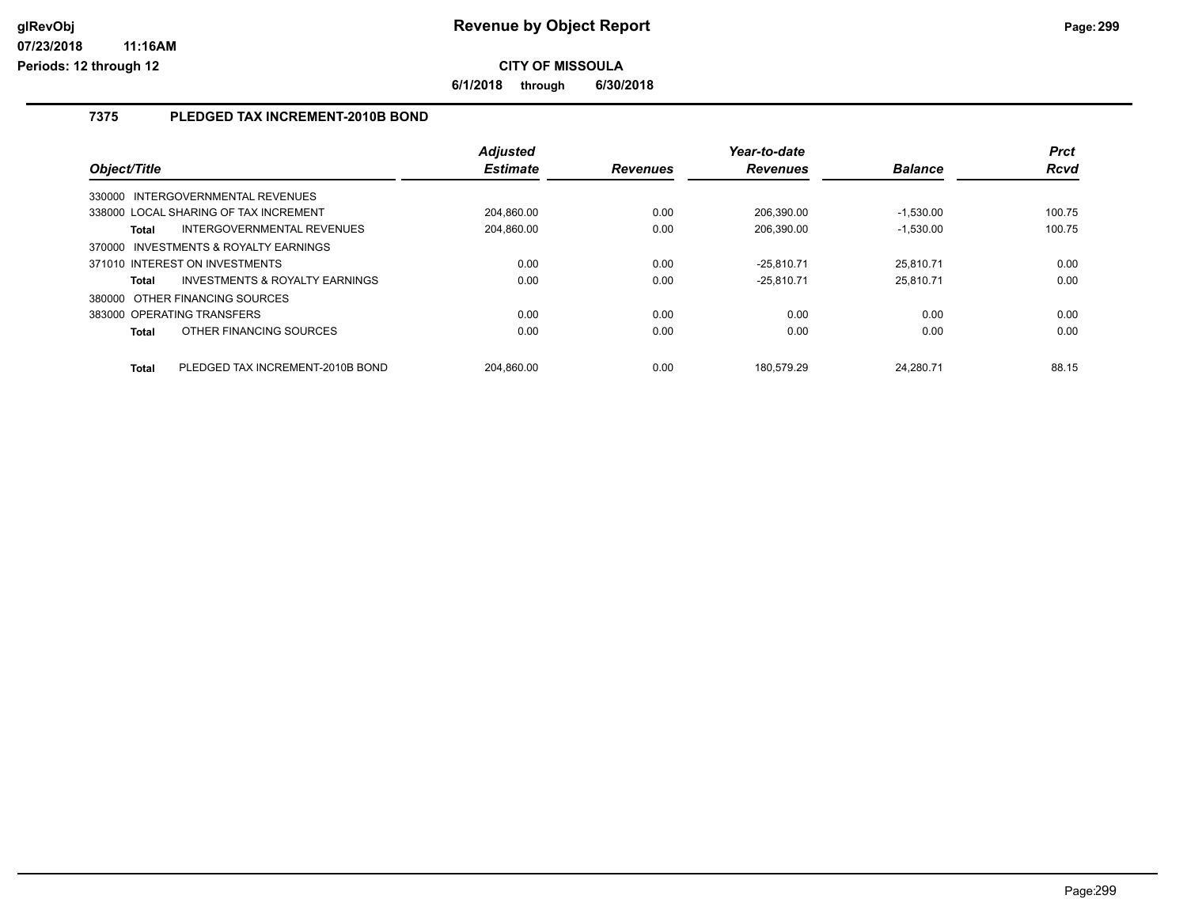# Revenue by Object Report

**CITY OF MISSOULA**

**6/1/2018 through 6/30/2018**

glRevObj
07/23/2018 11:16AM
Periods: 12 through 12

## 7375 PLEDGED TAX INCREMENT-2010B BOND

| Object/Title | | Adjusted Estimate | Revenues | Year-to-date Revenues | Balance | Prct Rcvd |
|---|---|---|---|---|---|---|
| 330000 INTERGOVERNMENTAL REVENUES | | | | | | |
| 338000 LOCAL SHARING OF TAX INCREMENT | | 204,860.00 | 0.00 | 206,390.00 | -1,530.00 | 100.75 |
| **Total** | INTERGOVERNMENTAL REVENUES | 204,860.00 | 0.00 | 206,390.00 | -1,530.00 | 100.75 |
| 370000 INVESTMENTS & ROYALTY EARNINGS | | | | | | |
| 371010 INTEREST ON INVESTMENTS | | 0.00 | 0.00 | -25,810.71 | 25,810.71 | 0.00 |
| **Total** | INVESTMENTS & ROYALTY EARNINGS | 0.00 | 0.00 | -25,810.71 | 25,810.71 | 0.00 |
| 380000 OTHER FINANCING SOURCES | | | | | | |
| 383000 OPERATING TRANSFERS | | 0.00 | 0.00 | 0.00 | 0.00 | 0.00 |
| **Total** | OTHER FINANCING SOURCES | 0.00 | 0.00 | 0.00 | 0.00 | 0.00 |
| **Total** | PLEDGED TAX INCREMENT-2010B BOND | 204,860.00 | 0.00 | 180,579.29 | 24,280.71 | 88.15 |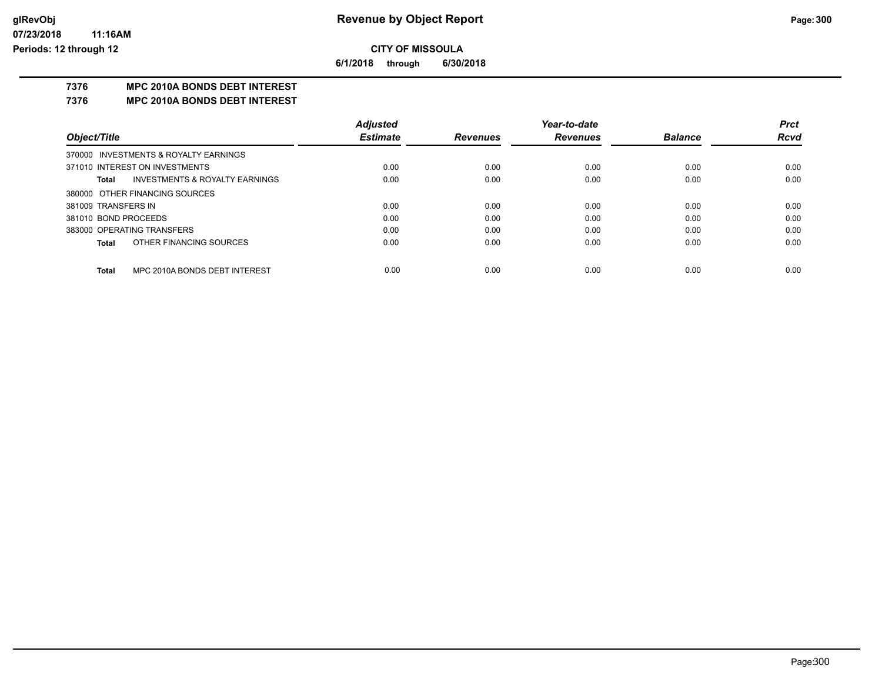**Revenue by Object Report**

**CITY OF MISSOULA**

**6/1/2018 through 6/30/2018**

glRevObj
07/23/2018 11:16AM
Periods: 12 through 12

## 7376 MPC 2010A BONDS DEBT INTEREST

## 7376 MPC 2010A BONDS DEBT INTEREST

| Object/Title | Adjusted Estimate | Revenues | Year-to-date Revenues | Balance | Prct Rcvd |
|---|---|---|---|---|---|
| 370000 INVESTMENTS & ROYALTY EARNINGS | | | | | |
| 371010 INTEREST ON INVESTMENTS | 0.00 | 0.00 | 0.00 | 0.00 | 0.00 |
| **Total** INVESTMENTS & ROYALTY EARNINGS | 0.00 | 0.00 | 0.00 | 0.00 | 0.00 |
| 380000 OTHER FINANCING SOURCES | | | | | |
| 381009 TRANSFERS IN | 0.00 | 0.00 | 0.00 | 0.00 | 0.00 |
| 381010 BOND PROCEEDS | 0.00 | 0.00 | 0.00 | 0.00 | 0.00 |
| 383000 OPERATING TRANSFERS | 0.00 | 0.00 | 0.00 | 0.00 | 0.00 |
| **Total** OTHER FINANCING SOURCES | 0.00 | 0.00 | 0.00 | 0.00 | 0.00 |
| **Total** MPC 2010A BONDS DEBT INTEREST | 0.00 | 0.00 | 0.00 | 0.00 | 0.00 |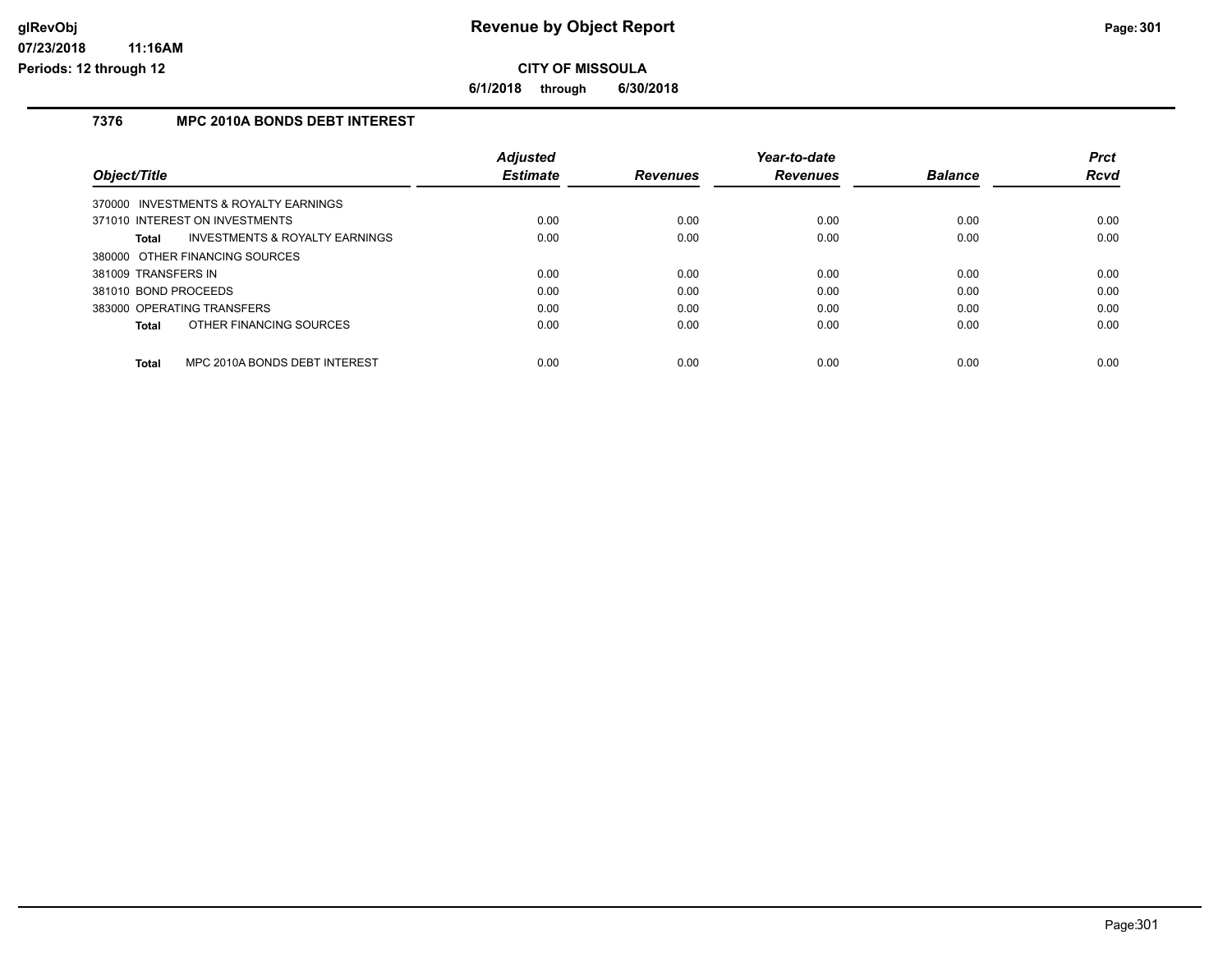**Revenue by Object Report**

**CITY OF MISSOULA**

**6/1/2018 through 6/30/2018**

glRevObj
07/23/2018 11:16AM
Periods: 12 through 12

### 7376 MPC 2010A BONDS DEBT INTEREST

| Object/Title | Adjusted Estimate | Revenues | Year-to-date Revenues | Balance | Prct Rcvd |
|---|---|---|---|---|---|
| 370000 INVESTMENTS & ROYALTY EARNINGS | | | | | |
| 371010 INTEREST ON INVESTMENTS | 0.00 | 0.00 | 0.00 | 0.00 | 0.00 |
| **Total** INVESTMENTS & ROYALTY EARNINGS | 0.00 | 0.00 | 0.00 | 0.00 | 0.00 |
| 380000 OTHER FINANCING SOURCES | | | | | |
| 381009 TRANSFERS IN | 0.00 | 0.00 | 0.00 | 0.00 | 0.00 |
| 381010 BOND PROCEEDS | 0.00 | 0.00 | 0.00 | 0.00 | 0.00 |
| 383000 OPERATING TRANSFERS | 0.00 | 0.00 | 0.00 | 0.00 | 0.00 |
| **Total** OTHER FINANCING SOURCES | 0.00 | 0.00 | 0.00 | 0.00 | 0.00 |
| **Total** MPC 2010A BONDS DEBT INTEREST | 0.00 | 0.00 | 0.00 | 0.00 | 0.00 |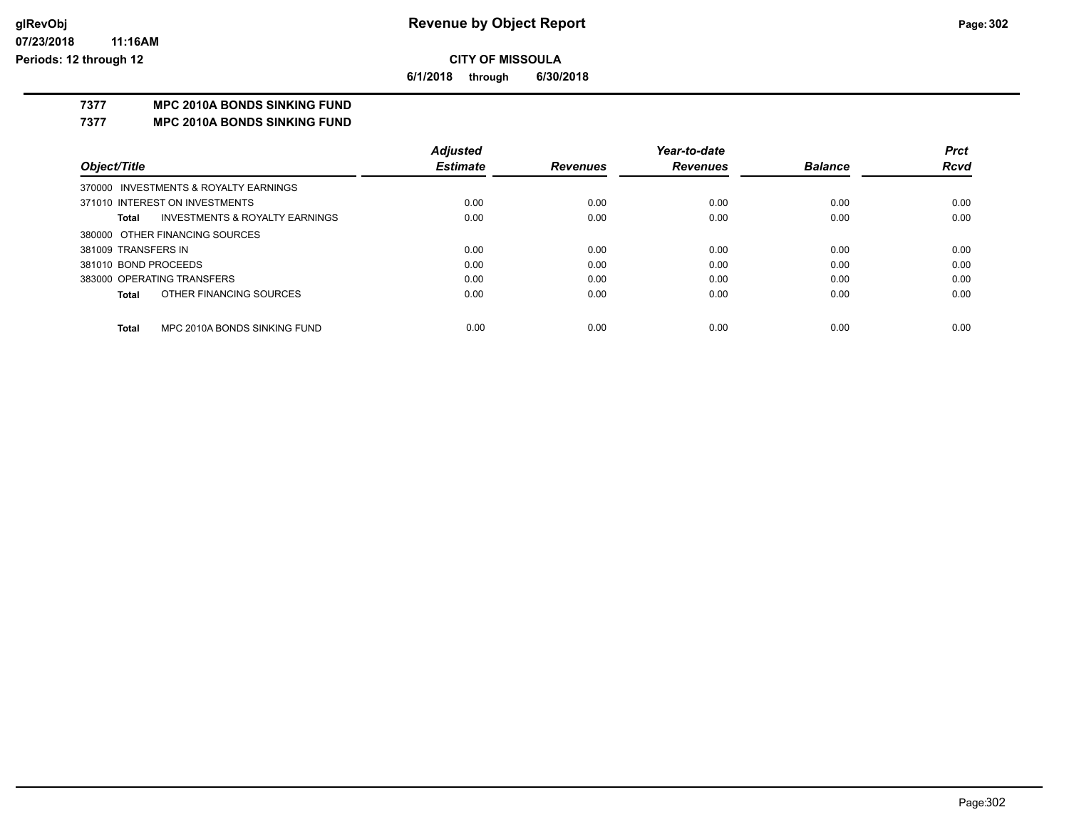# Revenue by Object Report

**CITY OF MISSOULA**

**6/1/2018 through 6/30/2018**

**7377 MPC 2010A BONDS SINKING FUND**

**7377 MPC 2010A BONDS SINKING FUND**

| Object/Title | Adjusted Estimate | Revenues | Year-to-date Revenues | Balance | Prct Rcvd |
|---|---|---|---|---|---|
| 370000 INVESTMENTS & ROYALTY EARNINGS | | | | | |
| 371010 INTEREST ON INVESTMENTS | 0.00 | 0.00 | 0.00 | 0.00 | 0.00 |
| **Total** INVESTMENTS & ROYALTY EARNINGS | 0.00 | 0.00 | 0.00 | 0.00 | 0.00 |
| 380000 OTHER FINANCING SOURCES | | | | | |
| 381009 TRANSFERS IN | 0.00 | 0.00 | 0.00 | 0.00 | 0.00 |
| 381010 BOND PROCEEDS | 0.00 | 0.00 | 0.00 | 0.00 | 0.00 |
| 383000 OPERATING TRANSFERS | 0.00 | 0.00 | 0.00 | 0.00 | 0.00 |
| **Total** OTHER FINANCING SOURCES | 0.00 | 0.00 | 0.00 | 0.00 | 0.00 |
| **Total** MPC 2010A BONDS SINKING FUND | 0.00 | 0.00 | 0.00 | 0.00 | 0.00 |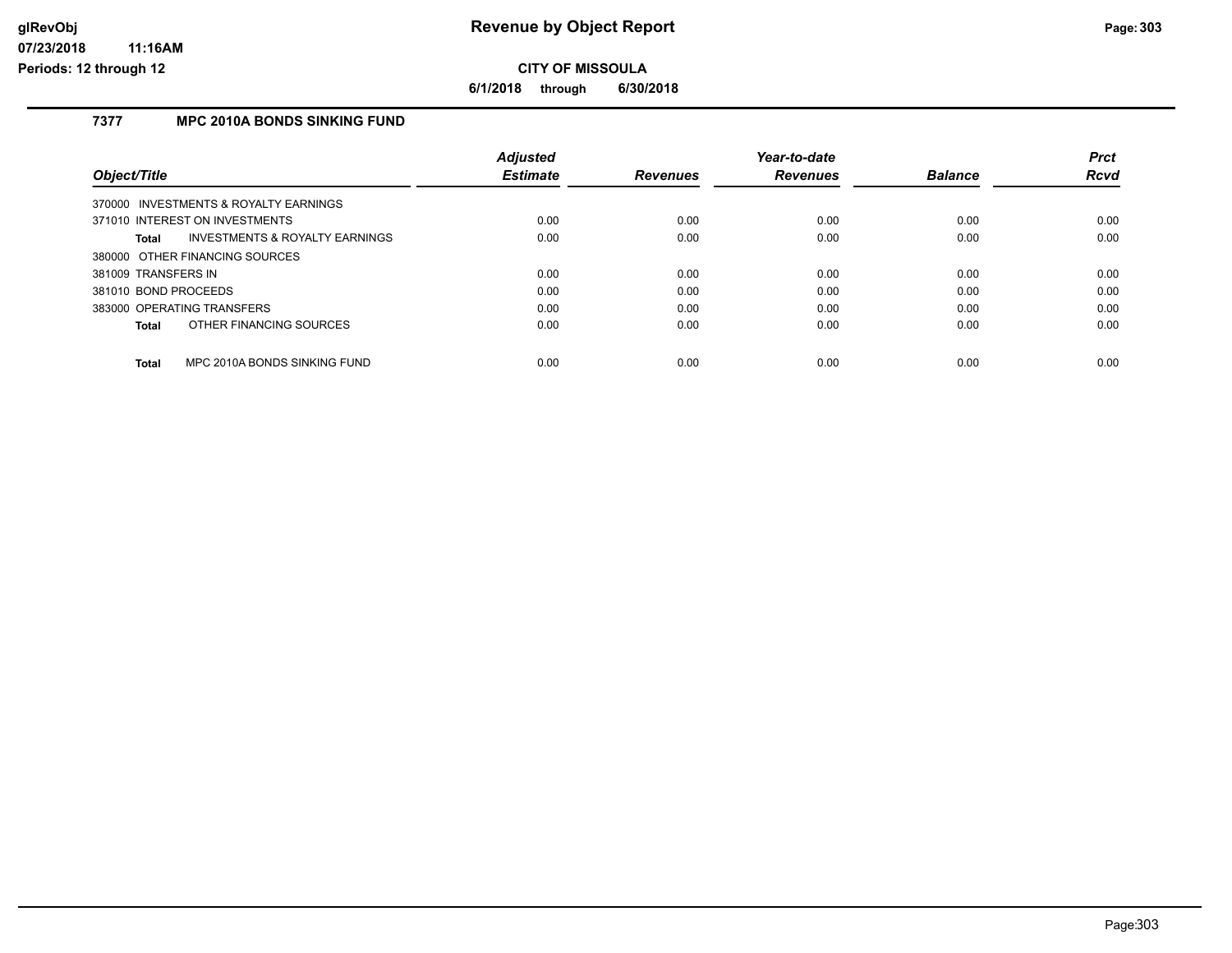**CITY OF MISSOULA**

**6/1/2018 through 6/30/2018**

## 7377 MPC 2010A BONDS SINKING FUND

| Object/Title | Adjusted Estimate | Revenues | Year-to-date Revenues | Balance | Prct Rcvd |
|---|---|---|---|---|---|
| 370000 INVESTMENTS & ROYALTY EARNINGS | | | | | |
| 371010 INTEREST ON INVESTMENTS | 0.00 | 0.00 | 0.00 | 0.00 | 0.00 |
| **Total** INVESTMENTS & ROYALTY EARNINGS | 0.00 | 0.00 | 0.00 | 0.00 | 0.00 |
| 380000 OTHER FINANCING SOURCES | | | | | |
| 381009 TRANSFERS IN | 0.00 | 0.00 | 0.00 | 0.00 | 0.00 |
| 381010 BOND PROCEEDS | 0.00 | 0.00 | 0.00 | 0.00 | 0.00 |
| 383000 OPERATING TRANSFERS | 0.00 | 0.00 | 0.00 | 0.00 | 0.00 |
| **Total** OTHER FINANCING SOURCES | 0.00 | 0.00 | 0.00 | 0.00 | 0.00 |
| **Total** MPC 2010A BONDS SINKING FUND | 0.00 | 0.00 | 0.00 | 0.00 | 0.00 |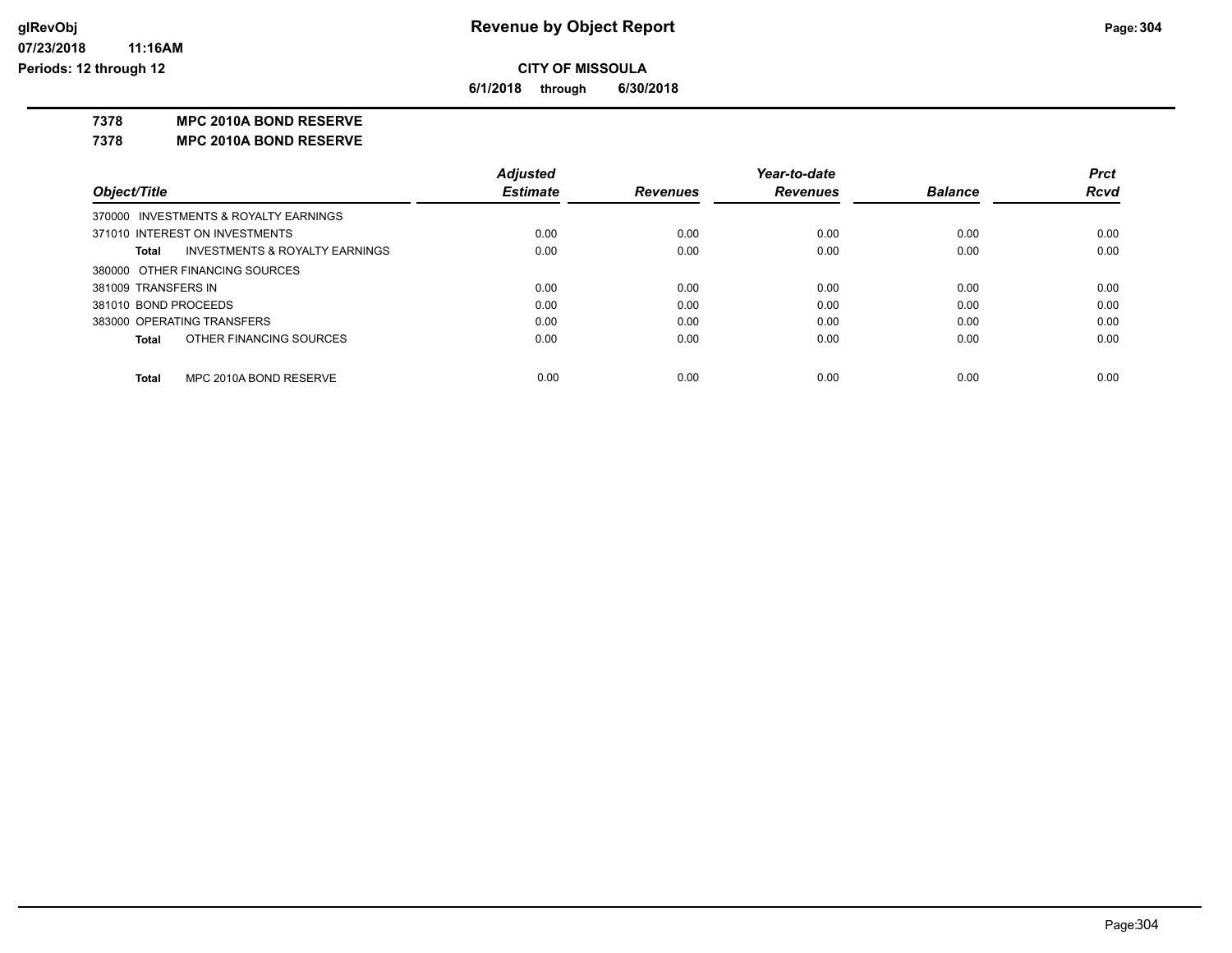# Revenue by Object Report

**CITY OF MISSOULA**

**6/1/2018 through 6/30/2018**

glRevObj
07/23/2018 11:16AM
Periods: 12 through 12

**7378 MPC 2010A BOND RESERVE**

**7378 MPC 2010A BOND RESERVE**

| Object/Title | Adjusted Estimate | Revenues | Year-to-date Revenues | Balance | Prct Rcvd |
|---|---|---|---|---|---|
| 370000 INVESTMENTS & ROYALTY EARNINGS | | | | | |
| 371010 INTEREST ON INVESTMENTS | 0.00 | 0.00 | 0.00 | 0.00 | 0.00 |
| **Total** INVESTMENTS & ROYALTY EARNINGS | 0.00 | 0.00 | 0.00 | 0.00 | 0.00 |
| 380000 OTHER FINANCING SOURCES | | | | | |
| 381009 TRANSFERS IN | 0.00 | 0.00 | 0.00 | 0.00 | 0.00 |
| 381010 BOND PROCEEDS | 0.00 | 0.00 | 0.00 | 0.00 | 0.00 |
| 383000 OPERATING TRANSFERS | 0.00 | 0.00 | 0.00 | 0.00 | 0.00 |
| **Total** OTHER FINANCING SOURCES | 0.00 | 0.00 | 0.00 | 0.00 | 0.00 |
| **Total** MPC 2010A BOND RESERVE | 0.00 | 0.00 | 0.00 | 0.00 | 0.00 |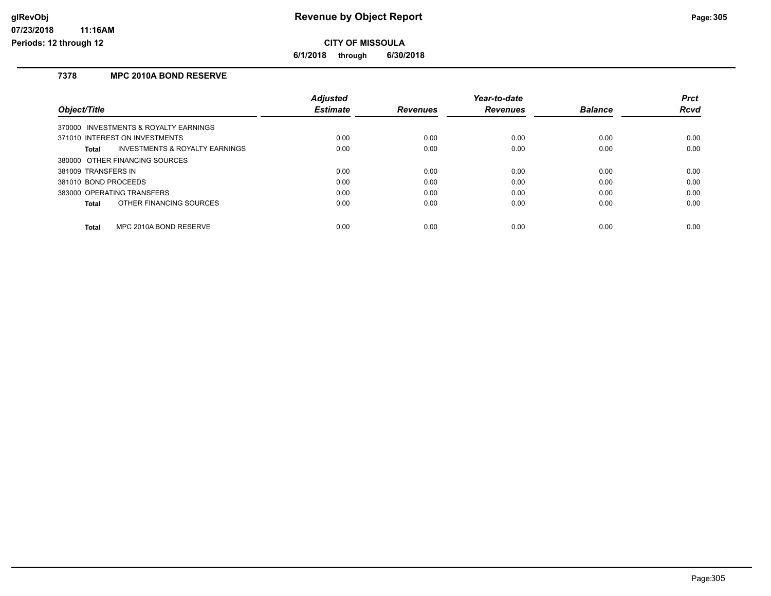# Revenue by Object Report

**CITY OF MISSOULA**

**6/1/2018 through 6/30/2018**

glRevObj
07/23/2018 11:16AM
Periods: 12 through 12

### 7378 MPC 2010A BOND RESERVE

| Object/Title | Adjusted Estimate | Revenues | Year-to-date Revenues | Balance | Prct Rcvd |
|---|---|---|---|---|---|
| 370000 INVESTMENTS & ROYALTY EARNINGS | | | | | |
| 371010 INTEREST ON INVESTMENTS | 0.00 | 0.00 | 0.00 | 0.00 | 0.00 |
| **Total** INVESTMENTS & ROYALTY EARNINGS | 0.00 | 0.00 | 0.00 | 0.00 | 0.00 |
| 380000 OTHER FINANCING SOURCES | | | | | |
| 381009 TRANSFERS IN | 0.00 | 0.00 | 0.00 | 0.00 | 0.00 |
| 381010 BOND PROCEEDS | 0.00 | 0.00 | 0.00 | 0.00 | 0.00 |
| 383000 OPERATING TRANSFERS | 0.00 | 0.00 | 0.00 | 0.00 | 0.00 |
| **Total** OTHER FINANCING SOURCES | 0.00 | 0.00 | 0.00 | 0.00 | 0.00 |
| **Total** MPC 2010A BOND RESERVE | 0.00 | 0.00 | 0.00 | 0.00 | 0.00 |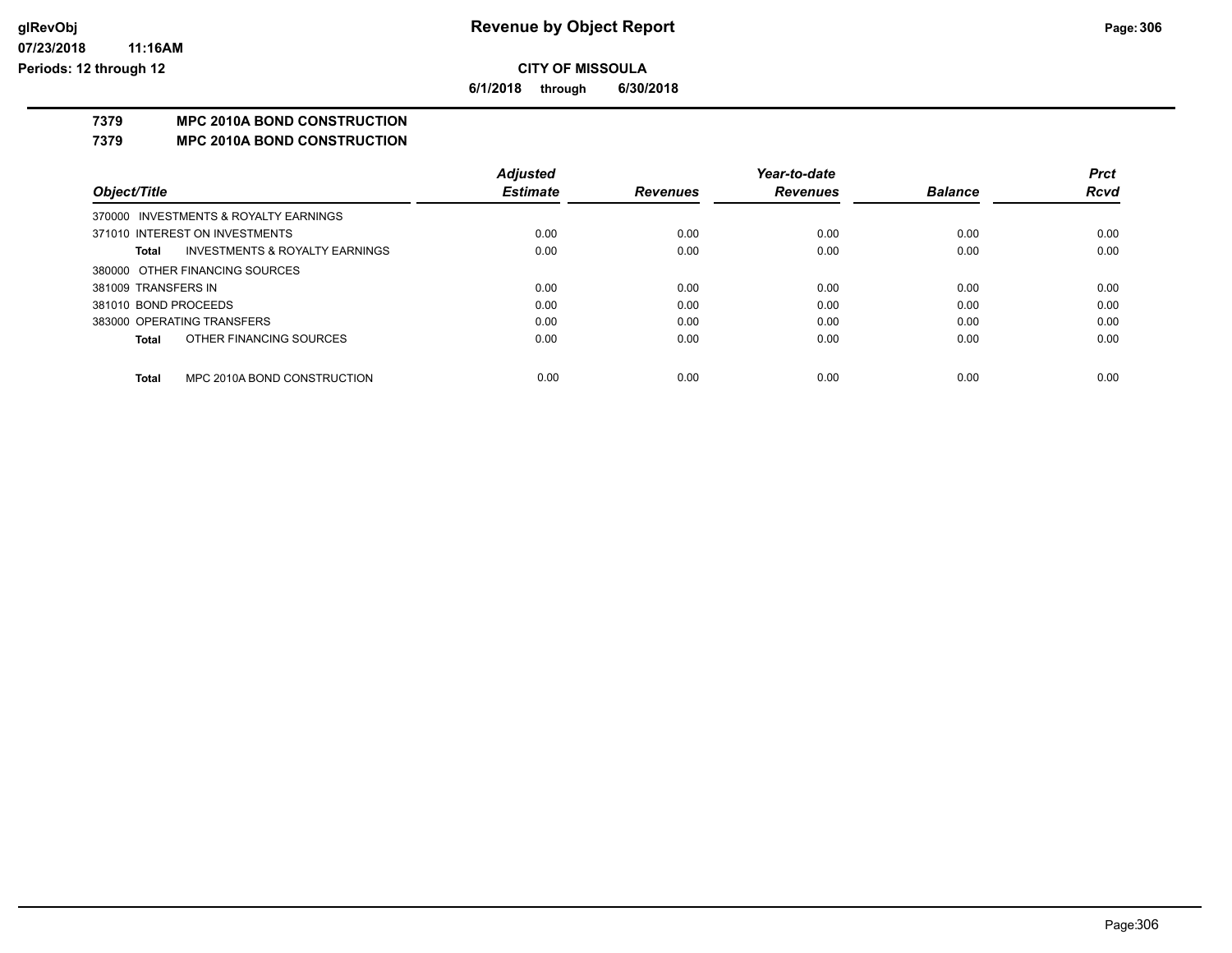# Revenue by Object Report

## CITY OF MISSOULA

**6/1/2018 through 6/30/2018**

glRevObj
07/23/2018 11:16AM
Periods: 12 through 12

### 7379 MPC 2010A BOND CONSTRUCTION
### 7379 MPC 2010A BOND CONSTRUCTION

| Object/Title | Adjusted Estimate | Revenues | Year-to-date Revenues | Balance | Prct Rcvd |
|---|---|---|---|---|---|
| 370000 INVESTMENTS & ROYALTY EARNINGS | | | | | |
| 371010 INTEREST ON INVESTMENTS | 0.00 | 0.00 | 0.00 | 0.00 | 0.00 |
| **Total** INVESTMENTS & ROYALTY EARNINGS | 0.00 | 0.00 | 0.00 | 0.00 | 0.00 |
| 380000 OTHER FINANCING SOURCES | | | | | |
| 381009 TRANSFERS IN | 0.00 | 0.00 | 0.00 | 0.00 | 0.00 |
| 381010 BOND PROCEEDS | 0.00 | 0.00 | 0.00 | 0.00 | 0.00 |
| 383000 OPERATING TRANSFERS | 0.00 | 0.00 | 0.00 | 0.00 | 0.00 |
| **Total** OTHER FINANCING SOURCES | 0.00 | 0.00 | 0.00 | 0.00 | 0.00 |
| **Total** MPC 2010A BOND CONSTRUCTION | 0.00 | 0.00 | 0.00 | 0.00 | 0.00 |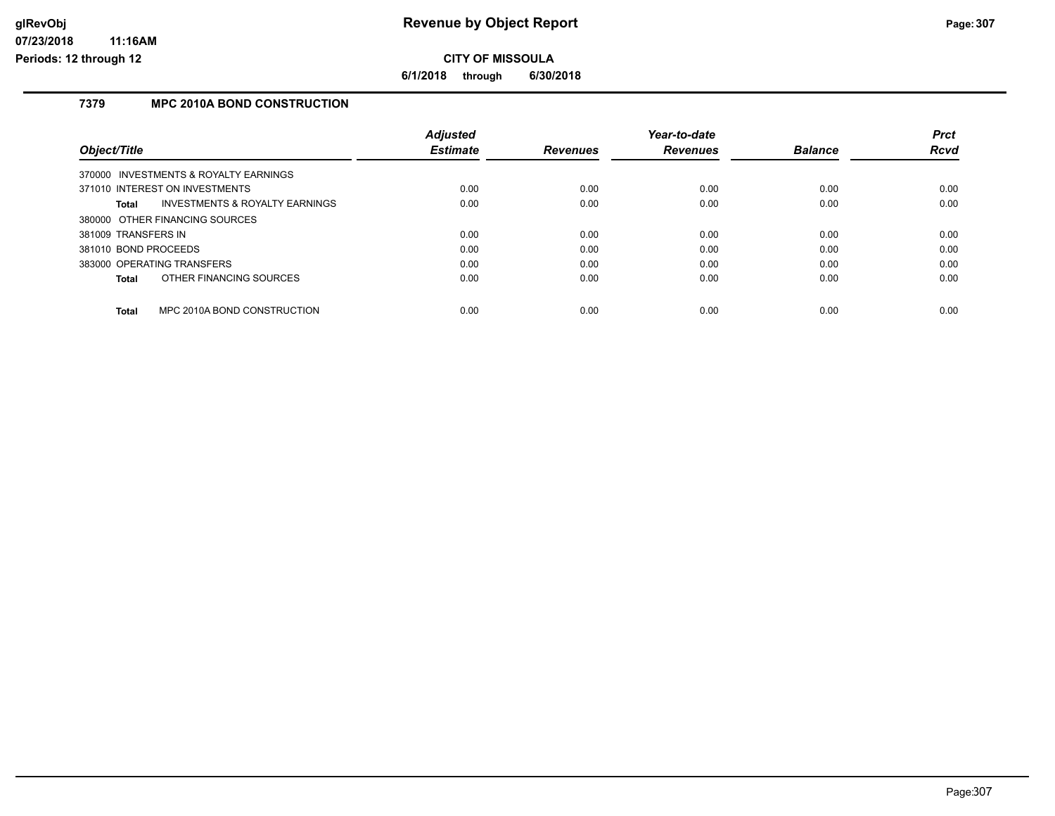# Revenue by Object Report

**CITY OF MISSOULA**

**6/1/2018 through 6/30/2018**

glRevObj
07/23/2018 11:16AM
Periods: 12 through 12

### 7379 MPC 2010A BOND CONSTRUCTION

| Object/Title | Adjusted Estimate | Revenues | Year-to-date Revenues | Balance | Prct Rcvd |
|---|---|---|---|---|---|
| 370000 INVESTMENTS & ROYALTY EARNINGS | | | | | |
| 371010 INTEREST ON INVESTMENTS | 0.00 | 0.00 | 0.00 | 0.00 | 0.00 |
| **Total** INVESTMENTS & ROYALTY EARNINGS | 0.00 | 0.00 | 0.00 | 0.00 | 0.00 |
| 380000 OTHER FINANCING SOURCES | | | | | |
| 381009 TRANSFERS IN | 0.00 | 0.00 | 0.00 | 0.00 | 0.00 |
| 381010 BOND PROCEEDS | 0.00 | 0.00 | 0.00 | 0.00 | 0.00 |
| 383000 OPERATING TRANSFERS | 0.00 | 0.00 | 0.00 | 0.00 | 0.00 |
| **Total** OTHER FINANCING SOURCES | 0.00 | 0.00 | 0.00 | 0.00 | 0.00 |
| **Total** MPC 2010A BOND CONSTRUCTION | 0.00 | 0.00 | 0.00 | 0.00 | 0.00 |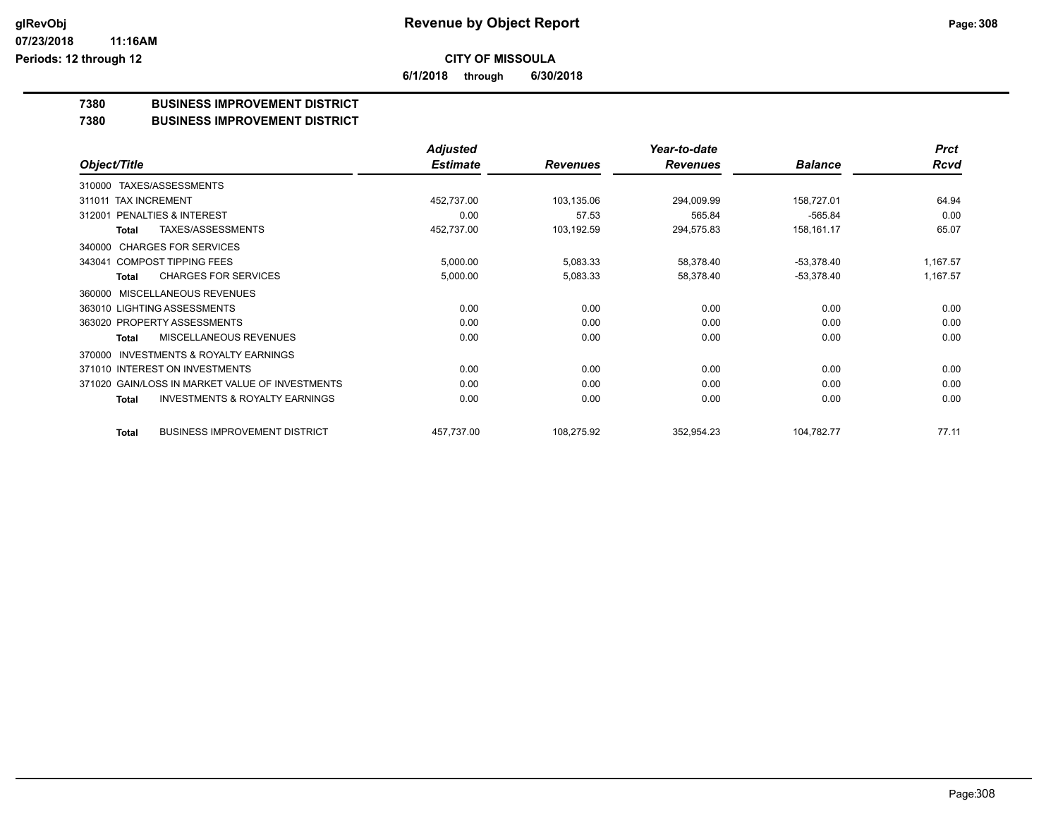glRevObj
07/23/2018 11:16AM
Periods: 12 through 12

# Revenue by Object Report

**CITY OF MISSOULA**

**6/1/2018 through 6/30/2018**

## 7380 BUSINESS IMPROVEMENT DISTRICT

## 7380 BUSINESS IMPROVEMENT DISTRICT

| Object/Title | Adjusted Estimate | Revenues | Year-to-date Revenues | Balance | Prct Rcvd |
|---|---|---|---|---|---|
| 310000 TAXES/ASSESSMENTS | | | | | |
| 311011 TAX INCREMENT | 452,737.00 | 103,135.06 | 294,009.99 | 158,727.01 | 64.94 |
| 312001 PENALTIES & INTEREST | 0.00 | 57.53 | 565.84 | -565.84 | 0.00 |
| **Total** TAXES/ASSESSMENTS | 452,737.00 | 103,192.59 | 294,575.83 | 158,161.17 | 65.07 |
| 340000 CHARGES FOR SERVICES | | | | | |
| 343041 COMPOST TIPPING FEES | 5,000.00 | 5,083.33 | 58,378.40 | -53,378.40 | 1,167.57 |
| **Total** CHARGES FOR SERVICES | 5,000.00 | 5,083.33 | 58,378.40 | -53,378.40 | 1,167.57 |
| 360000 MISCELLANEOUS REVENUES | | | | | |
| 363010 LIGHTING ASSESSMENTS | 0.00 | 0.00 | 0.00 | 0.00 | 0.00 |
| 363020 PROPERTY ASSESSMENTS | 0.00 | 0.00 | 0.00 | 0.00 | 0.00 |
| **Total** MISCELLANEOUS REVENUES | 0.00 | 0.00 | 0.00 | 0.00 | 0.00 |
| 370000 INVESTMENTS & ROYALTY EARNINGS | | | | | |
| 371010 INTEREST ON INVESTMENTS | 0.00 | 0.00 | 0.00 | 0.00 | 0.00 |
| 371020 GAIN/LOSS IN MARKET VALUE OF INVESTMENTS | 0.00 | 0.00 | 0.00 | 0.00 | 0.00 |
| **Total** INVESTMENTS & ROYALTY EARNINGS | 0.00 | 0.00 | 0.00 | 0.00 | 0.00 |
| **Total** BUSINESS IMPROVEMENT DISTRICT | 457,737.00 | 108,275.92 | 352,954.23 | 104,782.77 | 77.11 |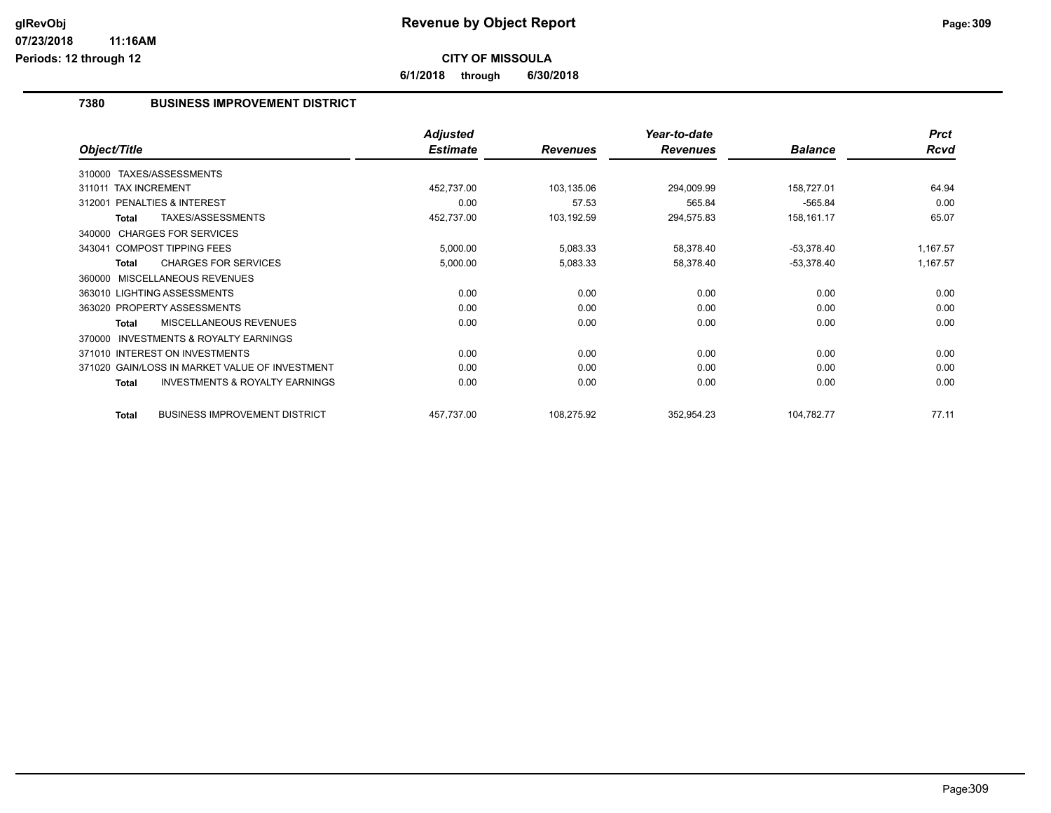# Revenue by Object Report

**CITY OF MISSOULA**

**6/1/2018 through 6/30/2018**

glRevObj
07/23/2018 11:16AM
Periods: 12 through 12

## 7380 BUSINESS IMPROVEMENT DISTRICT

| Object/Title | Adjusted Estimate | Revenues | Year-to-date Revenues | Balance | Prct Rcvd |
|---|---|---|---|---|---|
| 310000 TAXES/ASSESSMENTS | | | | | |
| 311011 TAX INCREMENT | 452,737.00 | 103,135.06 | 294,009.99 | 158,727.01 | 64.94 |
| 312001 PENALTIES & INTEREST | 0.00 | 57.53 | 565.84 | -565.84 | 0.00 |
| **Total** TAXES/ASSESSMENTS | 452,737.00 | 103,192.59 | 294,575.83 | 158,161.17 | 65.07 |
| 340000 CHARGES FOR SERVICES | | | | | |
| 343041 COMPOST TIPPING FEES | 5,000.00 | 5,083.33 | 58,378.40 | -53,378.40 | 1,167.57 |
| **Total** CHARGES FOR SERVICES | 5,000.00 | 5,083.33 | 58,378.40 | -53,378.40 | 1,167.57 |
| 360000 MISCELLANEOUS REVENUES | | | | | |
| 363010 LIGHTING ASSESSMENTS | 0.00 | 0.00 | 0.00 | 0.00 | 0.00 |
| 363020 PROPERTY ASSESSMENTS | 0.00 | 0.00 | 0.00 | 0.00 | 0.00 |
| **Total** MISCELLANEOUS REVENUES | 0.00 | 0.00 | 0.00 | 0.00 | 0.00 |
| 370000 INVESTMENTS & ROYALTY EARNINGS | | | | | |
| 371010 INTEREST ON INVESTMENTS | 0.00 | 0.00 | 0.00 | 0.00 | 0.00 |
| 371020 GAIN/LOSS IN MARKET VALUE OF INVESTMENT | 0.00 | 0.00 | 0.00 | 0.00 | 0.00 |
| **Total** INVESTMENTS & ROYALTY EARNINGS | 0.00 | 0.00 | 0.00 | 0.00 | 0.00 |
| **Total** BUSINESS IMPROVEMENT DISTRICT | 457,737.00 | 108,275.92 | 352,954.23 | 104,782.77 | 77.11 |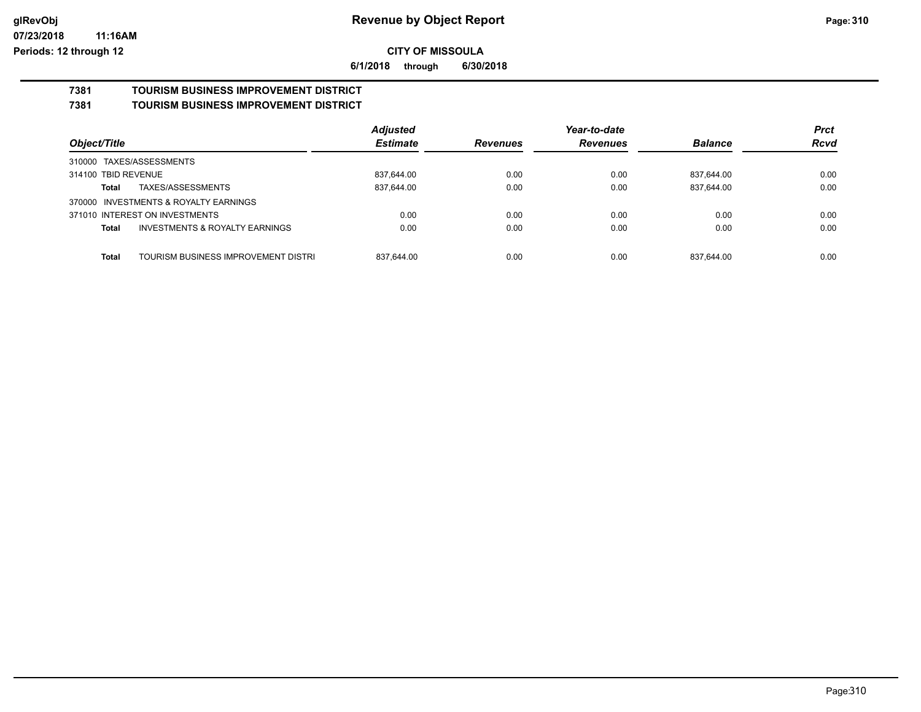# Revenue by Object Report

**CITY OF MISSOULA**

**6/1/2018 through 6/30/2018**

glRevObj
07/23/2018 11:16AM
Periods: 12 through 12

## 7381 TOURISM BUSINESS IMPROVEMENT DISTRICT
## 7381 TOURISM BUSINESS IMPROVEMENT DISTRICT

| Object/Title | | Adjusted Estimate | Revenues | Year-to-date Revenues | Balance | Prct Rcvd |
|---|---|---|---|---|---|---|
| 310000 TAXES/ASSESSMENTS | | | | | | |
| 314100 TBID REVENUE | | 837,644.00 | 0.00 | 0.00 | 837,644.00 | 0.00 |
| **Total** | TAXES/ASSESSMENTS | 837,644.00 | 0.00 | 0.00 | 837,644.00 | 0.00 |
| 370000 INVESTMENTS & ROYALTY EARNINGS | | | | | | |
| 371010 INTEREST ON INVESTMENTS | | 0.00 | 0.00 | 0.00 | 0.00 | 0.00 |
| **Total** | INVESTMENTS & ROYALTY EARNINGS | 0.00 | 0.00 | 0.00 | 0.00 | 0.00 |
| **Total** | TOURISM BUSINESS IMPROVEMENT DISTRI | 837,644.00 | 0.00 | 0.00 | 837,644.00 | 0.00 |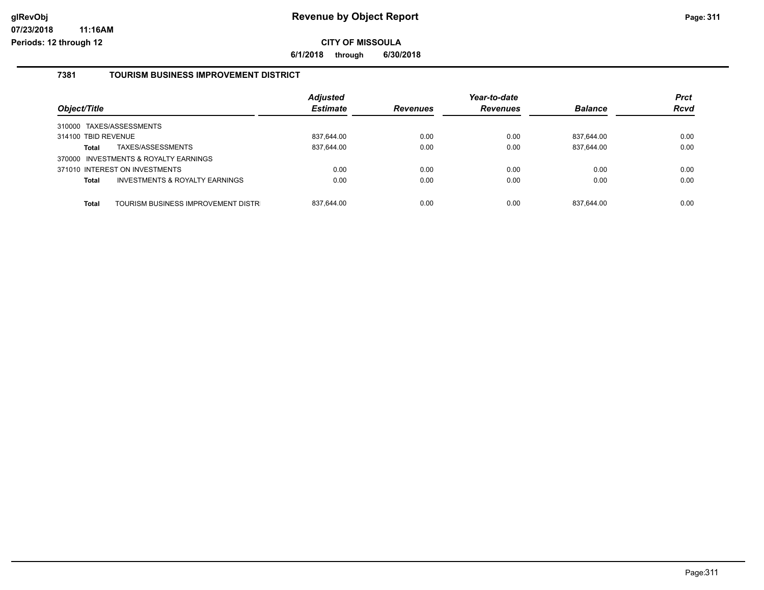# Revenue by Object Report

**CITY OF MISSOULA**

**6/1/2018 through 6/30/2018**

glRevObj
07/23/2018 11:16AM
Periods: 12 through 12

## 7381 TOURISM BUSINESS IMPROVEMENT DISTRICT

| Object/Title | Adjusted Estimate | Revenues | Year-to-date Revenues | Balance | Prct Rcvd |
|---|---|---|---|---|---|
| 310000 TAXES/ASSESSMENTS | | | | | |
| 314100 TBID REVENUE | 837,644.00 | 0.00 | 0.00 | 837,644.00 | 0.00 |
| **Total** TAXES/ASSESSMENTS | 837,644.00 | 0.00 | 0.00 | 837,644.00 | 0.00 |
| 370000 INVESTMENTS & ROYALTY EARNINGS | | | | | |
| 371010 INTEREST ON INVESTMENTS | 0.00 | 0.00 | 0.00 | 0.00 | 0.00 |
| **Total** INVESTMENTS & ROYALTY EARNINGS | 0.00 | 0.00 | 0.00 | 0.00 | 0.00 |
| **Total** TOURISM BUSINESS IMPROVEMENT DISTR | 837,644.00 | 0.00 | 0.00 | 837,644.00 | 0.00 |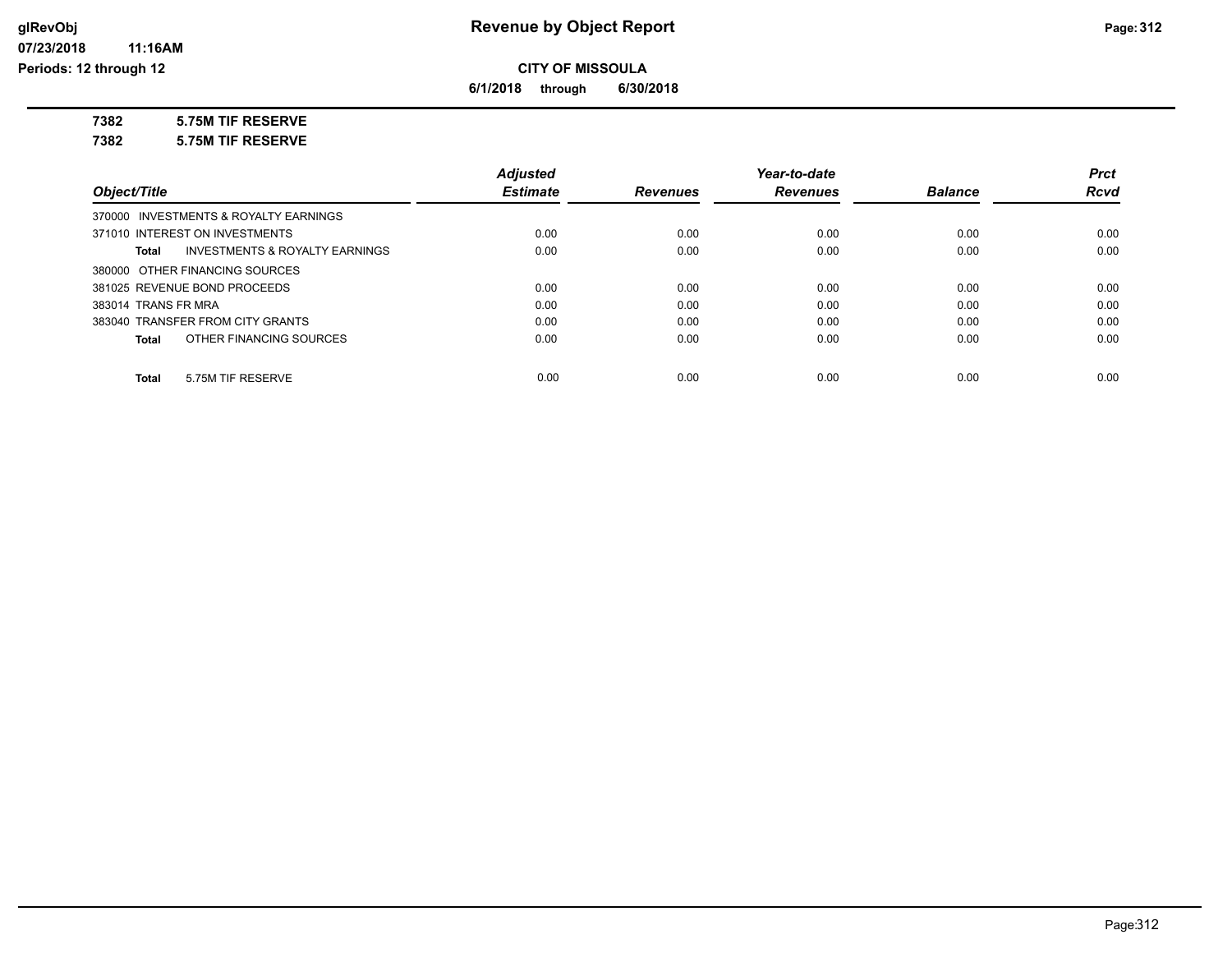# Revenue by Object Report

**CITY OF MISSOULA**

**6/1/2018 through 6/30/2018**

glRevObj
07/23/2018 11:16AM
Periods: 12 through 12

**7382 5.75M TIF RESERVE**

**7382 5.75M TIF RESERVE**

| Object/Title | Adjusted Estimate | Revenues | Year-to-date Revenues | Balance | Prct Rcvd |
|---|---|---|---|---|---|
| 370000 INVESTMENTS & ROYALTY EARNINGS | | | | | |
| 371010 INTEREST ON INVESTMENTS | 0.00 | 0.00 | 0.00 | 0.00 | 0.00 |
| **Total** INVESTMENTS & ROYALTY EARNINGS | 0.00 | 0.00 | 0.00 | 0.00 | 0.00 |
| 380000 OTHER FINANCING SOURCES | | | | | |
| 381025 REVENUE BOND PROCEEDS | 0.00 | 0.00 | 0.00 | 0.00 | 0.00 |
| 383014 TRANS FR MRA | 0.00 | 0.00 | 0.00 | 0.00 | 0.00 |
| 383040 TRANSFER FROM CITY GRANTS | 0.00 | 0.00 | 0.00 | 0.00 | 0.00 |
| **Total** OTHER FINANCING SOURCES | 0.00 | 0.00 | 0.00 | 0.00 | 0.00 |
| **Total** 5.75M TIF RESERVE | 0.00 | 0.00 | 0.00 | 0.00 | 0.00 |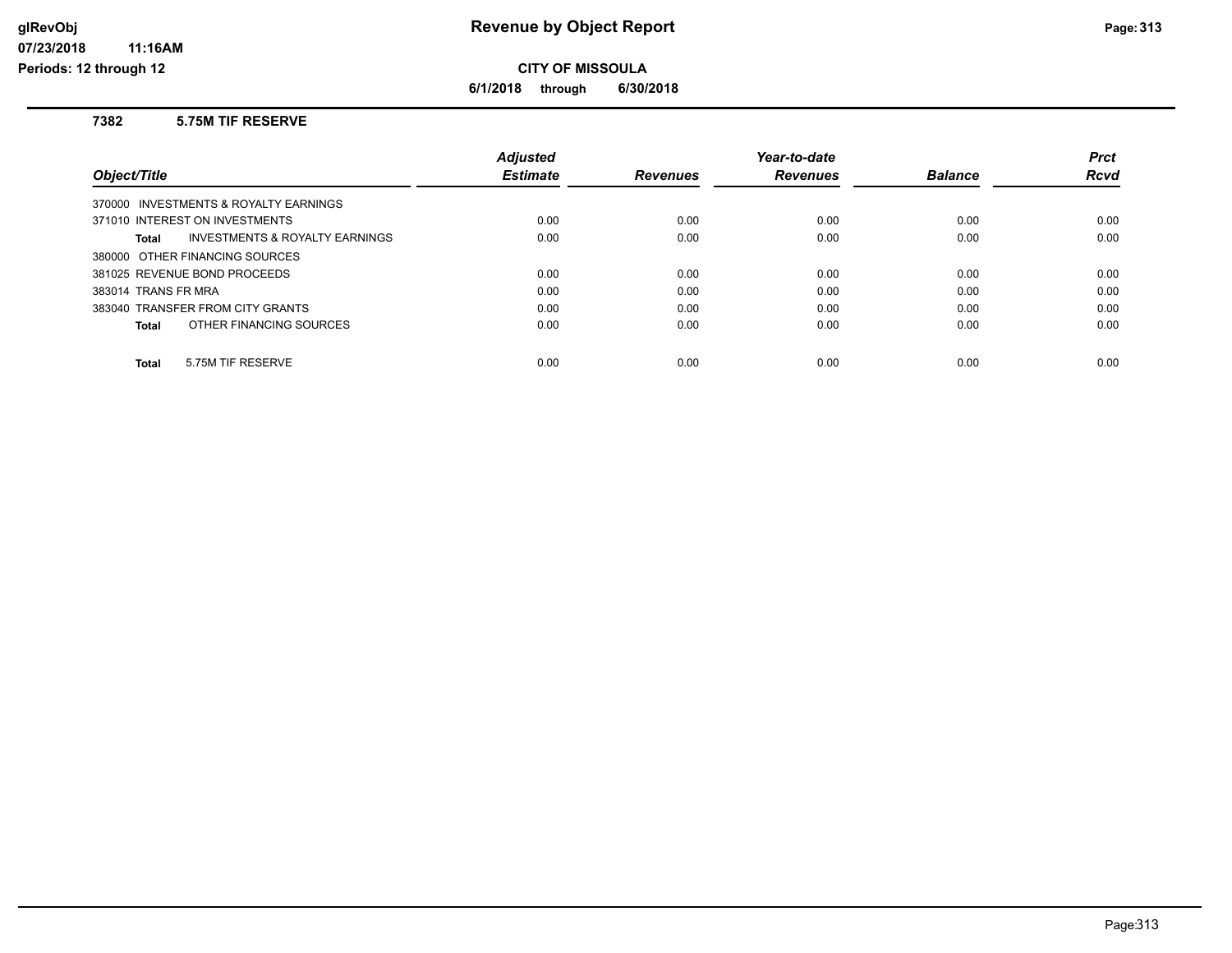**Revenue by Object Report**

**CITY OF MISSOULA**

**6/1/2018 through 6/30/2018**

### 7382 5.75M TIF RESERVE

| Object/Title | | Adjusted Estimate | Revenues | Year-to-date Revenues | Balance | Prct Rcvd |
|---|---|---|---|---|---|---|
| 370000 INVESTMENTS & ROYALTY EARNINGS | | | | | | |
| 371010 INTEREST ON INVESTMENTS | | 0.00 | 0.00 | 0.00 | 0.00 | 0.00 |
| **Total** | INVESTMENTS & ROYALTY EARNINGS | 0.00 | 0.00 | 0.00 | 0.00 | 0.00 |
| 380000 OTHER FINANCING SOURCES | | | | | | |
| 381025 REVENUE BOND PROCEEDS | | 0.00 | 0.00 | 0.00 | 0.00 | 0.00 |
| 383014 TRANS FR MRA | | 0.00 | 0.00 | 0.00 | 0.00 | 0.00 |
| 383040 TRANSFER FROM CITY GRANTS | | 0.00 | 0.00 | 0.00 | 0.00 | 0.00 |
| **Total** | OTHER FINANCING SOURCES | 0.00 | 0.00 | 0.00 | 0.00 | 0.00 |
| **Total** | 5.75M TIF RESERVE | 0.00 | 0.00 | 0.00 | 0.00 | 0.00 |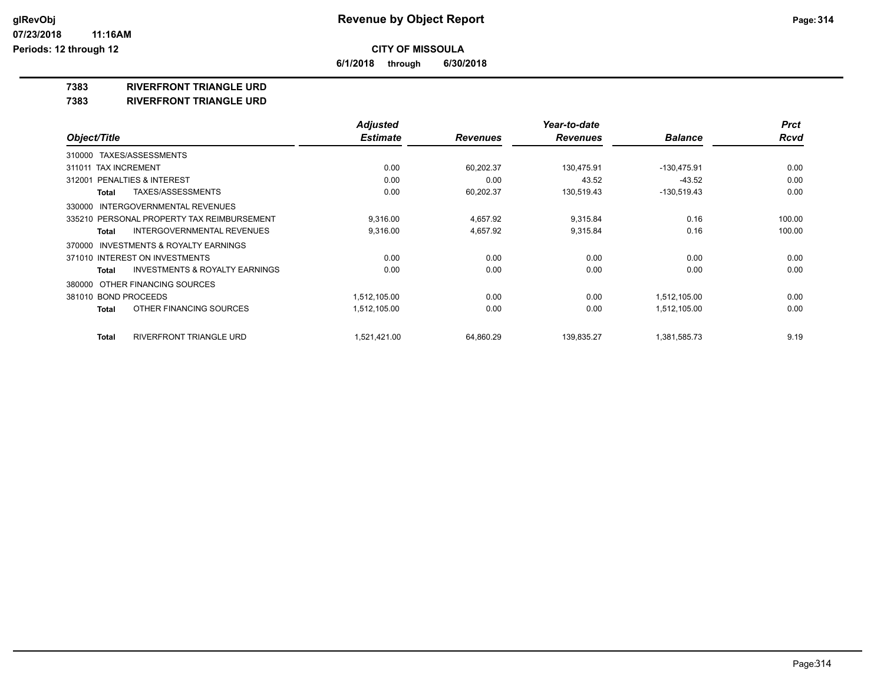**Revenue by Object Report**

**CITY OF MISSOULA**

**6/1/2018 through 6/30/2018**

glRevObj
07/23/2018 11:16AM
Periods: 12 through 12

**7383 RIVERFRONT TRIANGLE URD**

**7383 RIVERFRONT TRIANGLE URD**

| Object/Title | Adjusted Estimate | Revenues | Year-to-date Revenues | Balance | Prct Rcvd |
|---|---|---|---|---|---|
| 310000 TAXES/ASSESSMENTS | | | | | |
| 311011 TAX INCREMENT | 0.00 | 60,202.37 | 130,475.91 | -130,475.91 | 0.00 |
| 312001 PENALTIES & INTEREST | 0.00 | 0.00 | 43.52 | -43.52 | 0.00 |
| **Total** TAXES/ASSESSMENTS | 0.00 | 60,202.37 | 130,519.43 | -130,519.43 | 0.00 |
| 330000 INTERGOVERNMENTAL REVENUES | | | | | |
| 335210 PERSONAL PROPERTY TAX REIMBURSEMENT | 9,316.00 | 4,657.92 | 9,315.84 | 0.16 | 100.00 |
| **Total** INTERGOVERNMENTAL REVENUES | 9,316.00 | 4,657.92 | 9,315.84 | 0.16 | 100.00 |
| 370000 INVESTMENTS & ROYALTY EARNINGS | | | | | |
| 371010 INTEREST ON INVESTMENTS | 0.00 | 0.00 | 0.00 | 0.00 | 0.00 |
| **Total** INVESTMENTS & ROYALTY EARNINGS | 0.00 | 0.00 | 0.00 | 0.00 | 0.00 |
| 380000 OTHER FINANCING SOURCES | | | | | |
| 381010 BOND PROCEEDS | 1,512,105.00 | 0.00 | 0.00 | 1,512,105.00 | 0.00 |
| **Total** OTHER FINANCING SOURCES | 1,512,105.00 | 0.00 | 0.00 | 1,512,105.00 | 0.00 |
| **Total** RIVERFRONT TRIANGLE URD | 1,521,421.00 | 64,860.29 | 139,835.27 | 1,381,585.73 | 9.19 |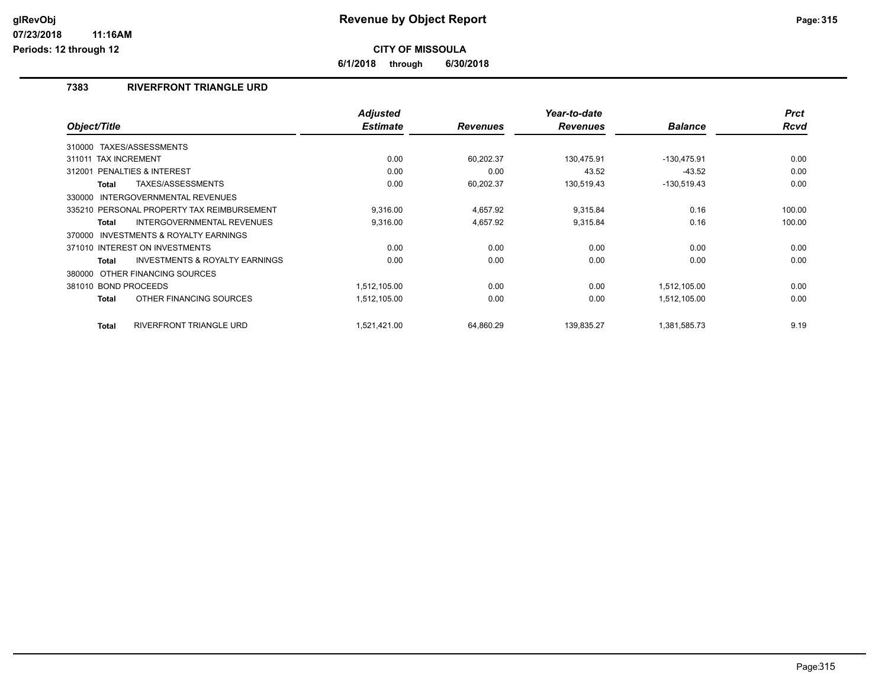# Revenue by Object Report

## CITY OF MISSOULA

**6/1/2018 through 6/30/2018**

### 7383 RIVERFRONT TRIANGLE URD

| Object/Title | Adjusted Estimate | Revenues | Year-to-date Revenues | Balance | Prct Rcvd |
|---|---|---|---|---|---|
| 310000 TAXES/ASSESSMENTS | | | | | |
| 311011 TAX INCREMENT | 0.00 | 60,202.37 | 130,475.91 | -130,475.91 | 0.00 |
| 312001 PENALTIES & INTEREST | 0.00 | 0.00 | 43.52 | -43.52 | 0.00 |
| **Total** TAXES/ASSESSMENTS | 0.00 | 60,202.37 | 130,519.43 | -130,519.43 | 0.00 |
| 330000 INTERGOVERNMENTAL REVENUES | | | | | |
| 335210 PERSONAL PROPERTY TAX REIMBURSEMENT | 9,316.00 | 4,657.92 | 9,315.84 | 0.16 | 100.00 |
| **Total** INTERGOVERNMENTAL REVENUES | 9,316.00 | 4,657.92 | 9,315.84 | 0.16 | 100.00 |
| 370000 INVESTMENTS & ROYALTY EARNINGS | | | | | |
| 371010 INTEREST ON INVESTMENTS | 0.00 | 0.00 | 0.00 | 0.00 | 0.00 |
| **Total** INVESTMENTS & ROYALTY EARNINGS | 0.00 | 0.00 | 0.00 | 0.00 | 0.00 |
| 380000 OTHER FINANCING SOURCES | | | | | |
| 381010 BOND PROCEEDS | 1,512,105.00 | 0.00 | 0.00 | 1,512,105.00 | 0.00 |
| **Total** OTHER FINANCING SOURCES | 1,512,105.00 | 0.00 | 0.00 | 1,512,105.00 | 0.00 |
| **Total** RIVERFRONT TRIANGLE URD | 1,521,421.00 | 64,860.29 | 139,835.27 | 1,381,585.73 | 9.19 |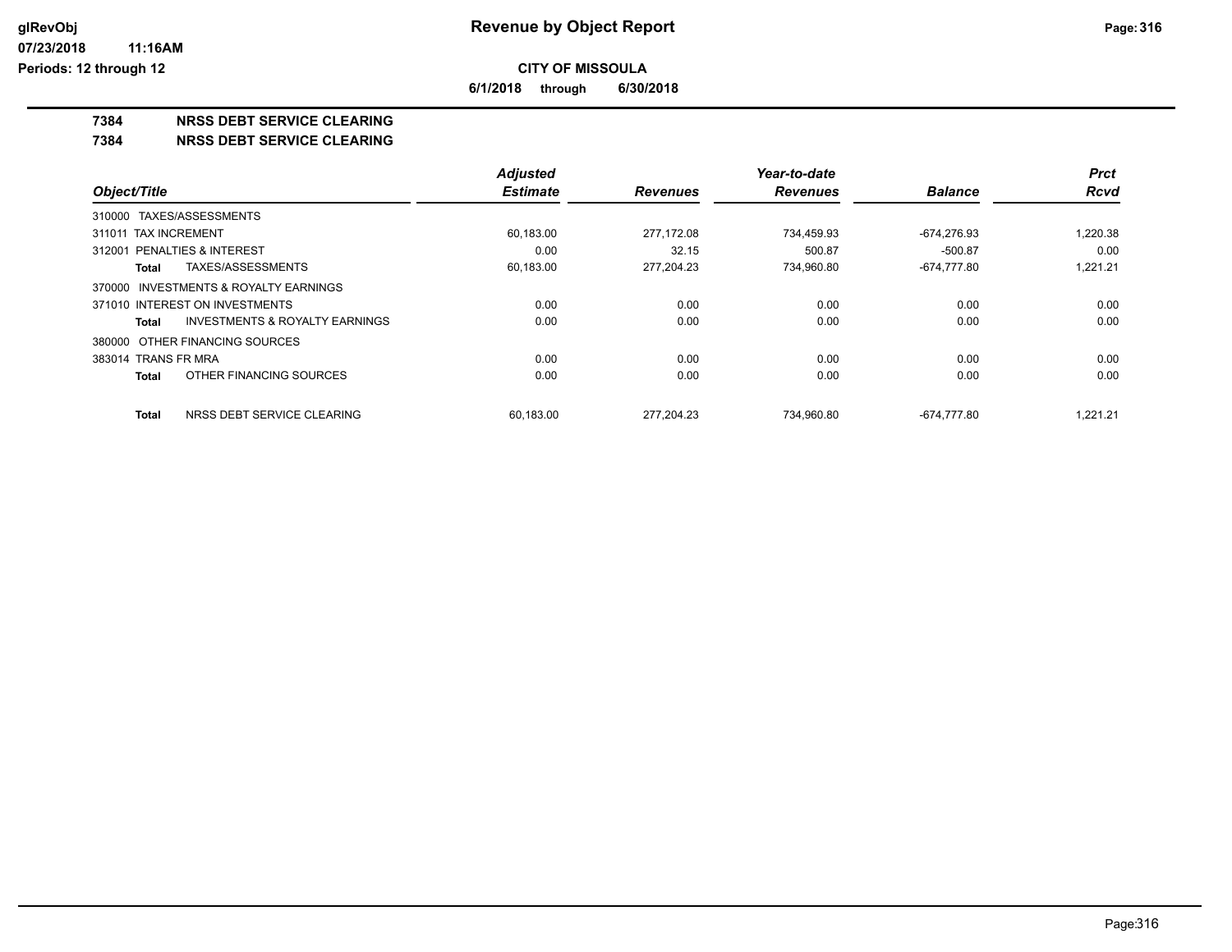# Revenue by Object Report

**CITY OF MISSOULA**

**6/1/2018 through 6/30/2018**

glRevObj
07/23/2018 11:16AM
Periods: 12 through 12

## 7384 NRSS DEBT SERVICE CLEARING

### 7384 NRSS DEBT SERVICE CLEARING

| Object/Title | Adjusted Estimate | Revenues | Year-to-date Revenues | Balance | Prct Rcvd |
|---|---|---|---|---|---|
| 310000 TAXES/ASSESSMENTS | | | | | |
| 311011 TAX INCREMENT | 60,183.00 | 277,172.08 | 734,459.93 | -674,276.93 | 1,220.38 |
| 312001 PENALTIES & INTEREST | 0.00 | 32.15 | 500.87 | -500.87 | 0.00 |
| **Total** TAXES/ASSESSMENTS | 60,183.00 | 277,204.23 | 734,960.80 | -674,777.80 | 1,221.21 |
| 370000 INVESTMENTS & ROYALTY EARNINGS | | | | | |
| 371010 INTEREST ON INVESTMENTS | 0.00 | 0.00 | 0.00 | 0.00 | 0.00 |
| **Total** INVESTMENTS & ROYALTY EARNINGS | 0.00 | 0.00 | 0.00 | 0.00 | 0.00 |
| 380000 OTHER FINANCING SOURCES | | | | | |
| 383014 TRANS FR MRA | 0.00 | 0.00 | 0.00 | 0.00 | 0.00 |
| **Total** OTHER FINANCING SOURCES | 0.00 | 0.00 | 0.00 | 0.00 | 0.00 |
| **Total** NRSS DEBT SERVICE CLEARING | 60,183.00 | 277,204.23 | 734,960.80 | -674,777.80 | 1,221.21 |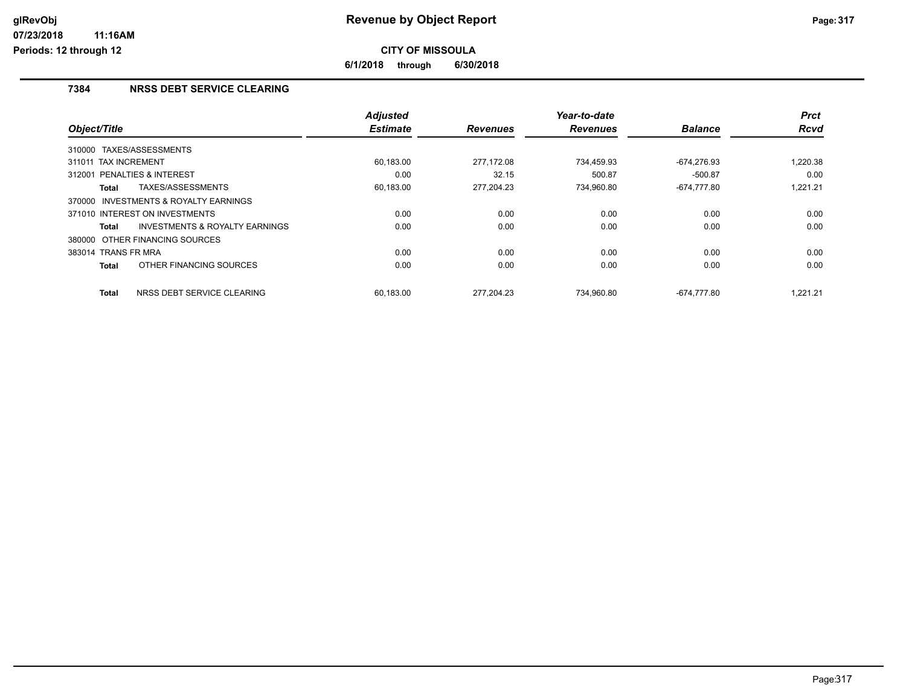**Revenue by Object Report**

**CITY OF MISSOULA**

**6/1/2018 through 6/30/2018**

## 7384 NRSS DEBT SERVICE CLEARING

| Object/Title | Adjusted Estimate | Revenues | Year-to-date Revenues | Balance | Prct Rcvd |
|---|---|---|---|---|---|
| 310000 TAXES/ASSESSMENTS | | | | | |
| 311011 TAX INCREMENT | 60,183.00 | 277,172.08 | 734,459.93 | -674,276.93 | 1,220.38 |
| 312001 PENALTIES & INTEREST | 0.00 | 32.15 | 500.87 | -500.87 | 0.00 |
| **Total** TAXES/ASSESSMENTS | 60,183.00 | 277,204.23 | 734,960.80 | -674,777.80 | 1,221.21 |
| 370000 INVESTMENTS & ROYALTY EARNINGS | | | | | |
| 371010 INTEREST ON INVESTMENTS | 0.00 | 0.00 | 0.00 | 0.00 | 0.00 |
| **Total** INVESTMENTS & ROYALTY EARNINGS | 0.00 | 0.00 | 0.00 | 0.00 | 0.00 |
| 380000 OTHER FINANCING SOURCES | | | | | |
| 383014 TRANS FR MRA | 0.00 | 0.00 | 0.00 | 0.00 | 0.00 |
| **Total** OTHER FINANCING SOURCES | 0.00 | 0.00 | 0.00 | 0.00 | 0.00 |
| **Total** NRSS DEBT SERVICE CLEARING | 60,183.00 | 277,204.23 | 734,960.80 | -674,777.80 | 1,221.21 |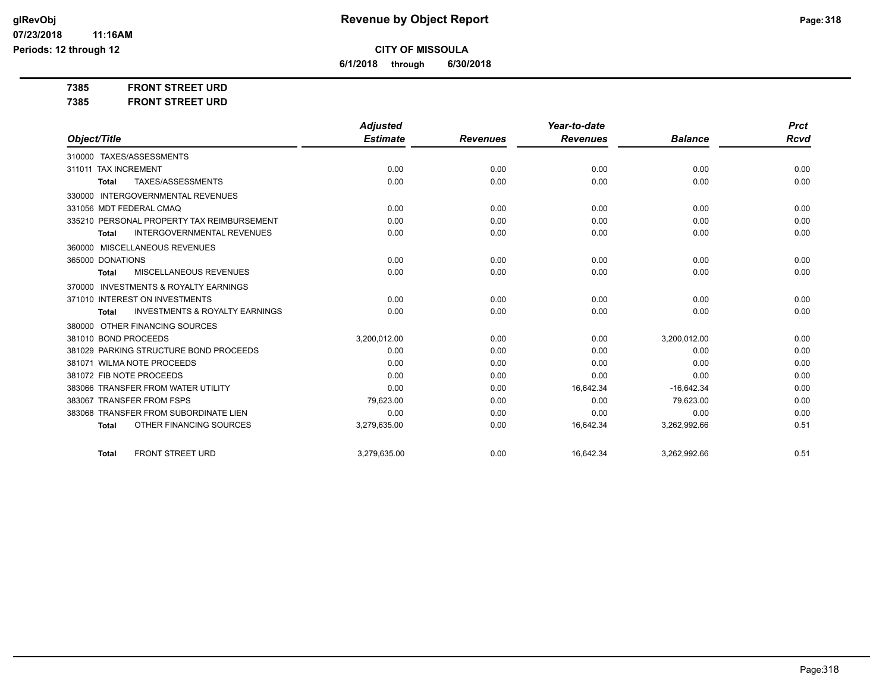**CITY OF MISSOULA**

**6/1/2018 through 6/30/2018**

**Revenue by Object Report**

glRevObj
07/23/2018 11:16AM
Periods: 12 through 12

**7385 FRONT STREET URD**

**7385 FRONT STREET URD**

| Object/Title | Adjusted Estimate | Revenues | Year-to-date Revenues | Balance | Prct Rcvd |
|---|---|---|---|---|---|
| 310000 TAXES/ASSESSMENTS | | | | | |
| 311011 TAX INCREMENT | 0.00 | 0.00 | 0.00 | 0.00 | 0.00 |
| **Total** TAXES/ASSESSMENTS | 0.00 | 0.00 | 0.00 | 0.00 | 0.00 |
| 330000 INTERGOVERNMENTAL REVENUES | | | | | |
| 331056 MDT FEDERAL CMAQ | 0.00 | 0.00 | 0.00 | 0.00 | 0.00 |
| 335210 PERSONAL PROPERTY TAX REIMBURSEMENT | 0.00 | 0.00 | 0.00 | 0.00 | 0.00 |
| **Total** INTERGOVERNMENTAL REVENUES | 0.00 | 0.00 | 0.00 | 0.00 | 0.00 |
| 360000 MISCELLANEOUS REVENUES | | | | | |
| 365000 DONATIONS | 0.00 | 0.00 | 0.00 | 0.00 | 0.00 |
| **Total** MISCELLANEOUS REVENUES | 0.00 | 0.00 | 0.00 | 0.00 | 0.00 |
| 370000 INVESTMENTS & ROYALTY EARNINGS | | | | | |
| 371010 INTEREST ON INVESTMENTS | 0.00 | 0.00 | 0.00 | 0.00 | 0.00 |
| **Total** INVESTMENTS & ROYALTY EARNINGS | 0.00 | 0.00 | 0.00 | 0.00 | 0.00 |
| 380000 OTHER FINANCING SOURCES | | | | | |
| 381010 BOND PROCEEDS | 3,200,012.00 | 0.00 | 0.00 | 3,200,012.00 | 0.00 |
| 381029 PARKING STRUCTURE BOND PROCEEDS | 0.00 | 0.00 | 0.00 | 0.00 | 0.00 |
| 381071 WILMA NOTE PROCEEDS | 0.00 | 0.00 | 0.00 | 0.00 | 0.00 |
| 381072 FIB NOTE PROCEEDS | 0.00 | 0.00 | 0.00 | 0.00 | 0.00 |
| 383066 TRANSFER FROM WATER UTILITY | 0.00 | 0.00 | 16,642.34 | -16,642.34 | 0.00 |
| 383067 TRANSFER FROM FSPS | 79,623.00 | 0.00 | 0.00 | 79,623.00 | 0.00 |
| 383068 TRANSFER FROM SUBORDINATE LIEN | 0.00 | 0.00 | 0.00 | 0.00 | 0.00 |
| **Total** OTHER FINANCING SOURCES | 3,279,635.00 | 0.00 | 16,642.34 | 3,262,992.66 | 0.51 |
| **Total** FRONT STREET URD | 3,279,635.00 | 0.00 | 16,642.34 | 3,262,992.66 | 0.51 |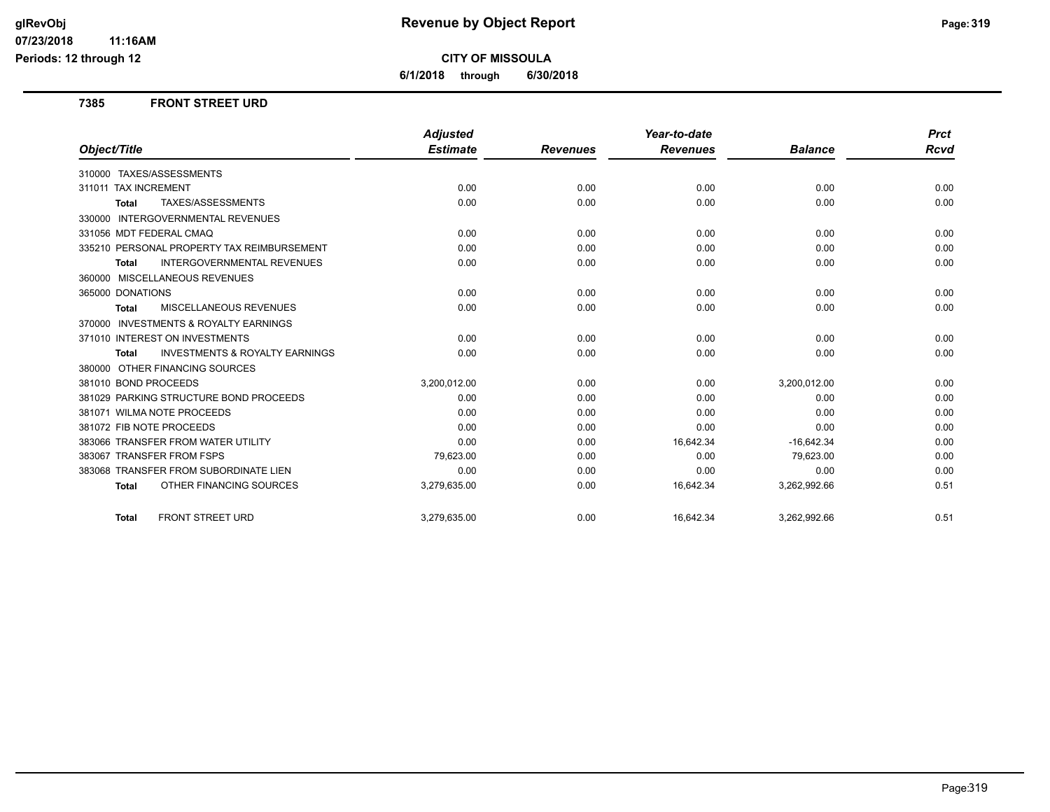# Revenue by Object Report

**CITY OF MISSOULA**

**6/1/2018 through 6/30/2018**

glRevObj
07/23/2018 11:16AM
Periods: 12 through 12

## 7385 FRONT STREET URD

| Object/Title | Adjusted Estimate | Revenues | Year-to-date Revenues | Balance | Prct Rcvd |
|---|---|---|---|---|---|
| 310000 TAXES/ASSESSMENTS | | | | | |
| 311011 TAX INCREMENT | 0.00 | 0.00 | 0.00 | 0.00 | 0.00 |
| **Total** TAXES/ASSESSMENTS | 0.00 | 0.00 | 0.00 | 0.00 | 0.00 |
| 330000 INTERGOVERNMENTAL REVENUES | | | | | |
| 331056 MDT FEDERAL CMAQ | 0.00 | 0.00 | 0.00 | 0.00 | 0.00 |
| 335210 PERSONAL PROPERTY TAX REIMBURSEMENT | 0.00 | 0.00 | 0.00 | 0.00 | 0.00 |
| **Total** INTERGOVERNMENTAL REVENUES | 0.00 | 0.00 | 0.00 | 0.00 | 0.00 |
| 360000 MISCELLANEOUS REVENUES | | | | | |
| 365000 DONATIONS | 0.00 | 0.00 | 0.00 | 0.00 | 0.00 |
| **Total** MISCELLANEOUS REVENUES | 0.00 | 0.00 | 0.00 | 0.00 | 0.00 |
| 370000 INVESTMENTS & ROYALTY EARNINGS | | | | | |
| 371010 INTEREST ON INVESTMENTS | 0.00 | 0.00 | 0.00 | 0.00 | 0.00 |
| **Total** INVESTMENTS & ROYALTY EARNINGS | 0.00 | 0.00 | 0.00 | 0.00 | 0.00 |
| 380000 OTHER FINANCING SOURCES | | | | | |
| 381010 BOND PROCEEDS | 3,200,012.00 | 0.00 | 0.00 | 3,200,012.00 | 0.00 |
| 381029 PARKING STRUCTURE BOND PROCEEDS | 0.00 | 0.00 | 0.00 | 0.00 | 0.00 |
| 381071 WILMA NOTE PROCEEDS | 0.00 | 0.00 | 0.00 | 0.00 | 0.00 |
| 381072 FIB NOTE PROCEEDS | 0.00 | 0.00 | 0.00 | 0.00 | 0.00 |
| 383066 TRANSFER FROM WATER UTILITY | 0.00 | 0.00 | 16,642.34 | -16,642.34 | 0.00 |
| 383067 TRANSFER FROM FSPS | 79,623.00 | 0.00 | 0.00 | 79,623.00 | 0.00 |
| 383068 TRANSFER FROM SUBORDINATE LIEN | 0.00 | 0.00 | 0.00 | 0.00 | 0.00 |
| **Total** OTHER FINANCING SOURCES | 3,279,635.00 | 0.00 | 16,642.34 | 3,262,992.66 | 0.51 |
| **Total** FRONT STREET URD | 3,279,635.00 | 0.00 | 16,642.34 | 3,262,992.66 | 0.51 |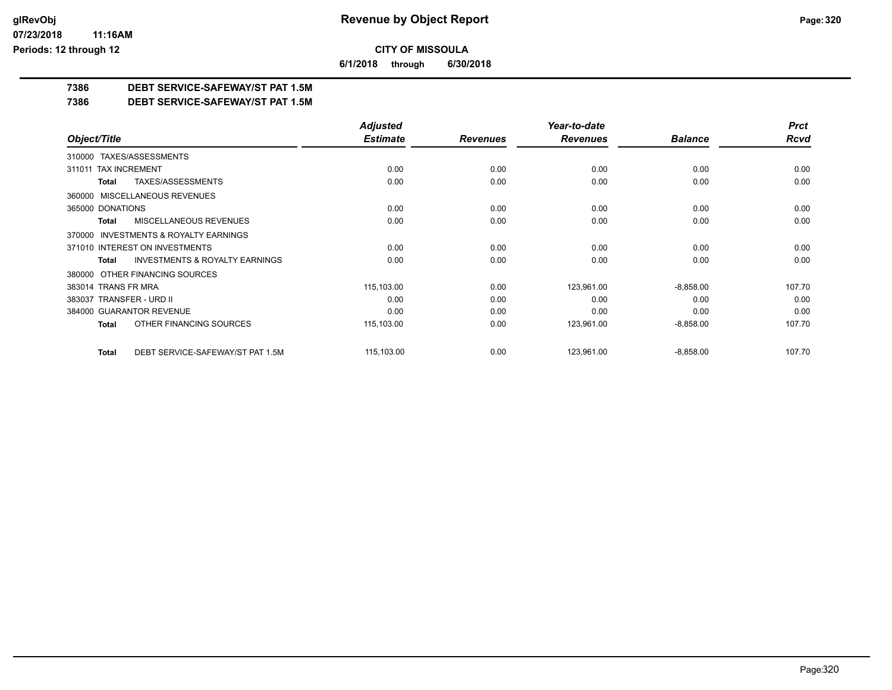# CITY OF MISSOULA

**6/1/2018 through 6/30/2018**

## 7386 DEBT SERVICE-SAFEWAY/ST PAT 1.5M

## 7386 DEBT SERVICE-SAFEWAY/ST PAT 1.5M

| Object/Title | Adjusted Estimate | Revenues | Year-to-date Revenues | Balance | Prct Rcvd |
|---|---|---|---|---|---|
| 310000 TAXES/ASSESSMENTS | | | | | |
| 311011 TAX INCREMENT | 0.00 | 0.00 | 0.00 | 0.00 | 0.00 |
| **Total** TAXES/ASSESSMENTS | 0.00 | 0.00 | 0.00 | 0.00 | 0.00 |
| 360000 MISCELLANEOUS REVENUES | | | | | |
| 365000 DONATIONS | 0.00 | 0.00 | 0.00 | 0.00 | 0.00 |
| **Total** MISCELLANEOUS REVENUES | 0.00 | 0.00 | 0.00 | 0.00 | 0.00 |
| 370000 INVESTMENTS & ROYALTY EARNINGS | | | | | |
| 371010 INTEREST ON INVESTMENTS | 0.00 | 0.00 | 0.00 | 0.00 | 0.00 |
| **Total** INVESTMENTS & ROYALTY EARNINGS | 0.00 | 0.00 | 0.00 | 0.00 | 0.00 |
| 380000 OTHER FINANCING SOURCES | | | | | |
| 383014 TRANS FR MRA | 115,103.00 | 0.00 | 123,961.00 | -8,858.00 | 107.70 |
| 383037 TRANSFER - URD II | 0.00 | 0.00 | 0.00 | 0.00 | 0.00 |
| 384000 GUARANTOR REVENUE | 0.00 | 0.00 | 0.00 | 0.00 | 0.00 |
| **Total** OTHER FINANCING SOURCES | 115,103.00 | 0.00 | 123,961.00 | -8,858.00 | 107.70 |
| **Total** DEBT SERVICE-SAFEWAY/ST PAT 1.5M | 115,103.00 | 0.00 | 123,961.00 | -8,858.00 | 107.70 |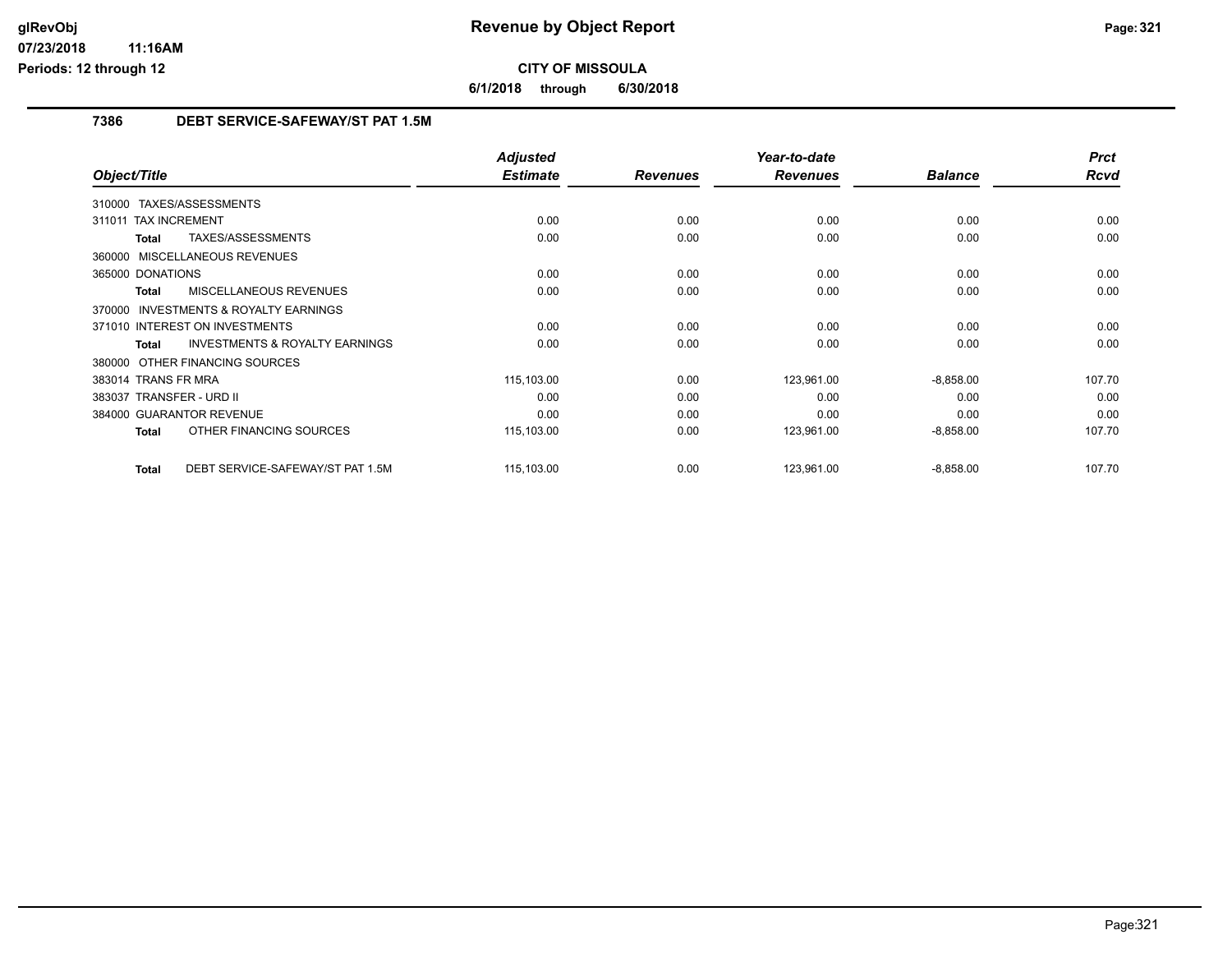**Revenue by Object Report**

**CITY OF MISSOULA**

**6/1/2018 through 6/30/2018**

## 7386 DEBT SERVICE-SAFEWAY/ST PAT 1.5M

| Object/Title | Adjusted Estimate | Revenues | Year-to-date Revenues | Balance | Prct Rcvd |
|---|---|---|---|---|---|
| 310000 TAXES/ASSESSMENTS | | | | | |
| 311011 TAX INCREMENT | 0.00 | 0.00 | 0.00 | 0.00 | 0.00 |
| **Total** TAXES/ASSESSMENTS | 0.00 | 0.00 | 0.00 | 0.00 | 0.00 |
| 360000 MISCELLANEOUS REVENUES | | | | | |
| 365000 DONATIONS | 0.00 | 0.00 | 0.00 | 0.00 | 0.00 |
| **Total** MISCELLANEOUS REVENUES | 0.00 | 0.00 | 0.00 | 0.00 | 0.00 |
| 370000 INVESTMENTS & ROYALTY EARNINGS | | | | | |
| 371010 INTEREST ON INVESTMENTS | 0.00 | 0.00 | 0.00 | 0.00 | 0.00 |
| **Total** INVESTMENTS & ROYALTY EARNINGS | 0.00 | 0.00 | 0.00 | 0.00 | 0.00 |
| 380000 OTHER FINANCING SOURCES | | | | | |
| 383014 TRANS FR MRA | 115,103.00 | 0.00 | 123,961.00 | -8,858.00 | 107.70 |
| 383037 TRANSFER - URD II | 0.00 | 0.00 | 0.00 | 0.00 | 0.00 |
| 384000 GUARANTOR REVENUE | 0.00 | 0.00 | 0.00 | 0.00 | 0.00 |
| **Total** OTHER FINANCING SOURCES | 115,103.00 | 0.00 | 123,961.00 | -8,858.00 | 107.70 |
| **Total** DEBT SERVICE-SAFEWAY/ST PAT 1.5M | 115,103.00 | 0.00 | 123,961.00 | -8,858.00 | 107.70 |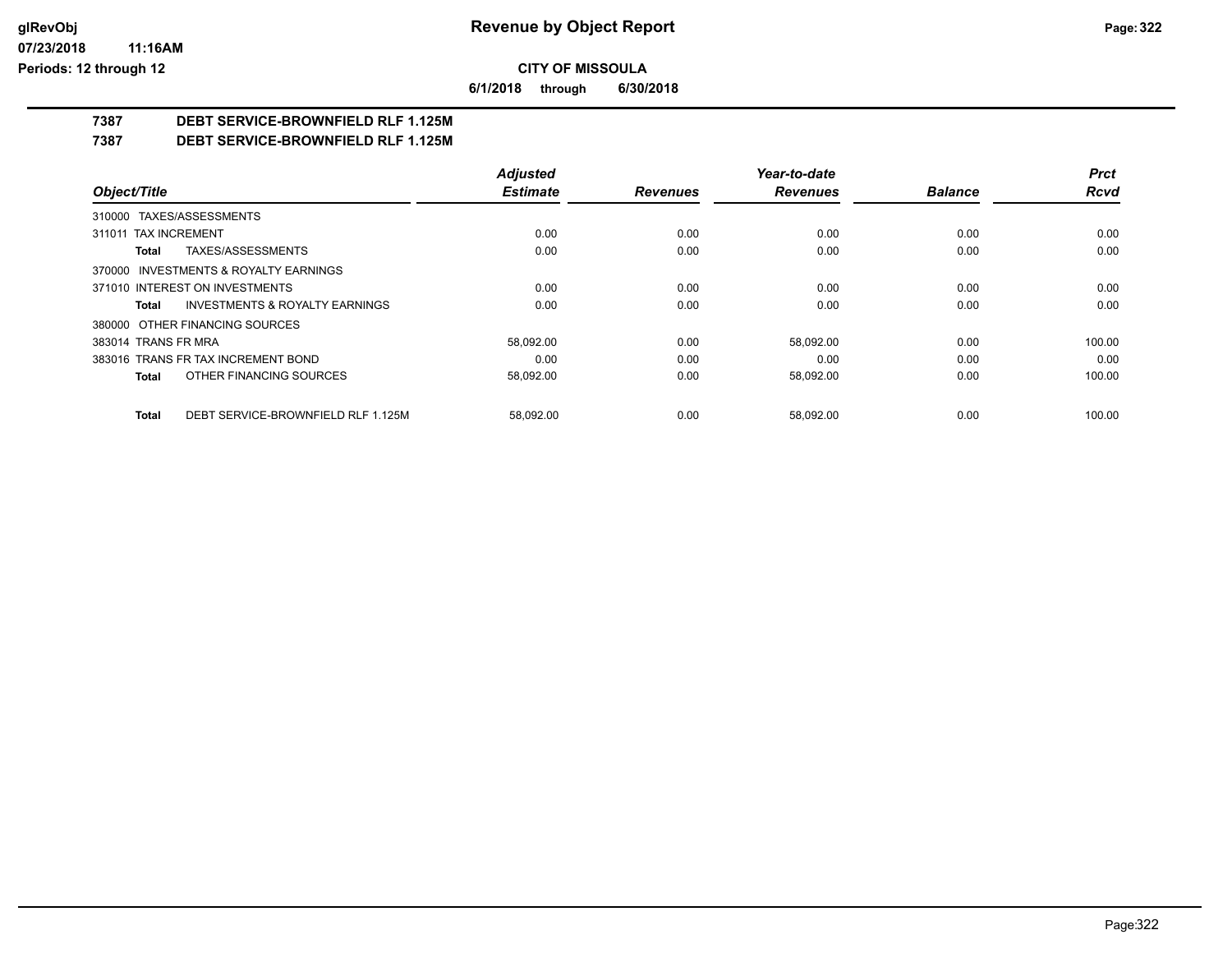**CITY OF MISSOULA**

**6/1/2018 through 6/30/2018**

# Revenue by Object Report

## 7387 DEBT SERVICE-BROWNFIELD RLF 1.125M

## 7387 DEBT SERVICE-BROWNFIELD RLF 1.125M

| Object/Title | Adjusted Estimate | Revenues | Year-to-date Revenues | Balance | Prct Rcvd |
|---|---|---|---|---|---|
| 310000 TAXES/ASSESSMENTS | | | | | |
| 311011 TAX INCREMENT | 0.00 | 0.00 | 0.00 | 0.00 | 0.00 |
| **Total** TAXES/ASSESSMENTS | 0.00 | 0.00 | 0.00 | 0.00 | 0.00 |
| 370000 INVESTMENTS & ROYALTY EARNINGS | | | | | |
| 371010 INTEREST ON INVESTMENTS | 0.00 | 0.00 | 0.00 | 0.00 | 0.00 |
| **Total** INVESTMENTS & ROYALTY EARNINGS | 0.00 | 0.00 | 0.00 | 0.00 | 0.00 |
| 380000 OTHER FINANCING SOURCES | | | | | |
| 383014 TRANS FR MRA | 58,092.00 | 0.00 | 58,092.00 | 0.00 | 100.00 |
| 383016 TRANS FR TAX INCREMENT BOND | 0.00 | 0.00 | 0.00 | 0.00 | 0.00 |
| **Total** OTHER FINANCING SOURCES | 58,092.00 | 0.00 | 58,092.00 | 0.00 | 100.00 |
| **Total** DEBT SERVICE-BROWNFIELD RLF 1.125M | 58,092.00 | 0.00 | 58,092.00 | 0.00 | 100.00 |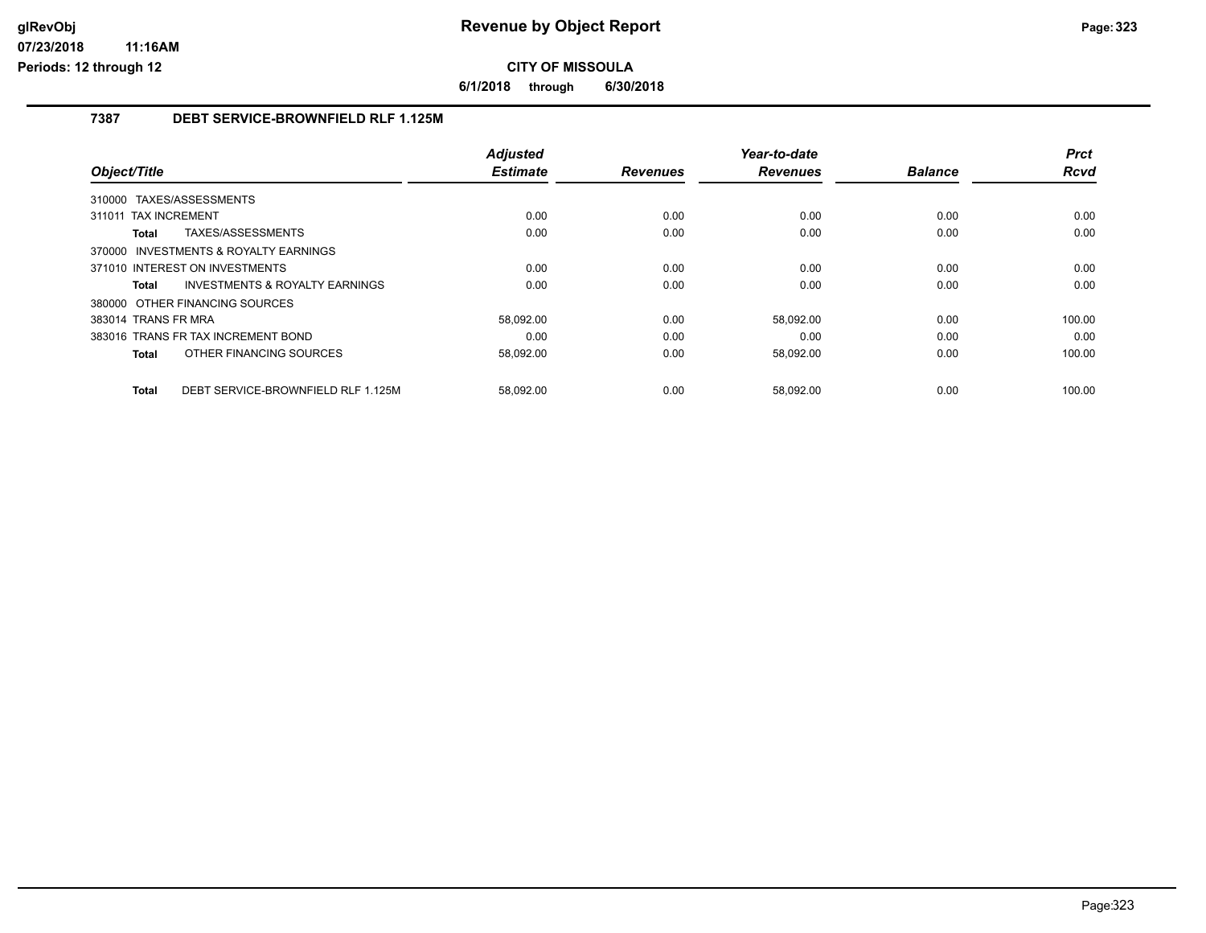# Revenue by Object Report

**CITY OF MISSOULA**

**6/1/2018 through 6/30/2018**

## 7387 DEBT SERVICE-BROWNFIELD RLF 1.125M

| Object/Title | Adjusted Estimate | Revenues | Year-to-date Revenues | Balance | Prct Rcvd |
|---|---|---|---|---|---|
| 310000 TAXES/ASSESSMENTS | | | | | |
| 311011 TAX INCREMENT | 0.00 | 0.00 | 0.00 | 0.00 | 0.00 |
| **Total** TAXES/ASSESSMENTS | 0.00 | 0.00 | 0.00 | 0.00 | 0.00 |
| 370000 INVESTMENTS & ROYALTY EARNINGS | | | | | |
| 371010 INTEREST ON INVESTMENTS | 0.00 | 0.00 | 0.00 | 0.00 | 0.00 |
| **Total** INVESTMENTS & ROYALTY EARNINGS | 0.00 | 0.00 | 0.00 | 0.00 | 0.00 |
| 380000 OTHER FINANCING SOURCES | | | | | |
| 383014 TRANS FR MRA | 58,092.00 | 0.00 | 58,092.00 | 0.00 | 100.00 |
| 383016 TRANS FR TAX INCREMENT BOND | 0.00 | 0.00 | 0.00 | 0.00 | 0.00 |
| **Total** OTHER FINANCING SOURCES | 58,092.00 | 0.00 | 58,092.00 | 0.00 | 100.00 |
| **Total** DEBT SERVICE-BROWNFIELD RLF 1.125M | 58,092.00 | 0.00 | 58,092.00 | 0.00 | 100.00 |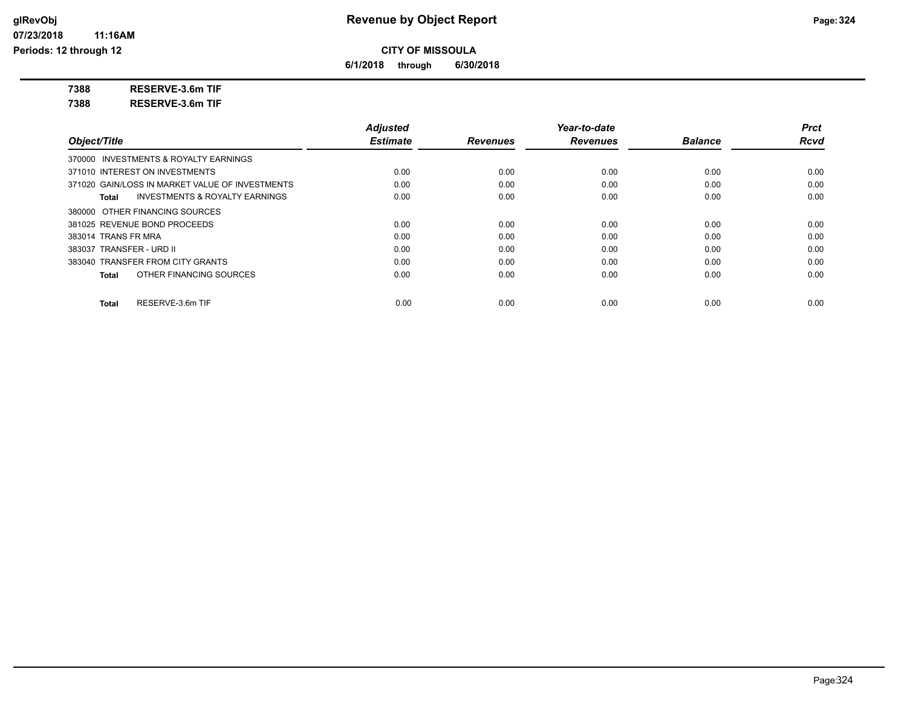**CITY OF MISSOULA**

**6/1/2018 through 6/30/2018**

**7388 RESERVE-3.6m TIF**

**7388 RESERVE-3.6m TIF**

| Object/Title | Adjusted Estimate | Revenues | Year-to-date Revenues | Balance | Prct Rcvd |
|---|---|---|---|---|---|
| 370000 INVESTMENTS & ROYALTY EARNINGS | | | | | |
| 371010 INTEREST ON INVESTMENTS | 0.00 | 0.00 | 0.00 | 0.00 | 0.00 |
| 371020 GAIN/LOSS IN MARKET VALUE OF INVESTMENTS | 0.00 | 0.00 | 0.00 | 0.00 | 0.00 |
| **Total** INVESTMENTS & ROYALTY EARNINGS | 0.00 | 0.00 | 0.00 | 0.00 | 0.00 |
| 380000 OTHER FINANCING SOURCES | | | | | |
| 381025 REVENUE BOND PROCEEDS | 0.00 | 0.00 | 0.00 | 0.00 | 0.00 |
| 383014 TRANS FR MRA | 0.00 | 0.00 | 0.00 | 0.00 | 0.00 |
| 383037 TRANSFER - URD II | 0.00 | 0.00 | 0.00 | 0.00 | 0.00 |
| 383040 TRANSFER FROM CITY GRANTS | 0.00 | 0.00 | 0.00 | 0.00 | 0.00 |
| **Total** OTHER FINANCING SOURCES | 0.00 | 0.00 | 0.00 | 0.00 | 0.00 |
| **Total** RESERVE-3.6m TIF | 0.00 | 0.00 | 0.00 | 0.00 | 0.00 |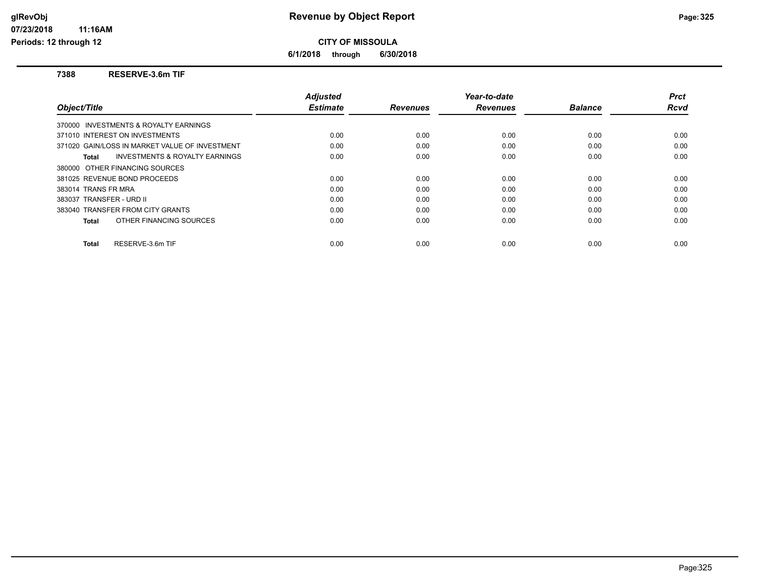# Revenue by Object Report

## CITY OF MISSOULA

**6/1/2018 through 6/30/2018**

### 7388 RESERVE-3.6m TIF

| Object/Title | Adjusted Estimate | Revenues | Year-to-date Revenues | Balance | Prct Rcvd |
|---|---|---|---|---|---|
| 370000 INVESTMENTS & ROYALTY EARNINGS | | | | | |
| 371010 INTEREST ON INVESTMENTS | 0.00 | 0.00 | 0.00 | 0.00 | 0.00 |
| 371020 GAIN/LOSS IN MARKET VALUE OF INVESTMENT | 0.00 | 0.00 | 0.00 | 0.00 | 0.00 |
| **Total** INVESTMENTS & ROYALTY EARNINGS | 0.00 | 0.00 | 0.00 | 0.00 | 0.00 |
| 380000 OTHER FINANCING SOURCES | | | | | |
| 381025 REVENUE BOND PROCEEDS | 0.00 | 0.00 | 0.00 | 0.00 | 0.00 |
| 383014 TRANS FR MRA | 0.00 | 0.00 | 0.00 | 0.00 | 0.00 |
| 383037 TRANSFER - URD II | 0.00 | 0.00 | 0.00 | 0.00 | 0.00 |
| 383040 TRANSFER FROM CITY GRANTS | 0.00 | 0.00 | 0.00 | 0.00 | 0.00 |
| **Total** OTHER FINANCING SOURCES | 0.00 | 0.00 | 0.00 | 0.00 | 0.00 |
| **Total** RESERVE-3.6m TIF | 0.00 | 0.00 | 0.00 | 0.00 | 0.00 |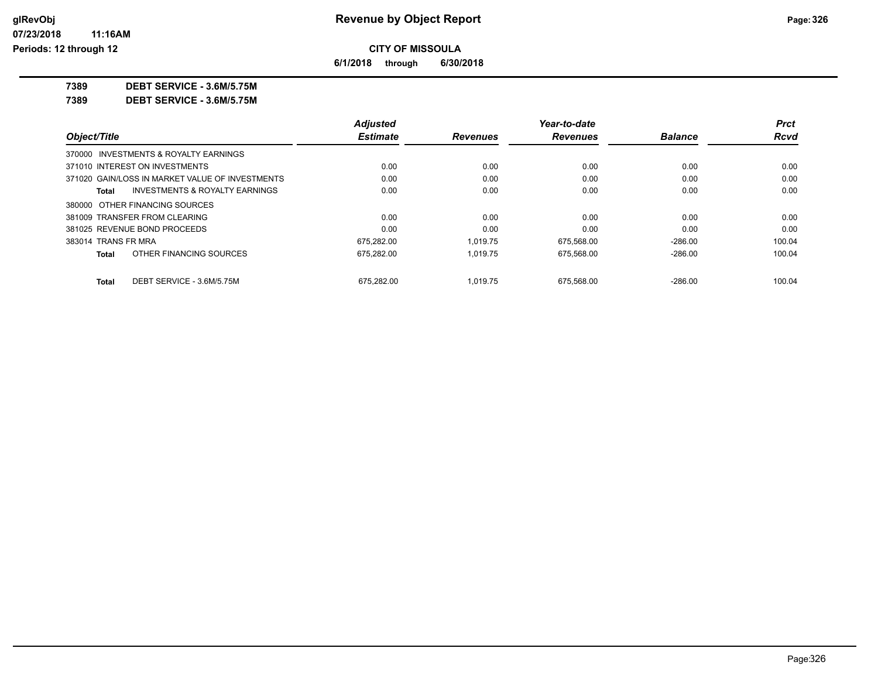**Revenue by Object Report**

**CITY OF MISSOULA**

**6/1/2018 through 6/30/2018**

glRevObj
07/23/2018 11:16AM
Periods: 12 through 12

**7389 DEBT SERVICE - 3.6M/5.75M**

**7389 DEBT SERVICE - 3.6M/5.75M**

| Object/Title | Adjusted Estimate | Revenues | Year-to-date Revenues | Balance | Prct Rcvd |
|---|---|---|---|---|---|
| 370000 INVESTMENTS & ROYALTY EARNINGS | | | | | |
| 371010 INTEREST ON INVESTMENTS | 0.00 | 0.00 | 0.00 | 0.00 | 0.00 |
| 371020 GAIN/LOSS IN MARKET VALUE OF INVESTMENTS | 0.00 | 0.00 | 0.00 | 0.00 | 0.00 |
| **Total** INVESTMENTS & ROYALTY EARNINGS | 0.00 | 0.00 | 0.00 | 0.00 | 0.00 |
| 380000 OTHER FINANCING SOURCES | | | | | |
| 381009 TRANSFER FROM CLEARING | 0.00 | 0.00 | 0.00 | 0.00 | 0.00 |
| 381025 REVENUE BOND PROCEEDS | 0.00 | 0.00 | 0.00 | 0.00 | 0.00 |
| 383014 TRANS FR MRA | 675,282.00 | 1,019.75 | 675,568.00 | -286.00 | 100.04 |
| **Total** OTHER FINANCING SOURCES | 675,282.00 | 1,019.75 | 675,568.00 | -286.00 | 100.04 |
| **Total** DEBT SERVICE - 3.6M/5.75M | 675,282.00 | 1,019.75 | 675,568.00 | -286.00 | 100.04 |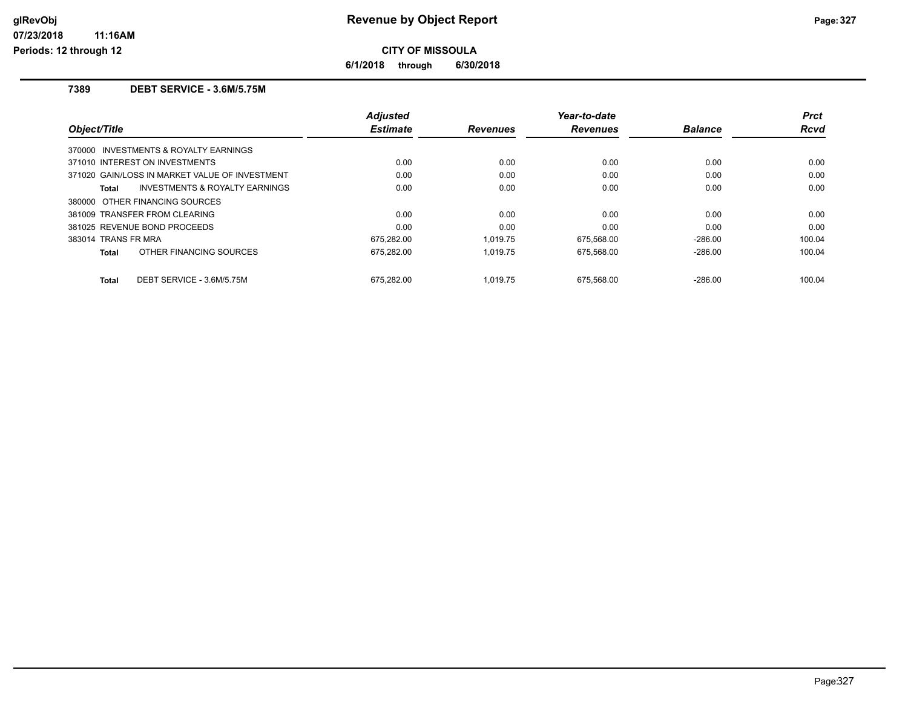# Revenue by Object Report

**CITY OF MISSOULA**

**6/1/2018 through 6/30/2018**

glRevObj
07/23/2018 11:16AM
Periods: 12 through 12

## 7389 DEBT SERVICE - 3.6M/5.75M

| Object/Title | Adjusted Estimate | Revenues | Year-to-date Revenues | Balance | Prct Rcvd |
|---|---|---|---|---|---|
| 370000 INVESTMENTS & ROYALTY EARNINGS | | | | | |
| 371010 INTEREST ON INVESTMENTS | 0.00 | 0.00 | 0.00 | 0.00 | 0.00 |
| 371020 GAIN/LOSS IN MARKET VALUE OF INVESTMENT | 0.00 | 0.00 | 0.00 | 0.00 | 0.00 |
| **Total** INVESTMENTS & ROYALTY EARNINGS | 0.00 | 0.00 | 0.00 | 0.00 | 0.00 |
| 380000 OTHER FINANCING SOURCES | | | | | |
| 381009 TRANSFER FROM CLEARING | 0.00 | 0.00 | 0.00 | 0.00 | 0.00 |
| 381025 REVENUE BOND PROCEEDS | 0.00 | 0.00 | 0.00 | 0.00 | 0.00 |
| 383014 TRANS FR MRA | 675,282.00 | 1,019.75 | 675,568.00 | -286.00 | 100.04 |
| **Total** OTHER FINANCING SOURCES | 675,282.00 | 1,019.75 | 675,568.00 | -286.00 | 100.04 |
| **Total** DEBT SERVICE - 3.6M/5.75M | 675,282.00 | 1,019.75 | 675,568.00 | -286.00 | 100.04 |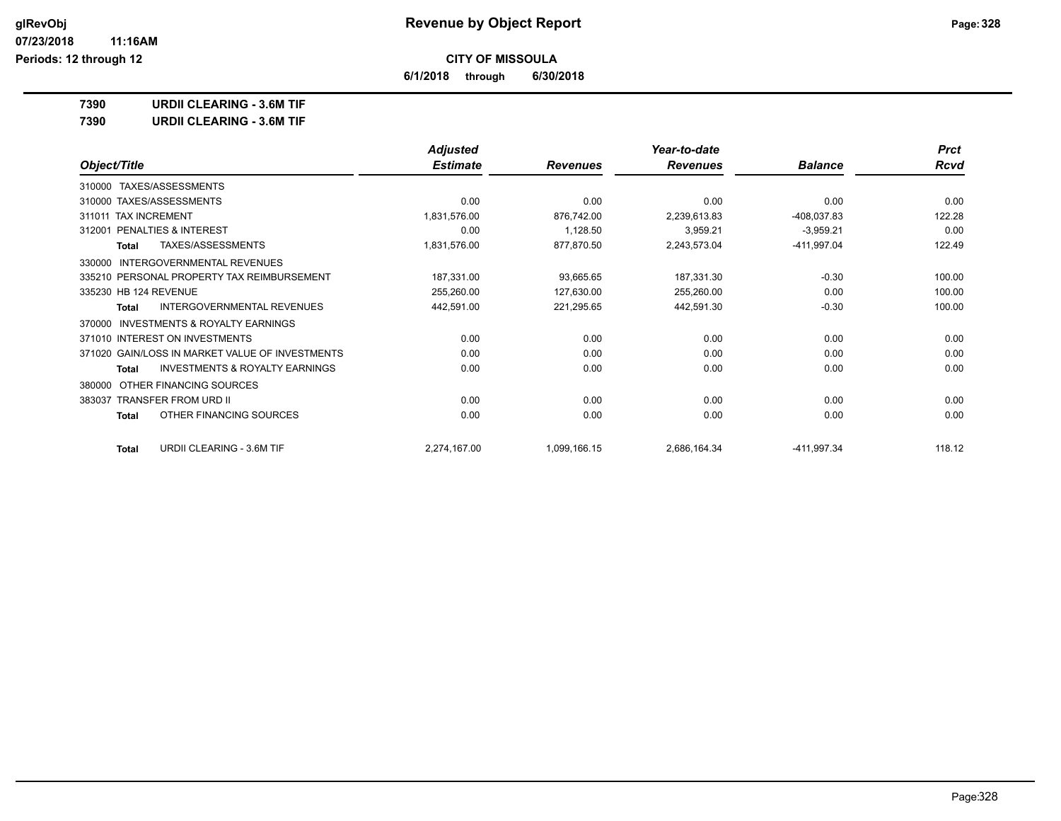**CITY OF MISSOULA**

**6/1/2018 through 6/30/2018**

**7390 URDII CLEARING - 3.6M TIF**

**7390 URDII CLEARING - 3.6M TIF**

| Object/Title | Adjusted Estimate | Revenues | Year-to-date Revenues | Balance | Prct Rcvd |
|---|---|---|---|---|---|
| 310000 TAXES/ASSESSMENTS | | | | | |
| 310000 TAXES/ASSESSMENTS | 0.00 | 0.00 | 0.00 | 0.00 | 0.00 |
| 311011 TAX INCREMENT | 1,831,576.00 | 876,742.00 | 2,239,613.83 | -408,037.83 | 122.28 |
| 312001 PENALTIES & INTEREST | 0.00 | 1,128.50 | 3,959.21 | -3,959.21 | 0.00 |
| **Total** TAXES/ASSESSMENTS | 1,831,576.00 | 877,870.50 | 2,243,573.04 | -411,997.04 | 122.49 |
| 330000 INTERGOVERNMENTAL REVENUES | | | | | |
| 335210 PERSONAL PROPERTY TAX REIMBURSEMENT | 187,331.00 | 93,665.65 | 187,331.30 | -0.30 | 100.00 |
| 335230 HB 124 REVENUE | 255,260.00 | 127,630.00 | 255,260.00 | 0.00 | 100.00 |
| **Total** INTERGOVERNMENTAL REVENUES | 442,591.00 | 221,295.65 | 442,591.30 | -0.30 | 100.00 |
| 370000 INVESTMENTS & ROYALTY EARNINGS | | | | | |
| 371010 INTEREST ON INVESTMENTS | 0.00 | 0.00 | 0.00 | 0.00 | 0.00 |
| 371020 GAIN/LOSS IN MARKET VALUE OF INVESTMENTS | 0.00 | 0.00 | 0.00 | 0.00 | 0.00 |
| **Total** INVESTMENTS & ROYALTY EARNINGS | 0.00 | 0.00 | 0.00 | 0.00 | 0.00 |
| 380000 OTHER FINANCING SOURCES | | | | | |
| 383037 TRANSFER FROM URD II | 0.00 | 0.00 | 0.00 | 0.00 | 0.00 |
| **Total** OTHER FINANCING SOURCES | 0.00 | 0.00 | 0.00 | 0.00 | 0.00 |
| **Total** URDII CLEARING - 3.6M TIF | 2,274,167.00 | 1,099,166.15 | 2,686,164.34 | -411,997.34 | 118.12 |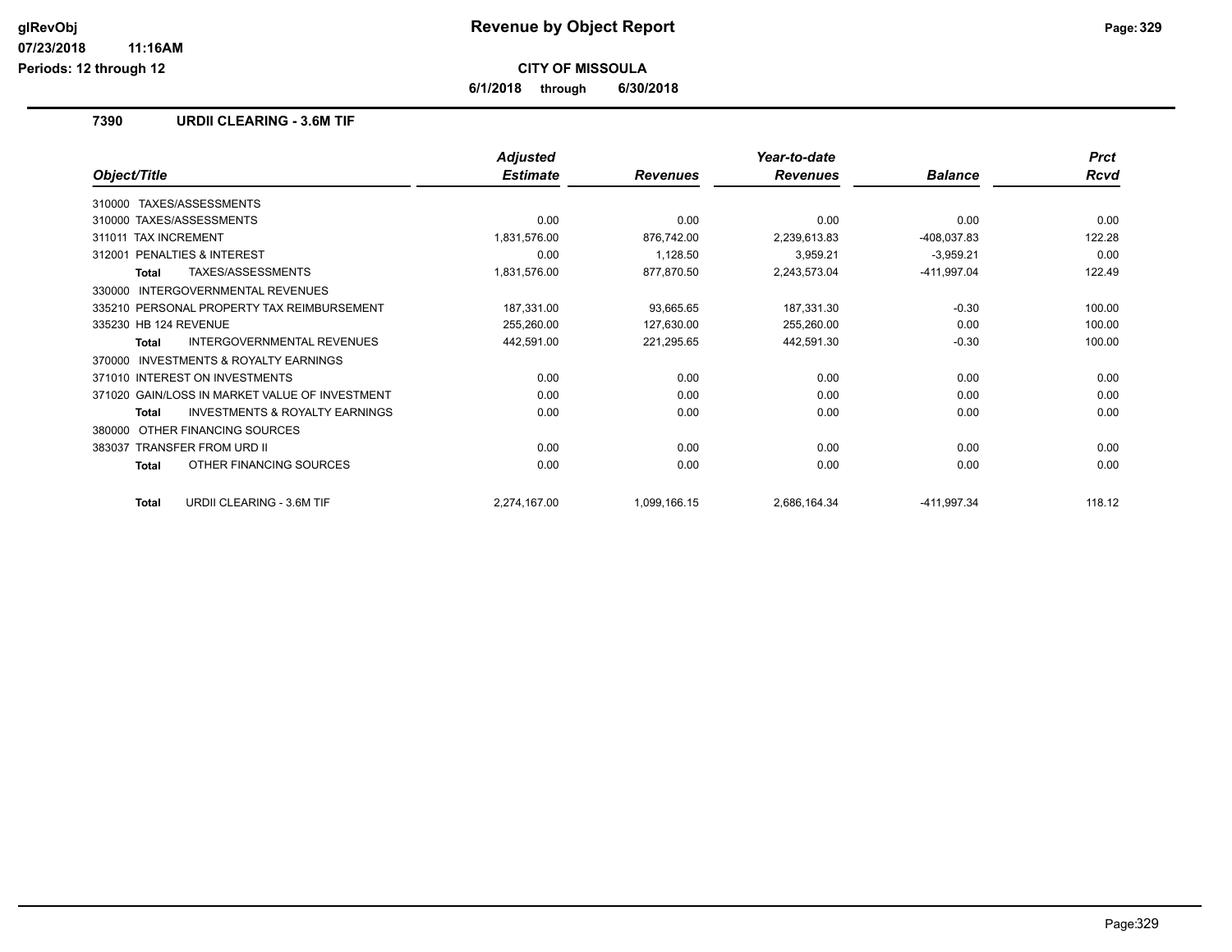# Revenue by Object Report

**CITY OF MISSOULA**

**6/1/2018 through 6/30/2018**

glRevObj
07/23/2018 11:16AM
Periods: 12 through 12

## 7390 URDII CLEARING - 3.6M TIF

| Object/Title | Adjusted Estimate | Revenues | Year-to-date Revenues | Balance | Prct Rcvd |
|---|---|---|---|---|---|
| 310000 TAXES/ASSESSMENTS | | | | | |
| 310000 TAXES/ASSESSMENTS | 0.00 | 0.00 | 0.00 | 0.00 | 0.00 |
| 311011 TAX INCREMENT | 1,831,576.00 | 876,742.00 | 2,239,613.83 | -408,037.83 | 122.28 |
| 312001 PENALTIES & INTEREST | 0.00 | 1,128.50 | 3,959.21 | -3,959.21 | 0.00 |
| **Total** TAXES/ASSESSMENTS | 1,831,576.00 | 877,870.50 | 2,243,573.04 | -411,997.04 | 122.49 |
| 330000 INTERGOVERNMENTAL REVENUES | | | | | |
| 335210 PERSONAL PROPERTY TAX REIMBURSEMENT | 187,331.00 | 93,665.65 | 187,331.30 | -0.30 | 100.00 |
| 335230 HB 124 REVENUE | 255,260.00 | 127,630.00 | 255,260.00 | 0.00 | 100.00 |
| **Total** INTERGOVERNMENTAL REVENUES | 442,591.00 | 221,295.65 | 442,591.30 | -0.30 | 100.00 |
| 370000 INVESTMENTS & ROYALTY EARNINGS | | | | | |
| 371010 INTEREST ON INVESTMENTS | 0.00 | 0.00 | 0.00 | 0.00 | 0.00 |
| 371020 GAIN/LOSS IN MARKET VALUE OF INVESTMENT | 0.00 | 0.00 | 0.00 | 0.00 | 0.00 |
| **Total** INVESTMENTS & ROYALTY EARNINGS | 0.00 | 0.00 | 0.00 | 0.00 | 0.00 |
| 380000 OTHER FINANCING SOURCES | | | | | |
| 383037 TRANSFER FROM URD II | 0.00 | 0.00 | 0.00 | 0.00 | 0.00 |
| **Total** OTHER FINANCING SOURCES | 0.00 | 0.00 | 0.00 | 0.00 | 0.00 |
| **Total** URDII CLEARING - 3.6M TIF | 2,274,167.00 | 1,099,166.15 | 2,686,164.34 | -411,997.34 | 118.12 |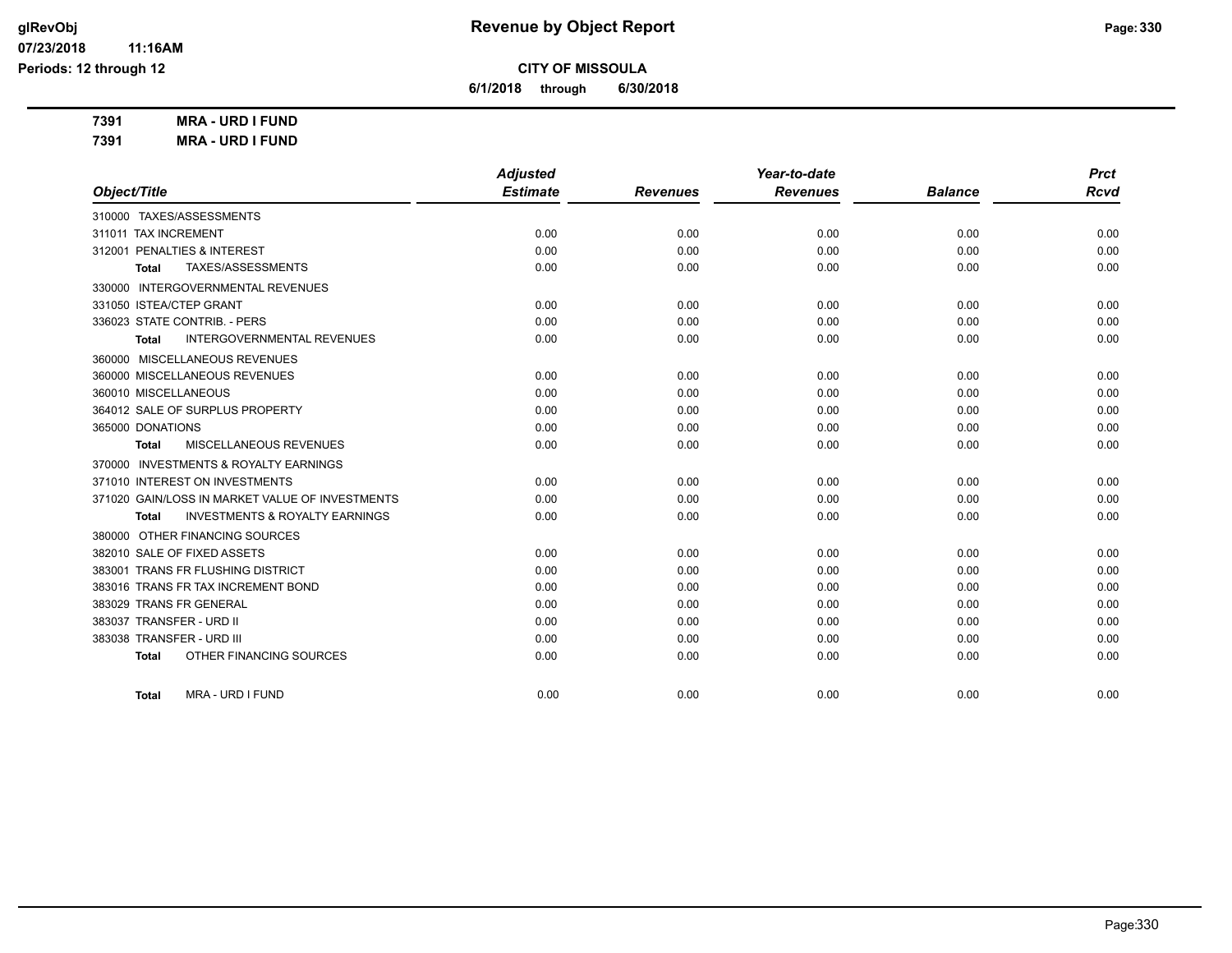# Revenue by Object Report

**CITY OF MISSOULA**

**6/1/2018 through 6/30/2018**

**7391 MRA - URD I FUND**

**7391 MRA - URD I FUND**

| Object/Title | Adjusted Estimate | Revenues | Year-to-date Revenues | Balance | Prct Rcvd |
|---|---|---|---|---|---|
| 310000 TAXES/ASSESSMENTS | | | | | |
| 311011 TAX INCREMENT | 0.00 | 0.00 | 0.00 | 0.00 | 0.00 |
| 312001 PENALTIES & INTEREST | 0.00 | 0.00 | 0.00 | 0.00 | 0.00 |
| **Total** TAXES/ASSESSMENTS | 0.00 | 0.00 | 0.00 | 0.00 | 0.00 |
| 330000 INTERGOVERNMENTAL REVENUES | | | | | |
| 331050 ISTEA/CTEP GRANT | 0.00 | 0.00 | 0.00 | 0.00 | 0.00 |
| 336023 STATE CONTRIB. - PERS | 0.00 | 0.00 | 0.00 | 0.00 | 0.00 |
| **Total** INTERGOVERNMENTAL REVENUES | 0.00 | 0.00 | 0.00 | 0.00 | 0.00 |
| 360000 MISCELLANEOUS REVENUES | | | | | |
| 360000 MISCELLANEOUS REVENUES | 0.00 | 0.00 | 0.00 | 0.00 | 0.00 |
| 360010 MISCELLANEOUS | 0.00 | 0.00 | 0.00 | 0.00 | 0.00 |
| 364012 SALE OF SURPLUS PROPERTY | 0.00 | 0.00 | 0.00 | 0.00 | 0.00 |
| 365000 DONATIONS | 0.00 | 0.00 | 0.00 | 0.00 | 0.00 |
| **Total** MISCELLANEOUS REVENUES | 0.00 | 0.00 | 0.00 | 0.00 | 0.00 |
| 370000 INVESTMENTS & ROYALTY EARNINGS | | | | | |
| 371010 INTEREST ON INVESTMENTS | 0.00 | 0.00 | 0.00 | 0.00 | 0.00 |
| 371020 GAIN/LOSS IN MARKET VALUE OF INVESTMENTS | 0.00 | 0.00 | 0.00 | 0.00 | 0.00 |
| **Total** INVESTMENTS & ROYALTY EARNINGS | 0.00 | 0.00 | 0.00 | 0.00 | 0.00 |
| 380000 OTHER FINANCING SOURCES | | | | | |
| 382010 SALE OF FIXED ASSETS | 0.00 | 0.00 | 0.00 | 0.00 | 0.00 |
| 383001 TRANS FR FLUSHING DISTRICT | 0.00 | 0.00 | 0.00 | 0.00 | 0.00 |
| 383016 TRANS FR TAX INCREMENT BOND | 0.00 | 0.00 | 0.00 | 0.00 | 0.00 |
| 383029 TRANS FR GENERAL | 0.00 | 0.00 | 0.00 | 0.00 | 0.00 |
| 383037 TRANSFER - URD II | 0.00 | 0.00 | 0.00 | 0.00 | 0.00 |
| 383038 TRANSFER - URD III | 0.00 | 0.00 | 0.00 | 0.00 | 0.00 |
| **Total** OTHER FINANCING SOURCES | 0.00 | 0.00 | 0.00 | 0.00 | 0.00 |
| **Total** MRA - URD I FUND | 0.00 | 0.00 | 0.00 | 0.00 | 0.00 |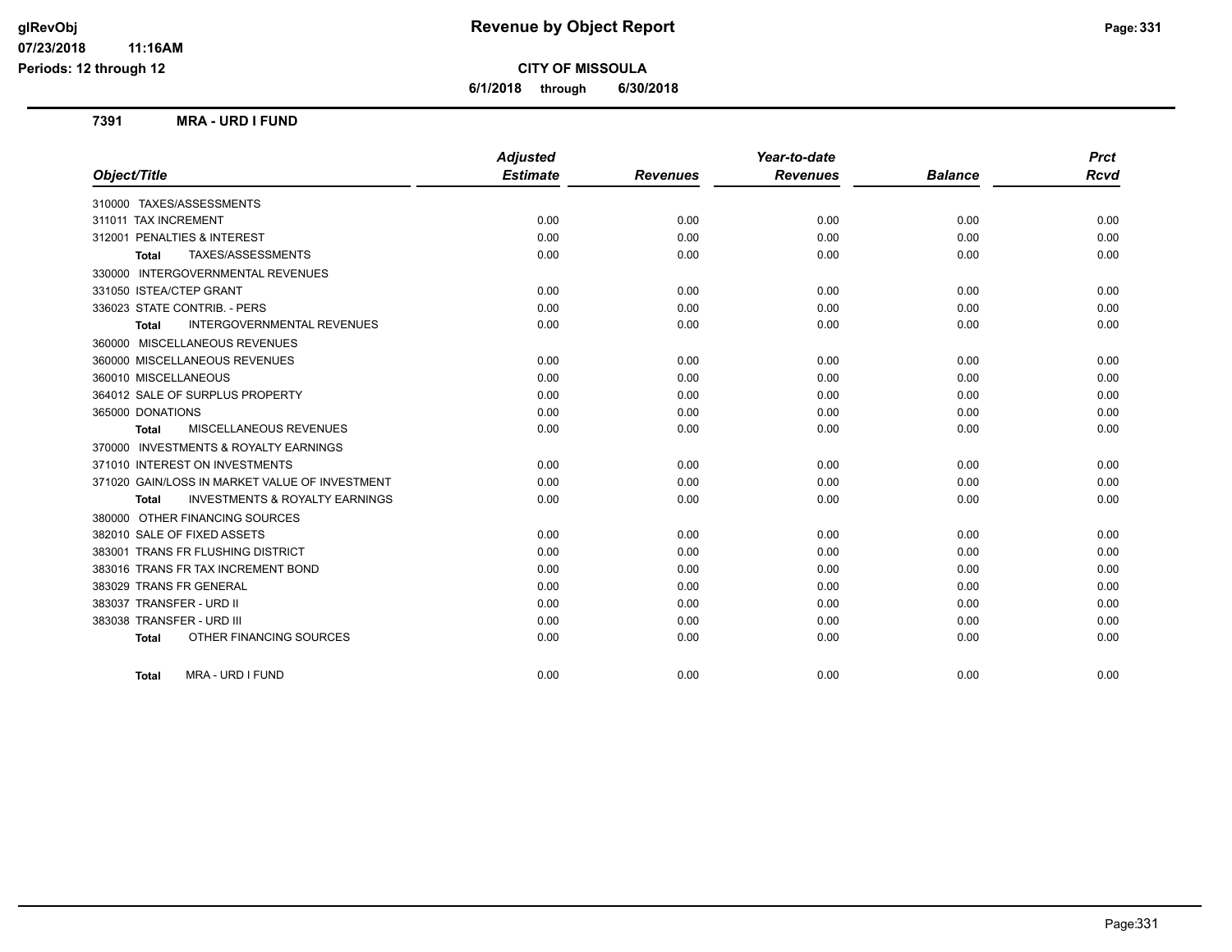# Revenue by Object Report

**CITY OF MISSOULA**

**6/1/2018 through 6/30/2018**

glRevObj
07/23/2018 11:16AM
Periods: 12 through 12

## 7391 MRA - URD I FUND

| Object/Title | Adjusted Estimate | Revenues | Year-to-date Revenues | Balance | Prct Rcvd |
|---|---|---|---|---|---|
| 310000 TAXES/ASSESSMENTS | | | | | |
| 311011 TAX INCREMENT | 0.00 | 0.00 | 0.00 | 0.00 | 0.00 |
| 312001 PENALTIES & INTEREST | 0.00 | 0.00 | 0.00 | 0.00 | 0.00 |
| **Total** TAXES/ASSESSMENTS | 0.00 | 0.00 | 0.00 | 0.00 | 0.00 |
| 330000 INTERGOVERNMENTAL REVENUES | | | | | |
| 331050 ISTEA/CTEP GRANT | 0.00 | 0.00 | 0.00 | 0.00 | 0.00 |
| 336023 STATE CONTRIB. - PERS | 0.00 | 0.00 | 0.00 | 0.00 | 0.00 |
| **Total** INTERGOVERNMENTAL REVENUES | 0.00 | 0.00 | 0.00 | 0.00 | 0.00 |
| 360000 MISCELLANEOUS REVENUES | | | | | |
| 360000 MISCELLANEOUS REVENUES | 0.00 | 0.00 | 0.00 | 0.00 | 0.00 |
| 360010 MISCELLANEOUS | 0.00 | 0.00 | 0.00 | 0.00 | 0.00 |
| 364012 SALE OF SURPLUS PROPERTY | 0.00 | 0.00 | 0.00 | 0.00 | 0.00 |
| 365000 DONATIONS | 0.00 | 0.00 | 0.00 | 0.00 | 0.00 |
| **Total** MISCELLANEOUS REVENUES | 0.00 | 0.00 | 0.00 | 0.00 | 0.00 |
| 370000 INVESTMENTS & ROYALTY EARNINGS | | | | | |
| 371010 INTEREST ON INVESTMENTS | 0.00 | 0.00 | 0.00 | 0.00 | 0.00 |
| 371020 GAIN/LOSS IN MARKET VALUE OF INVESTMENT | 0.00 | 0.00 | 0.00 | 0.00 | 0.00 |
| **Total** INVESTMENTS & ROYALTY EARNINGS | 0.00 | 0.00 | 0.00 | 0.00 | 0.00 |
| 380000 OTHER FINANCING SOURCES | | | | | |
| 382010 SALE OF FIXED ASSETS | 0.00 | 0.00 | 0.00 | 0.00 | 0.00 |
| 383001 TRANS FR FLUSHING DISTRICT | 0.00 | 0.00 | 0.00 | 0.00 | 0.00 |
| 383016 TRANS FR TAX INCREMENT BOND | 0.00 | 0.00 | 0.00 | 0.00 | 0.00 |
| 383029 TRANS FR GENERAL | 0.00 | 0.00 | 0.00 | 0.00 | 0.00 |
| 383037 TRANSFER - URD II | 0.00 | 0.00 | 0.00 | 0.00 | 0.00 |
| 383038 TRANSFER - URD III | 0.00 | 0.00 | 0.00 | 0.00 | 0.00 |
| **Total** OTHER FINANCING SOURCES | 0.00 | 0.00 | 0.00 | 0.00 | 0.00 |
| **Total** MRA - URD I FUND | 0.00 | 0.00 | 0.00 | 0.00 | 0.00 |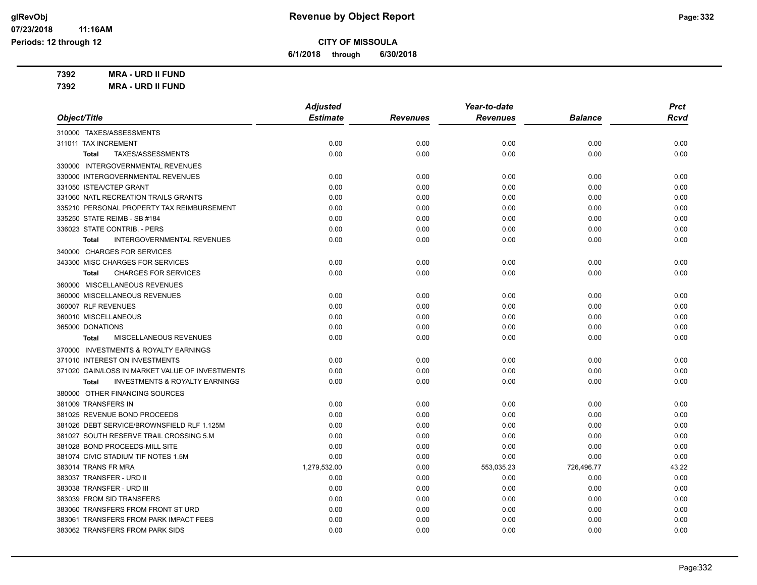# Revenue by Object Report

**CITY OF MISSOULA**

**6/1/2018 through 6/30/2018**

glRevObj
07/23/2018 11:16AM
Periods: 12 through 12

**7392 MRA - URD II FUND**

**7392 MRA - URD II FUND**

| Object/Title | Adjusted Estimate | Revenues | Year-to-date Revenues | Balance | Prct Rcvd |
|---|---|---|---|---|---|
| 310000 TAXES/ASSESSMENTS | | | | | |
| 311011 TAX INCREMENT | 0.00 | 0.00 | 0.00 | 0.00 | 0.00 |
| **Total** TAXES/ASSESSMENTS | 0.00 | 0.00 | 0.00 | 0.00 | 0.00 |
| 330000 INTERGOVERNMENTAL REVENUES | | | | | |
| 330000 INTERGOVERNMENTAL REVENUES | 0.00 | 0.00 | 0.00 | 0.00 | 0.00 |
| 331050 ISTEA/CTEP GRANT | 0.00 | 0.00 | 0.00 | 0.00 | 0.00 |
| 331060 NATL RECREATION TRAILS GRANTS | 0.00 | 0.00 | 0.00 | 0.00 | 0.00 |
| 335210 PERSONAL PROPERTY TAX REIMBURSEMENT | 0.00 | 0.00 | 0.00 | 0.00 | 0.00 |
| 335250 STATE REIMB - SB #184 | 0.00 | 0.00 | 0.00 | 0.00 | 0.00 |
| 336023 STATE CONTRIB. - PERS | 0.00 | 0.00 | 0.00 | 0.00 | 0.00 |
| **Total** INTERGOVERNMENTAL REVENUES | 0.00 | 0.00 | 0.00 | 0.00 | 0.00 |
| 340000 CHARGES FOR SERVICES | | | | | |
| 343300 MISC CHARGES FOR SERVICES | 0.00 | 0.00 | 0.00 | 0.00 | 0.00 |
| **Total** CHARGES FOR SERVICES | 0.00 | 0.00 | 0.00 | 0.00 | 0.00 |
| 360000 MISCELLANEOUS REVENUES | | | | | |
| 360000 MISCELLANEOUS REVENUES | 0.00 | 0.00 | 0.00 | 0.00 | 0.00 |
| 360007 RLF REVENUES | 0.00 | 0.00 | 0.00 | 0.00 | 0.00 |
| 360010 MISCELLANEOUS | 0.00 | 0.00 | 0.00 | 0.00 | 0.00 |
| 365000 DONATIONS | 0.00 | 0.00 | 0.00 | 0.00 | 0.00 |
| **Total** MISCELLANEOUS REVENUES | 0.00 | 0.00 | 0.00 | 0.00 | 0.00 |
| 370000 INVESTMENTS & ROYALTY EARNINGS | | | | | |
| 371010 INTEREST ON INVESTMENTS | 0.00 | 0.00 | 0.00 | 0.00 | 0.00 |
| 371020 GAIN/LOSS IN MARKET VALUE OF INVESTMENTS | 0.00 | 0.00 | 0.00 | 0.00 | 0.00 |
| **Total** INVESTMENTS & ROYALTY EARNINGS | 0.00 | 0.00 | 0.00 | 0.00 | 0.00 |
| 380000 OTHER FINANCING SOURCES | | | | | |
| 381009 TRANSFERS IN | 0.00 | 0.00 | 0.00 | 0.00 | 0.00 |
| 381025 REVENUE BOND PROCEEDS | 0.00 | 0.00 | 0.00 | 0.00 | 0.00 |
| 381026 DEBT SERVICE/BROWNSFIELD RLF 1.125M | 0.00 | 0.00 | 0.00 | 0.00 | 0.00 |
| 381027 SOUTH RESERVE TRAIL CROSSING 5.M | 0.00 | 0.00 | 0.00 | 0.00 | 0.00 |
| 381028 BOND PROCEEDS-MILL SITE | 0.00 | 0.00 | 0.00 | 0.00 | 0.00 |
| 381074 CIVIC STADIUM TIF NOTES 1.5M | 0.00 | 0.00 | 0.00 | 0.00 | 0.00 |
| 383014 TRANS FR MRA | 1,279,532.00 | 0.00 | 553,035.23 | 726,496.77 | 43.22 |
| 383037 TRANSFER - URD II | 0.00 | 0.00 | 0.00 | 0.00 | 0.00 |
| 383038 TRANSFER - URD III | 0.00 | 0.00 | 0.00 | 0.00 | 0.00 |
| 383039 FROM SID TRANSFERS | 0.00 | 0.00 | 0.00 | 0.00 | 0.00 |
| 383060 TRANSFERS FROM FRONT ST URD | 0.00 | 0.00 | 0.00 | 0.00 | 0.00 |
| 383061 TRANSFERS FROM PARK IMPACT FEES | 0.00 | 0.00 | 0.00 | 0.00 | 0.00 |
| 383062 TRANSFERS FROM PARK SIDS | 0.00 | 0.00 | 0.00 | 0.00 | 0.00 |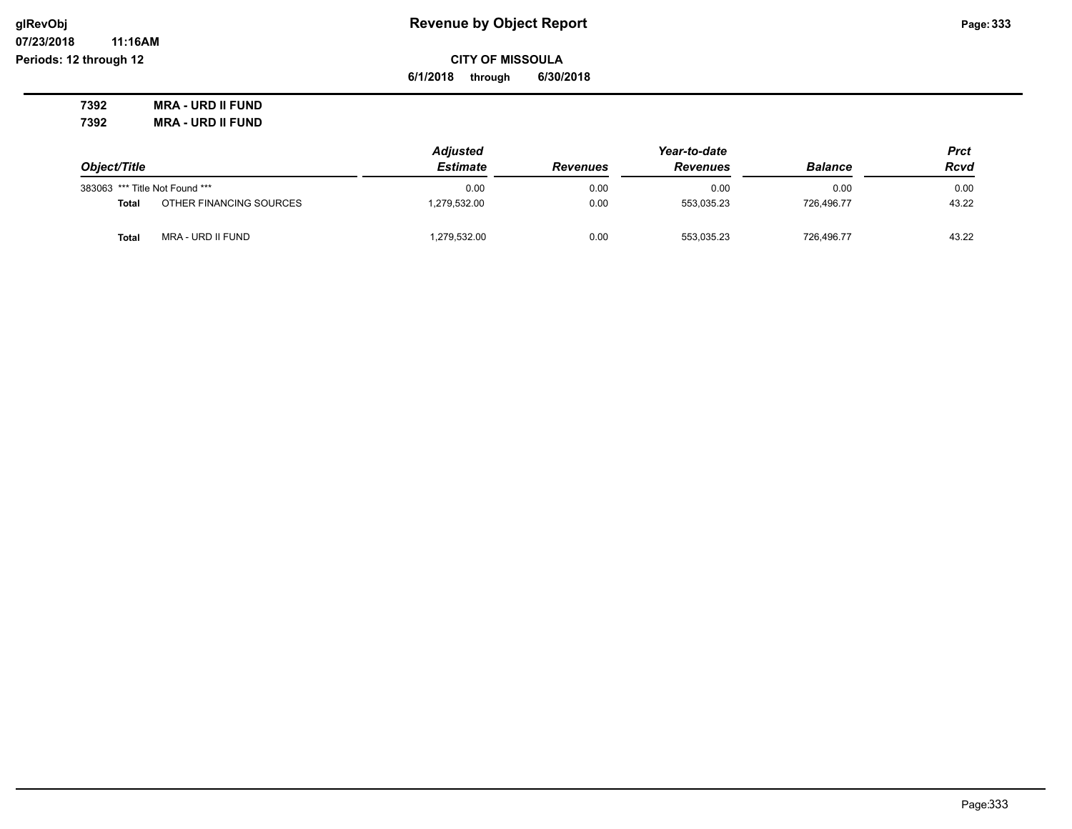**Revenue by Object Report**

**CITY OF MISSOULA**

**6/1/2018 through 6/30/2018**

glRevObj
07/23/2018 11:16AM
Periods: 12 through 12

**7392 MRA - URD II FUND**

**7392 MRA - URD II FUND**

| Object/Title | | Adjusted Estimate | Revenues | Year-to-date Revenues | Balance | Prct Rcvd |
|---|---|---|---|---|---|---|
| 383063 | *** Title Not Found *** | 0.00 | 0.00 | 0.00 | 0.00 | 0.00 |
| **Total** | OTHER FINANCING SOURCES | 1,279,532.00 | 0.00 | 553,035.23 | 726,496.77 | 43.22 |
| **Total** | MRA - URD II FUND | 1,279,532.00 | 0.00 | 553,035.23 | 726,496.77 | 43.22 |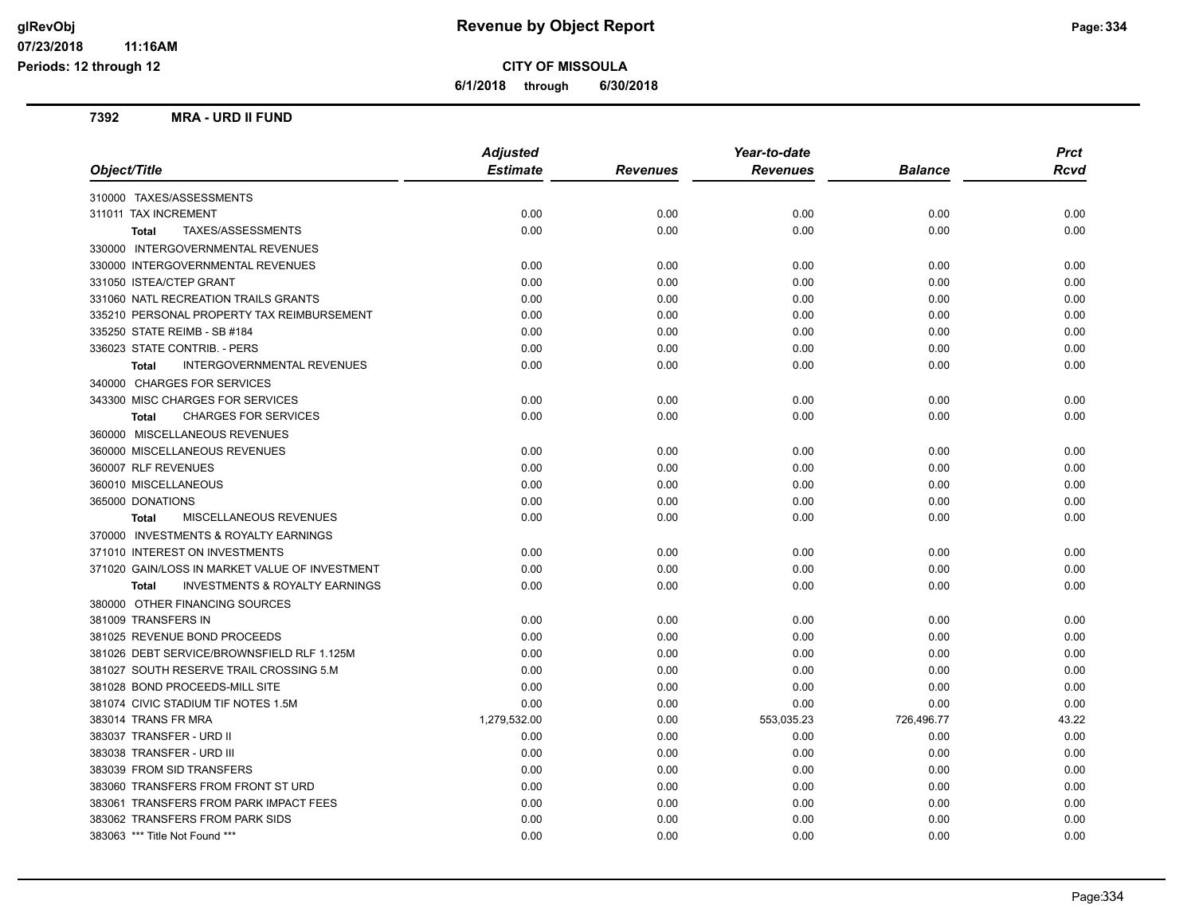# Revenue by Object Report

**CITY OF MISSOULA**

**6/1/2018 through 6/30/2018**

glRevObj
07/23/2018 11:16AM
Periods: 12 through 12

## 7392 MRA - URD II FUND

| Object/Title | Adjusted Estimate | Revenues | Year-to-date Revenues | Balance | Prct Rcvd |
|---|---|---|---|---|---|
| 310000 TAXES/ASSESSMENTS | | | | | |
| 311011 TAX INCREMENT | 0.00 | 0.00 | 0.00 | 0.00 | 0.00 |
| **Total** TAXES/ASSESSMENTS | 0.00 | 0.00 | 0.00 | 0.00 | 0.00 |
| 330000 INTERGOVERNMENTAL REVENUES | | | | | |
| 330000 INTERGOVERNMENTAL REVENUES | 0.00 | 0.00 | 0.00 | 0.00 | 0.00 |
| 331050 ISTEA/CTEP GRANT | 0.00 | 0.00 | 0.00 | 0.00 | 0.00 |
| 331060 NATL RECREATION TRAILS GRANTS | 0.00 | 0.00 | 0.00 | 0.00 | 0.00 |
| 335210 PERSONAL PROPERTY TAX REIMBURSEMENT | 0.00 | 0.00 | 0.00 | 0.00 | 0.00 |
| 335250 STATE REIMB - SB #184 | 0.00 | 0.00 | 0.00 | 0.00 | 0.00 |
| 336023 STATE CONTRIB. - PERS | 0.00 | 0.00 | 0.00 | 0.00 | 0.00 |
| **Total** INTERGOVERNMENTAL REVENUES | 0.00 | 0.00 | 0.00 | 0.00 | 0.00 |
| 340000 CHARGES FOR SERVICES | | | | | |
| 343300 MISC CHARGES FOR SERVICES | 0.00 | 0.00 | 0.00 | 0.00 | 0.00 |
| **Total** CHARGES FOR SERVICES | 0.00 | 0.00 | 0.00 | 0.00 | 0.00 |
| 360000 MISCELLANEOUS REVENUES | | | | | |
| 360000 MISCELLANEOUS REVENUES | 0.00 | 0.00 | 0.00 | 0.00 | 0.00 |
| 360007 RLF REVENUES | 0.00 | 0.00 | 0.00 | 0.00 | 0.00 |
| 360010 MISCELLANEOUS | 0.00 | 0.00 | 0.00 | 0.00 | 0.00 |
| 365000 DONATIONS | 0.00 | 0.00 | 0.00 | 0.00 | 0.00 |
| **Total** MISCELLANEOUS REVENUES | 0.00 | 0.00 | 0.00 | 0.00 | 0.00 |
| 370000 INVESTMENTS & ROYALTY EARNINGS | | | | | |
| 371010 INTEREST ON INVESTMENTS | 0.00 | 0.00 | 0.00 | 0.00 | 0.00 |
| 371020 GAIN/LOSS IN MARKET VALUE OF INVESTMENT | 0.00 | 0.00 | 0.00 | 0.00 | 0.00 |
| **Total** INVESTMENTS & ROYALTY EARNINGS | 0.00 | 0.00 | 0.00 | 0.00 | 0.00 |
| 380000 OTHER FINANCING SOURCES | | | | | |
| 381009 TRANSFERS IN | 0.00 | 0.00 | 0.00 | 0.00 | 0.00 |
| 381025 REVENUE BOND PROCEEDS | 0.00 | 0.00 | 0.00 | 0.00 | 0.00 |
| 381026 DEBT SERVICE/BROWNSFIELD RLF 1.125M | 0.00 | 0.00 | 0.00 | 0.00 | 0.00 |
| 381027 SOUTH RESERVE TRAIL CROSSING 5.M | 0.00 | 0.00 | 0.00 | 0.00 | 0.00 |
| 381028 BOND PROCEEDS-MILL SITE | 0.00 | 0.00 | 0.00 | 0.00 | 0.00 |
| 381074 CIVIC STADIUM TIF NOTES 1.5M | 0.00 | 0.00 | 0.00 | 0.00 | 0.00 |
| 383014 TRANS FR MRA | 1,279,532.00 | 0.00 | 553,035.23 | 726,496.77 | 43.22 |
| 383037 TRANSFER - URD II | 0.00 | 0.00 | 0.00 | 0.00 | 0.00 |
| 383038 TRANSFER - URD III | 0.00 | 0.00 | 0.00 | 0.00 | 0.00 |
| 383039 FROM SID TRANSFERS | 0.00 | 0.00 | 0.00 | 0.00 | 0.00 |
| 383060 TRANSFERS FROM FRONT ST URD | 0.00 | 0.00 | 0.00 | 0.00 | 0.00 |
| 383061 TRANSFERS FROM PARK IMPACT FEES | 0.00 | 0.00 | 0.00 | 0.00 | 0.00 |
| 383062 TRANSFERS FROM PARK SIDS | 0.00 | 0.00 | 0.00 | 0.00 | 0.00 |
| 383063 *** Title Not Found *** | 0.00 | 0.00 | 0.00 | 0.00 | 0.00 |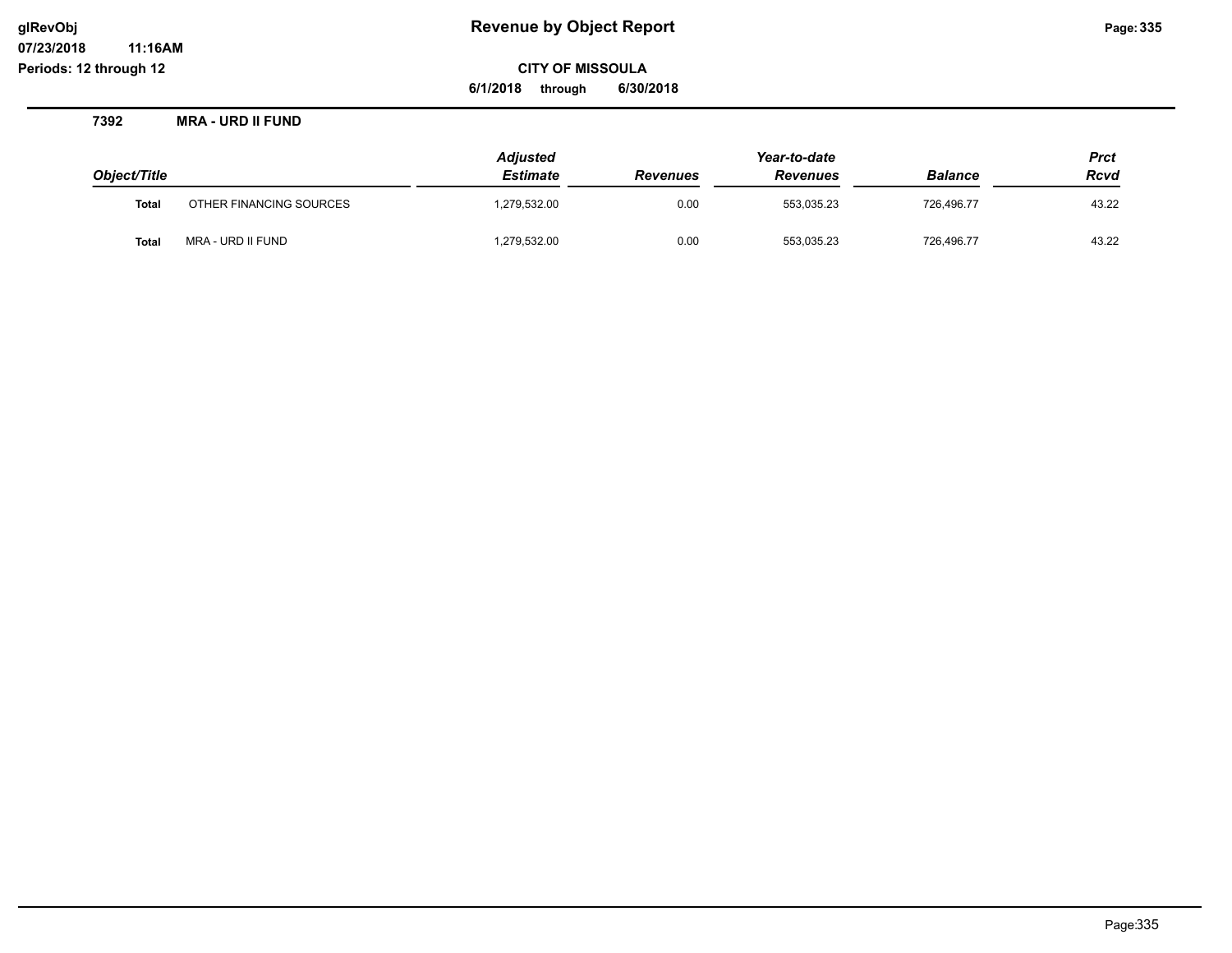# Revenue by Object Report

**CITY OF MISSOULA**

**6/1/2018 through 6/30/2018**

**glRevObj**
**07/23/2018 11:16AM**
**Periods: 12 through 12**

## 7392 MRA - URD II FUND

| Object/Title | | Adjusted Estimate | Revenues | Year-to-date Revenues | Balance | Prct Rcvd |
|---|---|---|---|---|---|---|
| **Total** | OTHER FINANCING SOURCES | 1,279,532.00 | 0.00 | 553,035.23 | 726,496.77 | 43.22 |
| **Total** | MRA - URD II FUND | 1,279,532.00 | 0.00 | 553,035.23 | 726,496.77 | 43.22 |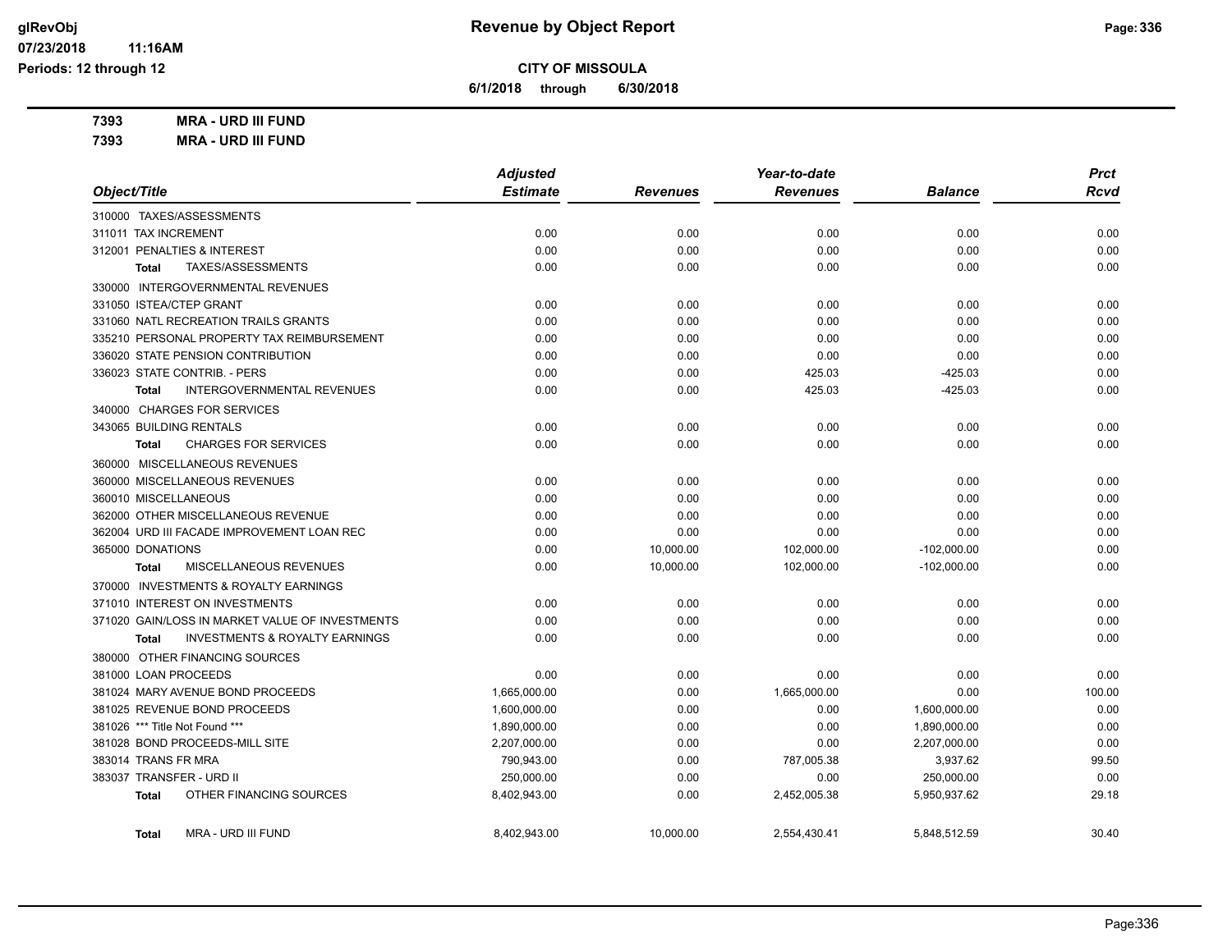**glRevObj** **Revenue by Object Report**

**07/23/2018 11:16AM**

**Periods: 12 through 12**

**CITY OF MISSOULA**

**6/1/2018 through 6/30/2018**

**7393 MRA - URD III FUND**

**7393 MRA - URD III FUND**

| Object/Title | Adjusted Estimate | Revenues | Year-to-date Revenues | Balance | Prct Rcvd |
|---|---|---|---|---|---|
| 310000 TAXES/ASSESSMENTS | | | | | |
| 311011 TAX INCREMENT | 0.00 | 0.00 | 0.00 | 0.00 | 0.00 |
| 312001 PENALTIES & INTEREST | 0.00 | 0.00 | 0.00 | 0.00 | 0.00 |
| **Total** TAXES/ASSESSMENTS | 0.00 | 0.00 | 0.00 | 0.00 | 0.00 |
| 330000 INTERGOVERNMENTAL REVENUES | | | | | |
| 331050 ISTEA/CTEP GRANT | 0.00 | 0.00 | 0.00 | 0.00 | 0.00 |
| 331060 NATL RECREATION TRAILS GRANTS | 0.00 | 0.00 | 0.00 | 0.00 | 0.00 |
| 335210 PERSONAL PROPERTY TAX REIMBURSEMENT | 0.00 | 0.00 | 0.00 | 0.00 | 0.00 |
| 336020 STATE PENSION CONTRIBUTION | 0.00 | 0.00 | 0.00 | 0.00 | 0.00 |
| 336023 STATE CONTRIB. - PERS | 0.00 | 0.00 | 425.03 | -425.03 | 0.00 |
| **Total** INTERGOVERNMENTAL REVENUES | 0.00 | 0.00 | 425.03 | -425.03 | 0.00 |
| 340000 CHARGES FOR SERVICES | | | | | |
| 343065 BUILDING RENTALS | 0.00 | 0.00 | 0.00 | 0.00 | 0.00 |
| **Total** CHARGES FOR SERVICES | 0.00 | 0.00 | 0.00 | 0.00 | 0.00 |
| 360000 MISCELLANEOUS REVENUES | | | | | |
| 360000 MISCELLANEOUS REVENUES | 0.00 | 0.00 | 0.00 | 0.00 | 0.00 |
| 360010 MISCELLANEOUS | 0.00 | 0.00 | 0.00 | 0.00 | 0.00 |
| 362000 OTHER MISCELLANEOUS REVENUE | 0.00 | 0.00 | 0.00 | 0.00 | 0.00 |
| 362004 URD III FACADE IMPROVEMENT LOAN REC | 0.00 | 0.00 | 0.00 | 0.00 | 0.00 |
| 365000 DONATIONS | 0.00 | 10,000.00 | 102,000.00 | -102,000.00 | 0.00 |
| **Total** MISCELLANEOUS REVENUES | 0.00 | 10,000.00 | 102,000.00 | -102,000.00 | 0.00 |
| 370000 INVESTMENTS & ROYALTY EARNINGS | | | | | |
| 371010 INTEREST ON INVESTMENTS | 0.00 | 0.00 | 0.00 | 0.00 | 0.00 |
| 371020 GAIN/LOSS IN MARKET VALUE OF INVESTMENTS | 0.00 | 0.00 | 0.00 | 0.00 | 0.00 |
| **Total** INVESTMENTS & ROYALTY EARNINGS | 0.00 | 0.00 | 0.00 | 0.00 | 0.00 |
| 380000 OTHER FINANCING SOURCES | | | | | |
| 381000 LOAN PROCEEDS | 0.00 | 0.00 | 0.00 | 0.00 | 0.00 |
| 381024 MARY AVENUE BOND PROCEEDS | 1,665,000.00 | 0.00 | 1,665,000.00 | 0.00 | 100.00 |
| 381025 REVENUE BOND PROCEEDS | 1,600,000.00 | 0.00 | 0.00 | 1,600,000.00 | 0.00 |
| 381026 *** Title Not Found *** | 1,890,000.00 | 0.00 | 0.00 | 1,890,000.00 | 0.00 |
| 381028 BOND PROCEEDS-MILL SITE | 2,207,000.00 | 0.00 | 0.00 | 2,207,000.00 | 0.00 |
| 383014 TRANS FR MRA | 790,943.00 | 0.00 | 787,005.38 | 3,937.62 | 99.50 |
| 383037 TRANSFER - URD II | 250,000.00 | 0.00 | 0.00 | 250,000.00 | 0.00 |
| **Total** OTHER FINANCING SOURCES | 8,402,943.00 | 0.00 | 2,452,005.38 | 5,950,937.62 | 29.18 |
| **Total** MRA - URD III FUND | 8,402,943.00 | 10,000.00 | 2,554,430.41 | 5,848,512.59 | 30.40 |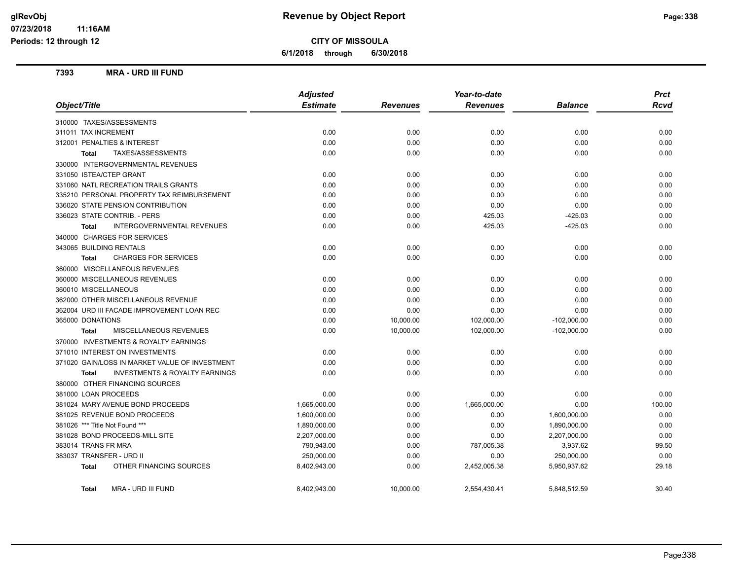# Revenue by Object Report

**CITY OF MISSOULA**

**6/1/2018 through 6/30/2018**

glRevObj
07/23/2018 11:16AM
Periods: 12 through 12

## 7393 MRA - URD III FUND

| Object/Title | Adjusted Estimate | Revenues | Year-to-date Revenues | Balance | Prct Rcvd |
|---|---|---|---|---|---|
| 310000 TAXES/ASSESSMENTS | | | | | |
| 311011 TAX INCREMENT | 0.00 | 0.00 | 0.00 | 0.00 | 0.00 |
| 312001 PENALTIES & INTEREST | 0.00 | 0.00 | 0.00 | 0.00 | 0.00 |
| **Total** TAXES/ASSESSMENTS | 0.00 | 0.00 | 0.00 | 0.00 | 0.00 |
| 330000 INTERGOVERNMENTAL REVENUES | | | | | |
| 331050 ISTEA/CTEP GRANT | 0.00 | 0.00 | 0.00 | 0.00 | 0.00 |
| 331060 NATL RECREATION TRAILS GRANTS | 0.00 | 0.00 | 0.00 | 0.00 | 0.00 |
| 335210 PERSONAL PROPERTY TAX REIMBURSEMENT | 0.00 | 0.00 | 0.00 | 0.00 | 0.00 |
| 336020 STATE PENSION CONTRIBUTION | 0.00 | 0.00 | 0.00 | 0.00 | 0.00 |
| 336023 STATE CONTRIB. - PERS | 0.00 | 0.00 | 425.03 | -425.03 | 0.00 |
| **Total** INTERGOVERNMENTAL REVENUES | 0.00 | 0.00 | 425.03 | -425.03 | 0.00 |
| 340000 CHARGES FOR SERVICES | | | | | |
| 343065 BUILDING RENTALS | 0.00 | 0.00 | 0.00 | 0.00 | 0.00 |
| **Total** CHARGES FOR SERVICES | 0.00 | 0.00 | 0.00 | 0.00 | 0.00 |
| 360000 MISCELLANEOUS REVENUES | | | | | |
| 360000 MISCELLANEOUS REVENUES | 0.00 | 0.00 | 0.00 | 0.00 | 0.00 |
| 360010 MISCELLANEOUS | 0.00 | 0.00 | 0.00 | 0.00 | 0.00 |
| 362000 OTHER MISCELLANEOUS REVENUE | 0.00 | 0.00 | 0.00 | 0.00 | 0.00 |
| 362004 URD III FACADE IMPROVEMENT LOAN REC | 0.00 | 0.00 | 0.00 | 0.00 | 0.00 |
| 365000 DONATIONS | 0.00 | 10,000.00 | 102,000.00 | -102,000.00 | 0.00 |
| **Total** MISCELLANEOUS REVENUES | 0.00 | 10,000.00 | 102,000.00 | -102,000.00 | 0.00 |
| 370000 INVESTMENTS & ROYALTY EARNINGS | | | | | |
| 371010 INTEREST ON INVESTMENTS | 0.00 | 0.00 | 0.00 | 0.00 | 0.00 |
| 371020 GAIN/LOSS IN MARKET VALUE OF INVESTMENT | 0.00 | 0.00 | 0.00 | 0.00 | 0.00 |
| **Total** INVESTMENTS & ROYALTY EARNINGS | 0.00 | 0.00 | 0.00 | 0.00 | 0.00 |
| 380000 OTHER FINANCING SOURCES | | | | | |
| 381000 LOAN PROCEEDS | 0.00 | 0.00 | 0.00 | 0.00 | 0.00 |
| 381024 MARY AVENUE BOND PROCEEDS | 1,665,000.00 | 0.00 | 1,665,000.00 | 0.00 | 100.00 |
| 381025 REVENUE BOND PROCEEDS | 1,600,000.00 | 0.00 | 0.00 | 1,600,000.00 | 0.00 |
| 381026 *** Title Not Found *** | 1,890,000.00 | 0.00 | 0.00 | 1,890,000.00 | 0.00 |
| 381028 BOND PROCEEDS-MILL SITE | 2,207,000.00 | 0.00 | 0.00 | 2,207,000.00 | 0.00 |
| 383014 TRANS FR MRA | 790,943.00 | 0.00 | 787,005.38 | 3,937.62 | 99.50 |
| 383037 TRANSFER - URD II | 250,000.00 | 0.00 | 0.00 | 250,000.00 | 0.00 |
| **Total** OTHER FINANCING SOURCES | 8,402,943.00 | 0.00 | 2,452,005.38 | 5,950,937.62 | 29.18 |
| **Total** MRA - URD III FUND | 8,402,943.00 | 10,000.00 | 2,554,430.41 | 5,848,512.59 | 30.40 |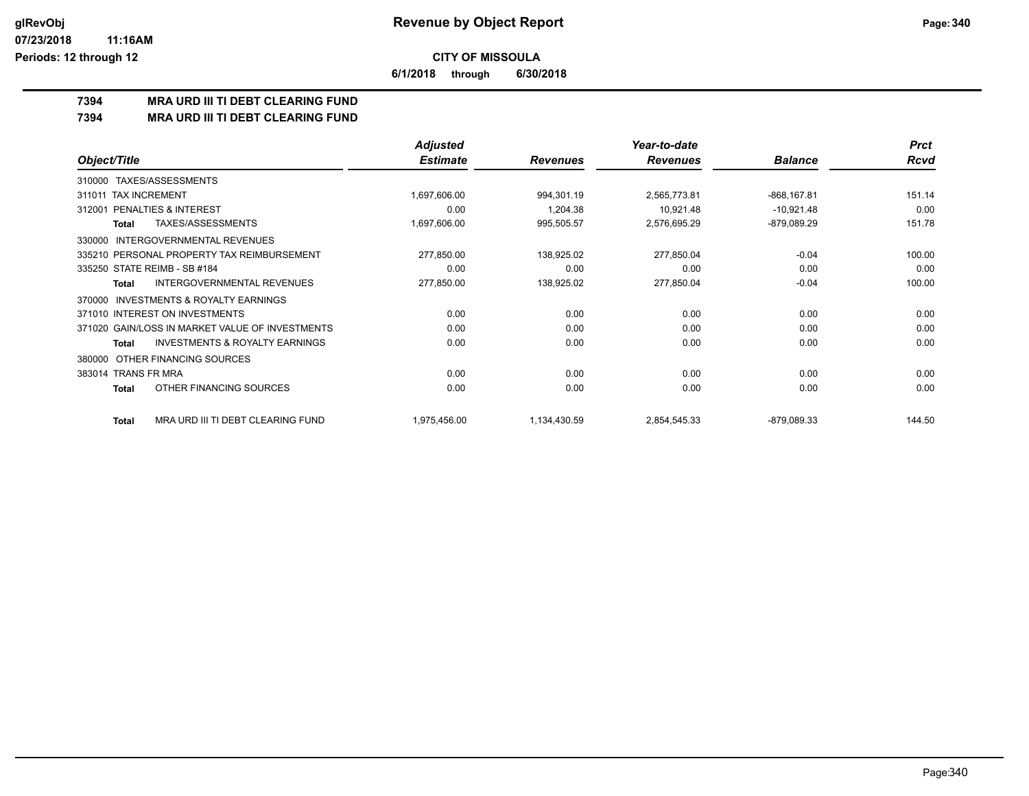**CITY OF MISSOULA**

**6/1/2018 through 6/30/2018**

**7394 MRA URD III TI DEBT CLEARING FUND**

**7394 MRA URD III TI DEBT CLEARING FUND**

| Object/Title | Adjusted Estimate | Revenues | Year-to-date Revenues | Balance | Prct Rcvd |
|---|---|---|---|---|---|
| 310000 TAXES/ASSESSMENTS | | | | | |
| 311011 TAX INCREMENT | 1,697,606.00 | 994,301.19 | 2,565,773.81 | -868,167.81 | 151.14 |
| 312001 PENALTIES & INTEREST | 0.00 | 1,204.38 | 10,921.48 | -10,921.48 | 0.00 |
| **Total** TAXES/ASSESSMENTS | 1,697,606.00 | 995,505.57 | 2,576,695.29 | -879,089.29 | 151.78 |
| 330000 INTERGOVERNMENTAL REVENUES | | | | | |
| 335210 PERSONAL PROPERTY TAX REIMBURSEMENT | 277,850.00 | 138,925.02 | 277,850.04 | -0.04 | 100.00 |
| 335250 STATE REIMB - SB #184 | 0.00 | 0.00 | 0.00 | 0.00 | 0.00 |
| **Total** INTERGOVERNMENTAL REVENUES | 277,850.00 | 138,925.02 | 277,850.04 | -0.04 | 100.00 |
| 370000 INVESTMENTS & ROYALTY EARNINGS | | | | | |
| 371010 INTEREST ON INVESTMENTS | 0.00 | 0.00 | 0.00 | 0.00 | 0.00 |
| 371020 GAIN/LOSS IN MARKET VALUE OF INVESTMENTS | 0.00 | 0.00 | 0.00 | 0.00 | 0.00 |
| **Total** INVESTMENTS & ROYALTY EARNINGS | 0.00 | 0.00 | 0.00 | 0.00 | 0.00 |
| 380000 OTHER FINANCING SOURCES | | | | | |
| 383014 TRANS FR MRA | 0.00 | 0.00 | 0.00 | 0.00 | 0.00 |
| **Total** OTHER FINANCING SOURCES | 0.00 | 0.00 | 0.00 | 0.00 | 0.00 |
| **Total** MRA URD III TI DEBT CLEARING FUND | 1,975,456.00 | 1,134,430.59 | 2,854,545.33 | -879,089.33 | 144.50 |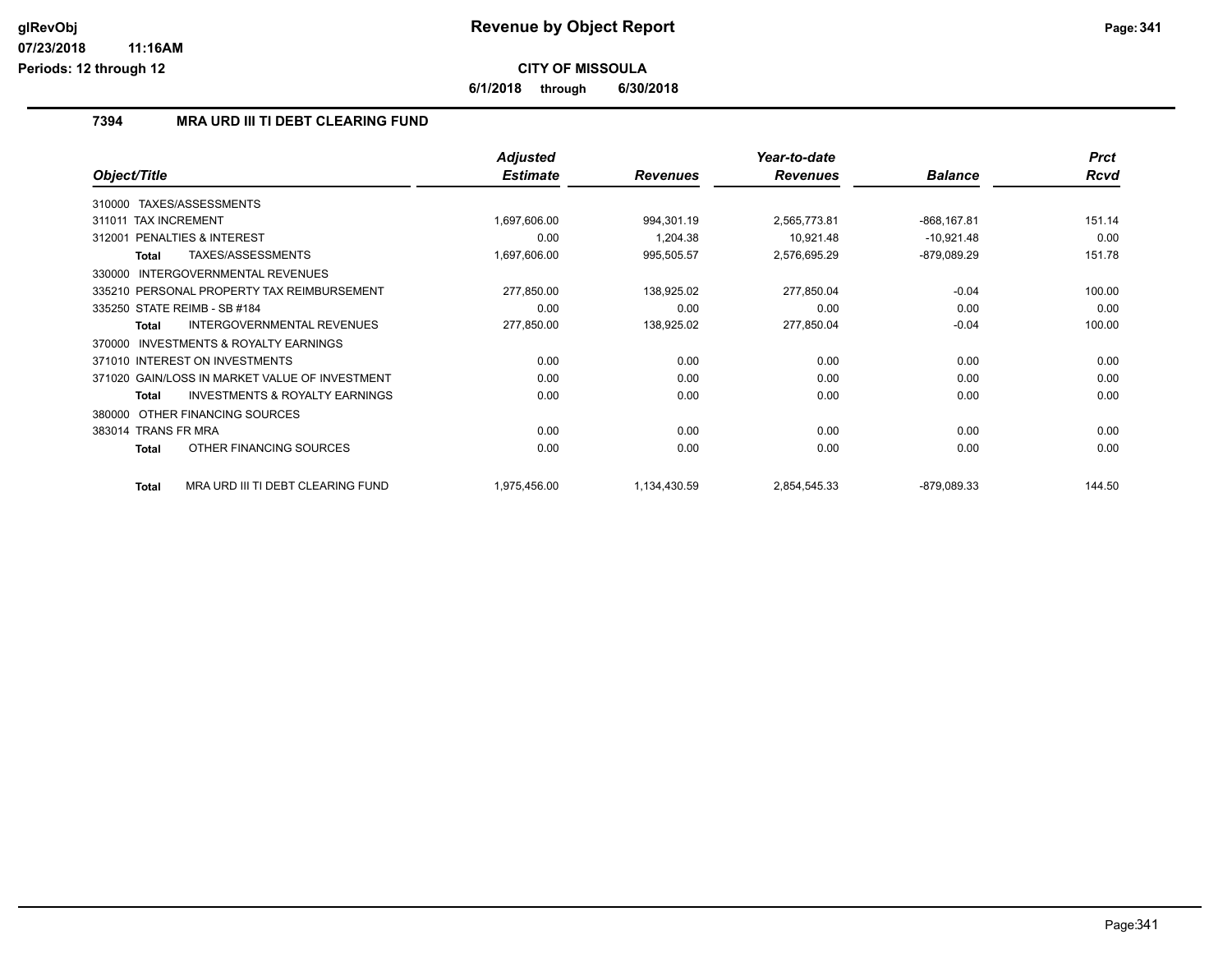# Revenue by Object Report

**CITY OF MISSOULA**

**6/1/2018 through 6/30/2018**

glRevObj
07/23/2018 11:16AM
Periods: 12 through 12

## 7394 MRA URD III TI DEBT CLEARING FUND

| Object/Title | Adjusted Estimate | Revenues | Year-to-date Revenues | Balance | Prct Rcvd |
|---|---|---|---|---|---|
| 310000 TAXES/ASSESSMENTS | | | | | |
| 311011 TAX INCREMENT | 1,697,606.00 | 994,301.19 | 2,565,773.81 | -868,167.81 | 151.14 |
| 312001 PENALTIES & INTEREST | 0.00 | 1,204.38 | 10,921.48 | -10,921.48 | 0.00 |
| **Total** TAXES/ASSESSMENTS | 1,697,606.00 | 995,505.57 | 2,576,695.29 | -879,089.29 | 151.78 |
| 330000 INTERGOVERNMENTAL REVENUES | | | | | |
| 335210 PERSONAL PROPERTY TAX REIMBURSEMENT | 277,850.00 | 138,925.02 | 277,850.04 | -0.04 | 100.00 |
| 335250 STATE REIMB - SB #184 | 0.00 | 0.00 | 0.00 | 0.00 | 0.00 |
| **Total** INTERGOVERNMENTAL REVENUES | 277,850.00 | 138,925.02 | 277,850.04 | -0.04 | 100.00 |
| 370000 INVESTMENTS & ROYALTY EARNINGS | | | | | |
| 371010 INTEREST ON INVESTMENTS | 0.00 | 0.00 | 0.00 | 0.00 | 0.00 |
| 371020 GAIN/LOSS IN MARKET VALUE OF INVESTMENT | 0.00 | 0.00 | 0.00 | 0.00 | 0.00 |
| **Total** INVESTMENTS & ROYALTY EARNINGS | 0.00 | 0.00 | 0.00 | 0.00 | 0.00 |
| 380000 OTHER FINANCING SOURCES | | | | | |
| 383014 TRANS FR MRA | 0.00 | 0.00 | 0.00 | 0.00 | 0.00 |
| **Total** OTHER FINANCING SOURCES | 0.00 | 0.00 | 0.00 | 0.00 | 0.00 |
| **Total** MRA URD III TI DEBT CLEARING FUND | 1,975,456.00 | 1,134,430.59 | 2,854,545.33 | -879,089.33 | 144.50 |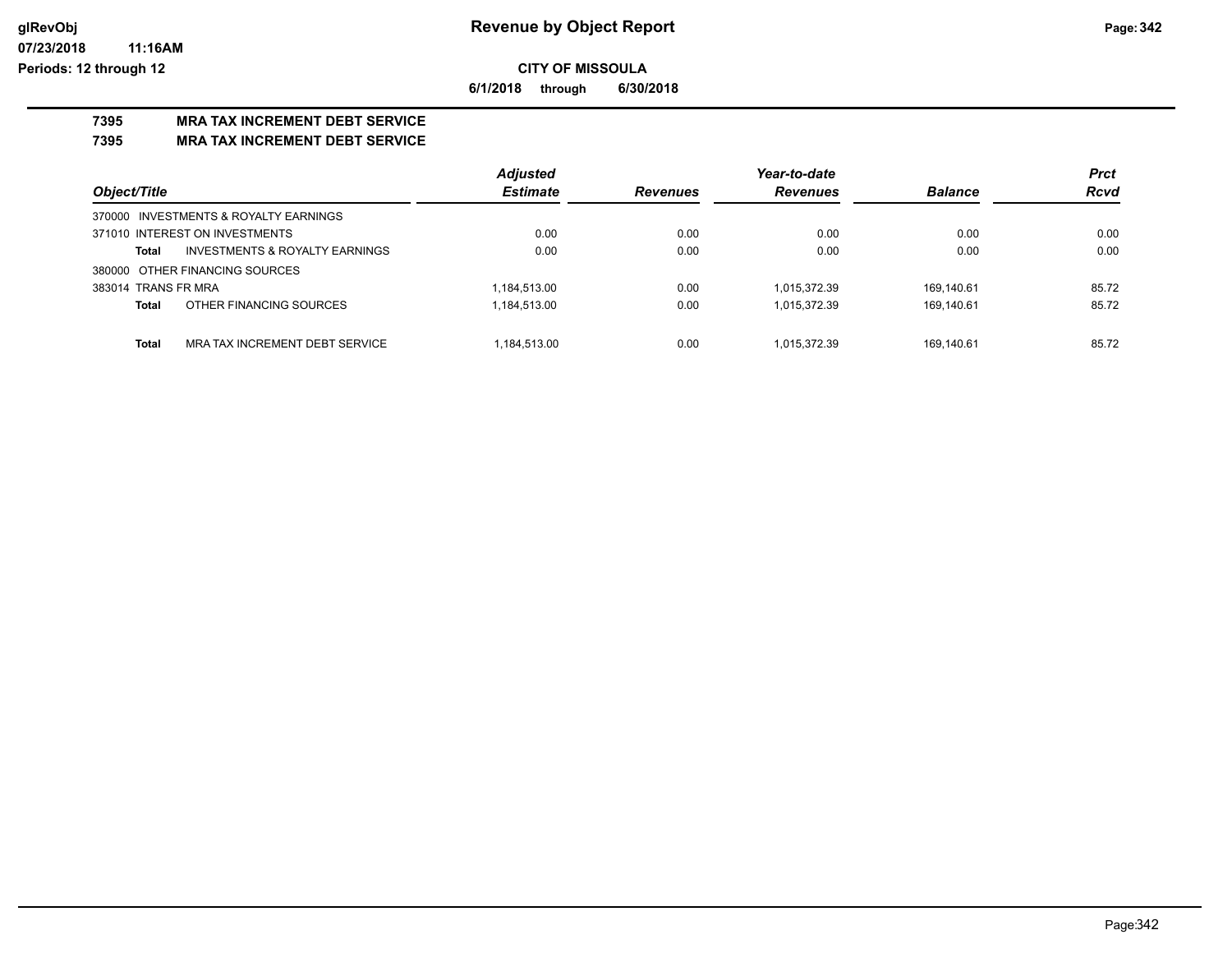# Revenue by Object Report

**CITY OF MISSOULA**

**6/1/2018 through 6/30/2018**

glRevObj
07/23/2018 11:16AM
Periods: 12 through 12

## 7395 MRA TAX INCREMENT DEBT SERVICE

## 7395 MRA TAX INCREMENT DEBT SERVICE

| Object/Title | | Adjusted Estimate | Revenues | Year-to-date Revenues | Balance | Prct Rcvd |
|---|---|---|---|---|---|---|
| 370000 INVESTMENTS & ROYALTY EARNINGS | | | | | | |
| 371010 INTEREST ON INVESTMENTS | | 0.00 | 0.00 | 0.00 | 0.00 | 0.00 |
| **Total** | INVESTMENTS & ROYALTY EARNINGS | 0.00 | 0.00 | 0.00 | 0.00 | 0.00 |
| 380000 OTHER FINANCING SOURCES | | | | | | |
| 383014 TRANS FR MRA | | 1,184,513.00 | 0.00 | 1,015,372.39 | 169,140.61 | 85.72 |
| **Total** | OTHER FINANCING SOURCES | 1,184,513.00 | 0.00 | 1,015,372.39 | 169,140.61 | 85.72 |
| **Total** | MRA TAX INCREMENT DEBT SERVICE | 1,184,513.00 | 0.00 | 1,015,372.39 | 169,140.61 | 85.72 |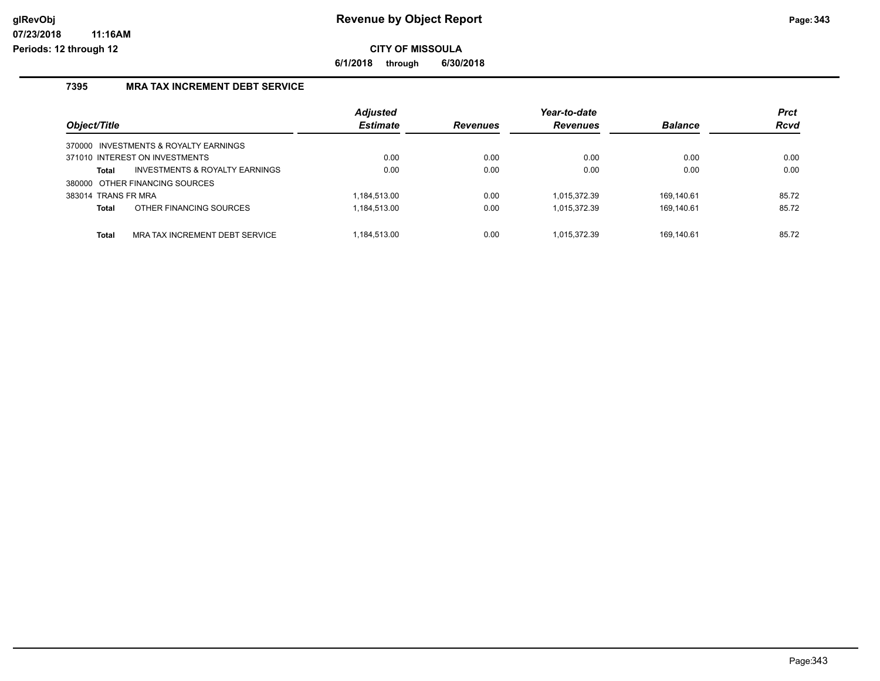**Revenue by Object Report**

**CITY OF MISSOULA**

**6/1/2018 through 6/30/2018**

glRevObj
07/23/2018 11:16AM
Periods: 12 through 12

## 7395 MRA TAX INCREMENT DEBT SERVICE

| Object/Title | Adjusted Estimate | Revenues | Year-to-date Revenues | Balance | Prct Rcvd |
|---|---|---|---|---|---|
| 370000 INVESTMENTS & ROYALTY EARNINGS | | | | | |
| 371010 INTEREST ON INVESTMENTS | 0.00 | 0.00 | 0.00 | 0.00 | 0.00 |
| **Total** INVESTMENTS & ROYALTY EARNINGS | 0.00 | 0.00 | 0.00 | 0.00 | 0.00 |
| 380000 OTHER FINANCING SOURCES | | | | | |
| 383014 TRANS FR MRA | 1,184,513.00 | 0.00 | 1,015,372.39 | 169,140.61 | 85.72 |
| **Total** OTHER FINANCING SOURCES | 1,184,513.00 | 0.00 | 1,015,372.39 | 169,140.61 | 85.72 |
| **Total** MRA TAX INCREMENT DEBT SERVICE | 1,184,513.00 | 0.00 | 1,015,372.39 | 169,140.61 | 85.72 |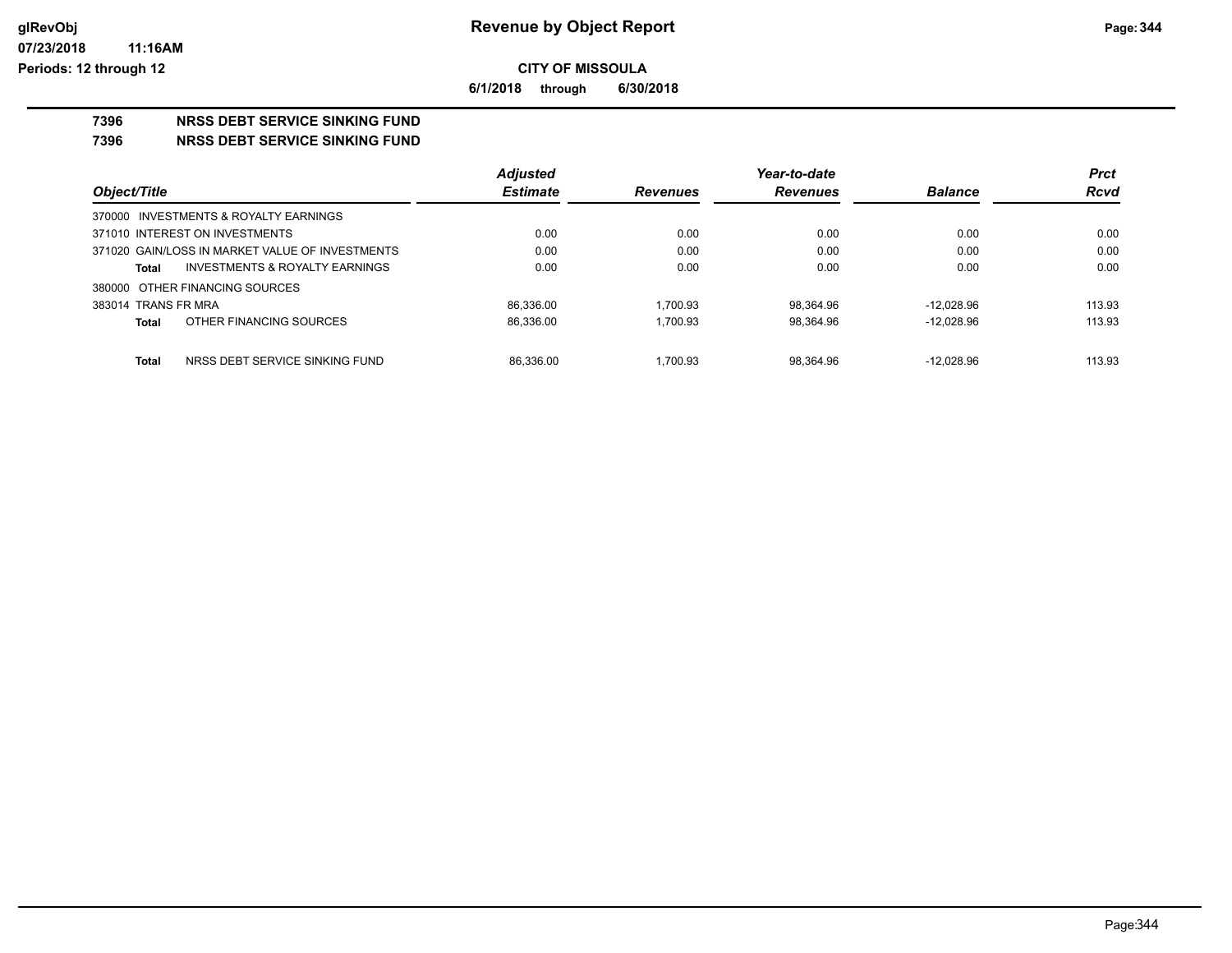# Revenue by Object Report

**CITY OF MISSOULA**

**6/1/2018 through 6/30/2018**

**7396 NRSS DEBT SERVICE SINKING FUND**

**7396 NRSS DEBT SERVICE SINKING FUND**

| Object/Title | Adjusted Estimate | Revenues | Year-to-date Revenues | Balance | Prct Rcvd |
|---|---|---|---|---|---|
| 370000 INVESTMENTS & ROYALTY EARNINGS | | | | | |
| 371010 INTEREST ON INVESTMENTS | 0.00 | 0.00 | 0.00 | 0.00 | 0.00 |
| 371020 GAIN/LOSS IN MARKET VALUE OF INVESTMENTS | 0.00 | 0.00 | 0.00 | 0.00 | 0.00 |
| **Total** INVESTMENTS & ROYALTY EARNINGS | 0.00 | 0.00 | 0.00 | 0.00 | 0.00 |
| 380000 OTHER FINANCING SOURCES | | | | | |
| 383014 TRANS FR MRA | 86,336.00 | 1,700.93 | 98,364.96 | -12,028.96 | 113.93 |
| **Total** OTHER FINANCING SOURCES | 86,336.00 | 1,700.93 | 98,364.96 | -12,028.96 | 113.93 |
| **Total** NRSS DEBT SERVICE SINKING FUND | 86,336.00 | 1,700.93 | 98,364.96 | -12,028.96 | 113.93 |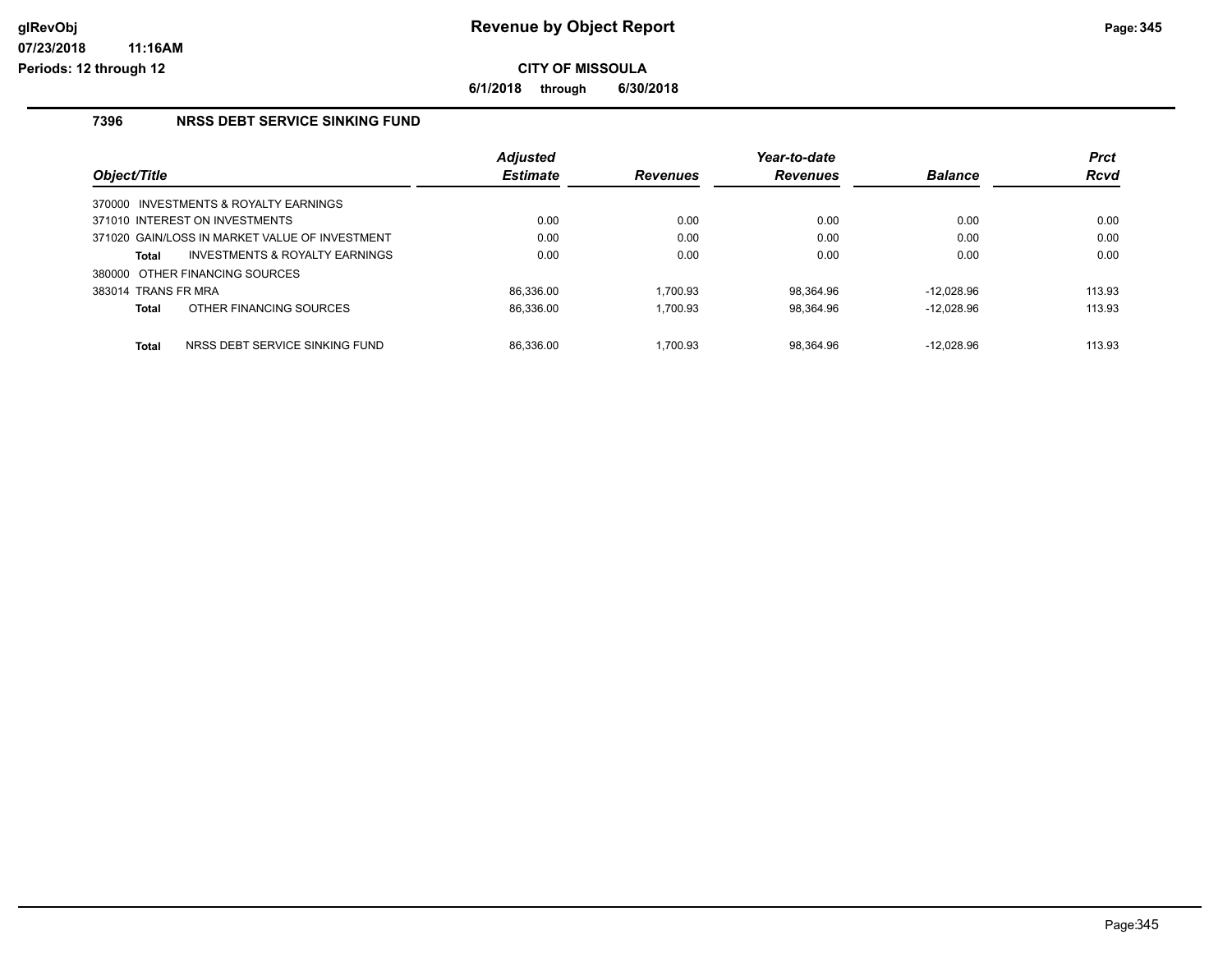# Revenue by Object Report

## CITY OF MISSOULA

**6/1/2018 through 6/30/2018**

### 7396 NRSS DEBT SERVICE SINKING FUND

| Object/Title | Adjusted Estimate | Revenues | Year-to-date Revenues | Balance | Prct Rcvd |
|---|---|---|---|---|---|
| 370000 INVESTMENTS & ROYALTY EARNINGS | | | | | |
| 371010 INTEREST ON INVESTMENTS | 0.00 | 0.00 | 0.00 | 0.00 | 0.00 |
| 371020 GAIN/LOSS IN MARKET VALUE OF INVESTMENT | 0.00 | 0.00 | 0.00 | 0.00 | 0.00 |
| **Total** INVESTMENTS & ROYALTY EARNINGS | 0.00 | 0.00 | 0.00 | 0.00 | 0.00 |
| 380000 OTHER FINANCING SOURCES | | | | | |
| 383014 TRANS FR MRA | 86,336.00 | 1,700.93 | 98,364.96 | -12,028.96 | 113.93 |
| **Total** OTHER FINANCING SOURCES | 86,336.00 | 1,700.93 | 98,364.96 | -12,028.96 | 113.93 |
| **Total** NRSS DEBT SERVICE SINKING FUND | 86,336.00 | 1,700.93 | 98,364.96 | -12,028.96 | 113.93 |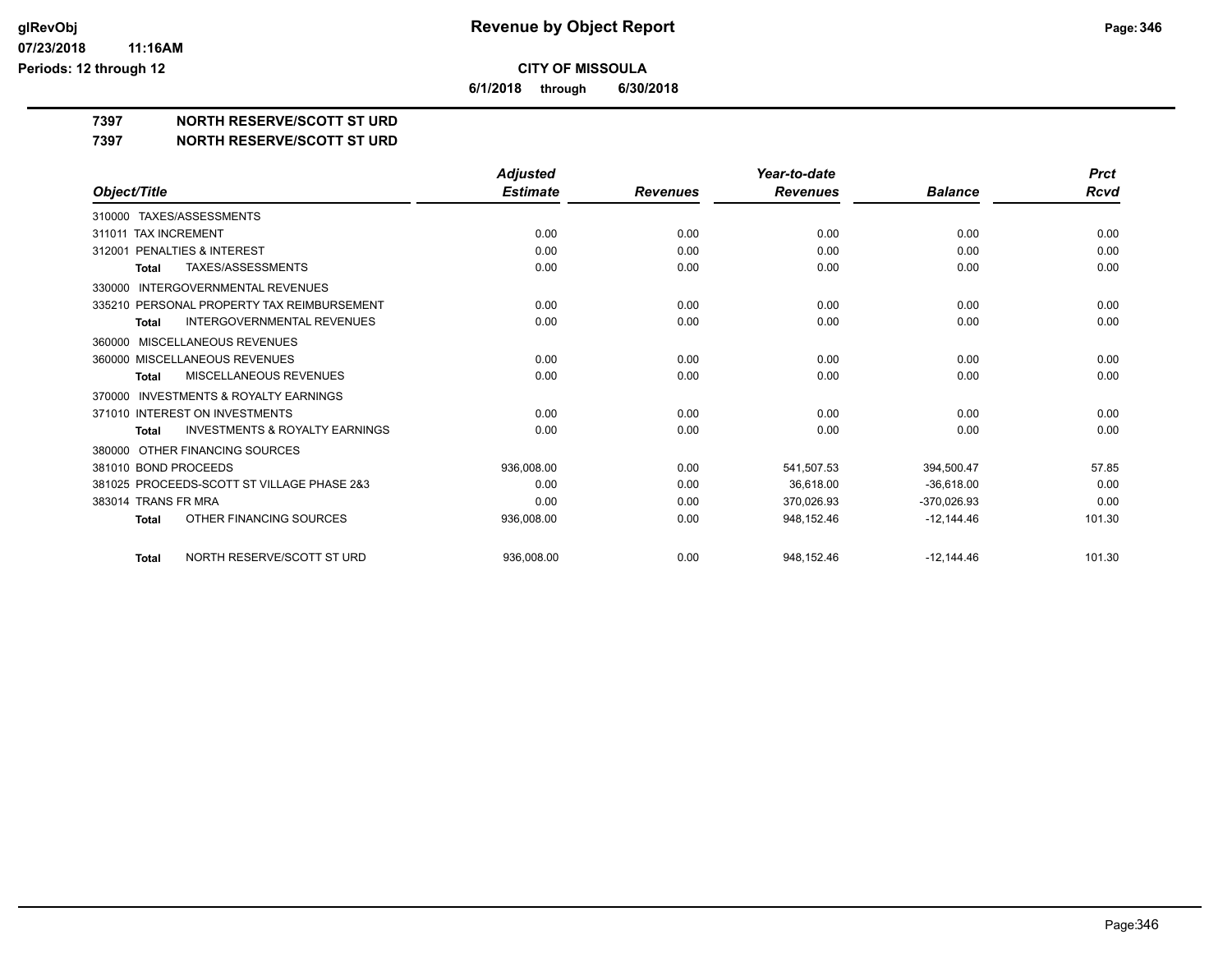**CITY OF MISSOULA**

**6/1/2018 through 6/30/2018**

**7397 NORTH RESERVE/SCOTT ST URD**

**7397 NORTH RESERVE/SCOTT ST URD**

| Object/Title | Adjusted Estimate | Revenues | Year-to-date Revenues | Balance | Prct Rcvd |
|---|---|---|---|---|---|
| 310000 TAXES/ASSESSMENTS | | | | | |
| 311011 TAX INCREMENT | 0.00 | 0.00 | 0.00 | 0.00 | 0.00 |
| 312001 PENALTIES & INTEREST | 0.00 | 0.00 | 0.00 | 0.00 | 0.00 |
| **Total** TAXES/ASSESSMENTS | 0.00 | 0.00 | 0.00 | 0.00 | 0.00 |
| 330000 INTERGOVERNMENTAL REVENUES | | | | | |
| 335210 PERSONAL PROPERTY TAX REIMBURSEMENT | 0.00 | 0.00 | 0.00 | 0.00 | 0.00 |
| **Total** INTERGOVERNMENTAL REVENUES | 0.00 | 0.00 | 0.00 | 0.00 | 0.00 |
| 360000 MISCELLANEOUS REVENUES | | | | | |
| 360000 MISCELLANEOUS REVENUES | 0.00 | 0.00 | 0.00 | 0.00 | 0.00 |
| **Total** MISCELLANEOUS REVENUES | 0.00 | 0.00 | 0.00 | 0.00 | 0.00 |
| 370000 INVESTMENTS & ROYALTY EARNINGS | | | | | |
| 371010 INTEREST ON INVESTMENTS | 0.00 | 0.00 | 0.00 | 0.00 | 0.00 |
| **Total** INVESTMENTS & ROYALTY EARNINGS | 0.00 | 0.00 | 0.00 | 0.00 | 0.00 |
| 380000 OTHER FINANCING SOURCES | | | | | |
| 381010 BOND PROCEEDS | 936,008.00 | 0.00 | 541,507.53 | 394,500.47 | 57.85 |
| 381025 PROCEEDS-SCOTT ST VILLAGE PHASE 2&3 | 0.00 | 0.00 | 36,618.00 | -36,618.00 | 0.00 |
| 383014 TRANS FR MRA | 0.00 | 0.00 | 370,026.93 | -370,026.93 | 0.00 |
| **Total** OTHER FINANCING SOURCES | 936,008.00 | 0.00 | 948,152.46 | -12,144.46 | 101.30 |
| **Total** NORTH RESERVE/SCOTT ST URD | 936,008.00 | 0.00 | 948,152.46 | -12,144.46 | 101.30 |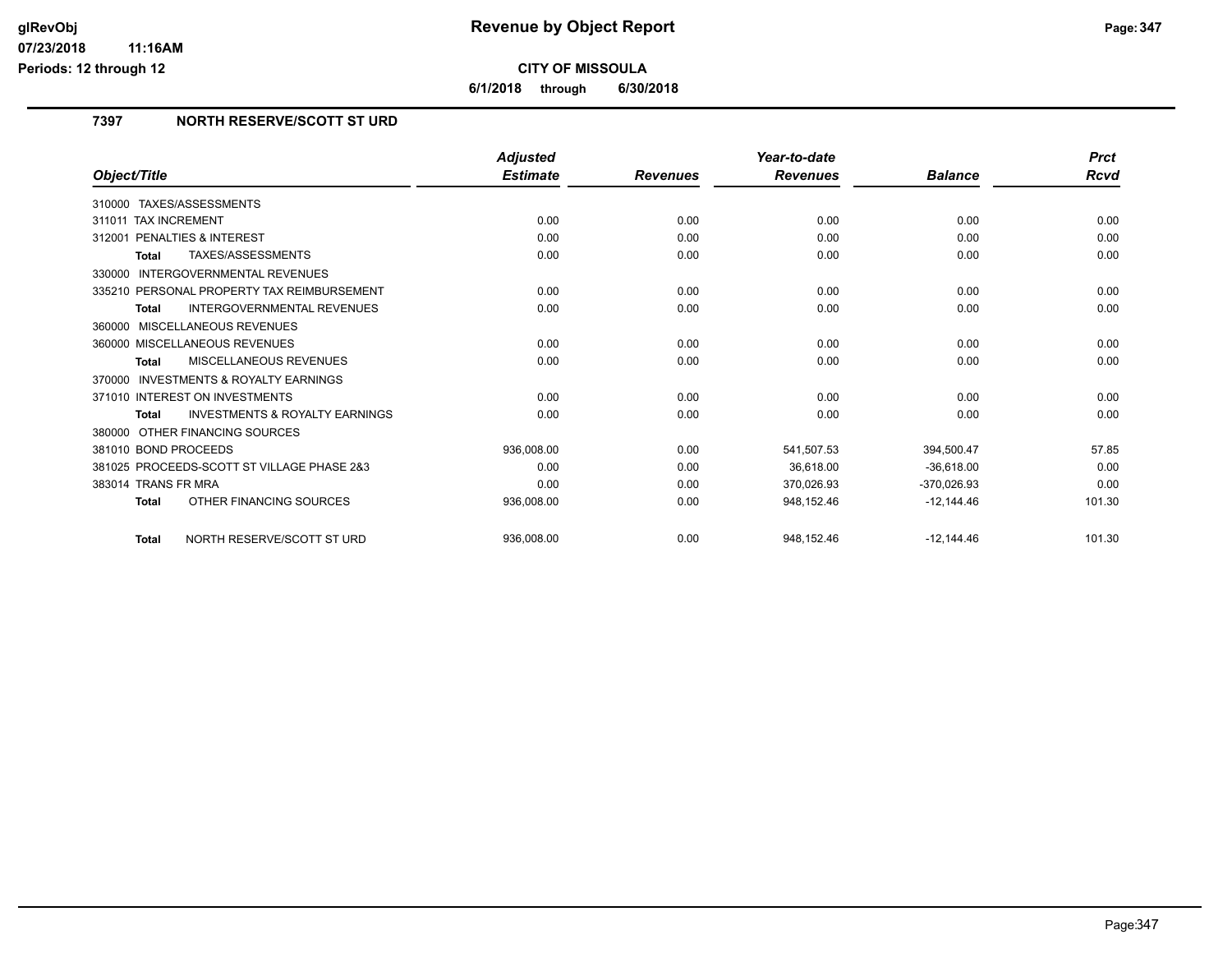**glRevObj**
**07/23/2018 11:16AM**
**Periods: 12 through 12**

# Revenue by Object Report

**CITY OF MISSOULA**

**6/1/2018 through 6/30/2018**

## 7397 NORTH RESERVE/SCOTT ST URD

| Object/Title | Adjusted Estimate | Revenues | Year-to-date Revenues | Balance | Prct Rcvd |
|---|---|---|---|---|---|
| 310000 TAXES/ASSESSMENTS | | | | | |
| 311011 TAX INCREMENT | 0.00 | 0.00 | 0.00 | 0.00 | 0.00 |
| 312001 PENALTIES & INTEREST | 0.00 | 0.00 | 0.00 | 0.00 | 0.00 |
| **Total** TAXES/ASSESSMENTS | 0.00 | 0.00 | 0.00 | 0.00 | 0.00 |
| 330000 INTERGOVERNMENTAL REVENUES | | | | | |
| 335210 PERSONAL PROPERTY TAX REIMBURSEMENT | 0.00 | 0.00 | 0.00 | 0.00 | 0.00 |
| **Total** INTERGOVERNMENTAL REVENUES | 0.00 | 0.00 | 0.00 | 0.00 | 0.00 |
| 360000 MISCELLANEOUS REVENUES | | | | | |
| 360000 MISCELLANEOUS REVENUES | 0.00 | 0.00 | 0.00 | 0.00 | 0.00 |
| **Total** MISCELLANEOUS REVENUES | 0.00 | 0.00 | 0.00 | 0.00 | 0.00 |
| 370000 INVESTMENTS & ROYALTY EARNINGS | | | | | |
| 371010 INTEREST ON INVESTMENTS | 0.00 | 0.00 | 0.00 | 0.00 | 0.00 |
| **Total** INVESTMENTS & ROYALTY EARNINGS | 0.00 | 0.00 | 0.00 | 0.00 | 0.00 |
| 380000 OTHER FINANCING SOURCES | | | | | |
| 381010 BOND PROCEEDS | 936,008.00 | 0.00 | 541,507.53 | 394,500.47 | 57.85 |
| 381025 PROCEEDS-SCOTT ST VILLAGE PHASE 2&3 | 0.00 | 0.00 | 36,618.00 | -36,618.00 | 0.00 |
| 383014 TRANS FR MRA | 0.00 | 0.00 | 370,026.93 | -370,026.93 | 0.00 |
| **Total** OTHER FINANCING SOURCES | 936,008.00 | 0.00 | 948,152.46 | -12,144.46 | 101.30 |
| **Total** NORTH RESERVE/SCOTT ST URD | 936,008.00 | 0.00 | 948,152.46 | -12,144.46 | 101.30 |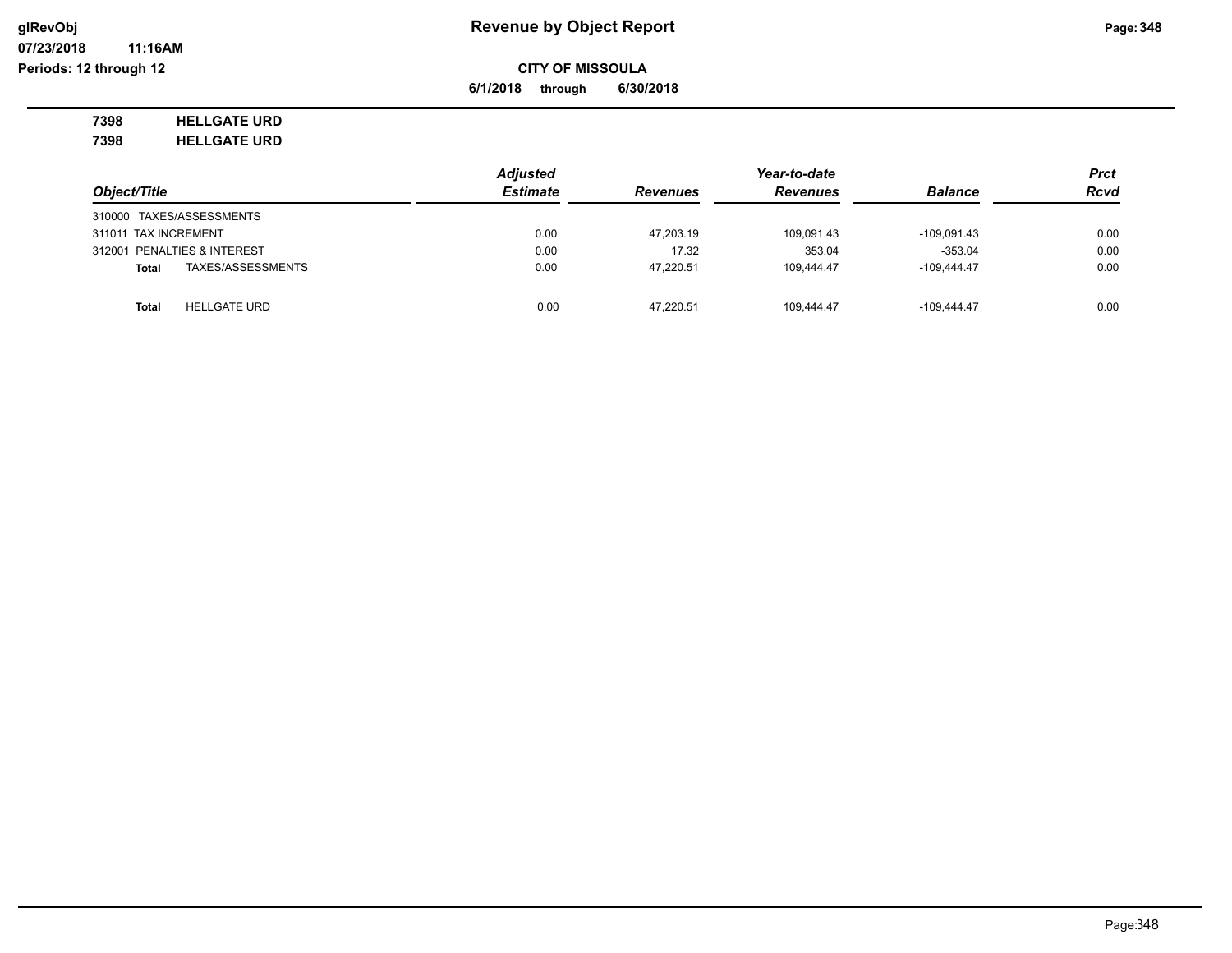# Revenue by Object Report

glRevObj
07/23/2018 11:16AM
Periods: 12 through 12

**CITY OF MISSOULA**

**6/1/2018 through 6/30/2018**

**7398 HELLGATE URD**

**7398 HELLGATE URD**

| Object/Title | Adjusted Estimate | Revenues | Year-to-date Revenues | Balance | Prct Rcvd |
|---|---|---|---|---|---|
| 310000 TAXES/ASSESSMENTS | | | | | |
| 311011 TAX INCREMENT | 0.00 | 47,203.19 | 109,091.43 | -109,091.43 | 0.00 |
| 312001 PENALTIES & INTEREST | 0.00 | 17.32 | 353.04 | -353.04 | 0.00 |
| **Total** TAXES/ASSESSMENTS | 0.00 | 47,220.51 | 109,444.47 | -109,444.47 | 0.00 |
| **Total** HELLGATE URD | 0.00 | 47,220.51 | 109,444.47 | -109,444.47 | 0.00 |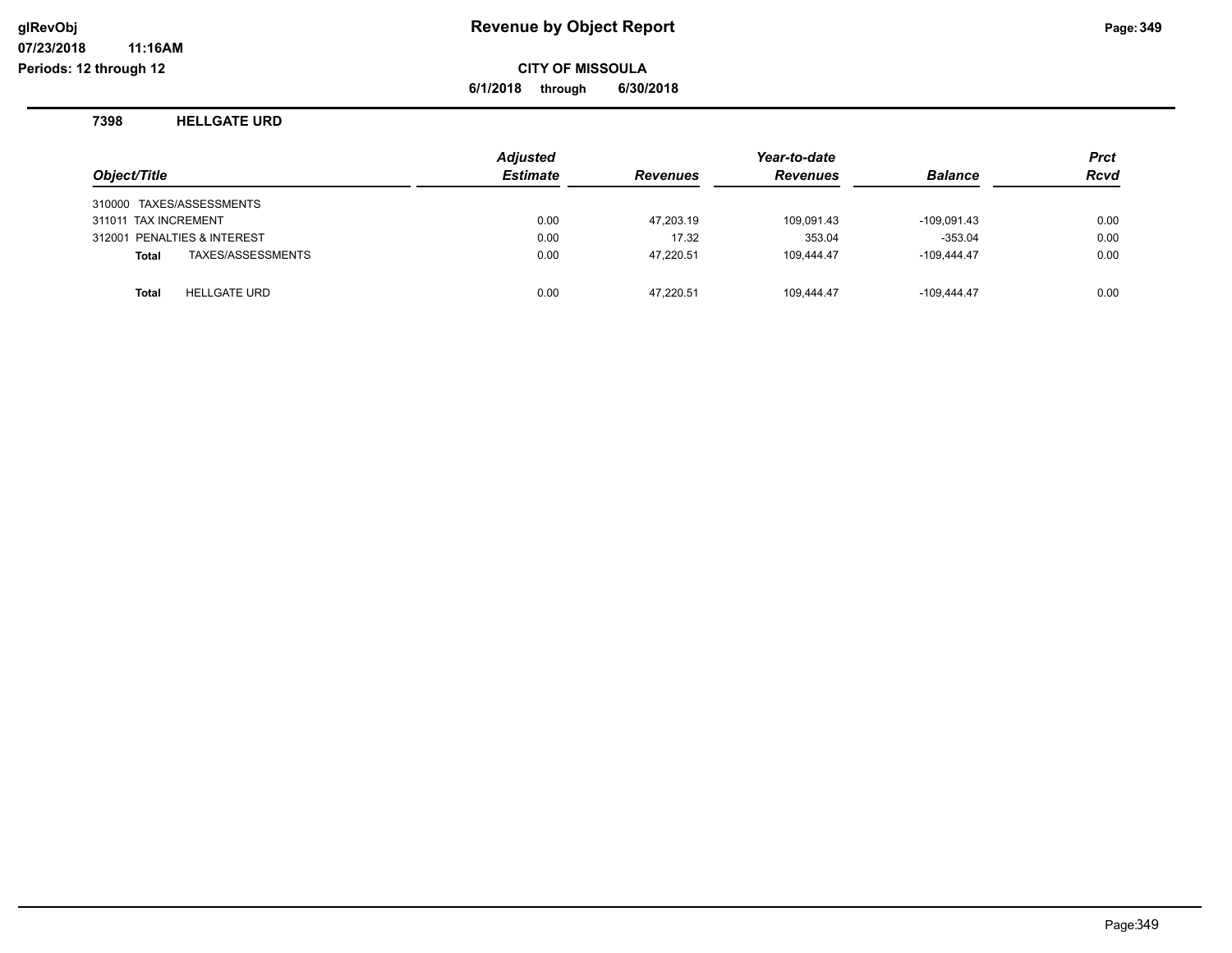# Revenue by Object Report

glRevObj
07/23/2018 11:16AM
Periods: 12 through 12

**CITY OF MISSOULA**

**6/1/2018 through 6/30/2018**

## 7398 HELLGATE URD

| Object/Title | Adjusted Estimate | Revenues | Year-to-date Revenues | Balance | Prct Rcvd |
|---|---|---|---|---|---|
| 310000 TAXES/ASSESSMENTS | | | | | |
| 311011 TAX INCREMENT | 0.00 | 47,203.19 | 109,091.43 | -109,091.43 | 0.00 |
| 312001 PENALTIES & INTEREST | 0.00 | 17.32 | 353.04 | -353.04 | 0.00 |
| **Total** TAXES/ASSESSMENTS | 0.00 | 47,220.51 | 109,444.47 | -109,444.47 | 0.00 |
| **Total** HELLGATE URD | 0.00 | 47,220.51 | 109,444.47 | -109,444.47 | 0.00 |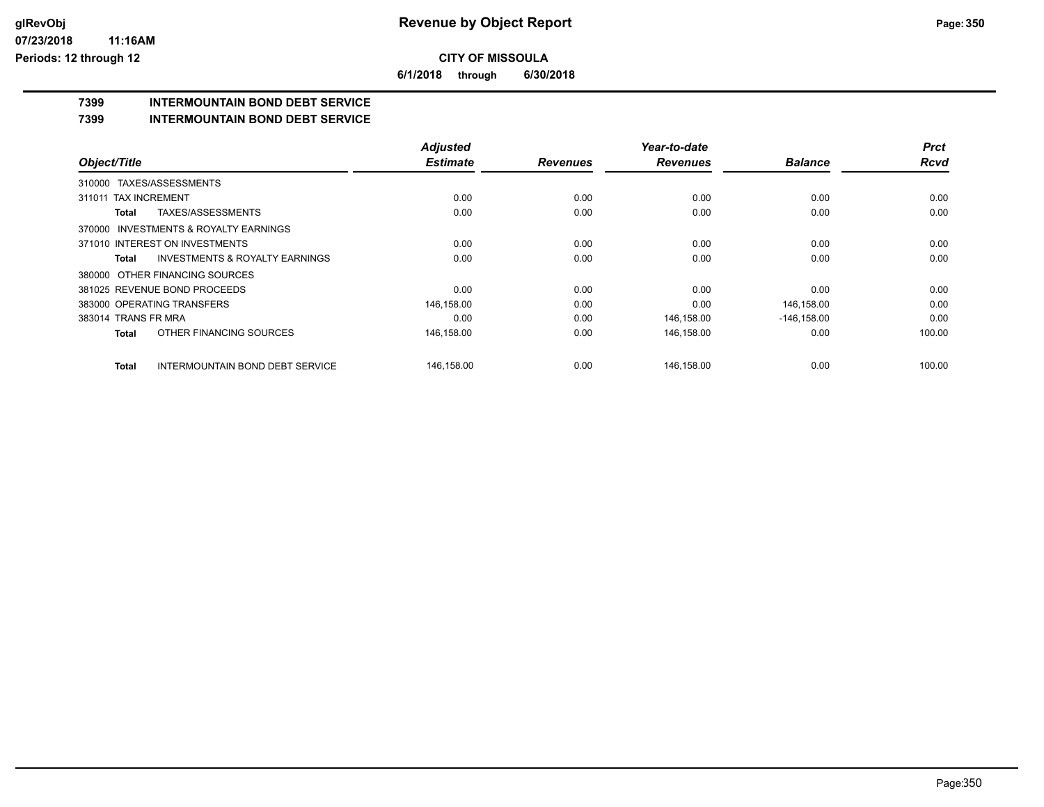**CITY OF MISSOULA**

**6/1/2018 through 6/30/2018**

## 7399 INTERMOUNTAIN BOND DEBT SERVICE

## 7399 INTERMOUNTAIN BOND DEBT SERVICE

| Object/Title | Adjusted Estimate | Revenues | Year-to-date Revenues | Balance | Prct Rcvd |
|---|---|---|---|---|---|
| 310000 TAXES/ASSESSMENTS | | | | | |
| 311011 TAX INCREMENT | 0.00 | 0.00 | 0.00 | 0.00 | 0.00 |
| **Total** TAXES/ASSESSMENTS | 0.00 | 0.00 | 0.00 | 0.00 | 0.00 |
| 370000 INVESTMENTS & ROYALTY EARNINGS | | | | | |
| 371010 INTEREST ON INVESTMENTS | 0.00 | 0.00 | 0.00 | 0.00 | 0.00 |
| **Total** INVESTMENTS & ROYALTY EARNINGS | 0.00 | 0.00 | 0.00 | 0.00 | 0.00 |
| 380000 OTHER FINANCING SOURCES | | | | | |
| 381025 REVENUE BOND PROCEEDS | 0.00 | 0.00 | 0.00 | 0.00 | 0.00 |
| 383000 OPERATING TRANSFERS | 146,158.00 | 0.00 | 0.00 | 146,158.00 | 0.00 |
| 383014 TRANS FR MRA | 0.00 | 0.00 | 146,158.00 | -146,158.00 | 0.00 |
| **Total** OTHER FINANCING SOURCES | 146,158.00 | 0.00 | 146,158.00 | 0.00 | 100.00 |
| **Total** INTERMOUNTAIN BOND DEBT SERVICE | 146,158.00 | 0.00 | 146,158.00 | 0.00 | 100.00 |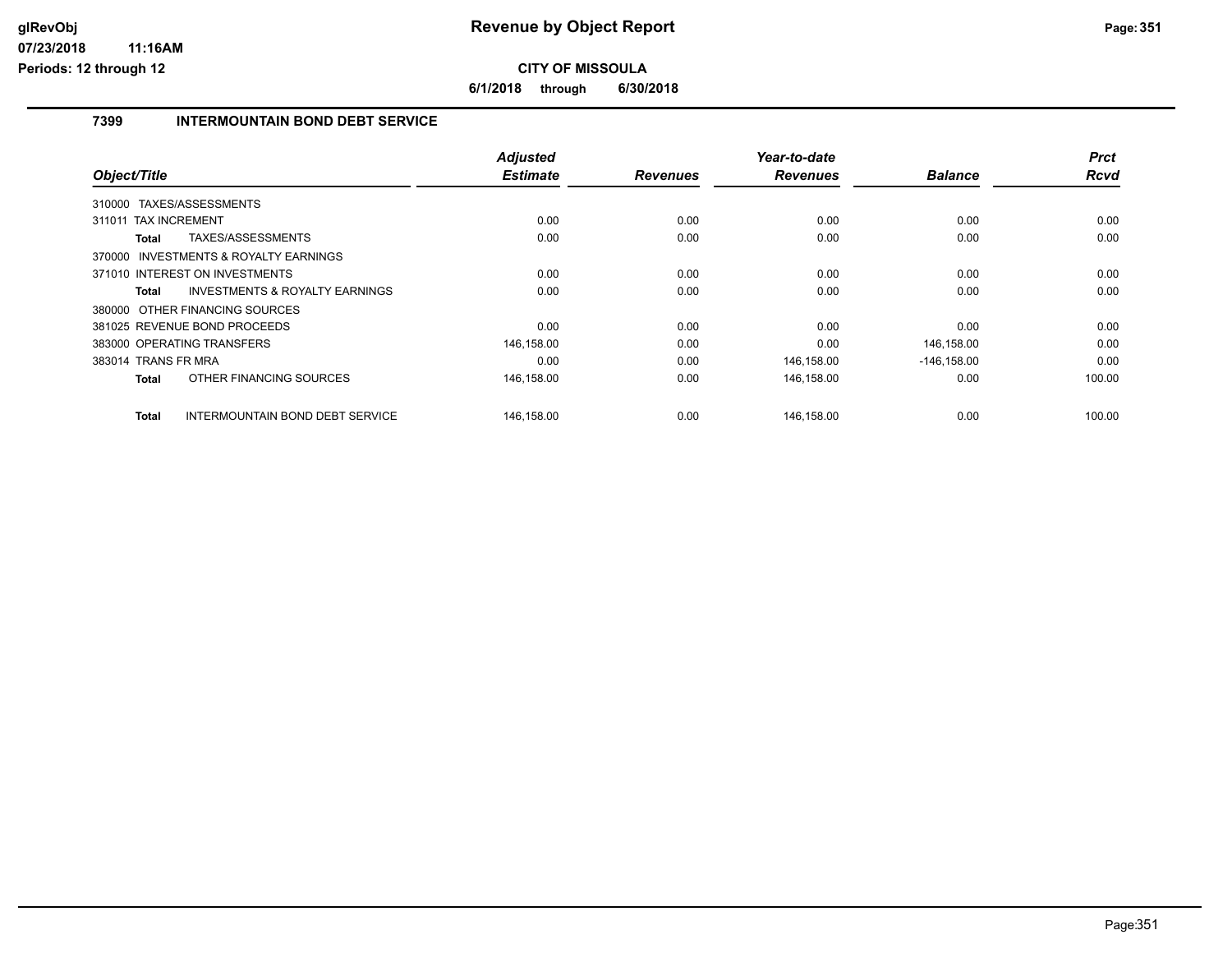# Revenue by Object Report

**CITY OF MISSOULA**

**6/1/2018 through 6/30/2018**

## 7399 INTERMOUNTAIN BOND DEBT SERVICE

| Object/Title | Adjusted Estimate | Revenues | Year-to-date Revenues | Balance | Prct Rcvd |
|---|---|---|---|---|---|
| 310000 TAXES/ASSESSMENTS | | | | | |
| 311011 TAX INCREMENT | 0.00 | 0.00 | 0.00 | 0.00 | 0.00 |
| **Total** TAXES/ASSESSMENTS | 0.00 | 0.00 | 0.00 | 0.00 | 0.00 |
| 370000 INVESTMENTS & ROYALTY EARNINGS | | | | | |
| 371010 INTEREST ON INVESTMENTS | 0.00 | 0.00 | 0.00 | 0.00 | 0.00 |
| **Total** INVESTMENTS & ROYALTY EARNINGS | 0.00 | 0.00 | 0.00 | 0.00 | 0.00 |
| 380000 OTHER FINANCING SOURCES | | | | | |
| 381025 REVENUE BOND PROCEEDS | 0.00 | 0.00 | 0.00 | 0.00 | 0.00 |
| 383000 OPERATING TRANSFERS | 146,158.00 | 0.00 | 0.00 | 146,158.00 | 0.00 |
| 383014 TRANS FR MRA | 0.00 | 0.00 | 146,158.00 | -146,158.00 | 0.00 |
| **Total** OTHER FINANCING SOURCES | 146,158.00 | 0.00 | 146,158.00 | 0.00 | 100.00 |
| **Total** INTERMOUNTAIN BOND DEBT SERVICE | 146,158.00 | 0.00 | 146,158.00 | 0.00 | 100.00 |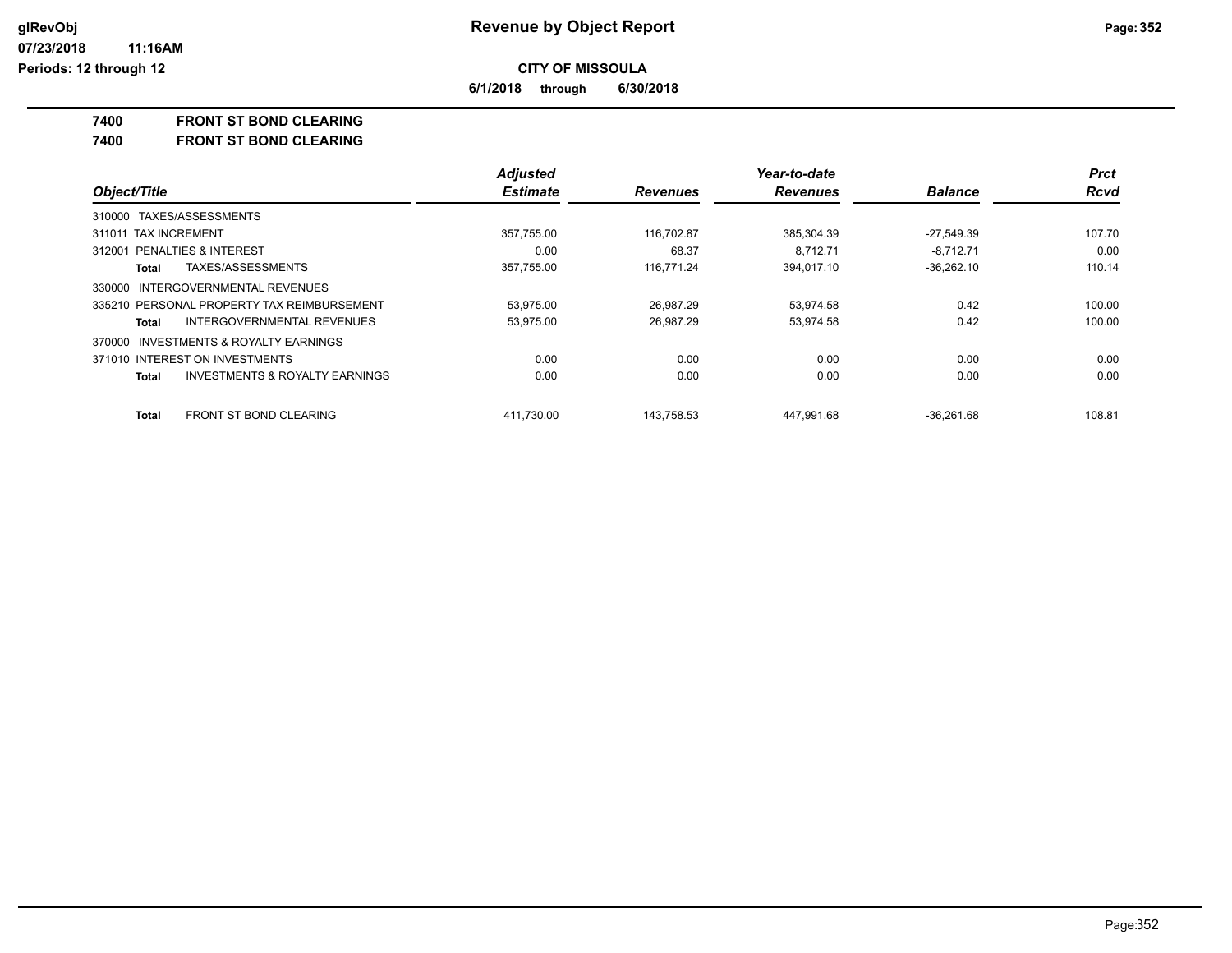**CITY OF MISSOULA**

**6/1/2018 through 6/30/2018**

## 7400 FRONT ST BOND CLEARING

## 7400 FRONT ST BOND CLEARING

| Object/Title | | Adjusted Estimate | Revenues | Year-to-date Revenues | Balance | Prct Rcvd |
|---|---|---|---|---|---|---|
| 310000 TAXES/ASSESSMENTS | | | | | | |
| 311011 TAX INCREMENT | | 357,755.00 | 116,702.87 | 385,304.39 | -27,549.39 | 107.70 |
| 312001 PENALTIES & INTEREST | | 0.00 | 68.37 | 8,712.71 | -8,712.71 | 0.00 |
| **Total** | TAXES/ASSESSMENTS | 357,755.00 | 116,771.24 | 394,017.10 | -36,262.10 | 110.14 |
| 330000 INTERGOVERNMENTAL REVENUES | | | | | | |
| 335210 PERSONAL PROPERTY TAX REIMBURSEMENT | | 53,975.00 | 26,987.29 | 53,974.58 | 0.42 | 100.00 |
| **Total** | INTERGOVERNMENTAL REVENUES | 53,975.00 | 26,987.29 | 53,974.58 | 0.42 | 100.00 |
| 370000 INVESTMENTS & ROYALTY EARNINGS | | | | | | |
| 371010 INTEREST ON INVESTMENTS | | 0.00 | 0.00 | 0.00 | 0.00 | 0.00 |
| **Total** | INVESTMENTS & ROYALTY EARNINGS | 0.00 | 0.00 | 0.00 | 0.00 | 0.00 |
| **Total** | FRONT ST BOND CLEARING | 411,730.00 | 143,758.53 | 447,991.68 | -36,261.68 | 108.81 |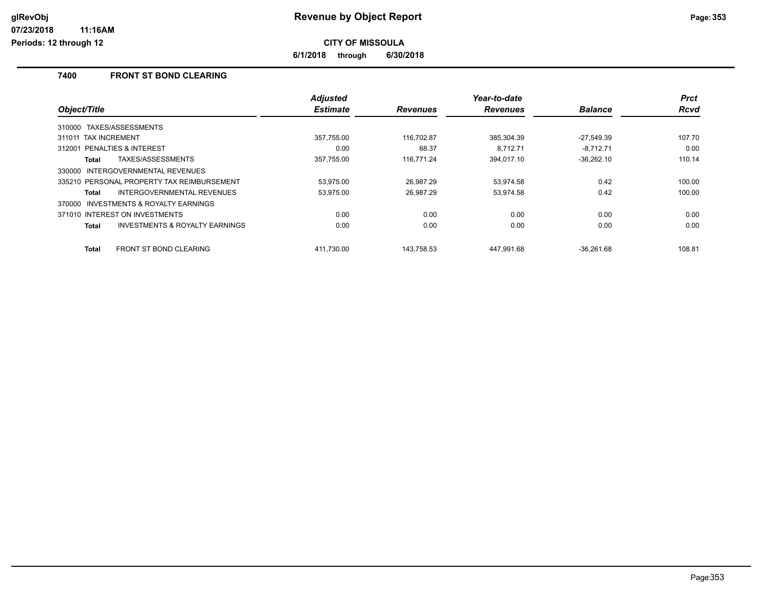**CITY OF MISSOULA**

**6/1/2018 through 6/30/2018**

## 7400 FRONT ST BOND CLEARING

| Object/Title | Adjusted Estimate | Revenues | Year-to-date Revenues | Balance | Prct Rcvd |
|---|---|---|---|---|---|
| 310000 TAXES/ASSESSMENTS | | | | | |
| 311011 TAX INCREMENT | 357,755.00 | 116,702.87 | 385,304.39 | -27,549.39 | 107.70 |
| 312001 PENALTIES & INTEREST | 0.00 | 68.37 | 8,712.71 | -8,712.71 | 0.00 |
| **Total** TAXES/ASSESSMENTS | 357,755.00 | 116,771.24 | 394,017.10 | -36,262.10 | 110.14 |
| 330000 INTERGOVERNMENTAL REVENUES | | | | | |
| 335210 PERSONAL PROPERTY TAX REIMBURSEMENT | 53,975.00 | 26,987.29 | 53,974.58 | 0.42 | 100.00 |
| **Total** INTERGOVERNMENTAL REVENUES | 53,975.00 | 26,987.29 | 53,974.58 | 0.42 | 100.00 |
| 370000 INVESTMENTS & ROYALTY EARNINGS | | | | | |
| 371010 INTEREST ON INVESTMENTS | 0.00 | 0.00 | 0.00 | 0.00 | 0.00 |
| **Total** INVESTMENTS & ROYALTY EARNINGS | 0.00 | 0.00 | 0.00 | 0.00 | 0.00 |
| **Total** FRONT ST BOND CLEARING | 411,730.00 | 143,758.53 | 447,991.68 | -36,261.68 | 108.81 |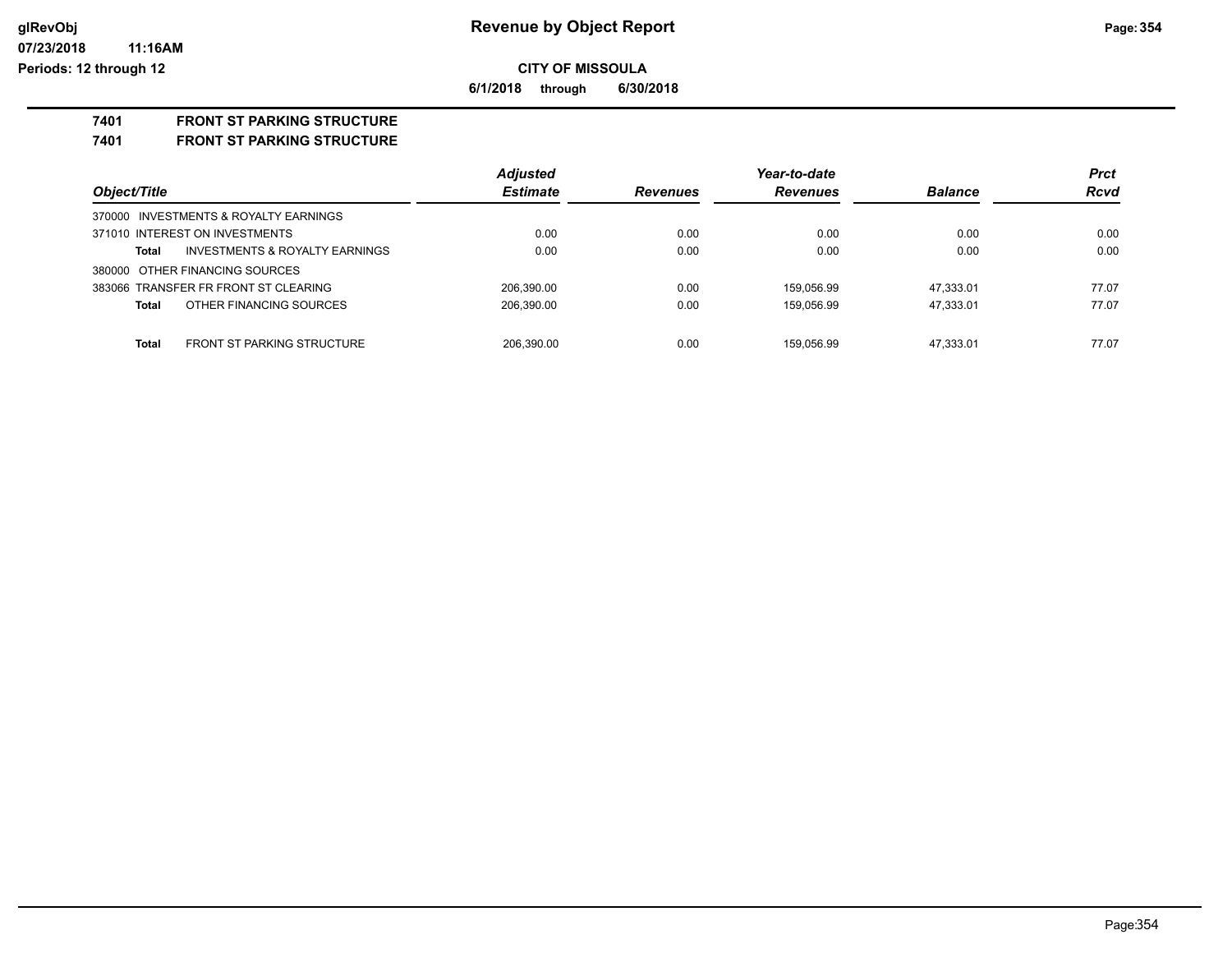**CITY OF MISSOULA**

**6/1/2018 through 6/30/2018**

**7401 FRONT ST PARKING STRUCTURE**

**7401 FRONT ST PARKING STRUCTURE**

| Object/Title | Adjusted Estimate | Revenues | Year-to-date Revenues | Balance | Prct Rcvd |
|---|---|---|---|---|---|
| 370000 INVESTMENTS & ROYALTY EARNINGS | | | | | |
| 371010 INTEREST ON INVESTMENTS | 0.00 | 0.00 | 0.00 | 0.00 | 0.00 |
| **Total** INVESTMENTS & ROYALTY EARNINGS | 0.00 | 0.00 | 0.00 | 0.00 | 0.00 |
| 380000 OTHER FINANCING SOURCES | | | | | |
| 383066 TRANSFER FR FRONT ST CLEARING | 206,390.00 | 0.00 | 159,056.99 | 47,333.01 | 77.07 |
| **Total** OTHER FINANCING SOURCES | 206,390.00 | 0.00 | 159,056.99 | 47,333.01 | 77.07 |
| **Total** FRONT ST PARKING STRUCTURE | 206,390.00 | 0.00 | 159,056.99 | 47,333.01 | 77.07 |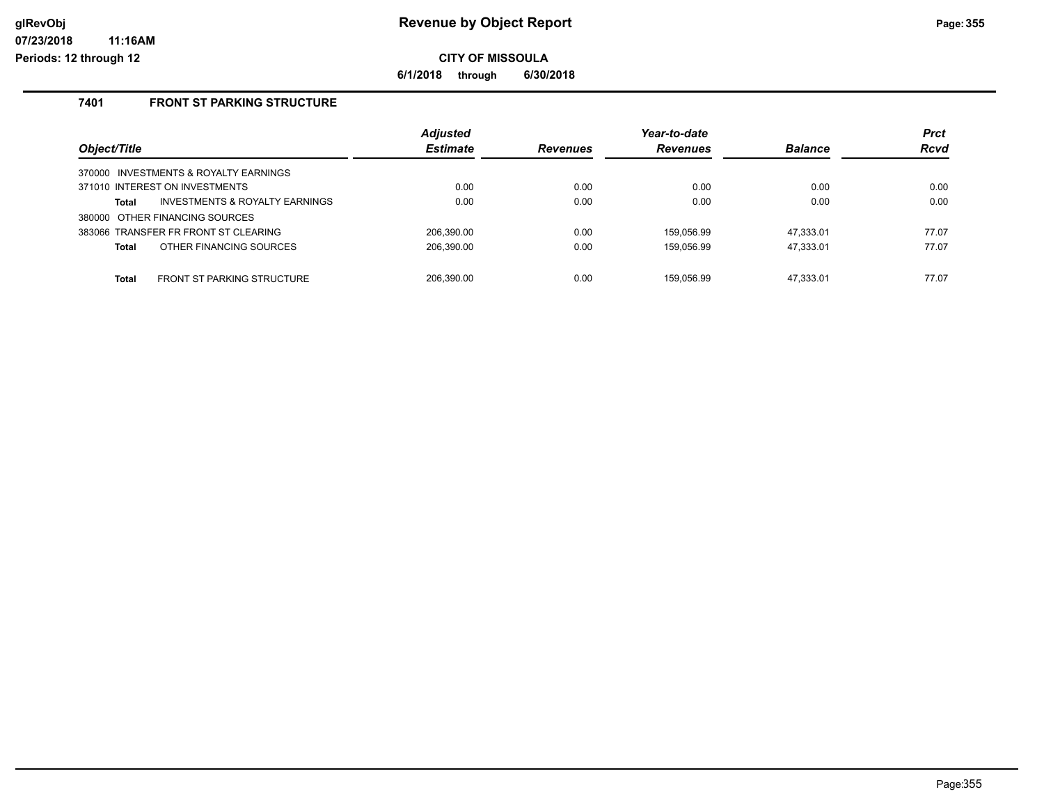# Revenue by Object Report

**CITY OF MISSOULA**

**6/1/2018 through 6/30/2018**

### 7401 FRONT ST PARKING STRUCTURE

| Object/Title | | Adjusted Estimate | Revenues | Year-to-date Revenues | Balance | Prct Rcvd |
|---|---|---|---|---|---|---|
| 370000 INVESTMENTS & ROYALTY EARNINGS | | | | | | |
| 371010 INTEREST ON INVESTMENTS | | 0.00 | 0.00 | 0.00 | 0.00 | 0.00 |
| **Total** | INVESTMENTS & ROYALTY EARNINGS | 0.00 | 0.00 | 0.00 | 0.00 | 0.00 |
| 380000 OTHER FINANCING SOURCES | | | | | | |
| 383066 TRANSFER FR FRONT ST CLEARING | | 206,390.00 | 0.00 | 159,056.99 | 47,333.01 | 77.07 |
| **Total** | OTHER FINANCING SOURCES | 206,390.00 | 0.00 | 159,056.99 | 47,333.01 | 77.07 |
| **Total** | FRONT ST PARKING STRUCTURE | 206,390.00 | 0.00 | 159,056.99 | 47,333.01 | 77.07 |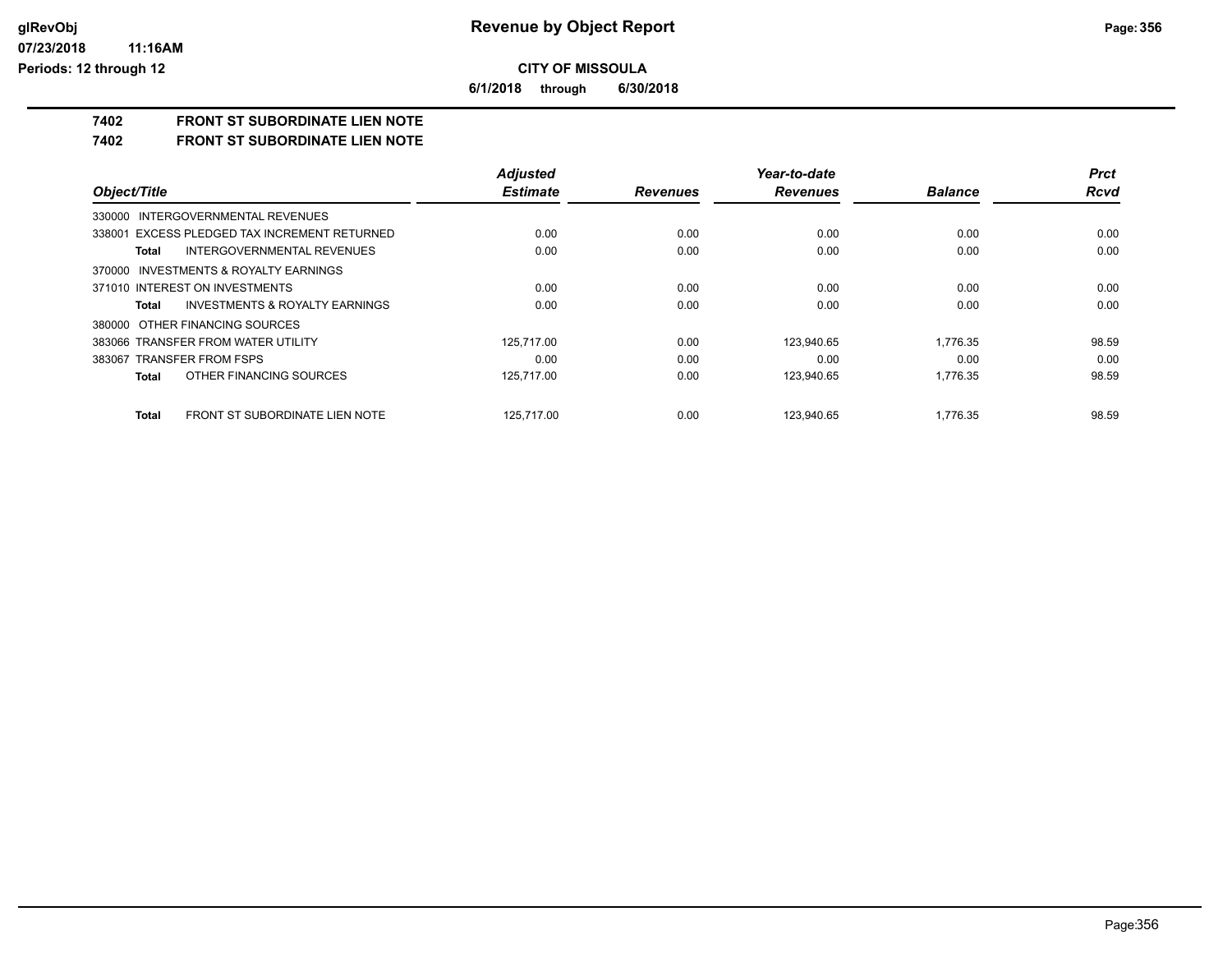**CITY OF MISSOULA**

**6/1/2018 through 6/30/2018**

## 7402 FRONT ST SUBORDINATE LIEN NOTE

## 7402 FRONT ST SUBORDINATE LIEN NOTE

| Object/Title | Adjusted Estimate | Revenues | Year-to-date Revenues | Balance | Prct Rcvd |
|---|---|---|---|---|---|
| 330000 INTERGOVERNMENTAL REVENUES | | | | | |
| 338001 EXCESS PLEDGED TAX INCREMENT RETURNED | 0.00 | 0.00 | 0.00 | 0.00 | 0.00 |
| **Total** INTERGOVERNMENTAL REVENUES | 0.00 | 0.00 | 0.00 | 0.00 | 0.00 |
| 370000 INVESTMENTS & ROYALTY EARNINGS | | | | | |
| 371010 INTEREST ON INVESTMENTS | 0.00 | 0.00 | 0.00 | 0.00 | 0.00 |
| **Total** INVESTMENTS & ROYALTY EARNINGS | 0.00 | 0.00 | 0.00 | 0.00 | 0.00 |
| 380000 OTHER FINANCING SOURCES | | | | | |
| 383066 TRANSFER FROM WATER UTILITY | 125,717.00 | 0.00 | 123,940.65 | 1,776.35 | 98.59 |
| 383067 TRANSFER FROM FSPS | 0.00 | 0.00 | 0.00 | 0.00 | 0.00 |
| **Total** OTHER FINANCING SOURCES | 125,717.00 | 0.00 | 123,940.65 | 1,776.35 | 98.59 |
| **Total** FRONT ST SUBORDINATE LIEN NOTE | 125,717.00 | 0.00 | 123,940.65 | 1,776.35 | 98.59 |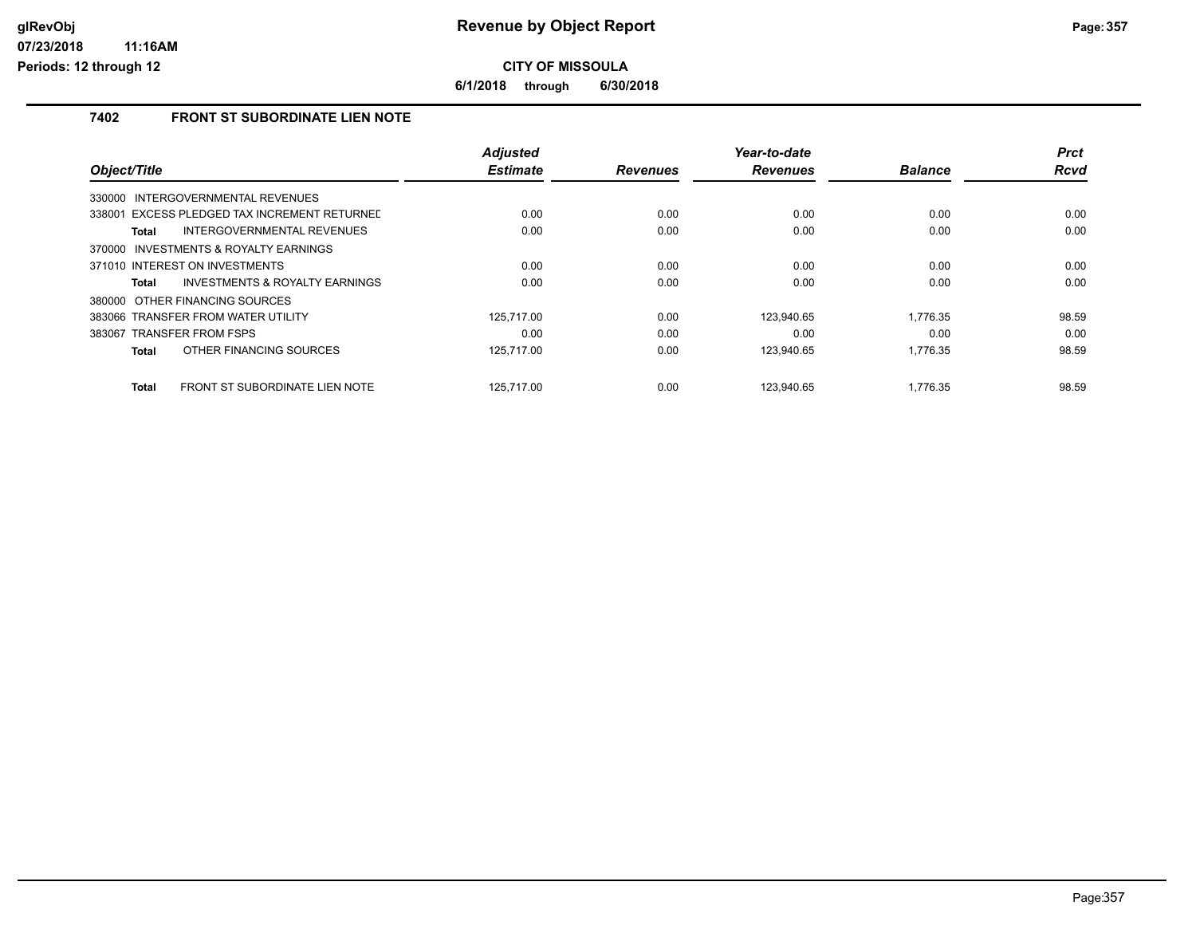# Revenue by Object Report

**CITY OF MISSOULA**

**6/1/2018 through 6/30/2018**

glRevObj
07/23/2018 11:16AM
Periods: 12 through 12

## 7402 FRONT ST SUBORDINATE LIEN NOTE

| Object/Title | Adjusted Estimate | Revenues | Year-to-date Revenues | Balance | Prct Rcvd |
|---|---|---|---|---|---|
| 330000 INTERGOVERNMENTAL REVENUES | | | | | |
| 338001 EXCESS PLEDGED TAX INCREMENT RETURNED | 0.00 | 0.00 | 0.00 | 0.00 | 0.00 |
| **Total** INTERGOVERNMENTAL REVENUES | 0.00 | 0.00 | 0.00 | 0.00 | 0.00 |
| 370000 INVESTMENTS & ROYALTY EARNINGS | | | | | |
| 371010 INTEREST ON INVESTMENTS | 0.00 | 0.00 | 0.00 | 0.00 | 0.00 |
| **Total** INVESTMENTS & ROYALTY EARNINGS | 0.00 | 0.00 | 0.00 | 0.00 | 0.00 |
| 380000 OTHER FINANCING SOURCES | | | | | |
| 383066 TRANSFER FROM WATER UTILITY | 125,717.00 | 0.00 | 123,940.65 | 1,776.35 | 98.59 |
| 383067 TRANSFER FROM FSPS | 0.00 | 0.00 | 0.00 | 0.00 | 0.00 |
| **Total** OTHER FINANCING SOURCES | 125,717.00 | 0.00 | 123,940.65 | 1,776.35 | 98.59 |
| **Total** FRONT ST SUBORDINATE LIEN NOTE | 125,717.00 | 0.00 | 123,940.65 | 1,776.35 | 98.59 |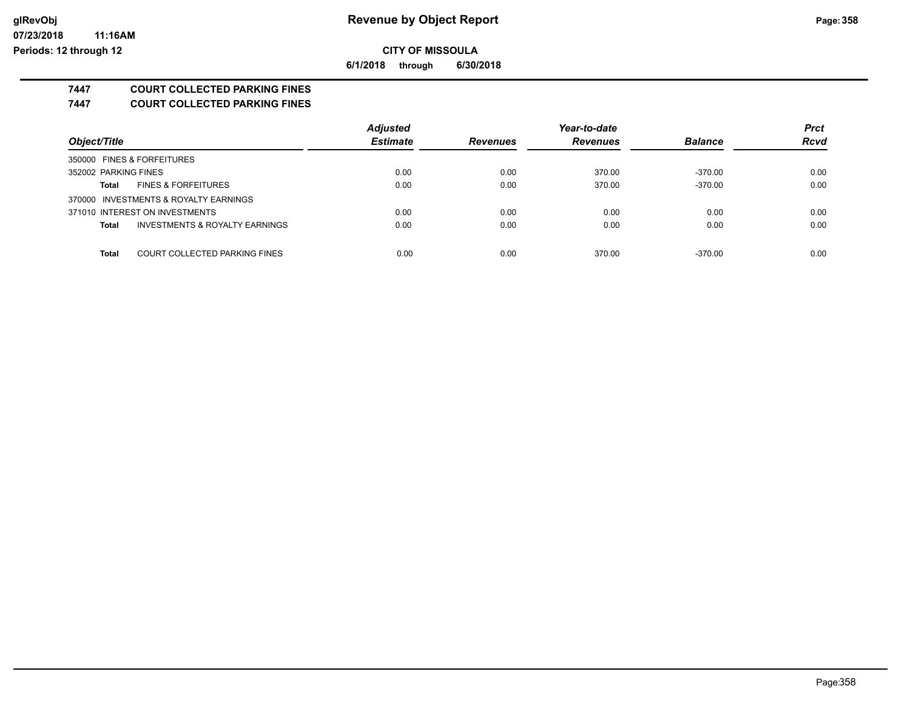# Revenue by Object Report

**CITY OF MISSOULA**

**6/1/2018 through 6/30/2018**

glRevObj
07/23/2018 11:16AM
Periods: 12 through 12

**7447 COURT COLLECTED PARKING FINES**

**7447 COURT COLLECTED PARKING FINES**

| Object/Title | Adjusted Estimate | Revenues | Year-to-date Revenues | Balance | Prct Rcvd |
|---|---|---|---|---|---|
| 350000 FINES & FORFEITURES | | | | | |
| 352002 PARKING FINES | 0.00 | 0.00 | 370.00 | -370.00 | 0.00 |
| **Total** FINES & FORFEITURES | 0.00 | 0.00 | 370.00 | -370.00 | 0.00 |
| 370000 INVESTMENTS & ROYALTY EARNINGS | | | | | |
| 371010 INTEREST ON INVESTMENTS | 0.00 | 0.00 | 0.00 | 0.00 | 0.00 |
| **Total** INVESTMENTS & ROYALTY EARNINGS | 0.00 | 0.00 | 0.00 | 0.00 | 0.00 |
| **Total** COURT COLLECTED PARKING FINES | 0.00 | 0.00 | 370.00 | -370.00 | 0.00 |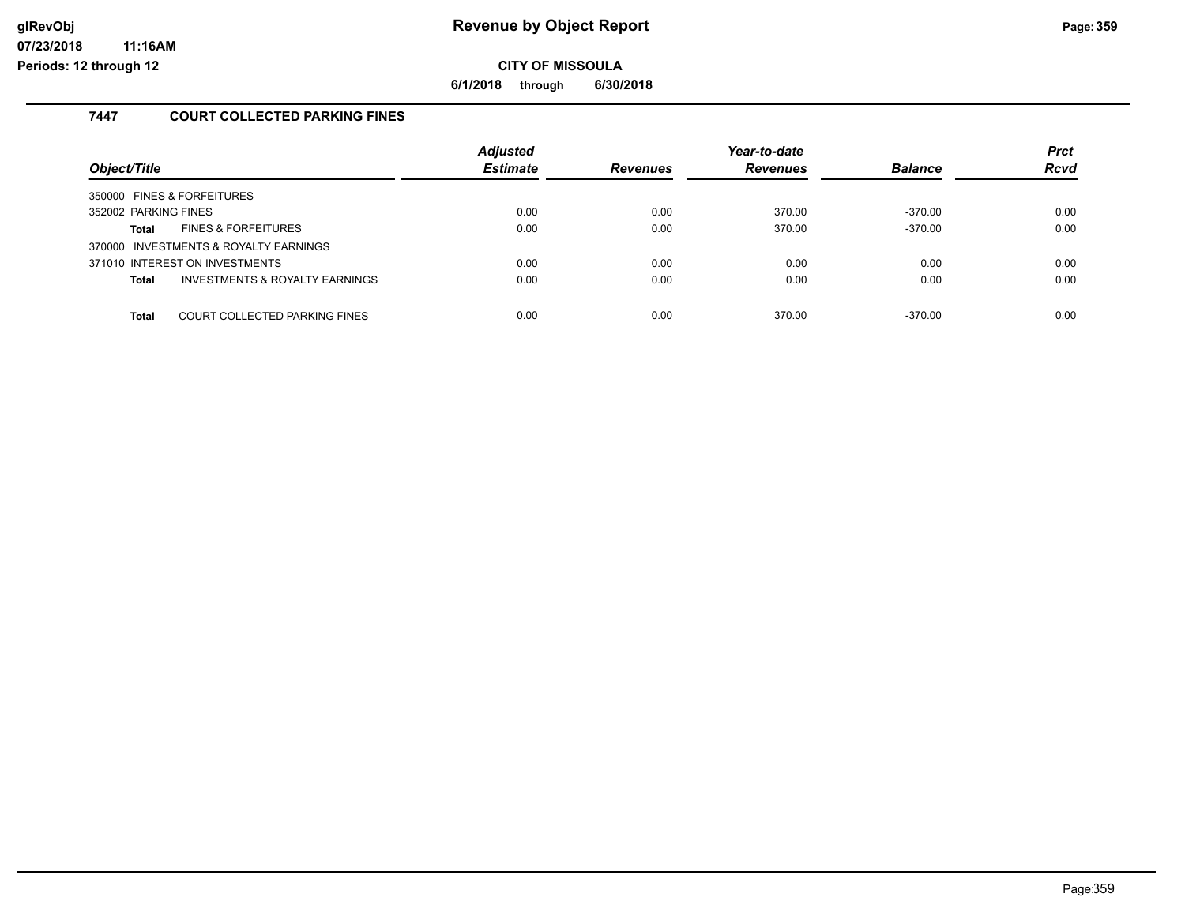**Revenue by Object Report**

**CITY OF MISSOULA**

**6/1/2018 through 6/30/2018**

## 7447 COURT COLLECTED PARKING FINES

| Object/Title | Adjusted Estimate | Revenues | Year-to-date Revenues | Balance | Prct Rcvd |
|---|---|---|---|---|---|
| 350000 FINES & FORFEITURES | | | | | |
| 352002 PARKING FINES | 0.00 | 0.00 | 370.00 | -370.00 | 0.00 |
| **Total** FINES & FORFEITURES | 0.00 | 0.00 | 370.00 | -370.00 | 0.00 |
| 370000 INVESTMENTS & ROYALTY EARNINGS | | | | | |
| 371010 INTEREST ON INVESTMENTS | 0.00 | 0.00 | 0.00 | 0.00 | 0.00 |
| **Total** INVESTMENTS & ROYALTY EARNINGS | 0.00 | 0.00 | 0.00 | 0.00 | 0.00 |
| **Total** COURT COLLECTED PARKING FINES | 0.00 | 0.00 | 370.00 | -370.00 | 0.00 |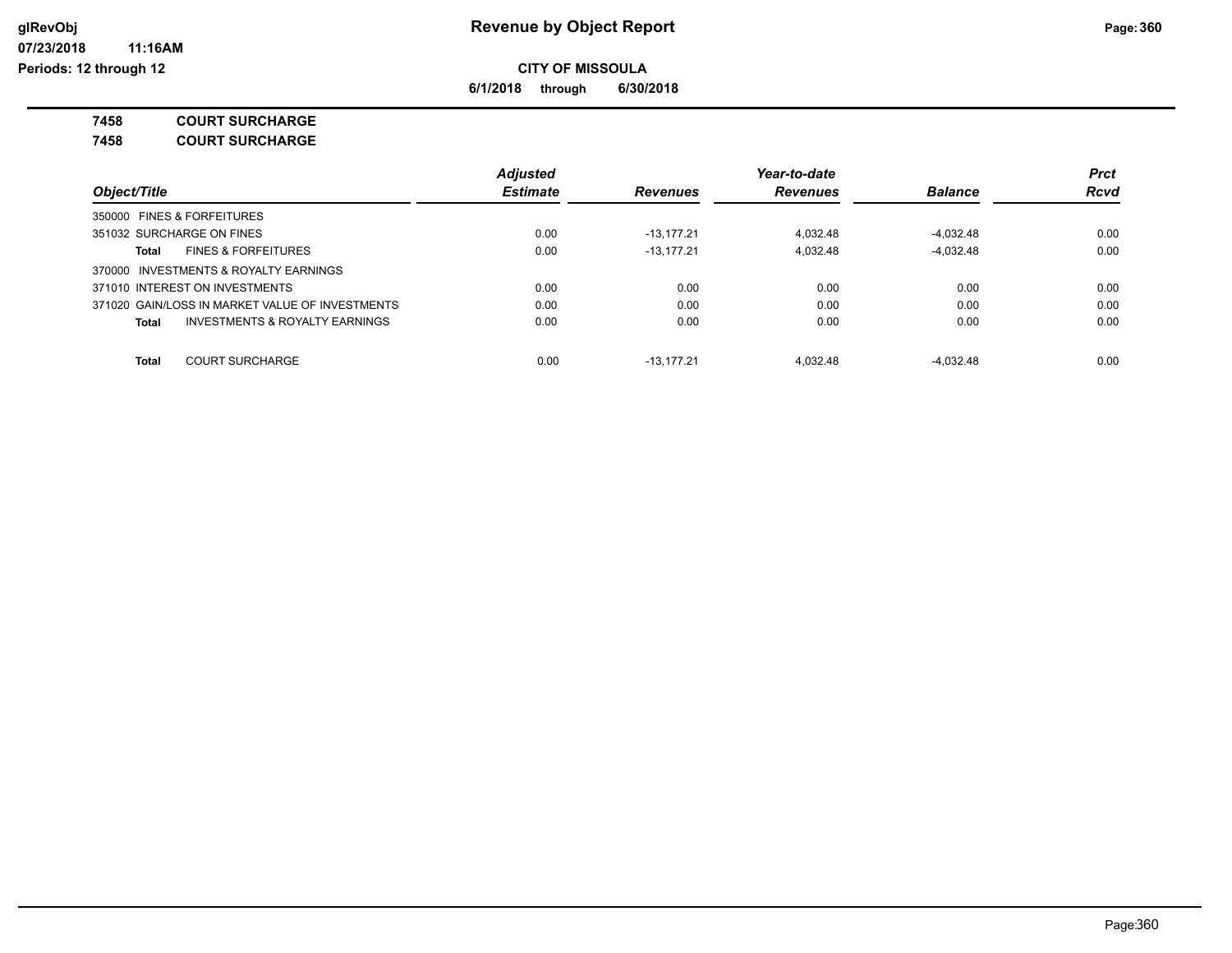# Revenue by Object Report

**CITY OF MISSOULA**

**6/1/2018 through 6/30/2018**

glRevObj
07/23/2018 11:16AM
Periods: 12 through 12

**7458 COURT SURCHARGE**

**7458 COURT SURCHARGE**

| Object/Title | Adjusted Estimate | Revenues | Year-to-date Revenues | Balance | Prct Rcvd |
|---|---|---|---|---|---|
| 350000 FINES & FORFEITURES | | | | | |
| 351032 SURCHARGE ON FINES | 0.00 | -13,177.21 | 4,032.48 | -4,032.48 | 0.00 |
| **Total** FINES & FORFEITURES | 0.00 | -13,177.21 | 4,032.48 | -4,032.48 | 0.00 |
| 370000 INVESTMENTS & ROYALTY EARNINGS | | | | | |
| 371010 INTEREST ON INVESTMENTS | 0.00 | 0.00 | 0.00 | 0.00 | 0.00 |
| 371020 GAIN/LOSS IN MARKET VALUE OF INVESTMENTS | 0.00 | 0.00 | 0.00 | 0.00 | 0.00 |
| **Total** INVESTMENTS & ROYALTY EARNINGS | 0.00 | 0.00 | 0.00 | 0.00 | 0.00 |
| **Total** COURT SURCHARGE | 0.00 | -13,177.21 | 4,032.48 | -4,032.48 | 0.00 |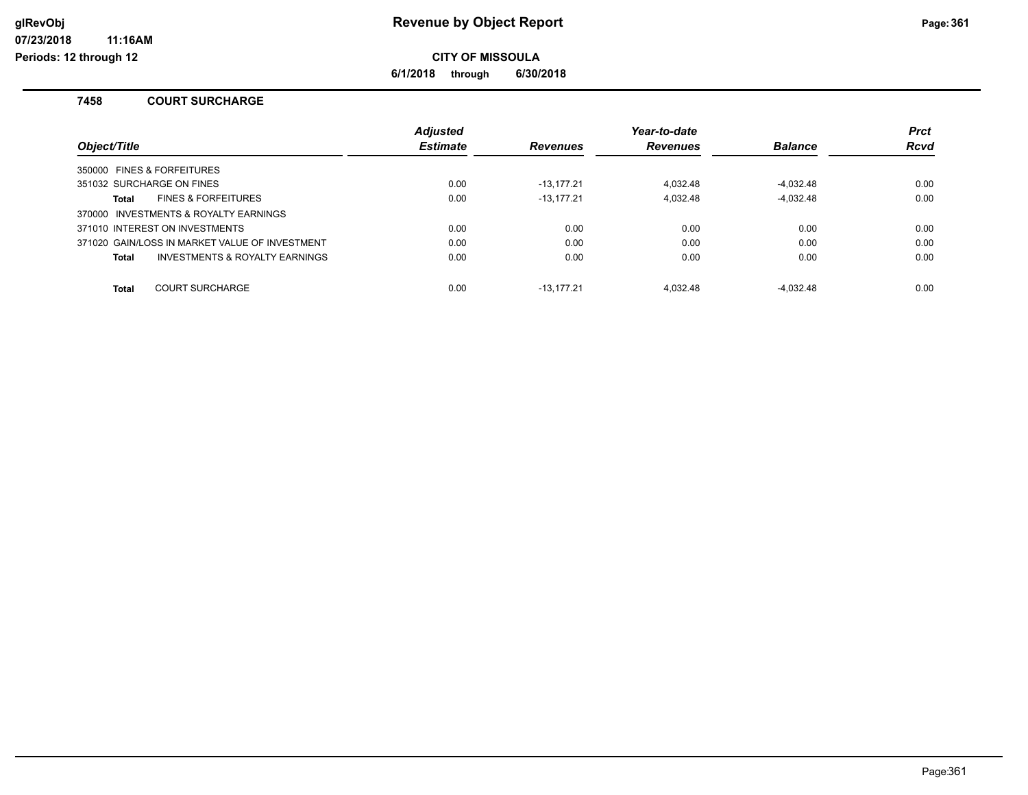**glRevObj**
**07/23/2018 11:16AM**
**Periods: 12 through 12**

# Revenue by Object Report

**CITY OF MISSOULA**

**6/1/2018 through 6/30/2018**

## 7458 COURT SURCHARGE

| Object/Title | Adjusted Estimate | Revenues | Year-to-date Revenues | Balance | Prct Rcvd |
|---|---|---|---|---|---|
| 350000 FINES & FORFEITURES | | | | | |
| 351032 SURCHARGE ON FINES | 0.00 | -13,177.21 | 4,032.48 | -4,032.48 | 0.00 |
| **Total** FINES & FORFEITURES | 0.00 | -13,177.21 | 4,032.48 | -4,032.48 | 0.00 |
| 370000 INVESTMENTS & ROYALTY EARNINGS | | | | | |
| 371010 INTEREST ON INVESTMENTS | 0.00 | 0.00 | 0.00 | 0.00 | 0.00 |
| 371020 GAIN/LOSS IN MARKET VALUE OF INVESTMENT | 0.00 | 0.00 | 0.00 | 0.00 | 0.00 |
| **Total** INVESTMENTS & ROYALTY EARNINGS | 0.00 | 0.00 | 0.00 | 0.00 | 0.00 |
| **Total** COURT SURCHARGE | 0.00 | -13,177.21 | 4,032.48 | -4,032.48 | 0.00 |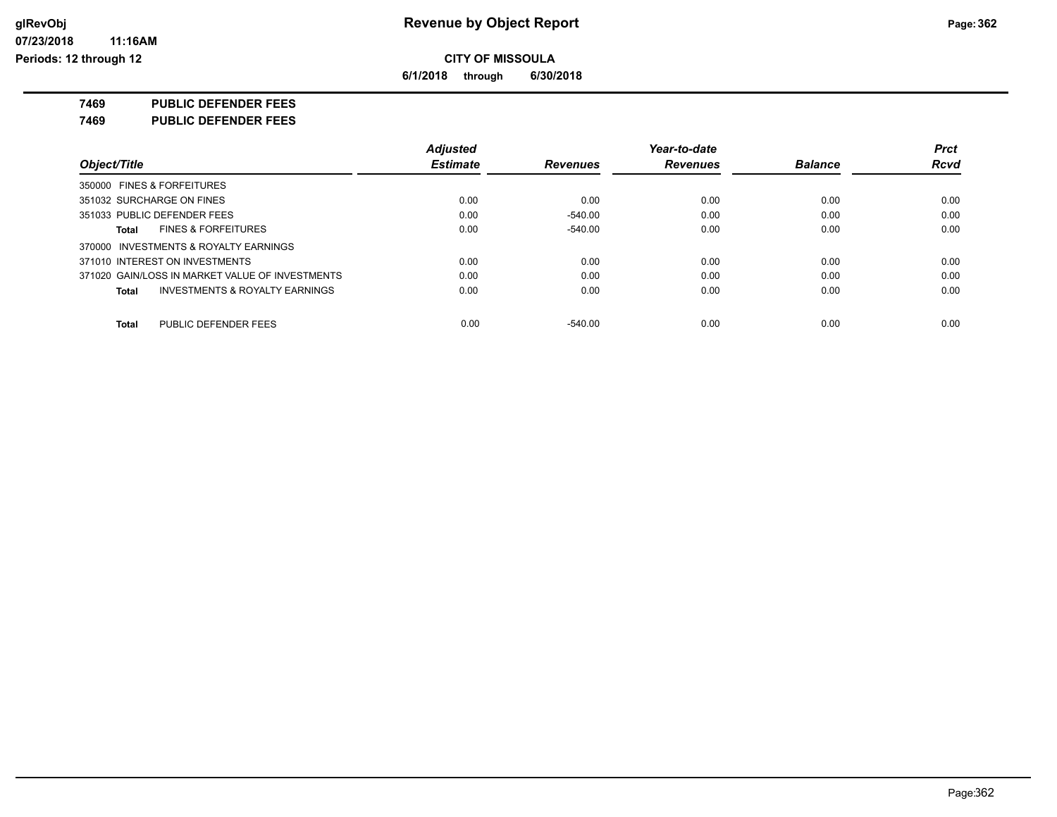# Revenue by Object Report

**CITY OF MISSOULA**

**6/1/2018 through 6/30/2018**

glRevObj
07/23/2018 11:16AM
Periods: 12 through 12

**7469 PUBLIC DEFENDER FEES**

**7469 PUBLIC DEFENDER FEES**

| Object/Title | Adjusted Estimate | Revenues | Year-to-date Revenues | Balance | Prct Rcvd |
|---|---|---|---|---|---|
| 350000 FINES & FORFEITURES | | | | | |
| 351032 SURCHARGE ON FINES | 0.00 | 0.00 | 0.00 | 0.00 | 0.00 |
| 351033 PUBLIC DEFENDER FEES | 0.00 | -540.00 | 0.00 | 0.00 | 0.00 |
| **Total** FINES & FORFEITURES | 0.00 | -540.00 | 0.00 | 0.00 | 0.00 |
| 370000 INVESTMENTS & ROYALTY EARNINGS | | | | | |
| 371010 INTEREST ON INVESTMENTS | 0.00 | 0.00 | 0.00 | 0.00 | 0.00 |
| 371020 GAIN/LOSS IN MARKET VALUE OF INVESTMENTS | 0.00 | 0.00 | 0.00 | 0.00 | 0.00 |
| **Total** INVESTMENTS & ROYALTY EARNINGS | 0.00 | 0.00 | 0.00 | 0.00 | 0.00 |
| **Total** PUBLIC DEFENDER FEES | 0.00 | -540.00 | 0.00 | 0.00 | 0.00 |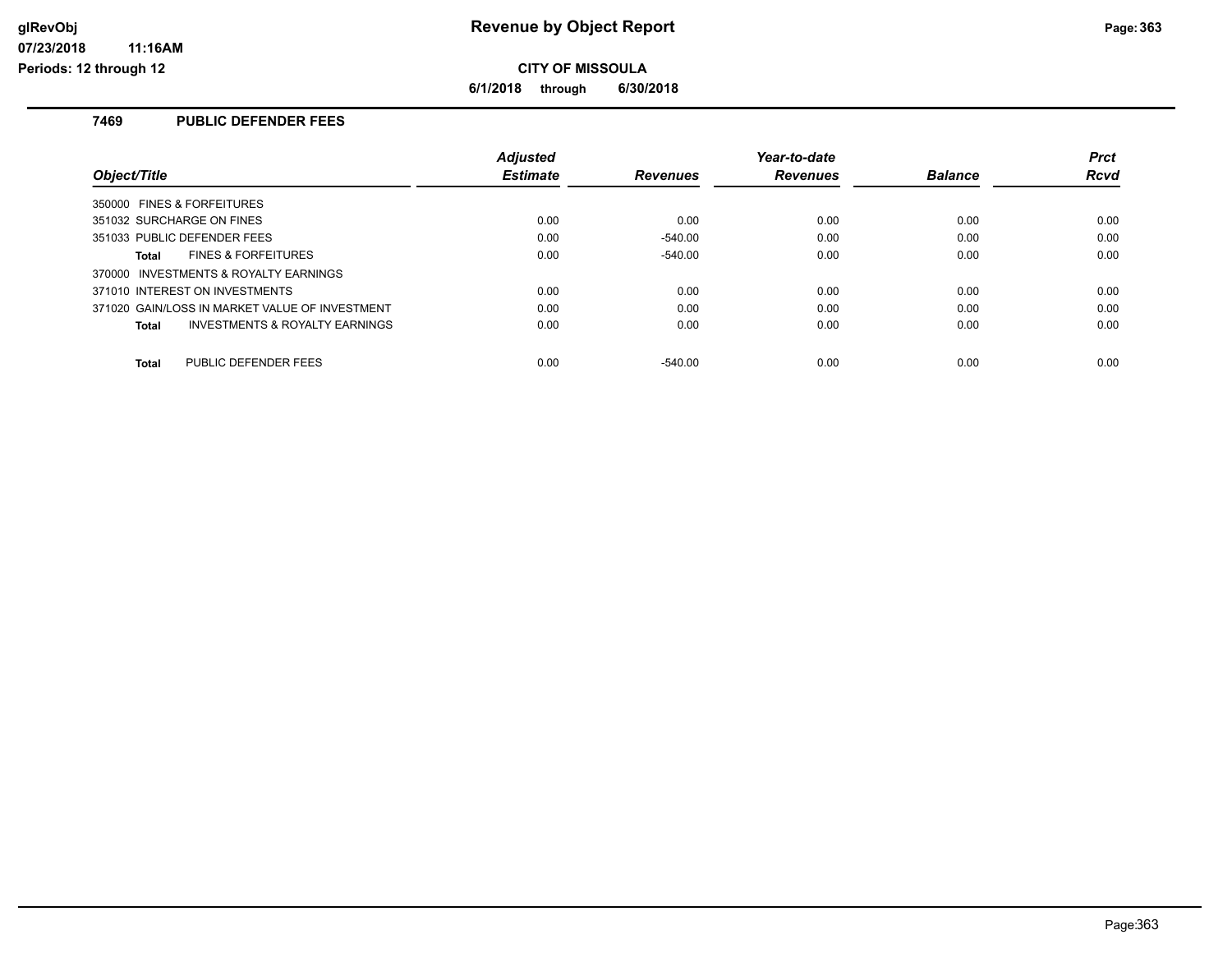# Revenue by Object Report

**CITY OF MISSOULA**

**6/1/2018 through 6/30/2018**

glRevObj
07/23/2018 11:16AM
Periods: 12 through 12

## 7469 PUBLIC DEFENDER FEES

| Object/Title | Adjusted Estimate | Revenues | Year-to-date Revenues | Balance | Prct Rcvd |
|---|---|---|---|---|---|
| 350000 FINES & FORFEITURES | | | | | |
| 351032 SURCHARGE ON FINES | 0.00 | 0.00 | 0.00 | 0.00 | 0.00 |
| 351033 PUBLIC DEFENDER FEES | 0.00 | -540.00 | 0.00 | 0.00 | 0.00 |
| **Total** FINES & FORFEITURES | 0.00 | -540.00 | 0.00 | 0.00 | 0.00 |
| 370000 INVESTMENTS & ROYALTY EARNINGS | | | | | |
| 371010 INTEREST ON INVESTMENTS | 0.00 | 0.00 | 0.00 | 0.00 | 0.00 |
| 371020 GAIN/LOSS IN MARKET VALUE OF INVESTMENT | 0.00 | 0.00 | 0.00 | 0.00 | 0.00 |
| **Total** INVESTMENTS & ROYALTY EARNINGS | 0.00 | 0.00 | 0.00 | 0.00 | 0.00 |
| **Total** PUBLIC DEFENDER FEES | 0.00 | -540.00 | 0.00 | 0.00 | 0.00 |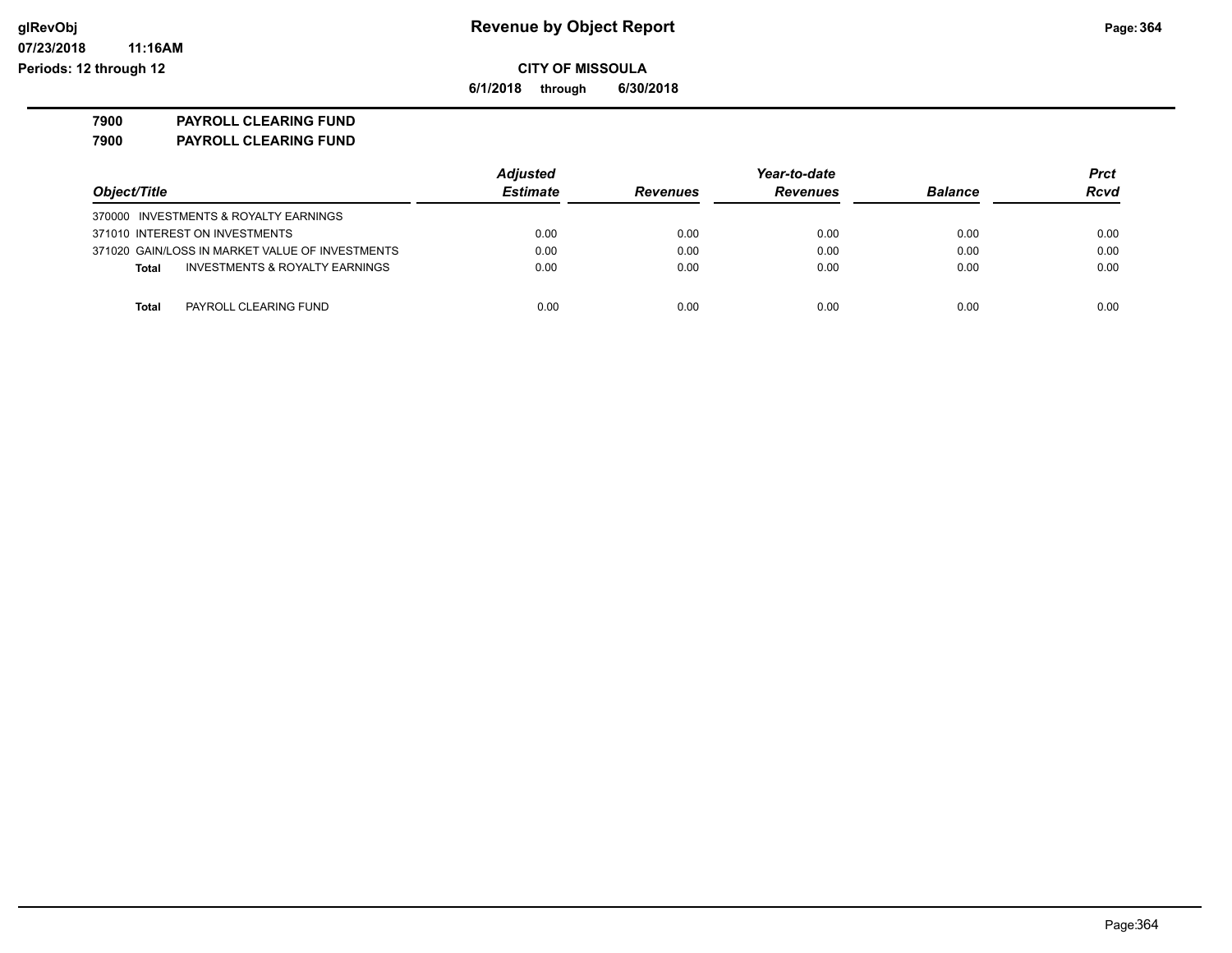**Revenue by Object Report**

**CITY OF MISSOULA**

**6/1/2018 through 6/30/2018**

glRevObj
07/23/2018 11:16AM
Periods: 12 through 12

**7900 PAYROLL CLEARING FUND**

**7900 PAYROLL CLEARING FUND**

| Object/Title | Adjusted Estimate | Revenues | Year-to-date Revenues | Balance | Prct Rcvd |
|---|---|---|---|---|---|
| 370000 INVESTMENTS & ROYALTY EARNINGS | | | | | |
| 371010 INTEREST ON INVESTMENTS | 0.00 | 0.00 | 0.00 | 0.00 | 0.00 |
| 371020 GAIN/LOSS IN MARKET VALUE OF INVESTMENTS | 0.00 | 0.00 | 0.00 | 0.00 | 0.00 |
| **Total** INVESTMENTS & ROYALTY EARNINGS | 0.00 | 0.00 | 0.00 | 0.00 | 0.00 |
| **Total** PAYROLL CLEARING FUND | 0.00 | 0.00 | 0.00 | 0.00 | 0.00 |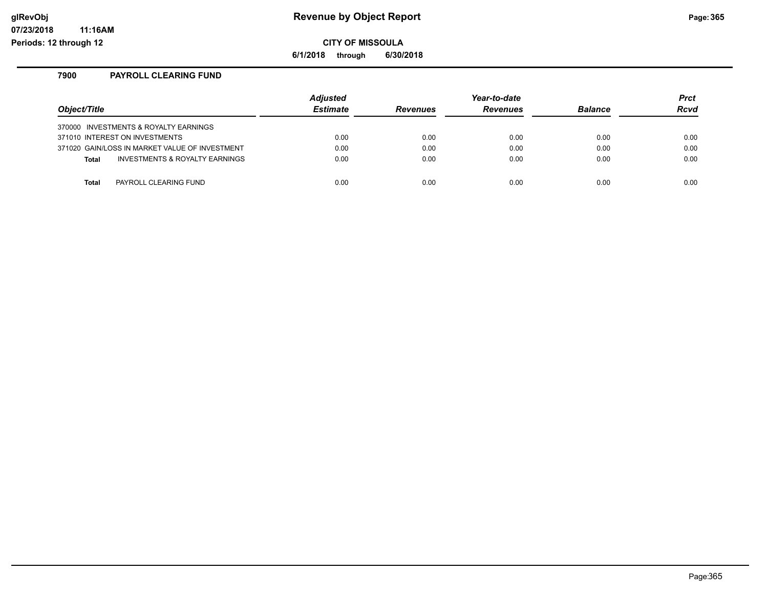# Revenue by Object Report

**CITY OF MISSOULA**

**6/1/2018 through 6/30/2018**

## 7900 PAYROLL CLEARING FUND

| Object/Title | Adjusted Estimate | Revenues | Year-to-date Revenues | Balance | Prct Rcvd |
|---|---|---|---|---|---|
| 370000 INVESTMENTS & ROYALTY EARNINGS | | | | | |
| 371010 INTEREST ON INVESTMENTS | 0.00 | 0.00 | 0.00 | 0.00 | 0.00 |
| 371020 GAIN/LOSS IN MARKET VALUE OF INVESTMENT | 0.00 | 0.00 | 0.00 | 0.00 | 0.00 |
| **Total** INVESTMENTS & ROYALTY EARNINGS | 0.00 | 0.00 | 0.00 | 0.00 | 0.00 |
| **Total** PAYROLL CLEARING FUND | 0.00 | 0.00 | 0.00 | 0.00 | 0.00 |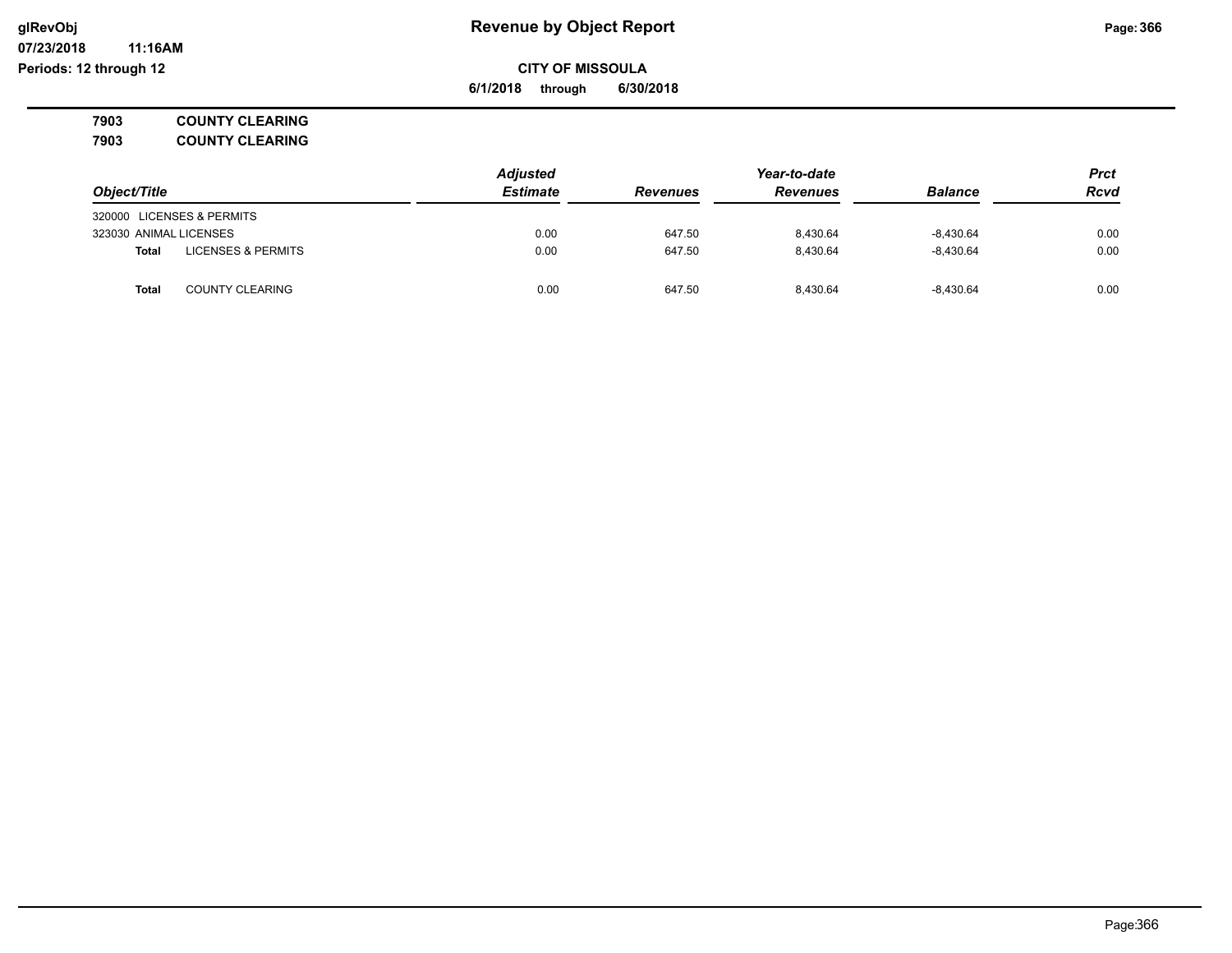**Revenue by Object Report**

**CITY OF MISSOULA**

**6/1/2018 through 6/30/2018**

**7903 COUNTY CLEARING**

**7903 COUNTY CLEARING**

| Object/Title | Adjusted Estimate | Revenues | Year-to-date Revenues | Balance | Prct Rcvd |
|---|---|---|---|---|---|
| 320000 LICENSES & PERMITS | | | | | |
| 323030 ANIMAL LICENSES | 0.00 | 647.50 | 8,430.64 | -8,430.64 | 0.00 |
| **Total** LICENSES & PERMITS | 0.00 | 647.50 | 8,430.64 | -8,430.64 | 0.00 |
| **Total** COUNTY CLEARING | 0.00 | 647.50 | 8,430.64 | -8,430.64 | 0.00 |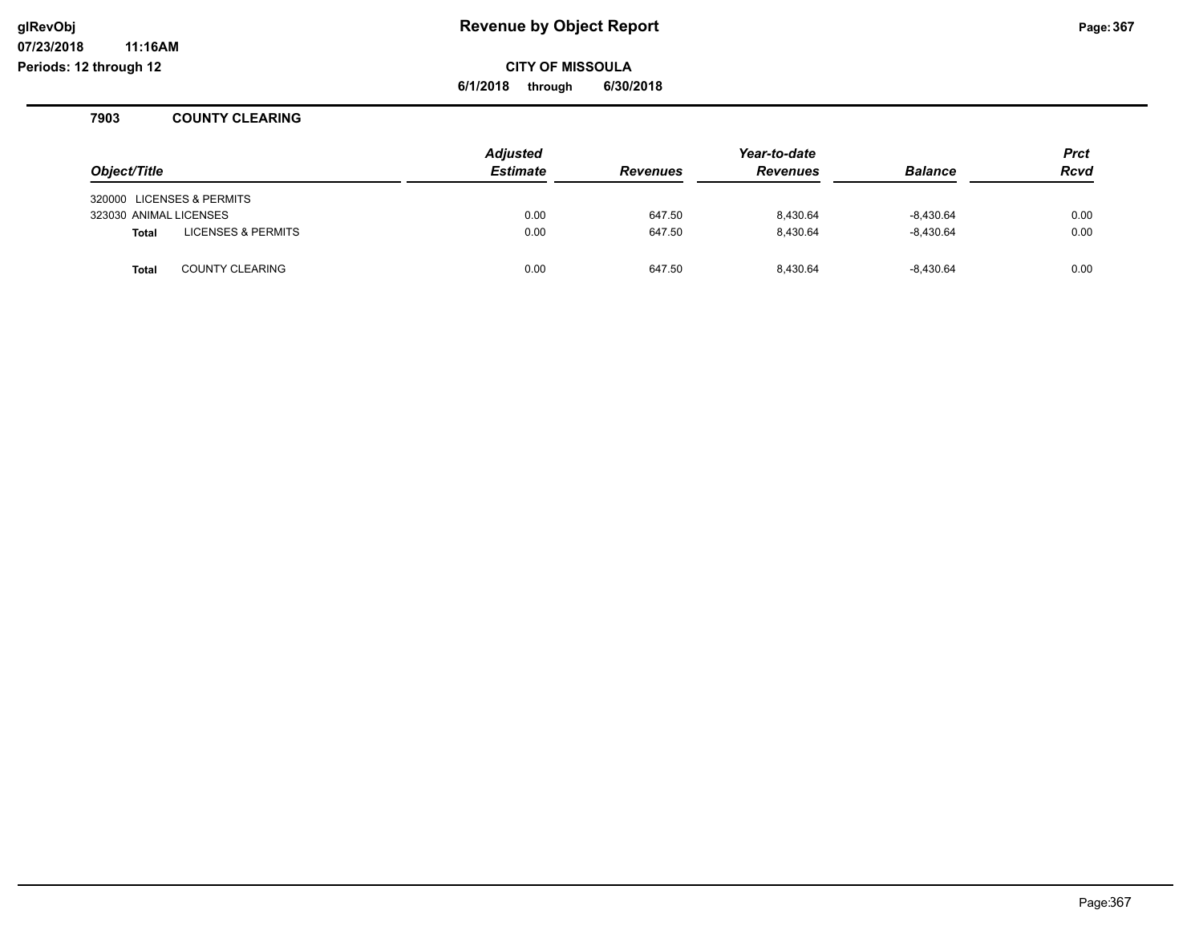# Revenue by Object Report

glRevObj
07/23/2018 11:16AM
Periods: 12 through 12

**CITY OF MISSOULA**

**6/1/2018 through 6/30/2018**

## 7903 COUNTY CLEARING

| Object/Title | Adjusted Estimate | Revenues | Year-to-date Revenues | Balance | Prct Rcvd |
|---|---|---|---|---|---|
| 320000 LICENSES & PERMITS | | | | | |
| 323030 ANIMAL LICENSES | 0.00 | 647.50 | 8,430.64 | -8,430.64 | 0.00 |
| **Total** LICENSES & PERMITS | 0.00 | 647.50 | 8,430.64 | -8,430.64 | 0.00 |
| **Total** COUNTY CLEARING | 0.00 | 647.50 | 8,430.64 | -8,430.64 | 0.00 |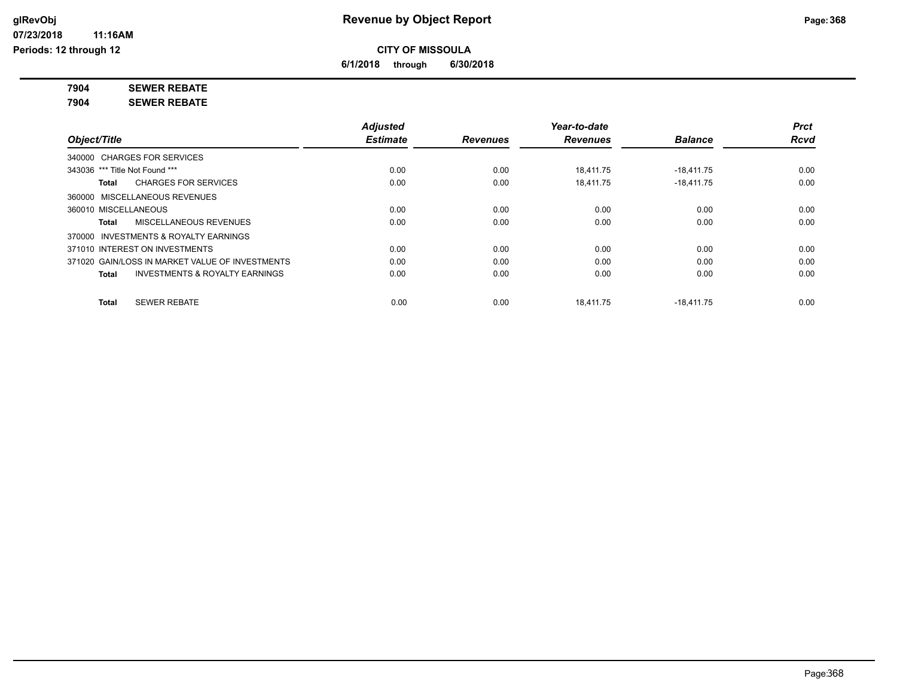# CITY OF MISSOULA

**6/1/2018 through 6/30/2018**

## 7904 SEWER REBATE

## 7904 SEWER REBATE

| Object/Title | Adjusted Estimate | Revenues | Year-to-date Revenues | Balance | Prct Rcvd |
|---|---|---|---|---|---|
| 340000 CHARGES FOR SERVICES | | | | | |
| 343036 *** Title Not Found *** | 0.00 | 0.00 | 18,411.75 | -18,411.75 | 0.00 |
| **Total** CHARGES FOR SERVICES | 0.00 | 0.00 | 18,411.75 | -18,411.75 | 0.00 |
| 360000 MISCELLANEOUS REVENUES | | | | | |
| 360010 MISCELLANEOUS | 0.00 | 0.00 | 0.00 | 0.00 | 0.00 |
| **Total** MISCELLANEOUS REVENUES | 0.00 | 0.00 | 0.00 | 0.00 | 0.00 |
| 370000 INVESTMENTS & ROYALTY EARNINGS | | | | | |
| 371010 INTEREST ON INVESTMENTS | 0.00 | 0.00 | 0.00 | 0.00 | 0.00 |
| 371020 GAIN/LOSS IN MARKET VALUE OF INVESTMENTS | 0.00 | 0.00 | 0.00 | 0.00 | 0.00 |
| **Total** INVESTMENTS & ROYALTY EARNINGS | 0.00 | 0.00 | 0.00 | 0.00 | 0.00 |
| **Total** SEWER REBATE | 0.00 | 0.00 | 18,411.75 | -18,411.75 | 0.00 |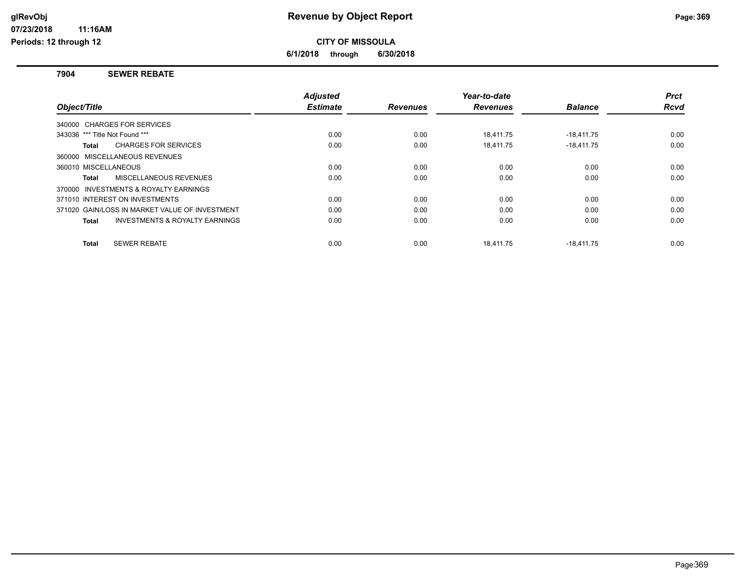# Revenue by Object Report

**CITY OF MISSOULA**

**6/1/2018 through 6/30/2018**

glRevObj
07/23/2018 11:16AM
Periods: 12 through 12

## 7904 SEWER REBATE

| Object/Title | Adjusted Estimate | Revenues | Year-to-date Revenues | Balance | Prct Rcvd |
|---|---|---|---|---|---|
| 340000 CHARGES FOR SERVICES | | | | | |
| 343036 *** Title Not Found *** | 0.00 | 0.00 | 18,411.75 | -18,411.75 | 0.00 |
| **Total** CHARGES FOR SERVICES | 0.00 | 0.00 | 18,411.75 | -18,411.75 | 0.00 |
| 360000 MISCELLANEOUS REVENUES | | | | | |
| 360010 MISCELLANEOUS | 0.00 | 0.00 | 0.00 | 0.00 | 0.00 |
| **Total** MISCELLANEOUS REVENUES | 0.00 | 0.00 | 0.00 | 0.00 | 0.00 |
| 370000 INVESTMENTS & ROYALTY EARNINGS | | | | | |
| 371010 INTEREST ON INVESTMENTS | 0.00 | 0.00 | 0.00 | 0.00 | 0.00 |
| 371020 GAIN/LOSS IN MARKET VALUE OF INVESTMENT | 0.00 | 0.00 | 0.00 | 0.00 | 0.00 |
| **Total** INVESTMENTS & ROYALTY EARNINGS | 0.00 | 0.00 | 0.00 | 0.00 | 0.00 |
| **Total** SEWER REBATE | 0.00 | 0.00 | 18,411.75 | -18,411.75 | 0.00 |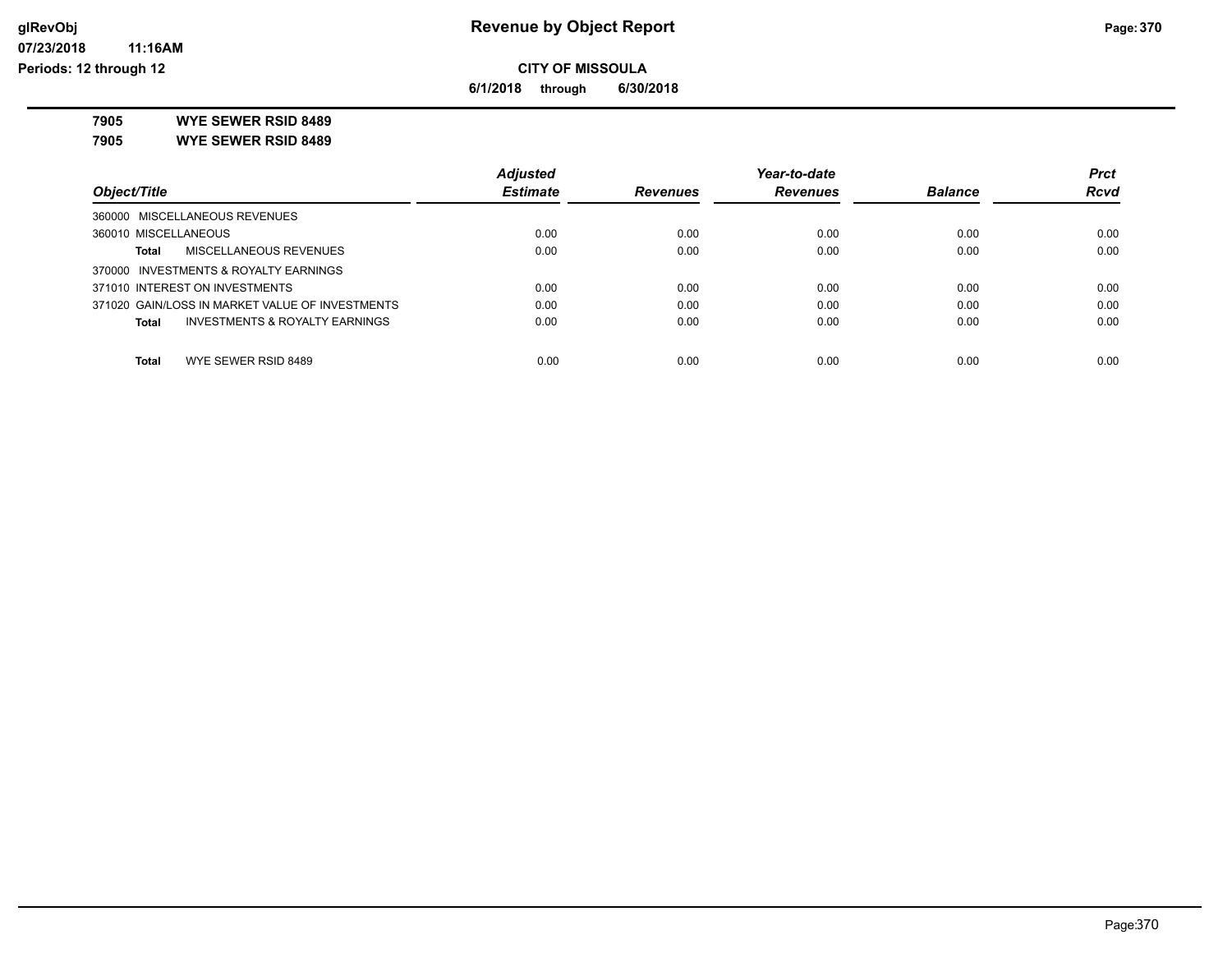# Revenue by Object Report

## CITY OF MISSOULA

**6/1/2018 through 6/30/2018**

glRevObj
07/23/2018 11:16AM
Periods: 12 through 12

**7905 WYE SEWER RSID 8489**

**7905 WYE SEWER RSID 8489**

| Object/Title | Adjusted Estimate | Revenues | Year-to-date Revenues | Balance | Prct Rcvd |
|---|---|---|---|---|---|
| 360000 MISCELLANEOUS REVENUES | | | | | |
| 360010 MISCELLANEOUS | 0.00 | 0.00 | 0.00 | 0.00 | 0.00 |
| **Total** MISCELLANEOUS REVENUES | 0.00 | 0.00 | 0.00 | 0.00 | 0.00 |
| 370000 INVESTMENTS & ROYALTY EARNINGS | | | | | |
| 371010 INTEREST ON INVESTMENTS | 0.00 | 0.00 | 0.00 | 0.00 | 0.00 |
| 371020 GAIN/LOSS IN MARKET VALUE OF INVESTMENTS | 0.00 | 0.00 | 0.00 | 0.00 | 0.00 |
| **Total** INVESTMENTS & ROYALTY EARNINGS | 0.00 | 0.00 | 0.00 | 0.00 | 0.00 |
| **Total** WYE SEWER RSID 8489 | 0.00 | 0.00 | 0.00 | 0.00 | 0.00 |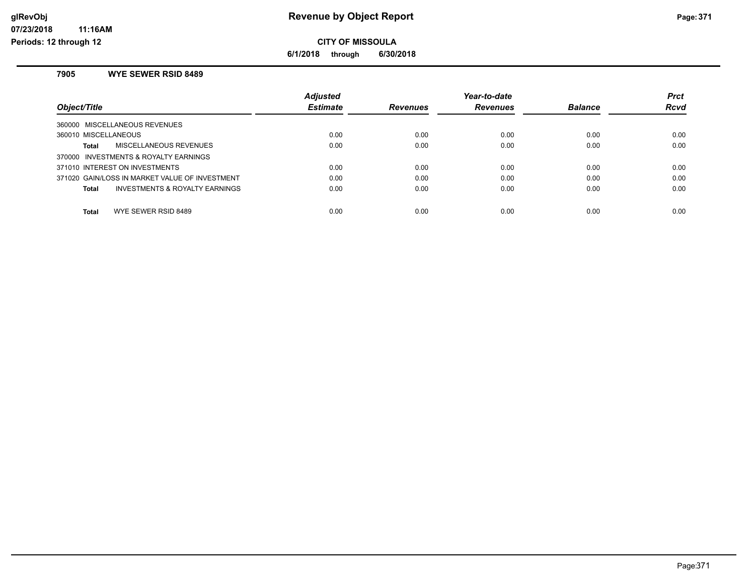**Revenue by Object Report**

**CITY OF MISSOULA**

**6/1/2018 through 6/30/2018**

glRevObj
07/23/2018 11:16AM
Periods: 12 through 12

## 7905 WYE SEWER RSID 8489

| Object/Title | Adjusted Estimate | Revenues | Year-to-date Revenues | Balance | Prct Rcvd |
|---|---|---|---|---|---|
| 360000 MISCELLANEOUS REVENUES | | | | | |
| 360010 MISCELLANEOUS | 0.00 | 0.00 | 0.00 | 0.00 | 0.00 |
| **Total** MISCELLANEOUS REVENUES | 0.00 | 0.00 | 0.00 | 0.00 | 0.00 |
| 370000 INVESTMENTS & ROYALTY EARNINGS | | | | | |
| 371010 INTEREST ON INVESTMENTS | 0.00 | 0.00 | 0.00 | 0.00 | 0.00 |
| 371020 GAIN/LOSS IN MARKET VALUE OF INVESTMENT | 0.00 | 0.00 | 0.00 | 0.00 | 0.00 |
| **Total** INVESTMENTS & ROYALTY EARNINGS | 0.00 | 0.00 | 0.00 | 0.00 | 0.00 |
| **Total** WYE SEWER RSID 8489 | 0.00 | 0.00 | 0.00 | 0.00 | 0.00 |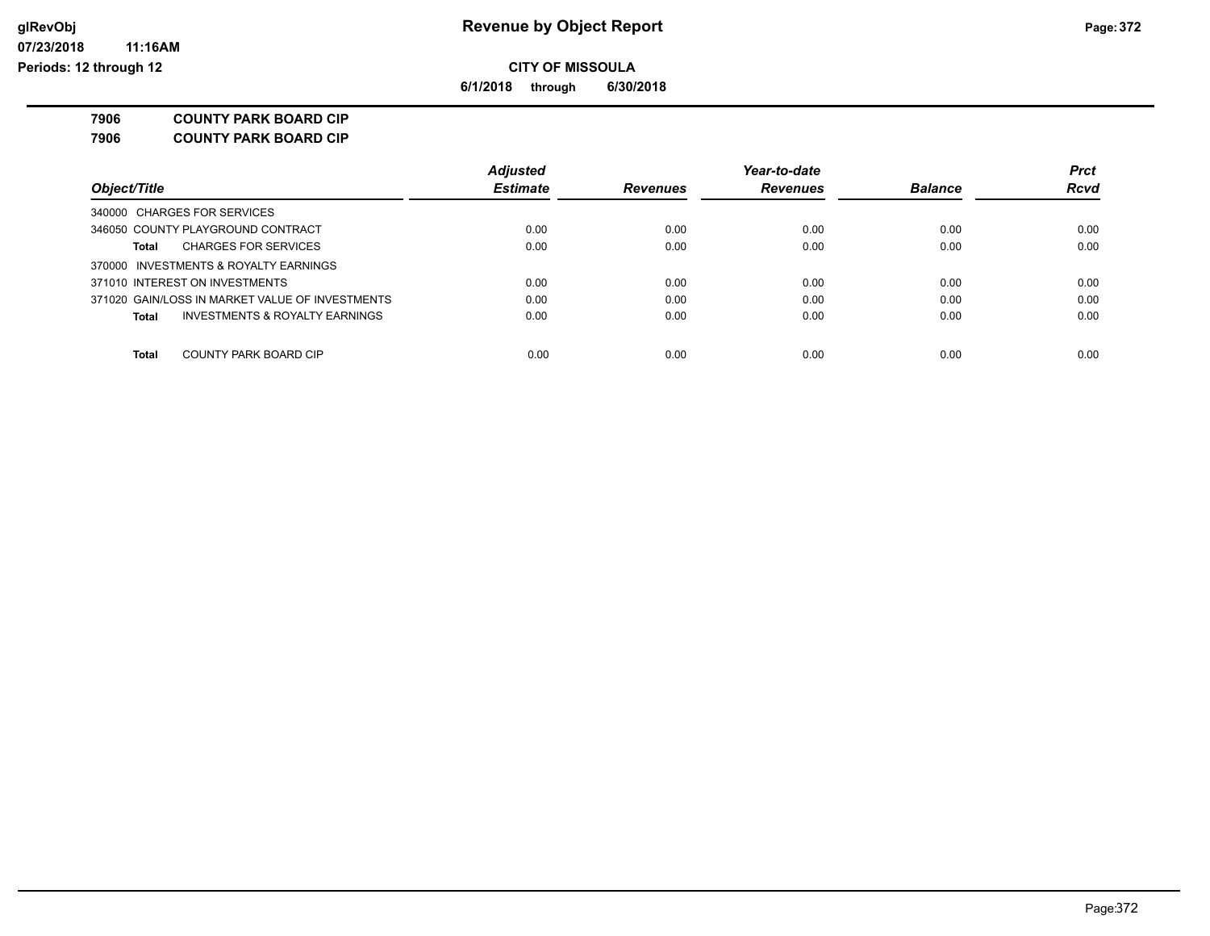# Revenue by Object Report

## CITY OF MISSOULA

**6/1/2018 through 6/30/2018**

**7906 COUNTY PARK BOARD CIP**

**7906 COUNTY PARK BOARD CIP**

| Object/Title | Adjusted Estimate | Revenues | Year-to-date Revenues | Balance | Prct Rcvd |
|---|---|---|---|---|---|
| 340000 CHARGES FOR SERVICES | | | | | |
| 346050 COUNTY PLAYGROUND CONTRACT | 0.00 | 0.00 | 0.00 | 0.00 | 0.00 |
| **Total** CHARGES FOR SERVICES | 0.00 | 0.00 | 0.00 | 0.00 | 0.00 |
| 370000 INVESTMENTS & ROYALTY EARNINGS | | | | | |
| 371010 INTEREST ON INVESTMENTS | 0.00 | 0.00 | 0.00 | 0.00 | 0.00 |
| 371020 GAIN/LOSS IN MARKET VALUE OF INVESTMENTS | 0.00 | 0.00 | 0.00 | 0.00 | 0.00 |
| **Total** INVESTMENTS & ROYALTY EARNINGS | 0.00 | 0.00 | 0.00 | 0.00 | 0.00 |
| **Total** COUNTY PARK BOARD CIP | 0.00 | 0.00 | 0.00 | 0.00 | 0.00 |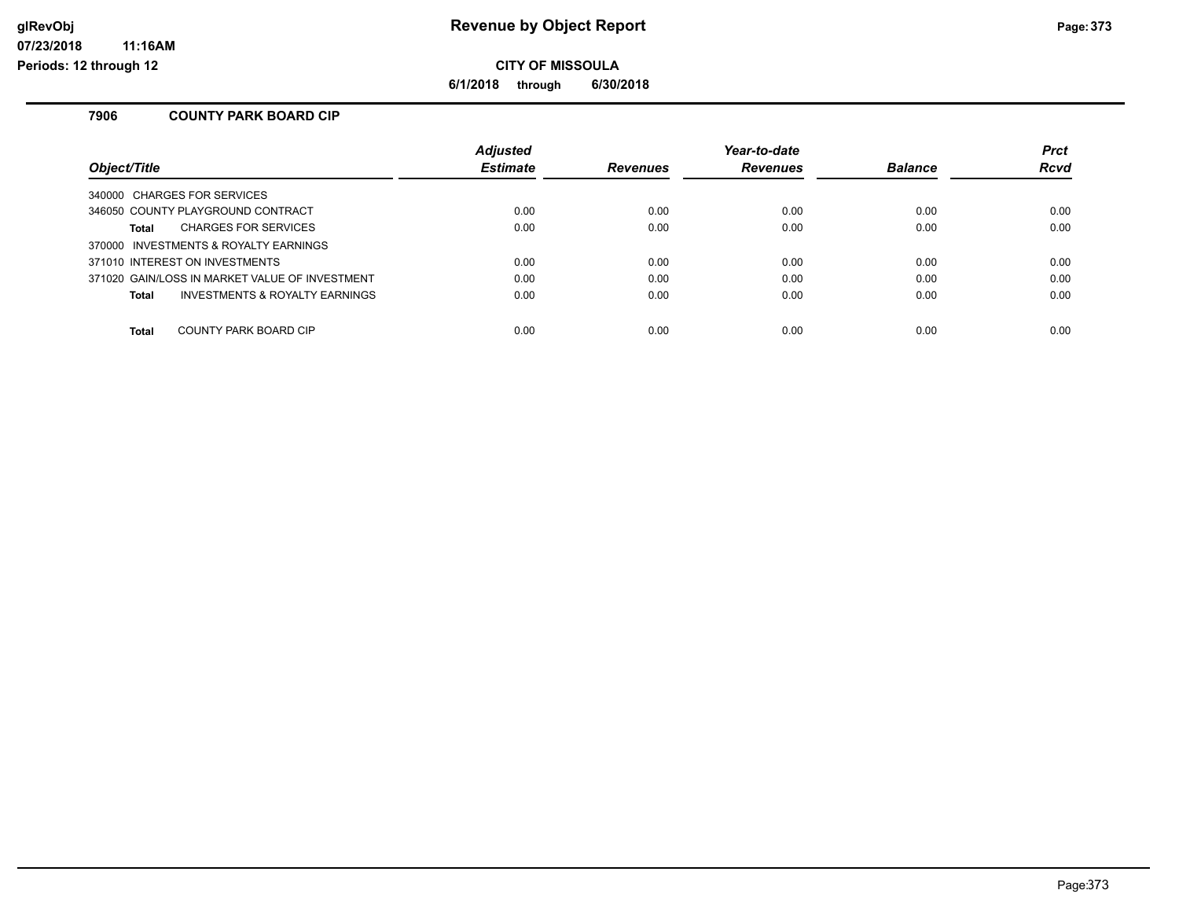# Revenue by Object Report

## CITY OF MISSOULA

**6/1/2018 through 6/30/2018**

### 7906 COUNTY PARK BOARD CIP

| Object/Title | Adjusted Estimate | Revenues | Year-to-date Revenues | Balance | Prct Rcvd |
|---|---|---|---|---|---|
| 340000 CHARGES FOR SERVICES | | | | | |
| 346050 COUNTY PLAYGROUND CONTRACT | 0.00 | 0.00 | 0.00 | 0.00 | 0.00 |
| **Total** CHARGES FOR SERVICES | 0.00 | 0.00 | 0.00 | 0.00 | 0.00 |
| 370000 INVESTMENTS & ROYALTY EARNINGS | | | | | |
| 371010 INTEREST ON INVESTMENTS | 0.00 | 0.00 | 0.00 | 0.00 | 0.00 |
| 371020 GAIN/LOSS IN MARKET VALUE OF INVESTMENT | 0.00 | 0.00 | 0.00 | 0.00 | 0.00 |
| **Total** INVESTMENTS & ROYALTY EARNINGS | 0.00 | 0.00 | 0.00 | 0.00 | 0.00 |
| **Total** COUNTY PARK BOARD CIP | 0.00 | 0.00 | 0.00 | 0.00 | 0.00 |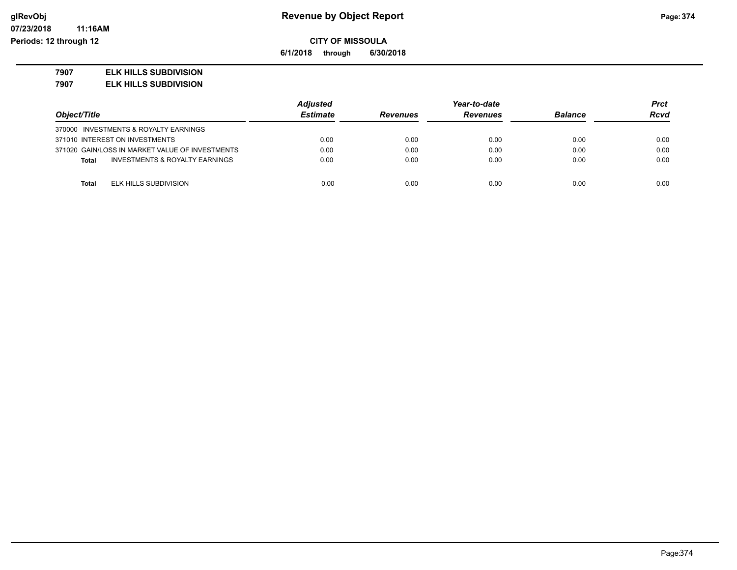# Revenue by Object Report

glRevObj
07/23/2018 11:16AM
Periods: 12 through 12

**CITY OF MISSOULA**

**6/1/2018 through 6/30/2018**

**7907 ELK HILLS SUBDIVISION**

**7907 ELK HILLS SUBDIVISION**

| Object/Title | Adjusted Estimate | Revenues | Year-to-date Revenues | Balance | Prct Rcvd |
|---|---|---|---|---|---|
| 370000 INVESTMENTS & ROYALTY EARNINGS | | | | | |
| 371010 INTEREST ON INVESTMENTS | 0.00 | 0.00 | 0.00 | 0.00 | 0.00 |
| 371020 GAIN/LOSS IN MARKET VALUE OF INVESTMENTS | 0.00 | 0.00 | 0.00 | 0.00 | 0.00 |
| **Total** INVESTMENTS & ROYALTY EARNINGS | 0.00 | 0.00 | 0.00 | 0.00 | 0.00 |
| **Total** ELK HILLS SUBDIVISION | 0.00 | 0.00 | 0.00 | 0.00 | 0.00 |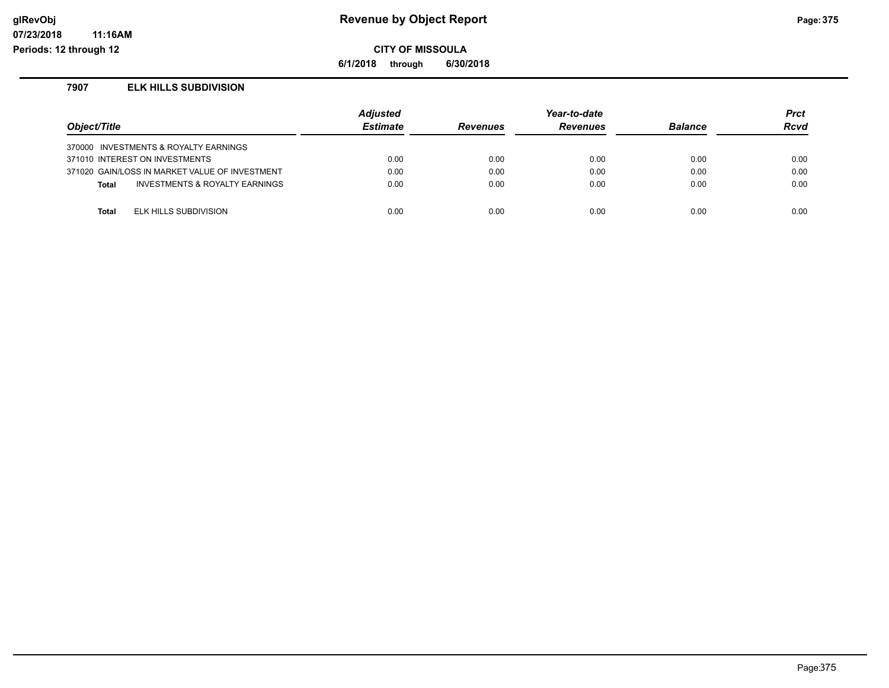# Revenue by Object Report

**CITY OF MISSOULA**

**6/1/2018 through 6/30/2018**

glRevObj
07/23/2018 11:16AM
Periods: 12 through 12

### 7907 ELK HILLS SUBDIVISION

| Object/Title | Adjusted Estimate | Revenues | Year-to-date Revenues | Balance | Prct Rcvd |
|---|---|---|---|---|---|
| 370000 INVESTMENTS & ROYALTY EARNINGS | | | | | |
| 371010 INTEREST ON INVESTMENTS | 0.00 | 0.00 | 0.00 | 0.00 | 0.00 |
| 371020 GAIN/LOSS IN MARKET VALUE OF INVESTMENT | 0.00 | 0.00 | 0.00 | 0.00 | 0.00 |
| **Total** INVESTMENTS & ROYALTY EARNINGS | 0.00 | 0.00 | 0.00 | 0.00 | 0.00 |
| **Total** ELK HILLS SUBDIVISION | 0.00 | 0.00 | 0.00 | 0.00 | 0.00 |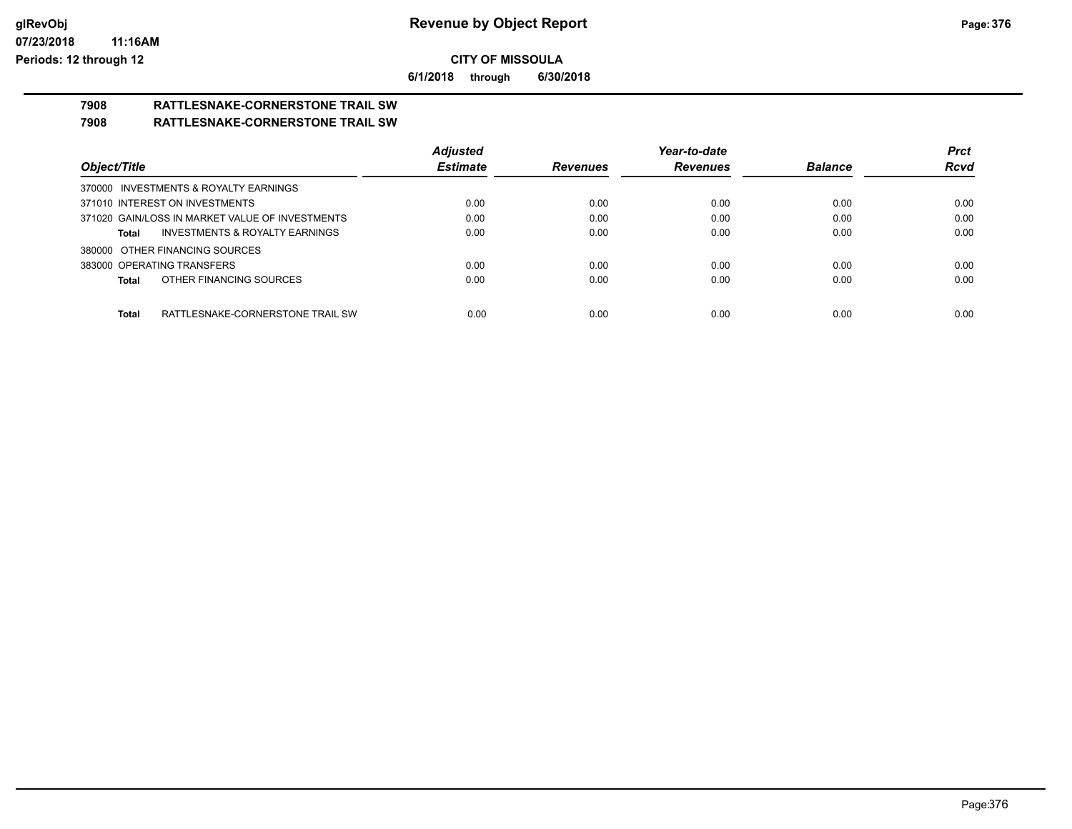**CITY OF MISSOULA**

**6/1/2018 through 6/30/2018**

## 7908 RATTLESNAKE-CORNERSTONE TRAIL SW

## 7908 RATTLESNAKE-CORNERSTONE TRAIL SW

| Object/Title | Adjusted Estimate | Revenues | Year-to-date Revenues | Balance | Prct Rcvd |
|---|---|---|---|---|---|
| 370000 INVESTMENTS & ROYALTY EARNINGS | | | | | |
| 371010 INTEREST ON INVESTMENTS | 0.00 | 0.00 | 0.00 | 0.00 | 0.00 |
| 371020 GAIN/LOSS IN MARKET VALUE OF INVESTMENTS | 0.00 | 0.00 | 0.00 | 0.00 | 0.00 |
| **Total** INVESTMENTS & ROYALTY EARNINGS | 0.00 | 0.00 | 0.00 | 0.00 | 0.00 |
| 380000 OTHER FINANCING SOURCES | | | | | |
| 383000 OPERATING TRANSFERS | 0.00 | 0.00 | 0.00 | 0.00 | 0.00 |
| **Total** OTHER FINANCING SOURCES | 0.00 | 0.00 | 0.00 | 0.00 | 0.00 |
| **Total** RATTLESNAKE-CORNERSTONE TRAIL SW | 0.00 | 0.00 | 0.00 | 0.00 | 0.00 |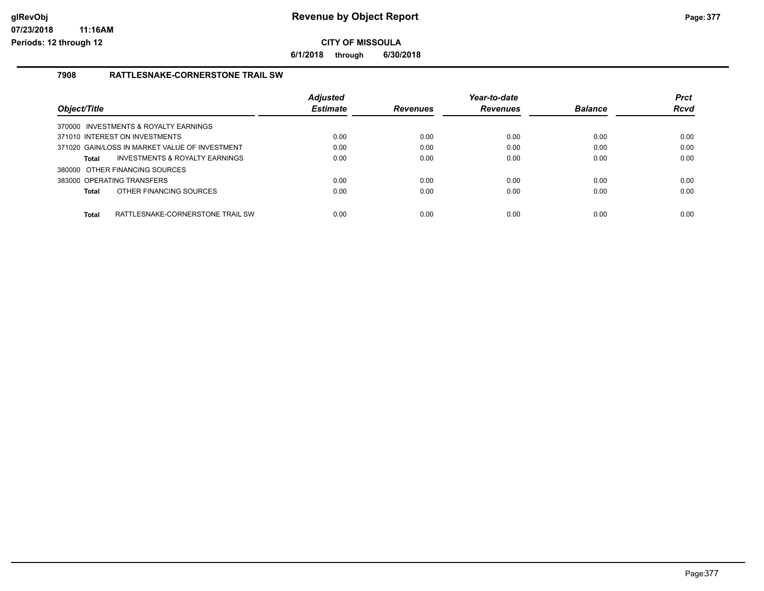# Revenue by Object Report

**CITY OF MISSOULA**

**6/1/2018 through 6/30/2018**

## 7908 RATTLESNAKE-CORNERSTONE TRAIL SW

| Object/Title | Adjusted Estimate | Revenues | Year-to-date Revenues | Balance | Prct Rcvd |
|---|---|---|---|---|---|
| 370000 INVESTMENTS & ROYALTY EARNINGS | | | | | |
| 371010 INTEREST ON INVESTMENTS | 0.00 | 0.00 | 0.00 | 0.00 | 0.00 |
| 371020 GAIN/LOSS IN MARKET VALUE OF INVESTMENT | 0.00 | 0.00 | 0.00 | 0.00 | 0.00 |
| **Total** INVESTMENTS & ROYALTY EARNINGS | 0.00 | 0.00 | 0.00 | 0.00 | 0.00 |
| 380000 OTHER FINANCING SOURCES | | | | | |
| 383000 OPERATING TRANSFERS | 0.00 | 0.00 | 0.00 | 0.00 | 0.00 |
| **Total** OTHER FINANCING SOURCES | 0.00 | 0.00 | 0.00 | 0.00 | 0.00 |
| **Total** RATTLESNAKE-CORNERSTONE TRAIL SW | 0.00 | 0.00 | 0.00 | 0.00 | 0.00 |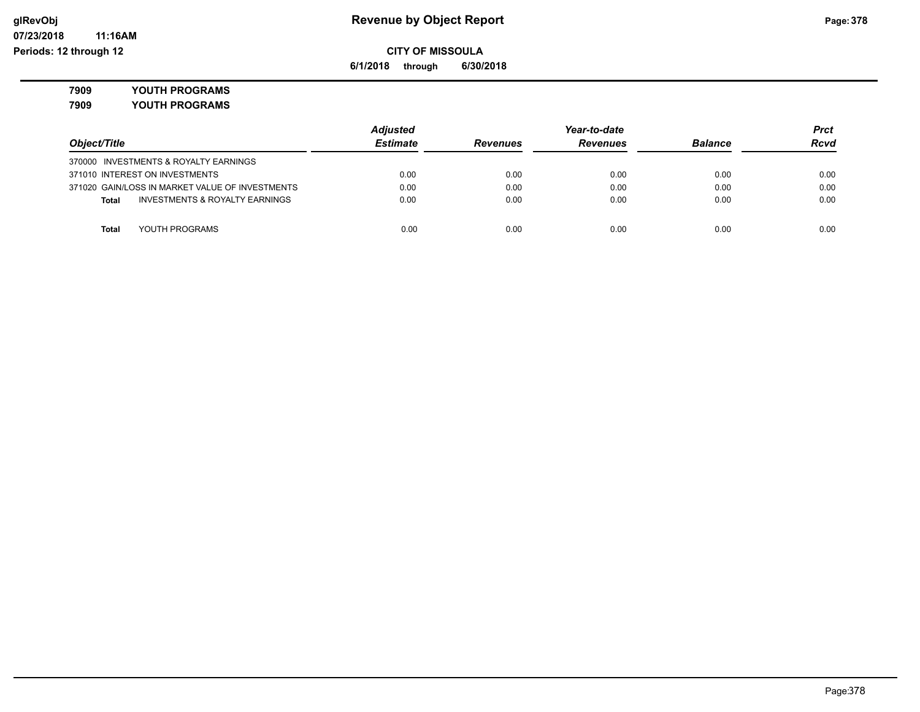**CITY OF MISSOULA**

**6/1/2018 through 6/30/2018**

**7909 YOUTH PROGRAMS**

**7909 YOUTH PROGRAMS**

| Object/Title | Adjusted Estimate | Revenues | Year-to-date Revenues | Balance | Prct Rcvd |
|---|---|---|---|---|---|
| 370000 INVESTMENTS & ROYALTY EARNINGS | | | | | |
| 371010 INTEREST ON INVESTMENTS | 0.00 | 0.00 | 0.00 | 0.00 | 0.00 |
| 371020 GAIN/LOSS IN MARKET VALUE OF INVESTMENTS | 0.00 | 0.00 | 0.00 | 0.00 | 0.00 |
| **Total** INVESTMENTS & ROYALTY EARNINGS | 0.00 | 0.00 | 0.00 | 0.00 | 0.00 |
| **Total** YOUTH PROGRAMS | 0.00 | 0.00 | 0.00 | 0.00 | 0.00 |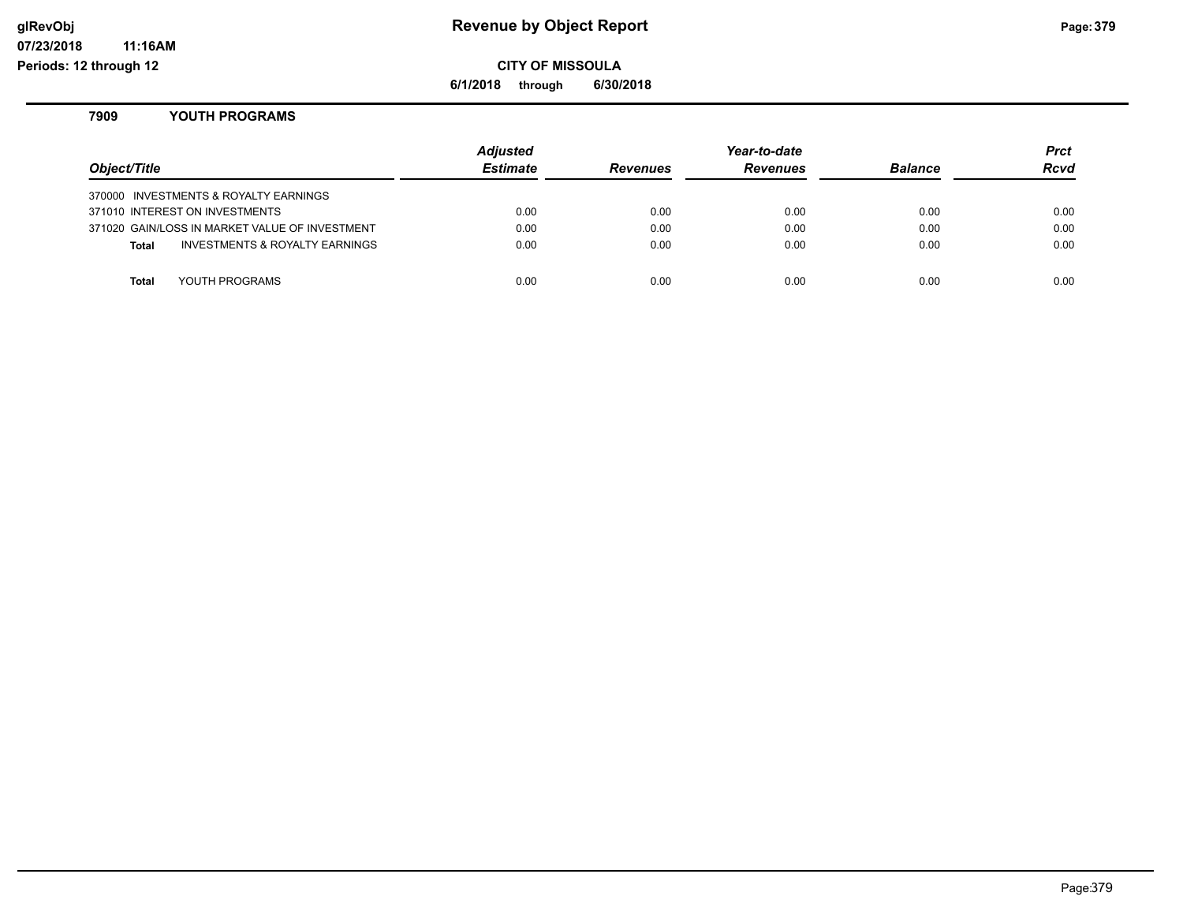**Revenue by Object Report**

**CITY OF MISSOULA**

**6/1/2018 through 6/30/2018**

**glRevObj**
**07/23/2018 11:16AM**
**Periods: 12 through 12**

### 7909 YOUTH PROGRAMS

| Object/Title | Adjusted Estimate | Revenues | Year-to-date Revenues | Balance | Prct Rcvd |
|---|---|---|---|---|---|
| 370000 INVESTMENTS & ROYALTY EARNINGS | | | | | |
| 371010 INTEREST ON INVESTMENTS | 0.00 | 0.00 | 0.00 | 0.00 | 0.00 |
| 371020 GAIN/LOSS IN MARKET VALUE OF INVESTMENT | 0.00 | 0.00 | 0.00 | 0.00 | 0.00 |
| **Total** INVESTMENTS & ROYALTY EARNINGS | 0.00 | 0.00 | 0.00 | 0.00 | 0.00 |
| **Total** YOUTH PROGRAMS | 0.00 | 0.00 | 0.00 | 0.00 | 0.00 |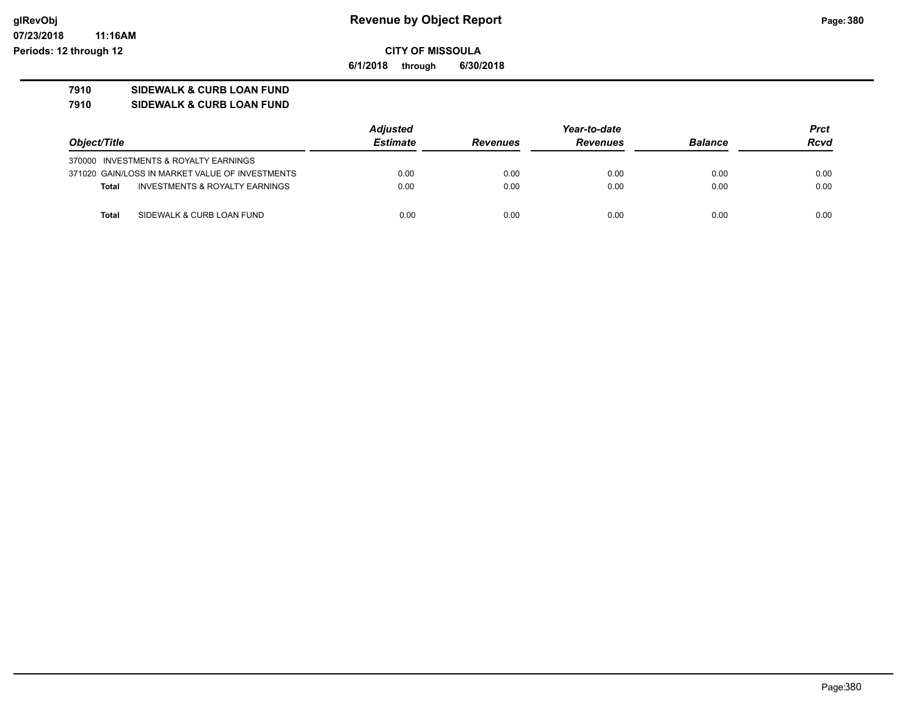**Revenue by Object Report**

**CITY OF MISSOULA**

**6/1/2018 through 6/30/2018**

**glRevObj**
**07/23/2018 11:16AM**
**Periods: 12 through 12**

## 7910 SIDEWALK & CURB LOAN FUND
## 7910 SIDEWALK & CURB LOAN FUND

| Object/Title | Adjusted Estimate | Revenues | Year-to-date Revenues | Balance | Prct Rcvd |
|---|---|---|---|---|---|
| 370000 INVESTMENTS & ROYALTY EARNINGS | | | | | |
| 371020 GAIN/LOSS IN MARKET VALUE OF INVESTMENTS | 0.00 | 0.00 | 0.00 | 0.00 | 0.00 |
| **Total** INVESTMENTS & ROYALTY EARNINGS | 0.00 | 0.00 | 0.00 | 0.00 | 0.00 |
| **Total** SIDEWALK & CURB LOAN FUND | 0.00 | 0.00 | 0.00 | 0.00 | 0.00 |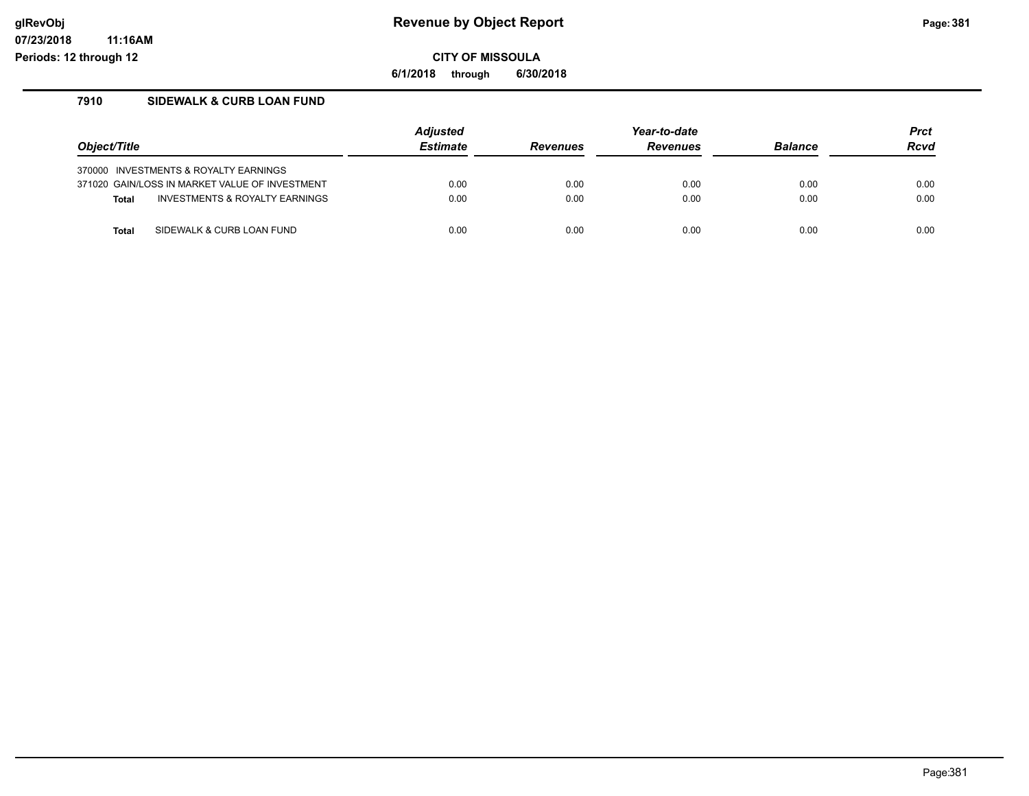# Revenue by Object Report

**CITY OF MISSOULA**

**6/1/2018 through 6/30/2018**

glRevObj
07/23/2018 11:16AM
Periods: 12 through 12

## 7910 SIDEWALK & CURB LOAN FUND

| Object/Title | Adjusted Estimate | Revenues | Year-to-date Revenues | Balance | Prct Rcvd |
|---|---|---|---|---|---|
| 370000 INVESTMENTS & ROYALTY EARNINGS | | | | | |
| 371020 GAIN/LOSS IN MARKET VALUE OF INVESTMENT | 0.00 | 0.00 | 0.00 | 0.00 | 0.00 |
| **Total** INVESTMENTS & ROYALTY EARNINGS | 0.00 | 0.00 | 0.00 | 0.00 | 0.00 |
| **Total** SIDEWALK & CURB LOAN FUND | 0.00 | 0.00 | 0.00 | 0.00 | 0.00 |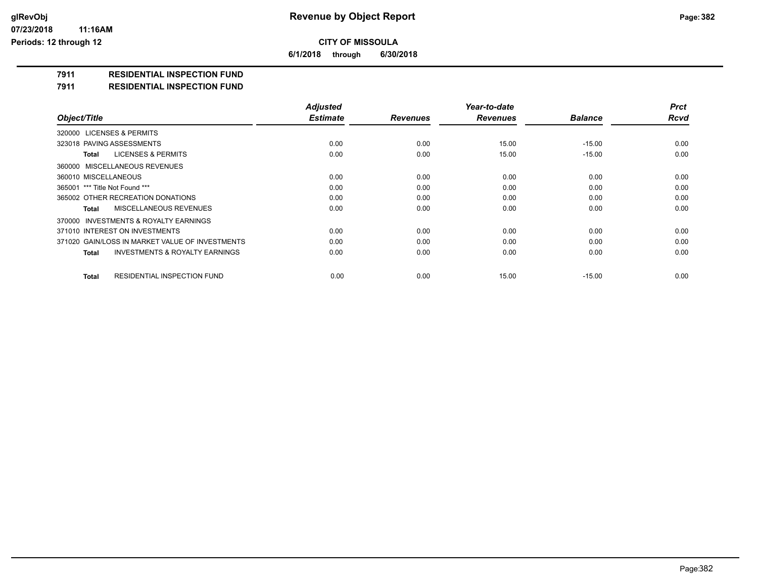# Revenue by Object Report

**CITY OF MISSOULA**

**6/1/2018 through 6/30/2018**

glRevObj
07/23/2018 11:16AM
Periods: 12 through 12

**7911 RESIDENTIAL INSPECTION FUND**

**7911 RESIDENTIAL INSPECTION FUND**

| Object/Title | Adjusted Estimate | Revenues | Year-to-date Revenues | Balance | Prct Rcvd |
|---|---|---|---|---|---|
| 320000 LICENSES & PERMITS | | | | | |
| 323018 PAVING ASSESSMENTS | 0.00 | 0.00 | 15.00 | -15.00 | 0.00 |
| **Total** LICENSES & PERMITS | 0.00 | 0.00 | 15.00 | -15.00 | 0.00 |
| 360000 MISCELLANEOUS REVENUES | | | | | |
| 360010 MISCELLANEOUS | 0.00 | 0.00 | 0.00 | 0.00 | 0.00 |
| 365001 *** Title Not Found *** | 0.00 | 0.00 | 0.00 | 0.00 | 0.00 |
| 365002 OTHER RECREATION DONATIONS | 0.00 | 0.00 | 0.00 | 0.00 | 0.00 |
| **Total** MISCELLANEOUS REVENUES | 0.00 | 0.00 | 0.00 | 0.00 | 0.00 |
| 370000 INVESTMENTS & ROYALTY EARNINGS | | | | | |
| 371010 INTEREST ON INVESTMENTS | 0.00 | 0.00 | 0.00 | 0.00 | 0.00 |
| 371020 GAIN/LOSS IN MARKET VALUE OF INVESTMENTS | 0.00 | 0.00 | 0.00 | 0.00 | 0.00 |
| **Total** INVESTMENTS & ROYALTY EARNINGS | 0.00 | 0.00 | 0.00 | 0.00 | 0.00 |
| **Total** RESIDENTIAL INSPECTION FUND | 0.00 | 0.00 | 15.00 | -15.00 | 0.00 |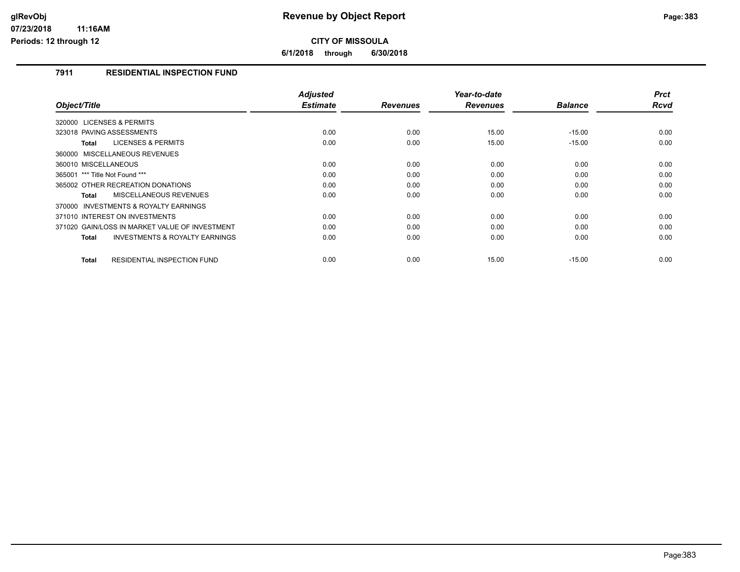# Revenue by Object Report

**CITY OF MISSOULA**

**6/1/2018 through 6/30/2018**

glRevObj
07/23/2018 11:16AM
Periods: 12 through 12

## 7911 RESIDENTIAL INSPECTION FUND

| Object/Title | Adjusted Estimate | Revenues | Year-to-date Revenues | Balance | Prct Rcvd |
|---|---|---|---|---|---|
| 320000 LICENSES & PERMITS | | | | | |
| 323018 PAVING ASSESSMENTS | 0.00 | 0.00 | 15.00 | -15.00 | 0.00 |
| **Total** LICENSES & PERMITS | 0.00 | 0.00 | 15.00 | -15.00 | 0.00 |
| 360000 MISCELLANEOUS REVENUES | | | | | |
| 360010 MISCELLANEOUS | 0.00 | 0.00 | 0.00 | 0.00 | 0.00 |
| 365001 *** Title Not Found *** | 0.00 | 0.00 | 0.00 | 0.00 | 0.00 |
| 365002 OTHER RECREATION DONATIONS | 0.00 | 0.00 | 0.00 | 0.00 | 0.00 |
| **Total** MISCELLANEOUS REVENUES | 0.00 | 0.00 | 0.00 | 0.00 | 0.00 |
| 370000 INVESTMENTS & ROYALTY EARNINGS | | | | | |
| 371010 INTEREST ON INVESTMENTS | 0.00 | 0.00 | 0.00 | 0.00 | 0.00 |
| 371020 GAIN/LOSS IN MARKET VALUE OF INVESTMENT | 0.00 | 0.00 | 0.00 | 0.00 | 0.00 |
| **Total** INVESTMENTS & ROYALTY EARNINGS | 0.00 | 0.00 | 0.00 | 0.00 | 0.00 |
| **Total** RESIDENTIAL INSPECTION FUND | 0.00 | 0.00 | 15.00 | -15.00 | 0.00 |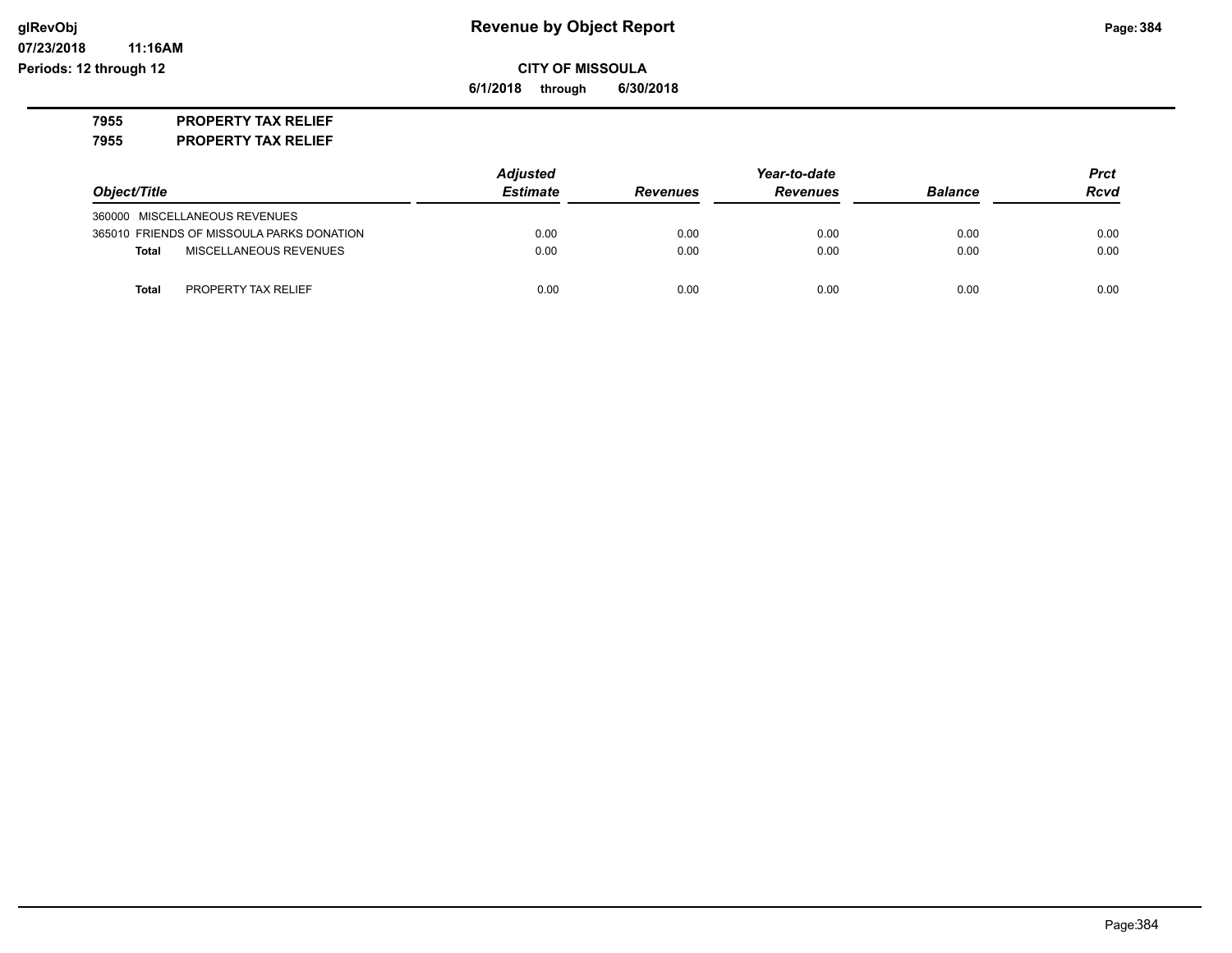**glRevObj**
**07/23/2018 11:16AM**
**Periods: 12 through 12**

# Revenue by Object Report

**CITY OF MISSOULA**

**6/1/2018 through 6/30/2018**

**7955 PROPERTY TAX RELIEF**
**7955 PROPERTY TAX RELIEF**

| Object/Title | Adjusted Estimate | Revenues | Year-to-date Revenues | Balance | Prct Rcvd |
|---|---|---|---|---|---|
| 360000 MISCELLANEOUS REVENUES | | | | | |
| 365010 FRIENDS OF MISSOULA PARKS DONATION | 0.00 | 0.00 | 0.00 | 0.00 | 0.00 |
| **Total** MISCELLANEOUS REVENUES | 0.00 | 0.00 | 0.00 | 0.00 | 0.00 |
| **Total** PROPERTY TAX RELIEF | 0.00 | 0.00 | 0.00 | 0.00 | 0.00 |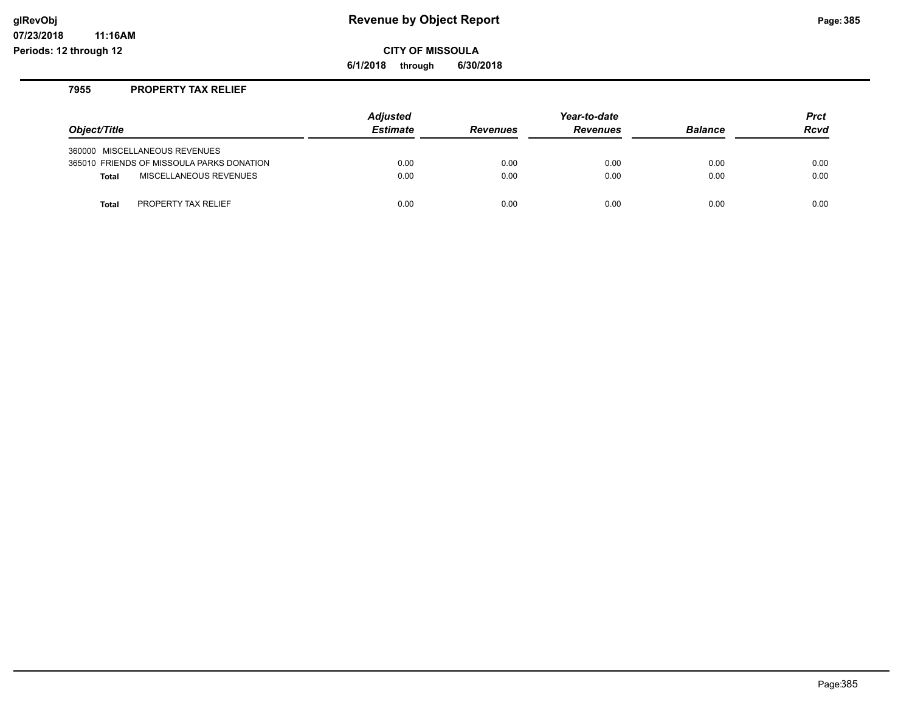# Revenue by Object Report

glRevObj
07/23/2018 11:16AM
Periods: 12 through 12

**CITY OF MISSOULA**

**6/1/2018 through 6/30/2018**

## 7955 PROPERTY TAX RELIEF

| Object/Title | Adjusted Estimate | Revenues | Year-to-date Revenues | Balance | Prct Rcvd |
|---|---|---|---|---|---|
| 360000 MISCELLANEOUS REVENUES | | | | | |
| 365010 FRIENDS OF MISSOULA PARKS DONATION | 0.00 | 0.00 | 0.00 | 0.00 | 0.00 |
| **Total** MISCELLANEOUS REVENUES | 0.00 | 0.00 | 0.00 | 0.00 | 0.00 |
| **Total** PROPERTY TAX RELIEF | 0.00 | 0.00 | 0.00 | 0.00 | 0.00 |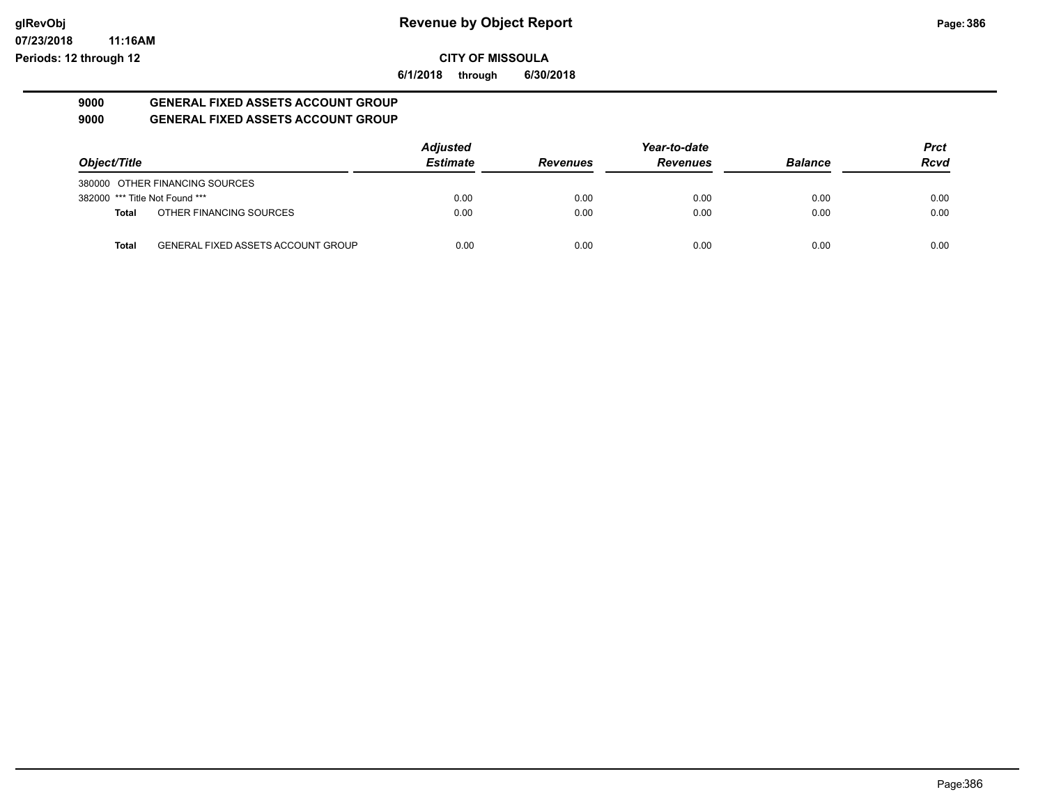**CITY OF MISSOULA**

**6/1/2018 through 6/30/2018**

## 9000 GENERAL FIXED ASSETS ACCOUNT GROUP

## 9000 GENERAL FIXED ASSETS ACCOUNT GROUP

| Object/Title | | Adjusted Estimate | Revenues | Year-to-date Revenues | Balance | Prct Rcvd |
|---|---|---|---|---|---|---|
| 380000 OTHER FINANCING SOURCES | | | | | | |
| 382000 *** Title Not Found *** | | 0.00 | 0.00 | 0.00 | 0.00 | 0.00 |
| **Total** | OTHER FINANCING SOURCES | 0.00 | 0.00 | 0.00 | 0.00 | 0.00 |
| **Total** | GENERAL FIXED ASSETS ACCOUNT GROUP | 0.00 | 0.00 | 0.00 | 0.00 | 0.00 |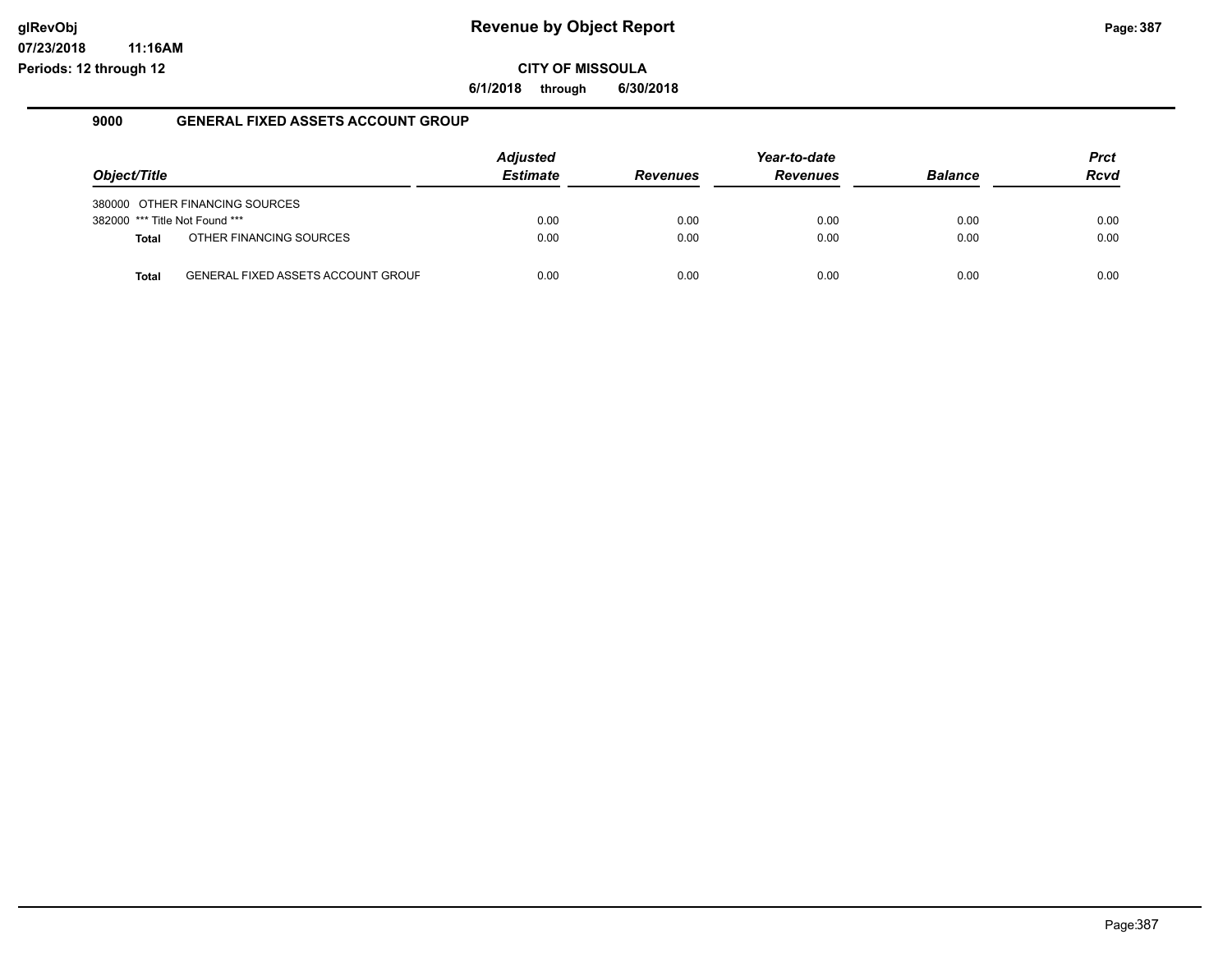# Revenue by Object Report

glRevObj
07/23/2018 11:16AM
Periods: 12 through 12

**CITY OF MISSOULA**

**6/1/2018 through 6/30/2018**

## 9000 GENERAL FIXED ASSETS ACCOUNT GROUP

| Object/Title | Adjusted Estimate | Revenues | Year-to-date Revenues | Balance | Prct Rcvd |
|---|---|---|---|---|---|
| 380000 OTHER FINANCING SOURCES | | | | | |
| 382000 *** Title Not Found *** | 0.00 | 0.00 | 0.00 | 0.00 | 0.00 |
| **Total** OTHER FINANCING SOURCES | 0.00 | 0.00 | 0.00 | 0.00 | 0.00 |
| **Total** GENERAL FIXED ASSETS ACCOUNT GROUF | 0.00 | 0.00 | 0.00 | 0.00 | 0.00 |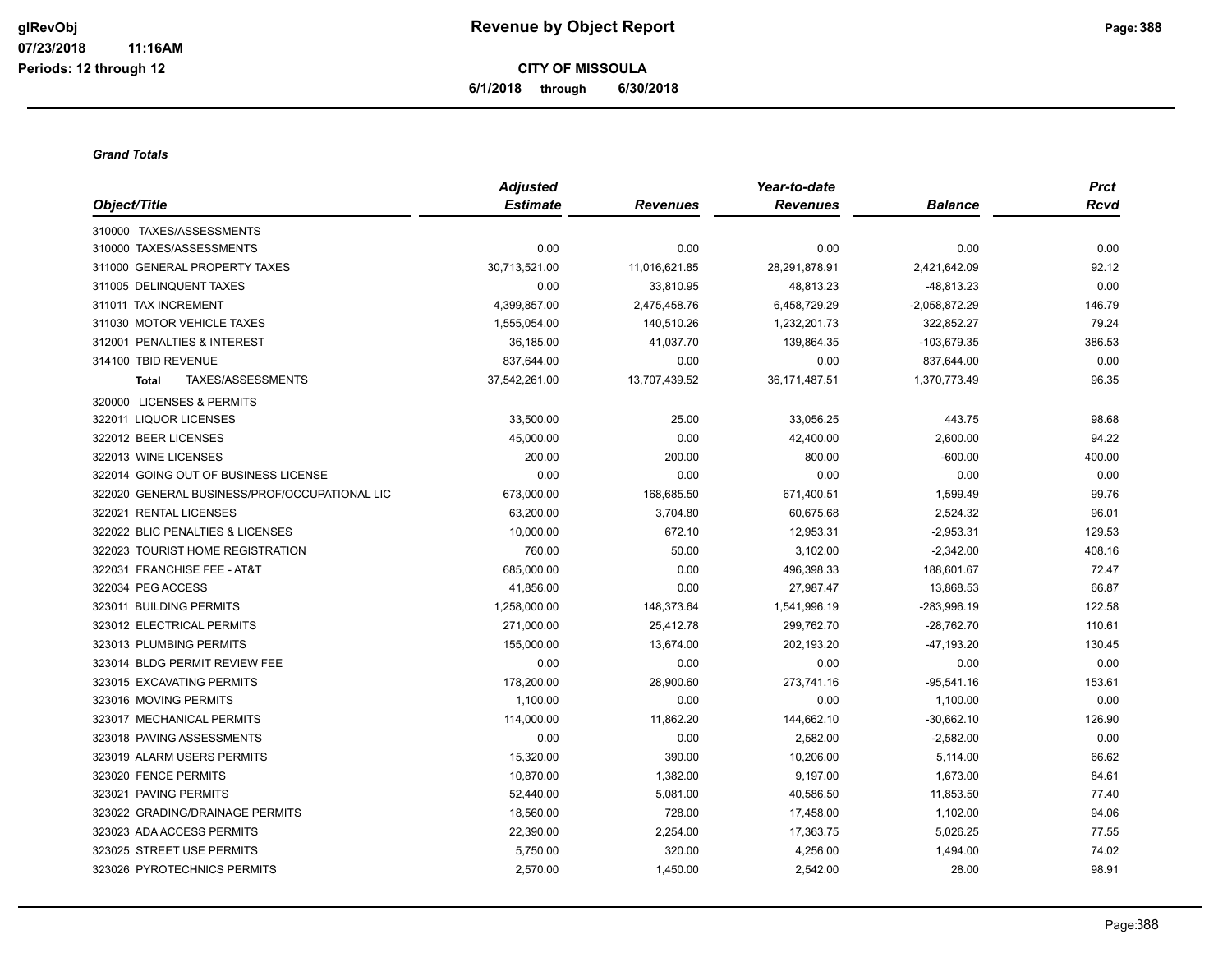# Revenue by Object Report

**CITY OF MISSOULA**

**6/1/2018 through 6/30/2018**

***Grand Totals***

| Object/Title | Adjusted Estimate | Revenues | Year-to-date Revenues | Balance | Prct Rcvd |
|---|---|---|---|---|---|
| 310000 TAXES/ASSESSMENTS | | | | | |
| 310000 TAXES/ASSESSMENTS | 0.00 | 0.00 | 0.00 | 0.00 | 0.00 |
| 311000 GENERAL PROPERTY TAXES | 30,713,521.00 | 11,016,621.85 | 28,291,878.91 | 2,421,642.09 | 92.12 |
| 311005 DELINQUENT TAXES | 0.00 | 33,810.95 | 48,813.23 | -48,813.23 | 0.00 |
| 311011 TAX INCREMENT | 4,399,857.00 | 2,475,458.76 | 6,458,729.29 | -2,058,872.29 | 146.79 |
| 311030 MOTOR VEHICLE TAXES | 1,555,054.00 | 140,510.26 | 1,232,201.73 | 322,852.27 | 79.24 |
| 312001 PENALTIES & INTEREST | 36,185.00 | 41,037.70 | 139,864.35 | -103,679.35 | 386.53 |
| 314100 TBID REVENUE | 837,644.00 | 0.00 | 0.00 | 837,644.00 | 0.00 |
| **Total** TAXES/ASSESSMENTS | 37,542,261.00 | 13,707,439.52 | 36,171,487.51 | 1,370,773.49 | 96.35 |
| 320000 LICENSES & PERMITS | | | | | |
| 322011 LIQUOR LICENSES | 33,500.00 | 25.00 | 33,056.25 | 443.75 | 98.68 |
| 322012 BEER LICENSES | 45,000.00 | 0.00 | 42,400.00 | 2,600.00 | 94.22 |
| 322013 WINE LICENSES | 200.00 | 200.00 | 800.00 | -600.00 | 400.00 |
| 322014 GOING OUT OF BUSINESS LICENSE | 0.00 | 0.00 | 0.00 | 0.00 | 0.00 |
| 322020 GENERAL BUSINESS/PROF/OCCUPATIONAL LIC | 673,000.00 | 168,685.50 | 671,400.51 | 1,599.49 | 99.76 |
| 322021 RENTAL LICENSES | 63,200.00 | 3,704.80 | 60,675.68 | 2,524.32 | 96.01 |
| 322022 BLIC PENALTIES & LICENSES | 10,000.00 | 672.10 | 12,953.31 | -2,953.31 | 129.53 |
| 322023 TOURIST HOME REGISTRATION | 760.00 | 50.00 | 3,102.00 | -2,342.00 | 408.16 |
| 322031 FRANCHISE FEE - AT&T | 685,000.00 | 0.00 | 496,398.33 | 188,601.67 | 72.47 |
| 322034 PEG ACCESS | 41,856.00 | 0.00 | 27,987.47 | 13,868.53 | 66.87 |
| 323011 BUILDING PERMITS | 1,258,000.00 | 148,373.64 | 1,541,996.19 | -283,996.19 | 122.58 |
| 323012 ELECTRICAL PERMITS | 271,000.00 | 25,412.78 | 299,762.70 | -28,762.70 | 110.61 |
| 323013 PLUMBING PERMITS | 155,000.00 | 13,674.00 | 202,193.20 | -47,193.20 | 130.45 |
| 323014 BLDG PERMIT REVIEW FEE | 0.00 | 0.00 | 0.00 | 0.00 | 0.00 |
| 323015 EXCAVATING PERMITS | 178,200.00 | 28,900.60 | 273,741.16 | -95,541.16 | 153.61 |
| 323016 MOVING PERMITS | 1,100.00 | 0.00 | 0.00 | 1,100.00 | 0.00 |
| 323017 MECHANICAL PERMITS | 114,000.00 | 11,862.20 | 144,662.10 | -30,662.10 | 126.90 |
| 323018 PAVING ASSESSMENTS | 0.00 | 0.00 | 2,582.00 | -2,582.00 | 0.00 |
| 323019 ALARM USERS PERMITS | 15,320.00 | 390.00 | 10,206.00 | 5,114.00 | 66.62 |
| 323020 FENCE PERMITS | 10,870.00 | 1,382.00 | 9,197.00 | 1,673.00 | 84.61 |
| 323021 PAVING PERMITS | 52,440.00 | 5,081.00 | 40,586.50 | 11,853.50 | 77.40 |
| 323022 GRADING/DRAINAGE PERMITS | 18,560.00 | 728.00 | 17,458.00 | 1,102.00 | 94.06 |
| 323023 ADA ACCESS PERMITS | 22,390.00 | 2,254.00 | 17,363.75 | 5,026.25 | 77.55 |
| 323025 STREET USE PERMITS | 5,750.00 | 320.00 | 4,256.00 | 1,494.00 | 74.02 |
| 323026 PYROTECHNICS PERMITS | 2,570.00 | 1,450.00 | 2,542.00 | 28.00 | 98.91 |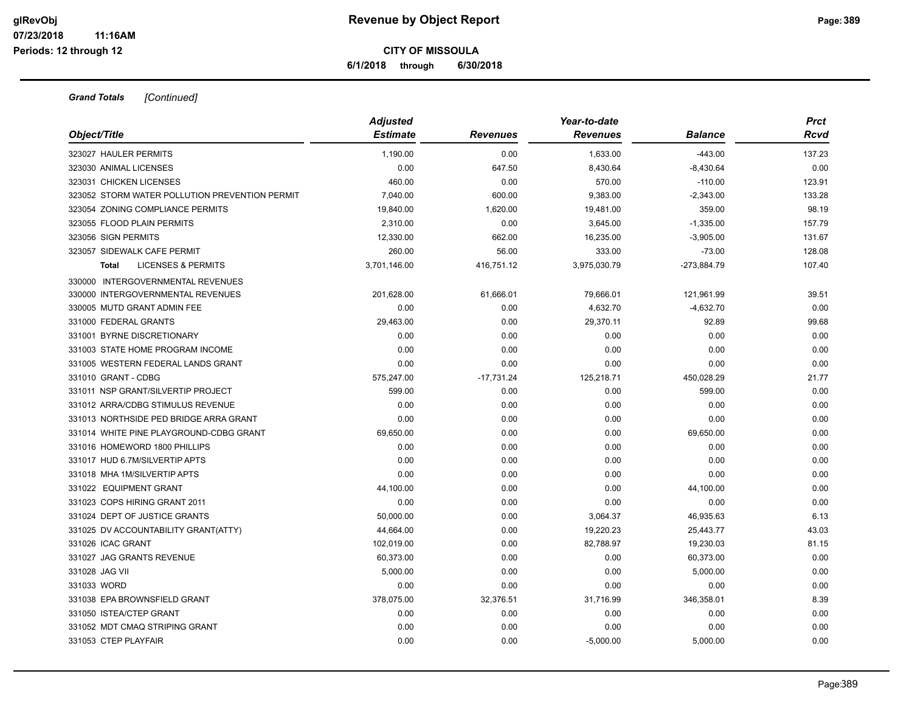**Revenue by Object Report**

**CITY OF MISSOULA**

**6/1/2018 through 6/30/2018**

***Grand Totals*** *[Continued]*

| Object/Title | Adjusted Estimate | Revenues | Year-to-date Revenues | Balance | Prct Rcvd |
|---|---|---|---|---|---|
| 323027 HAULER PERMITS | 1,190.00 | 0.00 | 1,633.00 | -443.00 | 137.23 |
| 323030 ANIMAL LICENSES | 0.00 | 647.50 | 8,430.64 | -8,430.64 | 0.00 |
| 323031 CHICKEN LICENSES | 460.00 | 0.00 | 570.00 | -110.00 | 123.91 |
| 323052 STORM WATER POLLUTION PREVENTION PERMIT | 7,040.00 | 600.00 | 9,383.00 | -2,343.00 | 133.28 |
| 323054 ZONING COMPLIANCE PERMITS | 19,840.00 | 1,620.00 | 19,481.00 | 359.00 | 98.19 |
| 323055 FLOOD PLAIN PERMITS | 2,310.00 | 0.00 | 3,645.00 | -1,335.00 | 157.79 |
| 323056 SIGN PERMITS | 12,330.00 | 662.00 | 16,235.00 | -3,905.00 | 131.67 |
| 323057 SIDEWALK CAFE PERMIT | 260.00 | 56.00 | 333.00 | -73.00 | 128.08 |
| **Total** LICENSES & PERMITS | 3,701,146.00 | 416,751.12 | 3,975,030.79 | -273,884.79 | 107.40 |
| 330000 INTERGOVERNMENTAL REVENUES | | | | | |
| 330000 INTERGOVERNMENTAL REVENUES | 201,628.00 | 61,666.01 | 79,666.01 | 121,961.99 | 39.51 |
| 330005 MUTD GRANT ADMIN FEE | 0.00 | 0.00 | 4,632.70 | -4,632.70 | 0.00 |
| 331000 FEDERAL GRANTS | 29,463.00 | 0.00 | 29,370.11 | 92.89 | 99.68 |
| 331001 BYRNE DISCRETIONARY | 0.00 | 0.00 | 0.00 | 0.00 | 0.00 |
| 331003 STATE HOME PROGRAM INCOME | 0.00 | 0.00 | 0.00 | 0.00 | 0.00 |
| 331005 WESTERN FEDERAL LANDS GRANT | 0.00 | 0.00 | 0.00 | 0.00 | 0.00 |
| 331010 GRANT - CDBG | 575,247.00 | -17,731.24 | 125,218.71 | 450,028.29 | 21.77 |
| 331011 NSP GRANT/SILVERTIP PROJECT | 599.00 | 0.00 | 0.00 | 599.00 | 0.00 |
| 331012 ARRA/CDBG STIMULUS REVENUE | 0.00 | 0.00 | 0.00 | 0.00 | 0.00 |
| 331013 NORTHSIDE PED BRIDGE ARRA GRANT | 0.00 | 0.00 | 0.00 | 0.00 | 0.00 |
| 331014 WHITE PINE PLAYGROUND-CDBG GRANT | 69,650.00 | 0.00 | 0.00 | 69,650.00 | 0.00 |
| 331016 HOMEWORD 1800 PHILLIPS | 0.00 | 0.00 | 0.00 | 0.00 | 0.00 |
| 331017 HUD 6.7M/SILVERTIP APTS | 0.00 | 0.00 | 0.00 | 0.00 | 0.00 |
| 331018 MHA 1M/SILVERTIP APTS | 0.00 | 0.00 | 0.00 | 0.00 | 0.00 |
| 331022 EQUIPMENT GRANT | 44,100.00 | 0.00 | 0.00 | 44,100.00 | 0.00 |
| 331023 COPS HIRING GRANT 2011 | 0.00 | 0.00 | 0.00 | 0.00 | 0.00 |
| 331024 DEPT OF JUSTICE GRANTS | 50,000.00 | 0.00 | 3,064.37 | 46,935.63 | 6.13 |
| 331025 DV ACCOUNTABILITY GRANT(ATTY) | 44,664.00 | 0.00 | 19,220.23 | 25,443.77 | 43.03 |
| 331026 ICAC GRANT | 102,019.00 | 0.00 | 82,788.97 | 19,230.03 | 81.15 |
| 331027 JAG GRANTS REVENUE | 60,373.00 | 0.00 | 0.00 | 60,373.00 | 0.00 |
| 331028 JAG VII | 5,000.00 | 0.00 | 0.00 | 5,000.00 | 0.00 |
| 331033 WORD | 0.00 | 0.00 | 0.00 | 0.00 | 0.00 |
| 331038 EPA BROWNSFIELD GRANT | 378,075.00 | 32,376.51 | 31,716.99 | 346,358.01 | 8.39 |
| 331050 ISTEA/CTEP GRANT | 0.00 | 0.00 | 0.00 | 0.00 | 0.00 |
| 331052 MDT CMAQ STRIPING GRANT | 0.00 | 0.00 | 0.00 | 0.00 | 0.00 |
| 331053 CTEP PLAYFAIR | 0.00 | 0.00 | -5,000.00 | 5,000.00 | 0.00 |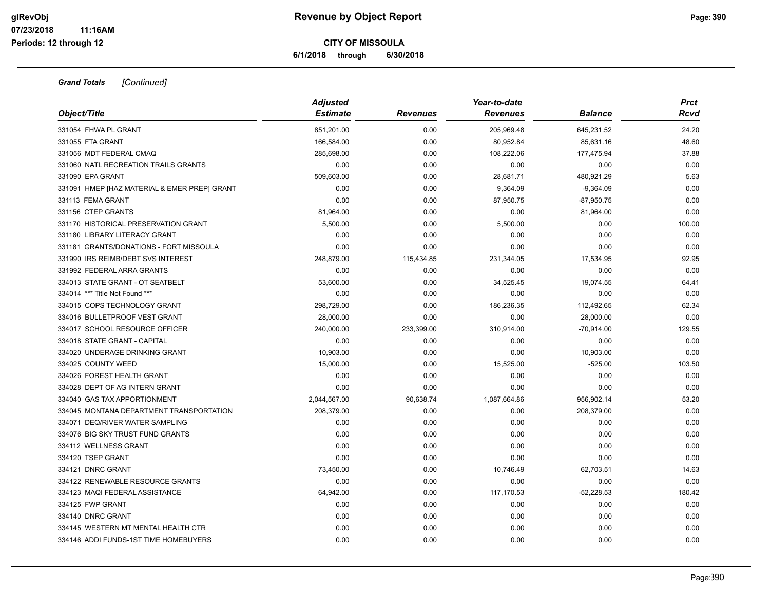**Grand Totals** *[Continued]*

| *Object/Title* | *Adjusted Estimate* | *Revenues* | *Year-to-date Revenues* | *Balance* | *Prct Rcvd* |
|---|---|---|---|---|---|
| 331054 FHWA PL GRANT | 851,201.00 | 0.00 | 205,969.48 | 645,231.52 | 24.20 |
| 331055 FTA GRANT | 166,584.00 | 0.00 | 80,952.84 | 85,631.16 | 48.60 |
| 331056 MDT FEDERAL CMAQ | 285,698.00 | 0.00 | 108,222.06 | 177,475.94 | 37.88 |
| 331060 NATL RECREATION TRAILS GRANTS | 0.00 | 0.00 | 0.00 | 0.00 | 0.00 |
| 331090 EPA GRANT | 509,603.00 | 0.00 | 28,681.71 | 480,921.29 | 5.63 |
| 331091 HMEP [HAZ MATERIAL & EMER PREP] GRANT | 0.00 | 0.00 | 9,364.09 | -9,364.09 | 0.00 |
| 331113 FEMA GRANT | 0.00 | 0.00 | 87,950.75 | -87,950.75 | 0.00 |
| 331156 CTEP GRANTS | 81,964.00 | 0.00 | 0.00 | 81,964.00 | 0.00 |
| 331170 HISTORICAL PRESERVATION GRANT | 5,500.00 | 0.00 | 5,500.00 | 0.00 | 100.00 |
| 331180 LIBRARY LITERACY GRANT | 0.00 | 0.00 | 0.00 | 0.00 | 0.00 |
| 331181 GRANTS/DONATIONS - FORT MISSOULA | 0.00 | 0.00 | 0.00 | 0.00 | 0.00 |
| 331990 IRS REIMB/DEBT SVS INTEREST | 248,879.00 | 115,434.85 | 231,344.05 | 17,534.95 | 92.95 |
| 331992 FEDERAL ARRA GRANTS | 0.00 | 0.00 | 0.00 | 0.00 | 0.00 |
| 334013 STATE GRANT - OT SEATBELT | 53,600.00 | 0.00 | 34,525.45 | 19,074.55 | 64.41 |
| 334014 *** Title Not Found *** | 0.00 | 0.00 | 0.00 | 0.00 | 0.00 |
| 334015 COPS TECHNOLOGY GRANT | 298,729.00 | 0.00 | 186,236.35 | 112,492.65 | 62.34 |
| 334016 BULLETPROOF VEST GRANT | 28,000.00 | 0.00 | 0.00 | 28,000.00 | 0.00 |
| 334017 SCHOOL RESOURCE OFFICER | 240,000.00 | 233,399.00 | 310,914.00 | -70,914.00 | 129.55 |
| 334018 STATE GRANT - CAPITAL | 0.00 | 0.00 | 0.00 | 0.00 | 0.00 |
| 334020 UNDERAGE DRINKING GRANT | 10,903.00 | 0.00 | 0.00 | 10,903.00 | 0.00 |
| 334025 COUNTY WEED | 15,000.00 | 0.00 | 15,525.00 | -525.00 | 103.50 |
| 334026 FOREST HEALTH GRANT | 0.00 | 0.00 | 0.00 | 0.00 | 0.00 |
| 334028 DEPT OF AG INTERN GRANT | 0.00 | 0.00 | 0.00 | 0.00 | 0.00 |
| 334040 GAS TAX APPORTIONMENT | 2,044,567.00 | 90,638.74 | 1,087,664.86 | 956,902.14 | 53.20 |
| 334045 MONTANA DEPARTMENT TRANSPORTATION | 208,379.00 | 0.00 | 0.00 | 208,379.00 | 0.00 |
| 334071 DEQ/RIVER WATER SAMPLING | 0.00 | 0.00 | 0.00 | 0.00 | 0.00 |
| 334076 BIG SKY TRUST FUND GRANTS | 0.00 | 0.00 | 0.00 | 0.00 | 0.00 |
| 334112 WELLNESS GRANT | 0.00 | 0.00 | 0.00 | 0.00 | 0.00 |
| 334120 TSEP GRANT | 0.00 | 0.00 | 0.00 | 0.00 | 0.00 |
| 334121 DNRC GRANT | 73,450.00 | 0.00 | 10,746.49 | 62,703.51 | 14.63 |
| 334122 RENEWABLE RESOURCE GRANTS | 0.00 | 0.00 | 0.00 | 0.00 | 0.00 |
| 334123 MAQI FEDERAL ASSISTANCE | 64,942.00 | 0.00 | 117,170.53 | -52,228.53 | 180.42 |
| 334125 FWP GRANT | 0.00 | 0.00 | 0.00 | 0.00 | 0.00 |
| 334140 DNRC GRANT | 0.00 | 0.00 | 0.00 | 0.00 | 0.00 |
| 334145 WESTERN MT MENTAL HEALTH CTR | 0.00 | 0.00 | 0.00 | 0.00 | 0.00 |
| 334146 ADDI FUNDS-1ST TIME HOMEBUYERS | 0.00 | 0.00 | 0.00 | 0.00 | 0.00 |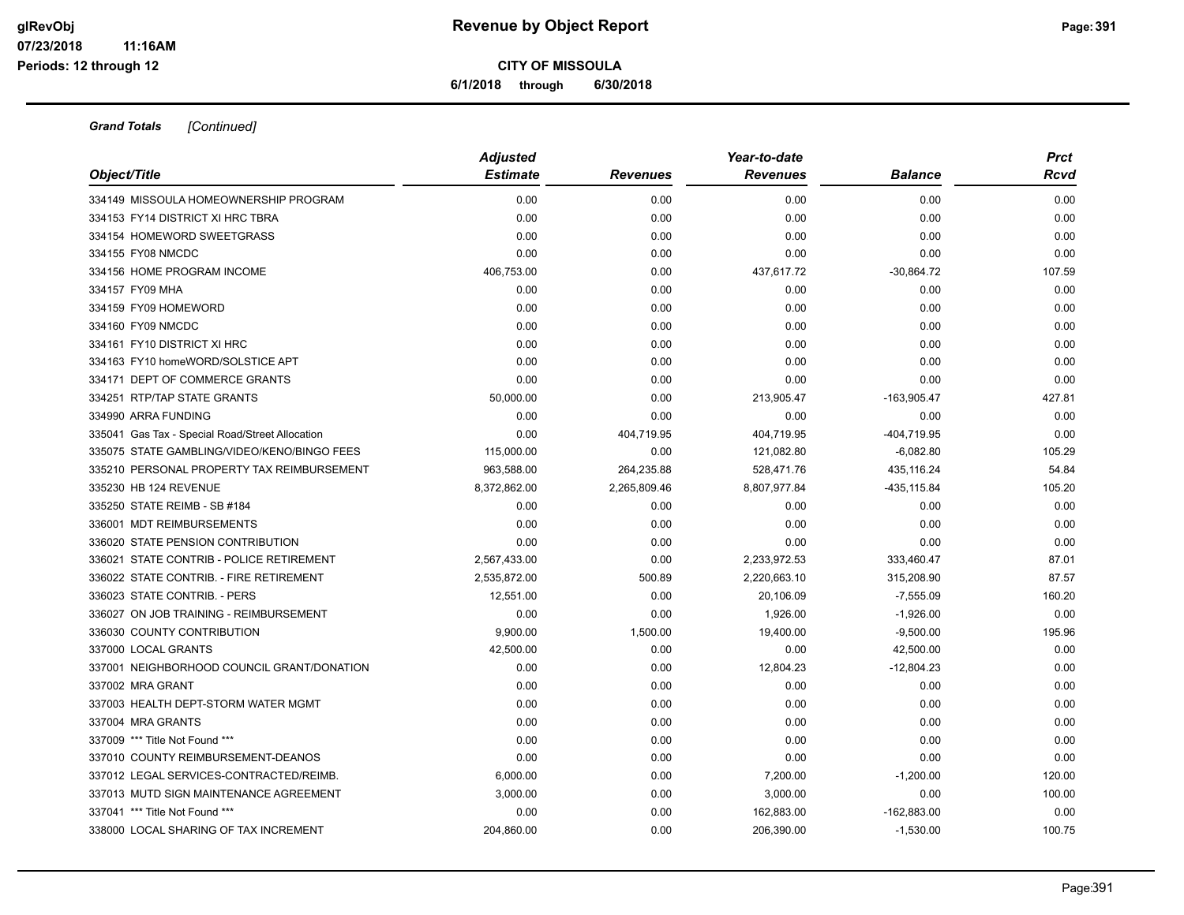# Revenue by Object Report

**CITY OF MISSOULA**

**6/1/2018 through 6/30/2018**

***Grand Totals*** *[Continued]*

| Object/Title | Adjusted Estimate | Revenues | Year-to-date Revenues | Balance | Prct Rcvd |
|---|---|---|---|---|---|
| 334149 MISSOULA HOMEOWNERSHIP PROGRAM | 0.00 | 0.00 | 0.00 | 0.00 | 0.00 |
| 334153 FY14 DISTRICT XI HRC TBRA | 0.00 | 0.00 | 0.00 | 0.00 | 0.00 |
| 334154 HOMEWORD SWEETGRASS | 0.00 | 0.00 | 0.00 | 0.00 | 0.00 |
| 334155 FY08 NMCDC | 0.00 | 0.00 | 0.00 | 0.00 | 0.00 |
| 334156 HOME PROGRAM INCOME | 406,753.00 | 0.00 | 437,617.72 | -30,864.72 | 107.59 |
| 334157 FY09 MHA | 0.00 | 0.00 | 0.00 | 0.00 | 0.00 |
| 334159 FY09 HOMEWORD | 0.00 | 0.00 | 0.00 | 0.00 | 0.00 |
| 334160 FY09 NMCDC | 0.00 | 0.00 | 0.00 | 0.00 | 0.00 |
| 334161 FY10 DISTRICT XI HRC | 0.00 | 0.00 | 0.00 | 0.00 | 0.00 |
| 334163 FY10 homeWORD/SOLSTICE APT | 0.00 | 0.00 | 0.00 | 0.00 | 0.00 |
| 334171 DEPT OF COMMERCE GRANTS | 0.00 | 0.00 | 0.00 | 0.00 | 0.00 |
| 334251 RTP/TAP STATE GRANTS | 50,000.00 | 0.00 | 213,905.47 | -163,905.47 | 427.81 |
| 334990 ARRA FUNDING | 0.00 | 0.00 | 0.00 | 0.00 | 0.00 |
| 335041 Gas Tax - Special Road/Street Allocation | 0.00 | 404,719.95 | 404,719.95 | -404,719.95 | 0.00 |
| 335075 STATE GAMBLING/VIDEO/KENO/BINGO FEES | 115,000.00 | 0.00 | 121,082.80 | -6,082.80 | 105.29 |
| 335210 PERSONAL PROPERTY TAX REIMBURSEMENT | 963,588.00 | 264,235.88 | 528,471.76 | 435,116.24 | 54.84 |
| 335230 HB 124 REVENUE | 8,372,862.00 | 2,265,809.46 | 8,807,977.84 | -435,115.84 | 105.20 |
| 335250 STATE REIMB - SB #184 | 0.00 | 0.00 | 0.00 | 0.00 | 0.00 |
| 336001 MDT REIMBURSEMENTS | 0.00 | 0.00 | 0.00 | 0.00 | 0.00 |
| 336020 STATE PENSION CONTRIBUTION | 0.00 | 0.00 | 0.00 | 0.00 | 0.00 |
| 336021 STATE CONTRIB - POLICE RETIREMENT | 2,567,433.00 | 0.00 | 2,233,972.53 | 333,460.47 | 87.01 |
| 336022 STATE CONTRIB. - FIRE RETIREMENT | 2,535,872.00 | 500.89 | 2,220,663.10 | 315,208.90 | 87.57 |
| 336023 STATE CONTRIB. - PERS | 12,551.00 | 0.00 | 20,106.09 | -7,555.09 | 160.20 |
| 336027 ON JOB TRAINING - REIMBURSEMENT | 0.00 | 0.00 | 1,926.00 | -1,926.00 | 0.00 |
| 336030 COUNTY CONTRIBUTION | 9,900.00 | 1,500.00 | 19,400.00 | -9,500.00 | 195.96 |
| 337000 LOCAL GRANTS | 42,500.00 | 0.00 | 0.00 | 42,500.00 | 0.00 |
| 337001 NEIGHBORHOOD COUNCIL GRANT/DONATION | 0.00 | 0.00 | 12,804.23 | -12,804.23 | 0.00 |
| 337002 MRA GRANT | 0.00 | 0.00 | 0.00 | 0.00 | 0.00 |
| 337003 HEALTH DEPT-STORM WATER MGMT | 0.00 | 0.00 | 0.00 | 0.00 | 0.00 |
| 337004 MRA GRANTS | 0.00 | 0.00 | 0.00 | 0.00 | 0.00 |
| 337009 *** Title Not Found *** | 0.00 | 0.00 | 0.00 | 0.00 | 0.00 |
| 337010 COUNTY REIMBURSEMENT-DEANOS | 0.00 | 0.00 | 0.00 | 0.00 | 0.00 |
| 337012 LEGAL SERVICES-CONTRACTED/REIMB. | 6,000.00 | 0.00 | 7,200.00 | -1,200.00 | 120.00 |
| 337013 MUTD SIGN MAINTENANCE AGREEMENT | 3,000.00 | 0.00 | 3,000.00 | 0.00 | 100.00 |
| 337041 *** Title Not Found *** | 0.00 | 0.00 | 162,883.00 | -162,883.00 | 0.00 |
| 338000 LOCAL SHARING OF TAX INCREMENT | 204,860.00 | 0.00 | 206,390.00 | -1,530.00 | 100.75 |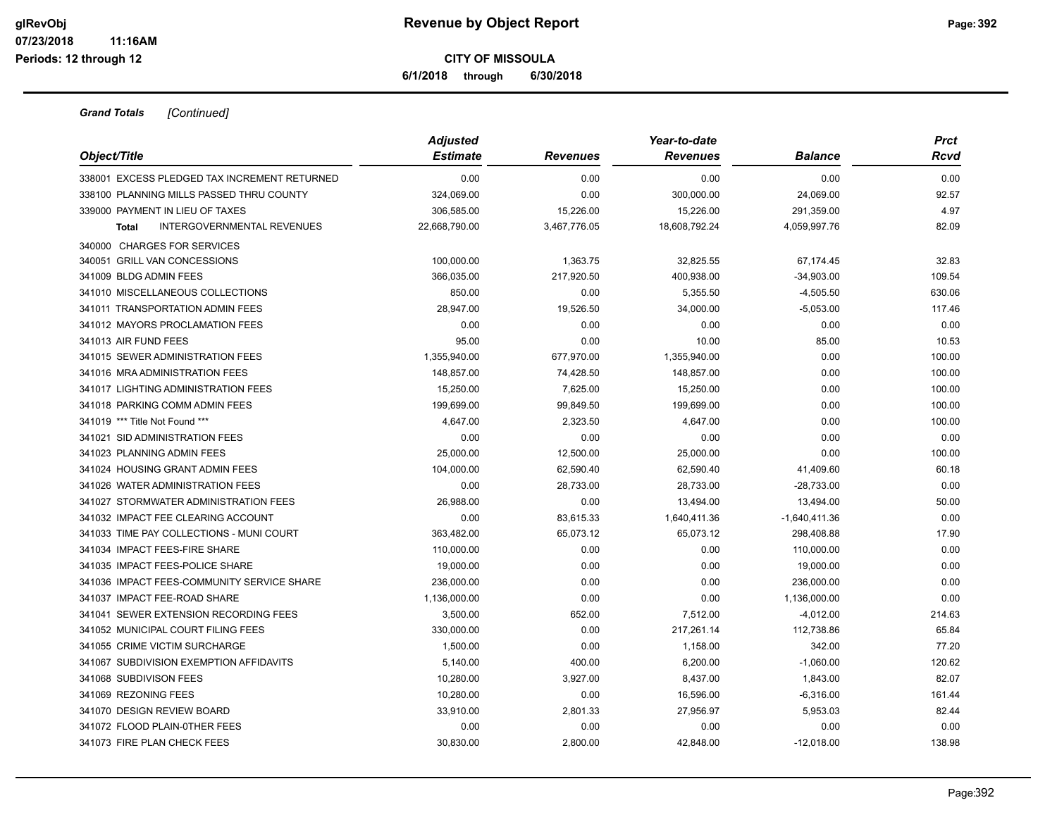# Revenue by Object Report

**CITY OF MISSOULA**

**6/1/2018 through 6/30/2018**

glRevObj
07/23/2018 11:16AM
Periods: 12 through 12

***Grand Totals*** *[Continued]*

| Object/Title | Adjusted Estimate | Revenues | Year-to-date Revenues | Balance | Prct Rcvd |
|---|---|---|---|---|---|
| 338001 EXCESS PLEDGED TAX INCREMENT RETURNED | 0.00 | 0.00 | 0.00 | 0.00 | 0.00 |
| 338100 PLANNING MILLS PASSED THRU COUNTY | 324,069.00 | 0.00 | 300,000.00 | 24,069.00 | 92.57 |
| 339000 PAYMENT IN LIEU OF TAXES | 306,585.00 | 15,226.00 | 15,226.00 | 291,359.00 | 4.97 |
| **Total** INTERGOVERNMENTAL REVENUES | 22,668,790.00 | 3,467,776.05 | 18,608,792.24 | 4,059,997.76 | 82.09 |
| 340000 CHARGES FOR SERVICES | | | | | |
| 340051 GRILL VAN CONCESSIONS | 100,000.00 | 1,363.75 | 32,825.55 | 67,174.45 | 32.83 |
| 341009 BLDG ADMIN FEES | 366,035.00 | 217,920.50 | 400,938.00 | -34,903.00 | 109.54 |
| 341010 MISCELLANEOUS COLLECTIONS | 850.00 | 0.00 | 5,355.50 | -4,505.50 | 630.06 |
| 341011 TRANSPORTATION ADMIN FEES | 28,947.00 | 19,526.50 | 34,000.00 | -5,053.00 | 117.46 |
| 341012 MAYORS PROCLAMATION FEES | 0.00 | 0.00 | 0.00 | 0.00 | 0.00 |
| 341013 AIR FUND FEES | 95.00 | 0.00 | 10.00 | 85.00 | 10.53 |
| 341015 SEWER ADMINISTRATION FEES | 1,355,940.00 | 677,970.00 | 1,355,940.00 | 0.00 | 100.00 |
| 341016 MRA ADMINISTRATION FEES | 148,857.00 | 74,428.50 | 148,857.00 | 0.00 | 100.00 |
| 341017 LIGHTING ADMINISTRATION FEES | 15,250.00 | 7,625.00 | 15,250.00 | 0.00 | 100.00 |
| 341018 PARKING COMM ADMIN FEES | 199,699.00 | 99,849.50 | 199,699.00 | 0.00 | 100.00 |
| 341019 *** Title Not Found *** | 4,647.00 | 2,323.50 | 4,647.00 | 0.00 | 100.00 |
| 341021 SID ADMINISTRATION FEES | 0.00 | 0.00 | 0.00 | 0.00 | 0.00 |
| 341023 PLANNING ADMIN FEES | 25,000.00 | 12,500.00 | 25,000.00 | 0.00 | 100.00 |
| 341024 HOUSING GRANT ADMIN FEES | 104,000.00 | 62,590.40 | 62,590.40 | 41,409.60 | 60.18 |
| 341026 WATER ADMINISTRATION FEES | 0.00 | 28,733.00 | 28,733.00 | -28,733.00 | 0.00 |
| 341027 STORMWATER ADMINISTRATION FEES | 26,988.00 | 0.00 | 13,494.00 | 13,494.00 | 50.00 |
| 341032 IMPACT FEE CLEARING ACCOUNT | 0.00 | 83,615.33 | 1,640,411.36 | -1,640,411.36 | 0.00 |
| 341033 TIME PAY COLLECTIONS - MUNI COURT | 363,482.00 | 65,073.12 | 65,073.12 | 298,408.88 | 17.90 |
| 341034 IMPACT FEES-FIRE SHARE | 110,000.00 | 0.00 | 0.00 | 110,000.00 | 0.00 |
| 341035 IMPACT FEES-POLICE SHARE | 19,000.00 | 0.00 | 0.00 | 19,000.00 | 0.00 |
| 341036 IMPACT FEES-COMMUNITY SERVICE SHARE | 236,000.00 | 0.00 | 0.00 | 236,000.00 | 0.00 |
| 341037 IMPACT FEE-ROAD SHARE | 1,136,000.00 | 0.00 | 0.00 | 1,136,000.00 | 0.00 |
| 341041 SEWER EXTENSION RECORDING FEES | 3,500.00 | 652.00 | 7,512.00 | -4,012.00 | 214.63 |
| 341052 MUNICIPAL COURT FILING FEES | 330,000.00 | 0.00 | 217,261.14 | 112,738.86 | 65.84 |
| 341055 CRIME VICTIM SURCHARGE | 1,500.00 | 0.00 | 1,158.00 | 342.00 | 77.20 |
| 341067 SUBDIVISION EXEMPTION AFFIDAVITS | 5,140.00 | 400.00 | 6,200.00 | -1,060.00 | 120.62 |
| 341068 SUBDIVISON FEES | 10,280.00 | 3,927.00 | 8,437.00 | 1,843.00 | 82.07 |
| 341069 REZONING FEES | 10,280.00 | 0.00 | 16,596.00 | -6,316.00 | 161.44 |
| 341070 DESIGN REVIEW BOARD | 33,910.00 | 2,801.33 | 27,956.97 | 5,953.03 | 82.44 |
| 341072 FLOOD PLAIN-0THER FEES | 0.00 | 0.00 | 0.00 | 0.00 | 0.00 |
| 341073 FIRE PLAN CHECK FEES | 30,830.00 | 2,800.00 | 42,848.00 | -12,018.00 | 138.98 |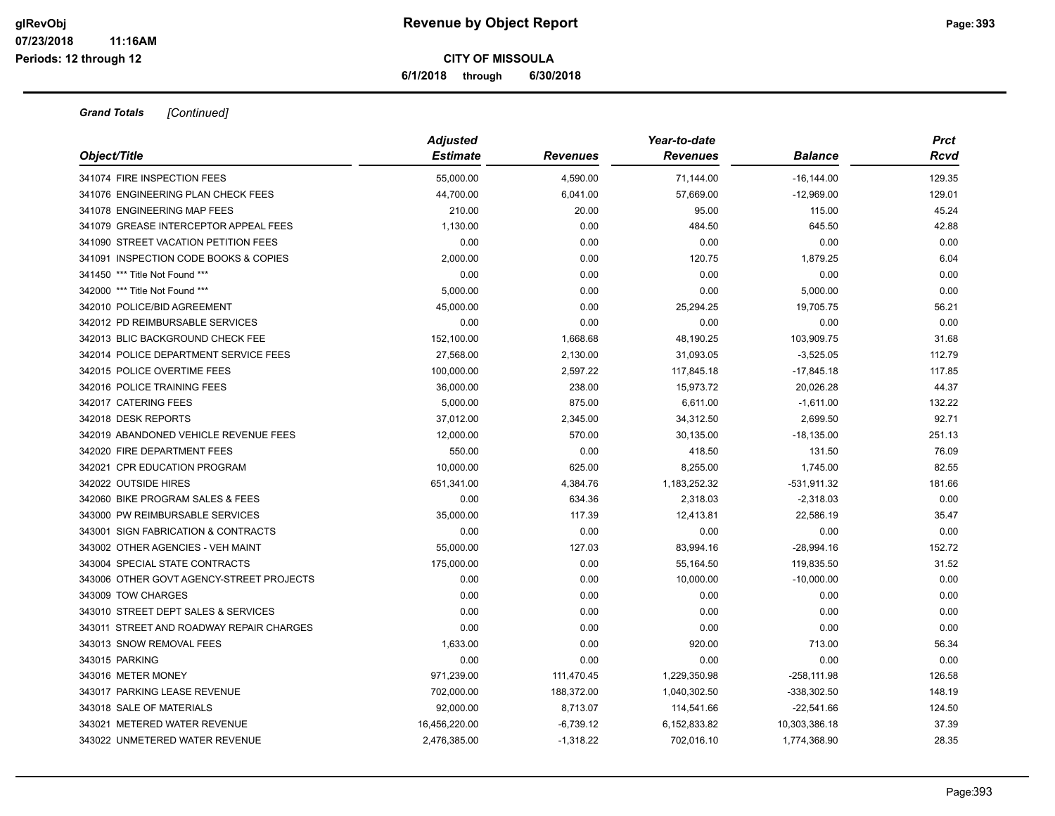**Grand Totals** *[Continued]*

| Object/Title | Adjusted Estimate | Revenues | Year-to-date Revenues | Balance | Prct Rcvd |
|---|---|---|---|---|---|
| 341074 FIRE INSPECTION FEES | 55,000.00 | 4,590.00 | 71,144.00 | -16,144.00 | 129.35 |
| 341076 ENGINEERING PLAN CHECK FEES | 44,700.00 | 6,041.00 | 57,669.00 | -12,969.00 | 129.01 |
| 341078 ENGINEERING MAP FEES | 210.00 | 20.00 | 95.00 | 115.00 | 45.24 |
| 341079 GREASE INTERCEPTOR APPEAL FEES | 1,130.00 | 0.00 | 484.50 | 645.50 | 42.88 |
| 341090 STREET VACATION PETITION FEES | 0.00 | 0.00 | 0.00 | 0.00 | 0.00 |
| 341091 INSPECTION CODE BOOKS & COPIES | 2,000.00 | 0.00 | 120.75 | 1,879.25 | 6.04 |
| 341450 *** Title Not Found *** | 0.00 | 0.00 | 0.00 | 0.00 | 0.00 |
| 342000 *** Title Not Found *** | 5,000.00 | 0.00 | 0.00 | 5,000.00 | 0.00 |
| 342010 POLICE/BID AGREEMENT | 45,000.00 | 0.00 | 25,294.25 | 19,705.75 | 56.21 |
| 342012 PD REIMBURSABLE SERVICES | 0.00 | 0.00 | 0.00 | 0.00 | 0.00 |
| 342013 BLIC BACKGROUND CHECK FEE | 152,100.00 | 1,668.68 | 48,190.25 | 103,909.75 | 31.68 |
| 342014 POLICE DEPARTMENT SERVICE FEES | 27,568.00 | 2,130.00 | 31,093.05 | -3,525.05 | 112.79 |
| 342015 POLICE OVERTIME FEES | 100,000.00 | 2,597.22 | 117,845.18 | -17,845.18 | 117.85 |
| 342016 POLICE TRAINING FEES | 36,000.00 | 238.00 | 15,973.72 | 20,026.28 | 44.37 |
| 342017 CATERING FEES | 5,000.00 | 875.00 | 6,611.00 | -1,611.00 | 132.22 |
| 342018 DESK REPORTS | 37,012.00 | 2,345.00 | 34,312.50 | 2,699.50 | 92.71 |
| 342019 ABANDONED VEHICLE REVENUE FEES | 12,000.00 | 570.00 | 30,135.00 | -18,135.00 | 251.13 |
| 342020 FIRE DEPARTMENT FEES | 550.00 | 0.00 | 418.50 | 131.50 | 76.09 |
| 342021 CPR EDUCATION PROGRAM | 10,000.00 | 625.00 | 8,255.00 | 1,745.00 | 82.55 |
| 342022 OUTSIDE HIRES | 651,341.00 | 4,384.76 | 1,183,252.32 | -531,911.32 | 181.66 |
| 342060 BIKE PROGRAM SALES & FEES | 0.00 | 634.36 | 2,318.03 | -2,318.03 | 0.00 |
| 343000 PW REIMBURSABLE SERVICES | 35,000.00 | 117.39 | 12,413.81 | 22,586.19 | 35.47 |
| 343001 SIGN FABRICATION & CONTRACTS | 0.00 | 0.00 | 0.00 | 0.00 | 0.00 |
| 343002 OTHER AGENCIES - VEH MAINT | 55,000.00 | 127.03 | 83,994.16 | -28,994.16 | 152.72 |
| 343004 SPECIAL STATE CONTRACTS | 175,000.00 | 0.00 | 55,164.50 | 119,835.50 | 31.52 |
| 343006 OTHER GOVT AGENCY-STREET PROJECTS | 0.00 | 0.00 | 10,000.00 | -10,000.00 | 0.00 |
| 343009 TOW CHARGES | 0.00 | 0.00 | 0.00 | 0.00 | 0.00 |
| 343010 STREET DEPT SALES & SERVICES | 0.00 | 0.00 | 0.00 | 0.00 | 0.00 |
| 343011 STREET AND ROADWAY REPAIR CHARGES | 0.00 | 0.00 | 0.00 | 0.00 | 0.00 |
| 343013 SNOW REMOVAL FEES | 1,633.00 | 0.00 | 920.00 | 713.00 | 56.34 |
| 343015 PARKING | 0.00 | 0.00 | 0.00 | 0.00 | 0.00 |
| 343016 METER MONEY | 971,239.00 | 111,470.45 | 1,229,350.98 | -258,111.98 | 126.58 |
| 343017 PARKING LEASE REVENUE | 702,000.00 | 188,372.00 | 1,040,302.50 | -338,302.50 | 148.19 |
| 343018 SALE OF MATERIALS | 92,000.00 | 8,713.07 | 114,541.66 | -22,541.66 | 124.50 |
| 343021 METERED WATER REVENUE | 16,456,220.00 | -6,739.12 | 6,152,833.82 | 10,303,386.18 | 37.39 |
| 343022 UNMETERED WATER REVENUE | 2,476,385.00 | -1,318.22 | 702,016.10 | 1,774,368.90 | 28.35 |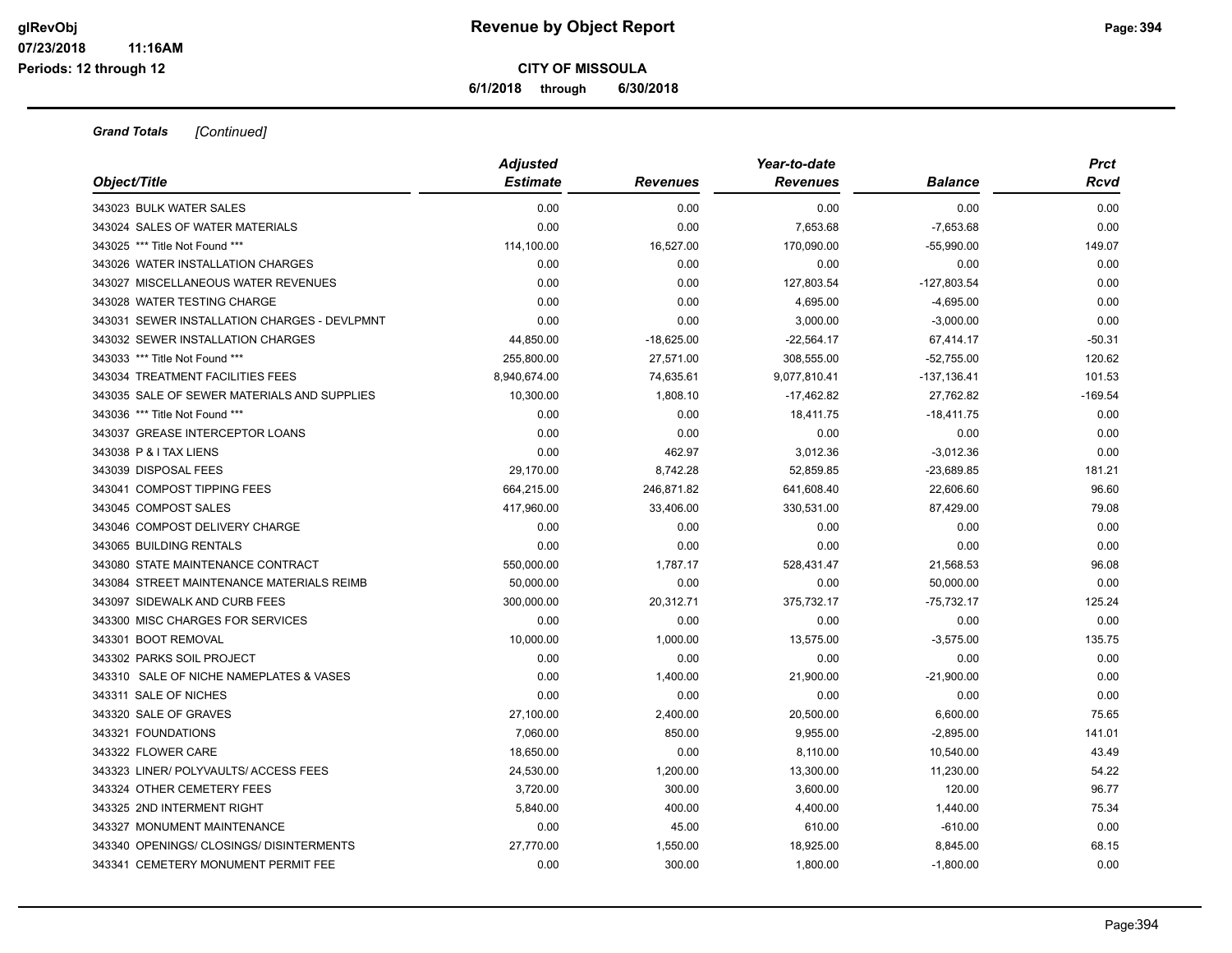**Grand Totals** *[Continued]*

| Object/Title | Adjusted Estimate | Revenues | Year-to-date Revenues | Balance | Prct Rcvd |
|---|---|---|---|---|---|
| 343023 BULK WATER SALES | 0.00 | 0.00 | 0.00 | 0.00 | 0.00 |
| 343024 SALES OF WATER MATERIALS | 0.00 | 0.00 | 7,653.68 | -7,653.68 | 0.00 |
| 343025 *** Title Not Found *** | 114,100.00 | 16,527.00 | 170,090.00 | -55,990.00 | 149.07 |
| 343026 WATER INSTALLATION CHARGES | 0.00 | 0.00 | 0.00 | 0.00 | 0.00 |
| 343027 MISCELLANEOUS WATER REVENUES | 0.00 | 0.00 | 127,803.54 | -127,803.54 | 0.00 |
| 343028 WATER TESTING CHARGE | 0.00 | 0.00 | 4,695.00 | -4,695.00 | 0.00 |
| 343031 SEWER INSTALLATION CHARGES - DEVLPMNT | 0.00 | 0.00 | 3,000.00 | -3,000.00 | 0.00 |
| 343032 SEWER INSTALLATION CHARGES | 44,850.00 | -18,625.00 | -22,564.17 | 67,414.17 | -50.31 |
| 343033 *** Title Not Found *** | 255,800.00 | 27,571.00 | 308,555.00 | -52,755.00 | 120.62 |
| 343034 TREATMENT FACILITIES FEES | 8,940,674.00 | 74,635.61 | 9,077,810.41 | -137,136.41 | 101.53 |
| 343035 SALE OF SEWER MATERIALS AND SUPPLIES | 10,300.00 | 1,808.10 | -17,462.82 | 27,762.82 | -169.54 |
| 343036 *** Title Not Found *** | 0.00 | 0.00 | 18,411.75 | -18,411.75 | 0.00 |
| 343037 GREASE INTERCEPTOR LOANS | 0.00 | 0.00 | 0.00 | 0.00 | 0.00 |
| 343038 P & I TAX LIENS | 0.00 | 462.97 | 3,012.36 | -3,012.36 | 0.00 |
| 343039 DISPOSAL FEES | 29,170.00 | 8,742.28 | 52,859.85 | -23,689.85 | 181.21 |
| 343041 COMPOST TIPPING FEES | 664,215.00 | 246,871.82 | 641,608.40 | 22,606.60 | 96.60 |
| 343045 COMPOST SALES | 417,960.00 | 33,406.00 | 330,531.00 | 87,429.00 | 79.08 |
| 343046 COMPOST DELIVERY CHARGE | 0.00 | 0.00 | 0.00 | 0.00 | 0.00 |
| 343065 BUILDING RENTALS | 0.00 | 0.00 | 0.00 | 0.00 | 0.00 |
| 343080 STATE MAINTENANCE CONTRACT | 550,000.00 | 1,787.17 | 528,431.47 | 21,568.53 | 96.08 |
| 343084 STREET MAINTENANCE MATERIALS REIMB | 50,000.00 | 0.00 | 0.00 | 50,000.00 | 0.00 |
| 343097 SIDEWALK AND CURB FEES | 300,000.00 | 20,312.71 | 375,732.17 | -75,732.17 | 125.24 |
| 343300 MISC CHARGES FOR SERVICES | 0.00 | 0.00 | 0.00 | 0.00 | 0.00 |
| 343301 BOOT REMOVAL | 10,000.00 | 1,000.00 | 13,575.00 | -3,575.00 | 135.75 |
| 343302 PARKS SOIL PROJECT | 0.00 | 0.00 | 0.00 | 0.00 | 0.00 |
| 343310 SALE OF NICHE NAMEPLATES & VASES | 0.00 | 1,400.00 | 21,900.00 | -21,900.00 | 0.00 |
| 343311 SALE OF NICHES | 0.00 | 0.00 | 0.00 | 0.00 | 0.00 |
| 343320 SALE OF GRAVES | 27,100.00 | 2,400.00 | 20,500.00 | 6,600.00 | 75.65 |
| 343321 FOUNDATIONS | 7,060.00 | 850.00 | 9,955.00 | -2,895.00 | 141.01 |
| 343322 FLOWER CARE | 18,650.00 | 0.00 | 8,110.00 | 10,540.00 | 43.49 |
| 343323 LINER/ POLYVAULTS/ ACCESS FEES | 24,530.00 | 1,200.00 | 13,300.00 | 11,230.00 | 54.22 |
| 343324 OTHER CEMETERY FEES | 3,720.00 | 300.00 | 3,600.00 | 120.00 | 96.77 |
| 343325 2ND INTERMENT RIGHT | 5,840.00 | 400.00 | 4,400.00 | 1,440.00 | 75.34 |
| 343327 MONUMENT MAINTENANCE | 0.00 | 45.00 | 610.00 | -610.00 | 0.00 |
| 343340 OPENINGS/ CLOSINGS/ DISINTERMENTS | 27,770.00 | 1,550.00 | 18,925.00 | 8,845.00 | 68.15 |
| 343341 CEMETERY MONUMENT PERMIT FEE | 0.00 | 300.00 | 1,800.00 | -1,800.00 | 0.00 |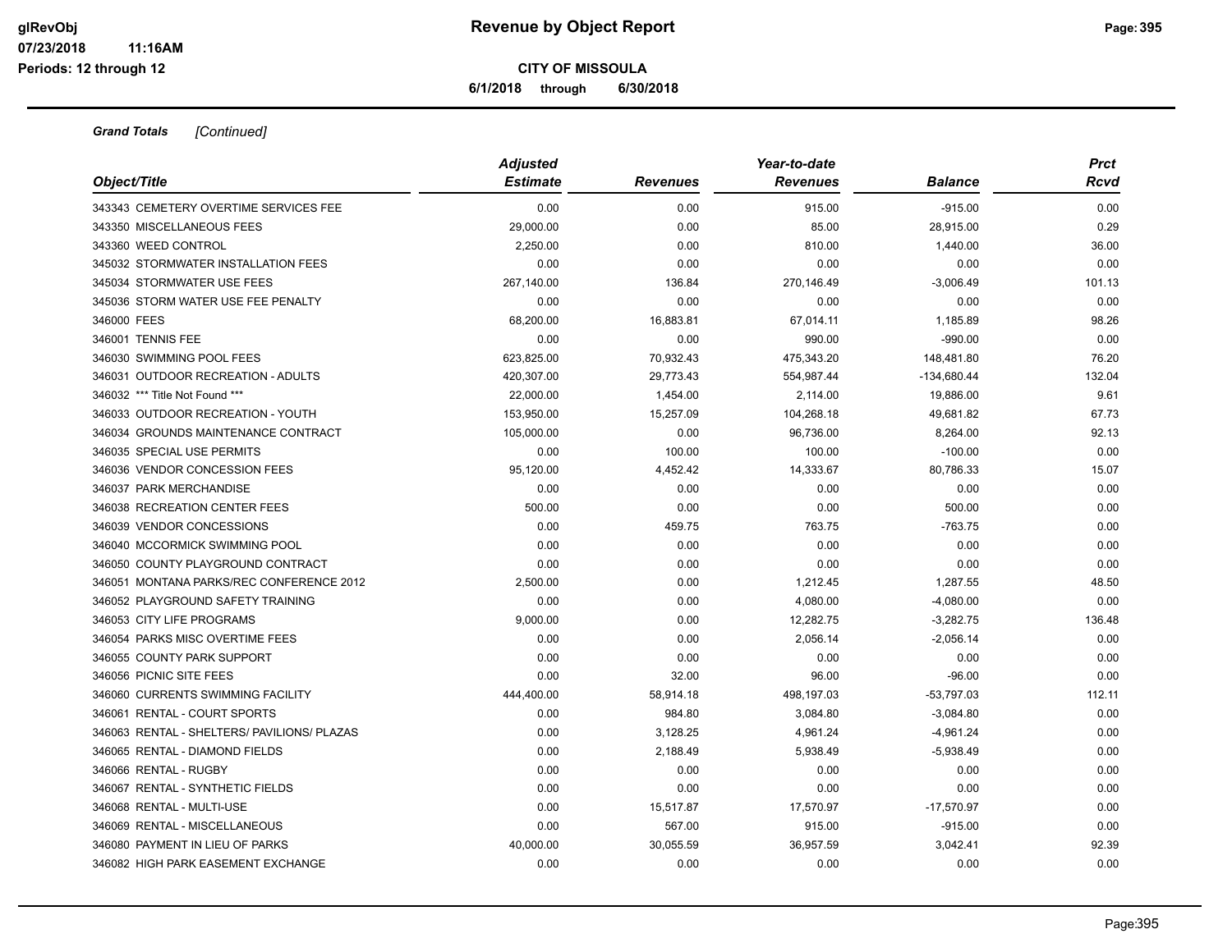**CITY OF MISSOULA**

**6/1/2018 through 6/30/2018**

***Grand Totals*** *[Continued]*

| Object/Title | Adjusted Estimate | Revenues | Year-to-date Revenues | Balance | Prct Rcvd |
|---|---|---|---|---|---|
| 343343 CEMETERY OVERTIME SERVICES FEE | 0.00 | 0.00 | 915.00 | -915.00 | 0.00 |
| 343350 MISCELLANEOUS FEES | 29,000.00 | 0.00 | 85.00 | 28,915.00 | 0.29 |
| 343360 WEED CONTROL | 2,250.00 | 0.00 | 810.00 | 1,440.00 | 36.00 |
| 345032 STORMWATER INSTALLATION FEES | 0.00 | 0.00 | 0.00 | 0.00 | 0.00 |
| 345034 STORMWATER USE FEES | 267,140.00 | 136.84 | 270,146.49 | -3,006.49 | 101.13 |
| 345036 STORM WATER USE FEE PENALTY | 0.00 | 0.00 | 0.00 | 0.00 | 0.00 |
| 346000 FEES | 68,200.00 | 16,883.81 | 67,014.11 | 1,185.89 | 98.26 |
| 346001 TENNIS FEE | 0.00 | 0.00 | 990.00 | -990.00 | 0.00 |
| 346030 SWIMMING POOL FEES | 623,825.00 | 70,932.43 | 475,343.20 | 148,481.80 | 76.20 |
| 346031 OUTDOOR RECREATION - ADULTS | 420,307.00 | 29,773.43 | 554,987.44 | -134,680.44 | 132.04 |
| 346032 *** Title Not Found *** | 22,000.00 | 1,454.00 | 2,114.00 | 19,886.00 | 9.61 |
| 346033 OUTDOOR RECREATION - YOUTH | 153,950.00 | 15,257.09 | 104,268.18 | 49,681.82 | 67.73 |
| 346034 GROUNDS MAINTENANCE CONTRACT | 105,000.00 | 0.00 | 96,736.00 | 8,264.00 | 92.13 |
| 346035 SPECIAL USE PERMITS | 0.00 | 100.00 | 100.00 | -100.00 | 0.00 |
| 346036 VENDOR CONCESSION FEES | 95,120.00 | 4,452.42 | 14,333.67 | 80,786.33 | 15.07 |
| 346037 PARK MERCHANDISE | 0.00 | 0.00 | 0.00 | 0.00 | 0.00 |
| 346038 RECREATION CENTER FEES | 500.00 | 0.00 | 0.00 | 500.00 | 0.00 |
| 346039 VENDOR CONCESSIONS | 0.00 | 459.75 | 763.75 | -763.75 | 0.00 |
| 346040 MCCORMICK SWIMMING POOL | 0.00 | 0.00 | 0.00 | 0.00 | 0.00 |
| 346050 COUNTY PLAYGROUND CONTRACT | 0.00 | 0.00 | 0.00 | 0.00 | 0.00 |
| 346051 MONTANA PARKS/REC CONFERENCE 2012 | 2,500.00 | 0.00 | 1,212.45 | 1,287.55 | 48.50 |
| 346052 PLAYGROUND SAFETY TRAINING | 0.00 | 0.00 | 4,080.00 | -4,080.00 | 0.00 |
| 346053 CITY LIFE PROGRAMS | 9,000.00 | 0.00 | 12,282.75 | -3,282.75 | 136.48 |
| 346054 PARKS MISC OVERTIME FEES | 0.00 | 0.00 | 2,056.14 | -2,056.14 | 0.00 |
| 346055 COUNTY PARK SUPPORT | 0.00 | 0.00 | 0.00 | 0.00 | 0.00 |
| 346056 PICNIC SITE FEES | 0.00 | 32.00 | 96.00 | -96.00 | 0.00 |
| 346060 CURRENTS SWIMMING FACILITY | 444,400.00 | 58,914.18 | 498,197.03 | -53,797.03 | 112.11 |
| 346061 RENTAL - COURT SPORTS | 0.00 | 984.80 | 3,084.80 | -3,084.80 | 0.00 |
| 346063 RENTAL - SHELTERS/ PAVILIONS/ PLAZAS | 0.00 | 3,128.25 | 4,961.24 | -4,961.24 | 0.00 |
| 346065 RENTAL - DIAMOND FIELDS | 0.00 | 2,188.49 | 5,938.49 | -5,938.49 | 0.00 |
| 346066 RENTAL - RUGBY | 0.00 | 0.00 | 0.00 | 0.00 | 0.00 |
| 346067 RENTAL - SYNTHETIC FIELDS | 0.00 | 0.00 | 0.00 | 0.00 | 0.00 |
| 346068 RENTAL - MULTI-USE | 0.00 | 15,517.87 | 17,570.97 | -17,570.97 | 0.00 |
| 346069 RENTAL - MISCELLANEOUS | 0.00 | 567.00 | 915.00 | -915.00 | 0.00 |
| 346080 PAYMENT IN LIEU OF PARKS | 40,000.00 | 30,055.59 | 36,957.59 | 3,042.41 | 92.39 |
| 346082 HIGH PARK EASEMENT EXCHANGE | 0.00 | 0.00 | 0.00 | 0.00 | 0.00 |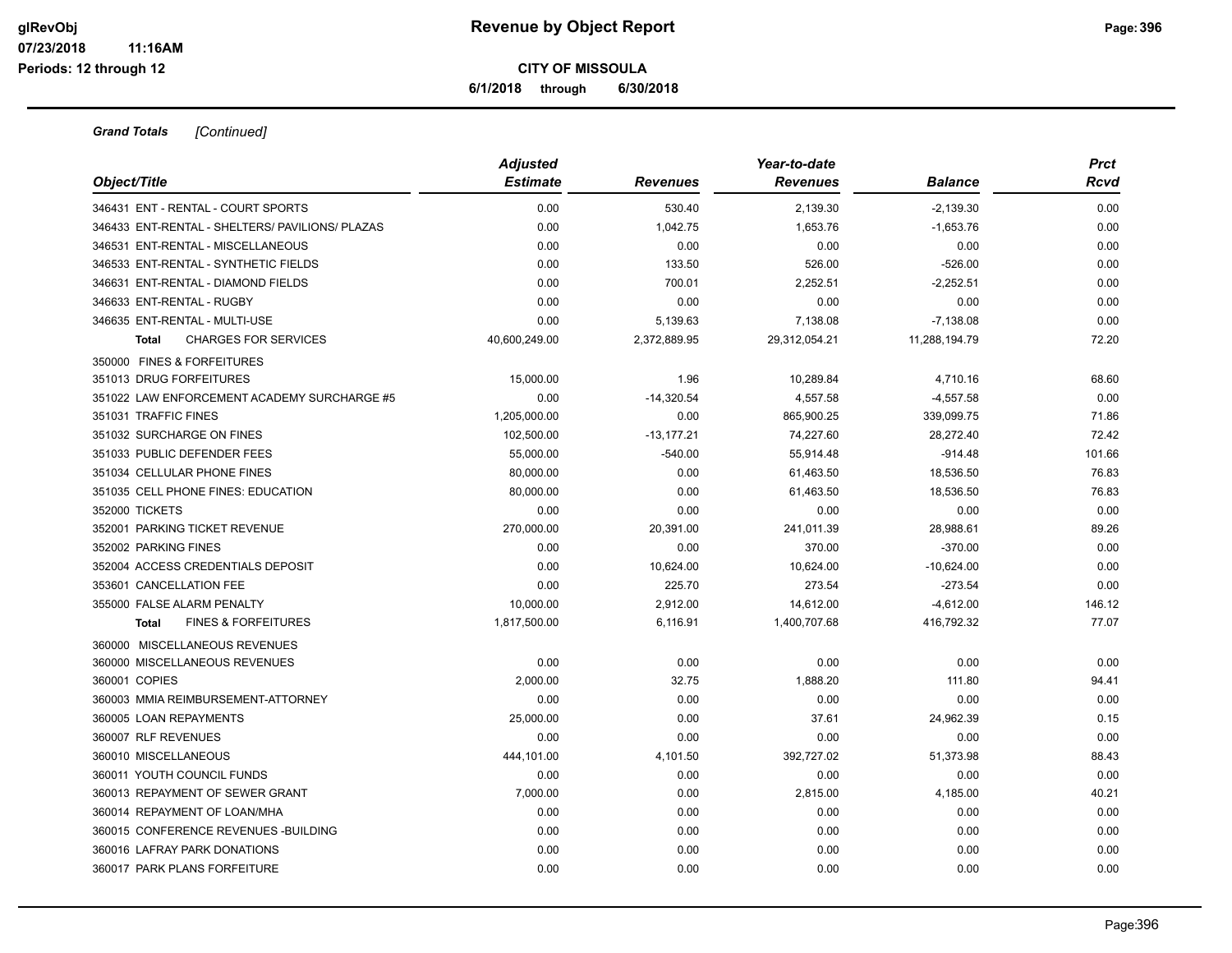**CITY OF MISSOULA**

**6/1/2018 through 6/30/2018**

***Grand Totals*** *[Continued]*

| Object/Title | Adjusted Estimate | Revenues | Year-to-date Revenues | Balance | Prct Rcvd |
|---|---|---|---|---|---|
| 346431 ENT - RENTAL - COURT SPORTS | 0.00 | 530.40 | 2,139.30 | -2,139.30 | 0.00 |
| 346433 ENT-RENTAL - SHELTERS/ PAVILIONS/ PLAZAS | 0.00 | 1,042.75 | 1,653.76 | -1,653.76 | 0.00 |
| 346531 ENT-RENTAL - MISCELLANEOUS | 0.00 | 0.00 | 0.00 | 0.00 | 0.00 |
| 346533 ENT-RENTAL - SYNTHETIC FIELDS | 0.00 | 133.50 | 526.00 | -526.00 | 0.00 |
| 346631 ENT-RENTAL - DIAMOND FIELDS | 0.00 | 700.01 | 2,252.51 | -2,252.51 | 0.00 |
| 346633 ENT-RENTAL - RUGBY | 0.00 | 0.00 | 0.00 | 0.00 | 0.00 |
| 346635 ENT-RENTAL - MULTI-USE | 0.00 | 5,139.63 | 7,138.08 | -7,138.08 | 0.00 |
| **Total** CHARGES FOR SERVICES | 40,600,249.00 | 2,372,889.95 | 29,312,054.21 | 11,288,194.79 | 72.20 |
| 350000 FINES & FORFEITURES | | | | | |
| 351013 DRUG FORFEITURES | 15,000.00 | 1.96 | 10,289.84 | 4,710.16 | 68.60 |
| 351022 LAW ENFORCEMENT ACADEMY SURCHARGE #5 | 0.00 | -14,320.54 | 4,557.58 | -4,557.58 | 0.00 |
| 351031 TRAFFIC FINES | 1,205,000.00 | 0.00 | 865,900.25 | 339,099.75 | 71.86 |
| 351032 SURCHARGE ON FINES | 102,500.00 | -13,177.21 | 74,227.60 | 28,272.40 | 72.42 |
| 351033 PUBLIC DEFENDER FEES | 55,000.00 | -540.00 | 55,914.48 | -914.48 | 101.66 |
| 351034 CELLULAR PHONE FINES | 80,000.00 | 0.00 | 61,463.50 | 18,536.50 | 76.83 |
| 351035 CELL PHONE FINES: EDUCATION | 80,000.00 | 0.00 | 61,463.50 | 18,536.50 | 76.83 |
| 352000 TICKETS | 0.00 | 0.00 | 0.00 | 0.00 | 0.00 |
| 352001 PARKING TICKET REVENUE | 270,000.00 | 20,391.00 | 241,011.39 | 28,988.61 | 89.26 |
| 352002 PARKING FINES | 0.00 | 0.00 | 370.00 | -370.00 | 0.00 |
| 352004 ACCESS CREDENTIALS DEPOSIT | 0.00 | 10,624.00 | 10,624.00 | -10,624.00 | 0.00 |
| 353601 CANCELLATION FEE | 0.00 | 225.70 | 273.54 | -273.54 | 0.00 |
| 355000 FALSE ALARM PENALTY | 10,000.00 | 2,912.00 | 14,612.00 | -4,612.00 | 146.12 |
| **Total** FINES & FORFEITURES | 1,817,500.00 | 6,116.91 | 1,400,707.68 | 416,792.32 | 77.07 |
| 360000 MISCELLANEOUS REVENUES | | | | | |
| 360000 MISCELLANEOUS REVENUES | 0.00 | 0.00 | 0.00 | 0.00 | 0.00 |
| 360001 COPIES | 2,000.00 | 32.75 | 1,888.20 | 111.80 | 94.41 |
| 360003 MMIA REIMBURSEMENT-ATTORNEY | 0.00 | 0.00 | 0.00 | 0.00 | 0.00 |
| 360005 LOAN REPAYMENTS | 25,000.00 | 0.00 | 37.61 | 24,962.39 | 0.15 |
| 360007 RLF REVENUES | 0.00 | 0.00 | 0.00 | 0.00 | 0.00 |
| 360010 MISCELLANEOUS | 444,101.00 | 4,101.50 | 392,727.02 | 51,373.98 | 88.43 |
| 360011 YOUTH COUNCIL FUNDS | 0.00 | 0.00 | 0.00 | 0.00 | 0.00 |
| 360013 REPAYMENT OF SEWER GRANT | 7,000.00 | 0.00 | 2,815.00 | 4,185.00 | 40.21 |
| 360014 REPAYMENT OF LOAN/MHA | 0.00 | 0.00 | 0.00 | 0.00 | 0.00 |
| 360015 CONFERENCE REVENUES -BUILDING | 0.00 | 0.00 | 0.00 | 0.00 | 0.00 |
| 360016 LAFRAY PARK DONATIONS | 0.00 | 0.00 | 0.00 | 0.00 | 0.00 |
| 360017 PARK PLANS FORFEITURE | 0.00 | 0.00 | 0.00 | 0.00 | 0.00 |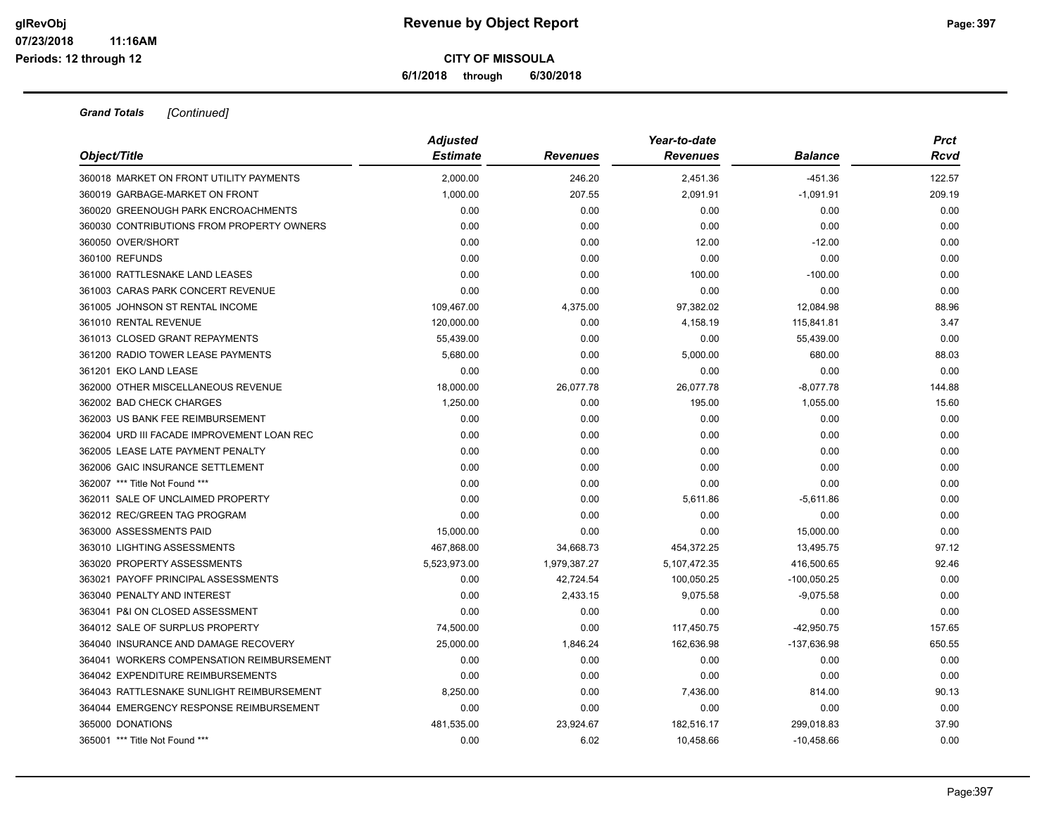**CITY OF MISSOULA**

**6/1/2018 through 6/30/2018**

***Grand Totals*** *[Continued]*

| *Object/Title* | *Adjusted Estimate* | *Revenues* | *Year-to-date Revenues* | *Balance* | *Prct Rcvd* |
|---|---|---|---|---|---|
| 360018 MARKET ON FRONT UTILITY PAYMENTS | 2,000.00 | 246.20 | 2,451.36 | -451.36 | 122.57 |
| 360019 GARBAGE-MARKET ON FRONT | 1,000.00 | 207.55 | 2,091.91 | -1,091.91 | 209.19 |
| 360020 GREENOUGH PARK ENCROACHMENTS | 0.00 | 0.00 | 0.00 | 0.00 | 0.00 |
| 360030 CONTRIBUTIONS FROM PROPERTY OWNERS | 0.00 | 0.00 | 0.00 | 0.00 | 0.00 |
| 360050 OVER/SHORT | 0.00 | 0.00 | 12.00 | -12.00 | 0.00 |
| 360100 REFUNDS | 0.00 | 0.00 | 0.00 | 0.00 | 0.00 |
| 361000 RATTLESNAKE LAND LEASES | 0.00 | 0.00 | 100.00 | -100.00 | 0.00 |
| 361003 CARAS PARK CONCERT REVENUE | 0.00 | 0.00 | 0.00 | 0.00 | 0.00 |
| 361005 JOHNSON ST RENTAL INCOME | 109,467.00 | 4,375.00 | 97,382.02 | 12,084.98 | 88.96 |
| 361010 RENTAL REVENUE | 120,000.00 | 0.00 | 4,158.19 | 115,841.81 | 3.47 |
| 361013 CLOSED GRANT REPAYMENTS | 55,439.00 | 0.00 | 0.00 | 55,439.00 | 0.00 |
| 361200 RADIO TOWER LEASE PAYMENTS | 5,680.00 | 0.00 | 5,000.00 | 680.00 | 88.03 |
| 361201 EKO LAND LEASE | 0.00 | 0.00 | 0.00 | 0.00 | 0.00 |
| 362000 OTHER MISCELLANEOUS REVENUE | 18,000.00 | 26,077.78 | 26,077.78 | -8,077.78 | 144.88 |
| 362002 BAD CHECK CHARGES | 1,250.00 | 0.00 | 195.00 | 1,055.00 | 15.60 |
| 362003 US BANK FEE REIMBURSEMENT | 0.00 | 0.00 | 0.00 | 0.00 | 0.00 |
| 362004 URD III FACADE IMPROVEMENT LOAN REC | 0.00 | 0.00 | 0.00 | 0.00 | 0.00 |
| 362005 LEASE LATE PAYMENT PENALTY | 0.00 | 0.00 | 0.00 | 0.00 | 0.00 |
| 362006 GAIC INSURANCE SETTLEMENT | 0.00 | 0.00 | 0.00 | 0.00 | 0.00 |
| 362007 *** Title Not Found *** | 0.00 | 0.00 | 0.00 | 0.00 | 0.00 |
| 362011 SALE OF UNCLAIMED PROPERTY | 0.00 | 0.00 | 5,611.86 | -5,611.86 | 0.00 |
| 362012 REC/GREEN TAG PROGRAM | 0.00 | 0.00 | 0.00 | 0.00 | 0.00 |
| 363000 ASSESSMENTS PAID | 15,000.00 | 0.00 | 0.00 | 15,000.00 | 0.00 |
| 363010 LIGHTING ASSESSMENTS | 467,868.00 | 34,668.73 | 454,372.25 | 13,495.75 | 97.12 |
| 363020 PROPERTY ASSESSMENTS | 5,523,973.00 | 1,979,387.27 | 5,107,472.35 | 416,500.65 | 92.46 |
| 363021 PAYOFF PRINCIPAL ASSESSMENTS | 0.00 | 42,724.54 | 100,050.25 | -100,050.25 | 0.00 |
| 363040 PENALTY AND INTEREST | 0.00 | 2,433.15 | 9,075.58 | -9,075.58 | 0.00 |
| 363041 P&I ON CLOSED ASSESSMENT | 0.00 | 0.00 | 0.00 | 0.00 | 0.00 |
| 364012 SALE OF SURPLUS PROPERTY | 74,500.00 | 0.00 | 117,450.75 | -42,950.75 | 157.65 |
| 364040 INSURANCE AND DAMAGE RECOVERY | 25,000.00 | 1,846.24 | 162,636.98 | -137,636.98 | 650.55 |
| 364041 WORKERS COMPENSATION REIMBURSEMENT | 0.00 | 0.00 | 0.00 | 0.00 | 0.00 |
| 364042 EXPENDITURE REIMBURSEMENTS | 0.00 | 0.00 | 0.00 | 0.00 | 0.00 |
| 364043 RATTLESNAKE SUNLIGHT REIMBURSEMENT | 8,250.00 | 0.00 | 7,436.00 | 814.00 | 90.13 |
| 364044 EMERGENCY RESPONSE REIMBURSEMENT | 0.00 | 0.00 | 0.00 | 0.00 | 0.00 |
| 365000 DONATIONS | 481,535.00 | 23,924.67 | 182,516.17 | 299,018.83 | 37.90 |
| 365001 *** Title Not Found *** | 0.00 | 6.02 | 10,458.66 | -10,458.66 | 0.00 |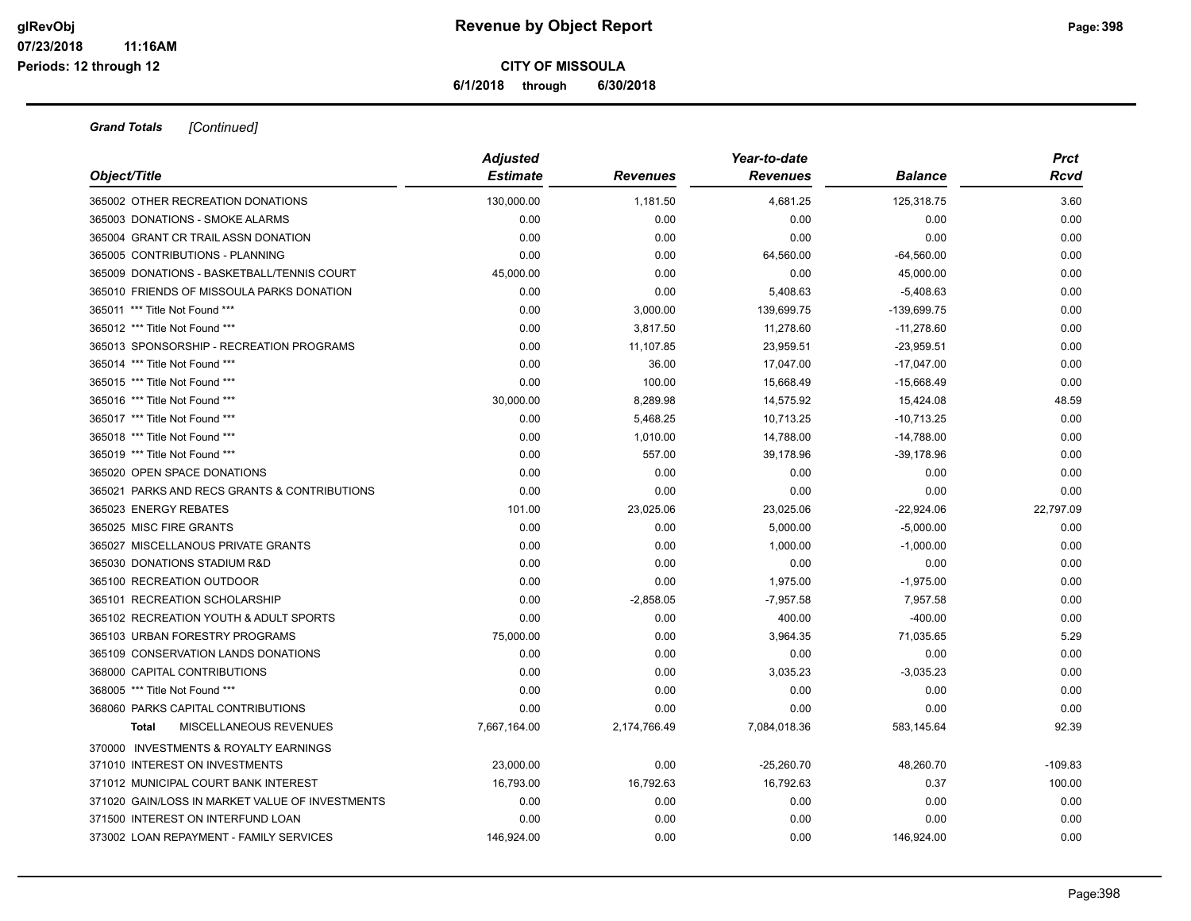**CITY OF MISSOULA**

**6/1/2018 through 6/30/2018**

***Grand Totals*** *[Continued]*

| Object/Title | Adjusted Estimate | Revenues | Year-to-date Revenues | Balance | Prct Rcvd |
|---|---|---|---|---|---|
| 365002 OTHER RECREATION DONATIONS | 130,000.00 | 1,181.50 | 4,681.25 | 125,318.75 | 3.60 |
| 365003 DONATIONS - SMOKE ALARMS | 0.00 | 0.00 | 0.00 | 0.00 | 0.00 |
| 365004 GRANT CR TRAIL ASSN DONATION | 0.00 | 0.00 | 0.00 | 0.00 | 0.00 |
| 365005 CONTRIBUTIONS - PLANNING | 0.00 | 0.00 | 64,560.00 | -64,560.00 | 0.00 |
| 365009 DONATIONS - BASKETBALL/TENNIS COURT | 45,000.00 | 0.00 | 0.00 | 45,000.00 | 0.00 |
| 365010 FRIENDS OF MISSOULA PARKS DONATION | 0.00 | 0.00 | 5,408.63 | -5,408.63 | 0.00 |
| 365011 *** Title Not Found *** | 0.00 | 3,000.00 | 139,699.75 | -139,699.75 | 0.00 |
| 365012 *** Title Not Found *** | 0.00 | 3,817.50 | 11,278.60 | -11,278.60 | 0.00 |
| 365013 SPONSORSHIP - RECREATION PROGRAMS | 0.00 | 11,107.85 | 23,959.51 | -23,959.51 | 0.00 |
| 365014 *** Title Not Found *** | 0.00 | 36.00 | 17,047.00 | -17,047.00 | 0.00 |
| 365015 *** Title Not Found *** | 0.00 | 100.00 | 15,668.49 | -15,668.49 | 0.00 |
| 365016 *** Title Not Found *** | 30,000.00 | 8,289.98 | 14,575.92 | 15,424.08 | 48.59 |
| 365017 *** Title Not Found *** | 0.00 | 5,468.25 | 10,713.25 | -10,713.25 | 0.00 |
| 365018 *** Title Not Found *** | 0.00 | 1,010.00 | 14,788.00 | -14,788.00 | 0.00 |
| 365019 *** Title Not Found *** | 0.00 | 557.00 | 39,178.96 | -39,178.96 | 0.00 |
| 365020 OPEN SPACE DONATIONS | 0.00 | 0.00 | 0.00 | 0.00 | 0.00 |
| 365021 PARKS AND RECS GRANTS & CONTRIBUTIONS | 0.00 | 0.00 | 0.00 | 0.00 | 0.00 |
| 365023 ENERGY REBATES | 101.00 | 23,025.06 | 23,025.06 | -22,924.06 | 22,797.09 |
| 365025 MISC FIRE GRANTS | 0.00 | 0.00 | 5,000.00 | -5,000.00 | 0.00 |
| 365027 MISCELLANOUS PRIVATE GRANTS | 0.00 | 0.00 | 1,000.00 | -1,000.00 | 0.00 |
| 365030 DONATIONS STADIUM R&D | 0.00 | 0.00 | 0.00 | 0.00 | 0.00 |
| 365100 RECREATION OUTDOOR | 0.00 | 0.00 | 1,975.00 | -1,975.00 | 0.00 |
| 365101 RECREATION SCHOLARSHIP | 0.00 | -2,858.05 | -7,957.58 | 7,957.58 | 0.00 |
| 365102 RECREATION YOUTH & ADULT SPORTS | 0.00 | 0.00 | 400.00 | -400.00 | 0.00 |
| 365103 URBAN FORESTRY PROGRAMS | 75,000.00 | 0.00 | 3,964.35 | 71,035.65 | 5.29 |
| 365109 CONSERVATION LANDS DONATIONS | 0.00 | 0.00 | 0.00 | 0.00 | 0.00 |
| 368000 CAPITAL CONTRIBUTIONS | 0.00 | 0.00 | 3,035.23 | -3,035.23 | 0.00 |
| 368005 *** Title Not Found *** | 0.00 | 0.00 | 0.00 | 0.00 | 0.00 |
| 368060 PARKS CAPITAL CONTRIBUTIONS | 0.00 | 0.00 | 0.00 | 0.00 | 0.00 |
| **Total** MISCELLANEOUS REVENUES | 7,667,164.00 | 2,174,766.49 | 7,084,018.36 | 583,145.64 | 92.39 |
| 370000 INVESTMENTS & ROYALTY EARNINGS | | | | | |
| 371010 INTEREST ON INVESTMENTS | 23,000.00 | 0.00 | -25,260.70 | 48,260.70 | -109.83 |
| 371012 MUNICIPAL COURT BANK INTEREST | 16,793.00 | 16,792.63 | 16,792.63 | 0.37 | 100.00 |
| 371020 GAIN/LOSS IN MARKET VALUE OF INVESTMENTS | 0.00 | 0.00 | 0.00 | 0.00 | 0.00 |
| 371500 INTEREST ON INTERFUND LOAN | 0.00 | 0.00 | 0.00 | 0.00 | 0.00 |
| 373002 LOAN REPAYMENT - FAMILY SERVICES | 146,924.00 | 0.00 | 0.00 | 146,924.00 | 0.00 |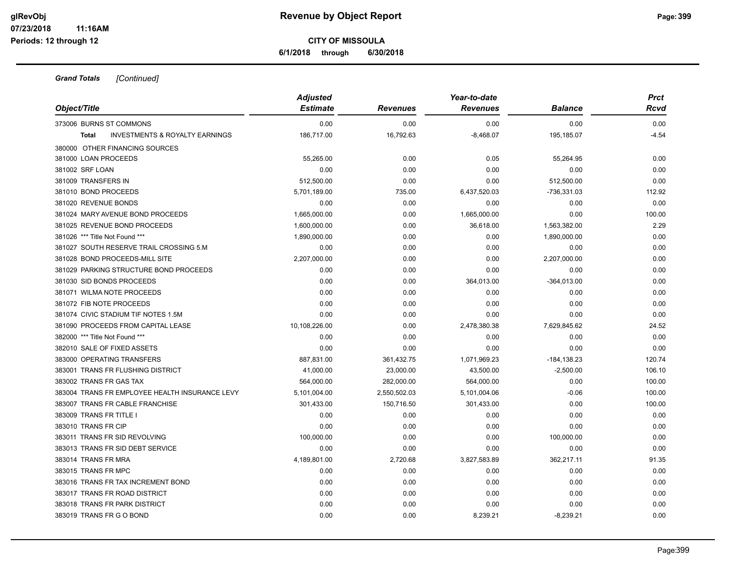# Revenue by Object Report

**CITY OF MISSOULA**

**6/1/2018 through 6/30/2018**

glRevObj
07/23/2018 11:16AM
Periods: 12 through 12

***Grand Totals*** *[Continued]*

| Object/Title | Adjusted Estimate | Revenues | Year-to-date Revenues | Balance | Prct Rcvd |
|---|---|---|---|---|---|
| 373006 BURNS ST COMMONS | 0.00 | 0.00 | 0.00 | 0.00 | 0.00 |
| **Total** INVESTMENTS & ROYALTY EARNINGS | 186,717.00 | 16,792.63 | -8,468.07 | 195,185.07 | -4.54 |
| 380000 OTHER FINANCING SOURCES | | | | | |
| 381000 LOAN PROCEEDS | 55,265.00 | 0.00 | 0.05 | 55,264.95 | 0.00 |
| 381002 SRF LOAN | 0.00 | 0.00 | 0.00 | 0.00 | 0.00 |
| 381009 TRANSFERS IN | 512,500.00 | 0.00 | 0.00 | 512,500.00 | 0.00 |
| 381010 BOND PROCEEDS | 5,701,189.00 | 735.00 | 6,437,520.03 | -736,331.03 | 112.92 |
| 381020 REVENUE BONDS | 0.00 | 0.00 | 0.00 | 0.00 | 0.00 |
| 381024 MARY AVENUE BOND PROCEEDS | 1,665,000.00 | 0.00 | 1,665,000.00 | 0.00 | 100.00 |
| 381025 REVENUE BOND PROCEEDS | 1,600,000.00 | 0.00 | 36,618.00 | 1,563,382.00 | 2.29 |
| 381026 *** Title Not Found *** | 1,890,000.00 | 0.00 | 0.00 | 1,890,000.00 | 0.00 |
| 381027 SOUTH RESERVE TRAIL CROSSING 5.M | 0.00 | 0.00 | 0.00 | 0.00 | 0.00 |
| 381028 BOND PROCEEDS-MILL SITE | 2,207,000.00 | 0.00 | 0.00 | 2,207,000.00 | 0.00 |
| 381029 PARKING STRUCTURE BOND PROCEEDS | 0.00 | 0.00 | 0.00 | 0.00 | 0.00 |
| 381030 SID BONDS PROCEEDS | 0.00 | 0.00 | 364,013.00 | -364,013.00 | 0.00 |
| 381071 WILMA NOTE PROCEEDS | 0.00 | 0.00 | 0.00 | 0.00 | 0.00 |
| 381072 FIB NOTE PROCEEDS | 0.00 | 0.00 | 0.00 | 0.00 | 0.00 |
| 381074 CIVIC STADIUM TIF NOTES 1.5M | 0.00 | 0.00 | 0.00 | 0.00 | 0.00 |
| 381090 PROCEEDS FROM CAPITAL LEASE | 10,108,226.00 | 0.00 | 2,478,380.38 | 7,629,845.62 | 24.52 |
| 382000 *** Title Not Found *** | 0.00 | 0.00 | 0.00 | 0.00 | 0.00 |
| 382010 SALE OF FIXED ASSETS | 0.00 | 0.00 | 0.00 | 0.00 | 0.00 |
| 383000 OPERATING TRANSFERS | 887,831.00 | 361,432.75 | 1,071,969.23 | -184,138.23 | 120.74 |
| 383001 TRANS FR FLUSHING DISTRICT | 41,000.00 | 23,000.00 | 43,500.00 | -2,500.00 | 106.10 |
| 383002 TRANS FR GAS TAX | 564,000.00 | 282,000.00 | 564,000.00 | 0.00 | 100.00 |
| 383004 TRANS FR EMPLOYEE HEALTH INSURANCE LEVY | 5,101,004.00 | 2,550,502.03 | 5,101,004.06 | -0.06 | 100.00 |
| 383007 TRANS FR CABLE FRANCHISE | 301,433.00 | 150,716.50 | 301,433.00 | 0.00 | 100.00 |
| 383009 TRANS FR TITLE I | 0.00 | 0.00 | 0.00 | 0.00 | 0.00 |
| 383010 TRANS FR CIP | 0.00 | 0.00 | 0.00 | 0.00 | 0.00 |
| 383011 TRANS FR SID REVOLVING | 100,000.00 | 0.00 | 0.00 | 100,000.00 | 0.00 |
| 383013 TRANS FR SID DEBT SERVICE | 0.00 | 0.00 | 0.00 | 0.00 | 0.00 |
| 383014 TRANS FR MRA | 4,189,801.00 | 2,720.68 | 3,827,583.89 | 362,217.11 | 91.35 |
| 383015 TRANS FR MPC | 0.00 | 0.00 | 0.00 | 0.00 | 0.00 |
| 383016 TRANS FR TAX INCREMENT BOND | 0.00 | 0.00 | 0.00 | 0.00 | 0.00 |
| 383017 TRANS FR ROAD DISTRICT | 0.00 | 0.00 | 0.00 | 0.00 | 0.00 |
| 383018 TRANS FR PARK DISTRICT | 0.00 | 0.00 | 0.00 | 0.00 | 0.00 |
| 383019 TRANS FR G O BOND | 0.00 | 0.00 | 8,239.21 | -8,239.21 | 0.00 |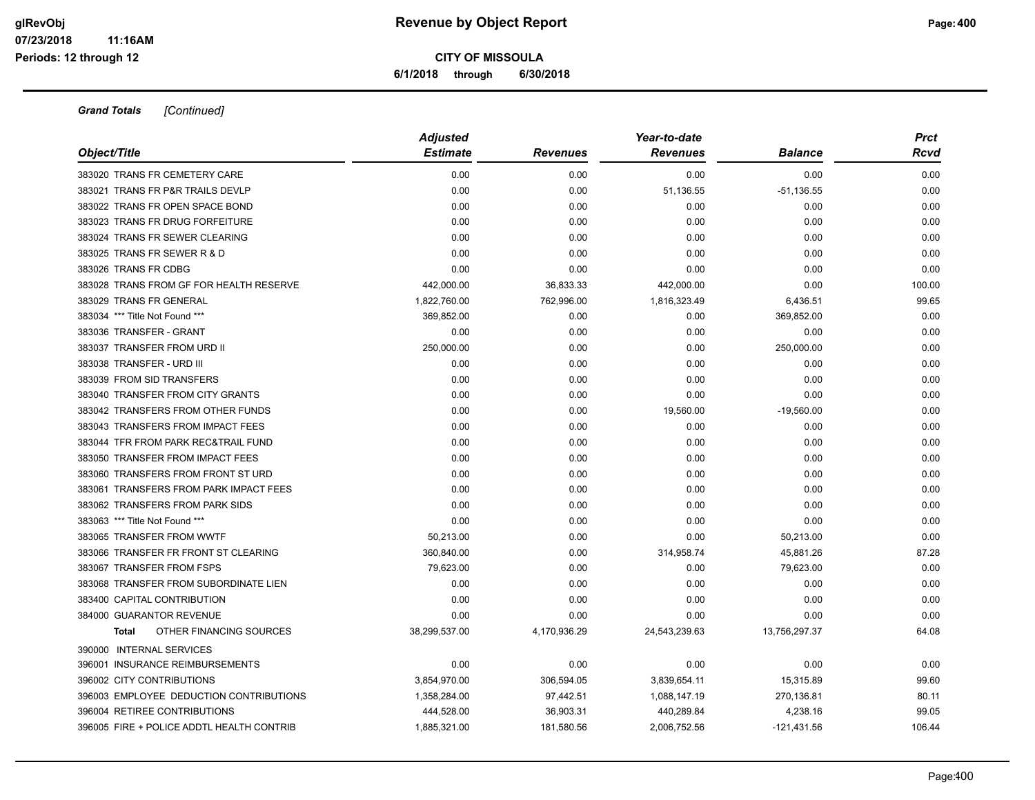**CITY OF MISSOULA**

**6/1/2018 through 6/30/2018**

***Grand Totals*** *[Continued]*

| *Object/Title* | *Adjusted Estimate* | *Revenues* | *Year-to-date Revenues* | *Balance* | *Prct Rcvd* |
|---|---|---|---|---|---|
| 383020 TRANS FR CEMETERY CARE | 0.00 | 0.00 | 0.00 | 0.00 | 0.00 |
| 383021 TRANS FR P&R TRAILS DEVLP | 0.00 | 0.00 | 51,136.55 | -51,136.55 | 0.00 |
| 383022 TRANS FR OPEN SPACE BOND | 0.00 | 0.00 | 0.00 | 0.00 | 0.00 |
| 383023 TRANS FR DRUG FORFEITURE | 0.00 | 0.00 | 0.00 | 0.00 | 0.00 |
| 383024 TRANS FR SEWER CLEARING | 0.00 | 0.00 | 0.00 | 0.00 | 0.00 |
| 383025 TRANS FR SEWER R & D | 0.00 | 0.00 | 0.00 | 0.00 | 0.00 |
| 383026 TRANS FR CDBG | 0.00 | 0.00 | 0.00 | 0.00 | 0.00 |
| 383028 TRANS FROM GF FOR HEALTH RESERVE | 442,000.00 | 36,833.33 | 442,000.00 | 0.00 | 100.00 |
| 383029 TRANS FR GENERAL | 1,822,760.00 | 762,996.00 | 1,816,323.49 | 6,436.51 | 99.65 |
| 383034 *** Title Not Found *** | 369,852.00 | 0.00 | 0.00 | 369,852.00 | 0.00 |
| 383036 TRANSFER - GRANT | 0.00 | 0.00 | 0.00 | 0.00 | 0.00 |
| 383037 TRANSFER FROM URD II | 250,000.00 | 0.00 | 0.00 | 250,000.00 | 0.00 |
| 383038 TRANSFER - URD III | 0.00 | 0.00 | 0.00 | 0.00 | 0.00 |
| 383039 FROM SID TRANSFERS | 0.00 | 0.00 | 0.00 | 0.00 | 0.00 |
| 383040 TRANSFER FROM CITY GRANTS | 0.00 | 0.00 | 0.00 | 0.00 | 0.00 |
| 383042 TRANSFERS FROM OTHER FUNDS | 0.00 | 0.00 | 19,560.00 | -19,560.00 | 0.00 |
| 383043 TRANSFERS FROM IMPACT FEES | 0.00 | 0.00 | 0.00 | 0.00 | 0.00 |
| 383044 TFR FROM PARK REC&TRAIL FUND | 0.00 | 0.00 | 0.00 | 0.00 | 0.00 |
| 383050 TRANSFER FROM IMPACT FEES | 0.00 | 0.00 | 0.00 | 0.00 | 0.00 |
| 383060 TRANSFERS FROM FRONT ST URD | 0.00 | 0.00 | 0.00 | 0.00 | 0.00 |
| 383061 TRANSFERS FROM PARK IMPACT FEES | 0.00 | 0.00 | 0.00 | 0.00 | 0.00 |
| 383062 TRANSFERS FROM PARK SIDS | 0.00 | 0.00 | 0.00 | 0.00 | 0.00 |
| 383063 *** Title Not Found *** | 0.00 | 0.00 | 0.00 | 0.00 | 0.00 |
| 383065 TRANSFER FROM WWTF | 50,213.00 | 0.00 | 0.00 | 50,213.00 | 0.00 |
| 383066 TRANSFER FR FRONT ST CLEARING | 360,840.00 | 0.00 | 314,958.74 | 45,881.26 | 87.28 |
| 383067 TRANSFER FROM FSPS | 79,623.00 | 0.00 | 0.00 | 79,623.00 | 0.00 |
| 383068 TRANSFER FROM SUBORDINATE LIEN | 0.00 | 0.00 | 0.00 | 0.00 | 0.00 |
| 383400 CAPITAL CONTRIBUTION | 0.00 | 0.00 | 0.00 | 0.00 | 0.00 |
| 384000 GUARANTOR REVENUE | 0.00 | 0.00 | 0.00 | 0.00 | 0.00 |
| **Total** OTHER FINANCING SOURCES | 38,299,537.00 | 4,170,936.29 | 24,543,239.63 | 13,756,297.37 | 64.08 |
| 390000 INTERNAL SERVICES | | | | | |
| 396001 INSURANCE REIMBURSEMENTS | 0.00 | 0.00 | 0.00 | 0.00 | 0.00 |
| 396002 CITY CONTRIBUTIONS | 3,854,970.00 | 306,594.05 | 3,839,654.11 | 15,315.89 | 99.60 |
| 396003 EMPLOYEE DEDUCTION CONTRIBUTIONS | 1,358,284.00 | 97,442.51 | 1,088,147.19 | 270,136.81 | 80.11 |
| 396004 RETIREE CONTRIBUTIONS | 444,528.00 | 36,903.31 | 440,289.84 | 4,238.16 | 99.05 |
| 396005 FIRE + POLICE ADDTL HEALTH CONTRIB | 1,885,321.00 | 181,580.56 | 2,006,752.56 | -121,431.56 | 106.44 |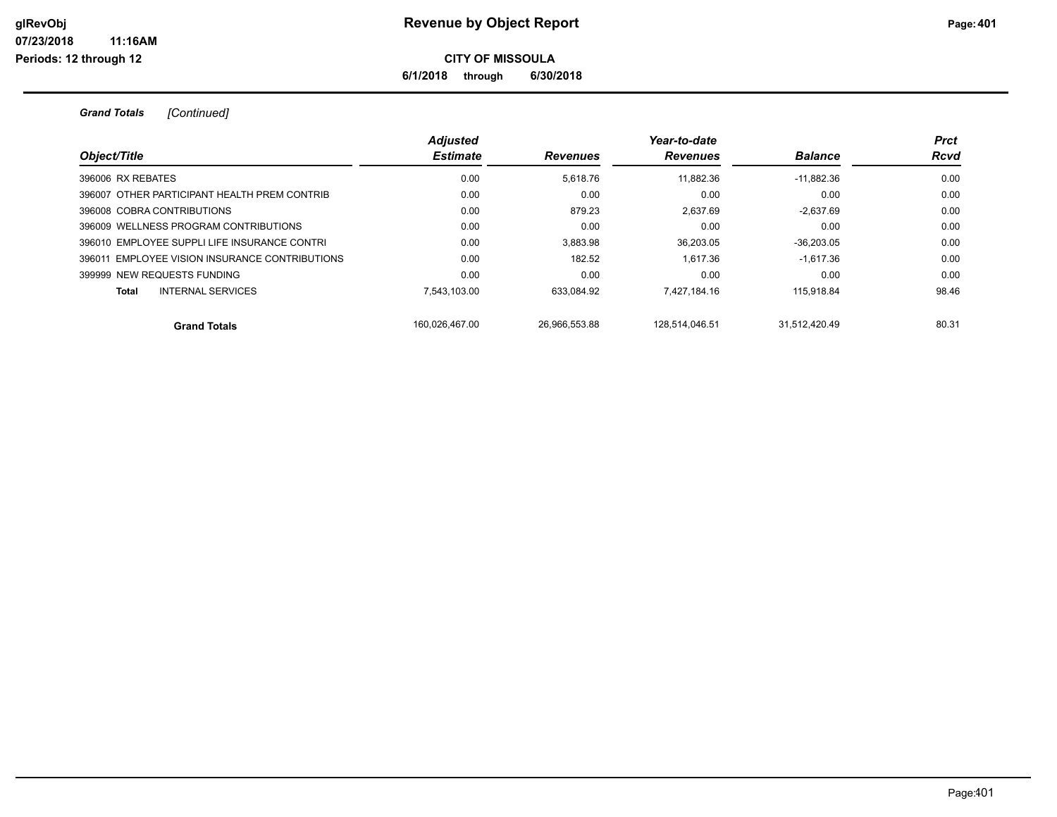# Revenue by Object Report

**CITY OF MISSOULA**

**6/1/2018 through 6/30/2018**

***Grand Totals*** *[Continued]*

| Object/Title | Adjusted Estimate | Revenues | Year-to-date Revenues | Balance | Prct Rcvd |
|---|---|---|---|---|---|
| 396006 RX REBATES | 0.00 | 5,618.76 | 11,882.36 | -11,882.36 | 0.00 |
| 396007 OTHER PARTICIPANT HEALTH PREM CONTRIB | 0.00 | 0.00 | 0.00 | 0.00 | 0.00 |
| 396008 COBRA CONTRIBUTIONS | 0.00 | 879.23 | 2,637.69 | -2,637.69 | 0.00 |
| 396009 WELLNESS PROGRAM CONTRIBUTIONS | 0.00 | 0.00 | 0.00 | 0.00 | 0.00 |
| 396010 EMPLOYEE SUPPLI LIFE INSURANCE CONTRI | 0.00 | 3,883.98 | 36,203.05 | -36,203.05 | 0.00 |
| 396011 EMPLOYEE VISION INSURANCE CONTRIBUTIONS | 0.00 | 182.52 | 1,617.36 | -1,617.36 | 0.00 |
| 399999 NEW REQUESTS FUNDING | 0.00 | 0.00 | 0.00 | 0.00 | 0.00 |
| **Total** INTERNAL SERVICES | 7,543,103.00 | 633,084.92 | 7,427,184.16 | 115,918.84 | 98.46 |
| **Grand Totals** | 160,026,467.00 | 26,966,553.88 | 128,514,046.51 | 31,512,420.49 | 80.31 |